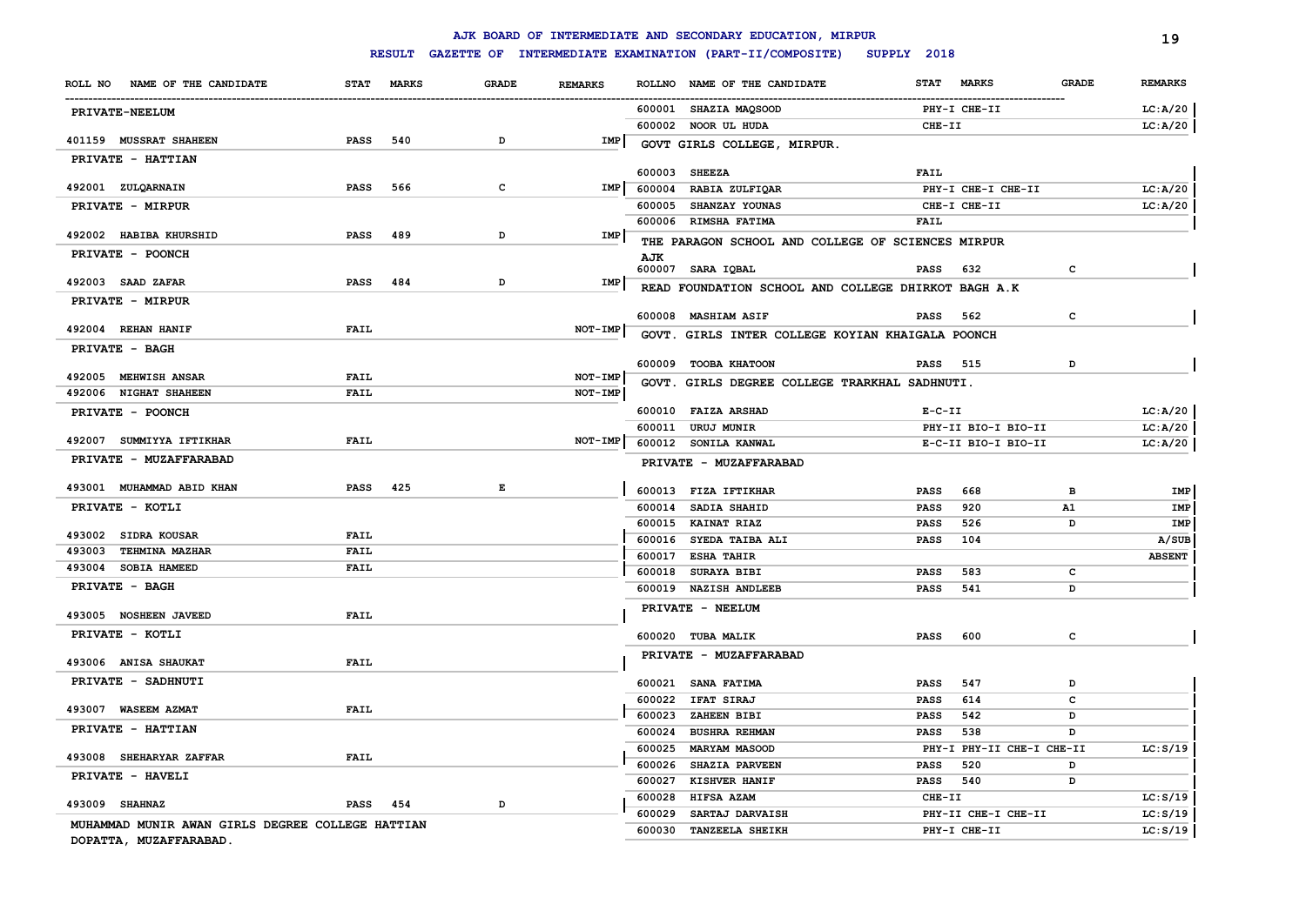# AJK BOARD OF INTERMEDIATE AND SECONDARY EDUCATION, MIRPUR

## RESULT GAZETTE OF INTERMEDIATE EXAMINATION (PART-II/COMPOSITE) SUPPLY 2018

| ROLL NO | NAME OF THE CANDIDATE | STAT | MARKS | GRADE | REMARKS |
|---|---|---|---|---|---|
| | **PRIVATE-NEELUM** | | | | |
| 401159 | MUSSRAT SHAHEEN | PASS | 540 | D | IMP |
| | **PRIVATE - HATTIAN** | | | | |
| 492001 | ZULQARNAIN | PASS | 566 | C | IMP |
| | **PRIVATE - MIRPUR** | | | | |
| 492002 | HABIBA KHURSHID | PASS | 489 | D | IMP |
| | **PRIVATE - POONCH** | | | | |
| 492003 | SAAD ZAFAR | PASS | 484 | D | IMP |
| | **PRIVATE - MIRPUR** | | | | |
| 492004 | REHAN HANIF | FAIL | | | NOT-IMP |
| | **PRIVATE - BAGH** | | | | |
| 492005 | MEHWISH ANSAR | FAIL | | | NOT-IMP |
| 492006 | NIGHAT SHAHEEN | FAIL | | | NOT-IMP |
| | **PRIVATE - POONCH** | | | | |
| 492007 | SUMMIYYA IFTIKHAR | FAIL | | | NOT-IMP |
| | **PRIVATE - MUZAFFARABAD** | | | | |
| 493001 | MUHAMMAD ABID KHAN | PASS | 425 | E | |
| | **PRIVATE - KOTLI** | | | | |
| 493002 | SIDRA KOUSAR | FAIL | | | |
| 493003 | TEHMINA MAZHAR | FAIL | | | |
| 493004 | SOBIA HAMEED | FAIL | | | |
| | **PRIVATE - BAGH** | | | | |
| 493005 | NOSHEEN JAVEED | FAIL | | | |
| | **PRIVATE - KOTLI** | | | | |
| 493006 | ANISA SHAUKAT | FAIL | | | |
| | **PRIVATE - SADHNUTI** | | | | |
| 493007 | WASEEM AZMAT | FAIL | | | |
| | **PRIVATE - HATTIAN** | | | | |
| 493008 | SHEHARYAR ZAFFAR | FAIL | | | |
| | **PRIVATE - HAVELI** | | | | |
| 493009 | SHAHNAZ | PASS | 454 | D | |
| | **MUHAMMAD MUNIR AWAN GIRLS DEGREE COLLEGE HATTIAN DOPATTA, MUZAFFARABAD.** | | | | |
| 600001 | SHAZIA MAQSOOD | PHY-I CHE-II | | | LC:A/20 |
| 600002 | NOOR UL HUDA | CHE-II | | | LC:A/20 |
| | **GOVT GIRLS COLLEGE, MIRPUR.** | | | | |
| 600003 | SHEEZA | FAIL | | | |
| 600004 | RABIA ZULFIQAR | PHY-I CHE-I CHE-II | | | LC:A/20 |
| 600005 | SHANZAY YOUNAS | CHE-I CHE-II | | | LC:A/20 |
| 600006 | RIMSHA FATIMA | FAIL | | | |
| | **THE PARAGON SCHOOL AND COLLEGE OF SCIENCES MIRPUR AJK** | | | | |
| 600007 | SARA IQBAL | PASS | 632 | C | |
| | **READ FOUNDATION SCHOOL AND COLLEGE DHIRKOT BAGH A.K** | | | | |
| 600008 | MASHIAM ASIF | PASS | 562 | C | |
| | **GOVT. GIRLS INTER COLLEGE KOYIAN KHAIGALA POONCH** | | | | |
| 600009 | TOOBA KHATOON | PASS | 515 | D | |
| | **GOVT. GIRLS DEGREE COLLEGE TRARKHAL SADHNUTI.** | | | | |
| 600010 | FAIZA ARSHAD | E-C-II | | | LC:A/20 |
| 600011 | URUJ MUNIR | PHY-II BIO-I BIO-II | | | LC:A/20 |
| 600012 | SONILA KANWAL | E-C-II BIO-I BIO-II | | | LC:A/20 |
| | **PRIVATE - MUZAFFARABAD** | | | | |
| 600013 | FIZA IFTIKHAR | PASS | 668 | B | IMP |
| 600014 | SADIA SHAHID | PASS | 920 | A1 | IMP |
| 600015 | KAINAT RIAZ | PASS | 526 | D | IMP |
| 600016 | SYEDA TAIBA ALI | PASS | 104 | | A/SUB |
| 600017 | ESHA TAHIR | | | | ABSENT |
| 600018 | SURAYA BIBI | PASS | 583 | C | |
| 600019 | NAZISH ANDLEEB | PASS | 541 | D | |
| | **PRIVATE - NEELUM** | | | | |
| 600020 | TUBA MALIK | PASS | 600 | C | |
| | **PRIVATE - MUZAFFARABAD** | | | | |
| 600021 | SANA FATIMA | PASS | 547 | D | |
| 600022 | IFAT SIRAJ | PASS | 614 | C | |
| 600023 | ZAHEEN BIBI | PASS | 542 | D | |
| 600024 | BUSHRA REHMAN | PASS | 538 | D | |
| 600025 | MARYAM MASOOD | PHY-I PHY-II CHE-I CHE-II | | | LC:S/19 |
| 600026 | SHAZIA PARVEEN | PASS | 520 | D | |
| 600027 | KISHVER HANIF | PASS | 540 | D | |
| 600028 | HIFSA AZAM | CHE-II | | | LC:S/19 |
| 600029 | SARTAJ DARVAISH | PHY-II CHE-I CHE-II | | | LC:S/19 |
| 600030 | TANZEELA SHEIKH | PHY-I CHE-II | | | LC:S/19 |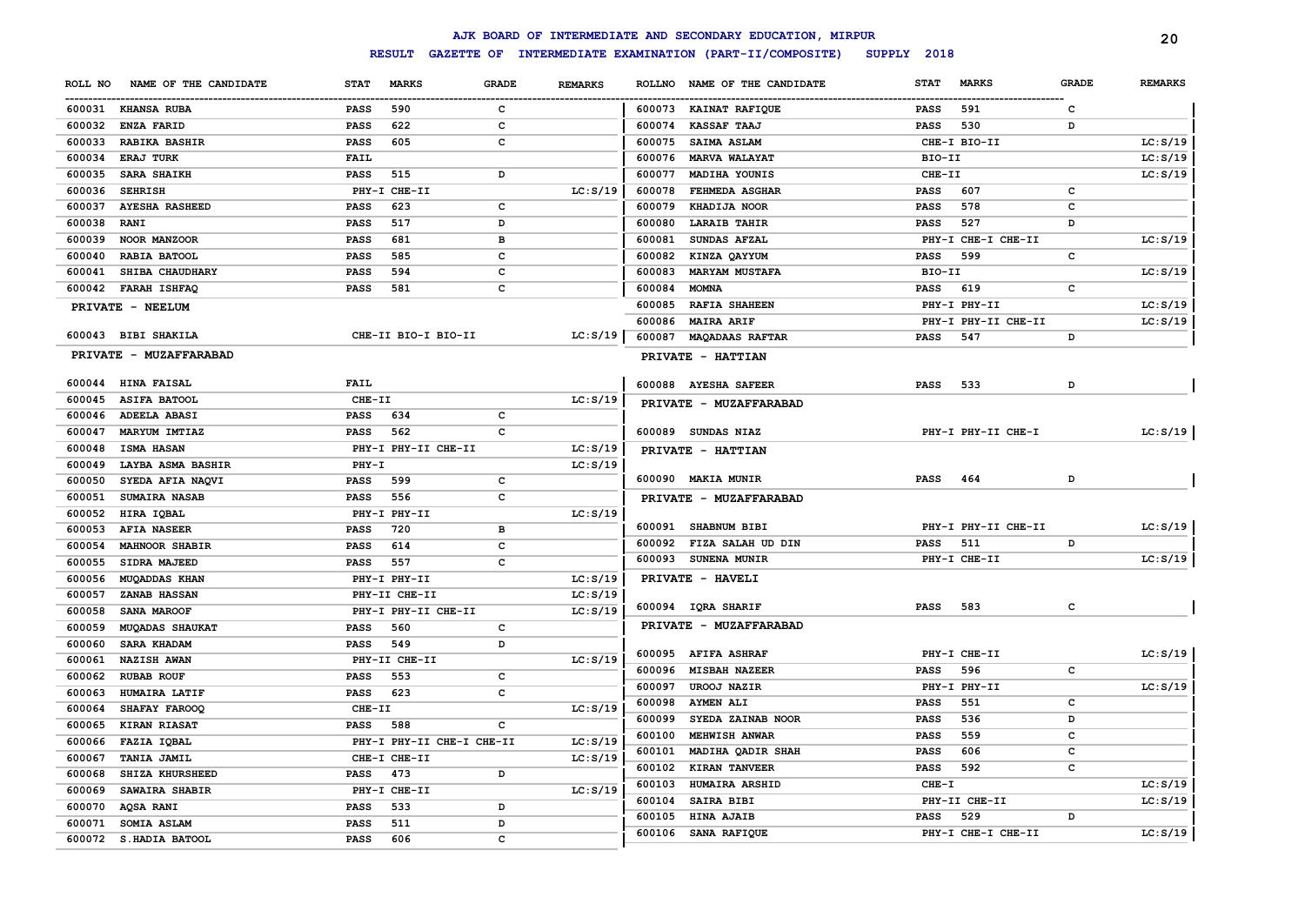# AJK BOARD OF INTERMEDIATE AND SECONDARY EDUCATION, MIRPUR

## RESULT GAZETTE OF INTERMEDIATE EXAMINATION (PART-II/COMPOSITE) SUPPLY 2018

| ROLL NO | NAME OF THE CANDIDATE | STAT | MARKS | GRADE | REMARKS |
|---|---|---|---|---|---|
| 600031 | KHANSA RUBA | PASS | 590 | C | |
| 600032 | ENZA FARID | PASS | 622 | C | |
| 600033 | RABIKA BASHIR | PASS | 605 | C | |
| 600034 | ERAJ TURK | FAIL | | | |
| 600035 | SARA SHAIKH | PASS | 515 | D | |
| 600036 | SEHRISH | PHY-I CHE-II | | | LC:S/19 |
| 600037 | AYESHA RASHEED | PASS | 623 | C | |
| 600038 | RANI | PASS | 517 | D | |
| 600039 | NOOR MANZOOR | PASS | 681 | B | |
| 600040 | RABIA BATOOL | PASS | 585 | C | |
| 600041 | SHIBA CHAUDHARY | PASS | 594 | C | |
| 600042 | FARAH ISHFAQ | PASS | 581 | C | |
| **PRIVATE - NEELUM** | | | | | |
| 600043 | BIBI SHAKILA | CHE-II BIO-I BIO-II | | | LC:S/19 |
| **PRIVATE - MUZAFFARABAD** | | | | | |
| 600044 | HINA FAISAL | FAIL | | | |
| 600045 | ASIFA BATOOL | CHE-II | | | LC:S/19 |
| 600046 | ADEELA ABASI | PASS | 634 | C | |
| 600047 | MARYUM IMTIAZ | PASS | 562 | C | |
| 600048 | ISMA HASAN | PHY-I PHY-II CHE-II | | | LC:S/19 |
| 600049 | LAYBA ASMA BASHIR | PHY-I | | | LC:S/19 |
| 600050 | SYEDA AFIA NAQVI | PASS | 599 | C | |
| 600051 | SUMAIRA NASAB | PASS | 556 | C | |
| 600052 | HIRA IQBAL | PHY-I PHY-II | | | LC:S/19 |
| 600053 | AFIA NASEER | PASS | 720 | B | |
| 600054 | MAHNOOR SHABIR | PASS | 614 | C | |
| 600055 | SIDRA MAJEED | PASS | 557 | C | |
| 600056 | MUQADDAS KHAN | PHY-I PHY-II | | | LC:S/19 |
| 600057 | ZANAB HASSAN | PHY-II CHE-II | | | LC:S/19 |
| 600058 | SANA MAROOF | PHY-I PHY-II CHE-II | | | LC:S/19 |
| 600059 | MUQADAS SHAUKAT | PASS | 560 | C | |
| 600060 | SARA KHADAM | PASS | 549 | D | |
| 600061 | NAZISH AWAN | PHY-II CHE-II | | | LC:S/19 |
| 600062 | RUBAB ROUF | PASS | 553 | C | |
| 600063 | HUMAIRA LATIF | PASS | 623 | C | |
| 600064 | SHAFAY FAROOQ | CHE-II | | | LC:S/19 |
| 600065 | KIRAN RIASAT | PASS | 588 | C | |
| 600066 | FAZIA IQBAL | PHY-I PHY-II CHE-I CHE-II | | | LC:S/19 |
| 600067 | TANIA JAMIL | CHE-I CHE-II | | | LC:S/19 |
| 600068 | SHIZA KHURSHEED | PASS | 473 | D | |
| 600069 | SAWAIRA SHABIR | PHY-I CHE-II | | | LC:S/19 |
| 600070 | AQSA RANI | PASS | 533 | D | |
| 600071 | SOMIA ASLAM | PASS | 511 | D | |
| 600072 | S.HADIA BATOOL | PASS | 606 | C | |
| 600073 | KAINAT RAFIQUE | PASS | 591 | C | |
| 600074 | KASSAF TAAJ | PASS | 530 | D | |
| 600075 | SAIMA ASLAM | CHE-I BIO-II | | | LC:S/19 |
| 600076 | MARVA WALAYAT | BIO-II | | | LC:S/19 |
| 600077 | MADIHA YOUNIS | CHE-II | | | LC:S/19 |
| 600078 | FEHMEDA ASGHAR | PASS | 607 | C | |
| 600079 | KHADIJA NOOR | PASS | 578 | C | |
| 600080 | LARAIB TAHIR | PASS | 527 | D | |
| 600081 | SUNDAS AFZAL | PHY-I CHE-I CHE-II | | | LC:S/19 |
| 600082 | KINZA QAYYUM | PASS | 599 | C | |
| 600083 | MARYAM MUSTAFA | BIO-II | | | LC:S/19 |
| 600084 | MOMNA | PASS | 619 | C | |
| 600085 | RAFIA SHAHEEN | PHY-I PHY-II | | | LC:S/19 |
| 600086 | MAIRA ARIF | PHY-I PHY-II CHE-II | | | LC:S/19 |
| 600087 | MAQADAAS RAFTAR | PASS | 547 | D | |
| **PRIVATE - HATTIAN** | | | | | |
| 600088 | AYESHA SAFEER | PASS | 533 | D | |
| **PRIVATE - MUZAFFARABAD** | | | | | |
| 600089 | SUNDAS NIAZ | PHY-I PHY-II CHE-I | | | LC:S/19 |
| **PRIVATE - HATTIAN** | | | | | |
| 600090 | MAKIA MUNIR | PASS | 464 | D | |
| **PRIVATE - MUZAFFARABAD** | | | | | |
| 600091 | SHABNUM BIBI | PHY-I PHY-II CHE-II | | | LC:S/19 |
| 600092 | FIZA SALAH UD DIN | PASS | 511 | D | |
| 600093 | SUNENA MUNIR | PHY-I CHE-II | | | LC:S/19 |
| **PRIVATE - HAVELI** | | | | | |
| 600094 | IQRA SHARIF | PASS | 583 | C | |
| **PRIVATE - MUZAFFARABAD** | | | | | |
| 600095 | AFIFA ASHRAF | PHY-I CHE-II | | | LC:S/19 |
| 600096 | MISBAH NAZEER | PASS | 596 | C | |
| 600097 | UROOJ NAZIR | PHY-I PHY-II | | | LC:S/19 |
| 600098 | AYMEN ALI | PASS | 551 | C | |
| 600099 | SYEDA ZAINAB NOOR | PASS | 536 | D | |
| 600100 | MEHWISH ANWAR | PASS | 559 | C | |
| 600101 | MADIHA QADIR SHAH | PASS | 606 | C | |
| 600102 | KIRAN TANVEER | PASS | 592 | C | |
| 600103 | HUMAIRA ARSHID | CHE-I | | | LC:S/19 |
| 600104 | SAIRA BIBI | PHY-II CHE-II | | | LC:S/19 |
| 600105 | HINA AJAIB | PASS | 529 | D | |
| 600106 | SANA RAFIQUE | PHY-I CHE-I CHE-II | | | LC:S/19 |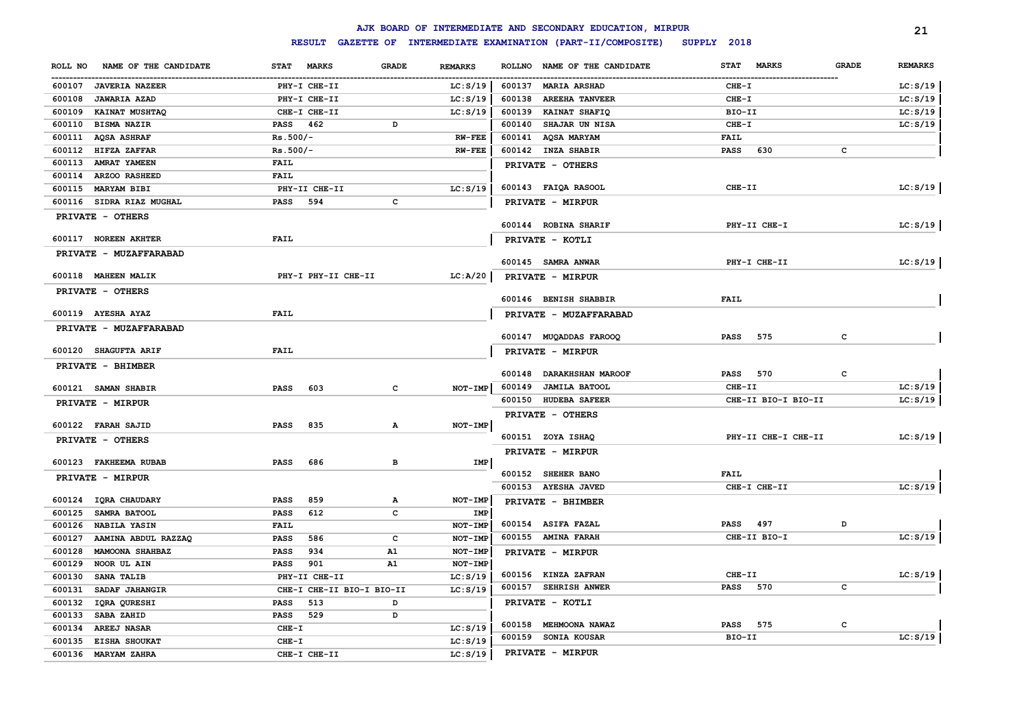# AJK BOARD OF INTERMEDIATE AND SECONDARY EDUCATION, MIRPUR

## RESULT GAZETTE OF INTERMEDIATE EXAMINATION (PART-II/COMPOSITE) SUPPLY 2018

| ROLL NO | NAME OF THE CANDIDATE | STAT | MARKS | GRADE | REMARKS |
|---|---|---|---|---|---|
| 600107 | JAVERIA NAZEER | PHY-I CHE-II | | | LC:S/19 |
| 600108 | JAWARIA AZAD | PHY-I CHE-II | | | LC:S/19 |
| 600109 | KAINAT MUSHTAQ | CHE-I CHE-II | | | LC:S/19 |
| 600110 | BISMA NAZIR | PASS | 462 | D | |
| 600111 | AQSA ASHRAF | Rs.500/- | | | RW-FEE |
| 600112 | HIFZA ZAFFAR | Rs.500/- | | | RW-FEE |
| 600113 | AMRAT YAMEEN | FAIL | | | |
| 600114 | ARZOO RASHEED | FAIL | | | |
| 600115 | MARYAM BIBI | PHY-II CHE-II | | | LC:S/19 |
| 600116 | SIDRA RIAZ MUGHAL | PASS | 594 | C | |
| | **PRIVATE - OTHERS** | | | | |
| 600117 | NOREEN AKHTER | FAIL | | | |
| | **PRIVATE - MUZAFFARABAD** | | | | |
| 600118 | MAHEEN MALIK | PHY-I PHY-II CHE-II | | | LC:A/20 |
| | **PRIVATE - OTHERS** | | | | |
| 600119 | AYESHA AYAZ | FAIL | | | |
| | **PRIVATE - MUZAFFARABAD** | | | | |
| 600120 | SHAGUFTA ARIF | FAIL | | | |
| | **PRIVATE - BHIMBER** | | | | |
| 600121 | SAMAN SHABIR | PASS | 603 | C | NOT-IMP |
| | **PRIVATE - MIRPUR** | | | | |
| 600122 | FARAH SAJID | PASS | 835 | A | NOT-IMP |
| | **PRIVATE - OTHERS** | | | | |
| 600123 | FAKHEEMA RUBAB | PASS | 686 | B | IMP |
| | **PRIVATE - MIRPUR** | | | | |
| 600124 | IQRA CHAUDARY | PASS | 859 | A | NOT-IMP |
| 600125 | SAMRA BATOOL | PASS | 612 | C | IMP |
| 600126 | NABILA YASIN | FAIL | | | NOT-IMP |
| 600127 | AAMINA ABDUL RAZZAQ | PASS | 586 | C | NOT-IMP |
| 600128 | MAMOONA SHAHBAZ | PASS | 934 | A1 | NOT-IMP |
| 600129 | NOOR UL AIN | PASS | 901 | A1 | NOT-IMP |
| 600130 | SANA TALIB | PHY-II CHE-II | | | LC:S/19 |
| 600131 | SADAF JAHANGIR | CHE-I CHE-II BIO-I BIO-II | | | LC:S/19 |
| 600132 | IQRA QURESHI | PASS | 513 | D | |
| 600133 | SABA ZAHID | PASS | 529 | D | |
| 600134 | AREEJ NASAR | CHE-I | | | LC:S/19 |
| 600135 | EISHA SHOUKAT | CHE-I | | | LC:S/19 |
| 600136 | MARYAM ZAHRA | CHE-I CHE-II | | | LC:S/19 |
| 600137 | MARIA ARSHAD | CHE-I | | | LC:S/19 |
| 600138 | AREEHA TANVEER | CHE-I | | | LC:S/19 |
| 600139 | KAINAT SHAFIQ | BIO-II | | | LC:S/19 |
| 600140 | SHAJAR UN NISA | CHE-I | | | LC:S/19 |
| 600141 | AQSA MARYAM | FAIL | | | |
| 600142 | INZA SHABIR | PASS | 630 | C | |
| | **PRIVATE - OTHERS** | | | | |
| 600143 | FAIQA RASOOL | CHE-II | | | LC:S/19 |
| | **PRIVATE - MIRPUR** | | | | |
| 600144 | ROBINA SHARIF | PHY-II CHE-I | | | LC:S/19 |
| | **PRIVATE - KOTLI** | | | | |
| 600145 | SAMRA ANWAR | PHY-I CHE-II | | | LC:S/19 |
| | **PRIVATE - MIRPUR** | | | | |
| 600146 | BENISH SHABBIR | FAIL | | | |
| | **PRIVATE - MUZAFFARABAD** | | | | |
| 600147 | MUQADDAS FAROOQ | PASS | 575 | C | |
| | **PRIVATE - MIRPUR** | | | | |
| 600148 | DARAKHSHAN MAROOF | PASS | 570 | C | |
| 600149 | JAMILA BATOOL | CHE-II | | | LC:S/19 |
| 600150 | HUDEBA SAFEER | CHE-II BIO-I BIO-II | | | LC:S/19 |
| | **PRIVATE - OTHERS** | | | | |
| 600151 | ZOYA ISHAQ | PHY-II CHE-I CHE-II | | | LC:S/19 |
| | **PRIVATE - MIRPUR** | | | | |
| 600152 | SHEHER BANO | FAIL | | | |
| 600153 | AYESHA JAVED | CHE-I CHE-II | | | LC:S/19 |
| | **PRIVATE - BHIMBER** | | | | |
| 600154 | ASIFA FAZAL | PASS | 497 | D | |
| 600155 | AMINA FARAH | CHE-II BIO-I | | | LC:S/19 |
| | **PRIVATE - MIRPUR** | | | | |
| 600156 | KINZA ZAFRAN | CHE-II | | | LC:S/19 |
| 600157 | SEHRISH ANWER | PASS | 570 | C | |
| | **PRIVATE - KOTLI** | | | | |
| 600158 | MEHMOONA NAWAZ | PASS | 575 | C | |
| 600159 | SONIA KOUSAR | BIO-II | | | LC:S/19 |
| | **PRIVATE - MIRPUR** | | | | |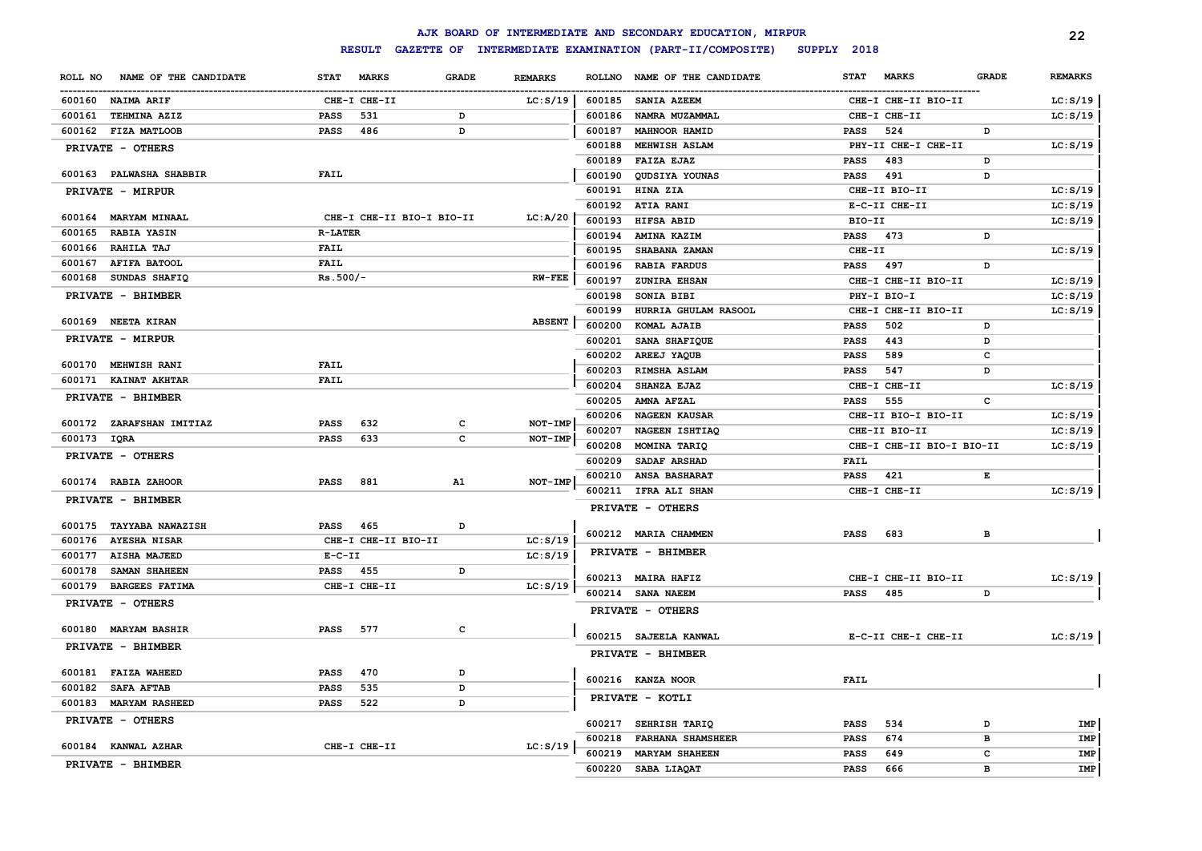# AJK BOARD OF INTERMEDIATE AND SECONDARY EDUCATION, MIRPUR

## RESULT GAZETTE OF INTERMEDIATE EXAMINATION (PART-II/COMPOSITE) SUPPLY 2018

| ROLL NO | NAME OF THE CANDIDATE | STAT | MARKS | GRADE | REMARKS |
|---|---|---|---|---|---|
| 600160 | NAIMA ARIF | CHE-I CHE-II | | | LC:S/19 |
| 600161 | TEHMINA AZIZ | PASS | 531 | D | |
| 600162 | FIZA MATLOOB | PASS | 486 | D | |
| | **PRIVATE - OTHERS** | | | | |
| 600163 | PALWASHA SHABBIR | FAIL | | | |
| | **PRIVATE - MIRPUR** | | | | |
| 600164 | MARYAM MINAAL | CHE-I CHE-II BIO-I BIO-II | | | LC:A/20 |
| 600165 | RABIA YASIN | R-LATER | | | |
| 600166 | RAHILA TAJ | FAIL | | | |
| 600167 | AFIFA BATOOL | FAIL | | | |
| 600168 | SUNDAS SHAFIQ | Rs.500/- | | | RW-FEE |
| | **PRIVATE - BHIMBER** | | | | |
| 600169 | NEETA KIRAN | | | | ABSENT |
| | **PRIVATE - MIRPUR** | | | | |
| 600170 | MEHWISH RANI | FAIL | | | |
| 600171 | KAINAT AKHTAR | FAIL | | | |
| | **PRIVATE - BHIMBER** | | | | |
| 600172 | ZARAFSHAN IMITIAZ | PASS | 632 | C | NOT-IMP |
| 600173 | IQRA | PASS | 633 | C | NOT-IMP |
| | **PRIVATE - OTHERS** | | | | |
| 600174 | RABIA ZAHOOR | PASS | 881 | A1 | NOT-IMP |
| | **PRIVATE - BHIMBER** | | | | |
| 600175 | TAYYABA NAWAZISH | PASS | 465 | D | |
| 600176 | AYESHA NISAR | CHE-I CHE-II BIO-II | | | LC:S/19 |
| 600177 | AISHA MAJEED | E-C-II | | | LC:S/19 |
| 600178 | SAMAN SHAHEEN | PASS | 455 | D | |
| 600179 | BARGEES FATIMA | CHE-I CHE-II | | | LC:S/19 |
| | **PRIVATE - OTHERS** | | | | |
| 600180 | MARYAM BASHIR | PASS | 577 | C | |
| | **PRIVATE - BHIMBER** | | | | |
| 600181 | FAIZA WAHEED | PASS | 470 | D | |
| 600182 | SAFA AFTAB | PASS | 535 | D | |
| 600183 | MARYAM RASHEED | PASS | 522 | D | |
| | **PRIVATE - OTHERS** | | | | |
| 600184 | KANWAL AZHAR | CHE-I CHE-II | | | LC:S/19 |
| | **PRIVATE - BHIMBER** | | | | |
| 600185 | SANIA AZEEM | CHE-I CHE-II BIO-II | | | LC:S/19 |
| 600186 | NAMRA MUZAMMAL | CHE-I CHE-II | | | LC:S/19 |
| 600187 | MAHNOOR HAMID | PASS | 524 | D | |
| 600188 | MEHWISH ASLAM | PHY-II CHE-I CHE-II | | | LC:S/19 |
| 600189 | FAIZA EJAZ | PASS | 483 | D | |
| 600190 | QUDSIYA YOUNAS | PASS | 491 | D | |
| 600191 | HINA ZIA | CHE-II BIO-II | | | LC:S/19 |
| 600192 | ATIA RANI | E-C-II CHE-II | | | LC:S/19 |
| 600193 | HIFSA ABID | BIO-II | | | LC:S/19 |
| 600194 | AMINA KAZIM | PASS | 473 | D | |
| 600195 | SHABANA ZAMAN | CHE-II | | | LC:S/19 |
| 600196 | RABIA FARDUS | PASS | 497 | D | |
| 600197 | ZUNIRA EHSAN | CHE-I CHE-II BIO-II | | | LC:S/19 |
| 600198 | SONIA BIBI | PHY-I BIO-I | | | LC:S/19 |
| 600199 | HURRIA GHULAM RASOOL | CHE-I CHE-II BIO-II | | | LC:S/19 |
| 600200 | KOMAL AJAIB | PASS | 502 | D | |
| 600201 | SANA SHAFIQUE | PASS | 443 | D | |
| 600202 | AREEJ YAQUB | PASS | 589 | C | |
| 600203 | RIMSHA ASLAM | PASS | 547 | D | |
| 600204 | SHANZA EJAZ | CHE-I CHE-II | | | LC:S/19 |
| 600205 | AMNA AFZAL | PASS | 555 | C | |
| 600206 | NAGEEN KAUSAR | CHE-II BIO-I BIO-II | | | LC:S/19 |
| 600207 | NAGEEN ISHTIAQ | CHE-II BIO-II | | | LC:S/19 |
| 600208 | MOMINA TARIQ | CHE-I CHE-II BIO-I BIO-II | | | LC:S/19 |
| 600209 | SADAF ARSHAD | FAIL | | | |
| 600210 | ANSA BASHARAT | PASS | 421 | E | |
| 600211 | IFRA ALI SHAN | CHE-I CHE-II | | | LC:S/19 |
| | **PRIVATE - OTHERS** | | | | |
| 600212 | MARIA CHAMMEN | PASS | 683 | B | |
| | **PRIVATE - BHIMBER** | | | | |
| 600213 | MAIRA HAFIZ | CHE-I CHE-II BIO-II | | | LC:S/19 |
| 600214 | SANA NAEEM | PASS | 485 | D | |
| | **PRIVATE - OTHERS** | | | | |
| 600215 | SAJEELA KANWAL | E-C-II CHE-I CHE-II | | | LC:S/19 |
| | **PRIVATE - BHIMBER** | | | | |
| 600216 | KANZA NOOR | FAIL | | | |
| | **PRIVATE - KOTLI** | | | | |
| 600217 | SEHRISH TARIQ | PASS | 534 | D | IMP |
| 600218 | FARHANA SHAMSHEER | PASS | 674 | B | IMP |
| 600219 | MARYAM SHAHEEN | PASS | 649 | C | IMP |
| 600220 | SABA LIAQAT | PASS | 666 | B | IMP |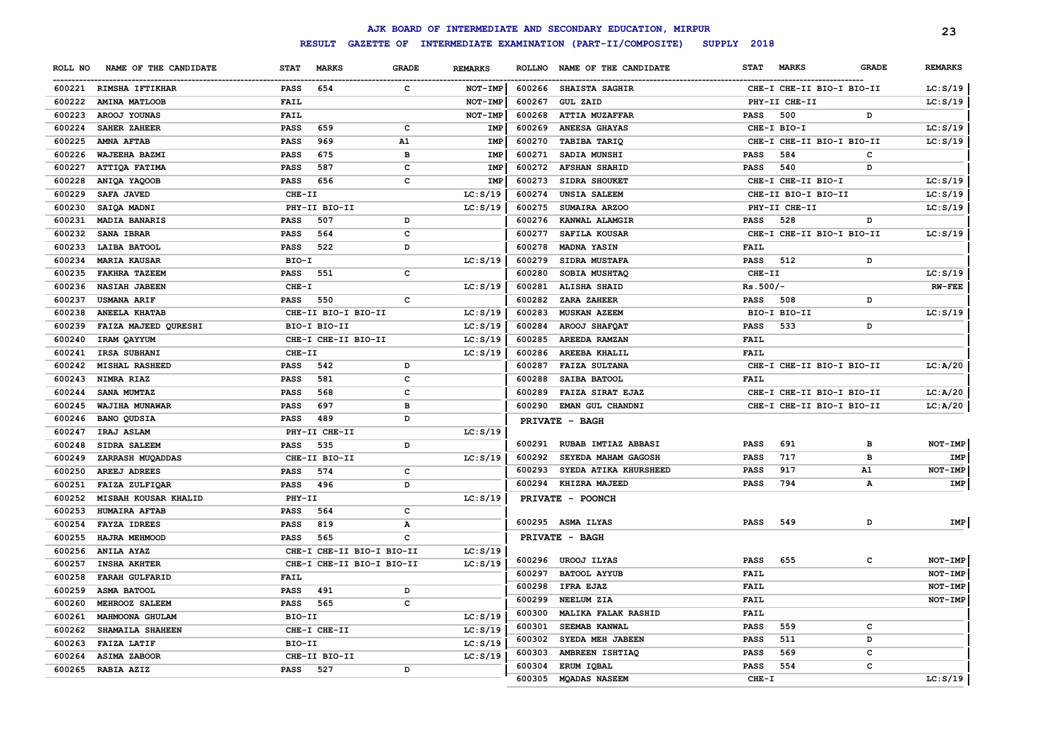# AJK BOARD OF INTERMEDIATE AND SECONDARY EDUCATION, MIRPUR

## RESULT GAZETTE OF INTERMEDIATE EXAMINATION (PART-II/COMPOSITE) SUPPLY 2018

| ROLL NO | NAME OF THE CANDIDATE | STAT | MARKS | GRADE | REMARKS |
|---|---|---|---|---|---|
| 600221 | RIMSHA IFTIKHAR | PASS | 654 | C | NOT-IMP |
| 600222 | AMINA MATLOOB | FAIL | | | NOT-IMP |
| 600223 | AROOJ YOUNAS | FAIL | | | NOT-IMP |
| 600224 | SAHER ZAHEER | PASS | 659 | C | IMP |
| 600225 | AMNA AFTAB | PASS | 969 | A1 | IMP |
| 600226 | WAJEEHA BAZMI | PASS | 675 | B | IMP |
| 600227 | ATTIQA FATIMA | PASS | 587 | C | IMP |
| 600228 | ANIQA YAQOOB | PASS | 656 | C | IMP |
| 600229 | SAFA JAVED | CHE-II | | | LC:S/19 |
| 600230 | SAIQA MADNI | PHY-II BIO-II | | | LC:S/19 |
| 600231 | MADIA BANARIS | PASS | 507 | D | |
| 600232 | SANA IBRAR | PASS | 564 | C | |
| 600233 | LAIBA BATOOL | PASS | 522 | D | |
| 600234 | MARIA KAUSAR | BIO-I | | | LC:S/19 |
| 600235 | FAKHRA TAZEEM | PASS | 551 | C | |
| 600236 | NASIAH JABEEN | CHE-I | | | LC:S/19 |
| 600237 | USMANA ARIF | PASS | 550 | C | |
| 600238 | ANEELA KHATAB | CHE-II BIO-I BIO-II | | | LC:S/19 |
| 600239 | FAIZA MAJEED QURESHI | BIO-I BIO-II | | | LC:S/19 |
| 600240 | IRAM QAYYUM | CHE-I CHE-II BIO-II | | | LC:S/19 |
| 600241 | IRSA SUBHANI | CHE-II | | | LC:S/19 |
| 600242 | MISHAL RASHEED | PASS | 542 | D | |
| 600243 | NIMRA RIAZ | PASS | 581 | C | |
| 600244 | SANA MUMTAZ | PASS | 568 | C | |
| 600245 | WAJIHA MUNAWAR | PASS | 697 | B | |
| 600246 | BANO QUDSIA | PASS | 489 | D | |
| 600247 | IRAJ ASLAM | PHY-II CHE-II | | | LC:S/19 |
| 600248 | SIDRA SALEEM | PASS | 535 | D | |
| 600249 | ZARRASH MUQADDAS | CHE-II BIO-II | | | LC:S/19 |
| 600250 | AREEJ ADREES | PASS | 574 | C | |
| 600251 | FAIZA ZULFIQAR | PASS | 496 | D | |
| 600252 | MISBAH KOUSAR KHALID | PHY-II | | | LC:S/19 |
| 600253 | HUMAIRA AFTAB | PASS | 564 | C | |
| 600254 | FAYZA IDREES | PASS | 819 | A | |
| 600255 | HAJRA MEHMOOD | PASS | 565 | C | |
| 600256 | ANILA AYAZ | CHE-I CHE-II BIO-I BIO-II | | | LC:S/19 |
| 600257 | INSHA AKHTER | CHE-I CHE-II BIO-I BIO-II | | | LC:S/19 |
| 600258 | FARAH GULFARID | FAIL | | | |
| 600259 | ASMA BATOOL | PASS | 491 | D | |
| 600260 | MEHROOZ SALEEM | PASS | 565 | C | |
| 600261 | MAHMOONA GHULAM | BIO-II | | | LC:S/19 |
| 600262 | SHAMAILA SHAHEEN | CHE-I CHE-II | | | LC:S/19 |
| 600263 | FAIZA LATIF | BIO-II | | | LC:S/19 |
| 600264 | ASIMA ZABOOR | CHE-II BIO-II | | | LC:S/19 |
| 600265 | RABIA AZIZ | PASS | 527 | D | |
| 600266 | SHAISTA SAGHIR | CHE-I CHE-II BIO-I BIO-II | | | LC:S/19 |
| 600267 | GUL ZAID | PHY-II CHE-II | | | LC:S/19 |
| 600268 | ATTIA MUZAFFAR | PASS | 500 | D | |
| 600269 | ANEESA GHAYAS | CHE-I BIO-I | | | LC:S/19 |
| 600270 | TABIBA TARIQ | CHE-I CHE-II BIO-I BIO-II | | | LC:S/19 |
| 600271 | SADIA MUNSHI | PASS | 584 | C | |
| 600272 | AFSHAN SHAHID | PASS | 540 | D | |
| 600273 | SIDRA SHOUKET | CHE-I CHE-II BIO-I | | | LC:S/19 |
| 600274 | UNSIA SALEEM | CHE-II BIO-I BIO-II | | | LC:S/19 |
| 600275 | SUMAIRA ARZOO | PHY-II CHE-II | | | LC:S/19 |
| 600276 | KANWAL ALAMGIR | PASS | 528 | D | |
| 600277 | SAFILA KOUSAR | CHE-I CHE-II BIO-I BIO-II | | | LC:S/19 |
| 600278 | MADNA YASIN | FAIL | | | |
| 600279 | SIDRA MUSTAFA | PASS | 512 | D | |
| 600280 | SOBIA MUSHTAQ | CHE-II | | | LC:S/19 |
| 600281 | ALISHA SHAID | Rs.500/- | | | RW-FEE |
| 600282 | ZARA ZAHEER | PASS | 508 | D | |
| 600283 | MUSKAN AZEEM | BIO-I BIO-II | | | LC:S/19 |
| 600284 | AROOJ SHAFQAT | PASS | 533 | D | |
| 600285 | AREEDA RAMZAN | FAIL | | | |
| 600286 | AREEBA KHALIL | FAIL | | | |
| 600287 | FAIZA SULTANA | CHE-I CHE-II BIO-I BIO-II | | | LC:A/20 |
| 600288 | SAIBA BATOOL | FAIL | | | |
| 600289 | FAIZA SIRAT EJAZ | CHE-I CHE-II BIO-I BIO-II | | | LC:A/20 |
| 600290 | EMAN GUL CHANDNI | CHE-I CHE-II BIO-I BIO-II | | | LC:A/20 |
| | **PRIVATE - BAGH** | | | | |
| 600291 | RUBAB IMTIAZ ABBASI | PASS | 691 | B | NOT-IMP |
| 600292 | SEYEDA MAHAM GAGOSH | PASS | 717 | B | IMP |
| 600293 | SYEDA ATIKA KHURSHEED | PASS | 917 | A1 | NOT-IMP |
| 600294 | KHIZRA MAJEED | PASS | 794 | A | IMP |
| | **PRIVATE - POONCH** | | | | |
| 600295 | ASMA ILYAS | PASS | 549 | D | IMP |
| | **PRIVATE - BAGH** | | | | |
| 600296 | UROOJ ILYAS | PASS | 655 | C | NOT-IMP |
| 600297 | BATOOL AYYUB | FAIL | | | NOT-IMP |
| 600298 | IFRA EJAZ | FAIL | | | NOT-IMP |
| 600299 | NEELUM ZIA | FAIL | | | NOT-IMP |
| 600300 | MALIKA FALAK RASHID | FAIL | | | |
| 600301 | SEEMAB KANWAL | PASS | 559 | C | |
| 600302 | SYEDA MEH JABEEN | PASS | 511 | D | |
| 600303 | AMBREEN ISHTIAQ | PASS | 569 | C | |
| 600304 | ERUM IQBAL | PASS | 554 | C | |
| 600305 | MQADAS NASEEM | CHE-I | | | LC:S/19 |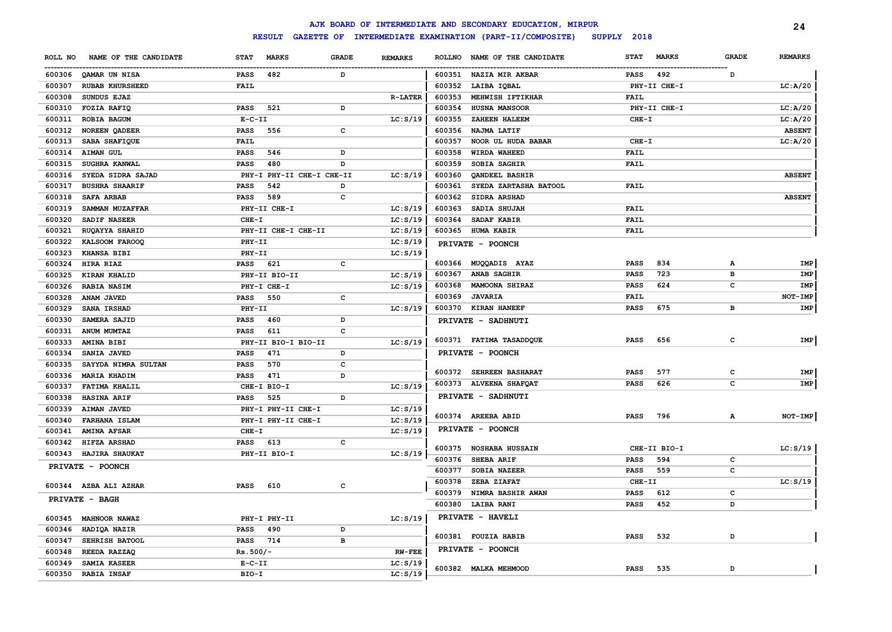# AJK BOARD OF INTERMEDIATE AND SECONDARY EDUCATION, MIRPUR

## RESULT GAZETTE OF INTERMEDIATE EXAMINATION (PART-II/COMPOSITE) SUPPLY 2018

| ROLL NO | NAME OF THE CANDIDATE | STAT | MARKS | GRADE | REMARKS |
|---|---|---|---|---|---|
| 600306 | QAMAR UN NISA | PASS | 482 | D | |
| 600307 | RUBAB KHURSHEED | FAIL | | | |
| 600308 | SUNDUS EJAZ | | | | R-LATER |
| 600310 | FOZIA RAFIQ | PASS | 521 | D | |
| 600311 | ROBIA BAGUM | E-C-II | | | LC:S/19 |
| 600312 | NOREEN QADEER | PASS | 556 | C | |
| 600313 | SABA SHAFIQUE | FAIL | | | |
| 600314 | AIMAN GUL | PASS | 546 | D | |
| 600315 | SUGHRA KANWAL | PASS | 480 | D | |
| 600316 | SYEDA SIDRA SAJAD | PHY-I PHY-II CHE-I CHE-II | | | LC:S/19 |
| 600317 | BUSHRA SHAARIF | PASS | 542 | D | |
| 600318 | SAFA ARBAB | PASS | 589 | C | |
| 600319 | SAMMAN MUZAFFAR | PHY-II CHE-I | | | LC:S/19 |
| 600320 | SADIF NASEER | CHE-I | | | LC:S/19 |
| 600321 | RUQAYYA SHAHID | PHY-II CHE-I CHE-II | | | LC:S/19 |
| 600322 | KALSOOM FAROOQ | PHY-II | | | LC:S/19 |
| 600323 | KHANSA BIBI | PHY-II | | | LC:S/19 |
| 600324 | HIRA RIAZ | PASS | 621 | C | |
| 600325 | KIRAN KHALID | PHY-II BIO-II | | | LC:S/19 |
| 600326 | RABIA NASIM | PHY-I CHE-I | | | LC:S/19 |
| 600328 | ANAM JAVED | PASS | 550 | C | |
| 600329 | SANA IRSHAD | PHY-II | | | LC:S/19 |
| 600330 | SAMERA SAJID | PASS | 460 | D | |
| 600331 | ANUM MUMTAZ | PASS | 611 | C | |
| 600333 | AMINA BIBI | PHY-II BIO-I BIO-II | | | LC:S/19 |
| 600334 | SANIA JAVED | PASS | 471 | D | |
| 600335 | SAYYDA NIMRA SULTAN | PASS | 570 | C | |
| 600336 | MARIA KHADIM | PASS | 471 | D | |
| 600337 | FATIMA KHALIL | CHE-I BIO-I | | | LC:S/19 |
| 600338 | HASINA ARIF | PASS | 525 | D | |
| 600339 | AIMAN JAVED | PHY-I PHY-II CHE-I | | | LC:S/19 |
| 600340 | FARHANA ISLAM | PHY-I PHY-II CHE-I | | | LC:S/19 |
| 600341 | AMINA AFSAR | CHE-I | | | LC:S/19 |
| 600342 | HIFZA ARSHAD | PASS | 613 | C | |
| 600343 | HAJIRA SHAUKAT | PHY-II BIO-I | | | LC:S/19 |

**PRIVATE - POONCH**

| ROLL NO | NAME OF THE CANDIDATE | STAT | MARKS | GRADE | REMARKS |
|---|---|---|---|---|---|
| 600344 | AZBA ALI AZHAR | PASS | 610 | C | |

**PRIVATE - BAGH**

| ROLL NO | NAME OF THE CANDIDATE | STAT | MARKS | GRADE | REMARKS |
|---|---|---|---|---|---|
| 600345 | MAHNOOR NAWAZ | PHY-I PHY-II | | | LC:S/19 |
| 600346 | HADIQA NAZIR | PASS | 490 | D | |
| 600347 | SEHRISH BATOOL | PASS | 714 | B | |
| 600348 | REEDA RAZZAQ | Rs.500/- | | | RW-FEE |
| 600349 | SAMIA KASEER | E-C-II | | | LC:S/19 |
| 600350 | RABIA INSAF | BIO-I | | | LC:S/19 |
| 600351 | NAZIA MIR AKBAR | PASS | 492 | D | |
| 600352 | LAIBA IQBAL | PHY-II CHE-I | | | LC:A/20 |
| 600353 | MEHWISH IFTIKHAR | FAIL | | | |
| 600354 | HUSNA MANSOOR | PHY-II CHE-I | | | LC:A/20 |
| 600355 | ZAHEEN HALEEM | CHE-I | | | LC:A/20 |
| 600356 | NAJMA LATIF | | | | ABSENT |
| 600357 | NOOR UL HUDA BABAR | CHE-I | | | LC:A/20 |
| 600358 | WIRDA WAHEED | FAIL | | | |
| 600359 | SOBIA SAGHIR | FAIL | | | |
| 600360 | QANDEEL BASHIR | | | | ABSENT |
| 600361 | SYEDA ZARTASHA BATOOL | FAIL | | | |
| 600362 | SIDRA ARSHAD | | | | ABSENT |
| 600363 | SADIA SHUJAH | FAIL | | | |
| 600364 | SADAF KABIR | FAIL | | | |
| 600365 | HUMA KABIR | FAIL | | | |

**PRIVATE - POONCH**

| ROLL NO | NAME OF THE CANDIDATE | STAT | MARKS | GRADE | REMARKS |
|---|---|---|---|---|---|
| 600366 | MUQQADIS AYAZ | PASS | 834 | A | IMP |
| 600367 | ANAB SAGHIR | PASS | 723 | B | IMP |
| 600368 | MAMOONA SHIRAZ | PASS | 624 | C | IMP |
| 600369 | JAVARIA | FAIL | | | NOT-IMP |
| 600370 | KIRAN HANEEF | PASS | 675 | B | IMP |

**PRIVATE - SADHNUTI**

| ROLL NO | NAME OF THE CANDIDATE | STAT | MARKS | GRADE | REMARKS |
|---|---|---|---|---|---|
| 600371 | FATIMA TASADDQUE | PASS | 656 | C | IMP |

**PRIVATE - POONCH**

| ROLL NO | NAME OF THE CANDIDATE | STAT | MARKS | GRADE | REMARKS |
|---|---|---|---|---|---|
| 600372 | SEHREEN BASHARAT | PASS | 577 | C | IMP |
| 600373 | ALVEENA SHAFQAT | PASS | 626 | C | IMP |

**PRIVATE - SADHNUTI**

| ROLL NO | NAME OF THE CANDIDATE | STAT | MARKS | GRADE | REMARKS |
|---|---|---|---|---|---|
| 600374 | AREEBA ABID | PASS | 796 | A | NOT-IMP |

**PRIVATE - POONCH**

| ROLL NO | NAME OF THE CANDIDATE | STAT | MARKS | GRADE | REMARKS |
|---|---|---|---|---|---|
| 600375 | NOSHABA HUSSAIN | CHE-II BIO-I | | | LC:S/19 |
| 600376 | SHEBA ARIF | PASS | 594 | C | |
| 600377 | SOBIA NAZEER | PASS | 559 | C | |
| 600378 | ZEBA ZIAFAT | CHE-II | | | LC:S/19 |
| 600379 | NIMRA BASHIR AWAN | PASS | 612 | C | |
| 600380 | LAIBA RANI | PASS | 452 | D | |

**PRIVATE - HAVELI**

| ROLL NO | NAME OF THE CANDIDATE | STAT | MARKS | GRADE | REMARKS |
|---|---|---|---|---|---|
| 600381 | FOUZIA HABIB | PASS | 532 | D | |

**PRIVATE - POONCH**

| ROLL NO | NAME OF THE CANDIDATE | STAT | MARKS | GRADE | REMARKS |
|---|---|---|---|---|---|
| 600382 | MALKA MEHMOOD | PASS | 535 | D | |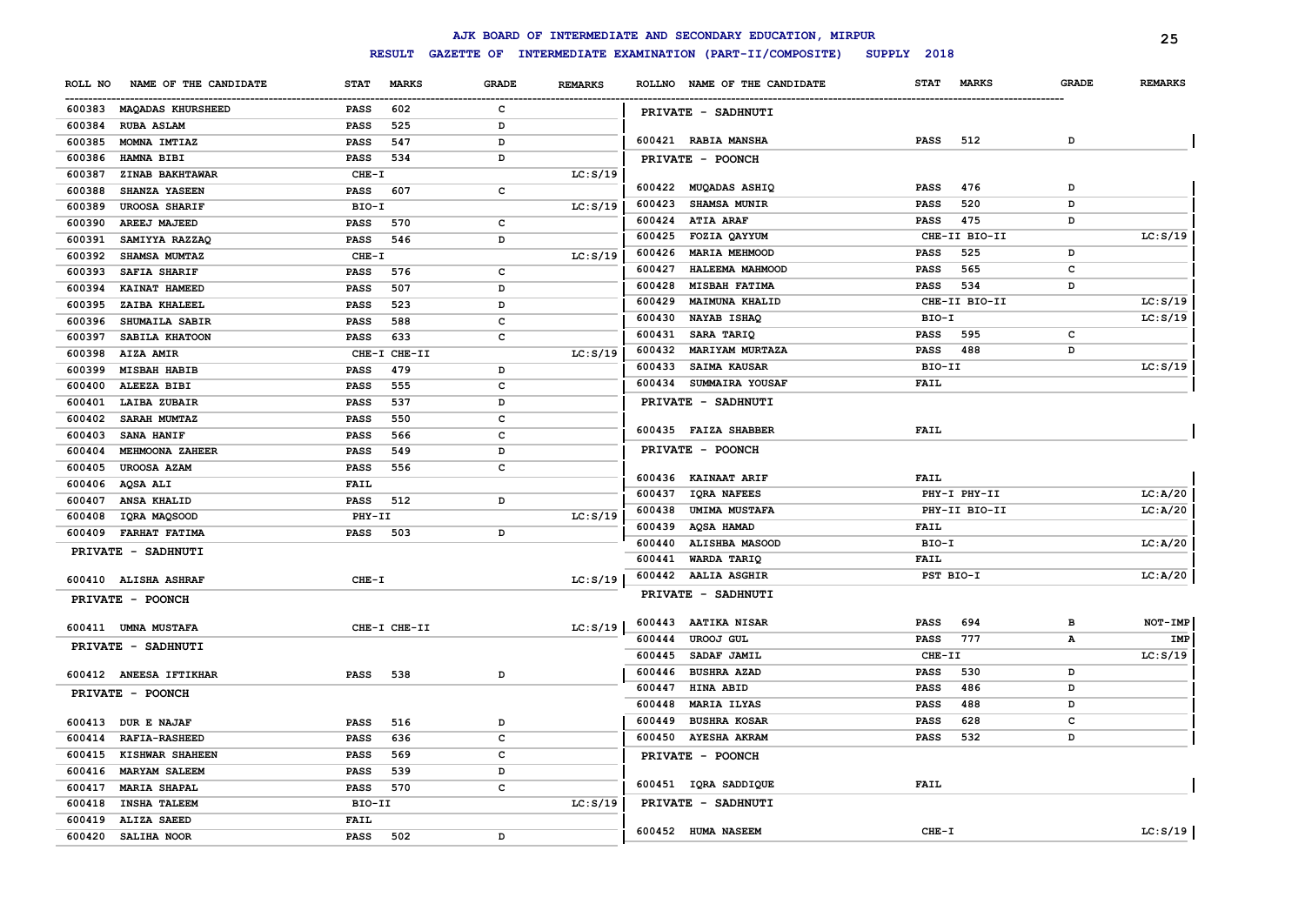# AJK BOARD OF INTERMEDIATE AND SECONDARY EDUCATION, MIRPUR

## RESULT GAZETTE OF INTERMEDIATE EXAMINATION (PART-II/COMPOSITE) SUPPLY 2018

| ROLL NO | NAME OF THE CANDIDATE | STAT | MARKS | GRADE | REMARKS |
|---|---|---|---|---|---|
| 600383 | MAQADAS KHURSHEED | PASS | 602 | C | |
| 600384 | RUBA ASLAM | PASS | 525 | D | |
| 600385 | MOMNA IMTIAZ | PASS | 547 | D | |
| 600386 | HAMNA BIBI | PASS | 534 | D | |
| 600387 | ZINAB BAKHTAWAR | CHE-I | | | LC:S/19 |
| 600388 | SHANZA YASEEN | PASS | 607 | C | |
| 600389 | UROOSA SHARIF | BIO-I | | | LC:S/19 |
| 600390 | AREEJ MAJEED | PASS | 570 | C | |
| 600391 | SAMIYYA RAZZAQ | PASS | 546 | D | |
| 600392 | SHAMSA MUMTAZ | CHE-I | | | LC:S/19 |
| 600393 | SAFIA SHARIF | PASS | 576 | C | |
| 600394 | KAINAT HAMEED | PASS | 507 | D | |
| 600395 | ZAIBA KHALEEL | PASS | 523 | D | |
| 600396 | SHUMAILA SABIR | PASS | 588 | C | |
| 600397 | SABILA KHATOON | PASS | 633 | C | |
| 600398 | AIZA AMIR | CHE-I CHE-II | | | LC:S/19 |
| 600399 | MISBAH HABIB | PASS | 479 | D | |
| 600400 | ALEEZA BIBI | PASS | 555 | C | |
| 600401 | LAIBA ZUBAIR | PASS | 537 | D | |
| 600402 | SARAH MUMTAZ | PASS | 550 | C | |
| 600403 | SANA HANIF | PASS | 566 | C | |
| 600404 | MEHMOONA ZAHEER | PASS | 549 | D | |
| 600405 | UROOSA AZAM | PASS | 556 | C | |
| 600406 | AQSA ALI | FAIL | | | |
| 600407 | ANSA KHALID | PASS | 512 | D | |
| 600408 | IQRA MAQSOOD | PHY-II | | | LC:S/19 |
| 600409 | FARHAT FATIMA | PASS | 503 | D | |

**PRIVATE - SADHNUTI**

| ROLL NO | NAME OF THE CANDIDATE | STAT | MARKS | GRADE | REMARKS |
|---|---|---|---|---|---|
| 600410 | ALISHA ASHRAF | CHE-I | | | LC:S/19 |

**PRIVATE - POONCH**

| ROLL NO | NAME OF THE CANDIDATE | STAT | MARKS | GRADE | REMARKS |
|---|---|---|---|---|---|
| 600411 | UMNA MUSTAFA | CHE-I CHE-II | | | LC:S/19 |

**PRIVATE - SADHNUTI**

| ROLL NO | NAME OF THE CANDIDATE | STAT | MARKS | GRADE | REMARKS |
|---|---|---|---|---|---|
| 600412 | ANEESA IFTIKHAR | PASS | 538 | D | |

**PRIVATE - POONCH**

| ROLL NO | NAME OF THE CANDIDATE | STAT | MARKS | GRADE | REMARKS |
|---|---|---|---|---|---|
| 600413 | DUR E NAJAF | PASS | 516 | D | |
| 600414 | RAFIA-RASHEED | PASS | 636 | C | |
| 600415 | KISHWAR SHAHEEN | PASS | 569 | C | |
| 600416 | MARYAM SALEEM | PASS | 539 | D | |
| 600417 | MARIA SHAPAL | PASS | 570 | C | |
| 600418 | INSHA TALEEM | BIO-II | | | LC:S/19 |
| 600419 | ALIZA SAEED | FAIL | | | |
| 600420 | SALIHA NOOR | PASS | 502 | D | |

**PRIVATE - SADHNUTI**

| ROLL NO | NAME OF THE CANDIDATE | STAT | MARKS | GRADE | REMARKS |
|---|---|---|---|---|---|
| 600421 | RABIA MANSHA | PASS | 512 | D | |

**PRIVATE - POONCH**

| ROLL NO | NAME OF THE CANDIDATE | STAT | MARKS | GRADE | REMARKS |
|---|---|---|---|---|---|
| 600422 | MUQADAS ASHIQ | PASS | 476 | D | |
| 600423 | SHAMSA MUNIR | PASS | 520 | D | |
| 600424 | ATIA ARAF | PASS | 475 | D | |
| 600425 | FOZIA QAYYUM | CHE-II BIO-II | | | LC:S/19 |
| 600426 | MARIA MEHMOOD | PASS | 525 | D | |
| 600427 | HALEEMA MAHMOOD | PASS | 565 | C | |
| 600428 | MISBAH FATIMA | PASS | 534 | D | |
| 600429 | MAIMUNA KHALID | CHE-II BIO-II | | | LC:S/19 |
| 600430 | NAYAB ISHAQ | BIO-I | | | LC:S/19 |
| 600431 | SARA TARIQ | PASS | 595 | C | |
| 600432 | MARIYAM MURTAZA | PASS | 488 | D | |
| 600433 | SAIMA KAUSAR | BIO-II | | | LC:S/19 |
| 600434 | SUMMAIRA YOUSAF | FAIL | | | |

**PRIVATE - SADHNUTI**

| ROLL NO | NAME OF THE CANDIDATE | STAT | MARKS | GRADE | REMARKS |
|---|---|---|---|---|---|
| 600435 | FAIZA SHABBER | FAIL | | | |

**PRIVATE - POONCH**

| ROLL NO | NAME OF THE CANDIDATE | STAT | MARKS | GRADE | REMARKS |
|---|---|---|---|---|---|
| 600436 | KAINAAT ARIF | FAIL | | | |
| 600437 | IQRA NAFEES | PHY-I PHY-II | | | LC:A/20 |
| 600438 | UMIMA MUSTAFA | PHY-II BIO-II | | | LC:A/20 |
| 600439 | AQSA HAMAD | FAIL | | | |
| 600440 | ALISHBA MASOOD | BIO-I | | | LC:A/20 |
| 600441 | WARDA TARIQ | FAIL | | | |
| 600442 | AALIA ASGHIR | PST BIO-I | | | LC:A/20 |

**PRIVATE - SADHNUTI**

| ROLL NO | NAME OF THE CANDIDATE | STAT | MARKS | GRADE | REMARKS |
|---|---|---|---|---|---|
| 600443 | AATIKA NISAR | PASS | 694 | B | NOT-IMP |
| 600444 | UROOJ GUL | PASS | 777 | A | IMP |
| 600445 | SADAF JAMIL | CHE-II | | | LC:S/19 |
| 600446 | BUSHRA AZAD | PASS | 530 | D | |
| 600447 | HINA ABID | PASS | 486 | D | |
| 600448 | MARIA ILYAS | PASS | 488 | D | |
| 600449 | BUSHRA KOSAR | PASS | 628 | C | |
| 600450 | AYESHA AKRAM | PASS | 532 | D | |

**PRIVATE - POONCH**

| ROLL NO | NAME OF THE CANDIDATE | STAT | MARKS | GRADE | REMARKS |
|---|---|---|---|---|---|
| 600451 | IQRA SADDIQUE | FAIL | | | |

**PRIVATE - SADHNUTI**

| ROLL NO | NAME OF THE CANDIDATE | STAT | MARKS | GRADE | REMARKS |
|---|---|---|---|---|---|
| 600452 | HUMA NASEEM | CHE-I | | | LC:S/19 |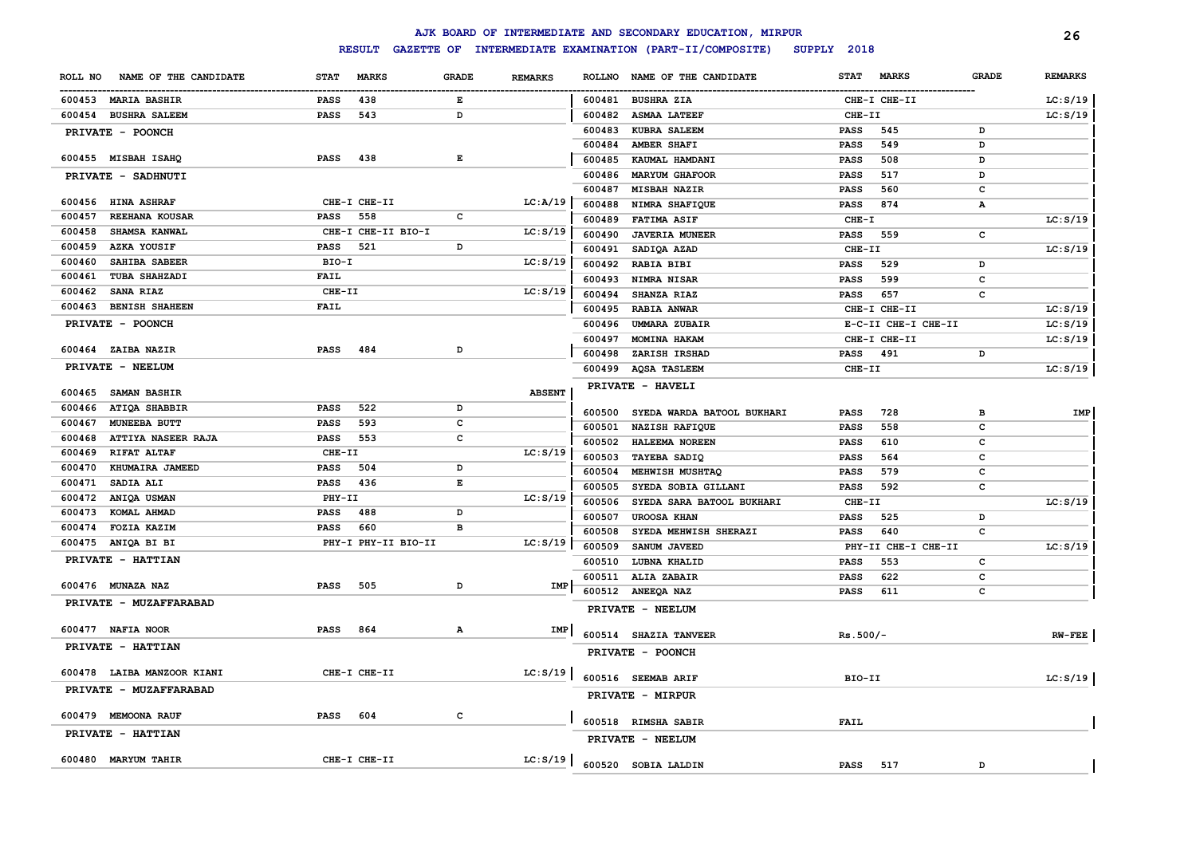# AJK BOARD OF INTERMEDIATE AND SECONDARY EDUCATION, MIRPUR

## RESULT GAZETTE OF INTERMEDIATE EXAMINATION (PART-II/COMPOSITE) SUPPLY 2018

| ROLL NO | NAME OF THE CANDIDATE | STAT | MARKS | GRADE | REMARKS |
|---|---|---|---|---|---|
| 600453 | MARIA BASHIR | PASS | 438 | E | |
| 600454 | BUSHRA SALEEM | PASS | 543 | D | |
| **PRIVATE - POONCH** | | | | | |
| 600455 | MISBAH ISAHQ | PASS | 438 | E | |
| **PRIVATE - SADHNUTI** | | | | | |
| 600456 | HINA ASHRAF | CHE-I CHE-II | | | LC:A/19 |
| 600457 | REEHANA KOUSAR | PASS | 558 | C | |
| 600458 | SHAMSA KANWAL | CHE-I CHE-II BIO-I | | | LC:S/19 |
| 600459 | AZKA YOUSIF | PASS | 521 | D | |
| 600460 | SAHIBA SABEER | BIO-I | | | LC:S/19 |
| 600461 | TUBA SHAHZADI | FAIL | | | |
| 600462 | SANA RIAZ | CHE-II | | | LC:S/19 |
| 600463 | BENISH SHAHEEN | FAIL | | | |
| **PRIVATE - POONCH** | | | | | |
| 600464 | ZAIBA NAZIR | PASS | 484 | D | |
| **PRIVATE - NEELUM** | | | | | |
| 600465 | SAMAN BASHIR | | | | ABSENT |
| 600466 | ATIQA SHABBIR | PASS | 522 | D | |
| 600467 | MUNEEBA BUTT | PASS | 593 | C | |
| 600468 | ATTIYA NASEER RAJA | PASS | 553 | C | |
| 600469 | RIFAT ALTAF | CHE-II | | | LC:S/19 |
| 600470 | KHUMAIRA JAMEED | PASS | 504 | D | |
| 600471 | SADIA ALI | PASS | 436 | E | |
| 600472 | ANIQA USMAN | PHY-II | | | LC:S/19 |
| 600473 | KOMAL AHMAD | PASS | 488 | D | |
| 600474 | FOZIA KAZIM | PASS | 660 | B | |
| 600475 | ANIQA BI BI | PHY-I PHY-II BIO-II | | | LC:S/19 |
| **PRIVATE - HATTIAN** | | | | | |
| 600476 | MUNAZA NAZ | PASS | 505 | D | IMP |
| **PRIVATE - MUZAFFARABAD** | | | | | |
| 600477 | NAFIA NOOR | PASS | 864 | A | IMP |
| **PRIVATE - HATTIAN** | | | | | |
| 600478 | LAIBA MANZOOR KIANI | CHE-I CHE-II | | | LC:S/19 |
| **PRIVATE - MUZAFFARABAD** | | | | | |
| 600479 | MEMOONA RAUF | PASS | 604 | C | |
| **PRIVATE - HATTIAN** | | | | | |
| 600480 | MARYUM TAHIR | CHE-I CHE-II | | | LC:S/19 |
| 600481 | BUSHRA ZIA | CHE-I CHE-II | | | LC:S/19 |
| 600482 | ASMAA LATEEF | CHE-II | | | LC:S/19 |
| 600483 | KUBRA SALEEM | PASS | 545 | D | |
| 600484 | AMBER SHAFI | PASS | 549 | D | |
| 600485 | KAUMAL HAMDANI | PASS | 508 | D | |
| 600486 | MARYUM GHAFOOR | PASS | 517 | D | |
| 600487 | MISBAH NAZIR | PASS | 560 | C | |
| 600488 | NIMRA SHAFIQUE | PASS | 874 | A | |
| 600489 | FATIMA ASIF | CHE-I | | | LC:S/19 |
| 600490 | JAVERIA MUNEER | PASS | 559 | C | |
| 600491 | SADIQA AZAD | CHE-II | | | LC:S/19 |
| 600492 | RABIA BIBI | PASS | 529 | D | |
| 600493 | NIMRA NISAR | PASS | 599 | C | |
| 600494 | SHANZA RIAZ | PASS | 657 | C | |
| 600495 | RABIA ANWAR | CHE-I CHE-II | | | LC:S/19 |
| 600496 | UMMARA ZUBAIR | E-C-II CHE-I CHE-II | | | LC:S/19 |
| 600497 | MOMINA HAKAM | CHE-I CHE-II | | | LC:S/19 |
| 600498 | ZARISH IRSHAD | PASS | 491 | D | |
| 600499 | AQSA TASLEEM | CHE-II | | | LC:S/19 |
| **PRIVATE - HAVELI** | | | | | |
| 600500 | SYEDA WARDA BATOOL BUKHARI | PASS | 728 | B | IMP |
| 600501 | NAZISH RAFIQUE | PASS | 558 | C | |
| 600502 | HALEEMA NOREEN | PASS | 610 | C | |
| 600503 | TAYEBA SADIQ | PASS | 564 | C | |
| 600504 | MEHWISH MUSHTAQ | PASS | 579 | C | |
| 600505 | SYEDA SOBIA GILLANI | PASS | 592 | C | |
| 600506 | SYEDA SARA BATOOL BUKHARI | CHE-II | | | LC:S/19 |
| 600507 | UROOSA KHAN | PASS | 525 | D | |
| 600508 | SYEDA MEHWISH SHERAZI | PASS | 640 | C | |
| 600509 | SANUM JAVEED | PHY-II CHE-I CHE-II | | | LC:S/19 |
| 600510 | LUBNA KHALID | PASS | 553 | C | |
| 600511 | ALIA ZABAIR | PASS | 622 | C | |
| 600512 | ANEEQA NAZ | PASS | 611 | C | |
| **PRIVATE - NEELUM** | | | | | |
| 600514 | SHAZIA TANVEER | Rs.500/- | | | RW-FEE |
| **PRIVATE - POONCH** | | | | | |
| 600516 | SEEMAB ARIF | BIO-II | | | LC:S/19 |
| **PRIVATE - MIRPUR** | | | | | |
| 600518 | RIMSHA SABIR | FAIL | | | |
| **PRIVATE - NEELUM** | | | | | |
| 600520 | SOBIA LALDIN | PASS | 517 | D | |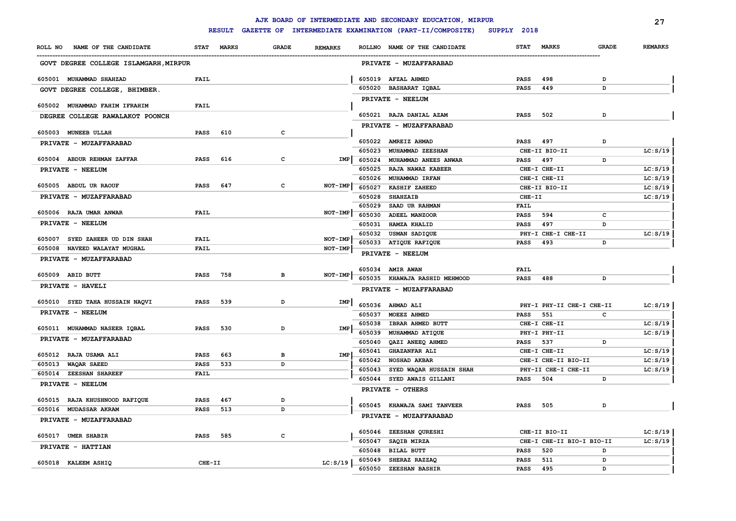# AJK BOARD OF INTERMEDIATE AND SECONDARY EDUCATION, MIRPUR

## RESULT GAZETTE OF INTERMEDIATE EXAMINATION (PART-II/COMPOSITE) SUPPLY 2018

| ROLL NO | NAME OF THE CANDIDATE | STAT | MARKS | GRADE | REMARKS |
|---|---|---|---|---|---|
| **GOVT DEGREE COLLEGE ISLAMGARH,MIRPUR** | | | | | |
| 605001 | MUHAMMAD SHAHZAD | FAIL | | | |
| **GOVT DEGREE COLLEGE, BHIMBER.** | | | | | |
| 605002 | MUHAMMAD FAHIM IFRAHIM | FAIL | | | |
| **DEGREE COLLEGE RAWALAKOT POONCH** | | | | | |
| 605003 | MUNEEB ULLAH | PASS | 610 | C | |
| **PRIVATE - MUZAFFARABAD** | | | | | |
| 605004 | ABDUR REHMAN ZAFFAR | PASS | 616 | C | IMP |
| **PRIVATE - NEELUM** | | | | | |
| 605005 | ABDUL UR RAOUF | PASS | 647 | C | NOT-IMP |
| **PRIVATE - MUZAFFARABAD** | | | | | |
| 605006 | RAJA UMAR ANWAR | FAIL | | | NOT-IMP |
| **PRIVATE - NEELUM** | | | | | |
| 605007 | SYED ZAHEER UD DIN SHAH | FAIL | | | NOT-IMP |
| 605008 | NAVEED WALAYAT MUGHAL | FAIL | | | NOT-IMP |
| **PRIVATE - MUZAFFARABAD** | | | | | |
| 605009 | ABID BUTT | PASS | 758 | B | NOT-IMP |
| **PRIVATE - HAVELI** | | | | | |
| 605010 | SYED TAHA HUSSAIN NAQVI | PASS | 539 | D | IMP |
| **PRIVATE - NEELUM** | | | | | |
| 605011 | MUHAMMAD NASEER IQBAL | PASS | 530 | D | IMP |
| **PRIVATE - MUZAFFARABAD** | | | | | |
| 605012 | RAJA USAMA ALI | PASS | 663 | B | IMP |
| 605013 | WAQAR SAEED | PASS | 533 | D | |
| 605014 | ZEESHAN SHAREEF | FAIL | | | |
| **PRIVATE - NEELUM** | | | | | |
| 605015 | RAJA KHUSHNOOD RAFIQUE | PASS | 467 | D | |
| 605016 | MUDASSAR AKRAM | PASS | 513 | D | |
| **PRIVATE - MUZAFFARABAD** | | | | | |
| 605017 | UMER SHABIR | PASS | 585 | C | |
| **PRIVATE - HATTIAN** | | | | | |
| 605018 | KALEEM ASHIQ | CHE-II | | | LC:S/19 |
| **PRIVATE - MUZAFFARABAD** | | | | | |
| 605019 | AFZAL AHMED | PASS | 498 | D | |
| 605020 | BASHARAT IQBAL | PASS | 449 | D | |
| **PRIVATE - NEELUM** | | | | | |
| 605021 | RAJA DANIAL AZAM | PASS | 502 | D | |
| **PRIVATE - MUZAFFARABAD** | | | | | |
| 605022 | AMREIZ AHMAD | PASS | 497 | D | |
| 605023 | MUHAMMAD ZEESHAN | CHE-II BIO-II | | | LC:S/19 |
| 605024 | MUHAMMAD ANEES ANWAR | PASS | 497 | D | |
| 605025 | RAJA NAWAZ KABEER | CHE-I CHE-II | | | LC:S/19 |
| 605026 | MUHAMMAD IRFAN | CHE-I CHE-II | | | LC:S/19 |
| 605027 | KASHIF ZAHEED | CHE-II BIO-II | | | LC:S/19 |
| 605028 | SHAHZAIB | CHE-II | | | LC:S/19 |
| 605029 | SAAD UR RAHMAN | FAIL | | | |
| 605030 | ADEEL MANZOOR | PASS | 594 | C | |
| 605031 | HAMZA KHALID | PASS | 497 | D | |
| 605032 | USMAN SADIQUE | PHY-I CHE-I CHE-II | | | LC:S/19 |
| 605033 | ATIQUE RAFIQUE | PASS | 493 | D | |
| **PRIVATE - NEELUM** | | | | | |
| 605034 | AMIR AWAN | FAIL | | | |
| 605035 | KHAWAJA RASHID MEHMOOD | PASS | 488 | D | |
| **PRIVATE - MUZAFFARABAD** | | | | | |
| 605036 | AHMAD ALI | PHY-I PHY-II CHE-I CHE-II | | | LC:S/19 |
| 605037 | MOEEZ AHMED | PASS | 551 | C | |
| 605038 | IBRAR AHMED BUTT | CHE-I CHE-II | | | LC:S/19 |
| 605039 | MUHAMMAD ATIQUE | PHY-I PHY-II | | | LC:S/19 |
| 605040 | QAZI ANEEQ AHMED | PASS | 537 | D | |
| 605041 | GHAZANFAR ALI | CHE-I CHE-II | | | LC:S/19 |
| 605042 | NOSHAD AKBAR | CHE-I CHE-II BIO-II | | | LC:S/19 |
| 605043 | SYED WAQAR HUSSAIN SHAH | PHY-II CHE-I CHE-II | | | LC:S/19 |
| 605044 | SYED AWAIS GILLANI | PASS | 504 | D | |
| **PRIVATE - OTHERS** | | | | | |
| 605045 | KHAWAJA SAMI TANVEER | PASS | 505 | D | |
| **PRIVATE - MUZAFFARABAD** | | | | | |
| 605046 | ZEESHAN QURESHI | CHE-II BIO-II | | | LC:S/19 |
| 605047 | SAQIB MIRZA | CHE-I CHE-II BIO-I BIO-II | | | LC:S/19 |
| 605048 | BILAL BUTT | PASS | 520 | D | |
| 605049 | SHERAZ RAZZAQ | PASS | 511 | D | |
| 605050 | ZEESHAN BASHIR | PASS | 495 | D | |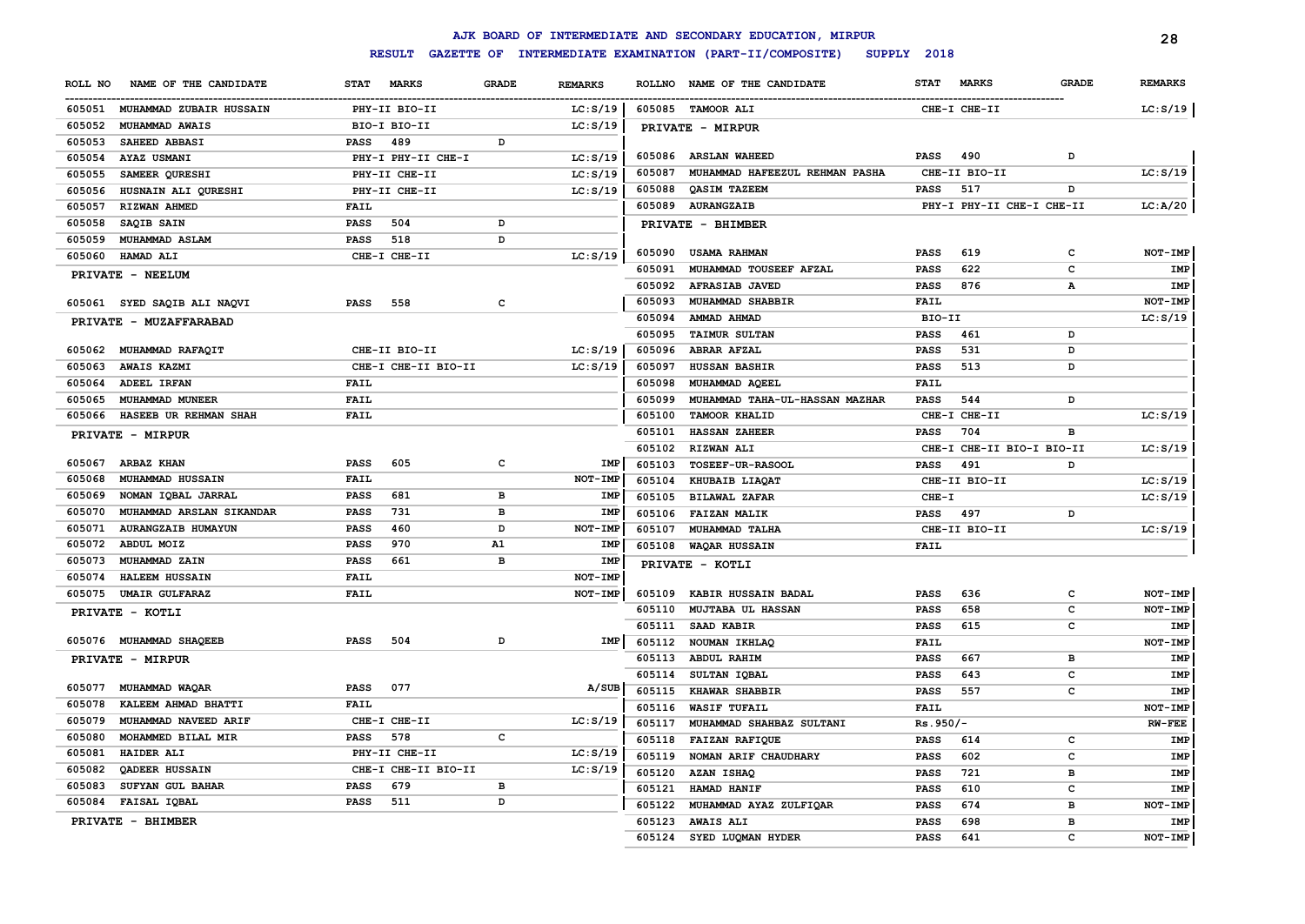# AJK BOARD OF INTERMEDIATE AND SECONDARY EDUCATION, MIRPUR

## RESULT GAZETTE OF INTERMEDIATE EXAMINATION (PART-II/COMPOSITE) SUPPLY 2018

| ROLL NO | NAME OF THE CANDIDATE | STAT | MARKS | GRADE | REMARKS |
|---|---|---|---|---|---|
| 605051 | MUHAMMAD ZUBAIR HUSSAIN | | PHY-II BIO-II | | LC:S/19 |
| 605052 | MUHAMMAD AWAIS | | BIO-I BIO-II | | LC:S/19 |
| 605053 | SAHEED ABBASI | PASS | 489 | D | |
| 605054 | AYAZ USMANI | | PHY-I PHY-II CHE-I | | LC:S/19 |
| 605055 | SAMEER QURESHI | | PHY-II CHE-II | | LC:S/19 |
| 605056 | HUSNAIN ALI QURESHI | | PHY-II CHE-II | | LC:S/19 |
| 605057 | RIZWAN AHMED | FAIL | | | |
| 605058 | SAQIB SAIN | PASS | 504 | D | |
| 605059 | MUHAMMAD ASLAM | PASS | 518 | D | |
| 605060 | HAMAD ALI | | CHE-I CHE-II | | LC:S/19 |
| **PRIVATE - NEELUM** | | | | | |
| 605061 | SYED SAQIB ALI NAQVI | PASS | 558 | C | |
| **PRIVATE - MUZAFFARABAD** | | | | | |
| 605062 | MUHAMMAD RAFAQIT | | CHE-II BIO-II | | LC:S/19 |
| 605063 | AWAIS KAZMI | | CHE-I CHE-II BIO-II | | LC:S/19 |
| 605064 | ADEEL IRFAN | FAIL | | | |
| 605065 | MUHAMMAD MUNEER | FAIL | | | |
| 605066 | HASEEB UR REHMAN SHAH | FAIL | | | |
| **PRIVATE - MIRPUR** | | | | | |
| 605067 | ARBAZ KHAN | PASS | 605 | C | IMP |
| 605068 | MUHAMMAD HUSSAIN | FAIL | | | NOT-IMP |
| 605069 | NOMAN IQBAL JARRAL | PASS | 681 | B | IMP |
| 605070 | MUHAMMAD ARSLAN SIKANDAR | PASS | 731 | B | IMP |
| 605071 | AURANGZAIB HUMAYUN | PASS | 460 | D | NOT-IMP |
| 605072 | ABDUL MOIZ | PASS | 970 | A1 | IMP |
| 605073 | MUHAMMAD ZAIN | PASS | 661 | B | IMP |
| 605074 | HALEEM HUSSAIN | FAIL | | | NOT-IMP |
| 605075 | UMAIR GULFARAZ | FAIL | | | NOT-IMP |
| **PRIVATE - KOTLI** | | | | | |
| 605076 | MUHAMMAD SHAQEEB | PASS | 504 | D | IMP |
| **PRIVATE - MIRPUR** | | | | | |
| 605077 | MUHAMMAD WAQAR | PASS | 077 | | A/SUB |
| 605078 | KALEEM AHMAD BHATTI | FAIL | | | |
| 605079 | MUHAMMAD NAVEED ARIF | | CHE-I CHE-II | | LC:S/19 |
| 605080 | MOHAMMED BILAL MIR | PASS | 578 | C | |
| 605081 | HAIDER ALI | | PHY-II CHE-II | | LC:S/19 |
| 605082 | QADEER HUSSAIN | | CHE-I CHE-II BIO-II | | LC:S/19 |
| 605083 | SUFYAN GUL BAHAR | PASS | 679 | B | |
| 605084 | FAISAL IQBAL | PASS | 511 | D | |
| **PRIVATE - BHIMBER** | | | | | |
| 605085 | TAMOOR ALI | | CHE-I CHE-II | | LC:S/19 |
| **PRIVATE - MIRPUR** | | | | | |
| 605086 | ARSLAN WAHEED | PASS | 490 | D | |
| 605087 | MUHAMMAD HAFEEZUL REHMAN PASHA | | CHE-II BIO-II | | LC:S/19 |
| 605088 | QASIM TAZEEM | PASS | 517 | D | |
| 605089 | AURANGZAIB | | PHY-I PHY-II CHE-I CHE-II | | LC:A/20 |
| **PRIVATE - BHIMBER** | | | | | |
| 605090 | USAMA RAHMAN | PASS | 619 | C | NOT-IMP |
| 605091 | MUHAMMAD TOUSEEF AFZAL | PASS | 622 | C | IMP |
| 605092 | AFRASIAB JAVED | PASS | 876 | A | IMP |
| 605093 | MUHAMMAD SHABBIR | FAIL | | | NOT-IMP |
| 605094 | AMMAD AHMAD | BIO-II | | | LC:S/19 |
| 605095 | TAIMUR SULTAN | PASS | 461 | D | |
| 605096 | ABRAR AFZAL | PASS | 531 | D | |
| 605097 | HUSSAN BASHIR | PASS | 513 | D | |
| 605098 | MUHAMMAD AQEEL | FAIL | | | |
| 605099 | MUHAMMAD TAHA-UL-HASSAN MAZHAR | PASS | 544 | D | |
| 605100 | TAMOOR KHALID | | CHE-I CHE-II | | LC:S/19 |
| 605101 | HASSAN ZAHEER | PASS | 704 | B | |
| 605102 | RIZWAN ALI | | CHE-I CHE-II BIO-I BIO-II | | LC:S/19 |
| 605103 | TOSEEF-UR-RASOOL | PASS | 491 | D | |
| 605104 | KHUBAIB LIAQAT | | CHE-II BIO-II | | LC:S/19 |
| 605105 | BILAWAL ZAFAR | CHE-I | | | LC:S/19 |
| 605106 | FAIZAN MALIK | PASS | 497 | D | |
| 605107 | MUHAMMAD TALHA | | CHE-II BIO-II | | LC:S/19 |
| 605108 | WAQAR HUSSAIN | FAIL | | | |
| **PRIVATE - KOTLI** | | | | | |
| 605109 | KABIR HUSSAIN BADAL | PASS | 636 | C | NOT-IMP |
| 605110 | MUJTABA UL HASSAN | PASS | 658 | C | NOT-IMP |
| 605111 | SAAD KABIR | PASS | 615 | C | IMP |
| 605112 | NOUMAN IKHLAQ | FAIL | | | NOT-IMP |
| 605113 | ABDUL RAHIM | PASS | 667 | B | IMP |
| 605114 | SULTAN IQBAL | PASS | 643 | C | IMP |
| 605115 | KHAWAR SHABBIR | PASS | 557 | C | IMP |
| 605116 | WASIF TUFAIL | FAIL | | | NOT-IMP |
| 605117 | MUHAMMAD SHAHBAZ SULTANI | Rs.950/- | | | RW-FEE |
| 605118 | FAIZAN RAFIQUE | PASS | 614 | C | IMP |
| 605119 | NOMAN ARIF CHAUDHARY | PASS | 602 | C | IMP |
| 605120 | AZAN ISHAQ | PASS | 721 | B | IMP |
| 605121 | HAMAD HANIF | PASS | 610 | C | IMP |
| 605122 | MUHAMMAD AYAZ ZULFIQAR | PASS | 674 | B | NOT-IMP |
| 605123 | AWAIS ALI | PASS | 698 | B | IMP |
| 605124 | SYED LUQMAN HYDER | PASS | 641 | C | NOT-IMP |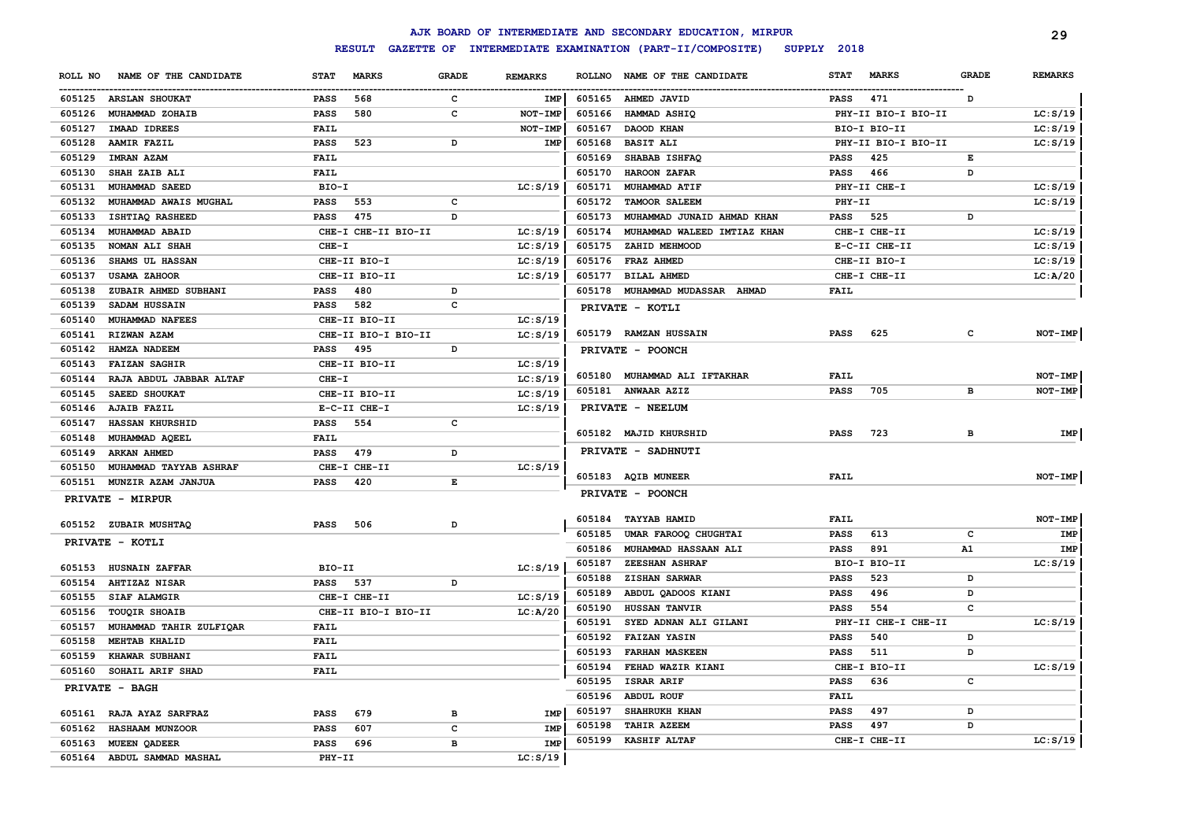# AJK BOARD OF INTERMEDIATE AND SECONDARY EDUCATION, MIRPUR

## RESULT GAZETTE OF INTERMEDIATE EXAMINATION (PART-II/COMPOSITE) SUPPLY 2018

| ROLL NO | NAME OF THE CANDIDATE | STAT | MARKS | GRADE | REMARKS |
|---|---|---|---|---|---|
| 605125 | ARSLAN SHOUKAT | PASS | 568 | C | IMP |
| 605126 | MUHAMMAD ZOHAIB | PASS | 580 | C | NOT-IMP |
| 605127 | IMAAD IDREES | FAIL | | | NOT-IMP |
| 605128 | AAMIR FAZIL | PASS | 523 | D | IMP |
| 605129 | IMRAN AZAM | FAIL | | | |
| 605130 | SHAH ZAIB ALI | FAIL | | | |
| 605131 | MUHAMMAD SAEED | BIO-I | | | LC:S/19 |
| 605132 | MUHAMMAD AWAIS MUGHAL | PASS | 553 | C | |
| 605133 | ISHTIAQ RASHEED | PASS | 475 | D | |
| 605134 | MUHAMMAD ABAID | CHE-I CHE-II BIO-II | | | LC:S/19 |
| 605135 | NOMAN ALI SHAH | CHE-I | | | LC:S/19 |
| 605136 | SHAMS UL HASSAN | CHE-II BIO-I | | | LC:S/19 |
| 605137 | USAMA ZAHOOR | CHE-II BIO-II | | | LC:S/19 |
| 605138 | ZUBAIR AHMED SUBHANI | PASS | 480 | D | |
| 605139 | SADAM HUSSAIN | PASS | 582 | C | |
| 605140 | MUHAMMAD NAFEES | CHE-II BIO-II | | | LC:S/19 |
| 605141 | RIZWAN AZAM | CHE-II BIO-I BIO-II | | | LC:S/19 |
| 605142 | HAMZA NADEEM | PASS | 495 | D | |
| 605143 | FAIZAN SAGHIR | CHE-II BIO-II | | | LC:S/19 |
| 605144 | RAJA ABDUL JABBAR ALTAF | CHE-I | | | LC:S/19 |
| 605145 | SAEED SHOUKAT | CHE-II BIO-II | | | LC:S/19 |
| 605146 | AJAIB FAZIL | E-C-II CHE-I | | | LC:S/19 |
| 605147 | HASSAN KHURSHID | PASS | 554 | C | |
| 605148 | MUHAMMAD AQEEL | FAIL | | | |
| 605149 | ARKAN AHMED | PASS | 479 | D | |
| 605150 | MUHAMMAD TAYYAB ASHRAF | CHE-I CHE-II | | | LC:S/19 |
| 605151 | MUNZIR AZAM JANJUA | PASS | 420 | E | |

**PRIVATE - MIRPUR**

| ROLL NO | NAME OF THE CANDIDATE | STAT | MARKS | GRADE | REMARKS |
|---|---|---|---|---|---|
| 605152 | ZUBAIR MUSHTAQ | PASS | 506 | D | |

**PRIVATE - KOTLI**

| ROLL NO | NAME OF THE CANDIDATE | STAT | MARKS | GRADE | REMARKS |
|---|---|---|---|---|---|
| 605153 | HUSNAIN ZAFFAR | BIO-II | | | LC:S/19 |
| 605154 | AHTIZAZ NISAR | PASS | 537 | D | |
| 605155 | SIAF ALAMGIR | CHE-I CHE-II | | | LC:S/19 |
| 605156 | TOUQIR SHOAIB | CHE-II BIO-I BIO-II | | | LC:A/20 |
| 605157 | MUHAMMAD TAHIR ZULFIQAR | FAIL | | | |
| 605158 | MEHTAB KHALID | FAIL | | | |
| 605159 | KHAWAR SUBHANI | FAIL | | | |
| 605160 | SOHAIL ARIF SHAD | FAIL | | | |

**PRIVATE - BAGH**

| ROLL NO | NAME OF THE CANDIDATE | STAT | MARKS | GRADE | REMARKS |
|---|---|---|---|---|---|
| 605161 | RAJA AYAZ SARFRAZ | PASS | 679 | B | IMP |
| 605162 | HASHAAM MUNZOOR | PASS | 607 | C | IMP |
| 605163 | MUEEN QADEER | PASS | 696 | B | IMP |
| 605164 | ABDUL SAMMAD MASHAL | PHY-II | | | LC:S/19 |
| 605165 | AHMED JAVID | PASS | 471 | D | |
| 605166 | HAMMAD ASHIQ | PHY-II BIO-I BIO-II | | | LC:S/19 |
| 605167 | DAOOD KHAN | BIO-I BIO-II | | | LC:S/19 |
| 605168 | BASIT ALI | PHY-II BIO-I BIO-II | | | LC:S/19 |
| 605169 | SHABAB ISHFAQ | PASS | 425 | E | |
| 605170 | HAROON ZAFAR | PASS | 466 | D | |
| 605171 | MUHAMMAD ATIF | PHY-II CHE-I | | | LC:S/19 |
| 605172 | TAMOOR SALEEM | PHY-II | | | LC:S/19 |
| 605173 | MUHAMMAD JUNAID AHMAD KHAN | PASS | 525 | D | |
| 605174 | MUHAMMAD WALEED IMTIAZ KHAN | CHE-I CHE-II | | | LC:S/19 |
| 605175 | ZAHID MEHMOOD | E-C-II CHE-II | | | LC:S/19 |
| 605176 | FRAZ AHMED | CHE-II BIO-I | | | LC:S/19 |
| 605177 | BILAL AHMED | CHE-I CHE-II | | | LC:A/20 |
| 605178 | MUHAMMAD MUDASSAR AHMAD | FAIL | | | |

**PRIVATE - KOTLI**

| ROLL NO | NAME OF THE CANDIDATE | STAT | MARKS | GRADE | REMARKS |
|---|---|---|---|---|---|
| 605179 | RAMZAN HUSSAIN | PASS | 625 | C | NOT-IMP |

**PRIVATE - POONCH**

| ROLL NO | NAME OF THE CANDIDATE | STAT | MARKS | GRADE | REMARKS |
|---|---|---|---|---|---|
| 605180 | MUHAMMAD ALI IFTAKHAR | FAIL | | | NOT-IMP |
| 605181 | ANWAAR AZIZ | PASS | 705 | B | NOT-IMP |

**PRIVATE - NEELUM**

| ROLL NO | NAME OF THE CANDIDATE | STAT | MARKS | GRADE | REMARKS |
|---|---|---|---|---|---|
| 605182 | MAJID KHURSHID | PASS | 723 | B | IMP |

**PRIVATE - SADHNUTI**

| ROLL NO | NAME OF THE CANDIDATE | STAT | MARKS | GRADE | REMARKS |
|---|---|---|---|---|---|
| 605183 | AQIB MUNEER | FAIL | | | NOT-IMP |

**PRIVATE - POONCH**

| ROLL NO | NAME OF THE CANDIDATE | STAT | MARKS | GRADE | REMARKS |
|---|---|---|---|---|---|
| 605184 | TAYYAB HAMID | FAIL | | | NOT-IMP |
| 605185 | UMAR FAROOQ CHUGHTAI | PASS | 613 | C | IMP |
| 605186 | MUHAMMAD HASSAAN ALI | PASS | 891 | A1 | IMP |
| 605187 | ZEESHAN ASHRAF | BIO-I BIO-II | | | LC:S/19 |
| 605188 | ZISHAN SARWAR | PASS | 523 | D | |
| 605189 | ABDUL QADOOS KIANI | PASS | 496 | D | |
| 605190 | HUSSAN TANVIR | PASS | 554 | C | |
| 605191 | SYED ADNAN ALI GILANI | PHY-II CHE-I CHE-II | | | LC:S/19 |
| 605192 | FAIZAN YASIN | PASS | 540 | D | |
| 605193 | FARHAN MASKEEN | PASS | 511 | D | |
| 605194 | FEHAD WAZIR KIANI | CHE-I BIO-II | | | LC:S/19 |
| 605195 | ISRAR ARIF | PASS | 636 | C | |
| 605196 | ABDUL ROUF | FAIL | | | |
| 605197 | SHAHRUKH KHAN | PASS | 497 | D | |
| 605198 | TAHIR AZEEM | PASS | 497 | D | |
| 605199 | KASHIF ALTAF | CHE-I CHE-II | | | LC:S/19 |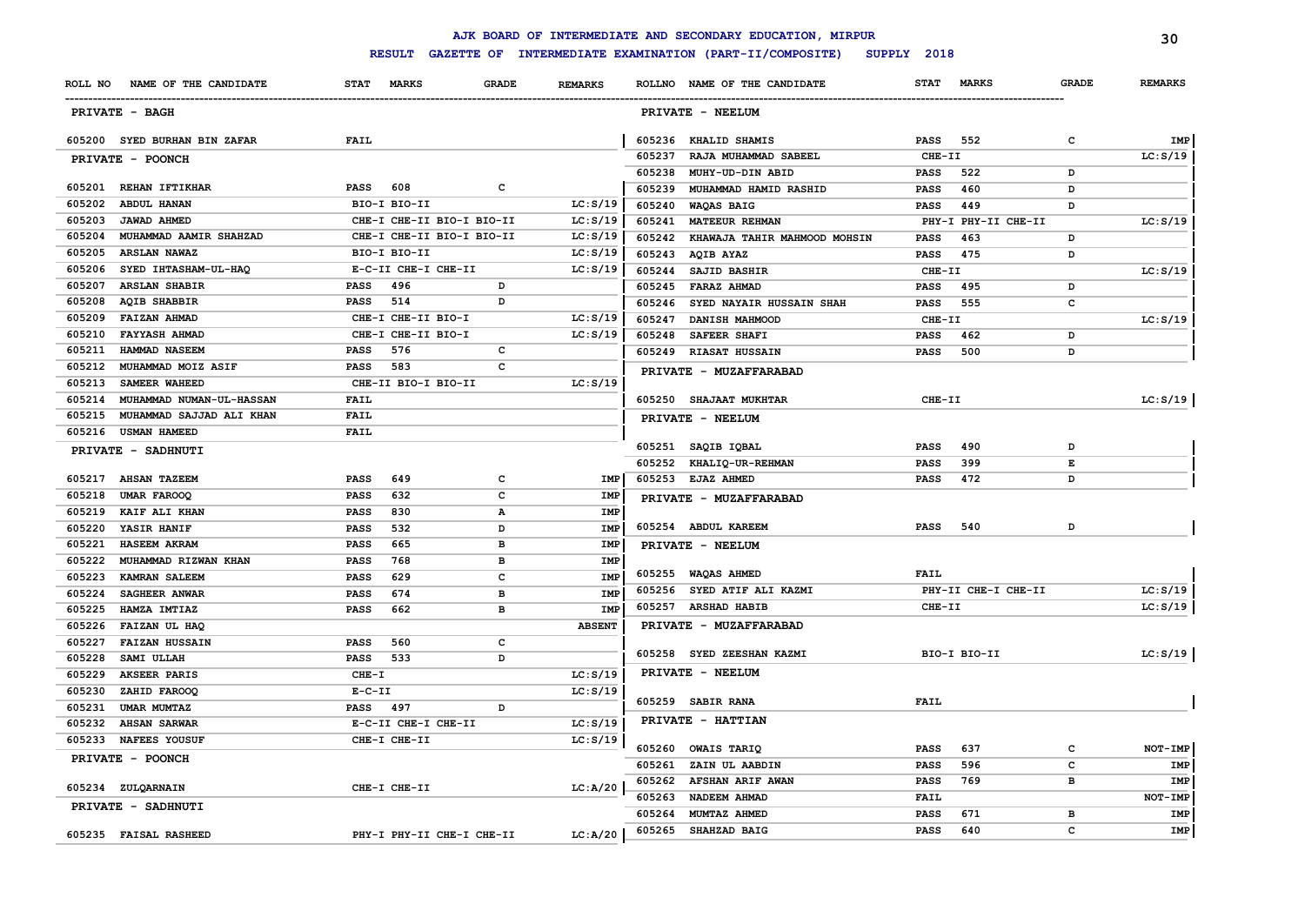AJK BOARD OF INTERMEDIATE AND SECONDARY EDUCATION, MIRPUR

RESULT GAZETTE OF INTERMEDIATE EXAMINATION (PART-II/COMPOSITE) SUPPLY 2018

| ROLL NO | NAME OF THE CANDIDATE | STAT | MARKS | GRADE | REMARKS |
|---|---|---|---|---|---|
| **PRIVATE - BAGH** | | | | | |
| 605200 | SYED BURHAN BIN ZAFAR | FAIL | | | |
| **PRIVATE - POONCH** | | | | | |
| 605201 | REHAN IFTIKHAR | PASS | 608 | C | |
| 605202 | ABDUL HANAN | BIO-I BIO-II | | | LC:S/19 |
| 605203 | JAWAD AHMED | CHE-I CHE-II BIO-I BIO-II | | | LC:S/19 |
| 605204 | MUHAMMAD AAMIR SHAHZAD | CHE-I CHE-II BIO-I BIO-II | | | LC:S/19 |
| 605205 | ARSLAN NAWAZ | BIO-I BIO-II | | | LC:S/19 |
| 605206 | SYED IHTASHAM-UL-HAQ | E-C-II CHE-I CHE-II | | | LC:S/19 |
| 605207 | ARSLAN SHABIR | PASS | 496 | D | |
| 605208 | AQIB SHABBIR | PASS | 514 | D | |
| 605209 | FAIZAN AHMAD | CHE-I CHE-II BIO-I | | | LC:S/19 |
| 605210 | FAYYASH AHMAD | CHE-I CHE-II BIO-I | | | LC:S/19 |
| 605211 | HAMMAD NASEEM | PASS | 576 | C | |
| 605212 | MUHAMMAD MOIZ ASIF | PASS | 583 | C | |
| 605213 | SAMEER WAHEED | CHE-II BIO-I BIO-II | | | LC:S/19 |
| 605214 | MUHAMMAD NUMAN-UL-HASSAN | FAIL | | | |
| 605215 | MUHAMMAD SAJJAD ALI KHAN | FAIL | | | |
| 605216 | USMAN HAMEED | FAIL | | | |
| **PRIVATE - SADHNUTI** | | | | | |
| 605217 | AHSAN TAZEEM | PASS | 649 | C | IMP |
| 605218 | UMAR FAROOQ | PASS | 632 | C | IMP |
| 605219 | KAIF ALI KHAN | PASS | 830 | A | IMP |
| 605220 | YASIR HANIF | PASS | 532 | D | IMP |
| 605221 | HASEEM AKRAM | PASS | 665 | B | IMP |
| 605222 | MUHAMMAD RIZWAN KHAN | PASS | 768 | B | IMP |
| 605223 | KAMRAN SALEEM | PASS | 629 | C | IMP |
| 605224 | SAGHEER ANWAR | PASS | 674 | B | IMP |
| 605225 | HAMZA IMTIAZ | PASS | 662 | B | IMP |
| 605226 | FAIZAN UL HAQ | | | | ABSENT |
| 605227 | FAIZAN HUSSAIN | PASS | 560 | C | |
| 605228 | SAMI ULLAH | PASS | 533 | D | |
| 605229 | AKSEER PARIS | CHE-I | | | LC:S/19 |
| 605230 | ZAHID FAROOQ | E-C-II | | | LC:S/19 |
| 605231 | UMAR MUMTAZ | PASS | 497 | D | |
| 605232 | AHSAN SARWAR | E-C-II CHE-I CHE-II | | | LC:S/19 |
| 605233 | NAFEES YOUSUF | CHE-I CHE-II | | | LC:S/19 |
| **PRIVATE - POONCH** | | | | | |
| 605234 | ZULQARNAIN | CHE-I CHE-II | | | LC:A/20 |
| **PRIVATE - SADHNUTI** | | | | | |
| 605235 | FAISAL RASHEED | PHY-I PHY-II CHE-I CHE-II | | | LC:A/20 |
| **PRIVATE - NEELUM** | | | | | |
| 605236 | KHALID SHAMIS | PASS | 552 | C | IMP |
| 605237 | RAJA MUHAMMAD SABEEL | CHE-II | | | LC:S/19 |
| 605238 | MUHY-UD-DIN ABID | PASS | 522 | D | |
| 605239 | MUHAMMAD HAMID RASHID | PASS | 460 | D | |
| 605240 | WAQAS BAIG | PASS | 449 | D | |
| 605241 | MATEEUR REHMAN | PHY-I PHY-II CHE-II | | | LC:S/19 |
| 605242 | KHAWAJA TAHIR MAHMOOD MOHSIN | PASS | 463 | D | |
| 605243 | AQIB AYAZ | PASS | 475 | D | |
| 605244 | SAJID BASHIR | CHE-II | | | LC:S/19 |
| 605245 | FARAZ AHMAD | PASS | 495 | D | |
| 605246 | SYED NAYAIR HUSSAIN SHAH | PASS | 555 | C | |
| 605247 | DANISH MAHMOOD | CHE-II | | | LC:S/19 |
| 605248 | SAFEER SHAFI | PASS | 462 | D | |
| 605249 | RIASAT HUSSAIN | PASS | 500 | D | |
| **PRIVATE - MUZAFFARABAD** | | | | | |
| 605250 | SHAJAAT MUKHTAR | CHE-II | | | LC:S/19 |
| **PRIVATE - NEELUM** | | | | | |
| 605251 | SAQIB IQBAL | PASS | 490 | D | |
| 605252 | KHALIQ-UR-REHMAN | PASS | 399 | E | |
| 605253 | EJAZ AHMED | PASS | 472 | D | |
| **PRIVATE - MUZAFFARABAD** | | | | | |
| 605254 | ABDUL KAREEM | PASS | 540 | D | |
| **PRIVATE - NEELUM** | | | | | |
| 605255 | WAQAS AHMED | FAIL | | | |
| 605256 | SYED ATIF ALI KAZMI | PHY-II CHE-I CHE-II | | | LC:S/19 |
| 605257 | ARSHAD HABIB | CHE-II | | | LC:S/19 |
| **PRIVATE - MUZAFFARABAD** | | | | | |
| 605258 | SYED ZEESHAN KAZMI | BIO-I BIO-II | | | LC:S/19 |
| **PRIVATE - NEELUM** | | | | | |
| 605259 | SABIR RANA | FAIL | | | |
| **PRIVATE - HATTIAN** | | | | | |
| 605260 | OWAIS TARIQ | PASS | 637 | C | NOT-IMP |
| 605261 | ZAIN UL AABDIN | PASS | 596 | C | IMP |
| 605262 | AFSHAN ARIF AWAN | PASS | 769 | B | IMP |
| 605263 | NADEEM AHMAD | FAIL | | | NOT-IMP |
| 605264 | MUMTAZ AHMED | PASS | 671 | B | IMP |
| 605265 | SHAHZAD BAIG | PASS | 640 | C | IMP |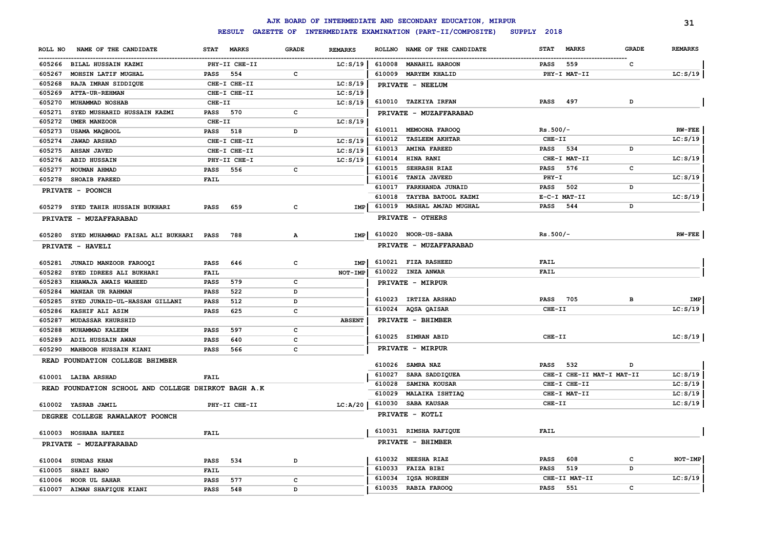# AJK BOARD OF INTERMEDIATE AND SECONDARY EDUCATION, MIRPUR

## RESULT GAZETTE OF INTERMEDIATE EXAMINATION (PART-II/COMPOSITE) SUPPLY 2018

| ROLL NO | NAME OF THE CANDIDATE | STAT | MARKS | GRADE | REMARKS |
|---|---|---|---|---|---|
| 605266 | BILAL HUSSAIN KAZMI | PHY-II CHE-II | | | LC:S/19 |
| 605267 | MOHSIN LATIF MUGHAL | PASS | 554 | C | |
| 605268 | RAJA IMRAN SIDDIQUE | CHE-I CHE-II | | | LC:S/19 |
| 605269 | ATTA-UR-REHMAN | CHE-I CHE-II | | | LC:S/19 |
| 605270 | MUHAMMAD NOSHAB | CHE-II | | | LC:S/19 |
| 605271 | SYED MUSHAHID HUSSAIN KAZMI | PASS | 570 | C | |
| 605272 | UMER MANZOOR | CHE-II | | | LC:S/19 |
| 605273 | USAMA MAQBOOL | PASS | 518 | D | |
| 605274 | JAWAD ARSHAD | CHE-I CHE-II | | | LC:S/19 |
| 605275 | AHSAN JAVED | CHE-I CHE-II | | | LC:S/19 |
| 605276 | ABID HUSSAIN | PHY-II CHE-I | | | LC:S/19 |
| 605277 | NOUMAN AHMAD | PASS | 556 | C | |
| 605278 | SHOAIB FAREED | FAIL | | | |

**PRIVATE - POONCH**

| ROLL NO | NAME OF THE CANDIDATE | STAT | MARKS | GRADE | REMARKS |
|---|---|---|---|---|---|
| 605279 | SYED TAHIR HUSSAIN BUKHARI | PASS | 659 | C | IMP |

**PRIVATE - MUZAFFARABAD**

| ROLL NO | NAME OF THE CANDIDATE | STAT | MARKS | GRADE | REMARKS |
|---|---|---|---|---|---|
| 605280 | SYED MUHAMMAD FAISAL ALI BUKHARI | PASS | 788 | A | IMP |

**PRIVATE - HAVELI**

| ROLL NO | NAME OF THE CANDIDATE | STAT | MARKS | GRADE | REMARKS |
|---|---|---|---|---|---|
| 605281 | JUNAID MANZOOR FAROOQI | PASS | 646 | C | IMP |
| 605282 | SYED IDREES ALI BUKHARI | FAIL | | | NOT-IMP |
| 605283 | KHAWAJA AWAIS WAHEED | PASS | 579 | C | |
| 605284 | MANZAR UR RAHMAN | PASS | 522 | D | |
| 605285 | SYED JUNAID-UL-HASSAN GILLANI | PASS | 512 | D | |
| 605286 | KASHIF ALI ASIM | PASS | 625 | C | |
| 605287 | MUDASSAR KHURSHID | | | | ABSENT |
| 605288 | MUHAMMAD KALEEM | PASS | 597 | C | |
| 605289 | ADIL HUSSAIN AWAN | PASS | 640 | C | |
| 605290 | MAHBOOB HUSSAIN KIANI | PASS | 566 | C | |

**READ FOUNDATION COLLEGE BHIMBER**

| ROLL NO | NAME OF THE CANDIDATE | STAT | MARKS | GRADE | REMARKS |
|---|---|---|---|---|---|
| 610001 | LAIBA ARSHAD | FAIL | | | |

**READ FOUNDATION SCHOOL AND COLLEGE DHIRKOT BAGH A.K**

| ROLL NO | NAME OF THE CANDIDATE | STAT | MARKS | GRADE | REMARKS |
|---|---|---|---|---|---|
| 610002 | YASRAB JAMIL | PHY-II CHE-II | | | LC:A/20 |

**DEGREE COLLEGE RAWALAKOT POONCH**

| ROLL NO | NAME OF THE CANDIDATE | STAT | MARKS | GRADE | REMARKS |
|---|---|---|---|---|---|
| 610003 | NOSHABA HAFEEZ | FAIL | | | |

**PRIVATE - MUZAFFARABAD**

| ROLL NO | NAME OF THE CANDIDATE | STAT | MARKS | GRADE | REMARKS |
|---|---|---|---|---|---|
| 610004 | SUNDAS KHAN | PASS | 534 | D | |
| 610005 | SHAZI BANO | FAIL | | | |
| 610006 | NOOR UL SAHAR | PASS | 577 | C | |
| 610007 | AIMAN SHAFIQUE KIANI | PASS | 548 | D | |
| 610008 | MANAHIL HAROON | PASS | 559 | C | |
| 610009 | MARYEM KHALID | PHY-II MAT-II | | | LC:S/19 |

**PRIVATE - NEELUM**

| ROLL NO | NAME OF THE CANDIDATE | STAT | MARKS | GRADE | REMARKS |
|---|---|---|---|---|---|
| 610010 | TAZKIYA IRFAN | PASS | 497 | D | |

**PRIVATE - MUZAFFARABAD**

| ROLL NO | NAME OF THE CANDIDATE | STAT | MARKS | GRADE | REMARKS |
|---|---|---|---|---|---|
| 610011 | MEMOONA FAROOQ | Rs.500/- | | | RW-FEE |
| 610012 | TASLEEM AKHTAR | CHE-II | | | LC:S/19 |
| 610013 | AMINA FAREED | PASS | 534 | D | |
| 610014 | HINA RANI | CHE-I MAT-II | | | LC:S/19 |
| 610015 | SEHRASH RIAZ | PASS | 576 | C | |
| 610016 | TANIA JAVEED | PHY-I | | | LC:S/19 |
| 610017 | FARKHANDA JUNAID | PASS | 502 | D | |
| 610018 | TAYYBA BATOOL KAZMI | E-C-I MAT-II | | | LC:S/19 |
| 610019 | MASHAL AMJAD MUGHAL | PASS | 544 | D | |

**PRIVATE - OTHERS**

| ROLL NO | NAME OF THE CANDIDATE | STAT | MARKS | GRADE | REMARKS |
|---|---|---|---|---|---|
| 610020 | NOOR-US-SABA | Rs.500/- | | | RW-FEE |

**PRIVATE - MUZAFFARABAD**

| ROLL NO | NAME OF THE CANDIDATE | STAT | MARKS | GRADE | REMARKS |
|---|---|---|---|---|---|
| 610021 | FIZA RASHEED | FAIL | | | |
| 610022 | INZA ANWAR | FAIL | | | |

**PRIVATE - MIRPUR**

| ROLL NO | NAME OF THE CANDIDATE | STAT | MARKS | GRADE | REMARKS |
|---|---|---|---|---|---|
| 610023 | IRTIZA ARSHAD | PASS | 705 | B | IMP |
| 610024 | AQSA QAISAR | CHE-II | | | LC:S/19 |

**PRIVATE - BHIMBER**

| ROLL NO | NAME OF THE CANDIDATE | STAT | MARKS | GRADE | REMARKS |
|---|---|---|---|---|---|
| 610025 | SIMRAN ABID | CHE-II | | | LC:S/19 |

**PRIVATE - MIRPUR**

| ROLL NO | NAME OF THE CANDIDATE | STAT | MARKS | GRADE | REMARKS |
|---|---|---|---|---|---|
| 610026 | SAMRA NAZ | PASS | 532 | D | |
| 610027 | SARA SADDIQUEA | CHE-I CHE-II MAT-I MAT-II | | | LC:S/19 |
| 610028 | SAMINA KOUSAR | CHE-I CHE-II | | | LC:S/19 |
| 610029 | MALAIKA ISHTIAQ | CHE-I MAT-II | | | LC:S/19 |
| 610030 | SABA KAUSAR | CHE-II | | | LC:S/19 |

**PRIVATE - KOTLI**

| ROLL NO | NAME OF THE CANDIDATE | STAT | MARKS | GRADE | REMARKS |
|---|---|---|---|---|---|
| 610031 | RIMSHA RAFIQUE | FAIL | | | |

**PRIVATE - BHIMBER**

| ROLL NO | NAME OF THE CANDIDATE | STAT | MARKS | GRADE | REMARKS |
|---|---|---|---|---|---|
| 610032 | NEESHA RIAZ | PASS | 608 | C | NOT-IMP |
| 610033 | FAIZA BIBI | PASS | 519 | D | |
| 610034 | IQSA NOREEN | CHE-II MAT-II | | | LC:S/19 |
| 610035 | RABIA FAROOQ | PASS | 551 | C | |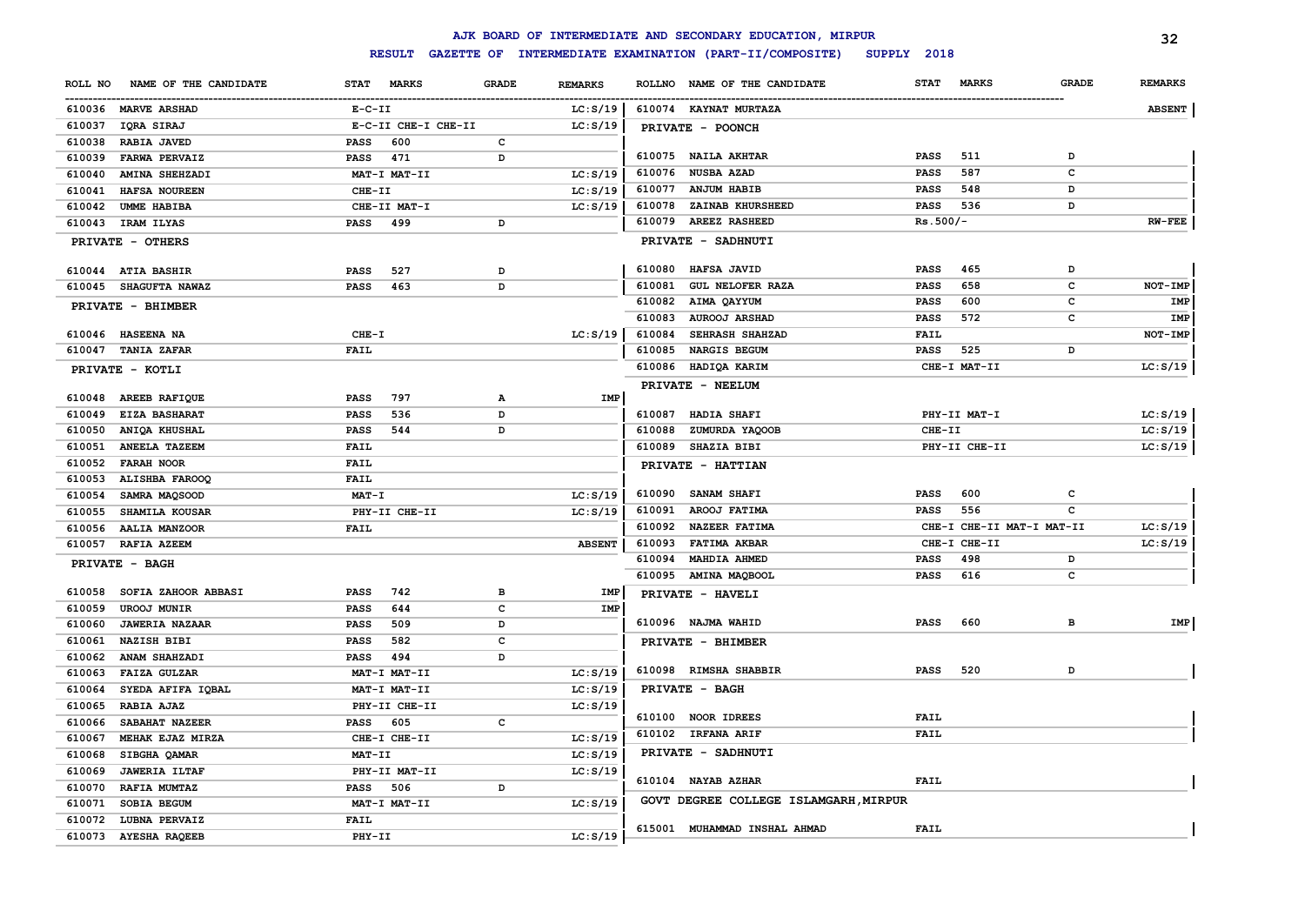# AJK BOARD OF INTERMEDIATE AND SECONDARY EDUCATION, MIRPUR

## RESULT GAZETTE OF INTERMEDIATE EXAMINATION (PART-II/COMPOSITE) SUPPLY 2018

| ROLL NO | NAME OF THE CANDIDATE | STAT | MARKS | GRADE | REMARKS |
|---|---|---|---|---|---|
| 610036 | MARVE ARSHAD | E-C-II | | | LC:S/19 |
| 610037 | IQRA SIRAJ | E-C-II CHE-I CHE-II | | | LC:S/19 |
| 610038 | RABIA JAVED | PASS | 600 | C | |
| 610039 | FARWA PERVAIZ | PASS | 471 | D | |
| 610040 | AMINA SHEHZADI | MAT-I MAT-II | | | LC:S/19 |
| 610041 | HAFSA NOUREEN | CHE-II | | | LC:S/19 |
| 610042 | UMME HABIBA | CHE-II MAT-I | | | LC:S/19 |
| 610043 | IRAM ILYAS | PASS | 499 | D | |
| | **PRIVATE - OTHERS** | | | | |
| 610044 | ATIA BASHIR | PASS | 527 | D | |
| 610045 | SHAGUFTA NAWAZ | PASS | 463 | D | |
| | **PRIVATE - BHIMBER** | | | | |
| 610046 | HASEENA NA | CHE-I | | | LC:S/19 |
| 610047 | TANIA ZAFAR | FAIL | | | |
| | **PRIVATE - KOTLI** | | | | |
| 610048 | AREEB RAFIQUE | PASS | 797 | A | IMP |
| 610049 | EIZA BASHARAT | PASS | 536 | D | |
| 610050 | ANIQA KHUSHAL | PASS | 544 | D | |
| 610051 | ANEELA TAZEEM | FAIL | | | |
| 610052 | FARAH NOOR | FAIL | | | |
| 610053 | ALISHBA FAROOQ | FAIL | | | |
| 610054 | SAMRA MAQSOOD | MAT-I | | | LC:S/19 |
| 610055 | SHAMILA KOUSAR | PHY-II CHE-II | | | LC:S/19 |
| 610056 | AALIA MANZOOR | FAIL | | | |
| 610057 | RAFIA AZEEM | | | | ABSENT |
| | **PRIVATE - BAGH** | | | | |
| 610058 | SOFIA ZAHOOR ABBASI | PASS | 742 | B | IMP |
| 610059 | UROOJ MUNIR | PASS | 644 | C | IMP |
| 610060 | JAWERIA NAZAAR | PASS | 509 | D | |
| 610061 | NAZISH BIBI | PASS | 582 | C | |
| 610062 | ANAM SHAHZADI | PASS | 494 | D | |
| 610063 | FAIZA GULZAR | MAT-I MAT-II | | | LC:S/19 |
| 610064 | SYEDA AFIFA IQBAL | MAT-I MAT-II | | | LC:S/19 |
| 610065 | RABIA AJAZ | PHY-II CHE-II | | | LC:S/19 |
| 610066 | SABAHAT NAZEER | PASS | 605 | C | |
| 610067 | MEHAK EJAZ MIRZA | CHE-I CHE-II | | | LC:S/19 |
| 610068 | SIBGHA QAMAR | MAT-II | | | LC:S/19 |
| 610069 | JAWERIA ILTAF | PHY-II MAT-II | | | LC:S/19 |
| 610070 | RAFIA MUMTAZ | PASS | 506 | D | |
| 610071 | SOBIA BEGUM | MAT-I MAT-II | | | LC:S/19 |
| 610072 | LUBNA PERVAIZ | FAIL | | | |
| 610073 | AYESHA RAQEEB | PHY-II | | | LC:S/19 |
| 610074 | KAYNAT MURTAZA | | | | ABSENT |
| | **PRIVATE - POONCH** | | | | |
| 610075 | NAILA AKHTAR | PASS | 511 | D | |
| 610076 | NUSBA AZAD | PASS | 587 | C | |
| 610077 | ANJUM HABIB | PASS | 548 | D | |
| 610078 | ZAINAB KHURSHEED | PASS | 536 | D | |
| 610079 | AREEZ RASHEED | Rs.500/- | | | RW-FEE |
| | **PRIVATE - SADHNUTI** | | | | |
| 610080 | HAFSA JAVID | PASS | 465 | D | |
| 610081 | GUL NELOFER RAZA | PASS | 658 | C | NOT-IMP |
| 610082 | AIMA QAYYUM | PASS | 600 | C | IMP |
| 610083 | AUROOJ ARSHAD | PASS | 572 | C | IMP |
| 610084 | SEHRASH SHAHZAD | FAIL | | | NOT-IMP |
| 610085 | NARGIS BEGUM | PASS | 525 | D | |
| 610086 | HADIQA KARIM | CHE-I MAT-II | | | LC:S/19 |
| | **PRIVATE - NEELUM** | | | | |
| 610087 | HADIA SHAFI | PHY-II MAT-I | | | LC:S/19 |
| 610088 | ZUMURDA YAQOOB | CHE-II | | | LC:S/19 |
| 610089 | SHAZIA BIBI | PHY-II CHE-II | | | LC:S/19 |
| | **PRIVATE - HATTIAN** | | | | |
| 610090 | SANAM SHAFI | PASS | 600 | C | |
| 610091 | AROOJ FATIMA | PASS | 556 | C | |
| 610092 | NAZEER FATIMA | CHE-I CHE-II MAT-I MAT-II | | | LC:S/19 |
| 610093 | FATIMA AKBAR | CHE-I CHE-II | | | LC:S/19 |
| 610094 | MAHDIA AHMED | PASS | 498 | D | |
| 610095 | AMINA MAQBOOL | PASS | 616 | C | |
| | **PRIVATE - HAVELI** | | | | |
| 610096 | NAJMA WAHID | PASS | 660 | B | IMP |
| | **PRIVATE - BHIMBER** | | | | |
| 610098 | RIMSHA SHABBIR | PASS | 520 | D | |
| | **PRIVATE - BAGH** | | | | |
| 610100 | NOOR IDREES | FAIL | | | |
| 610102 | IRFANA ARIF | FAIL | | | |
| | **PRIVATE - SADHNUTI** | | | | |
| 610104 | NAYAB AZHAR | FAIL | | | |
| | **GOVT DEGREE COLLEGE ISLAMGARH,MIRPUR** | | | | |
| 615001 | MUHAMMAD INSHAL AHMAD | FAIL | | | |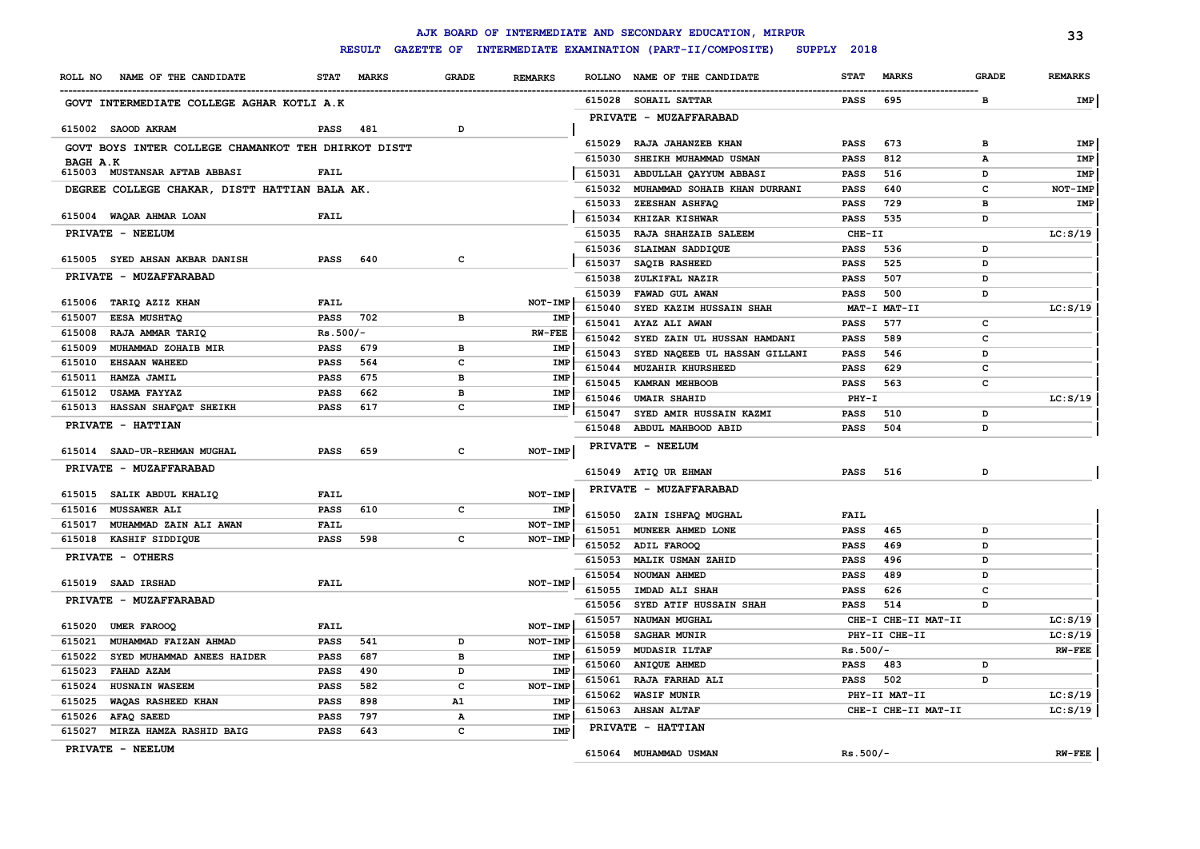# AJK BOARD OF INTERMEDIATE AND SECONDARY EDUCATION, MIRPUR

## RESULT GAZETTE OF INTERMEDIATE EXAMINATION (PART-II/COMPOSITE) SUPPLY 2018

| ROLL NO | NAME OF THE CANDIDATE | STAT | MARKS | GRADE | REMARKS |
|---|---|---|---|---|---|
| **GOVT INTERMEDIATE COLLEGE AGHAR KOTLI A.K** | | | | | |
| 615002 | SAOOD AKRAM | PASS | 481 | D | |
| **GOVT BOYS INTER COLLEGE CHAMANKOT TEH DHIRKOT DISTT BAGH A.K** | | | | | |
| 615003 | MUSTANSAR AFTAB ABBASI | FAIL | | | |
| **DEGREE COLLEGE CHAKAR, DISTT HATTIAN BALA AK.** | | | | | |
| 615004 | WAQAR AHMAR LOAN | FAIL | | | |
| **PRIVATE - NEELUM** | | | | | |
| 615005 | SYED AHSAN AKBAR DANISH | PASS | 640 | C | |
| **PRIVATE - MUZAFFARABAD** | | | | | |
| 615006 | TARIQ AZIZ KHAN | FAIL | | | NOT-IMP |
| 615007 | EESA MUSHTAQ | PASS | 702 | B | IMP |
| 615008 | RAJA AMMAR TARIQ | Rs.500/- | | | RW-FEE |
| 615009 | MUHAMMAD ZOHAIB MIR | PASS | 679 | B | IMP |
| 615010 | EHSAAN WAHEED | PASS | 564 | C | IMP |
| 615011 | HAMZA JAMIL | PASS | 675 | B | IMP |
| 615012 | USAMA FAYYAZ | PASS | 662 | B | IMP |
| 615013 | HASSAN SHAFQAT SHEIKH | PASS | 617 | C | IMP |
| **PRIVATE - HATTIAN** | | | | | |
| 615014 | SAAD-UR-REHMAN MUGHAL | PASS | 659 | C | NOT-IMP |
| **PRIVATE - MUZAFFARABAD** | | | | | |
| 615015 | SALIK ABDUL KHALIQ | FAIL | | | NOT-IMP |
| 615016 | MUSSAWER ALI | PASS | 610 | C | IMP |
| 615017 | MUHAMMAD ZAIN ALI AWAN | FAIL | | | NOT-IMP |
| 615018 | KASHIF SIDDIQUE | PASS | 598 | C | NOT-IMP |
| **PRIVATE - OTHERS** | | | | | |
| 615019 | SAAD IRSHAD | FAIL | | | NOT-IMP |
| **PRIVATE - MUZAFFARABAD** | | | | | |
| 615020 | UMER FAROOQ | FAIL | | | NOT-IMP |
| 615021 | MUHAMMAD FAIZAN AHMAD | PASS | 541 | D | NOT-IMP |
| 615022 | SYED MUHAMMAD ANEES HAIDER | PASS | 687 | B | IMP |
| 615023 | FAHAD AZAM | PASS | 490 | D | IMP |
| 615024 | HUSNAIN WASEEM | PASS | 582 | C | NOT-IMP |
| 615025 | WAQAS RASHEED KHAN | PASS | 898 | A1 | IMP |
| 615026 | AFAQ SAEED | PASS | 797 | A | IMP |
| 615027 | MIRZA HAMZA RASHID BAIG | PASS | 643 | C | IMP |
| **PRIVATE - NEELUM** | | | | | |
| 615028 | SOHAIL SATTAR | PASS | 695 | B | IMP |
| **PRIVATE - MUZAFFARABAD** | | | | | |
| 615029 | RAJA JAHANZEB KHAN | PASS | 673 | B | IMP |
| 615030 | SHEIKH MUHAMMAD USMAN | PASS | 812 | A | IMP |
| 615031 | ABDULLAH QAYYUM ABBASI | PASS | 516 | D | IMP |
| 615032 | MUHAMMAD SOHAIB KHAN DURRANI | PASS | 640 | C | NOT-IMP |
| 615033 | ZEESHAN ASHFAQ | PASS | 729 | B | IMP |
| 615034 | KHIZAR KISHWAR | PASS | 535 | D | |
| 615035 | RAJA SHAHZAIB SALEEM | CHE-II | | | LC:S/19 |
| 615036 | SLAIMAN SADDIQUE | PASS | 536 | D | |
| 615037 | SAQIB RASHEED | PASS | 525 | D | |
| 615038 | ZULKIFAL NAZIR | PASS | 507 | D | |
| 615039 | FAWAD GUL AWAN | PASS | 500 | D | |
| 615040 | SYED KAZIM HUSSAIN SHAH | MAT-I MAT-II | | | LC:S/19 |
| 615041 | AYAZ ALI AWAN | PASS | 577 | C | |
| 615042 | SYED ZAIN UL HUSSAN HAMDANI | PASS | 589 | C | |
| 615043 | SYED NAQEEB UL HASSAN GILLANI | PASS | 546 | D | |
| 615044 | MUZAHIR KHURSHEED | PASS | 629 | C | |
| 615045 | KAMRAN MEHBOOB | PASS | 563 | C | |
| 615046 | UMAIR SHAHID | PHY-I | | | LC:S/19 |
| 615047 | SYED AMIR HUSSAIN KAZMI | PASS | 510 | D | |
| 615048 | ABDUL MAHBOOD ABID | PASS | 504 | D | |
| **PRIVATE - NEELUM** | | | | | |
| 615049 | ATIQ UR EHMAN | PASS | 516 | D | |
| **PRIVATE - MUZAFFARABAD** | | | | | |
| 615050 | ZAIN ISHFAQ MUGHAL | FAIL | | | |
| 615051 | MUNEER AHMED LONE | PASS | 465 | D | |
| 615052 | ADIL FAROOQ | PASS | 469 | D | |
| 615053 | MALIK USMAN ZAHID | PASS | 496 | D | |
| 615054 | NOUMAN AHMED | PASS | 489 | D | |
| 615055 | IMDAD ALI SHAH | PASS | 626 | C | |
| 615056 | SYED ATIF HUSSAIN SHAH | PASS | 514 | D | |
| 615057 | NAUMAN MUGHAL | CHE-I CHE-II MAT-II | | | LC:S/19 |
| 615058 | SAGHAR MUNIR | PHY-II CHE-II | | | LC:S/19 |
| 615059 | MUDASIR ILTAF | Rs.500/- | | | RW-FEE |
| 615060 | ANIQUE AHMED | PASS | 483 | D | |
| 615061 | RAJA FARHAD ALI | PASS | 502 | D | |
| 615062 | WASIF MUNIR | PHY-II MAT-II | | | LC:S/19 |
| 615063 | AHSAN ALTAF | CHE-I CHE-II MAT-II | | | LC:S/19 |
| **PRIVATE - HATTIAN** | | | | | |
| 615064 | MUHAMMAD USMAN | Rs.500/- | | | RW-FEE |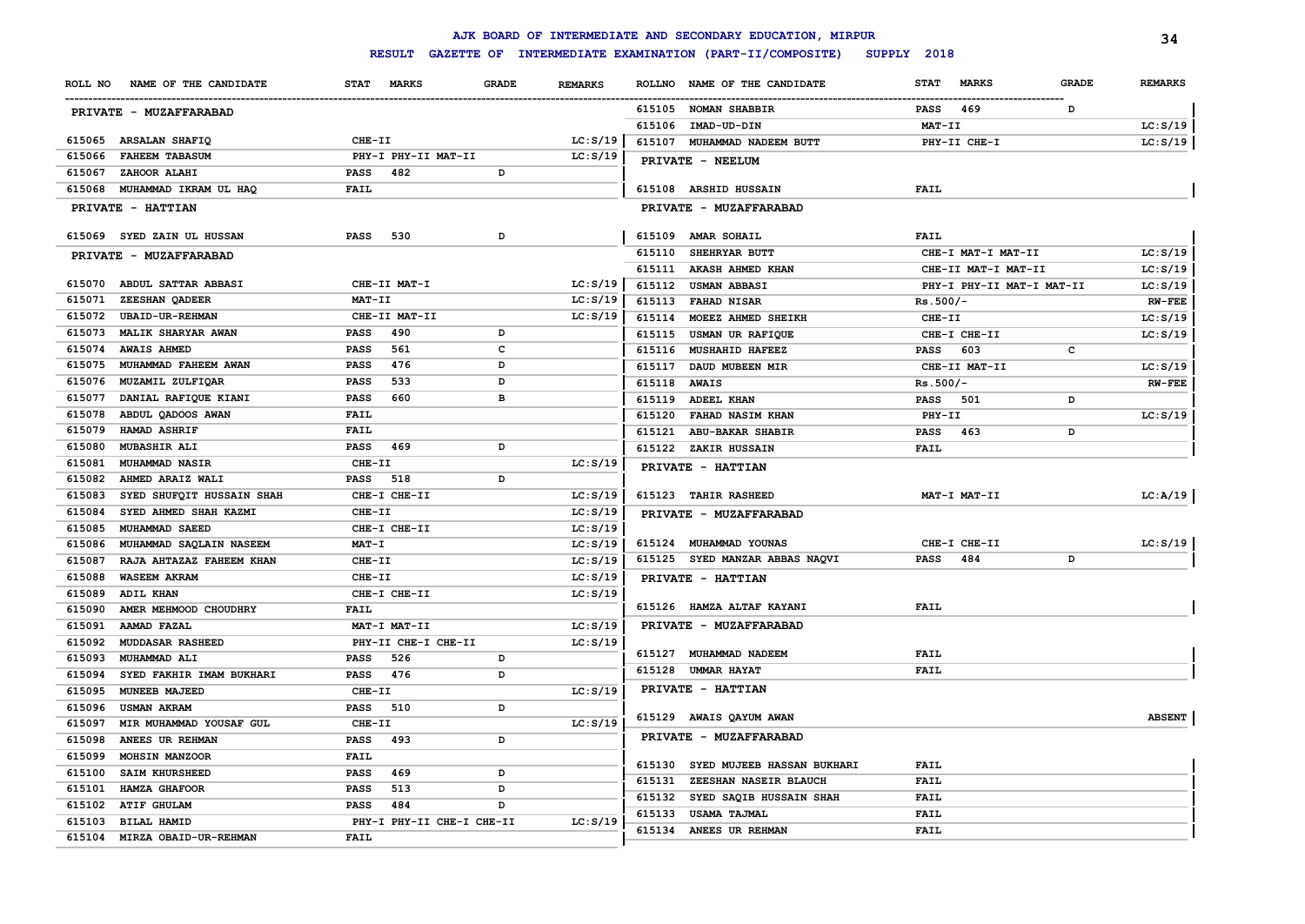# AJK BOARD OF INTERMEDIATE AND SECONDARY EDUCATION, MIRPUR

## RESULT GAZETTE OF INTERMEDIATE EXAMINATION (PART-II/COMPOSITE) SUPPLY 2018

| ROLL NO | NAME OF THE CANDIDATE | STAT MARKS | GRADE | REMARKS |
|---|---|---|---|---|
| | **PRIVATE - MUZAFFARABAD** | | | |
| 615065 | ARSALAN SHAFIQ | CHE-II | | LC:S/19 |
| 615066 | FAHEEM TABASUM | PHY-I PHY-II MAT-II | | LC:S/19 |
| 615067 | ZAHOOR ALAHI | PASS 482 | D | |
| 615068 | MUHAMMAD IKRAM UL HAQ | FAIL | | |
| | **PRIVATE - HATTIAN** | | | |
| 615069 | SYED ZAIN UL HUSSAN | PASS 530 | D | |
| | **PRIVATE - MUZAFFARABAD** | | | |
| 615070 | ABDUL SATTAR ABBASI | CHE-II MAT-I | | LC:S/19 |
| 615071 | ZEESHAN QADEER | MAT-II | | LC:S/19 |
| 615072 | UBAID-UR-REHMAN | CHE-II MAT-II | | LC:S/19 |
| 615073 | MALIK SHARYAR AWAN | PASS 490 | D | |
| 615074 | AWAIS AHMED | PASS 561 | C | |
| 615075 | MUHAMMAD FAHEEM AWAN | PASS 476 | D | |
| 615076 | MUZAMIL ZULFIQAR | PASS 533 | D | |
| 615077 | DANIAL RAFIQUE KIANI | PASS 660 | B | |
| 615078 | ABDUL QADOOS AWAN | FAIL | | |
| 615079 | HAMAD ASHRIF | FAIL | | |
| 615080 | MUBASHIR ALI | PASS 469 | D | |
| 615081 | MUHAMMAD NASIR | CHE-II | | LC:S/19 |
| 615082 | AHMED ARAIZ WALI | PASS 518 | D | |
| 615083 | SYED SHUFQIT HUSSAIN SHAH | CHE-I CHE-II | | LC:S/19 |
| 615084 | SYED AHMED SHAH KAZMI | CHE-II | | LC:S/19 |
| 615085 | MUHAMMAD SAEED | CHE-I CHE-II | | LC:S/19 |
| 615086 | MUHAMMAD SAQLAIN NASEEM | MAT-I | | LC:S/19 |
| 615087 | RAJA AHTAZAZ FAHEEM KHAN | CHE-II | | LC:S/19 |
| 615088 | WASEEM AKRAM | CHE-II | | LC:S/19 |
| 615089 | ADIL KHAN | CHE-I CHE-II | | LC:S/19 |
| 615090 | AMER MEHMOOD CHOUDHRY | FAIL | | |
| 615091 | AAMAD FAZAL | MAT-I MAT-II | | LC:S/19 |
| 615092 | MUDDASAR RASHEED | PHY-II CHE-I CHE-II | | LC:S/19 |
| 615093 | MUHAMMAD ALI | PASS 526 | D | |
| 615094 | SYED FAKHIR IMAM BUKHARI | PASS 476 | D | |
| 615095 | MUNEEB MAJEED | CHE-II | | LC:S/19 |
| 615096 | USMAN AKRAM | PASS 510 | D | |
| 615097 | MIR MUHAMMAD YOUSAF GUL | CHE-II | | LC:S/19 |
| 615098 | ANEES UR REHMAN | PASS 493 | D | |
| 615099 | MOHSIN MANZOOR | FAIL | | |
| 615100 | SAIM KHURSHEED | PASS 469 | D | |
| 615101 | HAMZA GHAFOOR | PASS 513 | D | |
| 615102 | ATIF GHULAM | PASS 484 | D | |
| 615103 | BILAL HAMID | PHY-I PHY-II CHE-I CHE-II | | LC:S/19 |
| 615104 | MIRZA OBAID-UR-REHMAN | FAIL | | |
| 615105 | NOMAN SHABBIR | PASS 469 | D | |
| 615106 | IMAD-UD-DIN | MAT-II | | LC:S/19 |
| 615107 | MUHAMMAD NADEEM BUTT | PHY-II CHE-I | | LC:S/19 |
| | **PRIVATE - NEELUM** | | | |
| 615108 | ARSHID HUSSAIN | FAIL | | |
| | **PRIVATE - MUZAFFARABAD** | | | |
| 615109 | AMAR SOHAIL | FAIL | | |
| 615110 | SHEHRYAR BUTT | CHE-I MAT-I MAT-II | | LC:S/19 |
| 615111 | AKASH AHMED KHAN | CHE-II MAT-I MAT-II | | LC:S/19 |
| 615112 | USMAN ABBASI | PHY-I PHY-II MAT-I MAT-II | | LC:S/19 |
| 615113 | FAHAD NISAR | Rs.500/- | | RW-FEE |
| 615114 | MOEEZ AHMED SHEIKH | CHE-II | | LC:S/19 |
| 615115 | USMAN UR RAFIQUE | CHE-I CHE-II | | LC:S/19 |
| 615116 | MUSHAHID HAFEEZ | PASS 603 | C | |
| 615117 | DAUD MUBEEN MIR | CHE-II MAT-II | | LC:S/19 |
| 615118 | AWAIS | Rs.500/- | | RW-FEE |
| 615119 | ADEEL KHAN | PASS 501 | D | |
| 615120 | FAHAD NASIM KHAN | PHY-II | | LC:S/19 |
| 615121 | ABU-BAKAR SHABIR | PASS 463 | D | |
| 615122 | ZAKIR HUSSAIN | FAIL | | |
| | **PRIVATE - HATTIAN** | | | |
| 615123 | TAHIR RASHEED | MAT-I MAT-II | | LC:A/19 |
| | **PRIVATE - MUZAFFARABAD** | | | |
| 615124 | MUHAMMAD YOUNAS | CHE-I CHE-II | | LC:S/19 |
| 615125 | SYED MANZAR ABBAS NAQVI | PASS 484 | D | |
| | **PRIVATE - HATTIAN** | | | |
| 615126 | HAMZA ALTAF KAYANI | FAIL | | |
| | **PRIVATE - MUZAFFARABAD** | | | |
| 615127 | MUHAMMAD NADEEM | FAIL | | |
| 615128 | UMMAR HAYAT | FAIL | | |
| | **PRIVATE - HATTIAN** | | | |
| 615129 | AWAIS QAYUM AWAN | | | ABSENT |
| | **PRIVATE - MUZAFFARABAD** | | | |
| 615130 | SYED MUJEEB HASSAN BUKHARI | FAIL | | |
| 615131 | ZEESHAN NASEIR BLAUCH | FAIL | | |
| 615132 | SYED SAQIB HUSSAIN SHAH | FAIL | | |
| 615133 | USAMA TAJMAL | FAIL | | |
| 615134 | ANEES UR REHMAN | FAIL | | |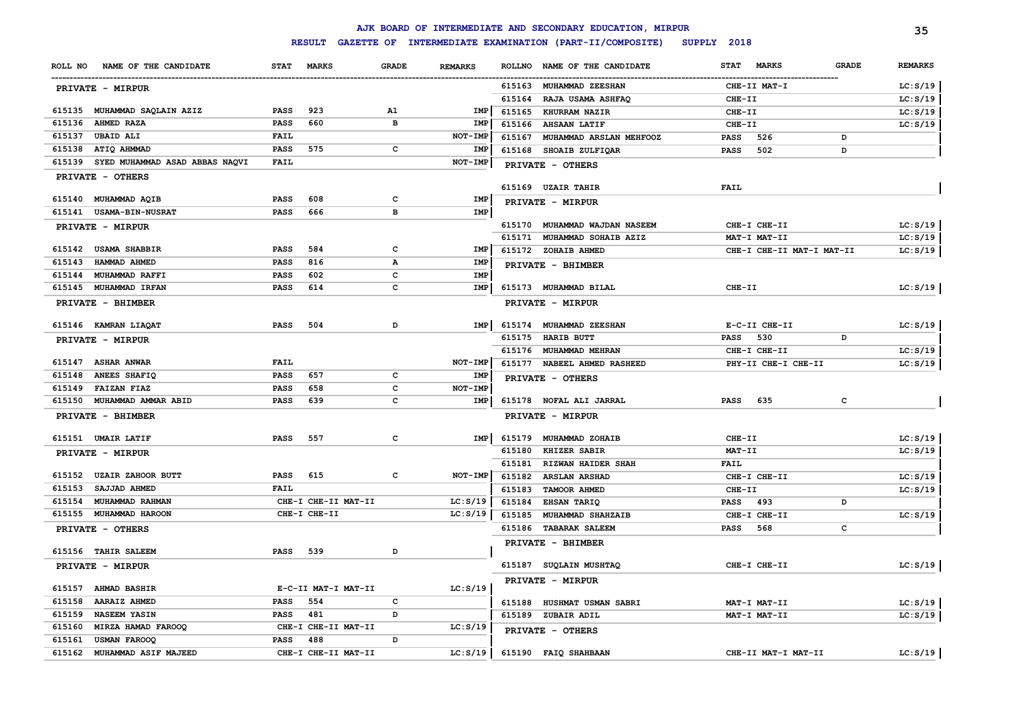# AJK BOARD OF INTERMEDIATE AND SECONDARY EDUCATION, MIRPUR

## RESULT GAZETTE OF INTERMEDIATE EXAMINATION (PART-II/COMPOSITE) SUPPLY 2018

| ROLL NO | NAME OF THE CANDIDATE | STAT | MARKS | GRADE | REMARKS |
|---|---|---|---|---|---|
| **PRIVATE - MIRPUR** | | | | | |
| 615135 | MUHAMMAD SAQLAIN AZIZ | PASS | 923 | A1 | IMP |
| 615136 | AHMED RAZA | PASS | 660 | B | IMP |
| 615137 | UBAID ALI | FAIL | | | NOT-IMP |
| 615138 | ATIQ AHMMAD | PASS | 575 | C | IMP |
| 615139 | SYED MUHAMMAD ASAD ABBAS NAQVI | FAIL | | | NOT-IMP |
| **PRIVATE - OTHERS** | | | | | |
| 615140 | MUHAMMAD AQIB | PASS | 608 | C | IMP |
| 615141 | USAMA-BIN-NUSRAT | PASS | 666 | B | IMP |
| **PRIVATE - MIRPUR** | | | | | |
| 615142 | USAMA SHABBIR | PASS | 584 | C | IMP |
| 615143 | HAMMAD AHMED | PASS | 816 | A | IMP |
| 615144 | MUHAMMAD RAFFI | PASS | 602 | C | IMP |
| 615145 | MUHAMMAD IRFAN | PASS | 614 | C | IMP |
| **PRIVATE - BHIMBER** | | | | | |
| 615146 | KAMRAN LIAQAT | PASS | 504 | D | IMP |
| **PRIVATE - MIRPUR** | | | | | |
| 615147 | ASHAR ANWAR | FAIL | | | NOT-IMP |
| 615148 | ANEES SHAFIQ | PASS | 657 | C | IMP |
| 615149 | FAIZAN FIAZ | PASS | 658 | C | NOT-IMP |
| 615150 | MUHAMMAD AMMAR ABID | PASS | 639 | C | IMP |
| **PRIVATE - BHIMBER** | | | | | |
| 615151 | UMAIR LATIF | PASS | 557 | C | IMP |
| **PRIVATE - MIRPUR** | | | | | |
| 615152 | UZAIR ZAHOOR BUTT | PASS | 615 | C | NOT-IMP |
| 615153 | SAJJAD AHMED | FAIL | | | |
| 615154 | MUHAMMAD RAHMAN | CHE-I CHE-II MAT-II | | | LC:S/19 |
| 615155 | MUHAMMAD HAROON | CHE-I CHE-II | | | LC:S/19 |
| **PRIVATE - OTHERS** | | | | | |
| 615156 | TAHIR SALEEM | PASS | 539 | D | |
| **PRIVATE - MIRPUR** | | | | | |
| 615157 | AHMAD BASHIR | E-C-II MAT-I MAT-II | | | LC:S/19 |
| 615158 | AARAIZ AHMED | PASS | 554 | C | |
| 615159 | NASEEM YASIN | PASS | 481 | D | |
| 615160 | MIRZA HAMAD FAROOQ | CHE-I CHE-II MAT-II | | | LC:S/19 |
| 615161 | USMAN FAROOQ | PASS | 488 | D | |
| 615162 | MUHAMMAD ASIF MAJEED | CHE-I CHE-II MAT-II | | | LC:S/19 |
| 615163 | MUHAMMAD ZEESHAN | CHE-II MAT-I | | | LC:S/19 |
| 615164 | RAJA USAMA ASHFAQ | CHE-II | | | LC:S/19 |
| 615165 | KHURRAM NAZIR | CHE-II | | | LC:S/19 |
| 615166 | AHSAAN LATIF | CHE-II | | | LC:S/19 |
| 615167 | MUHAMMAD ARSLAN MEHFOOZ | PASS | 526 | D | |
| 615168 | SHOAIB ZULFIQAR | PASS | 502 | D | |
| **PRIVATE - OTHERS** | | | | | |
| 615169 | UZAIR TAHIR | FAIL | | | |
| **PRIVATE - MIRPUR** | | | | | |
| 615170 | MUHAMMAD WAJDAN NASEEM | CHE-I CHE-II | | | LC:S/19 |
| 615171 | MUHAMMAD SOHAIB AZIZ | MAT-I MAT-II | | | LC:S/19 |
| 615172 | ZOHAIB AHMED | CHE-I CHE-II MAT-I MAT-II | | | LC:S/19 |
| **PRIVATE - BHIMBER** | | | | | |
| 615173 | MUHAMMAD BILAL | CHE-II | | | LC:S/19 |
| **PRIVATE - MIRPUR** | | | | | |
| 615174 | MUHAMMAD ZEESHAN | E-C-II CHE-II | | | LC:S/19 |
| 615175 | HARIB BUTT | PASS | 530 | D | |
| 615176 | MUHAMMAD MEHRAN | CHE-I CHE-II | | | LC:S/19 |
| 615177 | NABEEL AHMED RASHEED | PHY-II CHE-I CHE-II | | | LC:S/19 |
| **PRIVATE - OTHERS** | | | | | |
| 615178 | NOFAL ALI JARRAL | PASS | 635 | C | |
| **PRIVATE - MIRPUR** | | | | | |
| 615179 | MUHAMMAD ZOHAIB | CHE-II | | | LC:S/19 |
| 615180 | KHIZER SABIR | MAT-II | | | LC:S/19 |
| 615181 | RIZWAN HAIDER SHAH | FAIL | | | |
| 615182 | ARSLAN ARSHAD | CHE-I CHE-II | | | LC:S/19 |
| 615183 | TAMOOR AHMED | CHE-II | | | LC:S/19 |
| 615184 | EHSAN TARIQ | PASS | 493 | D | |
| 615185 | MUHAMMAD SHAHZAIB | CHE-I CHE-II | | | LC:S/19 |
| 615186 | TABARAK SALEEM | PASS | 568 | C | |
| **PRIVATE - BHIMBER** | | | | | |
| 615187 | SUQLAIN MUSHTAQ | CHE-I CHE-II | | | LC:S/19 |
| **PRIVATE - MIRPUR** | | | | | |
| 615188 | HUSHMAT USMAN SABRI | MAT-I MAT-II | | | LC:S/19 |
| 615189 | ZUBAIR ADIL | MAT-I MAT-II | | | LC:S/19 |
| **PRIVATE - OTHERS** | | | | | |
| 615190 | FAIQ SHAHBAAN | CHE-II MAT-I MAT-II | | | LC:S/19 |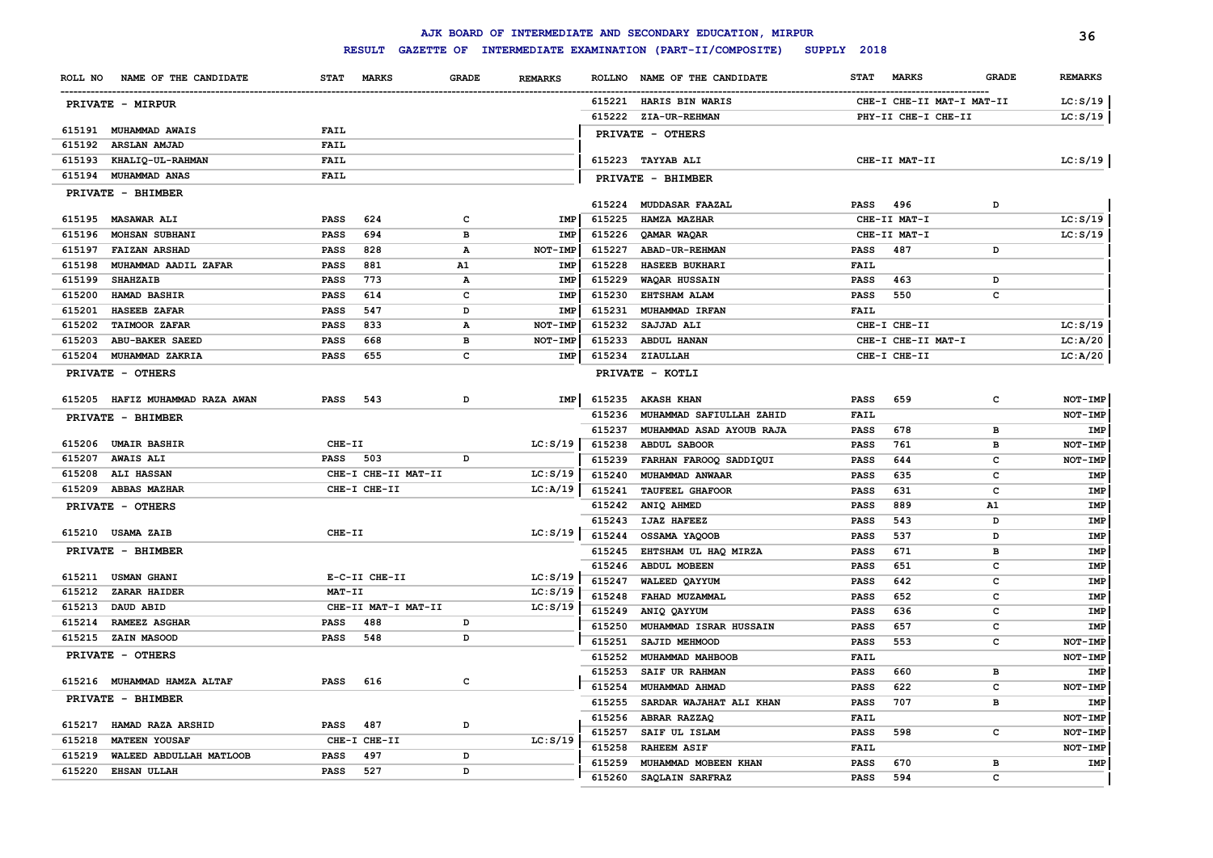# AJK BOARD OF INTERMEDIATE AND SECONDARY EDUCATION, MIRPUR

## RESULT GAZETTE OF INTERMEDIATE EXAMINATION (PART-II/COMPOSITE) SUPPLY 2018

| ROLL NO | NAME OF THE CANDIDATE | STAT | MARKS | GRADE | REMARKS |
|---|---|---|---|---|---|
| **PRIVATE - MIRPUR** | | | | | |
| 615191 | MUHAMMAD AWAIS | FAIL | | | |
| 615192 | ARSLAN AMJAD | FAIL | | | |
| 615193 | KHALIQ-UL-RAHMAN | FAIL | | | |
| 615194 | MUHAMMAD ANAS | FAIL | | | |
| **PRIVATE - BHIMBER** | | | | | |
| 615195 | MASAWAR ALI | PASS | 624 | C | IMP |
| 615196 | MOHSAN SUBHANI | PASS | 694 | B | IMP |
| 615197 | FAIZAN ARSHAD | PASS | 828 | A | NOT-IMP |
| 615198 | MUHAMMAD AADIL ZAFAR | PASS | 881 | A1 | IMP |
| 615199 | SHAHZAIB | PASS | 773 | A | IMP |
| 615200 | HAMAD BASHIR | PASS | 614 | C | IMP |
| 615201 | HASEEB ZAFAR | PASS | 547 | D | IMP |
| 615202 | TAIMOOR ZAFAR | PASS | 833 | A | NOT-IMP |
| 615203 | ABU-BAKER SAEED | PASS | 668 | B | NOT-IMP |
| 615204 | MUHAMMAD ZAKRIA | PASS | 655 | C | IMP |
| **PRIVATE - OTHERS** | | | | | |
| 615205 | HAFIZ MUHAMMAD RAZA AWAN | PASS | 543 | D | IMP |
| **PRIVATE - BHIMBER** | | | | | |
| 615206 | UMAIR BASHIR | CHE-II | | | LC:S/19 |
| 615207 | AWAIS ALI | PASS | 503 | D | |
| 615208 | ALI HASSAN | CHE-I CHE-II MAT-II | | | LC:S/19 |
| 615209 | ABBAS MAZHAR | CHE-I CHE-II | | | LC:A/19 |
| **PRIVATE - OTHERS** | | | | | |
| 615210 | USAMA ZAIB | CHE-II | | | LC:S/19 |
| **PRIVATE - BHIMBER** | | | | | |
| 615211 | USMAN GHANI | E-C-II CHE-II | | | LC:S/19 |
| 615212 | ZARAR HAIDER | MAT-II | | | LC:S/19 |
| 615213 | DAUD ABID | CHE-II MAT-I MAT-II | | | LC:S/19 |
| 615214 | RAMEEZ ASGHAR | PASS | 488 | D | |
| 615215 | ZAIN MASOOD | PASS | 548 | D | |
| **PRIVATE - OTHERS** | | | | | |
| 615216 | MUHAMMAD HAMZA ALTAF | PASS | 616 | C | |
| **PRIVATE - BHIMBER** | | | | | |
| 615217 | HAMAD RAZA ARSHID | PASS | 487 | D | |
| 615218 | MATEEN YOUSAF | CHE-I CHE-II | | | LC:S/19 |
| 615219 | WALEED ABDULLAH MATLOOB | PASS | 497 | D | |
| 615220 | EHSAN ULLAH | PASS | 527 | D | |
| 615221 | HARIS BIN WARIS | CHE-I CHE-II MAT-I MAT-II | | | LC:S/19 |
| 615222 | ZIA-UR-REHMAN | PHY-II CHE-I CHE-II | | | LC:S/19 |
| **PRIVATE - OTHERS** | | | | | |
| 615223 | TAYYAB ALI | CHE-II MAT-II | | | LC:S/19 |
| **PRIVATE - BHIMBER** | | | | | |
| 615224 | MUDDASAR FAAZAL | PASS | 496 | D | |
| 615225 | HAMZA MAZHAR | CHE-II MAT-I | | | LC:S/19 |
| 615226 | QAMAR WAQAR | CHE-II MAT-I | | | LC:S/19 |
| 615227 | ABAD-UR-REHMAN | PASS | 487 | D | |
| 615228 | HASEEB BUKHARI | FAIL | | | |
| 615229 | WAQAR HUSSAIN | PASS | 463 | D | |
| 615230 | EHTSHAM ALAM | PASS | 550 | C | |
| 615231 | MUHAMMAD IRFAN | FAIL | | | |
| 615232 | SAJJAD ALI | CHE-I CHE-II | | | LC:S/19 |
| 615233 | ABDUL HANAN | CHE-I CHE-II MAT-I | | | LC:A/20 |
| 615234 | ZIAULLAH | CHE-I CHE-II | | | LC:A/20 |
| **PRIVATE - KOTLI** | | | | | |
| 615235 | AKASH KHAN | PASS | 659 | C | NOT-IMP |
| 615236 | MUHAMMAD SAFIULLAH ZAHID | FAIL | | | NOT-IMP |
| 615237 | MUHAMMAD ASAD AYOUB RAJA | PASS | 678 | B | IMP |
| 615238 | ABDUL SABOOR | PASS | 761 | B | NOT-IMP |
| 615239 | FARHAN FAROOQ SADDIQUI | PASS | 644 | C | NOT-IMP |
| 615240 | MUHAMMAD ANWAAR | PASS | 635 | C | IMP |
| 615241 | TAUFEEL GHAFOOR | PASS | 631 | C | IMP |
| 615242 | ANIQ AHMED | PASS | 889 | A1 | IMP |
| 615243 | IJAZ HAFEEZ | PASS | 543 | D | IMP |
| 615244 | OSSAMA YAQOOB | PASS | 537 | D | IMP |
| 615245 | EHTSHAM UL HAQ MIRZA | PASS | 671 | B | IMP |
| 615246 | ABDUL MOBEEN | PASS | 651 | C | IMP |
| 615247 | WALEED QAYYUM | PASS | 642 | C | IMP |
| 615248 | FAHAD MUZAMMAL | PASS | 652 | C | IMP |
| 615249 | ANIQ QAYYUM | PASS | 636 | C | IMP |
| 615250 | MUHAMMAD ISRAR HUSSAIN | PASS | 657 | C | IMP |
| 615251 | SAJID MEHMOOD | PASS | 553 | C | NOT-IMP |
| 615252 | MUHAMMAD MAHBOOB | FAIL | | | NOT-IMP |
| 615253 | SAIF UR RAHMAN | PASS | 660 | B | IMP |
| 615254 | MUHAMMAD AHMAD | PASS | 622 | C | NOT-IMP |
| 615255 | SARDAR WAJAHAT ALI KHAN | PASS | 707 | B | IMP |
| 615256 | ABRAR RAZZAQ | FAIL | | | NOT-IMP |
| 615257 | SAIF UL ISLAM | PASS | 598 | C | NOT-IMP |
| 615258 | RAHEEM ASIF | FAIL | | | NOT-IMP |
| 615259 | MUHAMMAD MOBEEN KHAN | PASS | 670 | B | IMP |
| 615260 | SAQLAIN SARFRAZ | PASS | 594 | C | |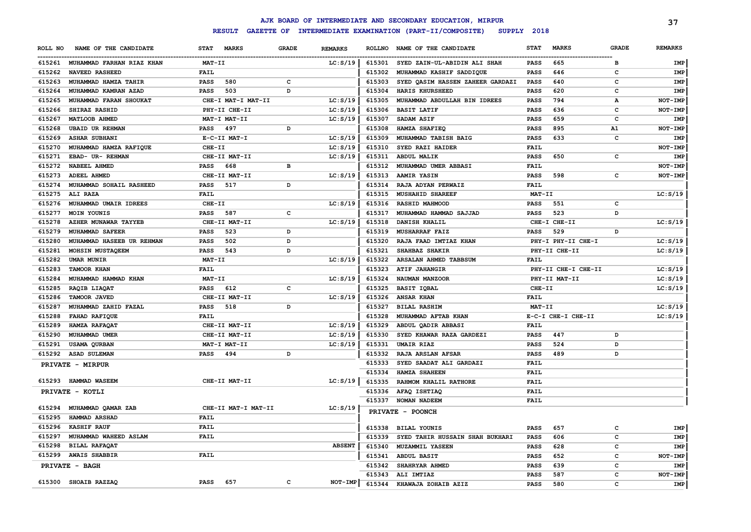# AJK BOARD OF INTERMEDIATE AND SECONDARY EDUCATION, MIRPUR

## RESULT GAZETTE OF INTERMEDIATE EXAMINATION (PART-II/COMPOSITE) SUPPLY 2018

| ROLL NO | NAME OF THE CANDIDATE | STAT | MARKS | GRADE | REMARKS |
|---|---|---|---|---|---|
| 615261 | MUHAMMAD FARHAN RIAZ KHAN | MAT-II | | | LC:S/19 |
| 615262 | NAVEED RASHEED | FAIL | | | |
| 615263 | MUHAMMAD HAMZA TAHIR | PASS | 580 | C | |
| 615264 | MUHAMMAD KAMRAN AZAD | PASS | 503 | D | |
| 615265 | MUHAMMAD FARAN SHOUKAT | CHE-I MAT-I MAT-II | | | LC:S/19 |
| 615266 | SHIRAZ RASHID | PHY-II CHE-II | | | LC:S/19 |
| 615267 | MATLOOB AHMED | MAT-I MAT-II | | | LC:S/19 |
| 615268 | UBAID UR REHMAN | PASS | 497 | D | |
| 615269 | ASHAR SUBHANI | E-C-II MAT-I | | | LC:S/19 |
| 615270 | MUHAMMAD HAMZA RAFIQUE | CHE-II | | | LC:S/19 |
| 615271 | EBAD- UR- REHMAN | CHE-II MAT-II | | | LC:S/19 |
| 615272 | NABEEL AHMED | PASS | 668 | B | |
| 615273 | ADEEL AHMED | CHE-II MAT-II | | | LC:S/19 |
| 615274 | MUHAMMAD SOHAIL RASHEED | PASS | 517 | D | |
| 615275 | ALI RAZA | FAIL | | | |
| 615276 | MUHAMMAD UMAIR IDREES | CHE-II | | | LC:S/19 |
| 615277 | MOIN YOUNIS | PASS | 587 | C | |
| 615278 | AZHER MUNAWAR TAYYEB | CHE-II MAT-II | | | LC:S/19 |
| 615279 | MUHAMMAD SAFEER | PASS | 523 | D | |
| 615280 | MUHAMMAD HASEEB UR REHMAN | PASS | 502 | D | |
| 615281 | MOHSIN MUSTAQEEM | PASS | 543 | D | |
| 615282 | UMAR MUNIR | MAT-II | | | LC:S/19 |
| 615283 | TAMOOR KHAN | FAIL | | | |
| 615284 | MUHAMMAD HAMMAD KHAN | MAT-II | | | LC:S/19 |
| 615285 | RAQIB LIAQAT | PASS | 612 | C | |
| 615286 | TAMOOR JAVED | CHE-II MAT-II | | | LC:S/19 |
| 615287 | MUHAMMAD ZAHID FAZAL | PASS | 518 | D | |
| 615288 | FAHAD RAFIQUE | FAIL | | | |
| 615289 | HAMZA RAFAQAT | CHE-II MAT-II | | | LC:S/19 |
| 615290 | MUHAMMAD UMER | CHE-II MAT-II | | | LC:S/19 |
| 615291 | USAMA QURBAN | MAT-I MAT-II | | | LC:S/19 |
| 615292 | ASAD SULEMAN | PASS | 494 | D | |
| | **PRIVATE - MIRPUR** | | | | |
| 615293 | HAMMAD WASEEM | CHE-II MAT-II | | | LC:S/19 |
| | **PRIVATE - KOTLI** | | | | |
| 615294 | MUHAMMAD QAMAR ZAB | CHE-II MAT-I MAT-II | | | LC:S/19 |
| 615295 | HAMMAD ARSHAD | FAIL | | | |
| 615296 | KASHIF RAUF | FAIL | | | |
| 615297 | MUHAMMAD WAHEED ASLAM | FAIL | | | |
| 615298 | BILAL RAFAQAT | | | | ABSENT |
| 615299 | AWAIS SHABBIR | FAIL | | | |
| | **PRIVATE - BAGH** | | | | |
| 615300 | SHOAIB RAZZAQ | PASS | 657 | C | NOT-IMP |
| 615301 | SYED ZAIN-UL-ABIDIN ALI SHAH | PASS | 665 | B | IMP |
| 615302 | MUHAMMAD KASHIF SADDIQUE | PASS | 646 | C | IMP |
| 615303 | SYED QASIM HASSEN ZAHEER GARDAZI | PASS | 640 | C | IMP |
| 615304 | HARIS KHURSHEED | PASS | 620 | C | IMP |
| 615305 | MUHAMMAD ABDULLAH BIN IDREES | PASS | 794 | A | NOT-IMP |
| 615306 | BASIT LATIF | PASS | 636 | C | NOT-IMP |
| 615307 | SADAM ASIF | PASS | 659 | C | IMP |
| 615308 | HAMZA SHAFIEQ | PASS | 895 | A1 | NOT-IMP |
| 615309 | MUHAMMAD TABISH BAIG | PASS | 633 | C | IMP |
| 615310 | SYED RAZI HAIDER | FAIL | | | NOT-IMP |
| 615311 | ABDUL MALIK | PASS | 650 | C | IMP |
| 615312 | MUHAMMAD UMER ABBASI | FAIL | | | NOT-IMP |
| 615313 | AAMIR YASIN | PASS | 598 | C | NOT-IMP |
| 615314 | RAJA ADYAN PERWAIZ | FAIL | | | |
| 615315 | MUSHAHID SHAREEF | MAT-II | | | LC:S/19 |
| 615316 | RASHID MAHMOOD | PASS | 551 | C | |
| 615317 | MUHAMMAD HAMMAD SAJJAD | PASS | 523 | D | |
| 615318 | DANISH KHALIL | CHE-I CHE-II | | | LC:S/19 |
| 615319 | MUSHARRAF FAIZ | PASS | 529 | D | |
| 615320 | RAJA FAAD IMTIAZ KHAN | PHY-I PHY-II CHE-I | | | LC:S/19 |
| 615321 | SHAHBAZ SHAKIR | PHY-II CHE-II | | | LC:S/19 |
| 615322 | ARSALAN AHMED TABBSUM | FAIL | | | |
| 615323 | ATIF JAHANGIR | PHY-II CHE-I CHE-II | | | LC:S/19 |
| 615324 | NAUMAN MANZOOR | PHY-II MAT-II | | | LC:S/19 |
| 615325 | BASIT IQBAL | CHE-II | | | LC:S/19 |
| 615326 | ANSAR KHAN | FAIL | | | |
| 615327 | BILAL RASHIM | MAT-II | | | LC:S/19 |
| 615328 | MUHAMMAD AFTAB KHAN | E-C-I CHE-I CHE-II | | | LC:S/19 |
| 615329 | ABDUL QADIR ABBASI | FAIL | | | |
| 615330 | SYED KHAWAR RAZA GARDEZI | PASS | 447 | D | |
| 615331 | UMAIR RIAZ | PASS | 524 | D | |
| 615332 | RAJA ARSLAN AFSAR | PASS | 489 | D | |
| 615333 | SYED SAADAT ALI GARDAZI | FAIL | | | |
| 615334 | HAMZA SHAHEEN | FAIL | | | |
| 615335 | RAHMOM KHALIL RATHORE | FAIL | | | |
| 615336 | AFAQ ISHTIAQ | FAIL | | | |
| 615337 | NOMAN NADEEM | FAIL | | | |
| | **PRIVATE - POONCH** | | | | |
| 615338 | BILAL YOUNIS | PASS | 657 | C | IMP |
| 615339 | SYED TAHIR HUSSAIN SHAH BUKHARI | PASS | 606 | C | IMP |
| 615340 | MUZAMMIL YASEEN | PASS | 628 | C | IMP |
| 615341 | ABDUL BASIT | PASS | 652 | C | NOT-IMP |
| 615342 | SHAHRYAR AHMED | PASS | 639 | C | IMP |
| 615343 | ALI IMTIAZ | PASS | 587 | C | NOT-IMP |
| 615344 | KHAWAJA ZOHAIB AZIZ | PASS | 580 | C | IMP |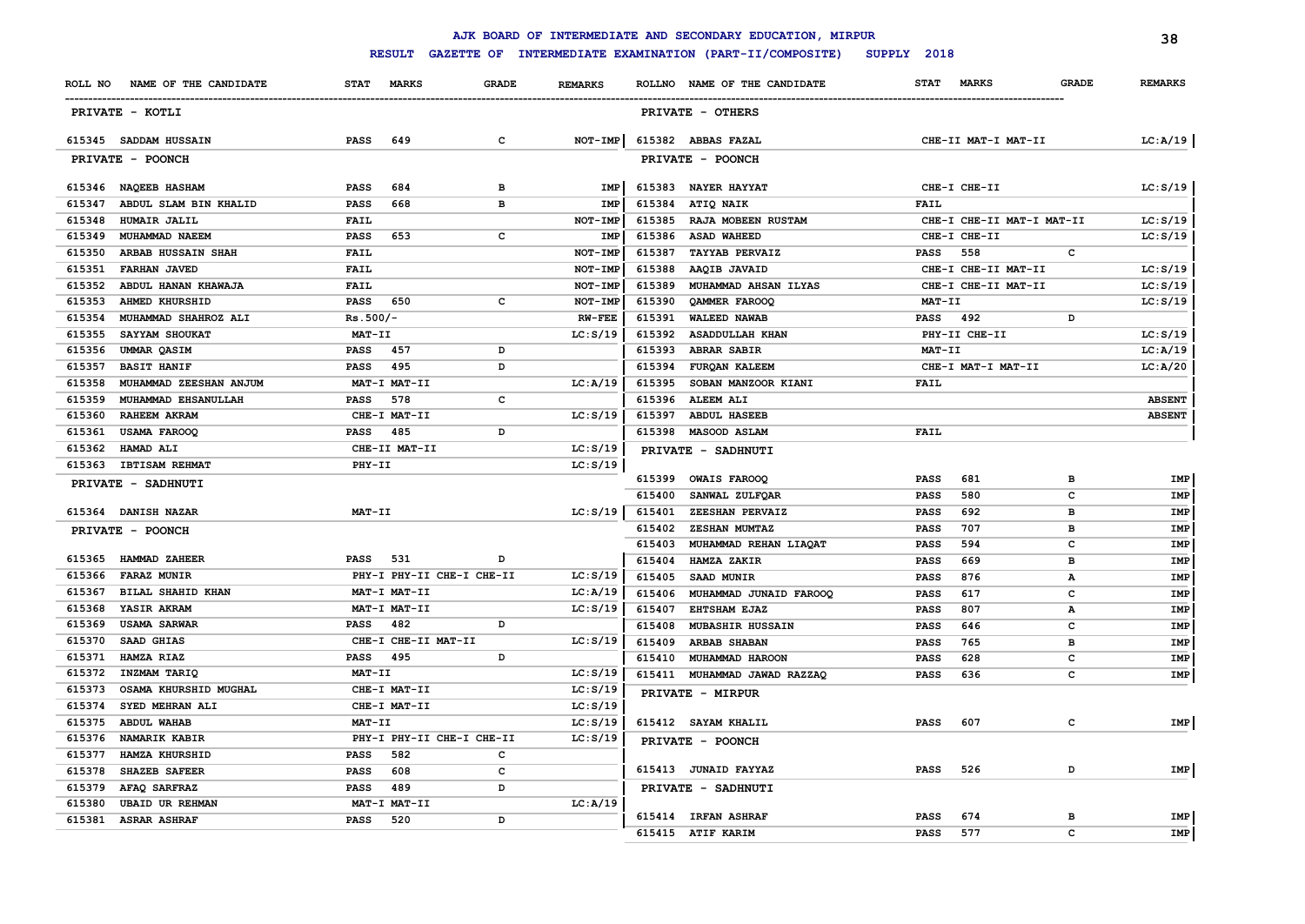# AJK BOARD OF INTERMEDIATE AND SECONDARY EDUCATION, MIRPUR

## RESULT GAZETTE OF INTERMEDIATE EXAMINATION (PART-II/COMPOSITE) SUPPLY 2018

| ROLL NO | NAME OF THE CANDIDATE | STAT | MARKS | GRADE | REMARKS |
|---|---|---|---|---|---|
| **PRIVATE - KOTLI** | | | | | |
| 615345 | SADDAM HUSSAIN | PASS | 649 | C | NOT-IMP |
| **PRIVATE - POONCH** | | | | | |
| 615346 | NAQEEB HASHAM | PASS | 684 | B | IMP |
| 615347 | ABDUL SLAM BIN KHALID | PASS | 668 | B | IMP |
| 615348 | HUMAIR JALIL | FAIL | | | NOT-IMP |
| 615349 | MUHAMMAD NAEEM | PASS | 653 | C | IMP |
| 615350 | ARBAB HUSSAIN SHAH | FAIL | | | NOT-IMP |
| 615351 | FARHAN JAVED | FAIL | | | NOT-IMP |
| 615352 | ABDUL HANAN KHAWAJA | FAIL | | | NOT-IMP |
| 615353 | AHMED KHURSHID | PASS | 650 | C | NOT-IMP |
| 615354 | MUHAMMAD SHAHROZ ALI | Rs.500/- | | | RW-FEE |
| 615355 | SAYYAM SHOUKAT | MAT-II | | | LC:S/19 |
| 615356 | UMMAR QASIM | PASS | 457 | D | |
| 615357 | BASIT HANIF | PASS | 495 | D | |
| 615358 | MUHAMMAD ZEESHAN ANJUM | MAT-I MAT-II | | | LC:A/19 |
| 615359 | MUHAMMAD EHSANULLAH | PASS | 578 | C | |
| 615360 | RAHEEM AKRAM | CHE-I MAT-II | | | LC:S/19 |
| 615361 | USAMA FAROOQ | PASS | 485 | D | |
| 615362 | HAMAD ALI | CHE-II MAT-II | | | LC:S/19 |
| 615363 | IBTISAM REHMAT | PHY-II | | | LC:S/19 |
| **PRIVATE - SADHNUTI** | | | | | |
| 615364 | DANISH NAZAR | MAT-II | | | LC:S/19 |
| **PRIVATE - POONCH** | | | | | |
| 615365 | HAMMAD ZAHEER | PASS | 531 | D | |
| 615366 | FARAZ MUNIR | PHY-I PHY-II CHE-I CHE-II | | | LC:S/19 |
| 615367 | BILAL SHAHID KHAN | MAT-I MAT-II | | | LC:A/19 |
| 615368 | YASIR AKRAM | MAT-I MAT-II | | | LC:S/19 |
| 615369 | USAMA SARWAR | PASS | 482 | D | |
| 615370 | SAAD GHIAS | CHE-I CHE-II MAT-II | | | LC:S/19 |
| 615371 | HAMZA RIAZ | PASS | 495 | D | |
| 615372 | INZMAM TARIQ | MAT-II | | | LC:S/19 |
| 615373 | OSAMA KHURSHID MUGHAL | CHE-I MAT-II | | | LC:S/19 |
| 615374 | SYED MEHRAN ALI | CHE-I MAT-II | | | LC:S/19 |
| 615375 | ABDUL WAHAB | MAT-II | | | LC:S/19 |
| 615376 | NAMARIK KABIR | PHY-I PHY-II CHE-I CHE-II | | | LC:S/19 |
| 615377 | HAMZA KHURSHID | PASS | 582 | C | |
| 615378 | SHAZEB SAFEER | PASS | 608 | C | |
| 615379 | AFAQ SARFRAZ | PASS | 489 | D | |
| 615380 | UBAID UR REHMAN | MAT-I MAT-II | | | LC:A/19 |
| 615381 | ASRAR ASHRAF | PASS | 520 | D | |
| **PRIVATE - OTHERS** | | | | | |
| 615382 | ABBAS FAZAL | CHE-II MAT-I MAT-II | | | LC:A/19 |
| **PRIVATE - POONCH** | | | | | |
| 615383 | NAYER HAYYAT | CHE-I CHE-II | | | LC:S/19 |
| 615384 | ATIQ NAIK | FAIL | | | |
| 615385 | RAJA MOBEEN RUSTAM | CHE-I CHE-II MAT-I MAT-II | | | LC:S/19 |
| 615386 | ASAD WAHEED | CHE-I CHE-II | | | LC:S/19 |
| 615387 | TAYYAB PERVAIZ | PASS | 558 | C | |
| 615388 | AAQIB JAVAID | CHE-I CHE-II MAT-II | | | LC:S/19 |
| 615389 | MUHAMMAD AHSAN ILYAS | CHE-I CHE-II MAT-II | | | LC:S/19 |
| 615390 | QAMMER FAROOQ | MAT-II | | | LC:S/19 |
| 615391 | WALEED NAWAB | PASS | 492 | D | |
| 615392 | ASADDULLAH KHAN | PHY-II CHE-II | | | LC:S/19 |
| 615393 | ABRAR SABIR | MAT-II | | | LC:A/19 |
| 615394 | FURQAN KALEEM | CHE-I MAT-I MAT-II | | | LC:A/20 |
| 615395 | SOBAN MANZOOR KIANI | FAIL | | | |
| 615396 | ALEEM ALI | | | | ABSENT |
| 615397 | ABDUL HASEEB | | | | ABSENT |
| 615398 | MASOOD ASLAM | FAIL | | | |
| **PRIVATE - SADHNUTI** | | | | | |
| 615399 | OWAIS FAROOQ | PASS | 681 | B | IMP |
| 615400 | SANWAL ZULFQAR | PASS | 580 | C | IMP |
| 615401 | ZEESHAN PERVAIZ | PASS | 692 | B | IMP |
| 615402 | ZESHAN MUMTAZ | PASS | 707 | B | IMP |
| 615403 | MUHAMMAD REHMAN LIAQAT | PASS | 594 | C | IMP |
| 615404 | HAMZA ZAKIR | PASS | 669 | B | IMP |
| 615405 | SAAD MUNIR | PASS | 876 | A | IMP |
| 615406 | MUHAMMAD JUNAID FAROOQ | PASS | 617 | C | IMP |
| 615407 | EHTSHAM EJAZ | PASS | 807 | A | IMP |
| 615408 | MUBASHIR HUSSAIN | PASS | 646 | C | IMP |
| 615409 | ARBAB SHABAN | PASS | 765 | B | IMP |
| 615410 | MUHAMMAD HAROON | PASS | 628 | C | IMP |
| 615411 | MUHAMMAD JAWAD RAZZAQ | PASS | 636 | C | IMP |
| **PRIVATE - MIRPUR** | | | | | |
| 615412 | SAYAM KHALIL | PASS | 607 | C | IMP |
| **PRIVATE - POONCH** | | | | | |
| 615413 | JUNAID FAYYAZ | PASS | 526 | D | IMP |
| **PRIVATE - SADHNUTI** | | | | | |
| 615414 | IRFAN ASHRAF | PASS | 674 | B | IMP |
| 615415 | ATIF KARIM | PASS | 577 | C | IMP |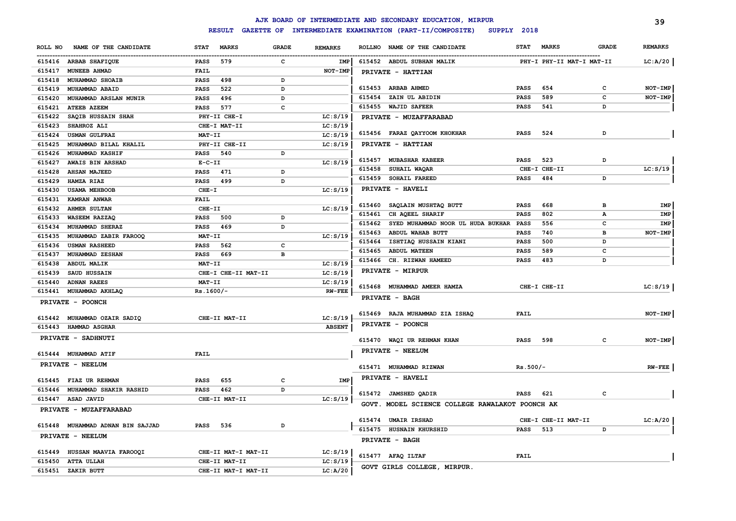# AJK BOARD OF INTERMEDIATE AND SECONDARY EDUCATION, MIRPUR

## RESULT GAZETTE OF INTERMEDIATE EXAMINATION (PART-II/COMPOSITE) SUPPLY 2018

| ROLL NO | NAME OF THE CANDIDATE | STAT | MARKS | GRADE | REMARKS |
|---|---|---|---|---|---|
| 615416 | ARBAB SHAFIQUE | PASS | 579 | C | IMP |
| 615417 | MUNEEB AHMAD | FAIL | | | NOT-IMP |
| 615418 | MUHAMMAD SHOAIB | PASS | 498 | D | |
| 615419 | MUHAMMAD ABAID | PASS | 522 | D | |
| 615420 | MUHAMMAD ARSLAN MUNIR | PASS | 496 | D | |
| 615421 | ATEEB AZEEM | PASS | 577 | C | |
| 615422 | SAQIB HUSSAIN SHAH | PHY-II CHE-I | | | LC:S/19 |
| 615423 | SHAHROZ ALI | CHE-I MAT-II | | | LC:S/19 |
| 615424 | USMAN GULFRAZ | MAT-II | | | LC:S/19 |
| 615425 | MUHAMMAD BILAL KHALIL | PHY-II CHE-II | | | LC:S/19 |
| 615426 | MUHAMMAD KASHIF | PASS | 540 | D | |
| 615427 | AWAIS BIN ARSHAD | E-C-II | | | LC:S/19 |
| 615428 | AHSAN MAJEED | PASS | 471 | D | |
| 615429 | HAMZA RIAZ | PASS | 499 | D | |
| 615430 | USAMA MEHBOOB | CHE-I | | | LC:S/19 |
| 615431 | KAMRAN ANWAR | FAIL | | | |
| 615432 | AHMER SULTAN | CHE-II | | | LC:S/19 |
| 615433 | WASEEM RAZZAQ | PASS | 500 | D | |
| 615434 | MUHAMMAD SHERAZ | PASS | 469 | D | |
| 615435 | MUHAMMAD ZABIR FAROOQ | MAT-II | | | LC:S/19 |
| 615436 | USMAN RASHEED | PASS | 562 | C | |
| 615437 | MUHAMMAD ZESHAN | PASS | 669 | B | |
| 615438 | ABDUL MALIK | MAT-II | | | LC:S/19 |
| 615439 | SAUD HUSSAIN | CHE-I CHE-II MAT-II | | | LC:S/19 |
| 615440 | ADNAN RAEES | MAT-II | | | LC:S/19 |
| 615441 | MUHAMMAD AKHLAQ | Rs.1600/- | | | RW-FEE |
| | **PRIVATE - POONCH** | | | | |
| 615442 | MUHAMMAD OZAIR SADIQ | CHE-II MAT-II | | | LC:S/19 |
| 615443 | HAMMAD ASGHAR | | | | ABSENT |
| | **PRIVATE - SADHNUTI** | | | | |
| 615444 | MUHAMMAD ATIF | FAIL | | | |
| | **PRIVATE - NEELUM** | | | | |
| 615445 | FIAZ UR REHMAN | PASS | 655 | C | IMP |
| 615446 | MUHAMMAD SHAKIR RASHID | PASS | 462 | D | |
| 615447 | ASAD JAVID | CHE-II MAT-II | | | LC:S/19 |
| | **PRIVATE - MUZAFFARABAD** | | | | |
| 615448 | MUHAMMAD ADNAN BIN SAJJAD | PASS | 536 | D | |
| | **PRIVATE - NEELUM** | | | | |
| 615449 | HUSSAN MAAVIA FAROOQI | CHE-II MAT-I MAT-II | | | LC:S/19 |
| 615450 | ATTA ULLAH | CHE-II MAT-II | | | LC:S/19 |
| 615451 | ZAKIR BUTT | CHE-II MAT-I MAT-II | | | LC:A/20 |
| 615452 | ABDUL SUBHAN MALIK | PHY-I PHY-II MAT-I MAT-II | | | LC:A/20 |
| | **PRIVATE - HATTIAN** | | | | |
| 615453 | ARBAB AHMED | PASS | 654 | C | NOT-IMP |
| 615454 | ZAIN UL ABIDIN | PASS | 589 | C | NOT-IMP |
| 615455 | WAJID SAFEER | PASS | 541 | D | |
| | **PRIVATE - MUZAFFARABAD** | | | | |
| 615456 | FARAZ QAYYOOM KHOKHAR | PASS | 524 | D | |
| | **PRIVATE - HATTIAN** | | | | |
| 615457 | MUBASHAR KABEER | PASS | 523 | D | |
| 615458 | SUHAIL WAQAR | CHE-I CHE-II | | | LC:S/19 |
| 615459 | SOHAIL FAREED | PASS | 484 | D | |
| | **PRIVATE - HAVELI** | | | | |
| 615460 | SAQLAIN MUSHTAQ BUTT | PASS | 668 | B | IMP |
| 615461 | CH AQEEL SHARIF | PASS | 802 | A | IMP |
| 615462 | SYED MUHAMMAD NOOR UL HUDA BUKHAR | PASS | 556 | C | IMP |
| 615463 | ABDUL WAHAB BUTT | PASS | 740 | B | NOT-IMP |
| 615464 | ISHTIAQ HUSSAIN KIANI | PASS | 500 | D | |
| 615465 | ABDUL MATEEN | PASS | 589 | C | |
| 615466 | CH. RIZWAN HAMEED | PASS | 483 | D | |
| | **PRIVATE - MIRPUR** | | | | |
| 615468 | MUHAMMAD AMEER HAMZA | CHE-I CHE-II | | | LC:S/19 |
| | **PRIVATE - BAGH** | | | | |
| 615469 | RAJA MUHAMMAD ZIA ISHAQ | FAIL | | | NOT-IMP |
| | **PRIVATE - POONCH** | | | | |
| 615470 | WAQI UR REHMAN KHAN | PASS | 598 | C | NOT-IMP |
| | **PRIVATE - NEELUM** | | | | |
| 615471 | MUHAMMAD RIZWAN | Rs.500/- | | | RW-FEE |
| | **PRIVATE - HAVELI** | | | | |
| 615472 | JAMSHED QADIR | PASS | 621 | C | |
| | **GOVT. MODEL SCIENCE COLLEGE RAWALAKOT POONCH AK** | | | | |
| 615474 | UMAIR IRSHAD | CHE-I CHE-II MAT-II | | | LC:A/20 |
| 615475 | HUSNAIN KHURSHID | PASS | 513 | D | |
| | **PRIVATE - BAGH** | | | | |
| 615477 | AFAQ ILTAF | FAIL | | | |
| | **GOVT GIRLS COLLEGE, MIRPUR.** | | | | |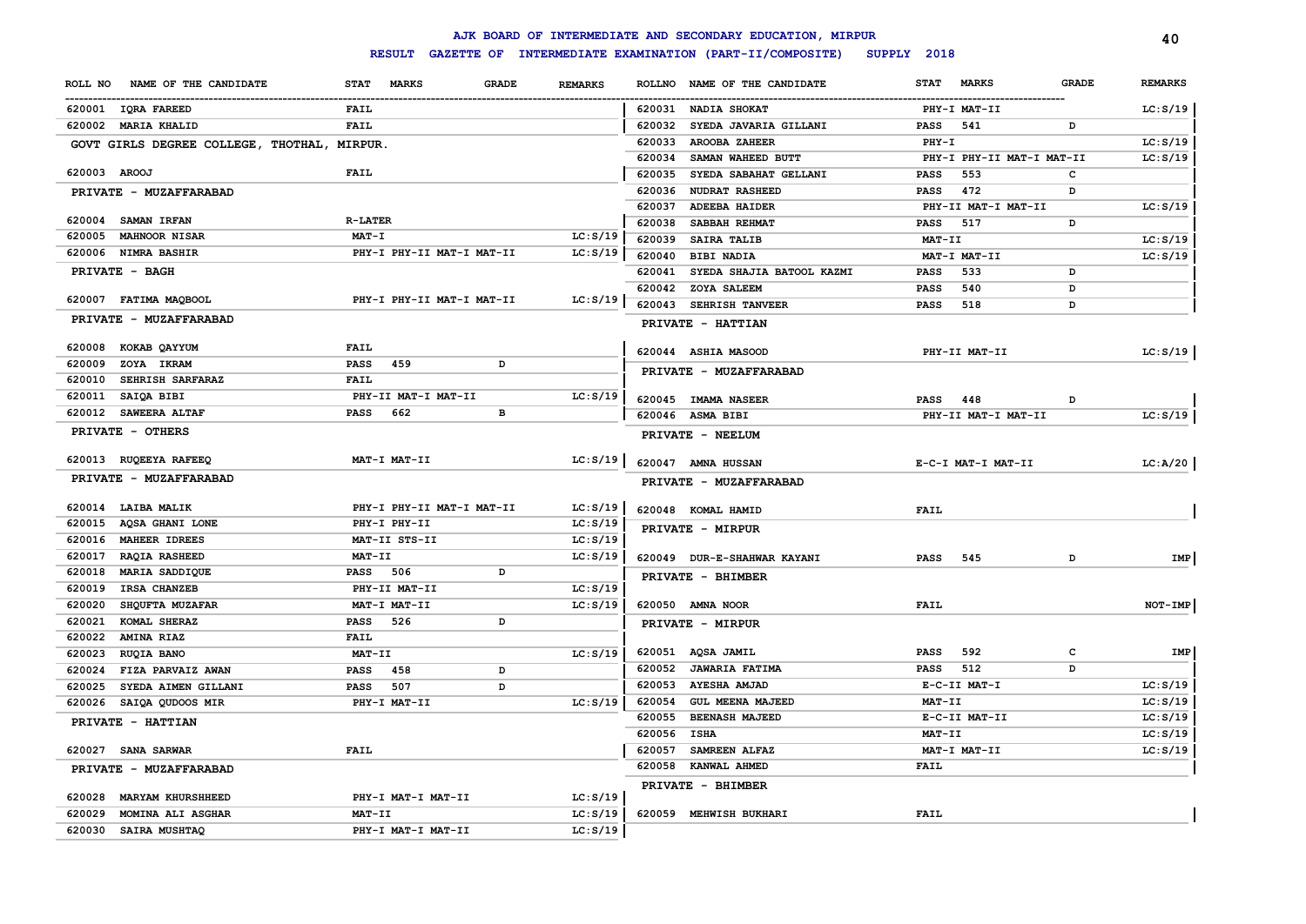# AJK BOARD OF INTERMEDIATE AND SECONDARY EDUCATION, MIRPUR

## RESULT GAZETTE OF INTERMEDIATE EXAMINATION (PART-II/COMPOSITE) SUPPLY 2018

| ROLL NO | NAME OF THE CANDIDATE | STAT | MARKS | GRADE | REMARKS |
|---|---|---|---|---|---|
| 620001 | IQRA FAREED | FAIL | | | |
| 620002 | MARIA KHALID | FAIL | | | |
| **GOVT GIRLS DEGREE COLLEGE, THOTHAL, MIRPUR.** | | | | | |
| 620003 | AROOJ | FAIL | | | |
| **PRIVATE - MUZAFFARABAD** | | | | | |
| 620004 | SAMAN IRFAN | R-LATER | | | |
| 620005 | MAHNOOR NISAR | MAT-I | | | LC:S/19 |
| 620006 | NIMRA BASHIR | PHY-I PHY-II MAT-I MAT-II | | | LC:S/19 |
| **PRIVATE - BAGH** | | | | | |
| 620007 | FATIMA MAQBOOL | PHY-I PHY-II MAT-I MAT-II | | | LC:S/19 |
| **PRIVATE - MUZAFFARABAD** | | | | | |
| 620008 | KOKAB QAYYUM | FAIL | | | |
| 620009 | ZOYA IKRAM | PASS | 459 | D | |
| 620010 | SEHRISH SARFARAZ | FAIL | | | |
| 620011 | SAIQA BIBI | PHY-II MAT-I MAT-II | | | LC:S/19 |
| 620012 | SAWEERA ALTAF | PASS | 662 | B | |
| **PRIVATE - OTHERS** | | | | | |
| 620013 | RUQEEYA RAFEEQ | MAT-I MAT-II | | | LC:S/19 |
| **PRIVATE - MUZAFFARABAD** | | | | | |
| 620014 | LAIBA MALIK | PHY-I PHY-II MAT-I MAT-II | | | LC:S/19 |
| 620015 | AQSA GHANI LONE | PHY-I PHY-II | | | LC:S/19 |
| 620016 | MAHEER IDREES | MAT-II STS-II | | | LC:S/19 |
| 620017 | RAQIA RASHEED | MAT-II | | | LC:S/19 |
| 620018 | MARIA SADDIQUE | PASS | 506 | D | |
| 620019 | IRSA CHANZEB | PHY-II MAT-II | | | LC:S/19 |
| 620020 | SHQUFTA MUZAFAR | MAT-I MAT-II | | | LC:S/19 |
| 620021 | KOMAL SHERAZ | PASS | 526 | D | |
| 620022 | AMINA RIAZ | FAIL | | | |
| 620023 | RUQIA BANO | MAT-II | | | LC:S/19 |
| 620024 | FIZA PARVAIZ AWAN | PASS | 458 | D | |
| 620025 | SYEDA AIMEN GILLANI | PASS | 507 | D | |
| 620026 | SAIQA QUDOOS MIR | PHY-I MAT-II | | | LC:S/19 |
| **PRIVATE - HATTIAN** | | | | | |
| 620027 | SANA SARWAR | FAIL | | | |
| **PRIVATE - MUZAFFARABAD** | | | | | |
| 620028 | MARYAM KHURSHHEED | PHY-I MAT-I MAT-II | | | LC:S/19 |
| 620029 | MOMINA ALI ASGHAR | MAT-II | | | LC:S/19 |
| 620030 | SAIRA MUSHTAQ | PHY-I MAT-I MAT-II | | | LC:S/19 |
| 620031 | NADIA SHOKAT | PHY-I MAT-II | | | LC:S/19 |
| 620032 | SYEDA JAVARIA GILLANI | PASS | 541 | D | |
| 620033 | AROOBA ZAHEER | PHY-I | | | LC:S/19 |
| 620034 | SAMAN WAHEED BUTT | PHY-I PHY-II MAT-I MAT-II | | | LC:S/19 |
| 620035 | SYEDA SABAHAT GELLANI | PASS | 553 | C | |
| 620036 | NUDRAT RASHEED | PASS | 472 | D | |
| 620037 | ADEEBA HAIDER | PHY-II MAT-I MAT-II | | | LC:S/19 |
| 620038 | SABBAH REHMAT | PASS | 517 | D | |
| 620039 | SAIRA TALIB | MAT-II | | | LC:S/19 |
| 620040 | BIBI NADIA | MAT-I MAT-II | | | LC:S/19 |
| 620041 | SYEDA SHAJIA BATOOL KAZMI | PASS | 533 | D | |
| 620042 | ZOYA SALEEM | PASS | 540 | D | |
| 620043 | SEHRISH TANVEER | PASS | 518 | D | |
| **PRIVATE - HATTIAN** | | | | | |
| 620044 | ASHIA MASOOD | PHY-II MAT-II | | | LC:S/19 |
| **PRIVATE - MUZAFFARABAD** | | | | | |
| 620045 | IMAMA NASEER | PASS | 448 | D | |
| 620046 | ASMA BIBI | PHY-II MAT-I MAT-II | | | LC:S/19 |
| **PRIVATE - NEELUM** | | | | | |
| 620047 | AMNA HUSSAN | E-C-I MAT-I MAT-II | | | LC:A/20 |
| **PRIVATE - MUZAFFARABAD** | | | | | |
| 620048 | KOMAL HAMID | FAIL | | | |
| **PRIVATE - MIRPUR** | | | | | |
| 620049 | DUR-E-SHAHWAR KAYANI | PASS | 545 | D | IMP |
| **PRIVATE - BHIMBER** | | | | | |
| 620050 | AMNA NOOR | FAIL | | | NOT-IMP |
| **PRIVATE - MIRPUR** | | | | | |
| 620051 | AQSA JAMIL | PASS | 592 | C | IMP |
| 620052 | JAWARIA FATIMA | PASS | 512 | D | |
| 620053 | AYESHA AMJAD | E-C-II MAT-I | | | LC:S/19 |
| 620054 | GUL MEENA MAJEED | MAT-II | | | LC:S/19 |
| 620055 | BEENASH MAJEED | E-C-II MAT-II | | | LC:S/19 |
| 620056 | ISHA | MAT-II | | | LC:S/19 |
| 620057 | SAMREEN ALFAZ | MAT-I MAT-II | | | LC:S/19 |
| 620058 | KANWAL AHMED | FAIL | | | |
| **PRIVATE - BHIMBER** | | | | | |
| 620059 | MEHWISH BUKHARI | FAIL | | | |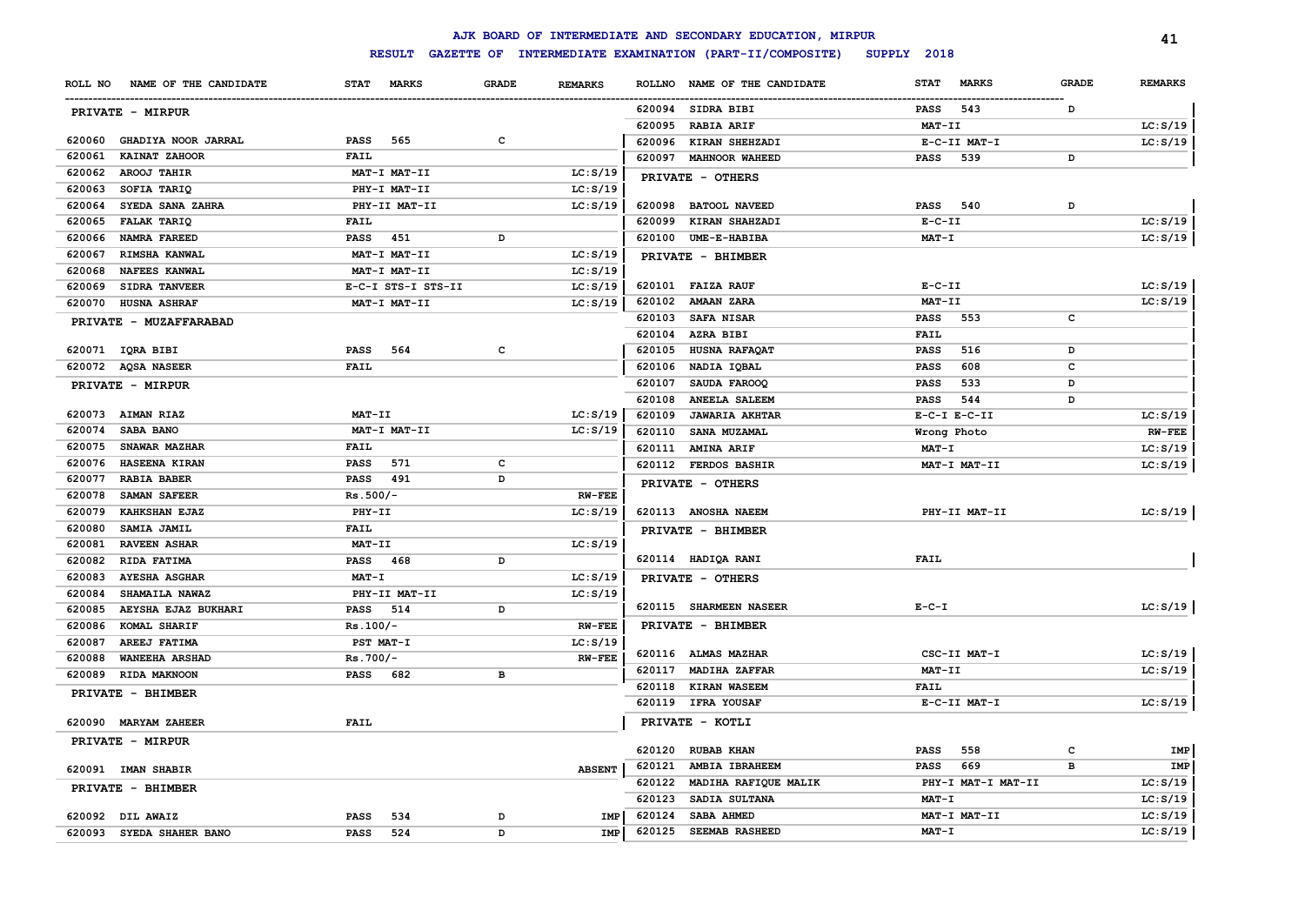# AJK BOARD OF INTERMEDIATE AND SECONDARY EDUCATION, MIRPUR

## RESULT GAZETTE OF INTERMEDIATE EXAMINATION (PART-II/COMPOSITE) SUPPLY 2018

| ROLL NO | NAME OF THE CANDIDATE | STAT MARKS | GRADE | REMARKS |
|---|---|---|---|---|
| | **PRIVATE - MIRPUR** | | | |
| 620060 | GHADIYA NOOR JARRAL | PASS 565 | C | |
| 620061 | KAINAT ZAHOOR | FAIL | | |
| 620062 | AROOJ TAHIR | MAT-I MAT-II | | LC:S/19 |
| 620063 | SOFIA TARIQ | PHY-I MAT-II | | LC:S/19 |
| 620064 | SYEDA SANA ZAHRA | PHY-II MAT-II | | LC:S/19 |
| 620065 | FALAK TARIQ | FAIL | | |
| 620066 | NAMRA FAREED | PASS 451 | D | |
| 620067 | RIMSHA KANWAL | MAT-I MAT-II | | LC:S/19 |
| 620068 | NAFEES KANWAL | MAT-I MAT-II | | LC:S/19 |
| 620069 | SIDRA TANVEER | E-C-I STS-I STS-II | | LC:S/19 |
| 620070 | HUSNA ASHRAF | MAT-I MAT-II | | LC:S/19 |
| | **PRIVATE - MUZAFFARABAD** | | | |
| 620071 | IQRA BIBI | PASS 564 | C | |
| 620072 | AQSA NASEER | FAIL | | |
| | **PRIVATE - MIRPUR** | | | |
| 620073 | AIMAN RIAZ | MAT-II | | LC:S/19 |
| 620074 | SABA BANO | MAT-I MAT-II | | LC:S/19 |
| 620075 | SNAWAR MAZHAR | FAIL | | |
| 620076 | HASEENA KIRAN | PASS 571 | C | |
| 620077 | RABIA BABER | PASS 491 | D | |
| 620078 | SAMAN SAFEER | Rs.500/- | | RW-FEE |
| 620079 | KAHKSHAN EJAZ | PHY-II | | LC:S/19 |
| 620080 | SAMIA JAMIL | FAIL | | |
| 620081 | RAVEEN ASHAR | MAT-II | | LC:S/19 |
| 620082 | RIDA FATIMA | PASS 468 | D | |
| 620083 | AYESHA ASGHAR | MAT-I | | LC:S/19 |
| 620084 | SHAMAILA NAWAZ | PHY-II MAT-II | | LC:S/19 |
| 620085 | AEYSHA EJAZ BUKHARI | PASS 514 | D | |
| 620086 | KOMAL SHARIF | Rs.100/- | | RW-FEE |
| 620087 | AREEJ FATIMA | PST MAT-I | | LC:S/19 |
| 620088 | WANEEHA ARSHAD | Rs.700/- | | RW-FEE |
| 620089 | RIDA MAKNOON | PASS 682 | B | |
| | **PRIVATE - BHIMBER** | | | |
| 620090 | MARYAM ZAHEER | FAIL | | |
| | **PRIVATE - MIRPUR** | | | |
| 620091 | IMAN SHABIR | | | ABSENT |
| | **PRIVATE - BHIMBER** | | | |
| 620092 | DIL AWAIZ | PASS 534 | D | IMP |
| 620093 | SYEDA SHAHER BANO | PASS 524 | D | IMP |
| 620094 | SIDRA BIBI | PASS 543 | D | |
| 620095 | RABIA ARIF | MAT-II | | LC:S/19 |
| 620096 | KIRAN SHEHZADI | E-C-II MAT-I | | LC:S/19 |
| 620097 | MAHNOOR WAHEED | PASS 539 | D | |
| | **PRIVATE - OTHERS** | | | |
| 620098 | BATOOL NAVEED | PASS 540 | D | |
| 620099 | KIRAN SHAHZADI | E-C-II | | LC:S/19 |
| 620100 | UME-E-HABIBA | MAT-I | | LC:S/19 |
| | **PRIVATE - BHIMBER** | | | |
| 620101 | FAIZA RAUF | E-C-II | | LC:S/19 |
| 620102 | AMAAN ZARA | MAT-II | | LC:S/19 |
| 620103 | SAFA NISAR | PASS 553 | C | |
| 620104 | AZRA BIBI | FAIL | | |
| 620105 | HUSNA RAFAQAT | PASS 516 | D | |
| 620106 | NADIA IQBAL | PASS 608 | C | |
| 620107 | SAUDA FAROOQ | PASS 533 | D | |
| 620108 | ANEELA SALEEM | PASS 544 | D | |
| 620109 | JAWARIA AKHTAR | E-C-I E-C-II | | LC:S/19 |
| 620110 | SANA MUZAMAL | Wrong Photo | | RW-FEE |
| 620111 | AMINA ARIF | MAT-I | | LC:S/19 |
| 620112 | FERDOS BASHIR | MAT-I MAT-II | | LC:S/19 |
| | **PRIVATE - OTHERS** | | | |
| 620113 | ANOSHA NAEEM | PHY-II MAT-II | | LC:S/19 |
| | **PRIVATE - BHIMBER** | | | |
| 620114 | HADIQA RANI | FAIL | | |
| | **PRIVATE - OTHERS** | | | |
| 620115 | SHARMEEN NASEER | E-C-I | | LC:S/19 |
| | **PRIVATE - BHIMBER** | | | |
| 620116 | ALMAS MAZHAR | CSC-II MAT-I | | LC:S/19 |
| 620117 | MADIHA ZAFFAR | MAT-II | | LC:S/19 |
| 620118 | KIRAN WASEEM | FAIL | | |
| 620119 | IFRA YOUSAF | E-C-II MAT-I | | LC:S/19 |
| | **PRIVATE - KOTLI** | | | |
| 620120 | RUBAB KHAN | PASS 558 | C | IMP |
| 620121 | AMBIA IBRAHEEM | PASS 669 | B | IMP |
| 620122 | MADIHA RAFIQUE MALIK | PHY-I MAT-I MAT-II | | LC:S/19 |
| 620123 | SADIA SULTANA | MAT-I | | LC:S/19 |
| 620124 | SABA AHMED | MAT-I MAT-II | | LC:S/19 |
| 620125 | SEEMAB RASHEED | MAT-I | | LC:S/19 |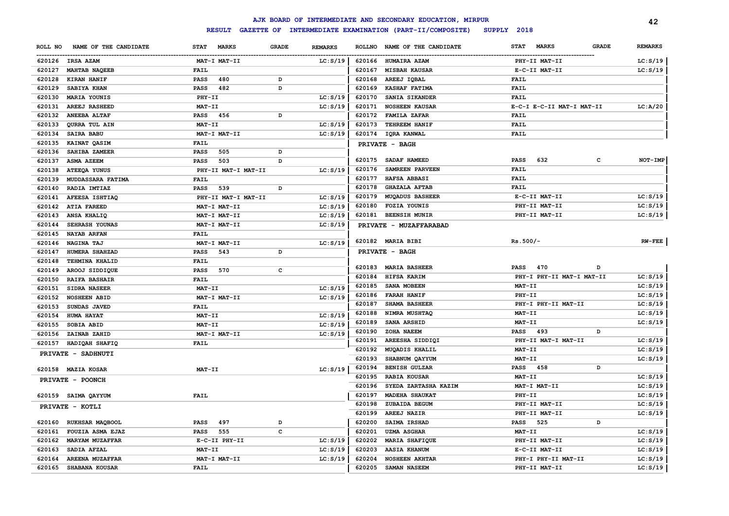# AJK BOARD OF INTERMEDIATE AND SECONDARY EDUCATION, MIRPUR

## RESULT GAZETTE OF INTERMEDIATE EXAMINATION (PART-II/COMPOSITE) SUPPLY 2018

| ROLL NO | NAME OF THE CANDIDATE | STAT MARKS | GRADE | REMARKS |
|---|---|---|---|---|
| 620126 | IRSA AZAM | MAT-I MAT-II | | LC:S/19 |
| 620127 | MAHTAB NAQEEB | FAIL | | |
| 620128 | KIRAN HANIF | PASS 480 | D | |
| 620129 | SABIYA KHAN | PASS 482 | D | |
| 620130 | MARIA YOUNIS | PHY-II | | LC:S/19 |
| 620131 | AREEJ RASHEED | MAT-II | | LC:S/19 |
| 620132 | ANEEBA ALTAF | PASS 456 | D | |
| 620133 | QURRA TUL AIN | MAT-II | | LC:S/19 |
| 620134 | SAIRA BABU | MAT-I MAT-II | | LC:S/19 |
| 620135 | KAINAT QASIM | FAIL | | |
| 620136 | SAHIBA ZAMEER | PASS 505 | D | |
| 620137 | ASMA AZEEM | PASS 503 | D | |
| 620138 | ATEEQA YUNUS | PHY-II MAT-I MAT-II | | LC:S/19 |
| 620139 | MUDDASSARA FATIMA | FAIL | | |
| 620140 | RADIA IMTIAZ | PASS 539 | D | |
| 620141 | AFEESA ISHTIAQ | PHY-II MAT-I MAT-II | | LC:S/19 |
| 620142 | ATIA FAREED | MAT-I MAT-II | | LC:S/19 |
| 620143 | ANSA KHALIQ | MAT-I MAT-II | | LC:S/19 |
| 620144 | SEHRASH YOUNAS | MAT-I MAT-II | | LC:S/19 |
| 620145 | NAYAB ARFAN | FAIL | | |
| 620146 | NAGINA TAJ | MAT-I MAT-II | | LC:S/19 |
| 620147 | HUMERA SHAHZAD | PASS 543 | D | |
| 620148 | TEHMINA KHALID | FAIL | | |
| 620149 | AROOJ SIDDIQUE | PASS 570 | C | |
| 620150 | RAIFA BASHAIR | FAIL | | |
| 620151 | SIDRA NASEER | MAT-II | | LC:S/19 |
| 620152 | NOSHEEN ABID | MAT-I MAT-II | | LC:S/19 |
| 620153 | SUNDAS JAVED | FAIL | | |
| 620154 | HUMA HAYAT | MAT-II | | LC:S/19 |
| 620155 | SOBIA ABID | MAT-II | | LC:S/19 |
| 620156 | ZAINAB ZAHID | MAT-I MAT-II | | LC:S/19 |
| 620157 | HADIQAH SHAFIQ | FAIL | | |

**PRIVATE - SADHNUTI**

| ROLL NO | NAME OF THE CANDIDATE | STAT MARKS | GRADE | REMARKS |
|---|---|---|---|---|
| 620158 | MAZIA KOSAR | MAT-II | | LC:S/19 |

**PRIVATE - POONCH**

| ROLL NO | NAME OF THE CANDIDATE | STAT MARKS | GRADE | REMARKS |
|---|---|---|---|---|
| 620159 | SAIMA QAYYUM | FAIL | | |

**PRIVATE - KOTLI**

| ROLL NO | NAME OF THE CANDIDATE | STAT MARKS | GRADE | REMARKS |
|---|---|---|---|---|
| 620160 | RUKHSAR MAQBOOL | PASS 497 | D | |
| 620161 | FOUZIA ASMA EJAZ | PASS 555 | C | |
| 620162 | MARYAM MUZAFFAR | E-C-II PHY-II | | LC:S/19 |
| 620163 | SADIA AFZAL | MAT-II | | LC:S/19 |
| 620164 | AREENA MUZAFFAR | MAT-I MAT-II | | LC:S/19 |
| 620165 | SHABANA KOUSAR | FAIL | | |
| 620166 | HUMAIRA AZAM | PHY-II MAT-II | | LC:S/19 |
| 620167 | MISBAH KAUSAR | E-C-II MAT-II | | LC:S/19 |
| 620168 | AREEJ IQBAL | FAIL | | |
| 620169 | KASHAF FATIMA | FAIL | | |
| 620170 | SANIA SIKANDER | FAIL | | |
| 620171 | NOSHEEN KAUSAR | E-C-I E-C-II MAT-I MAT-II | | LC:A/20 |
| 620172 | FAMILA ZAFAR | FAIL | | |
| 620173 | TEHREEM HANIF | FAIL | | |
| 620174 | IQRA KANWAL | FAIL | | |

**PRIVATE - BAGH**

| ROLL NO | NAME OF THE CANDIDATE | STAT MARKS | GRADE | REMARKS |
|---|---|---|---|---|
| 620175 | SADAF HAMEED | PASS 632 | C | NOT-IMP |
| 620176 | SAMREEN PARVEEN | FAIL | | |
| 620177 | HAFSA ABBASI | FAIL | | |
| 620178 | GHAZALA AFTAB | FAIL | | |
| 620179 | MUQADUS BASHEER | E-C-II MAT-II | | LC:S/19 |
| 620180 | FOZIA YOUNIS | PHY-II MAT-II | | LC:S/19 |
| 620181 | BEENSIH MUNIR | PHY-II MAT-II | | LC:S/19 |

**PRIVATE - MUZAFFARABAD**

| ROLL NO | NAME OF THE CANDIDATE | STAT MARKS | GRADE | REMARKS |
|---|---|---|---|---|
| 620182 | MARIA BIBI | Rs.500/- | | RW-FEE |

**PRIVATE - BAGH**

| ROLL NO | NAME OF THE CANDIDATE | STAT MARKS | GRADE | REMARKS |
|---|---|---|---|---|
| 620183 | MARIA BASHEER | PASS 470 | D | |
| 620184 | HIFSA KARIM | PHY-I PHY-II MAT-I MAT-II | | LC:S/19 |
| 620185 | SANA MOBEEN | MAT-II | | LC:S/19 |
| 620186 | FARAH HANIF | PHY-II | | LC:S/19 |
| 620187 | SHAMA BASHEER | PHY-I PHY-II MAT-II | | LC:S/19 |
| 620188 | NIMRA MUSHTAQ | MAT-II | | LC:S/19 |
| 620189 | SANA ARSHID | MAT-II | | LC:S/19 |
| 620190 | ZOHA NAEEM | PASS 493 | D | |
| 620191 | AREESHA SIDDIQI | PHY-II MAT-I MAT-II | | LC:S/19 |
| 620192 | MUQADIS KHALIL | MAT-II | | LC:S/19 |
| 620193 | SHABNUM QAYYUM | MAT-II | | LC:S/19 |
| 620194 | BENISH GULZAR | PASS 458 | D | |
| 620195 | RABIA KOUSAR | MAT-II | | LC:S/19 |
| 620196 | SYEDA ZARTASHA KAZIM | MAT-I MAT-II | | LC:S/19 |
| 620197 | MADEHA SHAUKAT | PHY-II | | LC:S/19 |
| 620198 | ZUBAIDA BEGUM | PHY-II MAT-II | | LC:S/19 |
| 620199 | AREEJ NAZIR | PHY-II MAT-II | | LC:S/19 |
| 620200 | SAIMA IRSHAD | PASS 525 | D | |
| 620201 | UZMA ASGHAR | MAT-II | | LC:S/19 |
| 620202 | MARIA SHAFIQUE | PHY-II MAT-II | | LC:S/19 |
| 620203 | AASIA KHANUM | E-C-II MAT-II | | LC:S/19 |
| 620204 | NOSHEEN AKHTAR | PHY-I PHY-II MAT-II | | LC:S/19 |
| 620205 | SAMAN NASEEM | PHY-II MAT-II | | LC:S/19 |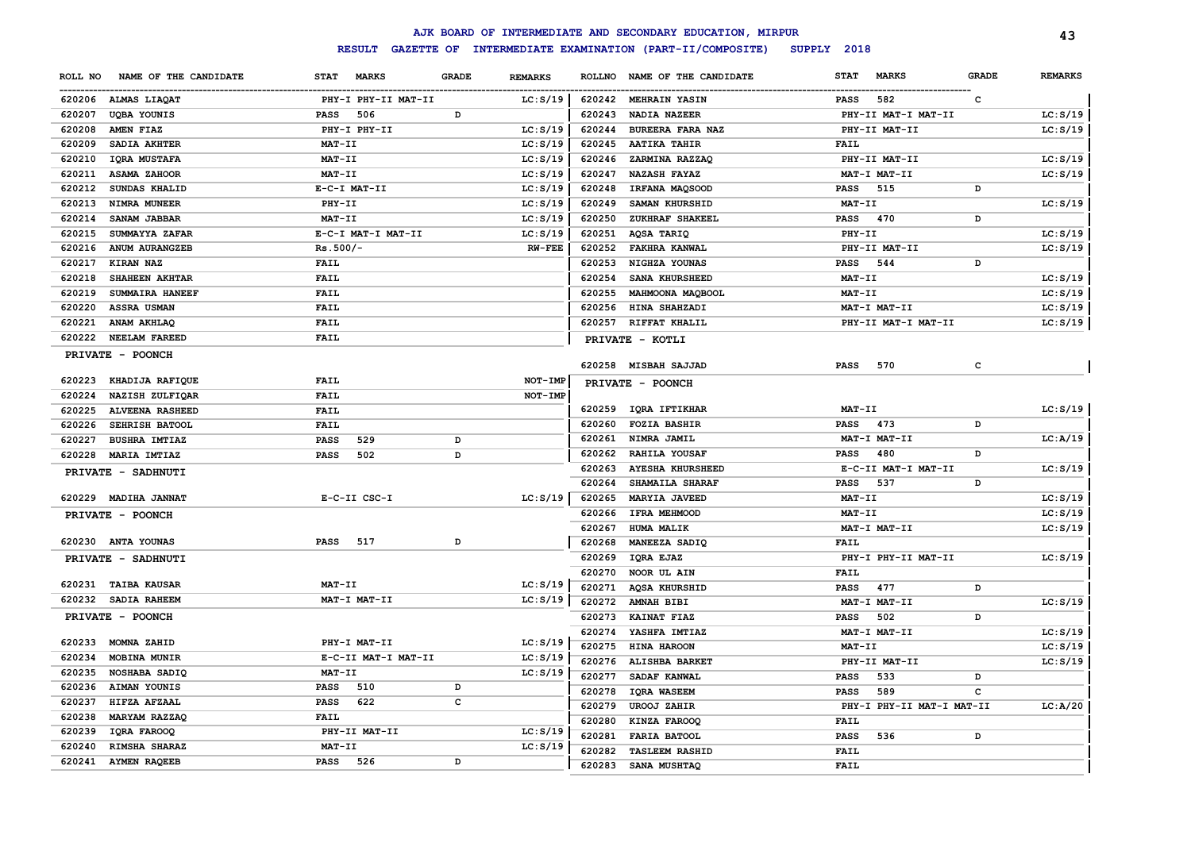# AJK BOARD OF INTERMEDIATE AND SECONDARY EDUCATION, MIRPUR

## RESULT GAZETTE OF INTERMEDIATE EXAMINATION (PART-II/COMPOSITE) SUPPLY 2018

| ROLL NO | NAME OF THE CANDIDATE | STAT | MARKS | GRADE | REMARKS |
|---|---|---|---|---|---|
| 620206 | ALMAS LIAQAT | PHY-I PHY-II MAT-II | | | LC:S/19 |
| 620207 | UQBA YOUNIS | PASS | 506 | D | |
| 620208 | AMEN FIAZ | PHY-I PHY-II | | | LC:S/19 |
| 620209 | SADIA AKHTER | MAT-II | | | LC:S/19 |
| 620210 | IQRA MUSTAFA | MAT-II | | | LC:S/19 |
| 620211 | ASAMA ZAHOOR | MAT-II | | | LC:S/19 |
| 620212 | SUNDAS KHALID | E-C-I MAT-II | | | LC:S/19 |
| 620213 | NIMRA MUNEER | PHY-II | | | LC:S/19 |
| 620214 | SANAM JABBAR | MAT-II | | | LC:S/19 |
| 620215 | SUMMAYYA ZAFAR | E-C-I MAT-I MAT-II | | | LC:S/19 |
| 620216 | ANUM AURANGZEB | Rs.500/- | | | RW-FEE |
| 620217 | KIRAN NAZ | FAIL | | | |
| 620218 | SHAHEEN AKHTAR | FAIL | | | |
| 620219 | SUMMAIRA HANEEF | FAIL | | | |
| 620220 | ASSRA USMAN | FAIL | | | |
| 620221 | ANAM AKHLAQ | FAIL | | | |
| 620222 | NEELAM FAREED | FAIL | | | |
| | **PRIVATE - POONCH** | | | | |
| 620223 | KHADIJA RAFIQUE | FAIL | | | NOT-IMP |
| 620224 | NAZISH ZULFIQAR | FAIL | | | NOT-IMP |
| 620225 | ALVEENA RASHEED | FAIL | | | |
| 620226 | SEHRISH BATOOL | FAIL | | | |
| 620227 | BUSHRA IMTIAZ | PASS | 529 | D | |
| 620228 | MARIA IMTIAZ | PASS | 502 | D | |
| | **PRIVATE - SADHNUTI** | | | | |
| 620229 | MADIHA JANNAT | E-C-II CSC-I | | | LC:S/19 |
| | **PRIVATE - POONCH** | | | | |
| 620230 | ANTA YOUNAS | PASS | 517 | D | |
| | **PRIVATE - SADHNUTI** | | | | |
| 620231 | TAIBA KAUSAR | MAT-II | | | LC:S/19 |
| 620232 | SADIA RAHEEM | MAT-I MAT-II | | | LC:S/19 |
| | **PRIVATE - POONCH** | | | | |
| 620233 | MOMNA ZAHID | PHY-I MAT-II | | | LC:S/19 |
| 620234 | MOBINA MUNIR | E-C-II MAT-I MAT-II | | | LC:S/19 |
| 620235 | NOSHABA SADIQ | MAT-II | | | LC:S/19 |
| 620236 | AIMAN YOUNIS | PASS | 510 | D | |
| 620237 | HIFZA AFZAAL | PASS | 622 | C | |
| 620238 | MARYAM RAZZAQ | FAIL | | | |
| 620239 | IQRA FAROOQ | PHY-II MAT-II | | | LC:S/19 |
| 620240 | RIMSHA SHARAZ | MAT-II | | | LC:S/19 |
| 620241 | AYMEN RAQEEB | PASS | 526 | D | |
| 620242 | MEHRAIN YASIN | PASS | 582 | C | |
| 620243 | NADIA NAZEER | PHY-II MAT-I MAT-II | | | LC:S/19 |
| 620244 | BUREERA FARA NAZ | PHY-II MAT-II | | | LC:S/19 |
| 620245 | AATIKA TAHIR | FAIL | | | |
| 620246 | ZARMINA RAZZAQ | PHY-II MAT-II | | | LC:S/19 |
| 620247 | NAZASH FAYAZ | MAT-I MAT-II | | | LC:S/19 |
| 620248 | IRFANA MAQSOOD | PASS | 515 | D | |
| 620249 | SAMAN KHURSHID | MAT-II | | | LC:S/19 |
| 620250 | ZUKHRAF SHAKEEL | PASS | 470 | D | |
| 620251 | AQSA TARIQ | PHY-II | | | LC:S/19 |
| 620252 | FAKHRA KANWAL | PHY-II MAT-II | | | LC:S/19 |
| 620253 | NIGHZA YOUNAS | PASS | 544 | D | |
| 620254 | SANA KHURSHEED | MAT-II | | | LC:S/19 |
| 620255 | MAHMOONA MAQBOOL | MAT-II | | | LC:S/19 |
| 620256 | HINA SHAHZADI | MAT-I MAT-II | | | LC:S/19 |
| 620257 | RIFFAT KHALIL | PHY-II MAT-I MAT-II | | | LC:S/19 |
| | **PRIVATE - KOTLI** | | | | |
| 620258 | MISBAH SAJJAD | PASS | 570 | C | |
| | **PRIVATE - POONCH** | | | | |
| 620259 | IQRA IFTIKHAR | MAT-II | | | LC:S/19 |
| 620260 | FOZIA BASHIR | PASS | 473 | D | |
| 620261 | NIMRA JAMIL | MAT-I MAT-II | | | LC:A/19 |
| 620262 | RAHILA YOUSAF | PASS | 480 | D | |
| 620263 | AYESHA KHURSHEED | E-C-II MAT-I MAT-II | | | LC:S/19 |
| 620264 | SHAMAILA SHARAF | PASS | 537 | D | |
| 620265 | MARYIA JAVEED | MAT-II | | | LC:S/19 |
| 620266 | IFRA MEHMOOD | MAT-II | | | LC:S/19 |
| 620267 | HUMA MALIK | MAT-I MAT-II | | | LC:S/19 |
| 620268 | MANEEZA SADIQ | FAIL | | | |
| 620269 | IQRA EJAZ | PHY-I PHY-II MAT-II | | | LC:S/19 |
| 620270 | NOOR UL AIN | FAIL | | | |
| 620271 | AQSA KHURSHID | PASS | 477 | D | |
| 620272 | AMNAH BIBI | MAT-I MAT-II | | | LC:S/19 |
| 620273 | KAINAT FIAZ | PASS | 502 | D | |
| 620274 | YASHFA IMTIAZ | MAT-I MAT-II | | | LC:S/19 |
| 620275 | HINA HAROON | MAT-II | | | LC:S/19 |
| 620276 | ALISHBA BARKET | PHY-II MAT-II | | | LC:S/19 |
| 620277 | SADAF KANWAL | PASS | 533 | D | |
| 620278 | IQRA WASEEM | PASS | 589 | C | |
| 620279 | UROOJ ZAHIR | PHY-I PHY-II MAT-I MAT-II | | | LC:A/20 |
| 620280 | KINZA FAROOQ | FAIL | | | |
| 620281 | FARIA BATOOL | PASS | 536 | D | |
| 620282 | TASLEEM RASHID | FAIL | | | |
| 620283 | SANA MUSHTAQ | FAIL | | | |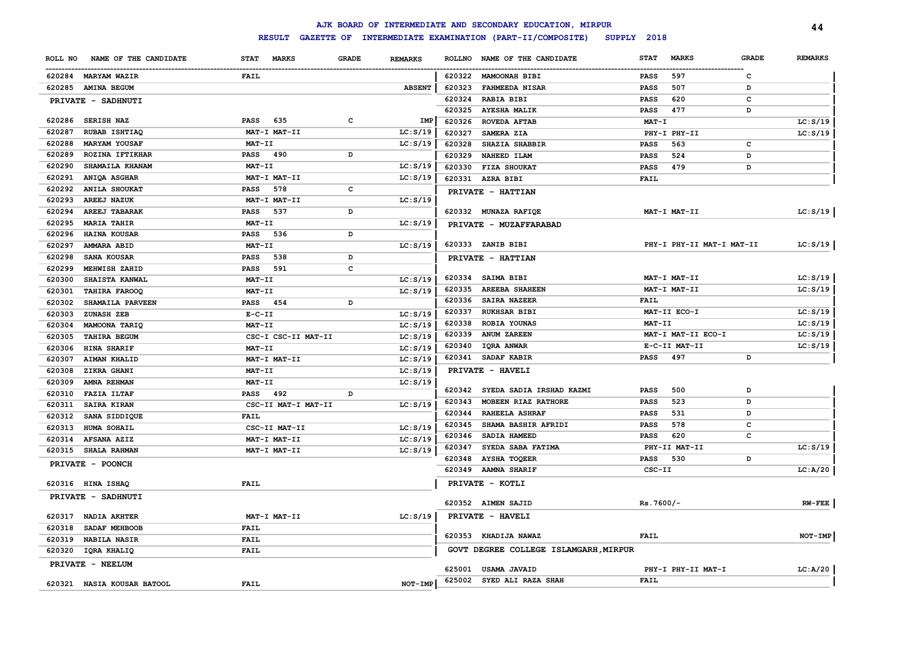# AJK BOARD OF INTERMEDIATE AND SECONDARY EDUCATION, MIRPUR

## RESULT GAZETTE OF INTERMEDIATE EXAMINATION (PART-II/COMPOSITE) SUPPLY 2018

| ROLL NO | NAME OF THE CANDIDATE | STAT | MARKS | GRADE | REMARKS |
|---|---|---|---|---|---|
| 620284 | MARYAM WAZIR | FAIL | | | |
| 620285 | AMINA BEGUM | | | | ABSENT |
| **PRIVATE - SADHNUTI** | | | | | |
| 620286 | SERISH NAZ | PASS | 635 | C | IMP |
| 620287 | RUBAB ISHTIAQ | | MAT-I MAT-II | | LC:S/19 |
| 620288 | MARYAM YOUSAF | | MAT-II | | LC:S/19 |
| 620289 | ROZINA IFTIKHAR | PASS | 490 | D | |
| 620290 | SHAMAILA KHANAM | | MAT-II | | LC:S/19 |
| 620291 | ANIQA ASGHAR | | MAT-I MAT-II | | LC:S/19 |
| 620292 | ANILA SHOUKAT | PASS | 578 | C | |
| 620293 | AREEJ NAZUK | | MAT-I MAT-II | | LC:S/19 |
| 620294 | AREEJ TABARAK | PASS | 537 | D | |
| 620295 | MARIA TAHIR | | MAT-II | | LC:S/19 |
| 620296 | HAINA KOUSAR | PASS | 536 | D | |
| 620297 | AMMARA ABID | | MAT-II | | LC:S/19 |
| 620298 | SANA KOUSAR | PASS | 538 | D | |
| 620299 | MEHWISH ZAHID | PASS | 591 | C | |
| 620300 | SHAISTA KANWAL | | MAT-II | | LC:S/19 |
| 620301 | TAHIRA FAROOQ | | MAT-II | | LC:S/19 |
| 620302 | SHAMAILA PARVEEN | PASS | 454 | D | |
| 620303 | ZUNASH ZEB | | E-C-II | | LC:S/19 |
| 620304 | MAMOONA TARIQ | | MAT-II | | LC:S/19 |
| 620305 | TAHIRA BEGUM | | CSC-I CSC-II MAT-II | | LC:S/19 |
| 620306 | HINA SHARIF | | MAT-II | | LC:S/19 |
| 620307 | AIMAN KHALID | | MAT-I MAT-II | | LC:S/19 |
| 620308 | ZIKRA GHANI | | MAT-II | | LC:S/19 |
| 620309 | AMNA REHMAN | | MAT-II | | LC:S/19 |
| 620310 | FAZIA ILTAF | PASS | 492 | D | |
| 620311 | SAIRA KIRAN | | CSC-II MAT-I MAT-II | | LC:S/19 |
| 620312 | SANA SIDDIQUE | FAIL | | | |
| 620313 | HUMA SOHAIL | | CSC-II MAT-II | | LC:S/19 |
| 620314 | AFSANA AZIZ | | MAT-I MAT-II | | LC:S/19 |
| 620315 | SHALA RAHMAN | | MAT-I MAT-II | | LC:S/19 |
| **PRIVATE - POONCH** | | | | | |
| 620316 | HINA ISHAQ | FAIL | | | |
| **PRIVATE - SADHNUTI** | | | | | |
| 620317 | NADIA AKHTER | | MAT-I MAT-II | | LC:S/19 |
| 620318 | SADAF MEHBOOB | FAIL | | | |
| 620319 | NABILA NASIR | FAIL | | | |
| 620320 | IQRA KHALIQ | FAIL | | | |
| **PRIVATE - NEELUM** | | | | | |
| 620321 | NASIA KOUSAR BATOOL | FAIL | | | NOT-IMP |
| 620322 | MAMOONAH BIBI | PASS | 597 | C | |
| 620323 | FAHMEEDA NISAR | PASS | 507 | D | |
| 620324 | RABIA BIBI | PASS | 620 | C | |
| 620325 | AYESHA MALIK | PASS | 477 | D | |
| 620326 | ROVEDA AFTAB | MAT-I | | | LC:S/19 |
| 620327 | SAMERA ZIA | | PHY-I PHY-II | | LC:S/19 |
| 620328 | SHAZIA SHABBIR | PASS | 563 | C | |
| 620329 | NAHEED ILAM | PASS | 524 | D | |
| 620330 | FIZA SHOUKAT | PASS | 479 | D | |
| 620331 | AZRA BIBI | FAIL | | | |
| **PRIVATE - HATTIAN** | | | | | |
| 620332 | MUNAZA RAFIQE | | MAT-I MAT-II | | LC:S/19 |
| **PRIVATE - MUZAFFARABAD** | | | | | |
| 620333 | ZANIB BIBI | | PHY-I PHY-II MAT-I MAT-II | | LC:S/19 |
| **PRIVATE - HATTIAN** | | | | | |
| 620334 | SAIMA BIBI | | MAT-I MAT-II | | LC:S/19 |
| 620335 | AREEBA SHAHEEN | | MAT-I MAT-II | | LC:S/19 |
| 620336 | SAIRA NAZEER | FAIL | | | |
| 620337 | RUKHSAR BIBI | | MAT-II ECO-I | | LC:S/19 |
| 620338 | ROBIA YOUNAS | MAT-II | | | LC:S/19 |
| 620339 | ANUM ZAREEN | | MAT-I MAT-II ECO-I | | LC:S/19 |
| 620340 | IQRA ANWAR | | E-C-II MAT-II | | LC:S/19 |
| 620341 | SADAF KABIR | PASS | 497 | D | |
| **PRIVATE - HAVELI** | | | | | |
| 620342 | SYEDA SADIA IRSHAD KAZMI | PASS | 500 | D | |
| 620343 | MOBEEN RIAZ RATHORE | PASS | 523 | D | |
| 620344 | RAHEELA ASHRAF | PASS | 531 | D | |
| 620345 | SHAMA BASHIR AFRIDI | PASS | 578 | C | |
| 620346 | SADIA HAMEED | PASS | 620 | C | |
| 620347 | SYEDA SABA FATIMA | | PHY-II MAT-II | | LC:S/19 |
| 620348 | AYSHA TOQEER | PASS | 530 | D | |
| 620349 | AAMNA SHARIF | CSC-II | | | LC:A/20 |
| **PRIVATE - KOTLI** | | | | | |
| 620352 | AIMEN SAJID | Rs.7600/- | | | RW-FEE |
| **PRIVATE - HAVELI** | | | | | |
| 620353 | KHADIJA NAWAZ | FAIL | | | NOT-IMP |
| **GOVT DEGREE COLLEGE ISLAMGARH,MIRPUR** | | | | | |
| 625001 | USAMA JAVAID | | PHY-I PHY-II MAT-I | | LC:A/20 |
| 625002 | SYED ALI RAZA SHAH | FAIL | | | |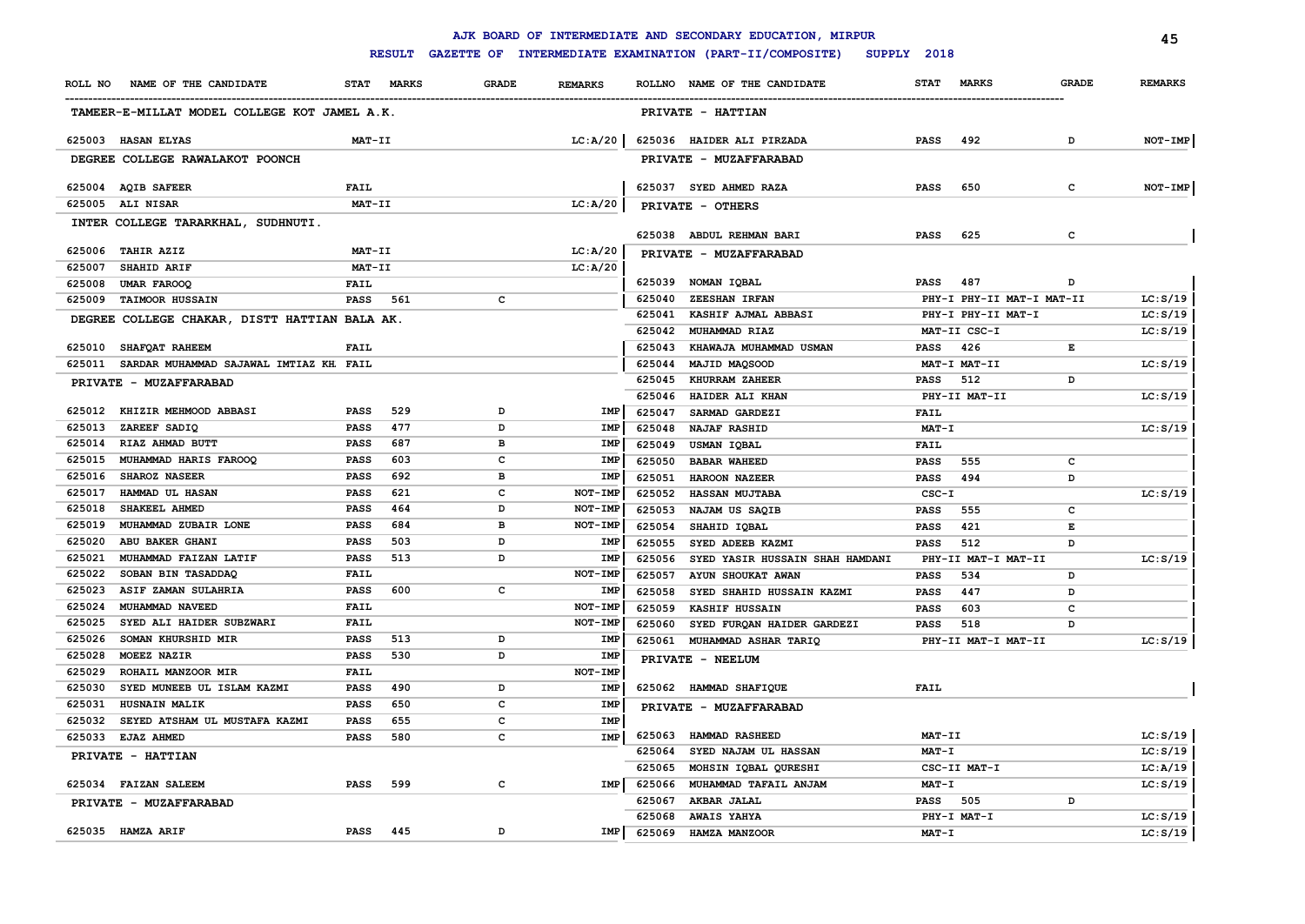# AJK BOARD OF INTERMEDIATE AND SECONDARY EDUCATION, MIRPUR

## RESULT GAZETTE OF INTERMEDIATE EXAMINATION (PART-II/COMPOSITE) SUPPLY 2018

| ROLL NO | NAME OF THE CANDIDATE | STAT | MARKS | GRADE | REMARKS |
|---|---|---|---|---|---|
| **TAMEER-E-MILLAT MODEL COLLEGE KOT JAMEL A.K.** | | | | | |
| 625003 | HASAN ELYAS | MAT-II | | | LC:A/20 |
| **DEGREE COLLEGE RAWALAKOT POONCH** | | | | | |
| 625004 | AQIB SAFEER | FAIL | | | |
| 625005 | ALI NISAR | MAT-II | | | LC:A/20 |
| **INTER COLLEGE TARARKHAL, SUDHNUTI.** | | | | | |
| 625006 | TAHIR AZIZ | MAT-II | | | LC:A/20 |
| 625007 | SHAHID ARIF | MAT-II | | | LC:A/20 |
| 625008 | UMAR FAROOQ | FAIL | | | |
| 625009 | TAIMOOR HUSSAIN | PASS | 561 | C | |
| **DEGREE COLLEGE CHAKAR, DISTT HATTIAN BALA AK.** | | | | | |
| 625010 | SHAFQAT RAHEEM | FAIL | | | |
| 625011 | SARDAR MUHAMMAD SAJAWAL IMTIAZ KH | FAIL | | | |
| **PRIVATE - MUZAFFARABAD** | | | | | |
| 625012 | KHIZIR MEHMOOD ABBASI | PASS | 529 | D | IMP |
| 625013 | ZAREEF SADIQ | PASS | 477 | D | IMP |
| 625014 | RIAZ AHMAD BUTT | PASS | 687 | B | IMP |
| 625015 | MUHAMMAD HARIS FAROOQ | PASS | 603 | C | IMP |
| 625016 | SHAROZ NASEER | PASS | 692 | B | IMP |
| 625017 | HAMMAD UL HASAN | PASS | 621 | C | NOT-IMP |
| 625018 | SHAKEEL AHMED | PASS | 464 | D | NOT-IMP |
| 625019 | MUHAMMAD ZUBAIR LONE | PASS | 684 | B | NOT-IMP |
| 625020 | ABU BAKER GHANI | PASS | 503 | D | IMP |
| 625021 | MUHAMMAD FAIZAN LATIF | PASS | 513 | D | IMP |
| 625022 | SOBAN BIN TASADDAQ | FAIL | | | NOT-IMP |
| 625023 | ASIF ZAMAN SULAHRIA | PASS | 600 | C | IMP |
| 625024 | MUHAMMAD NAVEED | FAIL | | | NOT-IMP |
| 625025 | SYED ALI HAIDER SUBZWARI | FAIL | | | NOT-IMP |
| 625026 | SOMAN KHURSHID MIR | PASS | 513 | D | IMP |
| 625028 | MOEEZ NAZIR | PASS | 530 | D | IMP |
| 625029 | ROHAIL MANZOOR MIR | FAIL | | | NOT-IMP |
| 625030 | SYED MUNEEB UL ISLAM KAZMI | PASS | 490 | D | IMP |
| 625031 | HUSNAIN MALIK | PASS | 650 | C | IMP |
| 625032 | SEYED ATSHAM UL MUSTAFA KAZMI | PASS | 655 | C | IMP |
| 625033 | EJAZ AHMED | PASS | 580 | C | IMP |
| **PRIVATE - HATTIAN** | | | | | |
| 625034 | FAIZAN SALEEM | PASS | 599 | C | IMP |
| **PRIVATE - MUZAFFARABAD** | | | | | |
| 625035 | HAMZA ARIF | PASS | 445 | D | IMP |
| **PRIVATE - HATTIAN** | | | | | |
| 625036 | HAIDER ALI PIRZADA | PASS | 492 | D | NOT-IMP |
| **PRIVATE - MUZAFFARABAD** | | | | | |
| 625037 | SYED AHMED RAZA | PASS | 650 | C | NOT-IMP |
| **PRIVATE - OTHERS** | | | | | |
| 625038 | ABDUL REHMAN BARI | PASS | 625 | C | |
| **PRIVATE - MUZAFFARABAD** | | | | | |
| 625039 | NOMAN IQBAL | PASS | 487 | D | |
| 625040 | ZEESHAN IRFAN | PHY-I PHY-II MAT-I MAT-II | | | LC:S/19 |
| 625041 | KASHIF AJMAL ABBASI | PHY-I PHY-II MAT-I | | | LC:S/19 |
| 625042 | MUHAMMAD RIAZ | MAT-II CSC-I | | | LC:S/19 |
| 625043 | KHAWAJA MUHAMMAD USMAN | PASS | 426 | E | |
| 625044 | MAJID MAQSOOD | MAT-I MAT-II | | | LC:S/19 |
| 625045 | KHURRAM ZAHEER | PASS | 512 | D | |
| 625046 | HAIDER ALI KHAN | PHY-II MAT-II | | | LC:S/19 |
| 625047 | SARMAD GARDEZI | FAIL | | | |
| 625048 | NAJAF RASHID | MAT-I | | | LC:S/19 |
| 625049 | USMAN IQBAL | FAIL | | | |
| 625050 | BABAR WAHEED | PASS | 555 | C | |
| 625051 | HAROON NAZEER | PASS | 494 | D | |
| 625052 | HASSAN MUJTABA | CSC-I | | | LC:S/19 |
| 625053 | NAJAM US SAQIB | PASS | 555 | C | |
| 625054 | SHAHID IQBAL | PASS | 421 | E | |
| 625055 | SYED ADEEB KAZMI | PASS | 512 | D | |
| 625056 | SYED YASIR HUSSAIN SHAH HAMDANI | PHY-II MAT-I MAT-II | | | LC:S/19 |
| 625057 | AYUN SHOUKAT AWAN | PASS | 534 | D | |
| 625058 | SYED SHAHID HUSSAIN KAZMI | PASS | 447 | D | |
| 625059 | KASHIF HUSSAIN | PASS | 603 | C | |
| 625060 | SYED FURQAN HAIDER GARDEZI | PASS | 518 | D | |
| 625061 | MUHAMMAD ASHAR TARIQ | PHY-II MAT-I MAT-II | | | LC:S/19 |
| **PRIVATE - NEELUM** | | | | | |
| 625062 | HAMMAD SHAFIQUE | FAIL | | | |
| **PRIVATE - MUZAFFARABAD** | | | | | |
| 625063 | HAMMAD RASHEED | MAT-II | | | LC:S/19 |
| 625064 | SYED NAJAM UL HASSAN | MAT-I | | | LC:S/19 |
| 625065 | MOHSIN IQBAL QURESHI | CSC-II MAT-I | | | LC:A/19 |
| 625066 | MUHAMMAD TAFAIL ANJAM | MAT-I | | | LC:S/19 |
| 625067 | AKBAR JALAL | PASS | 505 | D | |
| 625068 | AWAIS YAHYA | PHY-I MAT-I | | | LC:S/19 |
| 625069 | HAMZA MANZOOR | MAT-I | | | LC:S/19 |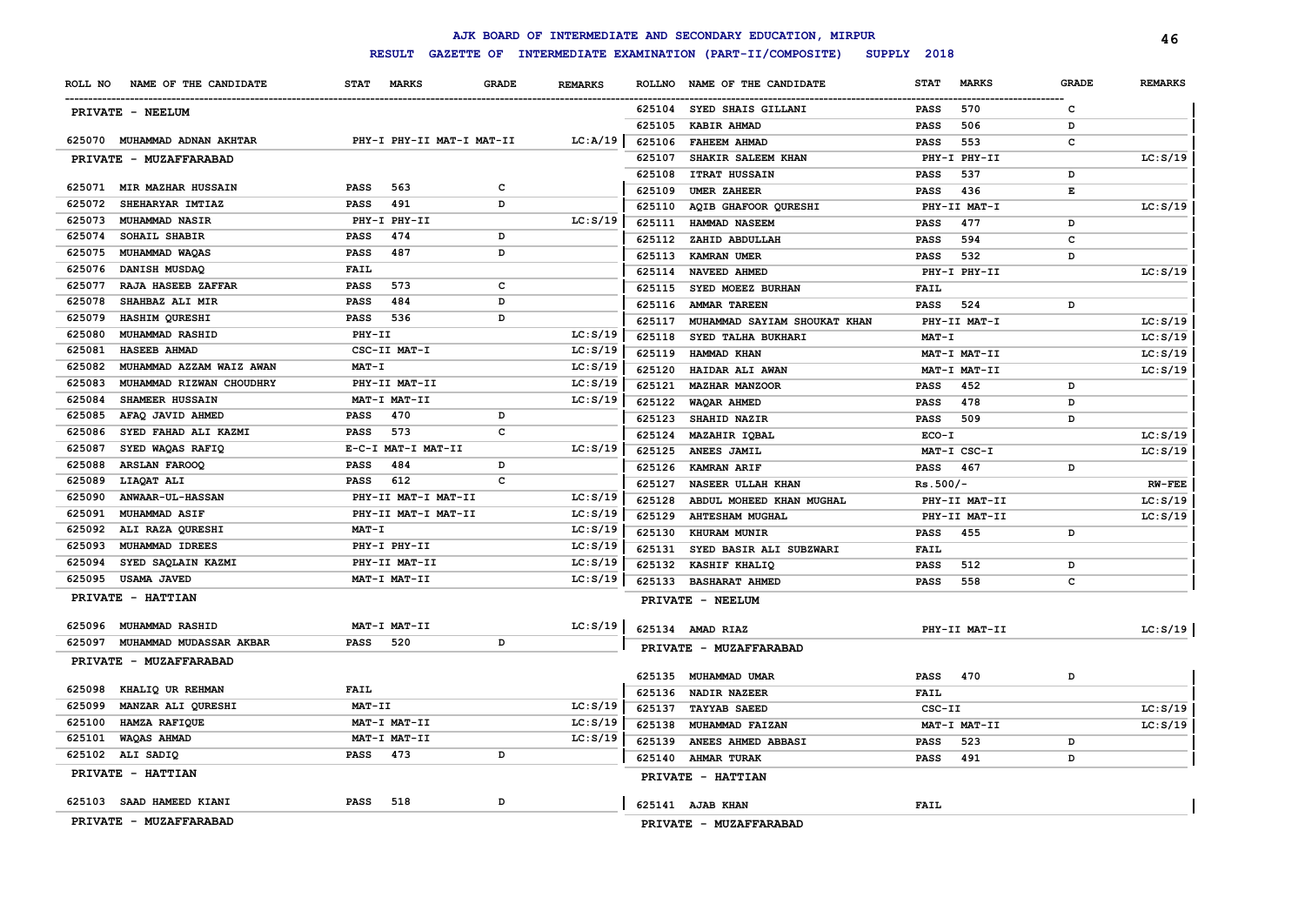# AJK BOARD OF INTERMEDIATE AND SECONDARY EDUCATION, MIRPUR

## RESULT GAZETTE OF INTERMEDIATE EXAMINATION (PART-II/COMPOSITE) SUPPLY 2018

| ROLL NO | NAME OF THE CANDIDATE | STAT | MARKS | GRADE | REMARKS |
|---|---|---|---|---|---|
| **PRIVATE - NEELUM** | | | | | |
| 625070 | MUHAMMAD ADNAN AKHTAR | PHY-I PHY-II MAT-I MAT-II | | | LC:A/19 |
| **PRIVATE - MUZAFFARABAD** | | | | | |
| 625071 | MIR MAZHAR HUSSAIN | PASS | 563 | C | |
| 625072 | SHEHARYAR IMTIAZ | PASS | 491 | D | |
| 625073 | MUHAMMAD NASIR | PHY-I PHY-II | | | LC:S/19 |
| 625074 | SOHAIL SHABIR | PASS | 474 | D | |
| 625075 | MUHAMMAD WAQAS | PASS | 487 | D | |
| 625076 | DANISH MUSDAQ | FAIL | | | |
| 625077 | RAJA HASEEB ZAFFAR | PASS | 573 | C | |
| 625078 | SHAHBAZ ALI MIR | PASS | 484 | D | |
| 625079 | HASHIM QURESHI | PASS | 536 | D | |
| 625080 | MUHAMMAD RASHID | PHY-II | | | LC:S/19 |
| 625081 | HASEEB AHMAD | CSC-II MAT-I | | | LC:S/19 |
| 625082 | MUHAMMAD AZZAM WAIZ AWAN | MAT-I | | | LC:S/19 |
| 625083 | MUHAMMAD RIZWAN CHOUDHRY | PHY-II MAT-II | | | LC:S/19 |
| 625084 | SHAMEER HUSSAIN | MAT-I MAT-II | | | LC:S/19 |
| 625085 | AFAQ JAVID AHMED | PASS | 470 | D | |
| 625086 | SYED FAHAD ALI KAZMI | PASS | 573 | C | |
| 625087 | SYED WAQAS RAFIQ | E-C-I MAT-I MAT-II | | | LC:S/19 |
| 625088 | ARSLAN FAROOQ | PASS | 484 | D | |
| 625089 | LIAQAT ALI | PASS | 612 | C | |
| 625090 | ANWAAR-UL-HASSAN | PHY-II MAT-I MAT-II | | | LC:S/19 |
| 625091 | MUHAMMAD ASIF | PHY-II MAT-I MAT-II | | | LC:S/19 |
| 625092 | ALI RAZA QURESHI | MAT-I | | | LC:S/19 |
| 625093 | MUHAMMAD IDREES | PHY-I PHY-II | | | LC:S/19 |
| 625094 | SYED SAQLAIN KAZMI | PHY-II MAT-II | | | LC:S/19 |
| 625095 | USAMA JAVED | MAT-I MAT-II | | | LC:S/19 |
| **PRIVATE - HATTIAN** | | | | | |
| 625096 | MUHAMMAD RASHID | MAT-I MAT-II | | | LC:S/19 |
| 625097 | MUHAMMAD MUDASSAR AKBAR | PASS | 520 | D | |
| **PRIVATE - MUZAFFARABAD** | | | | | |
| 625098 | KHALIQ UR REHMAN | FAIL | | | |
| 625099 | MANZAR ALI QURESHI | MAT-II | | | LC:S/19 |
| 625100 | HAMZA RAFIQUE | MAT-I MAT-II | | | LC:S/19 |
| 625101 | WAQAS AHMAD | MAT-I MAT-II | | | LC:S/19 |
| 625102 | ALI SADIQ | PASS | 473 | D | |
| **PRIVATE - HATTIAN** | | | | | |
| 625103 | SAAD HAMEED KIANI | PASS | 518 | D | |
| **PRIVATE - MUZAFFARABAD** | | | | | |
| 625104 | SYED SHAIS GILLANI | PASS | 570 | C | |
| 625105 | KABIR AHMAD | PASS | 506 | D | |
| 625106 | FAHEEM AHMAD | PASS | 553 | C | |
| 625107 | SHAKIR SALEEM KHAN | PHY-I PHY-II | | | LC:S/19 |
| 625108 | ITRAT HUSSAIN | PASS | 537 | D | |
| 625109 | UMER ZAHEER | PASS | 436 | E | |
| 625110 | AQIB GHAFOOR QURESHI | PHY-II MAT-I | | | LC:S/19 |
| 625111 | HAMMAD NASEEM | PASS | 477 | D | |
| 625112 | ZAHID ABDULLAH | PASS | 594 | C | |
| 625113 | KAMRAN UMER | PASS | 532 | D | |
| 625114 | NAVEED AHMED | PHY-I PHY-II | | | LC:S/19 |
| 625115 | SYED MOEEZ BURHAN | FAIL | | | |
| 625116 | AMMAR TAREEN | PASS | 524 | D | |
| 625117 | MUHAMMAD SAYIAM SHOUKAT KHAN | PHY-II MAT-I | | | LC:S/19 |
| 625118 | SYED TALHA BUKHARI | MAT-I | | | LC:S/19 |
| 625119 | HAMMAD KHAN | MAT-I MAT-II | | | LC:S/19 |
| 625120 | HAIDAR ALI AWAN | MAT-I MAT-II | | | LC:S/19 |
| 625121 | MAZHAR MANZOOR | PASS | 452 | D | |
| 625122 | WAQAR AHMED | PASS | 478 | D | |
| 625123 | SHAHID NAZIR | PASS | 509 | D | |
| 625124 | MAZAHIR IQBAL | ECO-I | | | LC:S/19 |
| 625125 | ANEES JAMIL | MAT-I CSC-I | | | LC:S/19 |
| 625126 | KAMRAN ARIF | PASS | 467 | D | |
| 625127 | NASEER ULLAH KHAN | Rs.500/- | | | RW-FEE |
| 625128 | ABDUL MOHEED KHAN MUGHAL | PHY-II MAT-II | | | LC:S/19 |
| 625129 | AHTESHAM MUGHAL | PHY-II MAT-II | | | LC:S/19 |
| 625130 | KHURAM MUNIR | PASS | 455 | D | |
| 625131 | SYED BASIR ALI SUBZWARI | FAIL | | | |
| 625132 | KASHIF KHALIQ | PASS | 512 | D | |
| 625133 | BASHARAT AHMED | PASS | 558 | C | |
| **PRIVATE - NEELUM** | | | | | |
| 625134 | AMAD RIAZ | PHY-II MAT-II | | | LC:S/19 |
| **PRIVATE - MUZAFFARABAD** | | | | | |
| 625135 | MUHAMMAD UMAR | PASS | 470 | D | |
| 625136 | NADIR NAZEER | FAIL | | | |
| 625137 | TAYYAB SAEED | CSC-II | | | LC:S/19 |
| 625138 | MUHAMMAD FAIZAN | MAT-I MAT-II | | | LC:S/19 |
| 625139 | ANEES AHMED ABBASI | PASS | 523 | D | |
| 625140 | AHMAR TURAK | PASS | 491 | D | |
| **PRIVATE - HATTIAN** | | | | | |
| 625141 | AJAB KHAN | FAIL | | | |
| **PRIVATE - MUZAFFARABAD** | | | | | |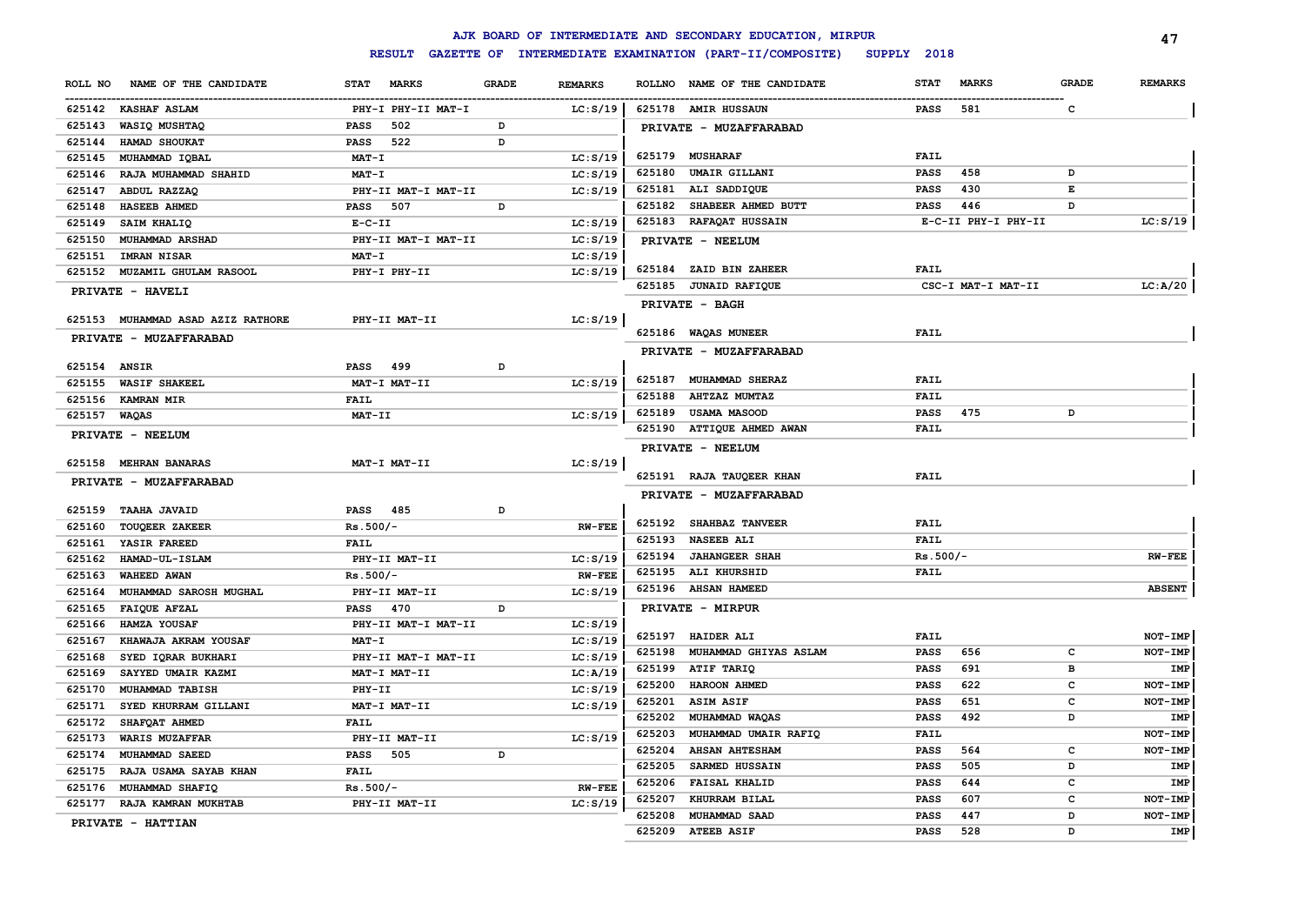# AJK BOARD OF INTERMEDIATE AND SECONDARY EDUCATION, MIRPUR

## RESULT GAZETTE OF INTERMEDIATE EXAMINATION (PART-II/COMPOSITE) SUPPLY 2018

| ROLL NO | NAME OF THE CANDIDATE | STAT | MARKS | GRADE | REMARKS |
|---|---|---|---|---|---|
| 625142 | KASHAF ASLAM | PHY-I PHY-II MAT-I | | | LC:S/19 |
| 625143 | WASIQ MUSHTAQ | PASS | 502 | D | |
| 625144 | HAMAD SHOUKAT | PASS | 522 | D | |
| 625145 | MUHAMMAD IQBAL | MAT-I | | | LC:S/19 |
| 625146 | RAJA MUHAMMAD SHAHID | MAT-I | | | LC:S/19 |
| 625147 | ABDUL RAZZAQ | PHY-II MAT-I MAT-II | | | LC:S/19 |
| 625148 | HASEEB AHMED | PASS | 507 | D | |
| 625149 | SAIM KHALIQ | E-C-II | | | LC:S/19 |
| 625150 | MUHAMMAD ARSHAD | PHY-II MAT-I MAT-II | | | LC:S/19 |
| 625151 | IMRAN NISAR | MAT-I | | | LC:S/19 |
| 625152 | MUZAMIL GHULAM RASOOL | PHY-I PHY-II | | | LC:S/19 |

**PRIVATE - HAVELI**

| ROLL NO | NAME OF THE CANDIDATE | STAT | MARKS | GRADE | REMARKS |
|---|---|---|---|---|---|
| 625153 | MUHAMMAD ASAD AZIZ RATHORE | PHY-II MAT-II | | | LC:S/19 |

**PRIVATE - MUZAFFARABAD**

| ROLL NO | NAME OF THE CANDIDATE | STAT | MARKS | GRADE | REMARKS |
|---|---|---|---|---|---|
| 625154 | ANSIR | PASS | 499 | D | |
| 625155 | WASIF SHAKEEL | MAT-I MAT-II | | | LC:S/19 |
| 625156 | KAMRAN MIR | FAIL | | | |
| 625157 | WAQAS | MAT-II | | | LC:S/19 |

**PRIVATE - NEELUM**

| ROLL NO | NAME OF THE CANDIDATE | STAT | MARKS | GRADE | REMARKS |
|---|---|---|---|---|---|
| 625158 | MEHRAN BANARAS | MAT-I MAT-II | | | LC:S/19 |

**PRIVATE - MUZAFFARABAD**

| ROLL NO | NAME OF THE CANDIDATE | STAT | MARKS | GRADE | REMARKS |
|---|---|---|---|---|---|
| 625159 | TAAHA JAVAID | PASS | 485 | D | |
| 625160 | TOUQEER ZAKEER | Rs.500/- | | | RW-FEE |
| 625161 | YASIR FAREED | FAIL | | | |
| 625162 | HAMAD-UL-ISLAM | PHY-II MAT-II | | | LC:S/19 |
| 625163 | WAHEED AWAN | Rs.500/- | | | RW-FEE |
| 625164 | MUHAMMAD SAROSH MUGHAL | PHY-II MAT-II | | | LC:S/19 |
| 625165 | FAIQUE AFZAL | PASS | 470 | D | |
| 625166 | HAMZA YOUSAF | PHY-II MAT-I MAT-II | | | LC:S/19 |
| 625167 | KHAWAJA AKRAM YOUSAF | MAT-I | | | LC:S/19 |
| 625168 | SYED IQRAR BUKHARI | PHY-II MAT-I MAT-II | | | LC:S/19 |
| 625169 | SAYYED UMAIR KAZMI | MAT-I MAT-II | | | LC:A/19 |
| 625170 | MUHAMMAD TABISH | PHY-II | | | LC:S/19 |
| 625171 | SYED KHURRAM GILLANI | MAT-I MAT-II | | | LC:S/19 |
| 625172 | SHAFQAT AHMED | FAIL | | | |
| 625173 | WARIS MUZAFFAR | PHY-II MAT-II | | | LC:S/19 |
| 625174 | MUHAMMAD SAEED | PASS | 505 | D | |
| 625175 | RAJA USAMA SAYAB KHAN | FAIL | | | |
| 625176 | MUHAMMAD SHAFIQ | Rs.500/- | | | RW-FEE |
| 625177 | RAJA KAMRAN MUKHTAB | PHY-II MAT-II | | | LC:S/19 |

**PRIVATE - HATTIAN**

| ROLL NO | NAME OF THE CANDIDATE | STAT | MARKS | GRADE | REMARKS |
|---|---|---|---|---|---|
| 625178 | AMIR HUSSAUN | PASS | 581 | C | |

**PRIVATE - MUZAFFARABAD**

| ROLL NO | NAME OF THE CANDIDATE | STAT | MARKS | GRADE | REMARKS |
|---|---|---|---|---|---|
| 625179 | MUSHARAF | FAIL | | | |
| 625180 | UMAIR GILLANI | PASS | 458 | D | |
| 625181 | ALI SADDIQUE | PASS | 430 | E | |
| 625182 | SHABEER AHMED BUTT | PASS | 446 | D | |
| 625183 | RAFAQAT HUSSAIN | E-C-II PHY-I PHY-II | | | LC:S/19 |

**PRIVATE - NEELUM**

| ROLL NO | NAME OF THE CANDIDATE | STAT | MARKS | GRADE | REMARKS |
|---|---|---|---|---|---|
| 625184 | ZAID BIN ZAHEER | FAIL | | | |
| 625185 | JUNAID RAFIQUE | CSC-I MAT-I MAT-II | | | LC:A/20 |

**PRIVATE - BAGH**

| ROLL NO | NAME OF THE CANDIDATE | STAT | MARKS | GRADE | REMARKS |
|---|---|---|---|---|---|
| 625186 | WAQAS MUNEER | FAIL | | | |

**PRIVATE - MUZAFFARABAD**

| ROLL NO | NAME OF THE CANDIDATE | STAT | MARKS | GRADE | REMARKS |
|---|---|---|---|---|---|
| 625187 | MUHAMMAD SHERAZ | FAIL | | | |
| 625188 | AHTZAZ MUMTAZ | FAIL | | | |
| 625189 | USAMA MASOOD | PASS | 475 | D | |
| 625190 | ATTIQUE AHMED AWAN | FAIL | | | |

**PRIVATE - NEELUM**

| ROLL NO | NAME OF THE CANDIDATE | STAT | MARKS | GRADE | REMARKS |
|---|---|---|---|---|---|
| 625191 | RAJA TAUQEER KHAN | FAIL | | | |

**PRIVATE - MUZAFFARABAD**

| ROLL NO | NAME OF THE CANDIDATE | STAT | MARKS | GRADE | REMARKS |
|---|---|---|---|---|---|
| 625192 | SHAHBAZ TANVEER | FAIL | | | |
| 625193 | NASEEB ALI | FAIL | | | |
| 625194 | JAHANGEER SHAH | Rs.500/- | | | RW-FEE |
| 625195 | ALI KHURSHID | FAIL | | | |
| 625196 | AHSAN HAMEED | | | | ABSENT |

**PRIVATE - MIRPUR**

| ROLL NO | NAME OF THE CANDIDATE | STAT | MARKS | GRADE | REMARKS |
|---|---|---|---|---|---|
| 625197 | HAIDER ALI | FAIL | | | NOT-IMP |
| 625198 | MUHAMMAD GHIYAS ASLAM | PASS | 656 | C | NOT-IMP |
| 625199 | ATIF TARIQ | PASS | 691 | B | IMP |
| 625200 | HAROON AHMED | PASS | 622 | C | NOT-IMP |
| 625201 | ASIM ASIF | PASS | 651 | C | NOT-IMP |
| 625202 | MUHAMMAD WAQAS | PASS | 492 | D | IMP |
| 625203 | MUHAMMAD UMAIR RAFIQ | FAIL | | | NOT-IMP |
| 625204 | AHSAN AHTESHAM | PASS | 564 | C | NOT-IMP |
| 625205 | SARMED HUSSAIN | PASS | 505 | D | IMP |
| 625206 | FAISAL KHALID | PASS | 644 | C | IMP |
| 625207 | KHURRAM BILAL | PASS | 607 | C | NOT-IMP |
| 625208 | MUHAMMAD SAAD | PASS | 447 | D | NOT-IMP |
| 625209 | ATEEB ASIF | PASS | 528 | D | IMP |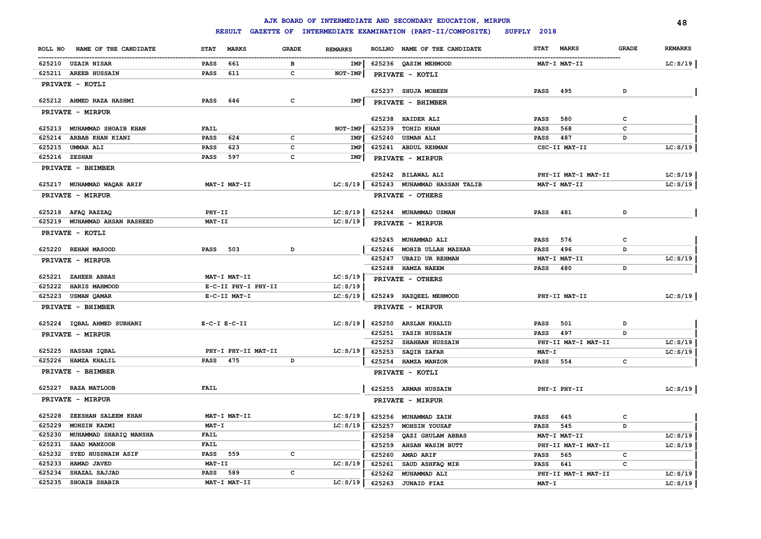# AJK BOARD OF INTERMEDIATE AND SECONDARY EDUCATION, MIRPUR

## RESULT GAZETTE OF INTERMEDIATE EXAMINATION (PART-II/COMPOSITE) SUPPLY 2018

| ROLL NO | NAME OF THE CANDIDATE | STAT | MARKS | GRADE | REMARKS |
|---|---|---|---|---|---|
| 625210 | UZAIR NISAR | PASS | 661 | B | IMP |
| 625211 | AREEB HUSSAIN | PASS | 611 | C | NOT-IMP |
| | **PRIVATE - KOTLI** | | | | |
| 625212 | AHMED RAZA HASHMI | PASS | 646 | C | IMP |
| | **PRIVATE - MIRPUR** | | | | |
| 625213 | MUHAMMAD SHOAIB KHAN | FAIL | | | NOT-IMP |
| 625214 | ARBAB KHAN KIANI | PASS | 624 | C | IMP |
| 625215 | UMMAR ALI | PASS | 623 | C | IMP |
| 625216 | ZESHAN | PASS | 597 | C | IMP |
| | **PRIVATE - BHIMBER** | | | | |
| 625217 | MUHAMMAD WAQAR ARIF | | MAT-I MAT-II | | LC:S/19 |
| | **PRIVATE - MIRPUR** | | | | |
| 625218 | AFAQ RAZZAQ | PHY-II | | | LC:S/19 |
| 625219 | MUHAMMAD AHSAN RASHEED | MAT-II | | | LC:S/19 |
| | **PRIVATE - KOTLI** | | | | |
| 625220 | REHAN MASOOD | PASS | 503 | D | |
| | **PRIVATE - MIRPUR** | | | | |
| 625221 | ZAHEER ABBAS | | MAT-I MAT-II | | LC:S/19 |
| 625222 | HARIS MAHMOOD | | E-C-II PHY-I PHY-II | | LC:S/19 |
| 625223 | USMAN QAMAR | | E-C-II MAT-I | | LC:S/19 |
| | **PRIVATE - BHIMBER** | | | | |
| 625224 | IQBAL AHMED SUBHANI | | E-C-I E-C-II | | LC:S/19 |
| | **PRIVATE - MIRPUR** | | | | |
| 625225 | HASSAN IQBAL | | PHY-I PHY-II MAT-II | | LC:S/19 |
| 625226 | HAMZA KHALIL | PASS | 475 | D | |
| | **PRIVATE - BHIMBER** | | | | |
| 625227 | RAZA MATLOOB | FAIL | | | |
| | **PRIVATE - MIRPUR** | | | | |
| 625228 | ZEESHAN SALEEM KHAN | | MAT-I MAT-II | | LC:S/19 |
| 625229 | MOHSIN KAZMI | MAT-I | | | LC:S/19 |
| 625230 | MUHAMMAD SHARIQ MANSHA | FAIL | | | |
| 625231 | SAAD MANZOOR | FAIL | | | |
| 625232 | SYED HUSSNAIN ASIF | PASS | 559 | C | |
| 625233 | HAMAD JAVED | MAT-II | | | LC:S/19 |
| 625234 | SHAZAL SAJJAD | PASS | 589 | C | |
| 625235 | SHOAIB SHABIR | | MAT-I MAT-II | | LC:S/19 |
| 625236 | QASIM MEHMOOD | | MAT-I MAT-II | | LC:S/19 |
| | **PRIVATE - KOTLI** | | | | |
| 625237 | SHUJA MOBEEN | PASS | 495 | D | |
| | **PRIVATE - BHIMBER** | | | | |
| 625238 | HAIDER ALI | PASS | 580 | C | |
| 625239 | TOHID KHAN | PASS | 568 | C | |
| 625240 | USMAN ALI | PASS | 487 | D | |
| 625241 | ABDUL REHMAN | | CSC-II MAT-II | | LC:S/19 |
| | **PRIVATE - MIRPUR** | | | | |
| 625242 | BILAWAL ALI | | PHY-II MAT-I MAT-II | | LC:S/19 |
| 625243 | MUHAMMAD HASSAN TALIB | | MAT-I MAT-II | | LC:S/19 |
| | **PRIVATE - OTHERS** | | | | |
| 625244 | MUHAMMAD USMAN | PASS | 481 | D | |
| | **PRIVATE - MIRPUR** | | | | |
| 625245 | MUHAMMAD ALI | PASS | 576 | C | |
| 625246 | MOHIB ULLAH MAZHAR | PASS | 496 | D | |
| 625247 | UBAID UR REHMAN | | MAT-I MAT-II | | LC:S/19 |
| 625248 | HAMZA NAEEM | PASS | 480 | D | |
| | **PRIVATE - OTHERS** | | | | |
| 625249 | HAZQEEL MEHMOOD | | PHY-II MAT-II | | LC:S/19 |
| | **PRIVATE - MIRPUR** | | | | |
| 625250 | ARSLAN KHALID | PASS | 501 | D | |
| 625251 | YASIR HUSSAIN | PASS | 497 | D | |
| 625252 | SHAHBAN HUSSAIN | | PHY-II MAT-I MAT-II | | LC:S/19 |
| 625253 | SAQIB ZAFAR | MAT-I | | | LC:S/19 |
| 625254 | HAMZA MANZOR | PASS | 554 | C | |
| | **PRIVATE - KOTLI** | | | | |
| 625255 | ARMAN HUSSAIN | | PHY-I PHY-II | | LC:S/19 |
| | **PRIVATE - MIRPUR** | | | | |
| 625256 | MUHAMMAD ZAIN | PASS | 645 | C | |
| 625257 | MOHSIN YOUSAF | PASS | 545 | D | |
| 625258 | QAZI GHULAM ABBAS | | MAT-I MAT-II | | LC:S/19 |
| 625259 | AHSAN WASIM BUTT | | PHY-II MAT-I MAT-II | | LC:S/19 |
| 625260 | AMAD ARIF | PASS | 565 | C | |
| 625261 | SAUD ASHFAQ MIR | PASS | 641 | C | |
| 625262 | MUHAMMAD ALI | | PHY-II MAT-I MAT-II | | LC:S/19 |
| 625263 | JUNAID FIAZ | MAT-I | | | LC:S/19 |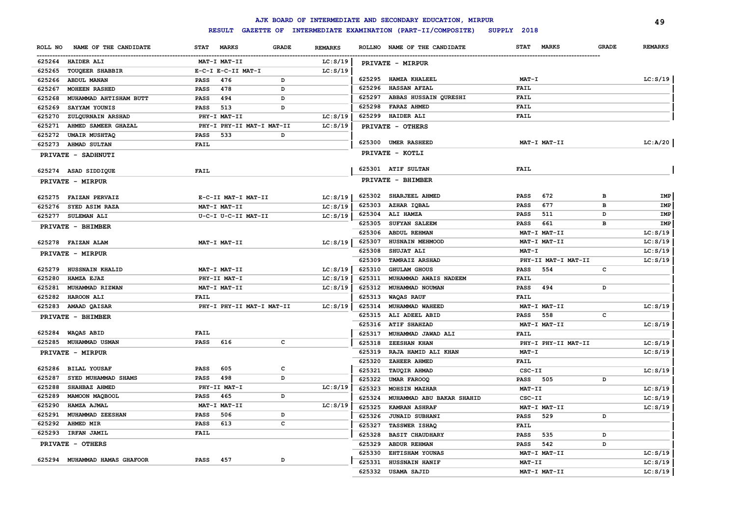# AJK BOARD OF INTERMEDIATE AND SECONDARY EDUCATION, MIRPUR

## RESULT GAZETTE OF INTERMEDIATE EXAMINATION (PART-II/COMPOSITE) SUPPLY 2018

| ROLL NO | NAME OF THE CANDIDATE | STAT | MARKS | GRADE | REMARKS |
|---|---|---|---|---|---|
| 625264 | HAIDER ALI | MAT-I MAT-II | | | LC:S/19 |
| 625265 | TOUQEER SHABBIR | E-C-I E-C-II MAT-I | | | LC:S/19 |
| 625266 | ABDUL MANAN | PASS | 476 | D | |
| 625267 | MOHEEN RASHED | PASS | 478 | D | |
| 625268 | MUHAMMAD AHTISHAM BUTT | PASS | 494 | D | |
| 625269 | SAYYAM YOUNIS | PASS | 513 | D | |
| 625270 | ZULQURNAIN ARSHAD | PHY-I MAT-II | | | LC:S/19 |
| 625271 | AHMED SAMEER GHAZAL | PHY-I PHY-II MAT-I MAT-II | | | LC:S/19 |
| 625272 | UMAIR MUSHTAQ | PASS | 533 | D | |
| 625273 | AHMAD SULTAN | FAIL | | | |
| **PRIVATE - SADHNUTI** | | | | | |
| 625274 | ASAD SIDDIQUE | FAIL | | | |
| **PRIVATE - MIRPUR** | | | | | |
| 625275 | FAIZAN PERVAIZ | E-C-II MAT-I MAT-II | | | LC:S/19 |
| 625276 | SYED ASIM RAZA | MAT-I MAT-II | | | LC:S/19 |
| 625277 | SULEMAN ALI | U-C-I U-C-II MAT-II | | | LC:S/19 |
| **PRIVATE - BHIMBER** | | | | | |
| 625278 | FAIZAN ALAM | MAT-I MAT-II | | | LC:S/19 |
| **PRIVATE - MIRPUR** | | | | | |
| 625279 | HUSSNAIN KHALID | MAT-I MAT-II | | | LC:S/19 |
| 625280 | HAMZA EJAZ | PHY-II MAT-I | | | LC:S/19 |
| 625281 | MUHAMMAD RIZWAN | MAT-I MAT-II | | | LC:S/19 |
| 625282 | HAROON ALI | FAIL | | | |
| 625283 | AMAAD QAISAR | PHY-I PHY-II MAT-I MAT-II | | | LC:S/19 |
| **PRIVATE - BHIMBER** | | | | | |
| 625284 | WAQAS ABID | FAIL | | | |
| 625285 | MUHAMMAD USMAN | PASS | 616 | C | |
| **PRIVATE - MIRPUR** | | | | | |
| 625286 | BILAL YOUSAF | PASS | 605 | C | |
| 625287 | SYED MUHAMMAD SHAMS | PASS | 498 | D | |
| 625288 | SHAHBAZ AHMED | PHY-II MAT-I | | | LC:S/19 |
| 625289 | MAMOON MAQBOOL | PASS | 465 | D | |
| 625290 | HAMZA AJMAL | MAT-I MAT-II | | | LC:S/19 |
| 625291 | MUHAMMAD ZEESHAN | PASS | 506 | D | |
| 625292 | AHMED MIR | PASS | 613 | C | |
| 625293 | IRFAN JAMIL | FAIL | | | |
| **PRIVATE - OTHERS** | | | | | |
| 625294 | MUHAMMAD HAMAS GHAFOOR | PASS | 457 | D | |
| **PRIVATE - MIRPUR** | | | | | |
| 625295 | HAMZA KHALEEL | MAT-I | | | LC:S/19 |
| 625296 | HASSAN AFZAL | FAIL | | | |
| 625297 | ABBAS HUSSAIN QURESHI | FAIL | | | |
| 625298 | FARAZ AHMED | FAIL | | | |
| 625299 | HAIDER ALI | FAIL | | | |
| **PRIVATE - OTHERS** | | | | | |
| 625300 | UMER RASHEED | MAT-I MAT-II | | | LC:A/20 |
| **PRIVATE - KOTLI** | | | | | |
| 625301 | ATIF SULTAN | FAIL | | | |
| **PRIVATE - BHIMBER** | | | | | |
| 625302 | SHARJEEL AHMED | PASS | 672 | B | IMP |
| 625303 | AZHAR IQBAL | PASS | 677 | B | IMP |
| 625304 | ALI HAMZA | PASS | 511 | D | IMP |
| 625305 | SUFYAN SALEEM | PASS | 661 | B | IMP |
| 625306 | ABDUL REHMAN | MAT-I MAT-II | | | LC:S/19 |
| 625307 | HUSNAIN MEHMOOD | MAT-I MAT-II | | | LC:S/19 |
| 625308 | SHUJAT ALI | MAT-I | | | LC:S/19 |
| 625309 | TAMRAIZ ARSHAD | PHY-II MAT-I MAT-II | | | LC:S/19 |
| 625310 | GHULAM GHOUS | PASS | 554 | C | |
| 625311 | MUHAMMAD AWAIS NADEEM | FAIL | | | |
| 625312 | MUHAMMAD NOUMAN | PASS | 494 | D | |
| 625313 | WAQAS RAUF | FAIL | | | |
| 625314 | MUHAMMAD WAHEED | MAT-I MAT-II | | | LC:S/19 |
| 625315 | ALI ADEEL ABID | PASS | 558 | C | |
| 625316 | ATIF SHAHZAD | MAT-I MAT-II | | | LC:S/19 |
| 625317 | MUHAMMAD JAWAD ALI | FAIL | | | |
| 625318 | ZEESHAN KHAN | PHY-I PHY-II MAT-II | | | LC:S/19 |
| 625319 | RAJA HAMID ALI KHAN | MAT-I | | | LC:S/19 |
| 625320 | ZAHEER AHMED | FAIL | | | |
| 625321 | TAUQIR AHMAD | CSC-II | | | LC:S/19 |
| 625322 | UMAR FAROOQ | PASS | 505 | D | |
| 625323 | MOHSIN MAZHAR | MAT-II | | | LC:S/19 |
| 625324 | MUHAMMAD ABU BAKAR SHAHID | CSC-II | | | LC:S/19 |
| 625325 | KAMRAN ASHRAF | MAT-I MAT-II | | | LC:S/19 |
| 625326 | JUNAID SUBHANI | PASS | 529 | D | |
| 625327 | TASSWER ISHAQ | FAIL | | | |
| 625328 | BASIT CHAUDHARY | PASS | 535 | D | |
| 625329 | ABDUR REHMAN | PASS | 542 | D | |
| 625330 | EHTISHAM YOUNAS | MAT-I MAT-II | | | LC:S/19 |
| 625331 | HUSSNAIN HANIF | MAT-II | | | LC:S/19 |
| 625332 | USAMA SAJID | MAT-I MAT-II | | | LC:S/19 |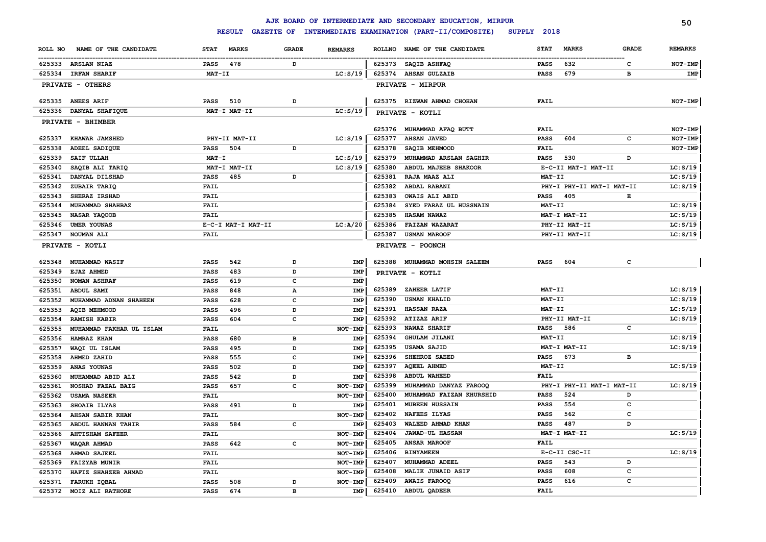# AJK BOARD OF INTERMEDIATE AND SECONDARY EDUCATION, MIRPUR

## RESULT GAZETTE OF INTERMEDIATE EXAMINATION (PART-II/COMPOSITE) SUPPLY 2018

| ROLL NO | NAME OF THE CANDIDATE | STAT | MARKS | GRADE | REMARKS |
|---|---|---|---|---|---|
| 625333 | ARSLAN NIAZ | PASS | 478 | D | |
| 625334 | IRFAN SHARIF | MAT-II | | | LC:S/19 |
| | **PRIVATE - OTHERS** | | | | |
| 625335 | ANEES ARIF | PASS | 510 | D | |
| 625336 | DANYAL SHAFIQUE | MAT-I MAT-II | | | LC:S/19 |
| | **PRIVATE - BHIMBER** | | | | |
| 625337 | KHAWAR JAMSHED | PHY-II MAT-II | | | LC:S/19 |
| 625338 | ADEEL SADIQUE | PASS | 504 | D | |
| 625339 | SAIF ULLAH | MAT-I | | | LC:S/19 |
| 625340 | SAQIB ALI TARIQ | MAT-I MAT-II | | | LC:S/19 |
| 625341 | DANYAL DILSHAD | PASS | 485 | D | |
| 625342 | ZUBAIR TARIQ | FAIL | | | |
| 625343 | SHERAZ IRSHAD | FAIL | | | |
| 625344 | MUHAMMAD SHAHBAZ | FAIL | | | |
| 625345 | NASAR YAQOOB | FAIL | | | |
| 625346 | UMER YOUNAS | E-C-I MAT-I MAT-II | | | LC:A/20 |
| 625347 | NOUMAN ALI | FAIL | | | |
| | **PRIVATE - KOTLI** | | | | |
| 625348 | MUHAMMAD WASIF | PASS | 542 | D | IMP |
| 625349 | EJAZ AHMED | PASS | 483 | D | IMP |
| 625350 | NOMAN ASHRAF | PASS | 619 | C | IMP |
| 625351 | ABDUL SAMI | PASS | 848 | A | IMP |
| 625352 | MUHAMMAD ADNAN SHAHEEN | PASS | 628 | C | IMP |
| 625353 | AQIB MEHMOOD | PASS | 496 | D | IMP |
| 625354 | RAMISH KABIR | PASS | 604 | C | IMP |
| 625355 | MUHAMMAD FAKHAR UL ISLAM | FAIL | | | NOT-IMP |
| 625356 | HAMRAZ KHAN | PASS | 680 | B | IMP |
| 625357 | WAQI UL ISLAM | PASS | 495 | D | IMP |
| 625358 | AHMED ZAHID | PASS | 555 | C | IMP |
| 625359 | ANAS YOUNAS | PASS | 502 | D | IMP |
| 625360 | MUHAMMAD ABID ALI | PASS | 542 | D | IMP |
| 625361 | NOSHAD FAZAL BAIG | PASS | 657 | C | NOT-IMP |
| 625362 | USAMA NASEER | FAIL | | | NOT-IMP |
| 625363 | SHOAIB ILYAS | PASS | 491 | D | IMP |
| 625364 | AHSAN SABIR KHAN | FAIL | | | NOT-IMP |
| 625365 | ABDUL HANNAN TAHIR | PASS | 584 | C | IMP |
| 625366 | AHTISHAM SAFEER | FAIL | | | NOT-IMP |
| 625367 | WAQAR AHMAD | PASS | 642 | C | NOT-IMP |
| 625368 | AHMAD SAJEEL | FAIL | | | NOT-IMP |
| 625369 | FAIZYAB MUNIR | FAIL | | | NOT-IMP |
| 625370 | HAFIZ SHAHZEB AHMAD | FAIL | | | NOT-IMP |
| 625371 | FARUKH IQBAL | PASS | 508 | D | NOT-IMP |
| 625372 | MOIZ ALI RATHORE | PASS | 674 | B | IMP |
| 625373 | SAQIB ASHFAQ | PASS | 632 | C | NOT-IMP |
| 625374 | AHSAN GULZAIB | PASS | 679 | B | IMP |
| | **PRIVATE - MIRPUR** | | | | |
| 625375 | RIZWAN AHMAD CHOHAN | FAIL | | | NOT-IMP |
| | **PRIVATE - KOTLI** | | | | |
| 625376 | MUHAMMAD AFAQ BUTT | FAIL | | | NOT-IMP |
| 625377 | AHSAN JAVED | PASS | 604 | C | NOT-IMP |
| 625378 | SAQIB MEHMOOD | FAIL | | | NOT-IMP |
| 625379 | MUHAMMAD ARSLAN SAGHIR | PASS | 530 | D | |
| 625380 | ABDUL MAJEEB SHAKOOR | E-C-II MAT-I MAT-II | | | LC:S/19 |
| 625381 | RAJA MAAZ ALI | MAT-II | | | LC:S/19 |
| 625382 | ABDAL RABANI | PHY-I PHY-II MAT-I MAT-II | | | LC:S/19 |
| 625383 | OWAIS ALI ABID | PASS | 405 | E | |
| 625384 | SYED FARAZ UL HUSSNAIN | MAT-II | | | LC:S/19 |
| 625385 | HASAM NAWAZ | MAT-I MAT-II | | | LC:S/19 |
| 625386 | FAIZAN WAZARAT | PHY-II MAT-II | | | LC:S/19 |
| 625387 | USMAN MAROOF | PHY-II MAT-II | | | LC:S/19 |
| | **PRIVATE - POONCH** | | | | |
| 625388 | MUHAMMAD MOHSIN SALEEM | PASS | 604 | C | |
| | **PRIVATE - KOTLI** | | | | |
| 625389 | ZAHEER LATIF | MAT-II | | | LC:S/19 |
| 625390 | USMAN KHALID | MAT-II | | | LC:S/19 |
| 625391 | HASSAN RAZA | MAT-II | | | LC:S/19 |
| 625392 | ATIZAZ ARIF | PHY-II MAT-II | | | LC:S/19 |
| 625393 | NAWAZ SHARIF | PASS | 586 | C | |
| 625394 | GHULAM JILANI | MAT-II | | | LC:S/19 |
| 625395 | USAMA SAJID | MAT-I MAT-II | | | LC:S/19 |
| 625396 | SHEHROZ SAEED | PASS | 673 | B | |
| 625397 | AQEEL AHMED | MAT-II | | | LC:S/19 |
| 625398 | ABDUL WAHEED | FAIL | | | |
| 625399 | MUHAMMAD DANYAZ FAROOQ | PHY-I PHY-II MAT-I MAT-II | | | LC:S/19 |
| 625400 | MUHAMMAD FAIZAN KHURSHID | PASS | 524 | D | |
| 625401 | MUBEEN HUSSAIN | PASS | 554 | C | |
| 625402 | NAFEES ILYAS | PASS | 562 | C | |
| 625403 | WALEED AHMAD KHAN | PASS | 487 | D | |
| 625404 | JAWAD-UL HASSAN | MAT-I MAT-II | | | LC:S/19 |
| 625405 | ANSAR MAROOF | FAIL | | | |
| 625406 | BINYAMEEN | E-C-II CSC-II | | | LC:S/19 |
| 625407 | MUHAMMAD ADEEL | PASS | 543 | D | |
| 625408 | MALIK JUNAID ASIF | PASS | 608 | C | |
| 625409 | AWAIS FAROOQ | PASS | 616 | C | |
| 625410 | ABDUL QADEER | FAIL | | | |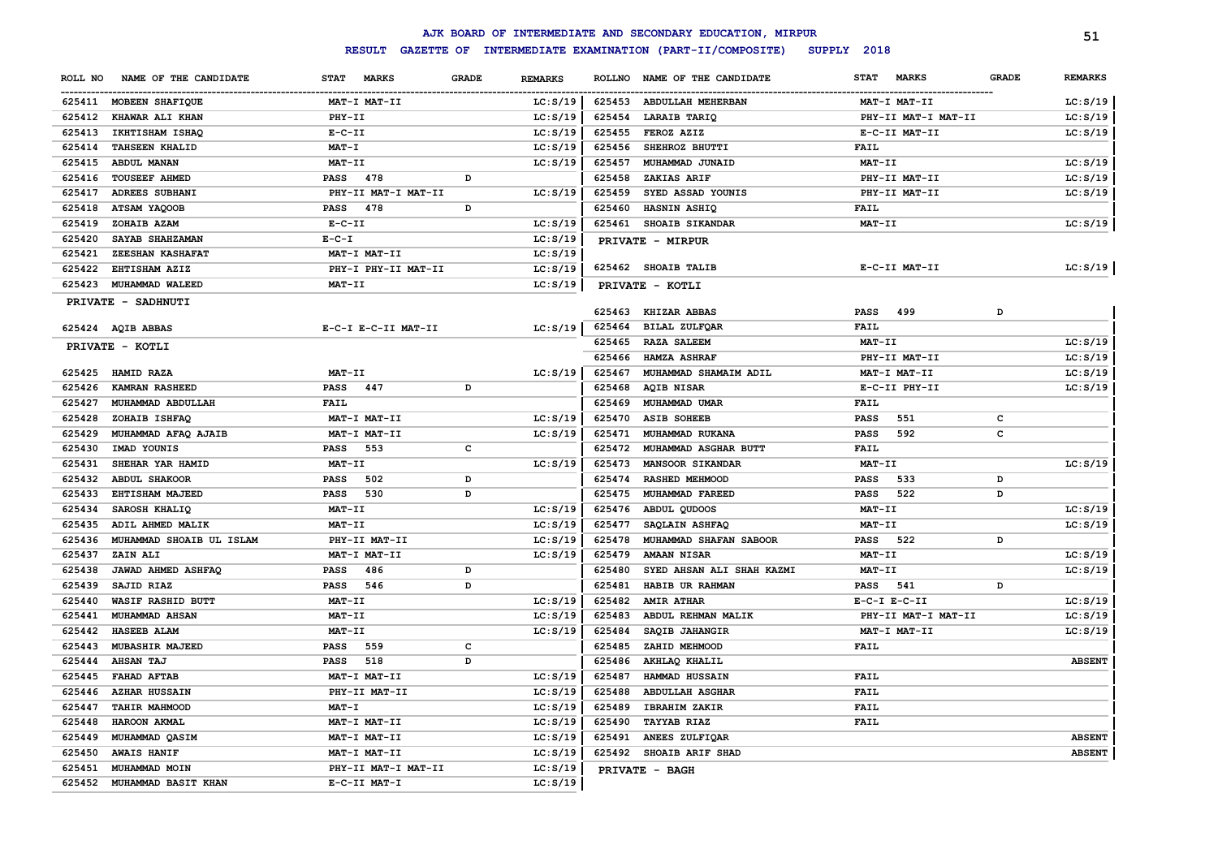# AJK BOARD OF INTERMEDIATE AND SECONDARY EDUCATION, MIRPUR

## RESULT GAZETTE OF INTERMEDIATE EXAMINATION (PART-II/COMPOSITE) SUPPLY 2018

| ROLL NO | NAME OF THE CANDIDATE | STAT MARKS | GRADE | REMARKS |
|---|---|---|---|---|
| 625411 | MOBEEN SHAFIQUE | MAT-I MAT-II | | LC:S/19 |
| 625412 | KHAWAR ALI KHAN | PHY-II | | LC:S/19 |
| 625413 | IKHTISHAM ISHAQ | E-C-II | | LC:S/19 |
| 625414 | TAHSEEN KHALID | MAT-I | | LC:S/19 |
| 625415 | ABDUL MANAN | MAT-II | | LC:S/19 |
| 625416 | TOUSEEF AHMED | PASS 478 | D | |
| 625417 | ADREES SUBHANI | PHY-II MAT-I MAT-II | | LC:S/19 |
| 625418 | ATSAM YAQOOB | PASS 478 | D | |
| 625419 | ZOHAIB AZAM | E-C-II | | LC:S/19 |
| 625420 | SAYAB SHAHZAMAN | E-C-I | | LC:S/19 |
| 625421 | ZEESHAN KASHAFAT | MAT-I MAT-II | | LC:S/19 |
| 625422 | EHTISHAM AZIZ | PHY-I PHY-II MAT-II | | LC:S/19 |
| 625423 | MUHAMMAD WALEED | MAT-II | | LC:S/19 |

**PRIVATE - SADHNUTI**

| ROLL NO | NAME OF THE CANDIDATE | STAT MARKS | GRADE | REMARKS |
|---|---|---|---|---|
| 625424 | AQIB ABBAS | E-C-I E-C-II MAT-II | | LC:S/19 |

**PRIVATE - KOTLI**

| ROLL NO | NAME OF THE CANDIDATE | STAT MARKS | GRADE | REMARKS |
|---|---|---|---|---|
| 625425 | HAMID RAZA | MAT-II | | LC:S/19 |
| 625426 | KAMRAN RASHEED | PASS 447 | D | |
| 625427 | MUHAMMAD ABDULLAH | FAIL | | |
| 625428 | ZOHAIB ISHFAQ | MAT-I MAT-II | | LC:S/19 |
| 625429 | MUHAMMAD AFAQ AJAIB | MAT-I MAT-II | | LC:S/19 |
| 625430 | IMAD YOUNIS | PASS 553 | C | |
| 625431 | SHEHAR YAR HAMID | MAT-II | | LC:S/19 |
| 625432 | ABDUL SHAKOOR | PASS 502 | D | |
| 625433 | EHTISHAM MAJEED | PASS 530 | D | |
| 625434 | SAROSH KHALIQ | MAT-II | | LC:S/19 |
| 625435 | ADIL AHMED MALIK | MAT-II | | LC:S/19 |
| 625436 | MUHAMMAD SHOAIB UL ISLAM | PHY-II MAT-II | | LC:S/19 |
| 625437 | ZAIN ALI | MAT-I MAT-II | | LC:S/19 |
| 625438 | JAWAD AHMED ASHFAQ | PASS 486 | D | |
| 625439 | SAJID RIAZ | PASS 546 | D | |
| 625440 | WASIF RASHID BUTT | MAT-II | | LC:S/19 |
| 625441 | MUHAMMAD AHSAN | MAT-II | | LC:S/19 |
| 625442 | HASEEB ALAM | MAT-II | | LC:S/19 |
| 625443 | MUBASHIR MAJEED | PASS 559 | C | |
| 625444 | AHSAN TAJ | PASS 518 | D | |
| 625445 | FAHAD AFTAB | MAT-I MAT-II | | LC:S/19 |
| 625446 | AZHAR HUSSAIN | PHY-II MAT-II | | LC:S/19 |
| 625447 | TAHIR MAHMOOD | MAT-I | | LC:S/19 |
| 625448 | HAROON AKMAL | MAT-I MAT-II | | LC:S/19 |
| 625449 | MUHAMMAD QASIM | MAT-I MAT-II | | LC:S/19 |
| 625450 | AWAIS HANIF | MAT-I MAT-II | | LC:S/19 |
| 625451 | MUHAMMAD MOIN | PHY-II MAT-I MAT-II | | LC:S/19 |
| 625452 | MUHAMMAD BASIT KHAN | E-C-II MAT-I | | LC:S/19 |
| 625453 | ABDULLAH MEHERBAN | MAT-I MAT-II | | LC:S/19 |
| 625454 | LARAIB TARIQ | PHY-II MAT-I MAT-II | | LC:S/19 |
| 625455 | FEROZ AZIZ | E-C-II MAT-II | | LC:S/19 |
| 625456 | SHEHROZ BHUTTI | FAIL | | |
| 625457 | MUHAMMAD JUNAID | MAT-II | | LC:S/19 |
| 625458 | ZAKIAS ARIF | PHY-II MAT-II | | LC:S/19 |
| 625459 | SYED ASSAD YOUNIS | PHY-II MAT-II | | LC:S/19 |
| 625460 | HASNIN ASHIQ | FAIL | | |
| 625461 | SHOAIB SIKANDAR | MAT-II | | LC:S/19 |

**PRIVATE - MIRPUR**

| ROLL NO | NAME OF THE CANDIDATE | STAT MARKS | GRADE | REMARKS |
|---|---|---|---|---|
| 625462 | SHOAIB TALIB | E-C-II MAT-II | | LC:S/19 |

**PRIVATE - KOTLI**

| ROLL NO | NAME OF THE CANDIDATE | STAT MARKS | GRADE | REMARKS |
|---|---|---|---|---|
| 625463 | KHIZAR ABBAS | PASS 499 | D | |
| 625464 | BILAL ZULFQAR | FAIL | | |
| 625465 | RAZA SALEEM | MAT-II | | LC:S/19 |
| 625466 | HAMZA ASHRAF | PHY-II MAT-II | | LC:S/19 |
| 625467 | MUHAMMAD SHAMAIM ADIL | MAT-I MAT-II | | LC:S/19 |
| 625468 | AQIB NISAR | E-C-II PHY-II | | LC:S/19 |
| 625469 | MUHAMMAD UMAR | FAIL | | |
| 625470 | ASIB SOHEEB | PASS 551 | C | |
| 625471 | MUHAMMAD RUKANA | PASS 592 | C | |
| 625472 | MUHAMMAD ASGHAR BUTT | FAIL | | |
| 625473 | MANSOOR SIKANDAR | MAT-II | | LC:S/19 |
| 625474 | RASHED MEHMOOD | PASS 533 | D | |
| 625475 | MUHAMMAD FAREED | PASS 522 | D | |
| 625476 | ABDUL QUDOOS | MAT-II | | LC:S/19 |
| 625477 | SAQLAIN ASHFAQ | MAT-II | | LC:S/19 |
| 625478 | MUHAMMAD SHAFAN SABOOR | PASS 522 | D | |
| 625479 | AMAAN NISAR | MAT-II | | LC:S/19 |
| 625480 | SYED AHSAN ALI SHAH KAZMI | MAT-II | | LC:S/19 |
| 625481 | HABIB UR RAHMAN | PASS 541 | D | |
| 625482 | AMIR ATHAR | E-C-I E-C-II | | LC:S/19 |
| 625483 | ABDUL REHMAN MALIK | PHY-II MAT-I MAT-II | | LC:S/19 |
| 625484 | SAQIB JAHANGIR | MAT-I MAT-II | | LC:S/19 |
| 625485 | ZAHID MEHMOOD | FAIL | | |
| 625486 | AKHLAQ KHALIL | | | ABSENT |
| 625487 | HAMMAD HUSSAIN | FAIL | | |
| 625488 | ABDULLAH ASGHAR | FAIL | | |
| 625489 | IBRAHIM ZAKIR | FAIL | | |
| 625490 | TAYYAB RIAZ | FAIL | | |
| 625491 | ANEES ZULFIQAR | | | ABSENT |
| 625492 | SHOAIB ARIF SHAD | | | ABSENT |

**PRIVATE - BAGH**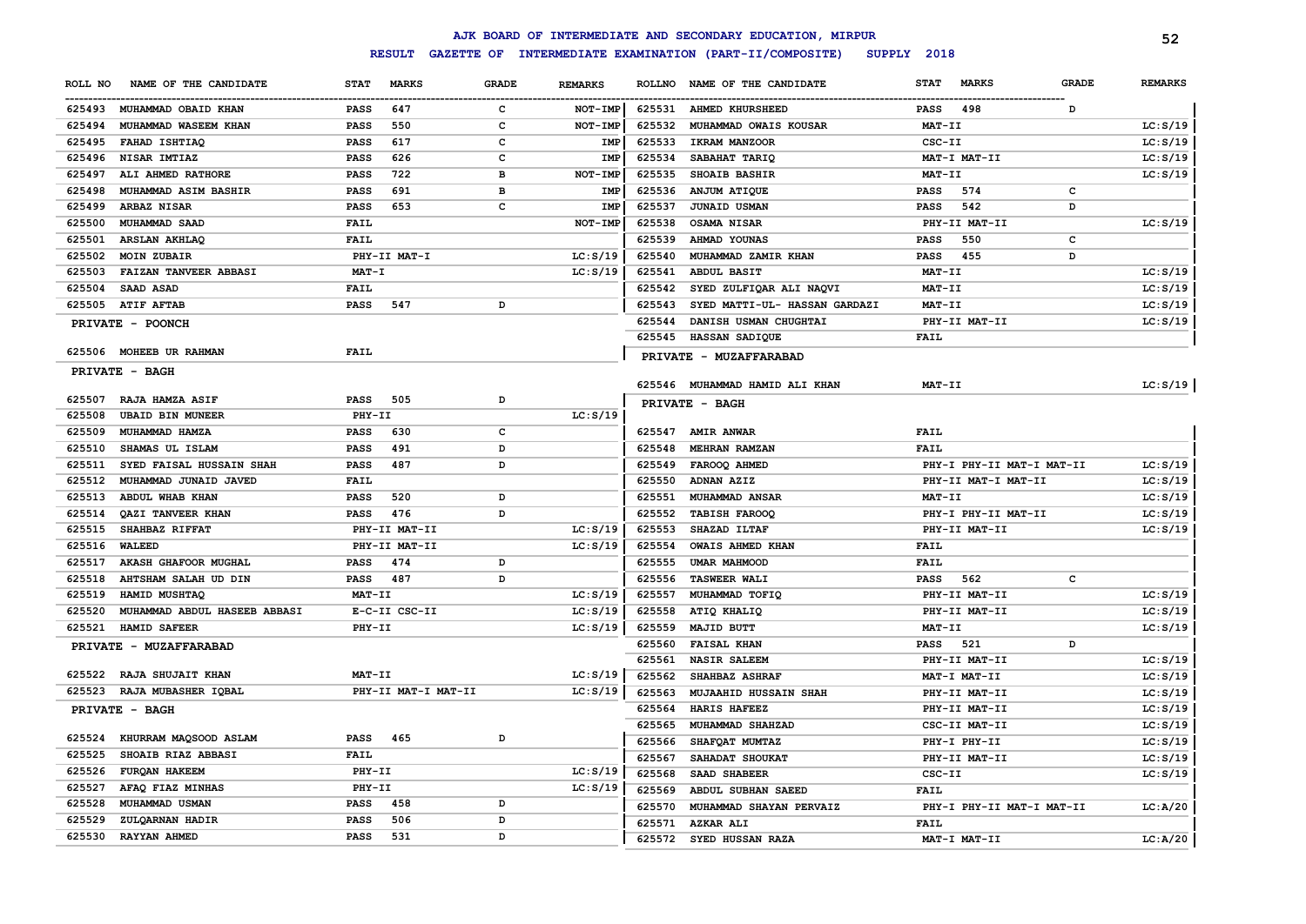# AJK BOARD OF INTERMEDIATE AND SECONDARY EDUCATION, MIRPUR

## RESULT GAZETTE OF INTERMEDIATE EXAMINATION (PART-II/COMPOSITE) SUPPLY 2018

| ROLL NO | NAME OF THE CANDIDATE | STAT | MARKS | GRADE | REMARKS |
|---|---|---|---|---|---|
| 625493 | MUHAMMAD OBAID KHAN | PASS | 647 | C | NOT-IMP |
| 625494 | MUHAMMAD WASEEM KHAN | PASS | 550 | C | NOT-IMP |
| 625495 | FAHAD ISHTIAQ | PASS | 617 | C | IMP |
| 625496 | NISAR IMTIAZ | PASS | 626 | C | IMP |
| 625497 | ALI AHMED RATHORE | PASS | 722 | B | NOT-IMP |
| 625498 | MUHAMMAD ASIM BASHIR | PASS | 691 | B | IMP |
| 625499 | ARBAZ NISAR | PASS | 653 | C | IMP |
| 625500 | MUHAMMAD SAAD | FAIL | | | NOT-IMP |
| 625501 | ARSLAN AKHLAQ | FAIL | | | |
| 625502 | MOIN ZUBAIR | PHY-II MAT-I | | | LC:S/19 |
| 625503 | FAIZAN TANVEER ABBASI | MAT-I | | | LC:S/19 |
| 625504 | SAAD ASAD | FAIL | | | |
| 625505 | ATIF AFTAB | PASS | 547 | D | |

**PRIVATE - POONCH**

| ROLL NO | NAME OF THE CANDIDATE | STAT | MARKS | GRADE | REMARKS |
|---|---|---|---|---|---|
| 625506 | MOHEEB UR RAHMAN | FAIL | | | |

**PRIVATE - BAGH**

| ROLL NO | NAME OF THE CANDIDATE | STAT | MARKS | GRADE | REMARKS |
|---|---|---|---|---|---|
| 625507 | RAJA HAMZA ASIF | PASS | 505 | D | |
| 625508 | UBAID BIN MUNEER | PHY-II | | | LC:S/19 |
| 625509 | MUHAMMAD HAMZA | PASS | 630 | C | |
| 625510 | SHAMAS UL ISLAM | PASS | 491 | D | |
| 625511 | SYED FAISAL HUSSAIN SHAH | PASS | 487 | D | |
| 625512 | MUHAMMAD JUNAID JAVED | FAIL | | | |
| 625513 | ABDUL WHAB KHAN | PASS | 520 | D | |
| 625514 | QAZI TANVEER KHAN | PASS | 476 | D | |
| 625515 | SHAHBAZ RIFFAT | PHY-II MAT-II | | | LC:S/19 |
| 625516 | WALEED | PHY-II MAT-II | | | LC:S/19 |
| 625517 | AKASH GHAFOOR MUGHAL | PASS | 474 | D | |
| 625518 | AHTSHAM SALAH UD DIN | PASS | 487 | D | |
| 625519 | HAMID MUSHTAQ | MAT-II | | | LC:S/19 |
| 625520 | MUHAMMAD ABDUL HASEEB ABBASI | E-C-II CSC-II | | | LC:S/19 |
| 625521 | HAMID SAFEER | PHY-II | | | LC:S/19 |

**PRIVATE - MUZAFFARABAD**

| ROLL NO | NAME OF THE CANDIDATE | STAT | MARKS | GRADE | REMARKS |
|---|---|---|---|---|---|
| 625522 | RAJA SHUJAIT KHAN | MAT-II | | | LC:S/19 |
| 625523 | RAJA MUBASHER IQBAL | PHY-II MAT-II MAT-II | | | LC:S/19 |

**PRIVATE - BAGH**

| ROLL NO | NAME OF THE CANDIDATE | STAT | MARKS | GRADE | REMARKS |
|---|---|---|---|---|---|
| 625524 | KHURRAM MAQSOOD ASLAM | PASS | 465 | D | |
| 625525 | SHOAIB RIAZ ABBASI | FAIL | | | |
| 625526 | FURQAN HAKEEM | PHY-II | | | LC:S/19 |
| 625527 | AFAQ FIAZ MINHAS | PHY-II | | | LC:S/19 |
| 625528 | MUHAMMAD USMAN | PASS | 458 | D | |
| 625529 | ZULQARNAN HADIR | PASS | 506 | D | |
| 625530 | RAYYAN AHMED | PASS | 531 | D | |
| 625531 | AHMED KHURSHEED | PASS | 498 | D | |
| 625532 | MUHAMMAD OWAIS KOUSAR | MAT-II | | | LC:S/19 |
| 625533 | IKRAM MANZOOR | CSC-II | | | LC:S/19 |
| 625534 | SABAHAT TARIQ | MAT-I MAT-II | | | LC:S/19 |
| 625535 | SHOAIB BASHIR | MAT-II | | | LC:S/19 |
| 625536 | ANJUM ATIQUE | PASS | 574 | C | |
| 625537 | JUNAID USMAN | PASS | 542 | D | |
| 625538 | OSAMA NISAR | PHY-II MAT-II | | | LC:S/19 |
| 625539 | AHMAD YOUNAS | PASS | 550 | C | |
| 625540 | MUHAMMAD ZAMIR KHAN | PASS | 455 | D | |
| 625541 | ABDUL BASIT | MAT-II | | | LC:S/19 |
| 625542 | SYED ZULFIQAR ALI NAQVI | MAT-II | | | LC:S/19 |
| 625543 | SYED MATTI-UL- HASSAN GARDAZI | MAT-II | | | LC:S/19 |
| 625544 | DANISH USMAN CHUGHTAI | PHY-II MAT-II | | | LC:S/19 |
| 625545 | HASSAN SADIQUE | FAIL | | | |

**PRIVATE - MUZAFFARABAD**

| ROLL NO | NAME OF THE CANDIDATE | STAT | MARKS | GRADE | REMARKS |
|---|---|---|---|---|---|
| 625546 | MUHAMMAD HAMID ALI KHAN | MAT-II | | | LC:S/19 |

**PRIVATE - BAGH**

| ROLL NO | NAME OF THE CANDIDATE | STAT | MARKS | GRADE | REMARKS |
|---|---|---|---|---|---|
| 625547 | AMIR ANWAR | FAIL | | | |
| 625548 | MEHRAN RAMZAN | FAIL | | | |
| 625549 | FAROOQ AHMED | PHY-I PHY-II MAT-I MAT-II | | | LC:S/19 |
| 625550 | ADNAN AZIZ | PHY-II MAT-I MAT-II | | | LC:S/19 |
| 625551 | MUHAMMAD ANSAR | MAT-II | | | LC:S/19 |
| 625552 | TABISH FAROOQ | PHY-I PHY-II MAT-II | | | LC:S/19 |
| 625553 | SHAZAD ILTAF | PHY-II MAT-II | | | LC:S/19 |
| 625554 | OWAIS AHMED KHAN | FAIL | | | |
| 625555 | UMAR MAHMOOD | FAIL | | | |
| 625556 | TASWEER WALI | PASS | 562 | C | |
| 625557 | MUHAMMAD TOFIQ | PHY-II MAT-II | | | LC:S/19 |
| 625558 | ATIQ KHALIQ | PHY-II MAT-II | | | LC:S/19 |
| 625559 | MAJID BUTT | MAT-II | | | LC:S/19 |
| 625560 | FAISAL KHAN | PASS | 521 | D | |
| 625561 | NASIR SALEEM | PHY-II MAT-II | | | LC:S/19 |
| 625562 | SHAHBAZ ASHRAF | MAT-I MAT-II | | | LC:S/19 |
| 625563 | MUJAAHID HUSSAIN SHAH | PHY-II MAT-II | | | LC:S/19 |
| 625564 | HARIS HAFEEZ | PHY-II MAT-II | | | LC:S/19 |
| 625565 | MUHAMMAD SHAHZAD | CSC-II MAT-II | | | LC:S/19 |
| 625566 | SHAFQAT MUMTAZ | PHY-I PHY-II | | | LC:S/19 |
| 625567 | SAHADAT SHOUKAT | PHY-II MAT-II | | | LC:S/19 |
| 625568 | SAAD SHABEER | CSC-II | | | LC:S/19 |
| 625569 | ABDUL SUBHAN SAEED | FAIL | | | |
| 625570 | MUHAMMAD SHAYAN PERVAIZ | PHY-I PHY-II MAT-I MAT-II | | | LC:A/20 |
| 625571 | AZKAR ALI | FAIL | | | |
| 625572 | SYED HUSSAN RAZA | MAT-I MAT-II | | | LC:A/20 |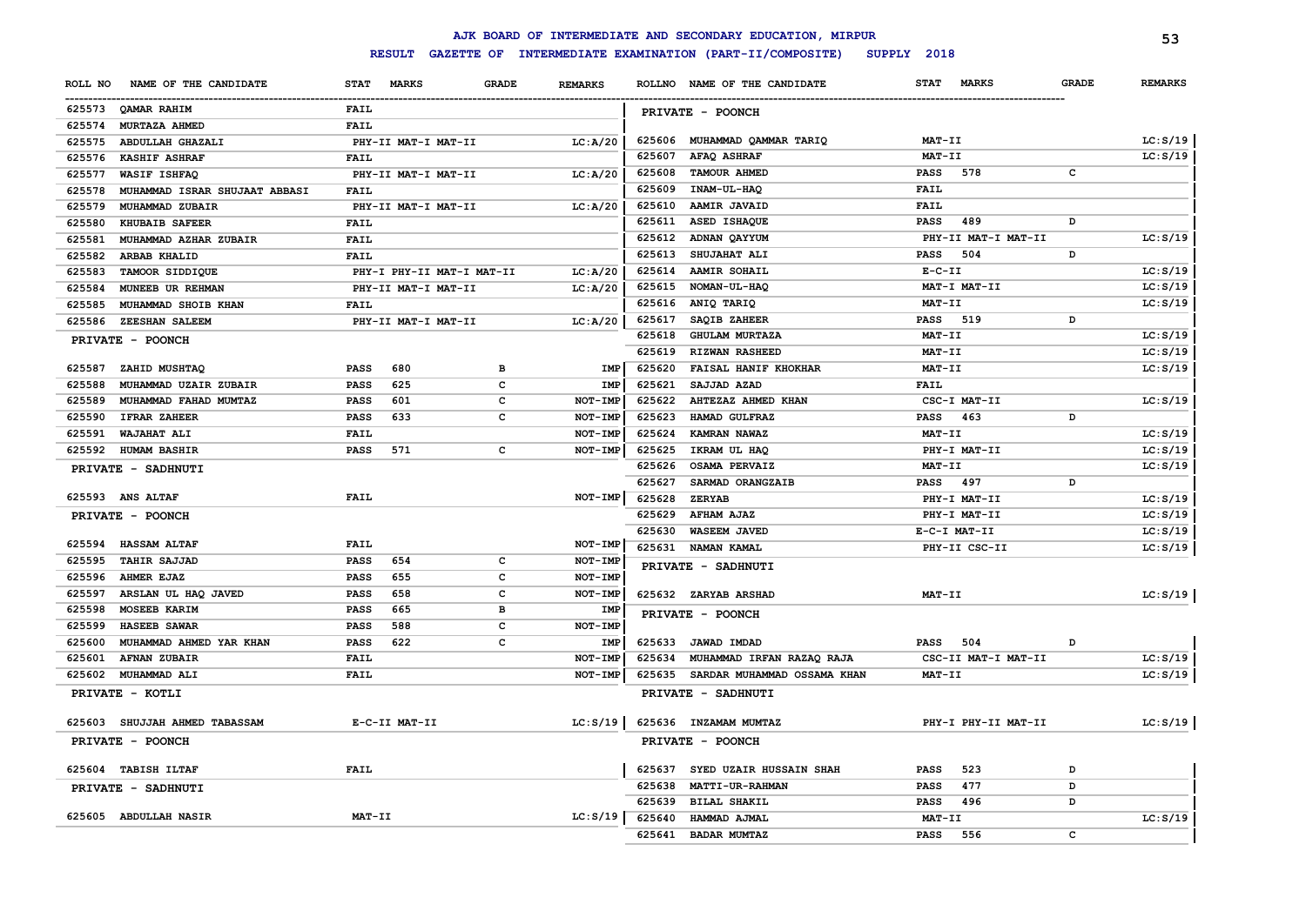# AJK BOARD OF INTERMEDIATE AND SECONDARY EDUCATION, MIRPUR

## RESULT GAZETTE OF INTERMEDIATE EXAMINATION (PART-II/COMPOSITE) SUPPLY 2018

| ROLL NO | NAME OF THE CANDIDATE | STAT | MARKS | GRADE | REMARKS |
|---|---|---|---|---|---|
| 625573 | QAMAR RAHIM | FAIL | | | |
| 625574 | MURTAZA AHMED | FAIL | | | |
| 625575 | ABDULLAH GHAZALI | PHY-II MAT-I MAT-II | | | LC:A/20 |
| 625576 | KASHIF ASHRAF | FAIL | | | |
| 625577 | WASIF ISHFAQ | PHY-II MAT-I MAT-II | | | LC:A/20 |
| 625578 | MUHAMMAD ISRAR SHUJAAT ABBASI | FAIL | | | |
| 625579 | MUHAMMAD ZUBAIR | PHY-II MAT-I MAT-II | | | LC:A/20 |
| 625580 | KHUBAIB SAFEER | FAIL | | | |
| 625581 | MUHAMMAD AZHAR ZUBAIR | FAIL | | | |
| 625582 | ARBAB KHALID | FAIL | | | |
| 625583 | TAMOOR SIDDIQUE | PHY-I PHY-II MAT-I MAT-II | | | LC:A/20 |
| 625584 | MUNEEB UR REHMAN | PHY-II MAT-I MAT-II | | | LC:A/20 |
| 625585 | MUHAMMAD SHOIB KHAN | FAIL | | | |
| 625586 | ZEESHAN SALEEM | PHY-II MAT-I MAT-II | | | LC:A/20 |
| **PRIVATE - POONCH** | | | | | |
| 625587 | ZAHID MUSHTAQ | PASS | 680 | B | IMP |
| 625588 | MUHAMMAD UZAIR ZUBAIR | PASS | 625 | C | IMP |
| 625589 | MUHAMMAD FAHAD MUMTAZ | PASS | 601 | C | NOT-IMP |
| 625590 | IFRAR ZAHEER | PASS | 633 | C | NOT-IMP |
| 625591 | WAJAHAT ALI | FAIL | | | NOT-IMP |
| 625592 | HUMAM BASHIR | PASS | 571 | C | NOT-IMP |
| **PRIVATE - SADHNUTI** | | | | | |
| 625593 | ANS ALTAF | FAIL | | | NOT-IMP |
| **PRIVATE - POONCH** | | | | | |
| 625594 | HASSAM ALTAF | FAIL | | | NOT-IMP |
| 625595 | TAHIR SAJJAD | PASS | 654 | C | NOT-IMP |
| 625596 | AHMER EJAZ | PASS | 655 | C | NOT-IMP |
| 625597 | ARSLAN UL HAQ JAVED | PASS | 658 | C | NOT-IMP |
| 625598 | MOSEEB KARIM | PASS | 665 | B | IMP |
| 625599 | HASEEB SAWAR | PASS | 588 | C | NOT-IMP |
| 625600 | MUHAMMAD AHMED YAR KHAN | PASS | 622 | C | IMP |
| 625601 | AFNAN ZUBAIR | FAIL | | | NOT-IMP |
| 625602 | MUHAMMAD ALI | FAIL | | | NOT-IMP |
| **PRIVATE - KOTLI** | | | | | |
| 625603 | SHUJJAH AHMED TABASSAM | E-C-II MAT-II | | | LC:S/19 |
| **PRIVATE - POONCH** | | | | | |
| 625604 | TABISH ILTAF | FAIL | | | |
| **PRIVATE - SADHNUTI** | | | | | |
| 625605 | ABDULLAH NASIR | MAT-II | | | LC:S/19 |
| **PRIVATE - POONCH** | | | | | |
| 625606 | MUHAMMAD QAMMAR TARIQ | MAT-II | | | LC:S/19 |
| 625607 | AFAQ ASHRAF | MAT-II | | | LC:S/19 |
| 625608 | TAMOUR AHMED | PASS | 578 | C | |
| 625609 | INAM-UL-HAQ | FAIL | | | |
| 625610 | AAMIR JAVAID | FAIL | | | |
| 625611 | ASED ISHAQUE | PASS | 489 | D | |
| 625612 | ADNAN QAYYUM | PHY-II MAT-I MAT-II | | | LC:S/19 |
| 625613 | SHUJAHAT ALI | PASS | 504 | D | |
| 625614 | AAMIR SOHAIL | E-C-II | | | LC:S/19 |
| 625615 | NOMAN-UL-HAQ | MAT-I MAT-II | | | LC:S/19 |
| 625616 | ANIQ TARIQ | MAT-II | | | LC:S/19 |
| 625617 | SAQIB ZAHEER | PASS | 519 | D | |
| 625618 | GHULAM MURTAZA | MAT-II | | | LC:S/19 |
| 625619 | RIZWAN RASHEED | MAT-II | | | LC:S/19 |
| 625620 | FAISAL HANIF KHOKHAR | MAT-II | | | LC:S/19 |
| 625621 | SAJJAD AZAD | FAIL | | | |
| 625622 | AHTEZAZ AHMED KHAN | CSC-I MAT-II | | | LC:S/19 |
| 625623 | HAMAD GULFRAZ | PASS | 463 | D | |
| 625624 | KAMRAN NAWAZ | MAT-II | | | LC:S/19 |
| 625625 | IKRAM UL HAQ | PHY-I MAT-II | | | LC:S/19 |
| 625626 | OSAMA PERVAIZ | MAT-II | | | LC:S/19 |
| 625627 | SARMAD ORANGZAIB | PASS | 497 | D | |
| 625628 | ZERYAB | PHY-I MAT-II | | | LC:S/19 |
| 625629 | AFHAM AJAZ | PHY-I MAT-II | | | LC:S/19 |
| 625630 | WASEEM JAVED | E-C-I MAT-II | | | LC:S/19 |
| 625631 | NAMAN KAMAL | PHY-II CSC-II | | | LC:S/19 |
| **PRIVATE - SADHNUTI** | | | | | |
| 625632 | ZARYAB ARSHAD | MAT-II | | | LC:S/19 |
| **PRIVATE - POONCH** | | | | | |
| 625633 | JAWAD IMDAD | PASS | 504 | D | |
| 625634 | MUHAMMAD IRFAN RAZAQ RAJA | CSC-II MAT-I MAT-II | | | LC:S/19 |
| 625635 | SARDAR MUHAMMAD OSSAMA KHAN | MAT-II | | | LC:S/19 |
| **PRIVATE - SADHNUTI** | | | | | |
| 625636 | INZAMAM MUMTAZ | PHY-I PHY-II MAT-II | | | LC:S/19 |
| **PRIVATE - POONCH** | | | | | |
| 625637 | SYED UZAIR HUSSAIN SHAH | PASS | 523 | D | |
| 625638 | MATTI-UR-RAHMAN | PASS | 477 | D | |
| 625639 | BILAL SHAKIL | PASS | 496 | D | |
| 625640 | HAMMAD AJMAL | MAT-II | | | LC:S/19 |
| 625641 | BADAR MUMTAZ | PASS | 556 | C | |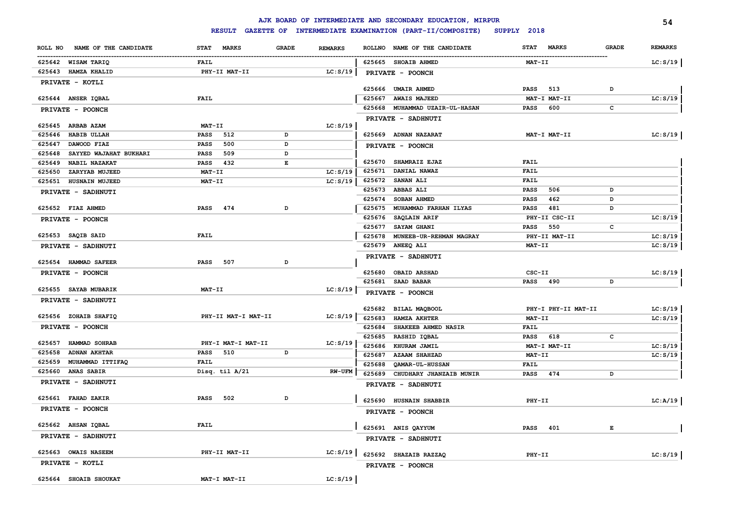# AJK BOARD OF INTERMEDIATE AND SECONDARY EDUCATION, MIRPUR

## RESULT GAZETTE OF INTERMEDIATE EXAMINATION (PART-II/COMPOSITE) SUPPLY 2018

| ROLL NO | NAME OF THE CANDIDATE | STAT | MARKS | GRADE | REMARKS |
|---|---|---|---|---|---|
| 625642 | WISAM TARIQ | FAIL | | | |
| 625643 | HAMZA KHALID | PHY-II MAT-II | | | LC:S/19 |
| | PRIVATE - KOTLI | | | | |
| 625644 | ANSER IQBAL | FAIL | | | |
| | PRIVATE - POONCH | | | | |
| 625645 | ARBAB AZAM | MAT-II | | | LC:S/19 |
| 625646 | HABIB ULLAH | PASS | 512 | D | |
| 625647 | DAWOOD FIAZ | PASS | 500 | D | |
| 625648 | SAYYED WAJAHAT BUKHARI | PASS | 509 | D | |
| 625649 | NABIL NAZAKAT | PASS | 432 | E | |
| 625650 | ZARYYAB MUJEED | MAT-II | | | LC:S/19 |
| 625651 | HUSNAIN MUJEED | MAT-II | | | LC:S/19 |
| | PRIVATE - SADHNUTI | | | | |
| 625652 | FIAZ AHMED | PASS | 474 | D | |
| | PRIVATE - POONCH | | | | |
| 625653 | SAQIB SAID | FAIL | | | |
| | PRIVATE - SADHNUTI | | | | |
| 625654 | HAMMAD SAFEER | PASS | 507 | D | |
| | PRIVATE - POONCH | | | | |
| 625655 | SAYAB MUBARIK | MAT-II | | | LC:S/19 |
| | PRIVATE - SADHNUTI | | | | |
| 625656 | ZOHAIB SHAFIQ | PHY-II MAT-I MAT-II | | | LC:S/19 |
| | PRIVATE - POONCH | | | | |
| 625657 | HAMMAD SOHRAB | PHY-I MAT-I MAT-II | | | LC:S/19 |
| 625658 | ADNAN AKHTAR | PASS | 510 | D | |
| 625659 | MUHAMMAD ITTIFAQ | FAIL | | | |
| 625660 | ANAS SABIR | Disq. til A/21 | | | RW-UFM |
| | PRIVATE - SADHNUTI | | | | |
| 625661 | FAHAD ZAKIR | PASS | 502 | D | |
| | PRIVATE - POONCH | | | | |
| 625662 | AHSAN IQBAL | FAIL | | | |
| | PRIVATE - SADHNUTI | | | | |
| 625663 | OWAIS NASEEM | PHY-II MAT-II | | | LC:S/19 |
| | PRIVATE - KOTLI | | | | |
| 625664 | SHOAIB SHOUKAT | MAT-I MAT-II | | | LC:S/19 |
| 625665 | SHOAIB AHMED | MAT-II | | | LC:S/19 |
| | PRIVATE - POONCH | | | | |
| 625666 | UMAIR AHMED | PASS | 513 | D | |
| 625667 | AWAIS MAJEED | MAT-I MAT-II | | | LC:S/19 |
| 625668 | MUHAMMAD UZAIR-UL-HASAN | PASS | 600 | C | |
| | PRIVATE - SADHNUTI | | | | |
| 625669 | ADNAN NAZARAT | MAT-I MAT-II | | | LC:S/19 |
| | PRIVATE - POONCH | | | | |
| 625670 | SHAMRAIZ EJAZ | FAIL | | | |
| 625671 | DANIAL NAWAZ | FAIL | | | |
| 625672 | SANAN ALI | FAIL | | | |
| 625673 | ABBAS ALI | PASS | 506 | D | |
| 625674 | SOBAN AHMED | PASS | 462 | D | |
| 625675 | MUHAMMAD FARHAN ILYAS | PASS | 481 | D | |
| 625676 | SAQLAIN ARIF | PHY-II CSC-II | | | LC:S/19 |
| 625677 | SAYAM GHANI | PASS | 550 | C | |
| 625678 | MUNEEB-UR-REHMAN MAGRAY | PHY-II MAT-II | | | LC:S/19 |
| 625679 | ANEEQ ALI | MAT-II | | | LC:S/19 |
| | PRIVATE - SADHNUTI | | | | |
| 625680 | OBAID ARSHAD | CSC-II | | | LC:S/19 |
| 625681 | SAAD BABAR | PASS | 490 | D | |
| | PRIVATE - POONCH | | | | |
| 625682 | BILAL MAQBOOL | PHY-I PHY-II MAT-II | | | LC:S/19 |
| 625683 | HAMZA AKHTER | MAT-II | | | LC:S/19 |
| 625684 | SHAKEEB AHMED NASIR | FAIL | | | |
| 625685 | RASHID IQBAL | PASS | 618 | C | |
| 625686 | KHURAM JAMIL | MAT-I MAT-II | | | LC:S/19 |
| 625687 | AZAAM SHAHZAD | MAT-II | | | LC:S/19 |
| 625688 | QAMAR-UL-HUSSAN | FAIL | | | |
| 625689 | CHUDHARY JHANZAIB MUNIR | PASS | 474 | D | |
| | PRIVATE - SADHNUTI | | | | |
| 625690 | HUSNAIN SHABBIR | PHY-II | | | LC:A/19 |
| | PRIVATE - POONCH | | | | |
| 625691 | ANIS QAYYUM | PASS | 401 | E | |
| | PRIVATE - SADHNUTI | | | | |
| 625692 | SHAZAIB RAZZAQ | PHY-II | | | LC:S/19 |
| | PRIVATE - POONCH | | | | |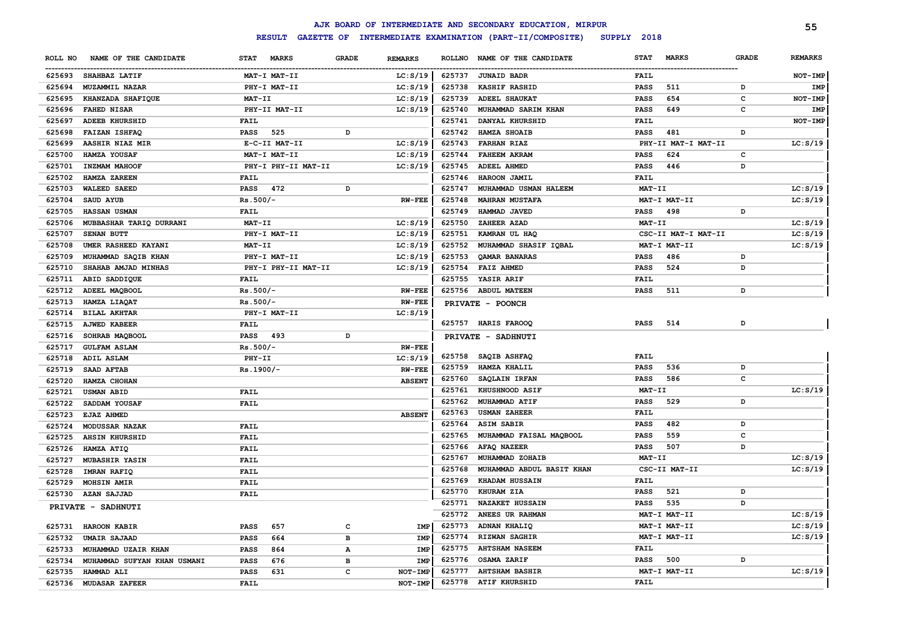# AJK BOARD OF INTERMEDIATE AND SECONDARY EDUCATION, MIRPUR

## RESULT GAZETTE OF INTERMEDIATE EXAMINATION (PART-II/COMPOSITE) SUPPLY 2018

| ROLL NO | NAME OF THE CANDIDATE | STAT | MARKS | GRADE | REMARKS |
|---|---|---|---|---|---|
| 625693 | SHAHBAZ LATIF | MAT-I MAT-II | | | LC:S/19 |
| 625694 | MUZAMMIL NAZAR | PHY-I MAT-II | | | LC:S/19 |
| 625695 | KHANZADA SHAFIQUE | MAT-II | | | LC:S/19 |
| 625696 | FAHED NISAR | PHY-II MAT-II | | | LC:S/19 |
| 625697 | ADEEB KHURSHID | FAIL | | | |
| 625698 | FAIZAN ISHFAQ | PASS | 525 | D | |
| 625699 | AASHIR NIAZ MIR | E-C-II MAT-II | | | LC:S/19 |
| 625700 | HAMZA YOUSAF | MAT-I MAT-II | | | LC:S/19 |
| 625701 | INZMAM MAHOOF | PHY-I PHY-II MAT-II | | | LC:S/19 |
| 625702 | HAMZA ZAREEN | FAIL | | | |
| 625703 | WALEED SAEED | PASS | 472 | D | |
| 625704 | SAUD AYUB | Rs.500/- | | | RW-FEE |
| 625705 | HASSAN USMAN | FAIL | | | |
| 625706 | MUBBASHAR TARIQ DURRANI | MAT-II | | | LC:S/19 |
| 625707 | SENAN BUTT | PHY-I MAT-II | | | LC:S/19 |
| 625708 | UMER RASHEED KAYANI | MAT-II | | | LC:S/19 |
| 625709 | MUHAMMAD SAQIB KHAN | PHY-I MAT-II | | | LC:S/19 |
| 625710 | SHAHAB AMJAD MINHAS | PHY-I PHY-II MAT-II | | | LC:S/19 |
| 625711 | ABID SADDIQUE | FAIL | | | |
| 625712 | ADEEL MAQBOOL | Rs.500/- | | | RW-FEE |
| 625713 | HAMZA LIAQAT | Rs.500/- | | | RW-FEE |
| 625714 | BILAL AKHTAR | PHY-I MAT-II | | | LC:S/19 |
| 625715 | AJWED KABEER | FAIL | | | |
| 625716 | SOHRAB MAQBOOL | PASS | 493 | D | |
| 625717 | GULFAM ASLAM | Rs.500/- | | | RW-FEE |
| 625718 | ADIL ASLAM | PHY-II | | | LC:S/19 |
| 625719 | SAAD AFTAB | Rs.1900/- | | | RW-FEE |
| 625720 | HAMZA CHOHAN | | | | ABSENT |
| 625721 | USMAN ABID | FAIL | | | |
| 625722 | SADDAM YOUSAF | FAIL | | | |
| 625723 | EJAZ AHMED | | | | ABSENT |
| 625724 | MODUSSAR NAZAK | FAIL | | | |
| 625725 | AHSIN KHURSHID | FAIL | | | |
| 625726 | HAMZA ATIQ | FAIL | | | |
| 625727 | MUBASHIR YASIN | FAIL | | | |
| 625728 | IMRAN RAFIQ | FAIL | | | |
| 625729 | MOHSIN AMIR | FAIL | | | |
| 625730 | AZAN SAJJAD | FAIL | | | |

**PRIVATE - SADHNUTI**

| ROLL NO | NAME OF THE CANDIDATE | STAT | MARKS | GRADE | REMARKS |
|---|---|---|---|---|---|
| 625731 | HAROON KABIR | PASS | 657 | C | IMP |
| 625732 | UMAIR SAJAAD | PASS | 664 | B | IMP |
| 625733 | MUHAMMAD UZAIR KHAN | PASS | 864 | A | IMP |
| 625734 | MUHAMMAD SUFYAN KHAN USMANI | PASS | 676 | B | IMP |
| 625735 | HAMMAD ALI | PASS | 631 | C | NOT-IMP |
| 625736 | MUDASAR ZAFEER | FAIL | | | NOT-IMP |
| 625737 | JUNAID BADR | FAIL | | | NOT-IMP |
| 625738 | KASHIF RASHID | PASS | 511 | D | IMP |
| 625739 | ADEEL SHAUKAT | PASS | 654 | C | NOT-IMP |
| 625740 | MUHAMMAD SARIM KHAN | PASS | 649 | C | IMP |
| 625741 | DANYAL KHURSHID | FAIL | | | NOT-IMP |
| 625742 | HAMZA SHOAIB | PASS | 481 | D | |
| 625743 | FARHAN RIAZ | PHY-II MAT-I MAT-II | | | LC:S/19 |
| 625744 | FAHEEM AKRAM | PASS | 624 | C | |
| 625745 | ADEEL AHMED | PASS | 446 | D | |
| 625746 | HAROON JAMIL | FAIL | | | |
| 625747 | MUHAMMAD USMAN HALEEM | MAT-II | | | LC:S/19 |
| 625748 | MAHRAN MUSTAFA | MAT-I MAT-II | | | LC:S/19 |
| 625749 | HAMMAD JAVED | PASS | 498 | D | |
| 625750 | ZAHEER AZAD | MAT-II | | | LC:S/19 |
| 625751 | KAMRAN UL HAQ | CSC-II MAT-I MAT-II | | | LC:S/19 |
| 625752 | MUHAMMAD SHASIF IQBAL | MAT-I MAT-II | | | LC:S/19 |
| 625753 | QAMAR BANARAS | PASS | 486 | D | |
| 625754 | FAIZ AHMED | PASS | 524 | D | |
| 625755 | YASIR ARIF | FAIL | | | |
| 625756 | ABDUL MATEEN | PASS | 511 | D | |

**PRIVATE - POONCH**

| ROLL NO | NAME OF THE CANDIDATE | STAT | MARKS | GRADE | REMARKS |
|---|---|---|---|---|---|
| 625757 | HARIS FAROOQ | PASS | 514 | D | |

**PRIVATE - SADHNUTI**

| ROLL NO | NAME OF THE CANDIDATE | STAT | MARKS | GRADE | REMARKS |
|---|---|---|---|---|---|
| 625758 | SAQIB ASHFAQ | FAIL | | | |
| 625759 | HAMZA KHALIL | PASS | 536 | D | |
| 625760 | SAQLAIN IRFAN | PASS | 586 | C | |
| 625761 | KHUSHNOOD ASIF | MAT-II | | | LC:S/19 |
| 625762 | MUHAMMAD ATIF | PASS | 529 | D | |
| 625763 | USMAN ZAHEER | FAIL | | | |
| 625764 | ASIM SABIR | PASS | 482 | D | |
| 625765 | MUHAMMAD FAISAL MAQBOOL | PASS | 559 | C | |
| 625766 | AFAQ NAZEER | PASS | 507 | D | |
| 625767 | MUHAMMAD ZOHAIB | MAT-II | | | LC:S/19 |
| 625768 | MUHAMMAD ABDUL BASIT KHAN | CSC-II MAT-II | | | LC:S/19 |
| 625769 | KHADAM HUSSAIN | FAIL | | | |
| 625770 | KHURAM ZIA | PASS | 521 | D | |
| 625771 | NAZAKET HUSSAIN | PASS | 535 | D | |
| 625772 | ANEES UR RAHMAN | MAT-I MAT-II | | | LC:S/19 |
| 625773 | ADNAN KHALIQ | MAT-I MAT-II | | | LC:S/19 |
| 625774 | RIZWAN SAGHIR | MAT-I MAT-II | | | LC:S/19 |
| 625775 | AHTSHAM NASEEM | FAIL | | | |
| 625776 | OSAMA ZARIF | PASS | 500 | D | |
| 625777 | AHTSHAM BASHIR | MAT-I MAT-II | | | LC:S/19 |
| 625778 | ATIF KHURSHID | FAIL | | | |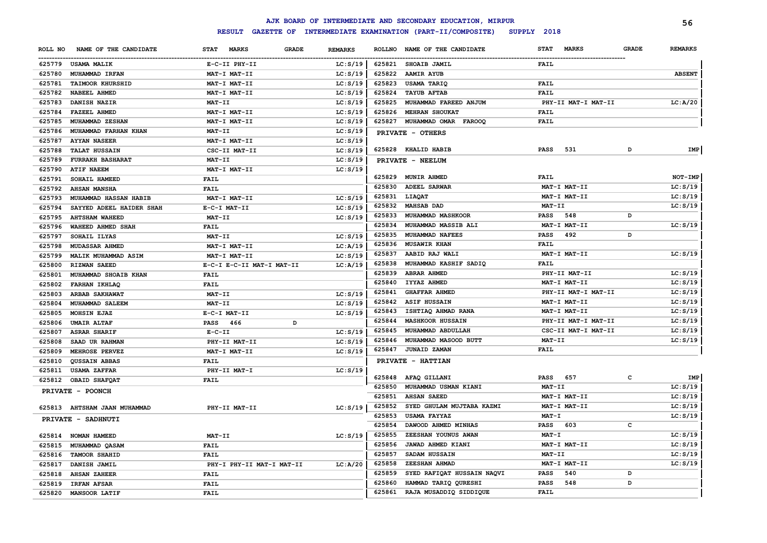# AJK BOARD OF INTERMEDIATE AND SECONDARY EDUCATION, MIRPUR

## RESULT GAZETTE OF INTERMEDIATE EXAMINATION (PART-II/COMPOSITE) SUPPLY 2018

| ROLL NO | NAME OF THE CANDIDATE | STAT MARKS | GRADE | REMARKS |
|---|---|---|---|---|
| 625779 | USAMA MALIK | E-C-II PHY-II | | LC:S/19 |
| 625780 | MUHAMMAD IRFAN | MAT-I MAT-II | | LC:S/19 |
| 625781 | TAIMOOR KHURSHID | MAT-I MAT-II | | LC:S/19 |
| 625782 | NABEEL AHMED | MAT-I MAT-II | | LC:S/19 |
| 625783 | DANISH NAZIR | MAT-II | | LC:S/19 |
| 625784 | FAZEEL AHMED | MAT-I MAT-II | | LC:S/19 |
| 625785 | MUHAMMAD ZESHAN | MAT-I MAT-II | | LC:S/19 |
| 625786 | MUHAMMAD FARHAN KHAN | MAT-II | | LC:S/19 |
| 625787 | AYYAN NASEER | MAT-I MAT-II | | LC:S/19 |
| 625788 | TALAT HUSSAIN | CSC-II MAT-II | | LC:S/19 |
| 625789 | FURRAKH BASHARAT | MAT-II | | LC:S/19 |
| 625790 | ATIF NAEEM | MAT-I MAT-II | | LC:S/19 |
| 625791 | SOHAIL HAMEED | FAIL | | |
| 625792 | AHSAN MANSHA | FAIL | | |
| 625793 | MUHAMMAD HASSAN HABIB | MAT-I MAT-II | | LC:S/19 |
| 625794 | SAYYED ADEEL HAIDER SHAH | E-C-I MAT-II | | LC:S/19 |
| 625795 | AHTSHAM WAHEED | MAT-II | | LC:S/19 |
| 625796 | WAHEED AHMED SHAH | FAIL | | |
| 625797 | SOHAIL ILYAS | MAT-II | | LC:S/19 |
| 625798 | MUDASSAR AHMED | MAT-I MAT-II | | LC:A/19 |
| 625799 | MALIK MUHAMMAD ASIM | MAT-I MAT-II | | LC:S/19 |
| 625800 | RIZWAN SAEED | E-C-I E-C-II MAT-I MAT-II | | LC:A/19 |
| 625801 | MUHAMMAD SHOAIB KHAN | FAIL | | |
| 625802 | FARHAN IKHLAQ | FAIL | | |
| 625803 | ARBAB SAKHAWAT | MAT-II | | LC:S/19 |
| 625804 | MUHAMMAD SALEEM | MAT-II | | LC:S/19 |
| 625805 | MOHSIN EJAZ | E-C-I MAT-II | | LC:S/19 |
| 625806 | UMAIR ALTAF | PASS 466 | D | |
| 625807 | ASRAR SHARIF | E-C-II | | LC:S/19 |
| 625808 | SAAD UR RAHMAN | PHY-II MAT-II | | LC:S/19 |
| 625809 | MEHROSE PERVEZ | MAT-I MAT-II | | LC:S/19 |
| 625810 | QUSSAIN ABBAS | FAIL | | |
| 625811 | USAMA ZAFFAR | PHY-II MAT-I | | LC:S/19 |
| 625812 | OBAID SHAFQAT | FAIL | | |

**PRIVATE - POONCH**

| ROLL NO | NAME OF THE CANDIDATE | STAT MARKS | GRADE | REMARKS |
|---|---|---|---|---|
| 625813 | AHTSHAM JAAN MUHAMMAD | PHY-II MAT-II | | LC:S/19 |

**PRIVATE - SADHNUTI**

| ROLL NO | NAME OF THE CANDIDATE | STAT MARKS | GRADE | REMARKS |
|---|---|---|---|---|
| 625814 | NOMAN HAMEED | MAT-II | | LC:S/19 |
| 625815 | MUHAMMAD QASAM | FAIL | | |
| 625816 | TAMOOR SHAHID | FAIL | | |
| 625817 | DANISH JAMIL | PHY-I PHY-II MAT-I MAT-II | | LC:A/20 |
| 625818 | AHSAN ZAHEER | FAIL | | |
| 625819 | IRFAN AFSAR | FAIL | | |
| 625820 | MANSOOR LATIF | FAIL | | |
| 625821 | SHOAIB JAMIL | FAIL | | |
| 625822 | AAMIR AYUB | | | ABSENT |
| 625823 | USAMA TARIQ | FAIL | | |
| 625824 | TAYUB AFTAB | FAIL | | |
| 625825 | MUHAMMAD FAREED ANJUM | PHY-II MAT-I MAT-II | | LC:A/20 |
| 625826 | MEHRAN SHOUKAT | FAIL | | |
| 625827 | MUHAMMAD OMAR FAROOQ | FAIL | | |

**PRIVATE - OTHERS**

| ROLL NO | NAME OF THE CANDIDATE | STAT MARKS | GRADE | REMARKS |
|---|---|---|---|---|
| 625828 | KHALID HABIB | PASS 531 | D | IMP |

**PRIVATE - NEELUM**

| ROLL NO | NAME OF THE CANDIDATE | STAT MARKS | GRADE | REMARKS |
|---|---|---|---|---|
| 625829 | MUNIR AHMED | FAIL | | NOT-IMP |
| 625830 | ADEEL SARWAR | MAT-I MAT-II | | LC:S/19 |
| 625831 | LIAQAT | MAT-I MAT-II | | LC:S/19 |
| 625832 | MAHSAB DAD | MAT-II | | LC:S/19 |
| 625833 | MUHAMMAD MASHKOOR | PASS 548 | D | |
| 625834 | MUHAMMAD MASSIB ALI | MAT-I MAT-II | | LC:S/19 |
| 625835 | MUHAMMAD NAFEES | PASS 492 | D | |
| 625836 | MUSAWIR KHAN | FAIL | | |
| 625837 | AABID RAJ WALI | MAT-I MAT-II | | LC:S/19 |
| 625838 | MUHAMMAD KASHIF SADIQ | FAIL | | |
| 625839 | ABRAR AHMED | PHY-II MAT-II | | LC:S/19 |
| 625840 | IYYAZ AHMED | MAT-I MAT-II | | LC:S/19 |
| 625841 | GHAFFAR AHMED | PHY-II MAT-I MAT-II | | LC:S/19 |
| 625842 | ASIF HUSSAIN | MAT-I MAT-II | | LC:S/19 |
| 625843 | ISHTIAQ AHMAD RANA | MAT-I MAT-II | | LC:S/19 |
| 625844 | MASHKOOR HUSSAIN | PHY-II MAT-I MAT-II | | LC:S/19 |
| 625845 | MUHAMMAD ABDULLAH | CSC-II MAT-I MAT-II | | LC:S/19 |
| 625846 | MUHAMMAD MASOOD BUTT | MAT-II | | LC:S/19 |
| 625847 | JUNAID ZAMAN | FAIL | | |

**PRIVATE - HATTIAN**

| ROLL NO | NAME OF THE CANDIDATE | STAT MARKS | GRADE | REMARKS |
|---|---|---|---|---|
| 625848 | AFAQ GILLANI | PASS 657 | C | IMP |
| 625850 | MUHAMMAD USMAN KIANI | MAT-II | | LC:S/19 |
| 625851 | AHSAN SAEED | MAT-I MAT-II | | LC:S/19 |
| 625852 | SYED GHULAM MUJTABA KAZMI | MAT-I MAT-II | | LC:S/19 |
| 625853 | USAMA FAYYAZ | MAT-I | | LC:S/19 |
| 625854 | DAWOOD AHMED MINHAS | PASS 603 | C | |
| 625855 | ZEESHAN YOUNUS AWAN | MAT-I | | LC:S/19 |
| 625856 | JAWAD AHMED KIANI | MAT-I MAT-II | | LC:S/19 |
| 625857 | SADAM HUSSAIN | MAT-II | | LC:S/19 |
| 625858 | ZEESHAN AHMAD | MAT-I MAT-II | | LC:S/19 |
| 625859 | SYED RAFIQAT HUSSAIN NAQVI | PASS 540 | D | |
| 625860 | HAMMAD TARIQ QURESHI | PASS 548 | D | |
| 625861 | RAJA MUSADDIQ SIDDIQUE | FAIL | | |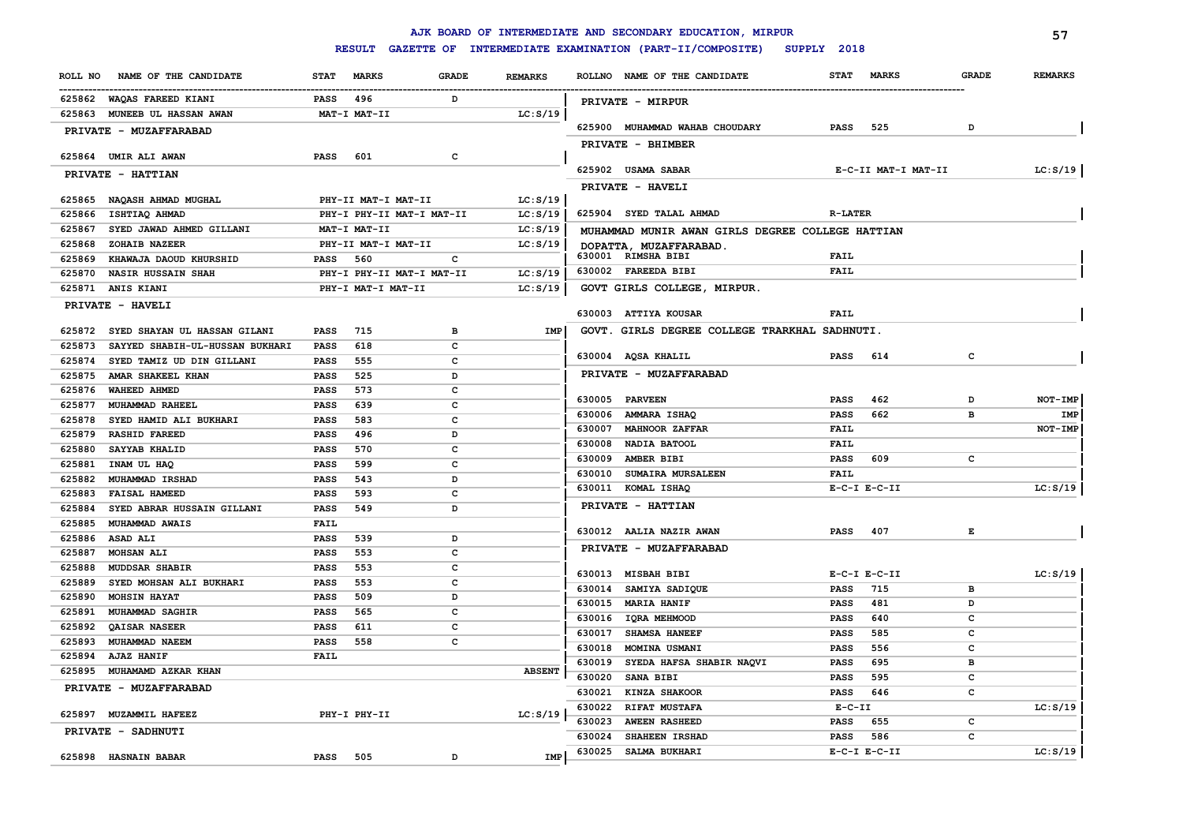# AJK BOARD OF INTERMEDIATE AND SECONDARY EDUCATION, MIRPUR

## RESULT GAZETTE OF INTERMEDIATE EXAMINATION (PART-II/COMPOSITE) SUPPLY 2018

| ROLL NO | NAME OF THE CANDIDATE | STAT | MARKS | GRADE | REMARKS |
|---|---|---|---|---|---|
| 625862 | WAQAS FAREED KIANI | PASS | 496 | D | |
| 625863 | MUNEEB UL HASSAN AWAN | | MAT-I MAT-II | | LC:S/19 |
| | **PRIVATE - MUZAFFARABAD** | | | | |
| 625864 | UMIR ALI AWAN | PASS | 601 | C | |
| | **PRIVATE - HATTIAN** | | | | |
| 625865 | NAQASH AHMAD MUGHAL | | PHY-II MAT-I MAT-II | | LC:S/19 |
| 625866 | ISHTIAQ AHMAD | | PHY-I PHY-II MAT-I MAT-II | | LC:S/19 |
| 625867 | SYED JAWAD AHMED GILLANI | | MAT-I MAT-II | | LC:S/19 |
| 625868 | ZOHAIB NAZEER | | PHY-II MAT-I MAT-II | | LC:S/19 |
| 625869 | KHAWAJA DAOUD KHURSHID | PASS | 560 | C | |
| 625870 | NASIR HUSSAIN SHAH | | PHY-I PHY-II MAT-I MAT-II | | LC:S/19 |
| 625871 | ANIS KIANI | | PHY-I MAT-I MAT-II | | LC:S/19 |
| | **PRIVATE - HAVELI** | | | | |
| 625872 | SYED SHAYAN UL HASSAN GILANI | PASS | 715 | B | IMP |
| 625873 | SAYYED SHABIH-UL-HUSSAN BUKHARI | PASS | 618 | C | |
| 625874 | SYED TAMIZ UD DIN GILLANI | PASS | 555 | C | |
| 625875 | AMAR SHAKEEL KHAN | PASS | 525 | D | |
| 625876 | WAHEED AHMED | PASS | 573 | C | |
| 625877 | MUHAMMAD RAHEEL | PASS | 639 | C | |
| 625878 | SYED HAMID ALI BUKHARI | PASS | 583 | C | |
| 625879 | RASHID FAREED | PASS | 496 | D | |
| 625880 | SAYYAB KHALID | PASS | 570 | C | |
| 625881 | INAM UL HAQ | PASS | 599 | C | |
| 625882 | MUHAMMAD IRSHAD | PASS | 543 | D | |
| 625883 | FAISAL HAMEED | PASS | 593 | C | |
| 625884 | SYED ABRAR HUSSAIN GILLANI | PASS | 549 | D | |
| 625885 | MUHAMMAD AWAIS | FAIL | | | |
| 625886 | ASAD ALI | PASS | 539 | D | |
| 625887 | MOHSAN ALI | PASS | 553 | C | |
| 625888 | MUDDSAR SHABIR | PASS | 553 | C | |
| 625889 | SYED MOHSAN ALI BUKHARI | PASS | 553 | C | |
| 625890 | MOHSIN HAYAT | PASS | 509 | D | |
| 625891 | MUHAMMAD SAGHIR | PASS | 565 | C | |
| 625892 | QAISAR NASEER | PASS | 611 | C | |
| 625893 | MUHAMMAD NAEEM | PASS | 558 | C | |
| 625894 | AJAZ HANIF | FAIL | | | |
| 625895 | MUHAMAMD AZKAR KHAN | | | | ABSENT |
| | **PRIVATE - MUZAFFARABAD** | | | | |
| 625897 | MUZAMMIL HAFEEZ | | PHY-I PHY-II | | LC:S/19 |
| | **PRIVATE - SADHNUTI** | | | | |
| 625898 | HASNAIN BABAR | PASS | 505 | D | IMP |
| | **PRIVATE - MIRPUR** | | | | |
| 625900 | MUHAMMAD WAHAB CHOUDARY | PASS | 525 | D | |
| | **PRIVATE - BHIMBER** | | | | |
| 625902 | USAMA SABAR | | E-C-II MAT-I MAT-II | | LC:S/19 |
| | **PRIVATE - HAVELI** | | | | |
| 625904 | SYED TALAL AHMAD | R-LATER | | | |
| | **MUHAMMAD MUNIR AWAN GIRLS DEGREE COLLEGE HATTIAN DOPATTA, MUZAFFARABAD.** | | | | |
| 630001 | RIMSHA BIBI | FAIL | | | |
| 630002 | FAREEDA BIBI | FAIL | | | |
| | **GOVT GIRLS COLLEGE, MIRPUR.** | | | | |
| 630003 | ATTIYA KOUSAR | FAIL | | | |
| | **GOVT. GIRLS DEGREE COLLEGE TRARKHAL SADHNUTI.** | | | | |
| 630004 | AQSA KHALIL | PASS | 614 | C | |
| | **PRIVATE - MUZAFFARABAD** | | | | |
| 630005 | PARVEEN | PASS | 462 | D | NOT-IMP |
| 630006 | AMMARA ISHAQ | PASS | 662 | B | IMP |
| 630007 | MAHNOOR ZAFFAR | FAIL | | | NOT-IMP |
| 630008 | NADIA BATOOL | FAIL | | | |
| 630009 | AMBER BIBI | PASS | 609 | C | |
| 630010 | SUMAIRA MURSALEEN | FAIL | | | |
| 630011 | KOMAL ISHAQ | | E-C-I E-C-II | | LC:S/19 |
| | **PRIVATE - HATTIAN** | | | | |
| 630012 | AALIA NAZIR AWAN | PASS | 407 | E | |
| | **PRIVATE - MUZAFFARABAD** | | | | |
| 630013 | MISBAH BIBI | | E-C-I E-C-II | | LC:S/19 |
| 630014 | SAMIYA SADIQUE | PASS | 715 | B | |
| 630015 | MARIA HANIF | PASS | 481 | D | |
| 630016 | IQRA MEHMOOD | PASS | 640 | C | |
| 630017 | SHAMSA HANEEF | PASS | 585 | C | |
| 630018 | MOMINA USMANI | PASS | 556 | C | |
| 630019 | SYEDA HAFSA SHABIR NAQVI | PASS | 695 | B | |
| 630020 | SANA BIBI | PASS | 595 | C | |
| 630021 | KINZA SHAKOOR | PASS | 646 | C | |
| 630022 | RIFAT MUSTAFA | | E-C-II | | LC:S/19 |
| 630023 | AWEEN RASHEED | PASS | 655 | C | |
| 630024 | SHAHEEN IRSHAD | PASS | 586 | C | |
| 630025 | SALMA BUKHARI | | E-C-I E-C-II | | LC:S/19 |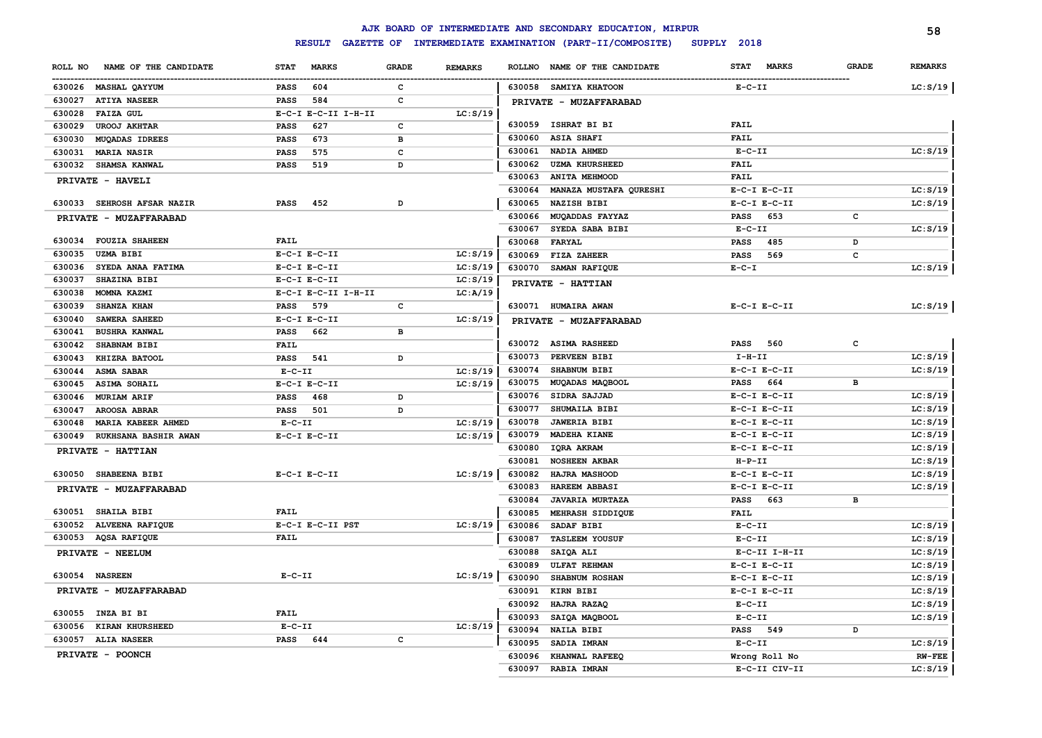# AJK BOARD OF INTERMEDIATE AND SECONDARY EDUCATION, MIRPUR

## RESULT GAZETTE OF INTERMEDIATE EXAMINATION (PART-II/COMPOSITE) SUPPLY 2018

| ROLL NO | NAME OF THE CANDIDATE | STAT | MARKS | GRADE | REMARKS |
|---|---|---|---|---|---|
| 630026 | MASHAL QAYYUM | PASS | 604 | C | |
| 630027 | ATIYA NASEER | PASS | 584 | C | |
| 630028 | FAIZA GUL | E-C-I E-C-II I-H-II | | | LC:S/19 |
| 630029 | UROOJ AKHTAR | PASS | 627 | C | |
| 630030 | MUQADAS IDREES | PASS | 673 | B | |
| 630031 | MARIA NASIR | PASS | 575 | C | |
| 630032 | SHAMSA KANWAL | PASS | 519 | D | |
| | **PRIVATE - HAVELI** | | | | |
| 630033 | SEHROSH AFSAR NAZIR | PASS | 452 | D | |
| | **PRIVATE - MUZAFFARABAD** | | | | |
| 630034 | FOUZIA SHAHEEN | FAIL | | | |
| 630035 | UZMA BIBI | E-C-I E-C-II | | | LC:S/19 |
| 630036 | SYEDA ANAA FATIMA | E-C-I E-C-II | | | LC:S/19 |
| 630037 | SHAZINA BIBI | E-C-I E-C-II | | | LC:S/19 |
| 630038 | MOMNA KAZMI | E-C-I E-C-II I-H-II | | | LC:A/19 |
| 630039 | SHANZA KHAN | PASS | 579 | C | |
| 630040 | SAWERA SAHEED | E-C-I E-C-II | | | LC:S/19 |
| 630041 | BUSHRA KANWAL | PASS | 662 | B | |
| 630042 | SHABNAM BIBI | FAIL | | | |
| 630043 | KHIZRA BATOOL | PASS | 541 | D | |
| 630044 | ASMA SABAR | E-C-II | | | LC:S/19 |
| 630045 | ASIMA SOHAIL | E-C-I E-C-II | | | LC:S/19 |
| 630046 | MURIAM ARIF | PASS | 468 | D | |
| 630047 | AROOSA ABRAR | PASS | 501 | D | |
| 630048 | MARIA KABEER AHMED | E-C-II | | | LC:S/19 |
| 630049 | RUKHSANA BASHIR AWAN | E-C-I E-C-II | | | LC:S/19 |
| | **PRIVATE - HATTIAN** | | | | |
| 630050 | SHABEENA BIBI | E-C-I E-C-II | | | LC:S/19 |
| | **PRIVATE - MUZAFFARABAD** | | | | |
| 630051 | SHAILA BIBI | FAIL | | | |
| 630052 | ALVEENA RAFIQUE | E-C-I E-C-II PST | | | LC:S/19 |
| 630053 | AQSA RAFIQUE | FAIL | | | |
| | **PRIVATE - NEELUM** | | | | |
| 630054 | NASREEN | E-C-II | | | LC:S/19 |
| | **PRIVATE - MUZAFFARABAD** | | | | |
| 630055 | INZA BI BI | FAIL | | | |
| 630056 | KIRAN KHURSHEED | E-C-II | | | LC:S/19 |
| 630057 | ALIA NASEER | PASS | 644 | C | |
| | **PRIVATE - POONCH** | | | | |
| 630058 | SAMIYA KHATOON | E-C-II | | | LC:S/19 |
| | **PRIVATE - MUZAFFARABAD** | | | | |
| 630059 | ISHRAT BI BI | FAIL | | | |
| 630060 | ASIA SHAFI | FAIL | | | |
| 630061 | NADIA AHMED | E-C-II | | | LC:S/19 |
| 630062 | UZMA KHURSHEED | FAIL | | | |
| 630063 | ANITA MEHMOOD | FAIL | | | |
| 630064 | MANAZA MUSTAFA QURESHI | E-C-I E-C-II | | | LC:S/19 |
| 630065 | NAZISH BIBI | E-C-I E-C-II | | | LC:S/19 |
| 630066 | MUQADDAS FAYYAZ | PASS | 653 | C | |
| 630067 | SYEDA SABA BIBI | E-C-II | | | LC:S/19 |
| 630068 | FARYAL | PASS | 485 | D | |
| 630069 | FIZA ZAHEER | PASS | 569 | C | |
| 630070 | SAMAN RAFIQUE | E-C-I | | | LC:S/19 |
| | **PRIVATE - HATTIAN** | | | | |
| 630071 | HUMAIRA AWAN | E-C-I E-C-II | | | LC:S/19 |
| | **PRIVATE - MUZAFFARABAD** | | | | |
| 630072 | ASIMA RASHEED | PASS | 560 | C | |
| 630073 | PERVEEN BIBI | I-H-II | | | LC:S/19 |
| 630074 | SHABNUM BIBI | E-C-I E-C-II | | | LC:S/19 |
| 630075 | MUQADAS MAQBOOL | PASS | 664 | B | |
| 630076 | SIDRA SAJJAD | E-C-I E-C-II | | | LC:S/19 |
| 630077 | SHUMAILA BIBI | E-C-I E-C-II | | | LC:S/19 |
| 630078 | JAWERIA BIBI | E-C-I E-C-II | | | LC:S/19 |
| 630079 | MADEHA KIANE | E-C-I E-C-II | | | LC:S/19 |
| 630080 | IQRA AKRAM | E-C-I E-C-II | | | LC:S/19 |
| 630081 | NOSHEEN AKBAR | H-P-II | | | LC:S/19 |
| 630082 | HAJRA MASHOOD | E-C-I E-C-II | | | LC:S/19 |
| 630083 | HAREEM ABBASI | E-C-I E-C-II | | | LC:S/19 |
| 630084 | JAVARIA MURTAZA | PASS | 663 | B | |
| 630085 | MEHRASH SIDDIQUE | FAIL | | | |
| 630086 | SADAF BIBI | E-C-II | | | LC:S/19 |
| 630087 | TASLEEM YOUSUF | E-C-II | | | LC:S/19 |
| 630088 | SAIQA ALI | E-C-II I-H-II | | | LC:S/19 |
| 630089 | ULFAT REHMAN | E-C-I E-C-II | | | LC:S/19 |
| 630090 | SHABNUM ROSHAN | E-C-I E-C-II | | | LC:S/19 |
| 630091 | KIRN BIBI | E-C-I E-C-II | | | LC:S/19 |
| 630092 | HAJRA RAZAQ | E-C-II | | | LC:S/19 |
| 630093 | SAIQA MAQBOOL | E-C-II | | | LC:S/19 |
| 630094 | NAILA BIBI | PASS | 549 | D | |
| 630095 | SADIA IMRAN | E-C-II | | | LC:S/19 |
| 630096 | KHANWAL RAFEEQ | Wrong Roll No | | | RW-FEE |
| 630097 | RABIA IMRAN | E-C-II CIV-II | | | LC:S/19 |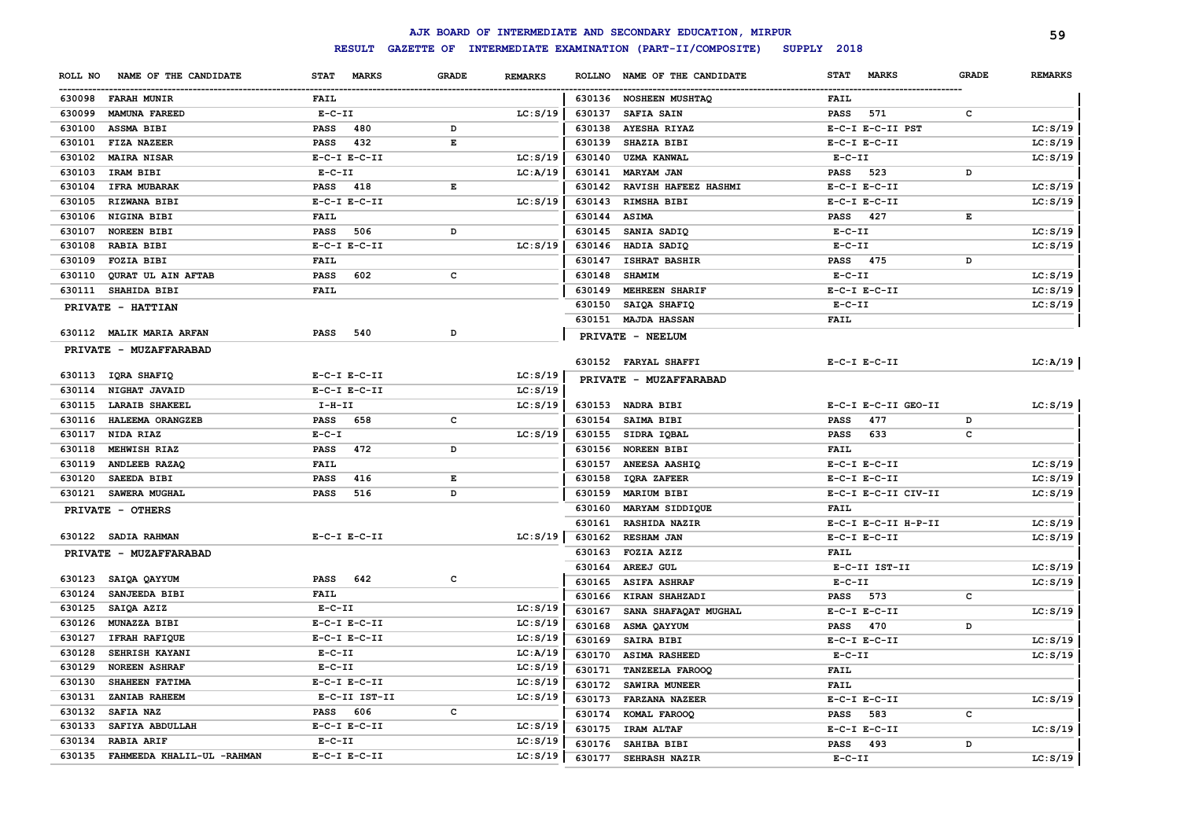# AJK BOARD OF INTERMEDIATE AND SECONDARY EDUCATION, MIRPUR

## RESULT GAZETTE OF INTERMEDIATE EXAMINATION (PART-II/COMPOSITE) SUPPLY 2018

| ROLL NO | NAME OF THE CANDIDATE | STAT | MARKS | GRADE | REMARKS |
|---|---|---|---|---|---|
| 630098 | FARAH MUNIR | FAIL | | | |
| 630099 | MAMUNA FAREED | E-C-II | | | LC:S/19 |
| 630100 | ASSMA BIBI | PASS | 480 | D | |
| 630101 | FIZA NAZEER | PASS | 432 | E | |
| 630102 | MAIRA NISAR | E-C-I E-C-II | | | LC:S/19 |
| 630103 | IRAM BIBI | E-C-II | | | LC:A/19 |
| 630104 | IFRA MUBARAK | PASS | 418 | E | |
| 630105 | RIZWANA BIBI | E-C-I E-C-II | | | LC:S/19 |
| 630106 | NIGINA BIBI | FAIL | | | |
| 630107 | NOREEN BIBI | PASS | 506 | D | |
| 630108 | RABIA BIBI | E-C-I E-C-II | | | LC:S/19 |
| 630109 | FOZIA BIBI | FAIL | | | |
| 630110 | QURAT UL AIN AFTAB | PASS | 602 | C | |
| 630111 | SHAHIDA BIBI | FAIL | | | |

**PRIVATE - HATTIAN**

| ROLL NO | NAME OF THE CANDIDATE | STAT | MARKS | GRADE | REMARKS |
|---|---|---|---|---|---|
| 630112 | MALIK MARIA ARFAN | PASS | 540 | D | |

**PRIVATE - MUZAFFARABAD**

| ROLL NO | NAME OF THE CANDIDATE | STAT | MARKS | GRADE | REMARKS |
|---|---|---|---|---|---|
| 630113 | IQRA SHAFIQ | E-C-I E-C-II | | | LC:S/19 |
| 630114 | NIGHAT JAVAID | E-C-I E-C-II | | | LC:S/19 |
| 630115 | LARAIB SHAKEEL | I-H-II | | | LC:S/19 |
| 630116 | HALEEMA ORANGZEB | PASS | 658 | C | |
| 630117 | NIDA RIAZ | E-C-I | | | LC:S/19 |
| 630118 | MEHWISH RIAZ | PASS | 472 | D | |
| 630119 | ANDLEEB RAZAQ | FAIL | | | |
| 630120 | SAEEDA BIBI | PASS | 416 | E | |
| 630121 | SAWERA MUGHAL | PASS | 516 | D | |

**PRIVATE - OTHERS**

| ROLL NO | NAME OF THE CANDIDATE | STAT | MARKS | GRADE | REMARKS |
|---|---|---|---|---|---|
| 630122 | SADIA RAHMAN | E-C-I E-C-II | | | LC:S/19 |

**PRIVATE - MUZAFFARABAD**

| ROLL NO | NAME OF THE CANDIDATE | STAT | MARKS | GRADE | REMARKS |
|---|---|---|---|---|---|
| 630123 | SAIQA QAYYUM | PASS | 642 | C | |
| 630124 | SANJEEDA BIBI | FAIL | | | |
| 630125 | SAIQA AZIZ | E-C-II | | | LC:S/19 |
| 630126 | MUNAZZA BIBI | E-C-I E-C-II | | | LC:S/19 |
| 630127 | IFRAH RAFIQUE | E-C-I E-C-II | | | LC:S/19 |
| 630128 | SEHRISH KAYANI | E-C-II | | | LC:A/19 |
| 630129 | NOREEN ASHRAF | E-C-II | | | LC:S/19 |
| 630130 | SHAHEEN FATIMA | E-C-I E-C-II | | | LC:S/19 |
| 630131 | ZANIAB RAHEEM | E-C-II IST-II | | | LC:S/19 |
| 630132 | SAFIA NAZ | PASS | 606 | C | |
| 630133 | SAFIYA ABDULLAH | E-C-I E-C-II | | | LC:S/19 |
| 630134 | RABIA ARIF | E-C-II | | | LC:S/19 |
| 630135 | FAHMEEDA KHALIL-UL -RAHMAN | E-C-I E-C-II | | | LC:S/19 |
| 630136 | NOSHEEN MUSHTAQ | FAIL | | | |
| 630137 | SAFIA SAIN | PASS | 571 | C | |
| 630138 | AYESHA RIYAZ | E-C-I E-C-II PST | | | LC:S/19 |
| 630139 | SHAZIA BIBI | E-C-I E-C-II | | | LC:S/19 |
| 630140 | UZMA KANWAL | E-C-II | | | LC:S/19 |
| 630141 | MARYAM JAN | PASS | 523 | D | |
| 630142 | RAVISH HAFEEZ HASHMI | E-C-I E-C-II | | | LC:S/19 |
| 630143 | RIMSHA BIBI | E-C-I E-C-II | | | LC:S/19 |
| 630144 | ASIMA | PASS | 427 | E | |
| 630145 | SANIA SADIQ | E-C-II | | | LC:S/19 |
| 630146 | HADIA SADIQ | E-C-II | | | LC:S/19 |
| 630147 | ISHRAT BASHIR | PASS | 475 | D | |
| 630148 | SHAMIM | E-C-II | | | LC:S/19 |
| 630149 | MEHREEN SHARIF | E-C-I E-C-II | | | LC:S/19 |
| 630150 | SAIQA SHAFIQ | E-C-II | | | LC:S/19 |
| 630151 | MAJDA HASSAN | FAIL | | | |

**PRIVATE - NEELUM**

| ROLL NO | NAME OF THE CANDIDATE | STAT | MARKS | GRADE | REMARKS |
|---|---|---|---|---|---|
| 630152 | FARYAL SHAFFI | E-C-I E-C-II | | | LC:A/19 |

**PRIVATE - MUZAFFARABAD**

| ROLL NO | NAME OF THE CANDIDATE | STAT | MARKS | GRADE | REMARKS |
|---|---|---|---|---|---|
| 630153 | NADRA BIBI | E-C-I E-C-II GEO-II | | | LC:S/19 |
| 630154 | SAIMA BIBI | PASS | 477 | D | |
| 630155 | SIDRA IQBAL | PASS | 633 | C | |
| 630156 | NOREEN BIBI | FAIL | | | |
| 630157 | ANEESA AASHIQ | E-C-I E-C-II | | | LC:S/19 |
| 630158 | IQRA ZAFEER | E-C-I E-C-II | | | LC:S/19 |
| 630159 | MARIUM BIBI | E-C-I E-C-II CIV-II | | | LC:S/19 |
| 630160 | MARYAM SIDDIQUE | FAIL | | | |
| 630161 | RASHIDA NAZIR | E-C-I E-C-II H-P-II | | | LC:S/19 |
| 630162 | RESHAM JAN | E-C-I E-C-II | | | LC:S/19 |
| 630163 | FOZIA AZIZ | FAIL | | | |
| 630164 | AREEJ GUL | E-C-II IST-II | | | LC:S/19 |
| 630165 | ASIFA ASHRAF | E-C-II | | | LC:S/19 |
| 630166 | KIRAN SHAHZADI | PASS | 573 | C | |
| 630167 | SANA SHAFAQAT MUGHAL | E-C-I E-C-II | | | LC:S/19 |
| 630168 | ASMA QAYYUM | PASS | 470 | D | |
| 630169 | SAIRA BIBI | E-C-I E-C-II | | | LC:S/19 |
| 630170 | ASIMA RASHEED | E-C-II | | | LC:S/19 |
| 630171 | TANZEELA FAROOQ | FAIL | | | |
| 630172 | SAWIRA MUNEER | FAIL | | | |
| 630173 | FARZANA NAZEER | E-C-I E-C-II | | | LC:S/19 |
| 630174 | KOMAL FAROOQ | PASS | 583 | C | |
| 630175 | IRAM ALTAF | E-C-I E-C-II | | | LC:S/19 |
| 630176 | SAHIBA BIBI | PASS | 493 | D | |
| 630177 | SEHRASH NAZIR | E-C-II | | | LC:S/19 |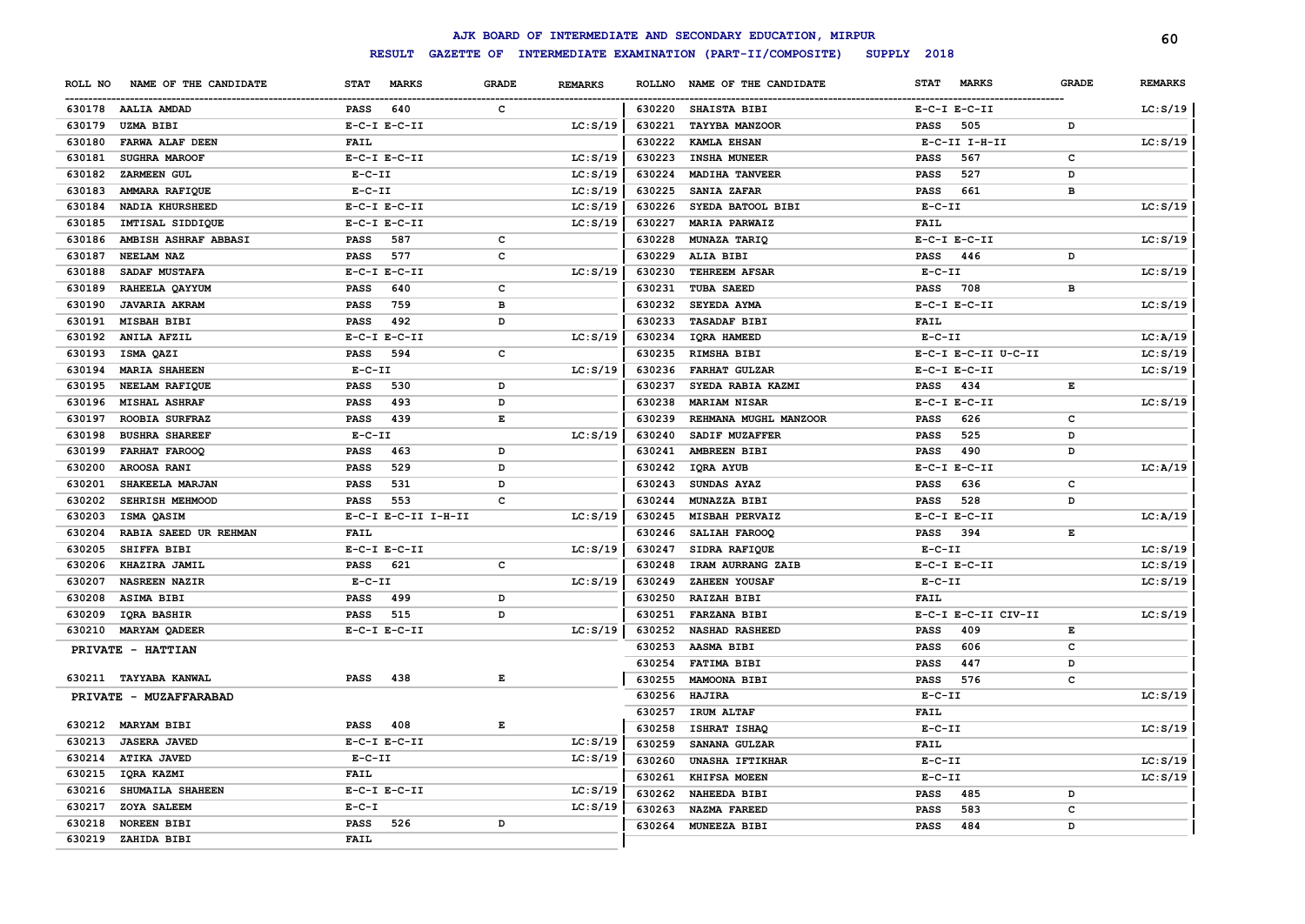# AJK BOARD OF INTERMEDIATE AND SECONDARY EDUCATION, MIRPUR

## RESULT GAZETTE OF INTERMEDIATE EXAMINATION (PART-II/COMPOSITE) SUPPLY 2018

| ROLL NO | NAME OF THE CANDIDATE | STAT | MARKS | GRADE | REMARKS |
|---|---|---|---|---|---|
| 630178 | AALIA AMDAD | PASS | 640 | C | |
| 630179 | UZMA BIBI | E-C-I E-C-II | | | LC:S/19 |
| 630180 | FARWA ALAF DEEN | FAIL | | | |
| 630181 | SUGHRA MAROOF | E-C-I E-C-II | | | LC:S/19 |
| 630182 | ZARMEEN GUL | E-C-II | | | LC:S/19 |
| 630183 | AMMARA RAFIQUE | E-C-II | | | LC:S/19 |
| 630184 | NADIA KHURSHEED | E-C-I E-C-II | | | LC:S/19 |
| 630185 | IMTISAL SIDDIQUE | E-C-I E-C-II | | | LC:S/19 |
| 630186 | AMBISH ASHRAF ABBASI | PASS | 587 | C | |
| 630187 | NEELAM NAZ | PASS | 577 | C | |
| 630188 | SADAF MUSTAFA | E-C-I E-C-II | | | LC:S/19 |
| 630189 | RAHEELA QAYYUM | PASS | 640 | C | |
| 630190 | JAVARIA AKRAM | PASS | 759 | B | |
| 630191 | MISBAH BIBI | PASS | 492 | D | |
| 630192 | ANILA AFZIL | E-C-I E-C-II | | | LC:S/19 |
| 630193 | ISMA QAZI | PASS | 594 | C | |
| 630194 | MARIA SHAHEEN | E-C-II | | | LC:S/19 |
| 630195 | NEELAM RAFIQUE | PASS | 530 | D | |
| 630196 | MISHAL ASHRAF | PASS | 493 | D | |
| 630197 | ROOBIA SURFRAZ | PASS | 439 | E | |
| 630198 | BUSHRA SHAREEF | E-C-II | | | LC:S/19 |
| 630199 | FARHAT FAROOQ | PASS | 463 | D | |
| 630200 | AROOSA RANI | PASS | 529 | D | |
| 630201 | SHAKEELA MARJAN | PASS | 531 | D | |
| 630202 | SEHRISH MEHMOOD | PASS | 553 | C | |
| 630203 | ISMA QASIM | E-C-I E-C-II I-H-II | | | LC:S/19 |
| 630204 | RABIA SAEED UR REHMAN | FAIL | | | |
| 630205 | SHIFFA BIBI | E-C-I E-C-II | | | LC:S/19 |
| 630206 | KHAZIRA JAMIL | PASS | 621 | C | |
| 630207 | NASREEN NAZIR | E-C-II | | | LC:S/19 |
| 630208 | ASIMA BIBI | PASS | 499 | D | |
| 630209 | IQRA BASHIR | PASS | 515 | D | |
| 630210 | MARYAM QADEER | E-C-I E-C-II | | | LC:S/19 |

### PRIVATE - HATTIAN

| ROLL NO | NAME OF THE CANDIDATE | STAT | MARKS | GRADE | REMARKS |
|---|---|---|---|---|---|
| 630211 | TAYYABA KANWAL | PASS | 438 | E | |

### PRIVATE - MUZAFFARABAD

| ROLL NO | NAME OF THE CANDIDATE | STAT | MARKS | GRADE | REMARKS |
|---|---|---|---|---|---|
| 630212 | MARYAM BIBI | PASS | 408 | E | |
| 630213 | JASERA JAVED | E-C-I E-C-II | | | LC:S/19 |
| 630214 | ATIKA JAVED | E-C-II | | | LC:S/19 |
| 630215 | IQRA KAZMI | FAIL | | | |
| 630216 | SHUMAILA SHAHEEN | E-C-I E-C-II | | | LC:S/19 |
| 630217 | ZOYA SALEEM | E-C-I | | | LC:S/19 |
| 630218 | NOREEN BIBI | PASS | 526 | D | |
| 630219 | ZAHIDA BIBI | FAIL | | | |
| 630220 | SHAISTA BIBI | E-C-I E-C-II | | | LC:S/19 |
| 630221 | TAYYBA MANZOOR | PASS | 505 | D | |
| 630222 | KAMLA EHSAN | E-C-II I-H-II | | | LC:S/19 |
| 630223 | INSHA MUNEER | PASS | 567 | C | |
| 630224 | MADIHA TANVEER | PASS | 527 | D | |
| 630225 | SANIA ZAFAR | PASS | 661 | B | |
| 630226 | SYEDA BATOOL BIBI | E-C-II | | | LC:S/19 |
| 630227 | MARIA PARWAIZ | FAIL | | | |
| 630228 | MUNAZA TARIQ | E-C-I E-C-II | | | LC:S/19 |
| 630229 | ALIA BIBI | PASS | 446 | D | |
| 630230 | TEHREEM AFSAR | E-C-II | | | LC:S/19 |
| 630231 | TUBA SAEED | PASS | 708 | B | |
| 630232 | SEYEDA AYMA | E-C-I E-C-II | | | LC:S/19 |
| 630233 | TASADAF BIBI | FAIL | | | |
| 630234 | IQRA HAMEED | E-C-II | | | LC:A/19 |
| 630235 | RIMSHA BIBI | E-C-I E-C-II U-C-II | | | LC:S/19 |
| 630236 | FARHAT GULZAR | E-C-I E-C-II | | | LC:S/19 |
| 630237 | SYEDA RABIA KAZMI | PASS | 434 | E | |
| 630238 | MARIAM NISAR | E-C-I E-C-II | | | LC:S/19 |
| 630239 | REHMANA MUGHL MANZOOR | PASS | 626 | C | |
| 630240 | SADIF MUZAFFER | PASS | 525 | D | |
| 630241 | AMBREEN BIBI | PASS | 490 | D | |
| 630242 | IQRA AYUB | E-C-I E-C-II | | | LC:A/19 |
| 630243 | SUNDAS AYAZ | PASS | 636 | C | |
| 630244 | MUNAZZA BIBI | PASS | 528 | D | |
| 630245 | MISBAH PERVAIZ | E-C-I E-C-II | | | LC:A/19 |
| 630246 | SALIAH FAROOQ | PASS | 394 | E | |
| 630247 | SIDRA RAFIQUE | E-C-II | | | LC:S/19 |
| 630248 | IRAM AURRANG ZAIB | E-C-I E-C-II | | | LC:S/19 |
| 630249 | ZAHEEN YOUSAF | E-C-II | | | LC:S/19 |
| 630250 | RAIZAH BIBI | FAIL | | | |
| 630251 | FARZANA BIBI | E-C-I E-C-II CIV-II | | | LC:S/19 |
| 630252 | NASHAD RASHEED | PASS | 409 | E | |
| 630253 | AASMA BIBI | PASS | 606 | C | |
| 630254 | FATIMA BIBI | PASS | 447 | D | |
| 630255 | MAMOONA BIBI | PASS | 576 | C | |
| 630256 | HAJIRA | E-C-II | | | LC:S/19 |
| 630257 | IRUM ALTAF | FAIL | | | |
| 630258 | ISHRAT ISHAQ | E-C-II | | | LC:S/19 |
| 630259 | SANANA GULZAR | FAIL | | | |
| 630260 | UNASHA IFTIKHAR | E-C-II | | | LC:S/19 |
| 630261 | KHIFSA MOEEN | E-C-II | | | LC:S/19 |
| 630262 | NAHEEDA BIBI | PASS | 485 | D | |
| 630263 | NAZMA FAREED | PASS | 583 | C | |
| 630264 | MUNEEZA BIBI | PASS | 484 | D | |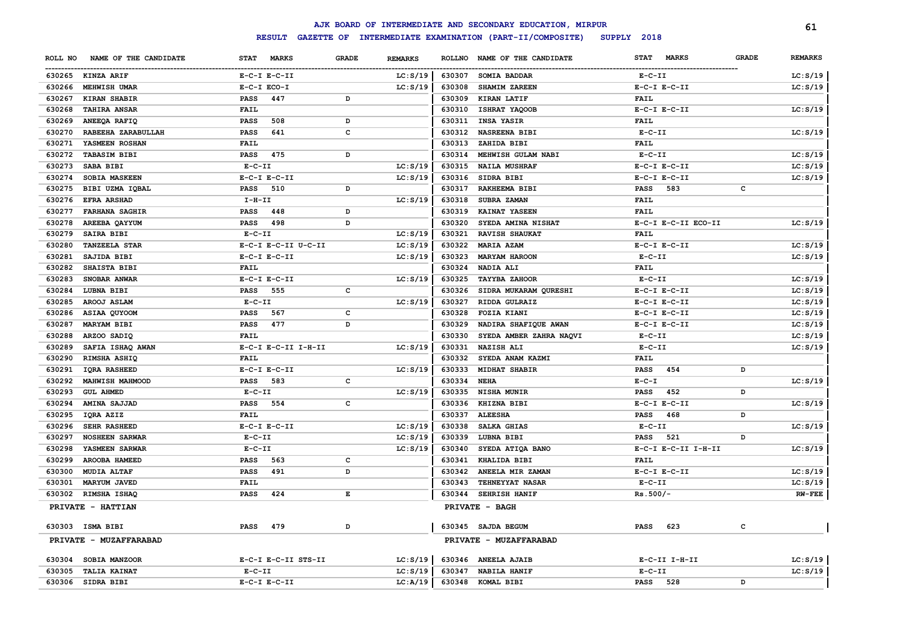# AJK BOARD OF INTERMEDIATE AND SECONDARY EDUCATION, MIRPUR

## RESULT GAZETTE OF INTERMEDIATE EXAMINATION (PART-II/COMPOSITE) SUPPLY 2018

| ROLL NO | NAME OF THE CANDIDATE | STAT MARKS | GRADE | REMARKS |
|---|---|---|---|---|
| 630265 | KINZA ARIF | E-C-I E-C-II | | LC:S/19 |
| 630266 | MEHWISH UMAR | E-C-I ECO-I | | LC:S/19 |
| 630267 | KIRAN SHABIR | PASS 447 | D | |
| 630268 | TAHIRA ANSAR | FAIL | | |
| 630269 | ANEEQA RAFIQ | PASS 508 | D | |
| 630270 | RABEEHA ZARABULLAH | PASS 641 | C | |
| 630271 | YASMEEN ROSHAN | FAIL | | |
| 630272 | TABASIM BIBI | PASS 475 | D | |
| 630273 | SABA BIBI | E-C-II | | LC:S/19 |
| 630274 | SOBIA MASKEEN | E-C-I E-C-II | | LC:S/19 |
| 630275 | BIBI UZMA IQBAL | PASS 510 | D | |
| 630276 | EFRA ARSHAD | I-H-II | | LC:S/19 |
| 630277 | FARHANA SAGHIR | PASS 448 | D | |
| 630278 | AREEBA QAYYUM | PASS 498 | D | |
| 630279 | SAIRA BIBI | E-C-II | | LC:S/19 |
| 630280 | TANZEELA STAR | E-C-I E-C-II U-C-II | | LC:S/19 |
| 630281 | SAJIDA BIBI | E-C-I E-C-II | | LC:S/19 |
| 630282 | SHAISTA BIBI | FAIL | | |
| 630283 | SNOBAR ANWAR | E-C-I E-C-II | | LC:S/19 |
| 630284 | LUBNA BIBI | PASS 555 | C | |
| 630285 | AROOJ ASLAM | E-C-II | | LC:S/19 |
| 630286 | ASIAA QUYOOM | PASS 567 | C | |
| 630287 | MARYAM BIBI | PASS 477 | D | |
| 630288 | ARZOO SADIQ | FAIL | | |
| 630289 | SAFIA ISHAQ AWAN | E-C-I E-C-II I-H-II | | LC:S/19 |
| 630290 | RIMSHA ASHIQ | FAIL | | |
| 630291 | IQRA RASHEED | E-C-I E-C-II | | LC:S/19 |
| 630292 | MAHWISH MAHMOOD | PASS 583 | C | |
| 630293 | GUL AHMED | E-C-II | | LC:S/19 |
| 630294 | AMINA SAJJAD | PASS 554 | C | |
| 630295 | IQRA AZIZ | FAIL | | |
| 630296 | SEHR RASHEED | E-C-I E-C-II | | LC:S/19 |
| 630297 | NOSHEEN SARWAR | E-C-II | | LC:S/19 |
| 630298 | YASMEEN SARWAR | E-C-II | | LC:S/19 |
| 630299 | AROOBA HAMEED | PASS 563 | C | |
| 630300 | MUDIA ALTAF | PASS 491 | D | |
| 630301 | MARYUM JAVED | FAIL | | |
| 630302 | RIMSHA ISHAQ | PASS 424 | E | |

**PRIVATE - HATTIAN**

| ROLL NO | NAME OF THE CANDIDATE | STAT MARKS | GRADE | REMARKS |
|---|---|---|---|---|
| 630303 | ISMA BIBI | PASS 479 | D | |

**PRIVATE - MUZAFFARABAD**

| ROLL NO | NAME OF THE CANDIDATE | STAT MARKS | GRADE | REMARKS |
|---|---|---|---|---|
| 630304 | SOBIA MANZOOR | E-C-I E-C-II STS-II | | LC:S/19 |
| 630305 | TALIA KAINAT | E-C-II | | LC:S/19 |
| 630306 | SIDRA BIBI | E-C-I E-C-II | | LC:A/19 |
| 630307 | SOMIA BADDAR | E-C-II | | LC:S/19 |
| 630308 | SHAMIM ZAREEN | E-C-I E-C-II | | LC:S/19 |
| 630309 | KIRAN LATIF | FAIL | | |
| 630310 | ISHRAT YAQOOB | E-C-I E-C-II | | LC:S/19 |
| 630311 | INSA YASIR | FAIL | | |
| 630312 | NASREENA BIBI | E-C-II | | LC:S/19 |
| 630313 | ZAHIDA BIBI | FAIL | | |
| 630314 | MEHWISH GULAM NABI | E-C-II | | LC:S/19 |
| 630315 | NAILA MUSHRAF | E-C-I E-C-II | | LC:S/19 |
| 630316 | SIDRA BIBI | E-C-I E-C-II | | LC:S/19 |
| 630317 | RAKHEEMA BIBI | PASS 583 | C | |
| 630318 | SUBRA ZAMAN | FAIL | | |
| 630319 | KAINAT YASEEN | FAIL | | |
| 630320 | SYEDA AMINA NISHAT | E-C-I E-C-II ECO-II | | LC:S/19 |
| 630321 | RAVISH SHAUKAT | FAIL | | |
| 630322 | MARIA AZAM | E-C-I E-C-II | | LC:S/19 |
| 630323 | MARYAM HAROON | E-C-II | | LC:S/19 |
| 630324 | NADIA ALI | FAIL | | |
| 630325 | TAYYBA ZAHOOR | E-C-II | | LC:S/19 |
| 630326 | SIDRA MUKARAM QURESHI | E-C-I E-C-II | | LC:S/19 |
| 630327 | RIDDA GULRAIZ | E-C-I E-C-II | | LC:S/19 |
| 630328 | FOZIA KIANI | E-C-I E-C-II | | LC:S/19 |
| 630329 | NADIRA SHAFIQUE AWAN | E-C-I E-C-II | | LC:S/19 |
| 630330 | SYEDA AMBER ZAHRA NAQVI | E-C-II | | LC:S/19 |
| 630331 | NAZISH ALI | E-C-II | | LC:S/19 |
| 630332 | SYEDA ANAM KAZMI | FAIL | | |
| 630333 | MIDHAT SHABIR | PASS 454 | D | |
| 630334 | NEHA | E-C-I | | LC:S/19 |
| 630335 | NISHA MUNIR | PASS 452 | D | |
| 630336 | KHIZNA BIBI | E-C-I E-C-II | | LC:S/19 |
| 630337 | ALEESHA | PASS 468 | D | |
| 630338 | SALKA GHIAS | E-C-II | | LC:S/19 |
| 630339 | LUBNA BIBI | PASS 521 | D | |
| 630340 | SYEDA ATIQA BANO | E-C-I E-C-II I-H-II | | LC:S/19 |
| 630341 | KHALIDA BIBI | FAIL | | |
| 630342 | ANEELA MIR ZAMAN | E-C-I E-C-II | | LC:S/19 |
| 630343 | TEHNEYYAT NASAR | E-C-II | | LC:S/19 |
| 630344 | SEHRISH HANIF | Rs.500/- | | RW-FEE |

**PRIVATE - BAGH**

| ROLL NO | NAME OF THE CANDIDATE | STAT MARKS | GRADE | REMARKS |
|---|---|---|---|---|
| 630345 | SAJDA BEGUM | PASS 623 | C | |

**PRIVATE - MUZAFFARABAD**

| ROLL NO | NAME OF THE CANDIDATE | STAT MARKS | GRADE | REMARKS |
|---|---|---|---|---|
| 630346 | ANEELA AJAIB | E-C-II I-H-II | | LC:S/19 |
| 630347 | NABILA HANIF | E-C-II | | LC:S/19 |
| 630348 | KOMAL BIBI | PASS 528 | D | |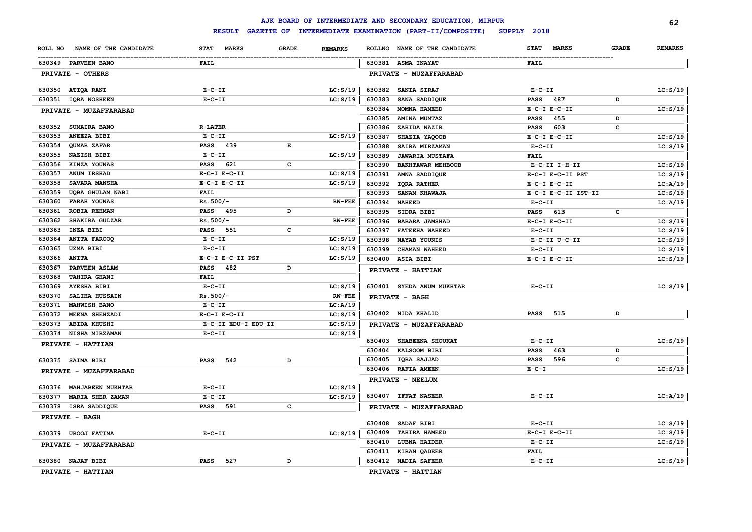# AJK BOARD OF INTERMEDIATE AND SECONDARY EDUCATION, MIRPUR

## RESULT GAZETTE OF INTERMEDIATE EXAMINATION (PART-II/COMPOSITE) SUPPLY 2018

| ROLL NO | NAME OF THE CANDIDATE | STAT MARKS | GRADE | REMARKS |
|---|---|---|---|---|
| 630349 | PARVEEN BANO | FAIL | | |
| **PRIVATE - OTHERS** | | | | |
| 630350 | ATIQA RANI | E-C-II | | LC:S/19 |
| 630351 | IQRA NOSHEEN | E-C-II | | LC:S/19 |
| **PRIVATE - MUZAFFARABAD** | | | | |
| 630352 | SUMAIRA BANO | R-LATER | | |
| 630353 | ANEEZA BIBI | E-C-II | | LC:S/19 |
| 630354 | QUMAR ZAFAR | PASS 439 | E | |
| 630355 | NAZISH BIBI | E-C-II | | LC:S/19 |
| 630356 | KINZA YOUNAS | PASS 621 | C | |
| 630357 | ANUM IRSHAD | E-C-I E-C-II | | LC:S/19 |
| 630358 | SAVARA MANSHA | E-C-I E-C-II | | LC:S/19 |
| 630359 | UQBA GHULAM NABI | FAIL | | |
| 630360 | FARAH YOUNAS | Rs.500/- | | RW-FEE |
| 630361 | ROBIA REHMAN | PASS 495 | D | |
| 630362 | SHAKIRA GULZAR | Rs.500/- | | RW-FEE |
| 630363 | INZA BIBI | PASS 551 | C | |
| 630364 | ANITA FAROOQ | E-C-II | | LC:S/19 |
| 630365 | UZMA BIBI | E-C-II | | LC:S/19 |
| 630366 | ANITA | E-C-I E-C-II PST | | LC:S/19 |
| 630367 | PARVEEN ASLAM | PASS 482 | D | |
| 630368 | TAHIRA GHANI | FAIL | | |
| 630369 | AYESHA BIBI | E-C-II | | LC:S/19 |
| 630370 | SALIHA HUSSAIN | Rs.500/- | | RW-FEE |
| 630371 | MAHWISH BANO | E-C-II | | LC:A/19 |
| 630372 | MEENA SHEHZADI | E-C-I E-C-II | | LC:S/19 |
| 630373 | ABIDA KHUSHI | E-C-II EDU-I EDU-II | | LC:S/19 |
| 630374 | NISHA MIRZAMAN | E-C-II | | LC:S/19 |
| **PRIVATE - HATTIAN** | | | | |
| 630375 | SAIMA BIBI | PASS 542 | D | |
| **PRIVATE - MUZAFFARABAD** | | | | |
| 630376 | MAHJABEEN MUKHTAR | E-C-II | | LC:S/19 |
| 630377 | MARIA SHER ZAMAN | E-C-II | | LC:S/19 |
| 630378 | ISRA SADDIQUE | PASS 591 | C | |
| **PRIVATE - BAGH** | | | | |
| 630379 | UROOJ FATIMA | E-C-II | | LC:S/19 |
| **PRIVATE - MUZAFFARABAD** | | | | |
| 630380 | NAJAF BIBI | PASS 527 | D | |
| **PRIVATE - HATTIAN** | | | | |
| 630381 | ASMA INAYAT | FAIL | | |
| **PRIVATE - MUZAFFARABAD** | | | | |
| 630382 | SANIA SIRAJ | E-C-II | | LC:S/19 |
| 630383 | SANA SADDIQUE | PASS 487 | D | |
| 630384 | MOMNA HAMEED | E-C-I E-C-II | | LC:S/19 |
| 630385 | AMINA MUMTAZ | PASS 455 | D | |
| 630386 | ZAHIDA NAZIR | PASS 603 | C | |
| 630387 | SHAZIA YAQOOB | E-C-I E-C-II | | LC:S/19 |
| 630388 | SAIRA MIRZAMAN | E-C-II | | LC:S/19 |
| 630389 | JAWARIA MUSTAFA | FAIL | | |
| 630390 | BAKHTAWAR MEHBOOB | E-C-II I-H-II | | LC:S/19 |
| 630391 | AMNA SADDIQUE | E-C-I E-C-II PST | | LC:S/19 |
| 630392 | IQRA RATHER | E-C-I E-C-II | | LC:A/19 |
| 630393 | SANAM KHAWAJA | E-C-I E-C-II IST-II | | LC:S/19 |
| 630394 | NAHEED | E-C-II | | LC:A/19 |
| 630395 | SIDRA BIBI | PASS 613 | C | |
| 630396 | BABARA JAMSHAD | E-C-I E-C-II | | LC:S/19 |
| 630397 | FATEEHA WAHEED | E-C-II | | LC:S/19 |
| 630398 | NAYAB YOUNIS | E-C-II U-C-II | | LC:S/19 |
| 630399 | CHAMAN WAHEED | E-C-II | | LC:S/19 |
| 630400 | ASIA BIBI | E-C-I E-C-II | | LC:S/19 |
| **PRIVATE - HATTIAN** | | | | |
| 630401 | SYEDA ANUM MUKHTAR | E-C-II | | LC:S/19 |
| **PRIVATE - BAGH** | | | | |
| 630402 | NIDA KHALID | PASS 515 | D | |
| **PRIVATE - MUZAFFARABAD** | | | | |
| 630403 | SHABEENA SHOUKAT | E-C-II | | LC:S/19 |
| 630404 | KALSOOM BIBI | PASS 463 | D | |
| 630405 | IQRA SAJJAD | PASS 596 | C | |
| 630406 | RAFIA AMEEN | E-C-I | | LC:S/19 |
| **PRIVATE - NEELUM** | | | | |
| 630407 | IFFAT NASEER | E-C-II | | LC:A/19 |
| **PRIVATE - MUZAFFARABAD** | | | | |
| 630408 | SADAF BIBI | E-C-II | | LC:S/19 |
| 630409 | TAHIRA HAMEED | E-C-I E-C-II | | LC:S/19 |
| 630410 | LUBNA HAIDER | E-C-II | | LC:S/19 |
| 630411 | KIRAN QADEER | FAIL | | |
| 630412 | NADIA SAFEER | E-C-II | | LC:S/19 |
| **PRIVATE - HATTIAN** | | | | |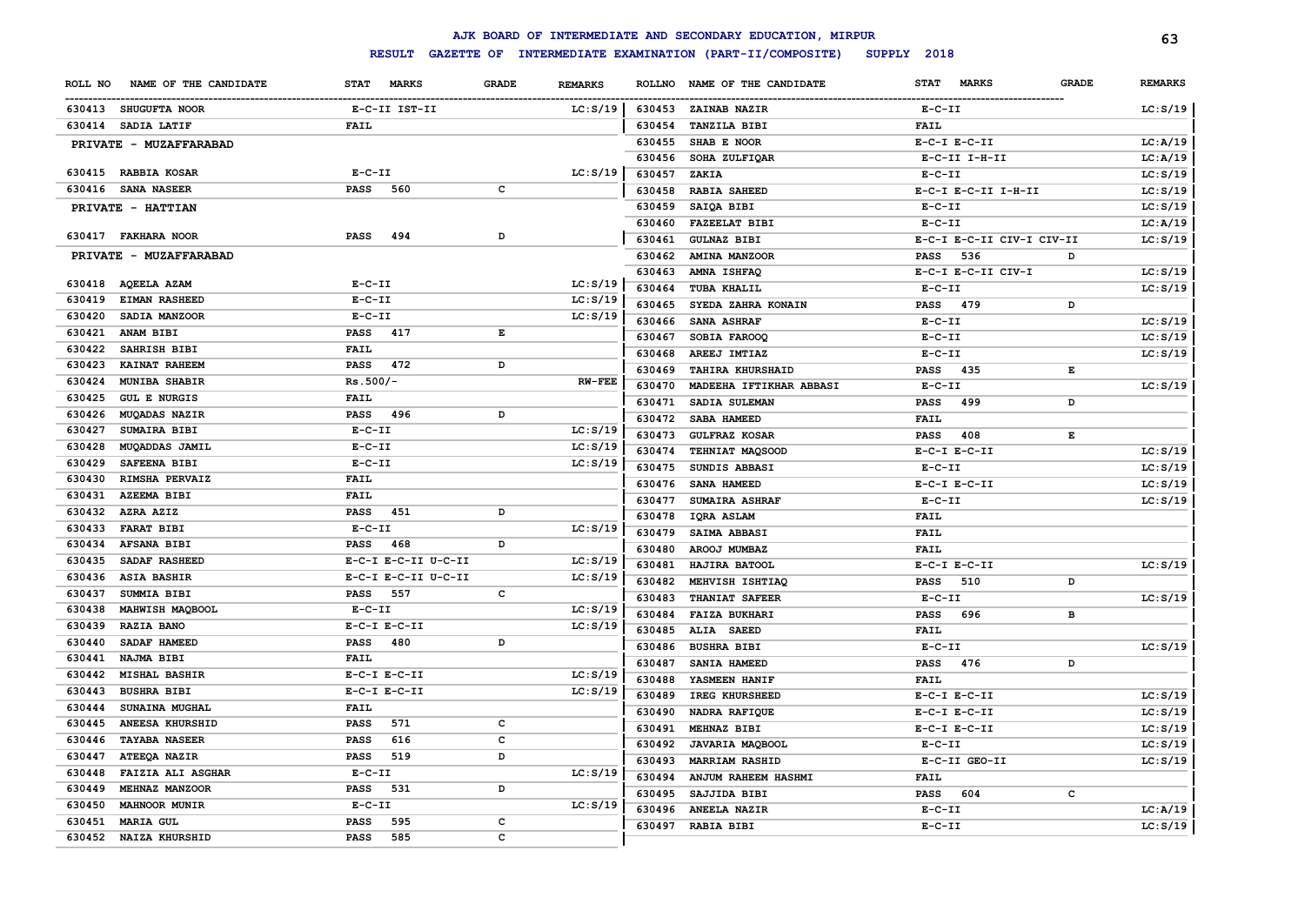# AJK BOARD OF INTERMEDIATE AND SECONDARY EDUCATION, MIRPUR

## RESULT GAZETTE OF INTERMEDIATE EXAMINATION (PART-II/COMPOSITE) SUPPLY 2018

| ROLL NO | NAME OF THE CANDIDATE | STAT MARKS | GRADE | REMARKS |
|---|---|---|---|---|
| 630413 | SHUGUFTA NOOR | E-C-II IST-II | | LC:S/19 |
| 630414 | SADIA LATIF | FAIL | | |
| | **PRIVATE - MUZAFFARABAD** | | | |
| 630415 | RABBIA KOSAR | E-C-II | | LC:S/19 |
| 630416 | SANA NASEER | PASS 560 | C | |
| | **PRIVATE - HATTIAN** | | | |
| 630417 | FAKHARA NOOR | PASS 494 | D | |
| | **PRIVATE - MUZAFFARABAD** | | | |
| 630418 | AQEELA AZAM | E-C-II | | LC:S/19 |
| 630419 | EIMAN RASHEED | E-C-II | | LC:S/19 |
| 630420 | SADIA MANZOOR | E-C-II | | LC:S/19 |
| 630421 | ANAM BIBI | PASS 417 | E | |
| 630422 | SAHRISH BIBI | FAIL | | |
| 630423 | KAINAT RAHEEM | PASS 472 | D | |
| 630424 | MUNIBA SHABIR | Rs.500/- | | RW-FEE |
| 630425 | GUL E NURGIS | FAIL | | |
| 630426 | MUQADAS NAZIR | PASS 496 | D | |
| 630427 | SUMAIRA BIBI | E-C-II | | LC:S/19 |
| 630428 | MUQADDAS JAMIL | E-C-II | | LC:S/19 |
| 630429 | SAFEENA BIBI | E-C-II | | LC:S/19 |
| 630430 | RIMSHA PERVAIZ | FAIL | | |
| 630431 | AZEEMA BIBI | FAIL | | |
| 630432 | AZRA AZIZ | PASS 451 | D | |
| 630433 | FARAT BIBI | E-C-II | | LC:S/19 |
| 630434 | AFSANA BIBI | PASS 468 | D | |
| 630435 | SADAF RASHEED | E-C-I E-C-II U-C-II | | LC:S/19 |
| 630436 | ASIA BASHIR | E-C-I E-C-II U-C-II | | LC:S/19 |
| 630437 | SUMMIA BIBI | PASS 557 | C | |
| 630438 | MAHWISH MAQBOOL | E-C-II | | LC:S/19 |
| 630439 | RAZIA BANO | E-C-I E-C-II | | LC:S/19 |
| 630440 | SADAF HAMEED | PASS 480 | D | |
| 630441 | NAJMA BIBI | FAIL | | |
| 630442 | MISHAL BASHIR | E-C-I E-C-II | | LC:S/19 |
| 630443 | BUSHRA BIBI | E-C-I E-C-II | | LC:S/19 |
| 630444 | SUNAINA MUGHAL | FAIL | | |
| 630445 | ANEESA KHURSHID | PASS 571 | C | |
| 630446 | TAYABA NASEER | PASS 616 | C | |
| 630447 | ATEEQA NAZIR | PASS 519 | D | |
| 630448 | FAIZIA ALI ASGHAR | E-C-II | | LC:S/19 |
| 630449 | MEHNAZ MANZOOR | PASS 531 | D | |
| 630450 | MAHNOOR MUNIR | E-C-II | | LC:S/19 |
| 630451 | MARIA GUL | PASS 595 | C | |
| 630452 | NAIZA KHURSHID | PASS 585 | C | |
| 630453 | ZAINAB NAZIR | E-C-II | | LC:S/19 |
| 630454 | TANZILA BIBI | FAIL | | |
| 630455 | SHAB E NOOR | E-C-I E-C-II | | LC:A/19 |
| 630456 | SOHA ZULFIQAR | E-C-II I-H-II | | LC:A/19 |
| 630457 | ZAKIA | E-C-II | | LC:S/19 |
| 630458 | RABIA SAHEED | E-C-I E-C-II I-H-II | | LC:S/19 |
| 630459 | SAIQA BIBI | E-C-II | | LC:S/19 |
| 630460 | FAZEELAT BIBI | E-C-II | | LC:A/19 |
| 630461 | GULNAZ BIBI | E-C-I E-C-II CIV-I CIV-II | | LC:S/19 |
| 630462 | AMINA MANZOOR | PASS 536 | D | |
| 630463 | AMNA ISHFAQ | E-C-I E-C-II CIV-I | | LC:S/19 |
| 630464 | TUBA KHALIL | E-C-II | | LC:S/19 |
| 630465 | SYEDA ZAHRA KONAIN | PASS 479 | D | |
| 630466 | SANA ASHRAF | E-C-II | | LC:S/19 |
| 630467 | SOBIA FAROOQ | E-C-II | | LC:S/19 |
| 630468 | AREEJ IMTIAZ | E-C-II | | LC:S/19 |
| 630469 | TAHIRA KHURSHAID | PASS 435 | E | |
| 630470 | MADEEHA IFTIKHAR ABBASI | E-C-II | | LC:S/19 |
| 630471 | SADIA SULEMAN | PASS 499 | D | |
| 630472 | SABA HAMEED | FAIL | | |
| 630473 | GULFRAZ KOSAR | PASS 408 | E | |
| 630474 | TEHNIAT MAQSOOD | E-C-I E-C-II | | LC:S/19 |
| 630475 | SUNDIS ABBASI | E-C-II | | LC:S/19 |
| 630476 | SANA HAMEED | E-C-I E-C-II | | LC:S/19 |
| 630477 | SUMAIRA ASHRAF | E-C-II | | LC:S/19 |
| 630478 | IQRA ASLAM | FAIL | | |
| 630479 | SAIMA ABBASI | FAIL | | |
| 630480 | AROOJ MUMBAZ | FAIL | | |
| 630481 | HAJIRA BATOOL | E-C-I E-C-II | | LC:S/19 |
| 630482 | MEHVISH ISHTIAQ | PASS 510 | D | |
| 630483 | THANIAT SAFEER | E-C-II | | LC:S/19 |
| 630484 | FAIZA BUKHARI | PASS 696 | B | |
| 630485 | ALIA SAEED | FAIL | | |
| 630486 | BUSHRA BIBI | E-C-II | | LC:S/19 |
| 630487 | SANIA HAMEED | PASS 476 | D | |
| 630488 | YASMEEN HANIF | FAIL | | |
| 630489 | IREG KHURSHEED | E-C-I E-C-II | | LC:S/19 |
| 630490 | NADRA RAFIQUE | E-C-I E-C-II | | LC:S/19 |
| 630491 | MEHNAZ BIBI | E-C-I E-C-II | | LC:S/19 |
| 630492 | JAVARIA MAQBOOL | E-C-II | | LC:S/19 |
| 630493 | MARRIAM RASHID | E-C-II GEO-II | | LC:S/19 |
| 630494 | ANJUM RAHEEM HASHMI | FAIL | | |
| 630495 | SAJJIDA BIBI | PASS 604 | C | |
| 630496 | ANEELA NAZIR | E-C-II | | LC:A/19 |
| 630497 | RABIA BIBI | E-C-II | | LC:S/19 |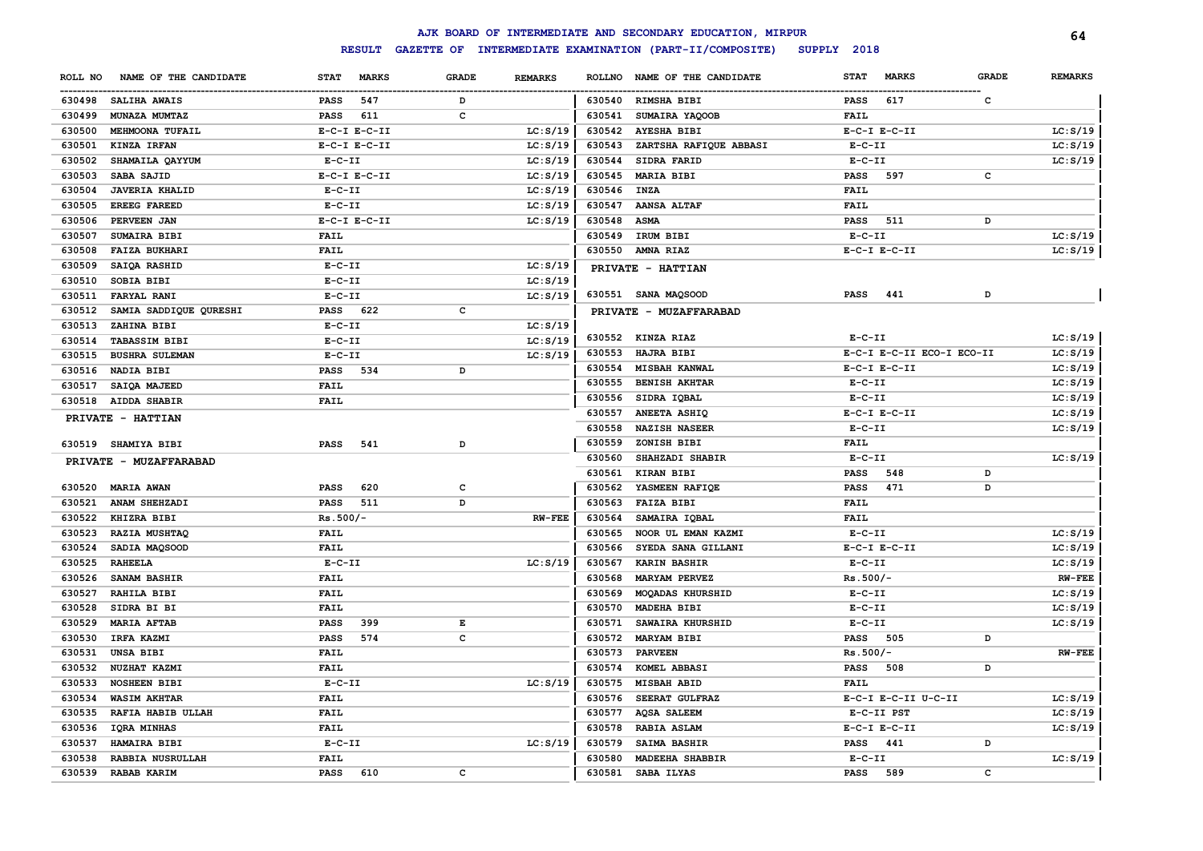# AJK BOARD OF INTERMEDIATE AND SECONDARY EDUCATION, MIRPUR

## RESULT GAZETTE OF INTERMEDIATE EXAMINATION (PART-II/COMPOSITE) SUPPLY 2018

| ROLL NO | NAME OF THE CANDIDATE | STAT | MARKS | GRADE | REMARKS |
|---|---|---|---|---|---|
| 630498 | SALIHA AWAIS | PASS | 547 | D | |
| 630499 | MUNAZA MUMTAZ | PASS | 611 | C | |
| 630500 | MEHMOONA TUFAIL | E-C-I E-C-II | | | LC:S/19 |
| 630501 | KINZA IRFAN | E-C-I E-C-II | | | LC:S/19 |
| 630502 | SHAMAILA QAYYUM | E-C-II | | | LC:S/19 |
| 630503 | SABA SAJID | E-C-I E-C-II | | | LC:S/19 |
| 630504 | JAVERIA KHALID | E-C-II | | | LC:S/19 |
| 630505 | EREEG FAREED | E-C-II | | | LC:S/19 |
| 630506 | PERVEEN JAN | E-C-I E-C-II | | | LC:S/19 |
| 630507 | SUMAIRA BIBI | FAIL | | | |
| 630508 | FAIZA BUKHARI | FAIL | | | |
| 630509 | SAIQA RASHID | E-C-II | | | LC:S/19 |
| 630510 | SOBIA BIBI | E-C-II | | | LC:S/19 |
| 630511 | FARYAL RANI | E-C-II | | | LC:S/19 |
| 630512 | SAMIA SADDIQUE QURESHI | PASS | 622 | C | |
| 630513 | ZAHINA BIBI | E-C-II | | | LC:S/19 |
| 630514 | TABASSIM BIBI | E-C-II | | | LC:S/19 |
| 630515 | BUSHRA SULEMAN | E-C-II | | | LC:S/19 |
| 630516 | NADIA BIBI | PASS | 534 | D | |
| 630517 | SAIQA MAJEED | FAIL | | | |
| 630518 | AIDDA SHABIR | FAIL | | | |

**PRIVATE - HATTIAN**

| ROLL NO | NAME OF THE CANDIDATE | STAT | MARKS | GRADE | REMARKS |
|---|---|---|---|---|---|
| 630519 | SHAMIYA BIBI | PASS | 541 | D | |

**PRIVATE - MUZAFFARABAD**

| ROLL NO | NAME OF THE CANDIDATE | STAT | MARKS | GRADE | REMARKS |
|---|---|---|---|---|---|
| 630520 | MARIA AWAN | PASS | 620 | C | |
| 630521 | ANAM SHEHZADI | PASS | 511 | D | |
| 630522 | KHIZRA BIBI | Rs.500/- | | | RW-FEE |
| 630523 | RAZIA MUSHTAQ | FAIL | | | |
| 630524 | SADIA MAQSOOD | FAIL | | | |
| 630525 | RAHEELA | E-C-II | | | LC:S/19 |
| 630526 | SANAM BASHIR | FAIL | | | |
| 630527 | RAHILA BIBI | FAIL | | | |
| 630528 | SIDRA BI BI | FAIL | | | |
| 630529 | MARIA AFTAB | PASS | 399 | E | |
| 630530 | IRFA KAZMI | PASS | 574 | C | |
| 630531 | UNSA BIBI | FAIL | | | |
| 630532 | NUZHAT KAZMI | FAIL | | | |
| 630533 | NOSHEEN BIBI | E-C-II | | | LC:S/19 |
| 630534 | WASIM AKHTAR | FAIL | | | |
| 630535 | RAFIA HABIB ULLAH | FAIL | | | |
| 630536 | IQRA MINHAS | FAIL | | | |
| 630537 | HAMAIRA BIBI | E-C-II | | | LC:S/19 |
| 630538 | RABBIA NUSRULLAH | FAIL | | | |
| 630539 | RABAB KARIM | PASS | 610 | C | |
| 630540 | RIMSHA BIBI | PASS | 617 | C | |
| 630541 | SUMAIRA YAQOOB | FAIL | | | |
| 630542 | AYESHA BIBI | E-C-I E-C-II | | | LC:S/19 |
| 630543 | ZARTSHA RAFIQUE ABBASI | E-C-II | | | LC:S/19 |
| 630544 | SIDRA FARID | E-C-II | | | LC:S/19 |
| 630545 | MARIA BIBI | PASS | 597 | C | |
| 630546 | INZA | FAIL | | | |
| 630547 | AANSA ALTAF | FAIL | | | |
| 630548 | ASMA | PASS | 511 | D | |
| 630549 | IRUM BIBI | E-C-II | | | LC:S/19 |
| 630550 | AMNA RIAZ | E-C-I E-C-II | | | LC:S/19 |

**PRIVATE - HATTIAN**

| ROLL NO | NAME OF THE CANDIDATE | STAT | MARKS | GRADE | REMARKS |
|---|---|---|---|---|---|
| 630551 | SANA MAQSOOD | PASS | 441 | D | |

**PRIVATE - MUZAFFARABAD**

| ROLL NO | NAME OF THE CANDIDATE | STAT | MARKS | GRADE | REMARKS |
|---|---|---|---|---|---|
| 630552 | KINZA RIAZ | E-C-II | | | LC:S/19 |
| 630553 | HAJRA BIBI | E-C-I E-C-II ECO-I ECO-II | | | LC:S/19 |
| 630554 | MISBAH KANWAL | E-C-I E-C-II | | | LC:S/19 |
| 630555 | BENISH AKHTAR | E-C-II | | | LC:S/19 |
| 630556 | SIDRA IQBAL | E-C-II | | | LC:S/19 |
| 630557 | ANEETA ASHIQ | E-C-I E-C-II | | | LC:S/19 |
| 630558 | NAZISH NASEER | E-C-II | | | LC:S/19 |
| 630559 | ZONISH BIBI | FAIL | | | |
| 630560 | SHAHZADI SHABIR | E-C-II | | | LC:S/19 |
| 630561 | KIRAN BIBI | PASS | 548 | D | |
| 630562 | YASMEEN RAFIQE | PASS | 471 | D | |
| 630563 | FAIZA BIBI | FAIL | | | |
| 630564 | SAMAIRA IQBAL | FAIL | | | |
| 630565 | NOOR UL EMAN KAZMI | E-C-II | | | LC:S/19 |
| 630566 | SYEDA SANA GILLANI | E-C-I E-C-II | | | LC:S/19 |
| 630567 | KARIN BASHIR | E-C-II | | | LC:S/19 |
| 630568 | MARYAM PERVEZ | Rs.500/- | | | RW-FEE |
| 630569 | MOQADAS KHURSHID | E-C-II | | | LC:S/19 |
| 630570 | MADEHA BIBI | E-C-II | | | LC:S/19 |
| 630571 | SAWAIRA KHURSHID | E-C-II | | | LC:S/19 |
| 630572 | MARYAM BIBI | PASS | 505 | D | |
| 630573 | PARVEEN | Rs.500/- | | | RW-FEE |
| 630574 | KOMEL ABBASI | PASS | 508 | D | |
| 630575 | MISBAH ABID | FAIL | | | |
| 630576 | SEERAT GULFRAZ | E-C-I E-C-II U-C-II | | | LC:S/19 |
| 630577 | AQSA SALEEM | E-C-II PST | | | LC:S/19 |
| 630578 | RABIA ASLAM | E-C-I E-C-II | | | LC:S/19 |
| 630579 | SAIMA BASHIR | PASS | 441 | D | |
| 630580 | MADEEHA SHABBIR | E-C-II | | | LC:S/19 |
| 630581 | SABA ILYAS | PASS | 589 | C | |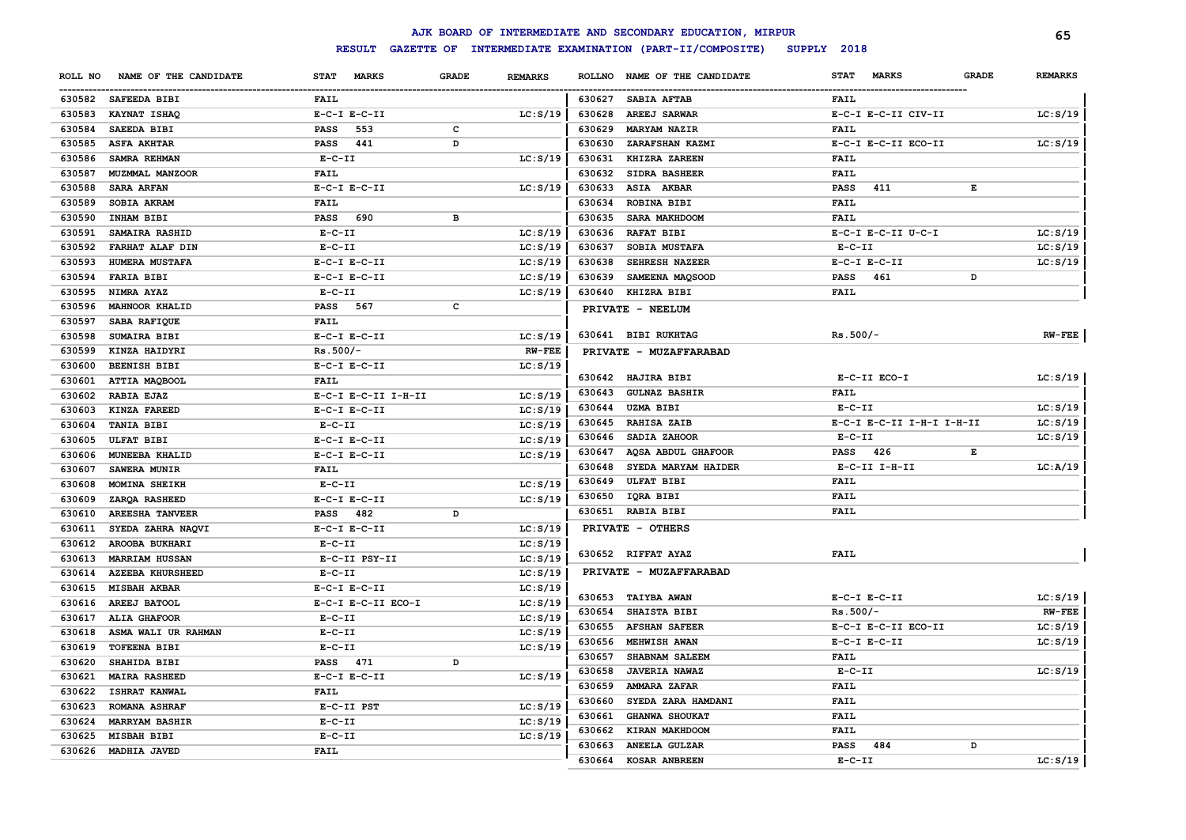# AJK BOARD OF INTERMEDIATE AND SECONDARY EDUCATION, MIRPUR

## RESULT GAZETTE OF INTERMEDIATE EXAMINATION (PART-II/COMPOSITE) SUPPLY 2018

| ROLL NO | NAME OF THE CANDIDATE | STAT MARKS | GRADE | REMARKS |
|---|---|---|---|---|
| 630582 | SAFEEDA BIBI | FAIL | | |
| 630583 | KAYNAT ISHAQ | E-C-I E-C-II | | LC:S/19 |
| 630584 | SAEEDA BIBI | PASS 553 | C | |
| 630585 | ASFA AKHTAR | PASS 441 | D | |
| 630586 | SAMRA REHMAN | E-C-II | | LC:S/19 |
| 630587 | MUZMMAL MANZOOR | FAIL | | |
| 630588 | SARA ARFAN | E-C-I E-C-II | | LC:S/19 |
| 630589 | SOBIA AKRAM | FAIL | | |
| 630590 | INHAM BIBI | PASS 690 | B | |
| 630591 | SAMAIRA RASHID | E-C-II | | LC:S/19 |
| 630592 | FARHAT ALAF DIN | E-C-II | | LC:S/19 |
| 630593 | HUMERA MUSTAFA | E-C-I E-C-II | | LC:S/19 |
| 630594 | FARIA BIBI | E-C-I E-C-II | | LC:S/19 |
| 630595 | NIMRA AYAZ | E-C-II | | LC:S/19 |
| 630596 | MAHNOOR KHALID | PASS 567 | C | |
| 630597 | SABA RAFIQUE | FAIL | | |
| 630598 | SUMAIRA BIBI | E-C-I E-C-II | | LC:S/19 |
| 630599 | KINZA HAIDYRI | Rs.500/- | | RW-FEE |
| 630600 | BEENISH BIBI | E-C-I E-C-II | | LC:S/19 |
| 630601 | ATTIA MAQBOOL | FAIL | | |
| 630602 | RABIA EJAZ | E-C-I E-C-II I-H-II | | LC:S/19 |
| 630603 | KINZA FAREED | E-C-I E-C-II | | LC:S/19 |
| 630604 | TANIA BIBI | E-C-II | | LC:S/19 |
| 630605 | ULFAT BIBI | E-C-I E-C-II | | LC:S/19 |
| 630606 | MUNEEBA KHALID | E-C-I E-C-II | | LC:S/19 |
| 630607 | SAWERA MUNIR | FAIL | | |
| 630608 | MOMINA SHEIKH | E-C-II | | LC:S/19 |
| 630609 | ZARQA RASHEED | E-C-I E-C-II | | LC:S/19 |
| 630610 | AREESHA TANVEER | PASS 482 | D | |
| 630611 | SYEDA ZAHRA NAQVI | E-C-I E-C-II | | LC:S/19 |
| 630612 | AROOBA BUKHARI | E-C-II | | LC:S/19 |
| 630613 | MARRIAM HUSSAN | E-C-II PSY-II | | LC:S/19 |
| 630614 | AZEEBA KHURSHEED | E-C-II | | LC:S/19 |
| 630615 | MISBAH AKBAR | E-C-I E-C-II | | LC:S/19 |
| 630616 | AREEJ BATOOL | E-C-I E-C-II ECO-I | | LC:S/19 |
| 630617 | ALIA GHAFOOR | E-C-II | | LC:S/19 |
| 630618 | ASMA WALI UR RAHMAN | E-C-II | | LC:S/19 |
| 630619 | TOFEENA BIBI | E-C-II | | LC:S/19 |
| 630620 | SHAHIDA BIBI | PASS 471 | D | |
| 630621 | MAIRA RASHEED | E-C-I E-C-II | | LC:S/19 |
| 630622 | ISHRAT KANWAL | FAIL | | |
| 630623 | ROMANA ASHRAF | E-C-II PST | | LC:S/19 |
| 630624 | MARRYAM BASHIR | E-C-II | | LC:S/19 |
| 630625 | MISBAH BIBI | E-C-II | | LC:S/19 |
| 630626 | MADHIA JAVED | FAIL | | |
| 630627 | SABIA AFTAB | FAIL | | |
| 630628 | AREEJ SARWAR | E-C-I E-C-II CIV-II | | LC:S/19 |
| 630629 | MARYAM NAZIR | FAIL | | |
| 630630 | ZARAFSHAN KAZMI | E-C-I E-C-II ECO-II | | LC:S/19 |
| 630631 | KHIZRA ZAREEN | FAIL | | |
| 630632 | SIDRA BASHEER | FAIL | | |
| 630633 | ASIA AKBAR | PASS 411 | E | |
| 630634 | ROBINA BIBI | FAIL | | |
| 630635 | SARA MAKHDOOM | FAIL | | |
| 630636 | RAFAT BIBI | E-C-I E-C-II U-C-I | | LC:S/19 |
| 630637 | SOBIA MUSTAFA | E-C-II | | LC:S/19 |
| 630638 | SEHRESH NAZEER | E-C-I E-C-II | | LC:S/19 |
| 630639 | SAMEENA MAQSOOD | PASS 461 | D | |
| 630640 | KHIZRA BIBI | FAIL | | |

### PRIVATE - NEELUM

| ROLL NO | NAME OF THE CANDIDATE | STAT MARKS | GRADE | REMARKS |
|---|---|---|---|---|
| 630641 | BIBI RUKHTAG | Rs.500/- | | RW-FEE |

### PRIVATE - MUZAFFARABAD

| ROLL NO | NAME OF THE CANDIDATE | STAT MARKS | GRADE | REMARKS |
|---|---|---|---|---|
| 630642 | HAJIRA BIBI | E-C-II ECO-I | | LC:S/19 |
| 630643 | GULNAZ BASHIR | FAIL | | |
| 630644 | UZMA BIBI | E-C-II | | LC:S/19 |
| 630645 | RAHISA ZAIB | E-C-I E-C-II I-H-I I-H-II | | LC:S/19 |
| 630646 | SADIA ZAHOOR | E-C-II | | LC:S/19 |
| 630647 | AQSA ABDUL GHAFOOR | PASS 426 | E | |
| 630648 | SYEDA MARYAM HAIDER | E-C-II I-H-II | | LC:A/19 |
| 630649 | ULFAT BIBI | FAIL | | |
| 630650 | IQRA BIBI | FAIL | | |
| 630651 | RABIA BIBI | FAIL | | |

### PRIVATE - OTHERS

| ROLL NO | NAME OF THE CANDIDATE | STAT MARKS | GRADE | REMARKS |
|---|---|---|---|---|
| 630652 | RIFFAT AYAZ | FAIL | | |

### PRIVATE - MUZAFFARABAD

| ROLL NO | NAME OF THE CANDIDATE | STAT MARKS | GRADE | REMARKS |
|---|---|---|---|---|
| 630653 | TAIYBA AWAN | E-C-I E-C-II | | LC:S/19 |
| 630654 | SHAISTA BIBI | Rs.500/- | | RW-FEE |
| 630655 | AFSHAN SAFEER | E-C-I E-C-II ECO-II | | LC:S/19 |
| 630656 | MEHWISH AWAN | E-C-I E-C-II | | LC:S/19 |
| 630657 | SHABNAM SALEEM | FAIL | | |
| 630658 | JAVERIA NAWAZ | E-C-II | | LC:S/19 |
| 630659 | AMMARA ZAFAR | FAIL | | |
| 630660 | SYEDA ZARA HAMDANI | FAIL | | |
| 630661 | GHANWA SHOUKAT | FAIL | | |
| 630662 | KIRAN MAKHDOOM | FAIL | | |
| 630663 | ANEELA GULZAR | PASS 484 | D | |
| 630664 | KOSAR ANBREEN | E-C-II | | LC:S/19 |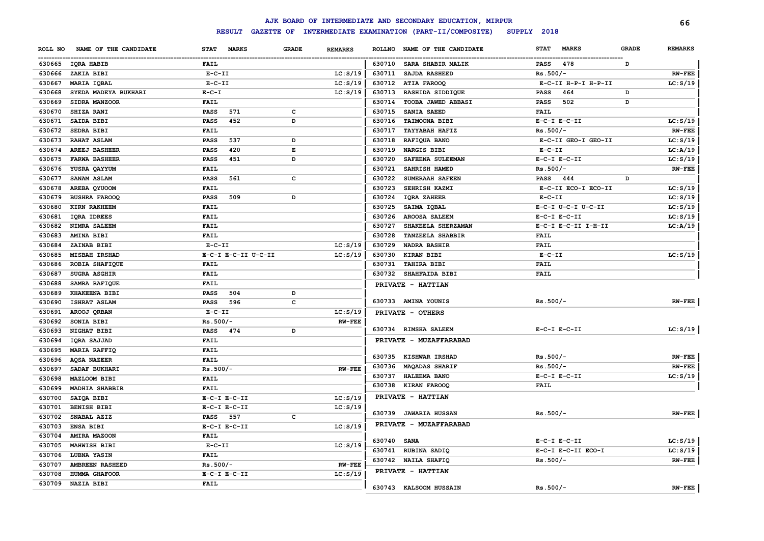# AJK BOARD OF INTERMEDIATE AND SECONDARY EDUCATION, MIRPUR

## RESULT GAZETTE OF INTERMEDIATE EXAMINATION (PART-II/COMPOSITE) SUPPLY 2018

| ROLL NO | NAME OF THE CANDIDATE | STAT | MARKS | GRADE | REMARKS |
|---|---|---|---|---|---|
| 630665 | IQRA HABIB | FAIL | | | |
| 630666 | ZAKIA BIBI | E-C-II | | | LC:S/19 |
| 630667 | MARIA IQBAL | E-C-II | | | LC:S/19 |
| 630668 | SYEDA MADEYA BUKHARI | E-C-I | | | LC:S/19 |
| 630669 | SIDRA MANZOOR | FAIL | | | |
| 630670 | SHIZA RANI | PASS | 571 | C | |
| 630671 | SAIDA BIBI | PASS | 452 | D | |
| 630672 | SEDRA BIBI | FAIL | | | |
| 630673 | RAHAT ASLAM | PASS | 537 | D | |
| 630674 | AREEJ BASHEER | PASS | 420 | E | |
| 630675 | FARWA BASHEER | PASS | 451 | D | |
| 630676 | YUSRA QAYYUM | FAIL | | | |
| 630677 | SANAM ASLAM | PASS | 561 | C | |
| 630678 | AREBA QYUOOM | FAIL | | | |
| 630679 | BUSHRA FAROOQ | PASS | 509 | D | |
| 630680 | KIRN RAKHEEM | FAIL | | | |
| 630681 | IQRA IDREES | FAIL | | | |
| 630682 | NIMRA SALEEM | FAIL | | | |
| 630683 | AMINA BIBI | FAIL | | | |
| 630684 | ZAINAB BIBI | E-C-II | | | LC:S/19 |
| 630685 | MISBAH IRSHAD | E-C-I E-C-II U-C-II | | | LC:S/19 |
| 630686 | ROBIA SHAFIQUE | FAIL | | | |
| 630687 | SUGRA ASGHIR | FAIL | | | |
| 630688 | SAMRA RAFIQUE | FAIL | | | |
| 630689 | KHAKEENA BIBI | PASS | 504 | D | |
| 630690 | ISHRAT ASLAM | PASS | 596 | C | |
| 630691 | AROOJ QRBAN | E-C-II | | | LC:S/19 |
| 630692 | SONIA BIBI | Rs.500/- | | | RW-FEE |
| 630693 | NIGHAT BIBI | PASS | 474 | D | |
| 630694 | IQRA SAJJAD | FAIL | | | |
| 630695 | MARIA RAFFIQ | FAIL | | | |
| 630696 | AQSA NAZEER | FAIL | | | |
| 630697 | SADAF BUKHARI | Rs.500/- | | | RW-FEE |
| 630698 | MAZLOOM BIBI | FAIL | | | |
| 630699 | MADHIA SHABBIR | FAIL | | | |
| 630700 | SAIQA BIBI | E-C-I E-C-II | | | LC:S/19 |
| 630701 | BENISH BIBI | E-C-I E-C-II | | | LC:S/19 |
| 630702 | SNABAL AZIZ | PASS | 557 | C | |
| 630703 | ENSA BIBI | E-C-I E-C-II | | | LC:S/19 |
| 630704 | AMIRA MAZOON | FAIL | | | |
| 630705 | MAHWISH BIBI | E-C-II | | | LC:S/19 |
| 630706 | LUBNA YASIN | FAIL | | | |
| 630707 | AMBREEN RASHEED | Rs.500/- | | | RW-FEE |
| 630708 | HUMMA GHAFOOR | E-C-I E-C-II | | | LC:S/19 |
| 630709 | NAZIA BIBI | FAIL | | | |
| 630710 | SARA SHABIR MALIK | PASS | 478 | D | |
| 630711 | SAJDA RASHEED | Rs.500/- | | | RW-FEE |
| 630712 | ATIA FAROOQ | E-C-II H-P-I H-P-II | | | LC:S/19 |
| 630713 | RASHIDA SIDDIQUE | PASS | 464 | D | |
| 630714 | TOOBA JAWED ABBASI | PASS | 502 | D | |
| 630715 | SANIA SAEED | FAIL | | | |
| 630716 | TAIMOONA BIBI | E-C-I E-C-II | | | LC:S/19 |
| 630717 | TAYYABAH HAFIZ | Rs.500/- | | | RW-FEE |
| 630718 | RAFIQUA BANO | E-C-II GEO-I GEO-II | | | LC:S/19 |
| 630719 | NARGIS BIBI | E-C-II | | | LC:A/19 |
| 630720 | SAFEENA SULEEMAN | E-C-I E-C-II | | | LC:S/19 |
| 630721 | SAHRISH HAMED | Rs.500/- | | | RW-FEE |
| 630722 | SUMERAAH SAFEEN | PASS | 444 | D | |
| 630723 | SEHRISH KAZMI | E-C-II ECO-I ECO-II | | | LC:S/19 |
| 630724 | IQRA ZAHEER | E-C-II | | | LC:S/19 |
| 630725 | SAIMA IQBAL | E-C-I U-C-I U-C-II | | | LC:S/19 |
| 630726 | AROOSA SALEEM | E-C-I E-C-II | | | LC:S/19 |
| 630727 | SHAKEELA SHERZAMAN | E-C-I E-C-II I-H-II | | | LC:A/19 |
| 630728 | TANZEELA SHABBIR | FAIL | | | |
| 630729 | NADRA BASHIR | FAIL | | | |
| 630730 | KIRAN BIBI | E-C-II | | | LC:S/19 |
| 630731 | TAHIRA BIBI | FAIL | | | |
| 630732 | SHAHFAIDA BIBI | FAIL | | | |
| | **PRIVATE - HATTIAN** | | | | |
| 630733 | AMINA YOUNIS | Rs.500/- | | | RW-FEE |
| | **PRIVATE - OTHERS** | | | | |
| 630734 | RIMSHA SALEEM | E-C-I E-C-II | | | LC:S/19 |
| | **PRIVATE - MUZAFFARABAD** | | | | |
| 630735 | KISHWAR IRSHAD | Rs.500/- | | | RW-FEE |
| 630736 | MAQADAS SHARIF | Rs.500/- | | | RW-FEE |
| 630737 | HALEEMA BANO | E-C-I E-C-II | | | LC:S/19 |
| 630738 | KIRAN FAROOQ | FAIL | | | |
| | **PRIVATE - HATTIAN** | | | | |
| 630739 | JAWARIA HUSSAN | Rs.500/- | | | RW-FEE |
| | **PRIVATE - MUZAFFARABAD** | | | | |
| 630740 | SANA | E-C-I E-C-II | | | LC:S/19 |
| 630741 | RUBINA SADIQ | E-C-I E-C-II ECO-I | | | LC:S/19 |
| 630742 | NAILA SHAFIQ | Rs.500/- | | | RW-FEE |
| | **PRIVATE - HATTIAN** | | | | |
| 630743 | KALSOOM HUSSAIN | Rs.500/- | | | RW-FEE |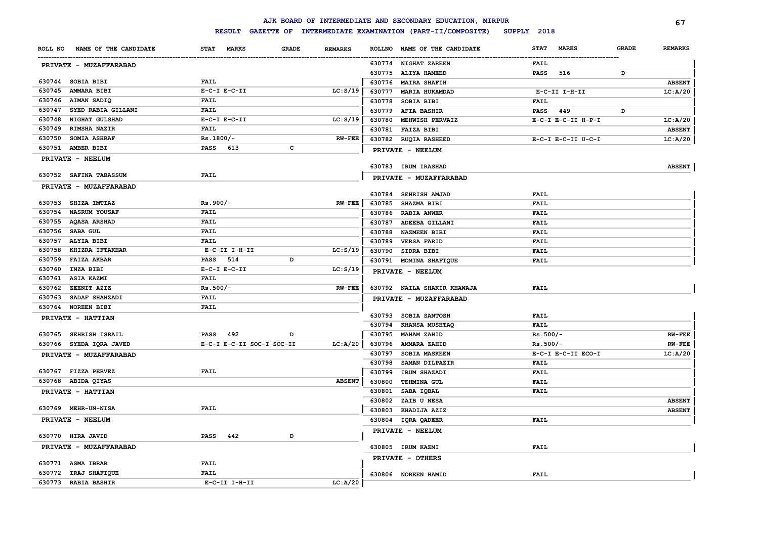# AJK BOARD OF INTERMEDIATE AND SECONDARY EDUCATION, MIRPUR

**RESULT GAZETTE OF INTERMEDIATE EXAMINATION (PART-II/COMPOSITE) SUPPLY 2018**

| ROLL NO | NAME OF THE CANDIDATE | STAT | MARKS | GRADE | REMARKS |
|---|---|---|---|---|---|
| **PRIVATE - MUZAFFARABAD** | | | | | |
| 630744 | SOBIA BIBI | FAIL | | | |
| 630745 | AMMARA BIBI | E-C-I E-C-II | | | LC:S/19 |
| 630746 | AIMAN SADIQ | FAIL | | | |
| 630747 | SYED RABIA GILLANI | FAIL | | | |
| 630748 | NIGHAT GULSHAD | E-C-I E-C-II | | | LC:S/19 |
| 630749 | RIMSHA NAZIR | FAIL | | | |
| 630750 | SOMIA ASHRAF | Rs.1800/- | | | RW-FEE |
| 630751 | AMBER BIBI | PASS | 613 | C | |
| **PRIVATE - NEELUM** | | | | | |
| 630752 | SAFINA TABASSUM | FAIL | | | |
| **PRIVATE - MUZAFFARABAD** | | | | | |
| 630753 | SHIZA IMTIAZ | Rs.900/- | | | RW-FEE |
| 630754 | NASRUM YOUSAF | FAIL | | | |
| 630755 | AQASA ARSHAD | FAIL | | | |
| 630756 | SABA GUL | FAIL | | | |
| 630757 | ALYIA BIBI | FAIL | | | |
| 630758 | KHIZRA IFTAKHAR | E-C-II I-H-II | | | LC:S/19 |
| 630759 | FAIZA AKBAR | PASS | 514 | D | |
| 630760 | INZA BIBI | E-C-I E-C-II | | | LC:S/19 |
| 630761 | ASIA KAZMI | FAIL | | | |
| 630762 | ZEENIT AZIZ | Rs.500/- | | | RW-FEE |
| 630763 | SADAF SHAHZADI | FAIL | | | |
| 630764 | NOREEN BIBI | FAIL | | | |
| **PRIVATE - HATTIAN** | | | | | |
| 630765 | SEHRISH ISRAIL | PASS | 492 | D | |
| 630766 | SYEDA IQRA JAVED | E-C-I E-C-II SOC-I SOC-II | | | LC:A/20 |
| **PRIVATE - MUZAFFARABAD** | | | | | |
| 630767 | FIZZA PERVEZ | FAIL | | | |
| 630768 | ABIDA QIYAS | | | | ABSENT |
| **PRIVATE - HATTIAN** | | | | | |
| 630769 | MEHR-UN-NISA | FAIL | | | |
| **PRIVATE - NEELUM** | | | | | |
| 630770 | HIRA JAVID | PASS | 442 | D | |
| **PRIVATE - MUZAFFARABAD** | | | | | |
| 630771 | ASMA IBRAR | FAIL | | | |
| 630772 | IRAJ SHAFIQUE | FAIL | | | |
| 630773 | RABIA BASHIR | E-C-II I-H-II | | | LC:A/20 |
| 630774 | NIGHAT ZAREEN | FAIL | | | |
| 630775 | ALIYA HAMEED | PASS | 516 | D | |
| 630776 | MAIRA SHAFIH | | | | ABSENT |
| 630777 | MARIA HUKAMDAD | E-C-II I-H-II | | | LC:A/20 |
| 630778 | SOBIA BIBI | FAIL | | | |
| 630779 | AFIA BASHIR | PASS | 449 | D | |
| 630780 | MEHWISH PERVAIZ | E-C-I E-C-II H-P-I | | | LC:A/20 |
| 630781 | FAIZA BIBI | | | | ABSENT |
| 630782 | RUQIA RASHEED | E-C-I E-C-II U-C-I | | | LC:A/20 |
| **PRIVATE - NEELUM** | | | | | |
| 630783 | IRUM IRASHAD | | | | ABSENT |
| **PRIVATE - MUZAFFARABAD** | | | | | |
| 630784 | SEHRISH AMJAD | FAIL | | | |
| 630785 | SHAZMA BIBI | FAIL | | | |
| 630786 | RABIA ANWER | FAIL | | | |
| 630787 | ADEEBA GILLANI | FAIL | | | |
| 630788 | NAZMEEN BIBI | FAIL | | | |
| 630789 | VERSA FARID | FAIL | | | |
| 630790 | SIDRA BIBI | FAIL | | | |
| 630791 | MOMINA SHAFIQUE | FAIL | | | |
| **PRIVATE - NEELUM** | | | | | |
| 630792 | NAILA SHAKIR KHAWAJA | FAIL | | | |
| **PRIVATE - MUZAFFARABAD** | | | | | |
| 630793 | SOBIA SANTOSH | FAIL | | | |
| 630794 | KHANSA MUSHTAQ | FAIL | | | |
| 630795 | MAHAM ZAHID | Rs.500/- | | | RW-FEE |
| 630796 | AMMARA ZAHID | Rs.500/- | | | RW-FEE |
| 630797 | SOBIA MASKEEN | E-C-I E-C-II ECO-I | | | LC:A/20 |
| 630798 | SAMAN DILPAZIR | FAIL | | | |
| 630799 | IRUM SHAZADI | FAIL | | | |
| 630800 | TEHMINA GUL | FAIL | | | |
| 630801 | SABA IQBAL | FAIL | | | |
| 630802 | ZAIB U NESA | | | | ABSENT |
| 630803 | KHADIJA AZIZ | | | | ABSENT |
| 630804 | IQRA QADEER | FAIL | | | |
| **PRIVATE - NEELUM** | | | | | |
| 630805 | IRUM KAZMI | FAIL | | | |
| **PRIVATE - OTHERS** | | | | | |
| 630806 | NOREEN HAMID | FAIL | | | |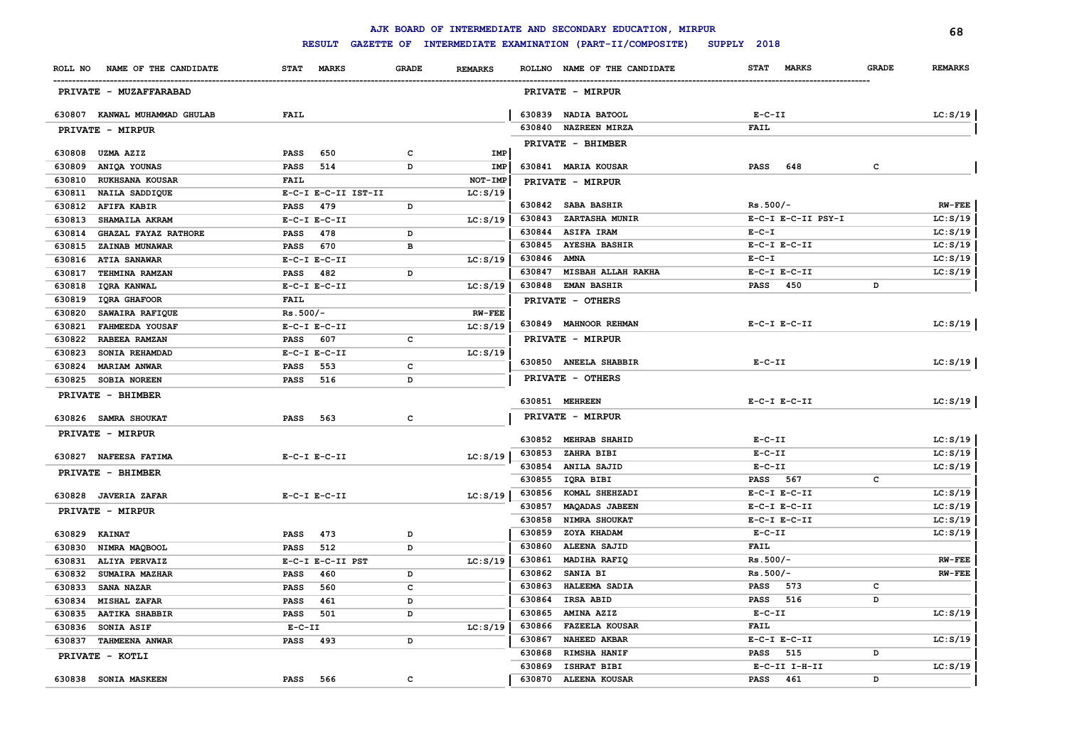# AJK BOARD OF INTERMEDIATE AND SECONDARY EDUCATION, MIRPUR

## RESULT GAZETTE OF INTERMEDIATE EXAMINATION (PART-II/COMPOSITE) SUPPLY 2018

| ROLL NO | NAME OF THE CANDIDATE | STAT | MARKS | GRADE | REMARKS |
|---|---|---|---|---|---|
| **PRIVATE - MUZAFFARABAD** | | | | | |
| 630807 | KANWAL MUHAMMAD GHULAB | FAIL | | | |
| **PRIVATE - MIRPUR** | | | | | |
| 630808 | UZMA AZIZ | PASS | 650 | C | IMP |
| 630809 | ANIQA YOUNAS | PASS | 514 | D | IMP |
| 630810 | RUKHSANA KOUSAR | FAIL | | | NOT-IMP |
| 630811 | NAILA SADDIQUE | E-C-I E-C-II IST-II | | | LC:S/19 |
| 630812 | AFIFA KABIR | PASS | 479 | D | |
| 630813 | SHAMAILA AKRAM | E-C-I E-C-II | | | LC:S/19 |
| 630814 | GHAZAL FAYAZ RATHORE | PASS | 478 | D | |
| 630815 | ZAINAB MUNAWAR | PASS | 670 | B | |
| 630816 | ATIA SANAWAR | E-C-I E-C-II | | | LC:S/19 |
| 630817 | TEHMINA RAMZAN | PASS | 482 | D | |
| 630818 | IQRA KANWAL | E-C-I E-C-II | | | LC:S/19 |
| 630819 | IQRA GHAFOOR | FAIL | | | |
| 630820 | SAWAIRA RAFIQUE | Rs.500/- | | | RW-FEE |
| 630821 | FAHMEEDA YOUSAF | E-C-I E-C-II | | | LC:S/19 |
| 630822 | RABEEA RAMZAN | PASS | 607 | C | |
| 630823 | SONIA REHAMDAD | E-C-I E-C-II | | | LC:S/19 |
| 630824 | MARIAM ANWAR | PASS | 553 | C | |
| 630825 | SOBIA NOREEN | PASS | 516 | D | |
| **PRIVATE - BHIMBER** | | | | | |
| 630826 | SAMRA SHOUKAT | PASS | 563 | C | |
| **PRIVATE - MIRPUR** | | | | | |
| 630827 | NAFEESA FATIMA | E-C-I E-C-II | | | LC:S/19 |
| **PRIVATE - BHIMBER** | | | | | |
| 630828 | JAVERIA ZAFAR | E-C-I E-C-II | | | LC:S/19 |
| **PRIVATE - MIRPUR** | | | | | |
| 630829 | KAINAT | PASS | 473 | D | |
| 630830 | NIMRA MAQBOOL | PASS | 512 | D | |
| 630831 | ALIYA PERVAIZ | E-C-I E-C-II PST | | | LC:S/19 |
| 630832 | SUMAIRA MAZHAR | PASS | 460 | D | |
| 630833 | SANA NAZAR | PASS | 560 | C | |
| 630834 | MISHAL ZAFAR | PASS | 461 | D | |
| 630835 | AATIKA SHABBIR | PASS | 501 | D | |
| 630836 | SONIA ASIF | E-C-II | | | LC:S/19 |
| 630837 | TAHMEENA ANWAR | PASS | 493 | D | |
| **PRIVATE - KOTLI** | | | | | |
| 630838 | SONIA MASKEEN | PASS | 566 | C | |
| **PRIVATE - MIRPUR** | | | | | |
| 630839 | NADIA BATOOL | E-C-II | | | LC:S/19 |
| 630840 | NAZREEN MIRZA | FAIL | | | |
| **PRIVATE - BHIMBER** | | | | | |
| 630841 | MARIA KOUSAR | PASS | 648 | C | |
| **PRIVATE - MIRPUR** | | | | | |
| 630842 | SABA BASHIR | Rs.500/- | | | RW-FEE |
| 630843 | ZARTASHA MUNIR | E-C-I E-C-II PSY-I | | | LC:S/19 |
| 630844 | ASIFA IRAM | E-C-I | | | LC:S/19 |
| 630845 | AYESHA BASHIR | E-C-I E-C-II | | | LC:S/19 |
| 630846 | AMNA | E-C-I | | | LC:S/19 |
| 630847 | MISBAH ALLAH RAKHA | E-C-I E-C-II | | | LC:S/19 |
| 630848 | EMAN BASHIR | PASS | 450 | D | |
| **PRIVATE - OTHERS** | | | | | |
| 630849 | MAHNOOR REHMAN | E-C-I E-C-II | | | LC:S/19 |
| **PRIVATE - MIRPUR** | | | | | |
| 630850 | ANEELA SHABBIR | E-C-II | | | LC:S/19 |
| **PRIVATE - OTHERS** | | | | | |
| 630851 | MEHREEN | E-C-I E-C-II | | | LC:S/19 |
| **PRIVATE - MIRPUR** | | | | | |
| 630852 | MEHRAB SHAHID | E-C-II | | | LC:S/19 |
| 630853 | ZAHRA BIBI | E-C-II | | | LC:S/19 |
| 630854 | ANILA SAJID | E-C-II | | | LC:S/19 |
| 630855 | IQRA BIBI | PASS | 567 | C | |
| 630856 | KOMAL SHEHZADI | E-C-I E-C-II | | | LC:S/19 |
| 630857 | MAQADAS JABEEN | E-C-I E-C-II | | | LC:S/19 |
| 630858 | NIMRA SHOUKAT | E-C-I E-C-II | | | LC:S/19 |
| 630859 | ZOYA KHADAM | E-C-II | | | LC:S/19 |
| 630860 | ALEENA SAJID | FAIL | | | |
| 630861 | MADIHA RAFIQ | Rs.500/- | | | RW-FEE |
| 630862 | SANIA BI | Rs.500/- | | | RW-FEE |
| 630863 | HALEEMA SADIA | PASS | 573 | C | |
| 630864 | IRSA ABID | PASS | 516 | D | |
| 630865 | AMINA AZIZ | E-C-II | | | LC:S/19 |
| 630866 | FAZEELA KOUSAR | FAIL | | | |
| 630867 | NAHEED AKBAR | E-C-I E-C-II | | | LC:S/19 |
| 630868 | RIMSHA HANIF | PASS | 515 | D | |
| 630869 | ISHRAT BIBI | E-C-II I-H-II | | | LC:S/19 |
| 630870 | ALEENA KOUSAR | PASS | 461 | D | |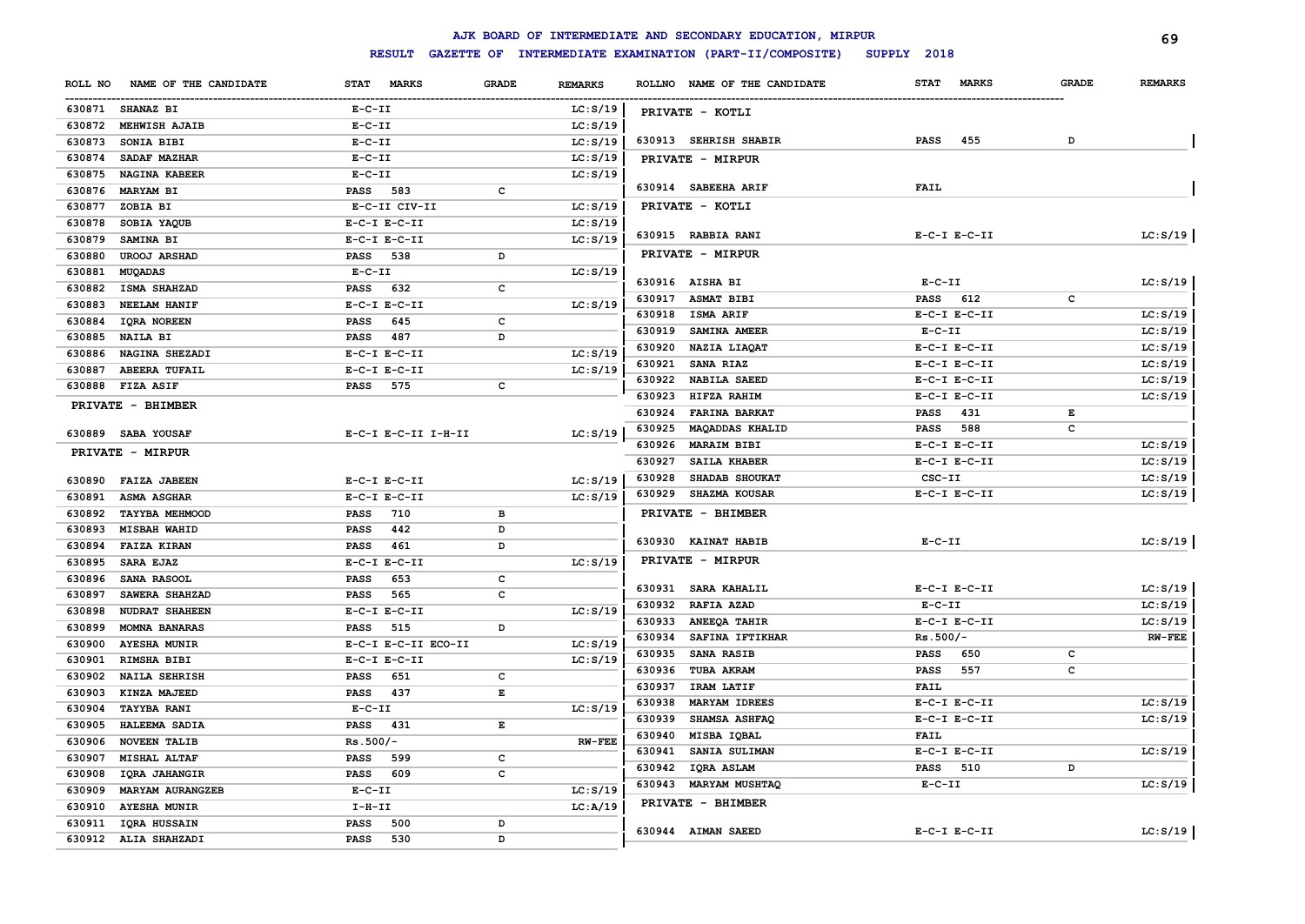# AJK BOARD OF INTERMEDIATE AND SECONDARY EDUCATION, MIRPUR

## RESULT GAZETTE OF INTERMEDIATE EXAMINATION (PART-II/COMPOSITE) SUPPLY 2018

| ROLL NO | NAME OF THE CANDIDATE | STAT MARKS | GRADE | REMARKS |
|---|---|---|---|---|
| 630871 | SHANAZ BI | E-C-II | | LC:S/19 |
| 630872 | MEHWISH AJAIB | E-C-II | | LC:S/19 |
| 630873 | SONIA BIBI | E-C-II | | LC:S/19 |
| 630874 | SADAF MAZHAR | E-C-II | | LC:S/19 |
| 630875 | NAGINA KABEER | E-C-II | | LC:S/19 |
| 630876 | MARYAM BI | PASS 583 | C | |
| 630877 | ZOBIA BI | E-C-II CIV-II | | LC:S/19 |
| 630878 | SOBIA YAQUB | E-C-I E-C-II | | LC:S/19 |
| 630879 | SAMINA BI | E-C-I E-C-II | | LC:S/19 |
| 630880 | UROOJ ARSHAD | PASS 538 | D | |
| 630881 | MUQADAS | E-C-II | | LC:S/19 |
| 630882 | ISMA SHAHZAD | PASS 632 | C | |
| 630883 | NEELAM HANIF | E-C-I E-C-II | | LC:S/19 |
| 630884 | IQRA NOREEN | PASS 645 | C | |
| 630885 | NAILA BI | PASS 487 | D | |
| 630886 | NAGINA SHEZADI | E-C-I E-C-II | | LC:S/19 |
| 630887 | ABEERA TUFAIL | E-C-I E-C-II | | LC:S/19 |
| 630888 | FIZA ASIF | PASS 575 | C | |
| | **PRIVATE - BHIMBER** | | | |
| 630889 | SABA YOUSAF | E-C-I E-C-II I-H-II | | LC:S/19 |
| | **PRIVATE - MIRPUR** | | | |
| 630890 | FAIZA JABEEN | E-C-I E-C-II | | LC:S/19 |
| 630891 | ASMA ASGHAR | E-C-I E-C-II | | LC:S/19 |
| 630892 | TAYYBA MEHMOOD | PASS 710 | B | |
| 630893 | MISBAH WAHID | PASS 442 | D | |
| 630894 | FAIZA KIRAN | PASS 461 | D | |
| 630895 | SARA EJAZ | E-C-I E-C-II | | LC:S/19 |
| 630896 | SANA RASOOL | PASS 653 | C | |
| 630897 | SAWERA SHAHZAD | PASS 565 | C | |
| 630898 | NUDRAT SHAHEEN | E-C-I E-C-II | | LC:S/19 |
| 630899 | MOMNA BANARAS | PASS 515 | D | |
| 630900 | AYESHA MUNIR | E-C-I E-C-II ECO-II | | LC:S/19 |
| 630901 | RIMSHA BIBI | E-C-I E-C-II | | LC:S/19 |
| 630902 | NAILA SEHRISH | PASS 651 | C | |
| 630903 | KINZA MAJEED | PASS 437 | E | |
| 630904 | TAYYBA RANI | E-C-II | | LC:S/19 |
| 630905 | HALEEMA SADIA | PASS 431 | E | |
| 630906 | NOVEEN TALIB | Rs.500/- | | RW-FEE |
| 630907 | MISHAL ALTAF | PASS 599 | C | |
| 630908 | IQRA JAHANGIR | PASS 609 | C | |
| 630909 | MARYAM AURANGZEB | E-C-II | | LC:S/19 |
| 630910 | AYESHA MUNIR | I-H-II | | LC:A/19 |
| 630911 | IQRA HUSSAIN | PASS 500 | D | |
| 630912 | ALIA SHAHZADI | PASS 530 | D | |
| | **PRIVATE - KOTLI** | | | |
| 630913 | SEHRISH SHABIR | PASS 455 | D | |
| | **PRIVATE - MIRPUR** | | | |
| 630914 | SABEEHA ARIF | FAIL | | |
| | **PRIVATE - KOTLI** | | | |
| 630915 | RABBIA RANI | E-C-I E-C-II | | LC:S/19 |
| | **PRIVATE - MIRPUR** | | | |
| 630916 | AISHA BI | E-C-II | | LC:S/19 |
| 630917 | ASMAT BIBI | PASS 612 | C | |
| 630918 | ISMA ARIF | E-C-I E-C-II | | LC:S/19 |
| 630919 | SAMINA AMEER | E-C-II | | LC:S/19 |
| 630920 | NAZIA LIAQAT | E-C-I E-C-II | | LC:S/19 |
| 630921 | SANA RIAZ | E-C-I E-C-II | | LC:S/19 |
| 630922 | NABILA SAEED | E-C-I E-C-II | | LC:S/19 |
| 630923 | HIFZA RAHIM | E-C-I E-C-II | | LC:S/19 |
| 630924 | FARINA BARKAT | PASS 431 | E | |
| 630925 | MAQADDAS KHALID | PASS 588 | C | |
| 630926 | MARAIM BIBI | E-C-I E-C-II | | LC:S/19 |
| 630927 | SAILA KHABER | E-C-I E-C-II | | LC:S/19 |
| 630928 | SHADAB SHOUKAT | CSC-II | | LC:S/19 |
| 630929 | SHAZMA KOUSAR | E-C-I E-C-II | | LC:S/19 |
| | **PRIVATE - BHIMBER** | | | |
| 630930 | KAINAT HABIB | E-C-II | | LC:S/19 |
| | **PRIVATE - MIRPUR** | | | |
| 630931 | SARA KAHALIL | E-C-I E-C-II | | LC:S/19 |
| 630932 | RAFIA AZAD | E-C-II | | LC:S/19 |
| 630933 | ANEEQA TAHIR | E-C-I E-C-II | | LC:S/19 |
| 630934 | SAFINA IFTIKHAR | Rs.500/- | | RW-FEE |
| 630935 | SANA RASIB | PASS 650 | C | |
| 630936 | TUBA AKRAM | PASS 557 | C | |
| 630937 | IRAM LATIF | FAIL | | |
| 630938 | MARYAM IDREES | E-C-I E-C-II | | LC:S/19 |
| 630939 | SHAMSA ASHFAQ | E-C-I E-C-II | | LC:S/19 |
| 630940 | MISBA IQBAL | FAIL | | |
| 630941 | SANIA SULIMAN | E-C-I E-C-II | | LC:S/19 |
| 630942 | IQRA ASLAM | PASS 510 | D | |
| 630943 | MARYAM MUSHTAQ | E-C-II | | LC:S/19 |
| | **PRIVATE - BHIMBER** | | | |
| 630944 | AIMAN SAEED | E-C-I E-C-II | | LC:S/19 |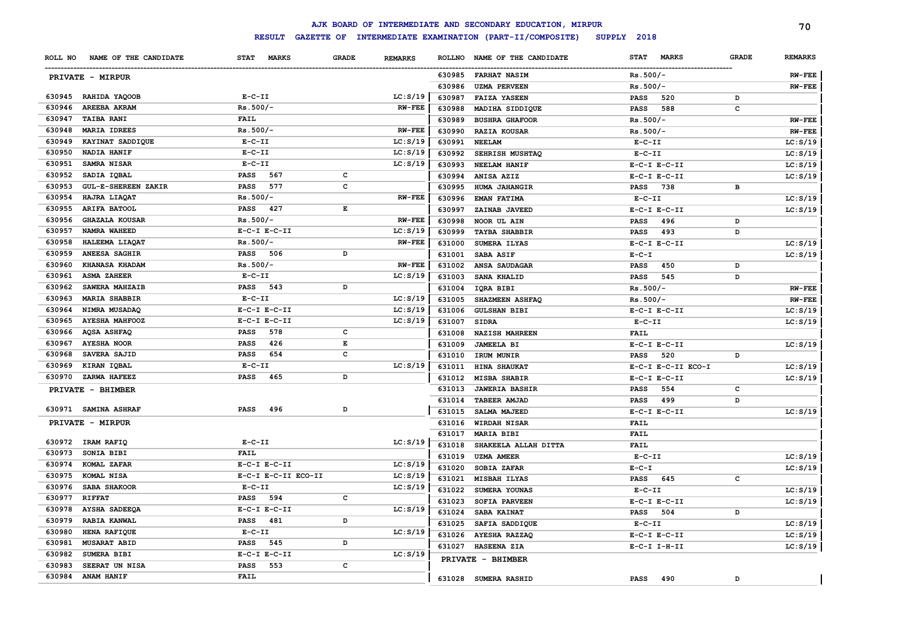# AJK BOARD OF INTERMEDIATE AND SECONDARY EDUCATION, MIRPUR

## RESULT GAZETTE OF INTERMEDIATE EXAMINATION (PART-II/COMPOSITE) SUPPLY 2018

| ROLL NO | NAME OF THE CANDIDATE | STAT | MARKS | GRADE | REMARKS |
|---|---|---|---|---|---|
| **PRIVATE - MIRPUR** | | | | | |
| 630945 | RAHIDA YAQOOB | E-C-II | | | LC:S/19 |
| 630946 | AREEBA AKRAM | Rs.500/- | | | RW-FEE |
| 630947 | TAIBA RANI | FAIL | | | |
| 630948 | MARIA IDREES | Rs.500/- | | | RW-FEE |
| 630949 | KAYINAT SADDIQUE | E-C-II | | | LC:S/19 |
| 630950 | NADIA HANIF | E-C-II | | | LC:S/19 |
| 630951 | SAMRA NISAR | E-C-II | | | LC:S/19 |
| 630952 | SADIA IQBAL | PASS | 567 | C | |
| 630953 | GUL-E-SHEREEN ZAKIR | PASS | 577 | C | |
| 630954 | HAJRA LIAQAT | Rs.500/- | | | RW-FEE |
| 630955 | ARIFA BATOOL | PASS | 427 | E | |
| 630956 | GHAZALA KOUSAR | Rs.500/- | | | RW-FEE |
| 630957 | NAMRA WAHEED | E-C-I E-C-II | | | LC:S/19 |
| 630958 | HALEEMA LIAQAT | Rs.500/- | | | RW-FEE |
| 630959 | ANEESA SAGHIR | PASS | 506 | D | |
| 630960 | KHANASA KHADAM | Rs.500/- | | | RW-FEE |
| 630961 | ASMA ZAHEER | E-C-II | | | LC:S/19 |
| 630962 | SAWERA MAHZAIB | PASS | 543 | D | |
| 630963 | MARIA SHABBIR | E-C-II | | | LC:S/19 |
| 630964 | NIMRA MUSADAQ | E-C-I E-C-II | | | LC:S/19 |
| 630965 | AYESHA MAHFOOZ | E-C-I E-C-II | | | LC:S/19 |
| 630966 | AQSA ASHFAQ | PASS | 578 | C | |
| 630967 | AYESHA NOOR | PASS | 426 | E | |
| 630968 | SAVERA SAJID | PASS | 654 | C | |
| 630969 | KIRAN IQBAL | E-C-II | | | LC:S/19 |
| 630970 | ZARWA HAFEEZ | PASS | 465 | D | |
| **PRIVATE - BHIMBER** | | | | | |
| 630971 | SAMINA ASHRAF | PASS | 496 | D | |
| **PRIVATE - MIRPUR** | | | | | |
| 630972 | IRAM RAFIQ | E-C-II | | | LC:S/19 |
| 630973 | SONIA BIBI | FAIL | | | |
| 630974 | KOMAL ZAFAR | E-C-I E-C-II | | | LC:S/19 |
| 630975 | KOMAL NISA | E-C-I E-C-II ECO-II | | | LC:S/19 |
| 630976 | SABA SHAKOOR | E-C-II | | | LC:S/19 |
| 630977 | RIFFAT | PASS | 594 | C | |
| 630978 | AYSHA SADEEQA | E-C-I E-C-II | | | LC:S/19 |
| 630979 | RABIA KANWAL | PASS | 481 | D | |
| 630980 | HENA RAFIQUE | E-C-II | | | LC:S/19 |
| 630981 | MUSARAT ABID | PASS | 545 | D | |
| 630982 | SUMERA BIBI | E-C-I E-C-II | | | LC:S/19 |
| 630983 | SEERAT UN NISA | PASS | 553 | C | |
| 630984 | ANAM HANIF | FAIL | | | |
| 630985 | FARHAT NASIM | Rs.500/- | | | RW-FEE |
| 630986 | UZMA PERVEEN | Rs.500/- | | | RW-FEE |
| 630987 | FAIZA YASEEN | PASS | 520 | D | |
| 630988 | MADIHA SIDDIQUE | PASS | 588 | C | |
| 630989 | BUSHRA GHAFOOR | Rs.500/- | | | RW-FEE |
| 630990 | RAZIA KOUSAR | Rs.500/- | | | RW-FEE |
| 630991 | NEELAM | E-C-II | | | LC:S/19 |
| 630992 | SEHRISH MUSHTAQ | E-C-II | | | LC:S/19 |
| 630993 | NEELAM HANIF | E-C-I E-C-II | | | LC:S/19 |
| 630994 | ANISA AZIZ | E-C-I E-C-II | | | LC:S/19 |
| 630995 | HUMA JAHANGIR | PASS | 738 | B | |
| 630996 | EMAN FATIMA | E-C-II | | | LC:S/19 |
| 630997 | ZAINAB JAVEED | E-C-I E-C-II | | | LC:S/19 |
| 630998 | NOOR UL AIN | PASS | 496 | D | |
| 630999 | TAYBA SHABBIR | PASS | 493 | D | |
| 631000 | SUMERA ILYAS | E-C-I E-C-II | | | LC:S/19 |
| 631001 | SABA ASIF | E-C-I | | | LC:S/19 |
| 631002 | ANSA SAUDAGAR | PASS | 450 | D | |
| 631003 | SANA KHALID | PASS | 545 | D | |
| 631004 | IQRA BIBI | Rs.500/- | | | RW-FEE |
| 631005 | SHAZMEEN ASHFAQ | Rs.500/- | | | RW-FEE |
| 631006 | GULSHAN BIBI | E-C-I E-C-II | | | LC:S/19 |
| 631007 | SIDRA | E-C-II | | | LC:S/19 |
| 631008 | NAZISH MAHREEN | FAIL | | | |
| 631009 | JAMEELA BI | E-C-I E-C-II | | | LC:S/19 |
| 631010 | IRUM MUNIR | PASS | 520 | D | |
| 631011 | HINA SHAUKAT | E-C-I E-C-II ECO-I | | | LC:S/19 |
| 631012 | MISBA SHABIR | E-C-I E-C-II | | | LC:S/19 |
| 631013 | JAWERIA BASHIR | PASS | 554 | C | |
| 631014 | TABEER AMJAD | PASS | 499 | D | |
| 631015 | SALMA MAJEED | E-C-I E-C-II | | | LC:S/19 |
| 631016 | WIRDAH NISAR | FAIL | | | |
| 631017 | MARIA BIBI | FAIL | | | |
| 631018 | SHAKEELA ALLAH DITTA | FAIL | | | |
| 631019 | UZMA AMEER | E-C-II | | | LC:S/19 |
| 631020 | SOBIA ZAFAR | E-C-I | | | LC:S/19 |
| 631021 | MISBAH ILYAS | PASS | 645 | C | |
| 631022 | SUMERA YOUNAS | E-C-II | | | LC:S/19 |
| 631023 | SOFIA PARVEEN | E-C-I E-C-II | | | LC:S/19 |
| 631024 | SABA KAINAT | PASS | 504 | D | |
| 631025 | SAFIA SADDIQUE | E-C-II | | | LC:S/19 |
| 631026 | AYESHA RAZZAQ | E-C-I E-C-II | | | LC:S/19 |
| 631027 | HASEENA ZIA | E-C-I I-H-II | | | LC:S/19 |
| **PRIVATE - BHIMBER** | | | | | |
| 631028 | SUMERA RASHID | PASS | 490 | D | |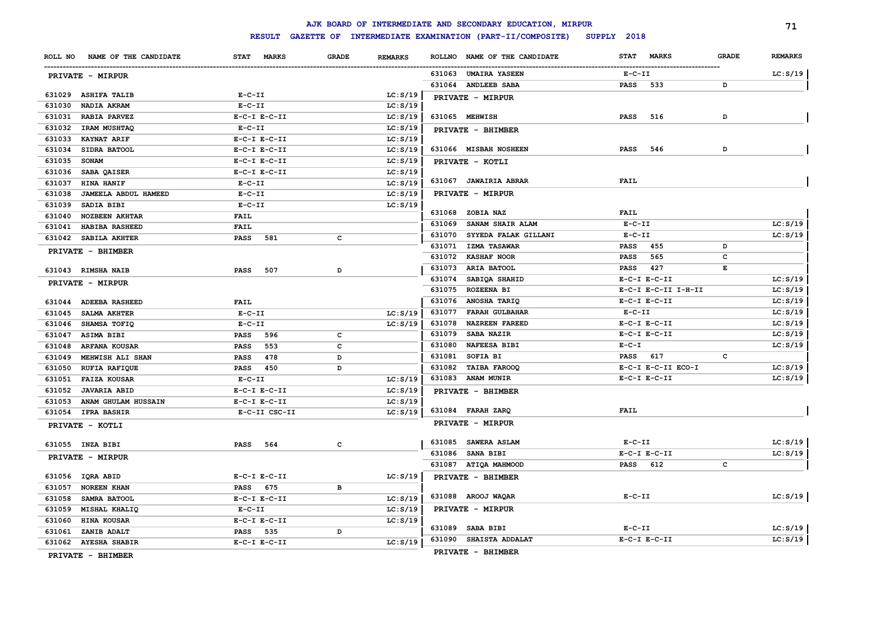# AJK BOARD OF INTERMEDIATE AND SECONDARY EDUCATION, MIRPUR

**RESULT GAZETTE OF INTERMEDIATE EXAMINATION (PART-II/COMPOSITE) SUPPLY 2018**

| ROLL NO | NAME OF THE CANDIDATE | STAT MARKS | GRADE | REMARKS |
|---|---|---|---|---|
| **PRIVATE - MIRPUR** | | | | |
| 631029 | ASHIFA TALIB | E-C-II | | LC:S/19 |
| 631030 | NADIA AKRAM | E-C-II | | LC:S/19 |
| 631031 | RABIA PARVEZ | E-C-I E-C-II | | LC:S/19 |
| 631032 | IRAM MUSHTAQ | E-C-II | | LC:S/19 |
| 631033 | KAYNAT ARIF | E-C-I E-C-II | | LC:S/19 |
| 631034 | SIDRA BATOOL | E-C-I E-C-II | | LC:S/19 |
| 631035 | SONAM | E-C-I E-C-II | | LC:S/19 |
| 631036 | SABA QAISER | E-C-I E-C-II | | LC:S/19 |
| 631037 | HINA HANIF | E-C-II | | LC:S/19 |
| 631038 | JAMEELA ABDUL HAMEED | E-C-II | | LC:S/19 |
| 631039 | SADIA BIBI | E-C-II | | LC:S/19 |
| 631040 | NOZBEEN AKHTAR | FAIL | | |
| 631041 | HABIBA RASHEED | FAIL | | |
| 631042 | SABILA AKHTER | PASS 581 | C | |
| **PRIVATE - BHIMBER** | | | | |
| 631043 | RIMSHA NAIB | PASS 507 | D | |
| **PRIVATE - MIRPUR** | | | | |
| 631044 | ADEEBA RASHEED | FAIL | | |
| 631045 | SALMA AKHTER | E-C-II | | LC:S/19 |
| 631046 | SHAMSA TOFIQ | E-C-II | | LC:S/19 |
| 631047 | ASIMA BIBI | PASS 596 | C | |
| 631048 | ARFANA KOUSAR | PASS 553 | C | |
| 631049 | MEHWISH ALI SHAN | PASS 478 | D | |
| 631050 | RUFIA RAFIQUE | PASS 450 | D | |
| 631051 | FAIZA KOUSAR | E-C-II | | LC:S/19 |
| 631052 | JAVARIA ABID | E-C-I E-C-II | | LC:S/19 |
| 631053 | ANAM GHULAM HUSSAIN | E-C-I E-C-II | | LC:S/19 |
| 631054 | IFRA BASHIR | E-C-II CSC-II | | LC:S/19 |
| **PRIVATE - KOTLI** | | | | |
| 631055 | INZA BIBI | PASS 564 | C | |
| **PRIVATE - MIRPUR** | | | | |
| 631056 | IQRA ABID | E-C-I E-C-II | | LC:S/19 |
| 631057 | NOREEN KHAN | PASS 675 | B | |
| 631058 | SAMRA BATOOL | E-C-I E-C-II | | LC:S/19 |
| 631059 | MISHAL KHALIQ | E-C-II | | LC:S/19 |
| 631060 | HINA KOUSAR | E-C-I E-C-II | | LC:S/19 |
| 631061 | ZANIB ADALT | PASS 535 | D | |
| 631062 | AYESHA SHABIR | E-C-I E-C-II | | LC:S/19 |
| **PRIVATE - BHIMBER** | | | | |
| 631063 | UMAIRA YASEEN | E-C-II | | LC:S/19 |
| 631064 | ANDLEEB SABA | PASS 533 | D | |
| **PRIVATE - MIRPUR** | | | | |
| 631065 | MEHWISH | PASS 516 | D | |
| **PRIVATE - BHIMBER** | | | | |
| 631066 | MISBAH NOSHEEN | PASS 546 | D | |
| **PRIVATE - KOTLI** | | | | |
| 631067 | JAWAIRIA ABRAR | FAIL | | |
| **PRIVATE - MIRPUR** | | | | |
| 631068 | ZOBIA NAZ | FAIL | | |
| 631069 | SANAM SHAIR ALAM | E-C-II | | LC:S/19 |
| 631070 | SYYEDA FALAK GILLANI | E-C-II | | LC:S/19 |
| 631071 | IZMA TASAWAR | PASS 455 | D | |
| 631072 | KASHAF NOOR | PASS 565 | C | |
| 631073 | ARIA BATOOL | PASS 427 | E | |
| 631074 | SABIQA SHAHID | E-C-I E-C-II | | LC:S/19 |
| 631075 | ROZEENA BI | E-C-I E-C-II I-H-II | | LC:S/19 |
| 631076 | ANOSHA TARIQ | E-C-I E-C-II | | LC:S/19 |
| 631077 | FARAH GULBAHAR | E-C-II | | LC:S/19 |
| 631078 | NAZREEN FAREED | E-C-I E-C-II | | LC:S/19 |
| 631079 | SABA NAZIR | E-C-I E-C-II | | LC:S/19 |
| 631080 | NAFEESA BIBI | E-C-I | | LC:S/19 |
| 631081 | SOFIA BI | PASS 617 | C | |
| 631082 | TAIBA FAROOQ | E-C-I E-C-II ECO-I | | LC:S/19 |
| 631083 | ANAM MUNIR | E-C-I E-C-II | | LC:S/19 |
| **PRIVATE - BHIMBER** | | | | |
| 631084 | FARAH ZARQ | FAIL | | |
| **PRIVATE - MIRPUR** | | | | |
| 631085 | SAWERA ASLAM | E-C-II | | LC:S/19 |
| 631086 | SANA BIBI | E-C-I E-C-II | | LC:S/19 |
| 631087 | ATIQA MAHMOOD | PASS 612 | C | |
| **PRIVATE - BHIMBER** | | | | |
| 631088 | AROOJ WAQAR | E-C-II | | LC:S/19 |
| **PRIVATE - MIRPUR** | | | | |
| 631089 | SABA BIBI | E-C-II | | LC:S/19 |
| 631090 | SHAISTA ADDALAT | E-C-I E-C-II | | LC:S/19 |
| **PRIVATE - BHIMBER** | | | | |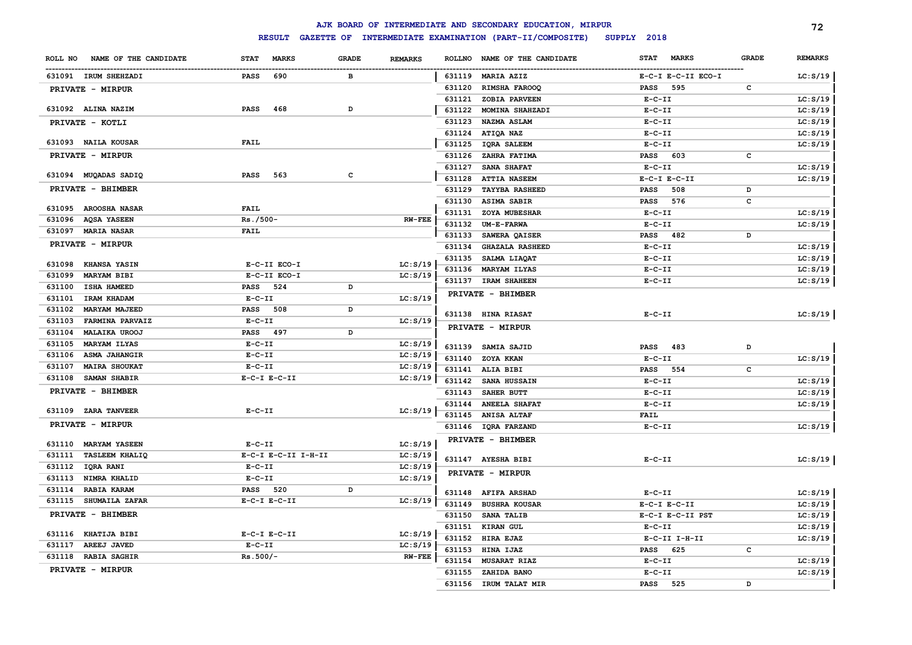# AJK BOARD OF INTERMEDIATE AND SECONDARY EDUCATION, MIRPUR

## RESULT GAZETTE OF INTERMEDIATE EXAMINATION (PART-II/COMPOSITE) SUPPLY 2018

| ROLL NO | NAME OF THE CANDIDATE | STAT MARKS | GRADE | REMARKS |
|---|---|---|---|---|
| 631091 | IRUM SHEHZADI | PASS 690 | B | |
| | **PRIVATE - MIRPUR** | | | |
| 631092 | ALINA NAZIM | PASS 468 | D | |
| | **PRIVATE - KOTLI** | | | |
| 631093 | NAILA KOUSAR | FAIL | | |
| | **PRIVATE - MIRPUR** | | | |
| 631094 | MUQADAS SADIQ | PASS 563 | C | |
| | **PRIVATE - BHIMBER** | | | |
| 631095 | AROOSHA NASAR | FAIL | | |
| 631096 | AQSA YASEEN | Rs./500- | | RW-FEE |
| 631097 | MARIA NASAR | FAIL | | |
| | **PRIVATE - MIRPUR** | | | |
| 631098 | KHANSA YASIN | E-C-II ECO-I | | LC:S/19 |
| 631099 | MARYAM BIBI | E-C-II ECO-I | | LC:S/19 |
| 631100 | ISHA HAMEED | PASS 524 | D | |
| 631101 | IRAM KHADAM | E-C-II | | LC:S/19 |
| 631102 | MARYAM MAJEED | PASS 508 | D | |
| 631103 | FARMINA PARVAIZ | E-C-II | | LC:S/19 |
| 631104 | MALAIKA UROOJ | PASS 497 | D | |
| 631105 | MARYAM ILYAS | E-C-II | | LC:S/19 |
| 631106 | ASMA JAHANGIR | E-C-II | | LC:S/19 |
| 631107 | MAIRA SHOUKAT | E-C-II | | LC:S/19 |
| 631108 | SAMAN SHABIR | E-C-I E-C-II | | LC:S/19 |
| | **PRIVATE - BHIMBER** | | | |
| 631109 | ZARA TANVEER | E-C-II | | LC:S/19 |
| | **PRIVATE - MIRPUR** | | | |
| 631110 | MARYAM YASEEN | E-C-II | | LC:S/19 |
| 631111 | TASLEEM KHALIQ | E-C-I E-C-II I-H-II | | LC:S/19 |
| 631112 | IQRA RANI | E-C-II | | LC:S/19 |
| 631113 | NIMRA KHALID | E-C-II | | LC:S/19 |
| 631114 | RABIA KARAM | PASS 520 | D | |
| 631115 | SHUMAILA ZAFAR | E-C-I E-C-II | | LC:S/19 |
| | **PRIVATE - BHIMBER** | | | |
| 631116 | KHATIJA BIBI | E-C-I E-C-II | | LC:S/19 |
| 631117 | AREEJ JAVED | E-C-II | | LC:S/19 |
| 631118 | RABIA SAGHIR | Rs.500/- | | RW-FEE |
| | **PRIVATE - MIRPUR** | | | |
| 631119 | MARIA AZIZ | E-C-I E-C-II ECO-I | | LC:S/19 |
| 631120 | RIMSHA FAROOQ | PASS 595 | C | |
| 631121 | ZOBIA PARVEEN | E-C-II | | LC:S/19 |
| 631122 | MOMINA SHAHZADI | E-C-II | | LC:S/19 |
| 631123 | NAZMA ASLAM | E-C-II | | LC:S/19 |
| 631124 | ATIQA NAZ | E-C-II | | LC:S/19 |
| 631125 | IQRA SALEEM | E-C-II | | LC:S/19 |
| 631126 | ZAHRA FATIMA | PASS 603 | C | |
| 631127 | SANA SHAFAT | E-C-II | | LC:S/19 |
| 631128 | ATTIA NASEEM | E-C-I E-C-II | | LC:S/19 |
| 631129 | TAYYBA RASHEED | PASS 508 | D | |
| 631130 | ASIMA SABIR | PASS 576 | C | |
| 631131 | ZOYA MUBESHAR | E-C-II | | LC:S/19 |
| 631132 | UM-E-FARWA | E-C-II | | LC:S/19 |
| 631133 | SAWERA QAISER | PASS 482 | D | |
| 631134 | GHAZALA RASHEED | E-C-II | | LC:S/19 |
| 631135 | SALMA LIAQAT | E-C-II | | LC:S/19 |
| 631136 | MARYAM ILYAS | E-C-II | | LC:S/19 |
| 631137 | IRAM SHAHEEN | E-C-II | | LC:S/19 |
| | **PRIVATE - BHIMBER** | | | |
| 631138 | HINA RIASAT | E-C-II | | LC:S/19 |
| | **PRIVATE - MIRPUR** | | | |
| 631139 | SAMIA SAJID | PASS 483 | D | |
| 631140 | ZOYA KKAN | E-C-II | | LC:S/19 |
| 631141 | ALIA BIBI | PASS 554 | C | |
| 631142 | SANA HUSSAIN | E-C-II | | LC:S/19 |
| 631143 | SAHER BUTT | E-C-II | | LC:S/19 |
| 631144 | ANEELA SHAFAT | E-C-II | | LC:S/19 |
| 631145 | ANISA ALTAF | FAIL | | |
| 631146 | IQRA FARZAND | E-C-II | | LC:S/19 |
| | **PRIVATE - BHIMBER** | | | |
| 631147 | AYESHA BIBI | E-C-II | | LC:S/19 |
| | **PRIVATE - MIRPUR** | | | |
| 631148 | AFIFA ARSHAD | E-C-II | | LC:S/19 |
| 631149 | BUSHRA KOUSAR | E-C-I E-C-II | | LC:S/19 |
| 631150 | SANA TALIB | E-C-I E-C-II PST | | LC:S/19 |
| 631151 | KIRAN GUL | E-C-II | | LC:S/19 |
| 631152 | HIRA EJAZ | E-C-II I-H-II | | LC:S/19 |
| 631153 | HINA IJAZ | PASS 625 | C | |
| 631154 | MUSARAT RIAZ | E-C-II | | LC:S/19 |
| 631155 | ZAHIDA BANO | E-C-II | | LC:S/19 |
| 631156 | IRUM TALAT MIR | PASS 525 | D | |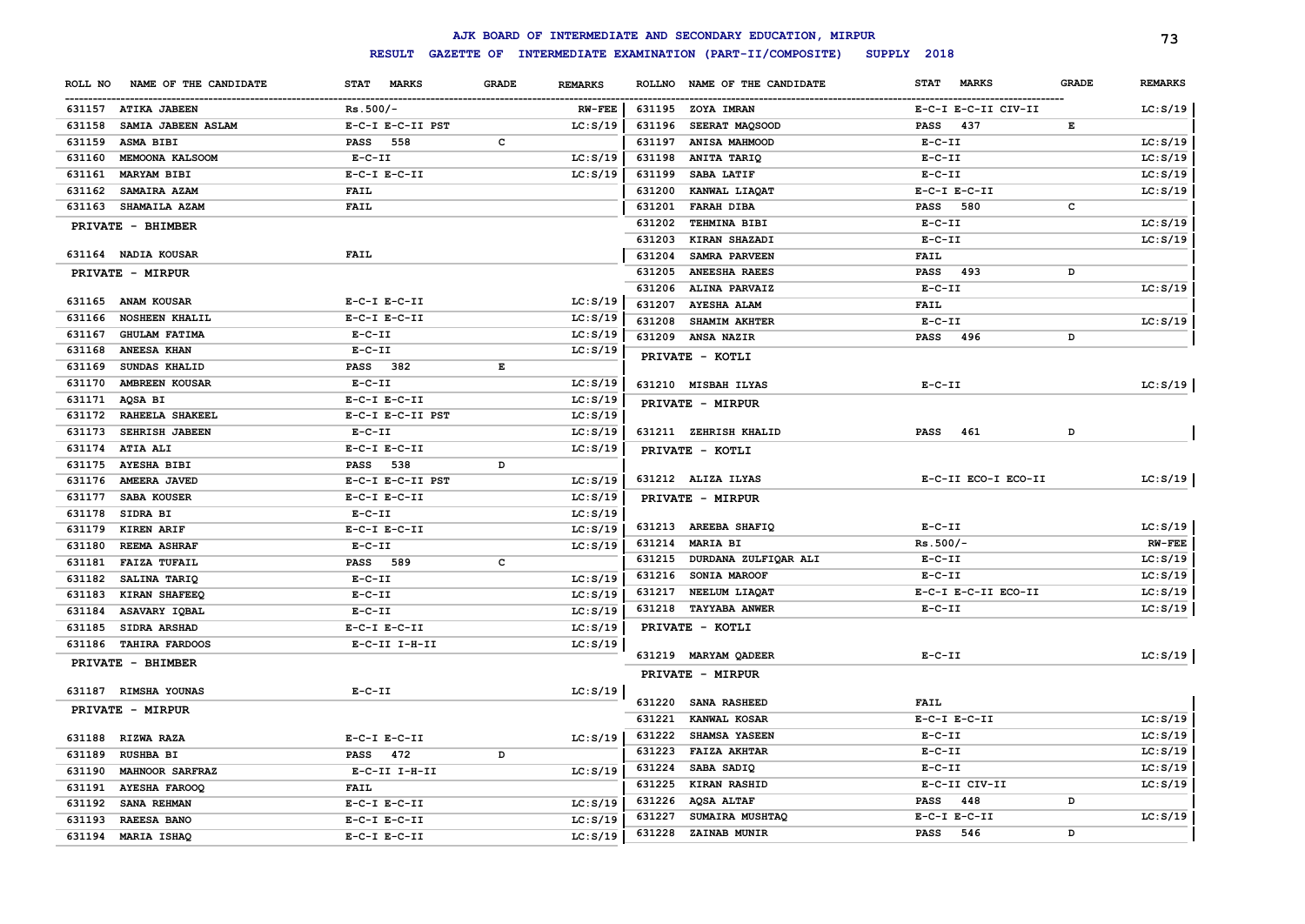# AJK BOARD OF INTERMEDIATE AND SECONDARY EDUCATION, MIRPUR

## RESULT GAZETTE OF INTERMEDIATE EXAMINATION (PART-II/COMPOSITE) SUPPLY 2018

| ROLL NO | NAME OF THE CANDIDATE | STAT MARKS | GRADE | REMARKS |
|---|---|---|---|---|
| 631157 | ATIKA JABEEN | Rs.500/- | | RW-FEE |
| 631158 | SAMIA JABEEN ASLAM | E-C-I E-C-II PST | | LC:S/19 |
| 631159 | ASMA BIBI | PASS 558 | C | |
| 631160 | MEMOONA KALSOOM | E-C-II | | LC:S/19 |
| 631161 | MARYAM BIBI | E-C-I E-C-II | | LC:S/19 |
| 631162 | SAMAIRA AZAM | FAIL | | |
| 631163 | SHAMAILA AZAM | FAIL | | |
| | **PRIVATE - BHIMBER** | | | |
| 631164 | NADIA KOUSAR | FAIL | | |
| | **PRIVATE - MIRPUR** | | | |
| 631165 | ANAM KOUSAR | E-C-I E-C-II | | LC:S/19 |
| 631166 | NOSHEEN KHALIL | E-C-I E-C-II | | LC:S/19 |
| 631167 | GHULAM FATIMA | E-C-II | | LC:S/19 |
| 631168 | ANEESA KHAN | E-C-II | | LC:S/19 |
| 631169 | SUNDAS KHALID | PASS 382 | E | |
| 631170 | AMBREEN KOUSAR | E-C-II | | LC:S/19 |
| 631171 | AQSA BI | E-C-I E-C-II | | LC:S/19 |
| 631172 | RAHEELA SHAKEEL | E-C-I E-C-II PST | | LC:S/19 |
| 631173 | SEHRISH JABEEN | E-C-II | | LC:S/19 |
| 631174 | ATIA ALI | E-C-I E-C-II | | LC:S/19 |
| 631175 | AYESHA BIBI | PASS 538 | D | |
| 631176 | AMEERA JAVED | E-C-I E-C-II PST | | LC:S/19 |
| 631177 | SABA KOUSER | E-C-I E-C-II | | LC:S/19 |
| 631178 | SIDRA BI | E-C-II | | LC:S/19 |
| 631179 | KIREN ARIF | E-C-I E-C-II | | LC:S/19 |
| 631180 | REEMA ASHRAF | E-C-II | | LC:S/19 |
| 631181 | FAIZA TUFAIL | PASS 589 | C | |
| 631182 | SALINA TARIQ | E-C-II | | LC:S/19 |
| 631183 | KIRAN SHAFEEQ | E-C-II | | LC:S/19 |
| 631184 | ASAVARY IQBAL | E-C-II | | LC:S/19 |
| 631185 | SIDRA ARSHAD | E-C-I E-C-II | | LC:S/19 |
| 631186 | TAHIRA FARDOOS | E-C-II I-H-II | | LC:S/19 |
| | **PRIVATE - BHIMBER** | | | |
| 631187 | RIMSHA YOUNAS | E-C-II | | LC:S/19 |
| | **PRIVATE - MIRPUR** | | | |
| 631188 | RIZWA RAZA | E-C-I E-C-II | | LC:S/19 |
| 631189 | RUSHBA BI | PASS 472 | D | |
| 631190 | MAHNOOR SARFRAZ | E-C-II I-H-II | | LC:S/19 |
| 631191 | AYESHA FAROOQ | FAIL | | |
| 631192 | SANA REHMAN | E-C-I E-C-II | | LC:S/19 |
| 631193 | RAEESA BANO | E-C-I E-C-II | | LC:S/19 |
| 631194 | MARIA ISHAQ | E-C-I E-C-II | | LC:S/19 |
| 631195 | ZOYA IMRAN | E-C-I E-C-II CIV-II | | LC:S/19 |
| 631196 | SEERAT MAQSOOD | PASS 437 | E | |
| 631197 | ANISA MAHMOOD | E-C-II | | LC:S/19 |
| 631198 | ANITA TARIQ | E-C-II | | LC:S/19 |
| 631199 | SABA LATIF | E-C-II | | LC:S/19 |
| 631200 | KANWAL LIAQAT | E-C-I E-C-II | | LC:S/19 |
| 631201 | FARAH DIBA | PASS 580 | C | |
| 631202 | TEHMINA BIBI | E-C-II | | LC:S/19 |
| 631203 | KIRAN SHAZADI | E-C-II | | LC:S/19 |
| 631204 | SAMRA PARVEEN | FAIL | | |
| 631205 | ANEESHA RAEES | PASS 493 | D | |
| 631206 | ALINA PARVAIZ | E-C-II | | LC:S/19 |
| 631207 | AYESHA ALAM | FAIL | | |
| 631208 | SHAMIM AKHTER | E-C-II | | LC:S/19 |
| 631209 | ANSA NAZIR | PASS 496 | D | |
| | **PRIVATE - KOTLI** | | | |
| 631210 | MISBAH ILYAS | E-C-II | | LC:S/19 |
| | **PRIVATE - MIRPUR** | | | |
| 631211 | ZEHRISH KHALID | PASS 461 | D | |
| | **PRIVATE - KOTLI** | | | |
| 631212 | ALIZA ILYAS | E-C-II ECO-I ECO-II | | LC:S/19 |
| | **PRIVATE - MIRPUR** | | | |
| 631213 | AREEBA SHAFIQ | E-C-II | | LC:S/19 |
| 631214 | MARIA BI | Rs.500/- | | RW-FEE |
| 631215 | DURDANA ZULFIQAR ALI | E-C-II | | LC:S/19 |
| 631216 | SONIA MAROOF | E-C-II | | LC:S/19 |
| 631217 | NEELUM LIAQAT | E-C-I E-C-II ECO-II | | LC:S/19 |
| 631218 | TAYYABA ANWER | E-C-II | | LC:S/19 |
| | **PRIVATE - KOTLI** | | | |
| 631219 | MARYAM QADEER | E-C-II | | LC:S/19 |
| | **PRIVATE - MIRPUR** | | | |
| 631220 | SANA RASHEED | FAIL | | |
| 631221 | KANWAL KOSAR | E-C-I E-C-II | | LC:S/19 |
| 631222 | SHAMSA YASEEN | E-C-II | | LC:S/19 |
| 631223 | FAIZA AKHTAR | E-C-II | | LC:S/19 |
| 631224 | SABA SADIQ | E-C-II | | LC:S/19 |
| 631225 | KIRAN RASHID | E-C-II CIV-II | | LC:S/19 |
| 631226 | AQSA ALTAF | PASS 448 | D | |
| 631227 | SUMAIRA MUSHTAQ | E-C-I E-C-II | | LC:S/19 |
| 631228 | ZAINAB MUNIR | PASS 546 | D | |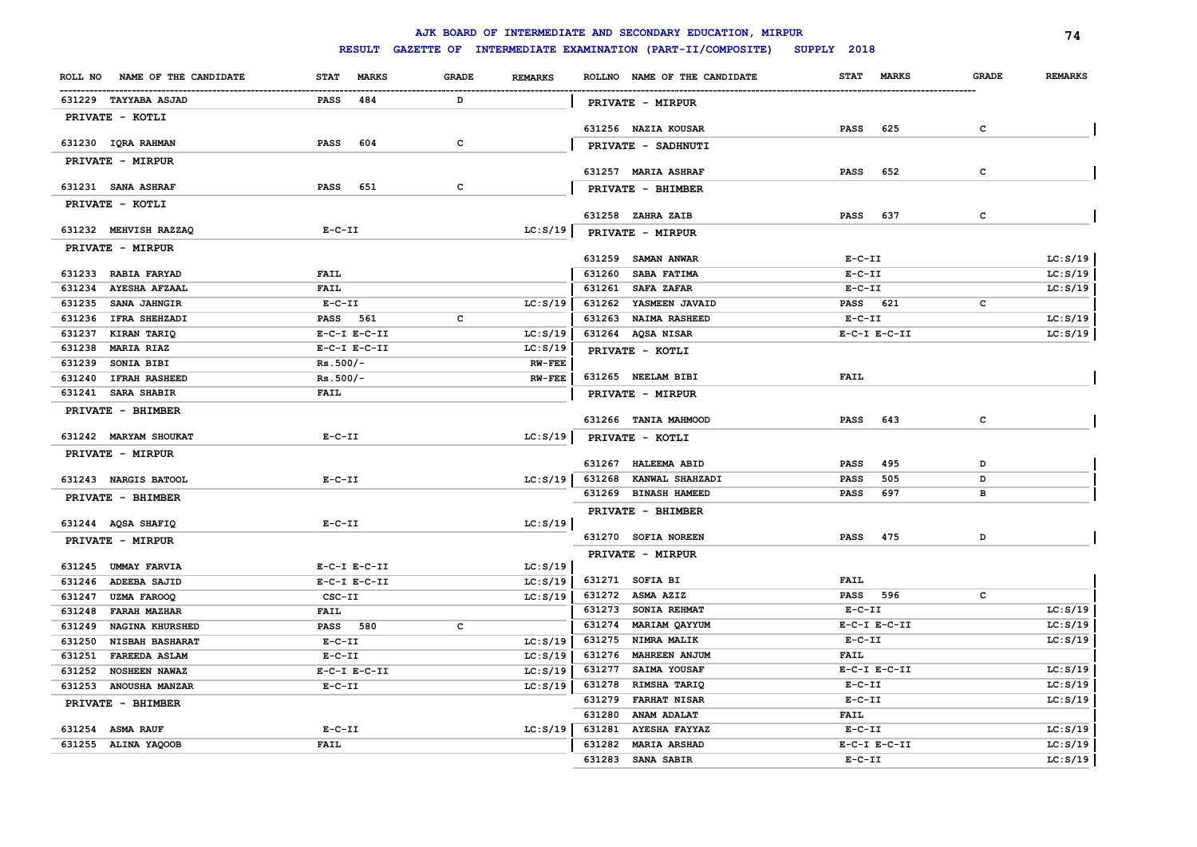# AJK BOARD OF INTERMEDIATE AND SECONDARY EDUCATION, MIRPUR

## RESULT GAZETTE OF INTERMEDIATE EXAMINATION (PART-II/COMPOSITE) SUPPLY 2018

| ROLL NO | NAME OF THE CANDIDATE | STAT | MARKS | GRADE | REMARKS |
|---|---|---|---|---|---|
| 631229 | TAYYABA ASJAD | PASS | 484 | D | |
| **PRIVATE - KOTLI** | | | | | |
| 631230 | IQRA RAHMAN | PASS | 604 | C | |
| **PRIVATE - MIRPUR** | | | | | |
| 631231 | SANA ASHRAF | PASS | 651 | C | |
| **PRIVATE - KOTLI** | | | | | |
| 631232 | MEHVISH RAZZAQ | E-C-II | | | LC:S/19 |
| **PRIVATE - MIRPUR** | | | | | |
| 631233 | RABIA FARYAD | FAIL | | | |
| 631234 | AYESHA AFZAAL | FAIL | | | |
| 631235 | SANA JAHNGIR | E-C-II | | | LC:S/19 |
| 631236 | IFRA SHEHZADI | PASS | 561 | C | |
| 631237 | KIRAN TARIQ | E-C-I E-C-II | | | LC:S/19 |
| 631238 | MARIA RIAZ | E-C-I E-C-II | | | LC:S/19 |
| 631239 | SONIA BIBI | Rs.500/- | | | RW-FEE |
| 631240 | IFRAH RASHEED | Rs.500/- | | | RW-FEE |
| 631241 | SARA SHABIR | FAIL | | | |
| **PRIVATE - BHIMBER** | | | | | |
| 631242 | MARYAM SHOUKAT | E-C-II | | | LC:S/19 |
| **PRIVATE - MIRPUR** | | | | | |
| 631243 | NARGIS BATOOL | E-C-II | | | LC:S/19 |
| **PRIVATE - BHIMBER** | | | | | |
| 631244 | AQSA SHAFIQ | E-C-II | | | LC:S/19 |
| **PRIVATE - MIRPUR** | | | | | |
| 631245 | UMMAY FARVIA | E-C-I E-C-II | | | LC:S/19 |
| 631246 | ADEEBA SAJID | E-C-I E-C-II | | | LC:S/19 |
| 631247 | UZMA FAROOQ | CSC-II | | | LC:S/19 |
| 631248 | FARAH MAZHAR | FAIL | | | |
| 631249 | NAGINA KHURSHED | PASS | 580 | C | |
| 631250 | NISBAH BASHARAT | E-C-II | | | LC:S/19 |
| 631251 | FAREEDA ASLAM | E-C-II | | | LC:S/19 |
| 631252 | NOSHEEN NAWAZ | E-C-I E-C-II | | | LC:S/19 |
| 631253 | ANOUSHA MANZAR | E-C-II | | | LC:S/19 |
| **PRIVATE - BHIMBER** | | | | | |
| 631254 | ASMA RAUF | E-C-II | | | LC:S/19 |
| 631255 | ALINA YAQOOB | FAIL | | | |
| **PRIVATE - MIRPUR** | | | | | |
| 631256 | NAZIA KOUSAR | PASS | 625 | C | |
| **PRIVATE - SADHNUTI** | | | | | |
| 631257 | MARIA ASHRAF | PASS | 652 | C | |
| **PRIVATE - BHIMBER** | | | | | |
| 631258 | ZAHRA ZAIB | PASS | 637 | C | |
| **PRIVATE - MIRPUR** | | | | | |
| 631259 | SAMAN ANWAR | E-C-II | | | LC:S/19 |
| 631260 | SABA FATIMA | E-C-II | | | LC:S/19 |
| 631261 | SAFA ZAFAR | E-C-II | | | LC:S/19 |
| 631262 | YASMEEN JAVAID | PASS | 621 | C | |
| 631263 | NAIMA RASHEED | E-C-II | | | LC:S/19 |
| 631264 | AQSA NISAR | E-C-I E-C-II | | | LC:S/19 |
| **PRIVATE - KOTLI** | | | | | |
| 631265 | NEELAM BIBI | FAIL | | | |
| **PRIVATE - MIRPUR** | | | | | |
| 631266 | TANIA MAHMOOD | PASS | 643 | C | |
| **PRIVATE - KOTLI** | | | | | |
| 631267 | HALEEMA ABID | PASS | 495 | D | |
| 631268 | KANWAL SHAHZADI | PASS | 505 | D | |
| 631269 | BINASH HAMEED | PASS | 697 | B | |
| **PRIVATE - BHIMBER** | | | | | |
| 631270 | SOFIA NOREEN | PASS | 475 | D | |
| **PRIVATE - MIRPUR** | | | | | |
| 631271 | SOFIA BI | FAIL | | | |
| 631272 | ASMA AZIZ | PASS | 596 | C | |
| 631273 | SONIA REHMAT | E-C-II | | | LC:S/19 |
| 631274 | MARIAM QAYYUM | E-C-I E-C-II | | | LC:S/19 |
| 631275 | NIMRA MALIK | E-C-II | | | LC:S/19 |
| 631276 | MAHREEN ANJUM | FAIL | | | |
| 631277 | SAIMA YOUSAF | E-C-I E-C-II | | | LC:S/19 |
| 631278 | RIMSHA TARIQ | E-C-II | | | LC:S/19 |
| 631279 | FARHAT NISAR | E-C-II | | | LC:S/19 |
| 631280 | ANAM ADALAT | FAIL | | | |
| 631281 | AYESHA FAYYAZ | E-C-II | | | LC:S/19 |
| 631282 | MARIA ARSHAD | E-C-I E-C-II | | | LC:S/19 |
| 631283 | SANA SABIR | E-C-II | | | LC:S/19 |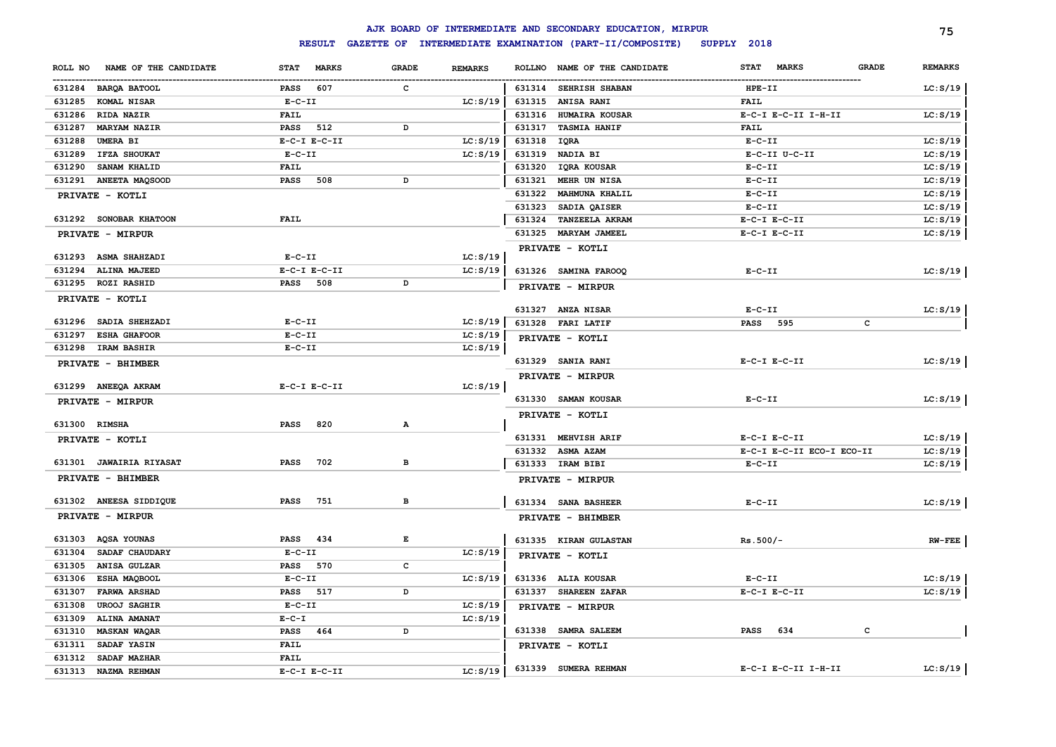# AJK BOARD OF INTERMEDIATE AND SECONDARY EDUCATION, MIRPUR

## RESULT GAZETTE OF INTERMEDIATE EXAMINATION (PART-II/COMPOSITE) SUPPLY 2018

| ROLL NO | NAME OF THE CANDIDATE | STAT | MARKS | GRADE | REMARKS |
|---|---|---|---|---|---|
| 631284 | BARQA BATOOL | PASS | 607 | C | |
| 631285 | KOMAL NISAR | E-C-II | | | LC:S/19 |
| 631286 | RIDA NAZIR | FAIL | | | |
| 631287 | MARYAM NAZIR | PASS | 512 | D | |
| 631288 | UMERA BI | E-C-I E-C-II | | | LC:S/19 |
| 631289 | IFZA SHOUKAT | E-C-II | | | LC:S/19 |
| 631290 | SANAM KHALID | FAIL | | | |
| 631291 | ANEETA MAQSOOD | PASS | 508 | D | |
| | **PRIVATE - KOTLI** | | | | |
| 631292 | SONOBAR KHATOON | FAIL | | | |
| | **PRIVATE - MIRPUR** | | | | |
| 631293 | ASMA SHAHZADI | E-C-II | | | LC:S/19 |
| 631294 | ALINA MAJEED | E-C-I E-C-II | | | LC:S/19 |
| 631295 | ROZI RASHID | PASS | 508 | D | |
| | **PRIVATE - KOTLI** | | | | |
| 631296 | SADIA SHEHZADI | E-C-II | | | LC:S/19 |
| 631297 | ESHA GHAFOOR | E-C-II | | | LC:S/19 |
| 631298 | IRAM BASHIR | E-C-II | | | LC:S/19 |
| | **PRIVATE - BHIMBER** | | | | |
| 631299 | ANEEQA AKRAM | E-C-I E-C-II | | | LC:S/19 |
| | **PRIVATE - MIRPUR** | | | | |
| 631300 | RIMSHA | PASS | 820 | A | |
| | **PRIVATE - KOTLI** | | | | |
| 631301 | JAWAIRIA RIYASAT | PASS | 702 | B | |
| | **PRIVATE - BHIMBER** | | | | |
| 631302 | ANEESA SIDDIQUE | PASS | 751 | B | |
| | **PRIVATE - MIRPUR** | | | | |
| 631303 | AQSA YOUNAS | PASS | 434 | E | |
| 631304 | SADAF CHAUDARY | E-C-II | | | LC:S/19 |
| 631305 | ANISA GULZAR | PASS | 570 | C | |
| 631306 | ESHA MAQBOOL | E-C-II | | | LC:S/19 |
| 631307 | FARWA ARSHAD | PASS | 517 | D | |
| 631308 | UROOJ SAGHIR | E-C-II | | | LC:S/19 |
| 631309 | ALINA AMANAT | E-C-I | | | LC:S/19 |
| 631310 | MASKAN WAQAR | PASS | 464 | D | |
| 631311 | SADAF YASIN | FAIL | | | |
| 631312 | SADAF MAZHAR | FAIL | | | |
| 631313 | NAZMA REHMAN | E-C-I E-C-II | | | LC:S/19 |
| 631314 | SEHRISH SHABAN | HPE-II | | | LC:S/19 |
| 631315 | ANISA RANI | FAIL | | | |
| 631316 | HUMAIRA KOUSAR | E-C-I E-C-II I-H-II | | | LC:S/19 |
| 631317 | TASMIA HANIF | FAIL | | | |
| 631318 | IQRA | E-C-II | | | LC:S/19 |
| 631319 | NADIA BI | E-C-II U-C-II | | | LC:S/19 |
| 631320 | IQRA KOUSAR | E-C-II | | | LC:S/19 |
| 631321 | MEHR UN NISA | E-C-II | | | LC:S/19 |
| 631322 | MAHMUNA KHALIL | E-C-II | | | LC:S/19 |
| 631323 | SADIA QAISER | E-C-II | | | LC:S/19 |
| 631324 | TANZEELA AKRAM | E-C-I E-C-II | | | LC:S/19 |
| 631325 | MARYAM JAMEEL | E-C-I E-C-II | | | LC:S/19 |
| | **PRIVATE - KOTLI** | | | | |
| 631326 | SAMINA FAROOQ | E-C-II | | | LC:S/19 |
| | **PRIVATE - MIRPUR** | | | | |
| 631327 | ANZA NISAR | E-C-II | | | LC:S/19 |
| 631328 | FARI LATIF | PASS | 595 | C | |
| | **PRIVATE - KOTLI** | | | | |
| 631329 | SANIA RANI | E-C-I E-C-II | | | LC:S/19 |
| | **PRIVATE - MIRPUR** | | | | |
| 631330 | SAMAN KOUSAR | E-C-II | | | LC:S/19 |
| | **PRIVATE - KOTLI** | | | | |
| 631331 | MEHVISH ARIF | E-C-I E-C-II | | | LC:S/19 |
| 631332 | ASMA AZAM | E-C-I E-C-II ECO-I ECO-II | | | LC:S/19 |
| 631333 | IRAM BIBI | E-C-II | | | LC:S/19 |
| | **PRIVATE - MIRPUR** | | | | |
| 631334 | SANA BASHEER | E-C-II | | | LC:S/19 |
| | **PRIVATE - BHIMBER** | | | | |
| 631335 | KIRAN GULASTAN | Rs.500/- | | | RW-FEE |
| | **PRIVATE - KOTLI** | | | | |
| 631336 | ALIA KOUSAR | E-C-II | | | LC:S/19 |
| 631337 | SHAREEN ZAFAR | E-C-I E-C-II | | | LC:S/19 |
| | **PRIVATE - MIRPUR** | | | | |
| 631338 | SAMRA SALEEM | PASS | 634 | C | |
| | **PRIVATE - KOTLI** | | | | |
| 631339 | SUMERA REHMAN | E-C-I E-C-II I-H-II | | | LC:S/19 |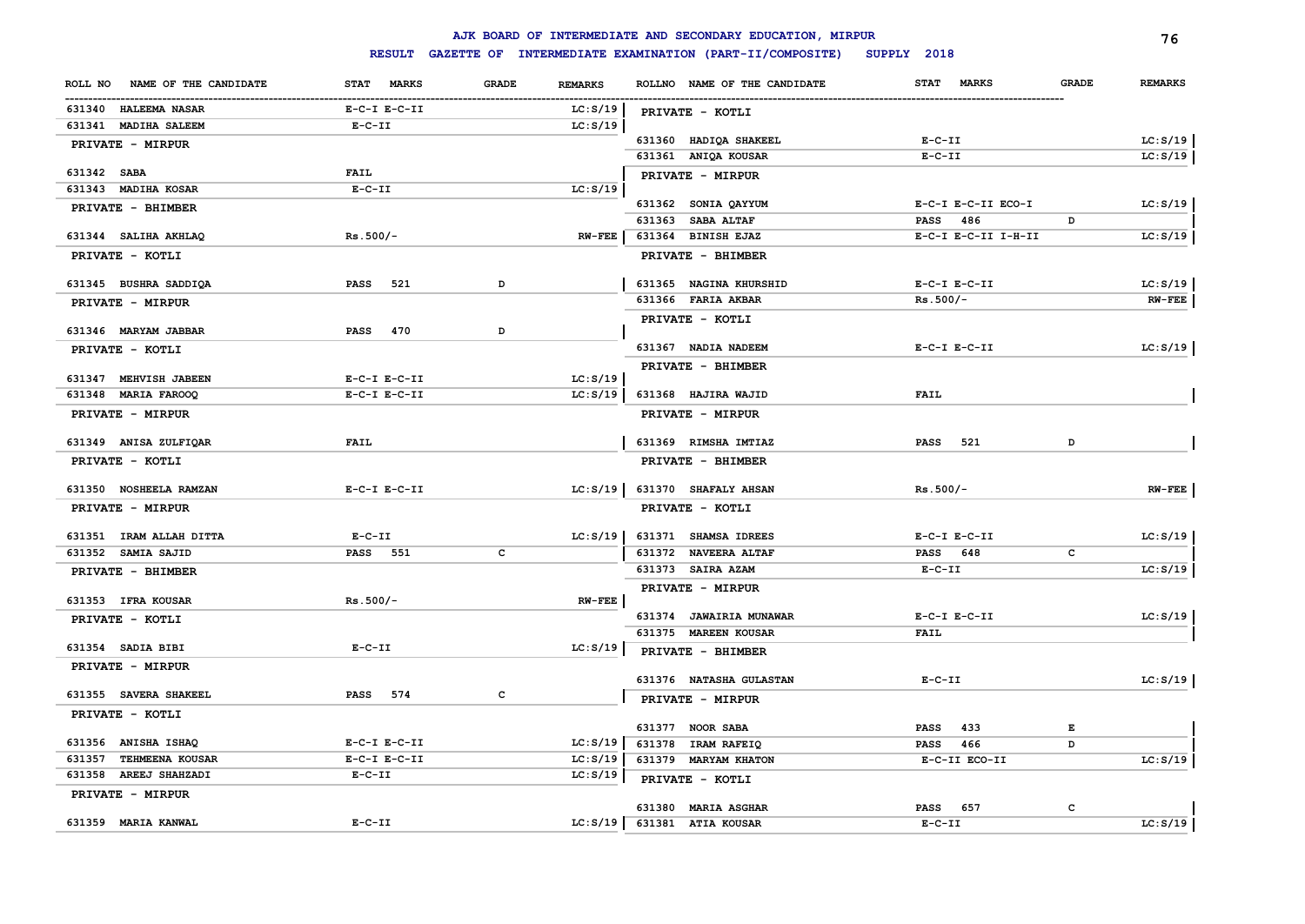# AJK BOARD OF INTERMEDIATE AND SECONDARY EDUCATION, MIRPUR

## RESULT GAZETTE OF INTERMEDIATE EXAMINATION (PART-II/COMPOSITE) SUPPLY 2018

| ROLL NO | NAME OF THE CANDIDATE | STAT MARKS | GRADE | REMARKS |
|---|---|---|---|---|
| 631340 | HALEEMA NASAR | E-C-I E-C-II | | LC:S/19 |
| 631341 | MADIHA SALEEM | E-C-II | | LC:S/19 |
| | **PRIVATE - MIRPUR** | | | |
| 631342 | SABA | FAIL | | |
| 631343 | MADIHA KOSAR | E-C-II | | LC:S/19 |
| | **PRIVATE - BHIMBER** | | | |
| 631344 | SALIHA AKHLAQ | Rs.500/- | | RW-FEE |
| | **PRIVATE - KOTLI** | | | |
| 631345 | BUSHRA SADDIQA | PASS 521 | D | |
| | **PRIVATE - MIRPUR** | | | |
| 631346 | MARYAM JABBAR | PASS 470 | D | |
| | **PRIVATE - KOTLI** | | | |
| 631347 | MEHVISH JABEEN | E-C-I E-C-II | | LC:S/19 |
| 631348 | MARIA FAROOQ | E-C-I E-C-II | | LC:S/19 |
| | **PRIVATE - MIRPUR** | | | |
| 631349 | ANISA ZULFIQAR | FAIL | | |
| | **PRIVATE - KOTLI** | | | |
| 631350 | NOSHEELA RAMZAN | E-C-I E-C-II | | LC:S/19 |
| | **PRIVATE - MIRPUR** | | | |
| 631351 | IRAM ALLAH DITTA | E-C-II | | LC:S/19 |
| 631352 | SAMIA SAJID | PASS 551 | C | |
| | **PRIVATE - BHIMBER** | | | |
| 631353 | IFRA KOUSAR | Rs.500/- | | RW-FEE |
| | **PRIVATE - KOTLI** | | | |
| 631354 | SADIA BIBI | E-C-II | | LC:S/19 |
| | **PRIVATE - MIRPUR** | | | |
| 631355 | SAVERA SHAKEEL | PASS 574 | C | |
| | **PRIVATE - KOTLI** | | | |
| 631356 | ANISHA ISHAQ | E-C-I E-C-II | | LC:S/19 |
| 631357 | TEHMEENA KOUSAR | E-C-I E-C-II | | LC:S/19 |
| 631358 | AREEJ SHAHZADI | E-C-II | | LC:S/19 |
| | **PRIVATE - MIRPUR** | | | |
| 631359 | MARIA KANWAL | E-C-II | | LC:S/19 |
| | **PRIVATE - KOTLI** | | | |
| 631360 | HADIQA SHAKEEL | E-C-II | | LC:S/19 |
| 631361 | ANIQA KOUSAR | E-C-II | | LC:S/19 |
| | **PRIVATE - MIRPUR** | | | |
| 631362 | SONIA QAYYUM | E-C-I E-C-II ECO-I | | LC:S/19 |
| 631363 | SABA ALTAF | PASS 486 | D | |
| 631364 | BINISH EJAZ | E-C-I E-C-II I-H-II | | LC:S/19 |
| | **PRIVATE - BHIMBER** | | | |
| 631365 | NAGINA KHURSHID | E-C-I E-C-II | | LC:S/19 |
| 631366 | FARIA AKBAR | Rs.500/- | | RW-FEE |
| | **PRIVATE - KOTLI** | | | |
| 631367 | NADIA NADEEM | E-C-I E-C-II | | LC:S/19 |
| | **PRIVATE - BHIMBER** | | | |
| 631368 | HAJIRA WAJID | FAIL | | |
| | **PRIVATE - MIRPUR** | | | |
| 631369 | RIMSHA IMTIAZ | PASS 521 | D | |
| | **PRIVATE - BHIMBER** | | | |
| 631370 | SHAFALY AHSAN | Rs.500/- | | RW-FEE |
| | **PRIVATE - KOTLI** | | | |
| 631371 | SHAMSA IDREES | E-C-I E-C-II | | LC:S/19 |
| 631372 | NAVEERA ALTAF | PASS 648 | C | |
| 631373 | SAIRA AZAM | E-C-II | | LC:S/19 |
| | **PRIVATE - MIRPUR** | | | |
| 631374 | JAWAIRIA MUNAWAR | E-C-I E-C-II | | LC:S/19 |
| 631375 | MAREEN KOUSAR | FAIL | | |
| | **PRIVATE - BHIMBER** | | | |
| 631376 | NATASHA GULASTAN | E-C-II | | LC:S/19 |
| | **PRIVATE - MIRPUR** | | | |
| 631377 | NOOR SABA | PASS 433 | E | |
| 631378 | IRAM RAFEIQ | PASS 466 | D | |
| 631379 | MARYAM KHATON | E-C-II ECO-II | | LC:S/19 |
| | **PRIVATE - KOTLI** | | | |
| 631380 | MARIA ASGHAR | PASS 657 | C | |
| 631381 | ATIA KOUSAR | E-C-II | | LC:S/19 |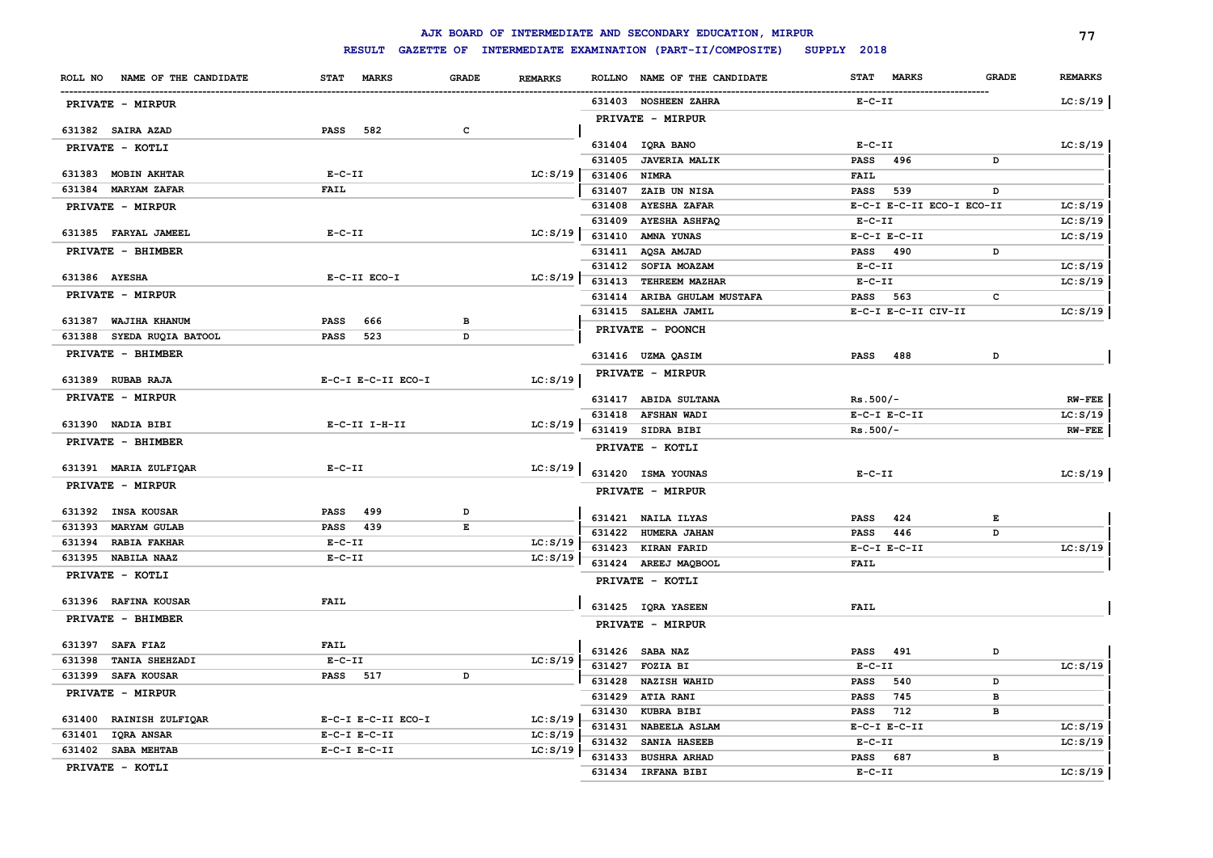# AJK BOARD OF INTERMEDIATE AND SECONDARY EDUCATION, MIRPUR

## RESULT GAZETTE OF INTERMEDIATE EXAMINATION (PART-II/COMPOSITE) SUPPLY 2018

| ROLL NO | NAME OF THE CANDIDATE | STAT | MARKS | GRADE | REMARKS |
|---|---|---|---|---|---|
| **PRIVATE - MIRPUR** | | | | | |
| 631382 | SAIRA AZAD | PASS | 582 | C | |
| **PRIVATE - KOTLI** | | | | | |
| 631383 | MOBIN AKHTAR | E-C-II | | | LC:S/19 |
| 631384 | MARYAM ZAFAR | FAIL | | | |
| **PRIVATE - MIRPUR** | | | | | |
| 631385 | FARYAL JAMEEL | E-C-II | | | LC:S/19 |
| **PRIVATE - BHIMBER** | | | | | |
| 631386 | AYESHA | E-C-II ECO-I | | | LC:S/19 |
| **PRIVATE - MIRPUR** | | | | | |
| 631387 | WAJIHA KHANUM | PASS | 666 | B | |
| 631388 | SYEDA RUQIA BATOOL | PASS | 523 | D | |
| **PRIVATE - BHIMBER** | | | | | |
| 631389 | RUBAB RAJA | E-C-I E-C-II ECO-I | | | LC:S/19 |
| **PRIVATE - MIRPUR** | | | | | |
| 631390 | NADIA BIBI | E-C-II I-H-II | | | LC:S/19 |
| **PRIVATE - BHIMBER** | | | | | |
| 631391 | MARIA ZULFIQAR | E-C-II | | | LC:S/19 |
| **PRIVATE - MIRPUR** | | | | | |
| 631392 | INSA KOUSAR | PASS | 499 | D | |
| 631393 | MARYAM GULAB | PASS | 439 | E | |
| 631394 | RABIA FAKHAR | E-C-II | | | LC:S/19 |
| 631395 | NABILA NAAZ | E-C-II | | | LC:S/19 |
| **PRIVATE - KOTLI** | | | | | |
| 631396 | RAFINA KOUSAR | FAIL | | | |
| **PRIVATE - BHIMBER** | | | | | |
| 631397 | SAFA FIAZ | FAIL | | | |
| 631398 | TANIA SHEHZADI | E-C-II | | | LC:S/19 |
| 631399 | SAFA KOUSAR | PASS | 517 | D | |
| **PRIVATE - MIRPUR** | | | | | |
| 631400 | RAINISH ZULFIQAR | E-C-I E-C-II ECO-I | | | LC:S/19 |
| 631401 | IQRA ANSAR | E-C-I E-C-II | | | LC:S/19 |
| 631402 | SABA MEHTAB | E-C-I E-C-II | | | LC:S/19 |
| **PRIVATE - KOTLI** | | | | | |
| 631403 | NOSHEEN ZAHRA | E-C-II | | | LC:S/19 |
| **PRIVATE - MIRPUR** | | | | | |
| 631404 | IQRA BANO | E-C-II | | | LC:S/19 |
| 631405 | JAVERIA MALIK | PASS | 496 | D | |
| 631406 | NIMRA | FAIL | | | |
| 631407 | ZAIB UN NISA | PASS | 539 | D | |
| 631408 | AYESHA ZAFAR | E-C-I E-C-II ECO-I ECO-II | | | LC:S/19 |
| 631409 | AYESHA ASHFAQ | E-C-II | | | LC:S/19 |
| 631410 | AMNA YUNAS | E-C-I E-C-II | | | LC:S/19 |
| 631411 | AQSA AMJAD | PASS | 490 | D | |
| 631412 | SOFIA MOAZAM | E-C-II | | | LC:S/19 |
| 631413 | TEHREEM MAZHAR | E-C-II | | | LC:S/19 |
| 631414 | ARIBA GHULAM MUSTAFA | PASS | 563 | C | |
| 631415 | SALEHA JAMIL | E-C-I E-C-II CIV-II | | | LC:S/19 |
| **PRIVATE - POONCH** | | | | | |
| 631416 | UZMA QASIM | PASS | 488 | D | |
| **PRIVATE - MIRPUR** | | | | | |
| 631417 | ABIDA SULTANA | Rs.500/- | | | RW-FEE |
| 631418 | AFSHAN WADI | E-C-I E-C-II | | | LC:S/19 |
| 631419 | SIDRA BIBI | Rs.500/- | | | RW-FEE |
| **PRIVATE - KOTLI** | | | | | |
| 631420 | ISMA YOUNAS | E-C-II | | | LC:S/19 |
| **PRIVATE - MIRPUR** | | | | | |
| 631421 | NAILA ILYAS | PASS | 424 | E | |
| 631422 | HUMERA JAHAN | PASS | 446 | D | |
| 631423 | KIRAN FARID | E-C-I E-C-II | | | LC:S/19 |
| 631424 | AREEJ MAQBOOL | FAIL | | | |
| **PRIVATE - KOTLI** | | | | | |
| 631425 | IQRA YASEEN | FAIL | | | |
| **PRIVATE - MIRPUR** | | | | | |
| 631426 | SABA NAZ | PASS | 491 | D | |
| 631427 | FOZIA BI | E-C-II | | | LC:S/19 |
| 631428 | NAZISH WAHID | PASS | 540 | D | |
| 631429 | ATIA RANI | PASS | 745 | B | |
| 631430 | KUBRA BIBI | PASS | 712 | B | |
| 631431 | NABEELA ASLAM | E-C-I E-C-II | | | LC:S/19 |
| 631432 | SANIA HASEEB | E-C-II | | | LC:S/19 |
| 631433 | BUSHRA ARHAD | PASS | 687 | B | |
| 631434 | IRFANA BIBI | E-C-II | | | LC:S/19 |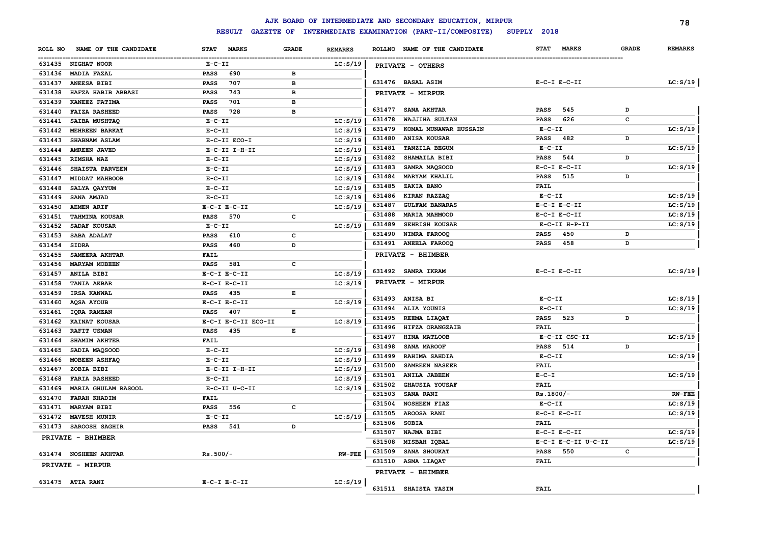# AJK BOARD OF INTERMEDIATE AND SECONDARY EDUCATION, MIRPUR

**RESULT GAZETTE OF INTERMEDIATE EXAMINATION (PART-II/COMPOSITE) SUPPLY 2018**

| ROLL NO | NAME OF THE CANDIDATE | STAT MARKS | GRADE | REMARKS |
|---|---|---|---|---|
| 631435 | NIGHAT NOOR | E-C-II | | LC:S/19 |
| 631436 | MADIA FAZAL | PASS 690 | B | |
| 631437 | ANEESA BIBI | PASS 707 | B | |
| 631438 | HAFZA HABIB ABBASI | PASS 743 | B | |
| 631439 | KANEEZ FATIMA | PASS 701 | B | |
| 631440 | FAIZA RASHEED | PASS 728 | B | |
| 631441 | SAIBA MUSHTAQ | E-C-II | | LC:S/19 |
| 631442 | MEHREEN BARKAT | E-C-II | | LC:S/19 |
| 631443 | SHABNAM ASLAM | E-C-II ECO-I | | LC:S/19 |
| 631444 | AMREEN JAVED | E-C-II I-H-II | | LC:S/19 |
| 631445 | RIMSHA NAZ | E-C-II | | LC:S/19 |
| 631446 | SHAISTA PARVEEN | E-C-II | | LC:S/19 |
| 631447 | MIDDAT MAHBOOB | E-C-II | | LC:S/19 |
| 631448 | SALYA QAYYUM | E-C-II | | LC:S/19 |
| 631449 | SANA AMJAD | E-C-II | | LC:S/19 |
| 631450 | AEMEN ARIF | E-C-I E-C-II | | LC:S/19 |
| 631451 | TAHMINA KOUSAR | PASS 570 | C | |
| 631452 | SADAF KOUSAR | E-C-II | | LC:S/19 |
| 631453 | SABA ADALAT | PASS 610 | C | |
| 631454 | SIDRA | PASS 460 | D | |
| 631455 | SAMEERA AKHTAR | FAIL | | |
| 631456 | MARYAM MOBEEN | PASS 581 | C | |
| 631457 | ANILA BIBI | E-C-I E-C-II | | LC:S/19 |
| 631458 | TANIA AKBAR | E-C-I E-C-II | | LC:S/19 |
| 631459 | IRSA KANWAL | PASS 435 | E | |
| 631460 | AQSA AYOUB | E-C-I E-C-II | | LC:S/19 |
| 631461 | IQRA RAMZAN | PASS 407 | E | |
| 631462 | KAINAT KOUSAR | E-C-I E-C-II ECO-II | | LC:S/19 |
| 631463 | RAFIT USMAN | PASS 435 | E | |
| 631464 | SHAMIM AKHTER | FAIL | | |
| 631465 | SADIA MAQSOOD | E-C-II | | LC:S/19 |
| 631466 | MOBEEN ASHFAQ | E-C-II | | LC:S/19 |
| 631467 | ZOBIA BIBI | E-C-II I-H-II | | LC:S/19 |
| 631468 | FARIA RASHEED | E-C-II | | LC:S/19 |
| 631469 | MARIA GHULAM RASOOL | E-C-II U-C-II | | LC:S/19 |
| 631470 | FARAH KHADIM | FAIL | | |
| 631471 | MARYAM BIBI | PASS 556 | C | |
| 631472 | MAVESH MUNIR | E-C-II | | LC:S/19 |
| 631473 | SAROOSH SAGHIR | PASS 541 | D | |

**PRIVATE - BHIMBER**

| ROLL NO | NAME OF THE CANDIDATE | STAT MARKS | GRADE | REMARKS |
|---|---|---|---|---|
| 631474 | NOSHEEN AKHTAR | Rs.500/- | | RW-FEE |

**PRIVATE - MIRPUR**

| ROLL NO | NAME OF THE CANDIDATE | STAT MARKS | GRADE | REMARKS |
|---|---|---|---|---|
| 631475 | ATIA RANI | E-C-I E-C-II | | LC:S/19 |

**PRIVATE - OTHERS**

| ROLL NO | NAME OF THE CANDIDATE | STAT MARKS | GRADE | REMARKS |
|---|---|---|---|---|
| 631476 | BASAL ASIM | E-C-I E-C-II | | LC:S/19 |

**PRIVATE - MIRPUR**

| ROLL NO | NAME OF THE CANDIDATE | STAT MARKS | GRADE | REMARKS |
|---|---|---|---|---|
| 631477 | SANA AKHTAR | PASS 545 | D | |
| 631478 | WAJJIHA SULTAN | PASS 626 | C | |
| 631479 | KOMAL MUNAWAR HUSSAIN | E-C-II | | LC:S/19 |
| 631480 | ANISA KOUSAR | PASS 482 | D | |
| 631481 | TANZILA BEGUM | E-C-II | | LC:S/19 |
| 631482 | SHAMAILA BIBI | PASS 544 | D | |
| 631483 | SAMRA MAQSOOD | E-C-I E-C-II | | LC:S/19 |
| 631484 | MARYAM KHALIL | PASS 515 | D | |
| 631485 | ZAKIA BANO | FAIL | | |
| 631486 | KIRAN RAZZAQ | E-C-II | | LC:S/19 |
| 631487 | GULFAM BANARAS | E-C-I E-C-II | | LC:S/19 |
| 631488 | MARIA MAHMOOD | E-C-I E-C-II | | LC:S/19 |
| 631489 | SEHRISH KOUSAR | E-C-II H-P-II | | LC:S/19 |
| 631490 | NIMRA FAROOQ | PASS 450 | D | |
| 631491 | ANEELA FAROOQ | PASS 458 | D | |

**PRIVATE - BHIMBER**

| ROLL NO | NAME OF THE CANDIDATE | STAT MARKS | GRADE | REMARKS |
|---|---|---|---|---|
| 631492 | SAMRA IKRAM | E-C-I E-C-II | | LC:S/19 |

**PRIVATE - MIRPUR**

| ROLL NO | NAME OF THE CANDIDATE | STAT MARKS | GRADE | REMARKS |
|---|---|---|---|---|
| 631493 | ANISA BI | E-C-II | | LC:S/19 |
| 631494 | ALIA YOUNIS | E-C-II | | LC:S/19 |
| 631495 | REEMA LIAQAT | PASS 523 | D | |
| 631496 | HIFZA ORANGZAIB | FAIL | | |
| 631497 | HINA MATLOOB | E-C-II CSC-II | | LC:S/19 |
| 631498 | SANA MAROOF | PASS 514 | D | |
| 631499 | RAHIMA SAHDIA | E-C-II | | LC:S/19 |
| 631500 | SAMREEN NASEER | FAIL | | |
| 631501 | ANILA JABEEN | E-C-I | | LC:S/19 |
| 631502 | GHAUSIA YOUSAF | FAIL | | |
| 631503 | SANA RANI | Rs.1800/- | | RW-FEE |
| 631504 | NOSHEEN FIAZ | E-C-II | | LC:S/19 |
| 631505 | AROOSA RANI | E-C-I E-C-II | | LC:S/19 |
| 631506 | SOBIA | FAIL | | |
| 631507 | NAJMA BIBI | E-C-I E-C-II | | LC:S/19 |
| 631508 | MISBAH IQBAL | E-C-I E-C-II U-C-II | | LC:S/19 |
| 631509 | SANA SHOUKAT | PASS 550 | C | |
| 631510 | ASMA LIAQAT | FAIL | | |

**PRIVATE - BHIMBER**

| ROLL NO | NAME OF THE CANDIDATE | STAT MARKS | GRADE | REMARKS |
|---|---|---|---|---|
| 631511 | SHAISTA YASIN | FAIL | | |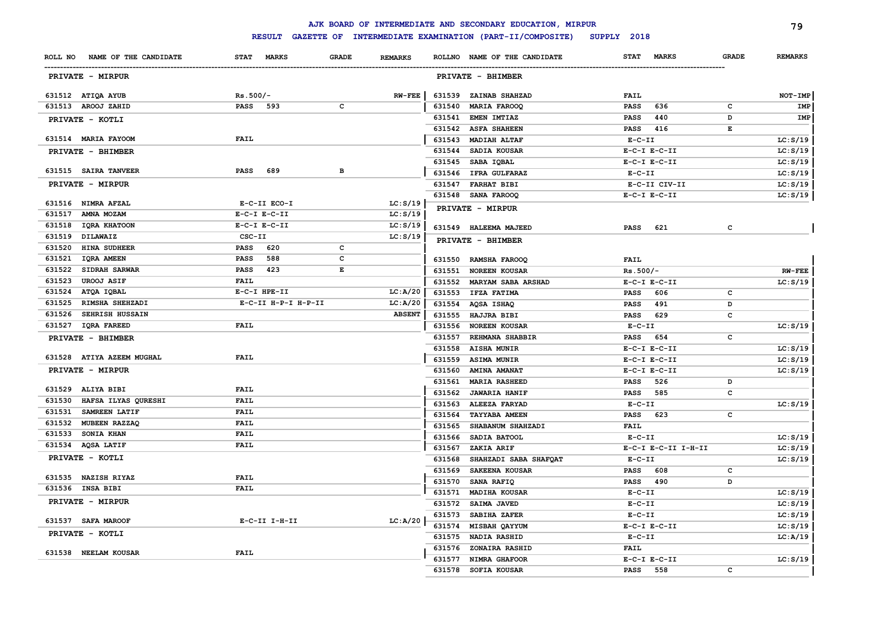# AJK BOARD OF INTERMEDIATE AND SECONDARY EDUCATION, MIRPUR

## RESULT GAZETTE OF INTERMEDIATE EXAMINATION (PART-II/COMPOSITE) SUPPLY 2018

| ROLL NO | NAME OF THE CANDIDATE | STAT | MARKS | GRADE | REMARKS |
|---|---|---|---|---|---|
| | **PRIVATE - MIRPUR** | | | | |
| 631512 | ATIQA AYUB | Rs.500/- | | | RW-FEE |
| 631513 | AROOJ ZAHID | PASS | 593 | C | |
| | **PRIVATE - KOTLI** | | | | |
| 631514 | MARIA FAYOOM | FAIL | | | |
| | **PRIVATE - BHIMBER** | | | | |
| 631515 | SAIRA TANVEER | PASS | 689 | B | |
| | **PRIVATE - MIRPUR** | | | | |
| 631516 | NIMRA AFZAL | E-C-II ECO-I | | | LC:S/19 |
| 631517 | AMNA MOZAM | E-C-I E-C-II | | | LC:S/19 |
| 631518 | IQRA KHATOON | E-C-I E-C-II | | | LC:S/19 |
| 631519 | DILAWAIZ | CSC-II | | | LC:S/19 |
| 631520 | HINA SUDHEER | PASS | 620 | C | |
| 631521 | IQRA AMEEN | PASS | 588 | C | |
| 631522 | SIDRAH SARWAR | PASS | 423 | E | |
| 631523 | UROOJ ASIF | FAIL | | | |
| 631524 | ATQA IQBAL | E-C-I HPE-II | | | LC:A/20 |
| 631525 | RIMSHA SHEHZADI | E-C-II H-P-I H-P-II | | | LC:A/20 |
| 631526 | SEHRISH HUSSAIN | | | | ABSENT |
| 631527 | IQRA FAREED | FAIL | | | |
| | **PRIVATE - BHIMBER** | | | | |
| 631528 | ATIYA AZEEM MUGHAL | FAIL | | | |
| | **PRIVATE - MIRPUR** | | | | |
| 631529 | ALIYA BIBI | FAIL | | | |
| 631530 | HAFSA ILYAS QURESHI | FAIL | | | |
| 631531 | SAMREEN LATIF | FAIL | | | |
| 631532 | MUBEEN RAZZAQ | FAIL | | | |
| 631533 | SONIA KHAN | FAIL | | | |
| 631534 | AQSA LATIF | FAIL | | | |
| | **PRIVATE - KOTLI** | | | | |
| 631535 | NAZISH RIYAZ | FAIL | | | |
| 631536 | INSA BIBI | FAIL | | | |
| | **PRIVATE - MIRPUR** | | | | |
| 631537 | SAFA MAROOF | E-C-II I-H-II | | | LC:A/20 |
| | **PRIVATE - KOTLI** | | | | |
| 631538 | NEELAM KOUSAR | FAIL | | | |
| | **PRIVATE - BHIMBER** | | | | |
| 631539 | ZAINAB SHAHZAD | FAIL | | | NOT-IMP |
| 631540 | MARIA FAROOQ | PASS | 636 | C | IMP |
| 631541 | EMEN IMTIAZ | PASS | 440 | D | IMP |
| 631542 | ASFA SHAHEEN | PASS | 416 | E | |
| 631543 | MADIAH ALTAF | E-C-II | | | LC:S/19 |
| 631544 | SADIA KOUSAR | E-C-I E-C-II | | | LC:S/19 |
| 631545 | SABA IQBAL | E-C-I E-C-II | | | LC:S/19 |
| 631546 | IFRA GULFARAZ | E-C-II | | | LC:S/19 |
| 631547 | FARHAT BIBI | E-C-II CIV-II | | | LC:S/19 |
| 631548 | SANA FAROOQ | E-C-I E-C-II | | | LC:S/19 |
| | **PRIVATE - MIRPUR** | | | | |
| 631549 | HALEEMA MAJEED | PASS | 621 | C | |
| | **PRIVATE - BHIMBER** | | | | |
| 631550 | RAMSHA FAROOQ | FAIL | | | |
| 631551 | NOREEN KOUSAR | Rs.500/- | | | RW-FEE |
| 631552 | MARYAM SABA ARSHAD | E-C-I E-C-II | | | LC:S/19 |
| 631553 | IFZA FATIMA | PASS | 606 | C | |
| 631554 | AQSA ISHAQ | PASS | 491 | D | |
| 631555 | HAJJRA BIBI | PASS | 629 | C | |
| 631556 | NOREEN KOUSAR | E-C-II | | | LC:S/19 |
| 631557 | REHMANA SHABBIR | PASS | 654 | C | |
| 631558 | AISHA MUNIR | E-C-I E-C-II | | | LC:S/19 |
| 631559 | ASIMA MUNIR | E-C-I E-C-II | | | LC:S/19 |
| 631560 | AMINA AMANAT | E-C-I E-C-II | | | LC:S/19 |
| 631561 | MARIA RASHEED | PASS | 526 | D | |
| 631562 | JAWARIA HANIF | PASS | 585 | C | |
| 631563 | ALEEZA FARYAD | E-C-II | | | LC:S/19 |
| 631564 | TAYYABA AMEEN | PASS | 623 | C | |
| 631565 | SHABANUM SHAHZADI | FAIL | | | |
| 631566 | SADIA BATOOL | E-C-II | | | LC:S/19 |
| 631567 | ZAKIA ARIF | E-C-I E-C-II I-H-II | | | LC:S/19 |
| 631568 | SHAHZADI SABA SHAFQAT | E-C-II | | | LC:S/19 |
| 631569 | SAKEENA KOUSAR | PASS | 608 | C | |
| 631570 | SANA RAFIQ | PASS | 490 | D | |
| 631571 | MADIHA KOUSAR | E-C-II | | | LC:S/19 |
| 631572 | SAIMA JAVED | E-C-II | | | LC:S/19 |
| 631573 | SABIHA ZAFER | E-C-II | | | LC:S/19 |
| 631574 | MISBAH QAYYUM | E-C-I E-C-II | | | LC:S/19 |
| 631575 | NADIA RASHID | E-C-II | | | LC:A/19 |
| 631576 | ZONAIRA RASHID | FAIL | | | |
| 631577 | NIMRA GHAFOOR | E-C-I E-C-II | | | LC:S/19 |
| 631578 | SOFIA KOUSAR | PASS | 558 | C | |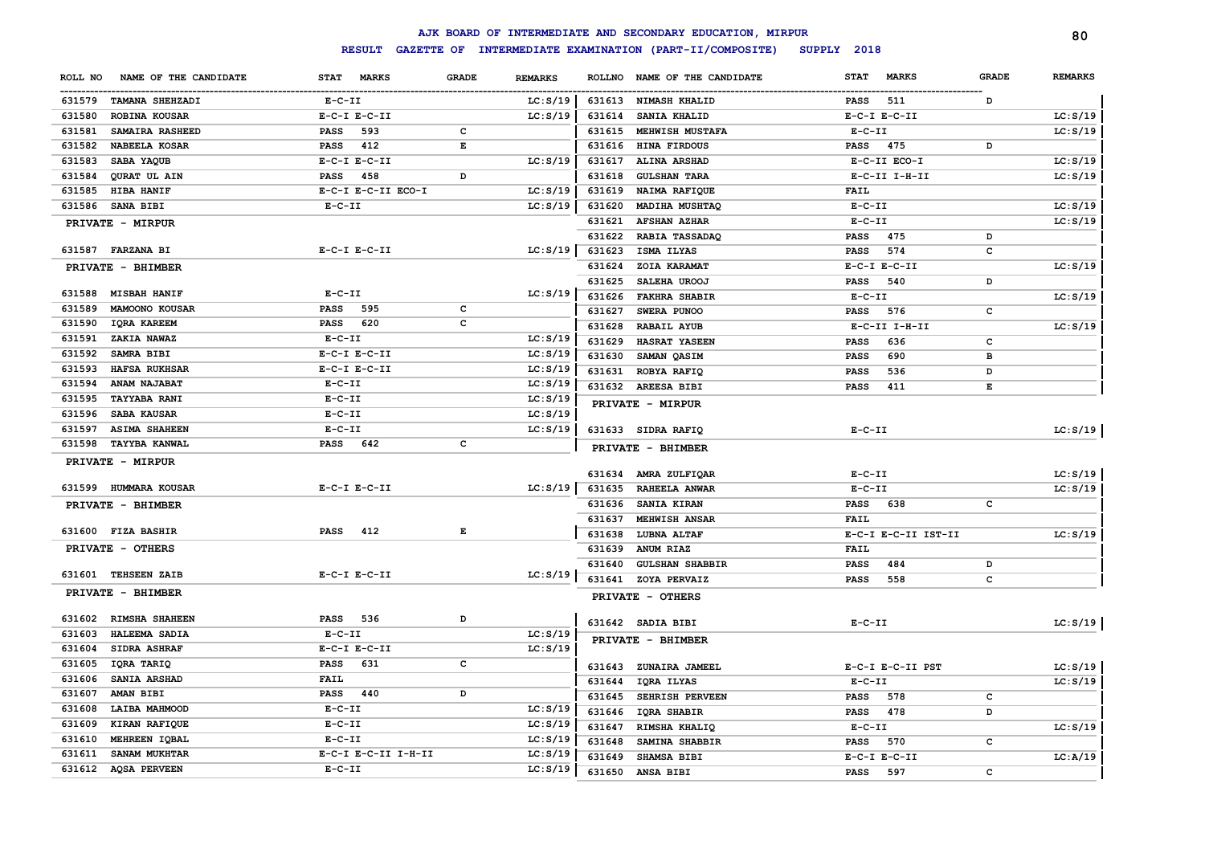# AJK BOARD OF INTERMEDIATE AND SECONDARY EDUCATION, MIRPUR

## RESULT GAZETTE OF INTERMEDIATE EXAMINATION (PART-II/COMPOSITE) SUPPLY 2018

| ROLL NO | NAME OF THE CANDIDATE | STAT MARKS | GRADE | REMARKS |
|---|---|---|---|---|
| 631579 | TAMANA SHEHZADI | E-C-II | | LC:S/19 |
| 631580 | ROBINA KOUSAR | E-C-I E-C-II | | LC:S/19 |
| 631581 | SAMAIRA RASHEED | PASS 593 | C | |
| 631582 | NABEELA KOSAR | PASS 412 | E | |
| 631583 | SABA YAQUB | E-C-I E-C-II | | LC:S/19 |
| 631584 | QURAT UL AIN | PASS 458 | D | |
| 631585 | HIBA HANIF | E-C-I E-C-II ECO-I | | LC:S/19 |
| 631586 | SANA BIBI | E-C-II | | LC:S/19 |
| | **PRIVATE - MIRPUR** | | | |
| 631587 | FARZANA BI | E-C-I E-C-II | | LC:S/19 |
| | **PRIVATE - BHIMBER** | | | |
| 631588 | MISBAH HANIF | E-C-II | | LC:S/19 |
| 631589 | MAMOONO KOUSAR | PASS 595 | C | |
| 631590 | IQRA KAREEM | PASS 620 | C | |
| 631591 | ZAKIA NAWAZ | E-C-II | | LC:S/19 |
| 631592 | SAMRA BIBI | E-C-I E-C-II | | LC:S/19 |
| 631593 | HAFSA RUKHSAR | E-C-I E-C-II | | LC:S/19 |
| 631594 | ANAM NAJABAT | E-C-II | | LC:S/19 |
| 631595 | TAYYABA RANI | E-C-II | | LC:S/19 |
| 631596 | SABA KAUSAR | E-C-II | | LC:S/19 |
| 631597 | ASIMA SHAHEEN | E-C-II | | LC:S/19 |
| 631598 | TAYYBA KANWAL | PASS 642 | C | |
| | **PRIVATE - MIRPUR** | | | |
| 631599 | HUMMARA KOUSAR | E-C-I E-C-II | | LC:S/19 |
| | **PRIVATE - BHIMBER** | | | |
| 631600 | FIZA BASHIR | PASS 412 | E | |
| | **PRIVATE - OTHERS** | | | |
| 631601 | TEHSEEN ZAIB | E-C-I E-C-II | | LC:S/19 |
| | **PRIVATE - BHIMBER** | | | |
| 631602 | RIMSHA SHAHEEN | PASS 536 | D | |
| 631603 | HALEEMA SADIA | E-C-II | | LC:S/19 |
| 631604 | SIDRA ASHRAF | E-C-I E-C-II | | LC:S/19 |
| 631605 | IQRA TARIQ | PASS 631 | C | |
| 631606 | SANIA ARSHAD | FAIL | | |
| 631607 | AMAN BIBI | PASS 440 | D | |
| 631608 | LAIBA MAHMOOD | E-C-II | | LC:S/19 |
| 631609 | KIRAN RAFIQUE | E-C-II | | LC:S/19 |
| 631610 | MEHREEN IQBAL | E-C-II | | LC:S/19 |
| 631611 | SANAM MUKHTAR | E-C-I E-C-II I-H-II | | LC:S/19 |
| 631612 | AQSA PERVEEN | E-C-II | | LC:S/19 |
| 631613 | NIMASH KHALID | PASS 511 | D | |
| 631614 | SANIA KHALID | E-C-I E-C-II | | LC:S/19 |
| 631615 | MEHWISH MUSTAFA | E-C-II | | LC:S/19 |
| 631616 | HINA FIRDOUS | PASS 475 | D | |
| 631617 | ALINA ARSHAD | E-C-II ECO-I | | LC:S/19 |
| 631618 | GULSHAN TARA | E-C-II I-H-II | | LC:S/19 |
| 631619 | NAIMA RAFIQUE | FAIL | | |
| 631620 | MADIHA MUSHTAQ | E-C-II | | LC:S/19 |
| 631621 | AFSHAN AZHAR | E-C-II | | LC:S/19 |
| 631622 | RABIA TASSADAQ | PASS 475 | D | |
| 631623 | ISMA ILYAS | PASS 574 | C | |
| 631624 | ZOIA KARAMAT | E-C-I E-C-II | | LC:S/19 |
| 631625 | SALEHA UROOJ | PASS 540 | D | |
| 631626 | FAKHRA SHABIR | E-C-II | | LC:S/19 |
| 631627 | SWERA PUNOO | PASS 576 | C | |
| 631628 | RABAIL AYUB | E-C-II I-H-II | | LC:S/19 |
| 631629 | HASRAT YASEEN | PASS 636 | C | |
| 631630 | SAMAN QASIM | PASS 690 | B | |
| 631631 | ROBYA RAFIQ | PASS 536 | D | |
| 631632 | AREESA BIBI | PASS 411 | E | |
| | **PRIVATE - MIRPUR** | | | |
| 631633 | SIDRA RAFIQ | E-C-II | | LC:S/19 |
| | **PRIVATE - BHIMBER** | | | |
| 631634 | AMRA ZULFIQAR | E-C-II | | LC:S/19 |
| 631635 | RAHEELA ANWAR | E-C-II | | LC:S/19 |
| 631636 | SANIA KIRAN | PASS 638 | C | |
| 631637 | MEHWISH ANSAR | FAIL | | |
| 631638 | LUBNA ALTAF | E-C-I E-C-II IST-II | | LC:S/19 |
| 631639 | ANUM RIAZ | FAIL | | |
| 631640 | GULSHAN SHABBIR | PASS 484 | D | |
| 631641 | ZOYA PERVAIZ | PASS 558 | C | |
| | **PRIVATE - OTHERS** | | | |
| 631642 | SADIA BIBI | E-C-II | | LC:S/19 |
| | **PRIVATE - BHIMBER** | | | |
| 631643 | ZUNAIRA JAMEEL | E-C-I E-C-II PST | | LC:S/19 |
| 631644 | IQRA ILYAS | E-C-II | | LC:S/19 |
| 631645 | SEHRISH PERVEEN | PASS 578 | C | |
| 631646 | IQRA SHABIR | PASS 478 | D | |
| 631647 | RIMSHA KHALIQ | E-C-II | | LC:S/19 |
| 631648 | SAMINA SHABBIR | PASS 570 | C | |
| 631649 | SHAMSA BIBI | E-C-I E-C-II | | LC:A/19 |
| 631650 | ANSA BIBI | PASS 597 | C | |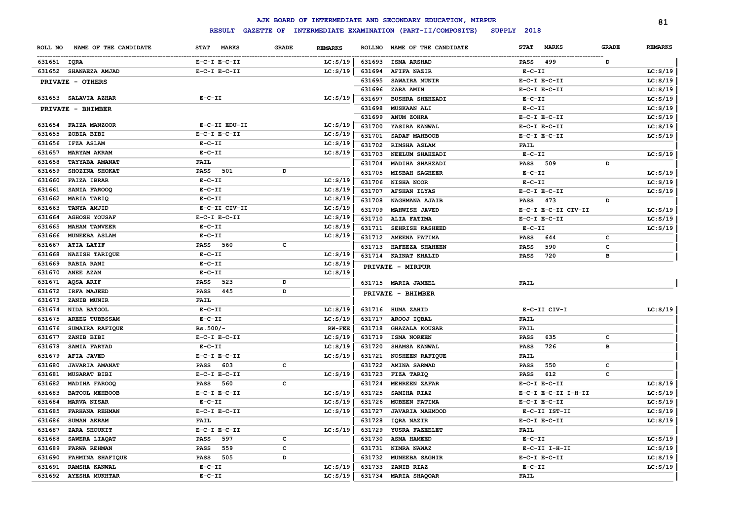# AJK BOARD OF INTERMEDIATE AND SECONDARY EDUCATION, MIRPUR

## RESULT GAZETTE OF INTERMEDIATE EXAMINATION (PART-II/COMPOSITE) SUPPLY 2018

| ROLL NO | NAME OF THE CANDIDATE | STAT MARKS | GRADE | REMARKS |
|---|---|---|---|---|
| 631651 | IQRA | E-C-I E-C-II | | LC:S/19 |
| 631652 | SHANAEZA AMJAD | E-C-I E-C-II | | LC:S/19 |
| | **PRIVATE - OTHERS** | | | |
| 631653 | SALAVIA AZHAR | E-C-II | | LC:S/19 |
| | **PRIVATE - BHIMBER** | | | |
| 631654 | FAIZA MANZOOR | E-C-II EDU-II | | LC:S/19 |
| 631655 | ZOBIA BIBI | E-C-I E-C-II | | LC:S/19 |
| 631656 | IFZA ASLAM | E-C-II | | LC:S/19 |
| 631657 | MARYAM AKRAM | E-C-II | | LC:S/19 |
| 631658 | TAYYABA AMANAT | FAIL | | |
| 631659 | SHOZINA SHOKAT | PASS 501 | D | |
| 631660 | FAIZA IBRAR | E-C-II | | LC:S/19 |
| 631661 | SANIA FAROOQ | E-C-II | | LC:S/19 |
| 631662 | MARIA TARIQ | E-C-II | | LC:S/19 |
| 631663 | TANYA AMJID | E-C-II CIV-II | | LC:S/19 |
| 631664 | AGHOSH YOUSAF | E-C-I E-C-II | | LC:S/19 |
| 631665 | MAHAM TANVEER | E-C-II | | LC:S/19 |
| 631666 | MUNEEBA ASLAM | E-C-II | | LC:S/19 |
| 631667 | ATIA LATIF | PASS 560 | C | |
| 631668 | NAZISH TARIQUE | E-C-II | | LC:S/19 |
| 631669 | RABIA RANI | E-C-II | | LC:S/19 |
| 631670 | ANEE AZAM | E-C-II | | LC:S/19 |
| 631671 | AQSA ARIF | PASS 523 | D | |
| 631672 | IRFA MAJEED | PASS 445 | D | |
| 631673 | ZANIB MUNIR | FAIL | | |
| 631674 | NIDA BATOOL | E-C-II | | LC:S/19 |
| 631675 | AREEG TUBBSSAM | E-C-II | | LC:S/19 |
| 631676 | SUMAIRA RAFIQUE | Rs.500/- | | RW-FEE |
| 631677 | ZANIB BIBI | E-C-I E-C-II | | LC:S/19 |
| 631678 | SAMIA FARYAD | E-C-II | | LC:S/19 |
| 631679 | AFIA JAVED | E-C-I E-C-II | | LC:S/19 |
| 631680 | JAVARIA AMANAT | PASS 603 | C | |
| 631681 | MUSARAT BIBI | E-C-I E-C-II | | LC:S/19 |
| 631682 | MADIHA FAROOQ | PASS 560 | C | |
| 631683 | BATOOL MEHBOOB | E-C-I E-C-II | | LC:S/19 |
| 631684 | MARVA NISAR | E-C-II | | LC:S/19 |
| 631685 | FARHANA REHMAN | E-C-I E-C-II | | LC:S/19 |
| 631686 | SUMAN AKRAM | FAIL | | |
| 631687 | ZARA SHOUKIT | E-C-I E-C-II | | LC:S/19 |
| 631688 | SAWERA LIAQAT | PASS 597 | C | |
| 631689 | FARWA REHMAN | PASS 559 | C | |
| 631690 | FAHMINA SHAFIQUE | PASS 505 | D | |
| 631691 | RAMSHA KANWAL | E-C-II | | LC:S/19 |
| 631692 | AYESHA MUKHTAR | E-C-II | | LC:S/19 |
| 631693 | ISMA ARSHAD | PASS 499 | D | |
| 631694 | AFIFA NAZIR | E-C-II | | LC:S/19 |
| 631695 | SAWAIRA MUNIR | E-C-I E-C-II | | LC:S/19 |
| 631696 | ZARA AMIN | E-C-I E-C-II | | LC:S/19 |
| 631697 | BUSHRA SHEHZADI | E-C-II | | LC:S/19 |
| 631698 | MUSKAAN ALI | E-C-II | | LC:S/19 |
| 631699 | ANUM ZOHRA | E-C-I E-C-II | | LC:S/19 |
| 631700 | YASIRA KANWAL | E-C-I E-C-II | | LC:S/19 |
| 631701 | SADAF MAHBOOB | E-C-I E-C-II | | LC:S/19 |
| 631702 | RIMSHA ASLAM | FAIL | | |
| 631703 | NEELUM SHAHZADI | E-C-II | | LC:S/19 |
| 631704 | MADIHA SHAHZADI | PASS 509 | D | |
| 631705 | MISBAH SAGHEER | E-C-II | | LC:S/19 |
| 631706 | NISHA NOOR | E-C-II | | LC:S/19 |
| 631707 | AFSHAN ILYAS | E-C-I E-C-II | | LC:S/19 |
| 631708 | NAGHMANA AJAIB | PASS 473 | D | |
| 631709 | MAHWISH JAVED | E-C-I E-C-II CIV-II | | LC:S/19 |
| 631710 | ALIA FATIMA | E-C-I E-C-II | | LC:S/19 |
| 631711 | SEHRISH RASHEED | E-C-II | | LC:S/19 |
| 631712 | AMEENA FATIMA | PASS 644 | C | |
| 631713 | HAFEEZA SHAHEEN | PASS 590 | C | |
| 631714 | KAINAT KHALID | PASS 720 | B | |
| | **PRIVATE - MIRPUR** | | | |
| 631715 | MARIA JAMEEL | FAIL | | |
| | **PRIVATE - BHIMBER** | | | |
| 631716 | HUMA ZAHID | E-C-II CIV-I | | LC:S/19 |
| 631717 | AROOJ IQBAL | FAIL | | |
| 631718 | GHAZALA KOUSAR | FAIL | | |
| 631719 | ISMA NOREEN | PASS 635 | C | |
| 631720 | SHAMSA KANWAL | PASS 726 | B | |
| 631721 | NOSHEEN RAFIQUE | FAIL | | |
| 631722 | AMINA SARMAD | PASS 550 | C | |
| 631723 | FIZA TARIQ | PASS 612 | C | |
| 631724 | MEHREEN ZAFAR | E-C-I E-C-II | | LC:S/19 |
| 631725 | SAMIHA RIAZ | E-C-I E-C-II I-H-II | | LC:S/19 |
| 631726 | MOBEEN FATIMA | E-C-I E-C-II | | LC:S/19 |
| 631727 | JAVARIA MAHMOOD | E-C-II IST-II | | LC:S/19 |
| 631728 | IQRA NAZIR | E-C-I E-C-II | | LC:S/19 |
| 631729 | YUSRA FAZEELET | FAIL | | |
| 631730 | ASMA HAMEED | E-C-II | | LC:S/19 |
| 631731 | NIMRA NAWAZ | E-C-II I-H-II | | LC:S/19 |
| 631732 | MUNEEBA SAGHIR | E-C-I E-C-II | | LC:S/19 |
| 631733 | ZANIB RIAZ | E-C-II | | LC:S/19 |
| 631734 | MARIA SHAQOAR | FAIL | | |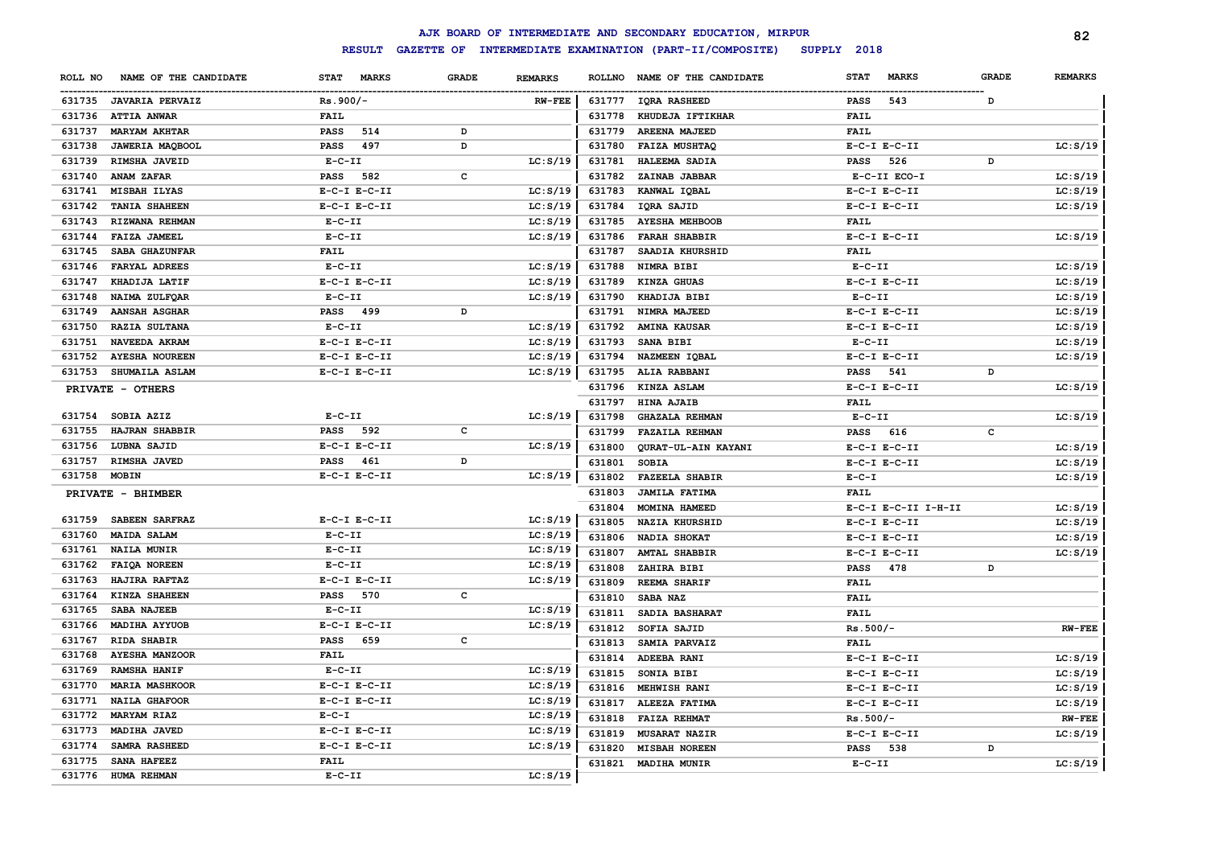# AJK BOARD OF INTERMEDIATE AND SECONDARY EDUCATION, MIRPUR

## RESULT GAZETTE OF INTERMEDIATE EXAMINATION (PART-II/COMPOSITE) SUPPLY 2018

| ROLL NO | NAME OF THE CANDIDATE | STAT MARKS | GRADE | REMARKS |
|---|---|---|---|---|
| 631735 | JAVARIA PERVAIZ | Rs.900/- | | RW-FEE |
| 631736 | ATTIA ANWAR | FAIL | | |
| 631737 | MARYAM AKHTAR | PASS 514 | D | |
| 631738 | JAWERIA MAQBOOL | PASS 497 | D | |
| 631739 | RIMSHA JAVEID | E-C-II | | LC:S/19 |
| 631740 | ANAM ZAFAR | PASS 582 | C | |
| 631741 | MISBAH ILYAS | E-C-I E-C-II | | LC:S/19 |
| 631742 | TANIA SHAHEEN | E-C-I E-C-II | | LC:S/19 |
| 631743 | RIZWANA REHMAN | E-C-II | | LC:S/19 |
| 631744 | FAIZA JAMEEL | E-C-II | | LC:S/19 |
| 631745 | SABA GHAZUNFAR | FAIL | | |
| 631746 | FARYAL ADREES | E-C-II | | LC:S/19 |
| 631747 | KHADIJA LATIF | E-C-I E-C-II | | LC:S/19 |
| 631748 | NAIMA ZULFQAR | E-C-II | | LC:S/19 |
| 631749 | AANSAH ASGHAR | PASS 499 | D | |
| 631750 | RAZIA SULTANA | E-C-II | | LC:S/19 |
| 631751 | NAVEEDA AKRAM | E-C-I E-C-II | | LC:S/19 |
| 631752 | AYESHA NOUREEN | E-C-I E-C-II | | LC:S/19 |
| 631753 | SHUMAILA ASLAM | E-C-I E-C-II | | LC:S/19 |

**PRIVATE - OTHERS**

| ROLL NO | NAME OF THE CANDIDATE | STAT MARKS | GRADE | REMARKS |
|---|---|---|---|---|
| 631754 | SOBIA AZIZ | E-C-II | | LC:S/19 |
| 631755 | HAJRAN SHABBIR | PASS 592 | C | |
| 631756 | LUBNA SAJID | E-C-I E-C-II | | LC:S/19 |
| 631757 | RIMSHA JAVED | PASS 461 | D | |
| 631758 | MOBIN | E-C-I E-C-II | | LC:S/19 |

**PRIVATE - BHIMBER**

| ROLL NO | NAME OF THE CANDIDATE | STAT MARKS | GRADE | REMARKS |
|---|---|---|---|---|
| 631759 | SABEEN SARFRAZ | E-C-I E-C-II | | LC:S/19 |
| 631760 | MAIDA SALAM | E-C-II | | LC:S/19 |
| 631761 | NAILA MUNIR | E-C-II | | LC:S/19 |
| 631762 | FAIQA NOREEN | E-C-II | | LC:S/19 |
| 631763 | HAJIRA RAFTAZ | E-C-I E-C-II | | LC:S/19 |
| 631764 | KINZA SHAHEEN | PASS 570 | C | |
| 631765 | SABA NAJEEB | E-C-II | | LC:S/19 |
| 631766 | MADIHA AYYUOB | E-C-I E-C-II | | LC:S/19 |
| 631767 | RIDA SHABIR | PASS 659 | C | |
| 631768 | AYESHA MANZOOR | FAIL | | |
| 631769 | RAMSHA HANIF | E-C-II | | LC:S/19 |
| 631770 | MARIA MASHKOOR | E-C-I E-C-II | | LC:S/19 |
| 631771 | NAILA GHAFOOR | E-C-I E-C-II | | LC:S/19 |
| 631772 | MARYAM RIAZ | E-C-I | | LC:S/19 |
| 631773 | MADIHA JAVED | E-C-I E-C-II | | LC:S/19 |
| 631774 | SAMRA RASHEED | E-C-I E-C-II | | LC:S/19 |
| 631775 | SANA HAFEEZ | FAIL | | |
| 631776 | HUMA REHMAN | E-C-II | | LC:S/19 |
| 631777 | IQRA RASHEED | PASS 543 | D | |
| 631778 | KHUDEJA IFTIKHAR | FAIL | | |
| 631779 | AREENA MAJEED | FAIL | | |
| 631780 | FAIZA MUSHTAQ | E-C-I E-C-II | | LC:S/19 |
| 631781 | HALEEMA SADIA | PASS 526 | D | |
| 631782 | ZAINAB JABBAR | E-C-II ECO-I | | LC:S/19 |
| 631783 | KANWAL IQBAL | E-C-I E-C-II | | LC:S/19 |
| 631784 | IQRA SAJID | E-C-I E-C-II | | LC:S/19 |
| 631785 | AYESHA MEHBOOB | FAIL | | |
| 631786 | FARAH SHABBIR | E-C-I E-C-II | | LC:S/19 |
| 631787 | SAADIA KHURSHID | FAIL | | |
| 631788 | NIMRA BIBI | E-C-II | | LC:S/19 |
| 631789 | KINZA GHUAS | E-C-I E-C-II | | LC:S/19 |
| 631790 | KHADIJA BIBI | E-C-II | | LC:S/19 |
| 631791 | NIMRA MAJEED | E-C-I E-C-II | | LC:S/19 |
| 631792 | AMINA KAUSAR | E-C-I E-C-II | | LC:S/19 |
| 631793 | SANA BIBI | E-C-II | | LC:S/19 |
| 631794 | NAZMEEN IQBAL | E-C-I E-C-II | | LC:S/19 |
| 631795 | ALIA RABBANI | PASS 541 | D | |
| 631796 | KINZA ASLAM | E-C-I E-C-II | | LC:S/19 |
| 631797 | HINA AJAIB | FAIL | | |
| 631798 | GHAZALA REHMAN | E-C-II | | LC:S/19 |
| 631799 | FAZAILA REHMAN | PASS 616 | C | |
| 631800 | QURAT-UL-AIN KAYANI | E-C-I E-C-II | | LC:S/19 |
| 631801 | SOBIA | E-C-I E-C-II | | LC:S/19 |
| 631802 | FAZEELA SHABIR | E-C-I | | LC:S/19 |
| 631803 | JAMILA FATIMA | FAIL | | |
| 631804 | MOMINA HAMEED | E-C-I E-C-II I-H-II | | LC:S/19 |
| 631805 | NAZIA KHURSHID | E-C-I E-C-II | | LC:S/19 |
| 631806 | NADIA SHOKAT | E-C-I E-C-II | | LC:S/19 |
| 631807 | AMTAL SHABBIR | E-C-I E-C-II | | LC:S/19 |
| 631808 | ZAHIRA BIBI | PASS 478 | D | |
| 631809 | REEMA SHARIF | FAIL | | |
| 631810 | SABA NAZ | FAIL | | |
| 631811 | SADIA BASHARAT | FAIL | | |
| 631812 | SOFIA SAJID | Rs.500/- | | RW-FEE |
| 631813 | SAMIA PARVAIZ | FAIL | | |
| 631814 | ADEEBA RANI | E-C-I E-C-II | | LC:S/19 |
| 631815 | SONIA BIBI | E-C-I E-C-II | | LC:S/19 |
| 631816 | MEHWISH RANI | E-C-I E-C-II | | LC:S/19 |
| 631817 | ALEEZA FATIMA | E-C-I E-C-II | | LC:S/19 |
| 631818 | FAIZA REHMAT | Rs.500/- | | RW-FEE |
| 631819 | MUSARAT NAZIR | E-C-I E-C-II | | LC:S/19 |
| 631820 | MISBAH NOREEN | PASS 538 | D | |
| 631821 | MADIHA MUNIR | E-C-II | | LC:S/19 |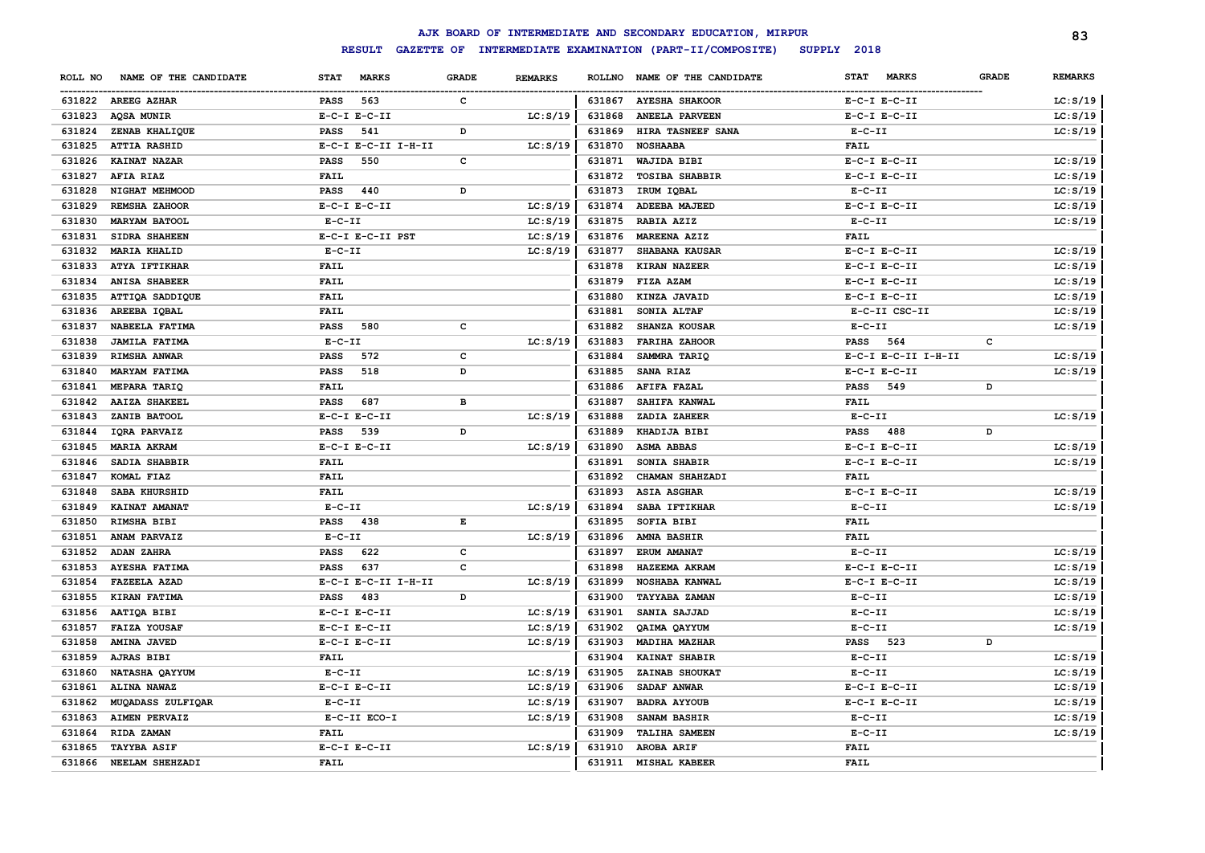# AJK BOARD OF INTERMEDIATE AND SECONDARY EDUCATION, MIRPUR

## RESULT GAZETTE OF INTERMEDIATE EXAMINATION (PART-II/COMPOSITE) SUPPLY 2018

| ROLL NO | NAME OF THE CANDIDATE | STAT MARKS | GRADE | REMARKS |
|---|---|---|---|---|
| 631822 | AREEG AZHAR | PASS 563 | C | |
| 631823 | AQSA MUNIR | E-C-I E-C-II | | LC:S/19 |
| 631824 | ZENAB KHALIQUE | PASS 541 | D | |
| 631825 | ATTIA RASHID | E-C-I E-C-II I-H-II | | LC:S/19 |
| 631826 | KAINAT NAZAR | PASS 550 | C | |
| 631827 | AFIA RIAZ | FAIL | | |
| 631828 | NIGHAT MEHMOOD | PASS 440 | D | |
| 631829 | REMSHA ZAHOOR | E-C-I E-C-II | | LC:S/19 |
| 631830 | MARYAM BATOOL | E-C-II | | LC:S/19 |
| 631831 | SIDRA SHAHEEN | E-C-I E-C-II PST | | LC:S/19 |
| 631832 | MARIA KHALID | E-C-II | | LC:S/19 |
| 631833 | ATYA IFTIKHAR | FAIL | | |
| 631834 | ANISA SHABEER | FAIL | | |
| 631835 | ATTIQA SADDIQUE | FAIL | | |
| 631836 | AREEBA IQBAL | FAIL | | |
| 631837 | NABEELA FATIMA | PASS 580 | C | |
| 631838 | JAMILA FATIMA | E-C-II | | LC:S/19 |
| 631839 | RIMSHA ANWAR | PASS 572 | C | |
| 631840 | MARYAM FATIMA | PASS 518 | D | |
| 631841 | MEPARA TARIQ | FAIL | | |
| 631842 | AAIZA SHAKEEL | PASS 687 | B | |
| 631843 | ZANIB BATOOL | E-C-I E-C-II | | LC:S/19 |
| 631844 | IQRA PARVAIZ | PASS 539 | D | |
| 631845 | MARIA AKRAM | E-C-I E-C-II | | LC:S/19 |
| 631846 | SADIA SHABBIR | FAIL | | |
| 631847 | KOMAL FIAZ | FAIL | | |
| 631848 | SABA KHURSHID | FAIL | | |
| 631849 | KAINAT AMANAT | E-C-II | | LC:S/19 |
| 631850 | RIMSHA BIBI | PASS 438 | E | |
| 631851 | ANAM PARVAIZ | E-C-II | | LC:S/19 |
| 631852 | ADAN ZAHRA | PASS 622 | C | |
| 631853 | AYESHA FATIMA | PASS 637 | C | |
| 631854 | FAZEELA AZAD | E-C-I E-C-II I-H-II | | LC:S/19 |
| 631855 | KIRAN FATIMA | PASS 483 | D | |
| 631856 | AATIQA BIBI | E-C-I E-C-II | | LC:S/19 |
| 631857 | FAIZA YOUSAF | E-C-I E-C-II | | LC:S/19 |
| 631858 | AMINA JAVED | E-C-I E-C-II | | LC:S/19 |
| 631859 | AJRAS BIBI | FAIL | | |
| 631860 | NATASHA QAYYUM | E-C-II | | LC:S/19 |
| 631861 | ALINA NAWAZ | E-C-I E-C-II | | LC:S/19 |
| 631862 | MUQADASS ZULFIQAR | E-C-II | | LC:S/19 |
| 631863 | AIMEN PERVAIZ | E-C-II ECO-I | | LC:S/19 |
| 631864 | RIDA ZAMAN | FAIL | | |
| 631865 | TAYYBA ASIF | E-C-I E-C-II | | LC:S/19 |
| 631866 | NEELAM SHEHZADI | FAIL | | |
| 631867 | AYESHA SHAKOOR | E-C-I E-C-II | | LC:S/19 |
| 631868 | ANEELA PARVEEN | E-C-I E-C-II | | LC:S/19 |
| 631869 | HIRA TASNEEF SANA | E-C-II | | LC:S/19 |
| 631870 | NOSHAABA | FAIL | | |
| 631871 | WAJIDA BIBI | E-C-I E-C-II | | LC:S/19 |
| 631872 | TOSIBA SHABBIR | E-C-I E-C-II | | LC:S/19 |
| 631873 | IRUM IQBAL | E-C-II | | LC:S/19 |
| 631874 | ADEEBA MAJEED | E-C-I E-C-II | | LC:S/19 |
| 631875 | RABIA AZIZ | E-C-II | | LC:S/19 |
| 631876 | MAREENA AZIZ | FAIL | | |
| 631877 | SHABANA KAUSAR | E-C-I E-C-II | | LC:S/19 |
| 631878 | KIRAN NAZEER | E-C-I E-C-II | | LC:S/19 |
| 631879 | FIZA AZAM | E-C-I E-C-II | | LC:S/19 |
| 631880 | KINZA JAVAID | E-C-I E-C-II | | LC:S/19 |
| 631881 | SONIA ALTAF | E-C-II CSC-II | | LC:S/19 |
| 631882 | SHANZA KOUSAR | E-C-II | | LC:S/19 |
| 631883 | FARIHA ZAHOOR | PASS 564 | C | |
| 631884 | SAMMRA TARIQ | E-C-I E-C-II I-H-II | | LC:S/19 |
| 631885 | SANA RIAZ | E-C-I E-C-II | | LC:S/19 |
| 631886 | AFIFA FAZAL | PASS 549 | D | |
| 631887 | SAHIFA KANWAL | FAIL | | |
| 631888 | ZADIA ZAHEER | E-C-II | | LC:S/19 |
| 631889 | KHADIJA BIBI | PASS 488 | D | |
| 631890 | ASMA ABBAS | E-C-I E-C-II | | LC:S/19 |
| 631891 | SONIA SHABIR | E-C-I E-C-II | | LC:S/19 |
| 631892 | CHAMAN SHAHZADI | FAIL | | |
| 631893 | ASIA ASGHAR | E-C-I E-C-II | | LC:S/19 |
| 631894 | SABA IFTIKHAR | E-C-II | | LC:S/19 |
| 631895 | SOFIA BIBI | FAIL | | |
| 631896 | AMNA BASHIR | FAIL | | |
| 631897 | ERUM AMANAT | E-C-II | | LC:S/19 |
| 631898 | HAZEEMA AKRAM | E-C-I E-C-II | | LC:S/19 |
| 631899 | NOSHABA KANWAL | E-C-I E-C-II | | LC:S/19 |
| 631900 | TAYYABA ZAMAN | E-C-II | | LC:S/19 |
| 631901 | SANIA SAJJAD | E-C-II | | LC:S/19 |
| 631902 | QAIMA QAYYUM | E-C-II | | LC:S/19 |
| 631903 | MADIHA MAZHAR | PASS 523 | D | |
| 631904 | KAINAT SHABIR | E-C-II | | LC:S/19 |
| 631905 | ZAINAB SHOUKAT | E-C-II | | LC:S/19 |
| 631906 | SADAF ANWAR | E-C-I E-C-II | | LC:S/19 |
| 631907 | BADRA AYYOUB | E-C-I E-C-II | | LC:S/19 |
| 631908 | SANAM BASHIR | E-C-II | | LC:S/19 |
| 631909 | TALIHA SAMEEN | E-C-II | | LC:S/19 |
| 631910 | AROBA ARIF | FAIL | | |
| 631911 | MISHAL KABEER | FAIL | | |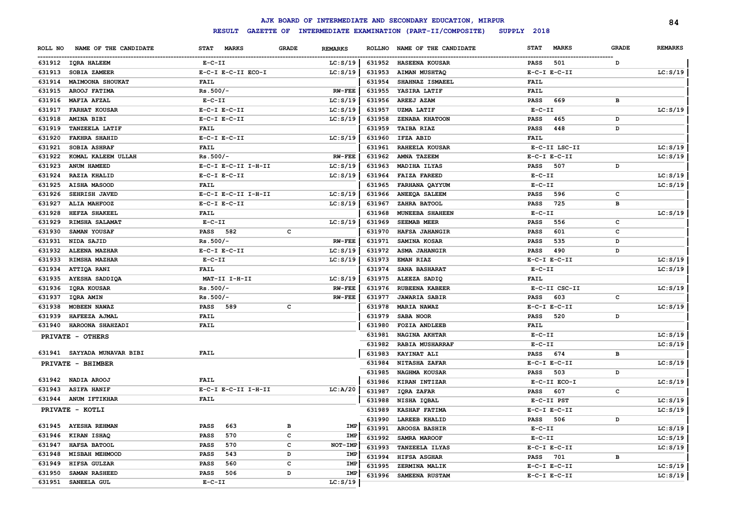# AJK BOARD OF INTERMEDIATE AND SECONDARY EDUCATION, MIRPUR

**RESULT GAZETTE OF INTERMEDIATE EXAMINATION (PART-II/COMPOSITE) SUPPLY 2018**

| ROLL NO | NAME OF THE CANDIDATE | STAT MARKS | GRADE | REMARKS |
|---|---|---|---|---|
| 631912 | IQRA HALEEM | E-C-II | | LC:S/19 |
| 631913 | SOBIA ZAMEER | E-C-I E-C-II ECO-I | | LC:S/19 |
| 631914 | MAIMOONA SHOUKAT | FAIL | | |
| 631915 | AROOJ FATIMA | Rs.500/- | | RW-FEE |
| 631916 | MAFIA AFZAL | E-C-II | | LC:S/19 |
| 631917 | FARHAT KOUSAR | E-C-I E-C-II | | LC:S/19 |
| 631918 | AMINA BIBI | E-C-I E-C-II | | LC:S/19 |
| 631919 | TANZEELA LATIF | FAIL | | |
| 631920 | FAKHRA SHAHID | E-C-I E-C-II | | LC:S/19 |
| 631921 | SOBIA ASHRAF | FAIL | | |
| 631922 | KOMAL KALEEM ULLAH | Rs.500/- | | RW-FEE |
| 631923 | ANUM HAMEED | E-C-I E-C-II I-H-II | | LC:S/19 |
| 631924 | RAZIA KHALID | E-C-I E-C-II | | LC:S/19 |
| 631925 | AISHA MASOOD | FAIL | | |
| 631926 | SEHRISH JAVED | E-C-I E-C-II I-H-II | | LC:S/19 |
| 631927 | ALIA MAHFOOZ | E-C-I E-C-II | | LC:S/19 |
| 631928 | HEFZA SHAKEEL | FAIL | | |
| 631929 | RIMSHA SALAMAT | E-C-II | | LC:S/19 |
| 631930 | SAMAN YOUSAF | PASS 582 | C | |
| 631931 | NIDA SAJID | Rs.500/- | | RW-FEE |
| 631932 | ALEENA MAZHAR | E-C-I E-C-II | | LC:S/19 |
| 631933 | RIMSHA MAZHAR | E-C-II | | LC:S/19 |
| 631934 | ATTIQA RANI | FAIL | | |
| 631935 | AYESHA SADDIQA | MAT-II I-H-II | | LC:S/19 |
| 631936 | IQRA KOUSAR | Rs.500/- | | RW-FEE |
| 631937 | IQRA AMIN | Rs.500/- | | RW-FEE |
| 631938 | MOBEEN NAWAZ | PASS 589 | C | |
| 631939 | HAFEEZA AJMAL | FAIL | | |
| 631940 | HAROONA SHAHZADI | FAIL | | |

**PRIVATE - OTHERS**

| ROLL NO | NAME OF THE CANDIDATE | STAT MARKS | GRADE | REMARKS |
|---|---|---|---|---|
| 631941 | SAYYADA MUNAVAR BIBI | FAIL | | |

**PRIVATE - BHIMBER**

| ROLL NO | NAME OF THE CANDIDATE | STAT MARKS | GRADE | REMARKS |
|---|---|---|---|---|
| 631942 | NADIA AROOJ | FAIL | | |
| 631943 | ASIFA HANIF | E-C-I E-C-II I-H-II | | LC:A/20 |
| 631944 | ANUM IFTIKHAR | FAIL | | |

**PRIVATE - KOTLI**

| ROLL NO | NAME OF THE CANDIDATE | STAT MARKS | GRADE | REMARKS |
|---|---|---|---|---|
| 631945 | AYESHA REHMAN | PASS 663 | B | IMP |
| 631946 | KIRAN ISHAQ | PASS 570 | C | IMP |
| 631947 | HAFSA BATOOL | PASS 570 | C | NOT-IMP |
| 631948 | MISBAH MEHMOOD | PASS 543 | D | IMP |
| 631949 | HIFSA GULZAR | PASS 560 | C | IMP |
| 631950 | SAMAN RASHEED | PASS 506 | D | IMP |
| 631951 | SANEELA GUL | E-C-II | | LC:S/19 |
| 631952 | HASEENA KOUSAR | PASS 501 | D | |
| 631953 | AIMAN MUSHTAQ | E-C-I E-C-II | | LC:S/19 |
| 631954 | SHAHNAZ ISMAEEL | FAIL | | |
| 631955 | YASIRA LATIF | FAIL | | |
| 631956 | AREEJ AZAM | PASS 669 | B | |
| 631957 | UZMA LATIF | E-C-II | | LC:S/19 |
| 631958 | ZENABA KHATOON | PASS 465 | D | |
| 631959 | TAIBA RIAZ | PASS 448 | D | |
| 631960 | IFZA ABID | FAIL | | |
| 631961 | RAHEELA KOUSAR | E-C-II LSC-II | | LC:S/19 |
| 631962 | AMNA TAZEEM | E-C-I E-C-II | | LC:S/19 |
| 631963 | MADIHA ILYAS | PASS 507 | D | |
| 631964 | FAIZA FAREED | E-C-II | | LC:S/19 |
| 631965 | FARHANA QAYYUM | E-C-II | | LC:S/19 |
| 631966 | ANEEQA SALEEM | PASS 596 | C | |
| 631967 | ZAHRA BATOOL | PASS 725 | B | |
| 631968 | MUNEEBA SHAHEEN | E-C-II | | LC:S/19 |
| 631969 | SEEMAB MEER | PASS 556 | C | |
| 631970 | HAFSA JAHANGIR | PASS 601 | C | |
| 631971 | SAMINA KOSAR | PASS 535 | D | |
| 631972 | ASMA JAHANGIR | PASS 490 | D | |
| 631973 | EMAN RIAZ | E-C-I E-C-II | | LC:S/19 |
| 631974 | SANA BASHARAT | E-C-II | | LC:S/19 |
| 631975 | ALEEZA SADIQ | FAIL | | |
| 631976 | RUBEENA KABEER | E-C-II CSC-II | | LC:S/19 |
| 631977 | JAWARIA SABIR | PASS 603 | C | |
| 631978 | MARIA NAWAZ | E-C-I E-C-II | | LC:S/19 |
| 631979 | SABA NOOR | PASS 520 | D | |
| 631980 | FOZIA ANDLEEB | FAIL | | |
| 631981 | NAGINA AKHTAR | E-C-II | | LC:S/19 |
| 631982 | RABIA MUSHARRAF | E-C-II | | LC:S/19 |
| 631983 | KAYINAT ALI | PASS 674 | B | |
| 631984 | NITASHA ZAFAR | E-C-I E-C-II | | LC:S/19 |
| 631985 | NAGHMA KOUSAR | PASS 503 | D | |
| 631986 | KIRAN INTIZAR | E-C-II ECO-I | | LC:S/19 |
| 631987 | IQRA ZAFAR | PASS 607 | C | |
| 631988 | NISHA IQBAL | E-C-II PST | | LC:S/19 |
| 631989 | KASHAF FATIMA | E-C-I E-C-II | | LC:S/19 |
| 631990 | LAREEB KHALID | PASS 506 | D | |
| 631991 | AROOSA BASHIR | E-C-II | | LC:S/19 |
| 631992 | SAMRA MAROOF | E-C-II | | LC:S/19 |
| 631993 | TANZEELA ILYAS | E-C-I E-C-II | | LC:S/19 |
| 631994 | HIFSA ASGHAR | PASS 701 | B | |
| 631995 | ZERMINA MALIK | E-C-I E-C-II | | LC:S/19 |
| 631996 | SAMEENA RUSTAM | E-C-I E-C-II | | LC:S/19 |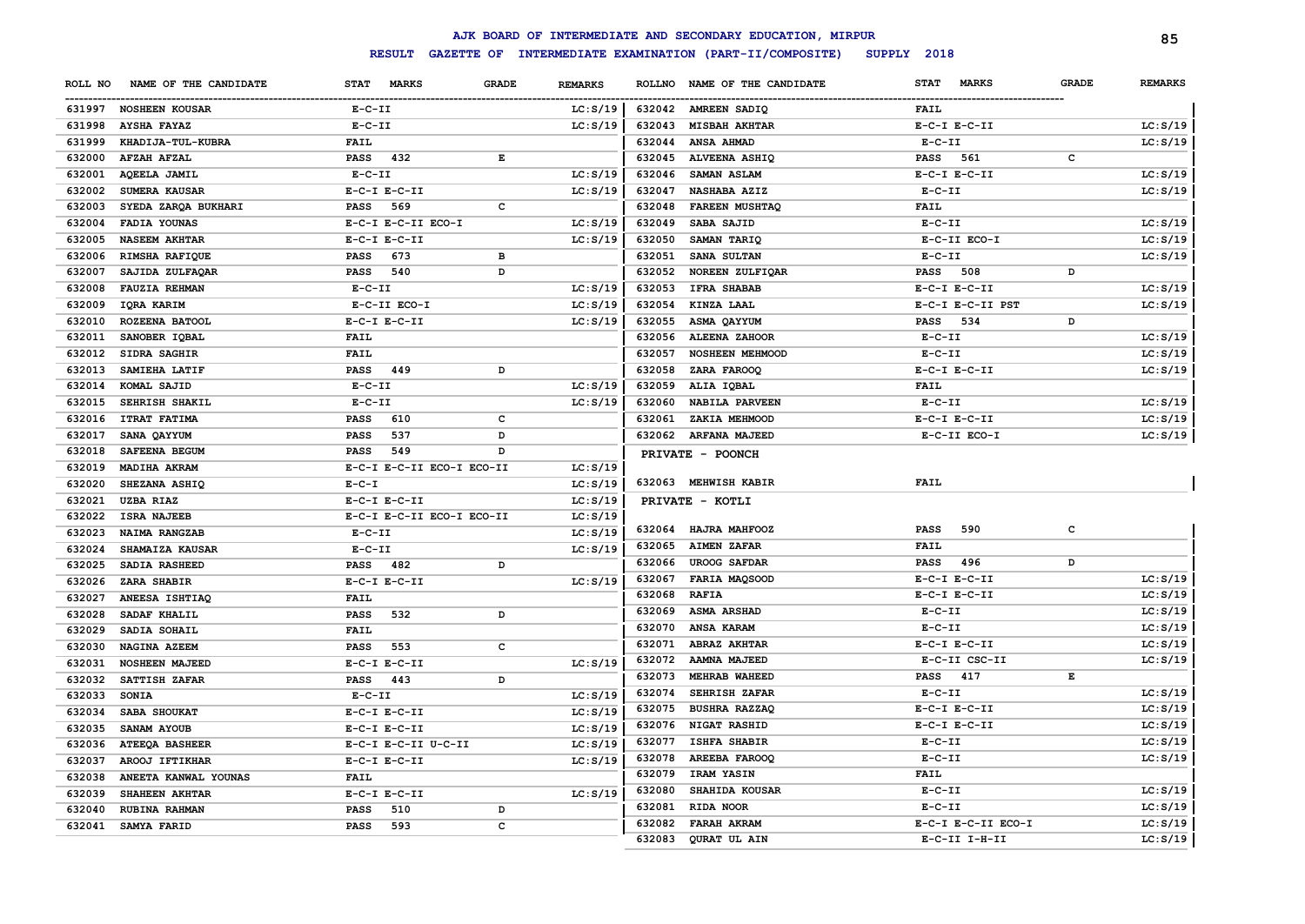# AJK BOARD OF INTERMEDIATE AND SECONDARY EDUCATION, MIRPUR

## RESULT GAZETTE OF INTERMEDIATE EXAMINATION (PART-II/COMPOSITE) SUPPLY 2018

| ROLL NO | NAME OF THE CANDIDATE | STAT MARKS | GRADE | REMARKS |
|---|---|---|---|---|
| 631997 | NOSHEEN KOUSAR | E-C-II | | LC:S/19 |
| 631998 | AYSHA FAYAZ | E-C-II | | LC:S/19 |
| 631999 | KHADIJA-TUL-KUBRA | FAIL | | |
| 632000 | AFZAH AFZAL | PASS 432 | E | |
| 632001 | AQEELA JAMIL | E-C-II | | LC:S/19 |
| 632002 | SUMERA KAUSAR | E-C-I E-C-II | | LC:S/19 |
| 632003 | SYEDA ZARQA BUKHARI | PASS 569 | C | |
| 632004 | FADIA YOUNAS | E-C-I E-C-II ECO-I | | LC:S/19 |
| 632005 | NASEEM AKHTAR | E-C-I E-C-II | | LC:S/19 |
| 632006 | RIMSHA RAFIQUE | PASS 673 | B | |
| 632007 | SAJIDA ZULFAQAR | PASS 540 | D | |
| 632008 | FAUZIA REHMAN | E-C-II | | LC:S/19 |
| 632009 | IQRA KARIM | E-C-II ECO-I | | LC:S/19 |
| 632010 | ROZEENA BATOOL | E-C-I E-C-II | | LC:S/19 |
| 632011 | SANOBER IQBAL | FAIL | | |
| 632012 | SIDRA SAGHIR | FAIL | | |
| 632013 | SAMIEHA LATIF | PASS 449 | D | |
| 632014 | KOMAL SAJID | E-C-II | | LC:S/19 |
| 632015 | SEHRISH SHAKIL | E-C-II | | LC:S/19 |
| 632016 | ITRAT FATIMA | PASS 610 | C | |
| 632017 | SANA QAYYUM | PASS 537 | D | |
| 632018 | SAFEENA BEGUM | PASS 549 | D | |
| 632019 | MADIHA AKRAM | E-C-I E-C-II ECO-I ECO-II | | LC:S/19 |
| 632020 | SHEZANA ASHIQ | E-C-I | | LC:S/19 |
| 632021 | UZBA RIAZ | E-C-I E-C-II | | LC:S/19 |
| 632022 | ISRA NAJEEB | E-C-I E-C-II ECO-I ECO-II | | LC:S/19 |
| 632023 | NAIMA RANGZAB | E-C-II | | LC:S/19 |
| 632024 | SHAMAIZA KAUSAR | E-C-II | | LC:S/19 |
| 632025 | SADIA RASHEED | PASS 482 | D | |
| 632026 | ZARA SHABIR | E-C-I E-C-II | | LC:S/19 |
| 632027 | ANEESA ISHTIAQ | FAIL | | |
| 632028 | SADAF KHALIL | PASS 532 | D | |
| 632029 | SADIA SOHAIL | FAIL | | |
| 632030 | NAGINA AZEEM | PASS 553 | C | |
| 632031 | NOSHEEN MAJEED | E-C-I E-C-II | | LC:S/19 |
| 632032 | SATTISH ZAFAR | PASS 443 | D | |
| 632033 | SONIA | E-C-II | | LC:S/19 |
| 632034 | SABA SHOUKAT | E-C-I E-C-II | | LC:S/19 |
| 632035 | SANAM AYOUB | E-C-I E-C-II | | LC:S/19 |
| 632036 | ATEEQA BASHEER | E-C-I E-C-II U-C-II | | LC:S/19 |
| 632037 | AROOJ IFTIKHAR | E-C-I E-C-II | | LC:S/19 |
| 632038 | ANEETA KANWAL YOUNAS | FAIL | | |
| 632039 | SHAHEEN AKHTAR | E-C-I E-C-II | | LC:S/19 |
| 632040 | RUBINA RAHMAN | PASS 510 | D | |
| 632041 | SAMYA FARID | PASS 593 | C | |
| 632042 | AMREEN SADIQ | FAIL | | |
| 632043 | MISBAH AKHTAR | E-C-I E-C-II | | LC:S/19 |
| 632044 | ANSA AHMAD | E-C-II | | LC:S/19 |
| 632045 | ALVEENA ASHIQ | PASS 561 | C | |
| 632046 | SAMAN ASLAM | E-C-I E-C-II | | LC:S/19 |
| 632047 | NASHABA AZIZ | E-C-II | | LC:S/19 |
| 632048 | FAREEN MUSHTAQ | FAIL | | |
| 632049 | SABA SAJID | E-C-II | | LC:S/19 |
| 632050 | SAMAN TARIQ | E-C-II ECO-I | | LC:S/19 |
| 632051 | SANA SULTAN | E-C-II | | LC:S/19 |
| 632052 | NOREEN ZULFIQAR | PASS 508 | D | |
| 632053 | IFRA SHABAB | E-C-I E-C-II | | LC:S/19 |
| 632054 | KINZA LAAL | E-C-I E-C-II PST | | LC:S/19 |
| 632055 | ASMA QAYYUM | PASS 534 | D | |
| 632056 | ALEENA ZAHOOR | E-C-II | | LC:S/19 |
| 632057 | NOSHEEN MEHMOOD | E-C-II | | LC:S/19 |
| 632058 | ZARA FAROOQ | E-C-I E-C-II | | LC:S/19 |
| 632059 | ALIA IQBAL | FAIL | | |
| 632060 | NABILA PARVEEN | E-C-II | | LC:S/19 |
| 632061 | ZAKIA MEHMOOD | E-C-I E-C-II | | LC:S/19 |
| 632062 | ARFANA MAJEED | E-C-II ECO-I | | LC:S/19 |

### PRIVATE - POONCH

| ROLL NO | NAME OF THE CANDIDATE | STAT MARKS | GRADE | REMARKS |
|---|---|---|---|---|
| 632063 | MEHWISH KABIR | FAIL | | |

### PRIVATE - KOTLI

| ROLL NO | NAME OF THE CANDIDATE | STAT MARKS | GRADE | REMARKS |
|---|---|---|---|---|
| 632064 | HAJRA MAHFOOZ | PASS 590 | C | |
| 632065 | AIMEN ZAFAR | FAIL | | |
| 632066 | UROOG SAFDAR | PASS 496 | D | |
| 632067 | FARIA MAQSOOD | E-C-I E-C-II | | LC:S/19 |
| 632068 | RAFIA | E-C-I E-C-II | | LC:S/19 |
| 632069 | ASMA ARSHAD | E-C-II | | LC:S/19 |
| 632070 | ANSA KARAM | E-C-II | | LC:S/19 |
| 632071 | ABRAZ AKHTAR | E-C-I E-C-II | | LC:S/19 |
| 632072 | AAMNA MAJEED | E-C-II CSC-II | | LC:S/19 |
| 632073 | MEHRAB WAHEED | PASS 417 | E | |
| 632074 | SEHRISH ZAFAR | E-C-II | | LC:S/19 |
| 632075 | BUSHRA RAZZAQ | E-C-I E-C-II | | LC:S/19 |
| 632076 | NIGAT RASHID | E-C-I E-C-II | | LC:S/19 |
| 632077 | ISHFA SHABIR | E-C-II | | LC:S/19 |
| 632078 | AREEBA FAROOQ | E-C-II | | LC:S/19 |
| 632079 | IRAM YASIN | FAIL | | |
| 632080 | SHAHIDA KOUSAR | E-C-II | | LC:S/19 |
| 632081 | RIDA NOOR | E-C-II | | LC:S/19 |
| 632082 | FARAH AKRAM | E-C-I E-C-II ECO-I | | LC:S/19 |
| 632083 | QURAT UL AIN | E-C-II I-H-II | | LC:S/19 |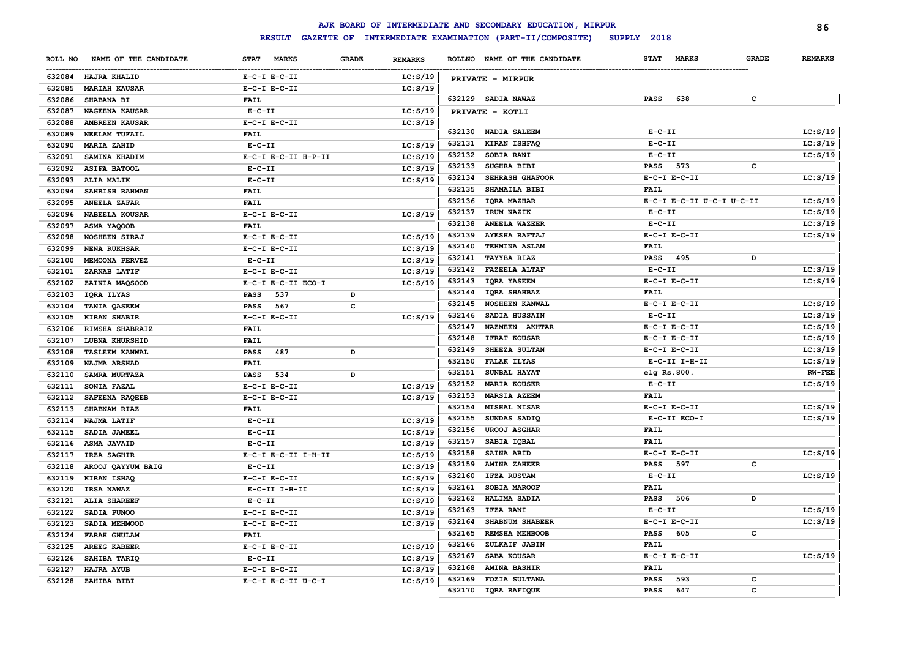# AJK BOARD OF INTERMEDIATE AND SECONDARY EDUCATION, MIRPUR

## RESULT GAZETTE OF INTERMEDIATE EXAMINATION (PART-II/COMPOSITE) SUPPLY 2018

| ROLL NO | NAME OF THE CANDIDATE | STAT MARKS | GRADE | REMARKS |
|---|---|---|---|---|
| 632084 | HAJRA KHALID | E-C-I E-C-II | | LC:S/19 |
| 632085 | MARIAH KAUSAR | E-C-I E-C-II | | LC:S/19 |
| 632086 | SHABANA BI | FAIL | | |
| 632087 | NAGEENA KAUSAR | E-C-II | | LC:S/19 |
| 632088 | AMBREEN KAUSAR | E-C-I E-C-II | | LC:S/19 |
| 632089 | NEELAM TUFAIL | FAIL | | |
| 632090 | MARIA ZAHID | E-C-II | | LC:S/19 |
| 632091 | SAMINA KHADIM | E-C-I E-C-II H-P-II | | LC:S/19 |
| 632092 | ASIFA BATOOL | E-C-II | | LC:S/19 |
| 632093 | ALIA MALIK | E-C-II | | LC:S/19 |
| 632094 | SAHRISH RAHMAN | FAIL | | |
| 632095 | ANEELA ZAFAR | FAIL | | |
| 632096 | NABEELA KOUSAR | E-C-I E-C-II | | LC:S/19 |
| 632097 | ASMA YAQOOB | FAIL | | |
| 632098 | NOSHEEN SIRAJ | E-C-I E-C-II | | LC:S/19 |
| 632099 | NENA RUKHSAR | E-C-I E-C-II | | LC:S/19 |
| 632100 | MEMOONA PERVEZ | E-C-II | | LC:S/19 |
| 632101 | ZARNAB LATIF | E-C-I E-C-II | | LC:S/19 |
| 632102 | ZAINIA MAQSOOD | E-C-I E-C-II ECO-I | | LC:S/19 |
| 632103 | IQRA ILYAS | PASS 537 | D | |
| 632104 | TANIA QASEEM | PASS 567 | C | |
| 632105 | KIRAN SHABIR | E-C-I E-C-II | | LC:S/19 |
| 632106 | RIMSHA SHABRAIZ | FAIL | | |
| 632107 | LUBNA KHURSHID | FAIL | | |
| 632108 | TASLEEM KANWAL | PASS 487 | D | |
| 632109 | NAJMA ARSHAD | FAIL | | |
| 632110 | SAMRA MURTAZA | PASS 534 | D | |
| 632111 | SONIA FAZAL | E-C-I E-C-II | | LC:S/19 |
| 632112 | SAFEENA RAQEEB | E-C-I E-C-II | | LC:S/19 |
| 632113 | SHABNAM RIAZ | FAIL | | |
| 632114 | NAJMA LATIF | E-C-II | | LC:S/19 |
| 632115 | SADIA JAMEEL | E-C-II | | LC:S/19 |
| 632116 | ASMA JAVAID | E-C-II | | LC:S/19 |
| 632117 | IRZA SAGHIR | E-C-I E-C-II I-H-II | | LC:S/19 |
| 632118 | AROOJ QAYYUM BAIG | E-C-II | | LC:S/19 |
| 632119 | KIRAN ISHAQ | E-C-I E-C-II | | LC:S/19 |
| 632120 | IRSA NAWAZ | E-C-II I-H-II | | LC:S/19 |
| 632121 | ALIA SHAREEF | E-C-II | | LC:S/19 |
| 632122 | SADIA PUNOO | E-C-I E-C-II | | LC:S/19 |
| 632123 | SADIA MEHMOOD | E-C-I E-C-II | | LC:S/19 |
| 632124 | FARAH GHULAM | FAIL | | |
| 632125 | AREEG KABEER | E-C-I E-C-II | | LC:S/19 |
| 632126 | SAHIBA TARIQ | E-C-II | | LC:S/19 |
| 632127 | HAJRA AYUB | E-C-I E-C-II | | LC:S/19 |
| 632128 | ZAHIBA BIBI | E-C-I E-C-II U-C-I | | LC:S/19 |

### PRIVATE - MIRPUR

| ROLL NO | NAME OF THE CANDIDATE | STAT MARKS | GRADE | REMARKS |
|---|---|---|---|---|
| 632129 | SADIA NAWAZ | PASS 638 | C | |

### PRIVATE - KOTLI

| ROLL NO | NAME OF THE CANDIDATE | STAT MARKS | GRADE | REMARKS |
|---|---|---|---|---|
| 632130 | NADIA SALEEM | E-C-II | | LC:S/19 |
| 632131 | KIRAN ISHFAQ | E-C-II | | LC:S/19 |
| 632132 | SOBIA RANI | E-C-II | | LC:S/19 |
| 632133 | SUGHRA BIBI | PASS 573 | C | |
| 632134 | SEHRASH GHAFOOR | E-C-I E-C-II | | LC:S/19 |
| 632135 | SHAMAILA BIBI | FAIL | | |
| 632136 | IQRA MAZHAR | E-C-I E-C-II U-C-I U-C-II | | LC:S/19 |
| 632137 | IRUM NAZIK | E-C-II | | LC:S/19 |
| 632138 | ANEELA WAZEER | E-C-II | | LC:S/19 |
| 632139 | AYESHA RAFTAJ | E-C-I E-C-II | | LC:S/19 |
| 632140 | TEHMINA ASLAM | FAIL | | |
| 632141 | TAYYBA RIAZ | PASS 495 | D | |
| 632142 | FAZEELA ALTAF | E-C-II | | LC:S/19 |
| 632143 | IQRA YASEEN | E-C-I E-C-II | | LC:S/19 |
| 632144 | IQRA SHAHBAZ | FAIL | | |
| 632145 | NOSHEEN KANWAL | E-C-I E-C-II | | LC:S/19 |
| 632146 | SADIA HUSSAIN | E-C-II | | LC:S/19 |
| 632147 | NAZMEEN AKHTAR | E-C-I E-C-II | | LC:S/19 |
| 632148 | IFRAT KOUSAR | E-C-I E-C-II | | LC:S/19 |
| 632149 | SHEEZA SULTAN | E-C-I E-C-II | | LC:S/19 |
| 632150 | FALAK ILYAS | E-C-II I-H-II | | LC:S/19 |
| 632151 | SUNBAL HAYAT | elg Rs.800. | | RW-FEE |
| 632152 | MARIA KOUSER | E-C-II | | LC:S/19 |
| 632153 | MARSIA AZEEM | FAIL | | |
| 632154 | MISHAL NISAR | E-C-I E-C-II | | LC:S/19 |
| 632155 | SUNDAS SADIQ | E-C-II ECO-I | | LC:S/19 |
| 632156 | UROOJ ASGHAR | FAIL | | |
| 632157 | SABIA IQBAL | FAIL | | |
| 632158 | SAINA ABID | E-C-I E-C-II | | LC:S/19 |
| 632159 | AMINA ZAHEER | PASS 597 | C | |
| 632160 | IFZA RUSTAM | E-C-II | | LC:S/19 |
| 632161 | SOBIA MAROOF | FAIL | | |
| 632162 | HALIMA SADIA | PASS 506 | D | |
| 632163 | IFZA RANI | E-C-II | | LC:S/19 |
| 632164 | SHABNUM SHABEER | E-C-I E-C-II | | LC:S/19 |
| 632165 | REMSHA MEHBOOB | PASS 605 | C | |
| 632166 | ZULKAIF JABIN | FAIL | | |
| 632167 | SABA KOUSAR | E-C-I E-C-II | | LC:S/19 |
| 632168 | AMINA BASHIR | FAIL | | |
| 632169 | FOZIA SULTANA | PASS 593 | C | |
| 632170 | IQRA RAFIQUE | PASS 647 | C | |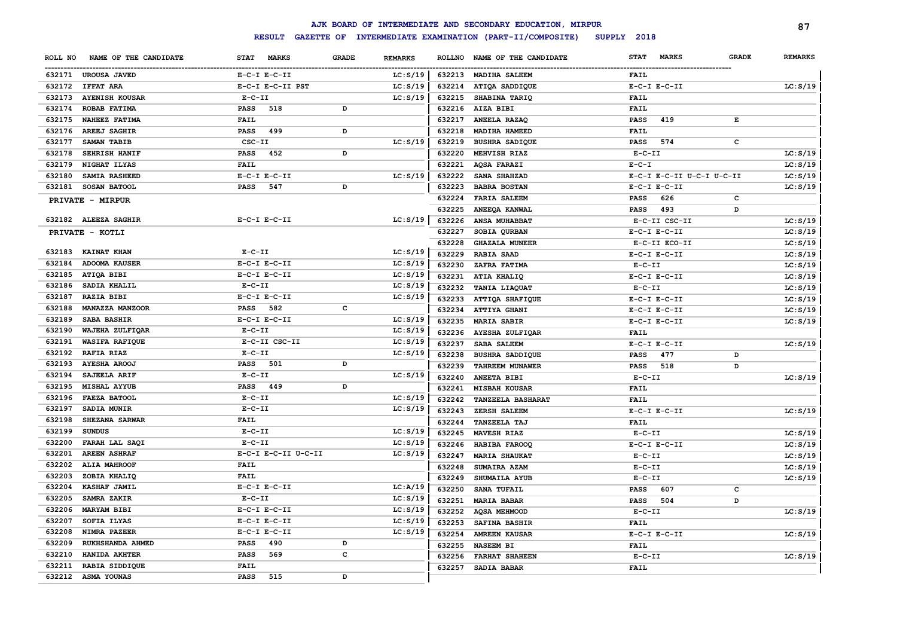# AJK BOARD OF INTERMEDIATE AND SECONDARY EDUCATION, MIRPUR

## RESULT GAZETTE OF INTERMEDIATE EXAMINATION (PART-II/COMPOSITE) SUPPLY 2018

| ROLL NO | NAME OF THE CANDIDATE | STAT MARKS | GRADE | REMARKS |
|---|---|---|---|---|
| 632171 | UROUSA JAVED | E-C-I E-C-II | | LC:S/19 |
| 632172 | IFFAT ARA | E-C-I E-C-II PST | | LC:S/19 |
| 632173 | AYENISH KOUSAR | E-C-II | | LC:S/19 |
| 632174 | ROBAB FATIMA | PASS 518 | D | |
| 632175 | NAHEEZ FATIMA | FAIL | | |
| 632176 | AREEJ SAGHIR | PASS 499 | D | |
| 632177 | SAMAN TABIB | CSC-II | | LC:S/19 |
| 632178 | SEHRISH HANIF | PASS 452 | D | |
| 632179 | NIGHAT ILYAS | FAIL | | |
| 632180 | SAMIA RASHEED | E-C-I E-C-II | | LC:S/19 |
| 632181 | SOSAN BATOOL | PASS 547 | D | |

**PRIVATE - MIRPUR**

| ROLL NO | NAME OF THE CANDIDATE | STAT MARKS | GRADE | REMARKS |
|---|---|---|---|---|
| 632182 | ALEEZA SAGHIR | E-C-I E-C-II | | LC:S/19 |

**PRIVATE - KOTLI**

| ROLL NO | NAME OF THE CANDIDATE | STAT MARKS | GRADE | REMARKS |
|---|---|---|---|---|
| 632183 | KAINAT KHAN | E-C-II | | LC:S/19 |
| 632184 | ADOOMA KAUSER | E-C-I E-C-II | | LC:S/19 |
| 632185 | ATIQA BIBI | E-C-I E-C-II | | LC:S/19 |
| 632186 | SADIA KHALIL | E-C-II | | LC:S/19 |
| 632187 | RAZIA BIBI | E-C-I E-C-II | | LC:S/19 |
| 632188 | MANAZZA MANZOOR | PASS 582 | C | |
| 632189 | SABA BASHIR | E-C-I E-C-II | | LC:S/19 |
| 632190 | WAJEHA ZULFIQAR | E-C-II | | LC:S/19 |
| 632191 | WASIFA RAFIQUE | E-C-II CSC-II | | LC:S/19 |
| 632192 | RAFIA RIAZ | E-C-II | | LC:S/19 |
| 632193 | AYESHA AROOJ | PASS 501 | D | |
| 632194 | SAJEELA ARIF | E-C-II | | LC:S/19 |
| 632195 | MISHAL AYYUB | PASS 449 | D | |
| 632196 | FAEZA BATOOL | E-C-II | | LC:S/19 |
| 632197 | SADIA MUNIR | E-C-II | | LC:S/19 |
| 632198 | SHEZANA SARWAR | FAIL | | |
| 632199 | SUNDUS | E-C-II | | LC:S/19 |
| 632200 | FARAH LAL SAQI | E-C-II | | LC:S/19 |
| 632201 | AREEN ASHRAF | E-C-I E-C-II U-C-II | | LC:S/19 |
| 632202 | ALIA MAHROOF | FAIL | | |
| 632203 | ZOBIA KHALIQ | FAIL | | |
| 632204 | KASHAF JAMIL | E-C-I E-C-II | | LC:A/19 |
| 632205 | SAMRA ZAKIR | E-C-II | | LC:S/19 |
| 632206 | MARYAM BIBI | E-C-I E-C-II | | LC:S/19 |
| 632207 | SOFIA ILYAS | E-C-I E-C-II | | LC:S/19 |
| 632208 | NIMRA PAZEER | E-C-I E-C-II | | LC:S/19 |
| 632209 | RUKHSHANDA AHMED | PASS 490 | D | |
| 632210 | HANIDA AKHTER | PASS 569 | C | |
| 632211 | RABIA SIDDIQUE | FAIL | | |
| 632212 | ASMA YOUNAS | PASS 515 | D | |
| 632213 | MADIHA SALEEM | FAIL | | |
| 632214 | ATIQA SADDIQUE | E-C-I E-C-II | | LC:S/19 |
| 632215 | SHABINA TARIQ | FAIL | | |
| 632216 | AIZA BIBI | FAIL | | |
| 632217 | ANEELA RAZAQ | PASS 419 | E | |
| 632218 | MADIHA HAMEED | FAIL | | |
| 632219 | BUSHRA SADIQUE | PASS 574 | C | |
| 632220 | MEHVISH RIAZ | E-C-II | | LC:S/19 |
| 632221 | AQSA FARAZI | E-C-I | | LC:S/19 |
| 632222 | SANA SHAHZAD | E-C-I E-C-II U-C-I U-C-II | | LC:S/19 |
| 632223 | BABRA BOSTAN | E-C-I E-C-II | | LC:S/19 |
| 632224 | FARIA SALEEM | PASS 626 | C | |
| 632225 | ANEEQA KANWAL | PASS 493 | D | |
| 632226 | ANSA MUHABBAT | E-C-II CSC-II | | LC:S/19 |
| 632227 | SOBIA QURBAN | E-C-I E-C-II | | LC:S/19 |
| 632228 | GHAZALA MUNEER | E-C-II ECO-II | | LC:S/19 |
| 632229 | RABIA SAAD | E-C-I E-C-II | | LC:S/19 |
| 632230 | ZAFRA FATIMA | E-C-II | | LC:S/19 |
| 632231 | ATIA KHALIQ | E-C-I E-C-II | | LC:S/19 |
| 632232 | TANIA LIAQUAT | E-C-II | | LC:S/19 |
| 632233 | ATTIQA SHAFIQUE | E-C-I E-C-II | | LC:S/19 |
| 632234 | ATTIYA GHANI | E-C-I E-C-II | | LC:S/19 |
| 632235 | MARIA SABIR | E-C-I E-C-II | | LC:S/19 |
| 632236 | AYESHA ZULFIQAR | FAIL | | |
| 632237 | SABA SALEEM | E-C-I E-C-II | | LC:S/19 |
| 632238 | BUSHRA SADDIQUE | PASS 477 | D | |
| 632239 | TAHREEM MUNAWER | PASS 518 | D | |
| 632240 | ANEETA BIBI | E-C-II | | LC:S/19 |
| 632241 | MISBAH KOUSAR | FAIL | | |
| 632242 | TANZEELA BASHARAT | FAIL | | |
| 632243 | ZERSH SALEEM | E-C-I E-C-II | | LC:S/19 |
| 632244 | TANZEELA TAJ | FAIL | | |
| 632245 | MAVESH RIAZ | E-C-II | | LC:S/19 |
| 632246 | HABIBA FAROOQ | E-C-I E-C-II | | LC:S/19 |
| 632247 | MARIA SHAUKAT | E-C-II | | LC:S/19 |
| 632248 | SUMAIRA AZAM | E-C-II | | LC:S/19 |
| 632249 | SHUMAILA AYUB | E-C-II | | LC:S/19 |
| 632250 | SANA TUFAIL | PASS 607 | C | |
| 632251 | MARIA BABAR | PASS 504 | D | |
| 632252 | AQSA MEHMOOD | E-C-II | | LC:S/19 |
| 632253 | SAFINA BASHIR | FAIL | | |
| 632254 | AMREEN KAUSAR | E-C-I E-C-II | | LC:S/19 |
| 632255 | NASEEM BI | FAIL | | |
| 632256 | FARHAT SHAHEEN | E-C-II | | LC:S/19 |
| 632257 | SADIA BABAR | FAIL | | |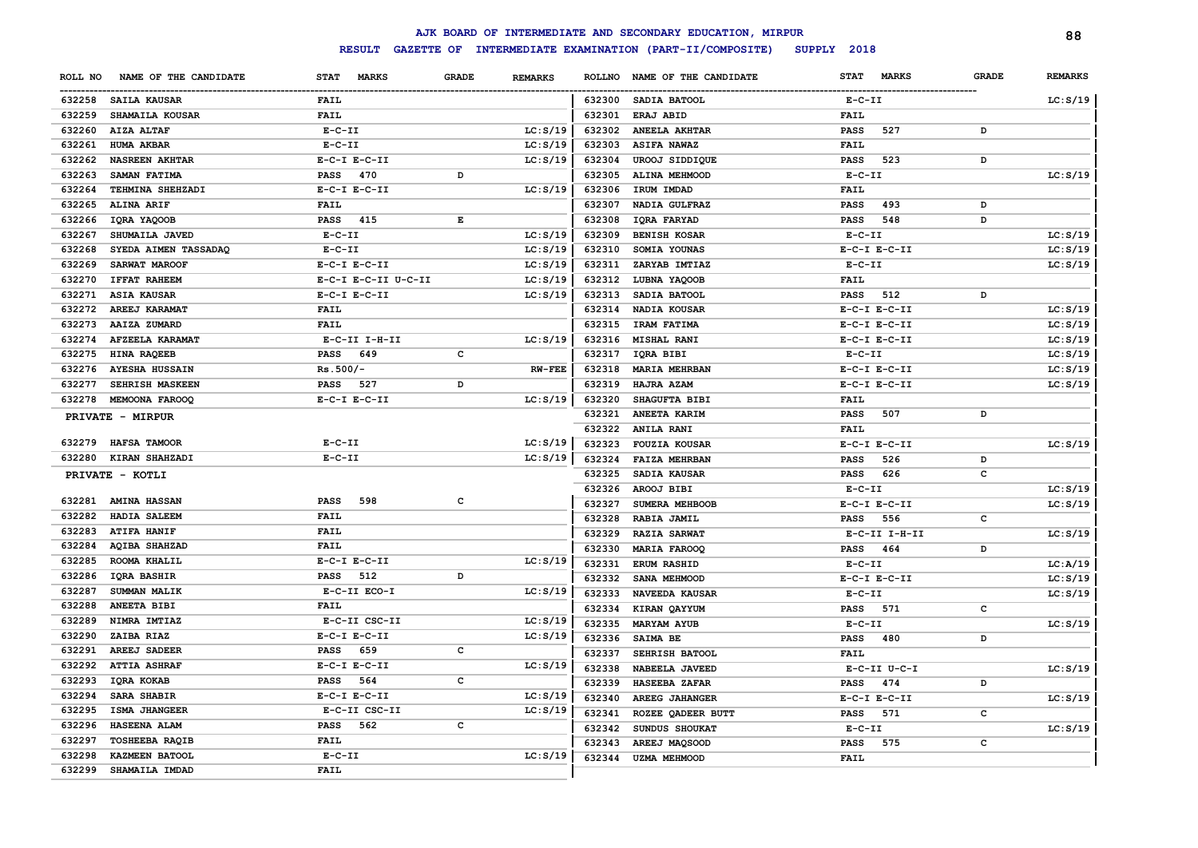# AJK BOARD OF INTERMEDIATE AND SECONDARY EDUCATION, MIRPUR

## RESULT GAZETTE OF INTERMEDIATE EXAMINATION (PART-II/COMPOSITE) SUPPLY 2018

| ROLL NO | NAME OF THE CANDIDATE | STAT MARKS | GRADE | REMARKS |
|---|---|---|---|---|
| 632258 | SAILA KAUSAR | FAIL | | |
| 632259 | SHAMAILA KOUSAR | FAIL | | |
| 632260 | AIZA ALTAF | E-C-II | | LC:S/19 |
| 632261 | HUMA AKBAR | E-C-II | | LC:S/19 |
| 632262 | NASREEN AKHTAR | E-C-I E-C-II | | LC:S/19 |
| 632263 | SAMAN FATIMA | PASS 470 | D | |
| 632264 | TEHMINA SHEHZADI | E-C-I E-C-II | | LC:S/19 |
| 632265 | ALINA ARIF | FAIL | | |
| 632266 | IQRA YAQOOB | PASS 415 | E | |
| 632267 | SHUMAILA JAVED | E-C-II | | LC:S/19 |
| 632268 | SYEDA AIMEN TASSADAQ | E-C-II | | LC:S/19 |
| 632269 | SARWAT MAROOF | E-C-I E-C-II | | LC:S/19 |
| 632270 | IFFAT RAHEEM | E-C-I E-C-II U-C-II | | LC:S/19 |
| 632271 | ASIA KAUSAR | E-C-I E-C-II | | LC:S/19 |
| 632272 | AREEJ KARAMAT | FAIL | | |
| 632273 | AAIZA ZUMARD | FAIL | | |
| 632274 | AFZEELA KARAMAT | E-C-II I-H-II | | LC:S/19 |
| 632275 | HINA RAQEEB | PASS 649 | C | |
| 632276 | AYESHA HUSSAIN | Rs.500/- | | RW-FEE |
| 632277 | SEHRISH MASKEEN | PASS 527 | D | |
| 632278 | MEMOONA FAROOQ | E-C-I E-C-II | | LC:S/19 |

**PRIVATE - MIRPUR**

| ROLL NO | NAME OF THE CANDIDATE | STAT MARKS | GRADE | REMARKS |
|---|---|---|---|---|
| 632279 | HAFSA TAMOOR | E-C-II | | LC:S/19 |
| 632280 | KIRAN SHAHZADI | E-C-II | | LC:S/19 |

**PRIVATE - KOTLI**

| ROLL NO | NAME OF THE CANDIDATE | STAT MARKS | GRADE | REMARKS |
|---|---|---|---|---|
| 632281 | AMINA HASSAN | PASS 598 | C | |
| 632282 | HADIA SALEEM | FAIL | | |
| 632283 | ATIFA HANIF | FAIL | | |
| 632284 | AQIBA SHAHZAD | FAIL | | |
| 632285 | ROOMA KHALIL | E-C-I E-C-II | | LC:S/19 |
| 632286 | IQRA BASHIR | PASS 512 | D | |
| 632287 | SUMMAN MALIK | E-C-II ECO-I | | LC:S/19 |
| 632288 | ANEETA BIBI | FAIL | | |
| 632289 | NIMRA IMTIAZ | E-C-II CSC-II | | LC:S/19 |
| 632290 | ZAIBA RIAZ | E-C-I E-C-II | | LC:S/19 |
| 632291 | AREEJ SADEER | PASS 659 | C | |
| 632292 | ATTIA ASHRAF | E-C-I E-C-II | | LC:S/19 |
| 632293 | IQRA KOKAB | PASS 564 | C | |
| 632294 | SARA SHABIR | E-C-I E-C-II | | LC:S/19 |
| 632295 | ISMA JHANGEER | E-C-II CSC-II | | LC:S/19 |
| 632296 | HASEENA ALAM | PASS 562 | C | |
| 632297 | TOSHEEBA RAQIB | FAIL | | |
| 632298 | KAZMEEN BATOOL | E-C-II | | LC:S/19 |
| 632299 | SHAMAILA IMDAD | FAIL | | |
| 632300 | SADIA BATOOL | E-C-II | | LC:S/19 |
| 632301 | ERAJ ABID | FAIL | | |
| 632302 | ANEELA AKHTAR | PASS 527 | D | |
| 632303 | ASIFA NAWAZ | FAIL | | |
| 632304 | UROOJ SIDDIQUE | PASS 523 | D | |
| 632305 | ALINA MEHMOOD | E-C-II | | LC:S/19 |
| 632306 | IRUM IMDAD | FAIL | | |
| 632307 | NADIA GULFRAZ | PASS 493 | D | |
| 632308 | IQRA FARYAD | PASS 548 | D | |
| 632309 | BENISH KOSAR | E-C-II | | LC:S/19 |
| 632310 | SOMIA YOUNAS | E-C-I E-C-II | | LC:S/19 |
| 632311 | ZARYAB IMTIAZ | E-C-II | | LC:S/19 |
| 632312 | LUBNA YAQOOB | FAIL | | |
| 632313 | SADIA BATOOL | PASS 512 | D | |
| 632314 | NADIA KOUSAR | E-C-I E-C-II | | LC:S/19 |
| 632315 | IRAM FATIMA | E-C-I E-C-II | | LC:S/19 |
| 632316 | MISHAL RANI | E-C-I E-C-II | | LC:S/19 |
| 632317 | IQRA BIBI | E-C-II | | LC:S/19 |
| 632318 | MARIA MEHRBAN | E-C-I E-C-II | | LC:S/19 |
| 632319 | HAJRA AZAM | E-C-I E-C-II | | LC:S/19 |
| 632320 | SHAGUFTA BIBI | FAIL | | |
| 632321 | ANEETA KARIM | PASS 507 | D | |
| 632322 | ANILA RANI | FAIL | | |
| 632323 | FOUZIA KOUSAR | E-C-I E-C-II | | LC:S/19 |
| 632324 | FAIZA MEHRBAN | PASS 526 | D | |
| 632325 | SADIA KAUSAR | PASS 626 | C | |
| 632326 | AROOJ BIBI | E-C-II | | LC:S/19 |
| 632327 | SUMERA MEHBOOB | E-C-I E-C-II | | LC:S/19 |
| 632328 | RABIA JAMIL | PASS 556 | C | |
| 632329 | RAZIA SARWAT | E-C-II I-H-II | | LC:S/19 |
| 632330 | MARIA FAROOQ | PASS 464 | D | |
| 632331 | ERUM RASHID | E-C-II | | LC:A/19 |
| 632332 | SANA MEHMOOD | E-C-I E-C-II | | LC:S/19 |
| 632333 | NAVEEDA KAUSAR | E-C-II | | LC:S/19 |
| 632334 | KIRAN QAYYUM | PASS 571 | C | |
| 632335 | MARYAM AYUB | E-C-II | | LC:S/19 |
| 632336 | SAIMA BE | PASS 480 | D | |
| 632337 | SEHRISH BATOOL | FAIL | | |
| 632338 | NABEELA JAVEED | E-C-II U-C-I | | LC:S/19 |
| 632339 | HASEEBA ZAFAR | PASS 474 | D | |
| 632340 | AREEG JAHANGER | E-C-I E-C-II | | LC:S/19 |
| 632341 | ROZEE QADEER BUTT | PASS 571 | C | |
| 632342 | SUNDUS SHOUKAT | E-C-II | | LC:S/19 |
| 632343 | AREEJ MAQSOOD | PASS 575 | C | |
| 632344 | UZMA MEHMOOD | FAIL | | |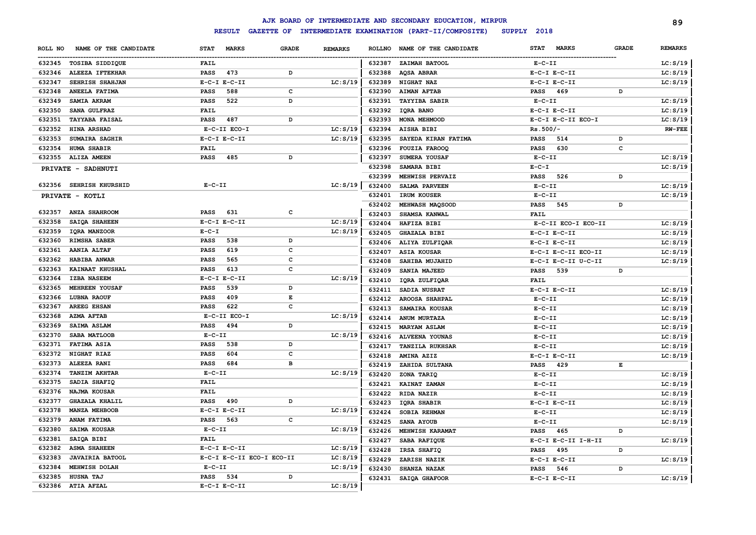# AJK BOARD OF INTERMEDIATE AND SECONDARY EDUCATION, MIRPUR

## RESULT GAZETTE OF INTERMEDIATE EXAMINATION (PART-II/COMPOSITE) SUPPLY 2018

| ROLL NO | NAME OF THE CANDIDATE | STAT | MARKS | GRADE | REMARKS |
|---|---|---|---|---|---|
| 632345 | TOSIBA SIDDIQUE | FAIL | | | |
| 632346 | ALEEZA IFTEKHAR | PASS | 473 | D | |
| 632347 | SEHRISH SHAHJAN | E-C-I E-C-II | | | LC:S/19 |
| 632348 | ANEELA FATIMA | PASS | 588 | C | |
| 632349 | SAMIA AKRAM | PASS | 522 | D | |
| 632350 | SANA GULFRAZ | FAIL | | | |
| 632351 | TAYYABA FAISAL | PASS | 487 | D | |
| 632352 | HINA ARSHAD | E-C-II ECO-I | | | LC:S/19 |
| 632353 | SUMAIRA SAGHIR | E-C-I E-C-II | | | LC:S/19 |
| 632354 | HUMA SHABIR | FAIL | | | |
| 632355 | ALIZA AMEEN | PASS | 485 | D | |

**PRIVATE - SADHNUTI**

| ROLL NO | NAME OF THE CANDIDATE | STAT | MARKS | GRADE | REMARKS |
|---|---|---|---|---|---|
| 632356 | SEHRISH KHURSHID | E-C-II | | | LC:S/19 |

**PRIVATE - KOTLI**

| ROLL NO | NAME OF THE CANDIDATE | STAT | MARKS | GRADE | REMARKS |
|---|---|---|---|---|---|
| 632357 | ANZA SHAHROOM | PASS | 631 | C | |
| 632358 | SAIQA SHAHEEN | E-C-I E-C-II | | | LC:S/19 |
| 632359 | IQRA MANZOOR | E-C-I | | | LC:S/19 |
| 632360 | RIMSHA SABER | PASS | 538 | D | |
| 632361 | AANIA ALTAF | PASS | 619 | C | |
| 632362 | HABIBA ANWAR | PASS | 565 | C | |
| 632363 | KAINAAT KHUSHAL | PASS | 613 | C | |
| 632364 | IZBA NASEEM | E-C-I E-C-II | | | LC:S/19 |
| 632365 | MEHREEN YOUSAF | PASS | 539 | D | |
| 632366 | LUBNA RAOUF | PASS | 409 | E | |
| 632367 | AREEG EHSAN | PASS | 622 | C | |
| 632368 | AZMA AFTAB | E-C-II ECO-I | | | LC:S/19 |
| 632369 | SAIMA ASLAM | PASS | 494 | D | |
| 632370 | SABA MATLOOB | E-C-II | | | LC:S/19 |
| 632371 | FATIMA ASIA | PASS | 538 | D | |
| 632372 | NIGHAT RIAZ | PASS | 604 | C | |
| 632373 | ALEEZA RANI | PASS | 684 | B | |
| 632374 | TANZIM AKHTAR | E-C-II | | | LC:S/19 |
| 632375 | SADIA SHAFIQ | FAIL | | | |
| 632376 | NAJMA KOUSAR | FAIL | | | |
| 632377 | GHAZALA KHALIL | PASS | 490 | D | |
| 632378 | MANZA MEHBOOB | E-C-I E-C-II | | | LC:S/19 |
| 632379 | ANAM FATIMA | PASS | 563 | C | |
| 632380 | SAIMA KOUSAR | E-C-II | | | LC:S/19 |
| 632381 | SAIQA BIBI | FAIL | | | |
| 632382 | ASMA SHAHEEN | E-C-I E-C-II | | | LC:S/19 |
| 632383 | JAVAIRIA BATOOL | E-C-I E-C-II ECO-I ECO-II | | | LC:S/19 |
| 632384 | MEHWISH DOLAH | E-C-II | | | LC:S/19 |
| 632385 | HUSNA TAJ | PASS | 534 | D | |
| 632386 | ATIA AFZAL | E-C-I E-C-II | | | LC:S/19 |
| 632387 | ZAIMAH BATOOL | E-C-II | | | LC:S/19 |
| 632388 | AQSA ABRAR | E-C-I E-C-II | | | LC:S/19 |
| 632389 | NIGHAT NAZ | E-C-I E-C-II | | | LC:S/19 |
| 632390 | AIMAN AFTAB | PASS | 469 | D | |
| 632391 | TAYYIBA SABIR | E-C-II | | | LC:S/19 |
| 632392 | IQRA BANO | E-C-I E-C-II | | | LC:S/19 |
| 632393 | MONA MEHMOOD | E-C-I E-C-II ECO-I | | | LC:S/19 |
| 632394 | AISHA BIBI | Rs.500/- | | | RW-FEE |
| 632395 | SAYEDA KIRAN FATIMA | PASS | 514 | D | |
| 632396 | FOUZIA FAROOQ | PASS | 630 | C | |
| 632397 | SUMERA YOUSAF | E-C-II | | | LC:S/19 |
| 632398 | SAMARA BIBI | E-C-I | | | LC:S/19 |
| 632399 | MEHWISH PERVAIZ | PASS | 526 | D | |
| 632400 | SALMA PARVEEN | E-C-II | | | LC:S/19 |
| 632401 | IRUM KOUSER | E-C-II | | | LC:S/19 |
| 632402 | MEHWASH MAQSOOD | PASS | 545 | D | |
| 632403 | SHAMSA KANWAL | FAIL | | | |
| 632404 | HAFIZA BIBI | E-C-II ECO-I ECO-II | | | LC:S/19 |
| 632405 | GHAZALA BIBI | E-C-I E-C-II | | | LC:S/19 |
| 632406 | ALIYA ZULFIQAR | E-C-I E-C-II | | | LC:S/19 |
| 632407 | ASIA KOUSAR | E-C-I E-C-II ECO-II | | | LC:S/19 |
| 632408 | SAHIBA MUJAHID | E-C-I E-C-II U-C-II | | | LC:S/19 |
| 632409 | SANIA MAJEED | PASS | 539 | D | |
| 632410 | IQRA ZULFIQAR | FAIL | | | |
| 632411 | SADIA NUSRAT | E-C-I E-C-II | | | LC:S/19 |
| 632412 | AROOSA SHAHPAL | E-C-II | | | LC:S/19 |
| 632413 | SAMAIRA KOUSAR | E-C-II | | | LC:S/19 |
| 632414 | ANUM MURTAZA | E-C-II | | | LC:S/19 |
| 632415 | MARYAM ASLAM | E-C-II | | | LC:S/19 |
| 632416 | ALVEENA YOUNAS | E-C-II | | | LC:S/19 |
| 632417 | TANZILA RUKHSAR | E-C-II | | | LC:S/19 |
| 632418 | AMINA AZIZ | E-C-I E-C-II | | | LC:S/19 |
| 632419 | ZAHIDA SULTANA | PASS | 429 | E | |
| 632420 | ZONA TARIQ | E-C-II | | | LC:S/19 |
| 632421 | KAINAT ZAMAN | E-C-II | | | LC:S/19 |
| 632422 | RIDA NAZIR | E-C-II | | | LC:S/19 |
| 632423 | IQRA SHABIR | E-C-I E-C-II | | | LC:S/19 |
| 632424 | SOBIA REHMAN | E-C-II | | | LC:S/19 |
| 632425 | SANA AYOUB | E-C-II | | | LC:S/19 |
| 632426 | MEHWISH KARAMAT | PASS | 465 | D | |
| 632427 | SABA RAFIQUE | E-C-I E-C-II I-H-II | | | LC:S/19 |
| 632428 | IRSA SHAFIQ | PASS | 495 | D | |
| 632429 | ZARISH NAZIK | E-C-I E-C-II | | | LC:S/19 |
| 632430 | SHANZA NAZAK | PASS | 546 | D | |
| 632431 | SAIQA GHAFOOR | E-C-I E-C-II | | | LC:S/19 |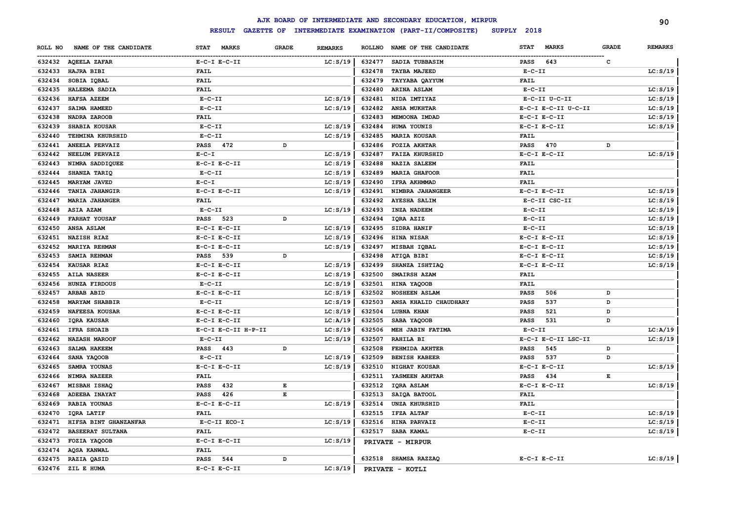# AJK BOARD OF INTERMEDIATE AND SECONDARY EDUCATION, MIRPUR

## RESULT GAZETTE OF INTERMEDIATE EXAMINATION (PART-II/COMPOSITE) SUPPLY 2018

| ROLL NO | NAME OF THE CANDIDATE | STAT MARKS | GRADE | REMARKS |
|---|---|---|---|---|
| 632432 | AQEELA ZAFAR | E-C-I E-C-II | | LC:S/19 |
| 632433 | HAJRA BIBI | FAIL | | |
| 632434 | SOBIA IQBAL | FAIL | | |
| 632435 | HALEEMA SADIA | FAIL | | |
| 632436 | HAFSA AZEEM | E-C-II | | LC:S/19 |
| 632437 | SAIMA HAMEED | E-C-II | | LC:S/19 |
| 632438 | NADRA ZAROOB | FAIL | | |
| 632439 | SHABIA KOUSAR | E-C-II | | LC:S/19 |
| 632440 | TEHMINA KHURSHID | E-C-II | | LC:S/19 |
| 632441 | ANEELA PERVAIZ | PASS 472 | D | |
| 632442 | NEELUM PERVAIZ | E-C-I | | LC:S/19 |
| 632443 | NIMRA SADDIQUEE | E-C-I E-C-II | | LC:S/19 |
| 632444 | SHANZA TARIQ | E-C-II | | LC:S/19 |
| 632445 | MARYAM JAVED | E-C-I | | LC:S/19 |
| 632446 | TANIA JAHANGIR | E-C-I E-C-II | | LC:S/19 |
| 632447 | MARIA JAHANGER | FAIL | | |
| 632448 | ASIA AZAM | E-C-II | | LC:S/19 |
| 632449 | FARHAT YOUSAF | PASS 523 | D | |
| 632450 | ANSA ASLAM | E-C-I E-C-II | | LC:S/19 |
| 632451 | NAZISH RIAZ | E-C-I E-C-II | | LC:S/19 |
| 632452 | MARIYA REHMAN | E-C-I E-C-II | | LC:S/19 |
| 632453 | SAMIA REHMAN | PASS 539 | D | |
| 632454 | KAUSAR RIAZ | E-C-I E-C-II | | LC:S/19 |
| 632455 | AILA NASEER | E-C-I E-C-II | | LC:S/19 |
| 632456 | HUNZA FIRDOUS | E-C-II | | LC:S/19 |
| 632457 | ARBAB ABID | E-C-I E-C-II | | LC:S/19 |
| 632458 | MARYAM SHABBIR | E-C-II | | LC:S/19 |
| 632459 | NAFEESA KOUSAR | E-C-I E-C-II | | LC:S/19 |
| 632460 | IQRA KAUSAR | E-C-I E-C-II | | LC:A/19 |
| 632461 | IFRA SHOAIB | E-C-I E-C-II H-P-II | | LC:S/19 |
| 632462 | NAZASH MAROOF | E-C-II | | LC:S/19 |
| 632463 | SALMA HAKEEM | PASS 443 | D | |
| 632464 | SANA YAQOOB | E-C-II | | LC:S/19 |
| 632465 | SAMRA YOUNAS | E-C-I E-C-II | | LC:S/19 |
| 632466 | NIMRA NAZEER | FAIL | | |
| 632467 | MISBAH ISHAQ | PASS 432 | E | |
| 632468 | ADEEBA INAYAT | PASS 426 | E | |
| 632469 | RABIA YOUNAS | E-C-I E-C-II | | LC:S/19 |
| 632470 | IQRA LATIF | FAIL | | |
| 632471 | HIFSA BINT GHANZANFAR | E-C-II ECO-I | | LC:S/19 |
| 632472 | BASEERAT SULTANA | FAIL | | |
| 632473 | FOZIA YAQOOB | E-C-I E-C-II | | LC:S/19 |
| 632474 | AQSA KANWAL | FAIL | | |
| 632475 | RAZIA QASID | PASS 544 | D | |
| 632476 | ZIL E HUMA | E-C-I E-C-II | | LC:S/19 |
| 632477 | SADIA TUBBASIM | PASS 643 | C | |
| 632478 | TAYBA MAJEED | E-C-II | | LC:S/19 |
| 632479 | TAYYABA QAYYUM | FAIL | | |
| 632480 | ARINA ASLAM | E-C-II | | LC:S/19 |
| 632481 | NIDA IMTIYAZ | E-C-II U-C-II | | LC:S/19 |
| 632482 | ANSA MUKHTAR | E-C-I E-C-II U-C-II | | LC:S/19 |
| 632483 | MEMOONA IMDAD | E-C-I E-C-II | | LC:S/19 |
| 632484 | HUMA YOUNIS | E-C-I E-C-II | | LC:S/19 |
| 632485 | MARIA KOUSAR | FAIL | | |
| 632486 | FOZIA AKHTAR | PASS 470 | D | |
| 632487 | FAIZA KHURSHID | E-C-I E-C-II | | LC:S/19 |
| 632488 | NAZIA SALEEM | FAIL | | |
| 632489 | MARIA GHAFOOR | FAIL | | |
| 632490 | IFRA AKHMMAD | FAIL | | |
| 632491 | NIMBRA JAHANGEER | E-C-I E-C-II | | LC:S/19 |
| 632492 | AYESHA SALIM | E-C-II CSC-II | | LC:S/19 |
| 632493 | INZA NADEEM | E-C-II | | LC:S/19 |
| 632494 | IQRA AZIZ | E-C-II | | LC:S/19 |
| 632495 | SIDRA HANIF | E-C-II | | LC:S/19 |
| 632496 | HINA NISAR | E-C-I E-C-II | | LC:S/19 |
| 632497 | MISBAH IQBAL | E-C-I E-C-II | | LC:S/19 |
| 632498 | ATIQA BIBI | E-C-I E-C-II | | LC:S/19 |
| 632499 | SHANZA ISHTIAQ | E-C-I E-C-II | | LC:S/19 |
| 632500 | SMAIRSH AZAM | FAIL | | |
| 632501 | HINA YAQOOB | FAIL | | |
| 632502 | NOSHEEN ASLAM | PASS 506 | D | |
| 632503 | ANSA KHALID CHAUDHARY | PASS 537 | D | |
| 632504 | LUBNA KHAN | PASS 521 | D | |
| 632505 | SABA YAQOOB | PASS 531 | D | |
| 632506 | MEH JABIN FATIMA | E-C-II | | LC:A/19 |
| 632507 | RAHILA BI | E-C-I E-C-II LSC-II | | LC:S/19 |
| 632508 | FEHMIDA AKHTER | PASS 545 | D | |
| 632509 | BENISH KABEER | PASS 537 | D | |
| 632510 | NIGHAT KOUSAR | E-C-I E-C-II | | LC:S/19 |
| 632511 | YASMEEN AKHTAR | PASS 434 | E | |
| 632512 | IQRA ASLAM | E-C-I E-C-II | | LC:S/19 |
| 632513 | SAIQA BATOOL | FAIL | | |
| 632514 | UNZA KHURSHID | FAIL | | |
| 632515 | IFZA ALTAF | E-C-II | | LC:S/19 |
| 632516 | HINA PARVAIZ | E-C-II | | LC:S/19 |
| 632517 | SABA KAMAL | E-C-II | | LC:S/19 |

**PRIVATE - MIRPUR**

| ROLL NO | NAME OF THE CANDIDATE | STAT MARKS | GRADE | REMARKS |
|---|---|---|---|---|
| 632518 | SHAMSA RAZZAQ | E-C-I E-C-II | | LC:S/19 |

**PRIVATE - KOTLI**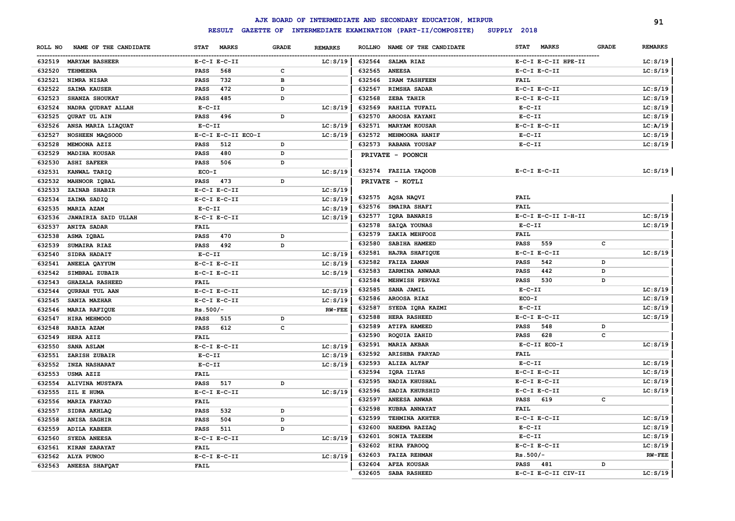# AJK BOARD OF INTERMEDIATE AND SECONDARY EDUCATION, MIRPUR

## RESULT GAZETTE OF INTERMEDIATE EXAMINATION (PART-II/COMPOSITE) SUPPLY 2018

| ROLL NO | NAME OF THE CANDIDATE | STAT | MARKS | GRADE | REMARKS |
|---|---|---|---|---|---|
| 632519 | MARYAM BASHEER | E-C-I E-C-II | | | LC:S/19 |
| 632520 | TEHMEENA | PASS | 568 | C | |
| 632521 | NIMRA NISAR | PASS | 732 | B | |
| 632522 | SAIMA KAUSER | PASS | 472 | D | |
| 632523 | SHANZA SHOUKAT | PASS | 485 | D | |
| 632524 | NADRA QUDRAT ALLAH | E-C-II | | | LC:S/19 |
| 632525 | QURAT UL AIN | PASS | 496 | D | |
| 632526 | ANSA MARIA LIAQUAT | E-C-II | | | LC:S/19 |
| 632527 | NOSHEEN MAQSOOD | E-C-I E-C-II ECO-I | | | LC:S/19 |
| 632528 | MEMOONA AZIZ | PASS | 512 | D | |
| 632529 | MADIHA KOUSAR | PASS | 480 | D | |
| 632530 | ASHI SAFEER | PASS | 506 | D | |
| 632531 | KANWAL TARIQ | ECO-I | | | LC:S/19 |
| 632532 | MAHNOOR IQBAL | PASS | 473 | D | |
| 632533 | ZAINAB SHABIR | E-C-I E-C-II | | | LC:S/19 |
| 632534 | ZAIMA SADIQ | E-C-I E-C-II | | | LC:S/19 |
| 632535 | MARIA AZAM | E-C-II | | | LC:S/19 |
| 632536 | JAWAIRIA SAID ULLAH | E-C-I E-C-II | | | LC:S/19 |
| 632537 | ANITA SADAR | FAIL | | | |
| 632538 | ASMA IQBAL | PASS | 470 | D | |
| 632539 | SUMAIRA RIAZ | PASS | 492 | D | |
| 632540 | SIDRA HADAIT | E-C-II | | | LC:S/19 |
| 632541 | ANEELA QAYYUM | E-C-I E-C-II | | | LC:S/19 |
| 632542 | SIMBRAL ZUBAIR | E-C-I E-C-II | | | LC:S/19 |
| 632543 | GHAZALA RASHEED | FAIL | | | |
| 632544 | QURRAH TUL AAN | E-C-I E-C-II | | | LC:S/19 |
| 632545 | SANIA MAZHAR | E-C-I E-C-II | | | LC:S/19 |
| 632546 | MARIA RAFIQUE | Rs.500/- | | | RW-FEE |
| 632547 | HIRA MEHMOOD | PASS | 515 | D | |
| 632548 | RABIA AZAM | PASS | 612 | C | |
| 632549 | HERA AZIZ | FAIL | | | |
| 632550 | SANA ASLAM | E-C-I E-C-II | | | LC:S/19 |
| 632551 | ZARISH ZUBAIR | E-C-II | | | LC:S/19 |
| 632552 | INZA NASHARAT | E-C-II | | | LC:S/19 |
| 632553 | USMA AZIZ | FAIL | | | |
| 632554 | ALIVINA MUSTAFA | PASS | 517 | D | |
| 632555 | ZIL E HUMA | E-C-I E-C-II | | | LC:S/19 |
| 632556 | MARIA FARYAD | FAIL | | | |
| 632557 | SIDRA AKHLAQ | PASS | 532 | D | |
| 632558 | ANISA SAGHIR | PASS | 504 | D | |
| 632559 | ADILA KABEER | PASS | 511 | D | |
| 632560 | SYEDA ANEESA | E-C-I E-C-II | | | LC:S/19 |
| 632561 | KIRAN ZARAYAT | FAIL | | | |
| 632562 | ALYA PUNOO | E-C-I E-C-II | | | LC:S/19 |
| 632563 | ANEESA SHAFQAT | FAIL | | | |
| 632564 | SALMA RIAZ | E-C-I E-C-II HPE-II | | | LC:S/19 |
| 632565 | ANEESA | E-C-I E-C-II | | | LC:S/19 |
| 632566 | IRAM TASHFEEN | FAIL | | | |
| 632567 | RIMSHA SADAR | E-C-I E-C-II | | | LC:S/19 |
| 632568 | ZEBA TAHIR | E-C-I E-C-II | | | LC:S/19 |
| 632569 | RAHILA TUFAIL | E-C-II | | | LC:S/19 |
| 632570 | AROOSA KAYANI | E-C-II | | | LC:S/19 |
| 632571 | MARYAM KOUSAR | E-C-I E-C-II | | | LC:A/19 |
| 632572 | MEHMOONA HANIF | E-C-II | | | LC:S/19 |
| 632573 | RABANA YOUSAF | E-C-II | | | LC:S/19 |

**PRIVATE - POONCH**

| ROLL NO | NAME OF THE CANDIDATE | STAT | MARKS | GRADE | REMARKS |
|---|---|---|---|---|---|
| 632574 | FAZILA YAQOOB | E-C-I E-C-II | | | LC:S/19 |

**PRIVATE - KOTLI**

| ROLL NO | NAME OF THE CANDIDATE | STAT | MARKS | GRADE | REMARKS |
|---|---|---|---|---|---|
| 632575 | AQSA NAQVI | FAIL | | | |
| 632576 | SMAIRA SHAFI | FAIL | | | |
| 632577 | IQRA BANARIS | E-C-I E-C-II I-H-II | | | LC:S/19 |
| 632578 | SAIQA YOUNAS | E-C-II | | | LC:S/19 |
| 632579 | ZAKIA MEHFOOZ | FAIL | | | |
| 632580 | SABIHA HAMEED | PASS | 559 | C | |
| 632581 | HAJRA SHAFIQUE | E-C-I E-C-II | | | LC:S/19 |
| 632582 | FAIZA ZAMAN | PASS | 542 | D | |
| 632583 | ZARMINA ANWAAR | PASS | 442 | D | |
| 632584 | MEHWISH PERVAZ | PASS | 530 | D | |
| 632585 | SANA JAMIL | E-C-II | | | LC:S/19 |
| 632586 | AROOSA RIAZ | ECO-I | | | LC:S/19 |
| 632587 | SYEDA IQRA KAZMI | E-C-II | | | LC:S/19 |
| 632588 | HERA RASHEED | E-C-I E-C-II | | | LC:S/19 |
| 632589 | ATIFA HAMEED | PASS | 548 | D | |
| 632590 | ROQUIA ZAHID | PASS | 628 | C | |
| 632591 | MARIA AKBAR | E-C-II ECO-I | | | LC:S/19 |
| 632592 | ARISHBA FARYAD | FAIL | | | |
| 632593 | ALIZA ALTAF | E-C-II | | | LC:S/19 |
| 632594 | IQRA ILYAS | E-C-I E-C-II | | | LC:S/19 |
| 632595 | NADIA KHUSHAL | E-C-I E-C-II | | | LC:S/19 |
| 632596 | SADIA KHURSHID | E-C-I E-C-II | | | LC:S/19 |
| 632597 | ANEESA ANWAR | PASS | 619 | C | |
| 632598 | KUBRA ANNAYAT | FAIL | | | |
| 632599 | TEHMINA AKHTER | E-C-I E-C-II | | | LC:S/19 |
| 632600 | NAEEMA RAZZAQ | E-C-II | | | LC:S/19 |
| 632601 | SONIA TAZEEM | E-C-II | | | LC:S/19 |
| 632602 | HIRA FAROOQ | E-C-I E-C-II | | | LC:S/19 |
| 632603 | FAIZA REHMAN | Rs.500/- | | | RW-FEE |
| 632604 | AFZA KOUSAR | PASS | 481 | D | |
| 632605 | SABA RASHEED | E-C-I E-C-II CIV-II | | | LC:S/19 |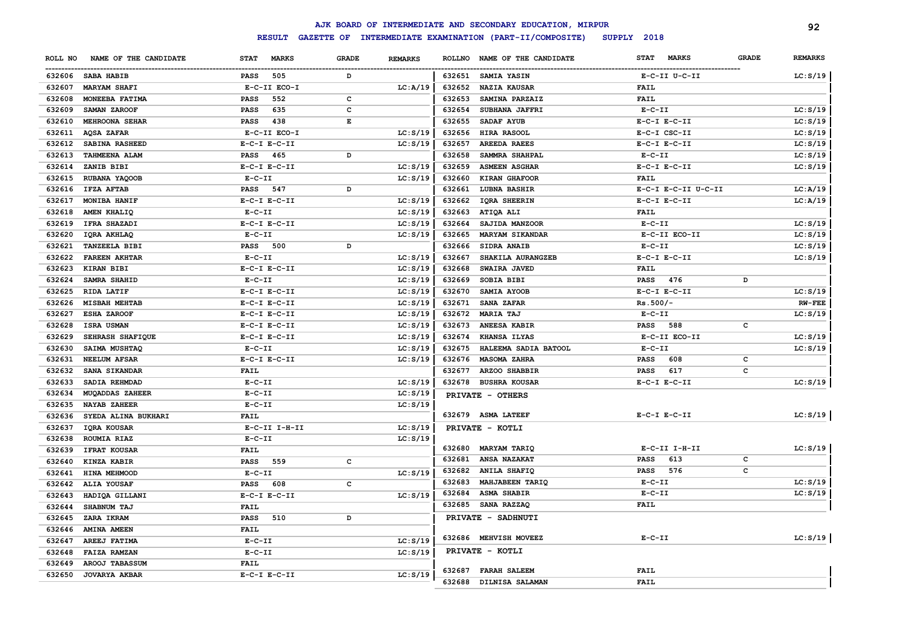# AJK BOARD OF INTERMEDIATE AND SECONDARY EDUCATION, MIRPUR

## RESULT GAZETTE OF INTERMEDIATE EXAMINATION (PART-II/COMPOSITE) SUPPLY 2018

| ROLL NO | NAME OF THE CANDIDATE | STAT MARKS | GRADE | REMARKS |
|---|---|---|---|---|
| 632606 | SABA HABIB | PASS 505 | D | |
| 632607 | MARYAM SHAFI | E-C-II ECO-I | | LC:A/19 |
| 632608 | MONEEBA FATIMA | PASS 552 | C | |
| 632609 | SAMAN ZAROOF | PASS 635 | C | |
| 632610 | MEHROONA SEHAR | PASS 438 | E | |
| 632611 | AQSA ZAFAR | E-C-II ECO-I | | LC:S/19 |
| 632612 | SABINA RASHEED | E-C-I E-C-II | | LC:S/19 |
| 632613 | TAHMEENA ALAM | PASS 465 | D | |
| 632614 | ZANIB BIBI | E-C-I E-C-II | | LC:S/19 |
| 632615 | RUBANA YAQOOB | E-C-II | | LC:S/19 |
| 632616 | IFZA AFTAB | PASS 547 | D | |
| 632617 | MONIBA HANIF | E-C-I E-C-II | | LC:S/19 |
| 632618 | AMEN KHALIQ | E-C-II | | LC:S/19 |
| 632619 | IFRA SHAZADI | E-C-I E-C-II | | LC:S/19 |
| 632620 | IQRA AKHLAQ | E-C-II | | LC:S/19 |
| 632621 | TANZEELA BIBI | PASS 500 | D | |
| 632622 | FAREEN AKHTAR | E-C-II | | LC:S/19 |
| 632623 | KIRAN BIBI | E-C-I E-C-II | | LC:S/19 |
| 632624 | SAMRA SHAHID | E-C-II | | LC:S/19 |
| 632625 | RIDA LATIF | E-C-I E-C-II | | LC:S/19 |
| 632626 | MISBAH MEHTAB | E-C-I E-C-II | | LC:S/19 |
| 632627 | ESHA ZAROOF | E-C-I E-C-II | | LC:S/19 |
| 632628 | ISRA USMAN | E-C-I E-C-II | | LC:S/19 |
| 632629 | SEHRASH SHAFIQUE | E-C-I E-C-II | | LC:S/19 |
| 632630 | SAIMA MUSHTAQ | E-C-II | | LC:S/19 |
| 632631 | NEELUM AFSAR | E-C-I E-C-II | | LC:S/19 |
| 632632 | SANA SIKANDAR | FAIL | | |
| 632633 | SADIA REHMDAD | E-C-II | | LC:S/19 |
| 632634 | MUQADDAS ZAHEER | E-C-II | | LC:S/19 |
| 632635 | NAYAB ZAHEER | E-C-II | | LC:S/19 |
| 632636 | SYEDA ALINA BUKHARI | FAIL | | |
| 632637 | IQRA KOUSAR | E-C-II I-H-II | | LC:S/19 |
| 632638 | ROUMIA RIAZ | E-C-II | | LC:S/19 |
| 632639 | IFRAT KOUSAR | FAIL | | |
| 632640 | KINZA KABIR | PASS 559 | C | |
| 632641 | HINA MEHMOOD | E-C-II | | LC:S/19 |
| 632642 | ALIA YOUSAF | PASS 608 | C | |
| 632643 | HADIQA GILLANI | E-C-I E-C-II | | LC:S/19 |
| 632644 | SHABNUM TAJ | FAIL | | |
| 632645 | ZARA IKRAM | PASS 510 | D | |
| 632646 | AMINA AMEEN | FAIL | | |
| 632647 | AREEJ FATIMA | E-C-II | | LC:S/19 |
| 632648 | FAIZA RAMZAN | E-C-II | | LC:S/19 |
| 632649 | AROOJ TABASSUM | FAIL | | |
| 632650 | JOVARYA AKBAR | E-C-I E-C-II | | LC:S/19 |
| 632651 | SAMIA YASIN | E-C-II U-C-II | | LC:S/19 |
| 632652 | NAZIA KAUSAR | FAIL | | |
| 632653 | SAMINA PARZAIZ | FAIL | | |
| 632654 | SUBHANA JAFFRI | E-C-II | | LC:S/19 |
| 632655 | SADAF AYUB | E-C-I E-C-II | | LC:S/19 |
| 632656 | HIRA RASOOL | E-C-I CSC-II | | LC:S/19 |
| 632657 | AREEDA RAEES | E-C-I E-C-II | | LC:S/19 |
| 632658 | SAMMRA SHAHPAL | E-C-II | | LC:S/19 |
| 632659 | ASMEEN ASGHAR | E-C-I E-C-II | | LC:S/19 |
| 632660 | KIRAN GHAFOOR | FAIL | | |
| 632661 | LUBNA BASHIR | E-C-I E-C-II U-C-II | | LC:A/19 |
| 632662 | IQRA SHEERIN | E-C-I E-C-II | | LC:A/19 |
| 632663 | ATIQA ALI | FAIL | | |
| 632664 | SAJIDA MANZOOR | E-C-II | | LC:S/19 |
| 632665 | MARYAM SIKANDAR | E-C-II ECO-II | | LC:S/19 |
| 632666 | SIDRA ANAIB | E-C-II | | LC:S/19 |
| 632667 | SHAKILA AURANGZEB | E-C-I E-C-II | | LC:S/19 |
| 632668 | SWAIRA JAVED | FAIL | | |
| 632669 | SOBIA BIBI | PASS 476 | D | |
| 632670 | SAMIA AYOOB | E-C-I E-C-II | | LC:S/19 |
| 632671 | SANA ZAFAR | Rs.500/- | | RW-FEE |
| 632672 | MARIA TAJ | E-C-II | | LC:S/19 |
| 632673 | ANEESA KABIR | PASS 588 | C | |
| 632674 | KHANSA ILYAS | E-C-II ECO-II | | LC:S/19 |
| 632675 | HALEEMA SADIA BATOOL | E-C-II | | LC:S/19 |
| 632676 | MASOMA ZAHRA | PASS 608 | C | |
| 632677 | ARZOO SHABBIR | PASS 617 | C | |
| 632678 | BUSHRA KOUSAR | E-C-I E-C-II | | LC:S/19 |
| | **PRIVATE - OTHERS** | | | |
| 632679 | ASMA LATEEF | E-C-I E-C-II | | LC:S/19 |
| | **PRIVATE - KOTLI** | | | |
| 632680 | MARYAM TARIQ | E-C-II I-H-II | | LC:S/19 |
| 632681 | ANSA NAZAKAT | PASS 613 | C | |
| 632682 | ANILA SHAFIQ | PASS 576 | C | |
| 632683 | MAHJABEEN TARIQ | E-C-II | | LC:S/19 |
| 632684 | ASMA SHABIR | E-C-II | | LC:S/19 |
| 632685 | SANA RAZZAQ | FAIL | | |
| | **PRIVATE - SADHNUTI** | | | |
| 632686 | MEHVISH MOVEEZ | E-C-II | | LC:S/19 |
| | **PRIVATE - KOTLI** | | | |
| 632687 | FARAH SALEEM | FAIL | | |
| 632688 | DILNISA SALAMAN | FAIL | | |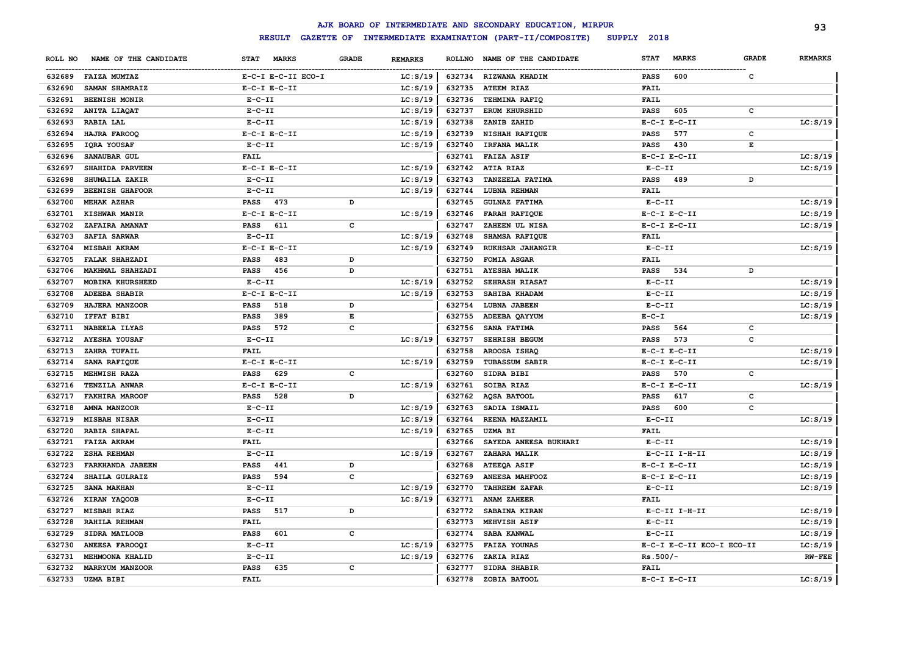# AJK BOARD OF INTERMEDIATE AND SECONDARY EDUCATION, MIRPUR

**RESULT GAZETTE OF INTERMEDIATE EXAMINATION (PART-II/COMPOSITE) SUPPLY 2018**

| ROLL NO | NAME OF THE CANDIDATE | STAT MARKS | GRADE | REMARKS |
|---|---|---|---|---|
| 632689 | FAIZA MUMTAZ | E-C-I E-C-II ECO-I | | LC:S/19 |
| 632690 | SAMAN SHAMRAIZ | E-C-I E-C-II | | LC:S/19 |
| 632691 | BEENISH MONIR | E-C-II | | LC:S/19 |
| 632692 | ANITA LIAQAT | E-C-II | | LC:S/19 |
| 632693 | RABIA LAL | E-C-II | | LC:S/19 |
| 632694 | HAJRA FAROOQ | E-C-I E-C-II | | LC:S/19 |
| 632695 | IQRA YOUSAF | E-C-II | | LC:S/19 |
| 632696 | SANAUBAR GUL | FAIL | | |
| 632697 | SHAHIDA PARVEEN | E-C-I E-C-II | | LC:S/19 |
| 632698 | SHUMAILA ZAKIR | E-C-II | | LC:S/19 |
| 632699 | BEENISH GHAFOOR | E-C-II | | LC:S/19 |
| 632700 | MEHAK AZHAR | PASS 473 | D | |
| 632701 | KISHWAR MANIR | E-C-I E-C-II | | LC:S/19 |
| 632702 | ZAFAIRA AMANAT | PASS 611 | C | |
| 632703 | SAFIA SARWAR | E-C-II | | LC:S/19 |
| 632704 | MISBAH AKRAM | E-C-I E-C-II | | LC:S/19 |
| 632705 | FALAK SHAHZADI | PASS 483 | D | |
| 632706 | MAKHMAL SHAHZADI | PASS 456 | D | |
| 632707 | MOBINA KHURSHEED | E-C-II | | LC:S/19 |
| 632708 | ADEEBA SHABIR | E-C-I E-C-II | | LC:S/19 |
| 632709 | HAJERA MANZOOR | PASS 518 | D | |
| 632710 | IFFAT BIBI | PASS 389 | E | |
| 632711 | NABEELA ILYAS | PASS 572 | C | |
| 632712 | AYESHA YOUSAF | E-C-II | | LC:S/19 |
| 632713 | ZAHRA TUFAIL | FAIL | | |
| 632714 | SANA RAFIQUE | E-C-I E-C-II | | LC:S/19 |
| 632715 | MEHWISH RAZA | PASS 629 | C | |
| 632716 | TENZILA ANWAR | E-C-I E-C-II | | LC:S/19 |
| 632717 | FAKHIRA MAROOF | PASS 528 | D | |
| 632718 | AMNA MANZOOR | E-C-II | | LC:S/19 |
| 632719 | MISBAH NISAR | E-C-II | | LC:S/19 |
| 632720 | RABIA SHAPAL | E-C-II | | LC:S/19 |
| 632721 | FAIZA AKRAM | FAIL | | |
| 632722 | ESHA REHMAN | E-C-II | | LC:S/19 |
| 632723 | FARKHANDA JABEEN | PASS 441 | D | |
| 632724 | SHAILA GULRAIZ | PASS 594 | C | |
| 632725 | SANA MAKHAN | E-C-II | | LC:S/19 |
| 632726 | KIRAN YAQOOB | E-C-II | | LC:S/19 |
| 632727 | MISBAH RIAZ | PASS 517 | D | |
| 632728 | RAHILA REHMAN | FAIL | | |
| 632729 | SIDRA MATLOOB | PASS 601 | C | |
| 632730 | ANEESA FAROOQI | E-C-II | | LC:S/19 |
| 632731 | MEHMOONA KHALID | E-C-II | | LC:S/19 |
| 632732 | MARRYUM MANZOOR | PASS 635 | C | |
| 632733 | UZMA BIBI | FAIL | | |
| 632734 | RIZWANA KHADIM | PASS 600 | C | |
| 632735 | ATEEM RIAZ | FAIL | | |
| 632736 | TEHMINA RAFIQ | FAIL | | |
| 632737 | ERUM KHURSHID | PASS 605 | C | |
| 632738 | ZANIB ZAHID | E-C-I E-C-II | | LC:S/19 |
| 632739 | NISHAH RAFIQUE | PASS 577 | C | |
| 632740 | IRFANA MALIK | PASS 430 | E | |
| 632741 | FAIZA ASIF | E-C-I E-C-II | | LC:S/19 |
| 632742 | ATIA RIAZ | E-C-II | | LC:S/19 |
| 632743 | TANZEELA FATIMA | PASS 489 | D | |
| 632744 | LUBNA REHMAN | FAIL | | |
| 632745 | GULNAZ FATIMA | E-C-II | | LC:S/19 |
| 632746 | FARAH RAFIQUE | E-C-I E-C-II | | LC:S/19 |
| 632747 | ZAHEEN UL NISA | E-C-I E-C-II | | LC:S/19 |
| 632748 | SHAMSA RAFIQUE | FAIL | | |
| 632749 | RUKHSAR JAHANGIR | E-C-II | | LC:S/19 |
| 632750 | FOMIA ASGAR | FAIL | | |
| 632751 | AYESHA MALIK | PASS 534 | D | |
| 632752 | SEHRASH RIASAT | E-C-II | | LC:S/19 |
| 632753 | SAHIBA KHADAM | E-C-II | | LC:S/19 |
| 632754 | LUBNA JABEEN | E-C-II | | LC:S/19 |
| 632755 | ADEEBA QAYYUM | E-C-I | | LC:S/19 |
| 632756 | SANA FATIMA | PASS 564 | C | |
| 632757 | SEHRISH BEGUM | PASS 573 | C | |
| 632758 | AROOSA ISHAQ | E-C-I E-C-II | | LC:S/19 |
| 632759 | TUBASSUM SABIR | E-C-I E-C-II | | LC:S/19 |
| 632760 | SIDRA BIBI | PASS 570 | C | |
| 632761 | SOIBA RIAZ | E-C-I E-C-II | | LC:S/19 |
| 632762 | AQSA BATOOL | PASS 617 | C | |
| 632763 | SADIA ISMAIL | PASS 600 | C | |
| 632764 | REENA MAZZAMIL | E-C-II | | LC:S/19 |
| 632765 | UZMA BI | FAIL | | |
| 632766 | SAYEDA ANEESA BUKHARI | E-C-II | | LC:S/19 |
| 632767 | ZAHARA MALIK | E-C-II I-H-II | | LC:S/19 |
| 632768 | ATEEQA ASIF | E-C-I E-C-II | | LC:S/19 |
| 632769 | ANEESA MAHFOOZ | E-C-I E-C-II | | LC:S/19 |
| 632770 | TAHREEM ZAFAR | E-C-II | | LC:S/19 |
| 632771 | ANAM ZAHEER | FAIL | | |
| 632772 | SABAINA KIRAN | E-C-II I-H-II | | LC:S/19 |
| 632773 | MEHVISH ASIF | E-C-II | | LC:S/19 |
| 632774 | SABA KANWAL | E-C-II | | LC:S/19 |
| 632775 | FAIZA YOUNAS | E-C-I E-C-II ECO-I ECO-II | | LC:S/19 |
| 632776 | ZAKIA RIAZ | Rs.500/- | | RW-FEE |
| 632777 | SIDRA SHABIR | FAIL | | |
| 632778 | ZOBIA BATOOL | E-C-I E-C-II | | LC:S/19 |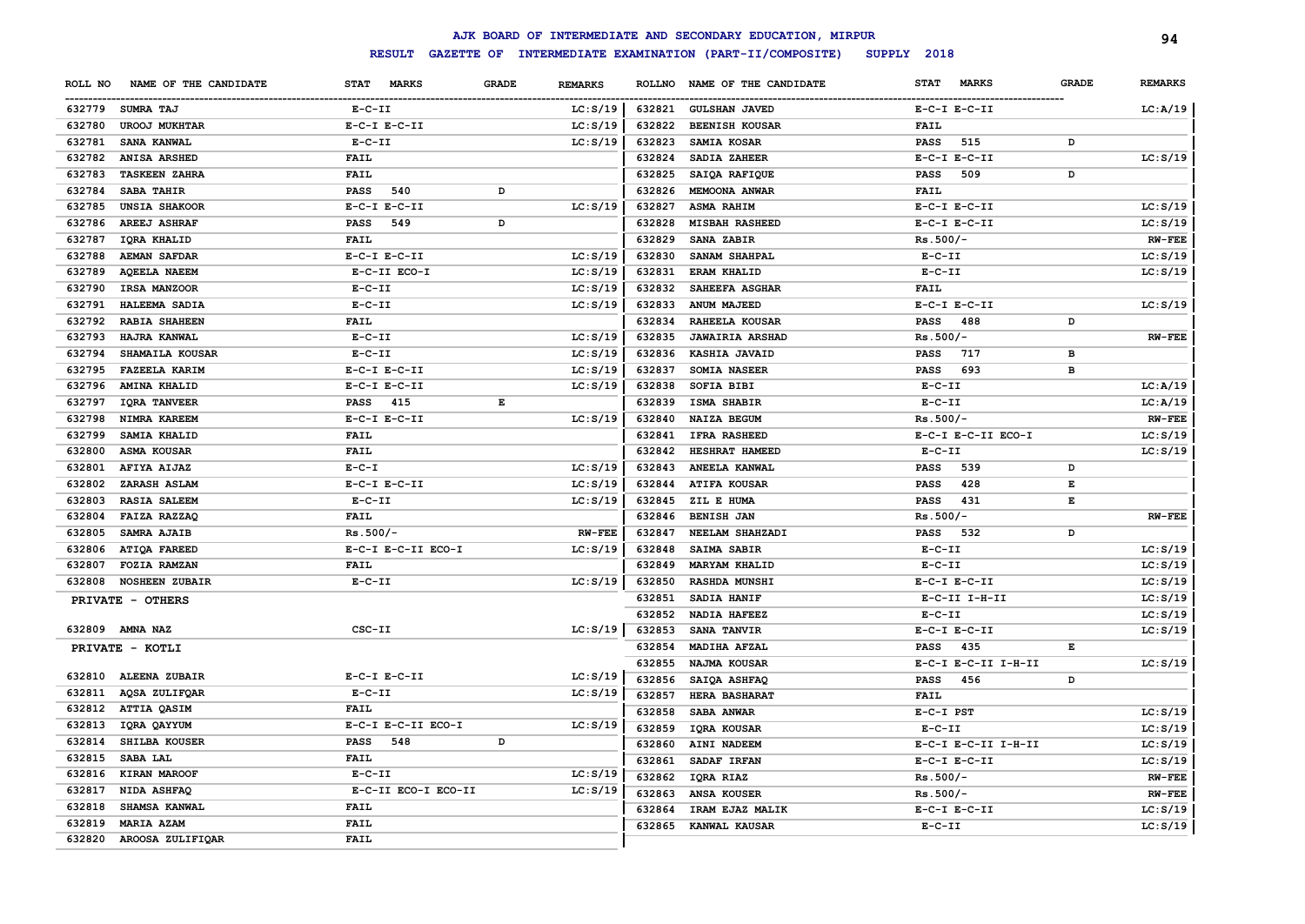# AJK BOARD OF INTERMEDIATE AND SECONDARY EDUCATION, MIRPUR

**RESULT GAZETTE OF INTERMEDIATE EXAMINATION (PART-II/COMPOSITE) SUPPLY 2018**

| ROLL NO | NAME OF THE CANDIDATE | STAT MARKS | GRADE | REMARKS |
|---|---|---|---|---|
| 632779 | SUMRA TAJ | E-C-II | | LC:S/19 |
| 632780 | UROOJ MUKHTAR | E-C-I E-C-II | | LC:S/19 |
| 632781 | SANA KANWAL | E-C-II | | LC:S/19 |
| 632782 | ANISA ARSHED | FAIL | | |
| 632783 | TASKEEN ZAHRA | FAIL | | |
| 632784 | SABA TAHIR | PASS 540 | D | |
| 632785 | UNSIA SHAKOOR | E-C-I E-C-II | | LC:S/19 |
| 632786 | AREEJ ASHRAF | PASS 549 | D | |
| 632787 | IQRA KHALID | FAIL | | |
| 632788 | AEMAN SAFDAR | E-C-I E-C-II | | LC:S/19 |
| 632789 | AQEELA NAEEM | E-C-II ECO-I | | LC:S/19 |
| 632790 | IRSA MANZOOR | E-C-II | | LC:S/19 |
| 632791 | HALEEMA SADIA | E-C-II | | LC:S/19 |
| 632792 | RABIA SHAHEEN | FAIL | | |
| 632793 | HAJRA KANWAL | E-C-II | | LC:S/19 |
| 632794 | SHAMAILA KOUSAR | E-C-II | | LC:S/19 |
| 632795 | FAZEELA KARIM | E-C-I E-C-II | | LC:S/19 |
| 632796 | AMINA KHALID | E-C-I E-C-II | | LC:S/19 |
| 632797 | IQRA TANVEER | PASS 415 | E | |
| 632798 | NIMRA KAREEM | E-C-I E-C-II | | LC:S/19 |
| 632799 | SAMIA KHALID | FAIL | | |
| 632800 | ASMA KOUSAR | FAIL | | |
| 632801 | AFIYA AIJAZ | E-C-I | | LC:S/19 |
| 632802 | ZARASH ASLAM | E-C-I E-C-II | | LC:S/19 |
| 632803 | RASIA SALEEM | E-C-II | | LC:S/19 |
| 632804 | FAIZA RAZZAQ | FAIL | | |
| 632805 | SAMRA AJAIB | Rs.500/- | | RW-FEE |
| 632806 | ATIQA FAREED | E-C-I E-C-II ECO-I | | LC:S/19 |
| 632807 | FOZIA RAMZAN | FAIL | | |
| 632808 | NOSHEEN ZUBAIR | E-C-II | | LC:S/19 |

**PRIVATE - OTHERS**

| ROLL NO | NAME OF THE CANDIDATE | STAT MARKS | GRADE | REMARKS |
|---|---|---|---|---|
| 632809 | AMNA NAZ | CSC-II | | LC:S/19 |

**PRIVATE - KOTLI**

| ROLL NO | NAME OF THE CANDIDATE | STAT MARKS | GRADE | REMARKS |
|---|---|---|---|---|
| 632810 | ALEENA ZUBAIR | E-C-I E-C-II | | LC:S/19 |
| 632811 | AQSA ZULIFQAR | E-C-II | | LC:S/19 |
| 632812 | ATTIA QASIM | FAIL | | |
| 632813 | IQRA QAYYUM | E-C-I E-C-II ECO-I | | LC:S/19 |
| 632814 | SHILBA KOUSER | PASS 548 | D | |
| 632815 | SABA LAL | FAIL | | |
| 632816 | KIRAN MAROOF | E-C-II | | LC:S/19 |
| 632817 | NIDA ASHFAQ | E-C-II ECO-I ECO-II | | LC:S/19 |
| 632818 | SHAMSA KANWAL | FAIL | | |
| 632819 | MARIA AZAM | FAIL | | |
| 632820 | AROOSA ZULIFIQAR | FAIL | | |
| 632821 | GULSHAN JAVED | E-C-I E-C-II | | LC:A/19 |
| 632822 | BEENISH KOUSAR | FAIL | | |
| 632823 | SAMIA KOSAR | PASS 515 | D | |
| 632824 | SADIA ZAHEER | E-C-I E-C-II | | LC:S/19 |
| 632825 | SAIQA RAFIQUE | PASS 509 | D | |
| 632826 | MEMOONA ANWAR | FAIL | | |
| 632827 | ASMA RAHIM | E-C-I E-C-II | | LC:S/19 |
| 632828 | MISBAH RASHEED | E-C-I E-C-II | | LC:S/19 |
| 632829 | SANA ZABIR | Rs.500/- | | RW-FEE |
| 632830 | SANAM SHAHPAL | E-C-II | | LC:S/19 |
| 632831 | ERAM KHALID | E-C-II | | LC:S/19 |
| 632832 | SAHEEFA ASGHAR | FAIL | | |
| 632833 | ANUM MAJEED | E-C-I E-C-II | | LC:S/19 |
| 632834 | RAHEELA KOUSAR | PASS 488 | D | |
| 632835 | JAWAIRIA ARSHAD | Rs.500/- | | RW-FEE |
| 632836 | KASHIA JAVAID | PASS 717 | B | |
| 632837 | SOMIA NASEER | PASS 693 | B | |
| 632838 | SOFIA BIBI | E-C-II | | LC:A/19 |
| 632839 | ISMA SHABIR | E-C-II | | LC:A/19 |
| 632840 | NAIZA BEGUM | Rs.500/- | | RW-FEE |
| 632841 | IFRA RASHEED | E-C-I E-C-II ECO-I | | LC:S/19 |
| 632842 | HESHRAT HAMEED | E-C-II | | LC:S/19 |
| 632843 | ANEELA KANWAL | PASS 539 | D | |
| 632844 | ATIFA KOUSAR | PASS 428 | E | |
| 632845 | ZIL E HUMA | PASS 431 | E | |
| 632846 | BENISH JAN | Rs.500/- | | RW-FEE |
| 632847 | NEELAM SHAHZADI | PASS 532 | D | |
| 632848 | SAIMA SABIR | E-C-II | | LC:S/19 |
| 632849 | MARYAM KHALID | E-C-II | | LC:S/19 |
| 632850 | RASHDA MUNSHI | E-C-I E-C-II | | LC:S/19 |
| 632851 | SADIA HANIF | E-C-II I-H-II | | LC:S/19 |
| 632852 | NADIA HAFEEZ | E-C-II | | LC:S/19 |
| 632853 | SANA TANVIR | E-C-I E-C-II | | LC:S/19 |
| 632854 | MADIHA AFZAL | PASS 435 | E | |
| 632855 | NAJMA KOUSAR | E-C-I E-C-II I-H-II | | LC:S/19 |
| 632856 | SAIQA ASHFAQ | PASS 456 | D | |
| 632857 | HERA BASHARAT | FAIL | | |
| 632858 | SABA ANWAR | E-C-I PST | | LC:S/19 |
| 632859 | IQRA KOUSAR | E-C-II | | LC:S/19 |
| 632860 | AINI NADEEM | E-C-I E-C-II I-H-II | | LC:S/19 |
| 632861 | SADAF IRFAN | E-C-I E-C-II | | LC:S/19 |
| 632862 | IQRA RIAZ | Rs.500/- | | RW-FEE |
| 632863 | ANSA KOUSER | Rs.500/- | | RW-FEE |
| 632864 | IRAM EJAZ MALIK | E-C-I E-C-II | | LC:S/19 |
| 632865 | KANWAL KAUSAR | E-C-II | | LC:S/19 |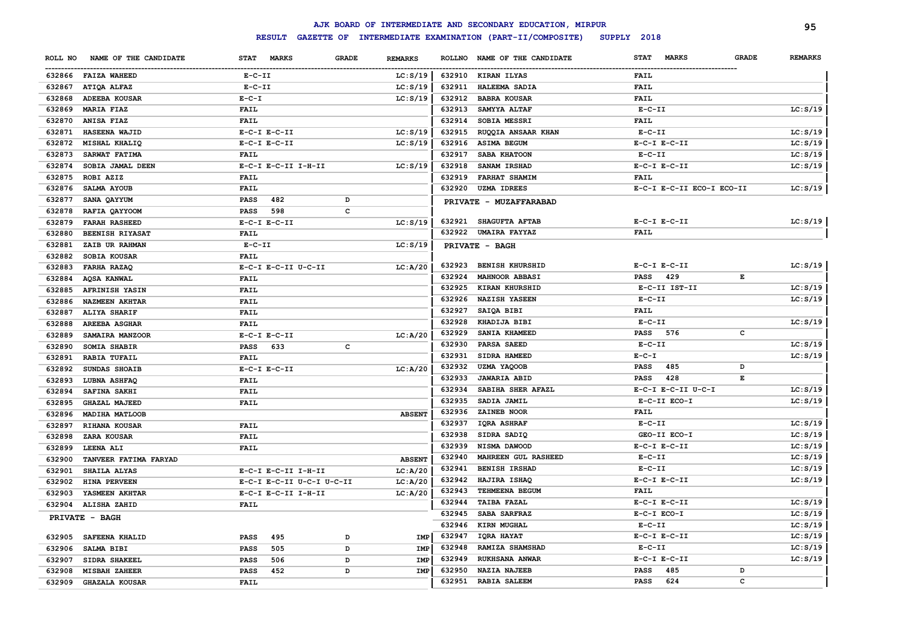# AJK BOARD OF INTERMEDIATE AND SECONDARY EDUCATION, MIRPUR

## RESULT GAZETTE OF INTERMEDIATE EXAMINATION (PART-II/COMPOSITE) SUPPLY 2018

| ROLL NO | NAME OF THE CANDIDATE | STAT MARKS | GRADE | REMARKS |
|---|---|---|---|---|
| 632866 | FAIZA WAHEED | E-C-II | | LC:S/19 |
| 632867 | ATIQA ALFAZ | E-C-II | | LC:S/19 |
| 632868 | ADEEBA KOUSAR | E-C-I | | LC:S/19 |
| 632869 | MARIA FIAZ | FAIL | | |
| 632870 | ANISA FIAZ | FAIL | | |
| 632871 | HASEENA WAJID | E-C-I E-C-II | | LC:S/19 |
| 632872 | MISHAL KHALIQ | E-C-I E-C-II | | LC:S/19 |
| 632873 | SARWAT FATIMA | FAIL | | |
| 632874 | SOBIA JAMAL DEEN | E-C-I E-C-II I-H-II | | LC:S/19 |
| 632875 | ROBI AZIZ | FAIL | | |
| 632876 | SALMA AYOUB | FAIL | | |
| 632877 | SANA QAYYUM | PASS 482 | D | |
| 632878 | RAFIA QAYYOOM | PASS 598 | C | |
| 632879 | FARAH RASHEED | E-C-I E-C-II | | LC:S/19 |
| 632880 | BEENISH RIYASAT | FAIL | | |
| 632881 | ZAIB UR RAHMAN | E-C-II | | LC:S/19 |
| 632882 | SOBIA KOUSAR | FAIL | | |
| 632883 | FARHA RAZAQ | E-C-I E-C-II U-C-II | | LC:A/20 |
| 632884 | AQSA KANWAL | FAIL | | |
| 632885 | AFRINISH YASIN | FAIL | | |
| 632886 | NAZMEEN AKHTAR | FAIL | | |
| 632887 | ALIYA SHARIF | FAIL | | |
| 632888 | AREEBA ASGHAR | FAIL | | |
| 632889 | SAMAIRA MANZOOR | E-C-I E-C-II | | LC:A/20 |
| 632890 | SOMIA SHABIR | PASS 633 | C | |
| 632891 | RABIA TUFAIL | FAIL | | |
| 632892 | SUNDAS SHOAIB | E-C-I E-C-II | | LC:A/20 |
| 632893 | LUBNA ASHFAQ | FAIL | | |
| 632894 | SAFINA SAKHI | FAIL | | |
| 632895 | GHAZAL MAJEED | FAIL | | |
| 632896 | MADIHA MATLOOB | | | ABSENT |
| 632897 | RIHANA KOUSAR | FAIL | | |
| 632898 | ZARA KOUSAR | FAIL | | |
| 632899 | LEENA ALI | FAIL | | |
| 632900 | TANVEER FATIMA FARYAD | | | ABSENT |
| 632901 | SHAILA ALYAS | E-C-I E-C-II I-H-II | | LC:A/20 |
| 632902 | HINA PERVEEN | E-C-I E-C-II U-C-I U-C-II | | LC:A/20 |
| 632903 | YASMEEN AKHTAR | E-C-I E-C-II I-H-II | | LC:A/20 |
| 632904 | ALISHA ZAHID | FAIL | | |

### PRIVATE - BAGH

| ROLL NO | NAME OF THE CANDIDATE | STAT MARKS | GRADE | REMARKS |
|---|---|---|---|---|
| 632905 | SAFEENA KHALID | PASS 495 | D | IMP |
| 632906 | SALMA BIBI | PASS 505 | D | IMP |
| 632907 | SIDRA SHAKEEL | PASS 506 | D | IMP |
| 632908 | MISBAH ZAHEER | PASS 452 | D | IMP |
| 632909 | GHAZALA KOUSAR | FAIL | | |
| 632910 | KIRAN ILYAS | FAIL | | |
| 632911 | HALEEMA SADIA | FAIL | | |
| 632912 | BABRA KOUSAR | FAIL | | |
| 632913 | SAMYYA ALTAF | E-C-II | | LC:S/19 |
| 632914 | SOBIA MESSRI | FAIL | | |
| 632915 | RUQQIA ANSAAR KHAN | E-C-II | | LC:S/19 |
| 632916 | ASIMA BEGUM | E-C-I E-C-II | | LC:S/19 |
| 632917 | SABA KHATOON | E-C-II | | LC:S/19 |
| 632918 | SANAM IRSHAD | E-C-I E-C-II | | LC:S/19 |
| 632919 | FARHAT SHAMIM | FAIL | | |
| 632920 | UZMA IDREES | E-C-I E-C-II ECO-I ECO-II | | LC:S/19 |

### PRIVATE - MUZAFFARABAD

| ROLL NO | NAME OF THE CANDIDATE | STAT MARKS | GRADE | REMARKS |
|---|---|---|---|---|
| 632921 | SHAGUFTA AFTAB | E-C-I E-C-II | | LC:S/19 |
| 632922 | UMAIRA FAYYAZ | FAIL | | |

### PRIVATE - BAGH

| ROLL NO | NAME OF THE CANDIDATE | STAT MARKS | GRADE | REMARKS |
|---|---|---|---|---|
| 632923 | BENISH KHURSHID | E-C-I E-C-II | | LC:S/19 |
| 632924 | MAHNOOR ABBASI | PASS 429 | E | |
| 632925 | KIRAN KHURSHID | E-C-II IST-II | | LC:S/19 |
| 632926 | NAZISH YASEEN | E-C-II | | LC:S/19 |
| 632927 | SAIQA BIBI | FAIL | | |
| 632928 | KHADIJA BIBI | E-C-II | | LC:S/19 |
| 632929 | SANIA KHAMEED | PASS 576 | C | |
| 632930 | PARSA SAEED | E-C-II | | LC:S/19 |
| 632931 | SIDRA HAMEED | E-C-I | | LC:S/19 |
| 632932 | UZMA YAQOOB | PASS 485 | D | |
| 632933 | JAWARIA ABID | PASS 428 | E | |
| 632934 | SABIHA SHER AFAZL | E-C-I E-C-II U-C-I | | LC:S/19 |
| 632935 | SADIA JAMIL | E-C-II ECO-I | | LC:S/19 |
| 632936 | ZAINEB NOOR | FAIL | | |
| 632937 | IQRA ASHRAF | E-C-II | | LC:S/19 |
| 632938 | SIDRA SADIQ | GEO-II ECO-I | | LC:S/19 |
| 632939 | NISMA DAWOOD | E-C-I E-C-II | | LC:S/19 |
| 632940 | MAHREEN GUL RASHEED | E-C-II | | LC:S/19 |
| 632941 | BENISH IRSHAD | E-C-II | | LC:S/19 |
| 632942 | HAJIRA ISHAQ | E-C-I E-C-II | | LC:S/19 |
| 632943 | TEHMEENA BEGUM | FAIL | | |
| 632944 | TAIBA FAZAL | E-C-I E-C-II | | LC:S/19 |
| 632945 | SABA SARFRAZ | E-C-I ECO-I | | LC:S/19 |
| 632946 | KIRN MUGHAL | E-C-II | | LC:S/19 |
| 632947 | IQRA HAYAT | E-C-I E-C-II | | LC:S/19 |
| 632948 | RAMIZA SHAMSHAD | E-C-II | | LC:S/19 |
| 632949 | RUKHSANA ANWAR | E-C-I E-C-II | | LC:S/19 |
| 632950 | NAZIA NAJEEB | PASS 485 | D | |
| 632951 | RABIA SALEEM | PASS 624 | C | |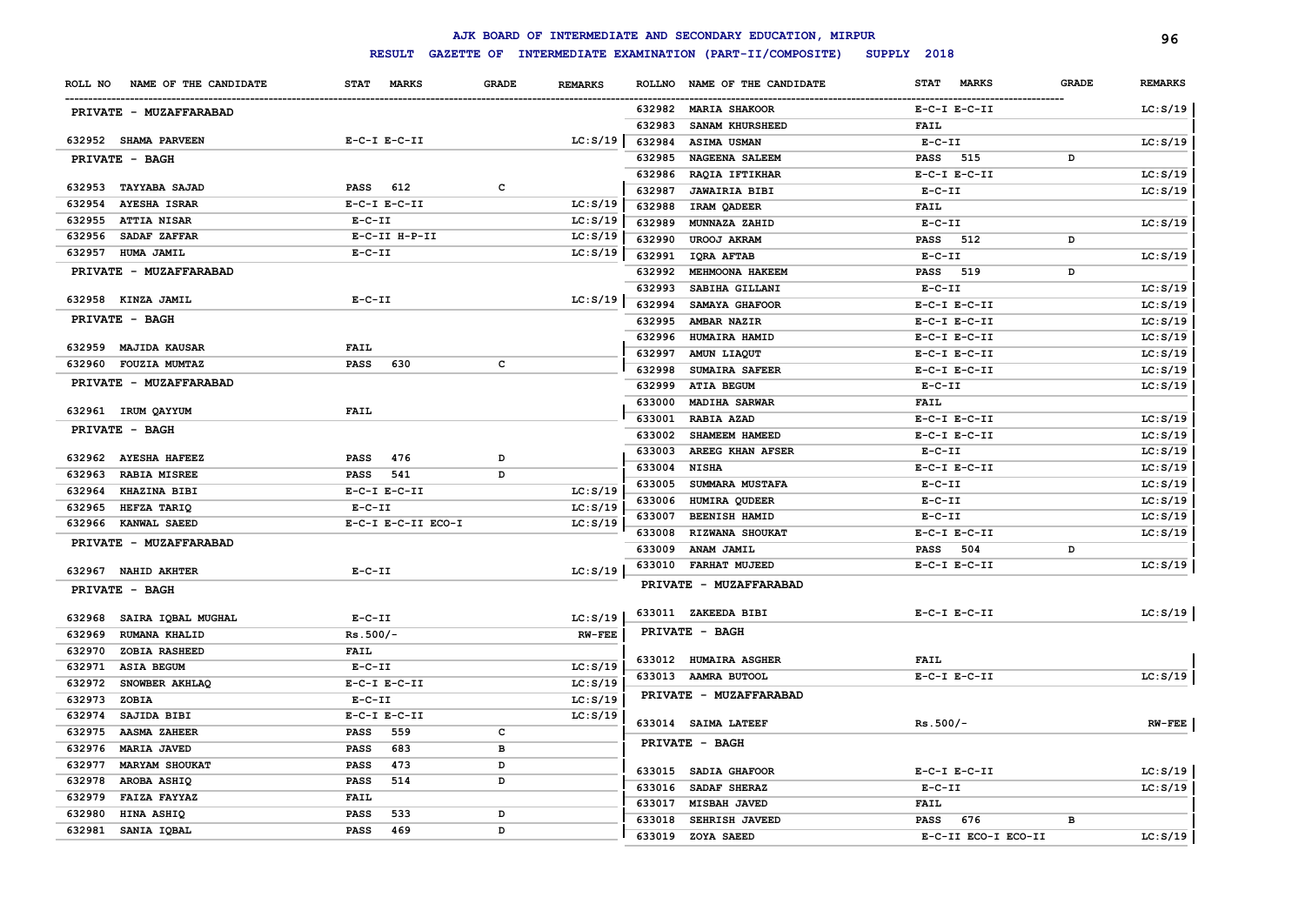# AJK BOARD OF INTERMEDIATE AND SECONDARY EDUCATION, MIRPUR

## RESULT GAZETTE OF INTERMEDIATE EXAMINATION (PART-II/COMPOSITE) SUPPLY 2018

| ROLL NO | NAME OF THE CANDIDATE | STAT MARKS | GRADE | REMARKS |
|---|---|---|---|---|
| **PRIVATE - MUZAFFARABAD** | | | | |
| 632952 | SHAMA PARVEEN | E-C-I E-C-II | | LC:S/19 |
| **PRIVATE - BAGH** | | | | |
| 632953 | TAYYABA SAJAD | PASS 612 | C | |
| 632954 | AYESHA ISRAR | E-C-I E-C-II | | LC:S/19 |
| 632955 | ATTIA NISAR | E-C-II | | LC:S/19 |
| 632956 | SADAF ZAFFAR | E-C-II H-P-II | | LC:S/19 |
| 632957 | HUMA JAMIL | E-C-II | | LC:S/19 |
| **PRIVATE - MUZAFFARABAD** | | | | |
| 632958 | KINZA JAMIL | E-C-II | | LC:S/19 |
| **PRIVATE - BAGH** | | | | |
| 632959 | MAJIDA KAUSAR | FAIL | | |
| 632960 | FOUZIA MUMTAZ | PASS 630 | C | |
| **PRIVATE - MUZAFFARABAD** | | | | |
| 632961 | IRUM QAYYUM | FAIL | | |
| **PRIVATE - BAGH** | | | | |
| 632962 | AYESHA HAFEEZ | PASS 476 | D | |
| 632963 | RABIA MISREE | PASS 541 | D | |
| 632964 | KHAZINA BIBI | E-C-I E-C-II | | LC:S/19 |
| 632965 | HEFZA TARIQ | E-C-II | | LC:S/19 |
| 632966 | KANWAL SAEED | E-C-I E-C-II ECO-I | | LC:S/19 |
| **PRIVATE - MUZAFFARABAD** | | | | |
| 632967 | NAHID AKHTER | E-C-II | | LC:S/19 |
| **PRIVATE - BAGH** | | | | |
| 632968 | SAIRA IQBAL MUGHAL | E-C-II | | LC:S/19 |
| 632969 | RUMANA KHALID | Rs.500/- | | RW-FEE |
| 632970 | ZOBIA RASHEED | FAIL | | |
| 632971 | ASIA BEGUM | E-C-II | | LC:S/19 |
| 632972 | SNOWBER AKHLAQ | E-C-I E-C-II | | LC:S/19 |
| 632973 | ZOBIA | E-C-II | | LC:S/19 |
| 632974 | SAJIDA BIBI | E-C-I E-C-II | | LC:S/19 |
| 632975 | AASMA ZAHEER | PASS 559 | C | |
| 632976 | MARIA JAVED | PASS 683 | B | |
| 632977 | MARYAM SHOUKAT | PASS 473 | D | |
| 632978 | AROBA ASHIQ | PASS 514 | D | |
| 632979 | FAIZA FAYYAZ | FAIL | | |
| 632980 | HINA ASHIQ | PASS 533 | D | |
| 632981 | SANIA IQBAL | PASS 469 | D | |
| 632982 | MARIA SHAKOOR | E-C-I E-C-II | | LC:S/19 |
| 632983 | SANAM KHURSHEED | FAIL | | |
| 632984 | ASIMA USMAN | E-C-II | | LC:S/19 |
| 632985 | NAGEENA SALEEM | PASS 515 | D | |
| 632986 | RAQIA IFTIKHAR | E-C-I E-C-II | | LC:S/19 |
| 632987 | JAWAIRIA BIBI | E-C-II | | LC:S/19 |
| 632988 | IRAM QADEER | FAIL | | |
| 632989 | MUNNAZA ZAHID | E-C-II | | LC:S/19 |
| 632990 | UROOJ AKRAM | PASS 512 | D | |
| 632991 | IQRA AFTAB | E-C-II | | LC:S/19 |
| 632992 | MEHMOONA HAKEEM | PASS 519 | D | |
| 632993 | SABIHA GILLANI | E-C-II | | LC:S/19 |
| 632994 | SAMAYA GHAFOOR | E-C-I E-C-II | | LC:S/19 |
| 632995 | AMBAR NAZIR | E-C-I E-C-II | | LC:S/19 |
| 632996 | HUMAIRA HAMID | E-C-I E-C-II | | LC:S/19 |
| 632997 | AMUN LIAQUT | E-C-I E-C-II | | LC:S/19 |
| 632998 | SUMAIRA SAFEER | E-C-I E-C-II | | LC:S/19 |
| 632999 | ATIA BEGUM | E-C-II | | LC:S/19 |
| 633000 | MADIHA SARWAR | FAIL | | |
| 633001 | RABIA AZAD | E-C-I E-C-II | | LC:S/19 |
| 633002 | SHAMEEM HAMEED | E-C-I E-C-II | | LC:S/19 |
| 633003 | AREEG KHAN AFSER | E-C-II | | LC:S/19 |
| 633004 | NISHA | E-C-I E-C-II | | LC:S/19 |
| 633005 | SUMMARA MUSTAFA | E-C-II | | LC:S/19 |
| 633006 | HUMIRA QUDEER | E-C-II | | LC:S/19 |
| 633007 | BEENISH HAMID | E-C-II | | LC:S/19 |
| 633008 | RIZWANA SHOUKAT | E-C-I E-C-II | | LC:S/19 |
| 633009 | ANAM JAMIL | PASS 504 | D | |
| 633010 | FARHAT MUJEED | E-C-I E-C-II | | LC:S/19 |
| **PRIVATE - MUZAFFARABAD** | | | | |
| 633011 | ZAKEEDA BIBI | E-C-I E-C-II | | LC:S/19 |
| **PRIVATE - BAGH** | | | | |
| 633012 | HUMAIRA ASGHER | FAIL | | |
| 633013 | AAMRA BUTOOL | E-C-I E-C-II | | LC:S/19 |
| **PRIVATE - MUZAFFARABAD** | | | | |
| 633014 | SAIMA LATEEF | Rs.500/- | | RW-FEE |
| **PRIVATE - BAGH** | | | | |
| 633015 | SADIA GHAFOOR | E-C-I E-C-II | | LC:S/19 |
| 633016 | SADAF SHERAZ | E-C-II | | LC:S/19 |
| 633017 | MISBAH JAVED | FAIL | | |
| 633018 | SEHRISH JAVEED | PASS 676 | B | |
| 633019 | ZOYA SAEED | E-C-II ECO-I ECO-II | | LC:S/19 |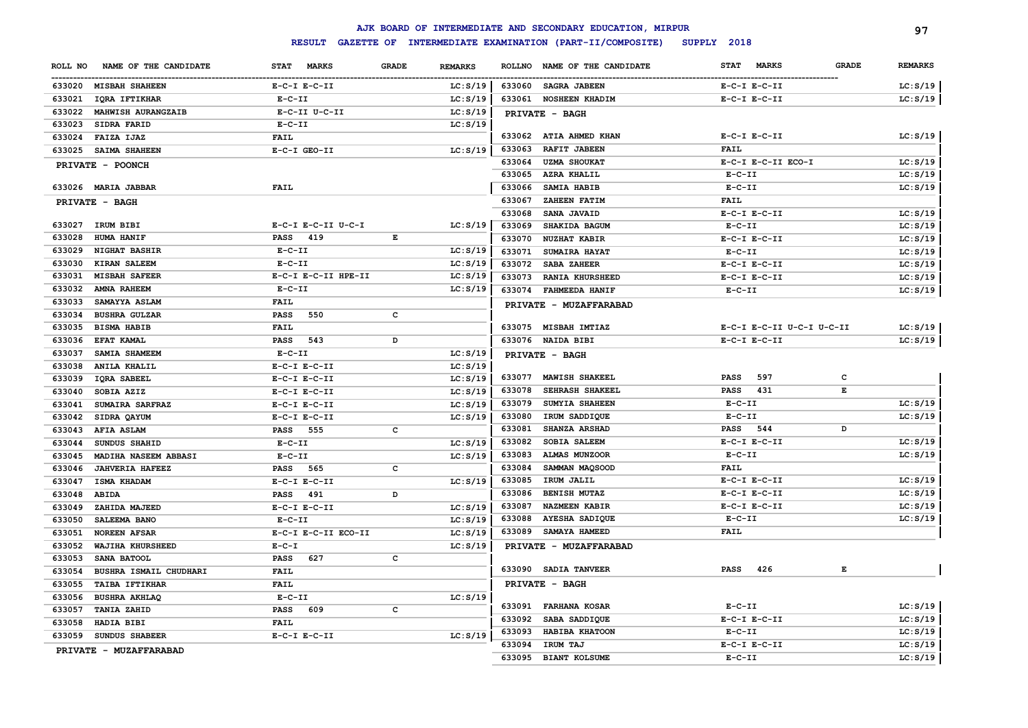# AJK BOARD OF INTERMEDIATE AND SECONDARY EDUCATION, MIRPUR

## RESULT GAZETTE OF INTERMEDIATE EXAMINATION (PART-II/COMPOSITE) SUPPLY 2018

| ROLL NO | NAME OF THE CANDIDATE | STAT MARKS | GRADE | REMARKS |
|---|---|---|---|---|
| 633020 | MISBAH SHAHEEN | E-C-I E-C-II | | LC:S/19 |
| 633021 | IQRA IFTIKHAR | E-C-II | | LC:S/19 |
| 633022 | MAHWISH AURANGZAIB | E-C-II U-C-II | | LC:S/19 |
| 633023 | SIDRA FARID | E-C-II | | LC:S/19 |
| 633024 | FAIZA IJAZ | FAIL | | |
| 633025 | SAIMA SHAHEEN | E-C-I GEO-II | | LC:S/19 |
| | **PRIVATE - POONCH** | | | |
| 633026 | MARIA JABBAR | FAIL | | |
| | **PRIVATE - BAGH** | | | |
| 633027 | IRUM BIBI | E-C-I E-C-II U-C-I | | LC:S/19 |
| 633028 | HUMA HANIF | PASS 419 | E | |
| 633029 | NIGHAT BASHIR | E-C-II | | LC:S/19 |
| 633030 | KIRAN SALEEM | E-C-II | | LC:S/19 |
| 633031 | MISBAH SAFEER | E-C-I E-C-II HPE-II | | LC:S/19 |
| 633032 | AMNA RAHEEM | E-C-II | | LC:S/19 |
| 633033 | SAMAYYA ASLAM | FAIL | | |
| 633034 | BUSHRA GULZAR | PASS 550 | C | |
| 633035 | BISMA HABIB | FAIL | | |
| 633036 | EFAT KAMAL | PASS 543 | D | |
| 633037 | SAMIA SHAMEEM | E-C-II | | LC:S/19 |
| 633038 | ANILA KHALIL | E-C-I E-C-II | | LC:S/19 |
| 633039 | IQRA SABEEL | E-C-I E-C-II | | LC:S/19 |
| 633040 | SOBIA AZIZ | E-C-I E-C-II | | LC:S/19 |
| 633041 | SUMAIRA SARFRAZ | E-C-I E-C-II | | LC:S/19 |
| 633042 | SIDRA QAYUM | E-C-I E-C-II | | LC:S/19 |
| 633043 | AFIA ASLAM | PASS 555 | C | |
| 633044 | SUNDUS SHAHID | E-C-II | | LC:S/19 |
| 633045 | MADIHA NASEEM ABBASI | E-C-II | | LC:S/19 |
| 633046 | JAHVERIA HAFEEZ | PASS 565 | C | |
| 633047 | ISMA KHADAM | E-C-I E-C-II | | LC:S/19 |
| 633048 | ABIDA | PASS 491 | D | |
| 633049 | ZAHIDA MAJEED | E-C-I E-C-II | | LC:S/19 |
| 633050 | SALEEMA BANO | E-C-II | | LC:S/19 |
| 633051 | NOREEN AFSAR | E-C-I E-C-II ECO-II | | LC:S/19 |
| 633052 | WAJIHA KHURSHEED | E-C-I | | LC:S/19 |
| 633053 | SANA BATOOL | PASS 627 | C | |
| 633054 | BUSHRA ISMAIL CHUDHARI | FAIL | | |
| 633055 | TAIBA IFTIKHAR | FAIL | | |
| 633056 | BUSHRA AKHLAQ | E-C-II | | LC:S/19 |
| 633057 | TANIA ZAHID | PASS 609 | C | |
| 633058 | HADIA BIBI | FAIL | | |
| 633059 | SUNDUS SHABEER | E-C-I E-C-II | | LC:S/19 |
| | **PRIVATE - MUZAFFARABAD** | | | |
| 633060 | SAGRA JABEEN | E-C-I E-C-II | | LC:S/19 |
| 633061 | NOSHEEN KHADIM | E-C-I E-C-II | | LC:S/19 |
| | **PRIVATE - BAGH** | | | |
| 633062 | ATIA AHMED KHAN | E-C-I E-C-II | | LC:S/19 |
| 633063 | RAFIT JABEEN | FAIL | | |
| 633064 | UZMA SHOUKAT | E-C-I E-C-II ECO-I | | LC:S/19 |
| 633065 | AZRA KHALIL | E-C-II | | LC:S/19 |
| 633066 | SAMIA HABIB | E-C-II | | LC:S/19 |
| 633067 | ZAHEEN FATIM | FAIL | | |
| 633068 | SANA JAVAID | E-C-I E-C-II | | LC:S/19 |
| 633069 | SHAKIDA BAGUM | E-C-II | | LC:S/19 |
| 633070 | NUZHAT KABIR | E-C-I E-C-II | | LC:S/19 |
| 633071 | SUMAIRA HAYAT | E-C-II | | LC:S/19 |
| 633072 | SABA ZAHEER | E-C-I E-C-II | | LC:S/19 |
| 633073 | RANIA KHURSHEED | E-C-I E-C-II | | LC:S/19 |
| 633074 | FAHMEEDA HANIF | E-C-II | | LC:S/19 |
| | **PRIVATE - MUZAFFARABAD** | | | |
| 633075 | MISBAH IMTIAZ | E-C-I E-C-II U-C-I U-C-II | | LC:S/19 |
| 633076 | NAIDA BIBI | E-C-I E-C-II | | LC:S/19 |
| | **PRIVATE - BAGH** | | | |
| 633077 | MAWISH SHAKEEL | PASS 597 | C | |
| 633078 | SEHRASH SHAKEEL | PASS 431 | E | |
| 633079 | SUMYIA SHAHEEN | E-C-II | | LC:S/19 |
| 633080 | IRUM SADDIQUE | E-C-II | | LC:S/19 |
| 633081 | SHANZA ARSHAD | PASS 544 | D | |
| 633082 | SOBIA SALEEM | E-C-I E-C-II | | LC:S/19 |
| 633083 | ALMAS MUNZOOR | E-C-II | | LC:S/19 |
| 633084 | SAMMAN MAQSOOD | FAIL | | |
| 633085 | IRUM JALIL | E-C-I E-C-II | | LC:S/19 |
| 633086 | BENISH MUTAZ | E-C-I E-C-II | | LC:S/19 |
| 633087 | NAZMEEN KABIR | E-C-I E-C-II | | LC:S/19 |
| 633088 | AYESHA SADIQUE | E-C-II | | LC:S/19 |
| 633089 | SAMAYA HAMEED | FAIL | | |
| | **PRIVATE - MUZAFFARABAD** | | | |
| 633090 | SADIA TANVEER | PASS 426 | E | |
| | **PRIVATE - BAGH** | | | |
| 633091 | FARHANA KOSAR | E-C-II | | LC:S/19 |
| 633092 | SABA SADDIQUE | E-C-I E-C-II | | LC:S/19 |
| 633093 | HABIBA KHATOON | E-C-II | | LC:S/19 |
| 633094 | IRUM TAJ | E-C-I E-C-II | | LC:S/19 |
| 633095 | BIANT KOLSUME | E-C-II | | LC:S/19 |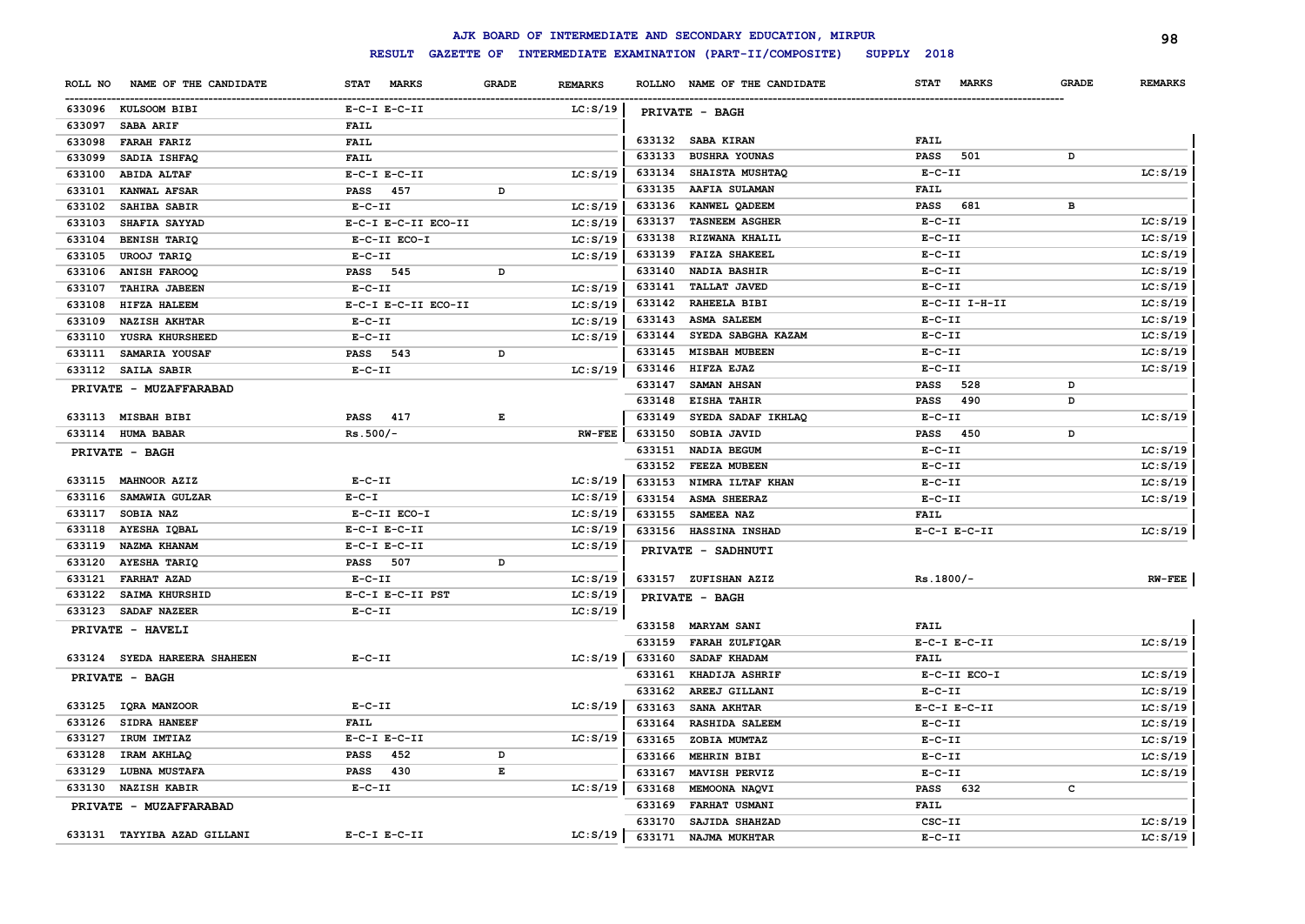# AJK BOARD OF INTERMEDIATE AND SECONDARY EDUCATION, MIRPUR

**RESULT GAZETTE OF INTERMEDIATE EXAMINATION (PART-II/COMPOSITE) SUPPLY 2018**

| ROLL NO | NAME OF THE CANDIDATE | STAT MARKS | GRADE | REMARKS |
|---|---|---|---|---|
| 633096 | KULSOOM BIBI | E-C-I E-C-II | | LC:S/19 |
| 633097 | SABA ARIF | FAIL | | |
| 633098 | FARAH FARIZ | FAIL | | |
| 633099 | SADIA ISHFAQ | FAIL | | |
| 633100 | ABIDA ALTAF | E-C-I E-C-II | | LC:S/19 |
| 633101 | KANWAL AFSAR | PASS 457 | D | |
| 633102 | SAHIBA SABIR | E-C-II | | LC:S/19 |
| 633103 | SHAFIA SAYYAD | E-C-I E-C-II ECO-II | | LC:S/19 |
| 633104 | BENISH TARIQ | E-C-II ECO-I | | LC:S/19 |
| 633105 | UROOJ TARIQ | E-C-II | | LC:S/19 |
| 633106 | ANISH FAROOQ | PASS 545 | D | |
| 633107 | TAHIRA JABEEN | E-C-II | | LC:S/19 |
| 633108 | HIFZA HALEEM | E-C-I E-C-II ECO-II | | LC:S/19 |
| 633109 | NAZISH AKHTAR | E-C-II | | LC:S/19 |
| 633110 | YUSRA KHURSHEED | E-C-II | | LC:S/19 |
| 633111 | SAMARIA YOUSAF | PASS 543 | D | |
| 633112 | SAILA SABIR | E-C-II | | LC:S/19 |
| | **PRIVATE - MUZAFFARABAD** | | | |
| 633113 | MISBAH BIBI | PASS 417 | E | |
| 633114 | HUMA BABAR | Rs.500/- | | RW-FEE |
| | **PRIVATE - BAGH** | | | |
| 633115 | MAHNOOR AZIZ | E-C-II | | LC:S/19 |
| 633116 | SAMAWIA GULZAR | E-C-I | | LC:S/19 |
| 633117 | SOBIA NAZ | E-C-II ECO-I | | LC:S/19 |
| 633118 | AYESHA IQBAL | E-C-I E-C-II | | LC:S/19 |
| 633119 | NAZMA KHANAM | E-C-I E-C-II | | LC:S/19 |
| 633120 | AYESHA TARIQ | PASS 507 | D | |
| 633121 | FARHAT AZAD | E-C-II | | LC:S/19 |
| 633122 | SAIMA KHURSHID | E-C-I E-C-II PST | | LC:S/19 |
| 633123 | SADAF NAZEER | E-C-II | | LC:S/19 |
| | **PRIVATE - HAVELI** | | | |
| 633124 | SYEDA HAREERA SHAHEEN | E-C-II | | LC:S/19 |
| | **PRIVATE - BAGH** | | | |
| 633125 | IQRA MANZOOR | E-C-II | | LC:S/19 |
| 633126 | SIDRA HANEEF | FAIL | | |
| 633127 | IRUM IMTIAZ | E-C-I E-C-II | | LC:S/19 |
| 633128 | IRAM AKHLAQ | PASS 452 | D | |
| 633129 | LUBNA MUSTAFA | PASS 430 | E | |
| 633130 | NAZISH KABIR | E-C-II | | LC:S/19 |
| | **PRIVATE - MUZAFFARABAD** | | | |
| 633131 | TAYYIBA AZAD GILLANI | E-C-I E-C-II | | LC:S/19 |
| | **PRIVATE - BAGH** | | | |
| 633132 | SABA KIRAN | FAIL | | |
| 633133 | BUSHRA YOUNAS | PASS 501 | D | |
| 633134 | SHAISTA MUSHTAQ | E-C-II | | LC:S/19 |
| 633135 | AAFIA SULAMAN | FAIL | | |
| 633136 | KANWEL QADEEM | PASS 681 | B | |
| 633137 | TASNEEM ASGHER | E-C-II | | LC:S/19 |
| 633138 | RIZWANA KHALIL | E-C-II | | LC:S/19 |
| 633139 | FAIZA SHAKEEL | E-C-II | | LC:S/19 |
| 633140 | NADIA BASHIR | E-C-II | | LC:S/19 |
| 633141 | TALLAT JAVED | E-C-II | | LC:S/19 |
| 633142 | RAHEELA BIBI | E-C-II I-H-II | | LC:S/19 |
| 633143 | ASMA SALEEM | E-C-II | | LC:S/19 |
| 633144 | SYEDA SABGHA KAZAM | E-C-II | | LC:S/19 |
| 633145 | MISBAH MUBEEN | E-C-II | | LC:S/19 |
| 633146 | HIFZA EJAZ | E-C-II | | LC:S/19 |
| 633147 | SAMAN AHSAN | PASS 528 | D | |
| 633148 | EISHA TAHIR | PASS 490 | D | |
| 633149 | SYEDA SADAF IKHLAQ | E-C-II | | LC:S/19 |
| 633150 | SOBIA JAVID | PASS 450 | D | |
| 633151 | NADIA BEGUM | E-C-II | | LC:S/19 |
| 633152 | FEEZA MUBEEN | E-C-II | | LC:S/19 |
| 633153 | NIMRA ILTAF KHAN | E-C-II | | LC:S/19 |
| 633154 | ASMA SHEERAZ | E-C-II | | LC:S/19 |
| 633155 | SAMEEA NAZ | FAIL | | |
| 633156 | HASSINA INSHAD | E-C-I E-C-II | | LC:S/19 |
| | **PRIVATE - SADHNUTI** | | | |
| 633157 | ZUFISHAN AZIZ | Rs.1800/- | | RW-FEE |
| | **PRIVATE - BAGH** | | | |
| 633158 | MARYAM SANI | FAIL | | |
| 633159 | FARAH ZULFIQAR | E-C-I E-C-II | | LC:S/19 |
| 633160 | SADAF KHADAM | FAIL | | |
| 633161 | KHADIJA ASHRIF | E-C-II ECO-I | | LC:S/19 |
| 633162 | AREEJ GILLANI | E-C-II | | LC:S/19 |
| 633163 | SANA AKHTAR | E-C-I E-C-II | | LC:S/19 |
| 633164 | RASHIDA SALEEM | E-C-II | | LC:S/19 |
| 633165 | ZOBIA MUMTAZ | E-C-II | | LC:S/19 |
| 633166 | MEHRIN BIBI | E-C-II | | LC:S/19 |
| 633167 | MAVISH PERVIZ | E-C-II | | LC:S/19 |
| 633168 | MEMOONA NAQVI | PASS 632 | C | |
| 633169 | FARHAT USMANI | FAIL | | |
| 633170 | SAJIDA SHAHZAD | CSC-II | | LC:S/19 |
| 633171 | NAJMA MUKHTAR | E-C-II | | LC:S/19 |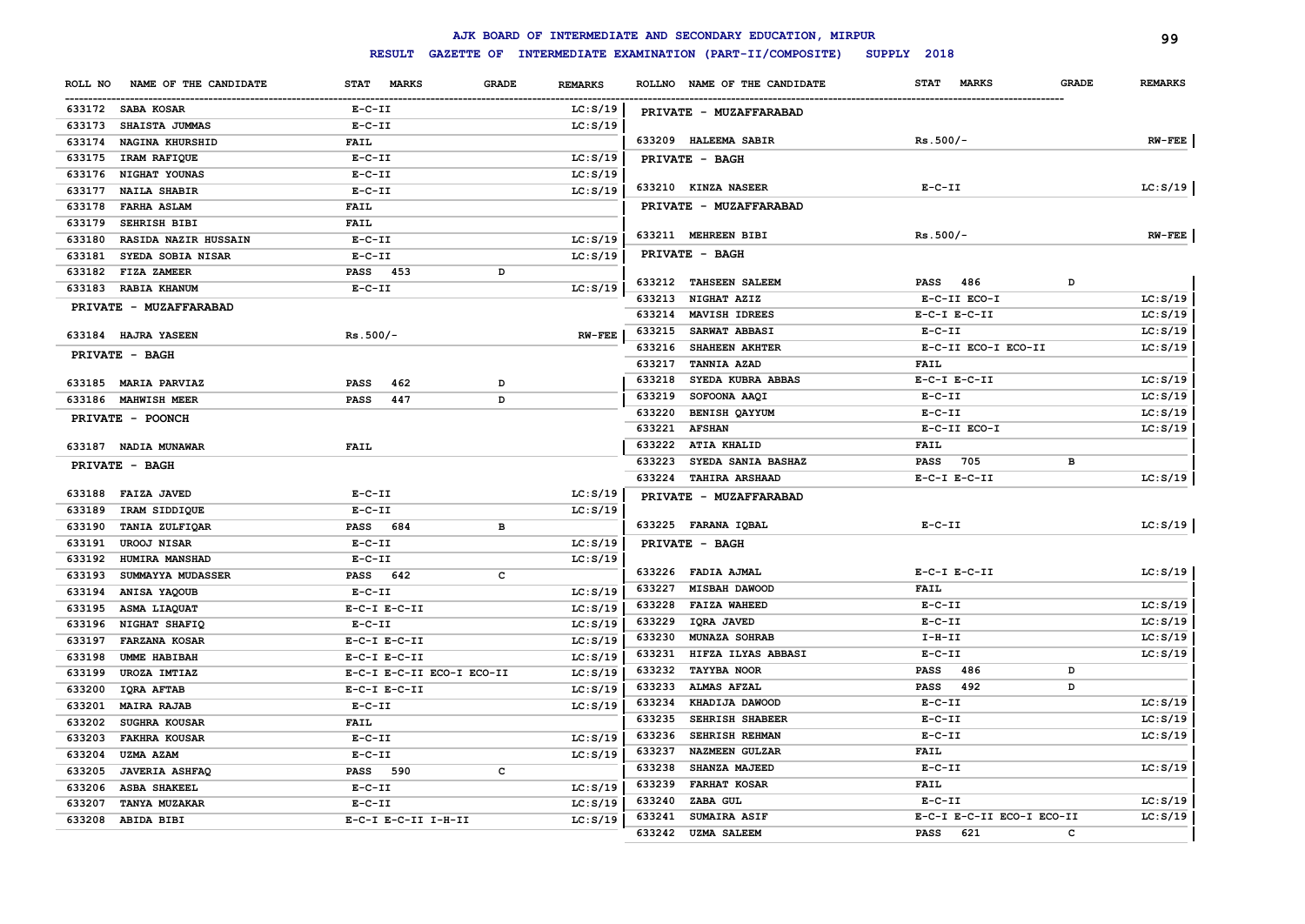# AJK BOARD OF INTERMEDIATE AND SECONDARY EDUCATION, MIRPUR

## RESULT GAZETTE OF INTERMEDIATE EXAMINATION (PART-II/COMPOSITE) SUPPLY 2018

| ROLL NO | NAME OF THE CANDIDATE | STAT MARKS | GRADE | REMARKS |
|---|---|---|---|---|
| 633172 | SABA KOSAR | E-C-II | | LC:S/19 |
| 633173 | SHAISTA JUMMAS | E-C-II | | LC:S/19 |
| 633174 | NAGINA KHURSHID | FAIL | | |
| 633175 | IRAM RAFIQUE | E-C-II | | LC:S/19 |
| 633176 | NIGHAT YOUNAS | E-C-II | | LC:S/19 |
| 633177 | NAILA SHABIR | E-C-II | | LC:S/19 |
| 633178 | FARHA ASLAM | FAIL | | |
| 633179 | SEHRISH BIBI | FAIL | | |
| 633180 | RASIDA NAZIR HUSSAIN | E-C-II | | LC:S/19 |
| 633181 | SYEDA SOBIA NISAR | E-C-II | | LC:S/19 |
| 633182 | FIZA ZAMEER | PASS 453 | D | |
| 633183 | RABIA KHANUM | E-C-II | | LC:S/19 |

PRIVATE - MUZAFFARABAD

| ROLL NO | NAME OF THE CANDIDATE | STAT MARKS | GRADE | REMARKS |
|---|---|---|---|---|
| 633184 | HAJRA YASEEN | Rs.500/- | | RW-FEE |

PRIVATE - BAGH

| ROLL NO | NAME OF THE CANDIDATE | STAT MARKS | GRADE | REMARKS |
|---|---|---|---|---|
| 633185 | MARIA PARVIAZ | PASS 462 | D | |
| 633186 | MAHWISH MEER | PASS 447 | D | |

PRIVATE - POONCH

| ROLL NO | NAME OF THE CANDIDATE | STAT MARKS | GRADE | REMARKS |
|---|---|---|---|---|
| 633187 | NADIA MUNAWAR | FAIL | | |

PRIVATE - BAGH

| ROLL NO | NAME OF THE CANDIDATE | STAT MARKS | GRADE | REMARKS |
|---|---|---|---|---|
| 633188 | FAIZA JAVED | E-C-II | | LC:S/19 |
| 633189 | IRAM SIDDIQUE | E-C-II | | LC:S/19 |
| 633190 | TANIA ZULFIQAR | PASS 684 | B | |
| 633191 | UROOJ NISAR | E-C-II | | LC:S/19 |
| 633192 | HUMIRA MANSHAD | E-C-II | | LC:S/19 |
| 633193 | SUMMAYYA MUDASSER | PASS 642 | C | |
| 633194 | ANISA YAQOUB | E-C-II | | LC:S/19 |
| 633195 | ASMA LIAQUAT | E-C-I E-C-II | | LC:S/19 |
| 633196 | NIGHAT SHAFIQ | E-C-II | | LC:S/19 |
| 633197 | FARZANA KOSAR | E-C-I E-C-II | | LC:S/19 |
| 633198 | UMME HABIBAH | E-C-I E-C-II | | LC:S/19 |
| 633199 | UROZA IMTIAZ | E-C-I E-C-II ECO-I ECO-II | | LC:S/19 |
| 633200 | IQRA AFTAB | E-C-I E-C-II | | LC:S/19 |
| 633201 | MAIRA RAJAB | E-C-II | | LC:S/19 |
| 633202 | SUGHRA KOUSAR | FAIL | | |
| 633203 | FAKHRA KOUSAR | E-C-II | | LC:S/19 |
| 633204 | UZMA AZAM | E-C-II | | LC:S/19 |
| 633205 | JAVERIA ASHFAQ | PASS 590 | C | |
| 633206 | ASBA SHAKEEL | E-C-II | | LC:S/19 |
| 633207 | TANYA MUZAKAR | E-C-II | | LC:S/19 |
| 633208 | ABIDA BIBI | E-C-I E-C-II I-H-II | | LC:S/19 |

PRIVATE - MUZAFFARABAD

| ROLL NO | NAME OF THE CANDIDATE | STAT MARKS | GRADE | REMARKS |
|---|---|---|---|---|
| 633209 | HALEEMA SABIR | Rs.500/- | | RW-FEE |

PRIVATE - BAGH

| ROLL NO | NAME OF THE CANDIDATE | STAT MARKS | GRADE | REMARKS |
|---|---|---|---|---|
| 633210 | KINZA NASEER | E-C-II | | LC:S/19 |

PRIVATE - MUZAFFARABAD

| ROLL NO | NAME OF THE CANDIDATE | STAT MARKS | GRADE | REMARKS |
|---|---|---|---|---|
| 633211 | MEHREEN BIBI | Rs.500/- | | RW-FEE |

PRIVATE - BAGH

| ROLL NO | NAME OF THE CANDIDATE | STAT MARKS | GRADE | REMARKS |
|---|---|---|---|---|
| 633212 | TAHSEEN SALEEM | PASS 486 | D | |
| 633213 | NIGHAT AZIZ | E-C-II ECO-I | | LC:S/19 |
| 633214 | MAVISH IDREES | E-C-I E-C-II | | LC:S/19 |
| 633215 | SARWAT ABBASI | E-C-II | | LC:S/19 |
| 633216 | SHAHEEN AKHTER | E-C-II ECO-I ECO-II | | LC:S/19 |
| 633217 | TANNIA AZAD | FAIL | | |
| 633218 | SYEDA KUBRA ABBAS | E-C-I E-C-II | | LC:S/19 |
| 633219 | SOFOONA AAQI | E-C-II | | LC:S/19 |
| 633220 | BENISH QAYYUM | E-C-II | | LC:S/19 |
| 633221 | AFSHAN | E-C-II ECO-I | | LC:S/19 |
| 633222 | ATIA KHALID | FAIL | | |
| 633223 | SYEDA SANIA BASHAZ | PASS 705 | B | |
| 633224 | TAHIRA ARSHAAD | E-C-I E-C-II | | LC:S/19 |

PRIVATE - MUZAFFARABAD

| ROLL NO | NAME OF THE CANDIDATE | STAT MARKS | GRADE | REMARKS |
|---|---|---|---|---|
| 633225 | FARANA IQBAL | E-C-II | | LC:S/19 |

PRIVATE - BAGH

| ROLL NO | NAME OF THE CANDIDATE | STAT MARKS | GRADE | REMARKS |
|---|---|---|---|---|
| 633226 | FADIA AJMAL | E-C-I E-C-II | | LC:S/19 |
| 633227 | MISBAH DAWOOD | FAIL | | |
| 633228 | FAIZA WAHEED | E-C-II | | LC:S/19 |
| 633229 | IQRA JAVED | E-C-II | | LC:S/19 |
| 633230 | MUNAZA SOHRAB | I-H-II | | LC:S/19 |
| 633231 | HIFZA ILYAS ABBASI | E-C-II | | LC:S/19 |
| 633232 | TAYYBA NOOR | PASS 486 | D | |
| 633233 | ALMAS AFZAL | PASS 492 | D | |
| 633234 | KHADIJA DAWOOD | E-C-II | | LC:S/19 |
| 633235 | SEHRISH SHABEER | E-C-II | | LC:S/19 |
| 633236 | SEHRISH REHMAN | E-C-II | | LC:S/19 |
| 633237 | NAZMEEN GULZAR | FAIL | | |
| 633238 | SHANZA MAJEED | E-C-II | | LC:S/19 |
| 633239 | FARHAT KOSAR | FAIL | | |
| 633240 | ZABA GUL | E-C-II | | LC:S/19 |
| 633241 | SUMAIRA ASIF | E-C-I E-C-II ECO-I ECO-II | | LC:S/19 |
| 633242 | UZMA SALEEM | PASS 621 | C | |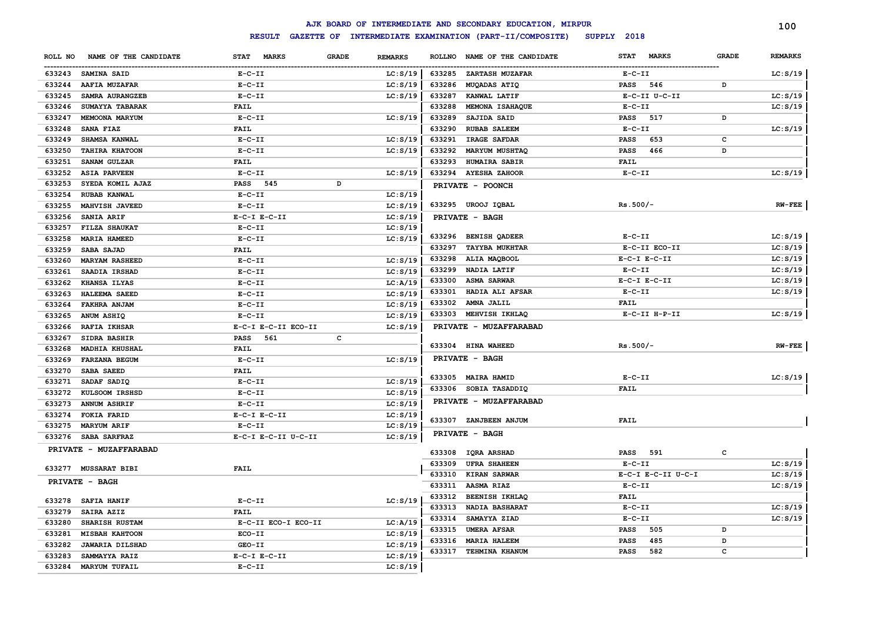# AJK BOARD OF INTERMEDIATE AND SECONDARY EDUCATION, MIRPUR

## RESULT GAZETTE OF INTERMEDIATE EXAMINATION (PART-II/COMPOSITE) SUPPLY 2018

| ROLL NO | NAME OF THE CANDIDATE | STAT MARKS | GRADE | REMARKS |
|---|---|---|---|---|
| 633243 | SAMINA SAID | E-C-II | | LC:S/19 |
| 633244 | AAFIA MUZAFAR | E-C-II | | LC:S/19 |
| 633245 | SAMRA AURANGZEB | E-C-II | | LC:S/19 |
| 633246 | SUMAYYA TABARAK | FAIL | | |
| 633247 | MEMOONA MARYUM | E-C-II | | LC:S/19 |
| 633248 | SANA FIAZ | FAIL | | |
| 633249 | SHAMSA KANWAL | E-C-II | | LC:S/19 |
| 633250 | TAHIRA KHATOON | E-C-II | | LC:S/19 |
| 633251 | SANAM GULZAR | FAIL | | |
| 633252 | ASIA PARVEEN | E-C-II | | LC:S/19 |
| 633253 | SYEDA KOMIL AJAZ | PASS 545 | D | |
| 633254 | RUBAB KANWAL | E-C-II | | LC:S/19 |
| 633255 | MAHVISH JAVEED | E-C-II | | LC:S/19 |
| 633256 | SANIA ARIF | E-C-I E-C-II | | LC:S/19 |
| 633257 | FILZA SHAUKAT | E-C-II | | LC:S/19 |
| 633258 | MARIA HAMEED | E-C-II | | LC:S/19 |
| 633259 | SABA SAJAD | FAIL | | |
| 633260 | MARYAM RASHEED | E-C-II | | LC:S/19 |
| 633261 | SAADIA IRSHAD | E-C-II | | LC:S/19 |
| 633262 | KHANSA ILYAS | E-C-II | | LC:A/19 |
| 633263 | HALEEMA SAEED | E-C-II | | LC:S/19 |
| 633264 | FAKHRA ANJAM | E-C-II | | LC:S/19 |
| 633265 | ANUM ASHIQ | E-C-II | | LC:S/19 |
| 633266 | RAFIA IKHSAR | E-C-I E-C-II ECO-II | | LC:S/19 |
| 633267 | SIDRA BASHIR | PASS 561 | C | |
| 633268 | MADHIA KHUSHAL | FAIL | | |
| 633269 | FARZANA BEGUM | E-C-II | | LC:S/19 |
| 633270 | SABA SAEED | FAIL | | |
| 633271 | SADAF SADIQ | E-C-II | | LC:S/19 |
| 633272 | KULSOOM IRSHSD | E-C-II | | LC:S/19 |
| 633273 | ANNUM ASHRIF | E-C-II | | LC:S/19 |
| 633274 | FOKIA FARID | E-C-I E-C-II | | LC:S/19 |
| 633275 | MARYUM ARIF | E-C-II | | LC:S/19 |
| 633276 | SABA SARFRAZ | E-C-I E-C-II U-C-II | | LC:S/19 |
| **PRIVATE - MUZAFFARABAD** | | | | |
| 633277 | MUSSARAT BIBI | FAIL | | |
| **PRIVATE - BAGH** | | | | |
| 633278 | SAFIA HANIF | E-C-II | | LC:S/19 |
| 633279 | SAIRA AZIZ | FAIL | | |
| 633280 | SHARISH RUSTAM | E-C-II ECO-I ECO-II | | LC:A/19 |
| 633281 | MISBAH KAHTOON | ECO-II | | LC:S/19 |
| 633282 | JAWARIA DILSHAD | GEO-II | | LC:S/19 |
| 633283 | SAMMAYYA RAIZ | E-C-I E-C-II | | LC:S/19 |
| 633284 | MARYUM TUFAIL | E-C-II | | LC:S/19 |
| 633285 | ZARTASH MUZAFAR | E-C-II | | LC:S/19 |
| 633286 | MUQADAS ATIQ | PASS 546 | D | |
| 633287 | KANWAL LATIF | E-C-II U-C-II | | LC:S/19 |
| 633288 | MEMONA ISAHAQUE | E-C-II | | LC:S/19 |
| 633289 | SAJIDA SAID | PASS 517 | D | |
| 633290 | RUBAB SALEEM | E-C-II | | LC:S/19 |
| 633291 | IRAGE SAFDAR | PASS 653 | C | |
| 633292 | MARYUM MUSHTAQ | PASS 466 | D | |
| 633293 | HUMAIRA SABIR | FAIL | | |
| 633294 | AYESHA ZAHOOR | E-C-II | | LC:S/19 |
| **PRIVATE - POONCH** | | | | |
| 633295 | UROOJ IQBAL | Rs.500/- | | RW-FEE |
| **PRIVATE - BAGH** | | | | |
| 633296 | BENISH QADEER | E-C-II | | LC:S/19 |
| 633297 | TAYYBA MUKHTAR | E-C-II ECO-II | | LC:S/19 |
| 633298 | ALIA MAQBOOL | E-C-I E-C-II | | LC:S/19 |
| 633299 | NADIA LATIF | E-C-II | | LC:S/19 |
| 633300 | ASMA SARWAR | E-C-I E-C-II | | LC:S/19 |
| 633301 | HADIA ALI AFSAR | E-C-II | | LC:S/19 |
| 633302 | AMNA JALIL | FAIL | | |
| 633303 | MEHVISH IKHLAQ | E-C-II H-P-II | | LC:S/19 |
| **PRIVATE - MUZAFFARABAD** | | | | |
| 633304 | HINA WAHEED | Rs.500/- | | RW-FEE |
| **PRIVATE - BAGH** | | | | |
| 633305 | MAIRA HAMID | E-C-II | | LC:S/19 |
| 633306 | SOBIA TASADDIQ | FAIL | | |
| **PRIVATE - MUZAFFARABAD** | | | | |
| 633307 | ZANJBEEN ANJUM | FAIL | | |
| **PRIVATE - BAGH** | | | | |
| 633308 | IQRA ARSHAD | PASS 591 | C | |
| 633309 | UFRA SHAHEEN | E-C-II | | LC:S/19 |
| 633310 | KIRAN SARWAR | E-C-I E-C-II U-C-I | | LC:S/19 |
| 633311 | AASMA RIAZ | E-C-II | | LC:S/19 |
| 633312 | BEENISH IKHLAQ | FAIL | | |
| 633313 | NADIA BASHARAT | E-C-II | | LC:S/19 |
| 633314 | SAMAYYA ZIAD | E-C-II | | LC:S/19 |
| 633315 | UMERA AFSAR | PASS 505 | D | |
| 633316 | MARIA HALEEM | PASS 485 | D | |
| 633317 | TEHMINA KHANUM | PASS 582 | C | |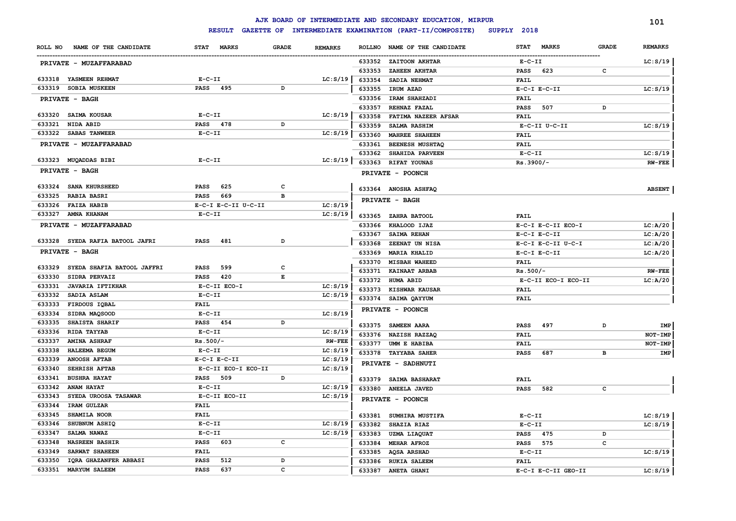# AJK BOARD OF INTERMEDIATE AND SECONDARY EDUCATION, MIRPUR

## RESULT GAZETTE OF INTERMEDIATE EXAMINATION (PART-II/COMPOSITE) SUPPLY 2018

| ROLL NO | NAME OF THE CANDIDATE | STAT | MARKS | GRADE | REMARKS |
|---|---|---|---|---|---|
| **PRIVATE - MUZAFFARABAD** | | | | | |
| 633318 | YASMEEN REHMAT | E-C-II | | | LC:S/19 |
| 633319 | SOBIA MUSKEEN | PASS | 495 | D | |
| **PRIVATE - BAGH** | | | | | |
| 633320 | SAIMA KOUSAR | E-C-II | | | LC:S/19 |
| 633321 | NIDA ABID | PASS | 478 | D | |
| 633322 | SABAS TANWEER | E-C-II | | | LC:S/19 |
| **PRIVATE - MUZAFFARABAD** | | | | | |
| 633323 | MUQADDAS BIBI | E-C-II | | | LC:S/19 |
| **PRIVATE - BAGH** | | | | | |
| 633324 | SANA KHURSHEED | PASS | 625 | C | |
| 633325 | RABIA BASRI | PASS | 669 | B | |
| 633326 | FAIZA HABIB | E-C-I E-C-II U-C-II | | | LC:S/19 |
| 633327 | AMNA KHANAM | E-C-II | | | LC:S/19 |
| **PRIVATE - MUZAFFARABAD** | | | | | |
| 633328 | SYEDA RAFIA BATOOL JAFRI | PASS | 481 | D | |
| **PRIVATE - BAGH** | | | | | |
| 633329 | SYEDA SHAFIA BATOOL JAFFRI | PASS | 599 | C | |
| 633330 | SIDRA PERVAIZ | PASS | 420 | E | |
| 633331 | JAVARIA IFTIKHAR | E-C-II ECO-I | | | LC:S/19 |
| 633332 | SADIA ASLAM | E-C-II | | | LC:S/19 |
| 633333 | FIRDOUS IQBAL | FAIL | | | |
| 633334 | SIDRA MAQSOOD | E-C-II | | | LC:S/19 |
| 633335 | SHAISTA SHARIF | PASS | 454 | D | |
| 633336 | RIDA TAYYAB | E-C-II | | | LC:S/19 |
| 633337 | AMINA ASHRAF | Rs.500/- | | | RW-FEE |
| 633338 | HALEEMA BEGUM | E-C-II | | | LC:S/19 |
| 633339 | ANOOSH AFTAB | E-C-I E-C-II | | | LC:S/19 |
| 633340 | SEHRISH AFTAB | E-C-II ECO-I ECO-II | | | LC:S/19 |
| 633341 | BUSHRA HAYAT | PASS | 509 | D | |
| 633342 | ANAM HAYAT | E-C-II | | | LC:S/19 |
| 633343 | SYEDA UROOSA TASAWAR | E-C-II ECO-II | | | LC:S/19 |
| 633344 | IRAM GULZAR | FAIL | | | |
| 633345 | SHAMILA NOOR | FAIL | | | |
| 633346 | SHUBNUM ASHIQ | E-C-II | | | LC:S/19 |
| 633347 | SALMA NAWAZ | E-C-II | | | LC:S/19 |
| 633348 | NASREEN BASHIR | PASS | 603 | C | |
| 633349 | SARWAT SHAHEEN | FAIL | | | |
| 633350 | IQRA GHAZANFER ABBASI | PASS | 512 | D | |
| 633351 | MARYUM SALEEM | PASS | 637 | C | |
| 633352 | ZAITOON AKHTAR | E-C-II | | | LC:S/19 |
| 633353 | ZAHEEN AKHTAR | PASS | 623 | C | |
| 633354 | SADIA NEHMAT | FAIL | | | |
| 633355 | IRUM AZAD | E-C-I E-C-II | | | LC:S/19 |
| 633356 | IRAM SHAHZADI | FAIL | | | |
| 633357 | REHNAZ FAZAL | PASS | 507 | D | |
| 633358 | FATIMA NAZEER AFSAR | FAIL | | | |
| 633359 | SALMA RASHIM | E-C-II U-C-II | | | LC:S/19 |
| 633360 | MAHREE SHAHEEN | FAIL | | | |
| 633361 | BEENESH MUSHTAQ | FAIL | | | |
| 633362 | SHAHIDA PARVEEN | E-C-II | | | LC:S/19 |
| 633363 | RIFAT YOUNAS | Rs.3900/- | | | RW-FEE |
| **PRIVATE - POONCH** | | | | | |
| 633364 | ANOSHA ASHFAQ | | | | ABSENT |
| **PRIVATE - BAGH** | | | | | |
| 633365 | ZAHRA BATOOL | FAIL | | | |
| 633366 | KHALOOD IJAZ | E-C-I E-C-II ECO-I | | | LC:A/20 |
| 633367 | SAIMA REHAN | E-C-I E-C-II | | | LC:A/20 |
| 633368 | ZEENAT UN NISA | E-C-I E-C-II U-C-I | | | LC:A/20 |
| 633369 | MARIA KHALID | E-C-I E-C-II | | | LC:A/20 |
| 633370 | MISBAH WAHEED | FAIL | | | |
| 633371 | KAINAAT ARBAB | Rs.500/- | | | RW-FEE |
| 633372 | HUMA ABID | E-C-II ECO-I ECO-II | | | LC:A/20 |
| 633373 | KISHWAR KAUSAR | FAIL | | | |
| 633374 | SAIMA QAYYUM | FAIL | | | |
| **PRIVATE - POONCH** | | | | | |
| 633375 | SAMEEN AARA | PASS | 497 | D | IMP |
| 633376 | NAZISH RAZZAQ | FAIL | | | NOT-IMP |
| 633377 | UMM E HABIBA | FAIL | | | NOT-IMP |
| 633378 | TAYYABA SAHER | PASS | 687 | B | IMP |
| **PRIVATE - SADHNUTI** | | | | | |
| 633379 | SAIMA BASHARAT | FAIL | | | |
| 633380 | ANEELA JAVED | PASS | 582 | C | |
| **PRIVATE - POONCH** | | | | | |
| 633381 | SUMHIRA MUSTIFA | E-C-II | | | LC:S/19 |
| 633382 | SHAZIA RIAZ | E-C-II | | | LC:S/19 |
| 633383 | UZMA LIAQUAT | PASS | 475 | D | |
| 633384 | MEHAR AFROZ | PASS | 575 | C | |
| 633385 | AQSA ARSHAD | E-C-II | | | LC:S/19 |
| 633386 | RUKIA SALEEM | FAIL | | | |
| 633387 | ANETA GHANI | E-C-I E-C-II GEO-II | | | LC:S/19 |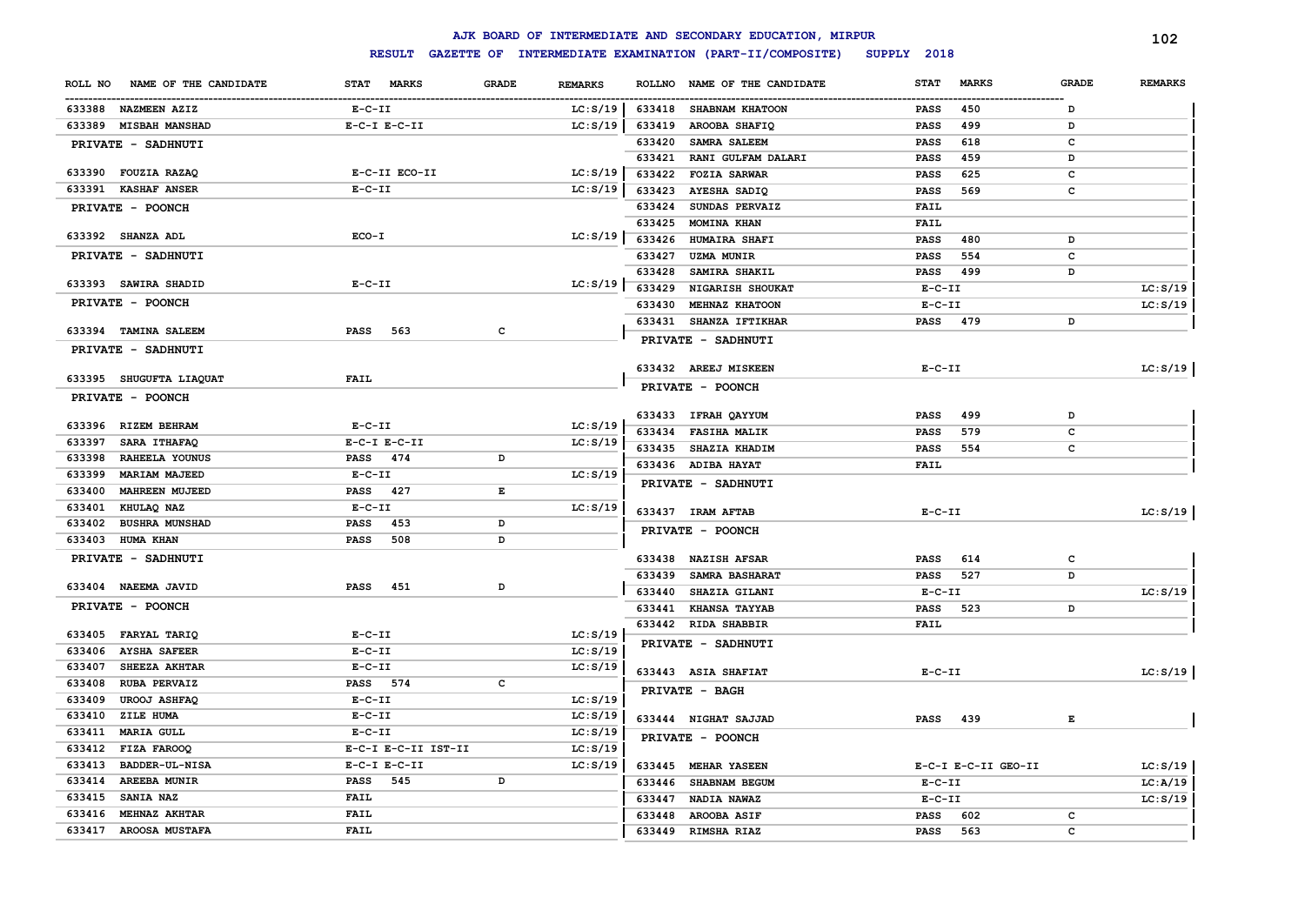# AJK BOARD OF INTERMEDIATE AND SECONDARY EDUCATION, MIRPUR

## RESULT GAZETTE OF INTERMEDIATE EXAMINATION (PART-II/COMPOSITE) SUPPLY 2018

| ROLL NO | NAME OF THE CANDIDATE | STAT | MARKS | GRADE | REMARKS |
|---|---|---|---|---|---|
| 633388 | NAZMEEN AZIZ | E-C-II | | | LC:S/19 |
| 633389 | MISBAH MANSHAD | E-C-I E-C-II | | | LC:S/19 |
| | **PRIVATE - SADHNUTI** | | | | |
| 633390 | FOUZIA RAZAQ | E-C-II ECO-II | | | LC:S/19 |
| 633391 | KASHAF ANSER | E-C-II | | | LC:S/19 |
| | **PRIVATE - POONCH** | | | | |
| 633392 | SHANZA ADL | ECO-I | | | LC:S/19 |
| | **PRIVATE - SADHNUTI** | | | | |
| 633393 | SAWIRA SHADID | E-C-II | | | LC:S/19 |
| | **PRIVATE - POONCH** | | | | |
| 633394 | TAMINA SALEEM | PASS | 563 | C | |
| | **PRIVATE - SADHNUTI** | | | | |
| 633395 | SHUGUFTA LIAQUAT | FAIL | | | |
| | **PRIVATE - POONCH** | | | | |
| 633396 | RIZEM BEHRAM | E-C-II | | | LC:S/19 |
| 633397 | SARA ITHAFAQ | E-C-I E-C-II | | | LC:S/19 |
| 633398 | RAHEELA YOUNUS | PASS | 474 | D | |
| 633399 | MARIAM MAJEED | E-C-II | | | LC:S/19 |
| 633400 | MAHREEN MUJEED | PASS | 427 | E | |
| 633401 | KHULAQ NAZ | E-C-II | | | LC:S/19 |
| 633402 | BUSHRA MUNSHAD | PASS | 453 | D | |
| 633403 | HUMA KHAN | PASS | 508 | D | |
| | **PRIVATE - SADHNUTI** | | | | |
| 633404 | NAEEMA JAVID | PASS | 451 | D | |
| | **PRIVATE - POONCH** | | | | |
| 633405 | FARYAL TARIQ | E-C-II | | | LC:S/19 |
| 633406 | AYSHA SAFEER | E-C-II | | | LC:S/19 |
| 633407 | SHEEZA AKHTAR | E-C-II | | | LC:S/19 |
| 633408 | RUBA PERVAIZ | PASS | 574 | C | |
| 633409 | UROOJ ASHFAQ | E-C-II | | | LC:S/19 |
| 633410 | ZILE HUMA | E-C-II | | | LC:S/19 |
| 633411 | MARIA GULL | E-C-II | | | LC:S/19 |
| 633412 | FIZA FAROOQ | E-C-I E-C-II IST-II | | | LC:S/19 |
| 633413 | BADDER-UL-NISA | E-C-I E-C-II | | | LC:S/19 |
| 633414 | AREEBA MUNIR | PASS | 545 | D | |
| 633415 | SANIA NAZ | FAIL | | | |
| 633416 | MEHNAZ AKHTAR | FAIL | | | |
| 633417 | AROOSA MUSTAFA | FAIL | | | |
| 633418 | SHABNAM KHATOON | PASS | 450 | D | |
| 633419 | AROOBA SHAFIQ | PASS | 499 | D | |
| 633420 | SAMRA SALEEM | PASS | 618 | C | |
| 633421 | RANI GULFAM DALARI | PASS | 459 | D | |
| 633422 | FOZIA SARWAR | PASS | 625 | C | |
| 633423 | AYESHA SADIQ | PASS | 569 | C | |
| 633424 | SUNDAS PERVAIZ | FAIL | | | |
| 633425 | MOMINA KHAN | FAIL | | | |
| 633426 | HUMAIRA SHAFI | PASS | 480 | D | |
| 633427 | UZMA MUNIR | PASS | 554 | C | |
| 633428 | SAMIRA SHAKIL | PASS | 499 | D | |
| 633429 | NIGARISH SHOUKAT | E-C-II | | | LC:S/19 |
| 633430 | MEHNAZ KHATOON | E-C-II | | | LC:S/19 |
| 633431 | SHANZA IFTIKHAR | PASS | 479 | D | |
| | **PRIVATE - SADHNUTI** | | | | |
| 633432 | AREEJ MISKEEN | E-C-II | | | LC:S/19 |
| | **PRIVATE - POONCH** | | | | |
| 633433 | IFRAH QAYYUM | PASS | 499 | D | |
| 633434 | FASIHA MALIK | PASS | 579 | C | |
| 633435 | SHAZIA KHADIM | PASS | 554 | C | |
| 633436 | ADIBA HAYAT | FAIL | | | |
| | **PRIVATE - SADHNUTI** | | | | |
| 633437 | IRAM AFTAB | E-C-II | | | LC:S/19 |
| | **PRIVATE - POONCH** | | | | |
| 633438 | NAZISH AFSAR | PASS | 614 | C | |
| 633439 | SAMRA BASHARAT | PASS | 527 | D | |
| 633440 | SHAZIA GILANI | E-C-II | | | LC:S/19 |
| 633441 | KHANSA TAYYAB | PASS | 523 | D | |
| 633442 | RIDA SHABBIR | FAIL | | | |
| | **PRIVATE - SADHNUTI** | | | | |
| 633443 | ASIA SHAFIAT | E-C-II | | | LC:S/19 |
| | **PRIVATE - BAGH** | | | | |
| 633444 | NIGHAT SAJJAD | PASS | 439 | E | |
| | **PRIVATE - POONCH** | | | | |
| 633445 | MEHAR YASEEN | E-C-I E-C-II GEO-II | | | LC:S/19 |
| 633446 | SHABNAM BEGUM | E-C-II | | | LC:A/19 |
| 633447 | NADIA NAWAZ | E-C-II | | | LC:S/19 |
| 633448 | AROOBA ASIF | PASS | 602 | C | |
| 633449 | RIMSHA RIAZ | PASS | 563 | C | |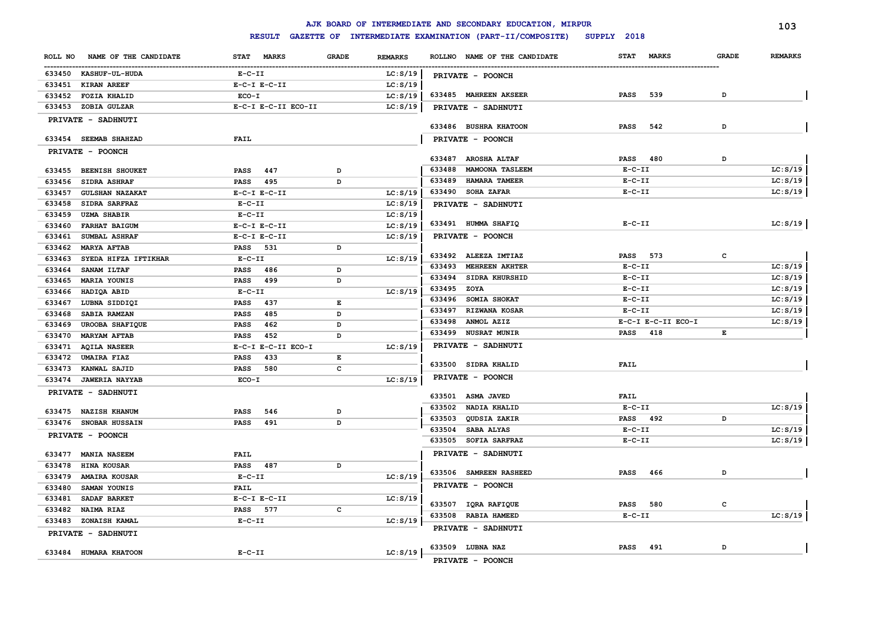# AJK BOARD OF INTERMEDIATE AND SECONDARY EDUCATION, MIRPUR

## RESULT GAZETTE OF INTERMEDIATE EXAMINATION (PART-II/COMPOSITE) SUPPLY 2018

| ROLL NO | NAME OF THE CANDIDATE | STAT MARKS | GRADE | REMARKS |
|---|---|---|---|---|
| 633450 | KASHUF-UL-HUDA | E-C-II | | LC:S/19 |
| 633451 | KIRAN AREEF | E-C-I E-C-II | | LC:S/19 |
| 633452 | FOZIA KHALID | ECO-I | | LC:S/19 |
| 633453 | ZOBIA GULZAR | E-C-I E-C-II ECO-II | | LC:S/19 |
| | PRIVATE - SADHNUTI | | | |
| 633454 | SEEMAB SHAHZAD | FAIL | | |
| | PRIVATE - POONCH | | | |
| 633455 | BEENISH SHOUKET | PASS 447 | D | |
| 633456 | SIDRA ASHRAF | PASS 495 | D | |
| 633457 | GULSHAN NAZAKAT | E-C-I E-C-II | | LC:S/19 |
| 633458 | SIDRA SARFRAZ | E-C-II | | LC:S/19 |
| 633459 | UZMA SHABIR | E-C-II | | LC:S/19 |
| 633460 | FARHAT BAIGUM | E-C-I E-C-II | | LC:S/19 |
| 633461 | SUMBAL ASHRAF | E-C-I E-C-II | | LC:S/19 |
| 633462 | MARYA AFTAB | PASS 531 | D | |
| 633463 | SYEDA HIFZA IFTIKHAR | E-C-II | | LC:S/19 |
| 633464 | SANAM ILTAF | PASS 486 | D | |
| 633465 | MARIA YOUNIS | PASS 499 | D | |
| 633466 | HADIQA ABID | E-C-II | | LC:S/19 |
| 633467 | LUBNA SIDDIQI | PASS 437 | E | |
| 633468 | SABIA RAMZAN | PASS 485 | D | |
| 633469 | UROOBA SHAFIQUE | PASS 462 | D | |
| 633470 | MARYAM AFTAB | PASS 452 | D | |
| 633471 | AQILA NASEER | E-C-I E-C-II ECO-I | | LC:S/19 |
| 633472 | UMAIRA FIAZ | PASS 433 | E | |
| 633473 | KANWAL SAJID | PASS 580 | C | |
| 633474 | JAWERIA NAYYAB | ECO-I | | LC:S/19 |
| | PRIVATE - SADHNUTI | | | |
| 633475 | NAZISH KHANUM | PASS 546 | D | |
| 633476 | SNOBAR HUSSAIN | PASS 491 | D | |
| | PRIVATE - POONCH | | | |
| 633477 | MANIA NASEEM | FAIL | | |
| 633478 | HINA KOUSAR | PASS 487 | D | |
| 633479 | AMAIRA KOUSAR | E-C-II | | LC:S/19 |
| 633480 | SAMAN YOUNIS | FAIL | | |
| 633481 | SADAF BARKET | E-C-I E-C-II | | LC:S/19 |
| 633482 | NAIMA RIAZ | PASS 577 | C | |
| 633483 | ZONAISH KAMAL | E-C-II | | LC:S/19 |
| | PRIVATE - SADHNUTI | | | |
| 633484 | HUMARA KHATOON | E-C-II | | LC:S/19 |
| | PRIVATE - POONCH | | | |
| 633485 | MAHREEN AKSEER | PASS 539 | D | |
| | PRIVATE - SADHNUTI | | | |
| 633486 | BUSHRA KHATOON | PASS 542 | D | |
| | PRIVATE - POONCH | | | |
| 633487 | AROSHA ALTAF | PASS 480 | D | |
| 633488 | MAMOONA TASLEEM | E-C-II | | LC:S/19 |
| 633489 | HAMARA TAMEER | E-C-II | | LC:S/19 |
| 633490 | SOHA ZAFAR | E-C-II | | LC:S/19 |
| | PRIVATE - SADHNUTI | | | |
| 633491 | HUMMA SHAFIQ | E-C-II | | LC:S/19 |
| | PRIVATE - POONCH | | | |
| 633492 | ALEEZA IMTIAZ | PASS 573 | C | |
| 633493 | MEHREEN AKHTER | E-C-II | | LC:S/19 |
| 633494 | SIDRA KHURSHID | E-C-II | | LC:S/19 |
| 633495 | ZOYA | E-C-II | | LC:S/19 |
| 633496 | SOMIA SHOKAT | E-C-II | | LC:S/19 |
| 633497 | RIZWANA KOSAR | E-C-II | | LC:S/19 |
| 633498 | ANMOL AZIZ | E-C-I E-C-II ECO-I | | LC:S/19 |
| 633499 | NUSRAT MUNIR | PASS 418 | E | |
| | PRIVATE - SADHNUTI | | | |
| 633500 | SIDRA KHALID | FAIL | | |
| | PRIVATE - POONCH | | | |
| 633501 | ASMA JAVED | FAIL | | |
| 633502 | NADIA KHALID | E-C-II | | LC:S/19 |
| 633503 | QUDSIA ZAKIR | PASS 492 | D | |
| 633504 | SABA ALYAS | E-C-II | | LC:S/19 |
| 633505 | SOFIA SARFRAZ | E-C-II | | LC:S/19 |
| | PRIVATE - SADHNUTI | | | |
| 633506 | SAMREEN RASHEED | PASS 466 | D | |
| | PRIVATE - POONCH | | | |
| 633507 | IQRA RAFIQUE | PASS 580 | C | |
| 633508 | RABIA HAMEED | E-C-II | | LC:S/19 |
| | PRIVATE - SADHNUTI | | | |
| 633509 | LUBNA NAZ | PASS 491 | D | |
| | PRIVATE - POONCH | | | |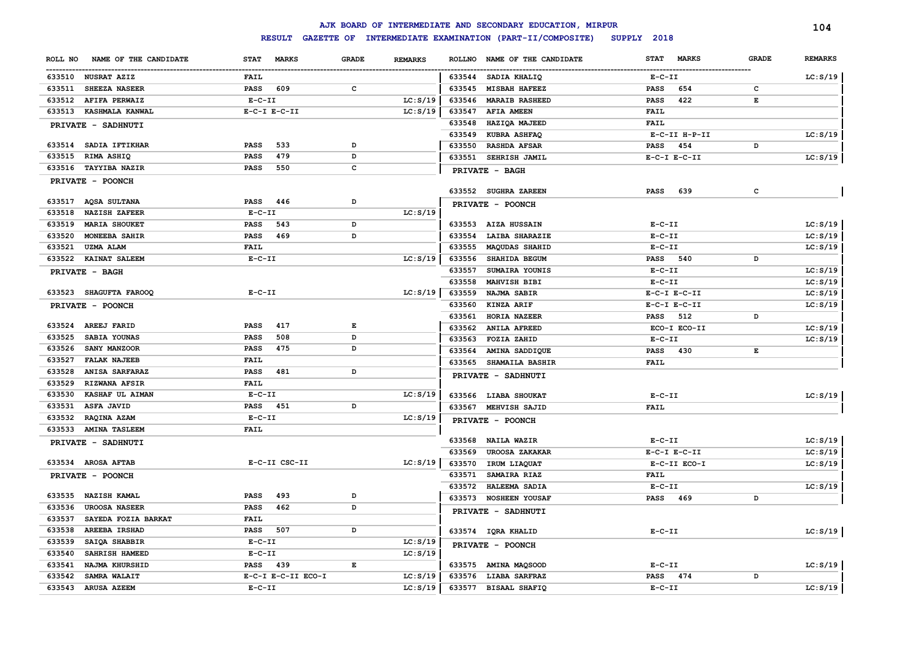# AJK BOARD OF INTERMEDIATE AND SECONDARY EDUCATION, MIRPUR

## RESULT GAZETTE OF INTERMEDIATE EXAMINATION (PART-II/COMPOSITE) SUPPLY 2018

| ROLL NO | NAME OF THE CANDIDATE | STAT | MARKS | GRADE | REMARKS |
|---|---|---|---|---|---|
| 633510 | NUSRAT AZIZ | FAIL | | | |
| 633511 | SHEEZA NASEER | PASS | 609 | C | |
| 633512 | AFIFA PERWAIZ | E-C-II | | | LC:S/19 |
| 633513 | KASHMALA KANWAL | E-C-I E-C-II | | | LC:S/19 |
| | **PRIVATE - SADHNUTI** | | | | |
| 633514 | SADIA IFTIKHAR | PASS | 533 | D | |
| 633515 | RIMA ASHIQ | PASS | 479 | D | |
| 633516 | TAYYIBA NAZIR | PASS | 550 | C | |
| | **PRIVATE - POONCH** | | | | |
| 633517 | AQSA SULTANA | PASS | 446 | D | |
| 633518 | NAZISH ZAFEER | E-C-II | | | LC:S/19 |
| 633519 | MARIA SHOUKET | PASS | 543 | D | |
| 633520 | MONEEBA SAHIR | PASS | 469 | D | |
| 633521 | UZMA ALAM | FAIL | | | |
| 633522 | KAINAT SALEEM | E-C-II | | | LC:S/19 |
| | **PRIVATE - BAGH** | | | | |
| 633523 | SHAGUFTA FAROOQ | E-C-II | | | LC:S/19 |
| | **PRIVATE - POONCH** | | | | |
| 633524 | AREEJ FARID | PASS | 417 | E | |
| 633525 | SABIA YOUNAS | PASS | 508 | D | |
| 633526 | SANY MANZOOR | PASS | 475 | D | |
| 633527 | FALAK NAJEEB | FAIL | | | |
| 633528 | ANISA SARFARAZ | PASS | 481 | D | |
| 633529 | RIZWANA AFSIR | FAIL | | | |
| 633530 | KASHAF UL AIMAN | E-C-II | | | LC:S/19 |
| 633531 | ASFA JAVID | PASS | 451 | D | |
| 633532 | RAQINA AZAM | E-C-II | | | LC:S/19 |
| 633533 | AMINA TASLEEM | FAIL | | | |
| | **PRIVATE - SADHNUTI** | | | | |
| 633534 | AROSA AFTAB | E-C-II CSC-II | | | LC:S/19 |
| | **PRIVATE - POONCH** | | | | |
| 633535 | NAZISH KAMAL | PASS | 493 | D | |
| 633536 | UROOSA NASEER | PASS | 462 | D | |
| 633537 | SAYEDA FOZIA BARKAT | FAIL | | | |
| 633538 | AREEBA IRSHAD | PASS | 507 | D | |
| 633539 | SAIQA SHABBIR | E-C-II | | | LC:S/19 |
| 633540 | SAHRISH HAMEED | E-C-II | | | LC:S/19 |
| 633541 | NAJMA KHURSHID | PASS | 439 | E | |
| 633542 | SAMRA WALAIT | E-C-I E-C-II ECO-I | | | LC:S/19 |
| 633543 | ARUSA AZEEM | E-C-II | | | LC:S/19 |
| 633544 | SADIA KHALIQ | E-C-II | | | LC:S/19 |
| 633545 | MISBAH HAFEEZ | PASS | 654 | C | |
| 633546 | MARAIB RASHEED | PASS | 422 | E | |
| 633547 | AFIA AMEEN | FAIL | | | |
| 633548 | HAZIQA MAJEED | FAIL | | | |
| 633549 | KUBRA ASHFAQ | E-C-II H-P-II | | | LC:S/19 |
| 633550 | RASHDA AFSAR | PASS | 454 | D | |
| 633551 | SEHRISH JAMIL | E-C-I E-C-II | | | LC:S/19 |
| | **PRIVATE - BAGH** | | | | |
| 633552 | SUGHRA ZAREEN | PASS | 639 | C | |
| | **PRIVATE - POONCH** | | | | |
| 633553 | AIZA HUSSAIN | E-C-II | | | LC:S/19 |
| 633554 | LAIBA SHARAZIE | E-C-II | | | LC:S/19 |
| 633555 | MAQUDAS SHAHID | E-C-II | | | LC:S/19 |
| 633556 | SHAHIDA BEGUM | PASS | 540 | D | |
| 633557 | SUMAIRA YOUNIS | E-C-II | | | LC:S/19 |
| 633558 | MAHVISH BIBI | E-C-II | | | LC:S/19 |
| 633559 | NAJMA SABIR | E-C-I E-C-II | | | LC:S/19 |
| 633560 | KINZA ARIF | E-C-I E-C-II | | | LC:S/19 |
| 633561 | HORIA NAZEER | PASS | 512 | D | |
| 633562 | ANILA AFREED | ECO-I ECO-II | | | LC:S/19 |
| 633563 | FOZIA ZAHID | E-C-II | | | LC:S/19 |
| 633564 | AMINA SADDIQUE | PASS | 430 | E | |
| 633565 | SHAMAILA BASHIR | FAIL | | | |
| | **PRIVATE - SADHNUTI** | | | | |
| 633566 | LIABA SHOUKAT | E-C-II | | | LC:S/19 |
| 633567 | MEHVISH SAJID | FAIL | | | |
| | **PRIVATE - POONCH** | | | | |
| 633568 | NAILA WAZIR | E-C-II | | | LC:S/19 |
| 633569 | UROOSA ZAKAKAR | E-C-I E-C-II | | | LC:S/19 |
| 633570 | IRUM LIAQUAT | E-C-II ECO-I | | | LC:S/19 |
| 633571 | SAMAIRA RIAZ | FAIL | | | |
| 633572 | HALEEMA SADIA | E-C-II | | | LC:S/19 |
| 633573 | NOSHEEN YOUSAF | PASS | 469 | D | |
| | **PRIVATE - SADHNUTI** | | | | |
| 633574 | IQRA KHALID | E-C-II | | | LC:S/19 |
| | **PRIVATE - POONCH** | | | | |
| 633575 | AMINA MAQSOOD | E-C-II | | | LC:S/19 |
| 633576 | LIABA SARFRAZ | PASS | 474 | D | |
| 633577 | BISAAL SHAFIQ | E-C-II | | | LC:S/19 |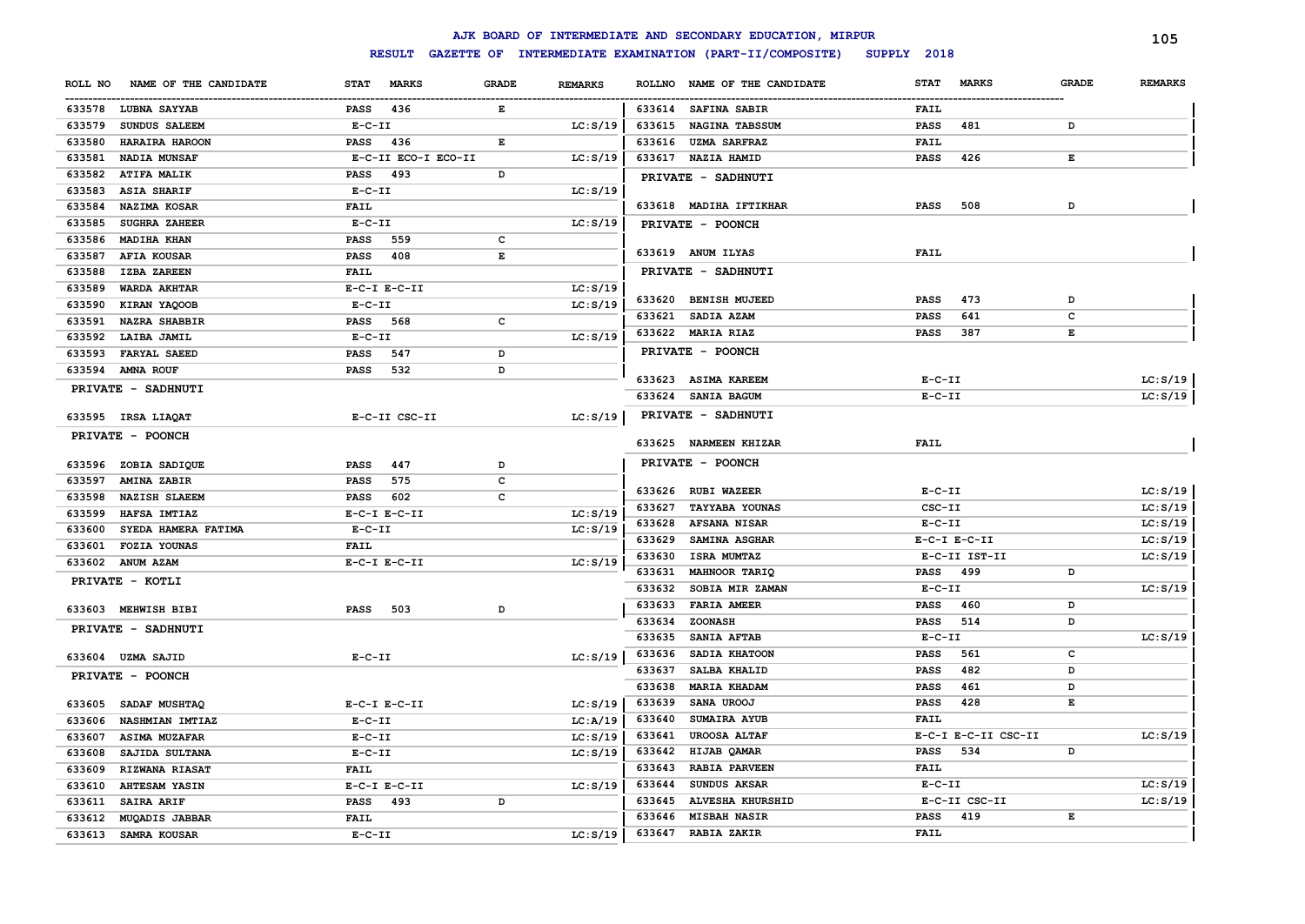# AJK BOARD OF INTERMEDIATE AND SECONDARY EDUCATION, MIRPUR

## RESULT GAZETTE OF INTERMEDIATE EXAMINATION (PART-II/COMPOSITE) SUPPLY 2018

| ROLL NO | NAME OF THE CANDIDATE | STAT MARKS | GRADE | REMARKS |
|---|---|---|---|---|
| 633578 | LUBNA SAYYAB | PASS 436 | E | |
| 633579 | SUNDUS SALEEM | E-C-II | | LC:S/19 |
| 633580 | HARAIRA HAROON | PASS 436 | E | |
| 633581 | NADIA MUNSAF | E-C-II ECO-I ECO-II | | LC:S/19 |
| 633582 | ATIFA MALIK | PASS 493 | D | |
| 633583 | ASIA SHARIF | E-C-II | | LC:S/19 |
| 633584 | NAZIMA KOSAR | FAIL | | |
| 633585 | SUGHRA ZAHEER | E-C-II | | LC:S/19 |
| 633586 | MADIHA KHAN | PASS 559 | C | |
| 633587 | AFIA KOUSAR | PASS 408 | E | |
| 633588 | IZBA ZAREEN | FAIL | | |
| 633589 | WARDA AKHTAR | E-C-I E-C-II | | LC:S/19 |
| 633590 | KIRAN YAQOOB | E-C-II | | LC:S/19 |
| 633591 | NAZRA SHABBIR | PASS 568 | C | |
| 633592 | LAIBA JAMIL | E-C-II | | LC:S/19 |
| 633593 | FARYAL SAEED | PASS 547 | D | |
| 633594 | AMNA ROUF | PASS 532 | D | |
| | **PRIVATE - SADHNUTI** | | | |
| 633595 | IRSA LIAQAT | E-C-II CSC-II | | LC:S/19 |
| | **PRIVATE - POONCH** | | | |
| 633596 | ZOBIA SADIQUE | PASS 447 | D | |
| 633597 | AMINA ZABIR | PASS 575 | C | |
| 633598 | NAZISH SLAEEM | PASS 602 | C | |
| 633599 | HAFSA IMTIAZ | E-C-I E-C-II | | LC:S/19 |
| 633600 | SYEDA HAMERA FATIMA | E-C-II | | LC:S/19 |
| 633601 | FOZIA YOUNAS | FAIL | | |
| 633602 | ANUM AZAM | E-C-I E-C-II | | LC:S/19 |
| | **PRIVATE - KOTLI** | | | |
| 633603 | MEHWISH BIBI | PASS 503 | D | |
| | **PRIVATE - SADHNUTI** | | | |
| 633604 | UZMA SAJID | E-C-II | | LC:S/19 |
| | **PRIVATE - POONCH** | | | |
| 633605 | SADAF MUSHTAQ | E-C-I E-C-II | | LC:S/19 |
| 633606 | NASHMIAN IMTIAZ | E-C-II | | LC:A/19 |
| 633607 | ASIMA MUZAFAR | E-C-II | | LC:S/19 |
| 633608 | SAJIDA SULTANA | E-C-II | | LC:S/19 |
| 633609 | RIZWANA RIASAT | FAIL | | |
| 633610 | AHTESAM YASIN | E-C-I E-C-II | | LC:S/19 |
| 633611 | SAIRA ARIF | PASS 493 | D | |
| 633612 | MUQADIS JABBAR | FAIL | | |
| 633613 | SAMRA KOUSAR | E-C-II | | LC:S/19 |
| 633614 | SAFINA SABIR | FAIL | | |
| 633615 | NAGINA TABSSUM | PASS 481 | D | |
| 633616 | UZMA SARFRAZ | FAIL | | |
| 633617 | NAZIA HAMID | PASS 426 | E | |
| | **PRIVATE - SADHNUTI** | | | |
| 633618 | MADIHA IFTIKHAR | PASS 508 | D | |
| | **PRIVATE - POONCH** | | | |
| 633619 | ANUM ILYAS | FAIL | | |
| | **PRIVATE - SADHNUTI** | | | |
| 633620 | BENISH MUJEED | PASS 473 | D | |
| 633621 | SADIA AZAM | PASS 641 | C | |
| 633622 | MARIA RIAZ | PASS 387 | E | |
| | **PRIVATE - POONCH** | | | |
| 633623 | ASIMA KAREEM | E-C-II | | LC:S/19 |
| 633624 | SANIA BAGUM | E-C-II | | LC:S/19 |
| | **PRIVATE - SADHNUTI** | | | |
| 633625 | NARMEEN KHIZAR | FAIL | | |
| | **PRIVATE - POONCH** | | | |
| 633626 | RUBI WAZEER | E-C-II | | LC:S/19 |
| 633627 | TAYYABA YOUNAS | CSC-II | | LC:S/19 |
| 633628 | AFSANA NISAR | E-C-II | | LC:S/19 |
| 633629 | SAMINA ASGHAR | E-C-I E-C-II | | LC:S/19 |
| 633630 | ISRA MUMTAZ | E-C-II IST-II | | LC:S/19 |
| 633631 | MAHNOOR TARIQ | PASS 499 | D | |
| 633632 | SOBIA MIR ZAMAN | E-C-II | | LC:S/19 |
| 633633 | FARIA AMEER | PASS 460 | D | |
| 633634 | ZOONASH | PASS 514 | D | |
| 633635 | SANIA AFTAB | E-C-II | | LC:S/19 |
| 633636 | SADIA KHATOON | PASS 561 | C | |
| 633637 | SALBA KHALID | PASS 482 | D | |
| 633638 | MARIA KHADAM | PASS 461 | D | |
| 633639 | SANA UROOJ | PASS 428 | E | |
| 633640 | SUMAIRA AYUB | FAIL | | |
| 633641 | UROOSA ALTAF | E-C-I E-C-II CSC-II | | LC:S/19 |
| 633642 | HIJAB QAMAR | PASS 534 | D | |
| 633643 | RABIA PARVEEN | FAIL | | |
| 633644 | SUNDUS AKSAR | E-C-II | | LC:S/19 |
| 633645 | ALVESHA KHURSHID | E-C-II CSC-II | | LC:S/19 |
| 633646 | MISBAH NASIR | PASS 419 | E | |
| 633647 | RABIA ZAKIR | FAIL | | |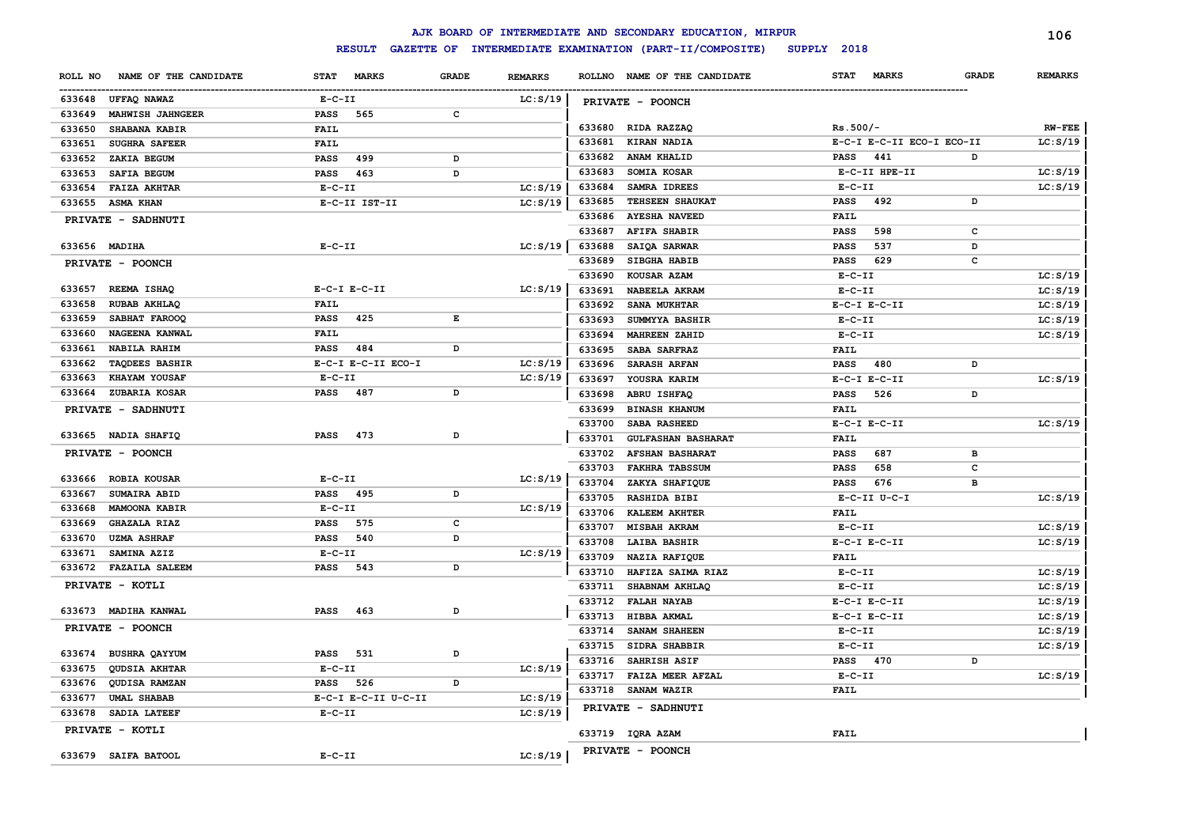# AJK BOARD OF INTERMEDIATE AND SECONDARY EDUCATION, MIRPUR

## RESULT GAZETTE OF INTERMEDIATE EXAMINATION (PART-II/COMPOSITE) SUPPLY 2018

| ROLL NO | NAME OF THE CANDIDATE | STAT | MARKS | GRADE | REMARKS |
|---|---|---|---|---|---|
| 633648 | UFFAQ NAWAZ | E-C-II | | | LC:S/19 |
| 633649 | MAHWISH JAHNGEER | PASS | 565 | C | |
| 633650 | SHABANA KABIR | FAIL | | | |
| 633651 | SUGHRA SAFEER | FAIL | | | |
| 633652 | ZAKIA BEGUM | PASS | 499 | D | |
| 633653 | SAFIA BEGUM | PASS | 463 | D | |
| 633654 | FAIZA AKHTAR | E-C-II | | | LC:S/19 |
| 633655 | ASMA KHAN | E-C-II IST-II | | | LC:S/19 |
| **PRIVATE - SADHNUTI** | | | | | |
| 633656 | MADIHA | E-C-II | | | LC:S/19 |
| **PRIVATE - POONCH** | | | | | |
| 633657 | REEMA ISHAQ | E-C-I E-C-II | | | LC:S/19 |
| 633658 | RUBAB AKHLAQ | FAIL | | | |
| 633659 | SABHAT FAROOQ | PASS | 425 | E | |
| 633660 | NAGEENA KANWAL | FAIL | | | |
| 633661 | NABILA RAHIM | PASS | 484 | D | |
| 633662 | TAQDEES BASHIR | E-C-I E-C-II ECO-I | | | LC:S/19 |
| 633663 | KHAYAM YOUSAF | E-C-II | | | LC:S/19 |
| 633664 | ZUBARIA KOSAR | PASS | 487 | D | |
| **PRIVATE - SADHNUTI** | | | | | |
| 633665 | NADIA SHAFIQ | PASS | 473 | D | |
| **PRIVATE - POONCH** | | | | | |
| 633666 | ROBIA KOUSAR | E-C-II | | | LC:S/19 |
| 633667 | SUMAIRA ABID | PASS | 495 | D | |
| 633668 | MAMOONA KABIR | E-C-II | | | LC:S/19 |
| 633669 | GHAZALA RIAZ | PASS | 575 | C | |
| 633670 | UZMA ASHRAF | PASS | 540 | D | |
| 633671 | SAMINA AZIZ | E-C-II | | | LC:S/19 |
| 633672 | FAZAILA SALEEM | PASS | 543 | D | |
| **PRIVATE - KOTLI** | | | | | |
| 633673 | MADIHA KANWAL | PASS | 463 | D | |
| **PRIVATE - POONCH** | | | | | |
| 633674 | BUSHRA QAYYUM | PASS | 531 | D | |
| 633675 | QUDSIA AKHTAR | E-C-II | | | LC:S/19 |
| 633676 | QUDISA RAMZAN | PASS | 526 | D | |
| 633677 | UMAL SHABAB | E-C-I E-C-II U-C-II | | | LC:S/19 |
| 633678 | SADIA LATEEF | E-C-II | | | LC:S/19 |
| **PRIVATE - KOTLI** | | | | | |
| 633679 | SAIFA BATOOL | E-C-II | | | LC:S/19 |
| **PRIVATE - POONCH** | | | | | |
| 633680 | RIDA RAZZAQ | Rs.500/- | | | RW-FEE |
| 633681 | KIRAN NADIA | E-C-I E-C-II ECO-I ECO-II | | | LC:S/19 |
| 633682 | ANAM KHALID | PASS | 441 | D | |
| 633683 | SOMIA KOSAR | E-C-II HPE-II | | | LC:S/19 |
| 633684 | SAMRA IDREES | E-C-II | | | LC:S/19 |
| 633685 | TEHSEEN SHAUKAT | PASS | 492 | D | |
| 633686 | AYESHA NAVEED | FAIL | | | |
| 633687 | AFIFA SHABIR | PASS | 598 | C | |
| 633688 | SAIQA SARWAR | PASS | 537 | D | |
| 633689 | SIBGHA HABIB | PASS | 629 | C | |
| 633690 | KOUSAR AZAM | E-C-II | | | LC:S/19 |
| 633691 | NABEELA AKRAM | E-C-II | | | LC:S/19 |
| 633692 | SANA MUKHTAR | E-C-I E-C-II | | | LC:S/19 |
| 633693 | SUMMYYA BASHIR | E-C-II | | | LC:S/19 |
| 633694 | MAHREEN ZAHID | E-C-II | | | LC:S/19 |
| 633695 | SABA SARFRAZ | FAIL | | | |
| 633696 | SARASH ARFAN | PASS | 480 | D | |
| 633697 | YOUSRA KARIM | E-C-I E-C-II | | | LC:S/19 |
| 633698 | ABRU ISHFAQ | PASS | 526 | D | |
| 633699 | BINASH KHANUM | FAIL | | | |
| 633700 | SABA RASHEED | E-C-I E-C-II | | | LC:S/19 |
| 633701 | GULFASHAN BASHARAT | FAIL | | | |
| 633702 | AFSHAN BASHARAT | PASS | 687 | B | |
| 633703 | FAKHRA TABSSUM | PASS | 658 | C | |
| 633704 | ZAKYA SHAFIQUE | PASS | 676 | B | |
| 633705 | RASHIDA BIBI | E-C-II U-C-I | | | LC:S/19 |
| 633706 | KALEEM AKHTER | FAIL | | | |
| 633707 | MISBAH AKRAM | E-C-II | | | LC:S/19 |
| 633708 | LAIBA BASHIR | E-C-I E-C-II | | | LC:S/19 |
| 633709 | NAZIA RAFIQUE | FAIL | | | |
| 633710 | HAFIZA SAIMA RIAZ | E-C-II | | | LC:S/19 |
| 633711 | SHABNAM AKHLAQ | E-C-II | | | LC:S/19 |
| 633712 | FALAH NAYAB | E-C-I E-C-II | | | LC:S/19 |
| 633713 | HIBBA AKMAL | E-C-I E-C-II | | | LC:S/19 |
| 633714 | SANAM SHAHEEN | E-C-II | | | LC:S/19 |
| 633715 | SIDRA SHABBIR | E-C-II | | | LC:S/19 |
| 633716 | SAHRISH ASIF | PASS | 470 | D | |
| 633717 | FAIZA MEER AFZAL | E-C-II | | | LC:S/19 |
| 633718 | SANAM WAZIR | FAIL | | | |
| **PRIVATE - SADHNUTI** | | | | | |
| 633719 | IQRA AZAM | FAIL | | | |
| **PRIVATE - POONCH** | | | | | |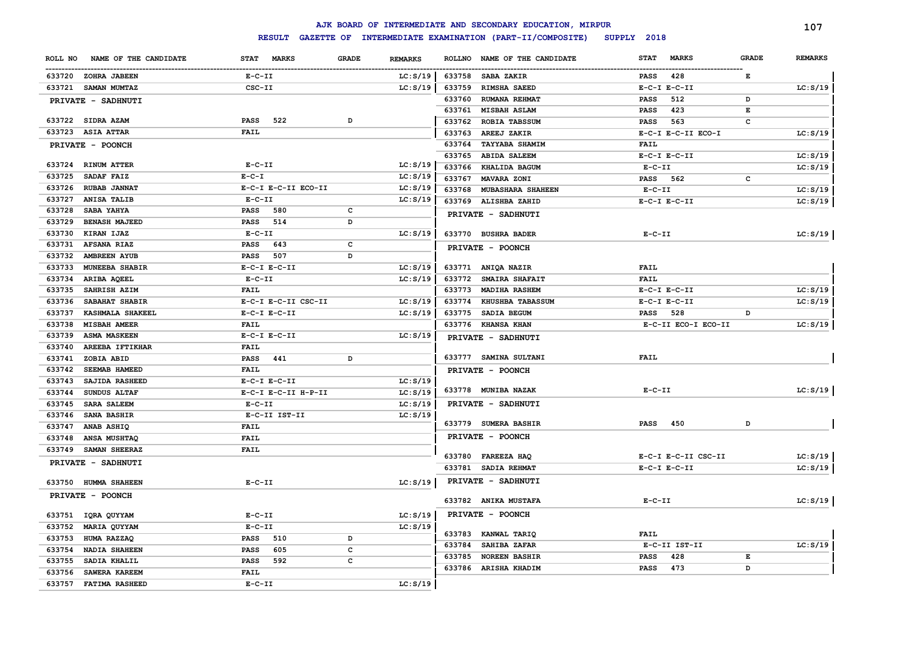# AJK BOARD OF INTERMEDIATE AND SECONDARY EDUCATION, MIRPUR

## RESULT GAZETTE OF INTERMEDIATE EXAMINATION (PART-II/COMPOSITE) SUPPLY 2018

| ROLL NO | NAME OF THE CANDIDATE | STAT MARKS | GRADE | REMARKS |
|---|---|---|---|---|
| 633720 | ZOHRA JABEEN | E-C-II | | LC:S/19 |
| 633721 | SAMAN MUMTAZ | CSC-II | | LC:S/19 |
| | **PRIVATE - SADHNUTI** | | | |
| 633722 | SIDRA AZAM | PASS 522 | D | |
| 633723 | ASIA ATTAR | FAIL | | |
| | **PRIVATE - POONCH** | | | |
| 633724 | RINUM ATTER | E-C-II | | LC:S/19 |
| 633725 | SADAF FAIZ | E-C-I | | LC:S/19 |
| 633726 | RUBAB JANNAT | E-C-I E-C-II ECO-II | | LC:S/19 |
| 633727 | ANISA TALIB | E-C-II | | LC:S/19 |
| 633728 | SABA YAHYA | PASS 580 | C | |
| 633729 | BENASH MAJEED | PASS 514 | D | |
| 633730 | KIRAN IJAZ | E-C-II | | LC:S/19 |
| 633731 | AFSANA RIAZ | PASS 643 | C | |
| 633732 | AMBREEN AYUB | PASS 507 | D | |
| 633733 | MUNEEBA SHABIR | E-C-I E-C-II | | LC:S/19 |
| 633734 | ARIBA AQEEL | E-C-II | | LC:S/19 |
| 633735 | SAHRISH AZIM | FAIL | | |
| 633736 | SABAHAT SHABIR | E-C-I E-C-II CSC-II | | LC:S/19 |
| 633737 | KASHMALA SHAKEEL | E-C-I E-C-II | | LC:S/19 |
| 633738 | MISBAH AMEER | FAIL | | |
| 633739 | ASMA MASKEEN | E-C-I E-C-II | | LC:S/19 |
| 633740 | AREEBA IFTIKHAR | FAIL | | |
| 633741 | ZOBIA ABID | PASS 441 | D | |
| 633742 | SEEMAB HAMEED | FAIL | | |
| 633743 | SAJIDA RASHEED | E-C-I E-C-II | | LC:S/19 |
| 633744 | SUNDUS ALTAF | E-C-I E-C-II H-P-II | | LC:S/19 |
| 633745 | SARA SALEEM | E-C-II | | LC:S/19 |
| 633746 | SANA BASHIR | E-C-II IST-II | | LC:S/19 |
| 633747 | ANAB ASHIQ | FAIL | | |
| 633748 | ANSA MUSHTAQ | FAIL | | |
| 633749 | SAMAN SHEERAZ | FAIL | | |
| | **PRIVATE - SADHNUTI** | | | |
| 633750 | HUMMA SHAHEEN | E-C-II | | LC:S/19 |
| | **PRIVATE - POONCH** | | | |
| 633751 | IQRA QUYYAM | E-C-II | | LC:S/19 |
| 633752 | MARIA QUYYAM | E-C-II | | LC:S/19 |
| 633753 | HUMA RAZZAQ | PASS 510 | D | |
| 633754 | NADIA SHAHEEN | PASS 605 | C | |
| 633755 | SADIA KHALIL | PASS 592 | C | |
| 633756 | SAWERA KAREEM | FAIL | | |
| 633757 | FATIMA RASHEED | E-C-II | | LC:S/19 |
| 633758 | SABA ZAKIR | PASS 428 | E | |
| 633759 | RIMSHA SAEED | E-C-I E-C-II | | LC:S/19 |
| 633760 | RUMANA REHMAT | PASS 512 | D | |
| 633761 | MISBAH ASLAM | PASS 423 | E | |
| 633762 | ROBIA TABSSUM | PASS 563 | C | |
| 633763 | AREEJ ZAKIR | E-C-I E-C-II ECO-I | | LC:S/19 |
| 633764 | TAYYABA SHAMIM | FAIL | | |
| 633765 | ABIDA SALEEM | E-C-I E-C-II | | LC:S/19 |
| 633766 | KHALIDA BAGUM | E-C-II | | LC:S/19 |
| 633767 | MAVARA ZONI | PASS 562 | C | |
| 633768 | MUBASHARA SHAHEEN | E-C-II | | LC:S/19 |
| 633769 | ALISHBA ZAHID | E-C-I E-C-II | | LC:S/19 |
| | **PRIVATE - SADHNUTI** | | | |
| 633770 | BUSHRA BADER | E-C-II | | LC:S/19 |
| | **PRIVATE - POONCH** | | | |
| 633771 | ANIQA NAZIR | FAIL | | |
| 633772 | SMAIRA SHAFAIT | FAIL | | |
| 633773 | MADIHA RASHEM | E-C-I E-C-II | | LC:S/19 |
| 633774 | KHUSHBA TABASSUM | E-C-I E-C-II | | LC:S/19 |
| 633775 | SADIA BEGUM | PASS 528 | D | |
| 633776 | KHANSA KHAN | E-C-II ECO-I ECO-II | | LC:S/19 |
| | **PRIVATE - SADHNUTI** | | | |
| 633777 | SAMINA SULTANI | FAIL | | |
| | **PRIVATE - POONCH** | | | |
| 633778 | MUNIBA NAZAK | E-C-II | | LC:S/19 |
| | **PRIVATE - SADHNUTI** | | | |
| 633779 | SUMERA BASHIR | PASS 450 | D | |
| | **PRIVATE - POONCH** | | | |
| 633780 | FAREEZA HAQ | E-C-I E-C-II CSC-II | | LC:S/19 |
| 633781 | SADIA REHMAT | E-C-I E-C-II | | LC:S/19 |
| | **PRIVATE - SADHNUTI** | | | |
| 633782 | ANIKA MUSTAFA | E-C-II | | LC:S/19 |
| | **PRIVATE - POONCH** | | | |
| 633783 | KANWAL TARIQ | FAIL | | |
| 633784 | SAHIBA ZAFAR | E-C-II IST-II | | LC:S/19 |
| 633785 | NOREEN BASHIR | PASS 428 | E | |
| 633786 | ARISHA KHADIM | PASS 473 | D | |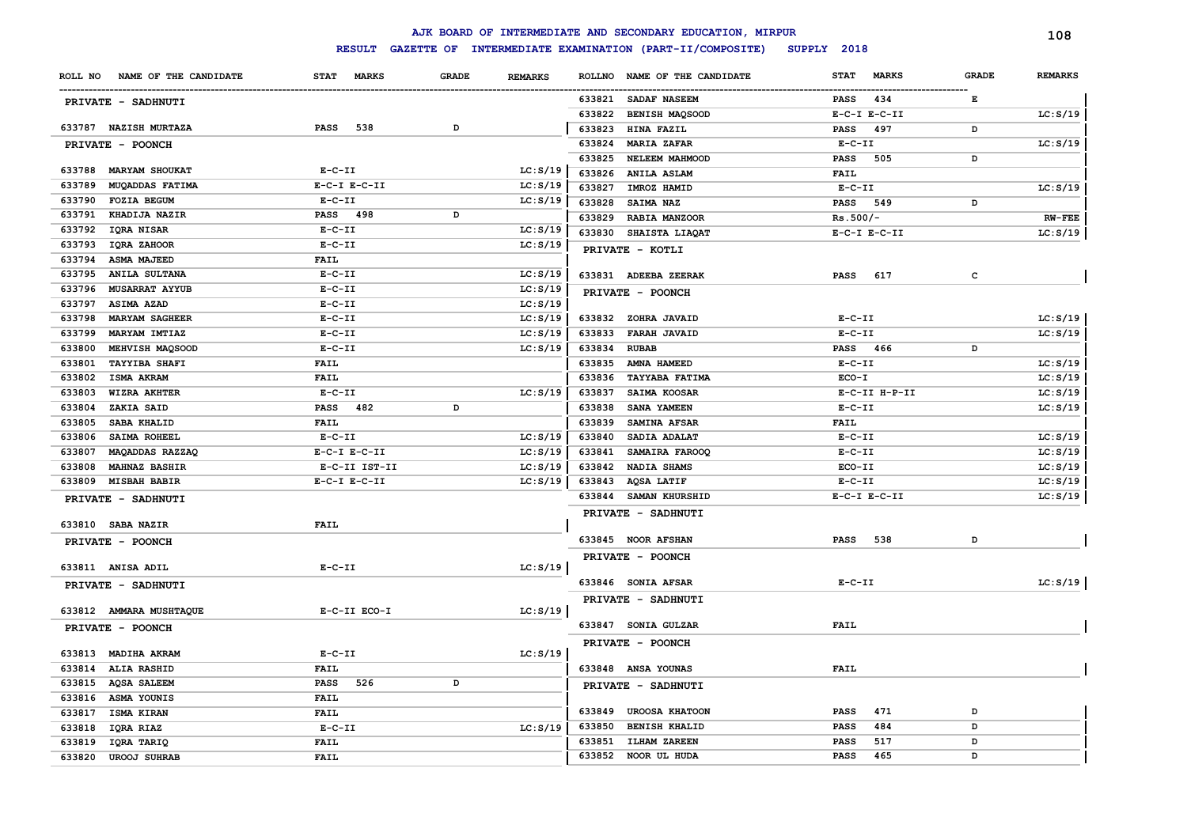# AJK BOARD OF INTERMEDIATE AND SECONDARY EDUCATION, MIRPUR

## RESULT GAZETTE OF INTERMEDIATE EXAMINATION (PART-II/COMPOSITE) SUPPLY 2018

| ROLL NO | NAME OF THE CANDIDATE | STAT MARKS | GRADE | REMARKS |
|---|---|---|---|---|
| | **PRIVATE - SADHNUTI** | | | |
| 633787 | NAZISH MURTAZA | PASS 538 | D | |
| | **PRIVATE - POONCH** | | | |
| 633788 | MARYAM SHOUKAT | E-C-II | | LC:S/19 |
| 633789 | MUQADDAS FATIMA | E-C-I E-C-II | | LC:S/19 |
| 633790 | FOZIA BEGUM | E-C-II | | LC:S/19 |
| 633791 | KHADIJA NAZIR | PASS 498 | D | |
| 633792 | IQRA NISAR | E-C-II | | LC:S/19 |
| 633793 | IQRA ZAHOOR | E-C-II | | LC:S/19 |
| 633794 | ASMA MAJEED | FAIL | | |
| 633795 | ANILA SULTANA | E-C-II | | LC:S/19 |
| 633796 | MUSARRAT AYYUB | E-C-II | | LC:S/19 |
| 633797 | ASIMA AZAD | E-C-II | | LC:S/19 |
| 633798 | MARYAM SAGHEER | E-C-II | | LC:S/19 |
| 633799 | MARYAM IMTIAZ | E-C-II | | LC:S/19 |
| 633800 | MEHVISH MAQSOOD | E-C-II | | LC:S/19 |
| 633801 | TAYYIBA SHAFI | FAIL | | |
| 633802 | ISMA AKRAM | FAIL | | |
| 633803 | WIZRA AKHTER | E-C-II | | LC:S/19 |
| 633804 | ZAKIA SAID | PASS 482 | D | |
| 633805 | SABA KHALID | FAIL | | |
| 633806 | SAIMA ROHEEL | E-C-II | | LC:S/19 |
| 633807 | MAQADDAS RAZZAQ | E-C-I E-C-II | | LC:S/19 |
| 633808 | MAHNAZ BASHIR | E-C-II IST-II | | LC:S/19 |
| 633809 | MISBAH BABIR | E-C-I E-C-II | | LC:S/19 |
| | **PRIVATE - SADHNUTI** | | | |
| 633810 | SABA NAZIR | FAIL | | |
| | **PRIVATE - POONCH** | | | |
| 633811 | ANISA ADIL | E-C-II | | LC:S/19 |
| | **PRIVATE - SADHNUTI** | | | |
| 633812 | AMMARA MUSHTAQUE | E-C-II ECO-I | | LC:S/19 |
| | **PRIVATE - POONCH** | | | |
| 633813 | MADIHA AKRAM | E-C-II | | LC:S/19 |
| 633814 | ALIA RASHID | FAIL | | |
| 633815 | AQSA SALEEM | PASS 526 | D | |
| 633816 | ASMA YOUNIS | FAIL | | |
| 633817 | ISMA KIRAN | FAIL | | |
| 633818 | IQRA RIAZ | E-C-II | | LC:S/19 |
| 633819 | IQRA TARIQ | FAIL | | |
| 633820 | UROOJ SUHRAB | FAIL | | |
| 633821 | SADAF NASEEM | PASS 434 | E | |
| 633822 | BENISH MAQSOOD | E-C-I E-C-II | | LC:S/19 |
| 633823 | HINA FAZIL | PASS 497 | D | |
| 633824 | MARIA ZAFAR | E-C-II | | LC:S/19 |
| 633825 | NELEEM MAHMOOD | PASS 505 | D | |
| 633826 | ANILA ASLAM | FAIL | | |
| 633827 | IMROZ HAMID | E-C-II | | LC:S/19 |
| 633828 | SAIMA NAZ | PASS 549 | D | |
| 633829 | RABIA MANZOOR | Rs.500/- | | RW-FEE |
| 633830 | SHAISTA LIAQAT | E-C-I E-C-II | | LC:S/19 |
| | **PRIVATE - KOTLI** | | | |
| 633831 | ADEEBA ZEERAK | PASS 617 | C | |
| | **PRIVATE - POONCH** | | | |
| 633832 | ZOHRA JAVAID | E-C-II | | LC:S/19 |
| 633833 | FARAH JAVAID | E-C-II | | LC:S/19 |
| 633834 | RUBAB | PASS 466 | D | |
| 633835 | AMNA HAMEED | E-C-II | | LC:S/19 |
| 633836 | TAYYABA FATIMA | ECO-I | | LC:S/19 |
| 633837 | SAIMA KOOSAR | E-C-II H-P-II | | LC:S/19 |
| 633838 | SANA YAMEEN | E-C-II | | LC:S/19 |
| 633839 | SAMINA AFSAR | FAIL | | |
| 633840 | SADIA ADALAT | E-C-II | | LC:S/19 |
| 633841 | SAMAIRA FAROOQ | E-C-II | | LC:S/19 |
| 633842 | NADIA SHAMS | ECO-II | | LC:S/19 |
| 633843 | AQSA LATIF | E-C-II | | LC:S/19 |
| 633844 | SAMAN KHURSHID | E-C-I E-C-II | | LC:S/19 |
| | **PRIVATE - SADHNUTI** | | | |
| 633845 | NOOR AFSHAN | PASS 538 | D | |
| | **PRIVATE - POONCH** | | | |
| 633846 | SONIA AFSAR | E-C-II | | LC:S/19 |
| | **PRIVATE - SADHNUTI** | | | |
| 633847 | SONIA GULZAR | FAIL | | |
| | **PRIVATE - POONCH** | | | |
| 633848 | ANSA YOUNAS | FAIL | | |
| | **PRIVATE - SADHNUTI** | | | |
| 633849 | UROOSA KHATOON | PASS 471 | D | |
| 633850 | BENISH KHALID | PASS 484 | D | |
| 633851 | ILHAM ZAREEN | PASS 517 | D | |
| 633852 | NOOR UL HUDA | PASS 465 | D | |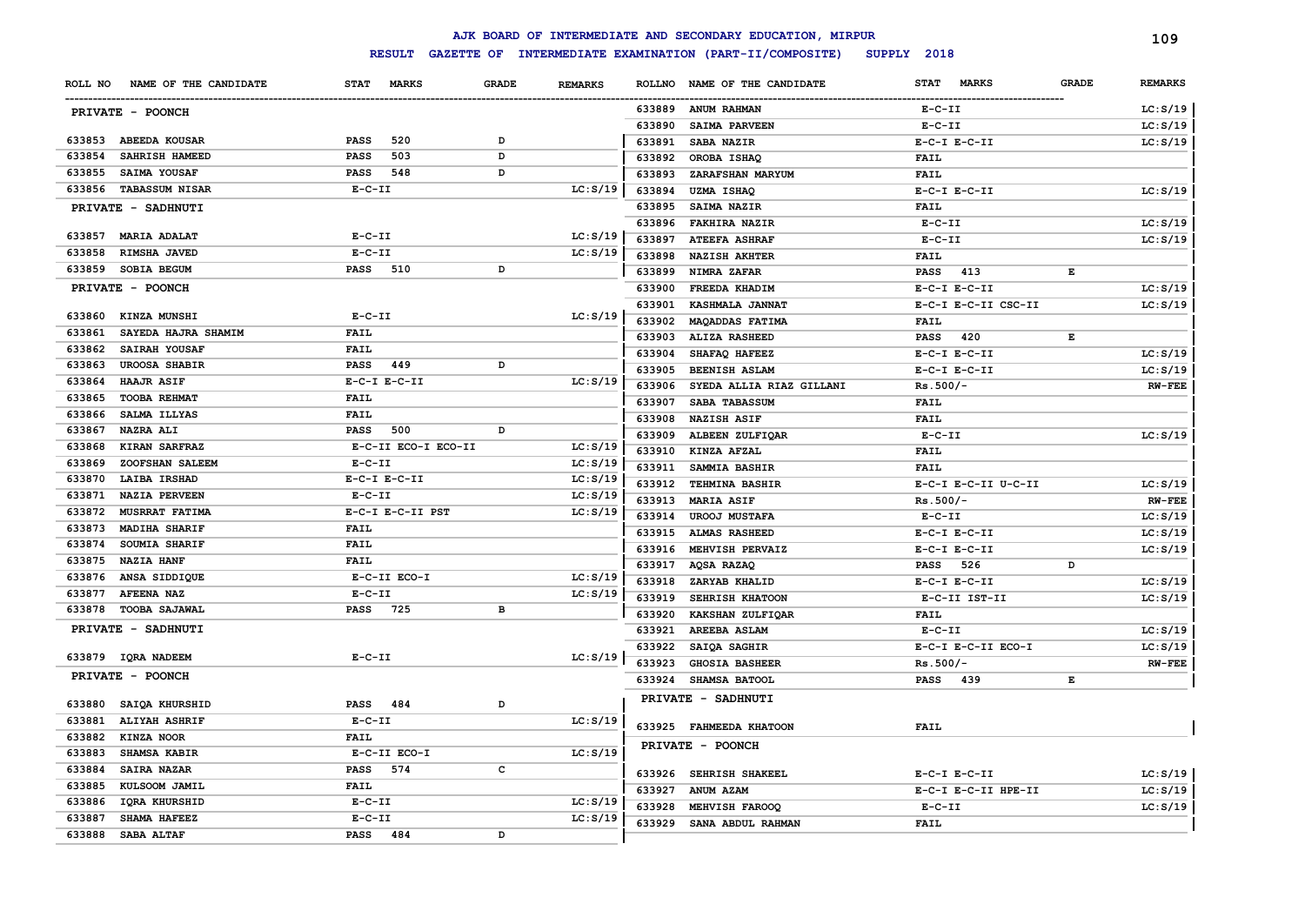# AJK BOARD OF INTERMEDIATE AND SECONDARY EDUCATION, MIRPUR

**RESULT GAZETTE OF INTERMEDIATE EXAMINATION (PART-II/COMPOSITE) SUPPLY 2018**

| ROLL NO | NAME OF THE CANDIDATE | STAT MARKS | GRADE | REMARKS |
|---|---|---|---|---|
| **PRIVATE - POONCH** | | | | |
| 633853 | ABEEDA KOUSAR | PASS 520 | D | |
| 633854 | SAHRISH HAMEED | PASS 503 | D | |
| 633855 | SAIMA YOUSAF | PASS 548 | D | |
| 633856 | TABASSUM NISAR | E-C-II | | LC:S/19 |
| **PRIVATE - SADHNUTI** | | | | |
| 633857 | MARIA ADALAT | E-C-II | | LC:S/19 |
| 633858 | RIMSHA JAVED | E-C-II | | LC:S/19 |
| 633859 | SOBIA BEGUM | PASS 510 | D | |
| **PRIVATE - POONCH** | | | | |
| 633860 | KINZA MUNSHI | E-C-II | | LC:S/19 |
| 633861 | SAYEDA HAJRA SHAMIM | FAIL | | |
| 633862 | SAIRAH YOUSAF | FAIL | | |
| 633863 | UROOSA SHABIR | PASS 449 | D | |
| 633864 | HAAJR ASIF | E-C-I E-C-II | | LC:S/19 |
| 633865 | TOOBA REHMAT | FAIL | | |
| 633866 | SALMA ILLYAS | FAIL | | |
| 633867 | NAZRA ALI | PASS 500 | D | |
| 633868 | KIRAN SARFRAZ | E-C-II ECO-I ECO-II | | LC:S/19 |
| 633869 | ZOOFSHAN SALEEM | E-C-II | | LC:S/19 |
| 633870 | LAIBA IRSHAD | E-C-I E-C-II | | LC:S/19 |
| 633871 | NAZIA PERVEEN | E-C-II | | LC:S/19 |
| 633872 | MUSRRAT FATIMA | E-C-I E-C-II PST | | LC:S/19 |
| 633873 | MADIHA SHARIF | FAIL | | |
| 633874 | SOUMIA SHARIF | FAIL | | |
| 633875 | NAZIA HANF | FAIL | | |
| 633876 | ANSA SIDDIQUE | E-C-II ECO-I | | LC:S/19 |
| 633877 | AFEENA NAZ | E-C-II | | LC:S/19 |
| 633878 | TOOBA SAJAWAL | PASS 725 | B | |
| **PRIVATE - SADHNUTI** | | | | |
| 633879 | IQRA NADEEM | E-C-II | | LC:S/19 |
| **PRIVATE - POONCH** | | | | |
| 633880 | SAIQA KHURSHID | PASS 484 | D | |
| 633881 | ALIYAH ASHRIF | E-C-II | | LC:S/19 |
| 633882 | KINZA NOOR | FAIL | | |
| 633883 | SHAMSA KABIR | E-C-II ECO-I | | LC:S/19 |
| 633884 | SAIRA NAZAR | PASS 574 | C | |
| 633885 | KULSOOM JAMIL | FAIL | | |
| 633886 | IQRA KHURSHID | E-C-II | | LC:S/19 |
| 633887 | SHAMA HAFEEZ | E-C-II | | LC:S/19 |
| 633888 | SABA ALTAF | PASS 484 | D | |
| 633889 | ANUM RAHMAN | E-C-II | | LC:S/19 |
| 633890 | SAIMA PARVEEN | E-C-II | | LC:S/19 |
| 633891 | SABA NAZIR | E-C-I E-C-II | | LC:S/19 |
| 633892 | OROBA ISHAQ | FAIL | | |
| 633893 | ZARAFSHAN MARYUM | FAIL | | |
| 633894 | UZMA ISHAQ | E-C-I E-C-II | | LC:S/19 |
| 633895 | SAIMA NAZIR | FAIL | | |
| 633896 | FAKHIRA NAZIR | E-C-II | | LC:S/19 |
| 633897 | ATEEFA ASHRAF | E-C-II | | LC:S/19 |
| 633898 | NAZISH AKHTER | FAIL | | |
| 633899 | NIMRA ZAFAR | PASS 413 | E | |
| 633900 | FREEDA KHADIM | E-C-I E-C-II | | LC:S/19 |
| 633901 | KASHMALA JANNAT | E-C-I E-C-II CSC-II | | LC:S/19 |
| 633902 | MAQADDAS FATIMA | FAIL | | |
| 633903 | ALIZA RASHEED | PASS 420 | E | |
| 633904 | SHAFAQ HAFEEZ | E-C-I E-C-II | | LC:S/19 |
| 633905 | BEENISH ASLAM | E-C-I E-C-II | | LC:S/19 |
| 633906 | SYEDA ALLIA RIAZ GILLANI | Rs.500/- | | RW-FEE |
| 633907 | SABA TABASSUM | FAIL | | |
| 633908 | NAZISH ASIF | FAIL | | |
| 633909 | ALBEEN ZULFIQAR | E-C-II | | LC:S/19 |
| 633910 | KINZA AFZAL | FAIL | | |
| 633911 | SAMMIA BASHIR | FAIL | | |
| 633912 | TEHMINA BASHIR | E-C-I E-C-II U-C-II | | LC:S/19 |
| 633913 | MARIA ASIF | Rs.500/- | | RW-FEE |
| 633914 | UROOJ MUSTAFA | E-C-II | | LC:S/19 |
| 633915 | ALMAS RASHEED | E-C-I E-C-II | | LC:S/19 |
| 633916 | MEHVISH PERVAIZ | E-C-I E-C-II | | LC:S/19 |
| 633917 | AQSA RAZAQ | PASS 526 | D | |
| 633918 | ZARYAB KHALID | E-C-I E-C-II | | LC:S/19 |
| 633919 | SEHRISH KHATOON | E-C-II IST-II | | LC:S/19 |
| 633920 | KAKSHAN ZULFIQAR | FAIL | | |
| 633921 | AREEBA ASLAM | E-C-II | | LC:S/19 |
| 633922 | SAIQA SAGHIR | E-C-I E-C-II ECO-I | | LC:S/19 |
| 633923 | GHOSIA BASHEER | Rs.500/- | | RW-FEE |
| 633924 | SHAMSA BATOOL | PASS 439 | E | |
| **PRIVATE - SADHNUTI** | | | | |
| 633925 | FAHMEEDA KHATOON | FAIL | | |
| **PRIVATE - POONCH** | | | | |
| 633926 | SEHRISH SHAKEEL | E-C-I E-C-II | | LC:S/19 |
| 633927 | ANUM AZAM | E-C-I E-C-II HPE-II | | LC:S/19 |
| 633928 | MEHVISH FAROOQ | E-C-II | | LC:S/19 |
| 633929 | SANA ABDUL RAHMAN | FAIL | | |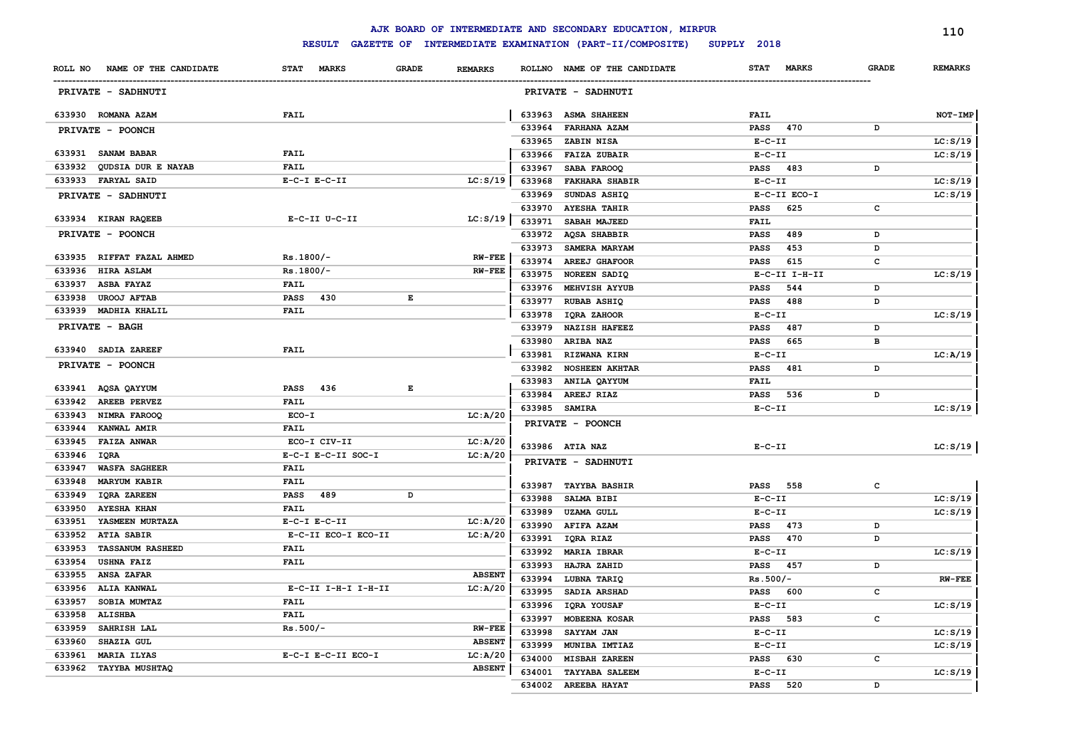AJK BOARD OF INTERMEDIATE AND SECONDARY EDUCATION, MIRPUR

RESULT GAZETTE OF INTERMEDIATE EXAMINATION (PART-II/COMPOSITE) SUPPLY 2018

| ROLL NO | NAME OF THE CANDIDATE | STAT MARKS | GRADE | REMARKS |
|---|---|---|---|---|
| **PRIVATE - SADHNUTI** | | | | |
| 633930 | ROMANA AZAM | FAIL | | |
| **PRIVATE - POONCH** | | | | |
| 633931 | SANAM BABAR | FAIL | | |
| 633932 | QUDSIA DUR E NAYAB | FAIL | | |
| 633933 | FARYAL SAID | E-C-I E-C-II | | LC:S/19 |
| **PRIVATE - SADHNUTI** | | | | |
| 633934 | KIRAN RAQEEB | E-C-II U-C-II | | LC:S/19 |
| **PRIVATE - POONCH** | | | | |
| 633935 | RIFFAT FAZAL AHMED | Rs.1800/- | | RW-FEE |
| 633936 | HIRA ASLAM | Rs.1800/- | | RW-FEE |
| 633937 | ASBA FAYAZ | FAIL | | |
| 633938 | UROOJ AFTAB | PASS 430 | E | |
| 633939 | MADHIA KHALIL | FAIL | | |
| **PRIVATE - BAGH** | | | | |
| 633940 | SADIA ZAREEF | FAIL | | |
| **PRIVATE - POONCH** | | | | |
| 633941 | AQSA QAYYUM | PASS 436 | E | |
| 633942 | AREEB PERVEZ | FAIL | | |
| 633943 | NIMRA FAROOQ | ECO-I | | LC:A/20 |
| 633944 | KANWAL AMIR | FAIL | | |
| 633945 | FAIZA ANWAR | ECO-I CIV-II | | LC:A/20 |
| 633946 | IQRA | E-C-I E-C-II SOC-I | | LC:A/20 |
| 633947 | WASFA SAGHEER | FAIL | | |
| 633948 | MARYUM KABIR | FAIL | | |
| 633949 | IQRA ZAREEN | PASS 489 | D | |
| 633950 | AYESHA KHAN | FAIL | | |
| 633951 | YASMEEN MURTAZA | E-C-I E-C-II | | LC:A/20 |
| 633952 | ATIA SABIR | E-C-II ECO-I ECO-II | | LC:A/20 |
| 633953 | TASSANUM RASHEED | FAIL | | |
| 633954 | USHNA FAIZ | FAIL | | |
| 633955 | ANSA ZAFAR | | | ABSENT |
| 633956 | ALIA KANWAL | E-C-II I-H-I I-H-II | | LC:A/20 |
| 633957 | SOBIA MUMTAZ | FAIL | | |
| 633958 | ALISHBA | FAIL | | |
| 633959 | SAHRISH LAL | Rs.500/- | | RW-FEE |
| 633960 | SHAZIA GUL | | | ABSENT |
| 633961 | MARIA ILYAS | E-C-I E-C-II ECO-I | | LC:A/20 |
| 633962 | TAYYBA MUSHTAQ | | | ABSENT |
| **PRIVATE - SADHNUTI** | | | | |
| 633963 | ASMA SHAHEEN | FAIL | | NOT-IMP |
| 633964 | FARHANA AZAM | PASS 470 | D | |
| 633965 | ZABIN NISA | E-C-II | | LC:S/19 |
| 633966 | FAIZA ZUBAIR | E-C-II | | LC:S/19 |
| 633967 | SABA FAROOQ | PASS 483 | D | |
| 633968 | FAKHARA SHABIR | E-C-II | | LC:S/19 |
| 633969 | SUNDAS ASHIQ | E-C-II ECO-I | | LC:S/19 |
| 633970 | AYESHA TAHIR | PASS 625 | C | |
| 633971 | SABAH MAJEED | FAIL | | |
| 633972 | AQSA SHABBIR | PASS 489 | D | |
| 633973 | SAMERA MARYAM | PASS 453 | D | |
| 633974 | AREEJ GHAFOOR | PASS 615 | C | |
| 633975 | NOREEN SADIQ | E-C-II I-H-II | | LC:S/19 |
| 633976 | MEHVISH AYYUB | PASS 544 | D | |
| 633977 | RUBAB ASHIQ | PASS 488 | D | |
| 633978 | IQRA ZAHOOR | E-C-II | | LC:S/19 |
| 633979 | NAZISH HAFEEZ | PASS 487 | D | |
| 633980 | ARIBA NAZ | PASS 665 | B | |
| 633981 | RIZWANA KIRN | E-C-II | | LC:A/19 |
| 633982 | NOSHEEN AKHTAR | PASS 481 | D | |
| 633983 | ANILA QAYYUM | FAIL | | |
| 633984 | AREEJ RIAZ | PASS 536 | D | |
| 633985 | SAMIRA | E-C-II | | LC:S/19 |
| **PRIVATE - POONCH** | | | | |
| 633986 | ATIA NAZ | E-C-II | | LC:S/19 |
| **PRIVATE - SADHNUTI** | | | | |
| 633987 | TAYYBA BASHIR | PASS 558 | C | |
| 633988 | SALMA BIBI | E-C-II | | LC:S/19 |
| 633989 | UZAMA GULL | E-C-II | | LC:S/19 |
| 633990 | AFIFA AZAM | PASS 473 | D | |
| 633991 | IQRA RIAZ | PASS 470 | D | |
| 633992 | MARIA IBRAR | E-C-II | | LC:S/19 |
| 633993 | HAJRA ZAHID | PASS 457 | D | |
| 633994 | LUBNA TARIQ | Rs.500/- | | RW-FEE |
| 633995 | SADIA ARSHAD | PASS 600 | C | |
| 633996 | IQRA YOUSAF | E-C-II | | LC:S/19 |
| 633997 | MOBEENA KOSAR | PASS 583 | C | |
| 633998 | SAYYAM JAN | E-C-II | | LC:S/19 |
| 633999 | MUNIBA IMTIAZ | E-C-II | | LC:S/19 |
| 634000 | MISBAH ZAREEN | PASS 630 | C | |
| 634001 | TAYYABA SALEEM | E-C-II | | LC:S/19 |
| 634002 | AREEBA HAYAT | PASS 520 | D | |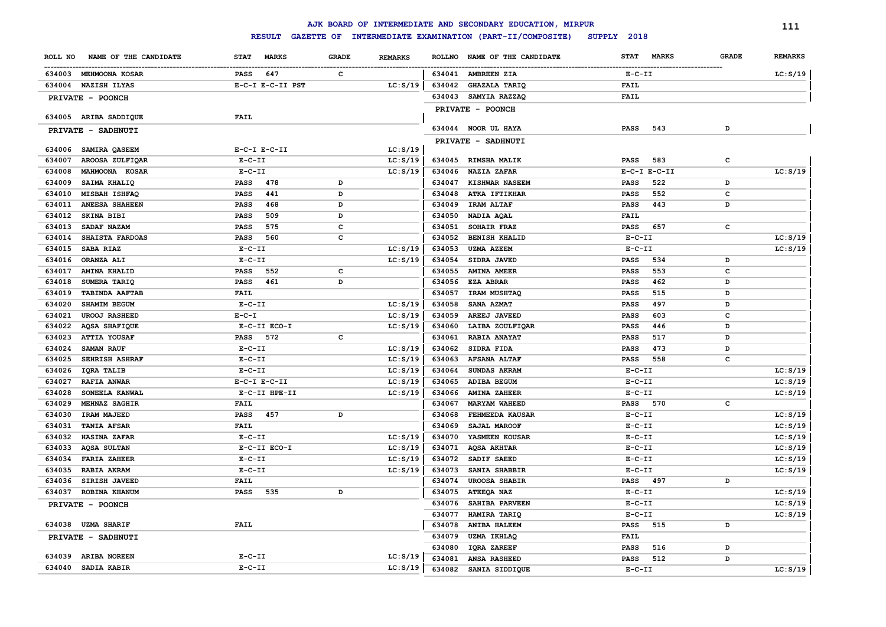# AJK BOARD OF INTERMEDIATE AND SECONDARY EDUCATION, MIRPUR

## RESULT GAZETTE OF INTERMEDIATE EXAMINATION (PART-II/COMPOSITE) SUPPLY 2018

| ROLL NO | NAME OF THE CANDIDATE | STAT MARKS | GRADE | REMARKS |
|---|---|---|---|---|
| 634003 | MEHMOONA KOSAR | PASS 647 | C | |
| 634004 | NAZISH ILYAS | E-C-I E-C-II PST | | LC:S/19 |
| | **PRIVATE - POONCH** | | | |
| 634005 | ARIBA SADDIQUE | FAIL | | |
| | **PRIVATE - SADHNUTI** | | | |
| 634006 | SAMIRA QASEEM | E-C-I E-C-II | | LC:S/19 |
| 634007 | AROOSA ZULFIQAR | E-C-II | | LC:S/19 |
| 634008 | MAHMOONA KOSAR | E-C-II | | LC:S/19 |
| 634009 | SAIMA KHALIQ | PASS 478 | D | |
| 634010 | MISBAH ISHFAQ | PASS 441 | D | |
| 634011 | ANEESA SHAHEEN | PASS 468 | D | |
| 634012 | SKINA BIBI | PASS 509 | D | |
| 634013 | SADAF NAZAM | PASS 575 | C | |
| 634014 | SHAISTA FARDOAS | PASS 560 | C | |
| 634015 | SABA RIAZ | E-C-II | | LC:S/19 |
| 634016 | ORANZA ALI | E-C-II | | LC:S/19 |
| 634017 | AMINA KHALID | PASS 552 | C | |
| 634018 | SUMERA TARIQ | PASS 461 | D | |
| 634019 | TABINDA AAFTAB | FAIL | | |
| 634020 | SHAMIM BEGUM | E-C-II | | LC:S/19 |
| 634021 | UROOJ RASHEED | E-C-I | | LC:S/19 |
| 634022 | AQSA SHAFIQUE | E-C-II ECO-I | | LC:S/19 |
| 634023 | ATTIA YOUSAF | PASS 572 | C | |
| 634024 | SAMAN RAUF | E-C-II | | LC:S/19 |
| 634025 | SEHRISH ASHRAF | E-C-II | | LC:S/19 |
| 634026 | IQRA TALIB | E-C-II | | LC:S/19 |
| 634027 | RAFIA ANWAR | E-C-I E-C-II | | LC:S/19 |
| 634028 | SONEELA KANWAL | E-C-II HPE-II | | LC:S/19 |
| 634029 | MEHNAZ SAGHIR | FAIL | | |
| 634030 | IRAM MAJEED | PASS 457 | D | |
| 634031 | TANIA AFSAR | FAIL | | |
| 634032 | HASINA ZAFAR | E-C-II | | LC:S/19 |
| 634033 | AQSA SULTAN | E-C-II ECO-I | | LC:S/19 |
| 634034 | FARIA ZAHEER | E-C-II | | LC:S/19 |
| 634035 | RABIA AKRAM | E-C-II | | LC:S/19 |
| 634036 | SIRISH JAVEED | FAIL | | |
| 634037 | ROBINA KHANUM | PASS 535 | D | |
| | **PRIVATE - POONCH** | | | |
| 634038 | UZMA SHARIF | FAIL | | |
| | **PRIVATE - SADHNUTI** | | | |
| 634039 | ARIBA NOREEN | E-C-II | | LC:S/19 |
| 634040 | SADIA KABIR | E-C-II | | LC:S/19 |
| 634041 | AMBREEN ZIA | E-C-II | | LC:S/19 |
| 634042 | GHAZALA TARIQ | FAIL | | |
| 634043 | SAMYIA RAZZAQ | FAIL | | |
| | **PRIVATE - POONCH** | | | |
| 634044 | NOOR UL HAYA | PASS 543 | D | |
| | **PRIVATE - SADHNUTI** | | | |
| 634045 | RIMSHA MALIK | PASS 583 | C | |
| 634046 | NAZIA ZAFAR | E-C-I E-C-II | | LC:S/19 |
| 634047 | KISHWAR NASEEM | PASS 522 | D | |
| 634048 | ATKA IFTIKHAR | PASS 552 | C | |
| 634049 | IRAM ALTAF | PASS 443 | D | |
| 634050 | NADIA AQAL | FAIL | | |
| 634051 | SOHAIR FRAZ | PASS 657 | C | |
| 634052 | BENISH KHALID | E-C-II | | LC:S/19 |
| 634053 | UZMA AZEEM | E-C-II | | LC:S/19 |
| 634054 | SIDRA JAVED | PASS 534 | D | |
| 634055 | AMINA AMEER | PASS 553 | C | |
| 634056 | EZA ABRAR | PASS 462 | D | |
| 634057 | IRAM MUSHTAQ | PASS 515 | D | |
| 634058 | SANA AZMAT | PASS 497 | D | |
| 634059 | AREEJ JAVEED | PASS 603 | C | |
| 634060 | LAIBA ZOULFIQAR | PASS 446 | D | |
| 634061 | RABIA ANAYAT | PASS 517 | D | |
| 634062 | SIDRA FIDA | PASS 473 | D | |
| 634063 | AFSANA ALTAF | PASS 558 | C | |
| 634064 | SUNDAS AKRAM | E-C-II | | LC:S/19 |
| 634065 | ADIBA BEGUM | E-C-II | | LC:S/19 |
| 634066 | AMINA ZAHEER | E-C-II | | LC:S/19 |
| 634067 | MARYAM WAHEED | PASS 570 | C | |
| 634068 | FEHMEEDA KAUSAR | E-C-II | | LC:S/19 |
| 634069 | SAJAL MAROOF | E-C-II | | LC:S/19 |
| 634070 | YASMEEN KOUSAR | E-C-II | | LC:S/19 |
| 634071 | AQSA AKHTAR | E-C-II | | LC:S/19 |
| 634072 | SADIF SAEED | E-C-II | | LC:S/19 |
| 634073 | SANIA SHABBIR | E-C-II | | LC:S/19 |
| 634074 | UROOSA SHABIR | PASS 497 | D | |
| 634075 | ATEEQA NAZ | E-C-II | | LC:S/19 |
| 634076 | SAHIBA PARVEEN | E-C-II | | LC:S/19 |
| 634077 | HAMIRA TARIQ | E-C-II | | LC:S/19 |
| 634078 | ANIBA HALEEM | PASS 515 | D | |
| 634079 | UZMA IKHLAQ | FAIL | | |
| 634080 | IQRA ZAREEF | PASS 516 | D | |
| 634081 | ANSA RASHEED | PASS 512 | D | |
| 634082 | SANIA SIDDIQUE | E-C-II | | LC:S/19 |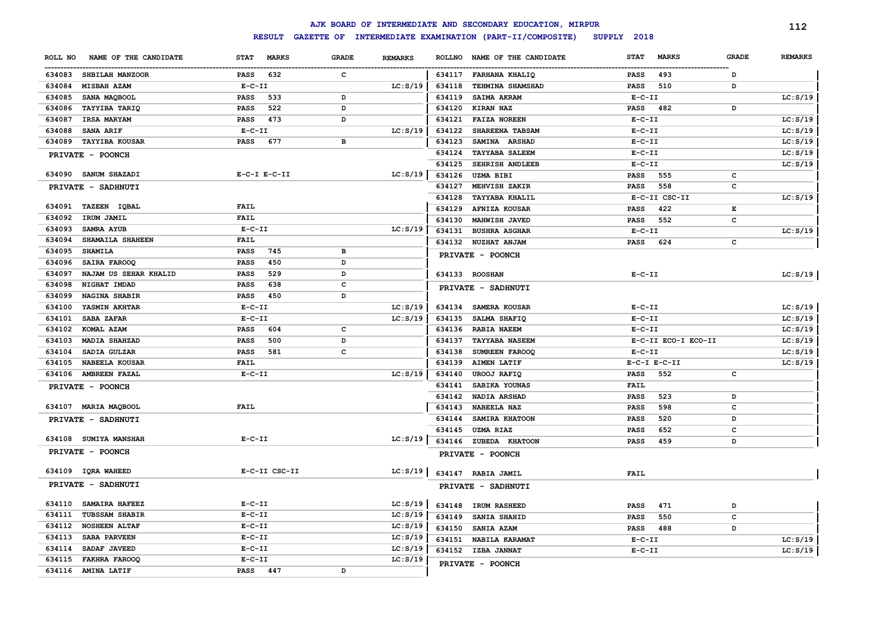# AJK BOARD OF INTERMEDIATE AND SECONDARY EDUCATION, MIRPUR

## RESULT GAZETTE OF INTERMEDIATE EXAMINATION (PART-II/COMPOSITE) SUPPLY 2018

| ROLL NO | NAME OF THE CANDIDATE | STAT | MARKS | GRADE | REMARKS |
|---|---|---|---|---|---|
| 634083 | SHBILAH MANZOOR | PASS | 632 | C | |
| 634084 | MISBAH AZAM | E-C-II | | | LC:S/19 |
| 634085 | SANA MAQBOOL | PASS | 533 | D | |
| 634086 | TAYYIBA TARIQ | PASS | 522 | D | |
| 634087 | IRSA MARYAM | PASS | 473 | D | |
| 634088 | SANA ARIF | E-C-II | | | LC:S/19 |
| 634089 | TAYYIBA KOUSAR | PASS | 677 | B | |
| **PRIVATE - POONCH** | | | | | |
| 634090 | SANUM SHAZADI | E-C-I E-C-II | | | LC:S/19 |
| **PRIVATE - SADHNUTI** | | | | | |
| 634091 | TAZEEN IQBAL | FAIL | | | |
| 634092 | IRUM JAMIL | FAIL | | | |
| 634093 | SAMRA AYUB | E-C-II | | | LC:S/19 |
| 634094 | SHAMAILA SHAHEEN | FAIL | | | |
| 634095 | SHAMILA | PASS | 745 | B | |
| 634096 | SAIRA FAROOQ | PASS | 450 | D | |
| 634097 | NAJAM US SEHAR KHALID | PASS | 529 | D | |
| 634098 | NIGHAT IMDAD | PASS | 638 | C | |
| 634099 | NAGINA SHABIR | PASS | 450 | D | |
| 634100 | YASMIN AKHTAR | E-C-II | | | LC:S/19 |
| 634101 | SABA ZAFAR | E-C-II | | | LC:S/19 |
| 634102 | KOMAL AZAM | PASS | 604 | C | |
| 634103 | MADIA SHAHZAD | PASS | 500 | D | |
| 634104 | SADIA GULZAR | PASS | 581 | C | |
| 634105 | NABEELA KOUSAR | FAIL | | | |
| 634106 | AMBREEN FAZAL | E-C-II | | | LC:S/19 |
| **PRIVATE - POONCH** | | | | | |
| 634107 | MARIA MAQBOOL | FAIL | | | |
| **PRIVATE - SADHNUTI** | | | | | |
| 634108 | SUMIYA MANSHAH | E-C-II | | | LC:S/19 |
| **PRIVATE - POONCH** | | | | | |
| 634109 | IQRA WAHEED | E-C-II CSC-II | | | LC:S/19 |
| **PRIVATE - SADHNUTI** | | | | | |
| 634110 | SAMAIRA HAFEEZ | E-C-II | | | LC:S/19 |
| 634111 | TUBSSAM SHABIR | E-C-II | | | LC:S/19 |
| 634112 | NOSHEEN ALTAF | E-C-II | | | LC:S/19 |
| 634113 | SABA PARVEEN | E-C-II | | | LC:S/19 |
| 634114 | SADAF JAVEED | E-C-II | | | LC:S/19 |
| 634115 | FAKHRA FAROOQ | E-C-II | | | LC:S/19 |
| 634116 | AMINA LATIF | PASS | 447 | D | |
| 634117 | FARHANA KHALIQ | PASS | 493 | D | |
| 634118 | TEHMINA SHAMSHAD | PASS | 510 | D | |
| 634119 | SAIMA AKRAM | E-C-II | | | LC:S/19 |
| 634120 | KIRAN NAZ | PASS | 482 | D | |
| 634121 | FAIZA NOREEN | E-C-II | | | LC:S/19 |
| 634122 | SHAREENA TABSAM | E-C-II | | | LC:S/19 |
| 634123 | SAMINA ARSHAD | E-C-II | | | LC:S/19 |
| 634124 | TAYYABA SALEEM | E-C-II | | | LC:S/19 |
| 634125 | SEHRISH ANDLEEB | E-C-II | | | LC:S/19 |
| 634126 | UZMA BIBI | PASS | 555 | C | |
| 634127 | MEHVISH ZAKIR | PASS | 558 | C | |
| 634128 | TAYYABA KHALIL | E-C-II CSC-II | | | LC:S/19 |
| 634129 | AFNIZA KOUSAR | PASS | 422 | E | |
| 634130 | MAHWISH JAVED | PASS | 552 | C | |
| 634131 | BUSHRA ASGHAR | E-C-II | | | LC:S/19 |
| 634132 | NUZHAT ANJAM | PASS | 624 | C | |
| **PRIVATE - POONCH** | | | | | |
| 634133 | ROOSHAN | E-C-II | | | LC:S/19 |
| **PRIVATE - SADHNUTI** | | | | | |
| 634134 | SAMERA KOUSAR | E-C-II | | | LC:S/19 |
| 634135 | SALMA SHAFIQ | E-C-II | | | LC:S/19 |
| 634136 | RABIA NAEEM | E-C-II | | | LC:S/19 |
| 634137 | TAYYABA NASEEM | E-C-II ECO-I ECO-II | | | LC:S/19 |
| 634138 | SUMREEN FAROOQ | E-C-II | | | LC:S/19 |
| 634139 | AIMEN LATIF | E-C-I E-C-II | | | LC:S/19 |
| 634140 | UROOJ RAFIQ | PASS | 552 | C | |
| 634141 | SABIKA YOUNAS | FAIL | | | |
| 634142 | NADIA ARSHAD | PASS | 523 | D | |
| 634143 | NABEELA NAZ | PASS | 598 | C | |
| 634144 | SAMIRA KHATOON | PASS | 520 | D | |
| 634145 | UZMA RIAZ | PASS | 652 | C | |
| 634146 | ZUBEDA KHATOON | PASS | 459 | D | |
| **PRIVATE - POONCH** | | | | | |
| 634147 | RABIA JAMIL | FAIL | | | |
| **PRIVATE - SADHNUTI** | | | | | |
| 634148 | IRUM RASHEED | PASS | 471 | D | |
| 634149 | SANIA SHAHID | PASS | 550 | C | |
| 634150 | SANIA AZAM | PASS | 488 | D | |
| 634151 | NABILA KARAMAT | E-C-II | | | LC:S/19 |
| 634152 | IZBA JANNAT | E-C-II | | | LC:S/19 |
| **PRIVATE - POONCH** | | | | | |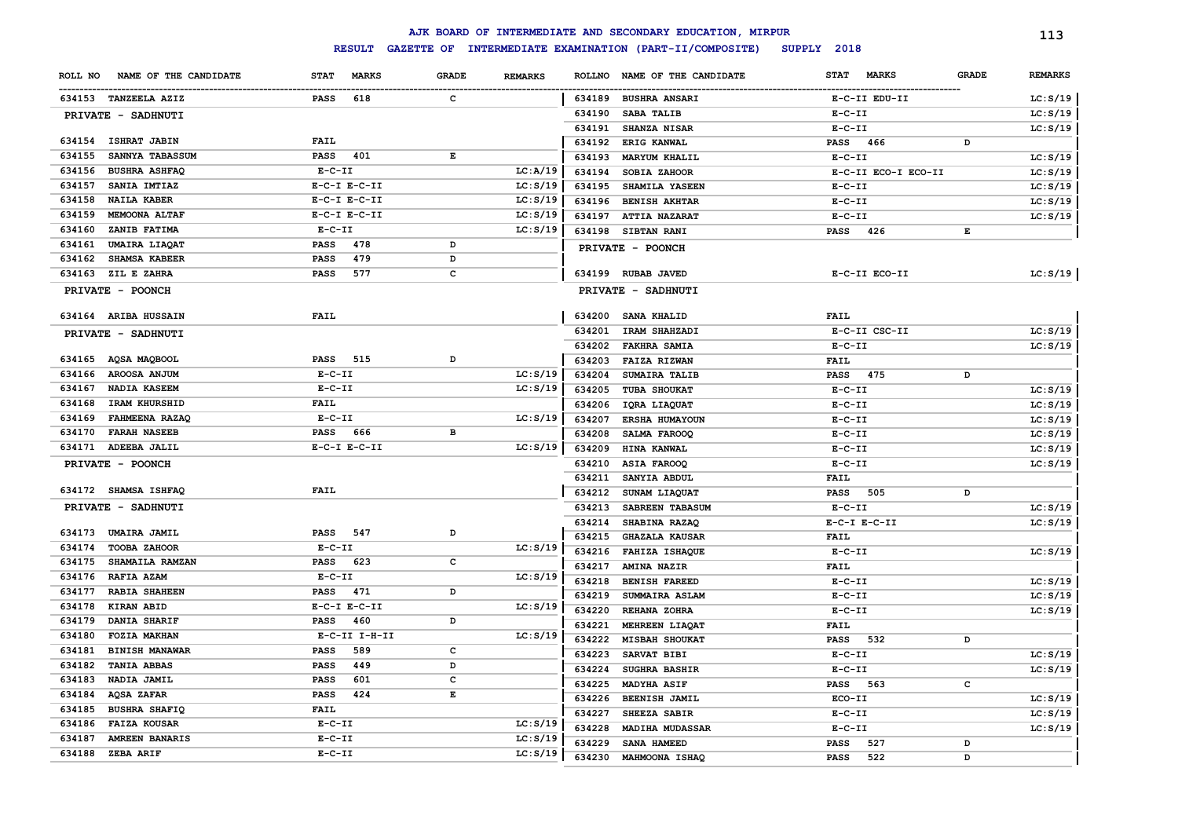# AJK BOARD OF INTERMEDIATE AND SECONDARY EDUCATION, MIRPUR

## RESULT GAZETTE OF INTERMEDIATE EXAMINATION (PART-II/COMPOSITE) SUPPLY 2018

| ROLL NO | NAME OF THE CANDIDATE | STAT | MARKS | GRADE | REMARKS |
|---|---|---|---|---|---|
| 634153 | TANZEELA AZIZ | PASS | 618 | C | |
| **PRIVATE - SADHNUTI** | | | | | |
| 634154 | ISHRAT JABIN | FAIL | | | |
| 634155 | SANNYA TABASSUM | PASS | 401 | E | |
| 634156 | BUSHRA ASHFAQ | E-C-II | | | LC:A/19 |
| 634157 | SANIA IMTIAZ | E-C-I E-C-II | | | LC:S/19 |
| 634158 | NAILA KABER | E-C-I E-C-II | | | LC:S/19 |
| 634159 | MEMOONA ALTAF | E-C-I E-C-II | | | LC:S/19 |
| 634160 | ZANIB FATIMA | E-C-II | | | LC:S/19 |
| 634161 | UMAIRA LIAQAT | PASS | 478 | D | |
| 634162 | SHAMSA KABEER | PASS | 479 | D | |
| 634163 | ZIL E ZAHRA | PASS | 577 | C | |
| **PRIVATE - POONCH** | | | | | |
| 634164 | ARIBA HUSSAIN | FAIL | | | |
| **PRIVATE - SADHNUTI** | | | | | |
| 634165 | AQSA MAQBOOL | PASS | 515 | D | |
| 634166 | AROOSA ANJUM | E-C-II | | | LC:S/19 |
| 634167 | NADIA KASEEM | E-C-II | | | LC:S/19 |
| 634168 | IRAM KHURSHID | FAIL | | | |
| 634169 | FAHMEENA RAZAQ | E-C-II | | | LC:S/19 |
| 634170 | FARAH NASEEB | PASS | 666 | B | |
| 634171 | ADEEBA JALIL | E-C-I E-C-II | | | LC:S/19 |
| **PRIVATE - POONCH** | | | | | |
| 634172 | SHAMSA ISHFAQ | FAIL | | | |
| **PRIVATE - SADHNUTI** | | | | | |
| 634173 | UMAIRA JAMIL | PASS | 547 | D | |
| 634174 | TOOBA ZAHOOR | E-C-II | | | LC:S/19 |
| 634175 | SHAMAILA RAMZAN | PASS | 623 | C | |
| 634176 | RAFIA AZAM | E-C-II | | | LC:S/19 |
| 634177 | RABIA SHAHEEN | PASS | 471 | D | |
| 634178 | KIRAN ABID | E-C-I E-C-II | | | LC:S/19 |
| 634179 | DANIA SHARIF | PASS | 460 | D | |
| 634180 | FOZIA MAKHAN | E-C-II I-H-II | | | LC:S/19 |
| 634181 | BINISH MANAWAR | PASS | 589 | C | |
| 634182 | TANIA ABBAS | PASS | 449 | D | |
| 634183 | NADIA JAMIL | PASS | 601 | C | |
| 634184 | AQSA ZAFAR | PASS | 424 | E | |
| 634185 | BUSHRA SHAFIQ | FAIL | | | |
| 634186 | FAIZA KOUSAR | E-C-II | | | LC:S/19 |
| 634187 | AMREEN BANARIS | E-C-II | | | LC:S/19 |
| 634188 | ZEBA ARIF | E-C-II | | | LC:S/19 |
| 634189 | BUSHRA ANSARI | E-C-II EDU-II | | | LC:S/19 |
| 634190 | SABA TALIB | E-C-II | | | LC:S/19 |
| 634191 | SHANZA NISAR | E-C-II | | | LC:S/19 |
| 634192 | ERIG KANWAL | PASS | 466 | D | |
| 634193 | MARYUM KHALIL | E-C-II | | | LC:S/19 |
| 634194 | SOBIA ZAHOOR | E-C-II ECO-I ECO-II | | | LC:S/19 |
| 634195 | SHAMILA YASEEN | E-C-II | | | LC:S/19 |
| 634196 | BENISH AKHTAR | E-C-II | | | LC:S/19 |
| 634197 | ATTIA NAZARAT | E-C-II | | | LC:S/19 |
| 634198 | SIBTAN RANI | PASS | 426 | E | |
| **PRIVATE - POONCH** | | | | | |
| 634199 | RUBAB JAVED | E-C-II ECO-II | | | LC:S/19 |
| **PRIVATE - SADHNUTI** | | | | | |
| 634200 | SANA KHALID | FAIL | | | |
| 634201 | IRAM SHAHZADI | E-C-II CSC-II | | | LC:S/19 |
| 634202 | FAKHRA SAMIA | E-C-II | | | LC:S/19 |
| 634203 | FAIZA RIZWAN | FAIL | | | |
| 634204 | SUMAIRA TALIB | PASS | 475 | D | |
| 634205 | TUBA SHOUKAT | E-C-II | | | LC:S/19 |
| 634206 | IQRA LIAQUAT | E-C-II | | | LC:S/19 |
| 634207 | ERSHA HUMAYOUN | E-C-II | | | LC:S/19 |
| 634208 | SALMA FAROOQ | E-C-II | | | LC:S/19 |
| 634209 | HINA KANWAL | E-C-II | | | LC:S/19 |
| 634210 | ASIA FAROOQ | E-C-II | | | LC:S/19 |
| 634211 | SANYIA ABDUL | FAIL | | | |
| 634212 | SUNAM LIAQUAT | PASS | 505 | D | |
| 634213 | SABREEN TABASUM | E-C-II | | | LC:S/19 |
| 634214 | SHABINA RAZAQ | E-C-I E-C-II | | | LC:S/19 |
| 634215 | GHAZALA KAUSAR | FAIL | | | |
| 634216 | FAHIZA ISHAQUE | E-C-II | | | LC:S/19 |
| 634217 | AMINA NAZIR | FAIL | | | |
| 634218 | BENISH FAREED | E-C-II | | | LC:S/19 |
| 634219 | SUMMAIRA ASLAM | E-C-II | | | LC:S/19 |
| 634220 | REHANA ZOHRA | E-C-II | | | LC:S/19 |
| 634221 | MEHREEN LIAQAT | FAIL | | | |
| 634222 | MISBAH SHOUKAT | PASS | 532 | D | |
| 634223 | SARVAT BIBI | E-C-II | | | LC:S/19 |
| 634224 | SUGHRA BASHIR | E-C-II | | | LC:S/19 |
| 634225 | MADYHA ASIF | PASS | 563 | C | |
| 634226 | BEENISH JAMIL | ECO-II | | | LC:S/19 |
| 634227 | SHEEZA SABIR | E-C-II | | | LC:S/19 |
| 634228 | MADIHA MUDASSAR | E-C-II | | | LC:S/19 |
| 634229 | SANA HAMEED | PASS | 527 | D | |
| 634230 | MAHMOONA ISHAQ | PASS | 522 | D | |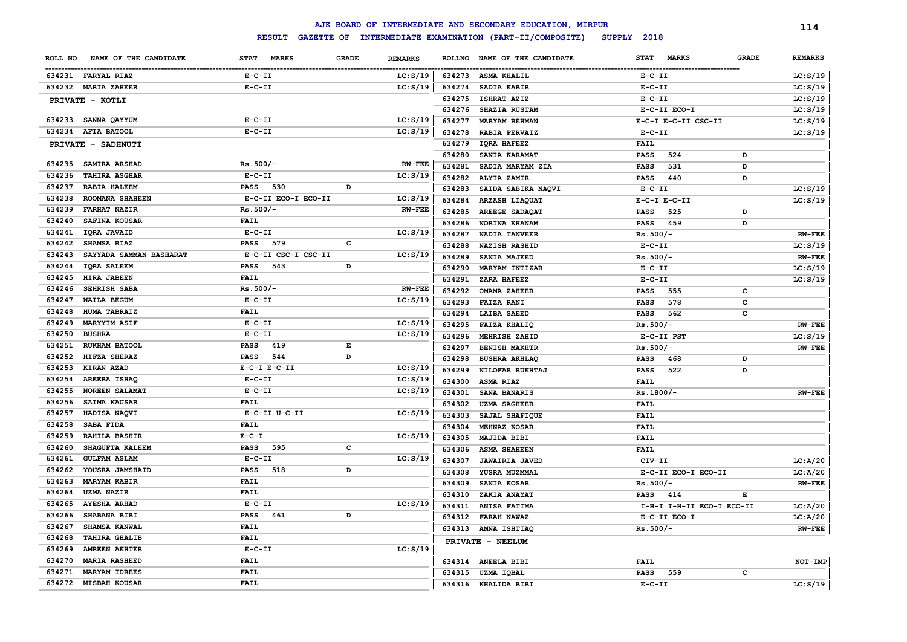# AJK BOARD OF INTERMEDIATE AND SECONDARY EDUCATION, MIRPUR

## RESULT GAZETTE OF INTERMEDIATE EXAMINATION (PART-II/COMPOSITE) SUPPLY 2018

| ROLL NO | NAME OF THE CANDIDATE | STAT MARKS | GRADE | REMARKS |
|---|---|---|---|---|
| 634231 | FARYAL RIAZ | E-C-II | | LC:S/19 |
| 634232 | MARIA ZAHEER | E-C-II | | LC:S/19 |
| | **PRIVATE - KOTLI** | | | |
| 634233 | SANNA QAYYUM | E-C-II | | LC:S/19 |
| 634234 | AFIA BATOOL | E-C-II | | LC:S/19 |
| | **PRIVATE - SADHNUTI** | | | |
| 634235 | SAMIRA ARSHAD | Rs.500/- | | RW-FEE |
| 634236 | TAHIRA ASGHAR | E-C-II | | LC:S/19 |
| 634237 | RABIA HALEEM | PASS 530 | D | |
| 634238 | ROOMANA SHAHEEN | E-C-II ECO-I ECO-II | | LC:S/19 |
| 634239 | FARHAT NAZIR | Rs.500/- | | RW-FEE |
| 634240 | SAFINA KOUSAR | FAIL | | |
| 634241 | IQRA JAVAID | E-C-II | | LC:S/19 |
| 634242 | SHAMSA RIAZ | PASS 579 | C | |
| 634243 | SAYYADA SAMMAN BASHARAT | E-C-II CSC-I CSC-II | | LC:S/19 |
| 634244 | IQRA SALEEM | PASS 543 | D | |
| 634245 | HIRA JABEEN | FAIL | | |
| 634246 | SEHRISH SABA | Rs.500/- | | RW-FEE |
| 634247 | NAILA BEGUM | E-C-II | | LC:S/19 |
| 634248 | HUMA TABRAIZ | FAIL | | |
| 634249 | MARYYIM ASIF | E-C-II | | LC:S/19 |
| 634250 | BUSHRA | E-C-II | | LC:S/19 |
| 634251 | RUKHAM BATOOL | PASS 419 | E | |
| 634252 | HIFZA SHERAZ | PASS 544 | D | |
| 634253 | KIRAN AZAD | E-C-I E-C-II | | LC:S/19 |
| 634254 | AREEBA ISHAQ | E-C-II | | LC:S/19 |
| 634255 | NOREEN SALAMAT | E-C-II | | LC:S/19 |
| 634256 | SAIMA KAUSAR | FAIL | | |
| 634257 | HADISA NAQVI | E-C-II U-C-II | | LC:S/19 |
| 634258 | SABA FIDA | FAIL | | |
| 634259 | RAHILA BASHIR | E-C-I | | LC:S/19 |
| 634260 | SHAGUFTA KALEEM | PASS 595 | C | |
| 634261 | GULFAM ASLAM | E-C-II | | LC:S/19 |
| 634262 | YOUSRA JAMSHAID | PASS 518 | D | |
| 634263 | MARYAM KABIR | FAIL | | |
| 634264 | UZMA NAZIR | FAIL | | |
| 634265 | AYESHA ARHAD | E-C-II | | LC:S/19 |
| 634266 | SHABANA BIBI | PASS 461 | D | |
| 634267 | SHAMSA KANWAL | FAIL | | |
| 634268 | TAHIRA GHALIB | FAIL | | |
| 634269 | AMREEN AKHTER | E-C-II | | LC:S/19 |
| 634270 | MARIA RASHEED | FAIL | | |
| 634271 | MARYAM IDREES | FAIL | | |
| 634272 | MISBAH KOUSAR | FAIL | | |
| 634273 | ASMA KHALIL | E-C-II | | LC:S/19 |
| 634274 | SADIA KABIR | E-C-II | | LC:S/19 |
| 634275 | ISHRAT AZIZ | E-C-II | | LC:S/19 |
| 634276 | SHAZIA RUSTAM | E-C-II ECO-I | | LC:S/19 |
| 634277 | MARYAM REHMAN | E-C-I E-C-II CSC-II | | LC:S/19 |
| 634278 | RABIA PERVAIZ | E-C-II | | LC:S/19 |
| 634279 | IQRA HAFEEZ | FAIL | | |
| 634280 | SANIA KARAMAT | PASS 524 | D | |
| 634281 | SADIA MARYAM ZIA | PASS 531 | D | |
| 634282 | ALYIA ZAMIR | PASS 440 | D | |
| 634283 | SAIDA SABIKA NAQVI | E-C-II | | LC:S/19 |
| 634284 | ARZASH LIAQUAT | E-C-I E-C-II | | LC:S/19 |
| 634285 | AREEGE SADAQAT | PASS 525 | D | |
| 634286 | NORINA KHANAM | PASS 459 | D | |
| 634287 | NADIA TANVEER | Rs.500/- | | RW-FEE |
| 634288 | NAZISH RASHID | E-C-II | | LC:S/19 |
| 634289 | SANIA MAJEED | Rs.500/- | | RW-FEE |
| 634290 | MARYAM INTIZAR | E-C-II | | LC:S/19 |
| 634291 | ZARA HAFEEZ | E-C-II | | LC:S/19 |
| 634292 | OMAMA ZAHEER | PASS 555 | C | |
| 634293 | FAIZA RANI | PASS 578 | C | |
| 634294 | LAIBA SAEED | PASS 562 | C | |
| 634295 | FAIZA KHALIQ | Rs.500/- | | RW-FEE |
| 634296 | MEHRISH ZAHID | E-C-II PST | | LC:S/19 |
| 634297 | BENISH MAKHTR | Rs.500/- | | RW-FEE |
| 634298 | BUSHRA AKHLAQ | PASS 468 | D | |
| 634299 | NILOFAR RUKHTAJ | PASS 522 | D | |
| 634300 | ASMA RIAZ | FAIL | | |
| 634301 | SANA BANARIS | Rs.1800/- | | RW-FEE |
| 634302 | UZMA SAGHEER | FAIL | | |
| 634303 | SAJAL SHAFIQUE | FAIL | | |
| 634304 | MEHNAZ KOSAR | FAIL | | |
| 634305 | MAJIDA BIBI | FAIL | | |
| 634306 | ASMA SHAHEEN | FAIL | | |
| 634307 | JAWAIRIA JAVED | CIV-II | | LC:A/20 |
| 634308 | YUSRA MUZMMAL | E-C-II ECO-I ECO-II | | LC:A/20 |
| 634309 | SANIA KOSAR | Rs.500/- | | RW-FEE |
| 634310 | ZAKIA ANAYAT | PASS 414 | E | |
| 634311 | ANISA FATIMA | I-H-I I-H-II ECO-I ECO-II | | LC:A/20 |
| 634312 | FARAH NAWAZ | E-C-II ECO-I | | LC:A/20 |
| 634313 | AMNA ISHTIAQ | Rs.500/- | | RW-FEE |
| | **PRIVATE - NEELUM** | | | |
| 634314 | ANEELA BIBI | FAIL | | NOT-IMP |
| 634315 | UZMA IQBAL | PASS 559 | C | |
| 634316 | KHALIDA BIBI | E-C-II | | LC:S/19 |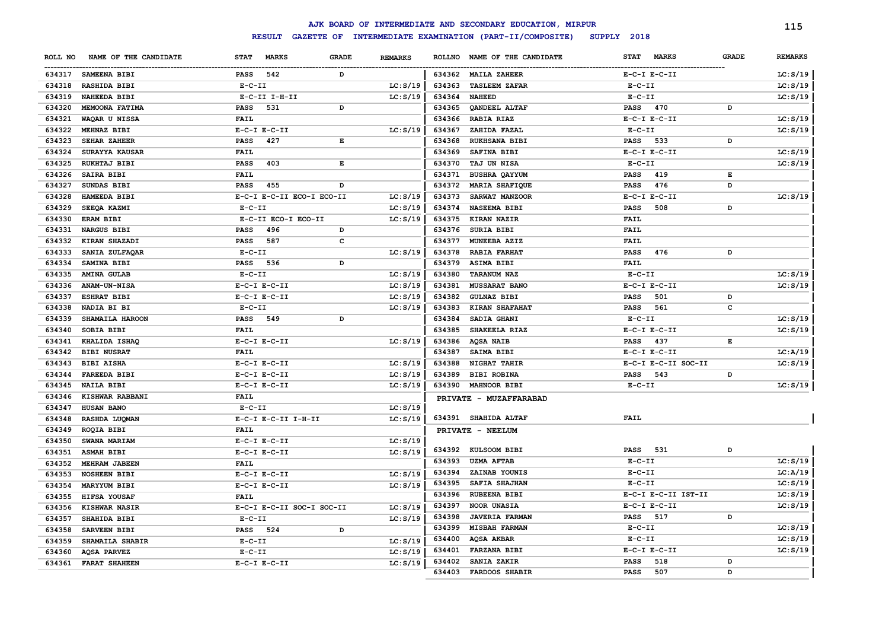# AJK BOARD OF INTERMEDIATE AND SECONDARY EDUCATION, MIRPUR

## RESULT GAZETTE OF INTERMEDIATE EXAMINATION (PART-II/COMPOSITE) SUPPLY 2018

| ROLL NO | NAME OF THE CANDIDATE | STAT MARKS | GRADE | REMARKS |
|---|---|---|---|---|
| 634317 | SAMEENA BIBI | PASS 542 | D | |
| 634318 | RASHIDA BIBI | E-C-II | | LC:S/19 |
| 634319 | NAHEEDA BIBI | E-C-II I-H-II | | LC:S/19 |
| 634320 | MEMOONA FATIMA | PASS 531 | D | |
| 634321 | WAQAR U NISSA | FAIL | | |
| 634322 | MEHNAZ BIBI | E-C-I E-C-II | | LC:S/19 |
| 634323 | SEHAR ZAHEER | PASS 427 | E | |
| 634324 | SURAYYA KAUSAR | FAIL | | |
| 634325 | RUKHTAJ BIBI | PASS 403 | E | |
| 634326 | SAIRA BIBI | FAIL | | |
| 634327 | SUNDAS BIBI | PASS 455 | D | |
| 634328 | HAMEEDA BIBI | E-C-I E-C-II ECO-I ECO-II | | LC:S/19 |
| 634329 | SEEQA KAZMI | E-C-II | | LC:S/19 |
| 634330 | ERAM BIBI | E-C-II ECO-I ECO-II | | LC:S/19 |
| 634331 | NARGUS BIBI | PASS 496 | D | |
| 634332 | KIRAN SHAZADI | PASS 587 | C | |
| 634333 | SANIA ZULFAQAR | E-C-II | | LC:S/19 |
| 634334 | SAMINA BIBI | PASS 536 | D | |
| 634335 | AMINA GULAB | E-C-II | | LC:S/19 |
| 634336 | ANAM-UN-NISA | E-C-I E-C-II | | LC:S/19 |
| 634337 | ESHRAT BIBI | E-C-I E-C-II | | LC:S/19 |
| 634338 | NADIA BI BI | E-C-II | | LC:S/19 |
| 634339 | SHAMAILA HAROON | PASS 549 | D | |
| 634340 | SOBIA BIBI | FAIL | | |
| 634341 | KHALIDA ISHAQ | E-C-I E-C-II | | LC:S/19 |
| 634342 | BIBI NUSRAT | FAIL | | |
| 634343 | BIBI AISHA | E-C-I E-C-II | | LC:S/19 |
| 634344 | FAREEDA BIBI | E-C-I E-C-II | | LC:S/19 |
| 634345 | NAILA BIBI | E-C-I E-C-II | | LC:S/19 |
| 634346 | KISHWAR RABBANI | FAIL | | |
| 634347 | HUSAN BANO | E-C-II | | LC:S/19 |
| 634348 | RASHDA LUQMAN | E-C-I E-C-II I-H-II | | LC:S/19 |
| 634349 | ROQIA BIBI | FAIL | | |
| 634350 | SWANA MARIAM | E-C-I E-C-II | | LC:S/19 |
| 634351 | ASMAH BIBI | E-C-I E-C-II | | LC:S/19 |
| 634352 | MEHRAM JABEEN | FAIL | | |
| 634353 | NOSHEEN BIBI | E-C-I E-C-II | | LC:S/19 |
| 634354 | MARYYUM BIBI | E-C-I E-C-II | | LC:S/19 |
| 634355 | HIFSA YOUSAF | FAIL | | |
| 634356 | KISHWAR NASIR | E-C-I E-C-II SOC-I SOC-II | | LC:S/19 |
| 634357 | SHAHIDA BIBI | E-C-II | | LC:S/19 |
| 634358 | SARVEEN BIBI | PASS 524 | D | |
| 634359 | SHAMAILA SHABIR | E-C-II | | LC:S/19 |
| 634360 | AQSA PARVEZ | E-C-II | | LC:S/19 |
| 634361 | FARAT SHAHEEN | E-C-I E-C-II | | LC:S/19 |
| 634362 | MAILA ZAHEER | E-C-I E-C-II | | LC:S/19 |
| 634363 | TASLEEM ZAFAR | E-C-II | | LC:S/19 |
| 634364 | NAHEED | E-C-II | | LC:S/19 |
| 634365 | QANDEEL ALTAF | PASS 470 | D | |
| 634366 | RABIA RIAZ | E-C-I E-C-II | | LC:S/19 |
| 634367 | ZAHIDA FAZAL | E-C-II | | LC:S/19 |
| 634368 | RUKHSANA BIBI | PASS 533 | D | |
| 634369 | SAFINA BIBI | E-C-I E-C-II | | LC:S/19 |
| 634370 | TAJ UN NISA | E-C-II | | LC:S/19 |
| 634371 | BUSHRA QAYYUM | PASS 419 | E | |
| 634372 | MARIA SHAFIQUE | PASS 476 | D | |
| 634373 | SARWAT MANZOOR | E-C-I E-C-II | | LC:S/19 |
| 634374 | NASEEMA BIBI | PASS 508 | D | |
| 634375 | KIRAN NAZIR | FAIL | | |
| 634376 | SURIA BIBI | FAIL | | |
| 634377 | MUNEEBA AZIZ | FAIL | | |
| 634378 | RABIA FARHAT | PASS 476 | D | |
| 634379 | ASIMA BIBI | FAIL | | |
| 634380 | TARANUM NAZ | E-C-II | | LC:S/19 |
| 634381 | MUSSARAT BANO | E-C-I E-C-II | | LC:S/19 |
| 634382 | GULNAZ BIBI | PASS 501 | D | |
| 634383 | KIRAN SHAFAHAT | PASS 561 | C | |
| 634384 | SADIA GHANI | E-C-II | | LC:S/19 |
| 634385 | SHAKEELA RIAZ | E-C-I E-C-II | | LC:S/19 |
| 634386 | AQSA NAIB | PASS 437 | E | |
| 634387 | SAIMA BIBI | E-C-I E-C-II | | LC:A/19 |
| 634388 | NIGHAT TAHIR | E-C-I E-C-II SOC-II | | LC:S/19 |
| 634389 | BIBI ROBINA | PASS 543 | D | |
| 634390 | MAHNOOR BIBI | E-C-II | | LC:S/19 |

### PRIVATE - MUZAFFARABAD

| ROLL NO | NAME OF THE CANDIDATE | STAT MARKS | GRADE | REMARKS |
|---|---|---|---|---|
| 634391 | SHAHIDA ALTAF | FAIL | | |

### PRIVATE - NEELUM

| ROLL NO | NAME OF THE CANDIDATE | STAT MARKS | GRADE | REMARKS |
|---|---|---|---|---|
| 634392 | KULSOOM BIBI | PASS 531 | D | |
| 634393 | UZMA AFTAB | E-C-II | | LC:S/19 |
| 634394 | ZAINAB YOUNIS | E-C-II | | LC:A/19 |
| 634395 | SAFIA SHAJHAN | E-C-II | | LC:S/19 |
| 634396 | RUBEENA BIBI | E-C-I E-C-II IST-II | | LC:S/19 |
| 634397 | NOOR UNASIA | E-C-I E-C-II | | LC:S/19 |
| 634398 | JAVERIA FARMAN | PASS 517 | D | |
| 634399 | MISBAH FARMAN | E-C-II | | LC:S/19 |
| 634400 | AQSA AKBAR | E-C-II | | LC:S/19 |
| 634401 | FARZANA BIBI | E-C-I E-C-II | | LC:S/19 |
| 634402 | SANIA ZAKIR | PASS 518 | D | |
| 634403 | FARDOOS SHABIR | PASS 507 | D | |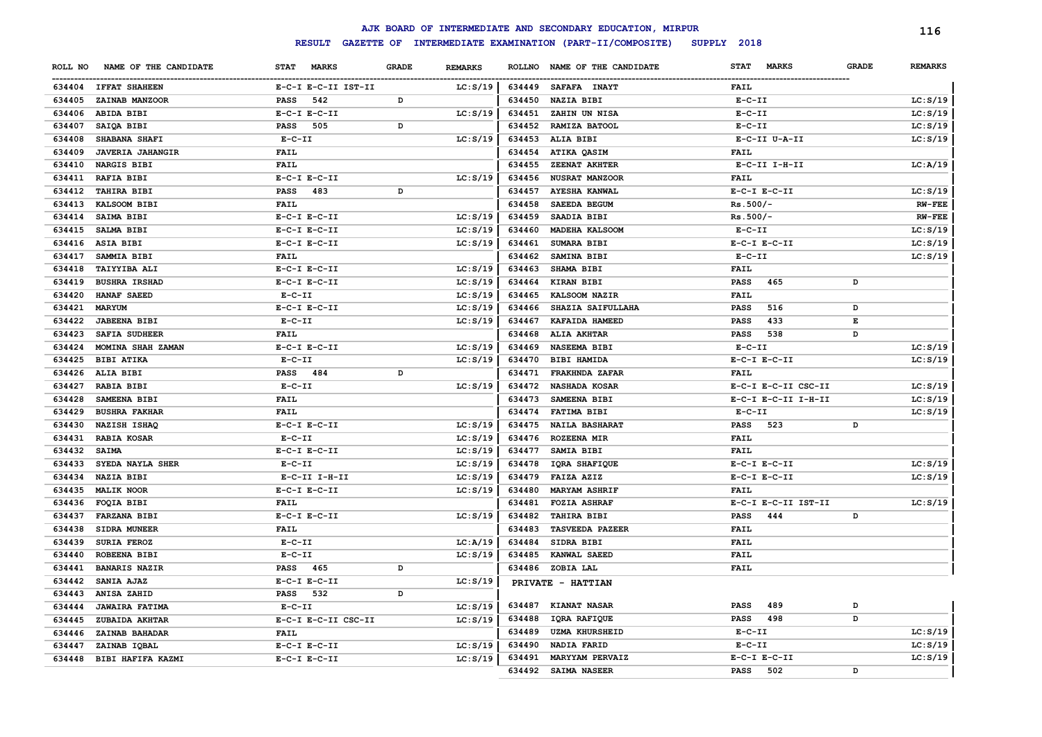# AJK BOARD OF INTERMEDIATE AND SECONDARY EDUCATION, MIRPUR

## RESULT GAZETTE OF INTERMEDIATE EXAMINATION (PART-II/COMPOSITE) SUPPLY 2018

| ROLL NO | NAME OF THE CANDIDATE | STAT MARKS | GRADE | REMARKS |
|---|---|---|---|---|
| 634404 | IFFAT SHAHEEN | E-C-I E-C-II IST-II | | LC:S/19 |
| 634405 | ZAINAB MANZOOR | PASS 542 | D | |
| 634406 | ABIDA BIBI | E-C-I E-C-II | | LC:S/19 |
| 634407 | SAIQA BIBI | PASS 505 | D | |
| 634408 | SHABANA SHAFI | E-C-II | | LC:S/19 |
| 634409 | JAVERIA JAHANGIR | FAIL | | |
| 634410 | NARGIS BIBI | FAIL | | |
| 634411 | RAFIA BIBI | E-C-I E-C-II | | LC:S/19 |
| 634412 | TAHIRA BIBI | PASS 483 | D | |
| 634413 | KALSOOM BIBI | FAIL | | |
| 634414 | SAIMA BIBI | E-C-I E-C-II | | LC:S/19 |
| 634415 | SALMA BIBI | E-C-I E-C-II | | LC:S/19 |
| 634416 | ASIA BIBI | E-C-I E-C-II | | LC:S/19 |
| 634417 | SAMMIA BIBI | FAIL | | |
| 634418 | TAIYYIBA ALI | E-C-I E-C-II | | LC:S/19 |
| 634419 | BUSHRA IRSHAD | E-C-I E-C-II | | LC:S/19 |
| 634420 | HANAF SAEED | E-C-II | | LC:S/19 |
| 634421 | MARYUM | E-C-I E-C-II | | LC:S/19 |
| 634422 | JABEENA BIBI | E-C-II | | LC:S/19 |
| 634423 | SAFIA SUDHEER | FAIL | | |
| 634424 | MOMINA SHAH ZAMAN | E-C-I E-C-II | | LC:S/19 |
| 634425 | BIBI ATIKA | E-C-II | | LC:S/19 |
| 634426 | ALIA BIBI | PASS 484 | D | |
| 634427 | RABIA BIBI | E-C-II | | LC:S/19 |
| 634428 | SAMEENA BIBI | FAIL | | |
| 634429 | BUSHRA FAKHAR | FAIL | | |
| 634430 | NAZISH ISHAQ | E-C-I E-C-II | | LC:S/19 |
| 634431 | RABIA KOSAR | E-C-II | | LC:S/19 |
| 634432 | SAIMA | E-C-I E-C-II | | LC:S/19 |
| 634433 | SYEDA NAYLA SHER | E-C-II | | LC:S/19 |
| 634434 | NAZIA BIBI | E-C-II I-H-II | | LC:S/19 |
| 634435 | MALIK NOOR | E-C-I E-C-II | | LC:S/19 |
| 634436 | FOQIA BIBI | FAIL | | |
| 634437 | FARZANA BIBI | E-C-I E-C-II | | LC:S/19 |
| 634438 | SIDRA MUNEER | FAIL | | |
| 634439 | SURIA FEROZ | E-C-II | | LC:A/19 |
| 634440 | ROBEENA BIBI | E-C-II | | LC:S/19 |
| 634441 | BANARIS NAZIR | PASS 465 | D | |
| 634442 | SANIA AJAZ | E-C-I E-C-II | | LC:S/19 |
| 634443 | ANISA ZAHID | PASS 532 | D | |
| 634444 | JAWAIRA FATIMA | E-C-II | | LC:S/19 |
| 634445 | ZUBAIDA AKHTAR | E-C-I E-C-II CSC-II | | LC:S/19 |
| 634446 | ZAINAB BAHADAR | FAIL | | |
| 634447 | ZAINAB IQBAL | E-C-I E-C-II | | LC:S/19 |
| 634448 | BIBI HAFIFA KAZMI | E-C-I E-C-II | | LC:S/19 |
| 634449 | SAFAFA INAYT | FAIL | | |
| 634450 | NAZIA BIBI | E-C-II | | LC:S/19 |
| 634451 | ZAHIN UN NISA | E-C-II | | LC:S/19 |
| 634452 | RAMIZA BATOOL | E-C-II | | LC:S/19 |
| 634453 | ALIA BIBI | E-C-II U-A-II | | LC:S/19 |
| 634454 | ATIKA QASIM | FAIL | | |
| 634455 | ZEENAT AKHTER | E-C-II I-H-II | | LC:A/19 |
| 634456 | NUSRAT MANZOOR | FAIL | | |
| 634457 | AYESHA KANWAL | E-C-I E-C-II | | LC:S/19 |
| 634458 | SAEEDA BEGUM | Rs.500/- | | RW-FEE |
| 634459 | SAADIA BIBI | Rs.500/- | | RW-FEE |
| 634460 | MADEHA KALSOOM | E-C-II | | LC:S/19 |
| 634461 | SUMARA BIBI | E-C-I E-C-II | | LC:S/19 |
| 634462 | SAMINA BIBI | E-C-II | | LC:S/19 |
| 634463 | SHAMA BIBI | FAIL | | |
| 634464 | KIRAN BIBI | PASS 465 | D | |
| 634465 | KALSOOM NAZIR | FAIL | | |
| 634466 | SHAZIA SAIFULLAHA | PASS 516 | D | |
| 634467 | KAFAIDA HAMEED | PASS 433 | E | |
| 634468 | ALIA AKHTAR | PASS 538 | D | |
| 634469 | NASEEMA BIBI | E-C-II | | LC:S/19 |
| 634470 | BIBI HAMIDA | E-C-I E-C-II | | LC:S/19 |
| 634471 | FRAKHNDA ZAFAR | FAIL | | |
| 634472 | NASHADA KOSAR | E-C-I E-C-II CSC-II | | LC:S/19 |
| 634473 | SAMEENA BIBI | E-C-I E-C-II I-H-II | | LC:S/19 |
| 634474 | FATIMA BIBI | E-C-II | | LC:S/19 |
| 634475 | NAILA BASHARAT | PASS 523 | D | |
| 634476 | ROZEENA MIR | FAIL | | |
| 634477 | SAMIA BIBI | FAIL | | |
| 634478 | IQRA SHAFIQUE | E-C-I E-C-II | | LC:S/19 |
| 634479 | FAIZA AZIZ | E-C-I E-C-II | | LC:S/19 |
| 634480 | MARYAM ASHRIF | FAIL | | |
| 634481 | FOZIA ASHRAF | E-C-I E-C-II IST-II | | LC:S/19 |
| 634482 | TAHIRA BIBI | PASS 444 | D | |
| 634483 | TASVEEDA PAZEER | FAIL | | |
| 634484 | SIDRA BIBI | FAIL | | |
| 634485 | KANWAL SAEED | FAIL | | |
| 634486 | ZOBIA LAL | FAIL | | |

### PRIVATE - HATTIAN

| ROLL NO | NAME OF THE CANDIDATE | STAT MARKS | GRADE | REMARKS |
|---|---|---|---|---|
| 634487 | KIANAT NASAR | PASS 489 | D | |
| 634488 | IQRA RAFIQUE | PASS 498 | D | |
| 634489 | UZMA KHURSHEID | E-C-II | | LC:S/19 |
| 634490 | NADIA FARID | E-C-II | | LC:S/19 |
| 634491 | MARYYAM PERVAIZ | E-C-I E-C-II | | LC:S/19 |
| 634492 | SAIMA NASEER | PASS 502 | D | |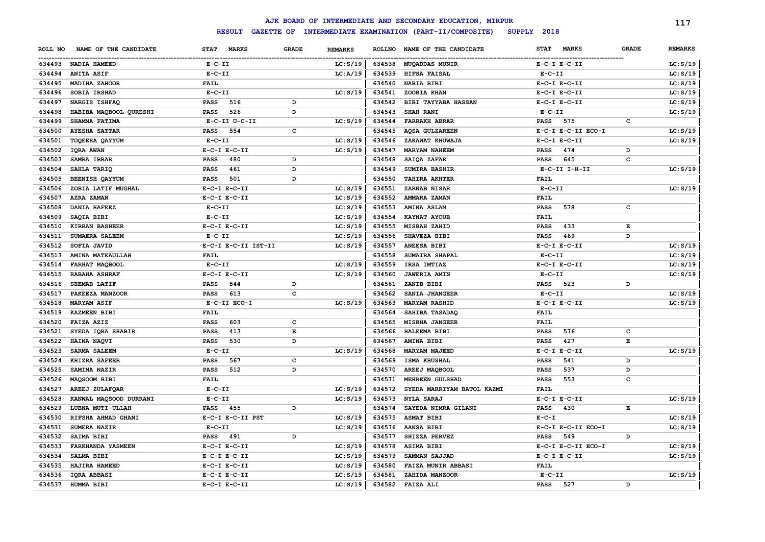# AJK BOARD OF INTERMEDIATE AND SECONDARY EDUCATION, MIRPUR

## RESULT GAZETTE OF INTERMEDIATE EXAMINATION (PART-II/COMPOSITE) SUPPLY 2018

| ROLL NO | NAME OF THE CANDIDATE | STAT MARKS | GRADE | REMARKS |
|---|---|---|---|---|
| 634493 | NADIA HAMEED | E-C-II | | LC:S/19 |
| 634494 | ANITA ASIF | E-C-II | | LC:A/19 |
| 634495 | MADIHA ZAHOOR | FAIL | | |
| 634496 | SOBIA IRSHAD | E-C-II | | LC:S/19 |
| 634497 | NARGIS ISHFAQ | PASS 516 | D | |
| 634498 | HABIBA MAQBOOL QURESHI | PASS 526 | D | |
| 634499 | SHAMMA FATIMA | E-C-II U-C-II | | LC:S/19 |
| 634500 | AYESHA SATTAR | PASS 554 | C | |
| 634501 | TOQEERA QAYYUM | E-C-II | | LC:S/19 |
| 634502 | IQRA AWAN | E-C-I E-C-II | | LC:S/19 |
| 634503 | SAMRA IBRAR | PASS 480 | D | |
| 634504 | SAHLA TARIQ | PASS 461 | D | |
| 634505 | BEENISH QAYYUM | PASS 501 | D | |
| 634506 | ZOBIA LATIF MUGHAL | E-C-I E-C-II | | LC:S/19 |
| 634507 | AZRA ZAMAN | E-C-I E-C-II | | LC:S/19 |
| 634508 | DANIA HAFEEZ | E-C-II | | LC:S/19 |
| 634509 | SAQIA BIBI | E-C-II | | LC:S/19 |
| 634510 | KIRRAN BASHEER | E-C-I E-C-II | | LC:S/19 |
| 634511 | SUMAERA SALEEM | E-C-II | | LC:S/19 |
| 634512 | SOFIA JAVID | E-C-I E-C-II IST-II | | LC:S/19 |
| 634513 | AMINA MATEAULLAH | FAIL | | |
| 634514 | FARHAT MAQBOOL | E-C-II | | LC:S/19 |
| 634515 | RABAHA ASHRAF | E-C-I E-C-II | | LC:S/19 |
| 634516 | SEEMAB LATIF | PASS 544 | D | |
| 634517 | PAKEEZA MANZOOR | PASS 613 | C | |
| 634518 | MARYAM ASIF | E-C-II ECO-I | | LC:S/19 |
| 634519 | KAZMEEN BIBI | FAIL | | |
| 634520 | FAIZA AZIZ | PASS 603 | C | |
| 634521 | SYEDA IQRA SHABIR | PASS 413 | E | |
| 634522 | HAINA NAQVI | PASS 530 | D | |
| 634523 | SARMA SALEEM | E-C-II | | LC:S/19 |
| 634524 | KHIZRA SAFEER | PASS 567 | C | |
| 634525 | SAMINA NAZIR | PASS 512 | D | |
| 634526 | MAQSOOM BIBI | FAIL | | |
| 634527 | AREEJ ZULFAQAR | E-C-II | | LC:S/19 |
| 634528 | KANWAL MAQSOOD DURRANI | E-C-II | | LC:S/19 |
| 634529 | LUBNA MUTI-ULLAH | PASS 455 | D | |
| 634530 | RIFSHA AHMAD GHANI | E-C-I E-C-II PST | | LC:S/19 |
| 634531 | SUMERA NAZIR | E-C-II | | LC:S/19 |
| 634532 | SAIMA BIBI | PASS 491 | D | |
| 634533 | FARKHANDA YASMEEN | E-C-I E-C-II | | LC:S/19 |
| 634534 | SALMA BIBI | E-C-I E-C-II | | LC:S/19 |
| 634535 | HAJIRA HAMEED | E-C-I E-C-II | | LC:S/19 |
| 634536 | IQRA ABBASI | E-C-I E-C-II | | LC:S/19 |
| 634537 | HUMMA BIBI | E-C-I E-C-II | | LC:S/19 |
| 634538 | MUQADDAS MUNIR | E-C-I E-C-II | | LC:S/19 |
| 634539 | HIFSA FAISAL | E-C-II | | LC:S/19 |
| 634540 | NABIA BIBI | E-C-I E-C-II | | LC:S/19 |
| 634541 | ZOOBIA KHAN | E-C-I E-C-II | | LC:S/19 |
| 634542 | BIBI TAYYABA HASSAN | E-C-I E-C-II | | LC:S/19 |
| 634543 | SHAH RANI | E-C-II | | LC:S/19 |
| 634544 | FARRAKH ABRAR | PASS 575 | C | |
| 634545 | AQSA GULZAREEN | E-C-I E-C-II ECO-I | | LC:S/19 |
| 634546 | ZAKAWAT KHUWAJA | E-C-I E-C-II | | LC:S/19 |
| 634547 | MARYAM NAHEEM | PASS 474 | D | |
| 634548 | SAIQA ZAFAR | PASS 645 | C | |
| 634549 | SUMIRA BASHIR | E-C-II I-H-II | | LC:S/19 |
| 634550 | TAHIRA AKHTER | FAIL | | |
| 634551 | ZARNAB NISAR | E-C-II | | LC:S/19 |
| 634552 | AMMARA ZAMAN | FAIL | | |
| 634553 | AMINA ASLAM | PASS 578 | C | |
| 634554 | KAYNAT AYOUB | FAIL | | |
| 634555 | MISBAH ZAHID | PASS 433 | E | |
| 634556 | SHAVEZA BIBI | PASS 469 | D | |
| 634557 | ANEESA BIBI | E-C-I E-C-II | | LC:S/19 |
| 634558 | SUMAIRA SHAPAL | E-C-II | | LC:S/19 |
| 634559 | IRSA IMTIAZ | E-C-I E-C-II | | LC:S/19 |
| 634560 | JAWERIA AMIN | E-C-II | | LC:S/19 |
| 634561 | ZANIB BIBI | PASS 523 | D | |
| 634562 | SANIA JHANGEER | E-C-II | | LC:S/19 |
| 634563 | MARYAM RASHID | E-C-I E-C-II | | LC:S/19 |
| 634564 | SAHIBA TASADAQ | FAIL | | |
| 634565 | MISBHA JANGEER | FAIL | | |
| 634566 | HALEEMA BIBI | PASS 576 | C | |
| 634567 | AMINA BIBI | PASS 427 | E | |
| 634568 | MARYAM MAJEED | E-C-I E-C-II | | LC:S/19 |
| 634569 | ISMA KHUSHAL | PASS 541 | D | |
| 634570 | AREEJ MAQBOOL | PASS 537 | D | |
| 634571 | MEHREEN GULSHAD | PASS 553 | C | |
| 634572 | SYEDA MARRIYAM BATOL KAZMI | FAIL | | |
| 634573 | NYLA SARAJ | E-C-I E-C-II | | LC:S/19 |
| 634574 | SAYEDA NIMRA GILANI | PASS 430 | E | |
| 634575 | ASMAT BIBI | E-C-I | | LC:S/19 |
| 634576 | AANSA BIBI | E-C-I E-C-II ECO-I | | LC:S/19 |
| 634577 | SHIZZA PERVEZ | PASS 549 | D | |
| 634578 | ASIMA BIBI | E-C-I E-C-II ECO-I | | LC:S/19 |
| 634579 | SAMMAN SAJJAD | E-C-I E-C-II | | LC:S/19 |
| 634580 | FAIZA MUNIR ABBASI | FAIL | | |
| 634581 | ZAHIDA MANZOOR | E-C-II | | LC:S/19 |
| 634582 | FAIZA ALI | PASS 527 | D | |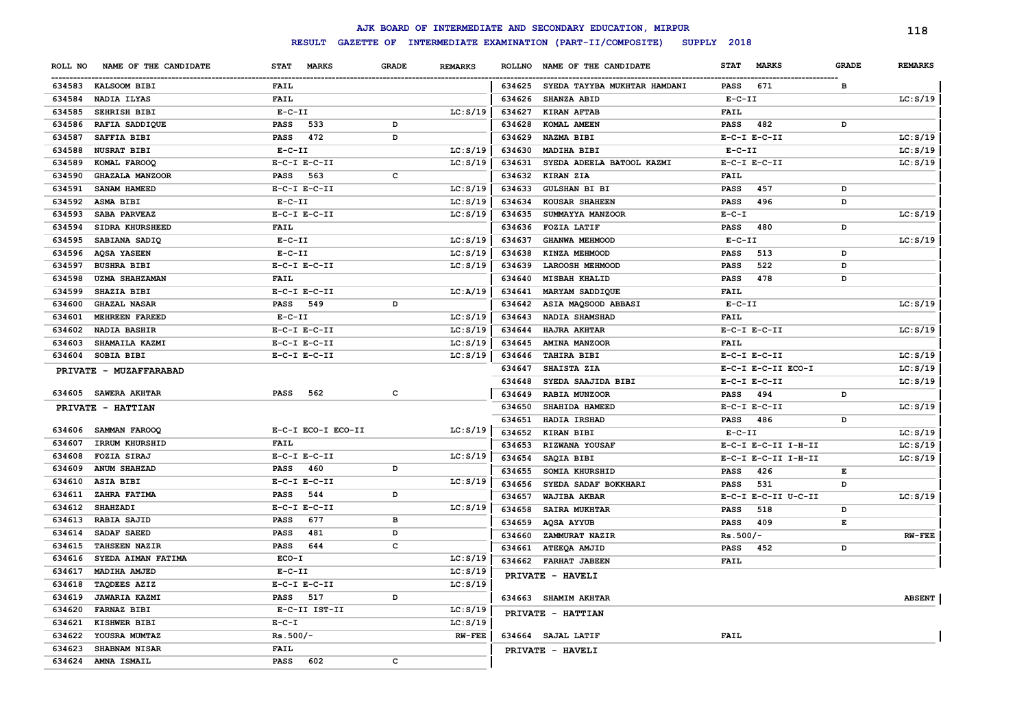# AJK BOARD OF INTERMEDIATE AND SECONDARY EDUCATION, MIRPUR

**RESULT GAZETTE OF INTERMEDIATE EXAMINATION (PART-II/COMPOSITE) SUPPLY 2018**

| ROLL NO | NAME OF THE CANDIDATE | STAT MARKS | GRADE | REMARKS |
|---|---|---|---|---|
| 634583 | KALSOOM BIBI | FAIL | | |
| 634584 | NADIA ILYAS | FAIL | | |
| 634585 | SEHRISH BIBI | E-C-II | | LC:S/19 |
| 634586 | RAFIA SADDIQUE | PASS 533 | D | |
| 634587 | SAFFIA BIBI | PASS 472 | D | |
| 634588 | NUSRAT BIBI | E-C-II | | LC:S/19 |
| 634589 | KOMAL FAROOQ | E-C-I E-C-II | | LC:S/19 |
| 634590 | GHAZALA MANZOOR | PASS 563 | C | |
| 634591 | SANAM HAMEED | E-C-I E-C-II | | LC:S/19 |
| 634592 | ASMA BIBI | E-C-II | | LC:S/19 |
| 634593 | SABA PARVEAZ | E-C-I E-C-II | | LC:S/19 |
| 634594 | SIDRA KHURSHEED | FAIL | | |
| 634595 | SABIANA SADIQ | E-C-II | | LC:S/19 |
| 634596 | AQSA YASEEN | E-C-II | | LC:S/19 |
| 634597 | BUSHRA BIBI | E-C-I E-C-II | | LC:S/19 |
| 634598 | UZMA SHAHZAMAN | FAIL | | |
| 634599 | SHAZIA BIBI | E-C-I E-C-II | | LC:A/19 |
| 634600 | GHAZAL NASAR | PASS 549 | D | |
| 634601 | MEHREEN FAREED | E-C-II | | LC:S/19 |
| 634602 | NADIA BASHIR | E-C-I E-C-II | | LC:S/19 |
| 634603 | SHAMAILA KAZMI | E-C-I E-C-II | | LC:S/19 |
| 634604 | SOBIA BIBI | E-C-I E-C-II | | LC:S/19 |

**PRIVATE - MUZAFFARABAD**

| ROLL NO | NAME OF THE CANDIDATE | STAT MARKS | GRADE | REMARKS |
|---|---|---|---|---|
| 634605 | SAWERA AKHTAR | PASS 562 | C | |

**PRIVATE - HATTIAN**

| ROLL NO | NAME OF THE CANDIDATE | STAT MARKS | GRADE | REMARKS |
|---|---|---|---|---|
| 634606 | SAMMAN FAROOQ | E-C-I ECO-I ECO-II | | LC:S/19 |
| 634607 | IRRUM KHURSHID | FAIL | | |
| 634608 | FOZIA SIRAJ | E-C-I E-C-II | | LC:S/19 |
| 634609 | ANUM SHAHZAD | PASS 460 | D | |
| 634610 | ASIA BIBI | E-C-I E-C-II | | LC:S/19 |
| 634611 | ZAHRA FATIMA | PASS 544 | D | |
| 634612 | SHAHZADI | E-C-I E-C-II | | LC:S/19 |
| 634613 | RABIA SAJID | PASS 677 | B | |
| 634614 | SADAF SAEED | PASS 481 | D | |
| 634615 | TAHSEEN NAZIR | PASS 644 | C | |
| 634616 | SYEDA AIMAN FATIMA | ECO-I | | LC:S/19 |
| 634617 | MADIHA AMJED | E-C-II | | LC:S/19 |
| 634618 | TAQDEES AZIZ | E-C-I E-C-II | | LC:S/19 |
| 634619 | JAWARIA KAZMI | PASS 517 | D | |
| 634620 | FARNAZ BIBI | E-C-II IST-II | | LC:S/19 |
| 634621 | KISHWER BIBI | E-C-I | | LC:S/19 |
| 634622 | YOUSRA MUMTAZ | Rs.500/- | | RW-FEE |
| 634623 | SHABNAM NISAR | FAIL | | |
| 634624 | AMNA ISMAIL | PASS 602 | C | |
| 634625 | SYEDA TAYYBA MUKHTAR HAMDANI | PASS 671 | B | |
| 634626 | SHANZA ABID | E-C-II | | LC:S/19 |
| 634627 | KIRAN AFTAB | FAIL | | |
| 634628 | KOMAL AMEEN | PASS 482 | D | |
| 634629 | NAZMA BIBI | E-C-I E-C-II | | LC:S/19 |
| 634630 | MADIHA BIBI | E-C-II | | LC:S/19 |
| 634631 | SYEDA ADEELA BATOOL KAZMI | E-C-I E-C-II | | LC:S/19 |
| 634632 | KIRAN ZIA | FAIL | | |
| 634633 | GULSHAN BI BI | PASS 457 | D | |
| 634634 | KOUSAR SHAHEEN | PASS 496 | D | |
| 634635 | SUMMAYYA MANZOOR | E-C-I | | LC:S/19 |
| 634636 | FOZIA LATIF | PASS 480 | D | |
| 634637 | GHANWA MEHMOOD | E-C-II | | LC:S/19 |
| 634638 | KINZA MEHMOOD | PASS 513 | D | |
| 634639 | LAROOSH MEHMOOD | PASS 522 | D | |
| 634640 | MISBAH KHALID | PASS 478 | D | |
| 634641 | MARYAM SADDIQUE | FAIL | | |
| 634642 | ASIA MAQSOOD ABBASI | E-C-II | | LC:S/19 |
| 634643 | NADIA SHAMSHAD | FAIL | | |
| 634644 | HAJRA AKHTAR | E-C-I E-C-II | | LC:S/19 |
| 634645 | AMINA MANZOOR | FAIL | | |
| 634646 | TAHIRA BIBI | E-C-I E-C-II | | LC:S/19 |
| 634647 | SHAISTA ZIA | E-C-I E-C-II ECO-I | | LC:S/19 |
| 634648 | SYEDA SAAJIDA BIBI | E-C-I E-C-II | | LC:S/19 |
| 634649 | RABIA MUNZOOR | PASS 494 | D | |
| 634650 | SHAHIDA HAMEED | E-C-I E-C-II | | LC:S/19 |
| 634651 | HADIA IRSHAD | PASS 486 | D | |
| 634652 | KIRAN BIBI | E-C-II | | LC:S/19 |
| 634653 | RIZWANA YOUSAF | E-C-I E-C-II I-H-II | | LC:S/19 |
| 634654 | SAQIA BIBI | E-C-I E-C-II I-H-II | | LC:S/19 |
| 634655 | SOMIA KHURSHID | PASS 426 | E | |
| 634656 | SYEDA SADAF BOKKHARI | PASS 531 | D | |
| 634657 | WAJIBA AKBAR | E-C-I E-C-II U-C-II | | LC:S/19 |
| 634658 | SAIRA MUKHTAR | PASS 518 | D | |
| 634659 | AQSA AYYUB | PASS 409 | E | |
| 634660 | ZAMMURAT NAZIR | Rs.500/- | | RW-FEE |
| 634661 | ATEEQA AMJID | PASS 452 | D | |
| 634662 | FARHAT JABEEN | FAIL | | |

**PRIVATE - HAVELI**

| ROLL NO | NAME OF THE CANDIDATE | STAT MARKS | GRADE | REMARKS |
|---|---|---|---|---|
| 634663 | SHAMIM AKHTAR | | | ABSENT |

**PRIVATE - HATTIAN**

| ROLL NO | NAME OF THE CANDIDATE | STAT MARKS | GRADE | REMARKS |
|---|---|---|---|---|
| 634664 | SAJAL LATIF | FAIL | | |

**PRIVATE - HAVELI**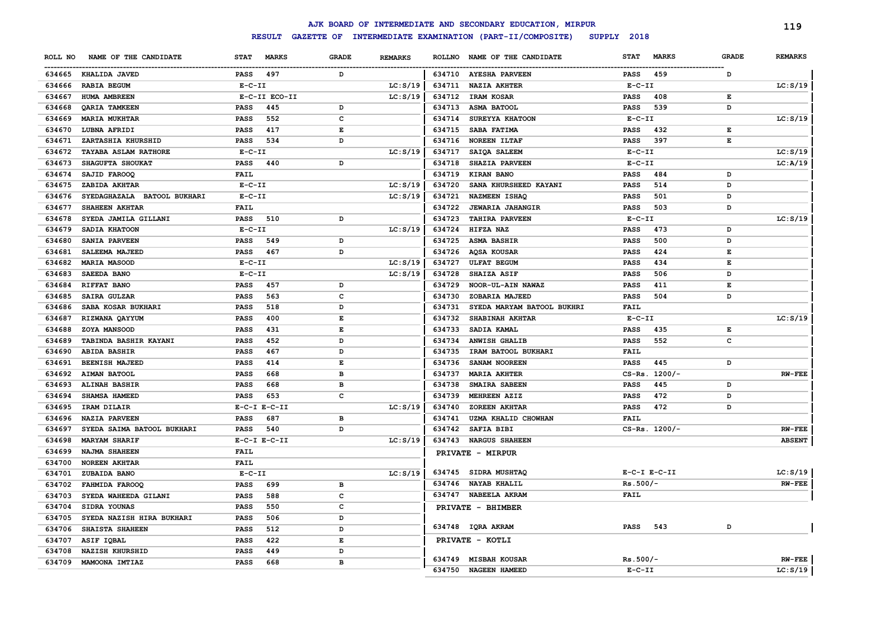# AJK BOARD OF INTERMEDIATE AND SECONDARY EDUCATION, MIRPUR

## RESULT GAZETTE OF INTERMEDIATE EXAMINATION (PART-II/COMPOSITE) SUPPLY 2018

| ROLL NO | NAME OF THE CANDIDATE | STAT | MARKS | GRADE | REMARKS |
|---|---|---|---|---|---|
| 634665 | KHALIDA JAVED | PASS | 497 | D | |
| 634666 | RABIA BEGUM | E-C-II | | | LC:S/19 |
| 634667 | HUMA AMBREEN | E-C-II ECO-II | | | LC:S/19 |
| 634668 | QARIA TAMKEEN | PASS | 445 | D | |
| 634669 | MARIA MUKHTAR | PASS | 552 | C | |
| 634670 | LUBNA AFRIDI | PASS | 417 | E | |
| 634671 | ZARTASHIA KHURSHID | PASS | 534 | D | |
| 634672 | TAYABA ASLAM RATHORE | E-C-II | | | LC:S/19 |
| 634673 | SHAGUFTA SHOUKAT | PASS | 440 | D | |
| 634674 | SAJID FAROOQ | FAIL | | | |
| 634675 | ZABIDA AKHTAR | E-C-II | | | LC:S/19 |
| 634676 | SYEDAGHAZALA BATOOL BUKHARI | E-C-II | | | LC:S/19 |
| 634677 | SHAHEEN AKHTAR | FAIL | | | |
| 634678 | SYEDA JAMILA GILLANI | PASS | 510 | D | |
| 634679 | SADIA KHATOON | E-C-II | | | LC:S/19 |
| 634680 | SANIA PARVEEN | PASS | 549 | D | |
| 634681 | SALEEMA MAJEED | PASS | 467 | D | |
| 634682 | MARIA MASOOD | E-C-II | | | LC:S/19 |
| 634683 | SAEEDA BANO | E-C-II | | | LC:S/19 |
| 634684 | RIFFAT BANO | PASS | 457 | D | |
| 634685 | SAIRA GULZAR | PASS | 563 | C | |
| 634686 | SABA KOSAR BUKHARI | PASS | 518 | D | |
| 634687 | RIZWANA QAYYUM | PASS | 400 | E | |
| 634688 | ZOYA MANSOOD | PASS | 431 | E | |
| 634689 | TABINDA BASHIR KAYANI | PASS | 452 | D | |
| 634690 | ABIDA BASHIR | PASS | 467 | D | |
| 634691 | BEENISH MAJEED | PASS | 414 | E | |
| 634692 | AIMAN BATOOL | PASS | 668 | B | |
| 634693 | ALINAH BASHIR | PASS | 668 | B | |
| 634694 | SHAMSA HAMEED | PASS | 653 | C | |
| 634695 | IRAM DILAIR | E-C-I E-C-II | | | LC:S/19 |
| 634696 | NAZIA PARVEEN | PASS | 687 | B | |
| 634697 | SYEDA SAIMA BATOOL BUKHARI | PASS | 540 | D | |
| 634698 | MARYAM SHARIF | E-C-I E-C-II | | | LC:S/19 |
| 634699 | NAJMA SHAHEEN | FAIL | | | |
| 634700 | NOREEN AKHTAR | FAIL | | | |
| 634701 | ZUBAIDA BANO | E-C-II | | | LC:S/19 |
| 634702 | FAHMIDA FAROOQ | PASS | 699 | B | |
| 634703 | SYEDA WAHEEDA GILANI | PASS | 588 | C | |
| 634704 | SIDRA YOUNAS | PASS | 550 | C | |
| 634705 | SYEDA NAZISH HIRA BUKHARI | PASS | 506 | D | |
| 634706 | SHAISTA SHAHEEN | PASS | 512 | D | |
| 634707 | ASIF IQBAL | PASS | 422 | E | |
| 634708 | NAZISH KHURSHID | PASS | 449 | D | |
| 634709 | MAMOONA IMTIAZ | PASS | 668 | B | |
| 634710 | AYESHA PARVEEN | PASS | 459 | D | |
| 634711 | NAZIA AKHTER | E-C-II | | | LC:S/19 |
| 634712 | IRAM KOSAR | PASS | 408 | E | |
| 634713 | ASMA BATOOL | PASS | 539 | D | |
| 634714 | SUREYYA KHATOON | E-C-II | | | LC:S/19 |
| 634715 | SABA FATIMA | PASS | 432 | E | |
| 634716 | NOREEN ILTAF | PASS | 397 | E | |
| 634717 | SAIQA SALEEM | E-C-II | | | LC:S/19 |
| 634718 | SHAZIA PARVEEN | E-C-II | | | LC:A/19 |
| 634719 | KIRAN BANO | PASS | 484 | D | |
| 634720 | SANA KHURSHEED KAYANI | PASS | 514 | D | |
| 634721 | NAZMEEN ISHAQ | PASS | 501 | D | |
| 634722 | JEWARIA JAHANGIR | PASS | 503 | D | |
| 634723 | TAHIRA PARVEEN | E-C-II | | | LC:S/19 |
| 634724 | HIFZA NAZ | PASS | 473 | D | |
| 634725 | ASMA BASHIR | PASS | 500 | D | |
| 634726 | AQSA KOUSAR | PASS | 424 | E | |
| 634727 | ULFAT BEGUM | PASS | 434 | E | |
| 634728 | SHAIZA ASIF | PASS | 506 | D | |
| 634729 | NOOR-UL-AIN NAWAZ | PASS | 411 | E | |
| 634730 | ZOBARIA MAJEED | PASS | 504 | D | |
| 634731 | SYEDA MARYAM BATOOL BUKHRI | FAIL | | | |
| 634732 | SHABINAH AKHTAR | E-C-II | | | LC:S/19 |
| 634733 | SADIA KAMAL | PASS | 435 | E | |
| 634734 | ANWISH GHALIB | PASS | 552 | C | |
| 634735 | IRAM BATOOL BUKHARI | FAIL | | | |
| 634736 | SANAM NOOREEN | PASS | 445 | D | |
| 634737 | MARIA AKHTER | CS-Rs. 1200/- | | | RW-FEE |
| 634738 | SMAIRA SABEEN | PASS | 445 | D | |
| 634739 | MEHREEN AZIZ | PASS | 472 | D | |
| 634740 | ZOREEN AKHTAR | PASS | 472 | D | |
| 634741 | UZMA KHALID CHOWHAN | FAIL | | | |
| 634742 | SAFIA BIBI | CS-Rs. 1200/- | | | RW-FEE |
| 634743 | NARGUS SHAHEEN | | | | ABSENT |

**PRIVATE - MIRPUR**

| ROLL NO | NAME OF THE CANDIDATE | STAT | MARKS | GRADE | REMARKS |
|---|---|---|---|---|---|
| 634745 | SIDRA MUSHTAQ | E-C-I E-C-II | | | LC:S/19 |
| 634746 | NAYAB KHALIL | Rs.500/- | | | RW-FEE |
| 634747 | NABEELA AKRAM | FAIL | | | |

**PRIVATE - BHIMBER**

| ROLL NO | NAME OF THE CANDIDATE | STAT | MARKS | GRADE | REMARKS |
|---|---|---|---|---|---|
| 634748 | IQRA AKRAM | PASS | 543 | D | |

**PRIVATE - KOTLI**

| ROLL NO | NAME OF THE CANDIDATE | STAT | MARKS | GRADE | REMARKS |
|---|---|---|---|---|---|
| 634749 | MISBAH KOUSAR | Rs.500/- | | | RW-FEE |
| 634750 | NAGEEN HAMEED | E-C-II | | | LC:S/19 |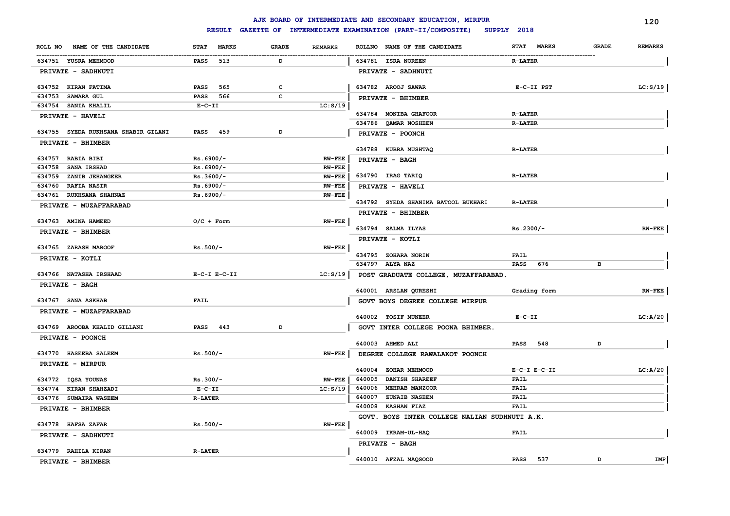# AJK BOARD OF INTERMEDIATE AND SECONDARY EDUCATION, MIRPUR

## RESULT GAZETTE OF INTERMEDIATE EXAMINATION (PART-II/COMPOSITE) SUPPLY 2018

| ROLL NO | NAME OF THE CANDIDATE | STAT | MARKS | GRADE | REMARKS |
|---|---|---|---|---|---|
| 634751 | YUSRA MEHMOOD | PASS | 513 | D | |
| | **PRIVATE - SADHNUTI** | | | | |
| 634752 | KIRAN FATIMA | PASS | 565 | C | |
| 634753 | SAMARA GUL | PASS | 566 | C | |
| 634754 | SANIA KHALIL | E-C-II | | | LC:S/19 |
| | **PRIVATE - HAVELI** | | | | |
| 634755 | SYEDA RUKHSANA SHABIR GILANI | PASS | 459 | D | |
| | **PRIVATE - BHIMBER** | | | | |
| 634757 | RABIA BIBI | Rs.6900/- | | | RW-FEE |
| 634758 | SANA IRSHAD | Rs.6900/- | | | RW-FEE |
| 634759 | ZANIB JEHANGEER | Rs.3600/- | | | RW-FEE |
| 634760 | RAFIA NASIR | Rs.6900/- | | | RW-FEE |
| 634761 | RUKHSANA SHAHNAZ | Rs.6900/- | | | RW-FEE |
| | **PRIVATE - MUZAFFARABAD** | | | | |
| 634763 | AMINA HAMEED | O/C + Form | | | RW-FEE |
| | **PRIVATE - BHIMBER** | | | | |
| 634765 | ZARASH MAROOF | Rs.500/- | | | RW-FEE |
| | **PRIVATE - KOTLI** | | | | |
| 634766 | NATASHA IRSHAAD | E-C-I E-C-II | | | LC:S/19 |
| | **PRIVATE - BAGH** | | | | |
| 634767 | SANA ASKHAB | FAIL | | | |
| | **PRIVATE - MUZAFFARABAD** | | | | |
| 634769 | AROOBA KHALID GILLANI | PASS | 443 | D | |
| | **PRIVATE - POONCH** | | | | |
| 634770 | HASEEBA SALEEM | Rs.500/- | | | RW-FEE |
| | **PRIVATE - MIRPUR** | | | | |
| 634772 | IQSA YOUNAS | Rs.300/- | | | RW-FEE |
| 634774 | KIRAN SHAHZADI | E-C-II | | | LC:S/19 |
| 634776 | SUMAIRA WASEEM | R-LATER | | | |
| | **PRIVATE - BHIMBER** | | | | |
| 634778 | HAFSA ZAFAR | Rs.500/- | | | RW-FEE |
| | **PRIVATE - SADHNUTI** | | | | |
| 634779 | RAHILA KIRAN | R-LATER | | | |
| | **PRIVATE - BHIMBER** | | | | |
| 634781 | ISRA NOREEN | R-LATER | | | |
| | **PRIVATE - SADHNUTI** | | | | |
| 634782 | AROOJ SAWAR | E-C-II PST | | | LC:S/19 |
| | **PRIVATE - BHIMBER** | | | | |
| 634784 | MONIBA GHAFOOR | R-LATER | | | |
| 634786 | QAMAR NOSHEEN | R-LATER | | | |
| | **PRIVATE - POONCH** | | | | |
| 634788 | KUBRA MUSHTAQ | R-LATER | | | |
| | **PRIVATE - BAGH** | | | | |
| 634790 | IRAG TARIQ | R-LATER | | | |
| | **PRIVATE - HAVELI** | | | | |
| 634792 | SYEDA GHANIMA BATOOL BUKHARI | R-LATER | | | |
| | **PRIVATE - BHIMBER** | | | | |
| 634794 | SALMA ILYAS | Rs.2300/- | | | RW-FEE |
| | **PRIVATE - KOTLI** | | | | |
| 634795 | ZOHARA NORIN | FAIL | | | |
| 634797 | ALYA NAZ | PASS | 676 | B | |
| | **POST GRADUATE COLLEGE, MUZAFFARABAD.** | | | | |
| 640001 | ARSLAN QURESHI | Grading form | | | RW-FEE |
| | **GOVT BOYS DEGREE COLLEGE MIRPUR** | | | | |
| 640002 | TOSIF MUNEER | E-C-II | | | LC:A/20 |
| | **GOVT INTER COLLEGE POONA BHIMBER.** | | | | |
| 640003 | AHMED ALI | PASS | 548 | D | |
| | **DEGREE COLLEGE RAWALAKOT POONCH** | | | | |
| 640004 | ZOHAR MEHMOOD | E-C-I E-C-II | | | LC:A/20 |
| 640005 | DANISH SHAREEF | FAIL | | | |
| 640006 | MEHRAB MANZOOR | FAIL | | | |
| 640007 | ZUNAIB NASEEM | FAIL | | | |
| 640008 | KASHAN FIAZ | FAIL | | | |
| | **GOVT. BOYS INTER COLLEGE NALIAN SUDHNUTI A.K.** | | | | |
| 640009 | IKRAM-UL-HAQ | FAIL | | | |
| | **PRIVATE - BAGH** | | | | |
| 640010 | AFZAL MAQSOOD | PASS | 537 | D | IMP |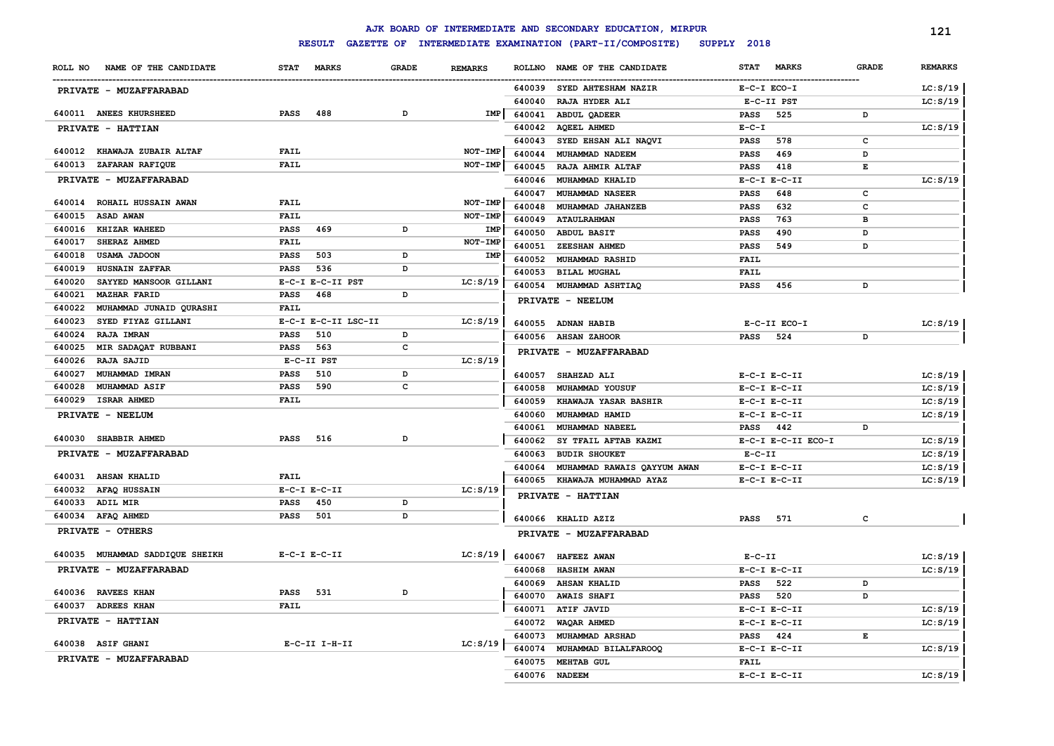# AJK BOARD OF INTERMEDIATE AND SECONDARY EDUCATION, MIRPUR

## RESULT GAZETTE OF INTERMEDIATE EXAMINATION (PART-II/COMPOSITE) SUPPLY 2018

| ROLL NO | NAME OF THE CANDIDATE | STAT | MARKS | GRADE | REMARKS |
|---|---|---|---|---|---|
| **PRIVATE - MUZAFFARABAD** | | | | | |
| 640011 | ANEES KHURSHEED | PASS | 488 | D | IMP |
| **PRIVATE - HATTIAN** | | | | | |
| 640012 | KHAWAJA ZUBAIR ALTAF | FAIL | | | NOT-IMP |
| 640013 | ZAFARAN RAFIQUE | FAIL | | | NOT-IMP |
| **PRIVATE - MUZAFFARABAD** | | | | | |
| 640014 | ROHAIL HUSSAIN AWAN | FAIL | | | NOT-IMP |
| 640015 | ASAD AWAN | FAIL | | | NOT-IMP |
| 640016 | KHIZAR WAHEED | PASS | 469 | D | IMP |
| 640017 | SHERAZ AHMED | FAIL | | | NOT-IMP |
| 640018 | USAMA JADOON | PASS | 503 | D | IMP |
| 640019 | HUSNAIN ZAFFAR | PASS | 536 | D | |
| 640020 | SAYYED MANSOOR GILLANI | E-C-I E-C-II PST | | | LC:S/19 |
| 640021 | MAZHAR FARID | PASS | 468 | D | |
| 640022 | MUHAMMAD JUNAID QURASHI | FAIL | | | |
| 640023 | SYED FIYAZ GILLANI | E-C-I E-C-II LSC-II | | | LC:S/19 |
| 640024 | RAJA IMRAN | PASS | 510 | D | |
| 640025 | MIR SADAQAT RUBBANI | PASS | 563 | C | |
| 640026 | RAJA SAJID | E-C-II PST | | | LC:S/19 |
| 640027 | MUHAMMAD IMRAN | PASS | 510 | D | |
| 640028 | MUHAMMAD ASIF | PASS | 590 | C | |
| 640029 | ISRAR AHMED | FAIL | | | |
| **PRIVATE - NEELUM** | | | | | |
| 640030 | SHABBIR AHMED | PASS | 516 | D | |
| **PRIVATE - MUZAFFARABAD** | | | | | |
| 640031 | AHSAN KHALID | FAIL | | | |
| 640032 | AFAQ HUSSAIN | E-C-I E-C-II | | | LC:S/19 |
| 640033 | ADIL MIR | PASS | 450 | D | |
| 640034 | AFAQ AHMED | PASS | 501 | D | |
| **PRIVATE - OTHERS** | | | | | |
| 640035 | MUHAMMAD SADDIQUE SHEIKH | E-C-I E-C-II | | | LC:S/19 |
| **PRIVATE - MUZAFFARABAD** | | | | | |
| 640036 | RAVEES KHAN | PASS | 531 | D | |
| 640037 | ADREES KHAN | FAIL | | | |
| **PRIVATE - HATTIAN** | | | | | |
| 640038 | ASIF GHANI | E-C-II I-H-II | | | LC:S/19 |
| **PRIVATE - MUZAFFARABAD** | | | | | |
| 640039 | SYED AHTESHAM NAZIR | E-C-I ECO-I | | | LC:S/19 |
| 640040 | RAJA HYDER ALI | E-C-II PST | | | LC:S/19 |
| 640041 | ABDUL QADEER | PASS | 525 | D | |
| 640042 | AQEEL AHMED | E-C-I | | | LC:S/19 |
| 640043 | SYED EHSAN ALI NAQVI | PASS | 578 | C | |
| 640044 | MUHAMMAD NADEEM | PASS | 469 | D | |
| 640045 | RAJA AHMIR ALTAF | PASS | 418 | E | |
| 640046 | MUHAMMAD KHALID | E-C-I E-C-II | | | LC:S/19 |
| 640047 | MUHAMMAD NASEER | PASS | 648 | C | |
| 640048 | MUHAMMAD JAHANZEB | PASS | 632 | C | |
| 640049 | ATAULRAHMAN | PASS | 763 | B | |
| 640050 | ABDUL BASIT | PASS | 490 | D | |
| 640051 | ZEESHAN AHMED | PASS | 549 | D | |
| 640052 | MUHAMMAD RASHID | FAIL | | | |
| 640053 | BILAL MUGHAL | FAIL | | | |
| 640054 | MUHAMMAD ASHTIAQ | PASS | 456 | D | |
| **PRIVATE - NEELUM** | | | | | |
| 640055 | ADNAN HABIB | E-C-II ECO-I | | | LC:S/19 |
| 640056 | AHSAN ZAHOOR | PASS | 524 | D | |
| **PRIVATE - MUZAFFARABAD** | | | | | |
| 640057 | SHAHZAD ALI | E-C-I E-C-II | | | LC:S/19 |
| 640058 | MUHAMMAD YOUSUF | E-C-I E-C-II | | | LC:S/19 |
| 640059 | KHAWAJA YASAR BASHIR | E-C-I E-C-II | | | LC:S/19 |
| 640060 | MUHAMMAD HAMID | E-C-I E-C-II | | | LC:S/19 |
| 640061 | MUHAMMAD NABEEL | PASS | 442 | D | |
| 640062 | SY TFAIL AFTAB KAZMI | E-C-I E-C-II ECO-I | | | LC:S/19 |
| 640063 | BUDIR SHOUKET | E-C-II | | | LC:S/19 |
| 640064 | MUHAMMAD RAWAIS QAYYUM AWAN | E-C-I E-C-II | | | LC:S/19 |
| 640065 | KHAWAJA MUHAMMAD AYAZ | E-C-I E-C-II | | | LC:S/19 |
| **PRIVATE - HATTIAN** | | | | | |
| 640066 | KHALID AZIZ | PASS | 571 | C | |
| **PRIVATE - MUZAFFARABAD** | | | | | |
| 640067 | HAFEEZ AWAN | E-C-II | | | LC:S/19 |
| 640068 | HASHIM AWAN | E-C-I E-C-II | | | LC:S/19 |
| 640069 | AHSAN KHALID | PASS | 522 | D | |
| 640070 | AWAIS SHAFI | PASS | 520 | D | |
| 640071 | ATIF JAVID | E-C-I E-C-II | | | LC:S/19 |
| 640072 | WAQAR AHMED | E-C-I E-C-II | | | LC:S/19 |
| 640073 | MUHAMMAD ARSHAD | PASS | 424 | E | |
| 640074 | MUHAMMAD BILALFAROOQ | E-C-I E-C-II | | | LC:S/19 |
| 640075 | MEHTAB GUL | FAIL | | | |
| 640076 | NADEEM | E-C-I E-C-II | | | LC:S/19 |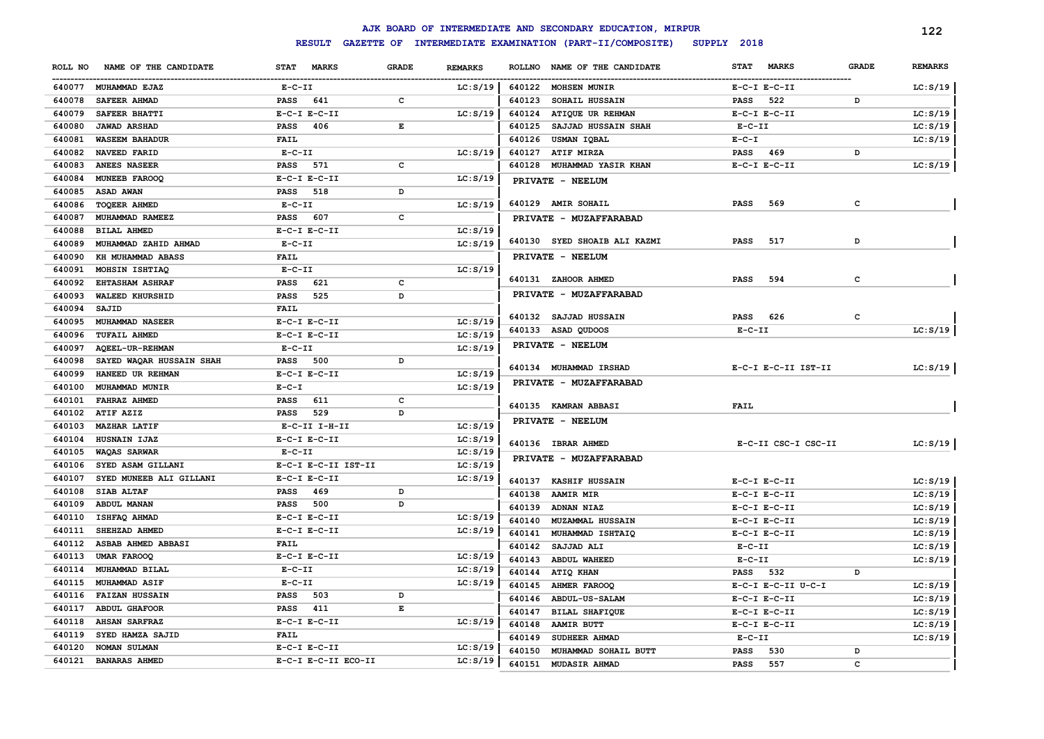# AJK BOARD OF INTERMEDIATE AND SECONDARY EDUCATION, MIRPUR

## RESULT GAZETTE OF INTERMEDIATE EXAMINATION (PART-II/COMPOSITE) SUPPLY 2018

| ROLL NO | NAME OF THE CANDIDATE | STAT MARKS | GRADE | REMARKS |
|---|---|---|---|---|
| 640077 | MUHAMMAD EJAZ | E-C-II | | LC:S/19 |
| 640078 | SAFEER AHMAD | PASS 641 | C | |
| 640079 | SAFEER BHATTI | E-C-I E-C-II | | LC:S/19 |
| 640080 | JAWAD ARSHAD | PASS 406 | E | |
| 640081 | WASEEM BAHADUR | FAIL | | |
| 640082 | NAVEED FARID | E-C-II | | LC:S/19 |
| 640083 | ANEES NASEER | PASS 571 | C | |
| 640084 | MUNEEB FAROOQ | E-C-I E-C-II | | LC:S/19 |
| 640085 | ASAD AWAN | PASS 518 | D | |
| 640086 | TOQEER AHMED | E-C-II | | LC:S/19 |
| 640087 | MUHAMMAD RAMEEZ | PASS 607 | C | |
| 640088 | BILAL AHMED | E-C-I E-C-II | | LC:S/19 |
| 640089 | MUHAMMAD ZAHID AHMAD | E-C-II | | LC:S/19 |
| 640090 | KH MUHAMMAD ABASS | FAIL | | |
| 640091 | MOHSIN ISHTIAQ | E-C-II | | LC:S/19 |
| 640092 | EHTASHAM ASHRAF | PASS 621 | C | |
| 640093 | WALEED KHURSHID | PASS 525 | D | |
| 640094 | SAJID | FAIL | | |
| 640095 | MUHAMMAD NASEER | E-C-I E-C-II | | LC:S/19 |
| 640096 | TUFAIL AHMED | E-C-I E-C-II | | LC:S/19 |
| 640097 | AQEEL-UR-REHMAN | E-C-II | | LC:S/19 |
| 640098 | SAYED WAQAR HUSSAIN SHAH | PASS 500 | D | |
| 640099 | HANEED UR REHMAN | E-C-I E-C-II | | LC:S/19 |
| 640100 | MUHAMMAD MUNIR | E-C-I | | LC:S/19 |
| 640101 | FAHRAZ AHMED | PASS 611 | C | |
| 640102 | ATIF AZIZ | PASS 529 | D | |
| 640103 | MAZHAR LATIF | E-C-II I-H-II | | LC:S/19 |
| 640104 | HUSNAIN IJAZ | E-C-I E-C-II | | LC:S/19 |
| 640105 | WAQAS SARWAR | E-C-II | | LC:S/19 |
| 640106 | SYED ASAM GILLANI | E-C-I E-C-II IST-II | | LC:S/19 |
| 640107 | SYED MUNEEB ALI GILLANI | E-C-I E-C-II | | LC:S/19 |
| 640108 | SIAB ALTAF | PASS 469 | D | |
| 640109 | ABDUL MANAN | PASS 500 | D | |
| 640110 | ISHFAQ AHMAD | E-C-I E-C-II | | LC:S/19 |
| 640111 | SHEHZAD AHMED | E-C-I E-C-II | | LC:S/19 |
| 640112 | ASBAB AHMED ABBASI | FAIL | | |
| 640113 | UMAR FAROOQ | E-C-I E-C-II | | LC:S/19 |
| 640114 | MUHAMMAD BILAL | E-C-II | | LC:S/19 |
| 640115 | MUHAMMAD ASIF | E-C-II | | LC:S/19 |
| 640116 | FAIZAN HUSSAIN | PASS 503 | D | |
| 640117 | ABDUL GHAFOOR | PASS 411 | E | |
| 640118 | AHSAN SARFRAZ | E-C-I E-C-II | | LC:S/19 |
| 640119 | SYED HAMZA SAJID | FAIL | | |
| 640120 | NOMAN SULMAN | E-C-I E-C-II | | LC:S/19 |
| 640121 | BANARAS AHMED | E-C-I E-C-II ECO-II | | LC:S/19 |
| 640122 | MOHSEN MUNIR | E-C-I E-C-II | | LC:S/19 |
| 640123 | SOHAIL HUSSAIN | PASS 522 | D | |
| 640124 | ATIQUE UR REHMAN | E-C-I E-C-II | | LC:S/19 |
| 640125 | SAJJAD HUSSAIN SHAH | E-C-II | | LC:S/19 |
| 640126 | USMAN IQBAL | E-C-I | | LC:S/19 |
| 640127 | ATIF MIRZA | PASS 469 | D | |
| 640128 | MUHAMMAD YASIR KHAN | E-C-I E-C-II | | LC:S/19 |

**PRIVATE - NEELUM**

| ROLL NO | NAME OF THE CANDIDATE | STAT MARKS | GRADE | REMARKS |
|---|---|---|---|---|
| 640129 | AMIR SOHAIL | PASS 569 | C | |

**PRIVATE - MUZAFFARABAD**

| ROLL NO | NAME OF THE CANDIDATE | STAT MARKS | GRADE | REMARKS |
|---|---|---|---|---|
| 640130 | SYED SHOAIB ALI KAZMI | PASS 517 | D | |

**PRIVATE - NEELUM**

| ROLL NO | NAME OF THE CANDIDATE | STAT MARKS | GRADE | REMARKS |
|---|---|---|---|---|
| 640131 | ZAHOOR AHMED | PASS 594 | C | |

**PRIVATE - MUZAFFARABAD**

| ROLL NO | NAME OF THE CANDIDATE | STAT MARKS | GRADE | REMARKS |
|---|---|---|---|---|
| 640132 | SAJJAD HUSSAIN | PASS 626 | C | |
| 640133 | ASAD QUDOOS | E-C-II | | LC:S/19 |

**PRIVATE - NEELUM**

| ROLL NO | NAME OF THE CANDIDATE | STAT MARKS | GRADE | REMARKS |
|---|---|---|---|---|
| 640134 | MUHAMMAD IRSHAD | E-C-I E-C-II IST-II | | LC:S/19 |

**PRIVATE - MUZAFFARABAD**

| ROLL NO | NAME OF THE CANDIDATE | STAT MARKS | GRADE | REMARKS |
|---|---|---|---|---|
| 640135 | KAMRAN ABBASI | FAIL | | |

**PRIVATE - NEELUM**

| ROLL NO | NAME OF THE CANDIDATE | STAT MARKS | GRADE | REMARKS |
|---|---|---|---|---|
| 640136 | IBRAR AHMED | E-C-II CSC-I CSC-II | | LC:S/19 |

**PRIVATE - MUZAFFARABAD**

| ROLL NO | NAME OF THE CANDIDATE | STAT MARKS | GRADE | REMARKS |
|---|---|---|---|---|
| 640137 | KASHIF HUSSAIN | E-C-I E-C-II | | LC:S/19 |
| 640138 | AAMIR MIR | E-C-I E-C-II | | LC:S/19 |
| 640139 | ADNAN NIAZ | E-C-I E-C-II | | LC:S/19 |
| 640140 | MUZAMMAL HUSSAIN | E-C-I E-C-II | | LC:S/19 |
| 640141 | MUHAMMAD ISHTAIQ | E-C-I E-C-II | | LC:S/19 |
| 640142 | SAJJAD ALI | E-C-II | | LC:S/19 |
| 640143 | ABDUL WAHEED | E-C-II | | LC:S/19 |
| 640144 | ATIQ KHAN | PASS 532 | D | |
| 640145 | AHMER FAROOQ | E-C-I E-C-II U-C-I | | LC:S/19 |
| 640146 | ABDUL-US-SALAM | E-C-I E-C-II | | LC:S/19 |
| 640147 | BILAL SHAFIQUE | E-C-I E-C-II | | LC:S/19 |
| 640148 | AAMIR BUTT | E-C-I E-C-II | | LC:S/19 |
| 640149 | SUDHEER AHMAD | E-C-II | | LC:S/19 |
| 640150 | MUHAMMAD SOHAIL BUTT | PASS 530 | D | |
| 640151 | MUDASIR AHMAD | PASS 557 | C | |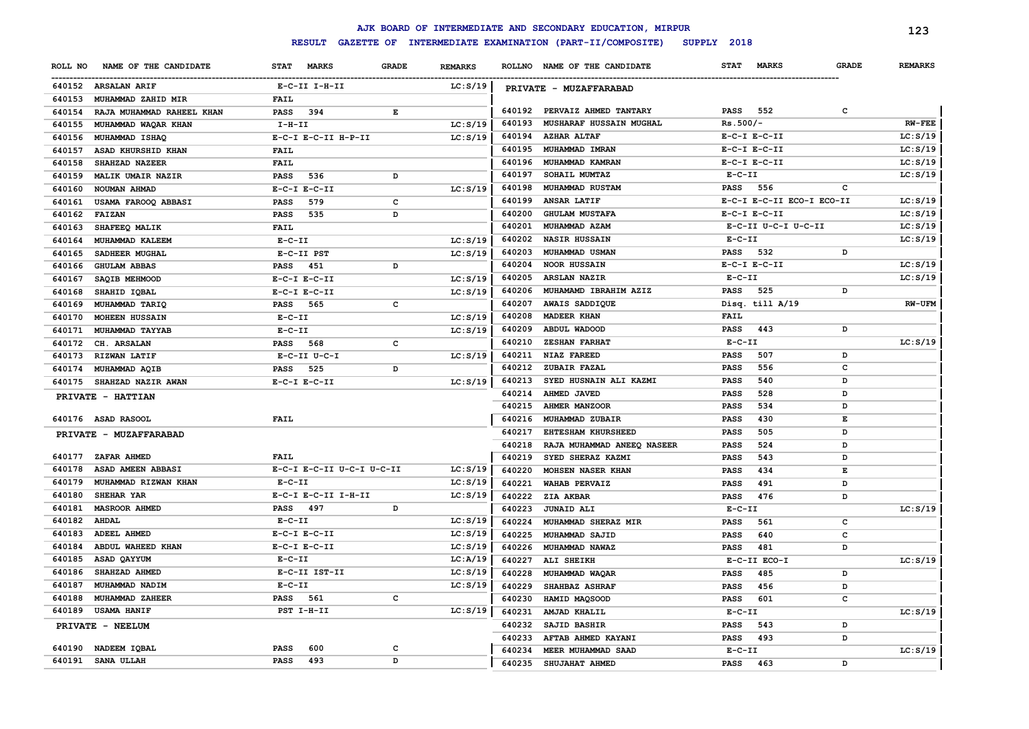# AJK BOARD OF INTERMEDIATE AND SECONDARY EDUCATION, MIRPUR

## RESULT GAZETTE OF INTERMEDIATE EXAMINATION (PART-II/COMPOSITE) SUPPLY 2018

| ROLL NO | NAME OF THE CANDIDATE | STAT MARKS | GRADE | REMARKS |
|---|---|---|---|---|
| 640152 | ARSALAN ARIF | E-C-II I-H-II | | LC:S/19 |
| 640153 | MUHAMMAD ZAHID MIR | FAIL | | |
| 640154 | RAJA MUHAMMAD RAHEEL KHAN | PASS 394 | E | |
| 640155 | MUHAMMAD WAQAR KHAN | I-H-II | | LC:S/19 |
| 640156 | MUHAMMAD ISHAQ | E-C-I E-C-II H-P-II | | LC:S/19 |
| 640157 | ASAD KHURSHID KHAN | FAIL | | |
| 640158 | SHAHZAD NAZEER | FAIL | | |
| 640159 | MALIK UMAIR NAZIR | PASS 536 | D | |
| 640160 | NOUMAN AHMAD | E-C-I E-C-II | | LC:S/19 |
| 640161 | USAMA FAROOQ ABBASI | PASS 579 | C | |
| 640162 | FAIZAN | PASS 535 | D | |
| 640163 | SHAFEEQ MALIK | FAIL | | |
| 640164 | MUHAMMAD KALEEM | E-C-II | | LC:S/19 |
| 640165 | SADHEER MUGHAL | E-C-II PST | | LC:S/19 |
| 640166 | GHULAM ABBAS | PASS 451 | D | |
| 640167 | SAQIB MEHMOOD | E-C-I E-C-II | | LC:S/19 |
| 640168 | SHAHID IQBAL | E-C-I E-C-II | | LC:S/19 |
| 640169 | MUHAMMAD TARIQ | PASS 565 | C | |
| 640170 | MOHEEN HUSSAIN | E-C-II | | LC:S/19 |
| 640171 | MUHAMMAD TAYYAB | E-C-II | | LC:S/19 |
| 640172 | CH. ARSALAN | PASS 568 | C | |
| 640173 | RIZWAN LATIF | E-C-II U-C-I | | LC:S/19 |
| 640174 | MUHAMMAD AQIB | PASS 525 | D | |
| 640175 | SHAHZAD NAZIR AWAN | E-C-I E-C-II | | LC:S/19 |

**PRIVATE - HATTIAN**

| ROLL NO | NAME OF THE CANDIDATE | STAT MARKS | GRADE | REMARKS |
|---|---|---|---|---|
| 640176 | ASAD RASOOL | FAIL | | |

**PRIVATE - MUZAFFARABAD**

| ROLL NO | NAME OF THE CANDIDATE | STAT MARKS | GRADE | REMARKS |
|---|---|---|---|---|
| 640177 | ZAFAR AHMED | FAIL | | |
| 640178 | ASAD AMEEN ABBASI | E-C-I E-C-II U-C-I U-C-II | | LC:S/19 |
| 640179 | MUHAMMAD RIZWAN KHAN | E-C-II | | LC:S/19 |
| 640180 | SHEHAR YAR | E-C-I E-C-II I-H-II | | LC:S/19 |
| 640181 | MASROOR AHMED | PASS 497 | D | |
| 640182 | AHDAL | E-C-II | | LC:S/19 |
| 640183 | ADEEL AHMED | E-C-I E-C-II | | LC:S/19 |
| 640184 | ABDUL WAHEED KHAN | E-C-I E-C-II | | LC:S/19 |
| 640185 | ASAD QAYYUM | E-C-II | | LC:A/19 |
| 640186 | SHAHZAD AHMED | E-C-II IST-II | | LC:S/19 |
| 640187 | MUHAMMAD NADIM | E-C-II | | LC:S/19 |
| 640188 | MUHAMMAD ZAHEER | PASS 561 | C | |
| 640189 | USAMA HANIF | PST I-H-II | | LC:S/19 |

**PRIVATE - NEELUM**

| ROLL NO | NAME OF THE CANDIDATE | STAT MARKS | GRADE | REMARKS |
|---|---|---|---|---|
| 640190 | NADEEM IQBAL | PASS 600 | C | |
| 640191 | SANA ULLAH | PASS 493 | D | |

**PRIVATE - MUZAFFARABAD**

| ROLL NO | NAME OF THE CANDIDATE | STAT MARKS | GRADE | REMARKS |
|---|---|---|---|---|
| 640192 | PERVAIZ AHMED TANTARY | PASS 552 | C | |
| 640193 | MUSHARAF HUSSAIN MUGHAL | Rs.500/- | | RW-FEE |
| 640194 | AZHAR ALTAF | E-C-I E-C-II | | LC:S/19 |
| 640195 | MUHAMMAD IMRAN | E-C-I E-C-II | | LC:S/19 |
| 640196 | MUHAMMAD KAMRAN | E-C-I E-C-II | | LC:S/19 |
| 640197 | SOHAIL MUMTAZ | E-C-II | | LC:S/19 |
| 640198 | MUHAMMAD RUSTAM | PASS 556 | C | |
| 640199 | ANSAR LATIF | E-C-I E-C-II ECO-I ECO-II | | LC:S/19 |
| 640200 | GHULAM MUSTAFA | E-C-I E-C-II | | LC:S/19 |
| 640201 | MUHAMMAD AZAM | E-C-II U-C-I U-C-II | | LC:S/19 |
| 640202 | NASIR HUSSAIN | E-C-II | | LC:S/19 |
| 640203 | MUHAMMAD USMAN | PASS 532 | D | |
| 640204 | NOOR HUSSAIN | E-C-I E-C-II | | LC:S/19 |
| 640205 | ARSLAN NAZIR | E-C-II | | LC:S/19 |
| 640206 | MUHAMAMD IBRAHIM AZIZ | PASS 525 | D | |
| 640207 | AWAIS SADDIQUE | Disq. till A/19 | | RW-UFM |
| 640208 | MADEER KHAN | FAIL | | |
| 640209 | ABDUL WADOOD | PASS 443 | D | |
| 640210 | ZESHAN FARHAT | E-C-II | | LC:S/19 |
| 640211 | NIAZ FAREED | PASS 507 | D | |
| 640212 | ZUBAIR FAZAL | PASS 556 | C | |
| 640213 | SYED HUSNAIN ALI KAZMI | PASS 540 | D | |
| 640214 | AHMED JAVED | PASS 528 | D | |
| 640215 | AHMER MANZOOR | PASS 534 | D | |
| 640216 | MUHAMMAD ZUBAIR | PASS 430 | E | |
| 640217 | EHTESHAM KHURSHEED | PASS 505 | D | |
| 640218 | RAJA MUHAMMAD ANEEQ NASEER | PASS 524 | D | |
| 640219 | SYED SHERAZ KAZMI | PASS 543 | D | |
| 640220 | MOHSEN NASER KHAN | PASS 434 | E | |
| 640221 | WAHAB PERVAIZ | PASS 491 | D | |
| 640222 | ZIA AKBAR | PASS 476 | D | |
| 640223 | JUNAID ALI | E-C-II | | LC:S/19 |
| 640224 | MUHAMMAD SHERAZ MIR | PASS 561 | C | |
| 640225 | MUHAMMAD SAJID | PASS 640 | C | |
| 640226 | MUHAMMAD NAWAZ | PASS 481 | D | |
| 640227 | ALI SHEIKH | E-C-II ECO-I | | LC:S/19 |
| 640228 | MUHAMMAD WAQAR | PASS 485 | D | |
| 640229 | SHAHBAZ ASHRAF | PASS 456 | D | |
| 640230 | HAMID MAQSOOD | PASS 601 | C | |
| 640231 | AMJAD KHALIL | E-C-II | | LC:S/19 |
| 640232 | SAJID BASHIR | PASS 543 | D | |
| 640233 | AFTAB AHMED KAYANI | PASS 493 | D | |
| 640234 | MEER MUHAMMAD SAAD | E-C-II | | LC:S/19 |
| 640235 | SHUJAHAT AHMED | PASS 463 | D | |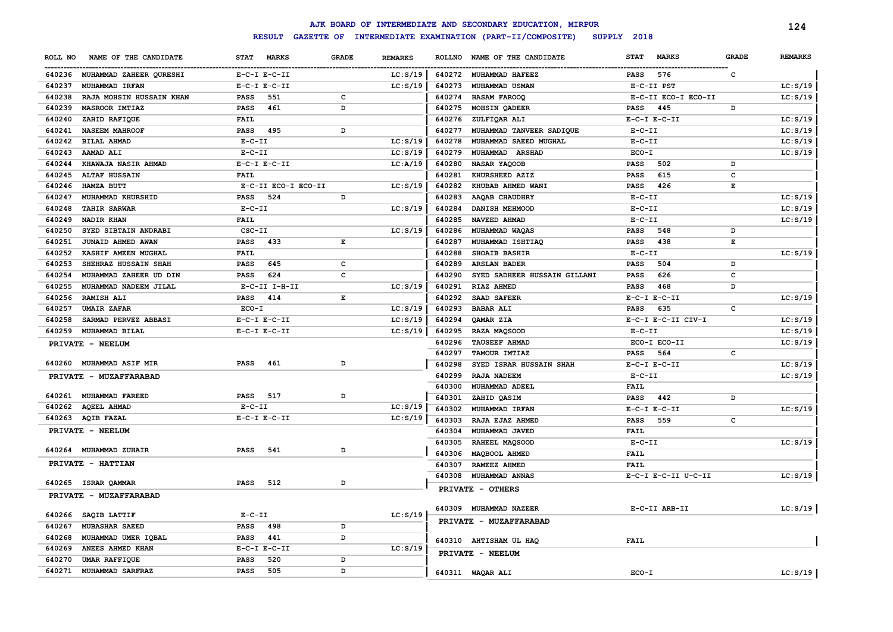# AJK BOARD OF INTERMEDIATE AND SECONDARY EDUCATION, MIRPUR

## RESULT GAZETTE OF INTERMEDIATE EXAMINATION (PART-II/COMPOSITE) SUPPLY 2018

| ROLL NO | NAME OF THE CANDIDATE | STAT | MARKS | GRADE | REMARKS |
|---|---|---|---|---|---|
| 640236 | MUHAMMAD ZAHEER QURESHI | E-C-I E-C-II | | | LC:S/19 |
| 640237 | MUHAMMAD IRFAN | E-C-I E-C-II | | | LC:S/19 |
| 640238 | RAJA MOHSIN HUSSAIN KHAN | PASS | 551 | C | |
| 640239 | MASROOR IMTIAZ | PASS | 461 | D | |
| 640240 | ZAHID RAFIQUE | FAIL | | | |
| 640241 | NASEEM MAHROOF | PASS | 495 | D | |
| 640242 | BILAL AHMAD | E-C-II | | | LC:S/19 |
| 640243 | AAMAD ALI | E-C-II | | | LC:S/19 |
| 640244 | KHAWAJA NASIR AHMAD | E-C-I E-C-II | | | LC:A/19 |
| 640245 | ALTAF HUSSAIN | FAIL | | | |
| 640246 | HAMZA BUTT | E-C-II ECO-I ECO-II | | | LC:S/19 |
| 640247 | MUHAMMAD KHURSHID | PASS | 524 | D | |
| 640248 | TAHIR SARWAR | E-C-II | | | LC:S/19 |
| 640249 | NADIR KHAN | FAIL | | | |
| 640250 | SYED SIBTAIN ANDRABI | CSC-II | | | LC:S/19 |
| 640251 | JUNAID AHMED AWAN | PASS | 433 | E | |
| 640252 | KASHIF AMEEN MUGHAL | FAIL | | | |
| 640253 | SHEHRAZ HUSSAIN SHAH | PASS | 645 | C | |
| 640254 | MUHAMMAD ZAHEER UD DIN | PASS | 624 | C | |
| 640255 | MUHAMMAD NADEEM JILAL | E-C-II I-H-II | | | LC:S/19 |
| 640256 | RAMISH ALI | PASS | 414 | E | |
| 640257 | UMAIR ZAFAR | ECO-I | | | LC:S/19 |
| 640258 | SARMAD PERVEZ ABBASI | E-C-I E-C-II | | | LC:S/19 |
| 640259 | MUHAMMAD BILAL | E-C-I E-C-II | | | LC:S/19 |

**PRIVATE - NEELUM**

| ROLL NO | NAME OF THE CANDIDATE | STAT | MARKS | GRADE | REMARKS |
|---|---|---|---|---|---|
| 640260 | MUHAMMAD ASIF MIR | PASS | 461 | D | |

**PRIVATE - MUZAFFARABAD**

| ROLL NO | NAME OF THE CANDIDATE | STAT | MARKS | GRADE | REMARKS |
|---|---|---|---|---|---|
| 640261 | MUHAMMAD FAREED | PASS | 517 | D | |
| 640262 | AQEEL AHMAD | E-C-II | | | LC:S/19 |
| 640263 | AQIB FAZAL | E-C-I E-C-II | | | LC:S/19 |

**PRIVATE - NEELUM**

| ROLL NO | NAME OF THE CANDIDATE | STAT | MARKS | GRADE | REMARKS |
|---|---|---|---|---|---|
| 640264 | MUHAMMAD ZUHAIR | PASS | 541 | D | |

**PRIVATE - HATTIAN**

| ROLL NO | NAME OF THE CANDIDATE | STAT | MARKS | GRADE | REMARKS |
|---|---|---|---|---|---|
| 640265 | ISRAR QAMMAR | PASS | 512 | D | |

**PRIVATE - MUZAFFARABAD**

| ROLL NO | NAME OF THE CANDIDATE | STAT | MARKS | GRADE | REMARKS |
|---|---|---|---|---|---|
| 640266 | SAQIB LATTIF | E-C-II | | | LC:S/19 |
| 640267 | MUBASHAR SAEED | PASS | 498 | D | |
| 640268 | MUHAMMAD UMER IQBAL | PASS | 441 | D | |
| 640269 | ANEES AHMED KHAN | E-C-I E-C-II | | | LC:S/19 |
| 640270 | UMAR RAFFIQUE | PASS | 520 | D | |
| 640271 | MUHAMMAD SARFRAZ | PASS | 505 | D | |
| 640272 | MUHAMMAD HAFEEZ | PASS | 576 | C | |
| 640273 | MUHAMMAD USMAN | E-C-II PST | | | LC:S/19 |
| 640274 | HASAM FAROOQ | E-C-II ECO-I ECO-II | | | LC:S/19 |
| 640275 | MOHSIN QADEER | PASS | 445 | D | |
| 640276 | ZULFIQAR ALI | E-C-I E-C-II | | | LC:S/19 |
| 640277 | MUHAMMAD TANVEER SADIQUE | E-C-II | | | LC:S/19 |
| 640278 | MUHAMMAD SAEED MUGHAL | E-C-II | | | LC:S/19 |
| 640279 | MUHAMMAD ARSHAD | ECO-I | | | LC:S/19 |
| 640280 | NASAR YAQOOB | PASS | 502 | D | |
| 640281 | KHURSHEED AZIZ | PASS | 615 | C | |
| 640282 | KHUBAB AHMED WANI | PASS | 426 | E | |
| 640283 | AAQAB CHAUDHRY | E-C-II | | | LC:S/19 |
| 640284 | DANISH MEHMOOD | E-C-II | | | LC:S/19 |
| 640285 | NAVEED AHMAD | E-C-II | | | LC:S/19 |
| 640286 | MUHAMMAD WAQAS | PASS | 548 | D | |
| 640287 | MUHAMMAD ISHTIAQ | PASS | 438 | E | |
| 640288 | SHOAIB BASHIR | E-C-II | | | LC:S/19 |
| 640289 | ARSLAN BADER | PASS | 504 | D | |
| 640290 | SYED SADHEER HUSSAIN GILLANI | PASS | 626 | C | |
| 640291 | RIAZ AHMED | PASS | 468 | D | |
| 640292 | SAAD SAFEER | E-C-I E-C-II | | | LC:S/19 |
| 640293 | BABAR ALI | PASS | 635 | C | |
| 640294 | QAMAR ZIA | E-C-I E-C-II CIV-I | | | LC:S/19 |
| 640295 | RAZA MAQSOOD | E-C-II | | | LC:S/19 |
| 640296 | TAUSEEF AHMAD | ECO-I ECO-II | | | LC:S/19 |
| 640297 | TAMOUR IMTIAZ | PASS | 564 | C | |
| 640298 | SYED ISRAR HUSSAIN SHAH | E-C-I E-C-II | | | LC:S/19 |
| 640299 | RAJA NADEEM | E-C-II | | | LC:S/19 |
| 640300 | MUHAMMAD ADEEL | FAIL | | | |
| 640301 | ZAHID QASIM | PASS | 442 | D | |
| 640302 | MUHAMMAD IRFAN | E-C-I E-C-II | | | LC:S/19 |
| 640303 | RAJA EJAZ AHMED | PASS | 559 | C | |
| 640304 | MUHAMMAD JAVED | FAIL | | | |
| 640305 | RAHEEL MAQSOOD | E-C-II | | | LC:S/19 |
| 640306 | MAQBOOL AHMED | FAIL | | | |
| 640307 | RAMEEZ AHMED | FAIL | | | |
| 640308 | MUHAMMAD ANNAS | E-C-I E-C-II U-C-II | | | LC:S/19 |

**PRIVATE - OTHERS**

| ROLL NO | NAME OF THE CANDIDATE | STAT | MARKS | GRADE | REMARKS |
|---|---|---|---|---|---|
| 640309 | MUHAMMAD NAZEER | E-C-II ARB-II | | | LC:S/19 |

**PRIVATE - MUZAFFARABAD**

| ROLL NO | NAME OF THE CANDIDATE | STAT | MARKS | GRADE | REMARKS |
|---|---|---|---|---|---|
| 640310 | AHTISHAM UL HAQ | FAIL | | | |

**PRIVATE - NEELUM**

| ROLL NO | NAME OF THE CANDIDATE | STAT | MARKS | GRADE | REMARKS |
|---|---|---|---|---|---|
| 640311 | WAQAR ALI | ECO-I | | | LC:S/19 |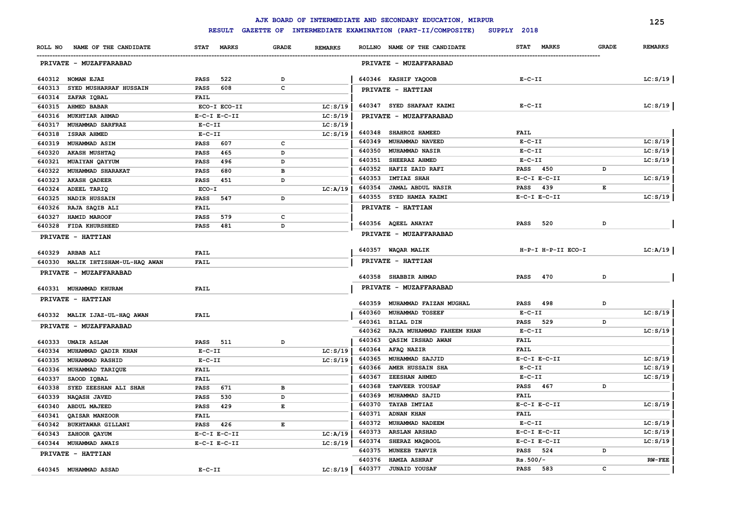# AJK BOARD OF INTERMEDIATE AND SECONDARY EDUCATION, MIRPUR

## RESULT GAZETTE OF INTERMEDIATE EXAMINATION (PART-II/COMPOSITE) SUPPLY 2018

| ROLL NO | NAME OF THE CANDIDATE | STAT | MARKS | GRADE | REMARKS |
|---|---|---|---|---|---|
| | **PRIVATE - MUZAFFARABAD** | | | | |
| 640312 | NOMAN EJAZ | PASS | 522 | D | |
| 640313 | SYED MUSHARRAF HUSSAIN | PASS | 608 | C | |
| 640314 | ZAFAR IQBAL | FAIL | | | |
| 640315 | AHMED BABAR | ECO-I ECO-II | | | LC:S/19 |
| 640316 | MUKHTIAR AHMAD | E-C-I E-C-II | | | LC:S/19 |
| 640317 | MUHAMMAD SARFRAZ | E-C-II | | | LC:S/19 |
| 640318 | ISRAR AHMED | E-C-II | | | LC:S/19 |
| 640319 | MUHAMMAD ASIM | PASS | 607 | C | |
| 640320 | AKASH MUSHTAQ | PASS | 465 | D | |
| 640321 | MUAIYAN QAYYUM | PASS | 496 | D | |
| 640322 | MUHAMMAD SHARAKAT | PASS | 680 | B | |
| 640323 | AKASH QADEER | PASS | 451 | D | |
| 640324 | ADEEL TARIQ | ECO-I | | | LC:A/19 |
| 640325 | NADIR HUSSAIN | PASS | 547 | D | |
| 640326 | RAJA SAQIB ALI | FAIL | | | |
| 640327 | HAMID MAROOF | PASS | 579 | C | |
| 640328 | FIDA KHURSHEED | PASS | 481 | D | |
| | **PRIVATE - HATTIAN** | | | | |
| 640329 | ARBAB ALI | FAIL | | | |
| 640330 | MALIK IHTISHAM-UL-HAQ AWAN | FAIL | | | |
| | **PRIVATE - MUZAFFARABAD** | | | | |
| 640331 | MUHAMMAD KHURAM | FAIL | | | |
| | **PRIVATE - HATTIAN** | | | | |
| 640332 | MALIK IJAZ-UL-HAQ AWAN | FAIL | | | |
| | **PRIVATE - MUZAFFARABAD** | | | | |
| 640333 | UMAIR ASLAM | PASS | 511 | D | |
| 640334 | MUHAMMAD QADIR KHAN | E-C-II | | | LC:S/19 |
| 640335 | MUHAMMAD RASHID | E-C-II | | | LC:S/19 |
| 640336 | MUHAMMAD TARIQUE | FAIL | | | |
| 640337 | SAOOD IQBAL | FAIL | | | |
| 640338 | SYED ZEESHAN ALI SHAH | PASS | 671 | B | |
| 640339 | NAQASH JAVED | PASS | 530 | D | |
| 640340 | ABDUL MAJEED | PASS | 429 | E | |
| 640341 | QAISAR MANZOOR | FAIL | | | |
| 640342 | BUKHTAWAR GILLANI | PASS | 426 | E | |
| 640343 | ZAHOOR QAYUM | E-C-I E-C-II | | | LC:A/19 |
| 640344 | MUHAMMAD AWAIS | E-C-I E-C-II | | | LC:S/19 |
| | **PRIVATE - HATTIAN** | | | | |
| 640345 | MUHAMMAD ASSAD | E-C-II | | | LC:S/19 |
| | **PRIVATE - MUZAFFARABAD** | | | | |
| 640346 | KASHIF YAQOOB | E-C-II | | | LC:S/19 |
| | **PRIVATE - HATTIAN** | | | | |
| 640347 | SYED SHAFAAT KAZMI | E-C-II | | | LC:S/19 |
| | **PRIVATE - MUZAFFARABAD** | | | | |
| 640348 | SHAHROZ HAMEED | FAIL | | | |
| 640349 | MUHAMMAD NAVEED | E-C-II | | | LC:S/19 |
| 640350 | MUHAMMAD NASIR | E-C-II | | | LC:S/19 |
| 640351 | SHEERAZ AHMED | E-C-II | | | LC:S/19 |
| 640352 | HAFIZ ZAID RAFI | PASS | 450 | D | |
| 640353 | IMTIAZ SHAH | E-C-I E-C-II | | | LC:S/19 |
| 640354 | JAMAL ABDUL NASIR | PASS | 439 | E | |
| 640355 | SYED HAMZA KAZMI | E-C-I E-C-II | | | LC:S/19 |
| | **PRIVATE - HATTIAN** | | | | |
| 640356 | AQEEL ANAYAT | PASS | 520 | D | |
| | **PRIVATE - MUZAFFARABAD** | | | | |
| 640357 | WAQAR MALIK | H-P-I H-P-II ECO-I | | | LC:A/19 |
| | **PRIVATE - HATTIAN** | | | | |
| 640358 | SHABBIR AHMAD | PASS | 470 | D | |
| | **PRIVATE - MUZAFFARABAD** | | | | |
| 640359 | MUHAMMAD FAIZAN MUGHAL | PASS | 498 | D | |
| 640360 | MUHAMMAD TOSEEF | E-C-II | | | LC:S/19 |
| 640361 | BILAL DIN | PASS | 529 | D | |
| 640362 | RAJA MUHAMMAD FAHEEM KHAN | E-C-II | | | LC:S/19 |
| 640363 | QASIM IRSHAD AWAN | FAIL | | | |
| 640364 | AFAQ NAZIR | FAIL | | | |
| 640365 | MUHAMMAD SAJJID | E-C-I E-C-II | | | LC:S/19 |
| 640366 | AMER HUSSAIN SHA | E-C-II | | | LC:S/19 |
| 640367 | ZEESHAN AHMED | E-C-II | | | LC:S/19 |
| 640368 | TANVEER YOUSAF | PASS | 467 | D | |
| 640369 | MUHAMMAD SAJID | FAIL | | | |
| 640370 | TAYAB IMTIAZ | E-C-I E-C-II | | | LC:S/19 |
| 640371 | ADNAN KHAN | FAIL | | | |
| 640372 | MUHAMMAD NADEEM | E-C-II | | | LC:S/19 |
| 640373 | ARSLAN ARSHAD | E-C-I E-C-II | | | LC:S/19 |
| 640374 | SHERAZ MAQBOOL | E-C-I E-C-II | | | LC:S/19 |
| 640375 | MUNEEB TANVIR | PASS | 524 | D | |
| 640376 | HAMZA ASHRAF | Rs.500/- | | | RW-FEE |
| 640377 | JUNAID YOUSAF | PASS | 583 | C | |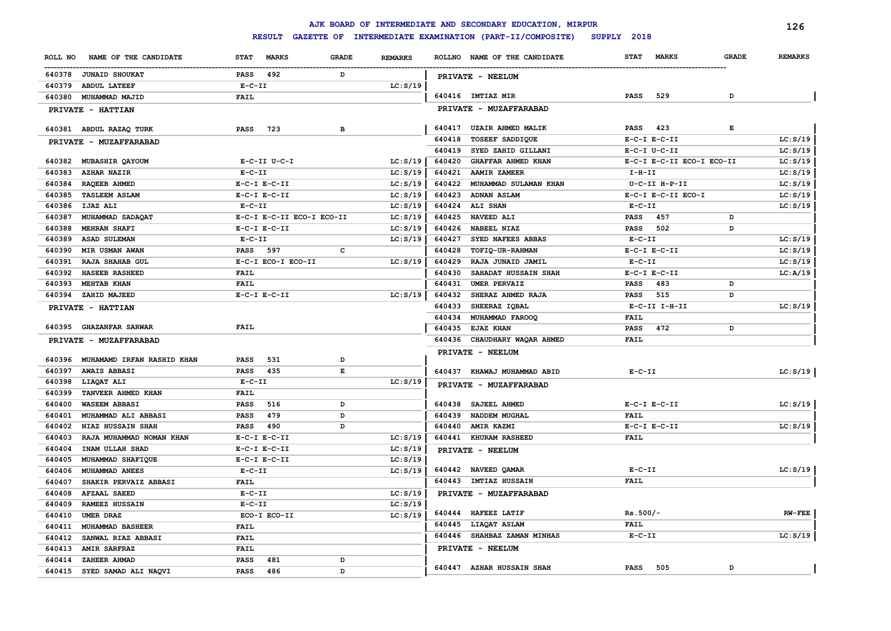# AJK BOARD OF INTERMEDIATE AND SECONDARY EDUCATION, MIRPUR

## RESULT GAZETTE OF INTERMEDIATE EXAMINATION (PART-II/COMPOSITE) SUPPLY 2018

| ROLL NO | NAME OF THE CANDIDATE | STAT | MARKS | GRADE | REMARKS |
|---|---|---|---|---|---|
| 640378 | JUNAID SHOUKAT | PASS | 492 | D | |
| 640379 | ABDUL LATEEF | E-C-II | | | LC:S/19 |
| 640380 | MUHAMMAD MAJID | FAIL | | | |
| | **PRIVATE - HATTIAN** | | | | |
| 640381 | ABDUL RAZAQ TURK | PASS | 723 | B | |
| | **PRIVATE - MUZAFFARABAD** | | | | |
| 640382 | MUBASHIR QAYOUM | E-C-II U-C-I | | | LC:S/19 |
| 640383 | AZHAR NAZIR | E-C-II | | | LC:S/19 |
| 640384 | RAQEEB AHMED | E-C-I E-C-II | | | LC:S/19 |
| 640385 | TASLEEM ASLAM | E-C-I E-C-II | | | LC:S/19 |
| 640386 | IJAZ ALI | E-C-II | | | LC:S/19 |
| 640387 | MUHAMMAD SADAQAT | E-C-I E-C-II ECO-I ECO-II | | | LC:S/19 |
| 640388 | MEHRAN SHAFI | E-C-I E-C-II | | | LC:S/19 |
| 640389 | ASAD SULEMAN | E-C-II | | | LC:S/19 |
| 640390 | MIR USMAN AWAN | PASS | 597 | C | |
| 640391 | RAJA SHAHAB GUL | E-C-I ECO-I ECO-II | | | LC:S/19 |
| 640392 | HASEEB RASHEED | FAIL | | | |
| 640393 | MEHTAB KHAN | FAIL | | | |
| 640394 | ZAHID MAJEED | E-C-I E-C-II | | | LC:S/19 |
| | **PRIVATE - HATTIAN** | | | | |
| 640395 | GHAZANFAR SARWAR | FAIL | | | |
| | **PRIVATE - MUZAFFARABAD** | | | | |
| 640396 | MUHAMAMD IRFAN RASHID KHAN | PASS | 531 | D | |
| 640397 | AWAIS ABBASI | PASS | 435 | E | |
| 640398 | LIAQAT ALI | E-C-II | | | LC:S/19 |
| 640399 | TANVEER AHMED KHAN | FAIL | | | |
| 640400 | WASEEM ABBASI | PASS | 516 | D | |
| 640401 | MUHAMMAD ALI ABBASI | PASS | 479 | D | |
| 640402 | NIAZ HUSSAIN SHAH | PASS | 490 | D | |
| 640403 | RAJA MUHAMMAD NOMAN KHAN | E-C-I E-C-II | | | LC:S/19 |
| 640404 | INAM ULLAH SHAD | E-C-I E-C-II | | | LC:S/19 |
| 640405 | MUHAMMAD SHAFIQUE | E-C-I E-C-II | | | LC:S/19 |
| 640406 | MUHAMMAD ANEES | E-C-II | | | LC:S/19 |
| 640407 | SHAKIR PERVAIZ ABBASI | FAIL | | | |
| 640408 | AFZAAL SAEED | E-C-II | | | LC:S/19 |
| 640409 | RAMEEZ HUSSAIN | E-C-II | | | LC:S/19 |
| 640410 | UMER DRAZ | ECO-I ECO-II | | | LC:S/19 |
| 640411 | MUHAMMAD BASHEER | FAIL | | | |
| 640412 | SANWAL RIAZ ABBASI | FAIL | | | |
| 640413 | AMIR SARFRAZ | FAIL | | | |
| 640414 | ZAHEER AHMAD | PASS | 481 | D | |
| 640415 | SYED SAMAD ALI NAQVI | PASS | 486 | D | |
| | **PRIVATE - NEELUM** | | | | |
| 640416 | IMTIAZ MIR | PASS | 529 | D | |
| | **PRIVATE - MUZAFFARABAD** | | | | |
| 640417 | UZAIR AHMED MALIK | PASS | 423 | E | |
| 640418 | TOSEEF SADDIQUE | E-C-I E-C-II | | | LC:S/19 |
| 640419 | SYED ZAHID GILLANI | E-C-I U-C-II | | | LC:S/19 |
| 640420 | GHAFFAR AHMED KHAN | E-C-I E-C-II ECO-I ECO-II | | | LC:S/19 |
| 640421 | AAMIR ZAMEER | I-H-II | | | LC:S/19 |
| 640422 | MUHAMMAD SULAMAN KHAN | U-C-II H-P-II | | | LC:S/19 |
| 640423 | ADNAN ASLAM | E-C-I E-C-II ECO-I | | | LC:S/19 |
| 640424 | ALI SHAN | E-C-II | | | LC:S/19 |
| 640425 | NAVEED ALI | PASS | 457 | D | |
| 640426 | NABEEL NIAZ | PASS | 502 | D | |
| 640427 | SYED NAFEES ABBAS | E-C-II | | | LC:S/19 |
| 640428 | TOFIQ-UR-RAHMAN | E-C-I E-C-II | | | LC:S/19 |
| 640429 | RAJA JUNAID JAMIL | E-C-II | | | LC:S/19 |
| 640430 | SAHADAT HUSSAIN SHAH | E-C-I E-C-II | | | LC:A/19 |
| 640431 | UMER PERVAIZ | PASS | 483 | D | |
| 640432 | SHERAZ AHMED RAJA | PASS | 515 | D | |
| 640433 | SHEERAZ IQBAL | E-C-II I-H-II | | | LC:S/19 |
| 640434 | MUHAMMAD FAROOQ | FAIL | | | |
| 640435 | EJAZ KHAN | PASS | 472 | D | |
| 640436 | CHAUDHARY WAQAR AHMED | FAIL | | | |
| | **PRIVATE - NEELUM** | | | | |
| 640437 | KHAWAJ MUHAMMAD ABID | E-C-II | | | LC:S/19 |
| | **PRIVATE - MUZAFFARABAD** | | | | |
| 640438 | SAJEEL AHMED | E-C-I E-C-II | | | LC:S/19 |
| 640439 | NADDEM MUGHAL | FAIL | | | |
| 640440 | AMIR KAZMI | E-C-I E-C-II | | | LC:S/19 |
| 640441 | KHURAM RASHEED | FAIL | | | |
| | **PRIVATE - NEELUM** | | | | |
| 640442 | NAVEED QAMAR | E-C-II | | | LC:S/19 |
| 640443 | IMTIAZ HUSSAIN | FAIL | | | |
| | **PRIVATE - MUZAFFARABAD** | | | | |
| 640444 | HAFEEZ LATIF | Rs.500/- | | | RW-FEE |
| 640445 | LIAQAT ASLAM | FAIL | | | |
| 640446 | SHAHBAZ ZAMAN MINHAS | E-C-II | | | LC:S/19 |
| | **PRIVATE - NEELUM** | | | | |
| 640447 | AZHAR HUSSAIN SHAH | PASS | 505 | D | |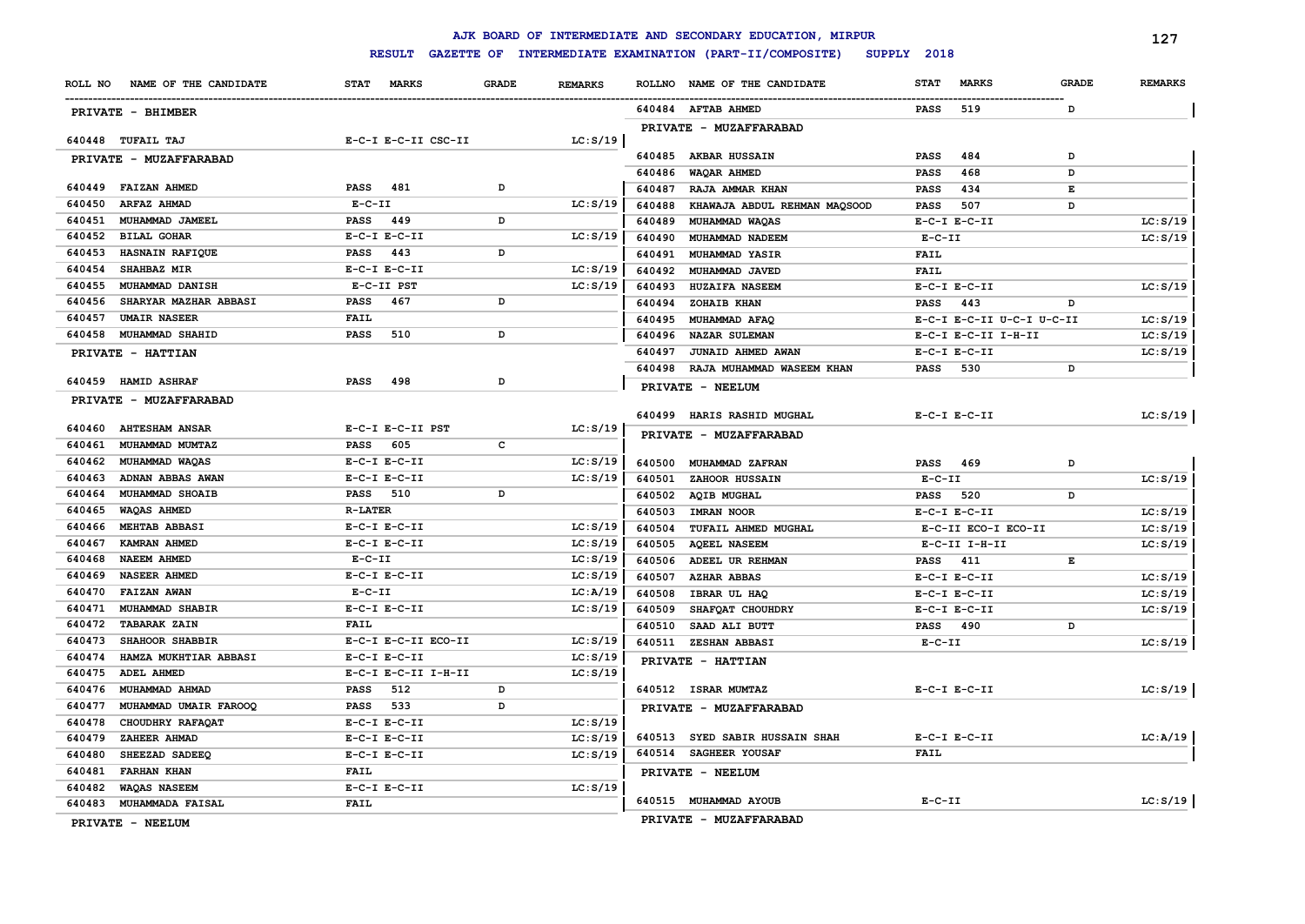# AJK BOARD OF INTERMEDIATE AND SECONDARY EDUCATION, MIRPUR

## RESULT GAZETTE OF INTERMEDIATE EXAMINATION (PART-II/COMPOSITE) SUPPLY 2018

| ROLL NO | NAME OF THE CANDIDATE | STAT | MARKS | GRADE | REMARKS |
|---|---|---|---|---|---|
| **PRIVATE - BHIMBER** | | | | | |
| 640448 | TUFAIL TAJ | E-C-I E-C-II CSC-II | | | LC:S/19 |
| **PRIVATE - MUZAFFARABAD** | | | | | |
| 640449 | FAIZAN AHMED | PASS | 481 | D | |
| 640450 | ARFAZ AHMAD | E-C-II | | | LC:S/19 |
| 640451 | MUHAMMAD JAMEEL | PASS | 449 | D | |
| 640452 | BILAL GOHAR | E-C-I E-C-II | | | LC:S/19 |
| 640453 | HASNAIN RAFIQUE | PASS | 443 | D | |
| 640454 | SHAHBAZ MIR | E-C-I E-C-II | | | LC:S/19 |
| 640455 | MUHAMMAD DANISH | E-C-II PST | | | LC:S/19 |
| 640456 | SHARYAR MAZHAR ABBASI | PASS | 467 | D | |
| 640457 | UMAIR NASEER | FAIL | | | |
| 640458 | MUHAMMAD SHAHID | PASS | 510 | D | |
| **PRIVATE - HATTIAN** | | | | | |
| 640459 | HAMID ASHRAF | PASS | 498 | D | |
| **PRIVATE - MUZAFFARABAD** | | | | | |
| 640460 | AHTESHAM ANSAR | E-C-I E-C-II PST | | | LC:S/19 |
| 640461 | MUHAMMAD MUMTAZ | PASS | 605 | C | |
| 640462 | MUHAMMAD WAQAS | E-C-I E-C-II | | | LC:S/19 |
| 640463 | ADNAN ABBAS AWAN | E-C-I E-C-II | | | LC:S/19 |
| 640464 | MUHAMMAD SHOAIB | PASS | 510 | D | |
| 640465 | WAQAS AHMED | R-LATER | | | |
| 640466 | MEHTAB ABBASI | E-C-I E-C-II | | | LC:S/19 |
| 640467 | KAMRAN AHMED | E-C-I E-C-II | | | LC:S/19 |
| 640468 | NAEEM AHMED | E-C-II | | | LC:S/19 |
| 640469 | NASEER AHMED | E-C-I E-C-II | | | LC:S/19 |
| 640470 | FAIZAN AWAN | E-C-II | | | LC:A/19 |
| 640471 | MUHAMMAD SHABIR | E-C-I E-C-II | | | LC:S/19 |
| 640472 | TABARAK ZAIN | FAIL | | | |
| 640473 | SHAHOOR SHABBIR | E-C-I E-C-II ECO-II | | | LC:S/19 |
| 640474 | HAMZA MUKHTIAR ABBASI | E-C-I E-C-II | | | LC:S/19 |
| 640475 | ADEL AHMED | E-C-I E-C-II I-H-II | | | LC:S/19 |
| 640476 | MUHAMMAD AHMAD | PASS | 512 | D | |
| 640477 | MUHAMMAD UMAIR FAROOQ | PASS | 533 | D | |
| 640478 | CHOUDHRY RAFAQAT | E-C-I E-C-II | | | LC:S/19 |
| 640479 | ZAHEER AHMAD | E-C-I E-C-II | | | LC:S/19 |
| 640480 | SHEEZAD SADEEQ | E-C-I E-C-II | | | LC:S/19 |
| 640481 | FARHAN KHAN | FAIL | | | |
| 640482 | WAQAS NASEEM | E-C-I E-C-II | | | LC:S/19 |
| 640483 | MUHAMMADA FAISAL | FAIL | | | |
| **PRIVATE - NEELUM** | | | | | |
| 640484 | AFTAB AHMED | PASS | 519 | D | |
| **PRIVATE - MUZAFFARABAD** | | | | | |
| 640485 | AKBAR HUSSAIN | PASS | 484 | D | |
| 640486 | WAQAR AHMED | PASS | 468 | D | |
| 640487 | RAJA AMMAR KHAN | PASS | 434 | E | |
| 640488 | KHAWAJA ABDUL REHMAN MAQSOOD | PASS | 507 | D | |
| 640489 | MUHAMMAD WAQAS | E-C-I E-C-II | | | LC:S/19 |
| 640490 | MUHAMMAD NADEEM | E-C-II | | | LC:S/19 |
| 640491 | MUHAMMAD YASIR | FAIL | | | |
| 640492 | MUHAMMAD JAVED | FAIL | | | |
| 640493 | HUZAIFA NASEEM | E-C-I E-C-II | | | LC:S/19 |
| 640494 | ZOHAIB KHAN | PASS | 443 | D | |
| 640495 | MUHAMMAD AFAQ | E-C-I E-C-II U-C-I U-C-II | | | LC:S/19 |
| 640496 | NAZAR SULEMAN | E-C-I E-C-II I-H-II | | | LC:S/19 |
| 640497 | JUNAID AHMED AWAN | E-C-I E-C-II | | | LC:S/19 |
| 640498 | RAJA MUHAMMAD WASEEM KHAN | PASS | 530 | D | |
| **PRIVATE - NEELUM** | | | | | |
| 640499 | HARIS RASHID MUGHAL | E-C-I E-C-II | | | LC:S/19 |
| **PRIVATE - MUZAFFARABAD** | | | | | |
| 640500 | MUHAMMAD ZAFRAN | PASS | 469 | D | |
| 640501 | ZAHOOR HUSSAIN | E-C-II | | | LC:S/19 |
| 640502 | AQIB MUGHAL | PASS | 520 | D | |
| 640503 | IMRAN NOOR | E-C-I E-C-II | | | LC:S/19 |
| 640504 | TUFAIL AHMED MUGHAL | E-C-II ECO-I ECO-II | | | LC:S/19 |
| 640505 | AQEEL NASEEM | E-C-II I-H-II | | | LC:S/19 |
| 640506 | ADEEL UR REHMAN | PASS | 411 | E | |
| 640507 | AZHAR ABBAS | E-C-I E-C-II | | | LC:S/19 |
| 640508 | IBRAR UL HAQ | E-C-I E-C-II | | | LC:S/19 |
| 640509 | SHAFQAT CHOUHDRY | E-C-I E-C-II | | | LC:S/19 |
| 640510 | SAAD ALI BUTT | PASS | 490 | D | |
| 640511 | ZESHAN ABBASI | E-C-II | | | LC:S/19 |
| **PRIVATE - HATTIAN** | | | | | |
| 640512 | ISRAR MUMTAZ | E-C-I E-C-II | | | LC:S/19 |
| **PRIVATE - MUZAFFARABAD** | | | | | |
| 640513 | SYED SABIR HUSSAIN SHAH | E-C-I E-C-II | | | LC:A/19 |
| 640514 | SAGHEER YOUSAF | FAIL | | | |
| **PRIVATE - NEELUM** | | | | | |
| 640515 | MUHAMMAD AYOUB | E-C-II | | | LC:S/19 |
| **PRIVATE - MUZAFFARABAD** | | | | | |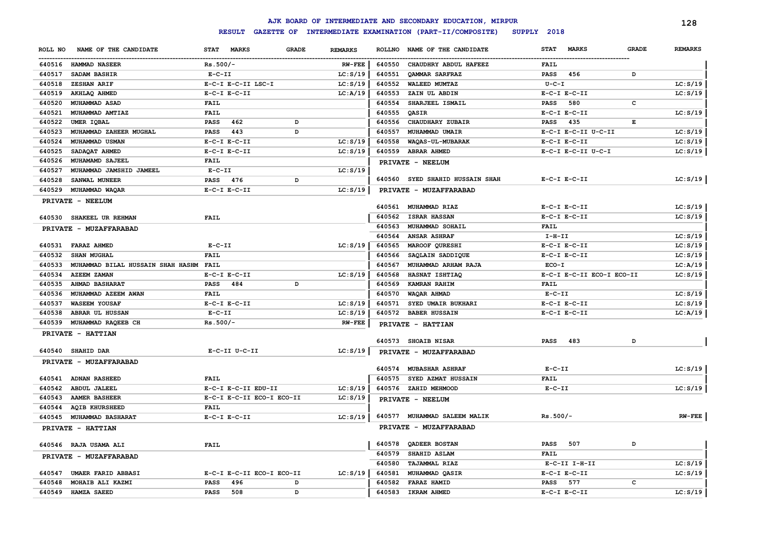# AJK BOARD OF INTERMEDIATE AND SECONDARY EDUCATION, MIRPUR

## RESULT GAZETTE OF INTERMEDIATE EXAMINATION (PART-II/COMPOSITE) SUPPLY 2018

| ROLL NO | NAME OF THE CANDIDATE | STAT MARKS | GRADE | REMARKS |
|---|---|---|---|---|
| 640516 | HAMMAD NASEER | Rs.500/- | | RW-FEE |
| 640517 | SADAM BASHIR | E-C-II | | LC:S/19 |
| 640518 | ZESHAN ARIF | E-C-I E-C-II LSC-I | | LC:S/19 |
| 640519 | AKHLAQ AHMED | E-C-I E-C-II | | LC:A/19 |
| 640520 | MUHAMMAD ASAD | FAIL | | |
| 640521 | MUHAMMAD AMTIAZ | FAIL | | |
| 640522 | UMER IQBAL | PASS 462 | D | |
| 640523 | MUHAMMAD ZAHEER MUGHAL | PASS 443 | D | |
| 640524 | MUHAMMAD USMAN | E-C-I E-C-II | | LC:S/19 |
| 640525 | SADAQAT AHMED | E-C-I E-C-II | | LC:S/19 |
| 640526 | MUHAMAMD SAJEEL | FAIL | | |
| 640527 | MUHAMMAD JAMSHID JAMEEL | E-C-II | | LC:S/19 |
| 640528 | SANWAL MUNEER | PASS 476 | D | |
| 640529 | MUHAMMAD WAQAR | E-C-I E-C-II | | LC:S/19 |
| | **PRIVATE - NEELUM** | | | |
| 640530 | SHAKEEL UR REHMAN | FAIL | | |
| | **PRIVATE - MUZAFFARABAD** | | | |
| 640531 | FARAZ AHMED | E-C-II | | LC:S/19 |
| 640532 | SHAN MUGHAL | FAIL | | |
| 640533 | MUHAMMAD BILAL HUSSAIN SHAH HASHM | FAIL | | |
| 640534 | AZEEM ZAMAN | E-C-I E-C-II | | LC:S/19 |
| 640535 | AHMAD BASHARAT | PASS 484 | D | |
| 640536 | MUHAMMAD AZEEM AWAN | FAIL | | |
| 640537 | WASEEM YOUSAF | E-C-I E-C-II | | LC:S/19 |
| 640538 | ABRAR UL HUSSAN | E-C-II | | LC:S/19 |
| 640539 | MUHAMMAD RAQEEB CH | Rs.500/- | | RW-FEE |
| | **PRIVATE - HATTIAN** | | | |
| 640540 | SHAHID DAR | E-C-II U-C-II | | LC:S/19 |
| | **PRIVATE - MUZAFFARABAD** | | | |
| 640541 | ADNAN RASHEED | FAIL | | |
| 640542 | ABDUL JALEEL | E-C-I E-C-II EDU-II | | LC:S/19 |
| 640543 | AAMER BASHEER | E-C-I E-C-II ECO-I ECO-II | | LC:S/19 |
| 640544 | AQIB KHURSHEED | FAIL | | |
| 640545 | MUHAMMAD BASHARAT | E-C-I E-C-II | | LC:S/19 |
| | **PRIVATE - HATTIAN** | | | |
| 640546 | RAJA USAMA ALI | FAIL | | |
| | **PRIVATE - MUZAFFARABAD** | | | |
| 640547 | UMAER FARID ABBASI | E-C-I E-C-II ECO-I ECO-II | | LC:S/19 |
| 640548 | MOHAIB ALI KAZMI | PASS 496 | D | |
| 640549 | HAMZA SAEED | PASS 508 | D | |
| 640550 | CHAUDHRY ABDUL HAFEEZ | FAIL | | |
| 640551 | QAMMAR SARFRAZ | PASS 456 | D | |
| 640552 | WALEED MUMTAZ | U-C-I | | LC:S/19 |
| 640553 | ZAIN UL ABDIN | E-C-I E-C-II | | LC:S/19 |
| 640554 | SHARJEEL ISMAIL | PASS 580 | C | |
| 640555 | QASIR | E-C-I E-C-II | | LC:S/19 |
| 640556 | CHAUDHARY ZUBAIR | PASS 435 | E | |
| 640557 | MUHAMMAD UMAIR | E-C-I E-C-II U-C-II | | LC:S/19 |
| 640558 | WAQAS-UL-MUBARAK | E-C-I E-C-II | | LC:S/19 |
| 640559 | ABRAR AHMED | E-C-I E-C-II U-C-I | | LC:S/19 |
| | **PRIVATE - NEELUM** | | | |
| 640560 | SYED SHAHID HUSSAIN SHAH | E-C-I E-C-II | | LC:S/19 |
| | **PRIVATE - MUZAFFARABAD** | | | |
| 640561 | MUHAMMAD RIAZ | E-C-I E-C-II | | LC:S/19 |
| 640562 | ISRAR HASSAN | E-C-I E-C-II | | LC:S/19 |
| 640563 | MUHAMMAD SOHAIL | FAIL | | |
| 640564 | ANSAR ASHRAF | I-H-II | | LC:S/19 |
| 640565 | MAROOF QURESHI | E-C-I E-C-II | | LC:S/19 |
| 640566 | SAQLAIN SADDIQUE | E-C-I E-C-II | | LC:S/19 |
| 640567 | MUHAMMAD ARHAM RAJA | ECO-I | | LC:A/19 |
| 640568 | HASNAT ISHTIAQ | E-C-I E-C-II ECO-I ECO-II | | LC:S/19 |
| 640569 | KAMRAN RAHIM | FAIL | | |
| 640570 | WAQAR AHMAD | E-C-II | | LC:S/19 |
| 640571 | SYED UMAIR BUKHARI | E-C-I E-C-II | | LC:S/19 |
| 640572 | BABER HUSSAIN | E-C-I E-C-II | | LC:A/19 |
| | **PRIVATE - HATTIAN** | | | |
| 640573 | SHOAIB NISAR | PASS 483 | D | |
| | **PRIVATE - MUZAFFARABAD** | | | |
| 640574 | MUBASHAR ASHRAF | E-C-II | | LC:S/19 |
| 640575 | SYED AZMAT HUSSAIN | FAIL | | |
| 640576 | ZAHID MEHMOOD | E-C-II | | LC:S/19 |
| | **PRIVATE - NEELUM** | | | |
| 640577 | MUHAMMAD SALEEM MALIK | Rs.500/- | | RW-FEE |
| | **PRIVATE - MUZAFFARABAD** | | | |
| 640578 | QADEER BOSTAN | PASS 507 | D | |
| 640579 | SHAHID ASLAM | FAIL | | |
| 640580 | TAJAMMAL RIAZ | E-C-II I-H-II | | LC:S/19 |
| 640581 | MUHAMMAD QASIR | E-C-I E-C-II | | LC:S/19 |
| 640582 | FARAZ HAMID | PASS 577 | C | |
| 640583 | IKRAM AHMED | E-C-I E-C-II | | LC:S/19 |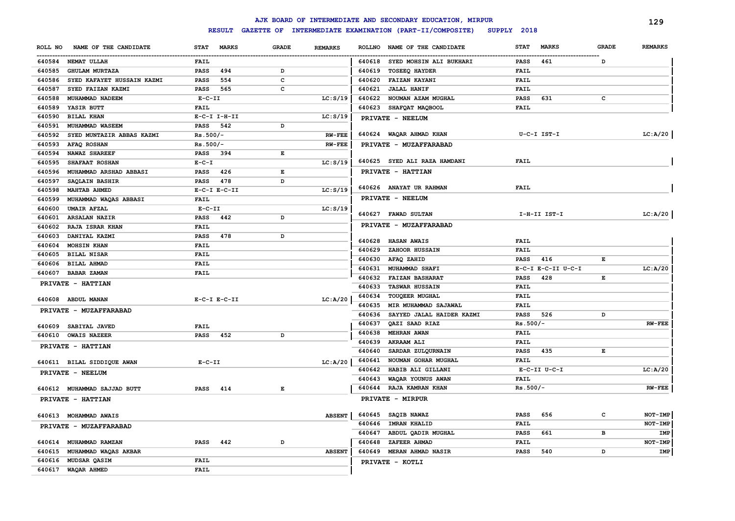# AJK BOARD OF INTERMEDIATE AND SECONDARY EDUCATION, MIRPUR

## RESULT GAZETTE OF INTERMEDIATE EXAMINATION (PART-II/COMPOSITE) SUPPLY 2018

| ROLL NO | NAME OF THE CANDIDATE | STAT | MARKS | GRADE | REMARKS |
|---|---|---|---|---|---|
| 640584 | NEMAT ULLAH | FAIL | | | |
| 640585 | GHULAM MURTAZA | PASS | 494 | D | |
| 640586 | SYED KAFAYET HUSSAIN KAZMI | PASS | 554 | C | |
| 640587 | SYED FAIZAN KAZMI | PASS | 565 | C | |
| 640588 | MUHAMMAD NADEEM | E-C-II | | | LC:S/19 |
| 640589 | YASIR BUTT | FAIL | | | |
| 640590 | BILAL KHAN | E-C-I I-H-II | | | LC:S/19 |
| 640591 | MUHAMMAD WASEEM | PASS | 542 | D | |
| 640592 | SYED MUNTAZIR ABBAS KAZMI | Rs.500/- | | | RW-FEE |
| 640593 | AFAQ ROSHAN | Rs.500/- | | | RW-FEE |
| 640594 | NAWAZ SHAREEF | PASS | 394 | E | |
| 640595 | SHAFAAT ROSHAN | E-C-I | | | LC:S/19 |
| 640596 | MUHAMMAD ARSHAD ABBASI | PASS | 426 | E | |
| 640597 | SAQLAIN BASHIR | PASS | 478 | D | |
| 640598 | MAHTAB AHMED | E-C-I E-C-II | | | LC:S/19 |
| 640599 | MUHAMMAD WAQAS ABBASI | FAIL | | | |
| 640600 | UMAIR AFZAL | E-C-II | | | LC:S/19 |
| 640601 | ARSALAN NAZIR | PASS | 442 | D | |
| 640602 | RAJA ISRAR KHAN | FAIL | | | |
| 640603 | DANIYAL KAZMI | PASS | 478 | D | |
| 640604 | MOHSIN KHAN | FAIL | | | |
| 640605 | BILAL NISAR | FAIL | | | |
| 640606 | BILAL AHMAD | FAIL | | | |
| 640607 | BABAR ZAMAN | FAIL | | | |

**PRIVATE - HATTIAN**

| ROLL NO | NAME OF THE CANDIDATE | STAT | MARKS | GRADE | REMARKS |
|---|---|---|---|---|---|
| 640608 | ABDUL MANAN | E-C-I E-C-II | | | LC:A/20 |

**PRIVATE - MUZAFFARABAD**

| ROLL NO | NAME OF THE CANDIDATE | STAT | MARKS | GRADE | REMARKS |
|---|---|---|---|---|---|
| 640609 | SABIYAL JAVED | FAIL | | | |
| 640610 | OWAIS NAZEER | PASS | 452 | D | |

**PRIVATE - HATTIAN**

| ROLL NO | NAME OF THE CANDIDATE | STAT | MARKS | GRADE | REMARKS |
|---|---|---|---|---|---|
| 640611 | BILAL SIDDIQUE AWAN | E-C-II | | | LC:A/20 |

**PRIVATE - NEELUM**

| ROLL NO | NAME OF THE CANDIDATE | STAT | MARKS | GRADE | REMARKS |
|---|---|---|---|---|---|
| 640612 | MUHAMMAD SAJJAD BUTT | PASS | 414 | E | |

**PRIVATE - HATTIAN**

| ROLL NO | NAME OF THE CANDIDATE | STAT | MARKS | GRADE | REMARKS |
|---|---|---|---|---|---|
| 640613 | MOHAMMAD AWAIS | | | | ABSENT |

**PRIVATE - MUZAFFARABAD**

| ROLL NO | NAME OF THE CANDIDATE | STAT | MARKS | GRADE | REMARKS |
|---|---|---|---|---|---|
| 640614 | MUHAMMAD RAMZAN | PASS | 442 | D | |
| 640615 | MUHAMMAD WAQAS AKBAR | | | | ABSENT |
| 640616 | MUDSAR QASIM | FAIL | | | |
| 640617 | WAQAR AHMED | FAIL | | | |
| 640618 | SYED MOHSIN ALI BUKHARI | PASS | 461 | D | |
| 640619 | TOSEEQ HAYDER | FAIL | | | |
| 640620 | FAIZAN KAYANI | FAIL | | | |
| 640621 | JALAL HANIF | FAIL | | | |
| 640622 | NOUMAN AZAM MUGHAL | PASS | 631 | C | |
| 640623 | SHAFQAT MAQBOOL | FAIL | | | |

**PRIVATE - NEELUM**

| ROLL NO | NAME OF THE CANDIDATE | STAT | MARKS | GRADE | REMARKS |
|---|---|---|---|---|---|
| 640624 | WAQAR AHMAD KHAN | U-C-I IST-I | | | LC:A/20 |

**PRIVATE - MUZAFFARABAD**

| ROLL NO | NAME OF THE CANDIDATE | STAT | MARKS | GRADE | REMARKS |
|---|---|---|---|---|---|
| 640625 | SYED ALI RAZA HAMDANI | FAIL | | | |

**PRIVATE - HATTIAN**

| ROLL NO | NAME OF THE CANDIDATE | STAT | MARKS | GRADE | REMARKS |
|---|---|---|---|---|---|
| 640626 | ANAYAT UR RAHMAN | FAIL | | | |

**PRIVATE - NEELUM**

| ROLL NO | NAME OF THE CANDIDATE | STAT | MARKS | GRADE | REMARKS |
|---|---|---|---|---|---|
| 640627 | FAWAD SULTAN | I-H-II IST-I | | | LC:A/20 |

**PRIVATE - MUZAFFARABAD**

| ROLL NO | NAME OF THE CANDIDATE | STAT | MARKS | GRADE | REMARKS |
|---|---|---|---|---|---|
| 640628 | HASAN AWAIS | FAIL | | | |
| 640629 | ZAHOOR HUSSAIN | FAIL | | | |
| 640630 | AFAQ ZAHID | PASS | 416 | E | |
| 640631 | MUHAMMAD SHAFI | E-C-I E-C-II U-C-I | | | LC:A/20 |
| 640632 | FAIZAN BASHARAT | PASS | 428 | E | |
| 640633 | TASWAR HUSSAIN | FAIL | | | |
| 640634 | TOUQEER MUGHAL | FAIL | | | |
| 640635 | MIR MUHAMMAD SAJAWAL | FAIL | | | |
| 640636 | SAYYED JALAL HAIDER KAZMI | PASS | 526 | D | |
| 640637 | QAZI SAAD RIAZ | Rs.500/- | | | RW-FEE |
| 640638 | MEHRAN AWAN | FAIL | | | |
| 640639 | AKRAAM ALI | FAIL | | | |
| 640640 | SARDAR ZULQURNAIN | PASS | 435 | E | |
| 640641 | NOUMAN GOHAR MUGHAL | FAIL | | | |
| 640642 | HABIB ALI GILLANI | E-C-II U-C-I | | | LC:A/20 |
| 640643 | WAQAR YOUNUS AWAN | FAIL | | | |
| 640644 | RAJA KAMRAN KHAN | Rs.500/- | | | RW-FEE |

**PRIVATE - MIRPUR**

| ROLL NO | NAME OF THE CANDIDATE | STAT | MARKS | GRADE | REMARKS |
|---|---|---|---|---|---|
| 640645 | SAQIB NAWAZ | PASS | 656 | C | NOT-IMP |
| 640646 | IMRAN KHALID | FAIL | | | NOT-IMP |
| 640647 | ABDUL QADIR MUGHAL | PASS | 661 | B | IMP |
| 640648 | ZAFEER AHMAD | FAIL | | | NOT-IMP |
| 640649 | MERAN AHMAD NASIR | PASS | 540 | D | IMP |

**PRIVATE - KOTLI**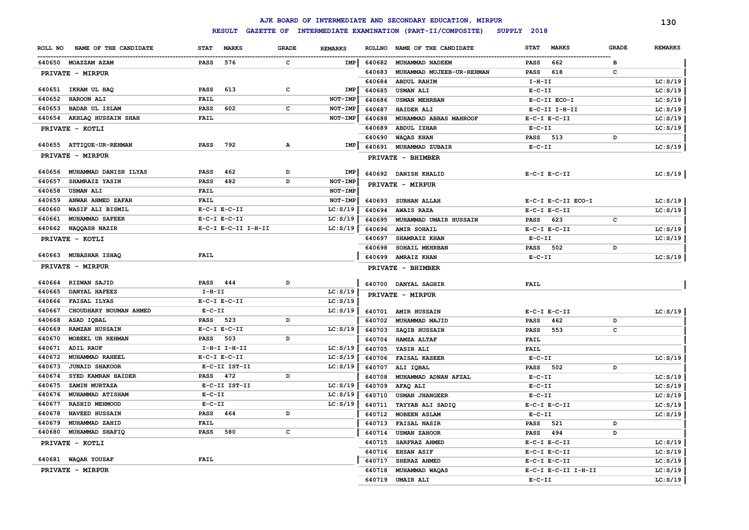# AJK BOARD OF INTERMEDIATE AND SECONDARY EDUCATION, MIRPUR

## RESULT GAZETTE OF INTERMEDIATE EXAMINATION (PART-II/COMPOSITE) SUPPLY 2018

| ROLL NO | NAME OF THE CANDIDATE | STAT | MARKS | GRADE | REMARKS |
|---|---|---|---|---|---|
| 640650 | MOAZZAM AZAM | PASS | 576 | C | IMP |
| | **PRIVATE - MIRPUR** | | | | |
| 640651 | IKRAM UL HAQ | PASS | 613 | C | IMP |
| 640652 | HAROON ALI | FAIL | | | NOT-IMP |
| 640653 | BADAR UL ISLAM | PASS | 602 | C | NOT-IMP |
| 640654 | AKHLAQ HUSSAIN SHAH | FAIL | | | NOT-IMP |
| | **PRIVATE - KOTLI** | | | | |
| 640655 | ATTIQUE-UR-REHMAN | PASS | 792 | A | IMP |
| | **PRIVATE - MIRPUR** | | | | |
| 640656 | MUHAMMAD DANISH ILYAS | PASS | 462 | D | IMP |
| 640657 | SHAMRAIZ YASIN | PASS | 482 | D | NOT-IMP |
| 640658 | USMAN ALI | FAIL | | | NOT-IMP |
| 640659 | ANWAR AHMED ZAFAR | FAIL | | | NOT-IMP |
| 640660 | WASIF ALI BISMIL | E-C-I E-C-II | | | LC:S/19 |
| 640661 | MUHAMMAD SAFEER | E-C-I E-C-II | | | LC:S/19 |
| 640662 | NAQQASH NAZIR | E-C-I E-C-II I-H-II | | | LC:S/19 |
| | **PRIVATE - KOTLI** | | | | |
| 640663 | MUBASHAR ISHAQ | FAIL | | | |
| | **PRIVATE - MIRPUR** | | | | |
| 640664 | RIZWAN SAJID | PASS | 444 | D | |
| 640665 | DANYAL HAFEEZ | I-H-II | | | LC:S/19 |
| 640666 | FAISAL ILYAS | E-C-I E-C-II | | | LC:S/19 |
| 640667 | CHOUDHARY NOUMAN AHMED | E-C-II | | | LC:S/19 |
| 640668 | ASAD IQBAL | PASS | 523 | D | |
| 640669 | RAMZAN HUSSAIN | E-C-I E-C-II | | | LC:S/19 |
| 640670 | MOBEEL UR REHMAN | PASS | 503 | D | |
| 640671 | ADIL RAUF | I-H-I I-H-II | | | LC:S/19 |
| 640672 | MUHAMMAD RAHEEL | E-C-I E-C-II | | | LC:S/19 |
| 640673 | JUNAID SHAKOOR | E-C-II IST-II | | | LC:S/19 |
| 640674 | SYED KAMRAN HAIDER | PASS | 472 | D | |
| 640675 | ZAMIN MURTAZA | E-C-II IST-II | | | LC:S/19 |
| 640676 | MUHAMMAD ATISHAM | E-C-II | | | LC:S/19 |
| 640677 | RASHID MEHMOOD | E-C-II | | | LC:S/19 |
| 640678 | NAVEED HUSSAIN | PASS | 464 | D | |
| 640679 | MUHAMMAD ZAHID | FAIL | | | |
| 640680 | MUHAMMAD SHAFIQ | PASS | 580 | C | |
| | **PRIVATE - KOTLI** | | | | |
| 640681 | WAQAR YOUSAF | FAIL | | | |
| | **PRIVATE - MIRPUR** | | | | |
| 640682 | MUHAMMAD NADEEM | PASS | 662 | B | |
| 640683 | MUHAMMAD MUJEEB-UR-REHMAN | PASS | 618 | C | |
| 640684 | ABDUL RAHIM | I-H-II | | | LC:S/19 |
| 640685 | USMAN ALI | E-C-II | | | LC:S/19 |
| 640686 | USMAN MEHRBAN | E-C-II ECO-I | | | LC:S/19 |
| 640687 | HAIDER ALI | E-C-II I-H-II | | | LC:S/19 |
| 640688 | MUHAMMAD ABBAS MAHROOF | E-C-I E-C-II | | | LC:S/19 |
| 640689 | ABDUL IZHAR | E-C-II | | | LC:S/19 |
| 640690 | WAQAS KHAN | PASS | 513 | D | |
| 640691 | MUHAMMAD ZUBAIR | E-C-II | | | LC:S/19 |
| | **PRIVATE - BHIMBER** | | | | |
| 640692 | DANISH KHALID | E-C-I E-C-II | | | LC:S/19 |
| | **PRIVATE - MIRPUR** | | | | |
| 640693 | SUBHAN ALLAH | E-C-I E-C-II ECO-I | | | LC:S/19 |
| 640694 | AWAIS RAZA | E-C-I E-C-II | | | LC:S/19 |
| 640695 | MUHAMMAD UMAIR HUSSAIN | PASS | 623 | C | |
| 640696 | AMIR SOHAIL | E-C-I E-C-II | | | LC:S/19 |
| 640697 | SHAMRAIZ KHAN | E-C-II | | | LC:S/19 |
| 640698 | SOHAIL MEHRBAN | PASS | 502 | D | |
| 640699 | AMRAIZ KHAN | E-C-II | | | LC:S/19 |
| | **PRIVATE - BHIMBER** | | | | |
| 640700 | DANYAL SAGHIR | FAIL | | | |
| | **PRIVATE - MIRPUR** | | | | |
| 640701 | AMIR HUSSAIN | E-C-I E-C-II | | | LC:S/19 |
| 640702 | MUHAMMAD MAJID | PASS | 462 | D | |
| 640703 | SAQIB HUSSAIN | PASS | 553 | C | |
| 640704 | HAMZA ALTAF | FAIL | | | |
| 640705 | YASIR ALI | FAIL | | | |
| 640706 | FAISAL KASEER | E-C-II | | | LC:S/19 |
| 640707 | ALI IQBAL | PASS | 502 | D | |
| 640708 | MUHAMMAD ADNAN AFZAL | E-C-II | | | LC:S/19 |
| 640709 | AFAQ ALI | E-C-II | | | LC:S/19 |
| 640710 | USMAN JHANGEER | E-C-II | | | LC:S/19 |
| 640711 | TAYYAB ALI SADIQ | E-C-I E-C-II | | | LC:S/19 |
| 640712 | MOBEEN ASLAM | E-C-II | | | LC:S/19 |
| 640713 | FAISAL NASIR | PASS | 521 | D | |
| 640714 | USMAN ZAHOOR | PASS | 494 | D | |
| 640715 | SARFRAZ AHMED | E-C-I E-C-II | | | LC:S/19 |
| 640716 | EHSAN ASIF | E-C-I E-C-II | | | LC:S/19 |
| 640717 | SHERAZ AHMED | E-C-I E-C-II | | | LC:S/19 |
| 640718 | MUHAMMAD WAQAS | E-C-I E-C-II I-H-II | | | LC:S/19 |
| 640719 | UMAIR ALI | E-C-II | | | LC:S/19 |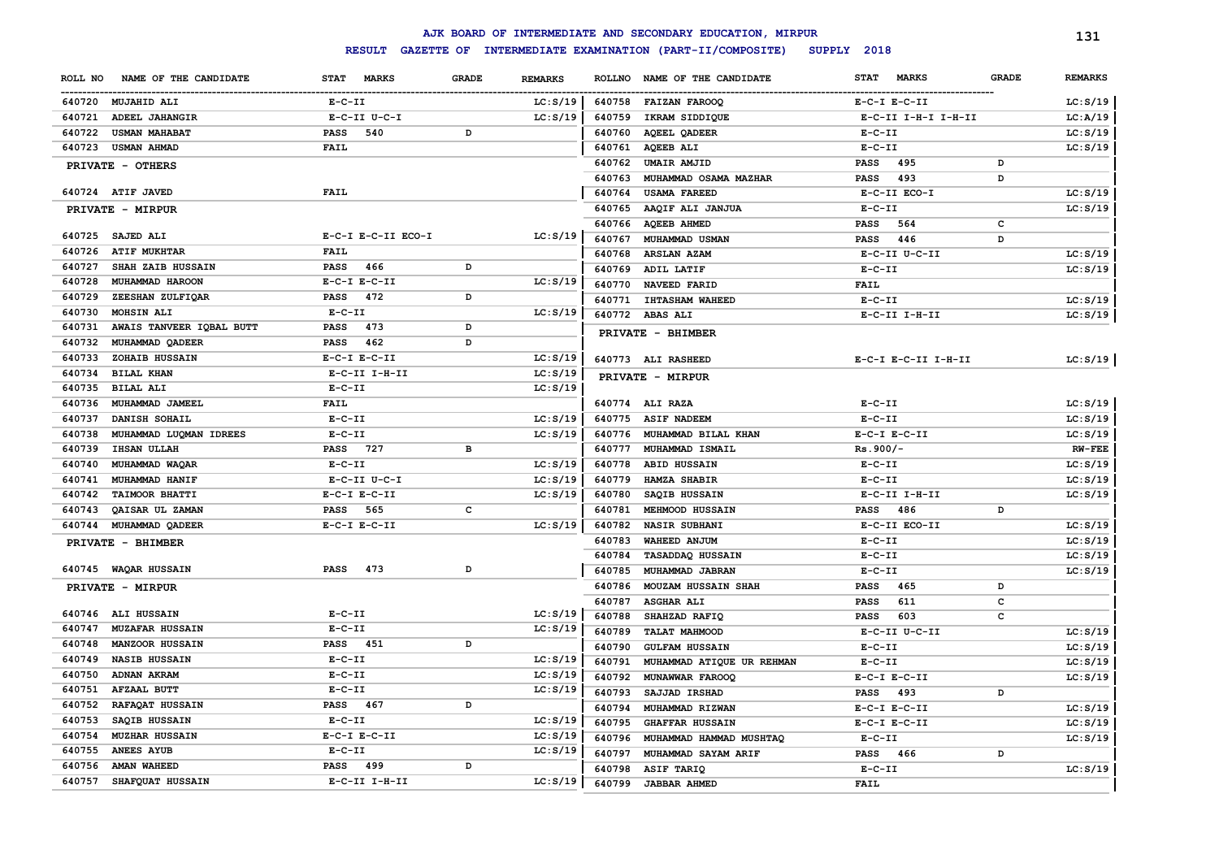# AJK BOARD OF INTERMEDIATE AND SECONDARY EDUCATION, MIRPUR

## RESULT GAZETTE OF INTERMEDIATE EXAMINATION (PART-II/COMPOSITE) SUPPLY 2018

| ROLL NO | NAME OF THE CANDIDATE | STAT MARKS | GRADE | REMARKS |
|---|---|---|---|---|
| 640720 | MUJAHID ALI | E-C-II | | LC:S/19 |
| 640721 | ADEEL JAHANGIR | E-C-II U-C-I | | LC:S/19 |
| 640722 | USMAN MAHABAT | PASS 540 | D | |
| 640723 | USMAN AHMAD | FAIL | | |
| **PRIVATE - OTHERS** | | | | |
| 640724 | ATIF JAVED | FAIL | | |
| **PRIVATE - MIRPUR** | | | | |
| 640725 | SAJED ALI | E-C-I E-C-II ECO-I | | LC:S/19 |
| 640726 | ATIF MUKHTAR | FAIL | | |
| 640727 | SHAH ZAIB HUSSAIN | PASS 466 | D | |
| 640728 | MUHAMMAD HAROON | E-C-I E-C-II | | LC:S/19 |
| 640729 | ZEESHAN ZULFIQAR | PASS 472 | D | |
| 640730 | MOHSIN ALI | E-C-II | | LC:S/19 |
| 640731 | AWAIS TANVEER IQBAL BUTT | PASS 473 | D | |
| 640732 | MUHAMMAD QADEER | PASS 462 | D | |
| 640733 | ZOHAIB HUSSAIN | E-C-I E-C-II | | LC:S/19 |
| 640734 | BILAL KHAN | E-C-II I-H-II | | LC:S/19 |
| 640735 | BILAL ALI | E-C-II | | LC:S/19 |
| 640736 | MUHAMMAD JAMEEL | FAIL | | |
| 640737 | DANISH SOHAIL | E-C-II | | LC:S/19 |
| 640738 | MUHAMMAD LUQMAN IDREES | E-C-II | | LC:S/19 |
| 640739 | IHSAN ULLAH | PASS 727 | B | |
| 640740 | MUHAMMAD WAQAR | E-C-II | | LC:S/19 |
| 640741 | MUHAMMAD HANIF | E-C-II U-C-I | | LC:S/19 |
| 640742 | TAIMOOR BHATTI | E-C-I E-C-II | | LC:S/19 |
| 640743 | QAISAR UL ZAMAN | PASS 565 | C | |
| 640744 | MUHAMMAD QADEER | E-C-I E-C-II | | LC:S/19 |
| **PRIVATE - BHIMBER** | | | | |
| 640745 | WAQAR HUSSAIN | PASS 473 | D | |
| **PRIVATE - MIRPUR** | | | | |
| 640746 | ALI HUSSAIN | E-C-II | | LC:S/19 |
| 640747 | MUZAFAR HUSSAIN | E-C-II | | LC:S/19 |
| 640748 | MANZOOR HUSSAIN | PASS 451 | D | |
| 640749 | NASIB HUSSAIN | E-C-II | | LC:S/19 |
| 640750 | ADNAN AKRAM | E-C-II | | LC:S/19 |
| 640751 | AFZAAL BUTT | E-C-II | | LC:S/19 |
| 640752 | RAFAQAT HUSSAIN | PASS 467 | D | |
| 640753 | SAQIB HUSSAIN | E-C-II | | LC:S/19 |
| 640754 | MUZHAR HUSSAIN | E-C-I E-C-II | | LC:S/19 |
| 640755 | ANEES AYUB | E-C-II | | LC:S/19 |
| 640756 | AMAN WAHEED | PASS 499 | D | |
| 640757 | SHAFQUAT HUSSAIN | E-C-II I-H-II | | LC:S/19 |
| 640758 | FAIZAN FAROOQ | E-C-I E-C-II | | LC:S/19 |
| 640759 | IKRAM SIDDIQUE | E-C-II I-H-I I-H-II | | LC:A/19 |
| 640760 | AQEEL QADEER | E-C-II | | LC:S/19 |
| 640761 | AQEEB ALI | E-C-II | | LC:S/19 |
| 640762 | UMAIR AMJID | PASS 495 | D | |
| 640763 | MUHAMMAD OSAMA MAZHAR | PASS 493 | D | |
| 640764 | USAMA FAREED | E-C-II ECO-I | | LC:S/19 |
| 640765 | AAQIF ALI JANJUA | E-C-II | | LC:S/19 |
| 640766 | AQEEB AHMED | PASS 564 | C | |
| 640767 | MUHAMMAD USMAN | PASS 446 | D | |
| 640768 | ARSLAN AZAM | E-C-II U-C-II | | LC:S/19 |
| 640769 | ADIL LATIF | E-C-II | | LC:S/19 |
| 640770 | NAVEED FARID | FAIL | | |
| 640771 | IHTASHAM WAHEED | E-C-II | | LC:S/19 |
| 640772 | ABAS ALI | E-C-II I-H-II | | LC:S/19 |
| **PRIVATE - BHIMBER** | | | | |
| 640773 | ALI RASHEED | E-C-I E-C-II I-H-II | | LC:S/19 |
| **PRIVATE - MIRPUR** | | | | |
| 640774 | ALI RAZA | E-C-II | | LC:S/19 |
| 640775 | ASIF NADEEM | E-C-II | | LC:S/19 |
| 640776 | MUHAMMAD BILAL KHAN | E-C-I E-C-II | | LC:S/19 |
| 640777 | MUHAMMAD ISMAIL | Rs.900/- | | RW-FEE |
| 640778 | ABID HUSSAIN | E-C-II | | LC:S/19 |
| 640779 | HAMZA SHABIR | E-C-II | | LC:S/19 |
| 640780 | SAQIB HUSSAIN | E-C-II I-H-II | | LC:S/19 |
| 640781 | MEHMOOD HUSSAIN | PASS 486 | D | |
| 640782 | NASIR SUBHANI | E-C-II ECO-II | | LC:S/19 |
| 640783 | WAHEED ANJUM | E-C-II | | LC:S/19 |
| 640784 | TASADDAQ HUSSAIN | E-C-II | | LC:S/19 |
| 640785 | MUHAMMAD JABRAN | E-C-II | | LC:S/19 |
| 640786 | MOUZAM HUSSAIN SHAH | PASS 465 | D | |
| 640787 | ASGHAR ALI | PASS 611 | C | |
| 640788 | SHAHZAD RAFIQ | PASS 603 | C | |
| 640789 | TALAT MAHMOOD | E-C-II U-C-II | | LC:S/19 |
| 640790 | GULFAM HUSSAIN | E-C-II | | LC:S/19 |
| 640791 | MUHAMMAD ATIQUE UR REHMAN | E-C-II | | LC:S/19 |
| 640792 | MUNAWWAR FAROOQ | E-C-I E-C-II | | LC:S/19 |
| 640793 | SAJJAD IRSHAD | PASS 493 | D | |
| 640794 | MUHAMMAD RIZWAN | E-C-I E-C-II | | LC:S/19 |
| 640795 | GHAFFAR HUSSAIN | E-C-I E-C-II | | LC:S/19 |
| 640796 | MUHAMMAD HAMMAD MUSHTAQ | E-C-II | | LC:S/19 |
| 640797 | MUHAMMAD SAYAM ARIF | PASS 466 | D | |
| 640798 | ASIF TARIQ | E-C-II | | LC:S/19 |
| 640799 | JABBAR AHMED | FAIL | | |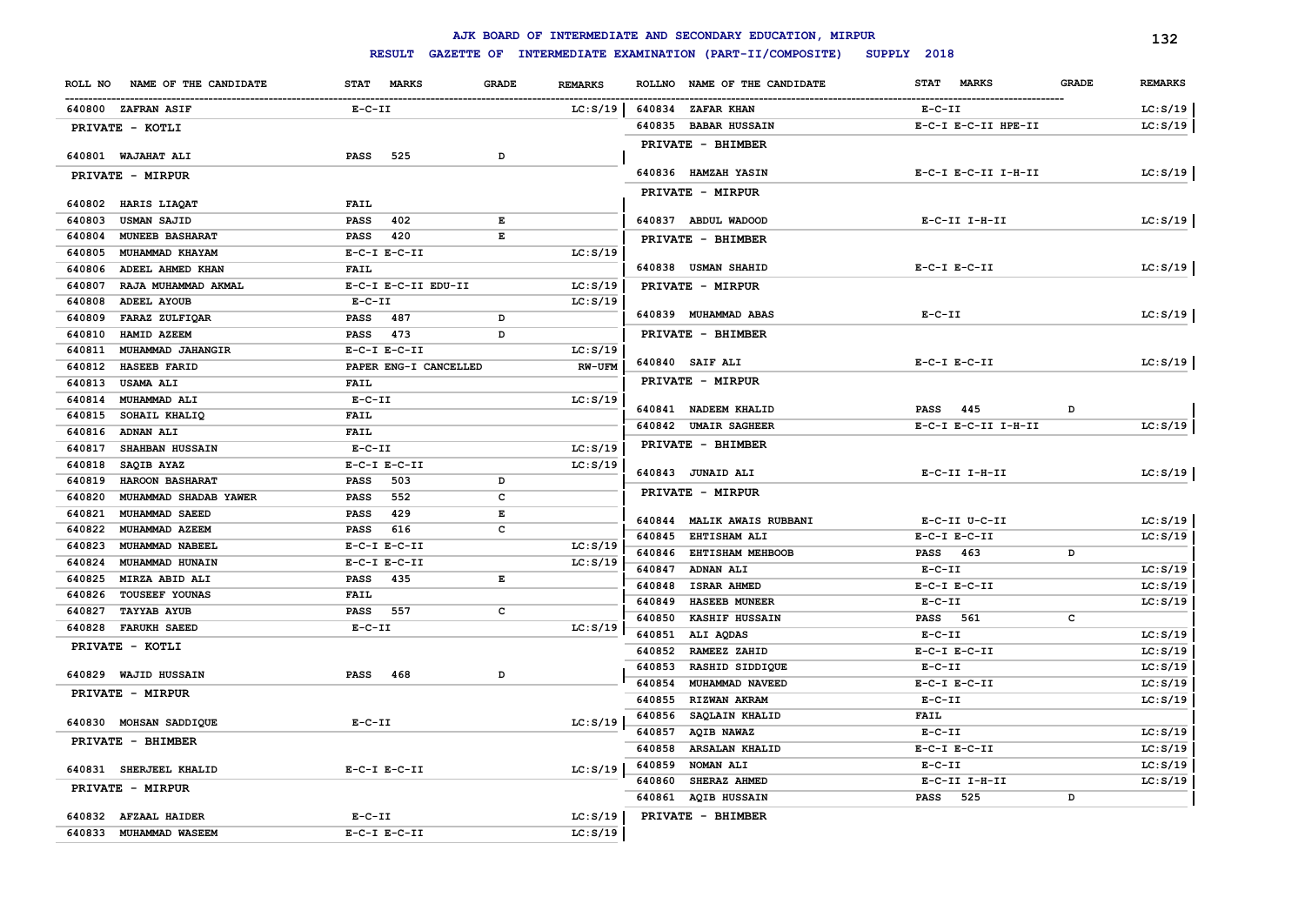# AJK BOARD OF INTERMEDIATE AND SECONDARY EDUCATION, MIRPUR

## RESULT GAZETTE OF INTERMEDIATE EXAMINATION (PART-II/COMPOSITE) SUPPLY 2018

| ROLL NO | NAME OF THE CANDIDATE | STAT | MARKS | GRADE | REMARKS |
|---|---|---|---|---|---|
| 640800 | ZAFRAN ASIF | E-C-II | | | LC:S/19 |
| | **PRIVATE - KOTLI** | | | | |
| 640801 | WAJAHAT ALI | PASS | 525 | D | |
| | **PRIVATE - MIRPUR** | | | | |
| 640802 | HARIS LIAQAT | FAIL | | | |
| 640803 | USMAN SAJID | PASS | 402 | E | |
| 640804 | MUNEEB BASHARAT | PASS | 420 | E | |
| 640805 | MUHAMMAD KHAYAM | E-C-I E-C-II | | | LC:S/19 |
| 640806 | ADEEL AHMED KHAN | FAIL | | | |
| 640807 | RAJA MUHAMMAD AKMAL | E-C-I E-C-II EDU-II | | | LC:S/19 |
| 640808 | ADEEL AYOUB | E-C-II | | | LC:S/19 |
| 640809 | FARAZ ZULFIQAR | PASS | 487 | D | |
| 640810 | HAMID AZEEM | PASS | 473 | D | |
| 640811 | MUHAMMAD JAHANGIR | E-C-I E-C-II | | | LC:S/19 |
| 640812 | HASEEB FARID | PAPER ENG-I CANCELLED | | | RW-UFM |
| 640813 | USAMA ALI | FAIL | | | |
| 640814 | MUHAMMAD ALI | E-C-II | | | LC:S/19 |
| 640815 | SOHAIL KHALIQ | FAIL | | | |
| 640816 | ADNAN ALI | FAIL | | | |
| 640817 | SHAHBAN HUSSAIN | E-C-II | | | LC:S/19 |
| 640818 | SAQIB AYAZ | E-C-I E-C-II | | | LC:S/19 |
| 640819 | HAROON BASHARAT | PASS | 503 | D | |
| 640820 | MUHAMMAD SHADAB YAWER | PASS | 552 | C | |
| 640821 | MUHAMMAD SAEED | PASS | 429 | E | |
| 640822 | MUHAMMAD AZEEM | PASS | 616 | C | |
| 640823 | MUHAMMAD NABEEL | E-C-I E-C-II | | | LC:S/19 |
| 640824 | MUHAMMAD HUNAIN | E-C-I E-C-II | | | LC:S/19 |
| 640825 | MIRZA ABID ALI | PASS | 435 | E | |
| 640826 | TOUSEEF YOUNAS | FAIL | | | |
| 640827 | TAYYAB AYUB | PASS | 557 | C | |
| 640828 | FARUKH SAEED | E-C-II | | | LC:S/19 |
| | **PRIVATE - KOTLI** | | | | |
| 640829 | WAJID HUSSAIN | PASS | 468 | D | |
| | **PRIVATE - MIRPUR** | | | | |
| 640830 | MOHSAN SADDIQUE | E-C-II | | | LC:S/19 |
| | **PRIVATE - BHIMBER** | | | | |
| 640831 | SHERJEEL KHALID | E-C-I E-C-II | | | LC:S/19 |
| | **PRIVATE - MIRPUR** | | | | |
| 640832 | AFZAAL HAIDER | E-C-II | | | LC:S/19 |
| 640833 | MUHAMMAD WASEEM | E-C-I E-C-II | | | LC:S/19 |
| 640834 | ZAFAR KHAN | E-C-II | | | LC:S/19 |
| 640835 | BABAR HUSSAIN | E-C-I E-C-II HPE-II | | | LC:S/19 |
| | **PRIVATE - BHIMBER** | | | | |
| 640836 | HAMZAH YASIN | E-C-I E-C-II I-H-II | | | LC:S/19 |
| | **PRIVATE - MIRPUR** | | | | |
| 640837 | ABDUL WADOOD | E-C-II I-H-II | | | LC:S/19 |
| | **PRIVATE - BHIMBER** | | | | |
| 640838 | USMAN SHAHID | E-C-I E-C-II | | | LC:S/19 |
| | **PRIVATE - MIRPUR** | | | | |
| 640839 | MUHAMMAD ABAS | E-C-II | | | LC:S/19 |
| | **PRIVATE - BHIMBER** | | | | |
| 640840 | SAIF ALI | E-C-I E-C-II | | | LC:S/19 |
| | **PRIVATE - MIRPUR** | | | | |
| 640841 | NADEEM KHALID | PASS | 445 | D | |
| 640842 | UMAIR SAGHEER | E-C-I E-C-II I-H-II | | | LC:S/19 |
| | **PRIVATE - BHIMBER** | | | | |
| 640843 | JUNAID ALI | E-C-II I-H-II | | | LC:S/19 |
| | **PRIVATE - MIRPUR** | | | | |
| 640844 | MALIK AWAIS RUBBANI | E-C-II U-C-II | | | LC:S/19 |
| 640845 | EHTISHAM ALI | E-C-I E-C-II | | | LC:S/19 |
| 640846 | EHTISHAM MEHBOOB | PASS | 463 | D | |
| 640847 | ADNAN ALI | E-C-II | | | LC:S/19 |
| 640848 | ISRAR AHMED | E-C-I E-C-II | | | LC:S/19 |
| 640849 | HASEEB MUNEER | E-C-II | | | LC:S/19 |
| 640850 | KASHIF HUSSAIN | PASS | 561 | C | |
| 640851 | ALI AQDAS | E-C-II | | | LC:S/19 |
| 640852 | RAMEEZ ZAHID | E-C-I E-C-II | | | LC:S/19 |
| 640853 | RASHID SIDDIQUE | E-C-II | | | LC:S/19 |
| 640854 | MUHAMMAD NAVEED | E-C-I E-C-II | | | LC:S/19 |
| 640855 | RIZWAN AKRAM | E-C-II | | | LC:S/19 |
| 640856 | SAQLAIN KHALID | FAIL | | | |
| 640857 | AQIB NAWAZ | E-C-II | | | LC:S/19 |
| 640858 | ARSALAN KHALID | E-C-I E-C-II | | | LC:S/19 |
| 640859 | NOMAN ALI | E-C-II | | | LC:S/19 |
| 640860 | SHERAZ AHMED | E-C-II I-H-II | | | LC:S/19 |
| 640861 | AQIB HUSSAIN | PASS | 525 | D | |
| | **PRIVATE - BHIMBER** | | | | |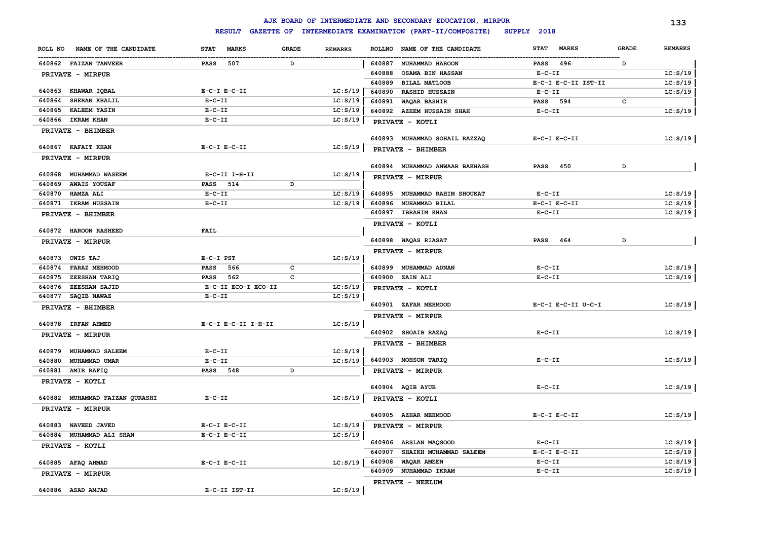# AJK BOARD OF INTERMEDIATE AND SECONDARY EDUCATION, MIRPUR

## RESULT GAZETTE OF INTERMEDIATE EXAMINATION (PART-II/COMPOSITE) SUPPLY 2018

| ROLL NO | NAME OF THE CANDIDATE | STAT MARKS | GRADE | REMARKS |
|---|---|---|---|---|
| 640862 | FAIZAN TANVEER | PASS 507 | D | |
| | PRIVATE - MIRPUR | | | |
| 640863 | KHAWAR IQBAL | E-C-I E-C-II | | LC:S/19 |
| 640864 | SHERAN KHALIL | E-C-II | | LC:S/19 |
| 640865 | KALEEM YASIN | E-C-II | | LC:S/19 |
| 640866 | IKRAM KHAN | E-C-II | | LC:S/19 |
| | PRIVATE - BHIMBER | | | |
| 640867 | KAFAIT KHAN | E-C-I E-C-II | | LC:S/19 |
| | PRIVATE - MIRPUR | | | |
| 640868 | MUHAMMAD WASEEM | E-C-II I-H-II | | LC:S/19 |
| 640869 | AWAIS YOUSAF | PASS 514 | D | |
| 640870 | HAMZA ALI | E-C-II | | LC:S/19 |
| 640871 | IKRAM HUSSAIN | E-C-II | | LC:S/19 |
| | PRIVATE - BHIMBER | | | |
| 640872 | HAROON RASHEED | FAIL | | |
| | PRIVATE - MIRPUR | | | |
| 640873 | OWIS TAJ | E-C-I PST | | LC:S/19 |
| 640874 | FARAZ MEHMOOD | PASS 566 | C | |
| 640875 | ZEESHAN TARIQ | PASS 562 | C | |
| 640876 | ZEESHAN SAJID | E-C-II ECO-I ECO-II | | LC:S/19 |
| 640877 | SAQIB NAWAZ | E-C-II | | LC:S/19 |
| | PRIVATE - BHIMBER | | | |
| 640878 | IRFAN AHMED | E-C-I E-C-II I-H-II | | LC:S/19 |
| | PRIVATE - MIRPUR | | | |
| 640879 | MUHAMMAD SALEEM | E-C-II | | LC:S/19 |
| 640880 | MUHAMMAD UMAR | E-C-II | | LC:S/19 |
| 640881 | AMIR RAFIQ | PASS 548 | D | |
| | PRIVATE - KOTLI | | | |
| 640882 | MUHAMMAD FAIZAN QURASHI | E-C-II | | LC:S/19 |
| | PRIVATE - MIRPUR | | | |
| 640883 | NAVEED JAVED | E-C-I E-C-II | | LC:S/19 |
| 640884 | MUHAMMAD ALI SHAN | E-C-I E-C-II | | LC:S/19 |
| | PRIVATE - KOTLI | | | |
| 640885 | AFAQ AHMAD | E-C-I E-C-II | | LC:S/19 |
| | PRIVATE - MIRPUR | | | |
| 640886 | ASAD AMJAD | E-C-II IST-II | | LC:S/19 |
| 640887 | MUHAMMAD HAROON | PASS 496 | D | |
| 640888 | OSAMA BIN HASSAN | E-C-II | | LC:S/19 |
| 640889 | BILAL MATLOOB | E-C-I E-C-II IST-II | | LC:S/19 |
| 640890 | RASHID HUSSAIN | E-C-II | | LC:S/19 |
| 640891 | WAQAR BASHIR | PASS 594 | C | |
| 640892 | AZEEM HUSSAIN SHAH | E-C-II | | LC:S/19 |
| | PRIVATE - KOTLI | | | |
| 640893 | MUHAMMAD SOHAIL RAZZAQ | E-C-I E-C-II | | LC:S/19 |
| | PRIVATE - BHIMBER | | | |
| 640894 | MUHAMMAD ANWAAR BAKHASH | PASS 450 | D | |
| | PRIVATE - MIRPUR | | | |
| 640895 | MUHAMMAD RAHIM SHOUKAT | E-C-II | | LC:S/19 |
| 640896 | MUHAMMAD BILAL | E-C-I E-C-II | | LC:S/19 |
| 640897 | IBRAHIM KHAN | E-C-II | | LC:S/19 |
| | PRIVATE - KOTLI | | | |
| 640898 | WAQAS RIASAT | PASS 464 | D | |
| | PRIVATE - MIRPUR | | | |
| 640899 | MUHAMMAD ADNAN | E-C-II | | LC:S/19 |
| 640900 | ZAIN ALI | E-C-II | | LC:S/19 |
| | PRIVATE - KOTLI | | | |
| 640901 | ZAFAR MEHMOOD | E-C-I E-C-II U-C-I | | LC:S/19 |
| | PRIVATE - MIRPUR | | | |
| 640902 | SHOAIB RAZAQ | E-C-II | | LC:S/19 |
| | PRIVATE - BHIMBER | | | |
| 640903 | MOHSON TARIQ | E-C-II | | LC:S/19 |
| | PRIVATE - MIRPUR | | | |
| 640904 | AQIB AYUB | E-C-II | | LC:S/19 |
| | PRIVATE - KOTLI | | | |
| 640905 | AZHAR MEHMOOD | E-C-I E-C-II | | LC:S/19 |
| | PRIVATE - MIRPUR | | | |
| 640906 | ARSLAN MAQSOOD | E-C-II | | LC:S/19 |
| 640907 | SHAIKH MUHAMMAD SALEEM | E-C-I E-C-II | | LC:S/19 |
| 640908 | WAQAR AMEEN | E-C-II | | LC:S/19 |
| 640909 | MUHAMMAD IKRAM | E-C-II | | LC:S/19 |
| | PRIVATE - NEELUM | | | |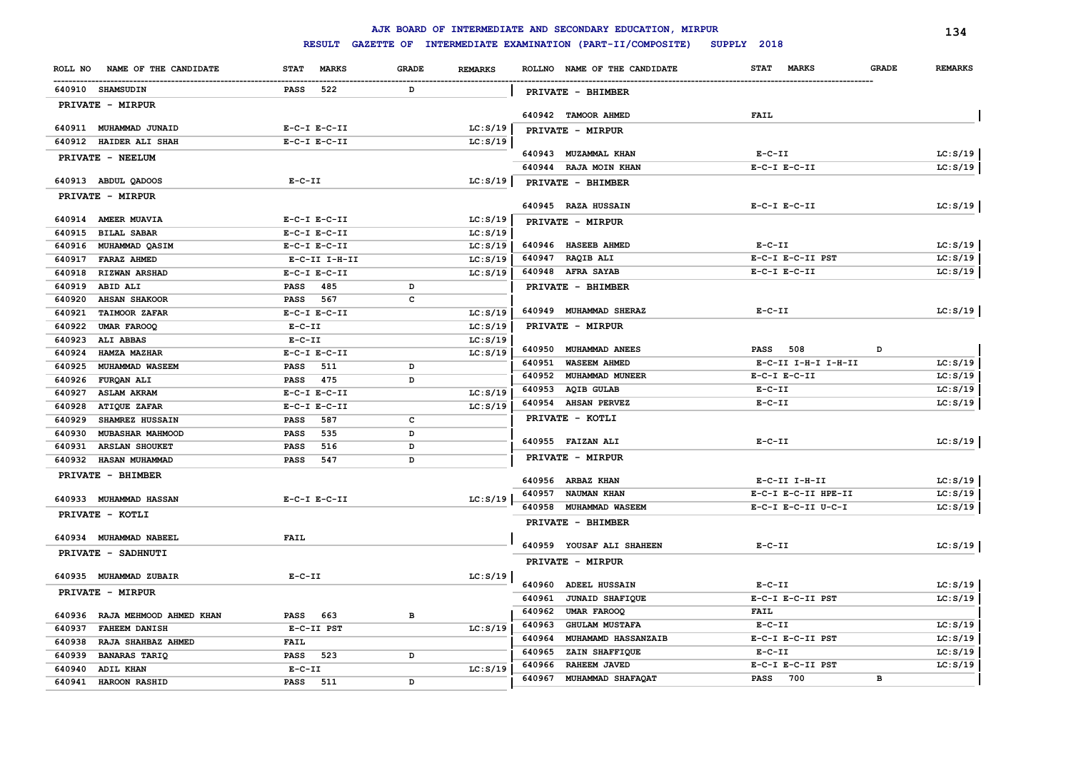# AJK BOARD OF INTERMEDIATE AND SECONDARY EDUCATION, MIRPUR

## RESULT GAZETTE OF INTERMEDIATE EXAMINATION (PART-II/COMPOSITE) SUPPLY 2018

| ROLL NO | NAME OF THE CANDIDATE | STAT MARKS | GRADE | REMARKS |
|---|---|---|---|---|
| 640910 | SHAMSUDIN | PASS 522 | D | |
| | **PRIVATE - MIRPUR** | | | |
| 640911 | MUHAMMAD JUNAID | E-C-I E-C-II | | LC:S/19 |
| 640912 | HAIDER ALI SHAH | E-C-I E-C-II | | LC:S/19 |
| | **PRIVATE - NEELUM** | | | |
| 640913 | ABDUL QADOOS | E-C-II | | LC:S/19 |
| | **PRIVATE - MIRPUR** | | | |
| 640914 | AMEER MUAVIA | E-C-I E-C-II | | LC:S/19 |
| 640915 | BILAL SABAR | E-C-I E-C-II | | LC:S/19 |
| 640916 | MUHAMMAD QASIM | E-C-I E-C-II | | LC:S/19 |
| 640917 | FARAZ AHMED | E-C-II I-H-II | | LC:S/19 |
| 640918 | RIZWAN ARSHAD | E-C-I E-C-II | | LC:S/19 |
| 640919 | ABID ALI | PASS 485 | D | |
| 640920 | AHSAN SHAKOOR | PASS 567 | C | |
| 640921 | TAIMOOR ZAFAR | E-C-I E-C-II | | LC:S/19 |
| 640922 | UMAR FAROOQ | E-C-II | | LC:S/19 |
| 640923 | ALI ABBAS | E-C-II | | LC:S/19 |
| 640924 | HAMZA MAZHAR | E-C-I E-C-II | | LC:S/19 |
| 640925 | MUHAMMAD WASEEM | PASS 511 | D | |
| 640926 | FURQAN ALI | PASS 475 | D | |
| 640927 | ASLAM AKRAM | E-C-I E-C-II | | LC:S/19 |
| 640928 | ATIQUE ZAFAR | E-C-I E-C-II | | LC:S/19 |
| 640929 | SHAMREZ HUSSAIN | PASS 587 | C | |
| 640930 | MUBASHAR MAHMOOD | PASS 535 | D | |
| 640931 | ARSLAN SHOUKET | PASS 516 | D | |
| 640932 | HASAN MUHAMMAD | PASS 547 | D | |
| | **PRIVATE - BHIMBER** | | | |
| 640933 | MUHAMMAD HASSAN | E-C-I E-C-II | | LC:S/19 |
| | **PRIVATE - KOTLI** | | | |
| 640934 | MUHAMMAD NABEEL | FAIL | | |
| | **PRIVATE - SADHNUTI** | | | |
| 640935 | MUHAMMAD ZUBAIR | E-C-II | | LC:S/19 |
| | **PRIVATE - MIRPUR** | | | |
| 640936 | RAJA MEHMOOD AHMED KHAN | PASS 663 | B | |
| 640937 | FAHEEM DANISH | E-C-II PST | | LC:S/19 |
| 640938 | RAJA SHAHBAZ AHMED | FAIL | | |
| 640939 | BANARAS TARIQ | PASS 523 | D | |
| 640940 | ADIL KHAN | E-C-II | | LC:S/19 |
| 640941 | HAROON RASHID | PASS 511 | D | |
| | **PRIVATE - BHIMBER** | | | |
| 640942 | TAMOOR AHMED | FAIL | | |
| | **PRIVATE - MIRPUR** | | | |
| 640943 | MUZAMMAL KHAN | E-C-II | | LC:S/19 |
| 640944 | RAJA MOIN KHAN | E-C-I E-C-II | | LC:S/19 |
| | **PRIVATE - BHIMBER** | | | |
| 640945 | RAZA HUSSAIN | E-C-I E-C-II | | LC:S/19 |
| | **PRIVATE - MIRPUR** | | | |
| 640946 | HASEEB AHMED | E-C-II | | LC:S/19 |
| 640947 | RAQIB ALI | E-C-I E-C-II PST | | LC:S/19 |
| 640948 | AFRA SAYAB | E-C-I E-C-II | | LC:S/19 |
| | **PRIVATE - BHIMBER** | | | |
| 640949 | MUHAMMAD SHERAZ | E-C-II | | LC:S/19 |
| | **PRIVATE - MIRPUR** | | | |
| 640950 | MUHAMMAD ANEES | PASS 508 | D | |
| 640951 | WASEEM AHMED | E-C-II I-H-I I-H-II | | LC:S/19 |
| 640952 | MUHAMMAD MUNEER | E-C-I E-C-II | | LC:S/19 |
| 640953 | AQIB GULAB | E-C-II | | LC:S/19 |
| 640954 | AHSAN PERVEZ | E-C-II | | LC:S/19 |
| | **PRIVATE - KOTLI** | | | |
| 640955 | FAIZAN ALI | E-C-II | | LC:S/19 |
| | **PRIVATE - MIRPUR** | | | |
| 640956 | ARBAZ KHAN | E-C-II I-H-II | | LC:S/19 |
| 640957 | NAUMAN KHAN | E-C-I E-C-II HPE-II | | LC:S/19 |
| 640958 | MUHAMMAD WASEEM | E-C-I E-C-II U-C-I | | LC:S/19 |
| | **PRIVATE - BHIMBER** | | | |
| 640959 | YOUSAF ALI SHAHEEN | E-C-II | | LC:S/19 |
| | **PRIVATE - MIRPUR** | | | |
| 640960 | ADEEL HUSSAIN | E-C-II | | LC:S/19 |
| 640961 | JUNAID SHAFIQUE | E-C-I E-C-II PST | | LC:S/19 |
| 640962 | UMAR FAROOQ | FAIL | | |
| 640963 | GHULAM MUSTAFA | E-C-II | | LC:S/19 |
| 640964 | MUHAMAMD HASSANZAIB | E-C-I E-C-II PST | | LC:S/19 |
| 640965 | ZAIN SHAFFIQUE | E-C-II | | LC:S/19 |
| 640966 | RAHEEM JAVED | E-C-I E-C-II PST | | LC:S/19 |
| 640967 | MUHAMMAD SHAFAQAT | PASS 700 | B | |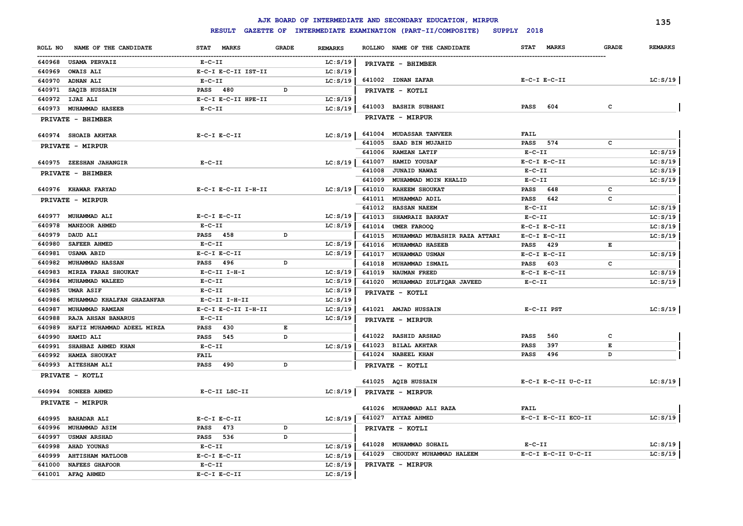# AJK BOARD OF INTERMEDIATE AND SECONDARY EDUCATION, MIRPUR

**RESULT GAZETTE OF INTERMEDIATE EXAMINATION (PART-II/COMPOSITE) SUPPLY 2018**

| ROLL NO | NAME OF THE CANDIDATE | STAT MARKS | GRADE | REMARKS |
|---|---|---|---|---|
| 640968 | USAMA PERVAIZ | E-C-II | | LC:S/19 |
| 640969 | OWAIS ALI | E-C-I E-C-II IST-II | | LC:S/19 |
| 640970 | ADNAN ALI | E-C-II | | LC:S/19 |
| 640971 | SAQIB HUSSAIN | PASS 480 | D | |
| 640972 | IJAZ ALI | E-C-I E-C-II HPE-II | | LC:S/19 |
| 640973 | MUHAMMAD HASEEB | E-C-II | | LC:S/19 |
| | **PRIVATE - BHIMBER** | | | |
| 640974 | SHOAIB AKHTAR | E-C-I E-C-II | | LC:S/19 |
| | **PRIVATE - MIRPUR** | | | |
| 640975 | ZEESHAN JAHANGIR | E-C-II | | LC:S/19 |
| | **PRIVATE - BHIMBER** | | | |
| 640976 | KHAWAR FARYAD | E-C-I E-C-II I-H-II | | LC:S/19 |
| | **PRIVATE - MIRPUR** | | | |
| 640977 | MUHAMMAD ALI | E-C-I E-C-II | | LC:S/19 |
| 640978 | MANZOOR AHMED | E-C-II | | LC:S/19 |
| 640979 | DAUD ALI | PASS 458 | D | |
| 640980 | SAFEER AHMED | E-C-II | | LC:S/19 |
| 640981 | USAMA ABID | E-C-I E-C-II | | LC:S/19 |
| 640982 | MUHAMMAD HASSAN | PASS 496 | D | |
| 640983 | MIRZA FARAZ SHOUKAT | E-C-II I-H-I | | LC:S/19 |
| 640984 | MUHAMMAD WALEED | E-C-II | | LC:S/19 |
| 640985 | UMAR ASIF | E-C-II | | LC:S/19 |
| 640986 | MUHAMMAD KHALFAN GHAZANFAR | E-C-II I-H-II | | LC:S/19 |
| 640987 | MUHAMMAD RAMZAN | E-C-I E-C-II I-H-II | | LC:S/19 |
| 640988 | RAJA AHSAN BANARUS | E-C-II | | LC:S/19 |
| 640989 | HAFIZ MUHAMMAD ADEEL MIRZA | PASS 430 | E | |
| 640990 | HAMID ALI | PASS 545 | D | |
| 640991 | SHAHBAZ AHMED KHAN | E-C-II | | LC:S/19 |
| 640992 | HAMZA SHOUKAT | FAIL | | |
| 640993 | AITESHAM ALI | PASS 490 | D | |
| | **PRIVATE - KOTLI** | | | |
| 640994 | SONEEB AHMED | E-C-II LSC-II | | LC:S/19 |
| | **PRIVATE - MIRPUR** | | | |
| 640995 | BAHADAR ALI | E-C-I E-C-II | | LC:S/19 |
| 640996 | MUHAMMAD ASIM | PASS 473 | D | |
| 640997 | USMAN ARSHAD | PASS 536 | D | |
| 640998 | AHAD YOUNAS | E-C-II | | LC:S/19 |
| 640999 | AHTISHAM MATLOOB | E-C-I E-C-II | | LC:S/19 |
| 641000 | NAFEES GHAFOOR | E-C-II | | LC:S/19 |
| 641001 | AFAQ AHMED | E-C-I E-C-II | | LC:S/19 |
| | **PRIVATE - BHIMBER** | | | |
| 641002 | IDNAN ZAFAR | E-C-I E-C-II | | LC:S/19 |
| | **PRIVATE - KOTLI** | | | |
| 641003 | BASHIR SUBHANI | PASS 604 | C | |
| | **PRIVATE - MIRPUR** | | | |
| 641004 | MUDASSAR TANVEER | FAIL | | |
| 641005 | SAAD BIN MUJAHID | PASS 574 | C | |
| 641006 | RAMZAN LATIF | E-C-II | | LC:S/19 |
| 641007 | HAMID YOUSAF | E-C-I E-C-II | | LC:S/19 |
| 641008 | JUNAID NAWAZ | E-C-II | | LC:S/19 |
| 641009 | MUHAMMAD MOIN KHALID | E-C-II | | LC:S/19 |
| 641010 | RAHEEM SHOUKAT | PASS 648 | C | |
| 641011 | MUHAMMAD ADIL | PASS 642 | C | |
| 641012 | HASSAN NAEEM | E-C-II | | LC:S/19 |
| 641013 | SHAMRAIZ BARKAT | E-C-II | | LC:S/19 |
| 641014 | UMER FAROOQ | E-C-I E-C-II | | LC:S/19 |
| 641015 | MUHAMMAD MUBASHIR RAZA ATTARI | E-C-I E-C-II | | LC:S/19 |
| 641016 | MUHAMMAD HASEEB | PASS 429 | E | |
| 641017 | MUHAMMAD USMAN | E-C-I E-C-II | | LC:S/19 |
| 641018 | MUHAMMAD ISMAIL | PASS 603 | C | |
| 641019 | NAUMAN FREED | E-C-I E-C-II | | LC:S/19 |
| 641020 | MUHAMMAD ZULFIQAR JAVEED | E-C-II | | LC:S/19 |
| | **PRIVATE - KOTLI** | | | |
| 641021 | AMJAD HUSSAIN | E-C-II PST | | LC:S/19 |
| | **PRIVATE - MIRPUR** | | | |
| 641022 | RASHID ARSHAD | PASS 560 | C | |
| 641023 | BILAL AKHTAR | PASS 397 | E | |
| 641024 | NABEEL KHAN | PASS 496 | D | |
| | **PRIVATE - KOTLI** | | | |
| 641025 | AQIB HUSSAIN | E-C-I E-C-II U-C-II | | LC:S/19 |
| | **PRIVATE - MIRPUR** | | | |
| 641026 | MUHAMMAD ALI RAZA | FAIL | | |
| 641027 | AYYAZ AHMED | E-C-I E-C-II ECO-II | | LC:S/19 |
| | **PRIVATE - KOTLI** | | | |
| 641028 | MUHAMMAD SOHAIL | E-C-II | | LC:S/19 |
| 641029 | CHOUDRY MUHAMMAD HALEEM | E-C-I E-C-II U-C-II | | LC:S/19 |
| | **PRIVATE - MIRPUR** | | | |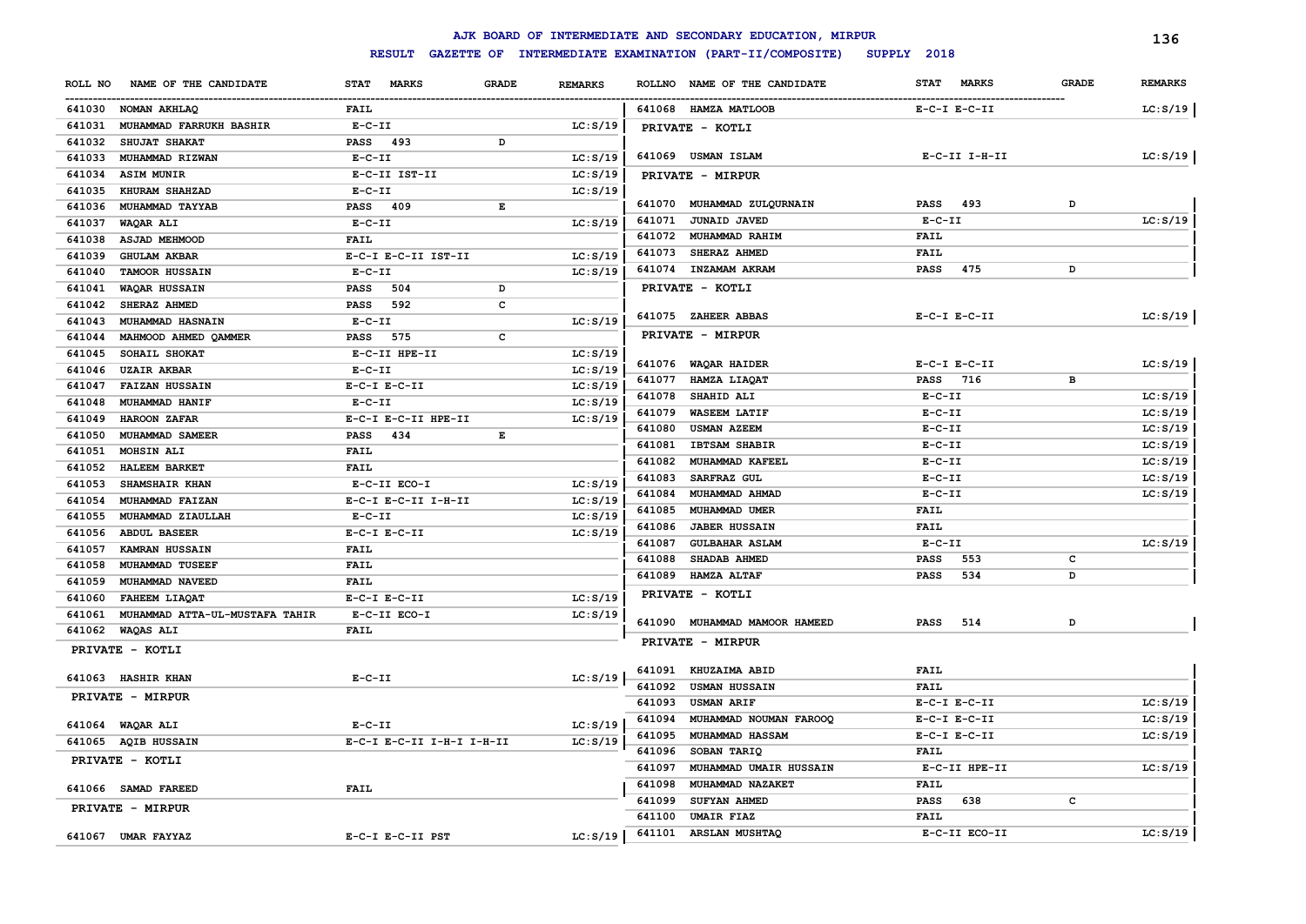# AJK BOARD OF INTERMEDIATE AND SECONDARY EDUCATION, MIRPUR

## RESULT GAZETTE OF INTERMEDIATE EXAMINATION (PART-II/COMPOSITE) SUPPLY 2018

| ROLL NO | NAME OF THE CANDIDATE | STAT MARKS | GRADE | REMARKS |
|---|---|---|---|---|
| 641030 | NOMAN AKHLAQ | FAIL | | |
| 641031 | MUHAMMAD FARRUKH BASHIR | E-C-II | | LC:S/19 |
| 641032 | SHUJAT SHAKAT | PASS 493 | D | |
| 641033 | MUHAMMAD RIZWAN | E-C-II | | LC:S/19 |
| 641034 | ASIM MUNIR | E-C-II IST-II | | LC:S/19 |
| 641035 | KHURAM SHAHZAD | E-C-II | | LC:S/19 |
| 641036 | MUHAMMAD TAYYAB | PASS 409 | E | |
| 641037 | WAQAR ALI | E-C-II | | LC:S/19 |
| 641038 | ASJAD MEHMOOD | FAIL | | |
| 641039 | GHULAM AKBAR | E-C-I E-C-II IST-II | | LC:S/19 |
| 641040 | TAMOOR HUSSAIN | E-C-II | | LC:S/19 |
| 641041 | WAQAR HUSSAIN | PASS 504 | D | |
| 641042 | SHERAZ AHMED | PASS 592 | C | |
| 641043 | MUHAMMAD HASNAIN | E-C-II | | LC:S/19 |
| 641044 | MAHMOOD AHMED QAMMER | PASS 575 | C | |
| 641045 | SOHAIL SHOKAT | E-C-II HPE-II | | LC:S/19 |
| 641046 | UZAIR AKBAR | E-C-II | | LC:S/19 |
| 641047 | FAIZAN HUSSAIN | E-C-I E-C-II | | LC:S/19 |
| 641048 | MUHAMMAD HANIF | E-C-II | | LC:S/19 |
| 641049 | HAROON ZAFAR | E-C-I E-C-II HPE-II | | LC:S/19 |
| 641050 | MUHAMMAD SAMEER | PASS 434 | E | |
| 641051 | MOHSIN ALI | FAIL | | |
| 641052 | HALEEM BARKET | FAIL | | |
| 641053 | SHAMSHAIR KHAN | E-C-II ECO-I | | LC:S/19 |
| 641054 | MUHAMMAD FAIZAN | E-C-I E-C-II I-H-II | | LC:S/19 |
| 641055 | MUHAMMAD ZIAULLAH | E-C-II | | LC:S/19 |
| 641056 | ABDUL BASEER | E-C-I E-C-II | | LC:S/19 |
| 641057 | KAMRAN HUSSAIN | FAIL | | |
| 641058 | MUHAMMAD TUSEEF | FAIL | | |
| 641059 | MUHAMMAD NAVEED | FAIL | | |
| 641060 | FAHEEM LIAQAT | E-C-I E-C-II | | LC:S/19 |
| 641061 | MUHAMMAD ATTA-UL-MUSTAFA TAHIR | E-C-II ECO-I | | LC:S/19 |
| 641062 | WAQAS ALI | FAIL | | |
| | **PRIVATE - KOTLI** | | | |
| 641063 | HASHIR KHAN | E-C-II | | LC:S/19 |
| | **PRIVATE - MIRPUR** | | | |
| 641064 | WAQAR ALI | E-C-II | | LC:S/19 |
| 641065 | AQIB HUSSAIN | E-C-I E-C-II I-H-I I-H-II | | LC:S/19 |
| | **PRIVATE - KOTLI** | | | |
| 641066 | SAMAD FAREED | FAIL | | |
| | **PRIVATE - MIRPUR** | | | |
| 641067 | UMAR FAYYAZ | E-C-I E-C-II PST | | LC:S/19 |
| 641068 | HAMZA MATLOOB | E-C-I E-C-II | | LC:S/19 |
| | **PRIVATE - KOTLI** | | | |
| 641069 | USMAN ISLAM | E-C-II I-H-II | | LC:S/19 |
| | **PRIVATE - MIRPUR** | | | |
| 641070 | MUHAMMAD ZULQURNAIN | PASS 493 | D | |
| 641071 | JUNAID JAVED | E-C-II | | LC:S/19 |
| 641072 | MUHAMMAD RAHIM | FAIL | | |
| 641073 | SHERAZ AHMED | FAIL | | |
| 641074 | INZAMAM AKRAM | PASS 475 | D | |
| | **PRIVATE - KOTLI** | | | |
| 641075 | ZAHEER ABBAS | E-C-I E-C-II | | LC:S/19 |
| | **PRIVATE - MIRPUR** | | | |
| 641076 | WAQAR HAIDER | E-C-I E-C-II | | LC:S/19 |
| 641077 | HAMZA LIAQAT | PASS 716 | B | |
| 641078 | SHAHID ALI | E-C-II | | LC:S/19 |
| 641079 | WASEEM LATIF | E-C-II | | LC:S/19 |
| 641080 | USMAN AZEEM | E-C-II | | LC:S/19 |
| 641081 | IBTSAM SHABIR | E-C-II | | LC:S/19 |
| 641082 | MUHAMMAD KAFEEL | E-C-II | | LC:S/19 |
| 641083 | SARFRAZ GUL | E-C-II | | LC:S/19 |
| 641084 | MUHAMMAD AHMAD | E-C-II | | LC:S/19 |
| 641085 | MUHAMMAD UMER | FAIL | | |
| 641086 | JABER HUSSAIN | FAIL | | |
| 641087 | GULBAHAR ASLAM | E-C-II | | LC:S/19 |
| 641088 | SHADAB AHMED | PASS 553 | C | |
| 641089 | HAMZA ALTAF | PASS 534 | D | |
| | **PRIVATE - KOTLI** | | | |
| 641090 | MUHAMMAD MAMOOR HAMEED | PASS 514 | D | |
| | **PRIVATE - MIRPUR** | | | |
| 641091 | KHUZAIMA ABID | FAIL | | |
| 641092 | USMAN HUSSAIN | FAIL | | |
| 641093 | USMAN ARIF | E-C-I E-C-II | | LC:S/19 |
| 641094 | MUHAMMAD NOUMAN FAROOQ | E-C-I E-C-II | | LC:S/19 |
| 641095 | MUHAMMAD HASSAM | E-C-I E-C-II | | LC:S/19 |
| 641096 | SOBAN TARIQ | FAIL | | |
| 641097 | MUHAMMAD UMAIR HUSSAIN | E-C-II HPE-II | | LC:S/19 |
| 641098 | MUHAMMAD NAZAKET | FAIL | | |
| 641099 | SUFYAN AHMED | PASS 638 | C | |
| 641100 | UMAIR FIAZ | FAIL | | |
| 641101 | ARSLAN MUSHTAQ | E-C-II ECO-II | | LC:S/19 |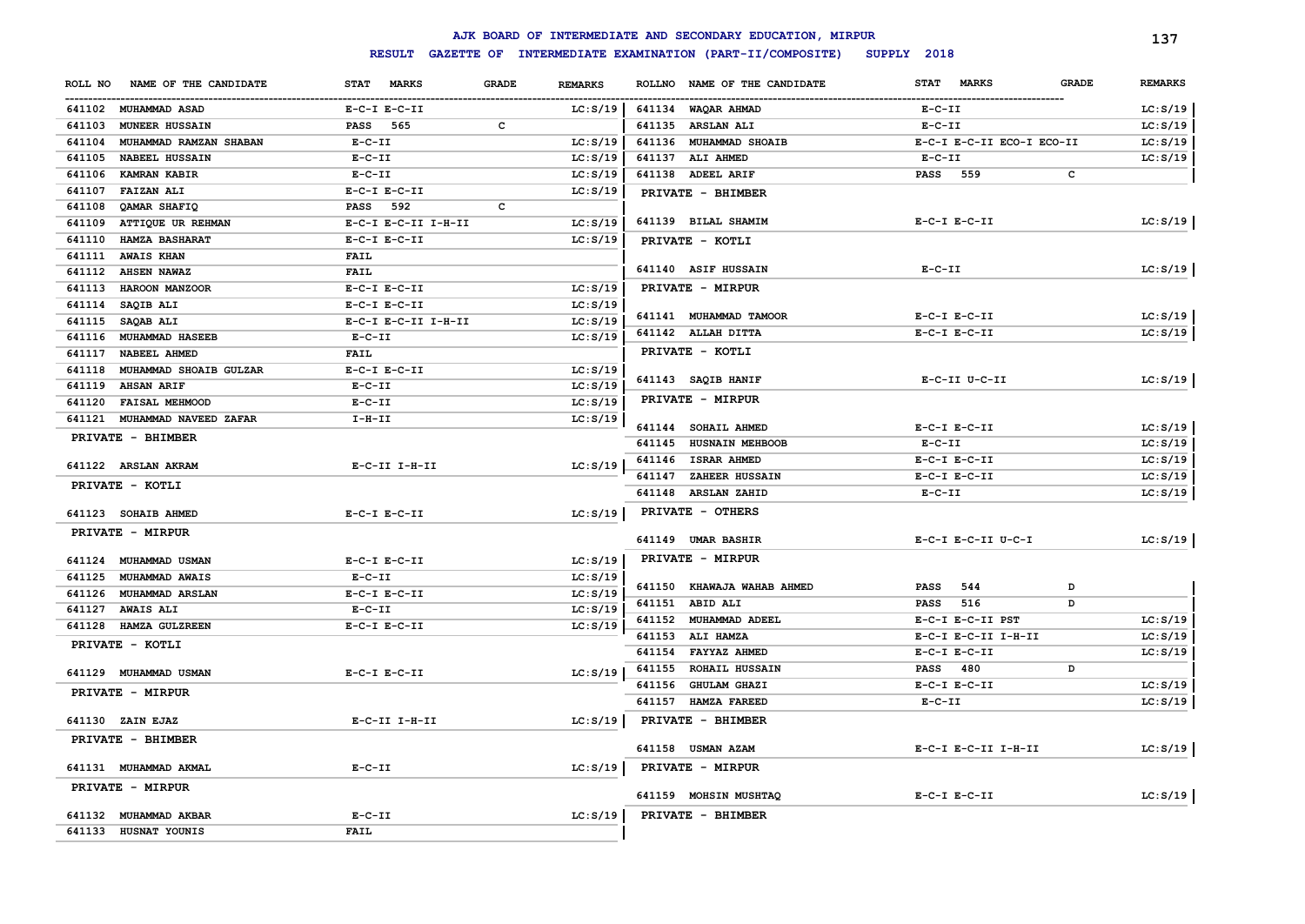# AJK BOARD OF INTERMEDIATE AND SECONDARY EDUCATION, MIRPUR

## RESULT GAZETTE OF INTERMEDIATE EXAMINATION (PART-II/COMPOSITE) SUPPLY 2018

| ROLL NO | NAME OF THE CANDIDATE | STAT MARKS | GRADE | REMARKS |
|---|---|---|---|---|
| 641102 | MUHAMMAD ASAD | E-C-I E-C-II | | LC:S/19 |
| 641103 | MUNEER HUSSAIN | PASS 565 | C | |
| 641104 | MUHAMMAD RAMZAN SHABAN | E-C-II | | LC:S/19 |
| 641105 | NABEEL HUSSAIN | E-C-II | | LC:S/19 |
| 641106 | KAMRAN KABIR | E-C-II | | LC:S/19 |
| 641107 | FAIZAN ALI | E-C-I E-C-II | | LC:S/19 |
| 641108 | QAMAR SHAFIQ | PASS 592 | C | |
| 641109 | ATTIQUE UR REHMAN | E-C-I E-C-II I-H-II | | LC:S/19 |
| 641110 | HAMZA BASHARAT | E-C-I E-C-II | | LC:S/19 |
| 641111 | AWAIS KHAN | FAIL | | |
| 641112 | AHSEN NAWAZ | FAIL | | |
| 641113 | HAROON MANZOOR | E-C-I E-C-II | | LC:S/19 |
| 641114 | SAQIB ALI | E-C-I E-C-II | | LC:S/19 |
| 641115 | SAQAB ALI | E-C-I E-C-II I-H-II | | LC:S/19 |
| 641116 | MUHAMMAD HASEEB | E-C-II | | LC:S/19 |
| 641117 | NABEEL AHMED | FAIL | | |
| 641118 | MUHAMMAD SHOAIB GULZAR | E-C-I E-C-II | | LC:S/19 |
| 641119 | AHSAN ARIF | E-C-II | | LC:S/19 |
| 641120 | FAISAL MEHMOOD | E-C-II | | LC:S/19 |
| 641121 | MUHAMMAD NAVEED ZAFAR | I-H-II | | LC:S/19 |

**PRIVATE - BHIMBER**

| ROLL NO | NAME OF THE CANDIDATE | STAT MARKS | GRADE | REMARKS |
|---|---|---|---|---|
| 641122 | ARSLAN AKRAM | E-C-II I-H-II | | LC:S/19 |

**PRIVATE - KOTLI**

| ROLL NO | NAME OF THE CANDIDATE | STAT MARKS | GRADE | REMARKS |
|---|---|---|---|---|
| 641123 | SOHAIB AHMED | E-C-I E-C-II | | LC:S/19 |

**PRIVATE - MIRPUR**

| ROLL NO | NAME OF THE CANDIDATE | STAT MARKS | GRADE | REMARKS |
|---|---|---|---|---|
| 641124 | MUHAMMAD USMAN | E-C-I E-C-II | | LC:S/19 |
| 641125 | MUHAMMAD AWAIS | E-C-II | | LC:S/19 |
| 641126 | MUHAMMAD ARSLAN | E-C-I E-C-II | | LC:S/19 |
| 641127 | AWAIS ALI | E-C-II | | LC:S/19 |
| 641128 | HAMZA GULZREEN | E-C-I E-C-II | | LC:S/19 |

**PRIVATE - KOTLI**

| ROLL NO | NAME OF THE CANDIDATE | STAT MARKS | GRADE | REMARKS |
|---|---|---|---|---|
| 641129 | MUHAMMAD USMAN | E-C-I E-C-II | | LC:S/19 |

**PRIVATE - MIRPUR**

| ROLL NO | NAME OF THE CANDIDATE | STAT MARKS | GRADE | REMARKS |
|---|---|---|---|---|
| 641130 | ZAIN EJAZ | E-C-II I-H-II | | LC:S/19 |

**PRIVATE - BHIMBER**

| ROLL NO | NAME OF THE CANDIDATE | STAT MARKS | GRADE | REMARKS |
|---|---|---|---|---|
| 641131 | MUHAMMAD AKMAL | E-C-II | | LC:S/19 |

**PRIVATE - MIRPUR**

| ROLL NO | NAME OF THE CANDIDATE | STAT MARKS | GRADE | REMARKS |
|---|---|---|---|---|
| 641132 | MUHAMMAD AKBAR | E-C-II | | LC:S/19 |
| 641133 | HUSNAT YOUNIS | FAIL | | |
| 641134 | WAQAR AHMAD | E-C-II | | LC:S/19 |
| 641135 | ARSLAN ALI | E-C-II | | LC:S/19 |
| 641136 | MUHAMMAD SHOAIB | E-C-I E-C-II ECO-I ECO-II | | LC:S/19 |
| 641137 | ALI AHMED | E-C-II | | LC:S/19 |
| 641138 | ADEEL ARIF | PASS 559 | C | |

**PRIVATE - BHIMBER**

| ROLL NO | NAME OF THE CANDIDATE | STAT MARKS | GRADE | REMARKS |
|---|---|---|---|---|
| 641139 | BILAL SHAMIM | E-C-I E-C-II | | LC:S/19 |

**PRIVATE - KOTLI**

| ROLL NO | NAME OF THE CANDIDATE | STAT MARKS | GRADE | REMARKS |
|---|---|---|---|---|
| 641140 | ASIF HUSSAIN | E-C-II | | LC:S/19 |

**PRIVATE - MIRPUR**

| ROLL NO | NAME OF THE CANDIDATE | STAT MARKS | GRADE | REMARKS |
|---|---|---|---|---|
| 641141 | MUHAMMAD TAMOOR | E-C-I E-C-II | | LC:S/19 |
| 641142 | ALLAH DITTA | E-C-I E-C-II | | LC:S/19 |

**PRIVATE - KOTLI**

| ROLL NO | NAME OF THE CANDIDATE | STAT MARKS | GRADE | REMARKS |
|---|---|---|---|---|
| 641143 | SAQIB HANIF | E-C-II U-C-II | | LC:S/19 |

**PRIVATE - MIRPUR**

| ROLL NO | NAME OF THE CANDIDATE | STAT MARKS | GRADE | REMARKS |
|---|---|---|---|---|
| 641144 | SOHAIL AHMED | E-C-I E-C-II | | LC:S/19 |
| 641145 | HUSNAIN MEHBOOB | E-C-II | | LC:S/19 |
| 641146 | ISRAR AHMED | E-C-I E-C-II | | LC:S/19 |
| 641147 | ZAHEER HUSSAIN | E-C-I E-C-II | | LC:S/19 |
| 641148 | ARSLAN ZAHID | E-C-II | | LC:S/19 |

**PRIVATE - OTHERS**

| ROLL NO | NAME OF THE CANDIDATE | STAT MARKS | GRADE | REMARKS |
|---|---|---|---|---|
| 641149 | UMAR BASHIR | E-C-I E-C-II U-C-I | | LC:S/19 |

**PRIVATE - MIRPUR**

| ROLL NO | NAME OF THE CANDIDATE | STAT MARKS | GRADE | REMARKS |
|---|---|---|---|---|
| 641150 | KHAWAJA WAHAB AHMED | PASS 544 | D | |
| 641151 | ABID ALI | PASS 516 | D | |
| 641152 | MUHAMMAD ADEEL | E-C-I E-C-II PST | | LC:S/19 |
| 641153 | ALI HAMZA | E-C-I E-C-II I-H-II | | LC:S/19 |
| 641154 | FAYYAZ AHMED | E-C-I E-C-II | | LC:S/19 |
| 641155 | ROHAIL HUSSAIN | PASS 480 | D | |
| 641156 | GHULAM GHAZI | E-C-I E-C-II | | LC:S/19 |
| 641157 | HAMZA FAREED | E-C-II | | LC:S/19 |

**PRIVATE - BHIMBER**

| ROLL NO | NAME OF THE CANDIDATE | STAT MARKS | GRADE | REMARKS |
|---|---|---|---|---|
| 641158 | USMAN AZAM | E-C-I E-C-II I-H-II | | LC:S/19 |

**PRIVATE - MIRPUR**

| ROLL NO | NAME OF THE CANDIDATE | STAT MARKS | GRADE | REMARKS |
|---|---|---|---|---|
| 641159 | MOHSIN MUSHTAQ | E-C-I E-C-II | | LC:S/19 |

**PRIVATE - BHIMBER**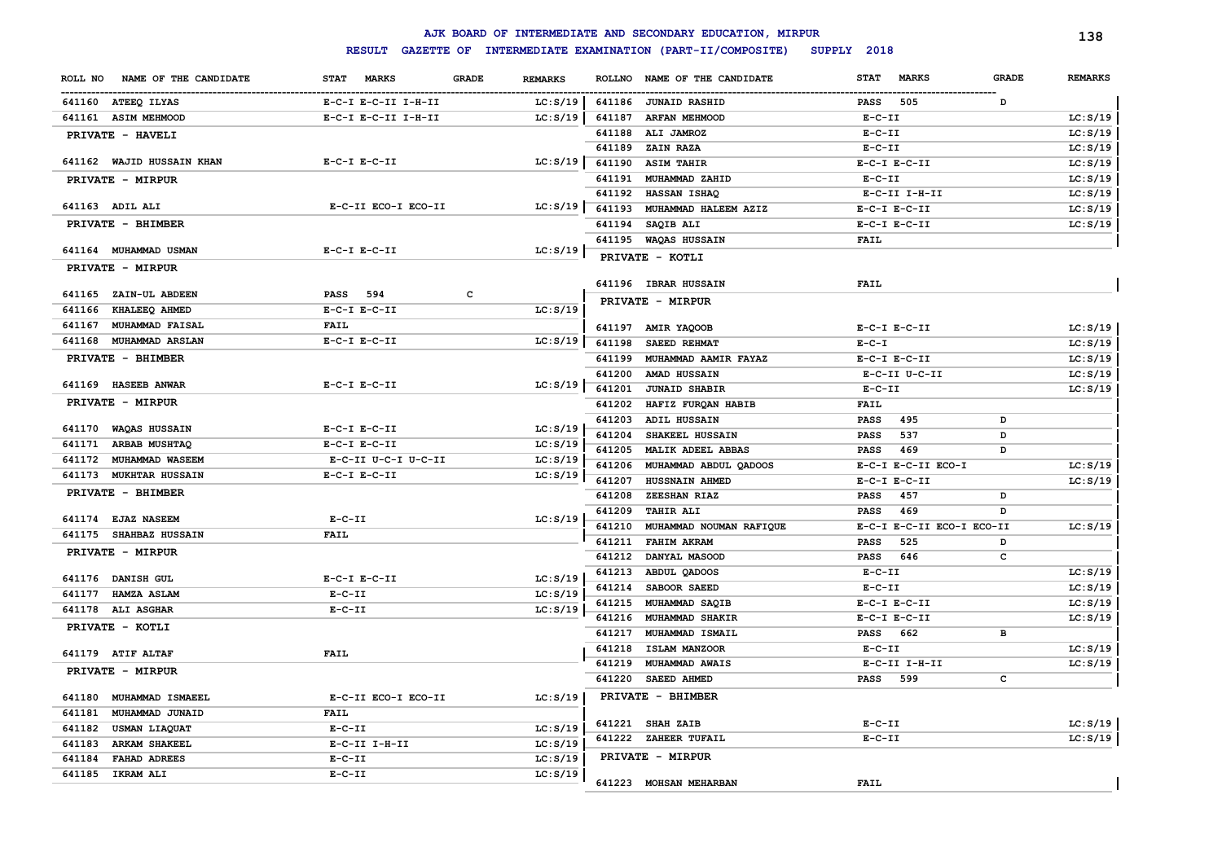# AJK BOARD OF INTERMEDIATE AND SECONDARY EDUCATION, MIRPUR

## RESULT GAZETTE OF INTERMEDIATE EXAMINATION (PART-II/COMPOSITE) SUPPLY 2018

| ROLL NO | NAME OF THE CANDIDATE | STAT MARKS | GRADE | REMARKS |
|---|---|---|---|---|
| 641160 | ATEEQ ILYAS | E-C-I E-C-II I-H-II | | LC:S/19 |
| 641161 | ASIM MEHMOOD | E-C-I E-C-II I-H-II | | LC:S/19 |
| | **PRIVATE - HAVELI** | | | |
| 641162 | WAJID HUSSAIN KHAN | E-C-I E-C-II | | LC:S/19 |
| | **PRIVATE - MIRPUR** | | | |
| 641163 | ADIL ALI | E-C-II ECO-I ECO-II | | LC:S/19 |
| | **PRIVATE - BHIMBER** | | | |
| 641164 | MUHAMMAD USMAN | E-C-I E-C-II | | LC:S/19 |
| | **PRIVATE - MIRPUR** | | | |
| 641165 | ZAIN-UL ABDEEN | PASS 594 | C | |
| 641166 | KHALEEQ AHMED | E-C-I E-C-II | | LC:S/19 |
| 641167 | MUHAMMAD FAISAL | FAIL | | |
| 641168 | MUHAMMAD ARSLAN | E-C-I E-C-II | | LC:S/19 |
| | **PRIVATE - BHIMBER** | | | |
| 641169 | HASEEB ANWAR | E-C-I E-C-II | | LC:S/19 |
| | **PRIVATE - MIRPUR** | | | |
| 641170 | WAQAS HUSSAIN | E-C-I E-C-II | | LC:S/19 |
| 641171 | ARBAB MUSHTAQ | E-C-I E-C-II | | LC:S/19 |
| 641172 | MUHAMMAD WASEEM | E-C-II U-C-I U-C-II | | LC:S/19 |
| 641173 | MUKHTAR HUSSAIN | E-C-I E-C-II | | LC:S/19 |
| | **PRIVATE - BHIMBER** | | | |
| 641174 | EJAZ NASEEM | E-C-II | | LC:S/19 |
| 641175 | SHAHBAZ HUSSAIN | FAIL | | |
| | **PRIVATE - MIRPUR** | | | |
| 641176 | DANISH GUL | E-C-I E-C-II | | LC:S/19 |
| 641177 | HAMZA ASLAM | E-C-II | | LC:S/19 |
| 641178 | ALI ASGHAR | E-C-II | | LC:S/19 |
| | **PRIVATE - KOTLI** | | | |
| 641179 | ATIF ALTAF | FAIL | | |
| | **PRIVATE - MIRPUR** | | | |
| 641180 | MUHAMMAD ISMAEEL | E-C-II ECO-I ECO-II | | LC:S/19 |
| 641181 | MUHAMMAD JUNAID | FAIL | | |
| 641182 | USMAN LIAQUAT | E-C-II | | LC:S/19 |
| 641183 | ARKAM SHAKEEL | E-C-II I-H-II | | LC:S/19 |
| 641184 | FAHAD ADREES | E-C-II | | LC:S/19 |
| 641185 | IKRAM ALI | E-C-II | | LC:S/19 |
| 641186 | JUNAID RASHID | PASS 505 | D | |
| 641187 | ARFAN MEHMOOD | E-C-II | | LC:S/19 |
| 641188 | ALI JAMROZ | E-C-II | | LC:S/19 |
| 641189 | ZAIN RAZA | E-C-II | | LC:S/19 |
| 641190 | ASIM TAHIR | E-C-I E-C-II | | LC:S/19 |
| 641191 | MUHAMMAD ZAHID | E-C-II | | LC:S/19 |
| 641192 | HASSAN ISHAQ | E-C-II I-H-II | | LC:S/19 |
| 641193 | MUHAMMAD HALEEM AZIZ | E-C-I E-C-II | | LC:S/19 |
| 641194 | SAQIB ALI | E-C-I E-C-II | | LC:S/19 |
| 641195 | WAQAS HUSSAIN | FAIL | | |
| | **PRIVATE - KOTLI** | | | |
| 641196 | IBRAR HUSSAIN | FAIL | | |
| | **PRIVATE - MIRPUR** | | | |
| 641197 | AMIR YAQOOB | E-C-I E-C-II | | LC:S/19 |
| 641198 | SAEED REHMAT | E-C-I | | LC:S/19 |
| 641199 | MUHAMMAD AAMIR FAYAZ | E-C-I E-C-II | | LC:S/19 |
| 641200 | AMAD HUSSAIN | E-C-II U-C-II | | LC:S/19 |
| 641201 | JUNAID SHABIR | E-C-II | | LC:S/19 |
| 641202 | HAFIZ FURQAN HABIB | FAIL | | |
| 641203 | ADIL HUSSAIN | PASS 495 | D | |
| 641204 | SHAKEEL HUSSAIN | PASS 537 | D | |
| 641205 | MALIK ADEEL ABBAS | PASS 469 | D | |
| 641206 | MUHAMMAD ABDUL QADOOS | E-C-I E-C-II ECO-I | | LC:S/19 |
| 641207 | HUSSNAIN AHMED | E-C-I E-C-II | | LC:S/19 |
| 641208 | ZEESHAN RIAZ | PASS 457 | D | |
| 641209 | TAHIR ALI | PASS 469 | D | |
| 641210 | MUHAMMAD NOUMAN RAFIQUE | E-C-I E-C-II ECO-I ECO-II | | LC:S/19 |
| 641211 | FAHIM AKRAM | PASS 525 | D | |
| 641212 | DANYAL MASOOD | PASS 646 | C | |
| 641213 | ABDUL QADOOS | E-C-II | | LC:S/19 |
| 641214 | SABOOR SAEED | E-C-II | | LC:S/19 |
| 641215 | MUHAMMAD SAQIB | E-C-I E-C-II | | LC:S/19 |
| 641216 | MUHAMMAD SHAKIR | E-C-I E-C-II | | LC:S/19 |
| 641217 | MUHAMMAD ISMAIL | PASS 662 | B | |
| 641218 | ISLAM MANZOOR | E-C-II | | LC:S/19 |
| 641219 | MUHAMMAD AWAIS | E-C-II I-H-II | | LC:S/19 |
| 641220 | SAEED AHMED | PASS 599 | C | |
| | **PRIVATE - BHIMBER** | | | |
| 641221 | SHAH ZAIB | E-C-II | | LC:S/19 |
| 641222 | ZAHEER TUFAIL | E-C-II | | LC:S/19 |
| | **PRIVATE - MIRPUR** | | | |
| 641223 | MOHSAN MEHARBAN | FAIL | | |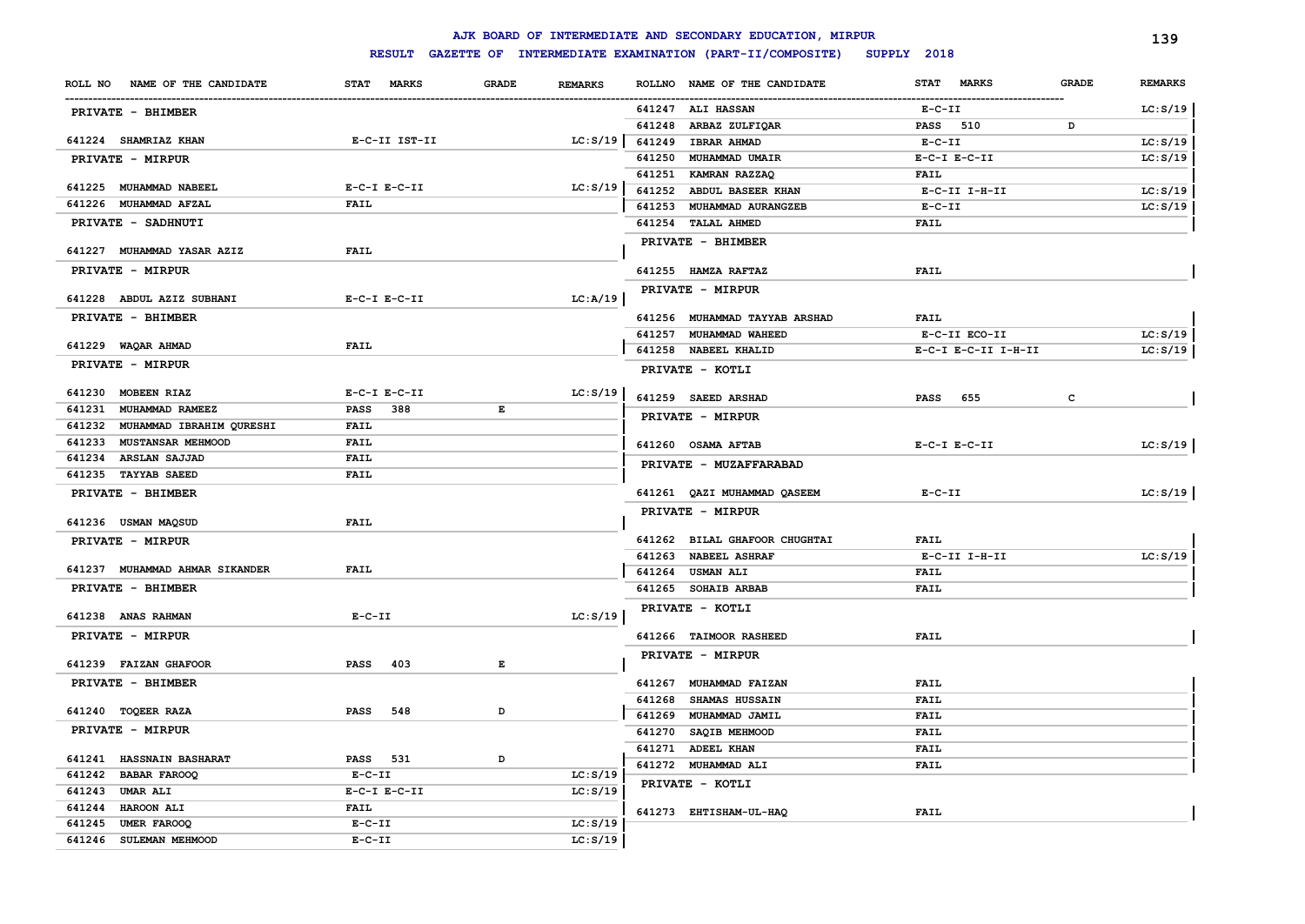# AJK BOARD OF INTERMEDIATE AND SECONDARY EDUCATION, MIRPUR

## RESULT GAZETTE OF INTERMEDIATE EXAMINATION (PART-II/COMPOSITE) SUPPLY 2018

| ROLL NO | NAME OF THE CANDIDATE | STAT MARKS | GRADE | REMARKS |
|---|---|---|---|---|
| **PRIVATE - BHIMBER** | | | | |
| 641224 | SHAMRIAZ KHAN | E-C-II IST-II | | LC:S/19 |
| **PRIVATE - MIRPUR** | | | | |
| 641225 | MUHAMMAD NABEEL | E-C-I E-C-II | | LC:S/19 |
| 641226 | MUHAMMAD AFZAL | FAIL | | |
| **PRIVATE - SADHNUTI** | | | | |
| 641227 | MUHAMMAD YASAR AZIZ | FAIL | | |
| **PRIVATE - MIRPUR** | | | | |
| 641228 | ABDUL AZIZ SUBHANI | E-C-I E-C-II | | LC:A/19 |
| **PRIVATE - BHIMBER** | | | | |
| 641229 | WAQAR AHMAD | FAIL | | |
| **PRIVATE - MIRPUR** | | | | |
| 641230 | MOBEEN RIAZ | E-C-I E-C-II | | LC:S/19 |
| 641231 | MUHAMMAD RAMEEZ | PASS 388 | E | |
| 641232 | MUHAMMAD IBRAHIM QURESHI | FAIL | | |
| 641233 | MUSTANSAR MEHMOOD | FAIL | | |
| 641234 | ARSLAN SAJJAD | FAIL | | |
| 641235 | TAYYAB SAEED | FAIL | | |
| **PRIVATE - BHIMBER** | | | | |
| 641236 | USMAN MAQSUD | FAIL | | |
| **PRIVATE - MIRPUR** | | | | |
| 641237 | MUHAMMAD AHMAR SIKANDER | FAIL | | |
| **PRIVATE - BHIMBER** | | | | |
| 641238 | ANAS RAHMAN | E-C-II | | LC:S/19 |
| **PRIVATE - MIRPUR** | | | | |
| 641239 | FAIZAN GHAFOOR | PASS 403 | E | |
| **PRIVATE - BHIMBER** | | | | |
| 641240 | TOQEER RAZA | PASS 548 | D | |
| **PRIVATE - MIRPUR** | | | | |
| 641241 | HASSNAIN BASHARAT | PASS 531 | D | |
| 641242 | BABAR FAROOQ | E-C-II | | LC:S/19 |
| 641243 | UMAR ALI | E-C-I E-C-II | | LC:S/19 |
| 641244 | HAROON ALI | FAIL | | |
| 641245 | UMER FAROOQ | E-C-II | | LC:S/19 |
| 641246 | SULEMAN MEHMOOD | E-C-II | | LC:S/19 |
| 641247 | ALI HASSAN | E-C-II | | LC:S/19 |
| 641248 | ARBAZ ZULFIQAR | PASS 510 | D | |
| 641249 | IBRAR AHMAD | E-C-II | | LC:S/19 |
| 641250 | MUHAMMAD UMAIR | E-C-I E-C-II | | LC:S/19 |
| 641251 | KAMRAN RAZZAQ | FAIL | | |
| 641252 | ABDUL BASEER KHAN | E-C-II I-H-II | | LC:S/19 |
| 641253 | MUHAMMAD AURANGZEB | E-C-II | | LC:S/19 |
| 641254 | TALAL AHMED | FAIL | | |
| **PRIVATE - BHIMBER** | | | | |
| 641255 | HAMZA RAFTAZ | FAIL | | |
| **PRIVATE - MIRPUR** | | | | |
| 641256 | MUHAMMAD TAYYAB ARSHAD | FAIL | | |
| 641257 | MUHAMMAD WAHEED | E-C-II ECO-II | | LC:S/19 |
| 641258 | NABEEL KHALID | E-C-I E-C-II I-H-II | | LC:S/19 |
| **PRIVATE - KOTLI** | | | | |
| 641259 | SAEED ARSHAD | PASS 655 | C | |
| **PRIVATE - MIRPUR** | | | | |
| 641260 | OSAMA AFTAB | E-C-I E-C-II | | LC:S/19 |
| **PRIVATE - MUZAFFARABAD** | | | | |
| 641261 | QAZI MUHAMMAD QASEEM | E-C-II | | LC:S/19 |
| **PRIVATE - MIRPUR** | | | | |
| 641262 | BILAL GHAFOOR CHUGHTAI | FAIL | | |
| 641263 | NABEEL ASHRAF | E-C-II I-H-II | | LC:S/19 |
| 641264 | USMAN ALI | FAIL | | |
| 641265 | SOHAIB ARBAB | FAIL | | |
| **PRIVATE - KOTLI** | | | | |
| 641266 | TAIMOOR RASHEED | FAIL | | |
| **PRIVATE - MIRPUR** | | | | |
| 641267 | MUHAMMAD FAIZAN | FAIL | | |
| 641268 | SHAMAS HUSSAIN | FAIL | | |
| 641269 | MUHAMMAD JAMIL | FAIL | | |
| 641270 | SAQIB MEHMOOD | FAIL | | |
| 641271 | ADEEL KHAN | FAIL | | |
| 641272 | MUHAMMAD ALI | FAIL | | |
| **PRIVATE - KOTLI** | | | | |
| 641273 | EHTISHAM-UL-HAQ | FAIL | | |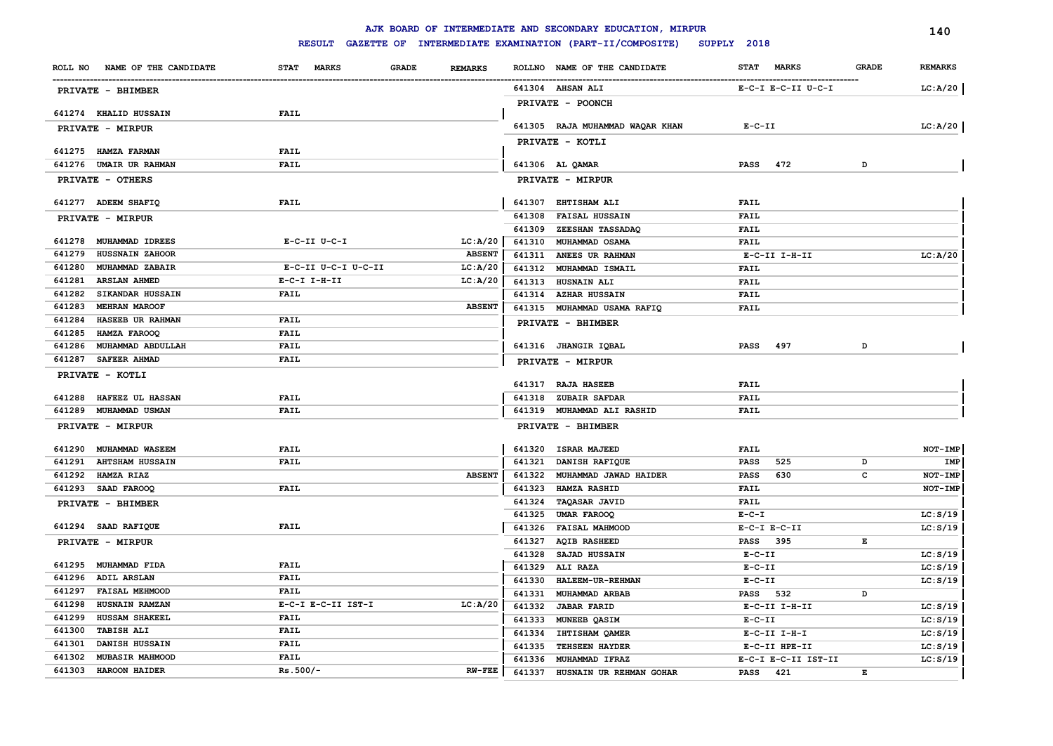# AJK BOARD OF INTERMEDIATE AND SECONDARY EDUCATION, MIRPUR

**RESULT GAZETTE OF INTERMEDIATE EXAMINATION (PART-II/COMPOSITE) SUPPLY 2018**

| ROLL NO | NAME OF THE CANDIDATE | STAT MARKS | GRADE | REMARKS |
|---|---|---|---|---|
| **PRIVATE - BHIMBER** | | | | |
| 641274 | KHALID HUSSAIN | FAIL | | |
| **PRIVATE - MIRPUR** | | | | |
| 641275 | HAMZA FARMAN | FAIL | | |
| 641276 | UMAIR UR RAHMAN | FAIL | | |
| **PRIVATE - OTHERS** | | | | |
| 641277 | ADEEM SHAFIQ | FAIL | | |
| **PRIVATE - MIRPUR** | | | | |
| 641278 | MUHAMMAD IDREES | E-C-II U-C-I | | LC:A/20 |
| 641279 | HUSSNAIN ZAHOOR | | | ABSENT |
| 641280 | MUHAMMAD ZABAIR | E-C-II U-C-I U-C-II | | LC:A/20 |
| 641281 | ARSLAN AHMED | E-C-I I-H-II | | LC:A/20 |
| 641282 | SIKANDAR HUSSAIN | FAIL | | |
| 641283 | MEHRAN MAROOF | | | ABSENT |
| 641284 | HASEEB UR RAHMAN | FAIL | | |
| 641285 | HAMZA FAROOQ | FAIL | | |
| 641286 | MUHAMMAD ABDULLAH | FAIL | | |
| 641287 | SAFEER AHMAD | FAIL | | |
| **PRIVATE - KOTLI** | | | | |
| 641288 | HAFEEZ UL HASSAN | FAIL | | |
| 641289 | MUHAMMAD USMAN | FAIL | | |
| **PRIVATE - MIRPUR** | | | | |
| 641290 | MUHAMMAD WASEEM | FAIL | | |
| 641291 | AHTSHAM HUSSAIN | FAIL | | |
| 641292 | HAMZA RIAZ | | | ABSENT |
| 641293 | SAAD FAROOQ | FAIL | | |
| **PRIVATE - BHIMBER** | | | | |
| 641294 | SAAD RAFIQUE | FAIL | | |
| **PRIVATE - MIRPUR** | | | | |
| 641295 | MUHAMMAD FIDA | FAIL | | |
| 641296 | ADIL ARSLAN | FAIL | | |
| 641297 | FAISAL MEHMOOD | FAIL | | |
| 641298 | HUSNAIN RAMZAN | E-C-I E-C-II IST-I | | LC:A/20 |
| 641299 | HUSSAM SHAKEEL | FAIL | | |
| 641300 | TABISH ALI | FAIL | | |
| 641301 | DANISH HUSSAIN | FAIL | | |
| 641302 | MUBASIR MAHMOOD | FAIL | | |
| 641303 | HAROON HAIDER | Rs.500/- | | RW-FEE |
| 641304 | AHSAN ALI | E-C-I E-C-II U-C-I | | LC:A/20 |
| **PRIVATE - POONCH** | | | | |
| 641305 | RAJA MUHAMMAD WAQAR KHAN | E-C-II | | LC:A/20 |
| **PRIVATE - KOTLI** | | | | |
| 641306 | AL QAMAR | PASS 472 | D | |
| **PRIVATE - MIRPUR** | | | | |
| 641307 | EHTISHAM ALI | FAIL | | |
| 641308 | FAISAL HUSSAIN | FAIL | | |
| 641309 | ZEESHAN TASSADAQ | FAIL | | |
| 641310 | MUHAMMAD OSAMA | FAIL | | |
| 641311 | ANEES UR RAHMAN | E-C-II I-H-II | | LC:A/20 |
| 641312 | MUHAMMAD ISMAIL | FAIL | | |
| 641313 | HUSNAIN ALI | FAIL | | |
| 641314 | AZHAR HUSSAIN | FAIL | | |
| 641315 | MUHAMMAD USAMA RAFIQ | FAIL | | |
| **PRIVATE - BHIMBER** | | | | |
| 641316 | JHANGIR IQBAL | PASS 497 | D | |
| **PRIVATE - MIRPUR** | | | | |
| 641317 | RAJA HASEEB | FAIL | | |
| 641318 | ZUBAIR SAFDAR | FAIL | | |
| 641319 | MUHAMMAD ALI RASHID | FAIL | | |
| **PRIVATE - BHIMBER** | | | | |
| 641320 | ISRAR MAJEED | FAIL | | NOT-IMP |
| 641321 | DANISH RAFIQUE | PASS 525 | D | IMP |
| 641322 | MUHAMMAD JAWAD HAIDER | PASS 630 | C | NOT-IMP |
| 641323 | HAMZA RASHID | FAIL | | NOT-IMP |
| 641324 | TAQASAR JAVID | FAIL | | |
| 641325 | UMAR FAROOQ | E-C-I | | LC:S/19 |
| 641326 | FAISAL MAHMOOD | E-C-I E-C-II | | LC:S/19 |
| 641327 | AQIB RASHEED | PASS 395 | E | |
| 641328 | SAJAD HUSSAIN | E-C-II | | LC:S/19 |
| 641329 | ALI RAZA | E-C-II | | LC:S/19 |
| 641330 | HALEEM-UR-REHMAN | E-C-II | | LC:S/19 |
| 641331 | MUHAMMAD ARBAB | PASS 532 | D | |
| 641332 | JABAR FARID | E-C-II I-H-II | | LC:S/19 |
| 641333 | MUNEEB QASIM | E-C-II | | LC:S/19 |
| 641334 | IHTISHAM QAMER | E-C-II I-H-I | | LC:S/19 |
| 641335 | TEHSEEN HAYDER | E-C-II HPE-II | | LC:S/19 |
| 641336 | MUHAMMAD IFRAZ | E-C-I E-C-II IST-II | | LC:S/19 |
| 641337 | HUSNAIN UR REHMAN GOHAR | PASS 421 | E | |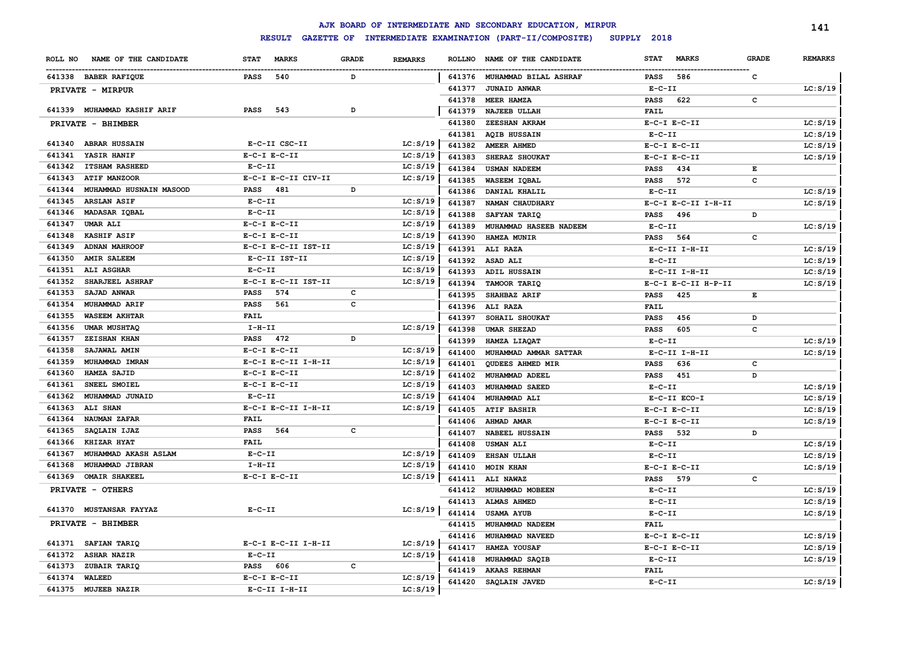# AJK BOARD OF INTERMEDIATE AND SECONDARY EDUCATION, MIRPUR

**RESULT GAZETTE OF INTERMEDIATE EXAMINATION (PART-II/COMPOSITE) SUPPLY 2018**

| ROLL NO | NAME OF THE CANDIDATE | STAT MARKS | GRADE | REMARKS |
|---|---|---|---|---|
| 641338 | BABER RAFIQUE | PASS 540 | D | |
| | **PRIVATE - MIRPUR** | | | |
| 641339 | MUHAMMAD KASHIF ARIF | PASS 543 | D | |
| | **PRIVATE - BHIMBER** | | | |
| 641340 | ABRAR HUSSAIN | E-C-II CSC-II | | LC:S/19 |
| 641341 | YASIR HANIF | E-C-I E-C-II | | LC:S/19 |
| 641342 | ITSHAM RASHEED | E-C-II | | LC:S/19 |
| 641343 | ATIF MANZOOR | E-C-I E-C-II CIV-II | | LC:S/19 |
| 641344 | MUHAMMAD HUSNAIN MASOOD | PASS 481 | D | |
| 641345 | ARSLAN ASIF | E-C-II | | LC:S/19 |
| 641346 | MADASAR IQBAL | E-C-II | | LC:S/19 |
| 641347 | UMAR ALI | E-C-I E-C-II | | LC:S/19 |
| 641348 | KASHIF ASIF | E-C-I E-C-II | | LC:S/19 |
| 641349 | ADNAN MAHROOF | E-C-I E-C-II IST-II | | LC:S/19 |
| 641350 | AMIR SALEEM | E-C-II IST-II | | LC:S/19 |
| 641351 | ALI ASGHAR | E-C-II | | LC:S/19 |
| 641352 | SHARJEEL ASHRAF | E-C-I E-C-II IST-II | | LC:S/19 |
| 641353 | SAJAD ANWAR | PASS 574 | C | |
| 641354 | MUHAMMAD ARIF | PASS 561 | C | |
| 641355 | WASEEM AKHTAR | FAIL | | |
| 641356 | UMAR MUSHTAQ | I-H-II | | LC:S/19 |
| 641357 | ZEISHAN KHAN | PASS 472 | D | |
| 641358 | SAJAWAL AMIN | E-C-I E-C-II | | LC:S/19 |
| 641359 | MUHAMMAD IMRAN | E-C-I E-C-II I-H-II | | LC:S/19 |
| 641360 | HAMZA SAJID | E-C-I E-C-II | | LC:S/19 |
| 641361 | SNEEL SMOIEL | E-C-I E-C-II | | LC:S/19 |
| 641362 | MUHAMMAD JUNAID | E-C-II | | LC:S/19 |
| 641363 | ALI SHAN | E-C-I E-C-II I-H-II | | LC:S/19 |
| 641364 | NAUMAN ZAFAR | FAIL | | |
| 641365 | SAQLAIN IJAZ | PASS 564 | C | |
| 641366 | KHIZAR HYAT | FAIL | | |
| 641367 | MUHAMMAD AKASH ASLAM | E-C-II | | LC:S/19 |
| 641368 | MUHAMMAD JIBRAN | I-H-II | | LC:S/19 |
| 641369 | OMAIR SHAKEEL | E-C-I E-C-II | | LC:S/19 |
| | **PRIVATE - OTHERS** | | | |
| 641370 | MUSTANSAR FAYYAZ | E-C-II | | LC:S/19 |
| | **PRIVATE - BHIMBER** | | | |
| 641371 | SAFIAN TARIQ | E-C-I E-C-II I-H-II | | LC:S/19 |
| 641372 | ASHAR NAZIR | E-C-II | | LC:S/19 |
| 641373 | ZUBAIR TARIQ | PASS 606 | C | |
| 641374 | WALEED | E-C-I E-C-II | | LC:S/19 |
| 641375 | MUJEEB NAZIR | E-C-II I-H-II | | LC:S/19 |
| 641376 | MUHAMMAD BILAL ASHRAF | PASS 586 | C | |
| 641377 | JUNAID ANWAR | E-C-II | | LC:S/19 |
| 641378 | MEER HAMZA | PASS 622 | C | |
| 641379 | NAJEEB ULLAH | FAIL | | |
| 641380 | ZEESHAN AKRAM | E-C-I E-C-II | | LC:S/19 |
| 641381 | AQIB HUSSAIN | E-C-II | | LC:S/19 |
| 641382 | AMEER AHMED | E-C-I E-C-II | | LC:S/19 |
| 641383 | SHERAZ SHOUKAT | E-C-I E-C-II | | LC:S/19 |
| 641384 | USMAN NADEEM | PASS 434 | E | |
| 641385 | WASEEM IQBAL | PASS 572 | C | |
| 641386 | DANIAL KHALIL | E-C-II | | LC:S/19 |
| 641387 | NAMAN CHAUDHARY | E-C-I E-C-II I-H-II | | LC:S/19 |
| 641388 | SAFYAN TARIQ | PASS 496 | D | |
| 641389 | MUHAMMAD HASEEB NADEEM | E-C-II | | LC:S/19 |
| 641390 | HAMZA MUNIR | PASS 564 | C | |
| 641391 | ALI RAZA | E-C-II I-H-II | | LC:S/19 |
| 641392 | ASAD ALI | E-C-II | | LC:S/19 |
| 641393 | ADIL HUSSAIN | E-C-II I-H-II | | LC:S/19 |
| 641394 | TAMOOR TARIQ | E-C-I E-C-II H-P-II | | LC:S/19 |
| 641395 | SHAHBAZ ARIF | PASS 425 | E | |
| 641396 | ALI RAZA | FAIL | | |
| 641397 | SOHAIL SHOUKAT | PASS 456 | D | |
| 641398 | UMAR SHEZAD | PASS 605 | C | |
| 641399 | HAMZA LIAQAT | E-C-II | | LC:S/19 |
| 641400 | MUHAMMAD AMMAR SATTAR | E-C-II I-H-II | | LC:S/19 |
| 641401 | QUDEES AHMED MIR | PASS 636 | C | |
| 641402 | MUHAMMAD ADEEL | PASS 451 | D | |
| 641403 | MUHAMMAD SAEED | E-C-II | | LC:S/19 |
| 641404 | MUHAMMAD ALI | E-C-II ECO-I | | LC:S/19 |
| 641405 | ATIF BASHIR | E-C-I E-C-II | | LC:S/19 |
| 641406 | AHMAD AMAR | E-C-I E-C-II | | LC:S/19 |
| 641407 | NABEEL HUSSAIN | PASS 532 | D | |
| 641408 | USMAN ALI | E-C-II | | LC:S/19 |
| 641409 | EHSAN ULLAH | E-C-II | | LC:S/19 |
| 641410 | MOIN KHAN | E-C-I E-C-II | | LC:S/19 |
| 641411 | ALI NAWAZ | PASS 579 | C | |
| 641412 | MUHAMMAD MOBEEN | E-C-II | | LC:S/19 |
| 641413 | ALMAS AHMED | E-C-II | | LC:S/19 |
| 641414 | USAMA AYUB | E-C-II | | LC:S/19 |
| 641415 | MUHAMMAD NADEEM | FAIL | | |
| 641416 | MUHAMMAD NAVEED | E-C-I E-C-II | | LC:S/19 |
| 641417 | HAMZA YOUSAF | E-C-I E-C-II | | LC:S/19 |
| 641418 | MUHAMMAD SAQIB | E-C-II | | LC:S/19 |
| 641419 | AKAAS REHMAN | FAIL | | |
| 641420 | SAQLAIN JAVED | E-C-II | | LC:S/19 |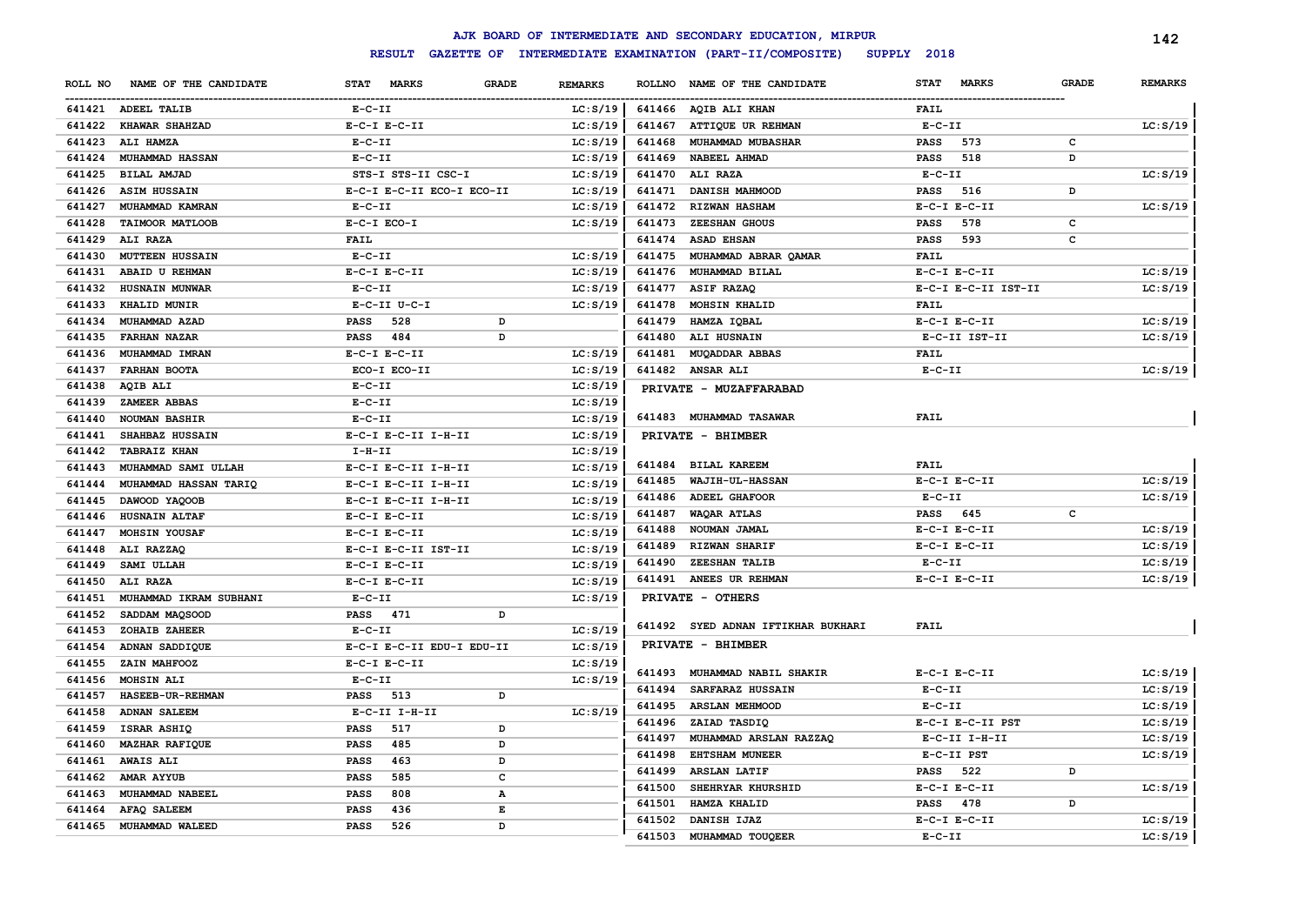# AJK BOARD OF INTERMEDIATE AND SECONDARY EDUCATION, MIRPUR

## RESULT GAZETTE OF INTERMEDIATE EXAMINATION (PART-II/COMPOSITE) SUPPLY 2018

| ROLL NO | NAME OF THE CANDIDATE | STAT MARKS | GRADE | REMARKS |
|---|---|---|---|---|
| 641421 | ADEEL TALIB | E-C-II | | LC:S/19 |
| 641422 | KHAWAR SHAHZAD | E-C-I E-C-II | | LC:S/19 |
| 641423 | ALI HAMZA | E-C-II | | LC:S/19 |
| 641424 | MUHAMMAD HASSAN | E-C-II | | LC:S/19 |
| 641425 | BILAL AMJAD | STS-I STS-II CSC-I | | LC:S/19 |
| 641426 | ASIM HUSSAIN | E-C-I E-C-II ECO-I ECO-II | | LC:S/19 |
| 641427 | MUHAMMAD KAMRAN | E-C-II | | LC:S/19 |
| 641428 | TAIMOOR MATLOOB | E-C-I ECO-I | | LC:S/19 |
| 641429 | ALI RAZA | FAIL | | |
| 641430 | MUTTEEN HUSSAIN | E-C-II | | LC:S/19 |
| 641431 | ABAID U REHMAN | E-C-I E-C-II | | LC:S/19 |
| 641432 | HUSNAIN MUNWAR | E-C-II | | LC:S/19 |
| 641433 | KHALID MUNIR | E-C-II U-C-I | | LC:S/19 |
| 641434 | MUHAMMAD AZAD | PASS 528 | D | |
| 641435 | FARHAN NAZAR | PASS 484 | D | |
| 641436 | MUHAMMAD IMRAN | E-C-I E-C-II | | LC:S/19 |
| 641437 | FARHAN BOOTA | ECO-I ECO-II | | LC:S/19 |
| 641438 | AQIB ALI | E-C-II | | LC:S/19 |
| 641439 | ZAMEER ABBAS | E-C-II | | LC:S/19 |
| 641440 | NOUMAN BASHIR | E-C-II | | LC:S/19 |
| 641441 | SHAHBAZ HUSSAIN | E-C-I E-C-II I-H-II | | LC:S/19 |
| 641442 | TABRAIZ KHAN | I-H-II | | LC:S/19 |
| 641443 | MUHAMMAD SAMI ULLAH | E-C-I E-C-II I-H-II | | LC:S/19 |
| 641444 | MUHAMMAD HASSAN TARIQ | E-C-I E-C-II I-H-II | | LC:S/19 |
| 641445 | DAWOOD YAQOOB | E-C-I E-C-II I-H-II | | LC:S/19 |
| 641446 | HUSNAIN ALTAF | E-C-I E-C-II | | LC:S/19 |
| 641447 | MOHSIN YOUSAF | E-C-I E-C-II | | LC:S/19 |
| 641448 | ALI RAZZAQ | E-C-I E-C-II IST-II | | LC:S/19 |
| 641449 | SAMI ULLAH | E-C-I E-C-II | | LC:S/19 |
| 641450 | ALI RAZA | E-C-I E-C-II | | LC:S/19 |
| 641451 | MUHAMMAD IKRAM SUBHANI | E-C-II | | LC:S/19 |
| 641452 | SADDAM MAQSOOD | PASS 471 | D | |
| 641453 | ZOHAIB ZAHEER | E-C-II | | LC:S/19 |
| 641454 | ADNAN SADDIQUE | E-C-I E-C-II EDU-I EDU-II | | LC:S/19 |
| 641455 | ZAIN MAHFOOZ | E-C-I E-C-II | | LC:S/19 |
| 641456 | MOHSIN ALI | E-C-II | | LC:S/19 |
| 641457 | HASEEB-UR-REHMAN | PASS 513 | D | |
| 641458 | ADNAN SALEEM | E-C-II I-H-II | | LC:S/19 |
| 641459 | ISRAR ASHIQ | PASS 517 | D | |
| 641460 | MAZHAR RAFIQUE | PASS 485 | D | |
| 641461 | AWAIS ALI | PASS 463 | D | |
| 641462 | AMAR AYYUB | PASS 585 | C | |
| 641463 | MUHAMMAD NABEEL | PASS 808 | A | |
| 641464 | AFAQ SALEEM | PASS 436 | E | |
| 641465 | MUHAMMAD WALEED | PASS 526 | D | |
| 641466 | AQIB ALI KHAN | FAIL | | |
| 641467 | ATTIQUE UR REHMAN | E-C-II | | LC:S/19 |
| 641468 | MUHAMMAD MUBASHAR | PASS 573 | C | |
| 641469 | NABEEL AHMAD | PASS 518 | D | |
| 641470 | ALI RAZA | E-C-II | | LC:S/19 |
| 641471 | DANISH MAHMOOD | PASS 516 | D | |
| 641472 | RIZWAN HASHAM | E-C-I E-C-II | | LC:S/19 |
| 641473 | ZEESHAN GHOUS | PASS 578 | C | |
| 641474 | ASAD EHSAN | PASS 593 | C | |
| 641475 | MUHAMMAD ABRAR QAMAR | FAIL | | |
| 641476 | MUHAMMAD BILAL | E-C-I E-C-II | | LC:S/19 |
| 641477 | ASIF RAZAQ | E-C-I E-C-II IST-II | | LC:S/19 |
| 641478 | MOHSIN KHALID | FAIL | | |
| 641479 | HAMZA IQBAL | E-C-I E-C-II | | LC:S/19 |
| 641480 | ALI HUSNAIN | E-C-II IST-II | | LC:S/19 |
| 641481 | MUQADDAR ABBAS | FAIL | | |
| 641482 | ANSAR ALI | E-C-II | | LC:S/19 |

**PRIVATE - MUZAFFARABAD**

| ROLL NO | NAME OF THE CANDIDATE | STAT MARKS | GRADE | REMARKS |
|---|---|---|---|---|
| 641483 | MUHAMMAD TASAWAR | FAIL | | |

**PRIVATE - BHIMBER**

| ROLL NO | NAME OF THE CANDIDATE | STAT MARKS | GRADE | REMARKS |
|---|---|---|---|---|
| 641484 | BILAL KAREEM | FAIL | | |
| 641485 | WAJIH-UL-HASSAN | E-C-I E-C-II | | LC:S/19 |
| 641486 | ADEEL GHAFOOR | E-C-II | | LC:S/19 |
| 641487 | WAQAR ATLAS | PASS 645 | C | |
| 641488 | NOUMAN JAMAL | E-C-I E-C-II | | LC:S/19 |
| 641489 | RIZWAN SHARIF | E-C-I E-C-II | | LC:S/19 |
| 641490 | ZEESHAN TALIB | E-C-II | | LC:S/19 |
| 641491 | ANEES UR REHMAN | E-C-I E-C-II | | LC:S/19 |

**PRIVATE - OTHERS**

| ROLL NO | NAME OF THE CANDIDATE | STAT MARKS | GRADE | REMARKS |
|---|---|---|---|---|
| 641492 | SYED ADNAN IFTIKHAR BUKHARI | FAIL | | |

**PRIVATE - BHIMBER**

| ROLL NO | NAME OF THE CANDIDATE | STAT MARKS | GRADE | REMARKS |
|---|---|---|---|---|
| 641493 | MUHAMMAD NABIL SHAKIR | E-C-I E-C-II | | LC:S/19 |
| 641494 | SARFARAZ HUSSAIN | E-C-II | | LC:S/19 |
| 641495 | ARSLAN MEHMOOD | E-C-II | | LC:S/19 |
| 641496 | ZAIAD TASDIQ | E-C-I E-C-II PST | | LC:S/19 |
| 641497 | MUHAMMAD ARSLAN RAZZAQ | E-C-II I-H-II | | LC:S/19 |
| 641498 | EHTSHAM MUNEER | E-C-II PST | | LC:S/19 |
| 641499 | ARSLAN LATIF | PASS 522 | D | |
| 641500 | SHEHRYAR KHURSHID | E-C-I E-C-II | | LC:S/19 |
| 641501 | HAMZA KHALID | PASS 478 | D | |
| 641502 | DANISH IJAZ | E-C-I E-C-II | | LC:S/19 |
| 641503 | MUHAMMAD TOUQEER | E-C-II | | LC:S/19 |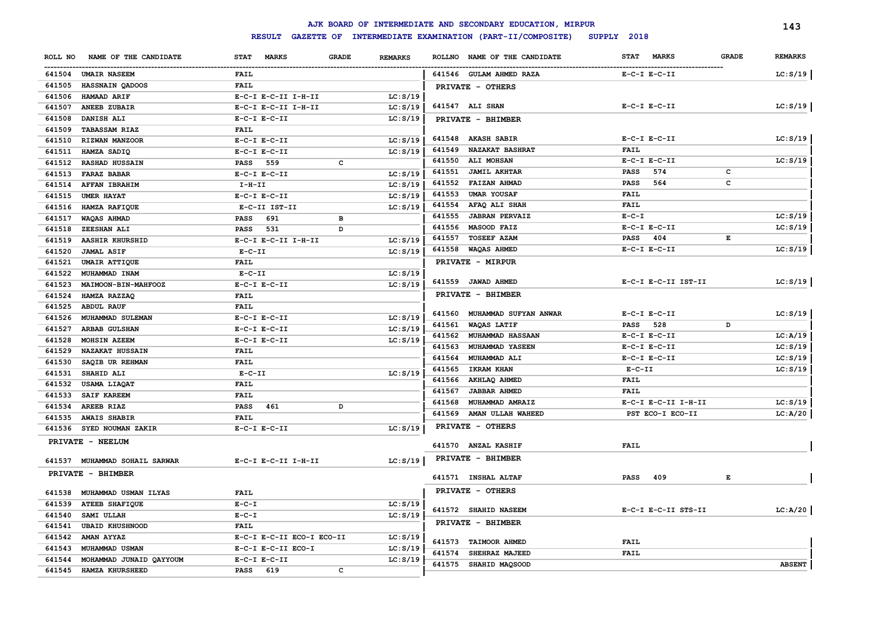# AJK BOARD OF INTERMEDIATE AND SECONDARY EDUCATION, MIRPUR

## RESULT GAZETTE OF INTERMEDIATE EXAMINATION (PART-II/COMPOSITE) SUPPLY 2018

| ROLL NO | NAME OF THE CANDIDATE | STAT MARKS | GRADE | REMARKS |
|---|---|---|---|---|
| 641504 | UMAIR NASEEM | FAIL | | |
| 641505 | HASSNAIN QADOOS | FAIL | | |
| 641506 | HAMAAD ARIF | E-C-I E-C-II I-H-II | | LC:S/19 |
| 641507 | ANEEB ZUBAIR | E-C-I E-C-II I-H-II | | LC:S/19 |
| 641508 | DANISH ALI | E-C-I E-C-II | | LC:S/19 |
| 641509 | TABASSAM RIAZ | FAIL | | |
| 641510 | RIZWAN MANZOOR | E-C-I E-C-II | | LC:S/19 |
| 641511 | HAMZA SADIQ | E-C-I E-C-II | | LC:S/19 |
| 641512 | RASHAD HUSSAIN | PASS 559 | C | |
| 641513 | FARAZ BABAR | E-C-I E-C-II | | LC:S/19 |
| 641514 | AFFAN IBRAHIM | I-H-II | | LC:S/19 |
| 641515 | UMER HAYAT | E-C-I E-C-II | | LC:S/19 |
| 641516 | HAMZA RAFIQUE | E-C-II IST-II | | LC:S/19 |
| 641517 | WAQAS AHMAD | PASS 691 | B | |
| 641518 | ZEESHAN ALI | PASS 531 | D | |
| 641519 | AASHIR KHURSHID | E-C-I E-C-II I-H-II | | LC:S/19 |
| 641520 | JAMAL ASIF | E-C-II | | LC:S/19 |
| 641521 | UMAIR ATTIQUE | FAIL | | |
| 641522 | MUHAMMAD INAM | E-C-II | | LC:S/19 |
| 641523 | MAIMOON-BIN-MAHFOOZ | E-C-I E-C-II | | LC:S/19 |
| 641524 | HAMZA RAZZAQ | FAIL | | |
| 641525 | ABDUL RAUF | FAIL | | |
| 641526 | MUHAMMAD SULEMAN | E-C-I E-C-II | | LC:S/19 |
| 641527 | ARBAB GULSHAN | E-C-I E-C-II | | LC:S/19 |
| 641528 | MOHSIN AZEEM | E-C-I E-C-II | | LC:S/19 |
| 641529 | NAZAKAT HUSSAIN | FAIL | | |
| 641530 | SAQIB UR REHMAN | FAIL | | |
| 641531 | SHAHID ALI | E-C-II | | LC:S/19 |
| 641532 | USAMA LIAQAT | FAIL | | |
| 641533 | SAIF KAREEM | FAIL | | |
| 641534 | AREEB RIAZ | PASS 461 | D | |
| 641535 | AWAIS SHABIR | FAIL | | |
| 641536 | SYED NOUMAN ZAKIR | E-C-I E-C-II | | LC:S/19 |

**PRIVATE - NEELUM**

| ROLL NO | NAME OF THE CANDIDATE | STAT MARKS | GRADE | REMARKS |
|---|---|---|---|---|
| 641537 | MUHAMMAD SOHAIL SARWAR | E-C-I E-C-II I-H-II | | LC:S/19 |

**PRIVATE - BHIMBER**

| ROLL NO | NAME OF THE CANDIDATE | STAT MARKS | GRADE | REMARKS |
|---|---|---|---|---|
| 641538 | MUHAMMAD USMAN ILYAS | FAIL | | |
| 641539 | ATEEB SHAFIQUE | E-C-I | | LC:S/19 |
| 641540 | SAMI ULLAH | E-C-I | | LC:S/19 |
| 641541 | UBAID KHUSHNOOD | FAIL | | |
| 641542 | AMAN AYYAZ | E-C-I E-C-II ECO-I ECO-II | | LC:S/19 |
| 641543 | MUHAMMAD USMAN | E-C-I E-C-II ECO-I | | LC:S/19 |
| 641544 | MOHAMMAD JUNAID QAYYOUM | E-C-I E-C-II | | LC:S/19 |
| 641545 | HAMZA KHURSHEED | PASS 619 | C | |
| 641546 | GULAM AHMED RAZA | E-C-I E-C-II | | LC:S/19 |

**PRIVATE - OTHERS**

| ROLL NO | NAME OF THE CANDIDATE | STAT MARKS | GRADE | REMARKS |
|---|---|---|---|---|
| 641547 | ALI SHAN | E-C-I E-C-II | | LC:S/19 |

**PRIVATE - BHIMBER**

| ROLL NO | NAME OF THE CANDIDATE | STAT MARKS | GRADE | REMARKS |
|---|---|---|---|---|
| 641548 | AKASH SABIR | E-C-I E-C-II | | LC:S/19 |
| 641549 | NAZAKAT BASHRAT | FAIL | | |
| 641550 | ALI MOHSAN | E-C-I E-C-II | | LC:S/19 |
| 641551 | JAMIL AKHTAR | PASS 574 | C | |
| 641552 | FAIZAN AHMAD | PASS 564 | C | |
| 641553 | UMAR YOUSAF | FAIL | | |
| 641554 | AFAQ ALI SHAH | FAIL | | |
| 641555 | JABRAN PERVAIZ | E-C-I | | LC:S/19 |
| 641556 | MASOOD FAIZ | E-C-I E-C-II | | LC:S/19 |
| 641557 | TOSEEF AZAM | PASS 404 | E | |
| 641558 | WAQAS AHMED | E-C-I E-C-II | | LC:S/19 |

**PRIVATE - MIRPUR**

| ROLL NO | NAME OF THE CANDIDATE | STAT MARKS | GRADE | REMARKS |
|---|---|---|---|---|
| 641559 | JAWAD AHMED | E-C-I E-C-II IST-II | | LC:S/19 |

**PRIVATE - BHIMBER**

| ROLL NO | NAME OF THE CANDIDATE | STAT MARKS | GRADE | REMARKS |
|---|---|---|---|---|
| 641560 | MUHAMMAD SUFYAN ANWAR | E-C-I E-C-II | | LC:S/19 |
| 641561 | WAQAS LATIF | PASS 528 | D | |
| 641562 | MUHAMMAD HASSAAN | E-C-I E-C-II | | LC:A/19 |
| 641563 | MUHAMMAD YASEEN | E-C-I E-C-II | | LC:S/19 |
| 641564 | MUHAMMAD ALI | E-C-I E-C-II | | LC:S/19 |
| 641565 | IKRAM KHAN | E-C-II | | LC:S/19 |
| 641566 | AKHLAQ AHMED | FAIL | | |
| 641567 | JABBAR AHMED | FAIL | | |
| 641568 | MUHAMMAD AMRAIZ | E-C-I E-C-II I-H-II | | LC:S/19 |
| 641569 | AMAN ULLAH WAHEED | PST ECO-I ECO-II | | LC:A/20 |

**PRIVATE - OTHERS**

| ROLL NO | NAME OF THE CANDIDATE | STAT MARKS | GRADE | REMARKS |
|---|---|---|---|---|
| 641570 | ANZAL KASHIF | FAIL | | |

**PRIVATE - BHIMBER**

| ROLL NO | NAME OF THE CANDIDATE | STAT MARKS | GRADE | REMARKS |
|---|---|---|---|---|
| 641571 | INSHAL ALTAF | PASS 409 | E | |

**PRIVATE - OTHERS**

| ROLL NO | NAME OF THE CANDIDATE | STAT MARKS | GRADE | REMARKS |
|---|---|---|---|---|
| 641572 | SHAHID NASEEM | E-C-I E-C-II STS-II | | LC:A/20 |

**PRIVATE - BHIMBER**

| ROLL NO | NAME OF THE CANDIDATE | STAT MARKS | GRADE | REMARKS |
|---|---|---|---|---|
| 641573 | TAIMOOR AHMED | FAIL | | |
| 641574 | SHEHRAZ MAJEED | FAIL | | |
| 641575 | SHAHID MAQSOOD | | | ABSENT |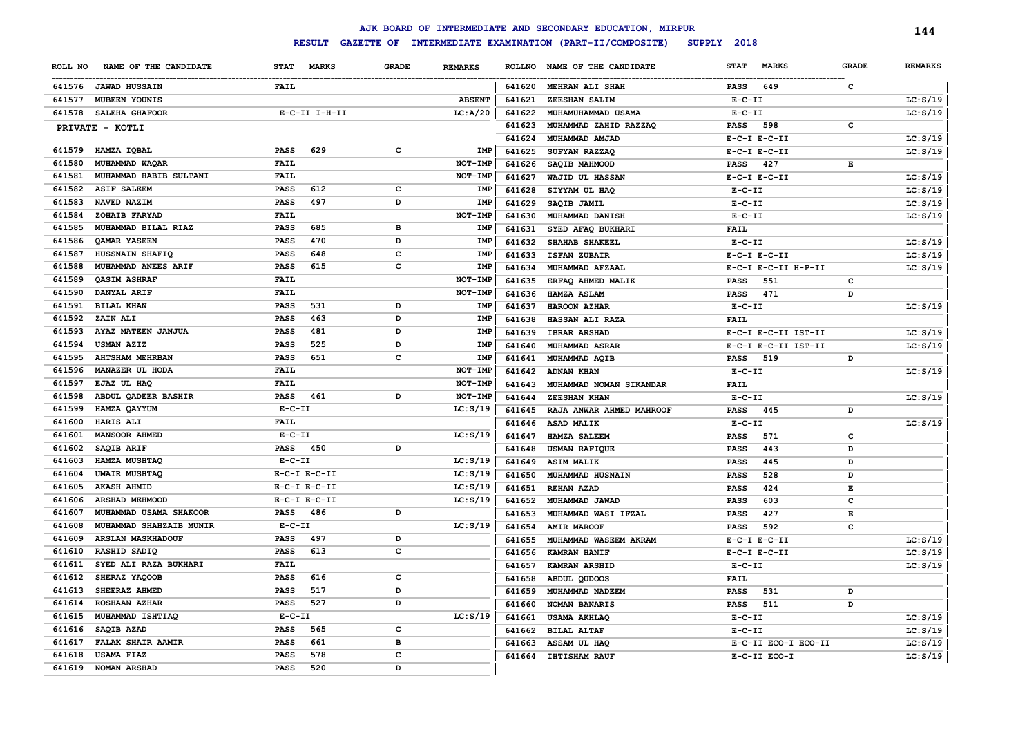# AJK BOARD OF INTERMEDIATE AND SECONDARY EDUCATION, MIRPUR

## RESULT GAZETTE OF INTERMEDIATE EXAMINATION (PART-II/COMPOSITE) SUPPLY 2018

| ROLL NO | NAME OF THE CANDIDATE | STAT | MARKS | GRADE | REMARKS |
|---|---|---|---|---|---|
| 641576 | JAWAD HUSSAIN | FAIL | | | |
| 641577 | MUBEEN YOUNIS | | | | ABSENT |
| 641578 | SALEHA GHAFOOR | E-C-II I-H-II | | | LC:A/20 |

**PRIVATE - KOTLI**

| ROLL NO | NAME OF THE CANDIDATE | STAT | MARKS | GRADE | REMARKS |
|---|---|---|---|---|---|
| 641579 | HAMZA IQBAL | PASS | 629 | C | IMP |
| 641580 | MUHAMMAD WAQAR | FAIL | | | NOT-IMP |
| 641581 | MUHAMMAD HABIB SULTANI | FAIL | | | NOT-IMP |
| 641582 | ASIF SALEEM | PASS | 612 | C | IMP |
| 641583 | NAVED NAZIM | PASS | 497 | D | IMP |
| 641584 | ZOHAIB FARYAD | FAIL | | | NOT-IMP |
| 641585 | MUHAMMAD BILAL RIAZ | PASS | 685 | B | IMP |
| 641586 | QAMAR YASEEN | PASS | 470 | D | IMP |
| 641587 | HUSSNAIN SHAFIQ | PASS | 648 | C | IMP |
| 641588 | MUHAMMAD ANEES ARIF | PASS | 615 | C | IMP |
| 641589 | QASIM ASHRAF | FAIL | | | NOT-IMP |
| 641590 | DANYAL ARIF | FAIL | | | NOT-IMP |
| 641591 | BILAL KHAN | PASS | 531 | D | IMP |
| 641592 | ZAIN ALI | PASS | 463 | D | IMP |
| 641593 | AYAZ MATEEN JANJUA | PASS | 481 | D | IMP |
| 641594 | USMAN AZIZ | PASS | 525 | D | IMP |
| 641595 | AHTSHAM MEHRBAN | PASS | 651 | C | IMP |
| 641596 | MANAZER UL HODA | FAIL | | | NOT-IMP |
| 641597 | EJAZ UL HAQ | FAIL | | | NOT-IMP |
| 641598 | ABDUL QADEER BASHIR | PASS | 461 | D | NOT-IMP |
| 641599 | HAMZA QAYYUM | E-C-II | | | LC:S/19 |
| 641600 | HARIS ALI | FAIL | | | |
| 641601 | MANSOOR AHMED | E-C-II | | | LC:S/19 |
| 641602 | SAQIB ARIF | PASS | 450 | D | |
| 641603 | HAMZA MUSHTAQ | E-C-II | | | LC:S/19 |
| 641604 | UMAIR MUSHTAQ | E-C-I E-C-II | | | LC:S/19 |
| 641605 | AKASH AHMID | E-C-I E-C-II | | | LC:S/19 |
| 641606 | ARSHAD MEHMOOD | E-C-I E-C-II | | | LC:S/19 |
| 641607 | MUHAMMAD USAMA SHAKOOR | PASS | 486 | D | |
| 641608 | MUHAMMAD SHAHZAIB MUNIR | E-C-II | | | LC:S/19 |
| 641609 | ARSLAN MASKHADOUF | PASS | 497 | D | |
| 641610 | RASHID SADIQ | PASS | 613 | C | |
| 641611 | SYED ALI RAZA BUKHARI | FAIL | | | |
| 641612 | SHERAZ YAQOOB | PASS | 616 | C | |
| 641613 | SHEERAZ AHMED | PASS | 517 | D | |
| 641614 | ROSHAAN AZHAR | PASS | 527 | D | |
| 641615 | MUHAMMAD ISHTIAQ | E-C-II | | | LC:S/19 |
| 641616 | SAQIB AZAD | PASS | 565 | C | |
| 641617 | FALAK SHAIR AAMIR | PASS | 661 | B | |
| 641618 | USAMA FIAZ | PASS | 578 | C | |
| 641619 | NOMAN ARSHAD | PASS | 520 | D | |
| 641620 | MEHRAN ALI SHAH | PASS | 649 | C | |
| 641621 | ZEESHAN SALIM | E-C-II | | | LC:S/19 |
| 641622 | MUHAMUHAMMAD USAMA | E-C-II | | | LC:S/19 |
| 641623 | MUHAMMAD ZAHID RAZZAQ | PASS | 598 | C | |
| 641624 | MUHAMMAD AMJAD | E-C-I E-C-II | | | LC:S/19 |
| 641625 | SUFYAN RAZZAQ | E-C-I E-C-II | | | LC:S/19 |
| 641626 | SAQIB MAHMOOD | PASS | 427 | E | |
| 641627 | WAJID UL HASSAN | E-C-I E-C-II | | | LC:S/19 |
| 641628 | SIYYAM UL HAQ | E-C-II | | | LC:S/19 |
| 641629 | SAQIB JAMIL | E-C-II | | | LC:S/19 |
| 641630 | MUHAMMAD DANISH | E-C-II | | | LC:S/19 |
| 641631 | SYED AFAQ BUKHARI | FAIL | | | |
| 641632 | SHAHAB SHAKEEL | E-C-II | | | LC:S/19 |
| 641633 | ISFAN ZUBAIR | E-C-I E-C-II | | | LC:S/19 |
| 641634 | MUHAMMAD AFZAAL | E-C-I E-C-II H-P-II | | | LC:S/19 |
| 641635 | ERFAQ AHMED MALIK | PASS | 551 | C | |
| 641636 | HAMZA ASLAM | PASS | 471 | D | |
| 641637 | HAROON AZHAR | E-C-II | | | LC:S/19 |
| 641638 | HASSAN ALI RAZA | FAIL | | | |
| 641639 | IBRAR ARSHAD | E-C-I E-C-II IST-II | | | LC:S/19 |
| 641640 | MUHAMMAD ASRAR | E-C-I E-C-II IST-II | | | LC:S/19 |
| 641641 | MUHAMMAD AQIB | PASS | 519 | D | |
| 641642 | ADNAN KHAN | E-C-II | | | LC:S/19 |
| 641643 | MUHAMMAD NOMAN SIKANDAR | FAIL | | | |
| 641644 | ZEESHAN KHAN | E-C-II | | | LC:S/19 |
| 641645 | RAJA ANWAR AHMED MAHROOF | PASS | 445 | D | |
| 641646 | ASAD MALIK | E-C-II | | | LC:S/19 |
| 641647 | HAMZA SALEEM | PASS | 571 | C | |
| 641648 | USMAN RAFIQUE | PASS | 443 | D | |
| 641649 | ASIM MALIK | PASS | 445 | D | |
| 641650 | MUHAMMAD HUSNAIN | PASS | 528 | D | |
| 641651 | REHAN AZAD | PASS | 424 | E | |
| 641652 | MUHAMMAD JAWAD | PASS | 603 | C | |
| 641653 | MUHAMMAD WASI IFZAL | PASS | 427 | E | |
| 641654 | AMIR MAROOF | PASS | 592 | C | |
| 641655 | MUHAMMAD WASEEM AKRAM | E-C-I E-C-II | | | LC:S/19 |
| 641656 | KAMRAN HANIF | E-C-I E-C-II | | | LC:S/19 |
| 641657 | KAMRAN ARSHID | E-C-II | | | LC:S/19 |
| 641658 | ABDUL QUDOOS | FAIL | | | |
| 641659 | MUHAMMAD NADEEM | PASS | 531 | D | |
| 641660 | NOMAN BANARIS | PASS | 511 | D | |
| 641661 | USAMA AKHLAQ | E-C-II | | | LC:S/19 |
| 641662 | BILAL ALTAF | E-C-II | | | LC:S/19 |
| 641663 | ASSAM UL HAQ | E-C-II ECO-I ECO-II | | | LC:S/19 |
| 641664 | IHTISHAM RAUF | E-C-II ECO-I | | | LC:S/19 |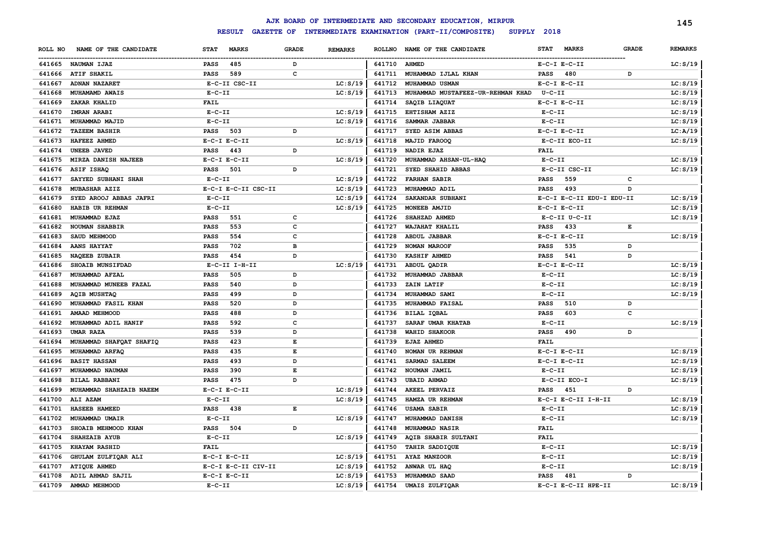# AJK BOARD OF INTERMEDIATE AND SECONDARY EDUCATION, MIRPUR

## RESULT GAZETTE OF INTERMEDIATE EXAMINATION (PART-II/COMPOSITE) SUPPLY 2018

| ROLL NO | NAME OF THE CANDIDATE | STAT MARKS | GRADE | REMARKS |
|---|---|---|---|---|
| 641665 | NAUMAN IJAZ | PASS 485 | D | |
| 641666 | ATIF SHAKIL | PASS 589 | C | |
| 641667 | ADNAN NAZARET | E-C-II CSC-II | | LC:S/19 |
| 641668 | MUHAMAMD AWAIS | E-C-II | | LC:S/19 |
| 641669 | ZAKAR KHALID | FAIL | | |
| 641670 | IMRAN ARABI | E-C-II | | LC:S/19 |
| 641671 | MUHAMMAD MAJID | E-C-II | | LC:S/19 |
| 641672 | TAZEEM BASHIR | PASS 503 | D | |
| 641673 | HAFEEZ AHMED | E-C-I E-C-II | | LC:S/19 |
| 641674 | UNEEB JAVED | PASS 443 | D | |
| 641675 | MIRZA DANISH NAJEEB | E-C-I E-C-II | | LC:S/19 |
| 641676 | ASIF ISHAQ | PASS 501 | D | |
| 641677 | SAYYED SUBHANI SHAH | E-C-II | | LC:S/19 |
| 641678 | MUBASHAR AZIZ | E-C-I E-C-II CSC-II | | LC:S/19 |
| 641679 | SYED AROOJ ABBAS JAFRI | E-C-II | | LC:S/19 |
| 641680 | HABIB UR REHMAN | E-C-II | | LC:S/19 |
| 641681 | MUHAMMAD EJAZ | PASS 551 | C | |
| 641682 | NOUMAN SHABBIR | PASS 553 | C | |
| 641683 | SAUD MEHMOOD | PASS 554 | C | |
| 641684 | AANS HAYYAT | PASS 702 | B | |
| 641685 | NAQEEB ZUBAIR | PASS 454 | D | |
| 641686 | SHOAIB MUNSIFDAD | E-C-II I-H-II | | LC:S/19 |
| 641687 | MUHAMMAD AFZAL | PASS 505 | D | |
| 641688 | MUHAMMAD MUNEEB FAZAL | PASS 540 | D | |
| 641689 | AQIB MUSHTAQ | PASS 499 | D | |
| 641690 | MUHAMMAD FASIL KHAN | PASS 520 | D | |
| 641691 | AMAAD MEHMOOD | PASS 488 | D | |
| 641692 | MUHAMMAD ADIL HANIF | PASS 592 | C | |
| 641693 | UMAR RAZA | PASS 539 | D | |
| 641694 | MUHAMMAD SHAFQAT SHAFIQ | PASS 423 | E | |
| 641695 | MUHAMMAD ARFAQ | PASS 435 | E | |
| 641696 | BASIT HASSAN | PASS 493 | D | |
| 641697 | MUHAMMAD NAUMAN | PASS 390 | E | |
| 641698 | BILAL RABBANI | PASS 475 | D | |
| 641699 | MUHAMMAD SHAHZAIB NAEEM | E-C-I E-C-II | | LC:S/19 |
| 641700 | ALI AZAM | E-C-II | | LC:S/19 |
| 641701 | HASEEB HAMEED | PASS 438 | E | |
| 641702 | MUHAMMAD UMAIR | E-C-II | | LC:S/19 |
| 641703 | SHOAIB MEHMOOD KHAN | PASS 504 | D | |
| 641704 | SHAHZAIB AYUB | E-C-II | | LC:S/19 |
| 641705 | KHAYAM RASHID | FAIL | | |
| 641706 | GHULAM ZULFIQAR ALI | E-C-I E-C-II | | LC:S/19 |
| 641707 | ATIQUE AHMED | E-C-I E-C-II CIV-II | | LC:S/19 |
| 641708 | ADIL AHMAD SAJIL | E-C-I E-C-II | | LC:S/19 |
| 641709 | AMMAD MEHMOOD | E-C-II | | LC:S/19 |
| 641710 | AHMED | E-C-I E-C-II | | LC:S/19 |
| 641711 | MUHAMMAD IJLAL KHAN | PASS 480 | D | |
| 641712 | MUHAMMAD USMAN | E-C-I E-C-II | | LC:S/19 |
| 641713 | MUHAMMAD MUSTAFEEZ-UR-REHMAN KHAD | U-C-II | | LC:S/19 |
| 641714 | SAQIB LIAQUAT | E-C-I E-C-II | | LC:S/19 |
| 641715 | EHTISHAM AZIZ | E-C-II | | LC:S/19 |
| 641716 | SAMMAR JABBAR | E-C-II | | LC:S/19 |
| 641717 | SYED ASIM ABBAS | E-C-I E-C-II | | LC:A/19 |
| 641718 | MAJID FAROOQ | E-C-II ECO-II | | LC:S/19 |
| 641719 | NADIR EJAZ | FAIL | | |
| 641720 | MUHAMMAD AHSAN-UL-HAQ | E-C-II | | LC:S/19 |
| 641721 | SYED SHAHID ABBAS | E-C-II CSC-II | | LC:S/19 |
| 641722 | FARHAN SABIR | PASS 559 | C | |
| 641723 | MUHAMMAD ADIL | PASS 493 | D | |
| 641724 | SAKANDAR SUBHANI | E-C-I E-C-II EDU-I EDU-II | | LC:S/19 |
| 641725 | MONEEB AMJID | E-C-I E-C-II | | LC:S/19 |
| 641726 | SHAHZAD AHMED | E-C-II U-C-II | | LC:S/19 |
| 641727 | WAJAHAT KHALIL | PASS 433 | E | |
| 641728 | ABDUL JABBAR | E-C-I E-C-II | | LC:S/19 |
| 641729 | NOMAN MAROOF | PASS 535 | D | |
| 641730 | KASHIF AHMED | PASS 541 | D | |
| 641731 | ABDUL QADIR | E-C-I E-C-II | | LC:S/19 |
| 641732 | MUHAMMAD JABBAR | E-C-II | | LC:S/19 |
| 641733 | ZAIN LATIF | E-C-II | | LC:S/19 |
| 641734 | MUHAMMAD SAMI | E-C-II | | LC:S/19 |
| 641735 | MUHAMMAD FAISAL | PASS 510 | D | |
| 641736 | BILAL IQBAL | PASS 603 | C | |
| 641737 | SARAF UMAR KHATAB | E-C-II | | LC:S/19 |
| 641738 | WAHID SHAKOOR | PASS 490 | D | |
| 641739 | EJAZ AHMED | FAIL | | |
| 641740 | NOMAN UR REHMAN | E-C-I E-C-II | | LC:S/19 |
| 641741 | SARMAD SALEEM | E-C-I E-C-II | | LC:S/19 |
| 641742 | NOUMAN JAMIL | E-C-II | | LC:S/19 |
| 641743 | UBAID AHMAD | E-C-II ECO-I | | LC:S/19 |
| 641744 | AKEEL PERVAIZ | PASS 451 | D | |
| 641745 | HAMZA UR REHMAN | E-C-I E-C-II I-H-II | | LC:S/19 |
| 641746 | USAMA SABIR | E-C-II | | LC:S/19 |
| 641747 | MUHAMMAD DANISH | E-C-II | | LC:S/19 |
| 641748 | MUHAMMAD NASIR | FAIL | | |
| 641749 | AQIB SHABIR SULTANI | FAIL | | |
| 641750 | TAHIR SADDIQUE | E-C-II | | LC:S/19 |
| 641751 | AYAZ MANZOOR | E-C-II | | LC:S/19 |
| 641752 | ANWAR UL HAQ | E-C-II | | LC:S/19 |
| 641753 | MUHAMMAD SAAD | PASS 481 | D | |
| 641754 | UMAIS ZULFIQAR | E-C-I E-C-II HPE-II | | LC:S/19 |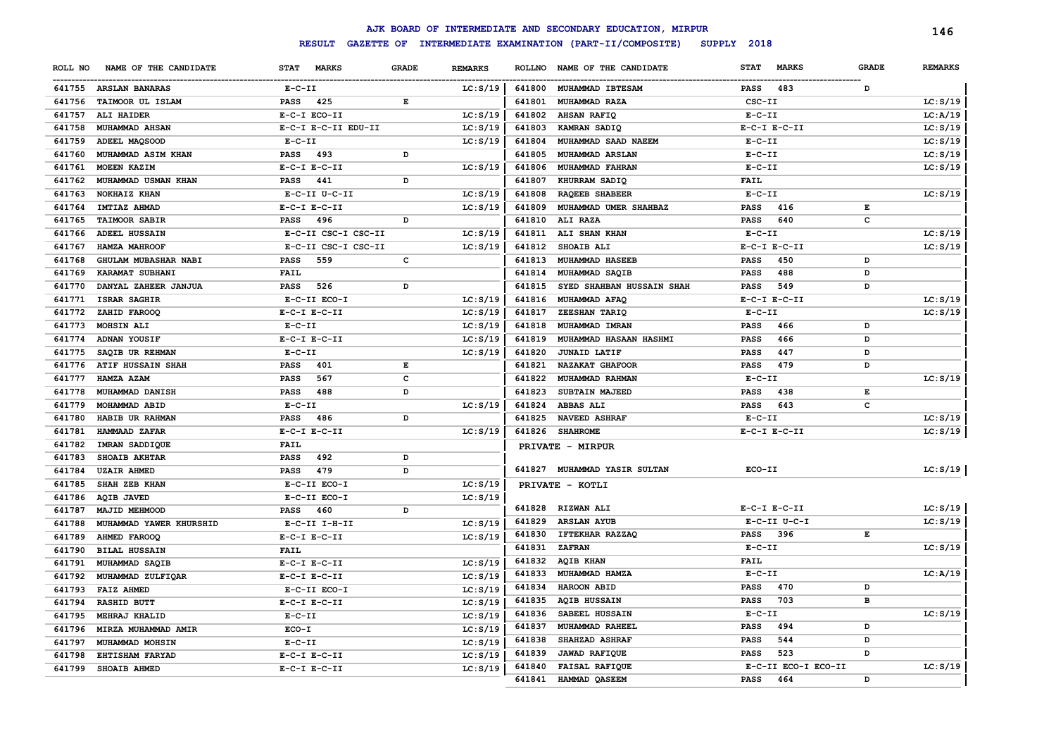# AJK BOARD OF INTERMEDIATE AND SECONDARY EDUCATION, MIRPUR

## RESULT GAZETTE OF INTERMEDIATE EXAMINATION (PART-II/COMPOSITE) SUPPLY 2018

| ROLL NO | NAME OF THE CANDIDATE | STAT MARKS | GRADE | REMARKS |
|---|---|---|---|---|
| 641755 | ARSLAN BANARAS | E-C-II | | LC:S/19 |
| 641756 | TAIMOOR UL ISLAM | PASS 425 | E | |
| 641757 | ALI HAIDER | E-C-I ECO-II | | LC:S/19 |
| 641758 | MUHAMMAD AHSAN | E-C-I E-C-II EDU-II | | LC:S/19 |
| 641759 | ADEEL MAQSOOD | E-C-II | | LC:S/19 |
| 641760 | MUHAMMAD ASIM KHAN | PASS 493 | D | |
| 641761 | MOEEN KAZIM | E-C-I E-C-II | | LC:S/19 |
| 641762 | MUHAMMAD USMAN KHAN | PASS 441 | D | |
| 641763 | NOKHAIZ KHAN | E-C-II U-C-II | | LC:S/19 |
| 641764 | IMTIAZ AHMAD | E-C-I E-C-II | | LC:S/19 |
| 641765 | TAIMOOR SABIR | PASS 496 | D | |
| 641766 | ADEEL HUSSAIN | E-C-II CSC-I CSC-II | | LC:S/19 |
| 641767 | HAMZA MAHROOF | E-C-II CSC-I CSC-II | | LC:S/19 |
| 641768 | GHULAM MUBASHAR NABI | PASS 559 | C | |
| 641769 | KARAMAT SUBHANI | FAIL | | |
| 641770 | DANYAL ZAHEER JANJUA | PASS 526 | D | |
| 641771 | ISRAR SAGHIR | E-C-II ECO-I | | LC:S/19 |
| 641772 | ZAHID FAROOQ | E-C-I E-C-II | | LC:S/19 |
| 641773 | MOHSIN ALI | E-C-II | | LC:S/19 |
| 641774 | ADNAN YOUSIF | E-C-I E-C-II | | LC:S/19 |
| 641775 | SAQIB UR REHMAN | E-C-II | | LC:S/19 |
| 641776 | ATIF HUSSAIN SHAH | PASS 401 | E | |
| 641777 | HAMZA AZAM | PASS 567 | C | |
| 641778 | MUHAMMAD DANISH | PASS 488 | D | |
| 641779 | MOHAMMAD ABID | E-C-II | | LC:S/19 |
| 641780 | HABIB UR RAHMAN | PASS 486 | D | |
| 641781 | HAMMAAD ZAFAR | E-C-I E-C-II | | LC:S/19 |
| 641782 | IMRAN SADDIQUE | FAIL | | |
| 641783 | SHOAIB AKHTAR | PASS 492 | D | |
| 641784 | UZAIR AHMED | PASS 479 | D | |
| 641785 | SHAH ZEB KHAN | E-C-II ECO-I | | LC:S/19 |
| 641786 | AQIB JAVED | E-C-II ECO-I | | LC:S/19 |
| 641787 | MAJID MEHMOOD | PASS 460 | D | |
| 641788 | MUHAMMAD YAWER KHURSHID | E-C-II I-H-II | | LC:S/19 |
| 641789 | AHMED FAROOQ | E-C-I E-C-II | | LC:S/19 |
| 641790 | BILAL HUSSAIN | FAIL | | |
| 641791 | MUHAMMAD SAQIB | E-C-I E-C-II | | LC:S/19 |
| 641792 | MUHAMMAD ZULFIQAR | E-C-I E-C-II | | LC:S/19 |
| 641793 | FAIZ AHMED | E-C-II ECO-I | | LC:S/19 |
| 641794 | RASHID BUTT | E-C-I E-C-II | | LC:S/19 |
| 641795 | MEHRAJ KHALID | E-C-II | | LC:S/19 |
| 641796 | MIRZA MUHAMMAD AMIR | ECO-I | | LC:S/19 |
| 641797 | MUHAMMAD MOHSIN | E-C-II | | LC:S/19 |
| 641798 | EHTISHAM FARYAD | E-C-I E-C-II | | LC:S/19 |
| 641799 | SHOAIB AHMED | E-C-I E-C-II | | LC:S/19 |
| 641800 | MUHAMMAD IBTESAM | PASS 483 | D | |
| 641801 | MUHAMMAD RAZA | CSC-II | | LC:S/19 |
| 641802 | AHSAN RAFIQ | E-C-II | | LC:A/19 |
| 641803 | KAMRAN SADIQ | E-C-I E-C-II | | LC:S/19 |
| 641804 | MUHAMMAD SAAD NAEEM | E-C-II | | LC:S/19 |
| 641805 | MUHAMMAD ARSLAN | E-C-II | | LC:S/19 |
| 641806 | MUHAMMAD FAHRAN | E-C-II | | LC:S/19 |
| 641807 | KHURRAM SADIQ | FAIL | | |
| 641808 | RAQEEB SHABEER | E-C-II | | LC:S/19 |
| 641809 | MUHAMMAD UMER SHAHBAZ | PASS 416 | E | |
| 641810 | ALI RAZA | PASS 640 | C | |
| 641811 | ALI SHAN KHAN | E-C-II | | LC:S/19 |
| 641812 | SHOAIB ALI | E-C-I E-C-II | | LC:S/19 |
| 641813 | MUHAMMAD HASEEB | PASS 450 | D | |
| 641814 | MUHAMMAD SAQIB | PASS 488 | D | |
| 641815 | SYED SHAHBAN HUSSAIN SHAH | PASS 549 | D | |
| 641816 | MUHAMMAD AFAQ | E-C-I E-C-II | | LC:S/19 |
| 641817 | ZEESHAN TARIQ | E-C-II | | LC:S/19 |
| 641818 | MUHAMMAD IMRAN | PASS 466 | D | |
| 641819 | MUHAMMAD HASAAN HASHMI | PASS 466 | D | |
| 641820 | JUNAID LATIF | PASS 447 | D | |
| 641821 | NAZAKAT GHAFOOR | PASS 479 | D | |
| 641822 | MUHAMMAD RAHMAN | E-C-II | | LC:S/19 |
| 641823 | SUBTAIN MAJEED | PASS 438 | E | |
| 641824 | ABBAS ALI | PASS 643 | C | |
| 641825 | NAVEED ASHRAF | E-C-II | | LC:S/19 |
| 641826 | SHAHROME | E-C-I E-C-II | | LC:S/19 |

**PRIVATE - MIRPUR**

| ROLL NO | NAME OF THE CANDIDATE | STAT MARKS | GRADE | REMARKS |
|---|---|---|---|---|
| 641827 | MUHAMMAD YASIR SULTAN | ECO-II | | LC:S/19 |

**PRIVATE - KOTLI**

| ROLL NO | NAME OF THE CANDIDATE | STAT MARKS | GRADE | REMARKS |
|---|---|---|---|---|
| 641828 | RIZWAN ALI | E-C-I E-C-II | | LC:S/19 |
| 641829 | ARSLAN AYUB | E-C-II U-C-I | | LC:S/19 |
| 641830 | IFTEKHAR RAZZAQ | PASS 396 | E | |
| 641831 | ZAFRAN | E-C-II | | LC:S/19 |
| 641832 | AQIB KHAN | FAIL | | |
| 641833 | MUHAMMAD HAMZA | E-C-II | | LC:A/19 |
| 641834 | HAROON ABID | PASS 470 | D | |
| 641835 | AQIB HUSSAIN | PASS 703 | B | |
| 641836 | SABEEL HUSSAIN | E-C-II | | LC:S/19 |
| 641837 | MUHAMMAD RAHEEL | PASS 494 | D | |
| 641838 | SHAHZAD ASHRAF | PASS 544 | D | |
| 641839 | JAWAD RAFIQUE | PASS 523 | D | |
| 641840 | FAISAL RAFIQUE | E-C-II ECO-I ECO-II | | LC:S/19 |
| 641841 | HAMMAD QASEEM | PASS 464 | D | |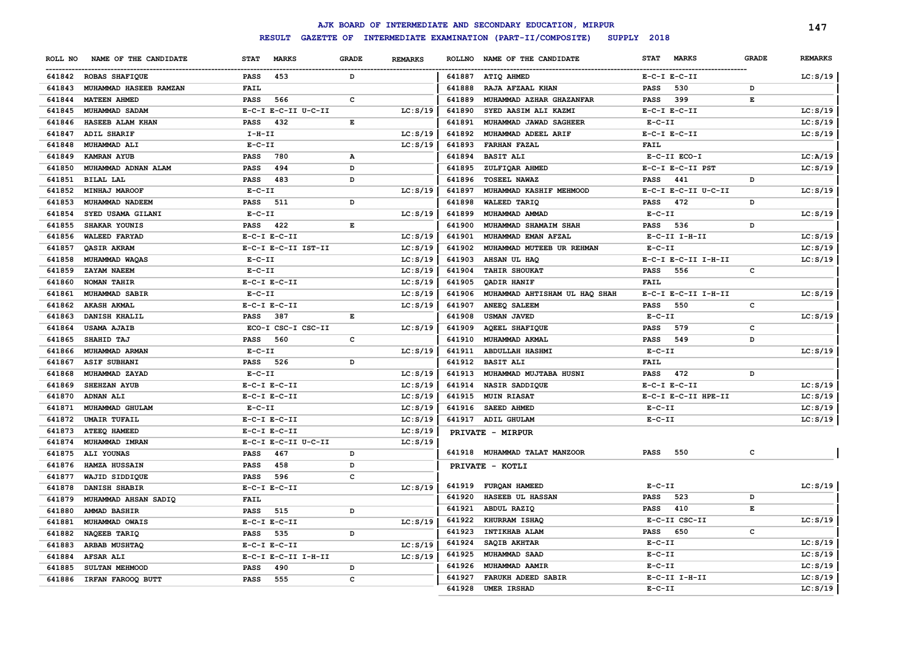# AJK BOARD OF INTERMEDIATE AND SECONDARY EDUCATION, MIRPUR

## RESULT GAZETTE OF INTERMEDIATE EXAMINATION (PART-II/COMPOSITE) SUPPLY 2018

| ROLL NO | NAME OF THE CANDIDATE | STAT MARKS | GRADE | REMARKS |
|---|---|---|---|---|
| 641842 | ROBAS SHAFIQUE | PASS 453 | D | |
| 641843 | MUHAMMAD HASEEB RAMZAN | FAIL | | |
| 641844 | MATEEN AHMED | PASS 566 | C | |
| 641845 | MUHAMMAD SADAM | E-C-I E-C-II U-C-II | | LC:S/19 |
| 641846 | HASEEB ALAM KHAN | PASS 432 | E | |
| 641847 | ADIL SHARIF | I-H-II | | LC:S/19 |
| 641848 | MUHAMMAD ALI | E-C-II | | LC:S/19 |
| 641849 | KAMRAN AYUB | PASS 780 | A | |
| 641850 | MUHAMMAD ADNAN ALAM | PASS 494 | D | |
| 641851 | BILAL LAL | PASS 483 | D | |
| 641852 | MINHAJ MAROOF | E-C-II | | LC:S/19 |
| 641853 | MUHAMMAD NADEEM | PASS 511 | D | |
| 641854 | SYED USAMA GILANI | E-C-II | | LC:S/19 |
| 641855 | SHAKAR YOUNIS | PASS 422 | E | |
| 641856 | WALEED FARYAD | E-C-I E-C-II | | LC:S/19 |
| 641857 | QASIR AKRAM | E-C-I E-C-II IST-II | | LC:S/19 |
| 641858 | MUHAMMAD WAQAS | E-C-II | | LC:S/19 |
| 641859 | ZAYAM NAEEM | E-C-II | | LC:S/19 |
| 641860 | NOMAN TAHIR | E-C-I E-C-II | | LC:S/19 |
| 641861 | MUHAMMAD SABIR | E-C-II | | LC:S/19 |
| 641862 | AKASH AKMAL | E-C-I E-C-II | | LC:S/19 |
| 641863 | DANISH KHALIL | PASS 387 | E | |
| 641864 | USAMA AJAIB | ECO-I CSC-I CSC-II | | LC:S/19 |
| 641865 | SHAHID TAJ | PASS 560 | C | |
| 641866 | MUHAMMAD ARMAN | E-C-II | | LC:S/19 |
| 641867 | ASIF SUBHANI | PASS 526 | D | |
| 641868 | MUHAMMAD ZAYAD | E-C-II | | LC:S/19 |
| 641869 | SHEHZAN AYUB | E-C-I E-C-II | | LC:S/19 |
| 641870 | ADNAN ALI | E-C-I E-C-II | | LC:S/19 |
| 641871 | MUHAMMAD GHULAM | E-C-II | | LC:S/19 |
| 641872 | UMAIR TUFAIL | E-C-I E-C-II | | LC:S/19 |
| 641873 | ATEEQ HAMEED | E-C-I E-C-II | | LC:S/19 |
| 641874 | MUHAMMAD IMRAN | E-C-I E-C-II U-C-II | | LC:S/19 |
| 641875 | ALI YOUNAS | PASS 467 | D | |
| 641876 | HAMZA HUSSAIN | PASS 458 | D | |
| 641877 | WAJID SIDDIQUE | PASS 596 | C | |
| 641878 | DANISH SHABIR | E-C-I E-C-II | | LC:S/19 |
| 641879 | MUHAMMAD AHSAN SADIQ | FAIL | | |
| 641880 | AMMAD BASHIR | PASS 515 | D | |
| 641881 | MUHAMMAD OWAIS | E-C-I E-C-II | | LC:S/19 |
| 641882 | NAQEEB TARIQ | PASS 535 | D | |
| 641883 | ARBAB MUSHTAQ | E-C-I E-C-II | | LC:S/19 |
| 641884 | AFSAR ALI | E-C-I E-C-II I-H-II | | LC:S/19 |
| 641885 | SULTAN MEHMOOD | PASS 490 | D | |
| 641886 | IRFAN FAROOQ BUTT | PASS 555 | C | |
| 641887 | ATIQ AHMED | E-C-I E-C-II | | LC:S/19 |
| 641888 | RAJA AFZAAL KHAN | PASS 530 | D | |
| 641889 | MUHAMMAD AZHAR GHAZANFAR | PASS 399 | E | |
| 641890 | SYED AASIM ALI KAZMI | E-C-I E-C-II | | LC:S/19 |
| 641891 | MUHAMMAD JAWAD SAGHEER | E-C-II | | LC:S/19 |
| 641892 | MUHAMMAD ADEEL ARIF | E-C-I E-C-II | | LC:S/19 |
| 641893 | FARHAN FAZAL | FAIL | | |
| 641894 | BASIT ALI | E-C-II ECO-I | | LC:A/19 |
| 641895 | ZULFIQAR AHMED | E-C-I E-C-II PST | | LC:S/19 |
| 641896 | TOSEEL NAWAZ | PASS 441 | D | |
| 641897 | MUHAMMAD KASHIF MEHMOOD | E-C-I E-C-II U-C-II | | LC:S/19 |
| 641898 | WALEED TARIQ | PASS 472 | D | |
| 641899 | MUHAMMAD AMMAD | E-C-II | | LC:S/19 |
| 641900 | MUHAMMAD SHAMAIM SHAH | PASS 536 | D | |
| 641901 | MUHAMMAD EMAN AFZAL | E-C-II I-H-II | | LC:S/19 |
| 641902 | MUHAMMAD MUTEEB UR REHMAN | E-C-II | | LC:S/19 |
| 641903 | AHSAN UL HAQ | E-C-I E-C-II I-H-II | | LC:S/19 |
| 641904 | TAHIR SHOUKAT | PASS 556 | C | |
| 641905 | QADIR HANIF | FAIL | | |
| 641906 | MUHAMMAD AHTISHAM UL HAQ SHAH | E-C-I E-C-II I-H-II | | LC:S/19 |
| 641907 | ANEEQ SALEEM | PASS 550 | C | |
| 641908 | USMAN JAVED | E-C-II | | LC:S/19 |
| 641909 | AQEEL SHAFIQUE | PASS 579 | C | |
| 641910 | MUHAMMAD AKMAL | PASS 549 | D | |
| 641911 | ABDULLAH HASHMI | E-C-II | | LC:S/19 |
| 641912 | BASIT ALI | FAIL | | |
| 641913 | MUHAMMAD MUJTABA HUSNI | PASS 472 | D | |
| 641914 | NASIR SADDIQUE | E-C-I E-C-II | | LC:S/19 |
| 641915 | MUIN RIASAT | E-C-I E-C-II HPE-II | | LC:S/19 |
| 641916 | SAEED AHMED | E-C-II | | LC:S/19 |
| 641917 | ADIL GHULAM | E-C-II | | LC:S/19 |

### PRIVATE - MIRPUR

| ROLL NO | NAME OF THE CANDIDATE | STAT MARKS | GRADE | REMARKS |
|---|---|---|---|---|
| 641918 | MUHAMMAD TALAT MANZOOR | PASS 550 | C | |

### PRIVATE - KOTLI

| ROLL NO | NAME OF THE CANDIDATE | STAT MARKS | GRADE | REMARKS |
|---|---|---|---|---|
| 641919 | FURQAN HAMEED | E-C-II | | LC:S/19 |
| 641920 | HASEEB UL HASSAN | PASS 523 | D | |
| 641921 | ABDUL RAZIQ | PASS 410 | E | |
| 641922 | KHURRAM ISHAQ | E-C-II CSC-II | | LC:S/19 |
| 641923 | INTIKHAB ALAM | PASS 650 | C | |
| 641924 | SAQIB AKHTAR | E-C-II | | LC:S/19 |
| 641925 | MUHAMMAD SAAD | E-C-II | | LC:S/19 |
| 641926 | MUHAMMAD AAMIR | E-C-II | | LC:S/19 |
| 641927 | FARUKH ADEED SABIR | E-C-II I-H-II | | LC:S/19 |
| 641928 | UMER IRSHAD | E-C-II | | LC:S/19 |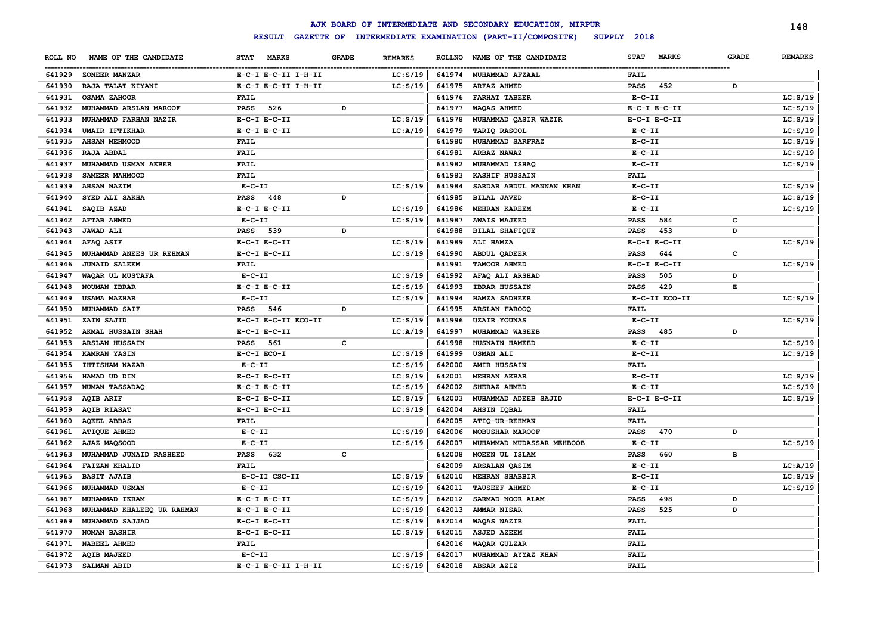# AJK BOARD OF INTERMEDIATE AND SECONDARY EDUCATION, MIRPUR

## RESULT GAZETTE OF INTERMEDIATE EXAMINATION (PART-II/COMPOSITE) SUPPLY 2018

| ROLL NO | NAME OF THE CANDIDATE | STAT MARKS | GRADE | REMARKS |
|---|---|---|---|---|
| 641929 | ZONEER MANZAR | E-C-I E-C-II I-H-II | | LC:S/19 |
| 641930 | RAJA TALAT KIYANI | E-C-I E-C-II I-H-II | | LC:S/19 |
| 641931 | OSAMA ZAHOOR | FAIL | | |
| 641932 | MUHAMMAD ARSLAN MAROOF | PASS 526 | D | |
| 641933 | MUHAMMAD FARHAN NAZIR | E-C-I E-C-II | | LC:S/19 |
| 641934 | UMAIR IFTIKHAR | E-C-I E-C-II | | LC:A/19 |
| 641935 | AHSAN MEHMOOD | FAIL | | |
| 641936 | RAJA ABDAL | FAIL | | |
| 641937 | MUHAMMAD USMAN AKBER | FAIL | | |
| 641938 | SAMEER MAHMOOD | FAIL | | |
| 641939 | AHSAN NAZIM | E-C-II | | LC:S/19 |
| 641940 | SYED ALI SAKHA | PASS 448 | D | |
| 641941 | SAQIB AZAD | E-C-I E-C-II | | LC:S/19 |
| 641942 | AFTAB AHMED | E-C-II | | LC:S/19 |
| 641943 | JAWAD ALI | PASS 539 | D | |
| 641944 | AFAQ ASIF | E-C-I E-C-II | | LC:S/19 |
| 641945 | MUHAMMAD ANEES UR REHMAN | E-C-I E-C-II | | LC:S/19 |
| 641946 | JUNAID SALEEM | FAIL | | |
| 641947 | WAQAR UL MUSTAFA | E-C-II | | LC:S/19 |
| 641948 | NOUMAN IBRAR | E-C-I E-C-II | | LC:S/19 |
| 641949 | USAMA MAZHAR | E-C-II | | LC:S/19 |
| 641950 | MUHAMMAD SAIF | PASS 546 | D | |
| 641951 | ZAIN SAJID | E-C-I E-C-II ECO-II | | LC:S/19 |
| 641952 | AKMAL HUSSAIN SHAH | E-C-I E-C-II | | LC:A/19 |
| 641953 | ARSLAN HUSSAIN | PASS 561 | C | |
| 641954 | KAMRAN YASIN | E-C-I ECO-I | | LC:S/19 |
| 641955 | IHTISHAM NAZAR | E-C-II | | LC:S/19 |
| 641956 | HAMAD UD DIN | E-C-I E-C-II | | LC:S/19 |
| 641957 | NUMAN TASSADAQ | E-C-I E-C-II | | LC:S/19 |
| 641958 | AQIB ARIF | E-C-I E-C-II | | LC:S/19 |
| 641959 | AQIB RIASAT | E-C-I E-C-II | | LC:S/19 |
| 641960 | AQEEL ABBAS | FAIL | | |
| 641961 | ATIQUE AHMED | E-C-II | | LC:S/19 |
| 641962 | AJAZ MAQSOOD | E-C-II | | LC:S/19 |
| 641963 | MUHAMMAD JUNAID RASHEED | PASS 632 | C | |
| 641964 | FAIZAN KHALID | FAIL | | |
| 641965 | BASIT AJAIB | E-C-II CSC-II | | LC:S/19 |
| 641966 | MUHAMMAD USMAN | E-C-II | | LC:S/19 |
| 641967 | MUHAMMAD IKRAM | E-C-I E-C-II | | LC:S/19 |
| 641968 | MUHAMMAD KHALEEQ UR RAHMAN | E-C-I E-C-II | | LC:S/19 |
| 641969 | MUHAMMAD SAJJAD | E-C-I E-C-II | | LC:S/19 |
| 641970 | NOMAN BASHIR | E-C-I E-C-II | | LC:S/19 |
| 641971 | NABEEL AHMED | FAIL | | |
| 641972 | AQIB MAJEED | E-C-II | | LC:S/19 |
| 641973 | SALMAN ABID | E-C-I E-C-II I-H-II | | LC:S/19 |
| 641974 | MUHAMMAD AFZAAL | FAIL | | |
| 641975 | ARFAZ AHMED | PASS 452 | D | |
| 641976 | FARHAT TABEER | E-C-II | | LC:S/19 |
| 641977 | WAQAS AHMED | E-C-I E-C-II | | LC:S/19 |
| 641978 | MUHAMMAD QASIR WAZIR | E-C-I E-C-II | | LC:S/19 |
| 641979 | TARIQ RASOOL | E-C-II | | LC:S/19 |
| 641980 | MUHAMMAD SARFRAZ | E-C-II | | LC:S/19 |
| 641981 | ARBAZ NAWAZ | E-C-II | | LC:S/19 |
| 641982 | MUHAMMAD ISHAQ | E-C-II | | LC:S/19 |
| 641983 | KASHIF HUSSAIN | FAIL | | |
| 641984 | SARDAR ABDUL MANNAN KHAN | E-C-II | | LC:S/19 |
| 641985 | BILAL JAVED | E-C-II | | LC:S/19 |
| 641986 | MEHRAN KAREEM | E-C-II | | LC:S/19 |
| 641987 | AWAIS MAJEED | PASS 584 | C | |
| 641988 | BILAL SHAFIQUE | PASS 453 | D | |
| 641989 | ALI HAMZA | E-C-I E-C-II | | LC:S/19 |
| 641990 | ABDUL QADEER | PASS 644 | C | |
| 641991 | TAMOOR AHMED | E-C-I E-C-II | | LC:S/19 |
| 641992 | AFAQ ALI ARSHAD | PASS 505 | D | |
| 641993 | IBRAR HUSSAIN | PASS 429 | E | |
| 641994 | HAMZA SADHEER | E-C-II ECO-II | | LC:S/19 |
| 641995 | ARSLAN FAROOQ | FAIL | | |
| 641996 | UZAIR YOUNAS | E-C-II | | LC:S/19 |
| 641997 | MUHAMMAD WASEEB | PASS 485 | D | |
| 641998 | HUSNAIN HAMEED | E-C-II | | LC:S/19 |
| 641999 | USMAN ALI | E-C-II | | LC:S/19 |
| 642000 | AMIR HUSSAIN | FAIL | | |
| 642001 | MEHRAN AKBAR | E-C-II | | LC:S/19 |
| 642002 | SHERAZ AHMED | E-C-II | | LC:S/19 |
| 642003 | MUHAMMAD ADEEB SAJID | E-C-I E-C-II | | LC:S/19 |
| 642004 | AHSIN IQBAL | FAIL | | |
| 642005 | ATIQ-UR-REHMAN | FAIL | | |
| 642006 | MOBUSHAR MAROOF | PASS 470 | D | |
| 642007 | MUHAMMAD MUDASSAR MEHBOOB | E-C-II | | LC:S/19 |
| 642008 | MOEEN UL ISLAM | PASS 660 | B | |
| 642009 | ARSALAN QASIM | E-C-II | | LC:A/19 |
| 642010 | MEHRAN SHABBIR | E-C-II | | LC:S/19 |
| 642011 | TAUSEEF AHMED | E-C-II | | LC:S/19 |
| 642012 | SARMAD NOOR ALAM | PASS 498 | D | |
| 642013 | AMMAR NISAR | PASS 525 | D | |
| 642014 | WAQAS NAZIR | FAIL | | |
| 642015 | ASJED AZEEM | FAIL | | |
| 642016 | WAQAR GULZAR | FAIL | | |
| 642017 | MUHAMMAD AYYAZ KHAN | FAIL | | |
| 642018 | ABSAR AZIZ | FAIL | | |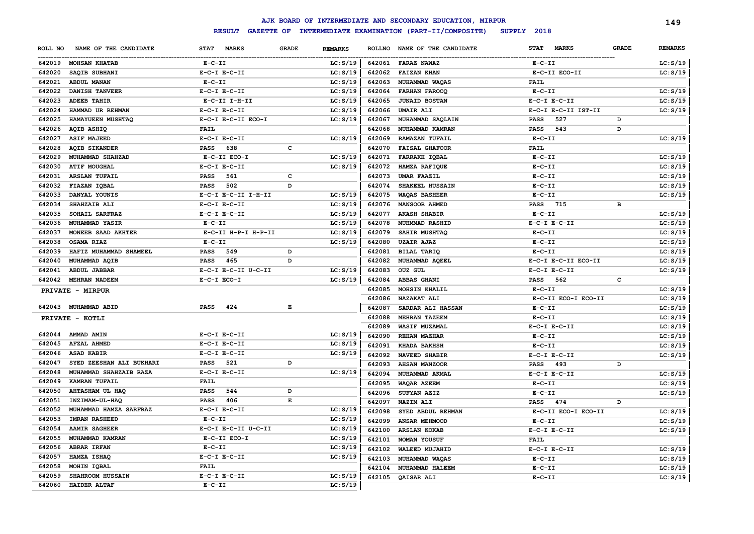# AJK BOARD OF INTERMEDIATE AND SECONDARY EDUCATION, MIRPUR

## RESULT GAZETTE OF INTERMEDIATE EXAMINATION (PART-II/COMPOSITE) SUPPLY 2018

| ROLL NO | NAME OF THE CANDIDATE | STAT MARKS | GRADE | REMARKS |
|---|---|---|---|---|
| 642019 | MOHSAN KHATAB | E-C-II | | LC:S/19 |
| 642020 | SAQIB SUBHANI | E-C-I E-C-II | | LC:S/19 |
| 642021 | ABDUL MANAN | E-C-II | | LC:S/19 |
| 642022 | DANISH TANVEER | E-C-I E-C-II | | LC:S/19 |
| 642023 | ADEEB TAHIR | E-C-II I-H-II | | LC:S/19 |
| 642024 | HAMMAD UR REHMAN | E-C-I E-C-II | | LC:S/19 |
| 642025 | HAMAYUEEN MUSHTAQ | E-C-I E-C-II ECO-I | | LC:S/19 |
| 642026 | AQIB ASHIQ | FAIL | | |
| 642027 | ASIF MAJEED | E-C-I E-C-II | | LC:S/19 |
| 642028 | AQIB SIKANDER | PASS 638 | C | |
| 642029 | MUHAMMAD SHAHZAD | E-C-II ECO-I | | LC:S/19 |
| 642030 | ATIF MOUGHAL | E-C-I E-C-II | | LC:S/19 |
| 642031 | ARSLAN TUFAIL | PASS 561 | C | |
| 642032 | FIAZAN IQBAL | PASS 502 | D | |
| 642033 | DANYAL YOUNIS | E-C-I E-C-II I-H-II | | LC:S/19 |
| 642034 | SHAHZAIB ALI | E-C-I E-C-II | | LC:S/19 |
| 642035 | SOHAIL SARFRAZ | E-C-I E-C-II | | LC:S/19 |
| 642036 | MUHAMMAD YASIR | E-C-II | | LC:S/19 |
| 642037 | MONEEB SAAD AKHTER | E-C-II H-P-I H-P-II | | LC:S/19 |
| 642038 | OSAMA RIAZ | E-C-II | | LC:S/19 |
| 642039 | HAFIZ MUHAMMAD SHAMEEL | PASS 549 | D | |
| 642040 | MUHAMMAD AQIB | PASS 465 | D | |
| 642041 | ABDUL JABBAR | E-C-I E-C-II U-C-II | | LC:S/19 |
| 642042 | MEHRAN NADEEM | E-C-I ECO-I | | LC:S/19 |

### PRIVATE - MIRPUR

| ROLL NO | NAME OF THE CANDIDATE | STAT MARKS | GRADE | REMARKS |
|---|---|---|---|---|
| 642043 | MUHAMMAD ABID | PASS 424 | E | |

### PRIVATE - KOTLI

| ROLL NO | NAME OF THE CANDIDATE | STAT MARKS | GRADE | REMARKS |
|---|---|---|---|---|
| 642044 | AMMAD AMIN | E-C-I E-C-II | | LC:S/19 |
| 642045 | AFZAL AHMED | E-C-I E-C-II | | LC:S/19 |
| 642046 | ASAD KABIR | E-C-I E-C-II | | LC:S/19 |
| 642047 | SYED ZEESHAN ALI BUKHARI | PASS 521 | D | |
| 642048 | MUHAMMAD SHAHZAIB RAZA | E-C-I E-C-II | | LC:S/19 |
| 642049 | KAMRAN TUFAIL | FAIL | | |
| 642050 | AHTASHAM UL HAQ | PASS 544 | D | |
| 642051 | INZIMAM-UL-HAQ | PASS 406 | E | |
| 642052 | MUHAMMAD HAMZA SARFRAZ | E-C-I E-C-II | | LC:S/19 |
| 642053 | IMRAN RASHEED | E-C-II | | LC:S/19 |
| 642054 | AAMIR SAGHEER | E-C-I E-C-II U-C-II | | LC:S/19 |
| 642055 | MUHAMMAD KAMRAN | E-C-II ECO-I | | LC:S/19 |
| 642056 | ABRAR IRFAN | E-C-II | | LC:S/19 |
| 642057 | HAMZA ISHAQ | E-C-I E-C-II | | LC:S/19 |
| 642058 | MOHIN IQBAL | FAIL | | |
| 642059 | SHAHROOM HUSSAIN | E-C-I E-C-II | | LC:S/19 |
| 642060 | HAIDER ALTAF | E-C-II | | LC:S/19 |
| 642061 | FARAZ NAWAZ | E-C-II | | LC:S/19 |
| 642062 | FAIZAN KHAN | E-C-II ECO-II | | LC:S/19 |
| 642063 | MUHAMMAD WAQAS | FAIL | | |
| 642064 | FARHAN FAROOQ | E-C-II | | LC:S/19 |
| 642065 | JUNAID BOSTAN | E-C-I E-C-II | | LC:S/19 |
| 642066 | UMAIR ALI | E-C-I E-C-II IST-II | | LC:S/19 |
| 642067 | MUHAMMAD SAQLAIN | PASS 527 | D | |
| 642068 | MUHAMMAD KAMRAN | PASS 543 | D | |
| 642069 | RAMAZAN TUFAIL | E-C-II | | LC:S/19 |
| 642070 | FAISAL GHAFOOR | FAIL | | |
| 642071 | FARRAKH IQBAL | E-C-II | | LC:S/19 |
| 642072 | HAMZA RAFIQUE | E-C-II | | LC:S/19 |
| 642073 | UMAR FAAZIL | E-C-II | | LC:S/19 |
| 642074 | SHAKEEL HUSSAIN | E-C-II | | LC:S/19 |
| 642075 | WAQAS BASHEER | E-C-II | | LC:S/19 |
| 642076 | MANSOOR AHMED | PASS 715 | B | |
| 642077 | AKASH SHABIR | E-C-II | | LC:S/19 |
| 642078 | MUHMMAD RASHID | E-C-I E-C-II | | LC:S/19 |
| 642079 | SAHIR MUSHTAQ | E-C-II | | LC:S/19 |
| 642080 | UZAIR AJAZ | E-C-II | | LC:S/19 |
| 642081 | BILAL TARIQ | E-C-II | | LC:S/19 |
| 642082 | MUHAMMAD AQEEL | E-C-I E-C-II ECO-II | | LC:S/19 |
| 642083 | OUZ GUL | E-C-I E-C-II | | LC:S/19 |
| 642084 | ABBAS GHANI | PASS 562 | C | |
| 642085 | MOHSIN KHALIL | E-C-II | | LC:S/19 |
| 642086 | NAZAKAT ALI | E-C-II ECO-I ECO-II | | LC:S/19 |
| 642087 | SARDAR ALI HASSAN | E-C-II | | LC:S/19 |
| 642088 | MEHRAN TAZEEM | E-C-II | | LC:S/19 |
| 642089 | WASIF MUZAMAL | E-C-I E-C-II | | LC:S/19 |
| 642090 | REHAN MAZHAR | E-C-II | | LC:S/19 |
| 642091 | KHADA BAKHSH | E-C-II | | LC:S/19 |
| 642092 | NAVEED SHABIR | E-C-I E-C-II | | LC:S/19 |
| 642093 | AHSAN MANZOOR | PASS 493 | D | |
| 642094 | MUHAMMAD AKMAL | E-C-I E-C-II | | LC:S/19 |
| 642095 | WAQAR AZEEM | E-C-II | | LC:S/19 |
| 642096 | SUFYAN AZIZ | E-C-II | | LC:S/19 |
| 642097 | NAZIM ALI | PASS 474 | D | |
| 642098 | SYED ABDUL REHMAN | E-C-II ECO-I ECO-II | | LC:S/19 |
| 642099 | ANSAR MEHMOOD | E-C-II | | LC:S/19 |
| 642100 | ARSLAN KOKAB | E-C-I E-C-II | | LC:S/19 |
| 642101 | NOMAN YOUSUF | FAIL | | |
| 642102 | WALEED MUJAHID | E-C-I E-C-II | | LC:S/19 |
| 642103 | MUHAMMAD WAQAS | E-C-II | | LC:S/19 |
| 642104 | MUHAMMAD HALEEM | E-C-II | | LC:S/19 |
| 642105 | QAISAR ALI | E-C-II | | LC:S/19 |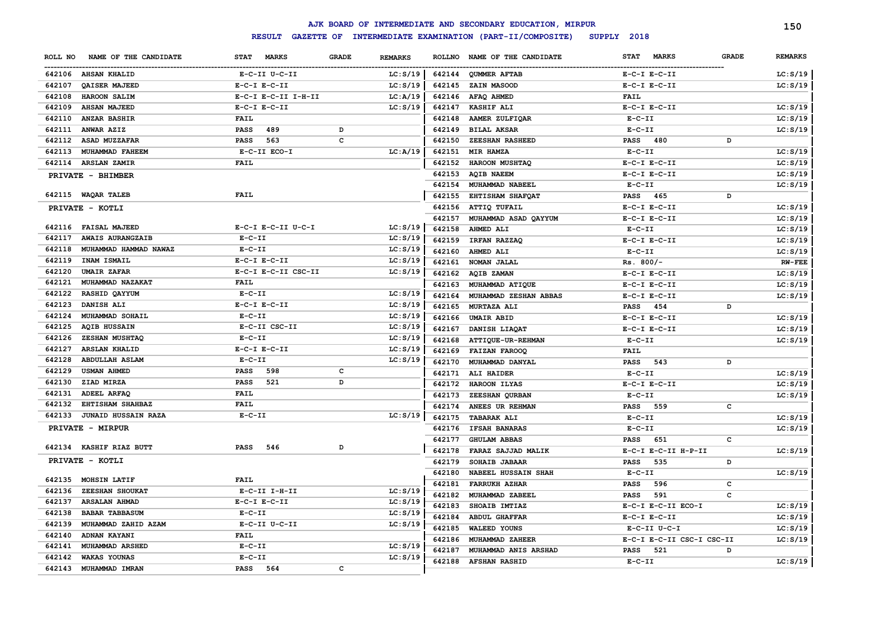# AJK BOARD OF INTERMEDIATE AND SECONDARY EDUCATION, MIRPUR

## RESULT GAZETTE OF INTERMEDIATE EXAMINATION (PART-II/COMPOSITE) SUPPLY 2018

| ROLL NO | NAME OF THE CANDIDATE | STAT MARKS | GRADE | REMARKS |
|---|---|---|---|---|
| 642106 | AHSAN KHALID | E-C-II U-C-II | | LC:S/19 |
| 642107 | QAISER MAJEED | E-C-I E-C-II | | LC:S/19 |
| 642108 | HAROON SALIM | E-C-I E-C-II I-H-II | | LC:A/19 |
| 642109 | AHSAN MAJEED | E-C-I E-C-II | | LC:S/19 |
| 642110 | ANZAR BASHIR | FAIL | | |
| 642111 | ANWAR AZIZ | PASS 489 | D | |
| 642112 | ASAD MUZZAFAR | PASS 563 | C | |
| 642113 | MUHAMMAD FAHEEM | E-C-II ECO-I | | LC:A/19 |
| 642114 | ARSLAN ZAMIR | FAIL | | |
| **PRIVATE - BHIMBER** | | | | |
| 642115 | WAQAR TALEB | FAIL | | |
| **PRIVATE - KOTLI** | | | | |
| 642116 | FAISAL MAJEED | E-C-I E-C-II U-C-I | | LC:S/19 |
| 642117 | AWAIS AURANGZAIB | E-C-II | | LC:S/19 |
| 642118 | MUHAMMAD HAMMAD NAWAZ | E-C-II | | LC:S/19 |
| 642119 | INAM ISMAIL | E-C-I E-C-II | | LC:S/19 |
| 642120 | UMAIR ZAFAR | E-C-I E-C-II CSC-II | | LC:S/19 |
| 642121 | MUHAMMAD NAZAKAT | FAIL | | |
| 642122 | RASHID QAYYUM | E-C-II | | LC:S/19 |
| 642123 | DANISH ALI | E-C-I E-C-II | | LC:S/19 |
| 642124 | MUHAMMAD SOHAIL | E-C-II | | LC:S/19 |
| 642125 | AQIB HUSSAIN | E-C-II CSC-II | | LC:S/19 |
| 642126 | ZESHAN MUSHTAQ | E-C-II | | LC:S/19 |
| 642127 | ARSLAN KHALID | E-C-I E-C-II | | LC:S/19 |
| 642128 | ABDULLAH ASLAM | E-C-II | | LC:S/19 |
| 642129 | USMAN AHMED | PASS 598 | C | |
| 642130 | ZIAD MIRZA | PASS 521 | D | |
| 642131 | ADEEL ARFAQ | FAIL | | |
| 642132 | EHTISHAM SHAHBAZ | FAIL | | |
| 642133 | JUNAID HUSSAIN RAZA | E-C-II | | LC:S/19 |
| **PRIVATE - MIRPUR** | | | | |
| 642134 | KASHIF RIAZ BUTT | PASS 546 | D | |
| **PRIVATE - KOTLI** | | | | |
| 642135 | MOHSIN LATIF | FAIL | | |
| 642136 | ZEESHAN SHOUKAT | E-C-II I-H-II | | LC:S/19 |
| 642137 | ARSALAN AHMAD | E-C-I E-C-II | | LC:S/19 |
| 642138 | BABAR TABBASUM | E-C-II | | LC:S/19 |
| 642139 | MUHAMMAD ZAHID AZAM | E-C-II U-C-II | | LC:S/19 |
| 642140 | ADNAN KAYANI | FAIL | | |
| 642141 | MUHAMMAD ARSHED | E-C-II | | LC:S/19 |
| 642142 | WAKAS YOUNAS | E-C-II | | LC:S/19 |
| 642143 | MUHAMMAD IMRAN | PASS 564 | C | |
| 642144 | QUMMER AFTAB | E-C-I E-C-II | | LC:S/19 |
| 642145 | ZAIN MASOOD | E-C-I E-C-II | | LC:S/19 |
| 642146 | AFAQ AHMED | FAIL | | |
| 642147 | KASHIF ALI | E-C-I E-C-II | | LC:S/19 |
| 642148 | AAMER ZULFIQAR | E-C-II | | LC:S/19 |
| 642149 | BILAL AKSAR | E-C-II | | LC:S/19 |
| 642150 | ZEESHAN RASHEED | PASS 480 | D | |
| 642151 | MIR HAMZA | E-C-II | | LC:S/19 |
| 642152 | HAROON MUSHTAQ | E-C-I E-C-II | | LC:S/19 |
| 642153 | AQIB NAEEM | E-C-I E-C-II | | LC:S/19 |
| 642154 | MUHAMMAD NABEEL | E-C-II | | LC:S/19 |
| 642155 | EHTISHAM SHAFQAT | PASS 465 | D | |
| 642156 | ATTIQ TUFAIL | E-C-I E-C-II | | LC:S/19 |
| 642157 | MUHAMMAD ASAD QAYYUM | E-C-I E-C-II | | LC:S/19 |
| 642158 | AHMED ALI | E-C-II | | LC:S/19 |
| 642159 | IRFAN RAZZAQ | E-C-I E-C-II | | LC:S/19 |
| 642160 | AHMED ALI | E-C-II | | LC:S/19 |
| 642161 | NOMAN JALAL | Rs. 800/- | | RW-FEE |
| 642162 | AQIB ZAMAN | E-C-I E-C-II | | LC:S/19 |
| 642163 | MUHAMMAD ATIQUE | E-C-I E-C-II | | LC:S/19 |
| 642164 | MUHAMMAD ZESHAN ABBAS | E-C-I E-C-II | | LC:S/19 |
| 642165 | MURTAZA ALI | PASS 454 | D | |
| 642166 | UMAIR ABID | E-C-I E-C-II | | LC:S/19 |
| 642167 | DANISH LIAQAT | E-C-I E-C-II | | LC:S/19 |
| 642168 | ATTIQUE-UR-REHMAN | E-C-II | | LC:S/19 |
| 642169 | FAIZAN FAROOQ | FAIL | | |
| 642170 | MUHAMMAD DANYAL | PASS 543 | D | |
| 642171 | ALI HAIDER | E-C-II | | LC:S/19 |
| 642172 | HAROON ILYAS | E-C-I E-C-II | | LC:S/19 |
| 642173 | ZEESHAN QURBAN | E-C-II | | LC:S/19 |
| 642174 | ANEES UR REHMAN | PASS 559 | C | |
| 642175 | TABARAK ALI | E-C-II | | LC:S/19 |
| 642176 | IFSAH BANARAS | E-C-II | | LC:S/19 |
| 642177 | GHULAM ABBAS | PASS 651 | C | |
| 642178 | FARAZ SAJJAD MALIK | E-C-I E-C-II H-P-II | | LC:S/19 |
| 642179 | SOHAIB JABAAR | PASS 535 | D | |
| 642180 | NABEEL HUSSAIN SHAH | E-C-II | | LC:S/19 |
| 642181 | FARRUKH AZHAR | PASS 596 | C | |
| 642182 | MUHAMMAD ZABEEL | PASS 591 | C | |
| 642183 | SHOAIB IMTIAZ | E-C-I E-C-II ECO-I | | LC:S/19 |
| 642184 | ABDUL GHAFFAR | E-C-I E-C-II | | LC:S/19 |
| 642185 | WALEED YOUNS | E-C-II U-C-I | | LC:S/19 |
| 642186 | MUHAMMAD ZAHEER | E-C-I E-C-II CSC-I CSC-II | | LC:S/19 |
| 642187 | MUHAMMAD ANIS ARSHAD | PASS 521 | D | |
| 642188 | AFSHAN RASHID | E-C-II | | LC:S/19 |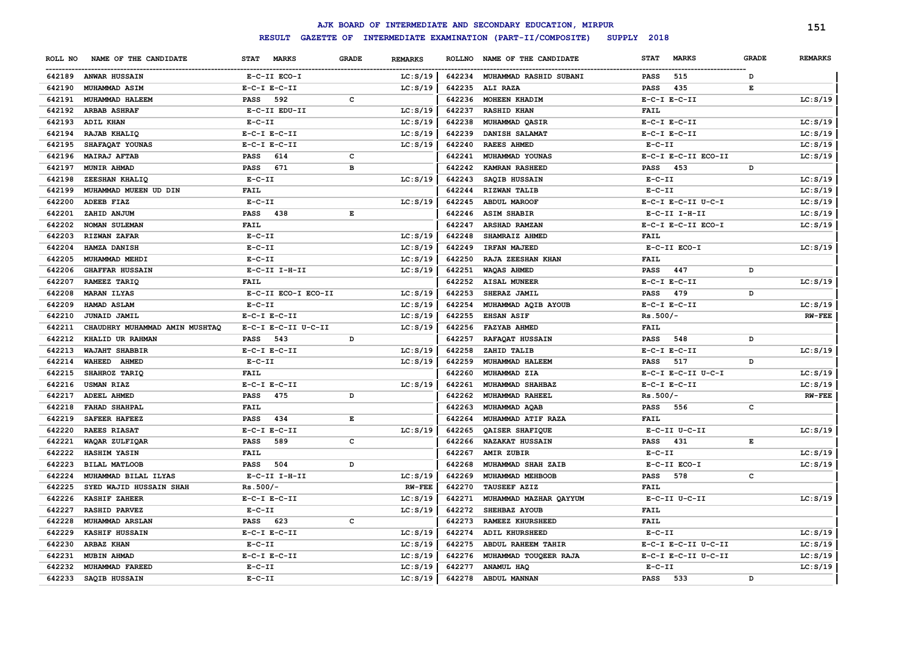# AJK BOARD OF INTERMEDIATE AND SECONDARY EDUCATION, MIRPUR

**RESULT GAZETTE OF INTERMEDIATE EXAMINATION (PART-II/COMPOSITE) SUPPLY 2018**

| ROLL NO | NAME OF THE CANDIDATE | STAT MARKS | GRADE | REMARKS |
|---|---|---|---|---|
| 642189 | ANWAR HUSSAIN | E-C-II ECO-I | | LC:S/19 |
| 642190 | MUHAMMAD ASIM | E-C-I E-C-II | | LC:S/19 |
| 642191 | MUHAMMAD HALEEM | PASS 592 | C | |
| 642192 | ARBAB ASHRAF | E-C-II EDU-II | | LC:S/19 |
| 642193 | ADIL KHAN | E-C-II | | LC:S/19 |
| 642194 | RAJAB KHALIQ | E-C-I E-C-II | | LC:S/19 |
| 642195 | SHAFAQAT YOUNAS | E-C-I E-C-II | | LC:S/19 |
| 642196 | MAIRAJ AFTAB | PASS 614 | C | |
| 642197 | MUNIR AHMAD | PASS 671 | B | |
| 642198 | ZEESHAN KHALIQ | E-C-II | | LC:S/19 |
| 642199 | MUHAMMAD MUEEN UD DIN | FAIL | | |
| 642200 | ADEEB FIAZ | E-C-II | | LC:S/19 |
| 642201 | ZAHID ANJUM | PASS 438 | E | |
| 642202 | NOMAN SULEMAN | FAIL | | |
| 642203 | RIZWAN ZAFAR | E-C-II | | LC:S/19 |
| 642204 | HAMZA DANISH | E-C-II | | LC:S/19 |
| 642205 | MUHAMMAD MEHDI | E-C-II | | LC:S/19 |
| 642206 | GHAFFAR HUSSAIN | E-C-II I-H-II | | LC:S/19 |
| 642207 | RAMEEZ TARIQ | FAIL | | |
| 642208 | MARAN ILYAS | E-C-II ECO-I ECO-II | | LC:S/19 |
| 642209 | HAMAD ASLAM | E-C-II | | LC:S/19 |
| 642210 | JUNAID JAMIL | E-C-I E-C-II | | LC:S/19 |
| 642211 | CHAUDHRY MUHAMMAD AMIN MUSHTAQ | E-C-I E-C-II U-C-II | | LC:S/19 |
| 642212 | KHALID UR RAHMAN | PASS 543 | D | |
| 642213 | WAJAHT SHABBIR | E-C-I E-C-II | | LC:S/19 |
| 642214 | WAHEED AHMED | E-C-II | | LC:S/19 |
| 642215 | SHAHROZ TARIQ | FAIL | | |
| 642216 | USMAN RIAZ | E-C-I E-C-II | | LC:S/19 |
| 642217 | ADEEL AHMED | PASS 475 | D | |
| 642218 | FAHAD SHAHPAL | FAIL | | |
| 642219 | SAFEER HAFEEZ | PASS 434 | E | |
| 642220 | RAEES RIASAT | E-C-I E-C-II | | LC:S/19 |
| 642221 | WAQAR ZULFIQAR | PASS 589 | C | |
| 642222 | HASHIM YASIN | FAIL | | |
| 642223 | BILAL MATLOOB | PASS 504 | D | |
| 642224 | MUHAMMAD BILAL ILYAS | E-C-II I-H-II | | LC:S/19 |
| 642225 | SYED WAJID HUSSAIN SHAH | Rs.500/- | | RW-FEE |
| 642226 | KASHIF ZAHEER | E-C-I E-C-II | | LC:S/19 |
| 642227 | RASHID PARVEZ | E-C-II | | LC:S/19 |
| 642228 | MUHAMMAD ARSLAN | PASS 623 | C | |
| 642229 | KASHIF HUSSAIN | E-C-I E-C-II | | LC:S/19 |
| 642230 | ARBAZ KHAN | E-C-II | | LC:S/19 |
| 642231 | MUBIN AHMAD | E-C-I E-C-II | | LC:S/19 |
| 642232 | MUHAMMAD FAREED | E-C-II | | LC:S/19 |
| 642233 | SAQIB HUSSAIN | E-C-II | | LC:S/19 |
| 642234 | MUHAMMAD RASHID SUBANI | PASS 515 | D | |
| 642235 | ALI RAZA | PASS 435 | E | |
| 642236 | MOHEEN KHADIM | E-C-I E-C-II | | LC:S/19 |
| 642237 | RASHID KHAN | FAIL | | |
| 642238 | MUHAMMAD QASIR | E-C-I E-C-II | | LC:S/19 |
| 642239 | DANISH SALAMAT | E-C-I E-C-II | | LC:S/19 |
| 642240 | RAEES AHMED | E-C-II | | LC:S/19 |
| 642241 | MUHAMMAD YOUNAS | E-C-I E-C-II ECO-II | | LC:S/19 |
| 642242 | KAMRAN RASHEED | PASS 453 | D | |
| 642243 | SAQIB HUSSAIN | E-C-II | | LC:S/19 |
| 642244 | RIZWAN TALIB | E-C-II | | LC:S/19 |
| 642245 | ABDUL MAROOF | E-C-I E-C-II U-C-I | | LC:S/19 |
| 642246 | ASIM SHABIR | E-C-II I-H-II | | LC:S/19 |
| 642247 | ARSHAD RAMZAN | E-C-I E-C-II ECO-I | | LC:S/19 |
| 642248 | SHAMRAIZ AHMED | FAIL | | |
| 642249 | IRFAN MAJEED | E-C-II ECO-I | | LC:S/19 |
| 642250 | RAJA ZEESHAN KHAN | FAIL | | |
| 642251 | WAQAS AHMED | PASS 447 | D | |
| 642252 | AISAL MUNEER | E-C-I E-C-II | | LC:S/19 |
| 642253 | SHERAZ JAMIL | PASS 479 | D | |
| 642254 | MUHAMMAD AQIB AYOUB | E-C-I E-C-II | | LC:S/19 |
| 642255 | EHSAN ASIF | Rs.500/- | | RW-FEE |
| 642256 | FAZYAB AHMED | FAIL | | |
| 642257 | RAFAQAT HUSSAIN | PASS 548 | D | |
| 642258 | ZAHID TALIB | E-C-I E-C-II | | LC:S/19 |
| 642259 | MUHAMMAD HALEEM | PASS 517 | D | |
| 642260 | MUHAMMAD ZIA | E-C-I E-C-II U-C-I | | LC:S/19 |
| 642261 | MUHAMMAD SHAHBAZ | E-C-I E-C-II | | LC:S/19 |
| 642262 | MUHAMMAD RAHEEL | Rs.500/- | | RW-FEE |
| 642263 | MUHAMMAD AQAB | PASS 556 | C | |
| 642264 | MUHAMMAD ATIF RAZA | FAIL | | |
| 642265 | QAISER SHAFIQUE | E-C-II U-C-II | | LC:S/19 |
| 642266 | NAZAKAT HUSSAIN | PASS 431 | E | |
| 642267 | AMIR ZUBIR | E-C-II | | LC:S/19 |
| 642268 | MUHAMMAD SHAH ZAIB | E-C-II ECO-I | | LC:S/19 |
| 642269 | MUHAMMAD MEHBOOB | PASS 578 | C | |
| 642270 | TAUSEEF AZIZ | FAIL | | |
| 642271 | MUHAMMAD MAZHAR QAYYUM | E-C-II U-C-II | | LC:S/19 |
| 642272 | SHEHBAZ AYOUB | FAIL | | |
| 642273 | RAMEEZ KHURSHEED | FAIL | | |
| 642274 | ADIL KHURSHEED | E-C-II | | LC:S/19 |
| 642275 | ABDUL RAHEEM TAHIR | E-C-I E-C-II U-C-II | | LC:S/19 |
| 642276 | MUHAMMAD TOUQEER RAJA | E-C-I E-C-II U-C-II | | LC:S/19 |
| 642277 | ANAMUL HAQ | E-C-II | | LC:S/19 |
| 642278 | ABDUL MANNAN | PASS 533 | D | |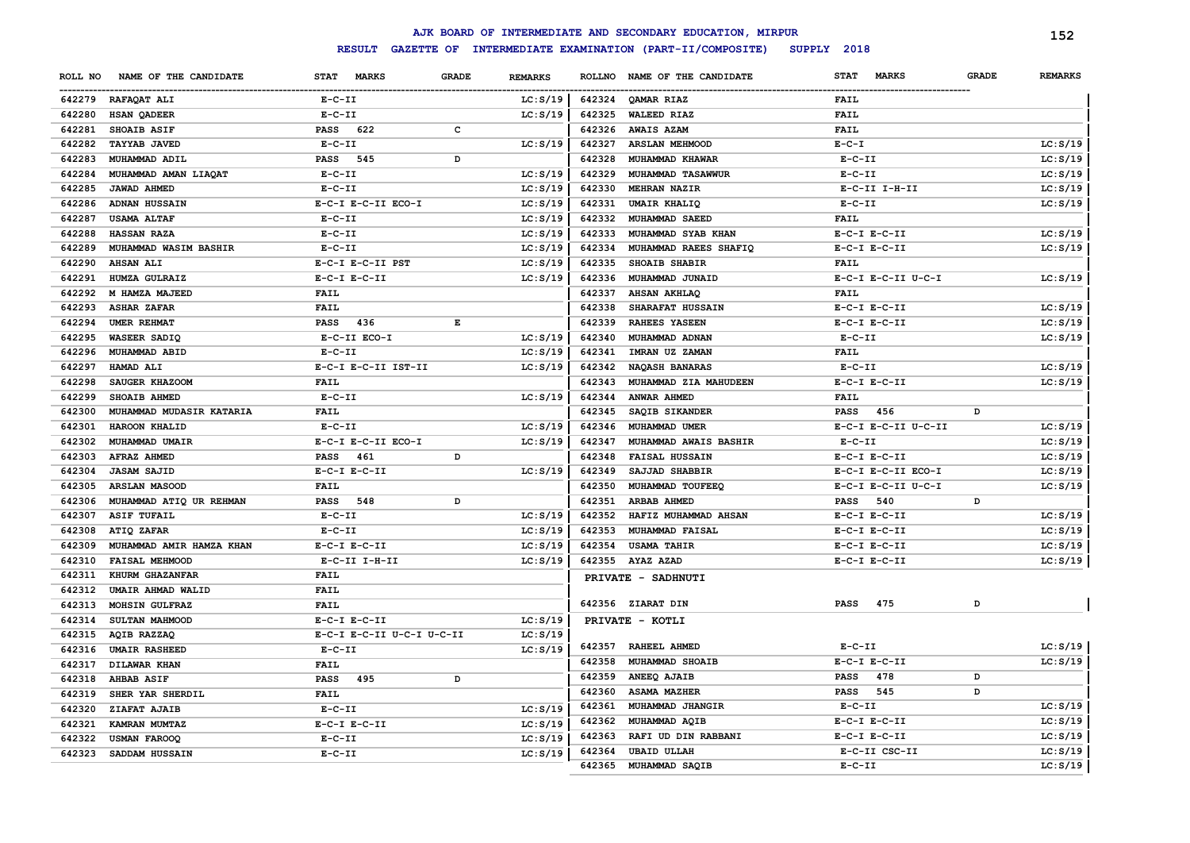# AJK BOARD OF INTERMEDIATE AND SECONDARY EDUCATION, MIRPUR

## RESULT GAZETTE OF INTERMEDIATE EXAMINATION (PART-II/COMPOSITE) SUPPLY 2018

| ROLL NO | NAME OF THE CANDIDATE | STAT MARKS | GRADE | REMARKS |
|---|---|---|---|---|
| 642279 | RAFAQAT ALI | E-C-II | | LC:S/19 |
| 642280 | HSAN QADEER | E-C-II | | LC:S/19 |
| 642281 | SHOAIB ASIF | PASS 622 | C | |
| 642282 | TAYYAB JAVED | E-C-II | | LC:S/19 |
| 642283 | MUHAMMAD ADIL | PASS 545 | D | |
| 642284 | MUHAMMAD AMAN LIAQAT | E-C-II | | LC:S/19 |
| 642285 | JAWAD AHMED | E-C-II | | LC:S/19 |
| 642286 | ADNAN HUSSAIN | E-C-I E-C-II ECO-I | | LC:S/19 |
| 642287 | USAMA ALTAF | E-C-II | | LC:S/19 |
| 642288 | HASSAN RAZA | E-C-II | | LC:S/19 |
| 642289 | MUHAMMAD WASIM BASHIR | E-C-II | | LC:S/19 |
| 642290 | AHSAN ALI | E-C-I E-C-II PST | | LC:S/19 |
| 642291 | HUMZA GULRAIZ | E-C-I E-C-II | | LC:S/19 |
| 642292 | M HAMZA MAJEED | FAIL | | |
| 642293 | ASHAR ZAFAR | FAIL | | |
| 642294 | UMER REHMAT | PASS 436 | E | |
| 642295 | WASEER SADIQ | E-C-II ECO-I | | LC:S/19 |
| 642296 | MUHAMMAD ABID | E-C-II | | LC:S/19 |
| 642297 | HAMAD ALI | E-C-I E-C-II IST-II | | LC:S/19 |
| 642298 | SAUGER KHAZOOM | FAIL | | |
| 642299 | SHOAIB AHMED | E-C-II | | LC:S/19 |
| 642300 | MUHAMMAD MUDASIR KATARIA | FAIL | | |
| 642301 | HAROON KHALID | E-C-II | | LC:S/19 |
| 642302 | MUHAMMAD UMAIR | E-C-I E-C-II ECO-I | | LC:S/19 |
| 642303 | AFRAZ AHMED | PASS 461 | D | |
| 642304 | JASAM SAJID | E-C-I E-C-II | | LC:S/19 |
| 642305 | ARSLAN MASOOD | FAIL | | |
| 642306 | MUHAMMAD ATIQ UR REHMAN | PASS 548 | D | |
| 642307 | ASIF TUFAIL | E-C-II | | LC:S/19 |
| 642308 | ATIQ ZAFAR | E-C-II | | LC:S/19 |
| 642309 | MUHAMMAD AMIR HAMZA KHAN | E-C-I E-C-II | | LC:S/19 |
| 642310 | FAISAL MEHMOOD | E-C-II I-H-II | | LC:S/19 |
| 642311 | KHURM GHAZANFAR | FAIL | | |
| 642312 | UMAIR AHMAD WALID | FAIL | | |
| 642313 | MOHSIN GULFRAZ | FAIL | | |
| 642314 | SULTAN MAHMOOD | E-C-I E-C-II | | LC:S/19 |
| 642315 | AQIB RAZZAQ | E-C-I E-C-II U-C-I U-C-II | | LC:S/19 |
| 642316 | UMAIR RASHEED | E-C-II | | LC:S/19 |
| 642317 | DILAWAR KHAN | FAIL | | |
| 642318 | AHBAB ASIF | PASS 495 | D | |
| 642319 | SHER YAR SHERDIL | FAIL | | |
| 642320 | ZIAFAT AJAIB | E-C-II | | LC:S/19 |
| 642321 | KAMRAN MUMTAZ | E-C-I E-C-II | | LC:S/19 |
| 642322 | USMAN FAROOQ | E-C-II | | LC:S/19 |
| 642323 | SADDAM HUSSAIN | E-C-II | | LC:S/19 |
| 642324 | QAMAR RIAZ | FAIL | | |
| 642325 | WALEED RIAZ | FAIL | | |
| 642326 | AWAIS AZAM | FAIL | | |
| 642327 | ARSLAN MEHMOOD | E-C-I | | LC:S/19 |
| 642328 | MUHAMMAD KHAWAR | E-C-II | | LC:S/19 |
| 642329 | MUHAMMAD TASAWWUR | E-C-II | | LC:S/19 |
| 642330 | MEHRAN NAZIR | E-C-II I-H-II | | LC:S/19 |
| 642331 | UMAIR KHALIQ | E-C-II | | LC:S/19 |
| 642332 | MUHAMMAD SAEED | FAIL | | |
| 642333 | MUHAMMAD SYAB KHAN | E-C-I E-C-II | | LC:S/19 |
| 642334 | MUHAMMAD RAEES SHAFIQ | E-C-I E-C-II | | LC:S/19 |
| 642335 | SHOAIB SHABIR | FAIL | | |
| 642336 | MUHAMMAD JUNAID | E-C-I E-C-II U-C-I | | LC:S/19 |
| 642337 | AHSAN AKHLAQ | FAIL | | |
| 642338 | SHARAFAT HUSSAIN | E-C-I E-C-II | | LC:S/19 |
| 642339 | RAHEES YASEEN | E-C-I E-C-II | | LC:S/19 |
| 642340 | MUHAMMAD ADNAN | E-C-II | | LC:S/19 |
| 642341 | IMRAN UZ ZAMAN | FAIL | | |
| 642342 | NAQASH BANARAS | E-C-II | | LC:S/19 |
| 642343 | MUHAMMAD ZIA MAHUDEEN | E-C-I E-C-II | | LC:S/19 |
| 642344 | ANWAR AHMED | FAIL | | |
| 642345 | SAQIB SIKANDER | PASS 456 | D | |
| 642346 | MUHAMMAD UMER | E-C-I E-C-II U-C-II | | LC:S/19 |
| 642347 | MUHAMMAD AWAIS BASHIR | E-C-II | | LC:S/19 |
| 642348 | FAISAL HUSSAIN | E-C-I E-C-II | | LC:S/19 |
| 642349 | SAJJAD SHABBIR | E-C-I E-C-II ECO-I | | LC:S/19 |
| 642350 | MUHAMMAD TOUFEEQ | E-C-I E-C-II U-C-I | | LC:S/19 |
| 642351 | ARBAB AHMED | PASS 540 | D | |
| 642352 | HAFIZ MUHAMMAD AHSAN | E-C-I E-C-II | | LC:S/19 |
| 642353 | MUHAMMAD FAISAL | E-C-I E-C-II | | LC:S/19 |
| 642354 | USAMA TAHIR | E-C-I E-C-II | | LC:S/19 |
| 642355 | AYAZ AZAD | E-C-I E-C-II | | LC:S/19 |

### PRIVATE - SADHNUTI

| ROLL NO | NAME OF THE CANDIDATE | STAT MARKS | GRADE | REMARKS |
|---|---|---|---|---|
| 642356 | ZIARAT DIN | PASS 475 | D | |

### PRIVATE - KOTLI

| ROLL NO | NAME OF THE CANDIDATE | STAT MARKS | GRADE | REMARKS |
|---|---|---|---|---|
| 642357 | RAHEEL AHMED | E-C-II | | LC:S/19 |
| 642358 | MUHAMMAD SHOAIB | E-C-I E-C-II | | LC:S/19 |
| 642359 | ANEEQ AJAIB | PASS 478 | D | |
| 642360 | ASAMA MAZHER | PASS 545 | D | |
| 642361 | MUHAMMAD JHANGIR | E-C-II | | LC:S/19 |
| 642362 | MUHAMMAD AQIB | E-C-I E-C-II | | LC:S/19 |
| 642363 | RAFI UD DIN RABBANI | E-C-I E-C-II | | LC:S/19 |
| 642364 | UBAID ULLAH | E-C-II CSC-II | | LC:S/19 |
| 642365 | MUHAMMAD SAQIB | E-C-II | | LC:S/19 |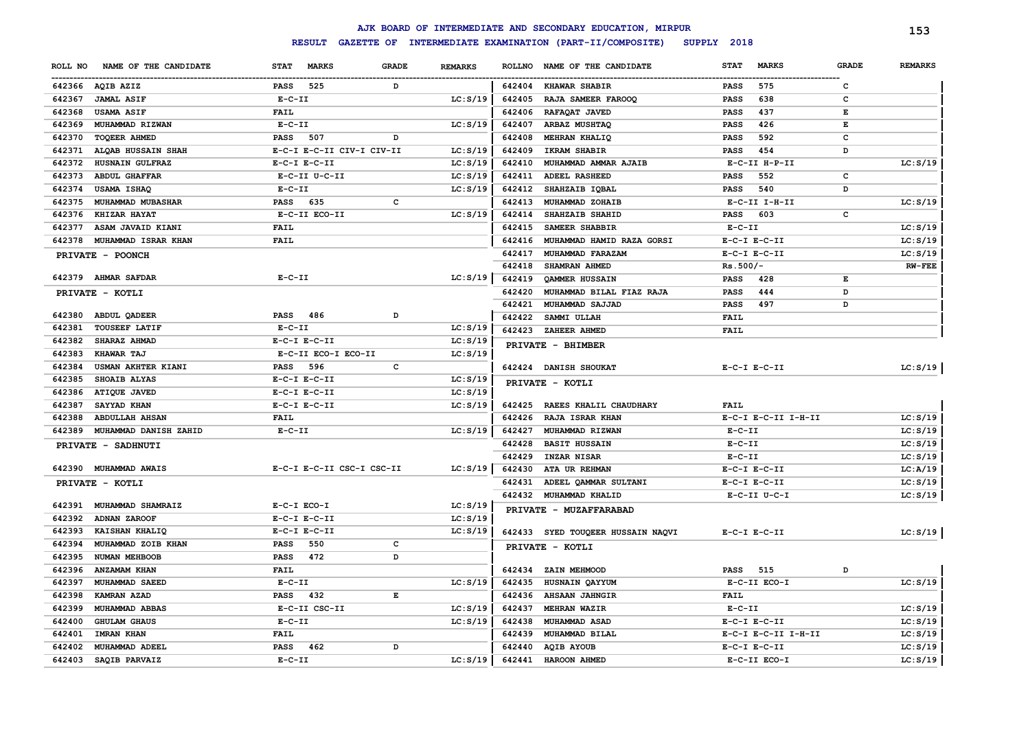# AJK BOARD OF INTERMEDIATE AND SECONDARY EDUCATION, MIRPUR

## RESULT GAZETTE OF INTERMEDIATE EXAMINATION (PART-II/COMPOSITE) SUPPLY 2018

| ROLL NO | NAME OF THE CANDIDATE | STAT | MARKS | GRADE | REMARKS |
|---|---|---|---|---|---|
| 642366 | AQIB AZIZ | PASS | 525 | D | |
| 642367 | JAMAL ASIF | E-C-II | | | LC:S/19 |
| 642368 | USAMA ASIF | FAIL | | | |
| 642369 | MUHAMMAD RIZWAN | E-C-II | | | LC:S/19 |
| 642370 | TOQEER AHMED | PASS | 507 | D | |
| 642371 | ALQAB HUSSAIN SHAH | E-C-I E-C-II CIV-I CIV-II | | | LC:S/19 |
| 642372 | HUSNAIN GULFRAZ | E-C-I E-C-II | | | LC:S/19 |
| 642373 | ABDUL GHAFFAR | E-C-II U-C-II | | | LC:S/19 |
| 642374 | USAMA ISHAQ | E-C-II | | | LC:S/19 |
| 642375 | MUHAMMAD MUBASHAR | PASS | 635 | C | |
| 642376 | KHIZAR HAYAT | E-C-II ECO-II | | | LC:S/19 |
| 642377 | ASAM JAVAID KIANI | FAIL | | | |
| 642378 | MUHAMMAD ISRAR KHAN | FAIL | | | |

**PRIVATE - POONCH**

| ROLL NO | NAME OF THE CANDIDATE | STAT | MARKS | GRADE | REMARKS |
|---|---|---|---|---|---|
| 642379 | AHMAR SAFDAR | E-C-II | | | LC:S/19 |

**PRIVATE - KOTLI**

| ROLL NO | NAME OF THE CANDIDATE | STAT | MARKS | GRADE | REMARKS |
|---|---|---|---|---|---|
| 642380 | ABDUL QADEER | PASS | 486 | D | |
| 642381 | TOUSEEF LATIF | E-C-II | | | LC:S/19 |
| 642382 | SHARAZ AHMAD | E-C-I E-C-II | | | LC:S/19 |
| 642383 | KHAWAR TAJ | E-C-II ECO-I ECO-II | | | LC:S/19 |
| 642384 | USMAN AKHTER KIANI | PASS | 596 | C | |
| 642385 | SHOAIB ALYAS | E-C-I E-C-II | | | LC:S/19 |
| 642386 | ATIQUE JAVED | E-C-I E-C-II | | | LC:S/19 |
| 642387 | SAYYAD KHAN | E-C-I E-C-II | | | LC:S/19 |
| 642388 | ABDULLAH AHSAN | FAIL | | | |
| 642389 | MUHAMMAD DANISH ZAHID | E-C-II | | | LC:S/19 |

**PRIVATE - SADHNUTI**

| ROLL NO | NAME OF THE CANDIDATE | STAT | MARKS | GRADE | REMARKS |
|---|---|---|---|---|---|
| 642390 | MUHAMMAD AWAIS | E-C-I E-C-II CSC-I CSC-II | | | LC:S/19 |

**PRIVATE - KOTLI**

| ROLL NO | NAME OF THE CANDIDATE | STAT | MARKS | GRADE | REMARKS |
|---|---|---|---|---|---|
| 642391 | MUHAMMAD SHAMRAIZ | E-C-I ECO-I | | | LC:S/19 |
| 642392 | ADNAN ZAROOF | E-C-I E-C-II | | | LC:S/19 |
| 642393 | KAISHAN KHALIQ | E-C-I E-C-II | | | LC:S/19 |
| 642394 | MUHAMMAD ZOIB KHAN | PASS | 550 | C | |
| 642395 | NUMAN MEHBOOB | PASS | 472 | D | |
| 642396 | ANZAMAM KHAN | FAIL | | | |
| 642397 | MUHAMMAD SAEED | E-C-II | | | LC:S/19 |
| 642398 | KAMRAN AZAD | PASS | 432 | E | |
| 642399 | MUHAMMAD ABBAS | E-C-II CSC-II | | | LC:S/19 |
| 642400 | GHULAM GHAUS | E-C-II | | | LC:S/19 |
| 642401 | IMRAN KHAN | FAIL | | | |
| 642402 | MUHAMMAD ADEEL | PASS | 462 | D | |
| 642403 | SAQIB PARVAIZ | E-C-II | | | LC:S/19 |
| 642404 | KHAWAR SHABIR | PASS | 575 | C | |
| 642405 | RAJA SAMEER FAROOQ | PASS | 638 | C | |
| 642406 | RAFAQAT JAVED | PASS | 437 | E | |
| 642407 | ARBAZ MUSHTAQ | PASS | 426 | E | |
| 642408 | MEHRAN KHALIQ | PASS | 592 | C | |
| 642409 | IKRAM SHABIR | PASS | 454 | D | |
| 642410 | MUHAMMAD AMMAR AJAIB | E-C-II H-P-II | | | LC:S/19 |
| 642411 | ADEEL RASHEED | PASS | 552 | C | |
| 642412 | SHAHZAIB IQBAL | PASS | 540 | D | |
| 642413 | MUHAMMAD ZOHAIB | E-C-II I-H-II | | | LC:S/19 |
| 642414 | SHAHZAIB SHAHID | PASS | 603 | C | |
| 642415 | SAMEER SHABBIR | E-C-II | | | LC:S/19 |
| 642416 | MUHAMMAD HAMID RAZA GORSI | E-C-I E-C-II | | | LC:S/19 |
| 642417 | MUHAMMAD FARAZAM | E-C-I E-C-II | | | LC:S/19 |
| 642418 | SHAMRAN AHMED | Rs.500/- | | | RW-FEE |
| 642419 | QAMMER HUSSAIN | PASS | 428 | E | |
| 642420 | MUHAMMAD BILAL FIAZ RAJA | PASS | 444 | D | |
| 642421 | MUHAMMAD SAJJAD | PASS | 497 | D | |
| 642422 | SAMMI ULLAH | FAIL | | | |
| 642423 | ZAHEER AHMED | FAIL | | | |

**PRIVATE - BHIMBER**

| ROLL NO | NAME OF THE CANDIDATE | STAT | MARKS | GRADE | REMARKS |
|---|---|---|---|---|---|
| 642424 | DANISH SHOUKAT | E-C-I E-C-II | | | LC:S/19 |

**PRIVATE - KOTLI**

| ROLL NO | NAME OF THE CANDIDATE | STAT | MARKS | GRADE | REMARKS |
|---|---|---|---|---|---|
| 642425 | RAEES KHALIL CHAUDHARY | FAIL | | | |
| 642426 | RAJA ISRAR KHAN | E-C-I E-C-II I-H-II | | | LC:S/19 |
| 642427 | MUHAMMAD RIZWAN | E-C-II | | | LC:S/19 |
| 642428 | BASIT HUSSAIN | E-C-II | | | LC:S/19 |
| 642429 | INZAR NISAR | E-C-II | | | LC:S/19 |
| 642430 | ATA UR REHMAN | E-C-I E-C-II | | | LC:A/19 |
| 642431 | ADEEL QAMMAR SULTANI | E-C-I E-C-II | | | LC:S/19 |
| 642432 | MUHAMMAD KHALID | E-C-II U-C-I | | | LC:S/19 |

**PRIVATE - MUZAFFARABAD**

| ROLL NO | NAME OF THE CANDIDATE | STAT | MARKS | GRADE | REMARKS |
|---|---|---|---|---|---|
| 642433 | SYED TOUQEER HUSSAIN NAQVI | E-C-I E-C-II | | | LC:S/19 |

**PRIVATE - KOTLI**

| ROLL NO | NAME OF THE CANDIDATE | STAT | MARKS | GRADE | REMARKS |
|---|---|---|---|---|---|
| 642434 | ZAIN MEHMOOD | PASS | 515 | D | |
| 642435 | HUSNAIN QAYYUM | E-C-II ECO-I | | | LC:S/19 |
| 642436 | AHSAAN JAHNGIR | FAIL | | | |
| 642437 | MEHRAN WAZIR | E-C-II | | | LC:S/19 |
| 642438 | MUHAMMAD ASAD | E-C-I E-C-II | | | LC:S/19 |
| 642439 | MUHAMMAD BILAL | E-C-I E-C-II I-H-II | | | LC:S/19 |
| 642440 | AQIB AYOUB | E-C-I E-C-II | | | LC:S/19 |
| 642441 | HAROON AHMED | E-C-II ECO-I | | | LC:S/19 |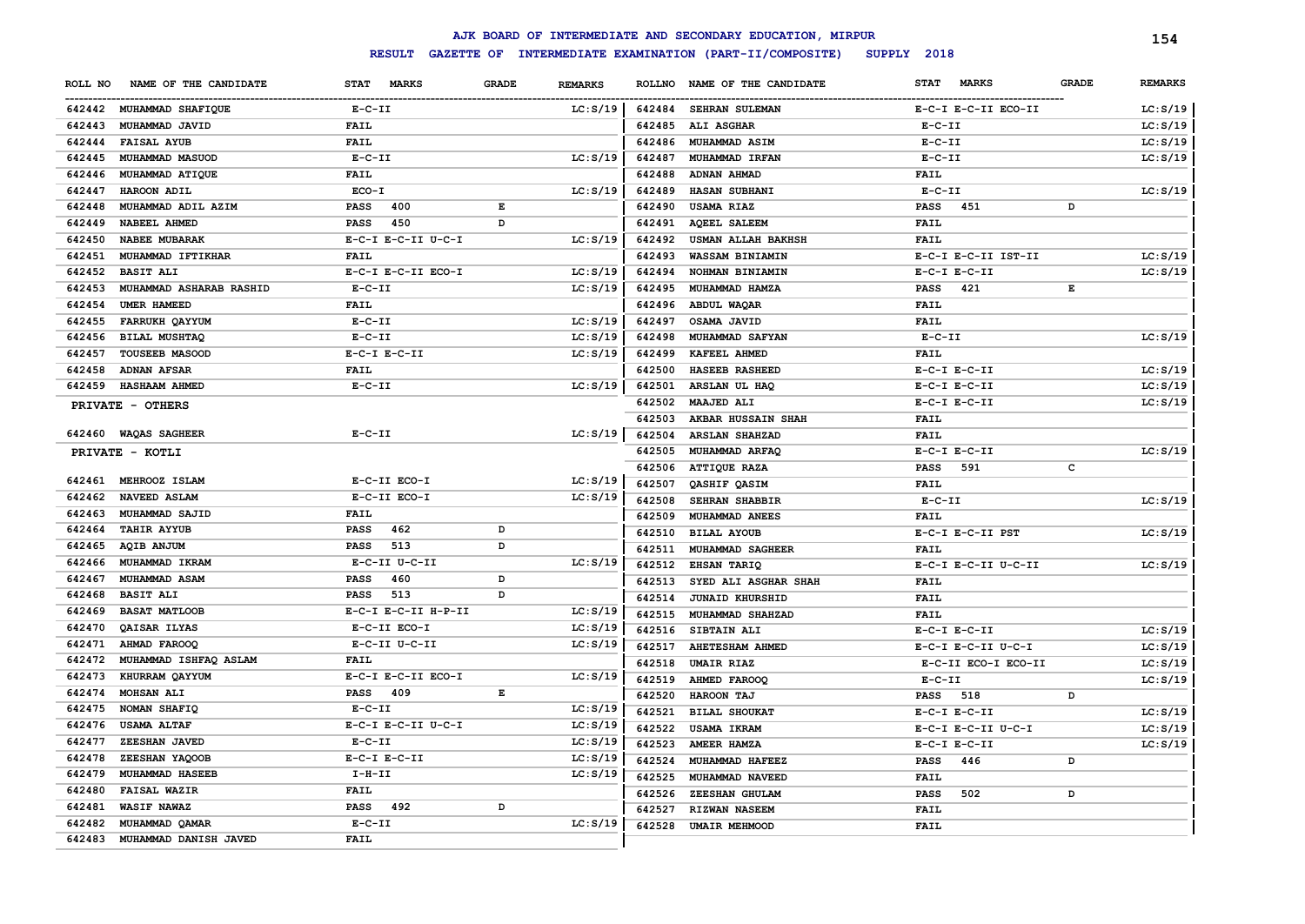# AJK BOARD OF INTERMEDIATE AND SECONDARY EDUCATION, MIRPUR

## RESULT GAZETTE OF INTERMEDIATE EXAMINATION (PART-II/COMPOSITE) SUPPLY 2018

| ROLL NO | NAME OF THE CANDIDATE | STAT MARKS | GRADE | REMARKS |
|---|---|---|---|---|
| 642442 | MUHAMMAD SHAFIQUE | E-C-II | | LC:S/19 |
| 642443 | MUHAMMAD JAVID | FAIL | | |
| 642444 | FAISAL AYUB | FAIL | | |
| 642445 | MUHAMMAD MASUOD | E-C-II | | LC:S/19 |
| 642446 | MUHAMMAD ATIQUE | FAIL | | |
| 642447 | HAROON ADIL | ECO-I | | LC:S/19 |
| 642448 | MUHAMMAD ADIL AZIM | PASS 400 | E | |
| 642449 | NABEEL AHMED | PASS 450 | D | |
| 642450 | NABEE MUBARAK | E-C-I E-C-II U-C-I | | LC:S/19 |
| 642451 | MUHAMMAD IFTIKHAR | FAIL | | |
| 642452 | BASIT ALI | E-C-I E-C-II ECO-I | | LC:S/19 |
| 642453 | MUHAMMAD ASHARAB RASHID | E-C-II | | LC:S/19 |
| 642454 | UMER HAMEED | FAIL | | |
| 642455 | FARRUKH QAYYUM | E-C-II | | LC:S/19 |
| 642456 | BILAL MUSHTAQ | E-C-II | | LC:S/19 |
| 642457 | TOUSEEB MASOOD | E-C-I E-C-II | | LC:S/19 |
| 642458 | ADNAN AFSAR | FAIL | | |
| 642459 | HASHAAM AHMED | E-C-II | | LC:S/19 |

**PRIVATE - OTHERS**

| ROLL NO | NAME OF THE CANDIDATE | STAT MARKS | GRADE | REMARKS |
|---|---|---|---|---|
| 642460 | WAQAS SAGHEER | E-C-II | | LC:S/19 |

**PRIVATE - KOTLI**

| ROLL NO | NAME OF THE CANDIDATE | STAT MARKS | GRADE | REMARKS |
|---|---|---|---|---|
| 642461 | MEHROOZ ISLAM | E-C-II ECO-I | | LC:S/19 |
| 642462 | NAVEED ASLAM | E-C-II ECO-I | | LC:S/19 |
| 642463 | MUHAMMAD SAJID | FAIL | | |
| 642464 | TAHIR AYYUB | PASS 462 | D | |
| 642465 | AQIB ANJUM | PASS 513 | D | |
| 642466 | MUHAMMAD IKRAM | E-C-II U-C-II | | LC:S/19 |
| 642467 | MUHAMMAD ASAM | PASS 460 | D | |
| 642468 | BASIT ALI | PASS 513 | D | |
| 642469 | BASAT MATLOOB | E-C-I E-C-II H-P-II | | LC:S/19 |
| 642470 | QAISAR ILYAS | E-C-II ECO-I | | LC:S/19 |
| 642471 | AHMAD FAROOQ | E-C-II U-C-II | | LC:S/19 |
| 642472 | MUHAMMAD ISHFAQ ASLAM | FAIL | | |
| 642473 | KHURRAM QAYYUM | E-C-I E-C-II ECO-I | | LC:S/19 |
| 642474 | MOHSAN ALI | PASS 409 | E | |
| 642475 | NOMAN SHAFIQ | E-C-II | | LC:S/19 |
| 642476 | USAMA ALTAF | E-C-I E-C-II U-C-I | | LC:S/19 |
| 642477 | ZEESHAN JAVED | E-C-II | | LC:S/19 |
| 642478 | ZEESHAN YAQOOB | E-C-I E-C-II | | LC:S/19 |
| 642479 | MUHAMMAD HASEEB | I-H-II | | LC:S/19 |
| 642480 | FAISAL WAZIR | FAIL | | |
| 642481 | WASIF NAWAZ | PASS 492 | D | |
| 642482 | MUHAMMAD QAMAR | E-C-II | | LC:S/19 |
| 642483 | MUHAMMAD DANISH JAVED | FAIL | | |
| 642484 | SEHRAN SULEMAN | E-C-I E-C-II ECO-II | | LC:S/19 |
| 642485 | ALI ASGHAR | E-C-II | | LC:S/19 |
| 642486 | MUHAMMAD ASIM | E-C-II | | LC:S/19 |
| 642487 | MUHAMMAD IRFAN | E-C-II | | LC:S/19 |
| 642488 | ADNAN AHMAD | FAIL | | |
| 642489 | HASAN SUBHANI | E-C-II | | LC:S/19 |
| 642490 | USAMA RIAZ | PASS 451 | D | |
| 642491 | AQEEL SALEEM | FAIL | | |
| 642492 | USMAN ALLAH BAKHSH | FAIL | | |
| 642493 | WASSAM BINIAMIN | E-C-I E-C-II IST-II | | LC:S/19 |
| 642494 | NOHMAN BINIAMIN | E-C-I E-C-II | | LC:S/19 |
| 642495 | MUHAMMAD HAMZA | PASS 421 | E | |
| 642496 | ABDUL WAQAR | FAIL | | |
| 642497 | OSAMA JAVID | FAIL | | |
| 642498 | MUHAMMAD SAFYAN | E-C-II | | LC:S/19 |
| 642499 | KAFEEL AHMED | FAIL | | |
| 642500 | HASEEB RASHEED | E-C-I E-C-II | | LC:S/19 |
| 642501 | ARSLAN UL HAQ | E-C-I E-C-II | | LC:S/19 |
| 642502 | MAAJED ALI | E-C-I E-C-II | | LC:S/19 |
| 642503 | AKBAR HUSSAIN SHAH | FAIL | | |
| 642504 | ARSLAN SHAHZAD | FAIL | | |
| 642505 | MUHAMMAD ARFAQ | E-C-I E-C-II | | LC:S/19 |
| 642506 | ATTIQUE RAZA | PASS 591 | C | |
| 642507 | QASHIF QASIM | FAIL | | |
| 642508 | SEHRAN SHABBIR | E-C-II | | LC:S/19 |
| 642509 | MUHAMMAD ANEES | FAIL | | |
| 642510 | BILAL AYOUB | E-C-I E-C-II PST | | LC:S/19 |
| 642511 | MUHAMMAD SAGHEER | FAIL | | |
| 642512 | EHSAN TARIQ | E-C-I E-C-II U-C-II | | LC:S/19 |
| 642513 | SYED ALI ASGHAR SHAH | FAIL | | |
| 642514 | JUNAID KHURSHID | FAIL | | |
| 642515 | MUHAMMAD SHAHZAD | FAIL | | |
| 642516 | SIBTAIN ALI | E-C-I E-C-II | | LC:S/19 |
| 642517 | AHETESHAM AHMED | E-C-I E-C-II U-C-I | | LC:S/19 |
| 642518 | UMAIR RIAZ | E-C-II ECO-I ECO-II | | LC:S/19 |
| 642519 | AHMED FAROOQ | E-C-II | | LC:S/19 |
| 642520 | HAROON TAJ | PASS 518 | D | |
| 642521 | BILAL SHOUKAT | E-C-I E-C-II | | LC:S/19 |
| 642522 | USAMA IKRAM | E-C-I E-C-II U-C-I | | LC:S/19 |
| 642523 | AMEER HAMZA | E-C-I E-C-II | | LC:S/19 |
| 642524 | MUHAMMAD HAFEEZ | PASS 446 | D | |
| 642525 | MUHAMMAD NAVEED | FAIL | | |
| 642526 | ZEESHAN GHULAM | PASS 502 | D | |
| 642527 | RIZWAN NASEEM | FAIL | | |
| 642528 | UMAIR MEHMOOD | FAIL | | |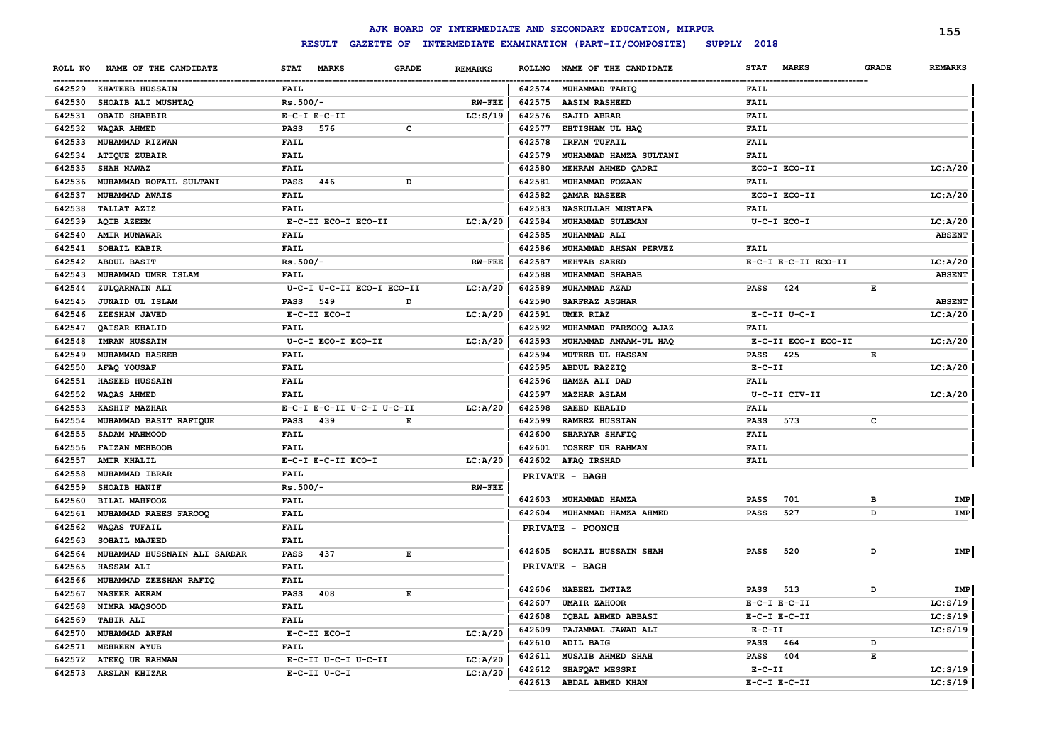# AJK BOARD OF INTERMEDIATE AND SECONDARY EDUCATION, MIRPUR

## RESULT GAZETTE OF INTERMEDIATE EXAMINATION (PART-II/COMPOSITE) SUPPLY 2018

| ROLL NO | NAME OF THE CANDIDATE | STAT | MARKS | GRADE | REMARKS |
|---|---|---|---|---|---|
| 642529 | KHATEEB HUSSAIN | FAIL | | | |
| 642530 | SHOAIB ALI MUSHTAQ | Rs.500/- | | | RW-FEE |
| 642531 | OBAID SHABBIR | E-C-I E-C-II | | | LC:S/19 |
| 642532 | WAQAR AHMED | PASS | 576 | C | |
| 642533 | MUHAMMAD RIZWAN | FAIL | | | |
| 642534 | ATIQUE ZUBAIR | FAIL | | | |
| 642535 | SHAH NAWAZ | FAIL | | | |
| 642536 | MUHAMMAD ROFAIL SULTANI | PASS | 446 | D | |
| 642537 | MUHAMMAD AWAIS | FAIL | | | |
| 642538 | TALLAT AZIZ | FAIL | | | |
| 642539 | AQIB AZEEM | E-C-II ECO-I ECO-II | | | LC:A/20 |
| 642540 | AMIR MUNAWAR | FAIL | | | |
| 642541 | SOHAIL KABIR | FAIL | | | |
| 642542 | ABDUL BASIT | Rs.500/- | | | RW-FEE |
| 642543 | MUHAMMAD UMER ISLAM | FAIL | | | |
| 642544 | ZULQARNAIN ALI | U-C-I U-C-II ECO-I ECO-II | | | LC:A/20 |
| 642545 | JUNAID UL ISLAM | PASS | 549 | D | |
| 642546 | ZEESHAN JAVED | E-C-II ECO-I | | | LC:A/20 |
| 642547 | QAISAR KHALID | FAIL | | | |
| 642548 | IMRAN HUSSAIN | U-C-I ECO-I ECO-II | | | LC:A/20 |
| 642549 | MUHAMMAD HASEEB | FAIL | | | |
| 642550 | AFAQ YOUSAF | FAIL | | | |
| 642551 | HASEEB HUSSAIN | FAIL | | | |
| 642552 | WAQAS AHMED | FAIL | | | |
| 642553 | KASHIF MAZHAR | E-C-I E-C-II U-C-I U-C-II | | | LC:A/20 |
| 642554 | MUHAMMAD BASIT RAFIQUE | PASS | 439 | E | |
| 642555 | SADAM MAHMOOD | FAIL | | | |
| 642556 | FAIZAN MEHBOOB | FAIL | | | |
| 642557 | AMIR KHALIL | E-C-I E-C-II ECO-I | | | LC:A/20 |
| 642558 | MUHAMMAD IBRAR | FAIL | | | |
| 642559 | SHOAIB HANIF | Rs.500/- | | | RW-FEE |
| 642560 | BILAL MAHFOOZ | FAIL | | | |
| 642561 | MUHAMMAD RAEES FAROOQ | FAIL | | | |
| 642562 | WAQAS TUFAIL | FAIL | | | |
| 642563 | SOHAIL MAJEED | FAIL | | | |
| 642564 | MUHAMMAD HUSSNAIN ALI SARDAR | PASS | 437 | E | |
| 642565 | HASSAM ALI | FAIL | | | |
| 642566 | MUHAMMAD ZEESHAN RAFIQ | FAIL | | | |
| 642567 | NASEER AKRAM | PASS | 408 | E | |
| 642568 | NIMRA MAQSOOD | FAIL | | | |
| 642569 | TAHIR ALI | FAIL | | | |
| 642570 | MUHAMMAD ARFAN | E-C-II ECO-I | | | LC:A/20 |
| 642571 | MEHREEN AYUB | FAIL | | | |
| 642572 | ATEEQ UR RAHMAN | E-C-II U-C-I U-C-II | | | LC:A/20 |
| 642573 | ARSLAN KHIZAR | E-C-II U-C-I | | | LC:A/20 |
| 642574 | MUHAMMAD TARIQ | FAIL | | | |
| 642575 | AASIM RASHEED | FAIL | | | |
| 642576 | SAJID ABRAR | FAIL | | | |
| 642577 | EHTISHAM UL HAQ | FAIL | | | |
| 642578 | IRFAN TUFAIL | FAIL | | | |
| 642579 | MUHAMMAD HAMZA SULTANI | FAIL | | | |
| 642580 | MEHRAN AHMED QADRI | ECO-I ECO-II | | | LC:A/20 |
| 642581 | MUHAMMAD FOZAAN | FAIL | | | |
| 642582 | QAMAR NASEER | ECO-I ECO-II | | | LC:A/20 |
| 642583 | NASRULLAH MUSTAFA | FAIL | | | |
| 642584 | MUHAMMAD SULEMAN | U-C-I ECO-I | | | LC:A/20 |
| 642585 | MUHAMMAD ALI | | | | ABSENT |
| 642586 | MUHAMMAD AHSAN PERVEZ | FAIL | | | |
| 642587 | MEHTAB SAEED | E-C-I E-C-II ECO-II | | | LC:A/20 |
| 642588 | MUHAMMAD SHABAB | | | | ABSENT |
| 642589 | MUHAMMAD AZAD | PASS | 424 | E | |
| 642590 | SARFRAZ ASGHAR | | | | ABSENT |
| 642591 | UMER RIAZ | E-C-II U-C-I | | | LC:A/20 |
| 642592 | MUHAMMAD FARZOOQ AJAZ | FAIL | | | |
| 642593 | MUHAMMAD ANAAM-UL HAQ | E-C-II ECO-I ECO-II | | | LC:A/20 |
| 642594 | MUTEEB UL HASSAN | PASS | 425 | E | |
| 642595 | ABDUL RAZZIQ | E-C-II | | | LC:A/20 |
| 642596 | HAMZA ALI DAD | FAIL | | | |
| 642597 | MAZHAR ASLAM | U-C-II CIV-II | | | LC:A/20 |
| 642598 | SAEED KHALID | FAIL | | | |
| 642599 | RAMEEZ HUSSIAN | PASS | 573 | C | |
| 642600 | SHARYAR SHAFIQ | FAIL | | | |
| 642601 | TOSEEF UR RAHMAN | FAIL | | | |
| 642602 | AFAQ IRSHAD | FAIL | | | |

**PRIVATE - BAGH**

| ROLL NO | NAME OF THE CANDIDATE | STAT | MARKS | GRADE | REMARKS |
|---|---|---|---|---|---|
| 642603 | MUHAMMAD HAMZA | PASS | 701 | B | IMP |
| 642604 | MUHAMMAD HAMZA AHMED | PASS | 527 | D | IMP |

**PRIVATE - POONCH**

| ROLL NO | NAME OF THE CANDIDATE | STAT | MARKS | GRADE | REMARKS |
|---|---|---|---|---|---|
| 642605 | SOHAIL HUSSAIN SHAH | PASS | 520 | D | IMP |

**PRIVATE - BAGH**

| ROLL NO | NAME OF THE CANDIDATE | STAT | MARKS | GRADE | REMARKS |
|---|---|---|---|---|---|
| 642606 | NABEEL IMTIAZ | PASS | 513 | D | IMP |
| 642607 | UMAIR ZAHOOR | E-C-I E-C-II | | | LC:S/19 |
| 642608 | IQBAL AHMED ABBASI | E-C-I E-C-II | | | LC:S/19 |
| 642609 | TAJAMMAL JAWAD ALI | E-C-II | | | LC:S/19 |
| 642610 | ADIL BAIG | PASS | 464 | D | |
| 642611 | MUSAIB AHMED SHAH | PASS | 404 | E | |
| 642612 | SHAFQAT MESSRI | E-C-II | | | LC:S/19 |
| 642613 | ABDAL AHMED KHAN | E-C-I E-C-II | | | LC:S/19 |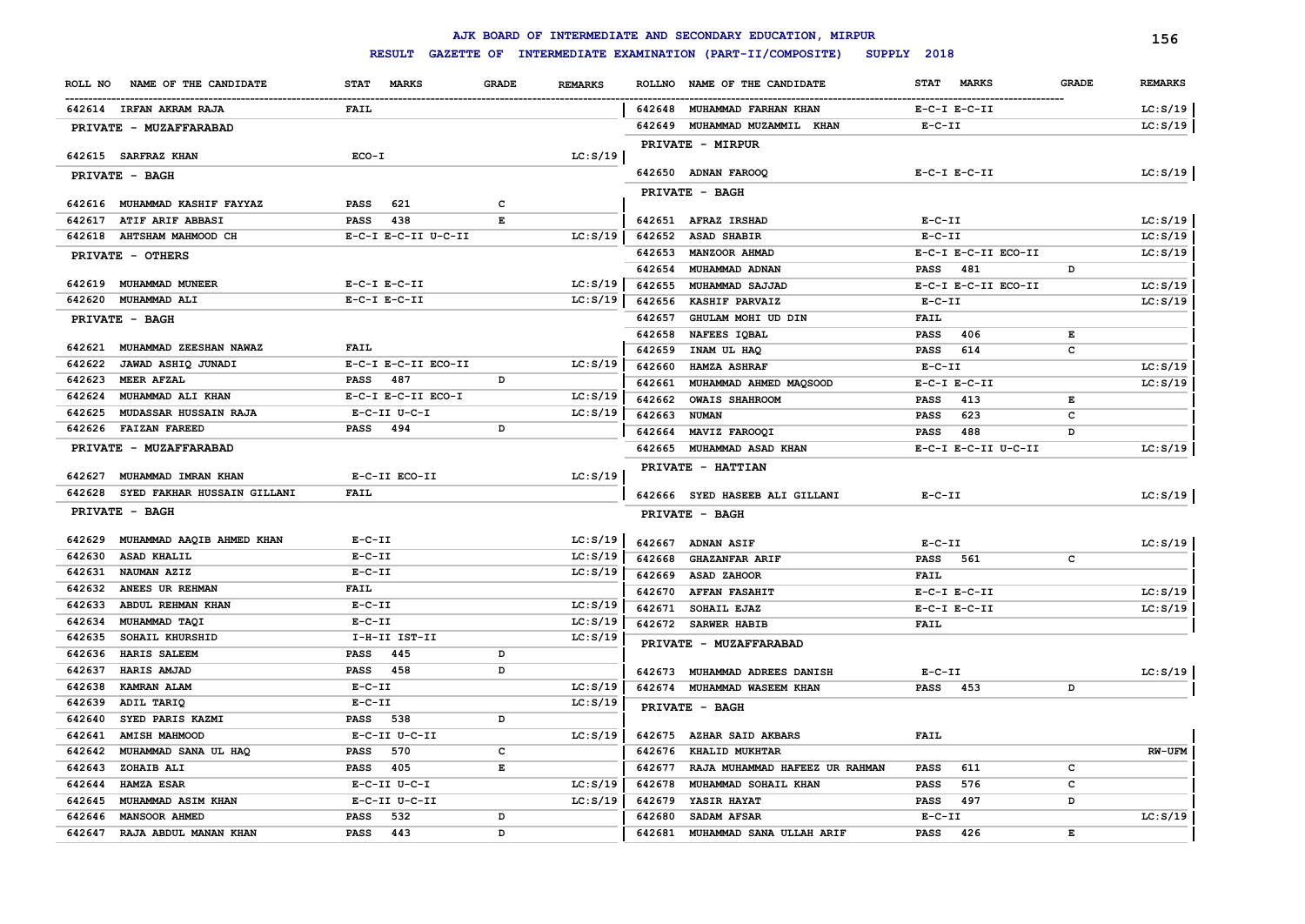# AJK BOARD OF INTERMEDIATE AND SECONDARY EDUCATION, MIRPUR

## RESULT GAZETTE OF INTERMEDIATE EXAMINATION (PART-II/COMPOSITE) SUPPLY 2018

| ROLL NO | NAME OF THE CANDIDATE | STAT MARKS | GRADE | REMARKS |
|---|---|---|---|---|
| 642614 | IRFAN AKRAM RAJA | FAIL | | |
| | **PRIVATE - MUZAFFARABAD** | | | |
| 642615 | SARFRAZ KHAN | ECO-I | | LC:S/19 |
| | **PRIVATE - BAGH** | | | |
| 642616 | MUHAMMAD KASHIF FAYYAZ | PASS 621 | C | |
| 642617 | ATIF ARIF ABBASI | PASS 438 | E | |
| 642618 | AHTSHAM MAHMOOD CH | E-C-I E-C-II U-C-II | | LC:S/19 |
| | **PRIVATE - OTHERS** | | | |
| 642619 | MUHAMMAD MUNEER | E-C-I E-C-II | | LC:S/19 |
| 642620 | MUHAMMAD ALI | E-C-I E-C-II | | LC:S/19 |
| | **PRIVATE - BAGH** | | | |
| 642621 | MUHAMMAD ZEESHAN NAWAZ | FAIL | | |
| 642622 | JAWAD ASHIQ JUNADI | E-C-I E-C-II ECO-II | | LC:S/19 |
| 642623 | MEER AFZAL | PASS 487 | D | |
| 642624 | MUHAMMAD ALI KHAN | E-C-I E-C-II ECO-I | | LC:S/19 |
| 642625 | MUDASSAR HUSSAIN RAJA | E-C-II U-C-I | | LC:S/19 |
| 642626 | FAIZAN FAREED | PASS 494 | D | |
| | **PRIVATE - MUZAFFARABAD** | | | |
| 642627 | MUHAMMAD IMRAN KHAN | E-C-II ECO-II | | LC:S/19 |
| 642628 | SYED FAKHAR HUSSAIN GILLANI | FAIL | | |
| | **PRIVATE - BAGH** | | | |
| 642629 | MUHAMMAD AAQIB AHMED KHAN | E-C-II | | LC:S/19 |
| 642630 | ASAD KHALIL | E-C-II | | LC:S/19 |
| 642631 | NAUMAN AZIZ | E-C-II | | LC:S/19 |
| 642632 | ANEES UR REHMAN | FAIL | | |
| 642633 | ABDUL REHMAN KHAN | E-C-II | | LC:S/19 |
| 642634 | MUHAMMAD TAQI | E-C-II | | LC:S/19 |
| 642635 | SOHAIL KHURSHID | I-H-II IST-II | | LC:S/19 |
| 642636 | HARIS SALEEM | PASS 445 | D | |
| 642637 | HARIS AMJAD | PASS 458 | D | |
| 642638 | KAMRAN ALAM | E-C-II | | LC:S/19 |
| 642639 | ADIL TARIQ | E-C-II | | LC:S/19 |
| 642640 | SYED PARIS KAZMI | PASS 538 | D | |
| 642641 | AMISH MAHMOOD | E-C-II U-C-II | | LC:S/19 |
| 642642 | MUHAMMAD SANA UL HAQ | PASS 570 | C | |
| 642643 | ZOHAIB ALI | PASS 405 | E | |
| 642644 | HAMZA ESAR | E-C-II U-C-I | | LC:S/19 |
| 642645 | MUHAMMAD ASIM KHAN | E-C-II U-C-II | | LC:S/19 |
| 642646 | MANSOOR AHMED | PASS 532 | D | |
| 642647 | RAJA ABDUL MANAN KHAN | PASS 443 | D | |
| 642648 | MUHAMMAD FARHAN KHAN | E-C-I E-C-II | | LC:S/19 |
| 642649 | MUHAMMAD MUZAMMIL KHAN | E-C-II | | LC:S/19 |
| | **PRIVATE - MIRPUR** | | | |
| 642650 | ADNAN FAROOQ | E-C-I E-C-II | | LC:S/19 |
| | **PRIVATE - BAGH** | | | |
| 642651 | AFRAZ IRSHAD | E-C-II | | LC:S/19 |
| 642652 | ASAD SHABIR | E-C-II | | LC:S/19 |
| 642653 | MANZOOR AHMAD | E-C-I E-C-II ECO-II | | LC:S/19 |
| 642654 | MUHAMMAD ADNAN | PASS 481 | D | |
| 642655 | MUHAMMAD SAJJAD | E-C-I E-C-II ECO-II | | LC:S/19 |
| 642656 | KASHIF PARVAIZ | E-C-II | | LC:S/19 |
| 642657 | GHULAM MOHI UD DIN | FAIL | | |
| 642658 | NAFEES IQBAL | PASS 406 | E | |
| 642659 | INAM UL HAQ | PASS 614 | C | |
| 642660 | HAMZA ASHRAF | E-C-II | | LC:S/19 |
| 642661 | MUHAMMAD AHMED MAQSOOD | E-C-I E-C-II | | LC:S/19 |
| 642662 | OWAIS SHAHROOM | PASS 413 | E | |
| 642663 | NUMAN | PASS 623 | C | |
| 642664 | MAVIZ FAROOQI | PASS 488 | D | |
| 642665 | MUHAMMAD ASAD KHAN | E-C-I E-C-II U-C-II | | LC:S/19 |
| | **PRIVATE - HATTIAN** | | | |
| 642666 | SYED HASEEB ALI GILLANI | E-C-II | | LC:S/19 |
| | **PRIVATE - BAGH** | | | |
| 642667 | ADNAN ASIF | E-C-II | | LC:S/19 |
| 642668 | GHAZANFAR ARIF | PASS 561 | C | |
| 642669 | ASAD ZAHOOR | FAIL | | |
| 642670 | AFFAN FASAHIT | E-C-I E-C-II | | LC:S/19 |
| 642671 | SOHAIL EJAZ | E-C-I E-C-II | | LC:S/19 |
| 642672 | SARWER HABIB | FAIL | | |
| | **PRIVATE - MUZAFFARABAD** | | | |
| 642673 | MUHAMMAD ADREES DANISH | E-C-II | | LC:S/19 |
| 642674 | MUHAMMAD WASEEM KHAN | PASS 453 | D | |
| | **PRIVATE - BAGH** | | | |
| 642675 | AZHAR SAID AKBARS | FAIL | | |
| 642676 | KHALID MUKHTAR | | | RW-UFM |
| 642677 | RAJA MUHAMMAD HAFEEZ UR RAHMAN | PASS 611 | C | |
| 642678 | MUHAMMAD SOHAIL KHAN | PASS 576 | C | |
| 642679 | YASIR HAYAT | PASS 497 | D | |
| 642680 | SADAM AFSAR | E-C-II | | LC:S/19 |
| 642681 | MUHAMMAD SANA ULLAH ARIF | PASS 426 | E | |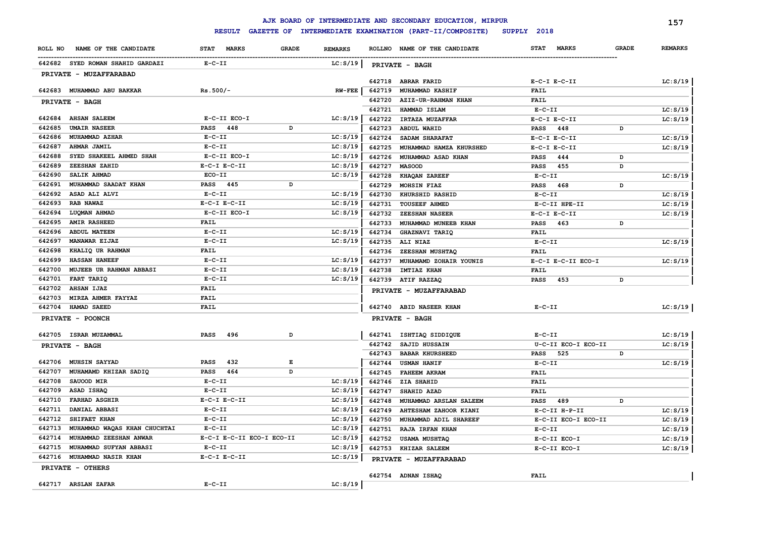# AJK BOARD OF INTERMEDIATE AND SECONDARY EDUCATION, MIRPUR

## RESULT GAZETTE OF INTERMEDIATE EXAMINATION (PART-II/COMPOSITE) SUPPLY 2018

| ROLL NO | NAME OF THE CANDIDATE | STAT MARKS | GRADE | REMARKS |
|---|---|---|---|---|
| 642682 | SYED ROMAN SHAHID GARDAZI | E-C-II | | LC:S/19 |
| **PRIVATE - MUZAFFARABAD** | | | | |
| 642683 | MUHAMMAD ABU BAKKAR | Rs.500/- | | RW-FEE |
| **PRIVATE - BAGH** | | | | |
| 642684 | AHSAN SALEEM | E-C-II ECO-I | | LC:S/19 |
| 642685 | UMAIR NASEER | PASS 448 | D | |
| 642686 | MUHAMMAD AZHAR | E-C-II | | LC:S/19 |
| 642687 | AHMAR JAMIL | E-C-II | | LC:S/19 |
| 642688 | SYED SHAKEEL AHMED SHAH | E-C-II ECO-I | | LC:S/19 |
| 642689 | ZEESHAN ZAHID | E-C-I E-C-II | | LC:S/19 |
| 642690 | SALIK AHMAD | ECO-II | | LC:S/19 |
| 642691 | MUHAMMAD SAADAT KHAN | PASS 445 | D | |
| 642692 | ASAD ALI ALVI | E-C-II | | LC:S/19 |
| 642693 | RAB NAWAZ | E-C-I E-C-II | | LC:S/19 |
| 642694 | LUQMAN AHMAD | E-C-II ECO-I | | LC:S/19 |
| 642695 | AMIR RASHEED | FAIL | | |
| 642696 | ABDUL MATEEN | E-C-II | | LC:S/19 |
| 642697 | MANAWAR EIJAZ | E-C-II | | LC:S/19 |
| 642698 | KHALIQ UR RAHMAN | FAIL | | |
| 642699 | HASSAN HANEEF | E-C-II | | LC:S/19 |
| 642700 | MUJEEB UR RAHMAN ABBASI | E-C-II | | LC:S/19 |
| 642701 | FART TARIQ | E-C-II | | LC:S/19 |
| 642702 | AHSAN IJAZ | FAIL | | |
| 642703 | MIRZA AHMER FAYYAZ | FAIL | | |
| 642704 | HAMAD SAEED | FAIL | | |
| **PRIVATE - POONCH** | | | | |
| 642705 | ISRAR MUZAMMAL | PASS 496 | D | |
| **PRIVATE - BAGH** | | | | |
| 642706 | MUHSIN SAYYAD | PASS 432 | E | |
| 642707 | MUHAMAMD KHIZAR SADIQ | PASS 464 | D | |
| 642708 | SAUOOD MIR | E-C-II | | LC:S/19 |
| 642709 | ASAD ISHAQ | E-C-II | | LC:S/19 |
| 642710 | FARHAD ASGHIR | E-C-I E-C-II | | LC:S/19 |
| 642711 | DANIAL ABBASI | E-C-II | | LC:S/19 |
| 642712 | SHIFAET KHAN | E-C-II | | LC:S/19 |
| 642713 | MUHAMMAD WAQAS KHAN CHUCHTAI | E-C-II | | LC:S/19 |
| 642714 | MUHAMMAD ZEESHAN ANWAR | E-C-I E-C-II ECO-I ECO-II | | LC:S/19 |
| 642715 | MUHAMMAD SUFYAN ABBASI | E-C-II | | LC:S/19 |
| 642716 | MUHAMMAD NASIR KHAN | E-C-I E-C-II | | LC:S/19 |
| **PRIVATE - OTHERS** | | | | |
| 642717 | ARSLAN ZAFAR | E-C-II | | LC:S/19 |
| **PRIVATE - BAGH** | | | | |
| 642718 | ABRAR FARID | E-C-I E-C-II | | LC:S/19 |
| 642719 | MUHAMMAD KASHIF | FAIL | | |
| 642720 | AZIZ-UR-RAHMAN KHAN | FAIL | | |
| 642721 | HAMMAD ISLAM | E-C-II | | LC:S/19 |
| 642722 | IRTAZA MUZAFFAR | E-C-I E-C-II | | LC:S/19 |
| 642723 | ABDUL WAHID | PASS 448 | D | |
| 642724 | SADAM SHARAFAT | E-C-I E-C-II | | LC:S/19 |
| 642725 | MUHAMMAD HAMZA KHURSHED | E-C-I E-C-II | | LC:S/19 |
| 642726 | MUHAMMAD ASAD KHAN | PASS 444 | D | |
| 642727 | MASOOD | PASS 455 | D | |
| 642728 | KHAQAN ZAREEF | E-C-II | | LC:S/19 |
| 642729 | MOHSIN FIAZ | PASS 468 | D | |
| 642730 | KHURSHID RASHID | E-C-II | | LC:S/19 |
| 642731 | TOUSEEF AHMED | E-C-II HPE-II | | LC:S/19 |
| 642732 | ZEESHAN NASEER | E-C-I E-C-II | | LC:S/19 |
| 642733 | MUHAMMAD MUNEEB KHAN | PASS 463 | D | |
| 642734 | GHAZNAVI TARIQ | FAIL | | |
| 642735 | ALI NIAZ | E-C-II | | LC:S/19 |
| 642736 | ZEESHAN MUSHTAQ | FAIL | | |
| 642737 | MUHAMAMD ZOHAIR YOUNIS | E-C-I E-C-II ECO-I | | LC:S/19 |
| 642738 | IMTIAZ KHAN | FAIL | | |
| 642739 | ATIF RAZZAQ | PASS 453 | D | |
| **PRIVATE - MUZAFFARABAD** | | | | |
| 642740 | ABID NASEER KHAN | E-C-II | | LC:S/19 |
| **PRIVATE - BAGH** | | | | |
| 642741 | ISHTIAQ SIDDIQUE | E-C-II | | LC:S/19 |
| 642742 | SAJID HUSSAIN | U-C-II ECO-I ECO-II | | LC:S/19 |
| 642743 | BABAR KHURSHEED | PASS 525 | D | |
| 642744 | USMAN HANIF | E-C-II | | LC:S/19 |
| 642745 | FAHEEM AKRAM | FAIL | | |
| 642746 | ZIA SHAHID | FAIL | | |
| 642747 | SHAHID AZAD | FAIL | | |
| 642748 | MUHAMMAD ARSLAN SALEEM | PASS 489 | D | |
| 642749 | AHTESHAM ZAHOOR KIANI | E-C-II H-P-II | | LC:S/19 |
| 642750 | MUHAMMAD ADIL SHAREEF | E-C-II ECO-I ECO-II | | LC:S/19 |
| 642751 | RAJA IRFAN KHAN | E-C-II | | LC:S/19 |
| 642752 | USAMA MUSHTAQ | E-C-II ECO-I | | LC:S/19 |
| 642753 | KHIZAR SALEEM | E-C-II ECO-I | | LC:S/19 |
| **PRIVATE - MUZAFFARABAD** | | | | |
| 642754 | ADNAN ISHAQ | FAIL | | |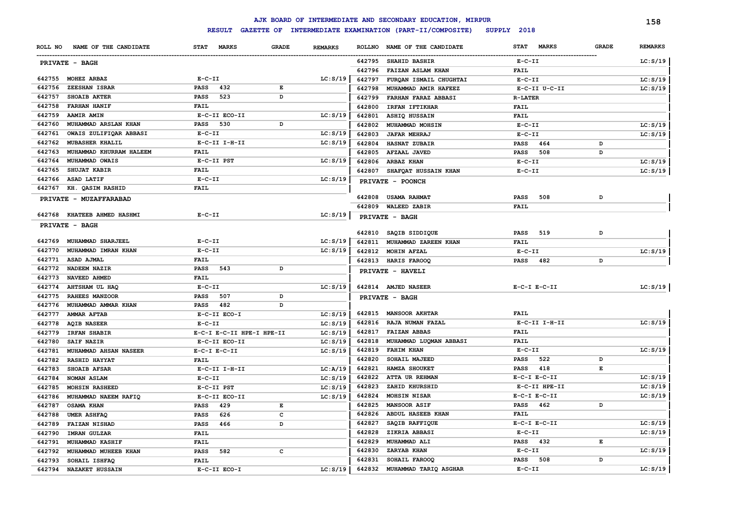# AJK BOARD OF INTERMEDIATE AND SECONDARY EDUCATION, MIRPUR

## RESULT GAZETTE OF INTERMEDIATE EXAMINATION (PART-II/COMPOSITE) SUPPLY 2018

| ROLL NO | NAME OF THE CANDIDATE | STAT | MARKS | GRADE | REMARKS |
|---|---|---|---|---|---|
| **PRIVATE - BAGH** | | | | | |
| 642755 | MOHEZ ARBAZ | E-C-II | | | LC:S/19 |
| 642756 | ZEESHAN ISRAR | PASS | 432 | E | |
| 642757 | SHOAIB AKTER | PASS | 523 | D | |
| 642758 | FARHAN HANIF | FAIL | | | |
| 642759 | AAMIR AMIN | E-C-II ECO-II | | | LC:S/19 |
| 642760 | MUHAMMAD ARSLAN KHAN | PASS | 530 | D | |
| 642761 | OWAIS ZULIFIQAR ABBASI | E-C-II | | | LC:S/19 |
| 642762 | MUBASHER KHALIL | E-C-II I-H-II | | | LC:S/19 |
| 642763 | MUHAMMAD KHURRAM HALEEM | FAIL | | | |
| 642764 | MUHAMMAD OWAIS | E-C-II PST | | | LC:S/19 |
| 642765 | SHUJAT KABIR | FAIL | | | |
| 642766 | ASAD LATIF | E-C-II | | | LC:S/19 |
| 642767 | KH. QASIM RASHID | FAIL | | | |
| **PRIVATE - MUZAFFARABAD** | | | | | |
| 642768 | KHATEEB AHMED HASHMI | E-C-II | | | LC:S/19 |
| **PRIVATE - BAGH** | | | | | |
| 642769 | MUHAMMAD SHARJEEL | E-C-II | | | LC:S/19 |
| 642770 | MUHAMMAD IMRAN KHAN | E-C-II | | | LC:S/19 |
| 642771 | ASAD AJMAL | FAIL | | | |
| 642772 | NADEEM NAZIR | PASS | 543 | D | |
| 642773 | NAVEED AHMED | FAIL | | | |
| 642774 | AHTSHAM UL HAQ | E-C-II | | | LC:S/19 |
| 642775 | RAHEES MANZOOR | PASS | 507 | D | |
| 642776 | MUHAMMAD AMMAR KHAN | PASS | 482 | D | |
| 642777 | AMMAR AFTAB | E-C-II ECO-I | | | LC:S/19 |
| 642778 | AQIB NASEER | E-C-II | | | LC:S/19 |
| 642779 | IRFAN SHABIR | E-C-I E-C-II HPE-I HPE-II | | | LC:S/19 |
| 642780 | SAIF NAZIR | E-C-II ECO-II | | | LC:S/19 |
| 642781 | MUHAMMAD AHSAN NASEER | E-C-I E-C-II | | | LC:S/19 |
| 642782 | RASHID HAYYAT | FAIL | | | |
| 642783 | SHOAIB AFSAR | E-C-II I-H-II | | | LC:A/19 |
| 642784 | NOMAN ASLAM | E-C-II | | | LC:S/19 |
| 642785 | MOHSIN RASHEED | E-C-II PST | | | LC:S/19 |
| 642786 | MUHAMMAD NAEEM RAFIQ | E-C-II ECO-II | | | LC:S/19 |
| 642787 | OSAMA KHAN | PASS | 429 | E | |
| 642788 | UMER ASHFAQ | PASS | 626 | C | |
| 642789 | FAIZAN NISHAD | PASS | 466 | D | |
| 642790 | IMRAN GULZAR | FAIL | | | |
| 642791 | MUHAMMAD KASHIF | FAIL | | | |
| 642792 | MUHAMMAD MUHEEB KHAN | PASS | 582 | C | |
| 642793 | SOHAIL ISHFAQ | FAIL | | | |
| 642794 | NAZAKET HUSSAIN | E-C-II ECO-I | | | LC:S/19 |
| 642795 | SHAHID BASHIR | E-C-II | | | LC:S/19 |
| 642796 | FAIZAN ASLAM KHAN | FAIL | | | |
| 642797 | FURQAN ISMAIL CHUGHTAI | E-C-II | | | LC:S/19 |
| 642798 | MUHAMMAD AMIR HAFEEZ | E-C-II U-C-II | | | LC:S/19 |
| 642799 | FARHAN FARAZ ABBASI | R-LATER | | | |
| 642800 | IRFAN IFTIKHAR | FAIL | | | |
| 642801 | ASHIQ HUSSAIN | FAIL | | | |
| 642802 | MUHAMMAD MOHSIN | E-C-II | | | LC:S/19 |
| 642803 | JAFAR MEHRAJ | E-C-II | | | LC:S/19 |
| 642804 | HASNAT ZUBAIR | PASS | 464 | D | |
| 642805 | AFZAAL JAVED | PASS | 508 | D | |
| 642806 | ARBAZ KHAN | E-C-II | | | LC:S/19 |
| 642807 | SHAFQAT HUSSAIN KHAN | E-C-II | | | LC:S/19 |
| **PRIVATE - POONCH** | | | | | |
| 642808 | USAMA RAHMAT | PASS | 508 | D | |
| 642809 | WALEED ZABIR | FAIL | | | |
| **PRIVATE - BAGH** | | | | | |
| 642810 | SAQIB SIDDIQUE | PASS | 519 | D | |
| 642811 | MUHAMMAD ZAREEN KHAN | FAIL | | | |
| 642812 | MOHIN AFZAL | E-C-II | | | LC:S/19 |
| 642813 | HARIS FAROOQ | PASS | 482 | D | |
| **PRIVATE - HAVELI** | | | | | |
| 642814 | AMJED NASEER | E-C-I E-C-II | | | LC:S/19 |
| **PRIVATE - BAGH** | | | | | |
| 642815 | MANSOOR AKHTAR | FAIL | | | |
| 642816 | RAJA NUMAN FAZAL | E-C-II I-H-II | | | LC:S/19 |
| 642817 | FAIZAN ABBAS | FAIL | | | |
| 642818 | MUHAMMAD LUQMAN ABBASI | FAIL | | | |
| 642819 | FAHIM KHAN | E-C-II | | | LC:S/19 |
| 642820 | SOHAIL MAJEED | PASS | 522 | D | |
| 642821 | HAMZA SHOUKET | PASS | 418 | E | |
| 642822 | ATTA UR REHMAN | E-C-I E-C-II | | | LC:S/19 |
| 642823 | ZAHID KHURSHID | E-C-II HPE-II | | | LC:S/19 |
| 642824 | MOHSIN NISAR | E-C-I E-C-II | | | LC:S/19 |
| 642825 | MANSOOR ASIF | PASS | 462 | D | |
| 642826 | ABDUL HASEEB KHAN | FAIL | | | |
| 642827 | SAQIB RAFFIQUE | E-C-I E-C-II | | | LC:S/19 |
| 642828 | ZIKRIA ABBASI | E-C-II | | | LC:S/19 |
| 642829 | MUHAMMAD ALI | PASS | 432 | E | |
| 642830 | ZARYAB KHAN | E-C-II | | | LC:S/19 |
| 642831 | SOHAIL FAROOQ | PASS | 508 | D | |
| 642832 | MUHAMMAD TARIQ ASGHAR | E-C-II | | | LC:S/19 |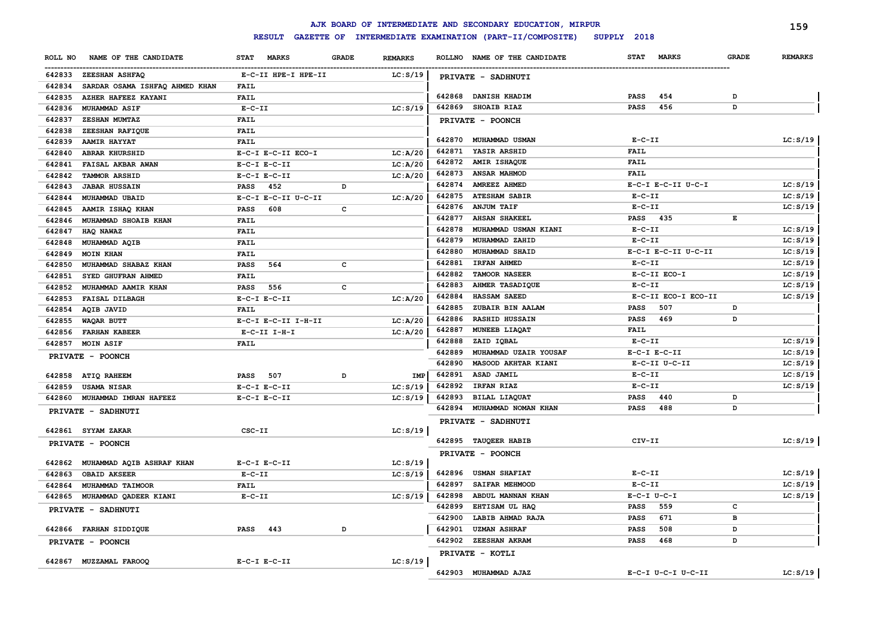# AJK BOARD OF INTERMEDIATE AND SECONDARY EDUCATION, MIRPUR

## RESULT GAZETTE OF INTERMEDIATE EXAMINATION (PART-II/COMPOSITE) SUPPLY 2018

| ROLL NO | NAME OF THE CANDIDATE | STAT | MARKS | GRADE | REMARKS |
|---|---|---|---|---|---|
| 642833 | ZEESHAN ASHFAQ | E-C-II HPE-I HPE-II | | | LC:S/19 |
| 642834 | SARDAR OSAMA ISHFAQ AHMED KHAN | FAIL | | | |
| 642835 | AZHER HAFEEZ KAYANI | FAIL | | | |
| 642836 | MUHAMMAD ASIF | E-C-II | | | LC:S/19 |
| 642837 | ZESHAN MUMTAZ | FAIL | | | |
| 642838 | ZEESHAN RAFIQUE | FAIL | | | |
| 642839 | AAMIR HAYYAT | FAIL | | | |
| 642840 | ABRAR KHURSHID | E-C-II ECO-I | | | LC:A/20 |
| 642841 | FAISAL AKBAR AWAN | E-C-I E-C-II | | | LC:A/20 |
| 642842 | TAMMOR ARSHID | E-C-I E-C-II | | | LC:A/20 |
| 642843 | JABAR HUSSAIN | PASS | 452 | D | |
| 642844 | MUHAMMAD UBAID | E-C-I E-C-II U-C-II | | | LC:A/20 |
| 642845 | AAMIR ISHAQ KHAN | PASS | 608 | C | |
| 642846 | MUHAMMAD SHOAIB KHAN | FAIL | | | |
| 642847 | HAQ NAWAZ | FAIL | | | |
| 642848 | MUHAMMAD AQIB | FAIL | | | |
| 642849 | MOIN KHAN | FAIL | | | |
| 642850 | MUHAMMAD SHABAZ KHAN | PASS | 564 | C | |
| 642851 | SYED GHUFRAN AHMED | FAIL | | | |
| 642852 | MUHAMMAD AAMIR KHAN | PASS | 556 | C | |
| 642853 | FAISAL DILBAGH | E-C-I E-C-II | | | LC:A/20 |
| 642854 | AQIB JAVID | FAIL | | | |
| 642855 | WAQAR BUTT | E-C-I E-C-II I-H-II | | | LC:A/20 |
| 642856 | FARHAN KABEER | E-C-II I-H-I | | | LC:A/20 |
| 642857 | MOIN ASIF | FAIL | | | |
| | **PRIVATE - POONCH** | | | | |
| 642858 | ATIQ RAHEEM | PASS | 507 | D | IMP |
| 642859 | USAMA NISAR | E-C-I E-C-II | | | LC:S/19 |
| 642860 | MUHAMMAD IMRAN HAFEEZ | E-C-I E-C-II | | | LC:S/19 |
| | **PRIVATE - SADHNUTI** | | | | |
| 642861 | SYYAM ZAKAR | CSC-II | | | LC:S/19 |
| | **PRIVATE - POONCH** | | | | |
| 642862 | MUHAMMAD AQIB ASHRAF KHAN | E-C-I E-C-II | | | LC:S/19 |
| 642863 | OBAID AKSEER | E-C-II | | | LC:S/19 |
| 642864 | MUHAMMAD TAIMOOR | FAIL | | | |
| 642865 | MUHAMMAD QADEER KIANI | E-C-II | | | LC:S/19 |
| | **PRIVATE - SADHNUTI** | | | | |
| 642866 | FARHAN SIDDIQUE | PASS | 443 | D | |
| | **PRIVATE - POONCH** | | | | |
| 642867 | MUZZAMAL FAROOQ | E-C-I E-C-II | | | LC:S/19 |
| | **PRIVATE - SADHNUTI** | | | | |
| 642868 | DANISH KHADIM | PASS | 454 | D | |
| 642869 | SHOAIB RIAZ | PASS | 456 | D | |
| | **PRIVATE - POONCH** | | | | |
| 642870 | MUHAMMAD USMAN | E-C-II | | | LC:S/19 |
| 642871 | YASIR ARSHID | FAIL | | | |
| 642872 | AMIR ISHAQUE | FAIL | | | |
| 642873 | ANSAR MAHMOD | FAIL | | | |
| 642874 | AMREEZ AHMED | E-C-I E-C-II U-C-I | | | LC:S/19 |
| 642875 | ATESHAM SABIR | E-C-II | | | LC:S/19 |
| 642876 | ANJUM TAIF | E-C-II | | | LC:S/19 |
| 642877 | AHSAN SHAKEEL | PASS | 435 | E | |
| 642878 | MUHAMMAD USMAN KIANI | E-C-II | | | LC:S/19 |
| 642879 | MUHAMMAD ZAHID | E-C-II | | | LC:S/19 |
| 642880 | MUHAMMAD SHAID | E-C-I E-C-II U-C-II | | | LC:S/19 |
| 642881 | IRFAN AHMED | E-C-II | | | LC:S/19 |
| 642882 | TAMOOR NASEER | E-C-II ECO-I | | | LC:S/19 |
| 642883 | AHMER TASADIQUE | E-C-II | | | LC:S/19 |
| 642884 | HASSAM SAEED | E-C-II ECO-I ECO-II | | | LC:S/19 |
| 642885 | ZUBAIR BIN AALAM | PASS | 507 | D | |
| 642886 | RASHID HUSSAIN | PASS | 469 | D | |
| 642887 | MUNEEB LIAQAT | FAIL | | | |
| 642888 | ZAID IQBAL | E-C-II | | | LC:S/19 |
| 642889 | MUHAMMAD UZAIR YOUSAF | E-C-I E-C-II | | | LC:S/19 |
| 642890 | MASOOD AKHTAR KIANI | E-C-II U-C-II | | | LC:S/19 |
| 642891 | ASAD JAMIL | E-C-II | | | LC:S/19 |
| 642892 | IRFAN RIAZ | E-C-II | | | LC:S/19 |
| 642893 | BILAL LIAQUAT | PASS | 440 | D | |
| 642894 | MUHAMMAD NOMAN KHAN | PASS | 488 | D | |
| | **PRIVATE - SADHNUTI** | | | | |
| 642895 | TAUQEER HABIB | CIV-II | | | LC:S/19 |
| | **PRIVATE - POONCH** | | | | |
| 642896 | USMAN SHAFIAT | E-C-II | | | LC:S/19 |
| 642897 | SAIFAR MEHMOOD | E-C-II | | | LC:S/19 |
| 642898 | ABDUL MANNAN KHAN | E-C-I U-C-I | | | LC:S/19 |
| 642899 | EHTISAM UL HAQ | PASS | 559 | C | |
| 642900 | LABIB AHMAD RAJA | PASS | 671 | B | |
| 642901 | UZMAN ASHRAF | PASS | 508 | D | |
| 642902 | ZEESHAN AKRAM | PASS | 468 | D | |
| | **PRIVATE - KOTLI** | | | | |
| 642903 | MUHAMMAD AJAZ | E-C-I U-C-I U-C-II | | | LC:S/19 |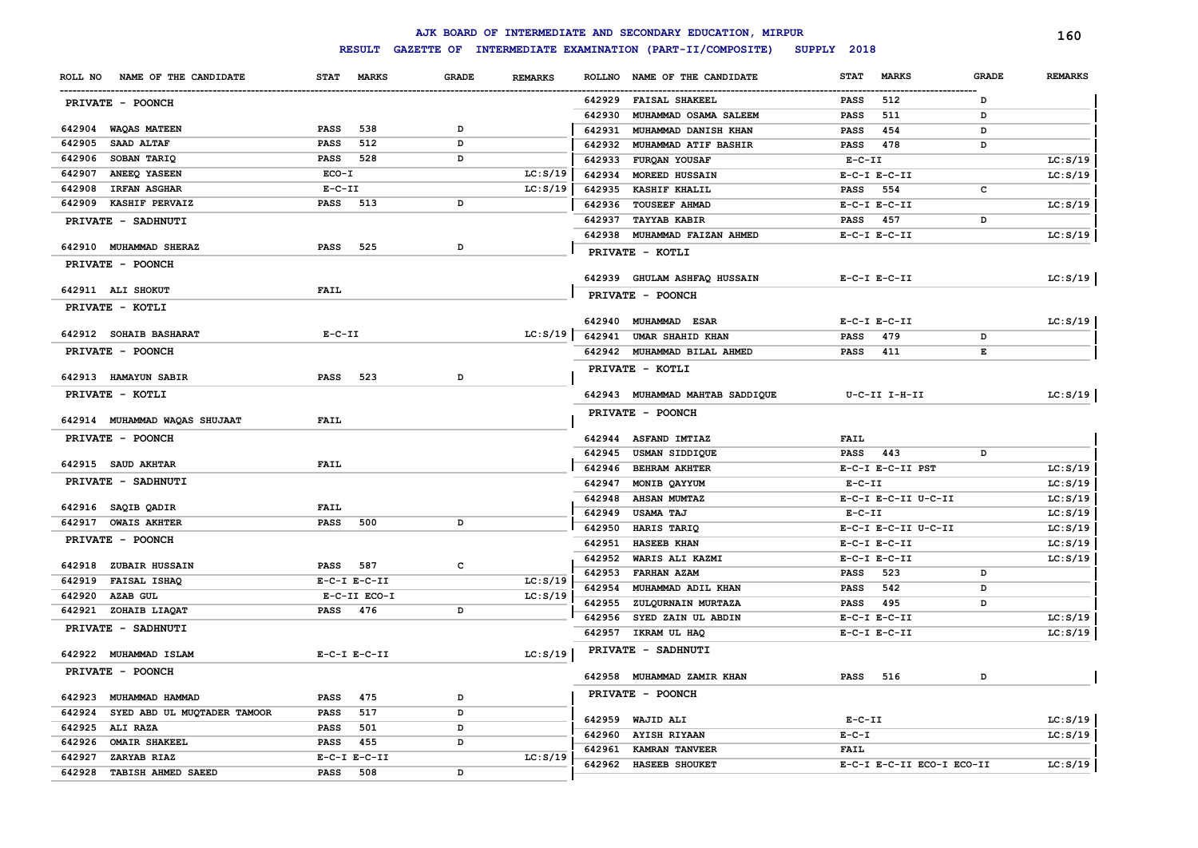# AJK BOARD OF INTERMEDIATE AND SECONDARY EDUCATION, MIRPUR

## RESULT GAZETTE OF INTERMEDIATE EXAMINATION (PART-II/COMPOSITE) SUPPLY 2018

| ROLL NO | NAME OF THE CANDIDATE | STAT | MARKS | GRADE | REMARKS |
|---|---|---|---|---|---|
| **PRIVATE - POONCH** | | | | | |
| 642904 | WAQAS MATEEN | PASS | 538 | D | |
| 642905 | SAAD ALTAF | PASS | 512 | D | |
| 642906 | SOBAN TARIQ | PASS | 528 | D | |
| 642907 | ANEEQ YASEEN | ECO-I | | | LC:S/19 |
| 642908 | IRFAN ASGHAR | E-C-II | | | LC:S/19 |
| 642909 | KASHIF PERVAIZ | PASS | 513 | D | |
| **PRIVATE - SADHNUTI** | | | | | |
| 642910 | MUHAMMAD SHERAZ | PASS | 525 | D | |
| **PRIVATE - POONCH** | | | | | |
| 642911 | ALI SHOKUT | FAIL | | | |
| **PRIVATE - KOTLI** | | | | | |
| 642912 | SOHAIB BASHARAT | E-C-II | | | LC:S/19 |
| **PRIVATE - POONCH** | | | | | |
| 642913 | HAMAYUN SABIR | PASS | 523 | D | |
| **PRIVATE - KOTLI** | | | | | |
| 642914 | MUHAMMAD WAQAS SHUJAAT | FAIL | | | |
| **PRIVATE - POONCH** | | | | | |
| 642915 | SAUD AKHTAR | FAIL | | | |
| **PRIVATE - SADHNUTI** | | | | | |
| 642916 | SAQIB QADIR | FAIL | | | |
| 642917 | OWAIS AKHTER | PASS | 500 | D | |
| **PRIVATE - POONCH** | | | | | |
| 642918 | ZUBAIR HUSSAIN | PASS | 587 | C | |
| 642919 | FAISAL ISHAQ | E-C-I E-C-II | | | LC:S/19 |
| 642920 | AZAB GUL | E-C-II ECO-I | | | LC:S/19 |
| 642921 | ZOHAIB LIAQAT | PASS | 476 | D | |
| **PRIVATE - SADHNUTI** | | | | | |
| 642922 | MUHAMMAD ISLAM | E-C-I E-C-II | | | LC:S/19 |
| **PRIVATE - POONCH** | | | | | |
| 642923 | MUHAMMAD HAMMAD | PASS | 475 | D | |
| 642924 | SYED ABD UL MUQTADER TAMOOR | PASS | 517 | D | |
| 642925 | ALI RAZA | PASS | 501 | D | |
| 642926 | OMAIR SHAKEEL | PASS | 455 | D | |
| 642927 | ZARYAB RIAZ | E-C-I E-C-II | | | LC:S/19 |
| 642928 | TABISH AHMED SAEED | PASS | 508 | D | |
| 642929 | FAISAL SHAKEEL | PASS | 512 | D | |
| 642930 | MUHAMMAD OSAMA SALEEM | PASS | 511 | D | |
| 642931 | MUHAMMAD DANISH KHAN | PASS | 454 | D | |
| 642932 | MUHAMMAD ATIF BASHIR | PASS | 478 | D | |
| 642933 | FURQAN YOUSAF | E-C-II | | | LC:S/19 |
| 642934 | MOREED HUSSAIN | E-C-I E-C-II | | | LC:S/19 |
| 642935 | KASHIF KHALIL | PASS | 554 | C | |
| 642936 | TOUSEEF AHMAD | E-C-I E-C-II | | | LC:S/19 |
| 642937 | TAYYAB KABIR | PASS | 457 | D | |
| 642938 | MUHAMMAD FAIZAN AHMED | E-C-I E-C-II | | | LC:S/19 |
| **PRIVATE - KOTLI** | | | | | |
| 642939 | GHULAM ASHFAQ HUSSAIN | E-C-I E-C-II | | | LC:S/19 |
| **PRIVATE - POONCH** | | | | | |
| 642940 | MUHAMMAD ESAR | E-C-I E-C-II | | | LC:S/19 |
| 642941 | UMAR SHAHID KHAN | PASS | 479 | D | |
| 642942 | MUHAMMAD BILAL AHMED | PASS | 411 | E | |
| **PRIVATE - KOTLI** | | | | | |
| 642943 | MUHAMMAD MAHTAB SADDIQUE | U-C-II I-H-II | | | LC:S/19 |
| **PRIVATE - POONCH** | | | | | |
| 642944 | ASFAND IMTIAZ | FAIL | | | |
| 642945 | USMAN SIDDIQUE | PASS | 443 | D | |
| 642946 | BEHRAM AKHTER | E-C-I E-C-II PST | | | LC:S/19 |
| 642947 | MONIB QAYYUM | E-C-II | | | LC:S/19 |
| 642948 | AHSAN MUMTAZ | E-C-I E-C-II U-C-II | | | LC:S/19 |
| 642949 | USAMA TAJ | E-C-II | | | LC:S/19 |
| 642950 | HARIS TARIQ | E-C-I E-C-II U-C-II | | | LC:S/19 |
| 642951 | HASEEB KHAN | E-C-I E-C-II | | | LC:S/19 |
| 642952 | WARIS ALI KAZMI | E-C-I E-C-II | | | LC:S/19 |
| 642953 | FARHAN AZAM | PASS | 523 | D | |
| 642954 | MUHAMMAD ADIL KHAN | PASS | 542 | D | |
| 642955 | ZULQURNAIN MURTAZA | PASS | 495 | D | |
| 642956 | SYED ZAIN UL ABDIN | E-C-I E-C-II | | | LC:S/19 |
| 642957 | IKRAM UL HAQ | E-C-I E-C-II | | | LC:S/19 |
| **PRIVATE - SADHNUTI** | | | | | |
| 642958 | MUHAMMAD ZAMIR KHAN | PASS | 516 | D | |
| **PRIVATE - POONCH** | | | | | |
| 642959 | WAJID ALI | E-C-II | | | LC:S/19 |
| 642960 | AYISH RIYAAN | E-C-I | | | LC:S/19 |
| 642961 | KAMRAN TANVEER | FAIL | | | |
| 642962 | HASEEB SHOUKET | E-C-I E-C-II ECO-I ECO-II | | | LC:S/19 |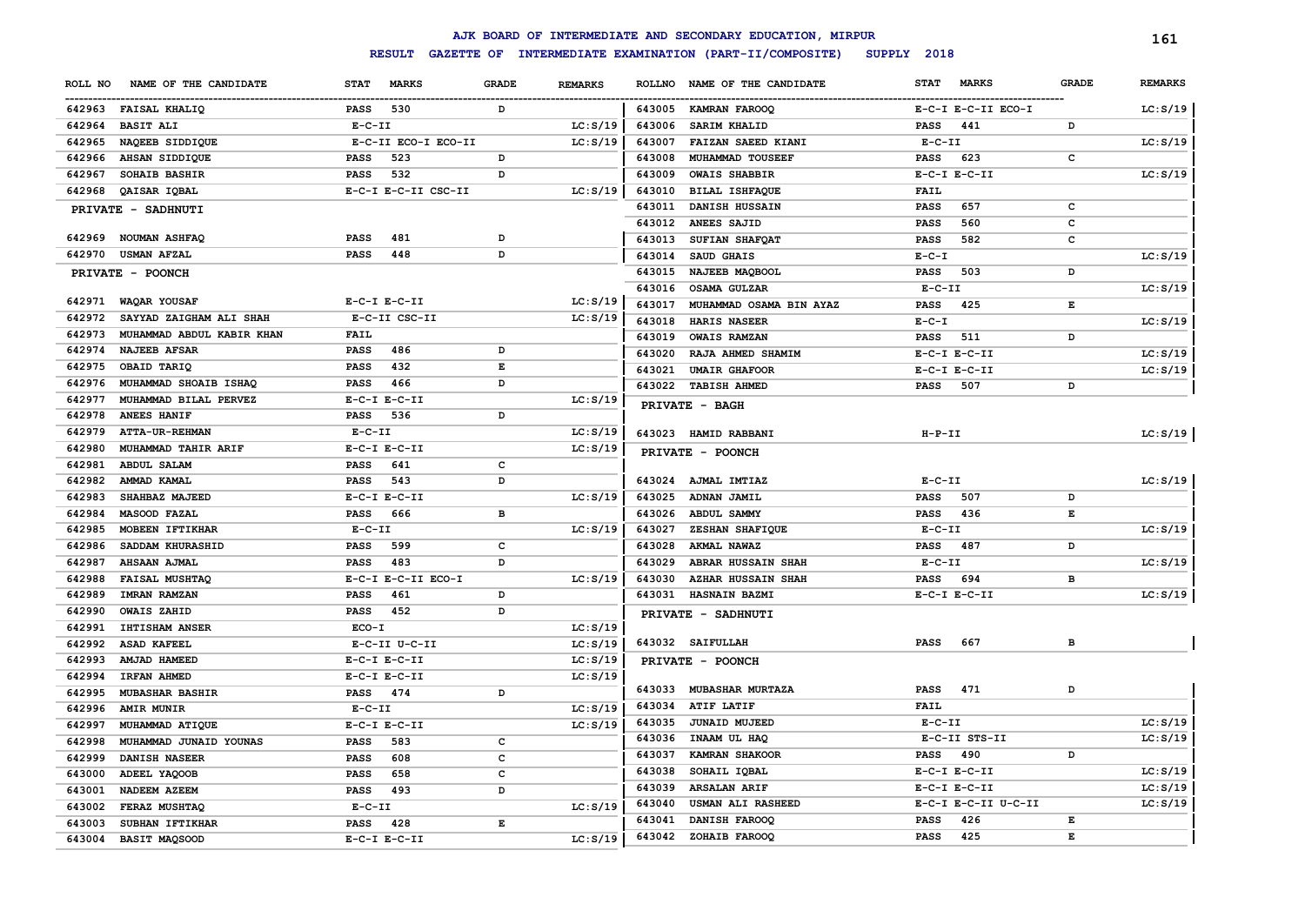# AJK BOARD OF INTERMEDIATE AND SECONDARY EDUCATION, MIRPUR

## RESULT GAZETTE OF INTERMEDIATE EXAMINATION (PART-II/COMPOSITE) SUPPLY 2018

| ROLL NO | NAME OF THE CANDIDATE | STAT | MARKS | GRADE | REMARKS |
|---|---|---|---|---|---|
| 642963 | FAISAL KHALIQ | PASS | 530 | D | |
| 642964 | BASIT ALI | E-C-II | | | LC:S/19 |
| 642965 | NAQEEB SIDDIQUE | E-C-II ECO-I ECO-II | | | LC:S/19 |
| 642966 | AHSAN SIDDIQUE | PASS | 523 | D | |
| 642967 | SOHAIB BASHIR | PASS | 532 | D | |
| 642968 | QAISAR IQBAL | E-C-I E-C-II CSC-II | | | LC:S/19 |
| **PRIVATE - SADHNUTI** | | | | | |
| 642969 | NOUMAN ASHFAQ | PASS | 481 | D | |
| 642970 | USMAN AFZAL | PASS | 448 | D | |
| **PRIVATE - POONCH** | | | | | |
| 642971 | WAQAR YOUSAF | E-C-I E-C-II | | | LC:S/19 |
| 642972 | SAYYAD ZAIGHAM ALI SHAH | E-C-II CSC-II | | | LC:S/19 |
| 642973 | MUHAMMAD ABDUL KABIR KHAN | FAIL | | | |
| 642974 | NAJEEB AFSAR | PASS | 486 | D | |
| 642975 | OBAID TARIQ | PASS | 432 | E | |
| 642976 | MUHAMMAD SHOAIB ISHAQ | PASS | 466 | D | |
| 642977 | MUHAMMAD BILAL PERVEZ | E-C-I E-C-II | | | LC:S/19 |
| 642978 | ANEES HANIF | PASS | 536 | D | |
| 642979 | ATTA-UR-REHMAN | E-C-II | | | LC:S/19 |
| 642980 | MUHAMMAD TAHIR ARIF | E-C-I E-C-II | | | LC:S/19 |
| 642981 | ABDUL SALAM | PASS | 641 | C | |
| 642982 | AMMAD KAMAL | PASS | 543 | D | |
| 642983 | SHAHBAZ MAJEED | E-C-I E-C-II | | | LC:S/19 |
| 642984 | MASOOD FAZAL | PASS | 666 | B | |
| 642985 | MOBEEN IFTIKHAR | E-C-II | | | LC:S/19 |
| 642986 | SADDAM KHURASHID | PASS | 599 | C | |
| 642987 | AHSAAN AJMAL | PASS | 483 | D | |
| 642988 | FAISAL MUSHTAQ | E-C-I E-C-II ECO-I | | | LC:S/19 |
| 642989 | IMRAN RAMZAN | PASS | 461 | D | |
| 642990 | OWAIS ZAHID | PASS | 452 | D | |
| 642991 | IHTISHAM ANSER | ECO-I | | | LC:S/19 |
| 642992 | ASAD KAFEEL | E-C-II U-C-II | | | LC:S/19 |
| 642993 | AMJAD HAMEED | E-C-I E-C-II | | | LC:S/19 |
| 642994 | IRFAN AHMED | E-C-I E-C-II | | | LC:S/19 |
| 642995 | MUBASHAR BASHIR | PASS | 474 | D | |
| 642996 | AMIR MUNIR | E-C-II | | | LC:S/19 |
| 642997 | MUHAMMAD ATIQUE | E-C-I E-C-II | | | LC:S/19 |
| 642998 | MUHAMMAD JUNAID YOUNAS | PASS | 583 | C | |
| 642999 | DANISH NASEER | PASS | 608 | C | |
| 643000 | ADEEL YAQOOB | PASS | 658 | C | |
| 643001 | NADEEM AZEEM | PASS | 493 | D | |
| 643002 | FERAZ MUSHTAQ | E-C-II | | | LC:S/19 |
| 643003 | SUBHAN IFTIKHAR | PASS | 428 | E | |
| 643004 | BASIT MAQSOOD | E-C-I E-C-II | | | LC:S/19 |
| 643005 | KAMRAN FAROOQ | E-C-I E-C-II ECO-I | | | LC:S/19 |
| 643006 | SARIM KHALID | PASS | 441 | D | |
| 643007 | FAIZAN SAEED KIANI | E-C-II | | | LC:S/19 |
| 643008 | MUHAMMAD TOUSEEF | PASS | 623 | C | |
| 643009 | OWAIS SHABBIR | E-C-I E-C-II | | | LC:S/19 |
| 643010 | BILAL ISHFAQUE | FAIL | | | |
| 643011 | DANISH HUSSAIN | PASS | 657 | C | |
| 643012 | ANEES SAJID | PASS | 560 | C | |
| 643013 | SUFIAN SHAFQAT | PASS | 582 | C | |
| 643014 | SAUD GHAIS | E-C-I | | | LC:S/19 |
| 643015 | NAJEEB MAQBOOL | PASS | 503 | D | |
| 643016 | OSAMA GULZAR | E-C-II | | | LC:S/19 |
| 643017 | MUHAMMAD OSAMA BIN AYAZ | PASS | 425 | E | |
| 643018 | HARIS NASEER | E-C-I | | | LC:S/19 |
| 643019 | OWAIS RAMZAN | PASS | 511 | D | |
| 643020 | RAJA AHMED SHAMIM | E-C-I E-C-II | | | LC:S/19 |
| 643021 | UMAIR GHAFOOR | E-C-I E-C-II | | | LC:S/19 |
| 643022 | TABISH AHMED | PASS | 507 | D | |
| **PRIVATE - BAGH** | | | | | |
| 643023 | HAMID RABBANI | H-P-II | | | LC:S/19 |
| **PRIVATE - POONCH** | | | | | |
| 643024 | AJMAL IMTIAZ | E-C-II | | | LC:S/19 |
| 643025 | ADNAN JAMIL | PASS | 507 | D | |
| 643026 | ABDUL SAMMY | PASS | 436 | E | |
| 643027 | ZESHAN SHAFIQUE | E-C-II | | | LC:S/19 |
| 643028 | AKMAL NAWAZ | PASS | 487 | D | |
| 643029 | ABRAR HUSSAIN SHAH | E-C-II | | | LC:S/19 |
| 643030 | AZHAR HUSSAIN SHAH | PASS | 694 | B | |
| 643031 | HASNAIN BAZMI | E-C-I E-C-II | | | LC:S/19 |
| **PRIVATE - SADHNUTI** | | | | | |
| 643032 | SAIFULLAH | PASS | 667 | B | |
| **PRIVATE - POONCH** | | | | | |
| 643033 | MUBASHAR MURTAZA | PASS | 471 | D | |
| 643034 | ATIF LATIF | FAIL | | | |
| 643035 | JUNAID MUJEED | E-C-II | | | LC:S/19 |
| 643036 | INAAM UL HAQ | E-C-II STS-II | | | LC:S/19 |
| 643037 | KAMRAN SHAKOOR | PASS | 490 | D | |
| 643038 | SOHAIL IQBAL | E-C-I E-C-II | | | LC:S/19 |
| 643039 | ARSALAN ARIF | E-C-I E-C-II | | | LC:S/19 |
| 643040 | USMAN ALI RASHEED | E-C-I E-C-II U-C-II | | | LC:S/19 |
| 643041 | DANISH FAROOQ | PASS | 426 | E | |
| 643042 | ZOHAIB FAROOQ | PASS | 425 | E | |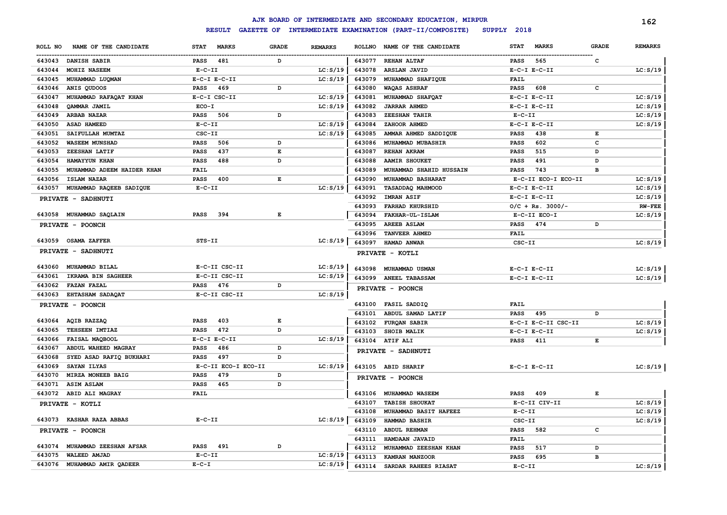# AJK BOARD OF INTERMEDIATE AND SECONDARY EDUCATION, MIRPUR

## RESULT GAZETTE OF INTERMEDIATE EXAMINATION (PART-II/COMPOSITE) SUPPLY 2018

| ROLL NO | NAME OF THE CANDIDATE | STAT | MARKS | GRADE | REMARKS |
|---|---|---|---|---|---|
| 643043 | DANISH SABIR | PASS | 481 | D | |
| 643044 | MOHIZ NASEEM | E-C-II | | | LC:S/19 |
| 643045 | MUHAMMAD LUQMAN | E-C-I E-C-II | | | LC:S/19 |
| 643046 | ANIS QUDOOS | PASS | 469 | D | |
| 643047 | MUHAMMAD RAFAQAT KHAN | E-C-I CSC-II | | | LC:S/19 |
| 643048 | QAMMAR JAMIL | ECO-I | | | LC:S/19 |
| 643049 | ARBAB NAZAR | PASS | 506 | D | |
| 643050 | ASAD HAMEED | E-C-II | | | LC:S/19 |
| 643051 | SAIFULLAH MUMTAZ | CSC-II | | | LC:S/19 |
| 643052 | WASEEM MUNSHAD | PASS | 506 | D | |
| 643053 | ZEESHAN LATIF | PASS | 437 | E | |
| 643054 | HAMAYYUN KHAN | PASS | 488 | D | |
| 643055 | MUHAMMAD ADEEM HAIDER KHAN | FAIL | | | |
| 643056 | ISLAM NAZAR | PASS | 400 | E | |
| 643057 | MUHAMMAD RAQEEB SADIQUE | E-C-II | | | LC:S/19 |
| | **PRIVATE - SADHNUTI** | | | | |
| 643058 | MUHAMMAD SAQLAIN | PASS | 394 | E | |
| | **PRIVATE - POONCH** | | | | |
| 643059 | OSAMA ZAFFER | STS-II | | | LC:S/19 |
| | **PRIVATE - SADHNUTI** | | | | |
| 643060 | MUHAMMAD BILAL | E-C-II CSC-II | | | LC:S/19 |
| 643061 | IKRAMA BIN SAGHEER | E-C-II CSC-II | | | LC:S/19 |
| 643062 | FAZAN FAZAL | PASS | 476 | D | |
| 643063 | EHTASHAM SADAQAT | E-C-II CSC-II | | | LC:S/19 |
| | **PRIVATE - POONCH** | | | | |
| 643064 | AQIB RAZZAQ | PASS | 403 | E | |
| 643065 | TEHSEEN IMTIAZ | PASS | 472 | D | |
| 643066 | FAISAL MAQBOOL | E-C-I E-C-II | | | LC:S/19 |
| 643067 | ABDUL WAHEED MAGRAY | PASS | 486 | D | |
| 643068 | SYED ASAD RAFIQ BUKHARI | PASS | 497 | D | |
| 643069 | SAYAN ILYAS | E-C-II ECO-I ECO-II | | | LC:S/19 |
| 643070 | MIRZA MONEEB BAIG | PASS | 479 | D | |
| 643071 | ASIM ASLAM | PASS | 465 | D | |
| 643072 | ABID ALI MAGRAY | FAIL | | | |
| | **PRIVATE - KOTLI** | | | | |
| 643073 | KASHAR RAZA ABBAS | E-C-II | | | LC:S/19 |
| | **PRIVATE - POONCH** | | | | |
| 643074 | MUHAMMAD ZEESHAN AFSAR | PASS | 491 | D | |
| 643075 | WALEED AMJAD | E-C-II | | | LC:S/19 |
| 643076 | MUHAMMAD AMIR QADEER | E-C-I | | | LC:S/19 |
| 643077 | REHAN ALTAF | PASS | 565 | C | |
| 643078 | ARSLAN JAVID | E-C-I E-C-II | | | LC:S/19 |
| 643079 | MUHAMMAD SHAFIQUE | FAIL | | | |
| 643080 | WAQAS ASHRAF | PASS | 608 | C | |
| 643081 | MUHAMMAD SHAFQAT | E-C-I E-C-II | | | LC:S/19 |
| 643082 | JARRAR AHMED | E-C-I E-C-II | | | LC:S/19 |
| 643083 | ZEESHAN TAHIR | E-C-II | | | LC:S/19 |
| 643084 | ZAHOOR AHMED | E-C-I E-C-II | | | LC:S/19 |
| 643085 | AMMAR AHMED SADDIQUE | PASS | 438 | E | |
| 643086 | MUHAMMAD MUBASHIR | PASS | 602 | C | |
| 643087 | REHAN AKRAM | PASS | 515 | D | |
| 643088 | AAMIR SHOUKET | PASS | 491 | D | |
| 643089 | MUHAMMAD SHAHID HUSSAIN | PASS | 743 | B | |
| 643090 | MUHAMMAD BASHARAT | E-C-II ECO-I ECO-II | | | LC:S/19 |
| 643091 | TASADDAQ MAHMOOD | E-C-I E-C-II | | | LC:S/19 |
| 643092 | IMRAN ASIF | E-C-I E-C-II | | | LC:S/19 |
| 643093 | FARHAD KHURSHID | O/C + Rs. 3000/- | | | RW-FEE |
| 643094 | FAKHAR-UL-ISLAM | E-C-II ECO-I | | | LC:S/19 |
| 643095 | AREEB ASLAM | PASS | 474 | D | |
| 643096 | TANVEER AHMED | FAIL | | | |
| 643097 | HAMAD ANWAR | CSC-II | | | LC:S/19 |
| | **PRIVATE - KOTLI** | | | | |
| 643098 | MUHAMMAD USMAN | E-C-I E-C-II | | | LC:S/19 |
| 643099 | ANEEL TABASSAM | E-C-I E-C-II | | | LC:S/19 |
| | **PRIVATE - POONCH** | | | | |
| 643100 | FASIL SADDIQ | FAIL | | | |
| 643101 | ABDUL SAMAD LATIF | PASS | 495 | D | |
| 643102 | FURQAN SABIR | E-C-I E-C-II CSC-II | | | LC:S/19 |
| 643103 | SHOIB MALIK | E-C-I E-C-II | | | LC:S/19 |
| 643104 | ATIF ALI | PASS | 411 | E | |
| | **PRIVATE - SADHNUTI** | | | | |
| 643105 | ABID SHARIF | E-C-I E-C-II | | | LC:S/19 |
| | **PRIVATE - POONCH** | | | | |
| 643106 | MUHAMMAD WASEEM | PASS | 409 | E | |
| 643107 | TABISH SHOUKAT | E-C-II CIV-II | | | LC:S/19 |
| 643108 | MUHAMMAD BASIT HAFEEZ | E-C-II | | | LC:S/19 |
| 643109 | HAMMAD BASHIR | CSC-II | | | LC:S/19 |
| 643110 | ABDUL REHMAN | PASS | 582 | C | |
| 643111 | HAMDAAN JAVAID | FAIL | | | |
| 643112 | MUHAMMAD ZEESHAN KHAN | PASS | 517 | D | |
| 643113 | KAMRAN MANZOOR | PASS | 695 | B | |
| 643114 | SARDAR RAHEES RIASAT | E-C-II | | | LC:S/19 |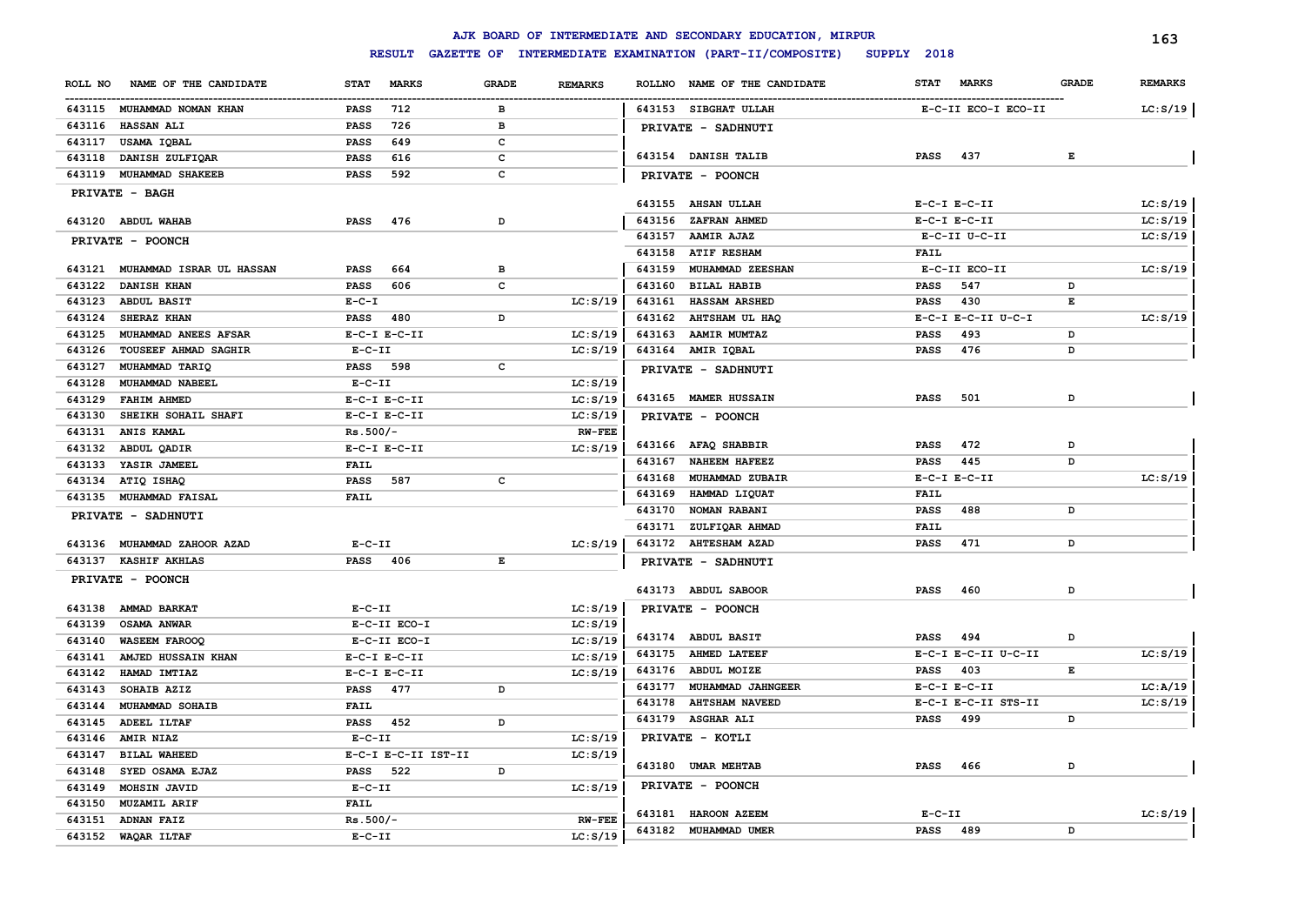# AJK BOARD OF INTERMEDIATE AND SECONDARY EDUCATION, MIRPUR

## RESULT GAZETTE OF INTERMEDIATE EXAMINATION (PART-II/COMPOSITE) SUPPLY 2018

| ROLL NO | NAME OF THE CANDIDATE | STAT | MARKS | GRADE | REMARKS |
|---|---|---|---|---|---|
| 643115 | MUHAMMAD NOMAN KHAN | PASS | 712 | B | |
| 643116 | HASSAN ALI | PASS | 726 | B | |
| 643117 | USAMA IQBAL | PASS | 649 | C | |
| 643118 | DANISH ZULFIQAR | PASS | 616 | C | |
| 643119 | MUHAMMAD SHAKEEB | PASS | 592 | C | |
| **PRIVATE - BAGH** | | | | | |
| 643120 | ABDUL WAHAB | PASS | 476 | D | |
| **PRIVATE - POONCH** | | | | | |
| 643121 | MUHAMMAD ISRAR UL HASSAN | PASS | 664 | B | |
| 643122 | DANISH KHAN | PASS | 606 | C | |
| 643123 | ABDUL BASIT | E-C-I | | | LC:S/19 |
| 643124 | SHERAZ KHAN | PASS | 480 | D | |
| 643125 | MUHAMMAD ANEES AFSAR | E-C-I E-C-II | | | LC:S/19 |
| 643126 | TOUSEEF AHMAD SAGHIR | E-C-II | | | LC:S/19 |
| 643127 | MUHAMMAD TARIQ | PASS | 598 | C | |
| 643128 | MUHAMMAD NABEEL | E-C-II | | | LC:S/19 |
| 643129 | FAHIM AHMED | E-C-I E-C-II | | | LC:S/19 |
| 643130 | SHEIKH SOHAIL SHAFI | E-C-I E-C-II | | | LC:S/19 |
| 643131 | ANIS KAMAL | Rs.500/- | | | RW-FEE |
| 643132 | ABDUL QADIR | E-C-I E-C-II | | | LC:S/19 |
| 643133 | YASIR JAMEEL | FAIL | | | |
| 643134 | ATIQ ISHAQ | PASS | 587 | C | |
| 643135 | MUHAMMAD FAISAL | FAIL | | | |
| **PRIVATE - SADHNUTI** | | | | | |
| 643136 | MUHAMMAD ZAHOOR AZAD | E-C-II | | | LC:S/19 |
| 643137 | KASHIF AKHLAS | PASS | 406 | E | |
| **PRIVATE - POONCH** | | | | | |
| 643138 | AMMAD BARKAT | E-C-II | | | LC:S/19 |
| 643139 | OSAMA ANWAR | E-C-II ECO-I | | | LC:S/19 |
| 643140 | WASEEM FAROOQ | E-C-II ECO-I | | | LC:S/19 |
| 643141 | AMJED HUSSAIN KHAN | E-C-I E-C-II | | | LC:S/19 |
| 643142 | HAMAD IMTIAZ | E-C-I E-C-II | | | LC:S/19 |
| 643143 | SOHAIB AZIZ | PASS | 477 | D | |
| 643144 | MUHAMMAD SOHAIB | FAIL | | | |
| 643145 | ADEEL ILTAF | PASS | 452 | D | |
| 643146 | AMIR NIAZ | E-C-II | | | LC:S/19 |
| 643147 | BILAL WAHEED | E-C-I E-C-II IST-II | | | LC:S/19 |
| 643148 | SYED OSAMA EJAZ | PASS | 522 | D | |
| 643149 | MOHSIN JAVID | E-C-II | | | LC:S/19 |
| 643150 | MUZAMIL ARIF | FAIL | | | |
| 643151 | ADNAN FAIZ | Rs.500/- | | | RW-FEE |
| 643152 | WAQAR ILTAF | E-C-II | | | LC:S/19 |
| 643153 | SIBGHAT ULLAH | E-C-II ECO-I ECO-II | | | LC:S/19 |
| **PRIVATE - SADHNUTI** | | | | | |
| 643154 | DANISH TALIB | PASS | 437 | E | |
| **PRIVATE - POONCH** | | | | | |
| 643155 | AHSAN ULLAH | E-C-I E-C-II | | | LC:S/19 |
| 643156 | ZAFRAN AHMED | E-C-I E-C-II | | | LC:S/19 |
| 643157 | AAMIR AJAZ | E-C-II U-C-II | | | LC:S/19 |
| 643158 | ATIF RESHAM | FAIL | | | |
| 643159 | MUHAMMAD ZEESHAN | E-C-II ECO-II | | | LC:S/19 |
| 643160 | BILAL HABIB | PASS | 547 | D | |
| 643161 | HASSAM ARSHED | PASS | 430 | E | |
| 643162 | AHTSHAM UL HAQ | E-C-I E-C-II U-C-I | | | LC:S/19 |
| 643163 | AAMIR MUMTAZ | PASS | 493 | D | |
| 643164 | AMIR IQBAL | PASS | 476 | D | |
| **PRIVATE - SADHNUTI** | | | | | |
| 643165 | MAMER HUSSAIN | PASS | 501 | D | |
| **PRIVATE - POONCH** | | | | | |
| 643166 | AFAQ SHABBIR | PASS | 472 | D | |
| 643167 | NAHEEM HAFEEZ | PASS | 445 | D | |
| 643168 | MUHAMMAD ZUBAIR | E-C-I E-C-II | | | LC:S/19 |
| 643169 | HAMMAD LIQUAT | FAIL | | | |
| 643170 | NOMAN RABANI | PASS | 488 | D | |
| 643171 | ZULFIQAR AHMAD | FAIL | | | |
| 643172 | AHTESHAM AZAD | PASS | 471 | D | |
| **PRIVATE - SADHNUTI** | | | | | |
| 643173 | ABDUL SABOOR | PASS | 460 | D | |
| **PRIVATE - POONCH** | | | | | |
| 643174 | ABDUL BASIT | PASS | 494 | D | |
| 643175 | AHMED LATEEF | E-C-I E-C-II U-C-II | | | LC:S/19 |
| 643176 | ABDUL MOIZE | PASS | 403 | E | |
| 643177 | MUHAMMAD JAHNGEER | E-C-I E-C-II | | | LC:A/19 |
| 643178 | AHTSHAM NAVEED | E-C-I E-C-II STS-II | | | LC:S/19 |
| 643179 | ASGHAR ALI | PASS | 499 | D | |
| **PRIVATE - KOTLI** | | | | | |
| 643180 | UMAR MEHTAB | PASS | 466 | D | |
| **PRIVATE - POONCH** | | | | | |
| 643181 | HAROON AZEEM | E-C-II | | | LC:S/19 |
| 643182 | MUHAMMAD UMER | PASS | 489 | D | |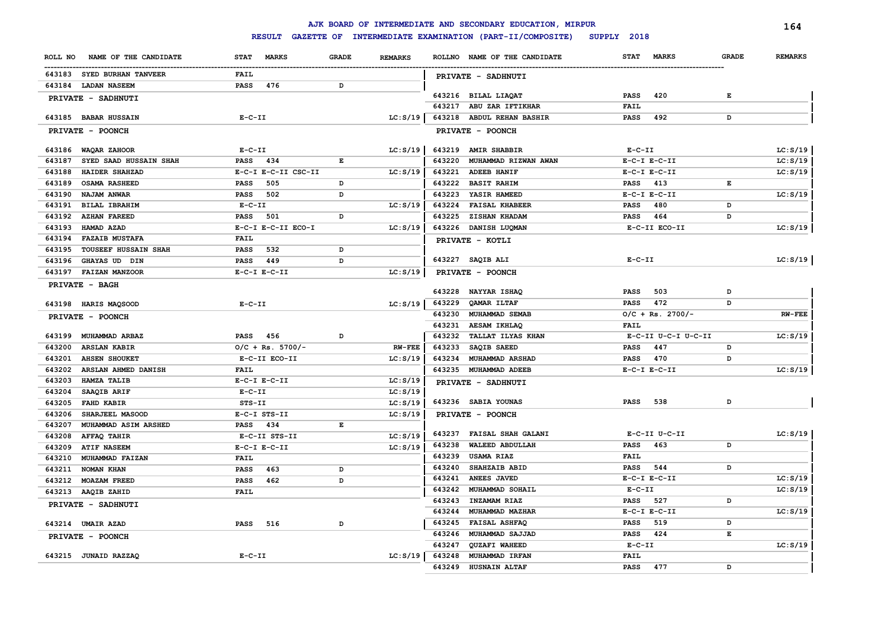# AJK BOARD OF INTERMEDIATE AND SECONDARY EDUCATION, MIRPUR

## RESULT GAZETTE OF INTERMEDIATE EXAMINATION (PART-II/COMPOSITE) SUPPLY 2018

| ROLL NO | NAME OF THE CANDIDATE | STAT | MARKS | GRADE | REMARKS |
|---|---|---|---|---|---|
| 643183 | SYED BURHAN TANVEER | FAIL | | | |
| 643184 | LADAN NASEEM | PASS | 476 | D | |
| | **PRIVATE - SADHNUTI** | | | | |
| 643185 | BABAR HUSSAIN | E-C-II | | | LC:S/19 |
| | **PRIVATE - POONCH** | | | | |
| 643186 | WAQAR ZAHOOR | E-C-II | | | LC:S/19 |
| 643187 | SYED SAAD HUSSAIN SHAH | PASS | 434 | E | |
| 643188 | HAIDER SHAHZAD | E-C-I E-C-II CSC-II | | | LC:S/19 |
| 643189 | OSAMA RASHEED | PASS | 505 | D | |
| 643190 | NAJAM ANWAR | PASS | 502 | D | |
| 643191 | BILAL IBRAHIM | E-C-II | | | LC:S/19 |
| 643192 | AZHAN FAREED | PASS | 501 | D | |
| 643193 | HAMAD AZAD | E-C-I E-C-II ECO-I | | | LC:S/19 |
| 643194 | FAZAIB MUSTAFA | FAIL | | | |
| 643195 | TOUSEEF HUSSAIN SHAH | PASS | 532 | D | |
| 643196 | GHAYAS UD DIN | PASS | 449 | D | |
| 643197 | FAIZAN MANZOOR | E-C-I E-C-II | | | LC:S/19 |
| | **PRIVATE - BAGH** | | | | |
| 643198 | HARIS MAQSOOD | E-C-II | | | LC:S/19 |
| | **PRIVATE - POONCH** | | | | |
| 643199 | MUHAMMAD ARBAZ | PASS | 456 | D | |
| 643200 | ARSLAN KABIR | O/C + Rs. 5700/- | | | RW-FEE |
| 643201 | AHSEN SHOUKET | E-C-II ECO-II | | | LC:S/19 |
| 643202 | ARSLAN AHMED DANISH | FAIL | | | |
| 643203 | HAMZA TALIB | E-C-I E-C-II | | | LC:S/19 |
| 643204 | SAAQIB ARIF | E-C-II | | | LC:S/19 |
| 643205 | FAHD KABIR | STS-II | | | LC:S/19 |
| 643206 | SHARJEEL MASOOD | E-C-I STS-II | | | LC:S/19 |
| 643207 | MUHAMMAD ASIM ARSHED | PASS | 434 | E | |
| 643208 | AFFAQ TAHIR | E-C-II STS-II | | | LC:S/19 |
| 643209 | ATIF NASEEM | E-C-I E-C-II | | | LC:S/19 |
| 643210 | MUHAMMAD FAIZAN | FAIL | | | |
| 643211 | NOMAN KHAN | PASS | 463 | D | |
| 643212 | MOAZAM FREED | PASS | 462 | D | |
| 643213 | AAQIB ZAHID | FAIL | | | |
| | **PRIVATE - SADHNUTI** | | | | |
| 643214 | UMAIR AZAD | PASS | 516 | D | |
| | **PRIVATE - POONCH** | | | | |
| 643215 | JUNAID RAZZAQ | E-C-II | | | LC:S/19 |
| | **PRIVATE - SADHNUTI** | | | | |
| 643216 | BILAL LIAQAT | PASS | 420 | E | |
| 643217 | ABU ZAR IFTIKHAR | FAIL | | | |
| 643218 | ABDUL REHAN BASHIR | PASS | 492 | D | |
| | **PRIVATE - POONCH** | | | | |
| 643219 | AMIR SHABBIR | E-C-II | | | LC:S/19 |
| 643220 | MUHAMMAD RIZWAN AWAN | E-C-I E-C-II | | | LC:S/19 |
| 643221 | ADEEB HANIF | E-C-I E-C-II | | | LC:S/19 |
| 643222 | BASIT RAHIM | PASS | 413 | E | |
| 643223 | YASIR HAMEED | E-C-I E-C-II | | | LC:S/19 |
| 643224 | FAISAL KHABEER | PASS | 480 | D | |
| 643225 | ZISHAN KHADAM | PASS | 464 | D | |
| 643226 | DANISH LUQMAN | E-C-II ECO-II | | | LC:S/19 |
| | **PRIVATE - KOTLI** | | | | |
| 643227 | SAQIB ALI | E-C-II | | | LC:S/19 |
| | **PRIVATE - POONCH** | | | | |
| 643228 | NAYYAR ISHAQ | PASS | 503 | D | |
| 643229 | QAMAR ILTAF | PASS | 472 | D | |
| 643230 | MUHAMMAD SEMAB | O/C + Rs. 2700/- | | | RW-FEE |
| 643231 | AESAM IKHLAQ | FAIL | | | |
| 643232 | TALLAT ILYAS KHAN | E-C-II U-C-I U-C-II | | | LC:S/19 |
| 643233 | SAQIB SAEED | PASS | 447 | D | |
| 643234 | MUHAMMAD ARSHAD | PASS | 470 | D | |
| 643235 | MUHAMMAD ADEEB | E-C-I E-C-II | | | LC:S/19 |
| | **PRIVATE - SADHNUTI** | | | | |
| 643236 | SABIA YOUNAS | PASS | 538 | D | |
| | **PRIVATE - POONCH** | | | | |
| 643237 | FAISAL SHAH GALANI | E-C-II U-C-II | | | LC:S/19 |
| 643238 | WALEED ABDULLAH | PASS | 463 | D | |
| 643239 | USAMA RIAZ | FAIL | | | |
| 643240 | SHAHZAIB ABID | PASS | 544 | D | |
| 643241 | ANEES JAVED | E-C-I E-C-II | | | LC:S/19 |
| 643242 | MUHAMMAD SOHAIL | E-C-II | | | LC:S/19 |
| 643243 | INZAMAM RIAZ | PASS | 527 | D | |
| 643244 | MUHAMMAD MAZHAR | E-C-I E-C-II | | | LC:S/19 |
| 643245 | FAISAL ASHFAQ | PASS | 519 | D | |
| 643246 | MUHAMMAD SAJJAD | PASS | 424 | E | |
| 643247 | QUZAFI WAHEED | E-C-II | | | LC:S/19 |
| 643248 | MUHAMMAD IRFAN | FAIL | | | |
| 643249 | HUSNAIN ALTAF | PASS | 477 | D | |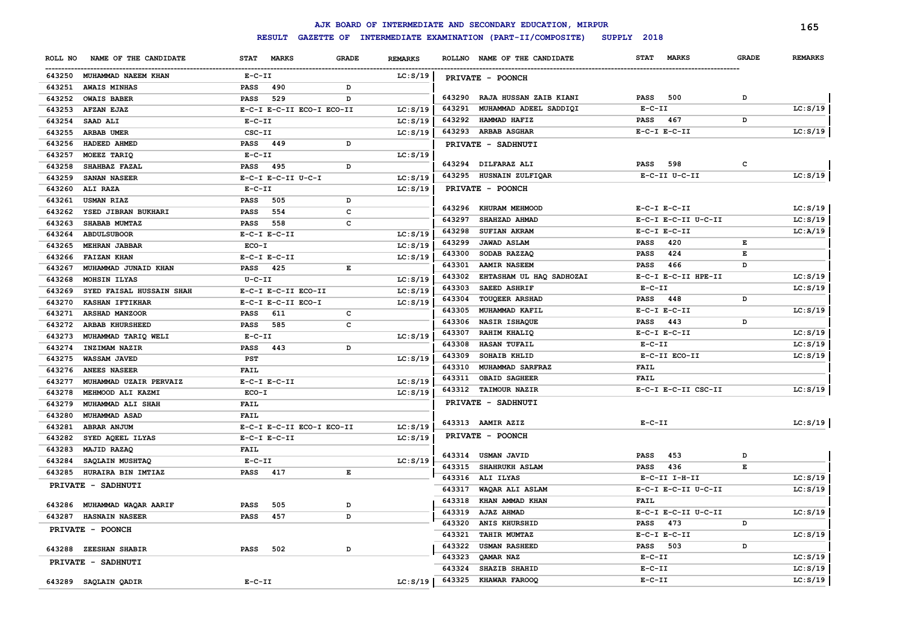# AJK BOARD OF INTERMEDIATE AND SECONDARY EDUCATION, MIRPUR

## RESULT GAZETTE OF INTERMEDIATE EXAMINATION (PART-II/COMPOSITE) SUPPLY 2018

| ROLL NO | NAME OF THE CANDIDATE | STAT | MARKS | GRADE | REMARKS |
|---|---|---|---|---|---|
| 643250 | MUHAMMAD NAEEM KHAN | E-C-II | | | LC:S/19 |
| 643251 | AWAIS MINHAS | PASS | 490 | D | |
| 643252 | OWAIS BABER | PASS | 529 | D | |
| 643253 | AFZAN EJAZ | E-C-I E-C-II ECO-I ECO-II | | | LC:S/19 |
| 643254 | SAAD ALI | E-C-II | | | LC:S/19 |
| 643255 | ARBAB UMER | CSC-II | | | LC:S/19 |
| 643256 | HADEED AHMED | PASS | 449 | D | |
| 643257 | MOEEZ TARIQ | E-C-II | | | LC:S/19 |
| 643258 | SHAHBAZ FAZAL | PASS | 495 | D | |
| 643259 | SANAN NASEER | E-C-I E-C-II U-C-I | | | LC:S/19 |
| 643260 | ALI RAZA | E-C-II | | | LC:S/19 |
| 643261 | USMAN RIAZ | PASS | 505 | D | |
| 643262 | YSED JIBRAN BUKHARI | PASS | 554 | C | |
| 643263 | SHABAB MUMTAZ | PASS | 558 | C | |
| 643264 | ABDULSUBOOR | E-C-I E-C-II | | | LC:S/19 |
| 643265 | MEHRAN JABBAR | ECO-I | | | LC:S/19 |
| 643266 | FAIZAN KHAN | E-C-I E-C-II | | | LC:S/19 |
| 643267 | MUHAMMAD JUNAID KHAN | PASS | 425 | E | |
| 643268 | MOHSIN ILYAS | U-C-II | | | LC:S/19 |
| 643269 | SYED FAISAL HUSSAIN SHAH | E-C-I E-C-II ECO-II | | | LC:S/19 |
| 643270 | KASHAN IFTIKHAR | E-C-I E-C-II ECO-I | | | LC:S/19 |
| 643271 | ARSHAD MANZOOR | PASS | 611 | C | |
| 643272 | ARBAB KHURSHEED | PASS | 585 | C | |
| 643273 | MUHAMMAD TARIQ WELI | E-C-II | | | LC:S/19 |
| 643274 | INZIMAM NAZIR | PASS | 443 | D | |
| 643275 | WASSAM JAVED | PST | | | LC:S/19 |
| 643276 | ANEES NASEER | FAIL | | | |
| 643277 | MUHAMMAD UZAIR PERVAIZ | E-C-I E-C-II | | | LC:S/19 |
| 643278 | MEHMOOD ALI KAZMI | ECO-I | | | LC:S/19 |
| 643279 | MUHAMMAD ALI SHAH | FAIL | | | |
| 643280 | MUHAMMAD ASAD | FAIL | | | |
| 643281 | ABRAR ANJUM | E-C-I E-C-II ECO-I ECO-II | | | LC:S/19 |
| 643282 | SYED AQEEL ILYAS | E-C-I E-C-II | | | LC:S/19 |
| 643283 | MAJID RAZAQ | FAIL | | | |
| 643284 | SAQLAIN MUSHTAQ | E-C-II | | | LC:S/19 |
| 643285 | HURAIRA BIN IMTIAZ | PASS | 417 | E | |
| | **PRIVATE - SADHNUTI** | | | | |
| 643286 | MUHAMMAD WAQAR AARIF | PASS | 505 | D | |
| 643287 | HASNAIN NASEER | PASS | 457 | D | |
| | **PRIVATE - POONCH** | | | | |
| 643288 | ZEESHAN SHABIR | PASS | 502 | D | |
| | **PRIVATE - SADHNUTI** | | | | |
| 643289 | SAQLAIN QADIR | E-C-II | | | LC:S/19 |
| | **PRIVATE - POONCH** | | | | |
| 643290 | RAJA HUSSAN ZAIB KIANI | PASS | 500 | D | |
| 643291 | MUHAMMAD ADEEL SADDIQI | E-C-II | | | LC:S/19 |
| 643292 | HAMMAD HAFIZ | PASS | 467 | D | |
| 643293 | ARBAB ASGHAR | E-C-I E-C-II | | | LC:S/19 |
| | **PRIVATE - SADHNUTI** | | | | |
| 643294 | DILFARAZ ALI | PASS | 598 | C | |
| 643295 | HUSNAIN ZULFIQAR | E-C-II U-C-II | | | LC:S/19 |
| | **PRIVATE - POONCH** | | | | |
| 643296 | KHURAM MEHMOOD | E-C-I E-C-II | | | LC:S/19 |
| 643297 | SHAHZAD AHMAD | E-C-I E-C-II U-C-II | | | LC:S/19 |
| 643298 | SUFIAN AKRAM | E-C-I E-C-II | | | LC:A/19 |
| 643299 | JAWAD ASLAM | PASS | 420 | E | |
| 643300 | SODAB RAZZAQ | PASS | 424 | E | |
| 643301 | AAMIR NASEEM | PASS | 466 | D | |
| 643302 | EHTASHAM UL HAQ SADHOZAI | E-C-I E-C-II HPE-II | | | LC:S/19 |
| 643303 | SAEED ASHRIF | E-C-II | | | LC:S/19 |
| 643304 | TOUQEER ARSHAD | PASS | 448 | D | |
| 643305 | MUHAMMAD KAFIL | E-C-I E-C-II | | | LC:S/19 |
| 643306 | NASIR ISHAQUE | PASS | 443 | D | |
| 643307 | RAHIM KHALIQ | E-C-I E-C-II | | | LC:S/19 |
| 643308 | HASAN TUFAIL | E-C-II | | | LC:S/19 |
| 643309 | SOHAIB KHLID | E-C-II ECO-II | | | LC:S/19 |
| 643310 | MUHAMMAD SARFRAZ | FAIL | | | |
| 643311 | OBAID SAGHEER | FAIL | | | |
| 643312 | TAIMOUR NAZIR | E-C-I E-C-II CSC-II | | | LC:S/19 |
| | **PRIVATE - SADHNUTI** | | | | |
| 643313 | AAMIR AZIZ | E-C-II | | | LC:S/19 |
| | **PRIVATE - POONCH** | | | | |
| 643314 | USMAN JAVID | PASS | 453 | D | |
| 643315 | SHAHRUKH ASLAM | PASS | 436 | E | |
| 643316 | ALI ILYAS | E-C-II I-H-II | | | LC:S/19 |
| 643317 | WAQAR ALI ASLAM | E-C-I E-C-II U-C-II | | | LC:S/19 |
| 643318 | KHAN AMMAD KHAN | FAIL | | | |
| 643319 | AJAZ AHMAD | E-C-I E-C-II U-C-II | | | LC:S/19 |
| 643320 | ANIS KHURSHID | PASS | 473 | D | |
| 643321 | TAHIR MUMTAZ | E-C-I E-C-II | | | LC:S/19 |
| 643322 | USMAN RASHEED | PASS | 503 | D | |
| 643323 | QAMAR NAZ | E-C-II | | | LC:S/19 |
| 643324 | SHAZIB SHAHID | E-C-II | | | LC:S/19 |
| 643325 | KHAWAR FAROOQ | E-C-II | | | LC:S/19 |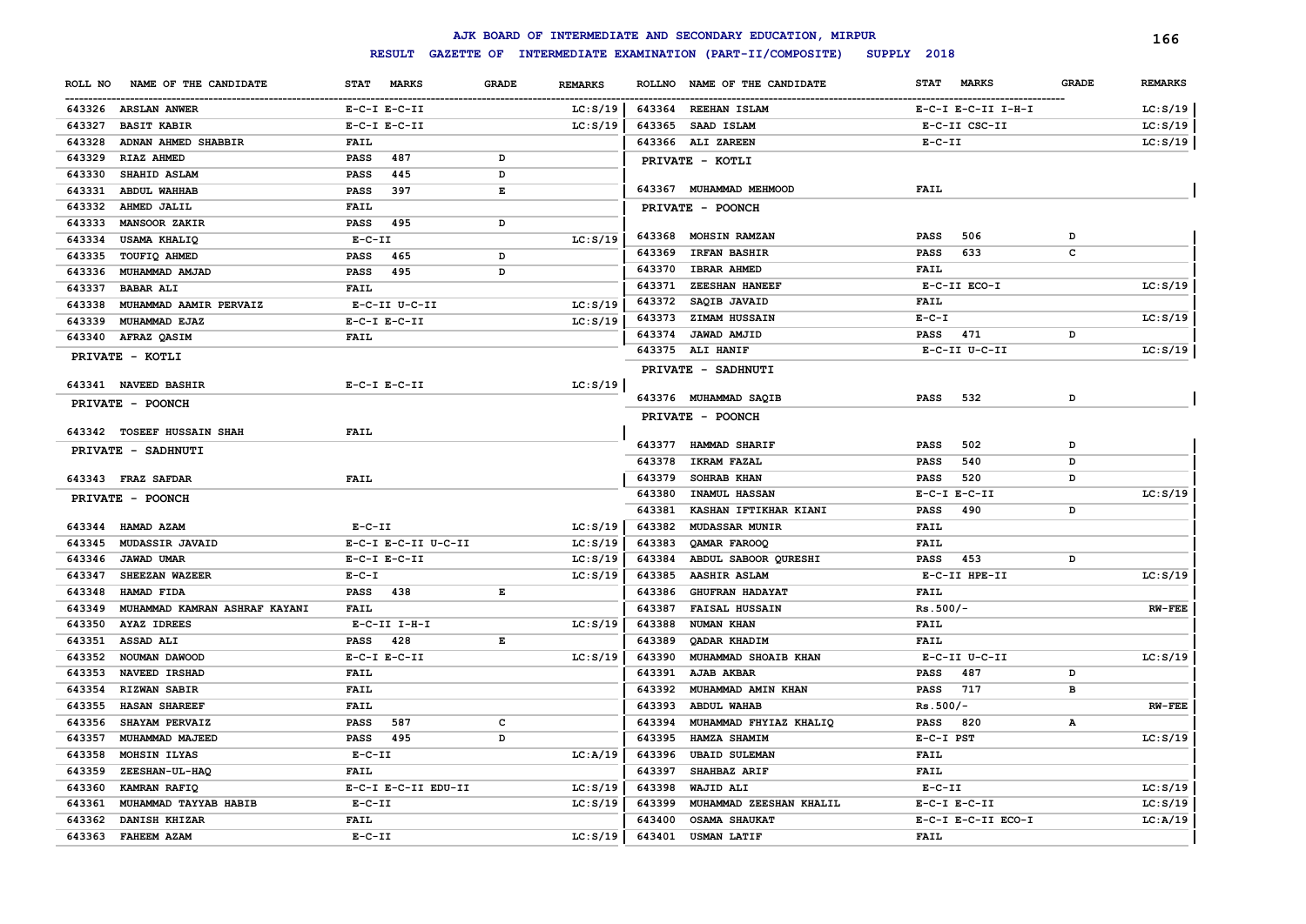# AJK BOARD OF INTERMEDIATE AND SECONDARY EDUCATION, MIRPUR

**RESULT GAZETTE OF INTERMEDIATE EXAMINATION (PART-II/COMPOSITE) SUPPLY 2018**

| ROLL NO | NAME OF THE CANDIDATE | STAT MARKS | GRADE | REMARKS |
|---|---|---|---|---|
| 643326 | ARSLAN ANWER | E-C-I E-C-II | | LC:S/19 |
| 643327 | BASIT KABIR | E-C-I E-C-II | | LC:S/19 |
| 643328 | ADNAN AHMED SHABBIR | FAIL | | |
| 643329 | RIAZ AHMED | PASS 487 | D | |
| 643330 | SHAHID ASLAM | PASS 445 | D | |
| 643331 | ABDUL WAHHAB | PASS 397 | E | |
| 643332 | AHMED JALIL | FAIL | | |
| 643333 | MANSOOR ZAKIR | PASS 495 | D | |
| 643334 | USAMA KHALIQ | E-C-II | | LC:S/19 |
| 643335 | TOUFIQ AHMED | PASS 465 | D | |
| 643336 | MUHAMMAD AMJAD | PASS 495 | D | |
| 643337 | BABAR ALI | FAIL | | |
| 643338 | MUHAMMAD AAMIR PERVAIZ | E-C-II U-C-II | | LC:S/19 |
| 643339 | MUHAMMAD EJAZ | E-C-I E-C-II | | LC:S/19 |
| 643340 | AFRAZ QASIM | FAIL | | |

**PRIVATE - KOTLI**

| ROLL NO | NAME OF THE CANDIDATE | STAT MARKS | GRADE | REMARKS |
|---|---|---|---|---|
| 643341 | NAVEED BASHIR | E-C-I E-C-II | | LC:S/19 |

**PRIVATE - POONCH**

| ROLL NO | NAME OF THE CANDIDATE | STAT MARKS | GRADE | REMARKS |
|---|---|---|---|---|
| 643342 | TOSEEF HUSSAIN SHAH | FAIL | | |

**PRIVATE - SADHNUTI**

| ROLL NO | NAME OF THE CANDIDATE | STAT MARKS | GRADE | REMARKS |
|---|---|---|---|---|
| 643343 | FRAZ SAFDAR | FAIL | | |

**PRIVATE - POONCH**

| ROLL NO | NAME OF THE CANDIDATE | STAT MARKS | GRADE | REMARKS |
|---|---|---|---|---|
| 643344 | HAMAD AZAM | E-C-II | | LC:S/19 |
| 643345 | MUDASSIR JAVAID | E-C-I E-C-II U-C-II | | LC:S/19 |
| 643346 | JAWAD UMAR | E-C-I E-C-II | | LC:S/19 |
| 643347 | SHEEZAN WAZEER | E-C-I | | LC:S/19 |
| 643348 | HAMAD FIDA | PASS 438 | E | |
| 643349 | MUHAMMAD KAMRAN ASHRAF KAYANI | FAIL | | |
| 643350 | AYAZ IDREES | E-C-II I-H-I | | LC:S/19 |
| 643351 | ASSAD ALI | PASS 428 | E | |
| 643352 | NOUMAN DAWOOD | E-C-I E-C-II | | LC:S/19 |
| 643353 | NAVEED IRSHAD | FAIL | | |
| 643354 | RIZWAN SABIR | FAIL | | |
| 643355 | HASAN SHAREEF | FAIL | | |
| 643356 | SHAYAM PERVAIZ | PASS 587 | C | |
| 643357 | MUHAMMAD MAJEED | PASS 495 | D | |
| 643358 | MOHSIN ILYAS | E-C-II | | LC:A/19 |
| 643359 | ZEESHAN-UL-HAQ | FAIL | | |
| 643360 | KAMRAN RAFIQ | E-C-I E-C-II EDU-II | | LC:S/19 |
| 643361 | MUHAMMAD TAYYAB HABIB | E-C-II | | LC:S/19 |
| 643362 | DANISH KHIZAR | FAIL | | |
| 643363 | FAHEEM AZAM | E-C-II | | LC:S/19 |
| 643364 | REEHAN ISLAM | E-C-I E-C-II I-H-I | | LC:S/19 |
| 643365 | SAAD ISLAM | E-C-II CSC-II | | LC:S/19 |
| 643366 | ALI ZAREEN | E-C-II | | LC:S/19 |

**PRIVATE - KOTLI**

| ROLL NO | NAME OF THE CANDIDATE | STAT MARKS | GRADE | REMARKS |
|---|---|---|---|---|
| 643367 | MUHAMMAD MEHMOOD | FAIL | | |

**PRIVATE - POONCH**

| ROLL NO | NAME OF THE CANDIDATE | STAT MARKS | GRADE | REMARKS |
|---|---|---|---|---|
| 643368 | MOHSIN RAMZAN | PASS 506 | D | |
| 643369 | IRFAN BASHIR | PASS 633 | C | |
| 643370 | IBRAR AHMED | FAIL | | |
| 643371 | ZEESHAN HANEEF | E-C-II ECO-I | | LC:S/19 |
| 643372 | SAQIB JAVAID | FAIL | | |
| 643373 | ZIMAM HUSSAIN | E-C-I | | LC:S/19 |
| 643374 | JAWAD AMJID | PASS 471 | D | |
| 643375 | ALI HANIF | E-C-II U-C-II | | LC:S/19 |

**PRIVATE - SADHNUTI**

| ROLL NO | NAME OF THE CANDIDATE | STAT MARKS | GRADE | REMARKS |
|---|---|---|---|---|
| 643376 | MUHAMMAD SAQIB | PASS 532 | D | |

**PRIVATE - POONCH**

| ROLL NO | NAME OF THE CANDIDATE | STAT MARKS | GRADE | REMARKS |
|---|---|---|---|---|
| 643377 | HAMMAD SHARIF | PASS 502 | D | |
| 643378 | IKRAM FAZAL | PASS 540 | D | |
| 643379 | SOHRAB KHAN | PASS 520 | D | |
| 643380 | INAMUL HASSAN | E-C-I E-C-II | | LC:S/19 |
| 643381 | KASHAN IFTIKHAR KIANI | PASS 490 | D | |
| 643382 | MUDASSAR MUNIR | FAIL | | |
| 643383 | QAMAR FAROOQ | FAIL | | |
| 643384 | ABDUL SABOOR QURESHI | PASS 453 | D | |
| 643385 | AASHIR ASLAM | E-C-II HPE-II | | LC:S/19 |
| 643386 | GHUFRAN HADAYAT | FAIL | | |
| 643387 | FAISAL HUSSAIN | Rs.500/- | | RW-FEE |
| 643388 | NUMAN KHAN | FAIL | | |
| 643389 | QADAR KHADIM | FAIL | | |
| 643390 | MUHAMMAD SHOAIB KHAN | E-C-II U-C-II | | LC:S/19 |
| 643391 | AJAB AKBAR | PASS 487 | D | |
| 643392 | MUHAMMAD AMIN KHAN | PASS 717 | B | |
| 643393 | ABDUL WAHAB | Rs.500/- | | RW-FEE |
| 643394 | MUHAMMAD FHYIAZ KHALIQ | PASS 820 | A | |
| 643395 | HAMZA SHAMIM | E-C-I PST | | LC:S/19 |
| 643396 | UBAID SULEMAN | FAIL | | |
| 643397 | SHAHBAZ ARIF | FAIL | | |
| 643398 | WAJID ALI | E-C-II | | LC:S/19 |
| 643399 | MUHAMMAD ZEESHAN KHALIL | E-C-I E-C-II | | LC:S/19 |
| 643400 | OSAMA SHAUKAT | E-C-I E-C-II ECO-I | | LC:A/19 |
| 643401 | USMAN LATIF | FAIL | | |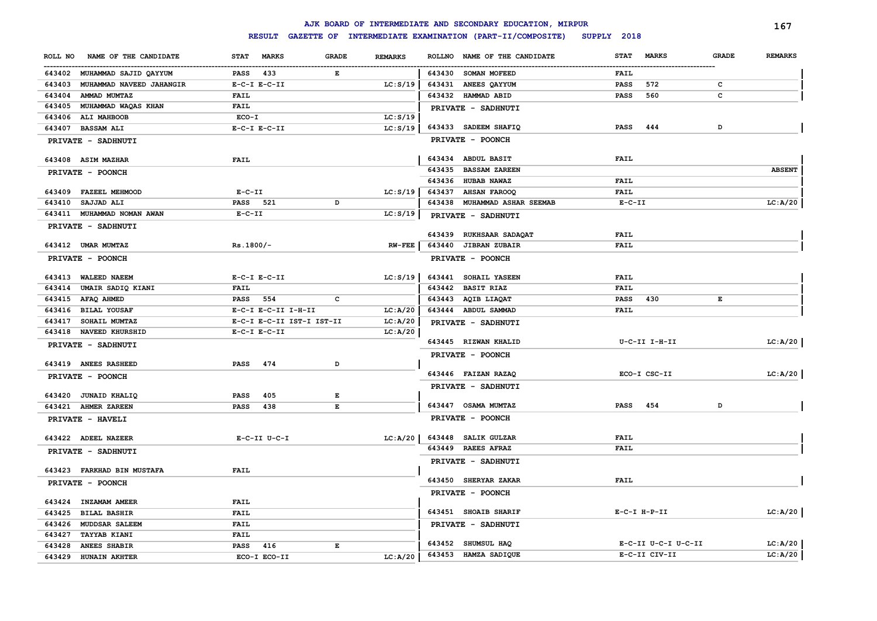# AJK BOARD OF INTERMEDIATE AND SECONDARY EDUCATION, MIRPUR

## RESULT GAZETTE OF INTERMEDIATE EXAMINATION (PART-II/COMPOSITE) SUPPLY 2018

| ROLL NO | NAME OF THE CANDIDATE | STAT | MARKS | GRADE | REMARKS |
|---|---|---|---|---|---|
| 643402 | MUHAMMAD SAJID QAYYUM | PASS | 433 | E | |
| 643403 | MUHAMMAD NAVEED JAHANGIR | E-C-I E-C-II | | | LC:S/19 |
| 643404 | AMMAD MUMTAZ | FAIL | | | |
| 643405 | MUHAMMAD WAQAS KHAN | FAIL | | | |
| 643406 | ALI MAHBOOB | ECO-I | | | LC:S/19 |
| 643407 | BASSAM ALI | E-C-I E-C-II | | | LC:S/19 |
| | **PRIVATE - SADHNUTI** | | | | |
| 643408 | ASIM MAZHAR | FAIL | | | |
| | **PRIVATE - POONCH** | | | | |
| 643409 | FAZEEL MEHMOOD | E-C-II | | | LC:S/19 |
| 643410 | SAJJAD ALI | PASS | 521 | D | |
| 643411 | MUHAMMAD NOMAN AWAN | E-C-II | | | LC:S/19 |
| | **PRIVATE - SADHNUTI** | | | | |
| 643412 | UMAR MUMTAZ | Rs.1800/- | | | RW-FEE |
| | **PRIVATE - POONCH** | | | | |
| 643413 | WALEED NAEEM | E-C-I E-C-II | | | LC:S/19 |
| 643414 | UMAIR SADIQ KIANI | FAIL | | | |
| 643415 | AFAQ AHMED | PASS | 554 | C | |
| 643416 | BILAL YOUSAF | E-C-I E-C-II I-H-II | | | LC:A/20 |
| 643417 | SOHAIL MUMTAZ | E-C-I E-C-II IST-I IST-II | | | LC:A/20 |
| 643418 | NAVEED KHURSHID | E-C-I E-C-II | | | LC:A/20 |
| | **PRIVATE - SADHNUTI** | | | | |
| 643419 | ANEES RASHEED | PASS | 474 | D | |
| | **PRIVATE - POONCH** | | | | |
| 643420 | JUNAID KHALIQ | PASS | 405 | E | |
| 643421 | AHMER ZAREEN | PASS | 438 | E | |
| | **PRIVATE - HAVELI** | | | | |
| 643422 | ADEEL NAZEER | E-C-II U-C-I | | | LC:A/20 |
| | **PRIVATE - SADHNUTI** | | | | |
| 643423 | FARKHAD BIN MUSTAFA | FAIL | | | |
| | **PRIVATE - POONCH** | | | | |
| 643424 | INZAMAM AMEER | FAIL | | | |
| 643425 | BILAL BASHIR | FAIL | | | |
| 643426 | MUDDSAR SALEEM | FAIL | | | |
| 643427 | TAYYAB KIANI | FAIL | | | |
| 643428 | ANEES SHABIR | PASS | 416 | E | |
| 643429 | HUNAIN AKHTER | ECO-I ECO-II | | | LC:A/20 |
| 643430 | SOMAN MOFEED | FAIL | | | |
| 643431 | ANEES QAYYUM | PASS | 572 | C | |
| 643432 | HAMMAD ABID | PASS | 560 | C | |
| | **PRIVATE - SADHNUTI** | | | | |
| 643433 | SADEEM SHAFIQ | PASS | 444 | D | |
| | **PRIVATE - POONCH** | | | | |
| 643434 | ABDUL BASIT | FAIL | | | |
| 643435 | BASSAM ZAREEN | | | | ABSENT |
| 643436 | HUBAB NAWAZ | FAIL | | | |
| 643437 | AHSAN FAROOQ | FAIL | | | |
| 643438 | MUHAMMAD ASHAR SEEMAB | E-C-II | | | LC:A/20 |
| | **PRIVATE - SADHNUTI** | | | | |
| 643439 | RUKHSAAR SADAQAT | FAIL | | | |
| 643440 | JIBRAN ZUBAIR | FAIL | | | |
| | **PRIVATE - POONCH** | | | | |
| 643441 | SOHAIL YASEEN | FAIL | | | |
| 643442 | BASIT RIAZ | FAIL | | | |
| 643443 | AQIB LIAQAT | PASS | 430 | E | |
| 643444 | ABDUL SAMMAD | FAIL | | | |
| | **PRIVATE - SADHNUTI** | | | | |
| 643445 | RIZWAN KHALID | U-C-II I-H-II | | | LC:A/20 |
| | **PRIVATE - POONCH** | | | | |
| 643446 | FAIZAN RAZAQ | ECO-I CSC-II | | | LC:A/20 |
| | **PRIVATE - SADHNUTI** | | | | |
| 643447 | OSAMA MUMTAZ | PASS | 454 | D | |
| | **PRIVATE - POONCH** | | | | |
| 643448 | SALIK GULZAR | FAIL | | | |
| 643449 | RAEES AFRAZ | FAIL | | | |
| | **PRIVATE - SADHNUTI** | | | | |
| 643450 | SHERYAR ZAKAR | FAIL | | | |
| | **PRIVATE - POONCH** | | | | |
| 643451 | SHOAIB SHARIF | E-C-I H-P-II | | | LC:A/20 |
| | **PRIVATE - SADHNUTI** | | | | |
| 643452 | SHUMSUL HAQ | E-C-II U-C-I U-C-II | | | LC:A/20 |
| 643453 | HAMZA SADIQUE | E-C-II CIV-II | | | LC:A/20 |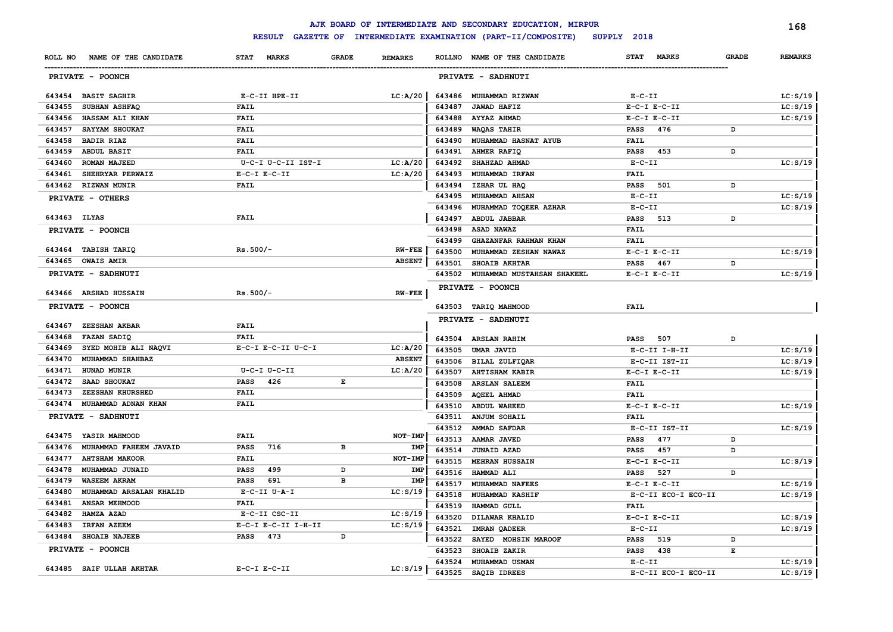# AJK BOARD OF INTERMEDIATE AND SECONDARY EDUCATION, MIRPUR

## RESULT GAZETTE OF INTERMEDIATE EXAMINATION (PART-II/COMPOSITE) SUPPLY 2018

| ROLL NO | NAME OF THE CANDIDATE | STAT MARKS | GRADE | REMARKS |
|---|---|---|---|---|
| **PRIVATE - POONCH** | | | | |
| 643454 | BASIT SAGHIR | E-C-II HPE-II | | LC:A/20 |
| 643455 | SUBHAN ASHFAQ | FAIL | | |
| 643456 | HASSAM ALI KHAN | FAIL | | |
| 643457 | SAYYAM SHOUKAT | FAIL | | |
| 643458 | BADIR RIAZ | FAIL | | |
| 643459 | ABDUL BASIT | FAIL | | |
| 643460 | ROMAN MAJEED | U-C-I U-C-II IST-I | | LC:A/20 |
| 643461 | SHEHRYAR PERWAIZ | E-C-I E-C-II | | LC:A/20 |
| 643462 | RIZWAN MUNIR | FAIL | | |
| **PRIVATE - OTHERS** | | | | |
| 643463 | ILYAS | FAIL | | |
| **PRIVATE - POONCH** | | | | |
| 643464 | TABISH TARIQ | Rs.500/- | | RW-FEE |
| 643465 | OWAIS AMIR | | | ABSENT |
| **PRIVATE - SADHNUTI** | | | | |
| 643466 | ARSHAD HUSSAIN | Rs.500/- | | RW-FEE |
| **PRIVATE - POONCH** | | | | |
| 643467 | ZEESHAN AKBAR | FAIL | | |
| 643468 | FAZAN SADIQ | FAIL | | |
| 643469 | SYED MOHIB ALI NAQVI | E-C-I E-C-II U-C-I | | LC:A/20 |
| 643470 | MUHAMMAD SHAHBAZ | | | ABSENT |
| 643471 | HUNAD MUNIR | U-C-I U-C-II | | LC:A/20 |
| 643472 | SAAD SHOUKAT | PASS 426 | E | |
| 643473 | ZEESHAN KHURSHED | FAIL | | |
| 643474 | MUHAMMAD ADNAN KHAN | FAIL | | |
| **PRIVATE - SADHNUTI** | | | | |
| 643475 | YASIR MAHMOOD | FAIL | | NOT-IMP |
| 643476 | MUHAMMAD FAHEEM JAVAID | PASS 716 | B | IMP |
| 643477 | AHTSHAM MAKOOR | FAIL | | NOT-IMP |
| 643478 | MUHAMMAD JUNAID | PASS 499 | D | IMP |
| 643479 | WASEEM AKRAM | PASS 691 | B | IMP |
| 643480 | MUHAMMAD ARSALAN KHALID | E-C-II U-A-I | | LC:S/19 |
| 643481 | ANSAR MEHMOOD | FAIL | | |
| 643482 | HAMZA AZAD | E-C-II CSC-II | | LC:S/19 |
| 643483 | IRFAN AZEEM | E-C-I E-C-II I-H-II | | LC:S/19 |
| 643484 | SHOAIB NAJEEB | PASS 473 | D | |
| **PRIVATE - POONCH** | | | | |
| 643485 | SAIF ULLAH AKHTAR | E-C-I E-C-II | | LC:S/19 |
| **PRIVATE - SADHNUTI** | | | | |
| 643486 | MUHAMMAD RIZWAN | E-C-II | | LC:S/19 |
| 643487 | JAWAD HAFIZ | E-C-I E-C-II | | LC:S/19 |
| 643488 | AYYAZ AHMAD | E-C-I E-C-II | | LC:S/19 |
| 643489 | WAQAS TAHIR | PASS 476 | D | |
| 643490 | MUHAMMAD HASNAT AYUB | FAIL | | |
| 643491 | AHMER RAFIQ | PASS 453 | D | |
| 643492 | SHAHZAD AHMAD | E-C-II | | LC:S/19 |
| 643493 | MUHAMMAD IRFAN | FAIL | | |
| 643494 | IZHAR UL HAQ | PASS 501 | D | |
| 643495 | MUHAMMAD AHSAN | E-C-II | | LC:S/19 |
| 643496 | MUHAMMAD TOQEER AZHAR | E-C-II | | LC:S/19 |
| 643497 | ABDUL JABBAR | PASS 513 | D | |
| 643498 | ASAD NAWAZ | FAIL | | |
| 643499 | GHAZANFAR RAHMAN KHAN | FAIL | | |
| 643500 | MUHAMMAD ZESHAN NAWAZ | E-C-I E-C-II | | LC:S/19 |
| 643501 | SHOAIB AKHTAR | PASS 467 | D | |
| 643502 | MUHAMMAD MUSTAHSAN SHAKEEL | E-C-I E-C-II | | LC:S/19 |
| **PRIVATE - POONCH** | | | | |
| 643503 | TARIQ MAHMOOD | FAIL | | |
| **PRIVATE - SADHNUTI** | | | | |
| 643504 | ARSLAN RAHIM | PASS 507 | D | |
| 643505 | UMAR JAVID | E-C-II I-H-II | | LC:S/19 |
| 643506 | BILAL ZULFIQAR | E-C-II IST-II | | LC:S/19 |
| 643507 | AHTISHAM KABIR | E-C-I E-C-II | | LC:S/19 |
| 643508 | ARSLAN SALEEM | FAIL | | |
| 643509 | AQEEL AHMAD | FAIL | | |
| 643510 | ABDUL WAHEED | E-C-I E-C-II | | LC:S/19 |
| 643511 | ANJUM SOHAIL | FAIL | | |
| 643512 | AMMAD SAFDAR | E-C-II IST-II | | LC:S/19 |
| 643513 | AAMAR JAVED | PASS 477 | D | |
| 643514 | JUNAID AZAD | PASS 457 | D | |
| 643515 | MEHRAN HUSSAIN | E-C-I E-C-II | | LC:S/19 |
| 643516 | HAMMAD ALI | PASS 527 | D | |
| 643517 | MUHAMMAD NAFEES | E-C-I E-C-II | | LC:S/19 |
| 643518 | MUHAMMAD KASHIF | E-C-II ECO-I ECO-II | | LC:S/19 |
| 643519 | HAMMAD GULL | FAIL | | |
| 643520 | DILAWAR KHALID | E-C-I E-C-II | | LC:S/19 |
| 643521 | IMRAN QADEER | E-C-II | | LC:S/19 |
| 643522 | SAYED MOHSIN MAROOF | PASS 519 | D | |
| 643523 | SHOAIB ZAKIR | PASS 438 | E | |
| 643524 | MUHAMMAD USMAN | E-C-II | | LC:S/19 |
| 643525 | SAQIB IDREES | E-C-II ECO-I ECO-II | | LC:S/19 |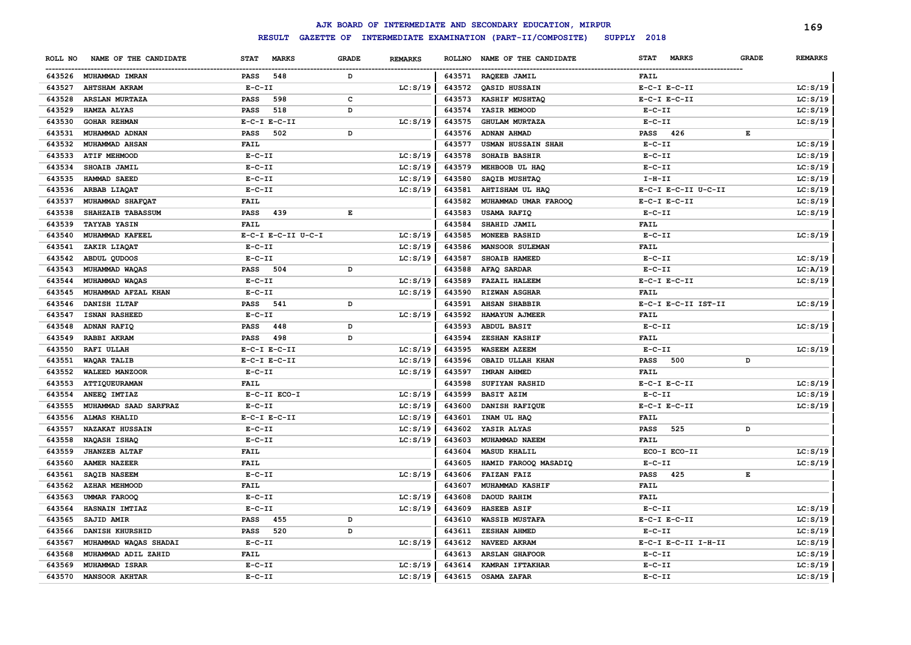# AJK BOARD OF INTERMEDIATE AND SECONDARY EDUCATION, MIRPUR

**RESULT GAZETTE OF INTERMEDIATE EXAMINATION (PART-II/COMPOSITE) SUPPLY 2018**

| ROLL NO | NAME OF THE CANDIDATE | STAT MARKS | GRADE | REMARKS |
|---|---|---|---|---|
| 643526 | MUHAMMAD IMRAN | PASS 548 | D | |
| 643527 | AHTSHAM AKRAM | E-C-II | | LC:S/19 |
| 643528 | ARSLAN MURTAZA | PASS 598 | C | |
| 643529 | HAMZA ALYAS | PASS 518 | D | |
| 643530 | GOHAR REHMAN | E-C-I E-C-II | | LC:S/19 |
| 643531 | MUHAMMAD ADNAN | PASS 502 | D | |
| 643532 | MUHAMMAD AHSAN | FAIL | | |
| 643533 | ATIF MEHMOOD | E-C-II | | LC:S/19 |
| 643534 | SHOAIB JAMIL | E-C-II | | LC:S/19 |
| 643535 | HAMMAD SAEED | E-C-II | | LC:S/19 |
| 643536 | ARBAB LIAQAT | E-C-II | | LC:S/19 |
| 643537 | MUHAMMAD SHAFQAT | FAIL | | |
| 643538 | SHAHZAIB TABASSUM | PASS 439 | E | |
| 643539 | TAYYAB YASIN | FAIL | | |
| 643540 | MUHAMMAD KAFEEL | E-C-I E-C-II U-C-I | | LC:S/19 |
| 643541 | ZAKIR LIAQAT | E-C-II | | LC:S/19 |
| 643542 | ABDUL QUDOOS | E-C-II | | LC:S/19 |
| 643543 | MUHAMMAD WAQAS | PASS 504 | D | |
| 643544 | MUHAMMAD WAQAS | E-C-II | | LC:S/19 |
| 643545 | MUHAMMAD AFZAL KHAN | E-C-II | | LC:S/19 |
| 643546 | DANISH ILTAF | PASS 541 | D | |
| 643547 | ISNAN RASHEED | E-C-II | | LC:S/19 |
| 643548 | ADNAN RAFIQ | PASS 448 | D | |
| 643549 | RABBI AKRAM | PASS 498 | D | |
| 643550 | RAFI ULLAH | E-C-I E-C-II | | LC:S/19 |
| 643551 | WAQAR TALIB | E-C-I E-C-II | | LC:S/19 |
| 643552 | WALEED MANZOOR | E-C-II | | LC:S/19 |
| 643553 | ATTIQUEURAMAN | FAIL | | |
| 643554 | ANEEQ IMTIAZ | E-C-II ECO-I | | LC:S/19 |
| 643555 | MUHAMMAD SAAD SARFRAZ | E-C-II | | LC:S/19 |
| 643556 | ALMAS KHALID | E-C-I E-C-II | | LC:S/19 |
| 643557 | NAZAKAT HUSSAIN | E-C-II | | LC:S/19 |
| 643558 | NAQASH ISHAQ | E-C-II | | LC:S/19 |
| 643559 | JHANZEB ALTAF | FAIL | | |
| 643560 | AAMER NAZEER | FAIL | | |
| 643561 | SAQIB NASEEM | E-C-II | | LC:S/19 |
| 643562 | AZHAR MEHMOOD | FAIL | | |
| 643563 | UMMAR FAROOQ | E-C-II | | LC:S/19 |
| 643564 | HASNAIN IMTIAZ | E-C-II | | LC:S/19 |
| 643565 | SAJID AMIR | PASS 455 | D | |
| 643566 | DANISH KHURSHID | PASS 520 | D | |
| 643567 | MUHAMMAD WAQAS SHADAI | E-C-II | | LC:S/19 |
| 643568 | MUHAMMAD ADIL ZAHID | FAIL | | |
| 643569 | MUHAMMAD ISRAR | E-C-II | | LC:S/19 |
| 643570 | MANSOOR AKHTAR | E-C-II | | LC:S/19 |
| 643571 | RAQEEB JAMIL | FAIL | | |
| 643572 | QASID HUSSAIN | E-C-I E-C-II | | LC:S/19 |
| 643573 | KASHIF MUSHTAQ | E-C-I E-C-II | | LC:S/19 |
| 643574 | YASIR MEMOOD | E-C-II | | LC:S/19 |
| 643575 | GHULAM MURTAZA | E-C-II | | LC:S/19 |
| 643576 | ADNAN AHMAD | PASS 426 | E | |
| 643577 | USMAN HUSSAIN SHAH | E-C-II | | LC:S/19 |
| 643578 | SOHAIB BASHIR | E-C-II | | LC:S/19 |
| 643579 | MEHBOOB UL HAQ | E-C-II | | LC:S/19 |
| 643580 | SAQIB MUSHTAQ | I-H-II | | LC:S/19 |
| 643581 | AHTISHAM UL HAQ | E-C-I E-C-II U-C-II | | LC:S/19 |
| 643582 | MUHAMMAD UMAR FAROOQ | E-C-I E-C-II | | LC:S/19 |
| 643583 | USAMA RAFIQ | E-C-II | | LC:S/19 |
| 643584 | SHAHID JAMIL | FAIL | | |
| 643585 | MONEEB RASHID | E-C-II | | LC:S/19 |
| 643586 | MANSOOR SULEMAN | FAIL | | |
| 643587 | SHOAIB HAMEED | E-C-II | | LC:S/19 |
| 643588 | AFAQ SARDAR | E-C-II | | LC:A/19 |
| 643589 | FAZAIL HALEEM | E-C-I E-C-II | | LC:S/19 |
| 643590 | RIZWAN ASGHAR | FAIL | | |
| 643591 | AHSAN SHABBIR | E-C-I E-C-II IST-II | | LC:S/19 |
| 643592 | HAMAYUN AJMEER | FAIL | | |
| 643593 | ABDUL BASIT | E-C-II | | LC:S/19 |
| 643594 | ZESHAN KASHIF | FAIL | | |
| 643595 | WASEEM AZEEM | E-C-II | | LC:S/19 |
| 643596 | OBAID ULLAH KHAN | PASS 500 | D | |
| 643597 | IMRAN AHMED | FAIL | | |
| 643598 | SUFIYAN RASHID | E-C-I E-C-II | | LC:S/19 |
| 643599 | BASIT AZIM | E-C-II | | LC:S/19 |
| 643600 | DANISH RAFIQUE | E-C-I E-C-II | | LC:S/19 |
| 643601 | INAM UL HAQ | FAIL | | |
| 643602 | YASIR ALYAS | PASS 525 | D | |
| 643603 | MUHAMMAD NAEEM | FAIL | | |
| 643604 | MASUD KHALIL | ECO-I ECO-II | | LC:S/19 |
| 643605 | HAMID FAROOQ MASADIQ | E-C-II | | LC:S/19 |
| 643606 | FAIZAN FAIZ | PASS 425 | E | |
| 643607 | MUHAMMAD KASHIF | FAIL | | |
| 643608 | DAOUD RAHIM | FAIL | | |
| 643609 | HASEEB ASIF | E-C-II | | LC:S/19 |
| 643610 | WASSIB MUSTAFA | E-C-I E-C-II | | LC:S/19 |
| 643611 | ZESHAN AHMED | E-C-II | | LC:S/19 |
| 643612 | NAVEED AKRAM | E-C-I E-C-II I-H-II | | LC:S/19 |
| 643613 | ARSLAN GHAFOOR | E-C-II | | LC:S/19 |
| 643614 | KAMRAN IFTAKHAR | E-C-II | | LC:S/19 |
| 643615 | OSAMA ZAFAR | E-C-II | | LC:S/19 |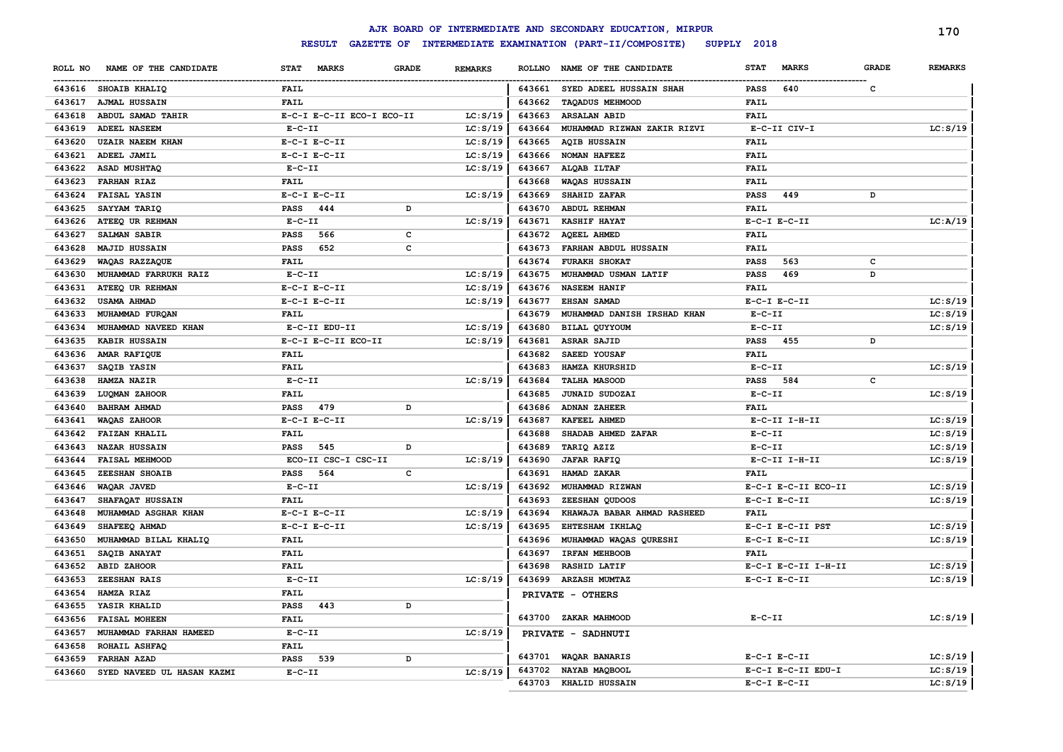# AJK BOARD OF INTERMEDIATE AND SECONDARY EDUCATION, MIRPUR

**RESULT GAZETTE OF INTERMEDIATE EXAMINATION (PART-II/COMPOSITE) SUPPLY 2018**

| ROLL NO | NAME OF THE CANDIDATE | STAT MARKS | GRADE | REMARKS |
|---|---|---|---|---|
| 643616 | SHOAIB KHALIQ | FAIL | | |
| 643617 | AJMAL HUSSAIN | FAIL | | |
| 643618 | ABDUL SAMAD TAHIR | E-C-I E-C-II ECO-I ECO-II | | LC:S/19 |
| 643619 | ADEEL NASEEM | E-C-II | | LC:S/19 |
| 643620 | UZAIR NAEEM KHAN | E-C-I E-C-II | | LC:S/19 |
| 643621 | ADEEL JAMIL | E-C-I E-C-II | | LC:S/19 |
| 643622 | ASAD MUSHTAQ | E-C-II | | LC:S/19 |
| 643623 | FARHAN RIAZ | FAIL | | |
| 643624 | FAISAL YASIN | E-C-I E-C-II | | LC:S/19 |
| 643625 | SAYYAM TARIQ | PASS 444 | D | |
| 643626 | ATEEQ UR REHMAN | E-C-II | | LC:S/19 |
| 643627 | SALMAN SABIR | PASS 566 | C | |
| 643628 | MAJID HUSSAIN | PASS 652 | C | |
| 643629 | WAQAS RAZZAQUE | FAIL | | |
| 643630 | MUHAMMAD FARRUKH RAIZ | E-C-II | | LC:S/19 |
| 643631 | ATEEQ UR REHMAN | E-C-I E-C-II | | LC:S/19 |
| 643632 | USAMA AHMAD | E-C-I E-C-II | | LC:S/19 |
| 643633 | MUHAMMAD FURQAN | FAIL | | |
| 643634 | MUHAMMAD NAVEED KHAN | E-C-II EDU-II | | LC:S/19 |
| 643635 | KABIR HUSSAIN | E-C-I E-C-II ECO-II | | LC:S/19 |
| 643636 | AMAR RAFIQUE | FAIL | | |
| 643637 | SAQIB YASIN | FAIL | | |
| 643638 | HAMZA NAZIR | E-C-II | | LC:S/19 |
| 643639 | LUQMAN ZAHOOR | FAIL | | |
| 643640 | BAHRAM AHMAD | PASS 479 | D | |
| 643641 | WAQAS ZAHOOR | E-C-I E-C-II | | LC:S/19 |
| 643642 | FAIZAN KHALIL | FAIL | | |
| 643643 | NAZAR HUSSAIN | PASS 545 | D | |
| 643644 | FAISAL MEHMOOD | ECO-II CSC-I CSC-II | | LC:S/19 |
| 643645 | ZEESHAN SHOAIB | PASS 564 | C | |
| 643646 | WAQAR JAVED | E-C-II | | LC:S/19 |
| 643647 | SHAFAQAT HUSSAIN | FAIL | | |
| 643648 | MUHAMMAD ASGHAR KHAN | E-C-I E-C-II | | LC:S/19 |
| 643649 | SHAFEEQ AHMAD | E-C-I E-C-II | | LC:S/19 |
| 643650 | MUHAMMAD BILAL KHALIQ | FAIL | | |
| 643651 | SAQIB ANAYAT | FAIL | | |
| 643652 | ABID ZAHOOR | FAIL | | |
| 643653 | ZEESHAN RAIS | E-C-II | | LC:S/19 |
| 643654 | HAMZA RIAZ | FAIL | | |
| 643655 | YASIR KHALID | PASS 443 | D | |
| 643656 | FAISAL MOHEEN | FAIL | | |
| 643657 | MUHAMMAD FARHAN HAMEED | E-C-II | | LC:S/19 |
| 643658 | ROHAIL ASHFAQ | FAIL | | |
| 643659 | FARHAN AZAD | PASS 539 | D | |
| 643660 | SYED NAVEED UL HASAN KAZMI | E-C-II | | LC:S/19 |
| 643661 | SYED ADEEL HUSSAIN SHAH | PASS 640 | C | |
| 643662 | TAQADUS MEHMOOD | FAIL | | |
| 643663 | ARSALAN ABID | FAIL | | |
| 643664 | MUHAMMAD RIZWAN ZAKIR RIZVI | E-C-II CIV-I | | LC:S/19 |
| 643665 | AQIB HUSSAIN | FAIL | | |
| 643666 | NOMAN HAFEEZ | FAIL | | |
| 643667 | ALQAB ILTAF | FAIL | | |
| 643668 | WAQAS HUSSAIN | FAIL | | |
| 643669 | SHAHID ZAFAR | PASS 449 | D | |
| 643670 | ABDUL REHMAN | FAIL | | |
| 643671 | KASHIF HAYAT | E-C-I E-C-II | | LC:A/19 |
| 643672 | AQEEL AHMED | FAIL | | |
| 643673 | FARHAN ABDUL HUSSAIN | FAIL | | |
| 643674 | FURAKH SHOKAT | PASS 563 | C | |
| 643675 | MUHAMMAD USMAN LATIF | PASS 469 | D | |
| 643676 | NASEEM HANIF | FAIL | | |
| 643677 | EHSAN SAMAD | E-C-I E-C-II | | LC:S/19 |
| 643679 | MUHAMMAD DANISH IRSHAD KHAN | E-C-II | | LC:S/19 |
| 643680 | BILAL QUYYOUM | E-C-II | | LC:S/19 |
| 643681 | ASRAR SAJID | PASS 455 | D | |
| 643682 | SAEED YOUSAF | FAIL | | |
| 643683 | HAMZA KHURSHID | E-C-II | | LC:S/19 |
| 643684 | TALHA MASOOD | PASS 584 | C | |
| 643685 | JUNAID SUDOZAI | E-C-II | | LC:S/19 |
| 643686 | ADNAN ZAHEER | FAIL | | |
| 643687 | KAFEEL AHMED | E-C-II I-H-II | | LC:S/19 |
| 643688 | SHADAB AHMED ZAFAR | E-C-II | | LC:S/19 |
| 643689 | TARIQ AZIZ | E-C-II | | LC:S/19 |
| 643690 | JAFAR RAFIQ | E-C-II I-H-II | | LC:S/19 |
| 643691 | HAMAD ZAKAR | FAIL | | |
| 643692 | MUHAMMAD RIZWAN | E-C-I E-C-II ECO-II | | LC:S/19 |
| 643693 | ZEESHAN QUDOOS | E-C-I E-C-II | | LC:S/19 |
| 643694 | KHAWAJA BABAR AHMAD RASHEED | FAIL | | |
| 643695 | EHTESHAM IKHLAQ | E-C-I E-C-II PST | | LC:S/19 |
| 643696 | MUHAMMAD WAQAS QURESHI | E-C-I E-C-II | | LC:S/19 |
| 643697 | IRFAN MEHBOOB | FAIL | | |
| 643698 | RASHID LATIF | E-C-I E-C-II I-H-II | | LC:S/19 |
| 643699 | ARZASH MUMTAZ | E-C-I E-C-II | | LC:S/19 |

**PRIVATE - OTHERS**

| ROLL NO | NAME OF THE CANDIDATE | STAT MARKS | GRADE | REMARKS |
|---|---|---|---|---|
| 643700 | ZAKAR MAHMOOD | E-C-II | | LC:S/19 |

**PRIVATE - SADHNUTI**

| ROLL NO | NAME OF THE CANDIDATE | STAT MARKS | GRADE | REMARKS |
|---|---|---|---|---|
| 643701 | WAQAR BANARIS | E-C-I E-C-II | | LC:S/19 |
| 643702 | NAYAB MAQBOOL | E-C-I E-C-II EDU-I | | LC:S/19 |
| 643703 | KHALID HUSSAIN | E-C-I E-C-II | | LC:S/19 |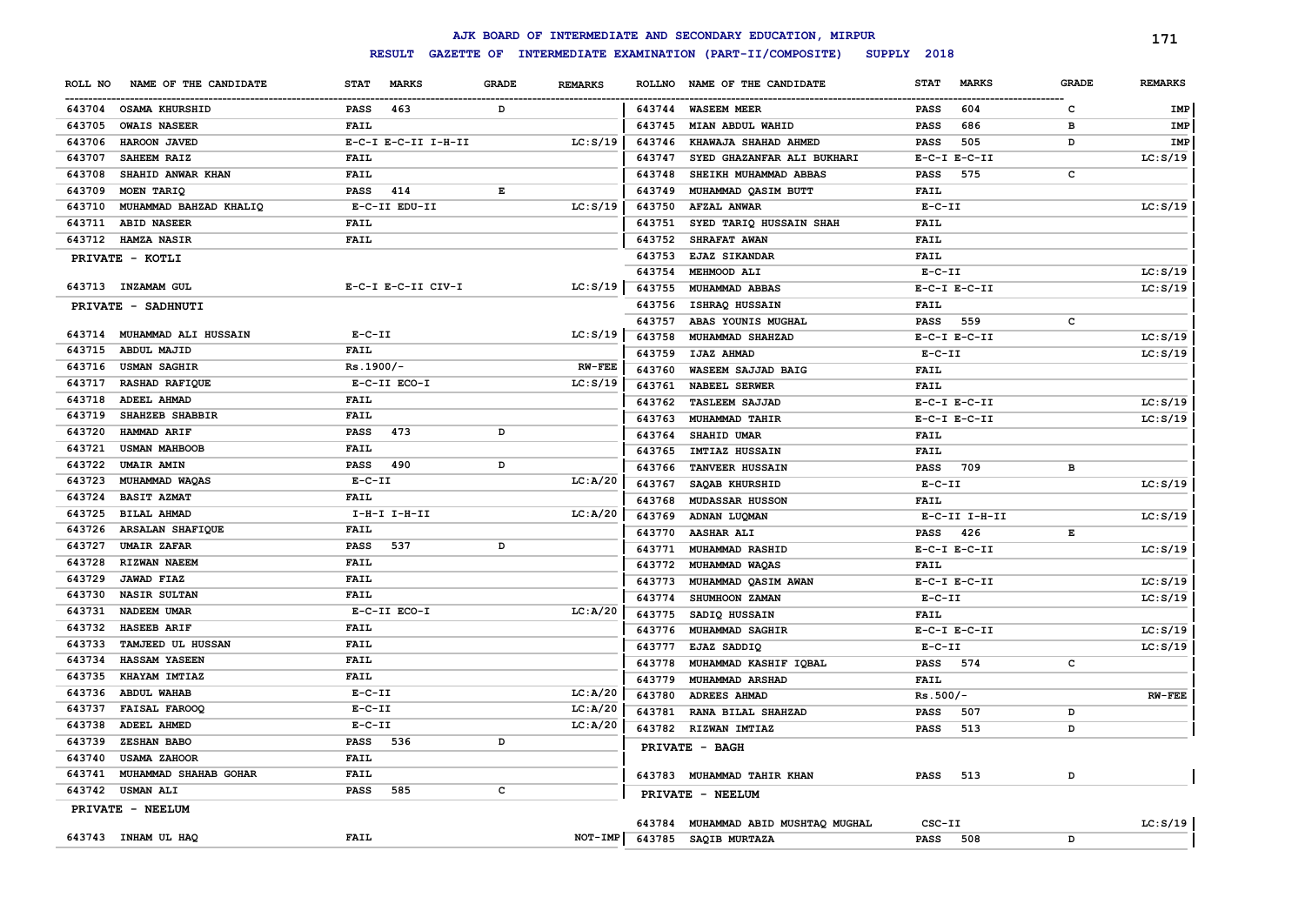# AJK BOARD OF INTERMEDIATE AND SECONDARY EDUCATION, MIRPUR

**RESULT GAZETTE OF INTERMEDIATE EXAMINATION (PART-II/COMPOSITE) SUPPLY 2018**

| ROLL NO | NAME OF THE CANDIDATE | STAT | MARKS | GRADE | REMARKS |
|---|---|---|---|---|---|
| 643704 | OSAMA KHURSHID | PASS | 463 | D | |
| 643705 | OWAIS NASEER | FAIL | | | |
| 643706 | HAROON JAVED | E-C-I E-C-II I-H-II | | | LC:S/19 |
| 643707 | SAHEEM RAIZ | FAIL | | | |
| 643708 | SHAHID ANWAR KHAN | FAIL | | | |
| 643709 | MOEN TARIQ | PASS | 414 | E | |
| 643710 | MUHAMMAD BAHZAD KHALIQ | E-C-II EDU-II | | | LC:S/19 |
| 643711 | ABID NASEER | FAIL | | | |
| 643712 | HAMZA NASIR | FAIL | | | |

**PRIVATE - KOTLI**

| ROLL NO | NAME OF THE CANDIDATE | STAT | MARKS | GRADE | REMARKS |
|---|---|---|---|---|---|
| 643713 | INZAMAM GUL | E-C-I E-C-II CIV-I | | | LC:S/19 |

**PRIVATE - SADHNUTI**

| ROLL NO | NAME OF THE CANDIDATE | STAT | MARKS | GRADE | REMARKS |
|---|---|---|---|---|---|
| 643714 | MUHAMMAD ALI HUSSAIN | E-C-II | | | LC:S/19 |
| 643715 | ABDUL MAJID | FAIL | | | |
| 643716 | USMAN SAGHIR | Rs.1900/- | | | RW-FEE |
| 643717 | RASHAD RAFIQUE | E-C-II ECO-I | | | LC:S/19 |
| 643718 | ADEEL AHMAD | FAIL | | | |
| 643719 | SHAHZEB SHABBIR | FAIL | | | |
| 643720 | HAMMAD ARIF | PASS | 473 | D | |
| 643721 | USMAN MAHBOOB | FAIL | | | |
| 643722 | UMAIR AMIN | PASS | 490 | D | |
| 643723 | MUHAMMAD WAQAS | E-C-II | | | LC:A/20 |
| 643724 | BASIT AZMAT | FAIL | | | |
| 643725 | BILAL AHMAD | I-H-I I-H-II | | | LC:A/20 |
| 643726 | ARSALAN SHAFIQUE | FAIL | | | |
| 643727 | UMAIR ZAFAR | PASS | 537 | D | |
| 643728 | RIZWAN NAEEM | FAIL | | | |
| 643729 | JAWAD FIAZ | FAIL | | | |
| 643730 | NASIR SULTAN | FAIL | | | |
| 643731 | NADEEM UMAR | E-C-II ECO-I | | | LC:A/20 |
| 643732 | HASEEB ARIF | FAIL | | | |
| 643733 | TAMJEED UL HUSSAN | FAIL | | | |
| 643734 | HASSAM YASEEN | FAIL | | | |
| 643735 | KHAYAM IMTIAZ | FAIL | | | |
| 643736 | ABDUL WAHAB | E-C-II | | | LC:A/20 |
| 643737 | FAISAL FAROOQ | E-C-II | | | LC:A/20 |
| 643738 | ADEEL AHMED | E-C-II | | | LC:A/20 |
| 643739 | ZESHAN BABO | PASS | 536 | D | |
| 643740 | USAMA ZAHOOR | FAIL | | | |
| 643741 | MUHAMMAD SHAHAB GOHAR | FAIL | | | |
| 643742 | USMAN ALI | PASS | 585 | C | |

**PRIVATE - NEELUM**

| ROLL NO | NAME OF THE CANDIDATE | STAT | MARKS | GRADE | REMARKS |
|---|---|---|---|---|---|
| 643743 | INHAM UL HAQ | FAIL | | | NOT-IMP |
| 643744 | WASEEM MEER | PASS | 604 | C | IMP |
| 643745 | MIAN ABDUL WAHID | PASS | 686 | B | IMP |
| 643746 | KHAWAJA SHAHAD AHMED | PASS | 505 | D | IMP |
| 643747 | SYED GHAZANFAR ALI BUKHARI | E-C-I E-C-II | | | LC:S/19 |
| 643748 | SHEIKH MUHAMMAD ABBAS | PASS | 575 | C | |
| 643749 | MUHAMMAD QASIM BUTT | FAIL | | | |
| 643750 | AFZAL ANWAR | E-C-II | | | LC:S/19 |
| 643751 | SYED TARIQ HUSSAIN SHAH | FAIL | | | |
| 643752 | SHRAFAT AWAN | FAIL | | | |
| 643753 | EJAZ SIKANDAR | FAIL | | | |
| 643754 | MEHMOOD ALI | E-C-II | | | LC:S/19 |
| 643755 | MUHAMMAD ABBAS | E-C-I E-C-II | | | LC:S/19 |
| 643756 | ISHRAQ HUSSAIN | FAIL | | | |
| 643757 | ABAS YOUNIS MUGHAL | PASS | 559 | C | |
| 643758 | MUHAMMAD SHAHZAD | E-C-I E-C-II | | | LC:S/19 |
| 643759 | IJAZ AHMAD | E-C-II | | | LC:S/19 |
| 643760 | WASEEM SAJJAD BAIG | FAIL | | | |
| 643761 | NABEEL SERWER | FAIL | | | |
| 643762 | TASLEEM SAJJAD | E-C-I E-C-II | | | LC:S/19 |
| 643763 | MUHAMMAD TAHIR | E-C-I E-C-II | | | LC:S/19 |
| 643764 | SHAHID UMAR | FAIL | | | |
| 643765 | IMTIAZ HUSSAIN | FAIL | | | |
| 643766 | TANVEER HUSSAIN | PASS | 709 | B | |
| 643767 | SAQAB KHURSHID | E-C-II | | | LC:S/19 |
| 643768 | MUDASSAR HUSSON | FAIL | | | |
| 643769 | ADNAN LUQMAN | E-C-II I-H-II | | | LC:S/19 |
| 643770 | AASHAR ALI | PASS | 426 | E | |
| 643771 | MUHAMMAD RASHID | E-C-I E-C-II | | | LC:S/19 |
| 643772 | MUHAMMAD WAQAS | FAIL | | | |
| 643773 | MUHAMMAD QASIM AWAN | E-C-I E-C-II | | | LC:S/19 |
| 643774 | SHUMHOON ZAMAN | E-C-II | | | LC:S/19 |
| 643775 | SADIQ HUSSAIN | FAIL | | | |
| 643776 | MUHAMMAD SAGHIR | E-C-I E-C-II | | | LC:S/19 |
| 643777 | EJAZ SADDIQ | E-C-II | | | LC:S/19 |
| 643778 | MUHAMMAD KASHIF IQBAL | PASS | 574 | C | |
| 643779 | MUHAMMAD ARSHAD | FAIL | | | |
| 643780 | ADREES AHMAD | Rs.500/- | | | RW-FEE |
| 643781 | RANA BILAL SHAHZAD | PASS | 507 | D | |
| 643782 | RIZWAN IMTIAZ | PASS | 513 | D | |

**PRIVATE - BAGH**

| ROLL NO | NAME OF THE CANDIDATE | STAT | MARKS | GRADE | REMARKS |
|---|---|---|---|---|---|
| 643783 | MUHAMMAD TAHIR KHAN | PASS | 513 | D | |

**PRIVATE - NEELUM**

| ROLL NO | NAME OF THE CANDIDATE | STAT | MARKS | GRADE | REMARKS |
|---|---|---|---|---|---|
| 643784 | MUHAMMAD ABID MUSHTAQ MUGHAL | CSC-II | | | LC:S/19 |
| 643785 | SAQIB MURTAZA | PASS | 508 | D | |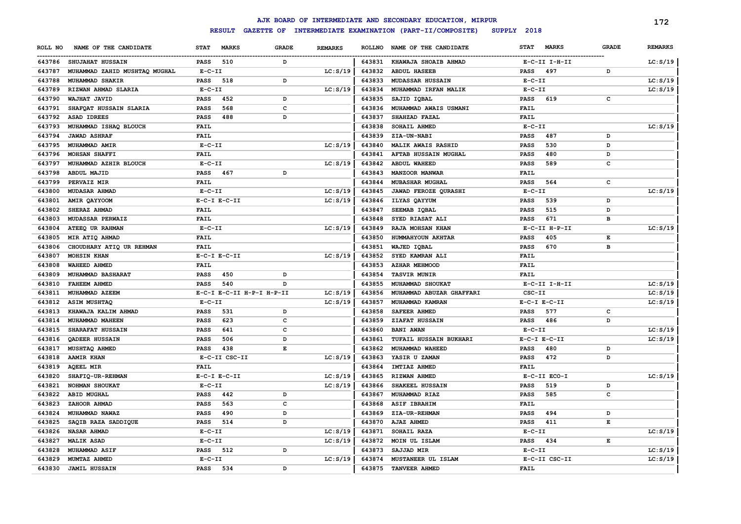# AJK BOARD OF INTERMEDIATE AND SECONDARY EDUCATION, MIRPUR

## RESULT GAZETTE OF INTERMEDIATE EXAMINATION (PART-II/COMPOSITE) SUPPLY 2018

| ROLL NO | NAME OF THE CANDIDATE | STAT MARKS | GRADE | REMARKS |
|---|---|---|---|---|
| 643786 | SHUJAHAT HUSSAIN | PASS 510 | D | |
| 643787 | MUHAMMAD ZAHID MUSHTAQ MUGHAL | E-C-II | | LC:S/19 |
| 643788 | MUHAMMAD SHAKIR | PASS 518 | D | |
| 643789 | RIZWAN AHMAD SLARIA | E-C-II | | LC:S/19 |
| 643790 | WAJHAT JAVID | PASS 452 | D | |
| 643791 | SHAFQAT HUSSAIN SLARIA | PASS 568 | C | |
| 643792 | ASAD IDREES | PASS 488 | D | |
| 643793 | MUHAMMAD ISHAQ BLOUCH | FAIL | | |
| 643794 | JAWAD ASHRAF | FAIL | | |
| 643795 | MUHAMMAD AMIR | E-C-II | | LC:S/19 |
| 643796 | MOHSAN SHAFFI | FAIL | | |
| 643797 | MUHAMMAD AZHIR BLOUCH | E-C-II | | LC:S/19 |
| 643798 | ABDUL MAJID | PASS 467 | D | |
| 643799 | PERVAIZ MIR | FAIL | | |
| 643800 | MUDASAR AHMAD | E-C-II | | LC:S/19 |
| 643801 | AMIR QAYYOOM | E-C-I E-C-II | | LC:S/19 |
| 643802 | SHERAZ AHMAD | FAIL | | |
| 643803 | MUDASSAR PERWAIZ | FAIL | | |
| 643804 | ATEEQ UR RAHMAN | E-C-II | | LC:S/19 |
| 643805 | MIR ATIQ AHMAD | FAIL | | |
| 643806 | CHOUDHARY ATIQ UR REHMAN | FAIL | | |
| 643807 | MOHSIN KHAN | E-C-I E-C-II | | LC:S/19 |
| 643808 | WAHEED AHMED | FAIL | | |
| 643809 | MUHAMMAD BASHARAT | PASS 450 | D | |
| 643810 | FAHEEM AHMED | PASS 540 | D | |
| 643811 | MUHAMMAD AZEEM | E-C-I E-C-II H-P-I H-P-II | | LC:S/19 |
| 643812 | ASIM MUSHTAQ | E-C-II | | LC:S/19 |
| 643813 | KHAWAJA KALIM AHMAD | PASS 531 | D | |
| 643814 | MUHAMMAD MAHEEN | PASS 623 | C | |
| 643815 | SHARAFAT HUSSAIN | PASS 641 | C | |
| 643816 | QADEER HUSSAIN | PASS 506 | D | |
| 643817 | MUSHTAQ AHMED | PASS 438 | E | |
| 643818 | AAMIR KHAN | E-C-II CSC-II | | LC:S/19 |
| 643819 | AQEEL MIR | FAIL | | |
| 643820 | SHAFIQ-UR-REHMAN | E-C-I E-C-II | | LC:S/19 |
| 643821 | NOHMAN SHOUKAT | E-C-II | | LC:S/19 |
| 643822 | ABID MUGHAL | PASS 442 | D | |
| 643823 | ZAHOOR AHMAD | PASS 563 | C | |
| 643824 | MUHAMMAD NAWAZ | PASS 490 | D | |
| 643825 | SAQIB RAZA SADDIQUE | PASS 514 | D | |
| 643826 | NASAR AHMAD | E-C-II | | LC:S/19 |
| 643827 | MALIK ASAD | E-C-II | | LC:S/19 |
| 643828 | MUHAMMAD ASIF | PASS 512 | D | |
| 643829 | MUMTAZ AHMED | E-C-II | | LC:S/19 |
| 643830 | JAMIL HUSSAIN | PASS 534 | D | |
| 643831 | KHAWAJA SHOAIB AHMAD | E-C-II I-H-II | | LC:S/19 |
| 643832 | ABDUL HASEEB | PASS 497 | D | |
| 643833 | MUDASSAR HUSSAIN | E-C-II | | LC:S/19 |
| 643834 | MUHAMMAD IRFAN MALIK | E-C-II | | LC:S/19 |
| 643835 | SAJID IQBAL | PASS 619 | C | |
| 643836 | MUHAMMAD AWAIS USMANI | FAIL | | |
| 643837 | SHAHZAD FAZAL | FAIL | | |
| 643838 | SOHAIL AHMED | E-C-II | | LC:S/19 |
| 643839 | ZIA-UN-NABI | PASS 487 | D | |
| 643840 | MALIK AWAIS RASHID | PASS 530 | D | |
| 643841 | AFTAB HUSSAIN MUGHAL | PASS 480 | D | |
| 643842 | ABDUL WAHEED | PASS 589 | C | |
| 643843 | MANZOOR MANWAR | FAIL | | |
| 643844 | MUBASHAR MUGHAL | PASS 564 | C | |
| 643845 | JAWAD FEROZE QURASHI | E-C-II | | LC:S/19 |
| 643846 | ILYAS QAYYUM | PASS 539 | D | |
| 643847 | SEEMAB IQBAL | PASS 515 | D | |
| 643848 | SYED RIASAT ALI | PASS 671 | B | |
| 643849 | RAJA MOHSAN KHAN | E-C-II H-P-II | | LC:S/19 |
| 643850 | HUMMAHYOUN AKHTAR | PASS 405 | E | |
| 643851 | WAJED IQBAL | PASS 670 | B | |
| 643852 | SYED KAMRAN ALI | FAIL | | |
| 643853 | AZHAR MEHMOOD | FAIL | | |
| 643854 | TASVIR MUNIR | FAIL | | |
| 643855 | MUHAMMAD SHOUKAT | E-C-II I-H-II | | LC:S/19 |
| 643856 | MUHAMMAD ABUZAR GHAFFARI | CSC-II | | LC:S/19 |
| 643857 | MUHAMMAD KAMRAN | E-C-I E-C-II | | LC:S/19 |
| 643858 | SAFEER AHMED | PASS 577 | C | |
| 643859 | ZIAFAT HUSSAIN | PASS 486 | D | |
| 643860 | BANI AWAN | E-C-II | | LC:S/19 |
| 643861 | TUFAIL HUSSAIN BUKHARI | E-C-I E-C-II | | LC:S/19 |
| 643862 | MUHAMMAD WAHEED | PASS 480 | D | |
| 643863 | YASIR U ZAMAN | PASS 472 | D | |
| 643864 | IMTIAZ AHMED | FAIL | | |
| 643865 | RIZWAN AHMED | E-C-II ECO-I | | LC:S/19 |
| 643866 | SHAKEEL HUSSAIN | PASS 519 | D | |
| 643867 | MUHAMMAD RIAZ | PASS 585 | C | |
| 643868 | ASIF IBRAHIM | FAIL | | |
| 643869 | ZIA-UR-REHMAN | PASS 494 | D | |
| 643870 | AJAZ AHMED | PASS 411 | E | |
| 643871 | SOHAIL RAZA | E-C-II | | LC:S/19 |
| 643872 | MOIN UL ISLAM | PASS 434 | E | |
| 643873 | SAJJAD MIR | E-C-II | | LC:S/19 |
| 643874 | MUSTANEER UL ISLAM | E-C-II CSC-II | | LC:S/19 |
| 643875 | TANVEER AHMED | FAIL | | |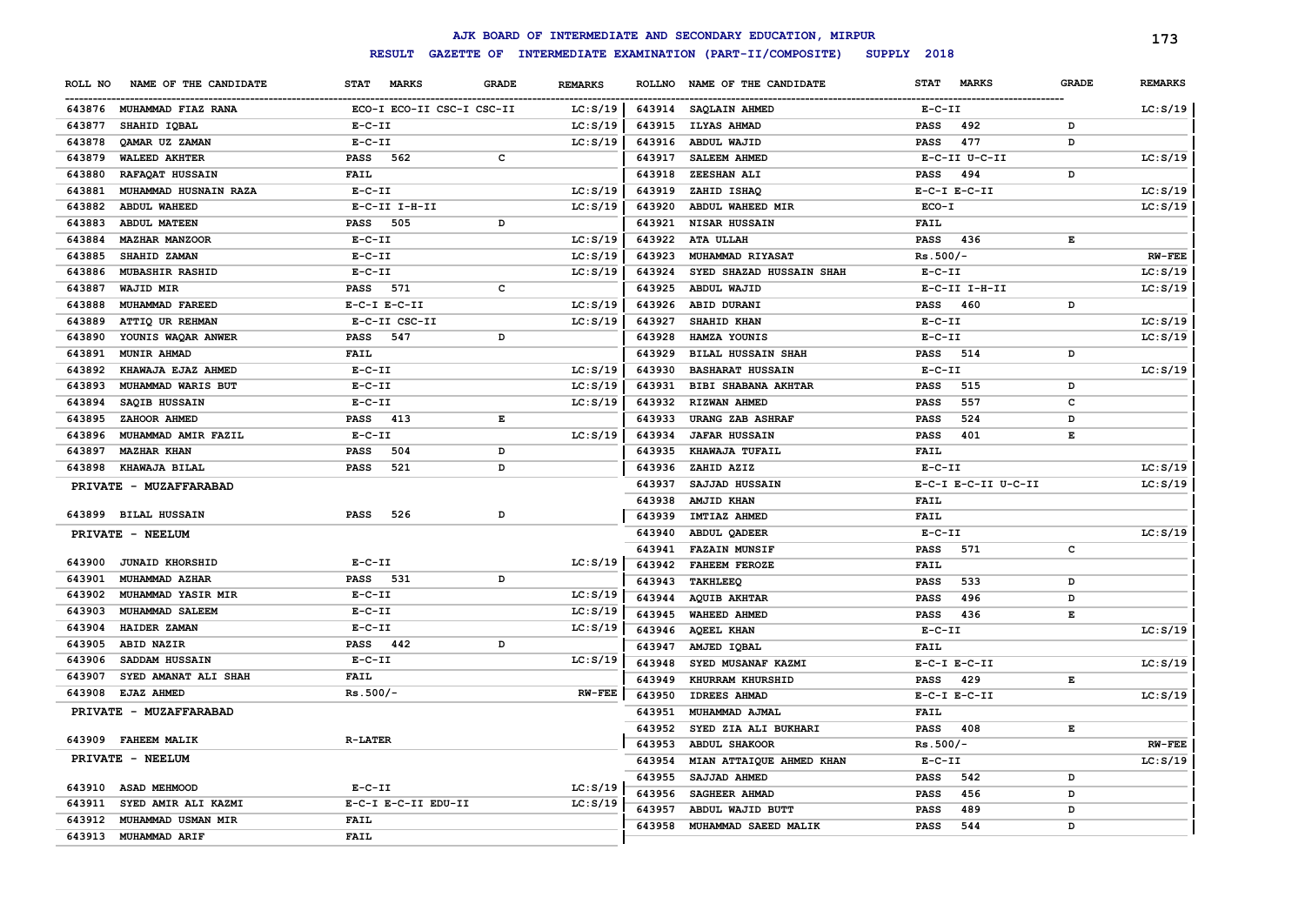# AJK BOARD OF INTERMEDIATE AND SECONDARY EDUCATION, MIRPUR

## RESULT GAZETTE OF INTERMEDIATE EXAMINATION (PART-II/COMPOSITE) SUPPLY 2018

| ROLL NO | NAME OF THE CANDIDATE | STAT MARKS | GRADE | REMARKS |
|---|---|---|---|---|
| 643876 | MUHAMMAD FIAZ RANA | ECO-I ECO-II CSC-I CSC-II | | LC:S/19 |
| 643877 | SHAHID IQBAL | E-C-II | | LC:S/19 |
| 643878 | QAMAR UZ ZAMAN | E-C-II | | LC:S/19 |
| 643879 | WALEED AKHTER | PASS 562 | C | |
| 643880 | RAFAQAT HUSSAIN | FAIL | | |
| 643881 | MUHAMMAD HUSNAIN RAZA | E-C-II | | LC:S/19 |
| 643882 | ABDUL WAHEED | E-C-II I-H-II | | LC:S/19 |
| 643883 | ABDUL MATEEN | PASS 505 | D | |
| 643884 | MAZHAR MANZOOR | E-C-II | | LC:S/19 |
| 643885 | SHAHID ZAMAN | E-C-II | | LC:S/19 |
| 643886 | MUBASHIR RASHID | E-C-II | | LC:S/19 |
| 643887 | WAJID MIR | PASS 571 | C | |
| 643888 | MUHAMMAD FAREED | E-C-I E-C-II | | LC:S/19 |
| 643889 | ATTIQ UR REHMAN | E-C-II CSC-II | | LC:S/19 |
| 643890 | YOUNIS WAQAR ANWER | PASS 547 | D | |
| 643891 | MUNIR AHMAD | FAIL | | |
| 643892 | KHAWAJA EJAZ AHMED | E-C-II | | LC:S/19 |
| 643893 | MUHAMMAD WARIS BUT | E-C-II | | LC:S/19 |
| 643894 | SAQIB HUSSAIN | E-C-II | | LC:S/19 |
| 643895 | ZAHOOR AHMED | PASS 413 | E | |
| 643896 | MUHAMMAD AMIR FAZIL | E-C-II | | LC:S/19 |
| 643897 | MAZHAR KHAN | PASS 504 | D | |
| 643898 | KHAWAJA BILAL | PASS 521 | D | |

**PRIVATE - MUZAFFARABAD**

| ROLL NO | NAME OF THE CANDIDATE | STAT MARKS | GRADE | REMARKS |
|---|---|---|---|---|
| 643899 | BILAL HUSSAIN | PASS 526 | D | |

**PRIVATE - NEELUM**

| ROLL NO | NAME OF THE CANDIDATE | STAT MARKS | GRADE | REMARKS |
|---|---|---|---|---|
| 643900 | JUNAID KHORSHID | E-C-II | | LC:S/19 |
| 643901 | MUHAMMAD AZHAR | PASS 531 | D | |
| 643902 | MUHAMMAD YASIR MIR | E-C-II | | LC:S/19 |
| 643903 | MUHAMMAD SALEEM | E-C-II | | LC:S/19 |
| 643904 | HAIDER ZAMAN | E-C-II | | LC:S/19 |
| 643905 | ABID NAZIR | PASS 442 | D | |
| 643906 | SADDAM HUSSAIN | E-C-II | | LC:S/19 |
| 643907 | SYED AMANAT ALI SHAH | FAIL | | |
| 643908 | EJAZ AHMED | Rs.500/- | | RW-FEE |

**PRIVATE - MUZAFFARABAD**

| ROLL NO | NAME OF THE CANDIDATE | STAT MARKS | GRADE | REMARKS |
|---|---|---|---|---|
| 643909 | FAHEEM MALIK | R-LATER | | |

**PRIVATE - NEELUM**

| ROLL NO | NAME OF THE CANDIDATE | STAT MARKS | GRADE | REMARKS |
|---|---|---|---|---|
| 643910 | ASAD MEHMOOD | E-C-II | | LC:S/19 |
| 643911 | SYED AMIR ALI KAZMI | E-C-I E-C-II EDU-II | | LC:S/19 |
| 643912 | MUHAMMAD USMAN MIR | FAIL | | |
| 643913 | MUHAMMAD ARIF | FAIL | | |
| 643914 | SAQLAIN AHMED | E-C-II | | LC:S/19 |
| 643915 | ILYAS AHMAD | PASS 492 | D | |
| 643916 | ABDUL WAJID | PASS 477 | D | |
| 643917 | SALEEM AHMED | E-C-II U-C-II | | LC:S/19 |
| 643918 | ZEESHAN ALI | PASS 494 | D | |
| 643919 | ZAHID ISHAQ | E-C-I E-C-II | | LC:S/19 |
| 643920 | ABDUL WAHEED MIR | ECO-I | | LC:S/19 |
| 643921 | NISAR HUSSAIN | FAIL | | |
| 643922 | ATA ULLAH | PASS 436 | E | |
| 643923 | MUHAMMAD RIYASAT | Rs.500/- | | RW-FEE |
| 643924 | SYED SHAZAD HUSSAIN SHAH | E-C-II | | LC:S/19 |
| 643925 | ABDUL WAJID | E-C-II I-H-II | | LC:S/19 |
| 643926 | ABID DURANI | PASS 460 | D | |
| 643927 | SHAHID KHAN | E-C-II | | LC:S/19 |
| 643928 | HAMZA YOUNIS | E-C-II | | LC:S/19 |
| 643929 | BILAL HUSSAIN SHAH | PASS 514 | D | |
| 643930 | BASHARAT HUSSAIN | E-C-II | | LC:S/19 |
| 643931 | BIBI SHABANA AKHTAR | PASS 515 | D | |
| 643932 | RIZWAN AHMED | PASS 557 | C | |
| 643933 | URANG ZAB ASHRAF | PASS 524 | D | |
| 643934 | JAFAR HUSSAIN | PASS 401 | E | |
| 643935 | KHAWAJA TUFAIL | FAIL | | |
| 643936 | ZAHID AZIZ | E-C-II | | LC:S/19 |
| 643937 | SAJJAD HUSSAIN | E-C-I E-C-II U-C-II | | LC:S/19 |
| 643938 | AMJID KHAN | FAIL | | |
| 643939 | IMTIAZ AHMED | FAIL | | |
| 643940 | ABDUL QADEER | E-C-II | | LC:S/19 |
| 643941 | FAZAIN MUNSIF | PASS 571 | C | |
| 643942 | FAHEEM FEROZE | FAIL | | |
| 643943 | TAKHLEEQ | PASS 533 | D | |
| 643944 | AQUIB AKHTAR | PASS 496 | D | |
| 643945 | WAHEED AHMED | PASS 436 | E | |
| 643946 | AQEEL KHAN | E-C-II | | LC:S/19 |
| 643947 | AMJED IQBAL | FAIL | | |
| 643948 | SYED MUSANAF KAZMI | E-C-I E-C-II | | LC:S/19 |
| 643949 | KHURRAM KHURSHID | PASS 429 | E | |
| 643950 | IDREES AHMAD | E-C-I E-C-II | | LC:S/19 |
| 643951 | MUHAMMAD AJMAL | FAIL | | |
| 643952 | SYED ZIA ALI BUKHARI | PASS 408 | E | |
| 643953 | ABDUL SHAKOOR | Rs.500/- | | RW-FEE |
| 643954 | MIAN ATTAIQUE AHMED KHAN | E-C-II | | LC:S/19 |
| 643955 | SAJJAD AHMED | PASS 542 | D | |
| 643956 | SAGHEER AHMAD | PASS 456 | D | |
| 643957 | ABDUL WAJID BUTT | PASS 489 | D | |
| 643958 | MUHAMMAD SAEED MALIK | PASS 544 | D | |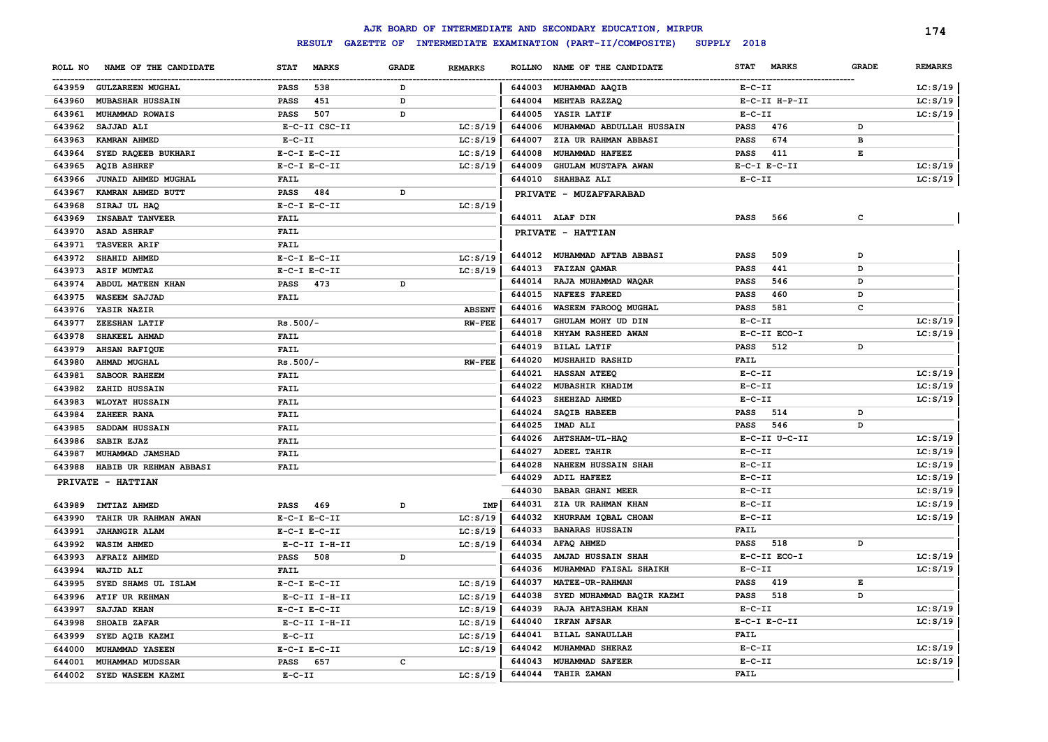# AJK BOARD OF INTERMEDIATE AND SECONDARY EDUCATION, MIRPUR

## RESULT GAZETTE OF INTERMEDIATE EXAMINATION (PART-II/COMPOSITE) SUPPLY 2018

| ROLL NO | NAME OF THE CANDIDATE | STAT | MARKS | GRADE | REMARKS |
|---|---|---|---|---|---|
| 643959 | GULZAREEN MUGHAL | PASS | 538 | D | |
| 643960 | MUBASHAR HUSSAIN | PASS | 451 | D | |
| 643961 | MUHAMMAD ROWAIS | PASS | 507 | D | |
| 643962 | SAJJAD ALI | E-C-II CSC-II | | | LC:S/19 |
| 643963 | KAMRAN AHMED | E-C-II | | | LC:S/19 |
| 643964 | SYED RAQEEB BUKHARI | E-C-I E-C-II | | | LC:S/19 |
| 643965 | AQIB ASHREF | E-C-I E-C-II | | | LC:S/19 |
| 643966 | JUNAID AHMED MUGHAL | FAIL | | | |
| 643967 | KAMRAN AHMED BUTT | PASS | 484 | D | |
| 643968 | SIRAJ UL HAQ | E-C-I E-C-II | | | LC:S/19 |
| 643969 | INSABAT TANVEER | FAIL | | | |
| 643970 | ASAD ASHRAF | FAIL | | | |
| 643971 | TASVEER ARIF | FAIL | | | |
| 643972 | SHAHID AHMED | E-C-I E-C-II | | | LC:S/19 |
| 643973 | ASIF MUMTAZ | E-C-I E-C-II | | | LC:S/19 |
| 643974 | ABDUL MATEEN KHAN | PASS | 473 | D | |
| 643975 | WASEEM SAJJAD | FAIL | | | |
| 643976 | YASIR NAZIR | | | | ABSENT |
| 643977 | ZEESHAN LATIF | Rs.500/- | | | RW-FEE |
| 643978 | SHAKEEL AHMAD | FAIL | | | |
| 643979 | AHSAN RAFIQUE | FAIL | | | |
| 643980 | AHMAD MUGHAL | Rs.500/- | | | RW-FEE |
| 643981 | SABOOR RAHEEM | FAIL | | | |
| 643982 | ZAHID HUSSAIN | FAIL | | | |
| 643983 | WLOYAT HUSSAIN | FAIL | | | |
| 643984 | ZAHEER RANA | FAIL | | | |
| 643985 | SADDAM HUSSAIN | FAIL | | | |
| 643986 | SABIR EJAZ | FAIL | | | |
| 643987 | MUHAMMAD JAMSHAD | FAIL | | | |
| 643988 | HABIB UR REHMAN ABBASI | FAIL | | | |

**PRIVATE - HATTIAN**

| ROLL NO | NAME OF THE CANDIDATE | STAT | MARKS | GRADE | REMARKS |
|---|---|---|---|---|---|
| 643989 | IMTIAZ AHMED | PASS | 469 | D | IMP |
| 643990 | TAHIR UR RAHMAN AWAN | E-C-I E-C-II | | | LC:S/19 |
| 643991 | JAHANGIR ALAM | E-C-I E-C-II | | | LC:S/19 |
| 643992 | WASIM AHMED | E-C-II I-H-II | | | LC:S/19 |
| 643993 | AFRAIZ AHMED | PASS | 508 | D | |
| 643994 | WAJID ALI | FAIL | | | |
| 643995 | SYED SHAMS UL ISLAM | E-C-I E-C-II | | | LC:S/19 |
| 643996 | ATIF UR REHMAN | E-C-II I-H-II | | | LC:S/19 |
| 643997 | SAJJAD KHAN | E-C-I E-C-II | | | LC:S/19 |
| 643998 | SHOAIB ZAFAR | E-C-II I-H-II | | | LC:S/19 |
| 643999 | SYED AQIB KAZMI | E-C-II | | | LC:S/19 |
| 644000 | MUHAMMAD YASEEN | E-C-I E-C-II | | | LC:S/19 |
| 644001 | MUHAMMAD MUDSSAR | PASS | 657 | C | |
| 644002 | SYED WASEEM KAZMI | E-C-II | | | LC:S/19 |
| 644003 | MUHAMMAD AAQIB | E-C-II | | | LC:S/19 |
| 644004 | MEHTAB RAZZAQ | E-C-II H-P-II | | | LC:S/19 |
| 644005 | YASIR LATIF | E-C-II | | | LC:S/19 |
| 644006 | MUHAMMAD ABDULLAH HUSSAIN | PASS | 476 | D | |
| 644007 | ZIA UR RAHMAN ABBASI | PASS | 674 | B | |
| 644008 | MUHAMMAD HAFEEZ | PASS | 411 | E | |
| 644009 | GHULAM MUSTAFA AWAN | E-C-I E-C-II | | | LC:S/19 |
| 644010 | SHAHBAZ ALI | E-C-II | | | LC:S/19 |

**PRIVATE - MUZAFFARABAD**

| ROLL NO | NAME OF THE CANDIDATE | STAT | MARKS | GRADE | REMARKS |
|---|---|---|---|---|---|
| 644011 | ALAF DIN | PASS | 566 | C | |

**PRIVATE - HATTIAN**

| ROLL NO | NAME OF THE CANDIDATE | STAT | MARKS | GRADE | REMARKS |
|---|---|---|---|---|---|
| 644012 | MUHAMMAD AFTAB ABBASI | PASS | 509 | D | |
| 644013 | FAIZAN QAMAR | PASS | 441 | D | |
| 644014 | RAJA MUHAMMAD WAQAR | PASS | 546 | D | |
| 644015 | NAFEES FAREED | PASS | 460 | D | |
| 644016 | WASEEM FAROOQ MUGHAL | PASS | 581 | C | |
| 644017 | GHULAM MOHY UD DIN | E-C-II | | | LC:S/19 |
| 644018 | KHYAM RASHEED AWAN | E-C-II ECO-I | | | LC:S/19 |
| 644019 | BILAL LATIF | PASS | 512 | D | |
| 644020 | MUSHAHID RASHID | FAIL | | | |
| 644021 | HASSAN ATEEQ | E-C-II | | | LC:S/19 |
| 644022 | MUBASHIR KHADIM | E-C-II | | | LC:S/19 |
| 644023 | SHEHZAD AHMED | E-C-II | | | LC:S/19 |
| 644024 | SAQIB HABEEB | PASS | 514 | D | |
| 644025 | IMAD ALI | PASS | 546 | D | |
| 644026 | AHTSHAM-UL-HAQ | E-C-II U-C-II | | | LC:S/19 |
| 644027 | ADEEL TAHIR | E-C-II | | | LC:S/19 |
| 644028 | NAHEEM HUSSAIN SHAH | E-C-II | | | LC:S/19 |
| 644029 | ADIL HAFEEZ | E-C-II | | | LC:S/19 |
| 644030 | BABAR GHANI MEER | E-C-II | | | LC:S/19 |
| 644031 | ZIA UR RAHMAN KHAN | E-C-II | | | LC:S/19 |
| 644032 | KHURRAM IQBAL CHOAN | E-C-II | | | LC:S/19 |
| 644033 | BANARAS HUSSAIN | FAIL | | | |
| 644034 | AFAQ AHMED | PASS | 518 | D | |
| 644035 | AMJAD HUSSAIN SHAH | E-C-II ECO-I | | | LC:S/19 |
| 644036 | MUHAMMAD FAISAL SHAIKH | E-C-II | | | LC:S/19 |
| 644037 | MATEE-UR-RAHMAN | PASS | 419 | E | |
| 644038 | SYED MUHAMMAD BAQIR KAZMI | PASS | 518 | D | |
| 644039 | RAJA AHTASHAM KHAN | E-C-II | | | LC:S/19 |
| 644040 | IRFAN AFSAR | E-C-I E-C-II | | | LC:S/19 |
| 644041 | BILAL SANAULLAH | FAIL | | | |
| 644042 | MUHAMMAD SHERAZ | E-C-II | | | LC:S/19 |
| 644043 | MUHAMMAD SAFEER | E-C-II | | | LC:S/19 |
| 644044 | TAHIR ZAMAN | FAIL | | | |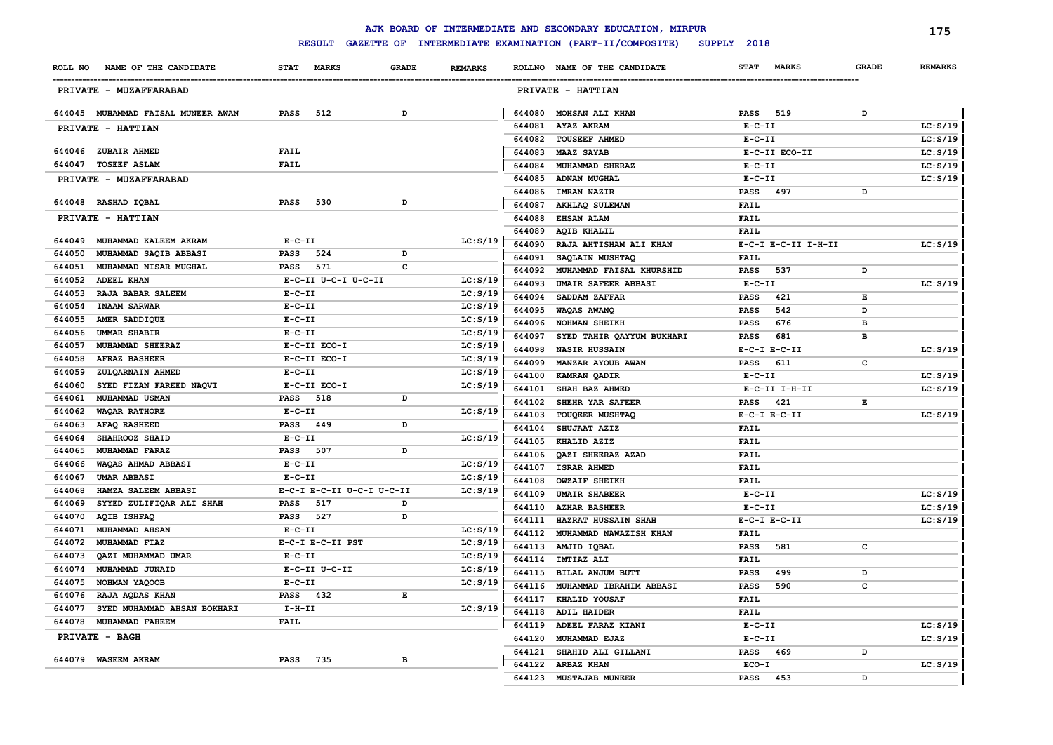# AJK BOARD OF INTERMEDIATE AND SECONDARY EDUCATION, MIRPUR

## RESULT GAZETTE OF INTERMEDIATE EXAMINATION (PART-II/COMPOSITE) SUPPLY 2018

| ROLL NO | NAME OF THE CANDIDATE | STAT | MARKS | GRADE | REMARKS |
|---|---|---|---|---|---|
| | **PRIVATE - MUZAFFARABAD** | | | | |
| 644045 | MUHAMMAD FAISAL MUNEER AWAN | PASS | 512 | D | |
| | **PRIVATE - HATTIAN** | | | | |
| 644046 | ZUBAIR AHMED | FAIL | | | |
| 644047 | TOSEEF ASLAM | FAIL | | | |
| | **PRIVATE - MUZAFFARABAD** | | | | |
| 644048 | RASHAD IQBAL | PASS | 530 | D | |
| | **PRIVATE - HATTIAN** | | | | |
| 644049 | MUHAMMAD KALEEM AKRAM | E-C-II | | | LC:S/19 |
| 644050 | MUHAMMAD SAQIB ABBASI | PASS | 524 | D | |
| 644051 | MUHAMMAD NISAR MUGHAL | PASS | 571 | C | |
| 644052 | ADEEL KHAN | E-C-II U-C-I U-C-II | | | LC:S/19 |
| 644053 | RAJA BABAR SALEEM | E-C-II | | | LC:S/19 |
| 644054 | INAAM SARWAR | E-C-II | | | LC:S/19 |
| 644055 | AMER SADDIQUE | E-C-II | | | LC:S/19 |
| 644056 | UMMAR SHABIR | E-C-II | | | LC:S/19 |
| 644057 | MUHAMMAD SHEERAZ | E-C-II ECO-I | | | LC:S/19 |
| 644058 | AFRAZ BASHEER | E-C-II ECO-I | | | LC:S/19 |
| 644059 | ZULQARNAIN AHMED | E-C-II | | | LC:S/19 |
| 644060 | SYED FIZAN FAREED NAQVI | E-C-II ECO-I | | | LC:S/19 |
| 644061 | MUHAMMAD USMAN | PASS | 518 | D | |
| 644062 | WAQAR RATHORE | E-C-II | | | LC:S/19 |
| 644063 | AFAQ RASHEED | PASS | 449 | D | |
| 644064 | SHAHROOZ SHAID | E-C-II | | | LC:S/19 |
| 644065 | MUHAMMAD FARAZ | PASS | 507 | D | |
| 644066 | WAQAS AHMAD ABBASI | E-C-II | | | LC:S/19 |
| 644067 | UMAR ABBASI | E-C-II | | | LC:S/19 |
| 644068 | HAMZA SALEEM ABBASI | E-C-I E-C-II U-C-I U-C-II | | | LC:S/19 |
| 644069 | SYED ZULIFIQAR ALI SHAH | PASS | 517 | D | |
| 644070 | AQIB ISHFAQ | PASS | 527 | D | |
| 644071 | MUHAMMAD AHSAN | E-C-II | | | LC:S/19 |
| 644072 | MUHAMMAD FIAZ | E-C-I E-C-II PST | | | LC:S/19 |
| 644073 | QAZI MUHAMMAD UMAR | E-C-II | | | LC:S/19 |
| 644074 | MUHAMMAD JUNAID | E-C-II U-C-II | | | LC:S/19 |
| 644075 | NOHMAN YAQOOB | E-C-II | | | LC:S/19 |
| 644076 | RAJA AQDAS KHAN | PASS | 432 | E | |
| 644077 | SYED MUHAMMAD AHSAN BOKHARI | I-H-II | | | LC:S/19 |
| 644078 | MUHAMMAD FAHEEM | FAIL | | | |
| | **PRIVATE - BAGH** | | | | |
| 644079 | WASEEM AKRAM | PASS | 735 | B | |
| | **PRIVATE - HATTIAN** | | | | |
| 644080 | MOHSAN ALI KHAN | PASS | 519 | D | |
| 644081 | AYAZ AKRAM | E-C-II | | | LC:S/19 |
| 644082 | TOUSEEF AHMED | E-C-II | | | LC:S/19 |
| 644083 | MAAZ SAYAB | E-C-II ECO-II | | | LC:S/19 |
| 644084 | MUHAMMAD SHERAZ | E-C-II | | | LC:S/19 |
| 644085 | ADNAN MUGHAL | E-C-II | | | LC:S/19 |
| 644086 | IMRAN NAZIR | PASS | 497 | D | |
| 644087 | AKHLAQ SULEMAN | FAIL | | | |
| 644088 | EHSAN ALAM | FAIL | | | |
| 644089 | AQIB KHALIL | FAIL | | | |
| 644090 | RAJA AHTISHAM ALI KHAN | E-C-I E-C-II I-H-II | | | LC:S/19 |
| 644091 | SAQLAIN MUSHTAQ | FAIL | | | |
| 644092 | MUHAMMAD FAISAL KHURSHID | PASS | 537 | D | |
| 644093 | UMAIR SAFEER ABBASI | E-C-II | | | LC:S/19 |
| 644094 | SADDAM ZAFFAR | PASS | 421 | E | |
| 644095 | WAQAS AWANQ | PASS | 542 | D | |
| 644096 | NOHMAN SHEIKH | PASS | 676 | B | |
| 644097 | SYED TAHIR QAYYUM BUKHARI | PASS | 681 | B | |
| 644098 | NASIR HUSSAIN | E-C-I E-C-II | | | LC:S/19 |
| 644099 | MANZAR AYOUB AWAN | PASS | 611 | C | |
| 644100 | KAMRAN QADIR | E-C-II | | | LC:S/19 |
| 644101 | SHAH BAZ AHMED | E-C-II I-H-II | | | LC:S/19 |
| 644102 | SHEHR YAR SAFEER | PASS | 421 | E | |
| 644103 | TOUQEER MUSHTAQ | E-C-I E-C-II | | | LC:S/19 |
| 644104 | SHUJAAT AZIZ | FAIL | | | |
| 644105 | KHALID AZIZ | FAIL | | | |
| 644106 | QAZI SHEERAZ AZAD | FAIL | | | |
| 644107 | ISRAR AHMED | FAIL | | | |
| 644108 | OWZAIF SHEIKH | FAIL | | | |
| 644109 | UMAIR SHABEER | E-C-II | | | LC:S/19 |
| 644110 | AZHAR BASHEER | E-C-II | | | LC:S/19 |
| 644111 | HAZRAT HUSSAIN SHAH | E-C-I E-C-II | | | LC:S/19 |
| 644112 | MUHAMMAD NAWAZISH KHAN | FAIL | | | |
| 644113 | AMJID IQBAL | PASS | 581 | C | |
| 644114 | IMTIAZ ALI | FAIL | | | |
| 644115 | BILAL ANJUM BUTT | PASS | 499 | D | |
| 644116 | MUHAMMAD IBRAHIM ABBASI | PASS | 590 | C | |
| 644117 | KHALID YOUSAF | FAIL | | | |
| 644118 | ADIL HAIDER | FAIL | | | |
| 644119 | ADEEL FARAZ KIANI | E-C-II | | | LC:S/19 |
| 644120 | MUHAMMAD EJAZ | E-C-II | | | LC:S/19 |
| 644121 | SHAHID ALI GILLANI | PASS | 469 | D | |
| 644122 | ARBAZ KHAN | ECO-I | | | LC:S/19 |
| 644123 | MUSTAJAB MUNEER | PASS | 453 | D | |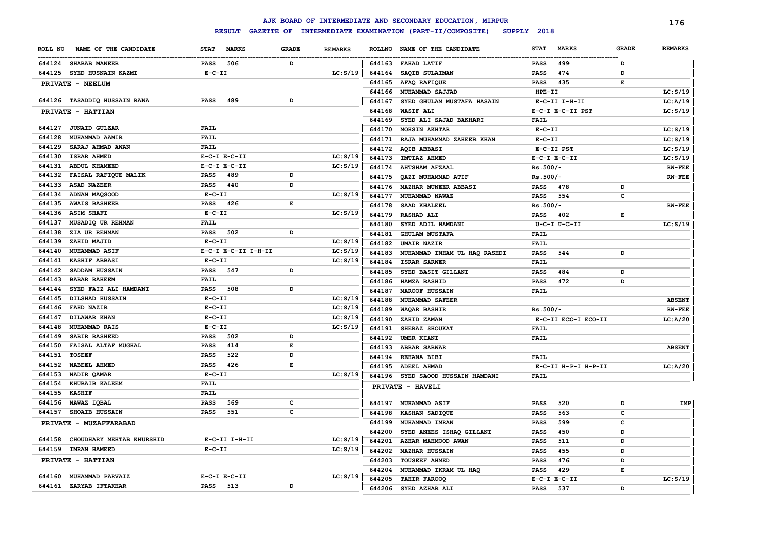# AJK BOARD OF INTERMEDIATE AND SECONDARY EDUCATION, MIRPUR

## RESULT GAZETTE OF INTERMEDIATE EXAMINATION (PART-II/COMPOSITE) SUPPLY 2018

| ROLL NO | NAME OF THE CANDIDATE | STAT | MARKS | GRADE | REMARKS |
|---|---|---|---|---|---|
| 644124 | SHABAB MANEER | PASS | 506 | D | |
| 644125 | SYED HUSNAIN KAZMI | E-C-II | | | LC:S/19 |
| | **PRIVATE - NEELUM** | | | | |
| 644126 | TASADDIQ HUSSAIN RANA | PASS | 489 | D | |
| | **PRIVATE - HATTIAN** | | | | |
| 644127 | JUNAID GULZAR | FAIL | | | |
| 644128 | MUHAMMAD AAMIR | FAIL | | | |
| 644129 | SARAJ AHMAD AWAN | FAIL | | | |
| 644130 | ISRAR AHMED | E-C-I E-C-II | | | LC:S/19 |
| 644131 | ABDUL KHAMEED | E-C-I E-C-II | | | LC:S/19 |
| 644132 | FAISAL RAFIQUE MALIK | PASS | 489 | D | |
| 644133 | ASAD NAZEER | PASS | 440 | D | |
| 644134 | ADNAN MAQSOOD | E-C-II | | | LC:S/19 |
| 644135 | AWAIS BASHEER | PASS | 426 | E | |
| 644136 | ASIM SHAFI | E-C-II | | | LC:S/19 |
| 644137 | MUSADIQ UR REHMAN | FAIL | | | |
| 644138 | ZIA UR REHMAN | PASS | 502 | D | |
| 644139 | ZAHID MAJID | E-C-II | | | LC:S/19 |
| 644140 | MUHAMMAD ASIF | E-C-I E-C-II I-H-II | | | LC:S/19 |
| 644141 | KASHIF ABBASI | E-C-II | | | LC:S/19 |
| 644142 | SADDAM HUSSAIN | PASS | 547 | D | |
| 644143 | BABAR RAHEEM | FAIL | | | |
| 644144 | SYED FAIZ ALI HAMDANI | PASS | 508 | D | |
| 644145 | DILSHAD HUSSAIN | E-C-II | | | LC:S/19 |
| 644146 | FAHD NAZIR | E-C-II | | | LC:S/19 |
| 644147 | DILAWAR KHAN | E-C-II | | | LC:S/19 |
| 644148 | MUHAMMAD RAIS | E-C-II | | | LC:S/19 |
| 644149 | SABIR RASHEED | PASS | 502 | D | |
| 644150 | FAISAL ALTAF MUGHAL | PASS | 414 | E | |
| 644151 | TOSEEF | PASS | 522 | D | |
| 644152 | NABEEL AHMED | PASS | 426 | E | |
| 644153 | NADIR QAMAR | E-C-II | | | LC:S/19 |
| 644154 | KHUBAIB KALEEM | FAIL | | | |
| 644155 | KASHIF | FAIL | | | |
| 644156 | NAWAZ IQBAL | PASS | 569 | C | |
| 644157 | SHOAIB HUSSAIN | PASS | 551 | C | |
| | **PRIVATE - MUZAFFARABAD** | | | | |
| 644158 | CHOUDHARY MEHTAB KHURSHID | E-C-II I-H-II | | | LC:S/19 |
| 644159 | IMRAN HAMEED | E-C-II | | | LC:S/19 |
| | **PRIVATE - HATTIAN** | | | | |
| 644160 | MUHAMMAD PARVAIZ | E-C-I E-C-II | | | LC:S/19 |
| 644161 | ZARYAB IFTAKHAR | PASS | 513 | D | |
| 644163 | FAHAD LATIF | PASS | 499 | D | |
| 644164 | SAQIB SULAIMAN | PASS | 474 | D | |
| 644165 | AFAQ RAFIQUE | PASS | 435 | E | |
| 644166 | MUHAMMAD SAJJAD | HPE-II | | | LC:S/19 |
| 644167 | SYED GHULAM MUSTAFA HASAIN | E-C-II I-H-II | | | LC:A/19 |
| 644168 | WASIF ALI | E-C-I E-C-II PST | | | LC:S/19 |
| 644169 | SYED ALI SAJAD BAKHARI | FAIL | | | |
| 644170 | MOHSIN AKHTAR | E-C-II | | | LC:S/19 |
| 644171 | RAJA MUHAMMAD ZAHEER KHAN | E-C-II | | | LC:S/19 |
| 644172 | AQIB ABBASI | E-C-II PST | | | LC:S/19 |
| 644173 | IMTIAZ AHMED | E-C-I E-C-II | | | LC:S/19 |
| 644174 | AHTSHAM AFZAAL | Rs.500/- | | | RW-FEE |
| 644175 | QAZI MUHAMMAD ATIF | Rs.500/- | | | RW-FEE |
| 644176 | MAZHAR MUNEER ABBASI | PASS | 478 | D | |
| 644177 | MUHAMMAD NAWAZ | PASS | 554 | C | |
| 644178 | SAAD KHALEEL | Rs.500/- | | | RW-FEE |
| 644179 | RASHAD ALI | PASS | 402 | E | |
| 644180 | SYED ADIL HAMDANI | U-C-I U-C-II | | | LC:S/19 |
| 644181 | GHULAM MUSTAFA | FAIL | | | |
| 644182 | UMAIR NAZIR | FAIL | | | |
| 644183 | MUHAMMAD INHAM UL HAQ RASHDI | PASS | 544 | D | |
| 644184 | ISRAR SARWER | FAIL | | | |
| 644185 | SYED BASIT GILLANI | PASS | 484 | D | |
| 644186 | HAMZA RASHID | PASS | 472 | D | |
| 644187 | MAROOF HUSSAIN | FAIL | | | |
| 644188 | MUHAMMAD SAFEER | | | | ABSENT |
| 644189 | WAQAR BASHIR | Rs.500/- | | | RW-FEE |
| 644190 | ZAHID ZAMAN | E-C-II ECO-I ECO-II | | | LC:A/20 |
| 644191 | SHERAZ SHOUKAT | FAIL | | | |
| 644192 | UMER KIANI | FAIL | | | |
| 644193 | ABRAR SARWAR | | | | ABSENT |
| 644194 | REHANA BIBI | FAIL | | | |
| 644195 | ADEEL AHMAD | E-C-II H-P-I H-P-II | | | LC:A/20 |
| 644196 | SYED SAOOD HUSSAIN HAMDANI | FAIL | | | |
| | **PRIVATE - HAVELI** | | | | |
| 644197 | MUHAMMAD ASIF | PASS | 520 | D | IMP |
| 644198 | KASHAN SADIQUE | PASS | 563 | C | |
| 644199 | MUHAMMAD IMRAN | PASS | 599 | C | |
| 644200 | SYED ANEES ISHAQ GILLANI | PASS | 450 | D | |
| 644201 | AZHAR MAHMOOD AWAN | PASS | 511 | D | |
| 644202 | MAZHAR HUSSAIN | PASS | 455 | D | |
| 644203 | TOUSEEF AHMED | PASS | 476 | D | |
| 644204 | MUHAMMAD IKRAM UL HAQ | PASS | 429 | E | |
| 644205 | TAHIR FAROOQ | E-C-I E-C-II | | | LC:S/19 |
| 644206 | SYED AZHAR ALI | PASS | 537 | D | |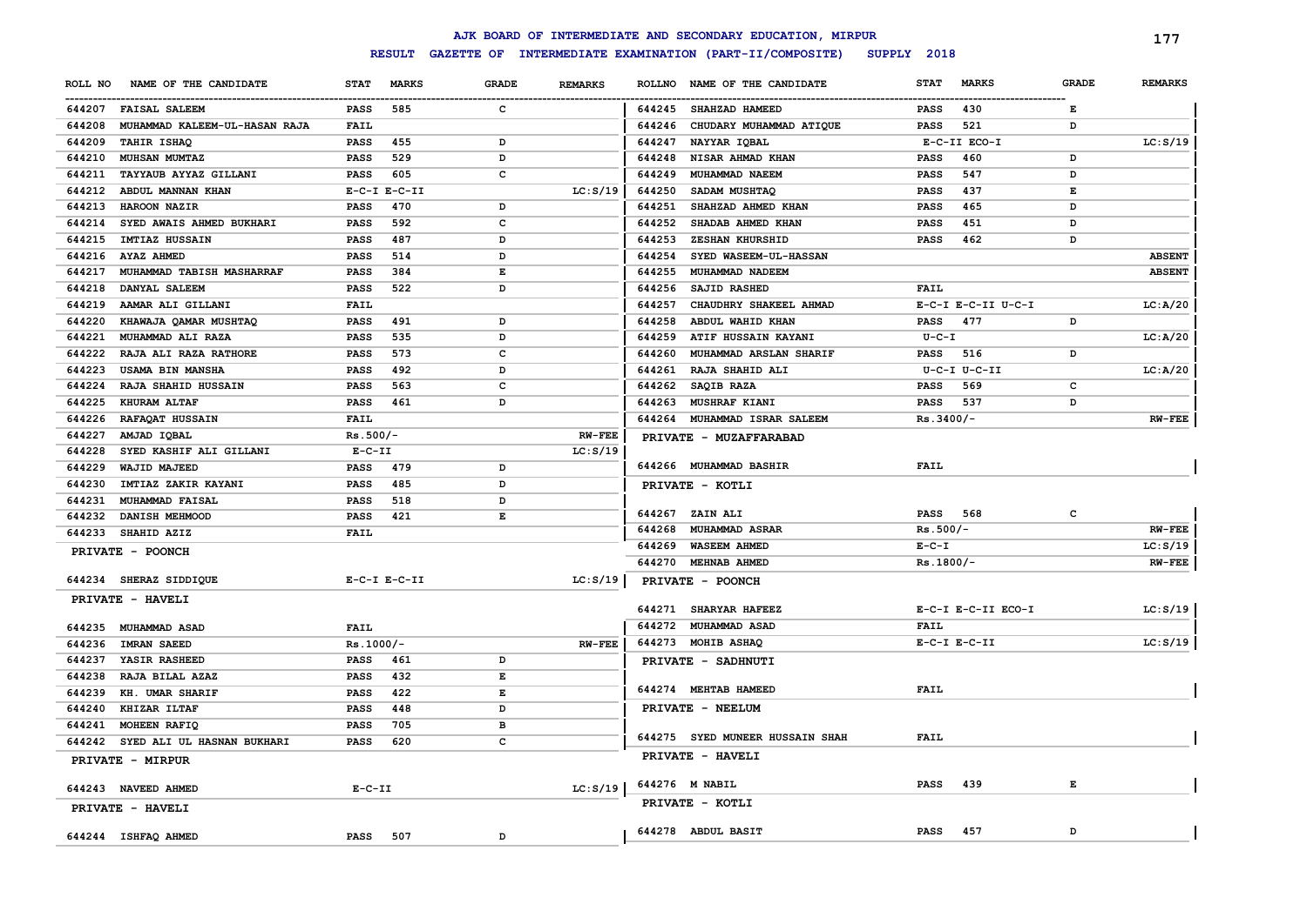# AJK BOARD OF INTERMEDIATE AND SECONDARY EDUCATION, MIRPUR

## RESULT GAZETTE OF INTERMEDIATE EXAMINATION (PART-II/COMPOSITE) SUPPLY 2018

| ROLL NO | NAME OF THE CANDIDATE | STAT | MARKS | GRADE | REMARKS |
|---|---|---|---|---|---|
| 644207 | FAISAL SALEEM | PASS | 585 | C | |
| 644208 | MUHAMMAD KALEEM-UL-HASAN RAJA | FAIL | | | |
| 644209 | TAHIR ISHAQ | PASS | 455 | D | |
| 644210 | MUHSAN MUMTAZ | PASS | 529 | D | |
| 644211 | TAYYAUB AYYAZ GILLANI | PASS | 605 | C | |
| 644212 | ABDUL MANNAN KHAN | E-C-I E-C-II | | | LC:S/19 |
| 644213 | HAROON NAZIR | PASS | 470 | D | |
| 644214 | SYED AWAIS AHMED BUKHARI | PASS | 592 | C | |
| 644215 | IMTIAZ HUSSAIN | PASS | 487 | D | |
| 644216 | AYAZ AHMED | PASS | 514 | D | |
| 644217 | MUHAMMAD TABISH MASHARRAF | PASS | 384 | E | |
| 644218 | DANYAL SALEEM | PASS | 522 | D | |
| 644219 | AAMAR ALI GILLANI | FAIL | | | |
| 644220 | KHAWAJA QAMAR MUSHTAQ | PASS | 491 | D | |
| 644221 | MUHAMMAD ALI RAZA | PASS | 535 | D | |
| 644222 | RAJA ALI RAZA RATHORE | PASS | 573 | C | |
| 644223 | USAMA BIN MANSHA | PASS | 492 | D | |
| 644224 | RAJA SHAHID HUSSAIN | PASS | 563 | C | |
| 644225 | KHURAM ALTAF | PASS | 461 | D | |
| 644226 | RAFAQAT HUSSAIN | FAIL | | | |
| 644227 | AMJAD IQBAL | Rs.500/- | | | RW-FEE |
| 644228 | SYED KASHIF ALI GILLANI | E-C-II | | | LC:S/19 |
| 644229 | WAJID MAJEED | PASS | 479 | D | |
| 644230 | IMTIAZ ZAKIR KAYANI | PASS | 485 | D | |
| 644231 | MUHAMMAD FAISAL | PASS | 518 | D | |
| 644232 | DANISH MEHMOOD | PASS | 421 | E | |
| 644233 | SHAHID AZIZ | FAIL | | | |
| | **PRIVATE - POONCH** | | | | |
| 644234 | SHERAZ SIDDIQUE | E-C-I E-C-II | | | LC:S/19 |
| | **PRIVATE - HAVELI** | | | | |
| 644235 | MUHAMMAD ASAD | FAIL | | | |
| 644236 | IMRAN SAEED | Rs.1000/- | | | RW-FEE |
| 644237 | YASIR RASHEED | PASS | 461 | D | |
| 644238 | RAJA BILAL AZAZ | PASS | 432 | E | |
| 644239 | KH. UMAR SHARIF | PASS | 422 | E | |
| 644240 | KHIZAR ILTAF | PASS | 448 | D | |
| 644241 | MOHEEN RAFIQ | PASS | 705 | B | |
| 644242 | SYED ALI UL HASNAN BUKHARI | PASS | 620 | C | |
| | **PRIVATE - MIRPUR** | | | | |
| 644243 | NAVEED AHMED | E-C-II | | | LC:S/19 |
| | **PRIVATE - HAVELI** | | | | |
| 644244 | ISHFAQ AHMED | PASS | 507 | D | |
| 644245 | SHAHZAD HAMEED | PASS | 430 | E | |
| 644246 | CHUDARY MUHAMMAD ATIQUE | PASS | 521 | D | |
| 644247 | NAYYAR IQBAL | E-C-II ECO-I | | | LC:S/19 |
| 644248 | NISAR AHMAD KHAN | PASS | 460 | D | |
| 644249 | MUHAMMAD NAEEM | PASS | 547 | D | |
| 644250 | SADAM MUSHTAQ | PASS | 437 | E | |
| 644251 | SHAHZAD AHMED KHAN | PASS | 465 | D | |
| 644252 | SHADAB AHMED KHAN | PASS | 451 | D | |
| 644253 | ZESHAN KHURSHID | PASS | 462 | D | |
| 644254 | SYED WASEEM-UL-HASSAN | | | | ABSENT |
| 644255 | MUHAMMAD NADEEM | | | | ABSENT |
| 644256 | SAJID RASHED | FAIL | | | |
| 644257 | CHAUDHRY SHAKEEL AHMAD | E-C-I E-C-II U-C-I | | | LC:A/20 |
| 644258 | ABDUL WAHID KHAN | PASS | 477 | D | |
| 644259 | ATIF HUSSAIN KAYANI | U-C-I | | | LC:A/20 |
| 644260 | MUHAMMAD ARSLAN SHARIF | PASS | 516 | D | |
| 644261 | RAJA SHAHID ALI | U-C-I U-C-II | | | LC:A/20 |
| 644262 | SAQIB RAZA | PASS | 569 | C | |
| 644263 | MUSHRAF KIANI | PASS | 537 | D | |
| 644264 | MUHAMMAD ISRAR SALEEM | Rs.3400/- | | | RW-FEE |
| | **PRIVATE - MUZAFFARABAD** | | | | |
| 644266 | MUHAMMAD BASHIR | FAIL | | | |
| | **PRIVATE - KOTLI** | | | | |
| 644267 | ZAIN ALI | PASS | 568 | C | |
| 644268 | MUHAMMAD ASRAR | Rs.500/- | | | RW-FEE |
| 644269 | WASEEM AHMED | E-C-I | | | LC:S/19 |
| 644270 | MEHNAB AHMED | Rs.1800/- | | | RW-FEE |
| | **PRIVATE - POONCH** | | | | |
| 644271 | SHARYAR HAFEEZ | E-C-I E-C-II ECO-I | | | LC:S/19 |
| 644272 | MUHAMMAD ASAD | FAIL | | | |
| 644273 | MOHIB ASHAQ | E-C-I E-C-II | | | LC:S/19 |
| | **PRIVATE - SADHNUTI** | | | | |
| 644274 | MEHTAB HAMEED | FAIL | | | |
| | **PRIVATE - NEELUM** | | | | |
| 644275 | SYED MUNEER HUSSAIN SHAH | FAIL | | | |
| | **PRIVATE - HAVELI** | | | | |
| 644276 | M NABIL | PASS | 439 | E | |
| | **PRIVATE - KOTLI** | | | | |
| 644278 | ABDUL BASIT | PASS | 457 | D | |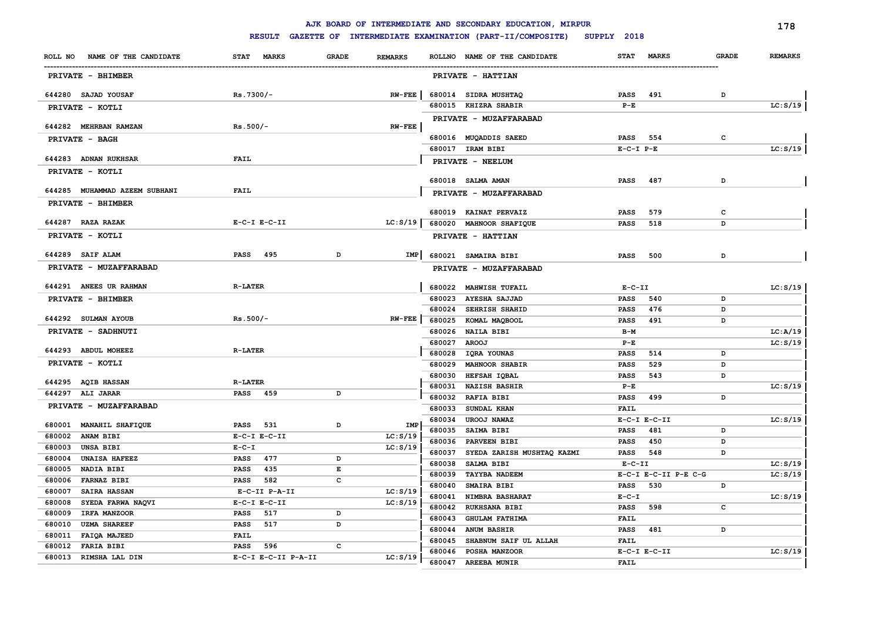# AJK BOARD OF INTERMEDIATE AND SECONDARY EDUCATION, MIRPUR

**RESULT GAZETTE OF INTERMEDIATE EXAMINATION (PART-II/COMPOSITE) SUPPLY 2018**

| ROLL NO | NAME OF THE CANDIDATE | STAT MARKS | GRADE | REMARKS |
|---|---|---|---|---|
| **PRIVATE - BHIMBER** | | | | |
| 644280 | SAJAD YOUSAF | Rs.7300/- | | RW-FEE |
| **PRIVATE - KOTLI** | | | | |
| 644282 | MEHRBAN RAMZAN | Rs.500/- | | RW-FEE |
| **PRIVATE - BAGH** | | | | |
| 644283 | ADNAN RUKHSAR | FAIL | | |
| **PRIVATE - KOTLI** | | | | |
| 644285 | MUHAMMAD AZEEM SUBHANI | FAIL | | |
| **PRIVATE - BHIMBER** | | | | |
| 644287 | RAZA RAZAK | E-C-I E-C-II | | LC:S/19 |
| **PRIVATE - KOTLI** | | | | |
| 644289 | SAIF ALAM | PASS 495 | D | IMP |
| **PRIVATE - MUZAFFARABAD** | | | | |
| 644291 | ANEES UR RAHMAN | R-LATER | | |
| **PRIVATE - BHIMBER** | | | | |
| 644292 | SULMAN AYOUB | Rs.500/- | | RW-FEE |
| **PRIVATE - SADHNUTI** | | | | |
| 644293 | ABDUL MOHEEZ | R-LATER | | |
| **PRIVATE - KOTLI** | | | | |
| 644295 | AQIB HASSAN | R-LATER | | |
| 644297 | ALI JARAR | PASS 459 | D | |
| **PRIVATE - MUZAFFARABAD** | | | | |
| 680001 | MANAHIL SHAFIQUE | PASS 531 | D | IMP |
| 680002 | ANAM BIBI | E-C-I E-C-II | | LC:S/19 |
| 680003 | UNSA BIBI | E-C-I | | LC:S/19 |
| 680004 | UNAISA HAFEEZ | PASS 477 | D | |
| 680005 | NADIA BIBI | PASS 435 | E | |
| 680006 | FARNAZ BIBI | PASS 582 | C | |
| 680007 | SAIRA HASSAN | E-C-II P-A-II | | LC:S/19 |
| 680008 | SYEDA FARWA NAQVI | E-C-I E-C-II | | LC:S/19 |
| 680009 | IRFA MANZOOR | PASS 517 | D | |
| 680010 | UZMA SHAREEF | PASS 517 | D | |
| 680011 | FAIQA MAJEED | FAIL | | |
| 680012 | FARIA BIBI | PASS 596 | C | |
| 680013 | RIMSHA LAL DIN | E-C-I E-C-II P-A-II | | LC:S/19 |
| **PRIVATE - HATTIAN** | | | | |
| 680014 | SIDRA MUSHTAQ | PASS 491 | D | |
| 680015 | KHIZRA SHABIR | P-E | | LC:S/19 |
| **PRIVATE - MUZAFFARABAD** | | | | |
| 680016 | MUQADDIS SAEED | PASS 554 | C | |
| 680017 | IRAM BIBI | E-C-I P-E | | LC:S/19 |
| **PRIVATE - NEELUM** | | | | |
| 680018 | SALMA AMAN | PASS 487 | D | |
| **PRIVATE - MUZAFFARABAD** | | | | |
| 680019 | KAINAT PERVAIZ | PASS 579 | C | |
| 680020 | MAHNOOR SHAFIQUE | PASS 518 | D | |
| **PRIVATE - HATTIAN** | | | | |
| 680021 | SAMAIRA BIBI | PASS 500 | D | |
| **PRIVATE - MUZAFFARABAD** | | | | |
| 680022 | MAHWISH TUFAIL | E-C-II | | LC:S/19 |
| 680023 | AYESHA SAJJAD | PASS 540 | D | |
| 680024 | SEHRISH SHAHID | PASS 476 | D | |
| 680025 | KOMAL MAQBOOL | PASS 491 | D | |
| 680026 | NAILA BIBI | B-M | | LC:A/19 |
| 680027 | AROOJ | P-E | | LC:S/19 |
| 680028 | IQRA YOUNAS | PASS 514 | D | |
| 680029 | MAHNOOR SHABIR | PASS 529 | D | |
| 680030 | HEFSAH IQBAL | PASS 543 | D | |
| 680031 | NAZISH BASHIR | P-E | | LC:S/19 |
| 680032 | RAFIA BIBI | PASS 499 | D | |
| 680033 | SUNDAL KHAN | FAIL | | |
| 680034 | UROOJ NAWAZ | E-C-I E-C-II | | LC:S/19 |
| 680035 | SAIMA BIBI | PASS 481 | D | |
| 680036 | PARVEEN BIBI | PASS 450 | D | |
| 680037 | SYEDA ZARISH MUSHTAQ KAZMI | PASS 548 | D | |
| 680038 | SALMA BIBI | E-C-II | | LC:S/19 |
| 680039 | TAYYBA NADEEM | E-C-I E-C-II P-E C-G | | LC:S/19 |
| 680040 | SMAIRA BIBI | PASS 530 | D | |
| 680041 | NIMBRA BASHARAT | E-C-I | | LC:S/19 |
| 680042 | RUKHSANA BIBI | PASS 598 | C | |
| 680043 | GHULAM FATHIMA | FAIL | | |
| 680044 | ANUM BASHIR | PASS 481 | D | |
| 680045 | SHABNUM SAIF UL ALLAH | FAIL | | |
| 680046 | POSHA MANZOOR | E-C-I E-C-II | | LC:S/19 |
| 680047 | AREEBA MUNIR | FAIL | | |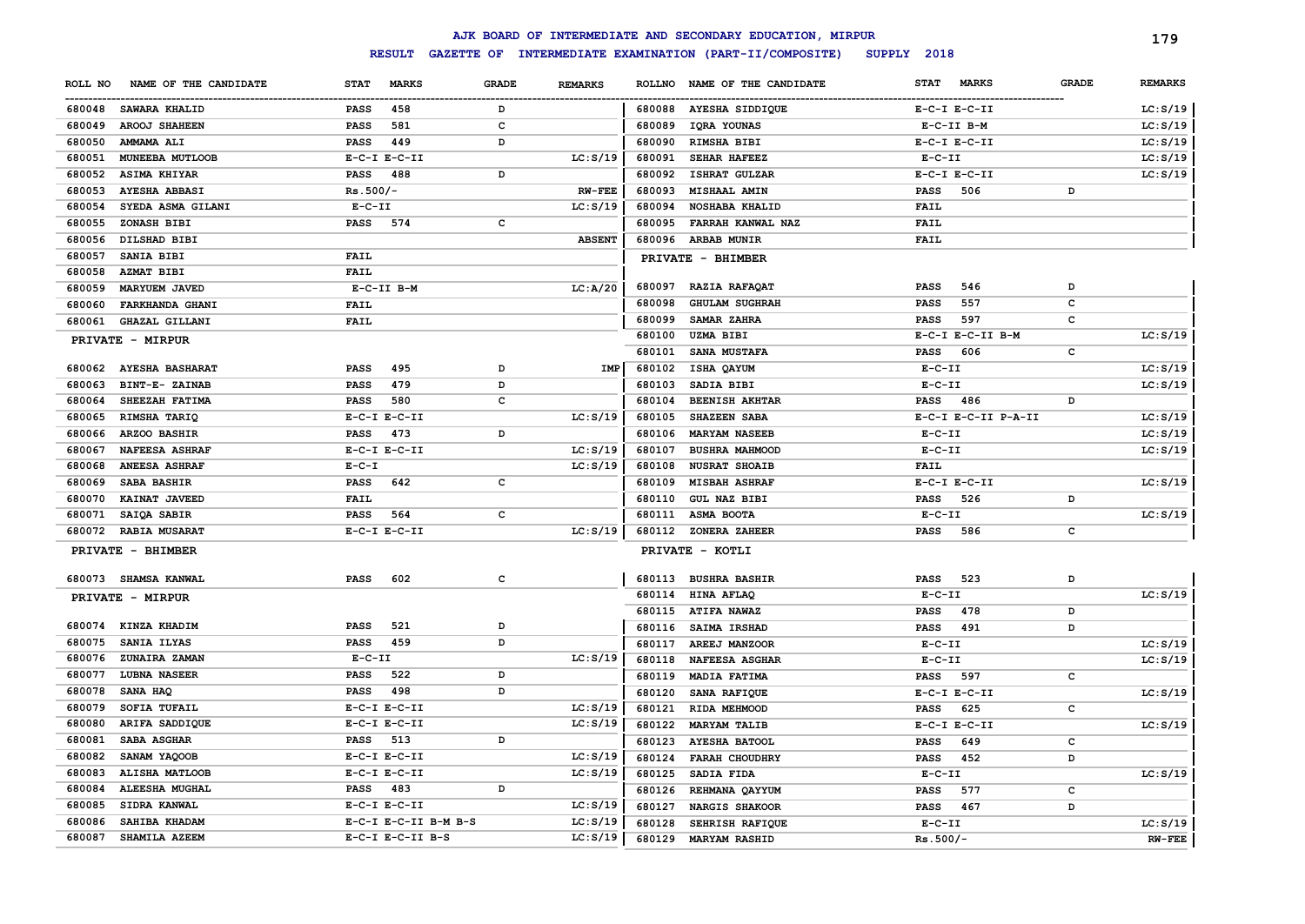# AJK BOARD OF INTERMEDIATE AND SECONDARY EDUCATION, MIRPUR

## RESULT GAZETTE OF INTERMEDIATE EXAMINATION (PART-II/COMPOSITE) SUPPLY 2018

| ROLL NO | NAME OF THE CANDIDATE | STAT MARKS | GRADE | REMARKS |
|---|---|---|---|---|
| 680048 | SAWARA KHALID | PASS 458 | D | |
| 680049 | AROOJ SHAHEEN | PASS 581 | C | |
| 680050 | AMMAMA ALI | PASS 449 | D | |
| 680051 | MUNEEBA MUTLOOB | E-C-I E-C-II | | LC:S/19 |
| 680052 | ASIMA KHIYAR | PASS 488 | D | |
| 680053 | AYESHA ABBASI | Rs.500/- | | RW-FEE |
| 680054 | SYEDA ASMA GILANI | E-C-II | | LC:S/19 |
| 680055 | ZONASH BIBI | PASS 574 | C | |
| 680056 | DILSHAD BIBI | | | ABSENT |
| 680057 | SANIA BIBI | FAIL | | |
| 680058 | AZMAT BIBI | FAIL | | |
| 680059 | MARYUEM JAVED | E-C-II B-M | | LC:A/20 |
| 680060 | FARKHANDA GHANI | FAIL | | |
| 680061 | GHAZAL GILLANI | FAIL | | |

**PRIVATE - MIRPUR**

| ROLL NO | NAME OF THE CANDIDATE | STAT MARKS | GRADE | REMARKS |
|---|---|---|---|---|
| 680062 | AYESHA BASHARAT | PASS 495 | D | IMP |
| 680063 | BINT-E- ZAINAB | PASS 479 | D | |
| 680064 | SHEEZAH FATIMA | PASS 580 | C | |
| 680065 | RIMSHA TARIQ | E-C-I E-C-II | | LC:S/19 |
| 680066 | ARZOO BASHIR | PASS 473 | D | |
| 680067 | NAFEESA ASHRAF | E-C-I E-C-II | | LC:S/19 |
| 680068 | ANEESA ASHRAF | E-C-I | | LC:S/19 |
| 680069 | SABA BASHIR | PASS 642 | C | |
| 680070 | KAINAT JAVEED | FAIL | | |
| 680071 | SAIQA SABIR | PASS 564 | C | |
| 680072 | RABIA MUSARAT | E-C-I E-C-II | | LC:S/19 |

**PRIVATE - BHIMBER**

| ROLL NO | NAME OF THE CANDIDATE | STAT MARKS | GRADE | REMARKS |
|---|---|---|---|---|
| 680073 | SHAMSA KANWAL | PASS 602 | C | |

**PRIVATE - MIRPUR**

| ROLL NO | NAME OF THE CANDIDATE | STAT MARKS | GRADE | REMARKS |
|---|---|---|---|---|
| 680074 | KINZA KHADIM | PASS 521 | D | |
| 680075 | SANIA ILYAS | PASS 459 | D | |
| 680076 | ZUNAIRA ZAMAN | E-C-II | | LC:S/19 |
| 680077 | LUBNA NASEER | PASS 522 | D | |
| 680078 | SANA HAQ | PASS 498 | D | |
| 680079 | SOFIA TUFAIL | E-C-I E-C-II | | LC:S/19 |
| 680080 | ARIFA SADDIQUE | E-C-I E-C-II | | LC:S/19 |
| 680081 | SABA ASGHAR | PASS 513 | D | |
| 680082 | SANAM YAQOOB | E-C-I E-C-II | | LC:S/19 |
| 680083 | ALISHA MATLOOB | E-C-I E-C-II | | LC:S/19 |
| 680084 | ALEESHA MUGHAL | PASS 483 | D | |
| 680085 | SIDRA KANWAL | E-C-I E-C-II | | LC:S/19 |
| 680086 | SAHIBA KHADAM | E-C-I E-C-II B-M B-S | | LC:S/19 |
| 680087 | SHAMILA AZEEM | E-C-I E-C-II B-S | | LC:S/19 |
| 680088 | AYESHA SIDDIQUE | E-C-I E-C-II | | LC:S/19 |
| 680089 | IQRA YOUNAS | E-C-II B-M | | LC:S/19 |
| 680090 | RIMSHA BIBI | E-C-I E-C-II | | LC:S/19 |
| 680091 | SEHAR HAFEEZ | E-C-II | | LC:S/19 |
| 680092 | ISHRAT GULZAR | E-C-I E-C-II | | LC:S/19 |
| 680093 | MISHAAL AMIN | PASS 506 | D | |
| 680094 | NOSHABA KHALID | FAIL | | |
| 680095 | FARRAH KANWAL NAZ | FAIL | | |
| 680096 | ARBAB MUNIR | FAIL | | |

**PRIVATE - BHIMBER**

| ROLL NO | NAME OF THE CANDIDATE | STAT MARKS | GRADE | REMARKS |
|---|---|---|---|---|
| 680097 | RAZIA RAFAQAT | PASS 546 | D | |
| 680098 | GHULAM SUGHRAH | PASS 557 | C | |
| 680099 | SAMAR ZAHRA | PASS 597 | C | |
| 680100 | UZMA BIBI | E-C-I E-C-II B-M | | LC:S/19 |
| 680101 | SANA MUSTAFA | PASS 606 | C | |
| 680102 | ISHA QAYUM | E-C-II | | LC:S/19 |
| 680103 | SADIA BIBI | E-C-II | | LC:S/19 |
| 680104 | BEENISH AKHTAR | PASS 486 | D | |
| 680105 | SHAZEEN SABA | E-C-I E-C-II P-A-II | | LC:S/19 |
| 680106 | MARYAM NASEEB | E-C-II | | LC:S/19 |
| 680107 | BUSHRA MAHMOOD | E-C-II | | LC:S/19 |
| 680108 | NUSRAT SHOAIB | FAIL | | |
| 680109 | MISBAH ASHRAF | E-C-I E-C-II | | LC:S/19 |
| 680110 | GUL NAZ BIBI | PASS 526 | D | |
| 680111 | ASMA BOOTA | E-C-II | | LC:S/19 |
| 680112 | ZONERA ZAHEER | PASS 586 | C | |

**PRIVATE - KOTLI**

| ROLL NO | NAME OF THE CANDIDATE | STAT MARKS | GRADE | REMARKS |
|---|---|---|---|---|
| 680113 | BUSHRA BASHIR | PASS 523 | D | |
| 680114 | HINA AFLAQ | E-C-II | | LC:S/19 |
| 680115 | ATIFA NAWAZ | PASS 478 | D | |
| 680116 | SAIMA IRSHAD | PASS 491 | D | |
| 680117 | AREEJ MANZOOR | E-C-II | | LC:S/19 |
| 680118 | NAFEESA ASGHAR | E-C-II | | LC:S/19 |
| 680119 | MADIA FATIMA | PASS 597 | C | |
| 680120 | SANA RAFIQUE | E-C-I E-C-II | | LC:S/19 |
| 680121 | RIDA MEHMOOD | PASS 625 | C | |
| 680122 | MARYAM TALIB | E-C-I E-C-II | | LC:S/19 |
| 680123 | AYESHA BATOOL | PASS 649 | C | |
| 680124 | FARAH CHOUDHRY | PASS 452 | D | |
| 680125 | SADIA FIDA | E-C-II | | LC:S/19 |
| 680126 | REHMANA QAYYUM | PASS 577 | C | |
| 680127 | NARGIS SHAKOOR | PASS 467 | D | |
| 680128 | SEHRISH RAFIQUE | E-C-II | | LC:S/19 |
| 680129 | MARYAM RASHID | Rs.500/- | | RW-FEE |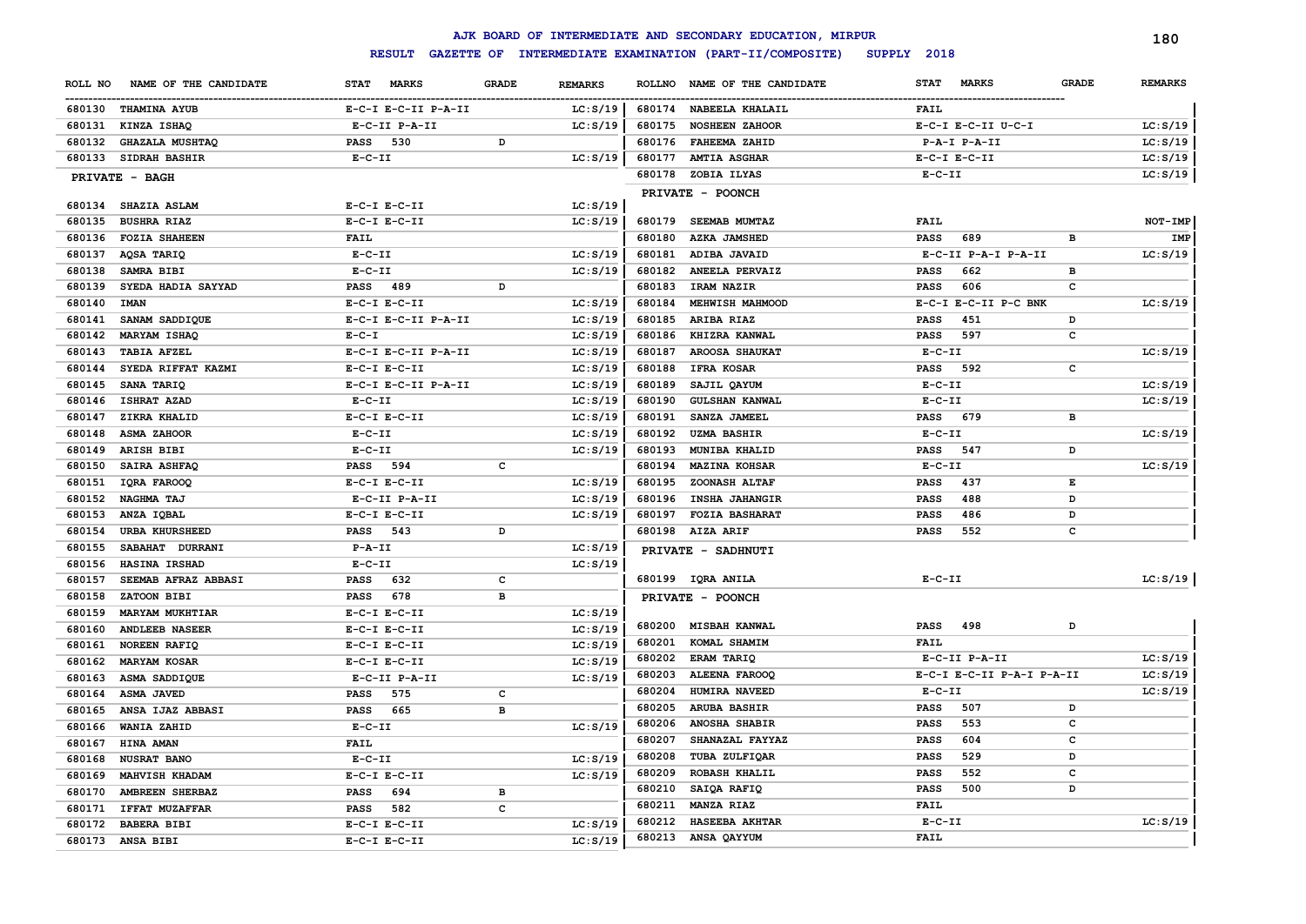# AJK BOARD OF INTERMEDIATE AND SECONDARY EDUCATION, MIRPUR

**RESULT GAZETTE OF INTERMEDIATE EXAMINATION (PART-II/COMPOSITE) SUPPLY 2018**

| ROLL NO | NAME OF THE CANDIDATE | STAT MARKS | GRADE | REMARKS |
|---|---|---|---|---|
| 680130 | THAMINA AYUB | E-C-I E-C-II P-A-II | | LC:S/19 |
| 680131 | KINZA ISHAQ | E-C-II P-A-II | | LC:S/19 |
| 680132 | GHAZALA MUSHTAQ | PASS 530 | D | |
| 680133 | SIDRAH BASHIR | E-C-II | | LC:S/19 |

**PRIVATE - BAGH**

| ROLL NO | NAME OF THE CANDIDATE | STAT MARKS | GRADE | REMARKS |
|---|---|---|---|---|
| 680134 | SHAZIA ASLAM | E-C-I E-C-II | | LC:S/19 |
| 680135 | BUSHRA RIAZ | E-C-I E-C-II | | LC:S/19 |
| 680136 | FOZIA SHAHEEN | FAIL | | |
| 680137 | AQSA TARIQ | E-C-II | | LC:S/19 |
| 680138 | SAMRA BIBI | E-C-II | | LC:S/19 |
| 680139 | SYEDA HADIA SAYYAD | PASS 489 | D | |
| 680140 | IMAN | E-C-I E-C-II | | LC:S/19 |
| 680141 | SANAM SADDIQUE | E-C-I E-C-II P-A-II | | LC:S/19 |
| 680142 | MARYAM ISHAQ | E-C-I | | LC:S/19 |
| 680143 | TABIA AFZEL | E-C-I E-C-II P-A-II | | LC:S/19 |
| 680144 | SYEDA RIFFAT KAZMI | E-C-I E-C-II | | LC:S/19 |
| 680145 | SANA TARIQ | E-C-I E-C-II P-A-II | | LC:S/19 |
| 680146 | ISHRAT AZAD | E-C-II | | LC:S/19 |
| 680147 | ZIKRA KHALID | E-C-I E-C-II | | LC:S/19 |
| 680148 | ASMA ZAHOOR | E-C-II | | LC:S/19 |
| 680149 | ARISH BIBI | E-C-II | | LC:S/19 |
| 680150 | SAIRA ASHFAQ | PASS 594 | C | |
| 680151 | IQRA FAROOQ | E-C-I E-C-II | | LC:S/19 |
| 680152 | NAGHMA TAJ | E-C-II P-A-II | | LC:S/19 |
| 680153 | ANZA IQBAL | E-C-I E-C-II | | LC:S/19 |
| 680154 | URBA KHURSHEED | PASS 543 | D | |
| 680155 | SABAHAT DURRANI | P-A-II | | LC:S/19 |
| 680156 | HASINA IRSHAD | E-C-II | | LC:S/19 |
| 680157 | SEEMAB AFRAZ ABBASI | PASS 632 | C | |
| 680158 | ZATOON BIBI | PASS 678 | B | |
| 680159 | MARYAM MUKHTIAR | E-C-I E-C-II | | LC:S/19 |
| 680160 | ANDLEEB NASEER | E-C-I E-C-II | | LC:S/19 |
| 680161 | NOREEN RAFIQ | E-C-I E-C-II | | LC:S/19 |
| 680162 | MARYAM KOSAR | E-C-I E-C-II | | LC:S/19 |
| 680163 | ASMA SADDIQUE | E-C-II P-A-II | | LC:S/19 |
| 680164 | ASMA JAVED | PASS 575 | C | |
| 680165 | ANSA IJAZ ABBASI | PASS 665 | B | |
| 680166 | WANIA ZAHID | E-C-II | | LC:S/19 |
| 680167 | HINA AMAN | FAIL | | |
| 680168 | NUSRAT BANO | E-C-II | | LC:S/19 |
| 680169 | MAHVISH KHADAM | E-C-I E-C-II | | LC:S/19 |
| 680170 | AMBREEN SHERBAZ | PASS 694 | B | |
| 680171 | IFFAT MUZAFFAR | PASS 582 | C | |
| 680172 | BABERA BIBI | E-C-I E-C-II | | LC:S/19 |
| 680173 | ANSA BIBI | E-C-I E-C-II | | LC:S/19 |
| 680174 | NABEELA KHALAIL | FAIL | | |
| 680175 | NOSHEEN ZAHOOR | E-C-I E-C-II U-C-I | | LC:S/19 |
| 680176 | FAHEEMA ZAHID | P-A-I P-A-II | | LC:S/19 |
| 680177 | AMTIA ASGHAR | E-C-I E-C-II | | LC:S/19 |
| 680178 | ZOBIA ILYAS | E-C-II | | LC:S/19 |

**PRIVATE - POONCH**

| ROLL NO | NAME OF THE CANDIDATE | STAT MARKS | GRADE | REMARKS |
|---|---|---|---|---|
| 680179 | SEEMAB MUMTAZ | FAIL | | NOT-IMP |
| 680180 | AZKA JAMSHED | PASS 689 | B | IMP |
| 680181 | ADIBA JAVAID | E-C-II P-A-I P-A-II | | LC:S/19 |
| 680182 | ANEELA PERVAIZ | PASS 662 | B | |
| 680183 | IRAM NAZIR | PASS 606 | C | |
| 680184 | MEHWISH MAHMOOD | E-C-I E-C-II P-C BNK | | LC:S/19 |
| 680185 | ARIBA RIAZ | PASS 451 | D | |
| 680186 | KHIZRA KANWAL | PASS 597 | C | |
| 680187 | AROOSA SHAUKAT | E-C-II | | LC:S/19 |
| 680188 | IFRA KOSAR | PASS 592 | C | |
| 680189 | SAJIL QAYUM | E-C-II | | LC:S/19 |
| 680190 | GULSHAN KANWAL | E-C-II | | LC:S/19 |
| 680191 | SANZA JAMEEL | PASS 679 | B | |
| 680192 | UZMA BASHIR | E-C-II | | LC:S/19 |
| 680193 | MUNIBA KHALID | PASS 547 | D | |
| 680194 | MAZINA KOHSAR | E-C-II | | LC:S/19 |
| 680195 | ZOONASH ALTAF | PASS 437 | E | |
| 680196 | INSHA JAHANGIR | PASS 488 | D | |
| 680197 | FOZIA BASHARAT | PASS 486 | D | |
| 680198 | AIZA ARIF | PASS 552 | C | |

**PRIVATE - SADHNUTI**

| ROLL NO | NAME OF THE CANDIDATE | STAT MARKS | GRADE | REMARKS |
|---|---|---|---|---|
| 680199 | IQRA ANILA | E-C-II | | LC:S/19 |

**PRIVATE - POONCH**

| ROLL NO | NAME OF THE CANDIDATE | STAT MARKS | GRADE | REMARKS |
|---|---|---|---|---|
| 680200 | MISBAH KANWAL | PASS 498 | D | |
| 680201 | KOMAL SHAMIM | FAIL | | |
| 680202 | ERAM TARIQ | E-C-II P-A-II | | LC:S/19 |
| 680203 | ALEENA FAROOQ | E-C-I E-C-II P-A-I P-A-II | | LC:S/19 |
| 680204 | HUMIRA NAVEED | E-C-II | | LC:S/19 |
| 680205 | ARUBA BASHIR | PASS 507 | D | |
| 680206 | ANOSHA SHABIR | PASS 553 | C | |
| 680207 | SHANAZAL FAYYAZ | PASS 604 | C | |
| 680208 | TUBA ZULFIQAR | PASS 529 | D | |
| 680209 | ROBASH KHALIL | PASS 552 | C | |
| 680210 | SAIQA RAFIQ | PASS 500 | D | |
| 680211 | MANZA RIAZ | FAIL | | |
| 680212 | HASEEBA AKHTAR | E-C-II | | LC:S/19 |
| 680213 | ANSA QAYYUM | FAIL | | |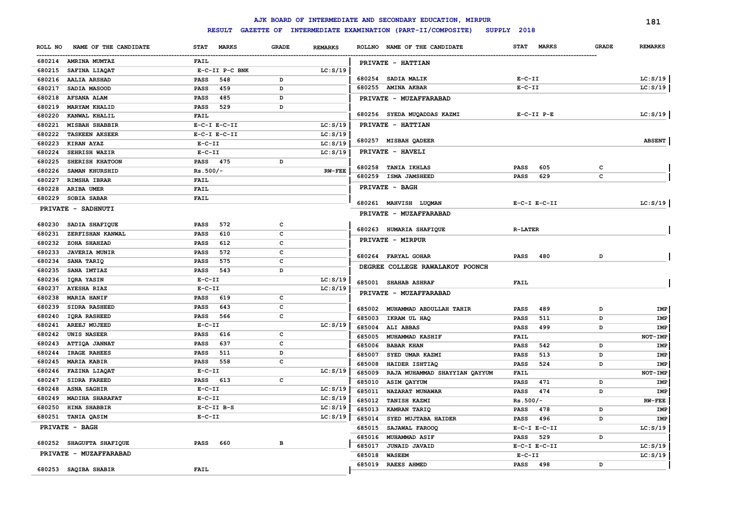# AJK BOARD OF INTERMEDIATE AND SECONDARY EDUCATION, MIRPUR

## RESULT GAZETTE OF INTERMEDIATE EXAMINATION (PART-II/COMPOSITE) SUPPLY 2018

| ROLL NO | NAME OF THE CANDIDATE | STAT | MARKS | GRADE | REMARKS |
|---|---|---|---|---|---|
| 680214 | AMRINA MUMTAZ | FAIL | | | |
| 680215 | SAFINA LIAQAT | E-C-II P-C BNK | | | LC:S/19 |
| 680216 | AALIA ARSHAD | PASS | 548 | D | |
| 680217 | SADIA MASOOD | PASS | 459 | D | |
| 680218 | AFSANA ALAM | PASS | 485 | D | |
| 680219 | MARYAM KHALID | PASS | 529 | D | |
| 680220 | KANWAL KHALIL | FAIL | | | |
| 680221 | MISBAH SHABBIR | E-C-I E-C-II | | | LC:S/19 |
| 680222 | TASKEEN AKSEER | E-C-I E-C-II | | | LC:S/19 |
| 680223 | KIRAN AYAZ | E-C-II | | | LC:S/19 |
| 680224 | SEHRISH WAZIR | E-C-II | | | LC:S/19 |
| 680225 | SHERISH KHATOON | PASS | 475 | D | |
| 680226 | SAMAN KHURSHID | Rs.500/- | | | RW-FEE |
| 680227 | RIMSHA IBRAR | FAIL | | | |
| 680228 | ARIBA UMER | FAIL | | | |
| 680229 | SOBIA SABAR | FAIL | | | |

**PRIVATE - SADHNUTI**

| ROLL NO | NAME OF THE CANDIDATE | STAT | MARKS | GRADE | REMARKS |
|---|---|---|---|---|---|
| 680230 | SADIA SHAFIQUE | PASS | 572 | C | |
| 680231 | ZERFISHAN KANWAL | PASS | 610 | C | |
| 680232 | ZOHA SHAHZAD | PASS | 612 | C | |
| 680233 | JAVERIA MUNIR | PASS | 572 | C | |
| 680234 | SANA TARIQ | PASS | 575 | C | |
| 680235 | SANA IMTIAZ | PASS | 543 | D | |
| 680236 | IQRA YASIN | E-C-II | | | LC:S/19 |
| 680237 | AYESHA RIAZ | E-C-II | | | LC:S/19 |
| 680238 | MARIA HANIF | PASS | 619 | C | |
| 680239 | SIDRA RASHEED | PASS | 643 | C | |
| 680240 | IQRA RASHEED | PASS | 566 | C | |
| 680241 | AREEJ MUJEED | E-C-II | | | LC:S/19 |
| 680242 | UNIS NASEER | PASS | 616 | C | |
| 680243 | ATTIQA JANNAT | PASS | 637 | C | |
| 680244 | IRAGE RAHEES | PASS | 511 | D | |
| 680245 | MARIA KABIR | PASS | 558 | C | |
| 680246 | FAZINA LIAQAT | E-C-II | | | LC:S/19 |
| 680247 | SIDRA FAREED | PASS | 613 | C | |
| 680248 | ASNA SAGHIR | E-C-II | | | LC:S/19 |
| 680249 | MADIHA SHARAFAT | E-C-II | | | LC:S/19 |
| 680250 | HINA SHABBIR | E-C-II B-S | | | LC:S/19 |
| 680251 | TANIA QASIM | E-C-II | | | LC:S/19 |

**PRIVATE - BAGH**

| ROLL NO | NAME OF THE CANDIDATE | STAT | MARKS | GRADE | REMARKS |
|---|---|---|---|---|---|
| 680252 | SHAGUFTA SHAFIQUE | PASS | 660 | B | |

**PRIVATE - MUZAFFARABAD**

| ROLL NO | NAME OF THE CANDIDATE | STAT | MARKS | GRADE | REMARKS |
|---|---|---|---|---|---|
| 680253 | SAQIBA SHABIR | FAIL | | | |

**PRIVATE - HATTIAN**

| ROLL NO | NAME OF THE CANDIDATE | STAT | MARKS | GRADE | REMARKS |
|---|---|---|---|---|---|
| 680254 | SADIA MALIK | E-C-II | | | LC:S/19 |
| 680255 | AMINA AKBAR | E-C-II | | | LC:S/19 |

**PRIVATE - MUZAFFARABAD**

| ROLL NO | NAME OF THE CANDIDATE | STAT | MARKS | GRADE | REMARKS |
|---|---|---|---|---|---|
| 680256 | SYEDA MUQADDAS KAZMI | E-C-II P-E | | | LC:S/19 |

**PRIVATE - HATTIAN**

| ROLL NO | NAME OF THE CANDIDATE | STAT | MARKS | GRADE | REMARKS |
|---|---|---|---|---|---|
| 680257 | MISBAH QADEER | | | | ABSENT |

**PRIVATE - HAVELI**

| ROLL NO | NAME OF THE CANDIDATE | STAT | MARKS | GRADE | REMARKS |
|---|---|---|---|---|---|
| 680258 | TANIA IKHLAS | PASS | 605 | C | |
| 680259 | ISMA JAMSHEED | PASS | 629 | C | |

**PRIVATE - BAGH**

| ROLL NO | NAME OF THE CANDIDATE | STAT | MARKS | GRADE | REMARKS |
|---|---|---|---|---|---|
| 680261 | MAHVISH LUQMAN | E-C-I E-C-II | | | LC:S/19 |

**PRIVATE - MUZAFFARABAD**

| ROLL NO | NAME OF THE CANDIDATE | STAT | MARKS | GRADE | REMARKS |
|---|---|---|---|---|---|
| 680263 | HUMARIA SHAFIQUE | R-LATER | | | |

**PRIVATE - MIRPUR**

| ROLL NO | NAME OF THE CANDIDATE | STAT | MARKS | GRADE | REMARKS |
|---|---|---|---|---|---|
| 680264 | FARYAL GOHAR | PASS | 480 | D | |

**DEGREE COLLEGE RAWALAKOT POONCH**

| ROLL NO | NAME OF THE CANDIDATE | STAT | MARKS | GRADE | REMARKS |
|---|---|---|---|---|---|
| 685001 | SHAHAB ASHRAF | FAIL | | | |

**PRIVATE - MUZAFFARABAD**

| ROLL NO | NAME OF THE CANDIDATE | STAT | MARKS | GRADE | REMARKS |
|---|---|---|---|---|---|
| 685002 | MUHAMMAD ABDULLAH TAHIR | PASS | 489 | D | IMP |
| 685003 | IKRAM UL HAQ | PASS | 511 | D | IMP |
| 685004 | ALI ABBAS | PASS | 499 | D | IMP |
| 685005 | MUHAMMAD KASHIF | FAIL | | | NOT-IMP |
| 685006 | BABAR KHAN | PASS | 542 | D | IMP |
| 685007 | SYED UMAR KAZMI | PASS | 513 | D | IMP |
| 685008 | HAIDER ISHTIAQ | PASS | 524 | D | IMP |
| 685009 | RAJA MUHAMMAD SHAYYIAN QAYYUM | FAIL | | | NOT-IMP |
| 685010 | ASIM QAYYUM | PASS | 471 | D | IMP |
| 685011 | NAZARAT MUNAWAR | PASS | 474 | D | IMP |
| 685012 | TANISH KAZMI | Rs.500/- | | | RW-FEE |
| 685013 | KAMRAN TARIQ | PASS | 478 | D | IMP |
| 685014 | SYED MUJTABA HAIDER | PASS | 496 | D | IMP |
| 685015 | SAJAWAL FAROOQ | E-C-I E-C-II | | | LC:S/19 |
| 685016 | MUHAMMAD ASIF | PASS | 529 | D | |
| 685017 | JUNAID JAVAID | E-C-I E-C-II | | | LC:S/19 |
| 685018 | WASEEM | E-C-II | | | LC:S/19 |
| 685019 | RAEES AHMED | PASS | 498 | D | |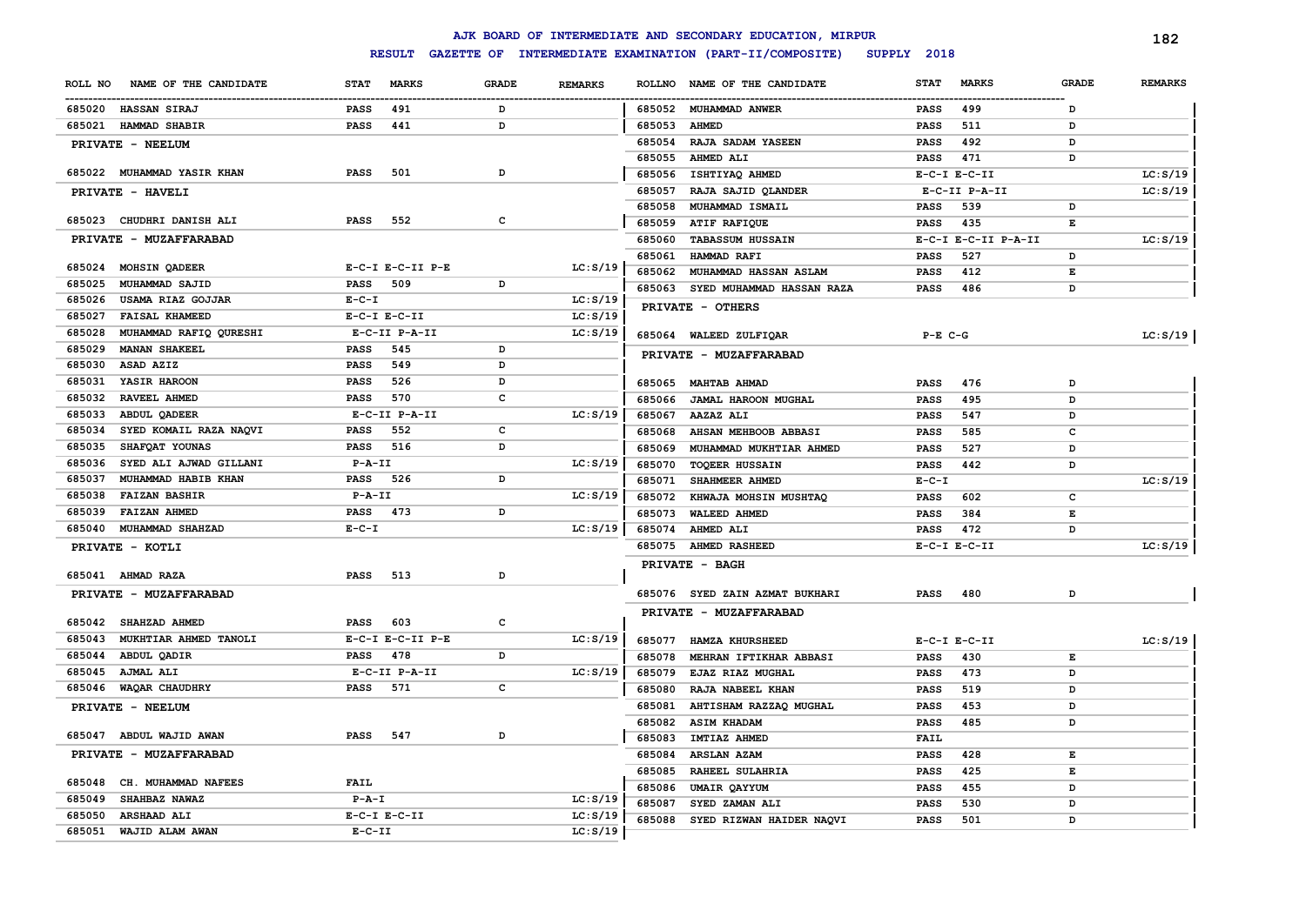# AJK BOARD OF INTERMEDIATE AND SECONDARY EDUCATION, MIRPUR

## RESULT GAZETTE OF INTERMEDIATE EXAMINATION (PART-II/COMPOSITE) SUPPLY 2018

| ROLL NO | NAME OF THE CANDIDATE | STAT | MARKS | GRADE | REMARKS |
|---|---|---|---|---|---|
| 685020 | HASSAN SIRAJ | PASS | 491 | D | |
| 685021 | HAMMAD SHABIR | PASS | 441 | D | |
| | **PRIVATE - NEELUM** | | | | |
| 685022 | MUHAMMAD YASIR KHAN | PASS | 501 | D | |
| | **PRIVATE - HAVELI** | | | | |
| 685023 | CHUDHRI DANISH ALI | PASS | 552 | C | |
| | **PRIVATE - MUZAFFARABAD** | | | | |
| 685024 | MOHSIN QADEER | E-C-I E-C-II P-E | | | LC:S/19 |
| 685025 | MUHAMMAD SAJID | PASS | 509 | D | |
| 685026 | USAMA RIAZ GOJJAR | E-C-I | | | LC:S/19 |
| 685027 | FAISAL KHAMEED | E-C-I E-C-II | | | LC:S/19 |
| 685028 | MUHAMMAD RAFIQ QURESHI | E-C-II P-A-II | | | LC:S/19 |
| 685029 | MANAN SHAKEEL | PASS | 545 | D | |
| 685030 | ASAD AZIZ | PASS | 549 | D | |
| 685031 | YASIR HAROON | PASS | 526 | D | |
| 685032 | RAVEEL AHMED | PASS | 570 | C | |
| 685033 | ABDUL QADEER | E-C-II P-A-II | | | LC:S/19 |
| 685034 | SYED KOMAIL RAZA NAQVI | PASS | 552 | C | |
| 685035 | SHAFQAT YOUNAS | PASS | 516 | D | |
| 685036 | SYED ALI AJWAD GILLANI | P-A-II | | | LC:S/19 |
| 685037 | MUHAMMAD HABIB KHAN | PASS | 526 | D | |
| 685038 | FAIZAN BASHIR | P-A-II | | | LC:S/19 |
| 685039 | FAIZAN AHMED | PASS | 473 | D | |
| 685040 | MUHAMMAD SHAHZAD | E-C-I | | | LC:S/19 |
| | **PRIVATE - KOTLI** | | | | |
| 685041 | AHMAD RAZA | PASS | 513 | D | |
| | **PRIVATE - MUZAFFARABAD** | | | | |
| 685042 | SHAHZAD AHMED | PASS | 603 | C | |
| 685043 | MUKHTIAR AHMED TANOLI | E-C-I E-C-II P-E | | | LC:S/19 |
| 685044 | ABDUL QADIR | PASS | 478 | D | |
| 685045 | AJMAL ALI | E-C-II P-A-II | | | LC:S/19 |
| 685046 | WAQAR CHAUDHRY | PASS | 571 | C | |
| | **PRIVATE - NEELUM** | | | | |
| 685047 | ABDUL WAJID AWAN | PASS | 547 | D | |
| | **PRIVATE - MUZAFFARABAD** | | | | |
| 685048 | CH. MUHAMMAD NAFEES | FAIL | | | |
| 685049 | SHAHBAZ NAWAZ | P-A-I | | | LC:S/19 |
| 685050 | ARSHAAD ALI | E-C-I E-C-II | | | LC:S/19 |
| 685051 | WAJID ALAM AWAN | E-C-II | | | LC:S/19 |
| 685052 | MUHAMMAD ANWER | PASS | 499 | D | |
| 685053 | AHMED | PASS | 511 | D | |
| 685054 | RAJA SADAM YASEEN | PASS | 492 | D | |
| 685055 | AHMED ALI | PASS | 471 | D | |
| 685056 | ISHTIYAQ AHMED | E-C-I E-C-II | | | LC:S/19 |
| 685057 | RAJA SAJID QLANDER | E-C-II P-A-II | | | LC:S/19 |
| 685058 | MUHAMMAD ISMAIL | PASS | 539 | D | |
| 685059 | ATIF RAFIQUE | PASS | 435 | E | |
| 685060 | TABASSUM HUSSAIN | E-C-I E-C-II P-A-II | | | LC:S/19 |
| 685061 | HAMMAD RAFI | PASS | 527 | D | |
| 685062 | MUHAMMAD HASSAN ASLAM | PASS | 412 | E | |
| 685063 | SYED MUHAMMAD HASSAN RAZA | PASS | 486 | D | |
| | **PRIVATE - OTHERS** | | | | |
| 685064 | WALEED ZULFIQAR | P-E C-G | | | LC:S/19 |
| | **PRIVATE - MUZAFFARABAD** | | | | |
| 685065 | MAHTAB AHMAD | PASS | 476 | D | |
| 685066 | JAMAL HAROON MUGHAL | PASS | 495 | D | |
| 685067 | AAZAZ ALI | PASS | 547 | D | |
| 685068 | AHSAN MEHBOOB ABBASI | PASS | 585 | C | |
| 685069 | MUHAMMAD MUKHTIAR AHMED | PASS | 527 | D | |
| 685070 | TOQEER HUSSAIN | PASS | 442 | D | |
| 685071 | SHAHMEER AHMED | E-C-I | | | LC:S/19 |
| 685072 | KHWAJA MOHSIN MUSHTAQ | PASS | 602 | C | |
| 685073 | WALEED AHMED | PASS | 384 | E | |
| 685074 | AHMED ALI | PASS | 472 | D | |
| 685075 | AHMED RASHEED | E-C-I E-C-II | | | LC:S/19 |
| | **PRIVATE - BAGH** | | | | |
| 685076 | SYED ZAIN AZMAT BUKHARI | PASS | 480 | D | |
| | **PRIVATE - MUZAFFARABAD** | | | | |
| 685077 | HAMZA KHURSHEED | E-C-I E-C-II | | | LC:S/19 |
| 685078 | MEHRAN IFTIKHAR ABBASI | PASS | 430 | E | |
| 685079 | EJAZ RIAZ MUGHAL | PASS | 473 | D | |
| 685080 | RAJA NABEEL KHAN | PASS | 519 | D | |
| 685081 | AHTISHAM RAZZAQ MUGHAL | PASS | 453 | D | |
| 685082 | ASIM KHADAM | PASS | 485 | D | |
| 685083 | IMTIAZ AHMED | FAIL | | | |
| 685084 | ARSLAN AZAM | PASS | 428 | E | |
| 685085 | RAHEEL SULAHRIA | PASS | 425 | E | |
| 685086 | UMAIR QAYYUM | PASS | 455 | D | |
| 685087 | SYED ZAMAN ALI | PASS | 530 | D | |
| 685088 | SYED RIZWAN HAIDER NAQVI | PASS | 501 | D | |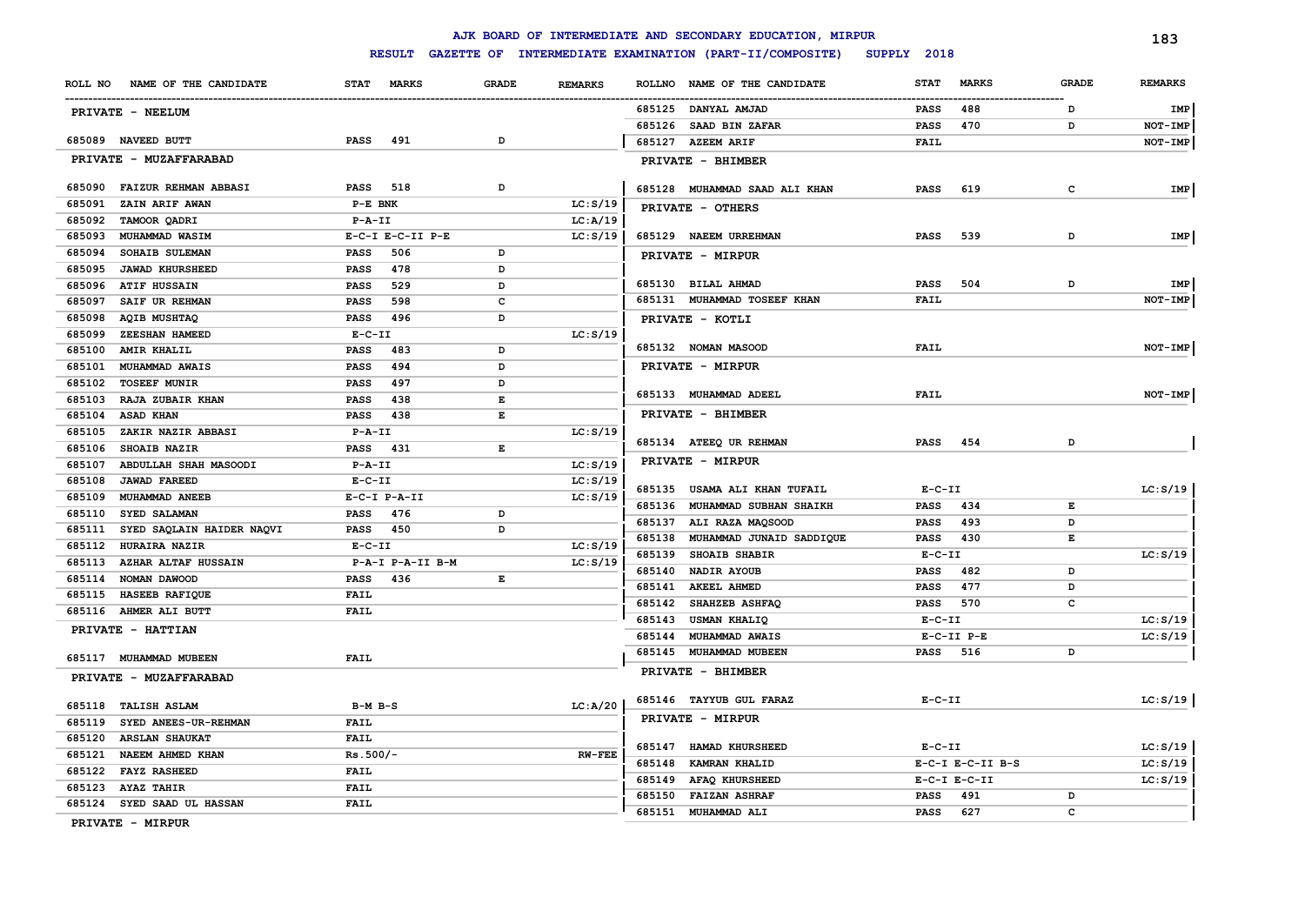# AJK BOARD OF INTERMEDIATE AND SECONDARY EDUCATION, MIRPUR

## RESULT GAZETTE OF INTERMEDIATE EXAMINATION (PART-II/COMPOSITE) SUPPLY 2018

| ROLL NO | NAME OF THE CANDIDATE | STAT | MARKS | GRADE | REMARKS |
|---|---|---|---|---|---|
| **PRIVATE - NEELUM** | | | | | |
| 685089 | NAVEED BUTT | PASS | 491 | D | |
| **PRIVATE - MUZAFFARABAD** | | | | | |
| 685090 | FAIZUR REHMAN ABBASI | PASS | 518 | D | |
| 685091 | ZAIN ARIF AWAN | P-E BNK | | | LC:S/19 |
| 685092 | TAMOOR QADRI | P-A-II | | | LC:A/19 |
| 685093 | MUHAMMAD WASIM | E-C-I E-C-II P-E | | | LC:S/19 |
| 685094 | SOHAIB SULEMAN | PASS | 506 | D | |
| 685095 | JAWAD KHURSHEED | PASS | 478 | D | |
| 685096 | ATIF HUSSAIN | PASS | 529 | D | |
| 685097 | SAIF UR REHMAN | PASS | 598 | C | |
| 685098 | AQIB MUSHTAQ | PASS | 496 | D | |
| 685099 | ZEESHAN HAMEED | E-C-II | | | LC:S/19 |
| 685100 | AMIR KHALIL | PASS | 483 | D | |
| 685101 | MUHAMMAD AWAIS | PASS | 494 | D | |
| 685102 | TOSEEF MUNIR | PASS | 497 | D | |
| 685103 | RAJA ZUBAIR KHAN | PASS | 438 | E | |
| 685104 | ASAD KHAN | PASS | 438 | E | |
| 685105 | ZAKIR NAZIR ABBASI | P-A-II | | | LC:S/19 |
| 685106 | SHOAIB NAZIR | PASS | 431 | E | |
| 685107 | ABDULLAH SHAH MASOODI | P-A-II | | | LC:S/19 |
| 685108 | JAWAD FAREED | E-C-II | | | LC:S/19 |
| 685109 | MUHAMMAD ANEEB | E-C-I P-A-II | | | LC:S/19 |
| 685110 | SYED SALAMAN | PASS | 476 | D | |
| 685111 | SYED SAQLAIN HAIDER NAQVI | PASS | 450 | D | |
| 685112 | HURAIRA NAZIR | E-C-II | | | LC:S/19 |
| 685113 | AZHAR ALTAF HUSSAIN | P-A-I P-A-II B-M | | | LC:S/19 |
| 685114 | NOMAN DAWOOD | PASS | 436 | E | |
| 685115 | HASEEB RAFIQUE | FAIL | | | |
| 685116 | AHMER ALI BUTT | FAIL | | | |
| **PRIVATE - HATTIAN** | | | | | |
| 685117 | MUHAMMAD MUBEEN | FAIL | | | |
| **PRIVATE - MUZAFFARABAD** | | | | | |
| 685118 | TALISH ASLAM | B-M B-S | | | LC:A/20 |
| 685119 | SYED ANEES-UR-REHMAN | FAIL | | | |
| 685120 | ARSLAN SHAUKAT | FAIL | | | |
| 685121 | NAEEM AHMED KHAN | Rs.500/- | | | RW-FEE |
| 685122 | FAYZ RASHEED | FAIL | | | |
| 685123 | AYAZ TAHIR | FAIL | | | |
| 685124 | SYED SAAD UL HASSAN | FAIL | | | |
| **PRIVATE - MIRPUR** | | | | | |
| 685125 | DANYAL AMJAD | PASS | 488 | D | IMP |
| 685126 | SAAD BIN ZAFAR | PASS | 470 | D | NOT-IMP |
| 685127 | AZEEM ARIF | FAIL | | | NOT-IMP |
| **PRIVATE - BHIMBER** | | | | | |
| 685128 | MUHAMMAD SAAD ALI KHAN | PASS | 619 | C | IMP |
| **PRIVATE - OTHERS** | | | | | |
| 685129 | NAEEM URREHMAN | PASS | 539 | D | IMP |
| **PRIVATE - MIRPUR** | | | | | |
| 685130 | BILAL AHMAD | PASS | 504 | D | IMP |
| 685131 | MUHAMMAD TOSEEF KHAN | FAIL | | | NOT-IMP |
| **PRIVATE - KOTLI** | | | | | |
| 685132 | NOMAN MASOOD | FAIL | | | NOT-IMP |
| **PRIVATE - MIRPUR** | | | | | |
| 685133 | MUHAMMAD ADEEL | FAIL | | | NOT-IMP |
| **PRIVATE - BHIMBER** | | | | | |
| 685134 | ATEEQ UR REHMAN | PASS | 454 | D | |
| **PRIVATE - MIRPUR** | | | | | |
| 685135 | USAMA ALI KHAN TUFAIL | E-C-II | | | LC:S/19 |
| 685136 | MUHAMMAD SUBHAN SHAIKH | PASS | 434 | E | |
| 685137 | ALI RAZA MAQSOOD | PASS | 493 | D | |
| 685138 | MUHAMMAD JUNAID SADDIQUE | PASS | 430 | E | |
| 685139 | SHOAIB SHABIR | E-C-II | | | LC:S/19 |
| 685140 | NADIR AYOUB | PASS | 482 | D | |
| 685141 | AKEEL AHMED | PASS | 477 | D | |
| 685142 | SHAHZEB ASHFAQ | PASS | 570 | C | |
| 685143 | USMAN KHALIQ | E-C-II | | | LC:S/19 |
| 685144 | MUHAMMAD AWAIS | E-C-II P-E | | | LC:S/19 |
| 685145 | MUHAMMAD MUBEEN | PASS | 516 | D | |
| **PRIVATE - BHIMBER** | | | | | |
| 685146 | TAYYUB GUL FARAZ | E-C-II | | | LC:S/19 |
| **PRIVATE - MIRPUR** | | | | | |
| 685147 | HAMAD KHURSHEED | E-C-II | | | LC:S/19 |
| 685148 | KAMRAN KHALID | E-C-I E-C-II B-S | | | LC:S/19 |
| 685149 | AFAQ KHURSHEED | E-C-I E-C-II | | | LC:S/19 |
| 685150 | FAIZAN ASHRAF | PASS | 491 | D | |
| 685151 | MUHAMMAD ALI | PASS | 627 | C | |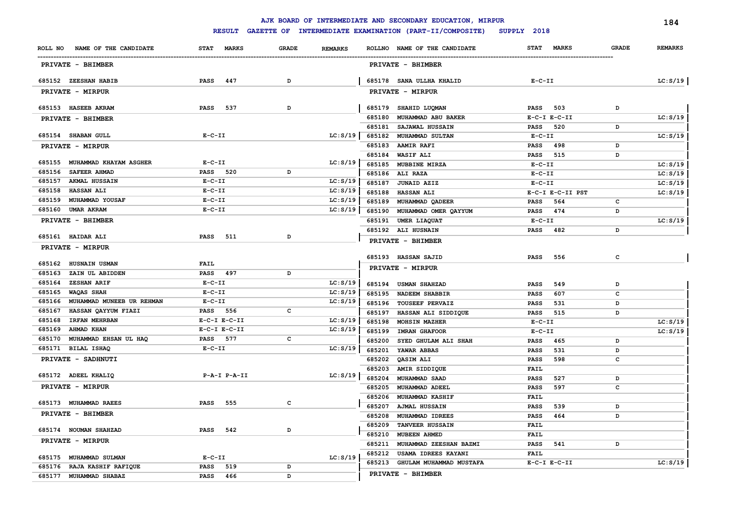# AJK BOARD OF INTERMEDIATE AND SECONDARY EDUCATION, MIRPUR

## RESULT GAZETTE OF INTERMEDIATE EXAMINATION (PART-II/COMPOSITE) SUPPLY 2018

| ROLL NO | NAME OF THE CANDIDATE | STAT | MARKS | GRADE | REMARKS |
|---|---|---|---|---|---|
| | **PRIVATE - BHIMBER** | | | | |
| 685152 | ZEESHAN HABIB | PASS | 447 | D | |
| | **PRIVATE - MIRPUR** | | | | |
| 685153 | HASEEB AKRAM | PASS | 537 | D | |
| | **PRIVATE - BHIMBER** | | | | |
| 685154 | SHABAN GULL | E-C-II | | | LC:S/19 |
| | **PRIVATE - MIRPUR** | | | | |
| 685155 | MUHAMMAD KHAYAM ASGHER | E-C-II | | | LC:S/19 |
| 685156 | SAFEER AHMAD | PASS | 520 | D | |
| 685157 | AKMAL HUSSAIN | E-C-II | | | LC:S/19 |
| 685158 | HASSAN ALI | E-C-II | | | LC:S/19 |
| 685159 | MUHAMMAD YOUSAF | E-C-II | | | LC:S/19 |
| 685160 | UMAR AKRAM | E-C-II | | | LC:S/19 |
| | **PRIVATE - BHIMBER** | | | | |
| 685161 | HAIDAR ALI | PASS | 511 | D | |
| | **PRIVATE - MIRPUR** | | | | |
| 685162 | HUSNAIN USMAN | FAIL | | | |
| 685163 | ZAIN UL ABIDDEN | PASS | 497 | D | |
| 685164 | ZESHAN ARIF | E-C-II | | | LC:S/19 |
| 685165 | WAQAS SHAH | E-C-II | | | LC:S/19 |
| 685166 | MUHAMMAD MUNEEB UR REHMAN | E-C-II | | | LC:S/19 |
| 685167 | HASSAN QAYYUM FIAZI | PASS | 556 | C | |
| 685168 | IRFAN MEHRBAN | E-C-I E-C-II | | | LC:S/19 |
| 685169 | AHMAD KHAN | E-C-I E-C-II | | | LC:S/19 |
| 685170 | MUHAMMAD EHSAN UL HAQ | PASS | 577 | C | |
| 685171 | BILAL ISHAQ | E-C-II | | | LC:S/19 |
| | **PRIVATE - SADHNUTI** | | | | |
| 685172 | ADEEL KHALIQ | P-A-I P-A-II | | | LC:S/19 |
| | **PRIVATE - MIRPUR** | | | | |
| 685173 | MUHAMMAD RAEES | PASS | 555 | C | |
| | **PRIVATE - BHIMBER** | | | | |
| 685174 | NOUMAN SHAHZAD | PASS | 542 | D | |
| | **PRIVATE - MIRPUR** | | | | |
| 685175 | MUHAMMAD SULMAN | E-C-II | | | LC:S/19 |
| 685176 | RAJA KASHIF RAFIQUE | PASS | 519 | D | |
| 685177 | MUHAMMAD SHABAZ | PASS | 466 | D | |
| | **PRIVATE - BHIMBER** | | | | |
| 685178 | SANA ULLHA KHALID | E-C-II | | | LC:S/19 |
| | **PRIVATE - MIRPUR** | | | | |
| 685179 | SHAHID LUQMAN | PASS | 503 | D | |
| 685180 | MUHAMMAD ABU BAKER | E-C-I E-C-II | | | LC:S/19 |
| 685181 | SAJAWAL HUSSAIN | PASS | 520 | D | |
| 685182 | MUHAMMAD SULTAN | E-C-II | | | LC:S/19 |
| 685183 | AAMIR RAFI | PASS | 498 | D | |
| 685184 | WASIF ALI | PASS | 515 | D | |
| 685185 | MUBBINE MIRZA | E-C-II | | | LC:S/19 |
| 685186 | ALI RAZA | E-C-II | | | LC:S/19 |
| 685187 | JUNAID AZIZ | E-C-II | | | LC:S/19 |
| 685188 | HASSAN ALI | E-C-I E-C-II PST | | | LC:S/19 |
| 685189 | MUHAMMAD QADEER | PASS | 564 | C | |
| 685190 | MUHAMMAD OMER QAYYUM | PASS | 474 | D | |
| 685191 | UMER LIAQUAT | E-C-II | | | LC:S/19 |
| 685192 | ALI HUSNAIN | PASS | 482 | D | |
| | **PRIVATE - BHIMBER** | | | | |
| 685193 | HASSAN SAJID | PASS | 556 | C | |
| | **PRIVATE - MIRPUR** | | | | |
| 685194 | USMAN SHAHZAD | PASS | 549 | D | |
| 685195 | NADEEM SHABBIR | PASS | 607 | C | |
| 685196 | TOUSEEF PERVAIZ | PASS | 531 | D | |
| 685197 | HASSAN ALI SIDDIQUE | PASS | 515 | D | |
| 685198 | MOHSIN MAZHER | E-C-II | | | LC:S/19 |
| 685199 | IMRAN GHAFOOR | E-C-II | | | LC:S/19 |
| 685200 | SYED GHULAM ALI SHAH | PASS | 465 | D | |
| 685201 | YAWAR ABBAS | PASS | 531 | D | |
| 685202 | QASIM ALI | PASS | 598 | C | |
| 685203 | AMIR SIDDIQUE | FAIL | | | |
| 685204 | MUHAMMAD SAAD | PASS | 527 | D | |
| 685205 | MUHAMMAD ADEEL | PASS | 597 | C | |
| 685206 | MUHAMMAD KASHIF | FAIL | | | |
| 685207 | AJMAL HUSSAIN | PASS | 539 | D | |
| 685208 | MUHAMMAD IDREES | PASS | 464 | D | |
| 685209 | TANVEER HUSSAIN | FAIL | | | |
| 685210 | MUBEEN AHMED | FAIL | | | |
| 685211 | MUHAMMAD ZEESHAN BAZMI | PASS | 541 | D | |
| 685212 | USAMA IDREES KAYANI | FAIL | | | |
| 685213 | GHULAM MUHAMMAD MUSTAFA | E-C-I E-C-II | | | LC:S/19 |
| | **PRIVATE - BHIMBER** | | | | |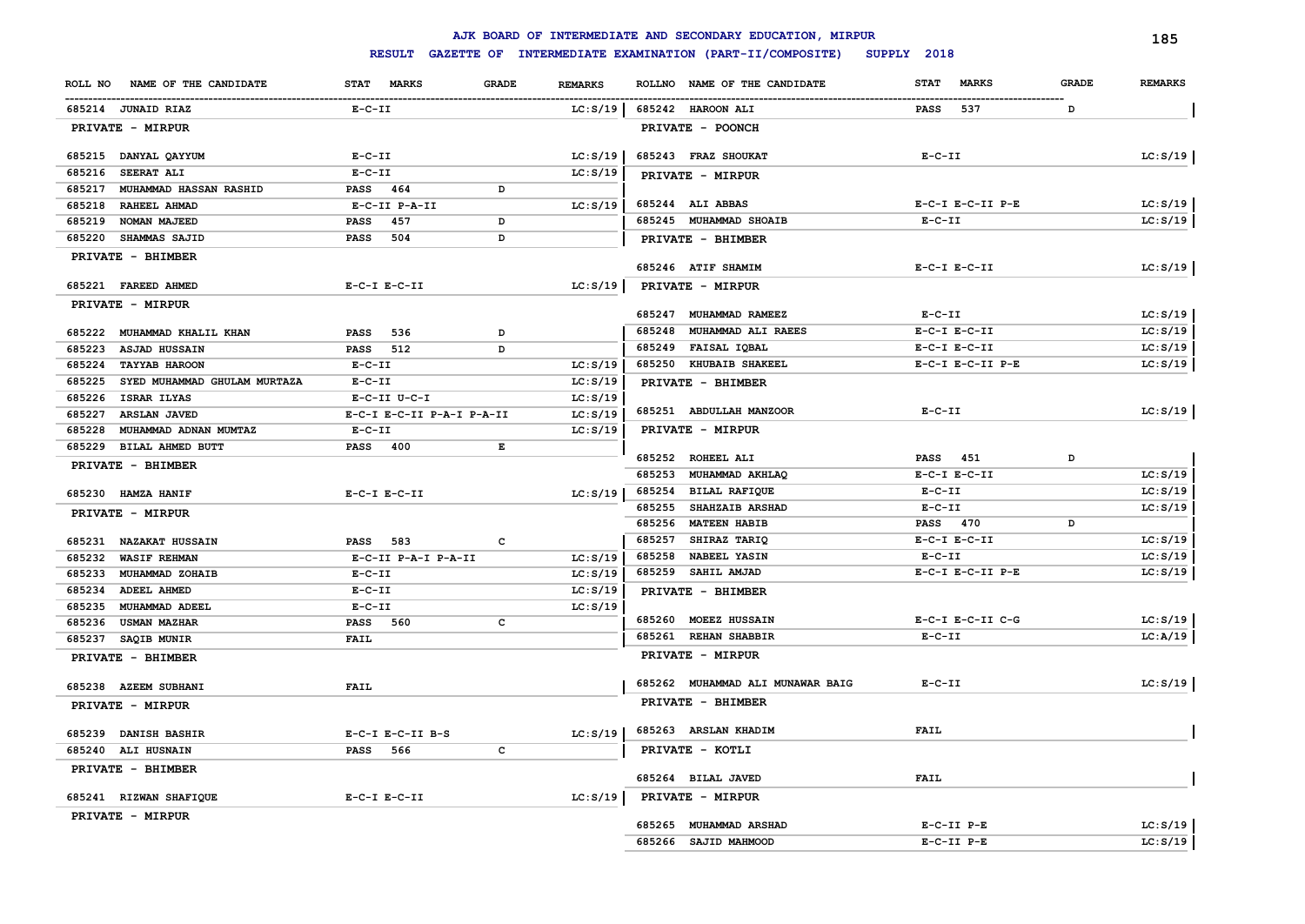# AJK BOARD OF INTERMEDIATE AND SECONDARY EDUCATION, MIRPUR

## RESULT GAZETTE OF INTERMEDIATE EXAMINATION (PART-II/COMPOSITE) SUPPLY 2018

| ROLL NO | NAME OF THE CANDIDATE | STAT MARKS | GRADE | REMARKS |
|---|---|---|---|---|
| 685214 | JUNAID RIAZ | E-C-II | | LC:S/19 |
| **PRIVATE - MIRPUR** | | | | |
| 685215 | DANYAL QAYYUM | E-C-II | | LC:S/19 |
| 685216 | SEERAT ALI | E-C-II | | LC:S/19 |
| 685217 | MUHAMMAD HASSAN RASHID | PASS 464 | D | |
| 685218 | RAHEEL AHMAD | E-C-II P-A-II | | LC:S/19 |
| 685219 | NOMAN MAJEED | PASS 457 | D | |
| 685220 | SHAMMAS SAJID | PASS 504 | D | |
| **PRIVATE - BHIMBER** | | | | |
| 685221 | FAREED AHMED | E-C-I E-C-II | | LC:S/19 |
| **PRIVATE - MIRPUR** | | | | |
| 685222 | MUHAMMAD KHALIL KHAN | PASS 536 | D | |
| 685223 | ASJAD HUSSAIN | PASS 512 | D | |
| 685224 | TAYYAB HAROON | E-C-II | | LC:S/19 |
| 685225 | SYED MUHAMMAD GHULAM MURTAZA | E-C-II | | LC:S/19 |
| 685226 | ISRAR ILYAS | E-C-II U-C-I | | LC:S/19 |
| 685227 | ARSLAN JAVED | E-C-I E-C-II P-A-I P-A-II | | LC:S/19 |
| 685228 | MUHAMMAD ADNAN MUMTAZ | E-C-II | | LC:S/19 |
| 685229 | BILAL AHMED BUTT | PASS 400 | E | |
| **PRIVATE - BHIMBER** | | | | |
| 685230 | HAMZA HANIF | E-C-I E-C-II | | LC:S/19 |
| **PRIVATE - MIRPUR** | | | | |
| 685231 | NAZAKAT HUSSAIN | PASS 583 | C | |
| 685232 | WASIF REHMAN | E-C-II P-A-I P-A-II | | LC:S/19 |
| 685233 | MUHAMMAD ZOHAIB | E-C-II | | LC:S/19 |
| 685234 | ADEEL AHMED | E-C-II | | LC:S/19 |
| 685235 | MUHAMMAD ADEEL | E-C-II | | LC:S/19 |
| 685236 | USMAN MAZHAR | PASS 560 | C | |
| 685237 | SAQIB MUNIR | FAIL | | |
| **PRIVATE - BHIMBER** | | | | |
| 685238 | AZEEM SUBHANI | FAIL | | |
| **PRIVATE - MIRPUR** | | | | |
| 685239 | DANISH BASHIR | E-C-I E-C-II B-S | | LC:S/19 |
| 685240 | ALI HUSNAIN | PASS 566 | C | |
| **PRIVATE - BHIMBER** | | | | |
| 685241 | RIZWAN SHAFIQUE | E-C-I E-C-II | | LC:S/19 |
| **PRIVATE - MIRPUR** | | | | |
| 685242 | HAROON ALI | PASS 537 | D | |
| **PRIVATE - POONCH** | | | | |
| 685243 | FRAZ SHOUKAT | E-C-II | | LC:S/19 |
| **PRIVATE - MIRPUR** | | | | |
| 685244 | ALI ABBAS | E-C-I E-C-II P-E | | LC:S/19 |
| 685245 | MUHAMMAD SHOAIB | E-C-II | | LC:S/19 |
| **PRIVATE - BHIMBER** | | | | |
| 685246 | ATIF SHAMIM | E-C-I E-C-II | | LC:S/19 |
| **PRIVATE - MIRPUR** | | | | |
| 685247 | MUHAMMAD RAMEEZ | E-C-II | | LC:S/19 |
| 685248 | MUHAMMAD ALI RAEES | E-C-I E-C-II | | LC:S/19 |
| 685249 | FAISAL IQBAL | E-C-I E-C-II | | LC:S/19 |
| 685250 | KHUBAIB SHAKEEL | E-C-I E-C-II P-E | | LC:S/19 |
| **PRIVATE - BHIMBER** | | | | |
| 685251 | ABDULLAH MANZOOR | E-C-II | | LC:S/19 |
| **PRIVATE - MIRPUR** | | | | |
| 685252 | ROHEEL ALI | PASS 451 | D | |
| 685253 | MUHAMMAD AKHLAQ | E-C-I E-C-II | | LC:S/19 |
| 685254 | BILAL RAFIQUE | E-C-II | | LC:S/19 |
| 685255 | SHAHZAIB ARSHAD | E-C-II | | LC:S/19 |
| 685256 | MATEEN HABIB | PASS 470 | D | |
| 685257 | SHIRAZ TARIQ | E-C-I E-C-II | | LC:S/19 |
| 685258 | NABEEL YASIN | E-C-II | | LC:S/19 |
| 685259 | SAHIL AMJAD | E-C-I E-C-II P-E | | LC:S/19 |
| **PRIVATE - BHIMBER** | | | | |
| 685260 | MOEEZ HUSSAIN | E-C-I E-C-II C-G | | LC:S/19 |
| 685261 | REHAN SHABBIR | E-C-II | | LC:A/19 |
| **PRIVATE - MIRPUR** | | | | |
| 685262 | MUHAMMAD ALI MUNAWAR BAIG | E-C-II | | LC:S/19 |
| **PRIVATE - BHIMBER** | | | | |
| 685263 | ARSLAN KHADIM | FAIL | | |
| **PRIVATE - KOTLI** | | | | |
| 685264 | BILAL JAVED | FAIL | | |
| **PRIVATE - MIRPUR** | | | | |
| 685265 | MUHAMMAD ARSHAD | E-C-II P-E | | LC:S/19 |
| 685266 | SAJID MAHMOOD | E-C-II P-E | | LC:S/19 |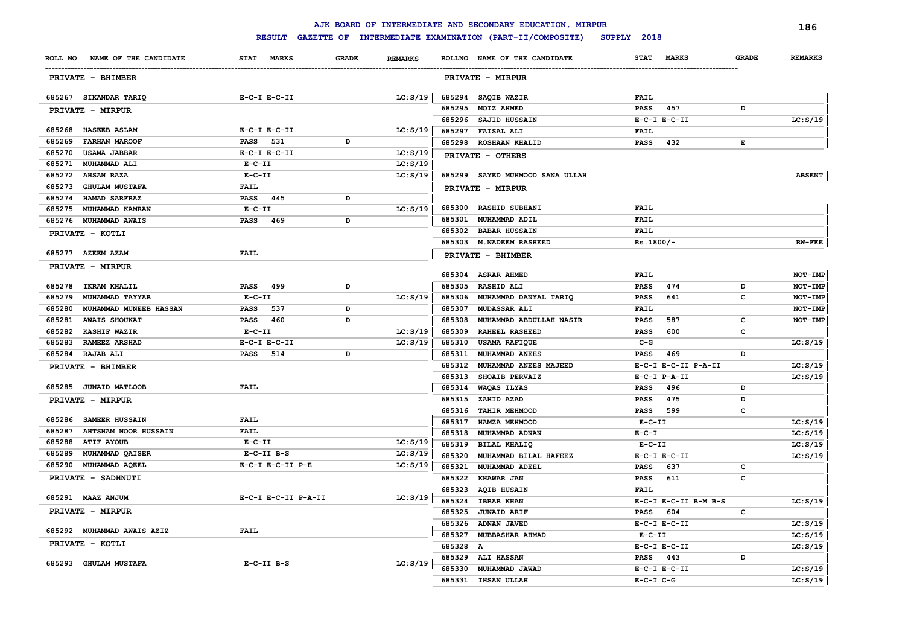# AJK BOARD OF INTERMEDIATE AND SECONDARY EDUCATION, MIRPUR

## RESULT GAZETTE OF INTERMEDIATE EXAMINATION (PART-II/COMPOSITE) SUPPLY 2018

| ROLL NO | NAME OF THE CANDIDATE | STAT MARKS | GRADE | REMARKS |
|---|---|---|---|---|
| | **PRIVATE - BHIMBER** | | | |
| 685267 | SIKANDAR TARIQ | E-C-I E-C-II | | LC:S/19 |
| | **PRIVATE - MIRPUR** | | | |
| 685268 | HASEEB ASLAM | E-C-I E-C-II | | LC:S/19 |
| 685269 | FARHAN MAROOF | PASS 531 | D | |
| 685270 | USAMA JABBAR | E-C-I E-C-II | | LC:S/19 |
| 685271 | MUHAMMAD ALI | E-C-II | | LC:S/19 |
| 685272 | AHSAN RAZA | E-C-II | | LC:S/19 |
| 685273 | GHULAM MUSTAFA | FAIL | | |
| 685274 | HAMAD SARFRAZ | PASS 445 | D | |
| 685275 | MUHAMMAD KAMRAN | E-C-II | | LC:S/19 |
| 685276 | MUHAMMAD AWAIS | PASS 469 | D | |
| | **PRIVATE - KOTLI** | | | |
| 685277 | AZEEM AZAM | FAIL | | |
| | **PRIVATE - MIRPUR** | | | |
| 685278 | IKRAM KHALIL | PASS 499 | D | |
| 685279 | MUHAMMAD TAYYAB | E-C-II | | LC:S/19 |
| 685280 | MUHAMMAD MUNEEB HASSAN | PASS 537 | D | |
| 685281 | AWAIS SHOUKAT | PASS 460 | D | |
| 685282 | KASHIF WAZIR | E-C-II | | LC:S/19 |
| 685283 | RAMEEZ ARSHAD | E-C-I E-C-II | | LC:S/19 |
| 685284 | RAJAB ALI | PASS 514 | D | |
| | **PRIVATE - BHIMBER** | | | |
| 685285 | JUNAID MATLOOB | FAIL | | |
| | **PRIVATE - MIRPUR** | | | |
| 685286 | SAMEER HUSSAIN | FAIL | | |
| 685287 | AHTSHAM NOOR HUSSAIN | FAIL | | |
| 685288 | ATIF AYOUB | E-C-II | | LC:S/19 |
| 685289 | MUHAMMAD QAISER | E-C-II B-S | | LC:S/19 |
| 685290 | MUHAMMAD AQEEL | E-C-I E-C-II P-E | | LC:S/19 |
| | **PRIVATE - SADHNUTI** | | | |
| 685291 | MAAZ ANJUM | E-C-I E-C-II P-A-II | | LC:S/19 |
| | **PRIVATE - MIRPUR** | | | |
| 685292 | MUHAMMAD AWAIS AZIZ | FAIL | | |
| | **PRIVATE - KOTLI** | | | |
| 685293 | GHULAM MUSTAFA | E-C-II B-S | | LC:S/19 |
| | **PRIVATE - MIRPUR** | | | |
| 685294 | SAQIB WAZIR | FAIL | | |
| 685295 | MOIZ AHMED | PASS 457 | D | |
| 685296 | SAJID HUSSAIN | E-C-I E-C-II | | LC:S/19 |
| 685297 | FAISAL ALI | FAIL | | |
| 685298 | ROSHAAN KHALID | PASS 432 | E | |
| | **PRIVATE - OTHERS** | | | |
| 685299 | SAYED MUHMOOD SANA ULLAH | | | ABSENT |
| | **PRIVATE - MIRPUR** | | | |
| 685300 | RASHID SUBHANI | FAIL | | |
| 685301 | MUHAMMAD ADIL | FAIL | | |
| 685302 | BABAR HUSSAIN | FAIL | | |
| 685303 | M.NADEEM RASHEED | Rs.1800/- | | RW-FEE |
| | **PRIVATE - BHIMBER** | | | |
| 685304 | ASRAR AHMED | FAIL | | NOT-IMP |
| 685305 | RASHID ALI | PASS 474 | D | NOT-IMP |
| 685306 | MUHAMMAD DANYAL TARIQ | PASS 641 | C | NOT-IMP |
| 685307 | MUDASSAR ALI | FAIL | | NOT-IMP |
| 685308 | MUHAMMAD ABDULLAH NASIR | PASS 587 | C | NOT-IMP |
| 685309 | RAHEEL RASHEED | PASS 600 | C | |
| 685310 | USAMA RAFIQUE | C-G | | LC:S/19 |
| 685311 | MUHAMMAD ANEES | PASS 469 | D | |
| 685312 | MUHAMMAD ANEES MAJEED | E-C-I E-C-II P-A-II | | LC:S/19 |
| 685313 | SHOAIB PERVAIZ | E-C-I P-A-II | | LC:S/19 |
| 685314 | WAQAS ILYAS | PASS 496 | D | |
| 685315 | ZAHID AZAD | PASS 475 | D | |
| 685316 | TAHIR MEHMOOD | PASS 599 | C | |
| 685317 | HAMZA MEHMOOD | E-C-II | | LC:S/19 |
| 685318 | MUHAMMAD ADNAN | E-C-I | | LC:S/19 |
| 685319 | BILAL KHALIQ | E-C-II | | LC:S/19 |
| 685320 | MUHAMMAD BILAL HAFEEZ | E-C-I E-C-II | | LC:S/19 |
| 685321 | MUHAMMAD ADEEL | PASS 637 | C | |
| 685322 | KHAWAR JAN | PASS 611 | C | |
| 685323 | AQIB HUSAIN | FAIL | | |
| 685324 | IBRAR KHAN | E-C-I E-C-II B-M B-S | | LC:S/19 |
| 685325 | JUNAID ARIF | PASS 604 | C | |
| 685326 | ADNAN JAVED | E-C-I E-C-II | | LC:S/19 |
| 685327 | MUBBASHAR AHMAD | E-C-II | | LC:S/19 |
| 685328 | A | E-C-I E-C-II | | LC:S/19 |
| 685329 | ALI HASSAN | PASS 443 | D | |
| 685330 | MUHAMMAD JAWAD | E-C-I E-C-II | | LC:S/19 |
| 685331 | IHSAN ULLAH | E-C-I C-G | | LC:S/19 |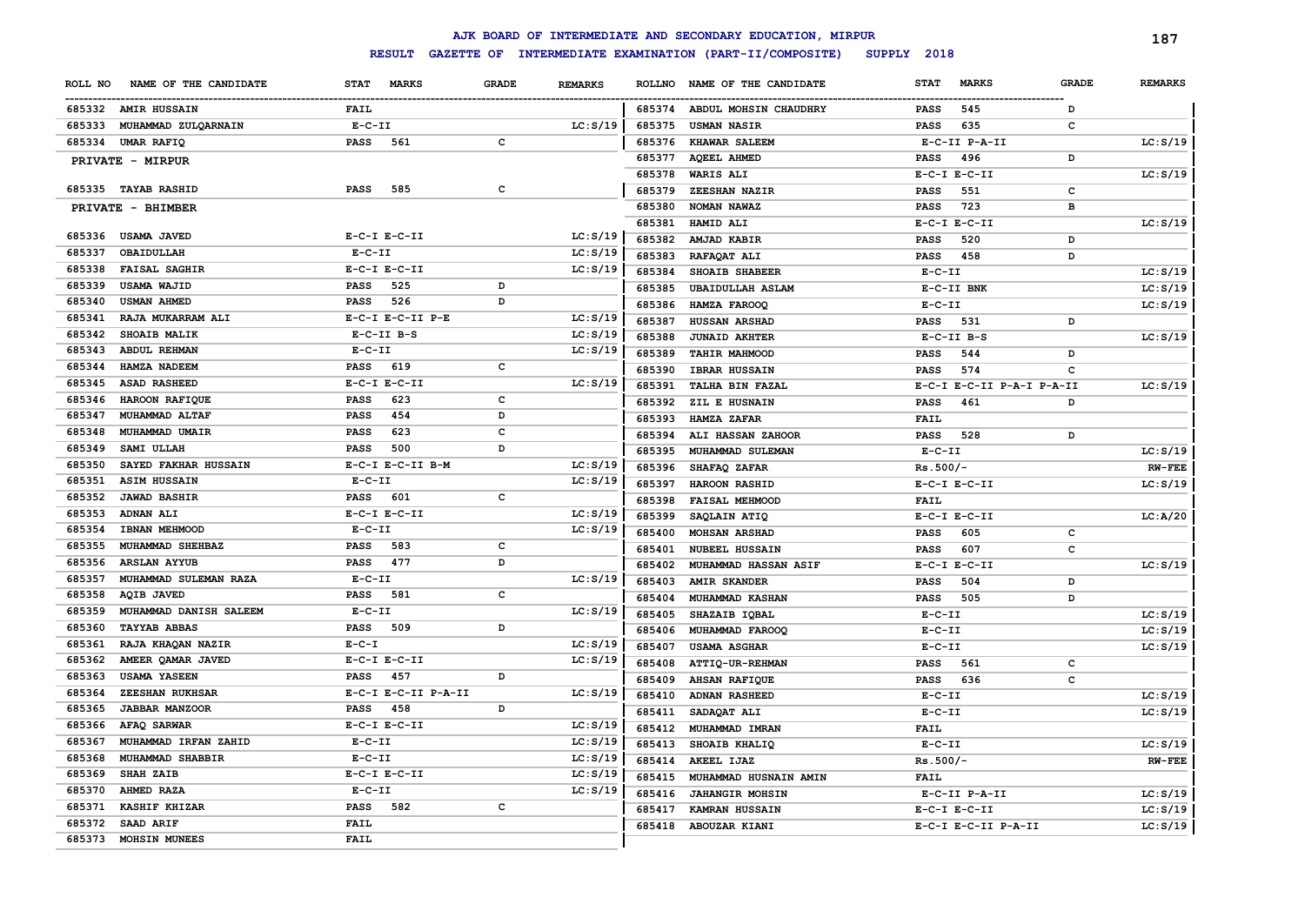# AJK BOARD OF INTERMEDIATE AND SECONDARY EDUCATION, MIRPUR

## RESULT GAZETTE OF INTERMEDIATE EXAMINATION (PART-II/COMPOSITE) SUPPLY 2018

| ROLL NO | NAME OF THE CANDIDATE | STAT MARKS | GRADE | REMARKS |
|---|---|---|---|---|
| 685332 | AMIR HUSSAIN | FAIL | | |
| 685333 | MUHAMMAD ZULQARNAIN | E-C-II | | LC:S/19 |
| 685334 | UMAR RAFIQ | PASS 561 | C | |
| | **PRIVATE - MIRPUR** | | | |
| 685335 | TAYAB RASHID | PASS 585 | C | |
| | **PRIVATE - BHIMBER** | | | |
| 685336 | USAMA JAVED | E-C-I E-C-II | | LC:S/19 |
| 685337 | OBAIDULLAH | E-C-II | | LC:S/19 |
| 685338 | FAISAL SAGHIR | E-C-I E-C-II | | LC:S/19 |
| 685339 | USAMA WAJID | PASS 525 | D | |
| 685340 | USMAN AHMED | PASS 526 | D | |
| 685341 | RAJA MUKARRAM ALI | E-C-I E-C-II P-E | | LC:S/19 |
| 685342 | SHOAIB MALIK | E-C-II B-S | | LC:S/19 |
| 685343 | ABDUL REHMAN | E-C-II | | LC:S/19 |
| 685344 | HAMZA NADEEM | PASS 619 | C | |
| 685345 | ASAD RASHEED | E-C-I E-C-II | | LC:S/19 |
| 685346 | HAROON RAFIQUE | PASS 623 | C | |
| 685347 | MUHAMMAD ALTAF | PASS 454 | D | |
| 685348 | MUHAMMAD UMAIR | PASS 623 | C | |
| 685349 | SAMI ULLAH | PASS 500 | D | |
| 685350 | SAYED FAKHAR HUSSAIN | E-C-I E-C-II B-M | | LC:S/19 |
| 685351 | ASIM HUSSAIN | E-C-II | | LC:S/19 |
| 685352 | JAWAD BASHIR | PASS 601 | C | |
| 685353 | ADNAN ALI | E-C-I E-C-II | | LC:S/19 |
| 685354 | IBNAN MEHMOOD | E-C-II | | LC:S/19 |
| 685355 | MUHAMMAD SHEHBAZ | PASS 583 | C | |
| 685356 | ARSLAN AYYUB | PASS 477 | D | |
| 685357 | MUHAMMAD SULEMAN RAZA | E-C-II | | LC:S/19 |
| 685358 | AQIB JAVED | PASS 581 | C | |
| 685359 | MUHAMMAD DANISH SALEEM | E-C-II | | LC:S/19 |
| 685360 | TAYYAB ABBAS | PASS 509 | D | |
| 685361 | RAJA KHAQAN NAZIR | E-C-I | | LC:S/19 |
| 685362 | AMEER QAMAR JAVED | E-C-I E-C-II | | LC:S/19 |
| 685363 | USAMA YASEEN | PASS 457 | D | |
| 685364 | ZEESHAN RUKHSAR | E-C-I E-C-II P-A-II | | LC:S/19 |
| 685365 | JABBAR MANZOOR | PASS 458 | D | |
| 685366 | AFAQ SARWAR | E-C-I E-C-II | | LC:S/19 |
| 685367 | MUHAMMAD IRFAN ZAHID | E-C-II | | LC:S/19 |
| 685368 | MUHAMMAD SHABBIR | E-C-II | | LC:S/19 |
| 685369 | SHAH ZAIB | E-C-I E-C-II | | LC:S/19 |
| 685370 | AHMED RAZA | E-C-II | | LC:S/19 |
| 685371 | KASHIF KHIZAR | PASS 582 | C | |
| 685372 | SAAD ARIF | FAIL | | |
| 685373 | MOHSIN MUNEES | FAIL | | |
| 685374 | ABDUL MOHSIN CHAUDHRY | PASS 545 | D | |
| 685375 | USMAN NASIR | PASS 635 | C | |
| 685376 | KHAWAR SALEEM | E-C-II P-A-II | | LC:S/19 |
| 685377 | AQEEL AHMED | PASS 496 | D | |
| 685378 | WARIS ALI | E-C-I E-C-II | | LC:S/19 |
| 685379 | ZEESHAN NAZIR | PASS 551 | C | |
| 685380 | NOMAN NAWAZ | PASS 723 | B | |
| 685381 | HAMID ALI | E-C-I E-C-II | | LC:S/19 |
| 685382 | AMJAD KABIR | PASS 520 | D | |
| 685383 | RAFAQAT ALI | PASS 458 | D | |
| 685384 | SHOAIB SHABEER | E-C-II | | LC:S/19 |
| 685385 | UBAIDULLAH ASLAM | E-C-II BNK | | LC:S/19 |
| 685386 | HAMZA FAROOQ | E-C-II | | LC:S/19 |
| 685387 | HUSSAN ARSHAD | PASS 531 | D | |
| 685388 | JUNAID AKHTER | E-C-II B-S | | LC:S/19 |
| 685389 | TAHIR MAHMOOD | PASS 544 | D | |
| 685390 | IBRAR HUSSAIN | PASS 574 | C | |
| 685391 | TALHA BIN FAZAL | E-C-I E-C-II P-A-I P-A-II | | LC:S/19 |
| 685392 | ZIL E HUSNAIN | PASS 461 | D | |
| 685393 | HAMZA ZAFAR | FAIL | | |
| 685394 | ALI HASSAN ZAHOOR | PASS 528 | D | |
| 685395 | MUHAMMAD SULEMAN | E-C-II | | LC:S/19 |
| 685396 | SHAFAQ ZAFAR | Rs.500/- | | RW-FEE |
| 685397 | HAROON RASHID | E-C-I E-C-II | | LC:S/19 |
| 685398 | FAISAL MEHMOOD | FAIL | | |
| 685399 | SAQLAIN ATIQ | E-C-I E-C-II | | LC:A/20 |
| 685400 | MOHSAN ARSHAD | PASS 605 | C | |
| 685401 | NUBEEL HUSSAIN | PASS 607 | C | |
| 685402 | MUHAMMAD HASSAN ASIF | E-C-I E-C-II | | LC:S/19 |
| 685403 | AMIR SKANDER | PASS 504 | D | |
| 685404 | MUHAMMAD KASHAN | PASS 505 | D | |
| 685405 | SHAZAIB IQBAL | E-C-II | | LC:S/19 |
| 685406 | MUHAMMAD FAROOQ | E-C-II | | LC:S/19 |
| 685407 | USAMA ASGHAR | E-C-II | | LC:S/19 |
| 685408 | ATTIQ-UR-REHMAN | PASS 561 | C | |
| 685409 | AHSAN RAFIQUE | PASS 636 | C | |
| 685410 | ADNAN RASHEED | E-C-II | | LC:S/19 |
| 685411 | SADAQAT ALI | E-C-II | | LC:S/19 |
| 685412 | MUHAMMAD IMRAN | FAIL | | |
| 685413 | SHOAIB KHALIQ | E-C-II | | LC:S/19 |
| 685414 | AKEEL IJAZ | Rs.500/- | | RW-FEE |
| 685415 | MUHAMMAD HUSNAIN AMIN | FAIL | | |
| 685416 | JAHANGIR MOHSIN | E-C-II P-A-II | | LC:S/19 |
| 685417 | KAMRAN HUSSAIN | E-C-I E-C-II | | LC:S/19 |
| 685418 | ABOUZAR KIANI | E-C-I E-C-II P-A-II | | LC:S/19 |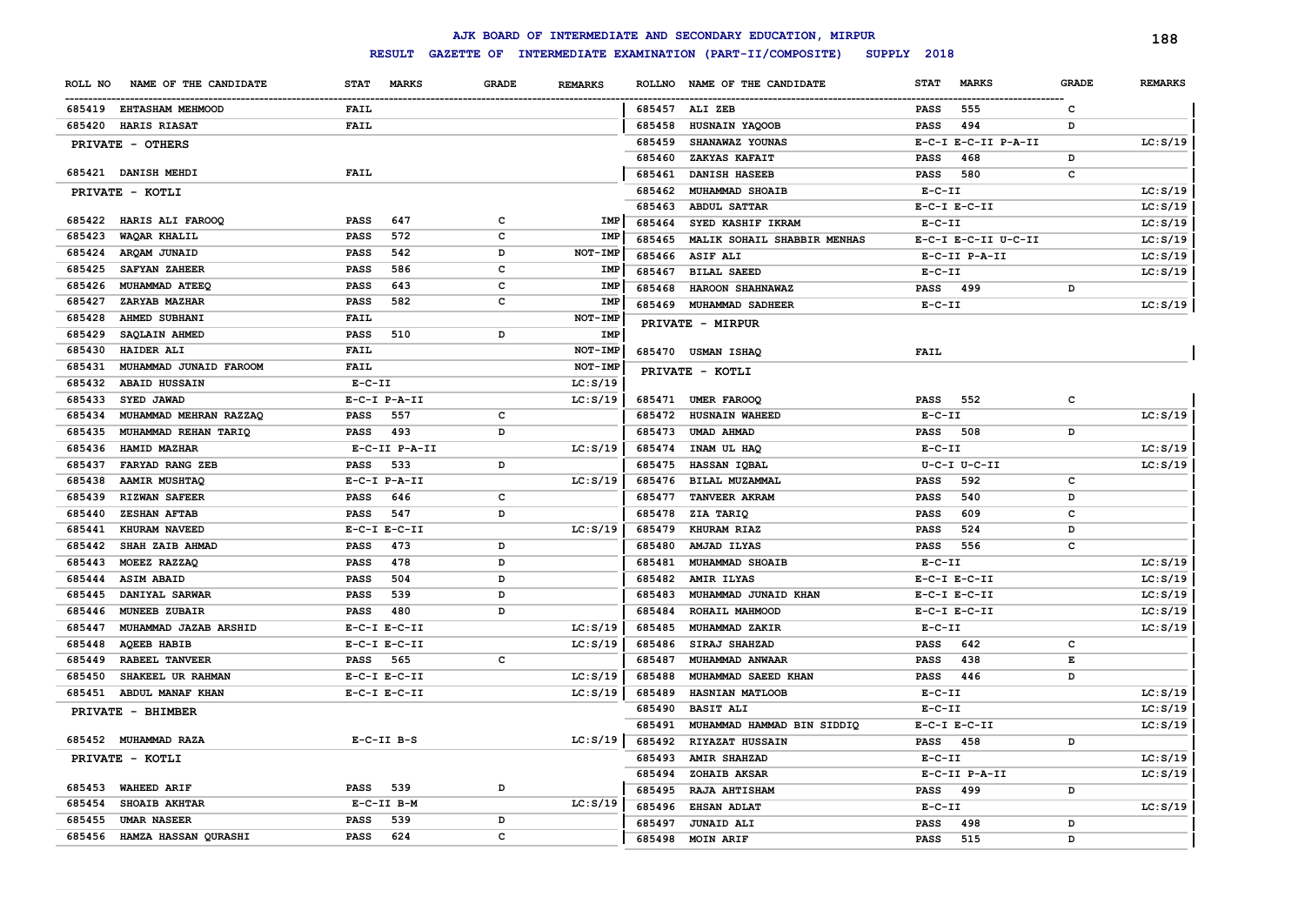# AJK BOARD OF INTERMEDIATE AND SECONDARY EDUCATION, MIRPUR

**RESULT GAZETTE OF INTERMEDIATE EXAMINATION (PART-II/COMPOSITE) SUPPLY 2018**

| ROLL NO | NAME OF THE CANDIDATE | STAT MARKS | GRADE | REMARKS |
|---|---|---|---|---|
| 685419 | EHTASHAM MEHMOOD | FAIL | | |
| 685420 | HARIS RIASAT | FAIL | | |
| | **PRIVATE - OTHERS** | | | |
| 685421 | DANISH MEHDI | FAIL | | |
| | **PRIVATE - KOTLI** | | | |
| 685422 | HARIS ALI FAROOQ | PASS 647 | C | IMP |
| 685423 | WAQAR KHALIL | PASS 572 | C | IMP |
| 685424 | ARQAM JUNAID | PASS 542 | D | NOT-IMP |
| 685425 | SAFYAN ZAHEER | PASS 586 | C | IMP |
| 685426 | MUHAMMAD ATEEQ | PASS 643 | C | IMP |
| 685427 | ZARYAB MAZHAR | PASS 582 | C | IMP |
| 685428 | AHMED SUBHANI | FAIL | | NOT-IMP |
| 685429 | SAQLAIN AHMED | PASS 510 | D | IMP |
| 685430 | HAIDER ALI | FAIL | | NOT-IMP |
| 685431 | MUHAMMAD JUNAID FAROOM | FAIL | | NOT-IMP |
| 685432 | ABAID HUSSAIN | E-C-II | | LC:S/19 |
| 685433 | SYED JAWAD | E-C-I P-A-II | | LC:S/19 |
| 685434 | MUHAMMAD MEHRAN RAZZAQ | PASS 557 | C | |
| 685435 | MUHAMMAD REHAN TARIQ | PASS 493 | D | |
| 685436 | HAMID MAZHAR | E-C-II P-A-II | | LC:S/19 |
| 685437 | FARYAD RANG ZEB | PASS 533 | D | |
| 685438 | AAMIR MUSHTAQ | E-C-I P-A-II | | LC:S/19 |
| 685439 | RIZWAN SAFEER | PASS 646 | C | |
| 685440 | ZESHAN AFTAB | PASS 547 | D | |
| 685441 | KHURAM NAVEED | E-C-I E-C-II | | LC:S/19 |
| 685442 | SHAH ZAIB AHMAD | PASS 473 | D | |
| 685443 | MOEEZ RAZZAQ | PASS 478 | D | |
| 685444 | ASIM ABAID | PASS 504 | D | |
| 685445 | DANIYAL SARWAR | PASS 539 | D | |
| 685446 | MUNEEB ZUBAIR | PASS 480 | D | |
| 685447 | MUHAMMAD JAZAB ARSHID | E-C-I E-C-II | | LC:S/19 |
| 685448 | AQEEB HABIB | E-C-I E-C-II | | LC:S/19 |
| 685449 | RABEEL TANVEER | PASS 565 | C | |
| 685450 | SHAKEEL UR RAHMAN | E-C-I E-C-II | | LC:S/19 |
| 685451 | ABDUL MANAF KHAN | E-C-I E-C-II | | LC:S/19 |
| | **PRIVATE - BHIMBER** | | | |
| 685452 | MUHAMMAD RAZA | E-C-II B-S | | LC:S/19 |
| | **PRIVATE - KOTLI** | | | |
| 685453 | WAHEED ARIF | PASS 539 | D | |
| 685454 | SHOAIB AKHTAR | E-C-II B-M | | LC:S/19 |
| 685455 | UMAR NASEER | PASS 539 | D | |
| 685456 | HAMZA HASSAN QURASHI | PASS 624 | C | |
| 685457 | ALI ZEB | PASS 555 | C | |
| 685458 | HUSNAIN YAQOOB | PASS 494 | D | |
| 685459 | SHANAWAZ YOUNAS | E-C-I E-C-II P-A-II | | LC:S/19 |
| 685460 | ZAKYAS KAFAIT | PASS 468 | D | |
| 685461 | DANISH HASEEB | PASS 580 | C | |
| 685462 | MUHAMMAD SHOAIB | E-C-II | | LC:S/19 |
| 685463 | ABDUL SATTAR | E-C-I E-C-II | | LC:S/19 |
| 685464 | SYED KASHIF IKRAM | E-C-II | | LC:S/19 |
| 685465 | MALIK SOHAIL SHABBIR MENHAS | E-C-I E-C-II U-C-II | | LC:S/19 |
| 685466 | ASIF ALI | E-C-II P-A-II | | LC:S/19 |
| 685467 | BILAL SAEED | E-C-II | | LC:S/19 |
| 685468 | HAROON SHAHNAWAZ | PASS 499 | D | |
| 685469 | MUHAMMAD SADHEER | E-C-II | | LC:S/19 |
| | **PRIVATE - MIRPUR** | | | |
| 685470 | USMAN ISHAQ | FAIL | | |
| | **PRIVATE - KOTLI** | | | |
| 685471 | UMER FAROOQ | PASS 552 | C | |
| 685472 | HUSNAIN WAHEED | E-C-II | | LC:S/19 |
| 685473 | UMAD AHMAD | PASS 508 | D | |
| 685474 | INAM UL HAQ | E-C-II | | LC:S/19 |
| 685475 | HASSAN IQBAL | U-C-I U-C-II | | LC:S/19 |
| 685476 | BILAL MUZAMMAL | PASS 592 | C | |
| 685477 | TANVEER AKRAM | PASS 540 | D | |
| 685478 | ZIA TARIQ | PASS 609 | C | |
| 685479 | KHURAM RIAZ | PASS 524 | D | |
| 685480 | AMJAD ILYAS | PASS 556 | C | |
| 685481 | MUHAMMAD SHOAIB | E-C-II | | LC:S/19 |
| 685482 | AMIR ILYAS | E-C-I E-C-II | | LC:S/19 |
| 685483 | MUHAMMAD JUNAID KHAN | E-C-I E-C-II | | LC:S/19 |
| 685484 | ROHAIL MAHMOOD | E-C-I E-C-II | | LC:S/19 |
| 685485 | MUHAMMAD ZAKIR | E-C-II | | LC:S/19 |
| 685486 | SIRAJ SHAHZAD | PASS 642 | C | |
| 685487 | MUHAMMAD ANWAAR | PASS 438 | E | |
| 685488 | MUHAMMAD SAEED KHAN | PASS 446 | D | |
| 685489 | HASNIAN MATLOOB | E-C-II | | LC:S/19 |
| 685490 | BASIT ALI | E-C-II | | LC:S/19 |
| 685491 | MUHAMMAD HAMMAD BIN SIDDIQ | E-C-I E-C-II | | LC:S/19 |
| 685492 | RIYAZAT HUSSAIN | PASS 458 | D | |
| 685493 | AMIR SHAHZAD | E-C-II | | LC:S/19 |
| 685494 | ZOHAIB AKSAR | E-C-II P-A-II | | LC:S/19 |
| 685495 | RAJA AHTISHAM | PASS 499 | D | |
| 685496 | EHSAN ADLAT | E-C-II | | LC:S/19 |
| 685497 | JUNAID ALI | PASS 498 | D | |
| 685498 | MOIN ARIF | PASS 515 | D | |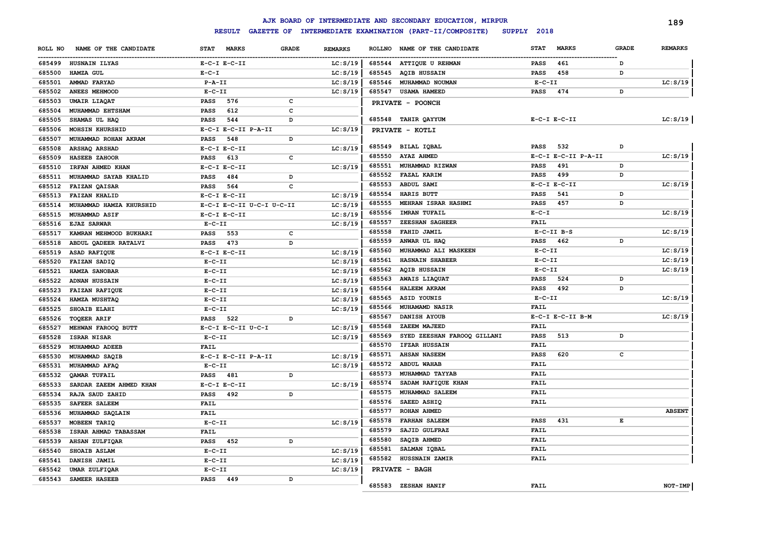# AJK BOARD OF INTERMEDIATE AND SECONDARY EDUCATION, MIRPUR

**RESULT GAZETTE OF INTERMEDIATE EXAMINATION (PART-II/COMPOSITE) SUPPLY 2018**

| ROLL NO | NAME OF THE CANDIDATE | STAT | MARKS | GRADE | REMARKS |
|---|---|---|---|---|---|
| 685499 | HUSNAIN ILYAS | E-C-I E-C-II | | | LC:S/19 |
| 685500 | HAMZA GUL | E-C-I | | | LC:S/19 |
| 685501 | AMMAD FARYAD | P-A-II | | | LC:S/19 |
| 685502 | ANEES MEHMOOD | E-C-II | | | LC:S/19 |
| 685503 | UMAIR LIAQAT | PASS | 576 | C | |
| 685504 | MUHAMMAD EHTSHAM | PASS | 612 | C | |
| 685505 | SHAMAS UL HAQ | PASS | 544 | D | |
| 685506 | MOHSIN KHURSHID | E-C-I E-C-II P-A-II | | | LC:S/19 |
| 685507 | MUHAMMAD ROHAN AKRAM | PASS | 548 | D | |
| 685508 | ARSHAQ ARSHAD | E-C-I E-C-II | | | LC:S/19 |
| 685509 | HASEEB ZAHOOR | PASS | 613 | C | |
| 685510 | IRFAN AHMED KHAN | E-C-I E-C-II | | | LC:S/19 |
| 685511 | MUHAMMAD SAYAB KHALID | PASS | 484 | D | |
| 685512 | FAIZAN QAISAR | PASS | 564 | C | |
| 685513 | FAIZAN KHALID | E-C-I E-C-II | | | LC:S/19 |
| 685514 | MUHAMMAD HAMZA KHURSHID | E-C-I E-C-II U-C-I U-C-II | | | LC:S/19 |
| 685515 | MUHAMMAD ASIF | E-C-I E-C-II | | | LC:S/19 |
| 685516 | EJAZ SARWAR | E-C-II | | | LC:S/19 |
| 685517 | KAMRAN MEHMOOD BUKHARI | PASS | 553 | C | |
| 685518 | ABDUL QADEER RATALVI | PASS | 473 | D | |
| 685519 | ASAD RAFIQUE | E-C-I E-C-II | | | LC:S/19 |
| 685520 | FAIZAN SADIQ | E-C-II | | | LC:S/19 |
| 685521 | HAMZA SANOBAR | E-C-II | | | LC:S/19 |
| 685522 | ADNAN HUSSAIN | E-C-II | | | LC:S/19 |
| 685523 | FAIZAN RAFIQUE | E-C-II | | | LC:S/19 |
| 685524 | HAMZA MUSHTAQ | E-C-II | | | LC:S/19 |
| 685525 | SHOAIB ELAHI | E-C-II | | | LC:S/19 |
| 685526 | TOQEER ARIF | PASS | 522 | D | |
| 685527 | MEHWAN FAROOQ BUTT | E-C-I E-C-II U-C-I | | | LC:S/19 |
| 685528 | ISRAR NISAR | E-C-II | | | LC:S/19 |
| 685529 | MUHAMMAD ADEEB | FAIL | | | |
| 685530 | MUHAMMAD SAQIB | E-C-I E-C-II P-A-II | | | LC:S/19 |
| 685531 | MUHAMMAD AFAQ | E-C-II | | | LC:S/19 |
| 685532 | QAMAR TUFAIL | PASS | 481 | D | |
| 685533 | SARDAR ZAEEM AHMED KHAN | E-C-I E-C-II | | | LC:S/19 |
| 685534 | RAJA SAUD ZAHID | PASS | 492 | D | |
| 685535 | SAFEER SALEEM | FAIL | | | |
| 685536 | MUHAMMAD SAQLAIN | FAIL | | | |
| 685537 | MOBEEN TARIQ | E-C-II | | | LC:S/19 |
| 685538 | ISRAR AHMAD TABASSAM | FAIL | | | |
| 685539 | AHSAN ZULFIQAR | PASS | 452 | D | |
| 685540 | SHOAIB ASLAM | E-C-II | | | LC:S/19 |
| 685541 | DANISH JAMIL | E-C-II | | | LC:S/19 |
| 685542 | UMAR ZULFIQAR | E-C-II | | | LC:S/19 |
| 685543 | SAMEER HASEEB | PASS | 449 | D | |
| 685544 | ATTIQUE U REHMAN | PASS | 461 | D | |
| 685545 | AQIB HUSSAIN | PASS | 458 | D | |
| 685546 | MUHAMMAD NOUMAN | E-C-II | | | LC:S/19 |
| 685547 | USAMA HAMEED | PASS | 474 | D | |

**PRIVATE - POONCH**

| ROLL NO | NAME OF THE CANDIDATE | STAT | MARKS | GRADE | REMARKS |
|---|---|---|---|---|---|
| 685548 | TAHIR QAYYUM | E-C-I E-C-II | | | LC:S/19 |

**PRIVATE - KOTLI**

| ROLL NO | NAME OF THE CANDIDATE | STAT | MARKS | GRADE | REMARKS |
|---|---|---|---|---|---|
| 685549 | BILAL IQBAL | PASS | 532 | D | |
| 685550 | AYAZ AHMED | E-C-I E-C-II P-A-II | | | LC:S/19 |
| 685551 | MUHAMMAD RIZWAN | PASS | 491 | D | |
| 685552 | FAZAL KARIM | PASS | 499 | D | |
| 685553 | ABDUL SAMI | E-C-I E-C-II | | | LC:S/19 |
| 685554 | HARIS BUTT | PASS | 541 | D | |
| 685555 | MEHRAN ISRAR HASHMI | PASS | 457 | D | |
| 685556 | IMRAN TUFAIL | E-C-I | | | LC:S/19 |
| 685557 | ZEESHAN SAGHEER | FAIL | | | |
| 685558 | FAHID JAMIL | E-C-II B-S | | | LC:S/19 |
| 685559 | ANWAR UL HAQ | PASS | 462 | D | |
| 685560 | MUHAMMAD ALI MASKEEN | E-C-II | | | LC:S/19 |
| 685561 | HASNAIN SHABEER | E-C-II | | | LC:S/19 |
| 685562 | AQIB HUSSAIN | E-C-II | | | LC:S/19 |
| 685563 | AWAIS LIAQUAT | PASS | 524 | D | |
| 685564 | HALEEM AKRAM | PASS | 492 | D | |
| 685565 | ASID YOUNIS | E-C-II | | | LC:S/19 |
| 685566 | MUHAMAMD NASIR | FAIL | | | |
| 685567 | DANISH AYOUB | E-C-I E-C-II B-M | | | LC:S/19 |
| 685568 | ZAEEM MAJEED | FAIL | | | |
| 685569 | SYED ZEESHAN FAROOQ GILLANI | PASS | 513 | D | |
| 685570 | IFZAR HUSSAIN | FAIL | | | |
| 685571 | AHSAN NASEEM | PASS | 620 | C | |
| 685572 | ABDUL WAHAB | FAIL | | | |
| 685573 | MUHAMMAD TAYYAB | FAIL | | | |
| 685574 | SADAM RAFIQUE KHAN | FAIL | | | |
| 685575 | MUHAMMAD SALEEM | FAIL | | | |
| 685576 | SAEED ASHIQ | FAIL | | | |
| 685577 | ROHAN AHMED | | | | ABSENT |
| 685578 | FARHAN SALEEM | PASS | 431 | E | |
| 685579 | SAJID GULFRAZ | FAIL | | | |
| 685580 | SAQIB AHMED | FAIL | | | |
| 685581 | SALMAN IQBAL | FAIL | | | |
| 685582 | HUSSNAIN ZAMIR | FAIL | | | |

**PRIVATE - BAGH**

| ROLL NO | NAME OF THE CANDIDATE | STAT | MARKS | GRADE | REMARKS |
|---|---|---|---|---|---|
| 685583 | ZESHAN HANIF | FAIL | | | NOT-IMP |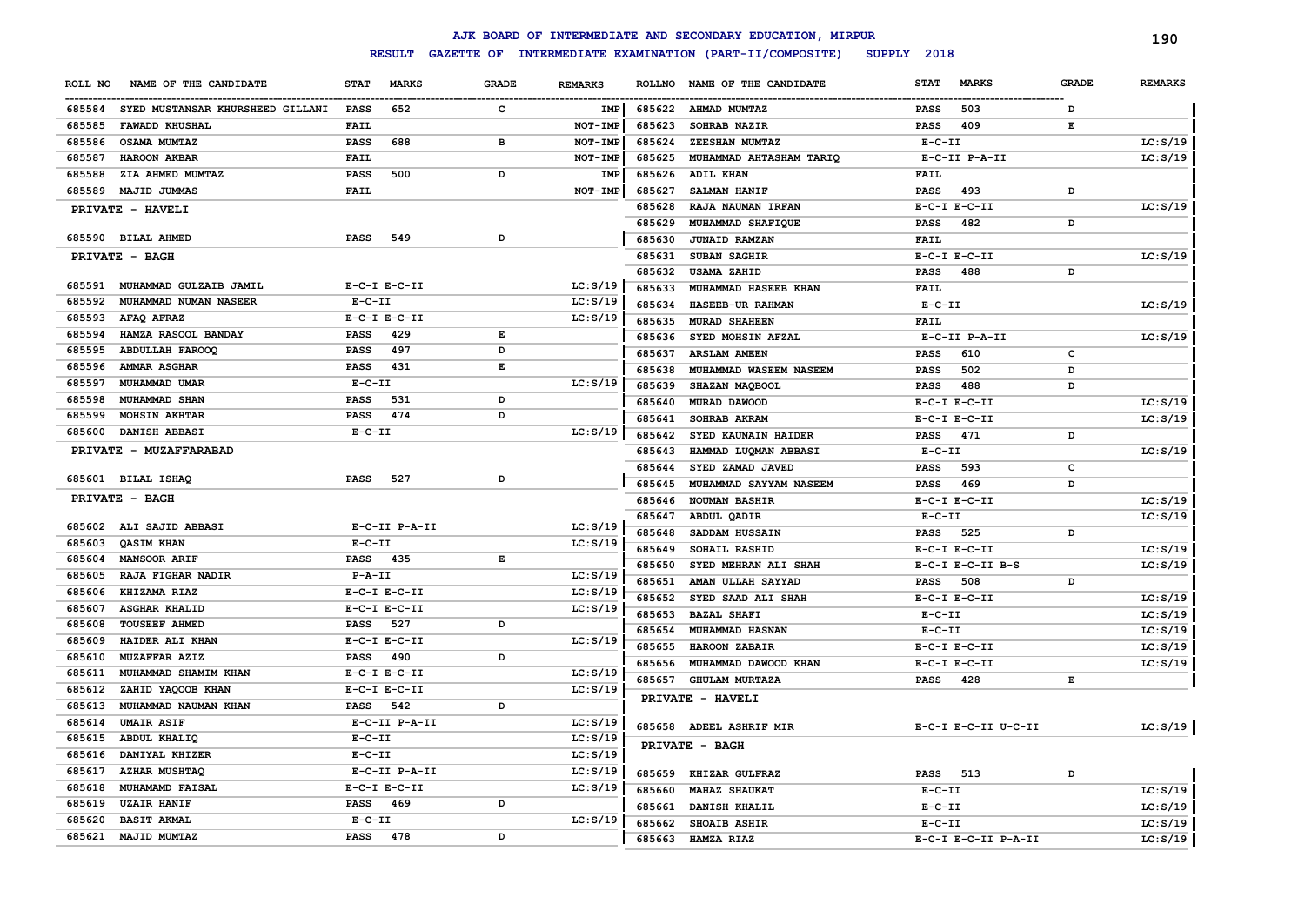# AJK BOARD OF INTERMEDIATE AND SECONDARY EDUCATION, MIRPUR

## RESULT GAZETTE OF INTERMEDIATE EXAMINATION (PART-II/COMPOSITE) SUPPLY 2018

| ROLL NO | NAME OF THE CANDIDATE | STAT | MARKS | GRADE | REMARKS |
|---|---|---|---|---|---|
| 685584 | SYED MUSTANSAR KHURSHEED GILLANI | PASS | 652 | C | IMP |
| 685585 | FAWADD KHUSHAL | FAIL | | | NOT-IMP |
| 685586 | OSAMA MUMTAZ | PASS | 688 | B | NOT-IMP |
| 685587 | HAROON AKBAR | FAIL | | | NOT-IMP |
| 685588 | ZIA AHMED MUMTAZ | PASS | 500 | D | IMP |
| 685589 | MAJID JUMMAS | FAIL | | | NOT-IMP |

**PRIVATE - HAVELI**

| ROLL NO | NAME OF THE CANDIDATE | STAT | MARKS | GRADE | REMARKS |
|---|---|---|---|---|---|
| 685590 | BILAL AHMED | PASS | 549 | D | |

**PRIVATE - BAGH**

| ROLL NO | NAME OF THE CANDIDATE | STAT | MARKS | GRADE | REMARKS |
|---|---|---|---|---|---|
| 685591 | MUHAMMAD GULZAIB JAMIL | E-C-I E-C-II | | | LC:S/19 |
| 685592 | MUHAMMAD NUMAN NASEER | E-C-II | | | LC:S/19 |
| 685593 | AFAQ AFRAZ | E-C-I E-C-II | | | LC:S/19 |
| 685594 | HAMZA RASOOL BANDAY | PASS | 429 | E | |
| 685595 | ABDULLAH FAROOQ | PASS | 497 | D | |
| 685596 | AMMAR ASGHAR | PASS | 431 | E | |
| 685597 | MUHAMMAD UMAR | E-C-II | | | LC:S/19 |
| 685598 | MUHAMMAD SHAN | PASS | 531 | D | |
| 685599 | MOHSIN AKHTAR | PASS | 474 | D | |
| 685600 | DANISH ABBASI | E-C-II | | | LC:S/19 |

**PRIVATE - MUZAFFARABAD**

| ROLL NO | NAME OF THE CANDIDATE | STAT | MARKS | GRADE | REMARKS |
|---|---|---|---|---|---|
| 685601 | BILAL ISHAQ | PASS | 527 | D | |

**PRIVATE - BAGH**

| ROLL NO | NAME OF THE CANDIDATE | STAT | MARKS | GRADE | REMARKS |
|---|---|---|---|---|---|
| 685602 | ALI SAJID ABBASI | E-C-II P-A-II | | | LC:S/19 |
| 685603 | QASIM KHAN | E-C-II | | | LC:S/19 |
| 685604 | MANSOOR ARIF | PASS | 435 | E | |
| 685605 | RAJA FIGHAR NADIR | P-A-II | | | LC:S/19 |
| 685606 | KHIZAMA RIAZ | E-C-I E-C-II | | | LC:S/19 |
| 685607 | ASGHAR KHALID | E-C-I E-C-II | | | LC:S/19 |
| 685608 | TOUSEEF AHMED | PASS | 527 | D | |
| 685609 | HAIDER ALI KHAN | E-C-I E-C-II | | | LC:S/19 |
| 685610 | MUZAFFAR AZIZ | PASS | 490 | D | |
| 685611 | MUHAMMAD SHAMIM KHAN | E-C-I E-C-II | | | LC:S/19 |
| 685612 | ZAHID YAQOOB KHAN | E-C-I E-C-II | | | LC:S/19 |
| 685613 | MUHAMMAD NAUMAN KHAN | PASS | 542 | D | |
| 685614 | UMAIR ASIF | E-C-II P-A-II | | | LC:S/19 |
| 685615 | ABDUL KHALIQ | E-C-II | | | LC:S/19 |
| 685616 | DANIYAL KHIZER | E-C-II | | | LC:S/19 |
| 685617 | AZHAR MUSHTAQ | E-C-II P-A-II | | | LC:S/19 |
| 685618 | MUHAMAMD FAISAL | E-C-I E-C-II | | | LC:S/19 |
| 685619 | UZAIR HANIF | PASS | 469 | D | |
| 685620 | BASIT AKMAL | E-C-II | | | LC:S/19 |
| 685621 | MAJID MUMTAZ | PASS | 478 | D | |
| 685622 | AHMAD MUMTAZ | PASS | 503 | D | |
| 685623 | SOHRAB NAZIR | PASS | 409 | E | |
| 685624 | ZEESHAN MUMTAZ | E-C-II | | | LC:S/19 |
| 685625 | MUHAMMAD AHTASHAM TARIQ | E-C-II P-A-II | | | LC:S/19 |
| 685626 | ADIL KHAN | FAIL | | | |
| 685627 | SALMAN HANIF | PASS | 493 | D | |
| 685628 | RAJA NAUMAN IRFAN | E-C-I E-C-II | | | LC:S/19 |
| 685629 | MUHAMMAD SHAFIQUE | PASS | 482 | D | |
| 685630 | JUNAID RAMZAN | FAIL | | | |
| 685631 | SUBAN SAGHIR | E-C-I E-C-II | | | LC:S/19 |
| 685632 | USAMA ZAHID | PASS | 488 | D | |
| 685633 | MUHAMMAD HASEEB KHAN | FAIL | | | |
| 685634 | HASEEB-UR RAHMAN | E-C-II | | | LC:S/19 |
| 685635 | MURAD SHAHEEN | FAIL | | | |
| 685636 | SYED MOHSIN AFZAL | E-C-II P-A-II | | | LC:S/19 |
| 685637 | ARSLAM AMEEN | PASS | 610 | C | |
| 685638 | MUHAMMAD WASEEM NASEEM | PASS | 502 | D | |
| 685639 | SHAZAN MAQBOOL | PASS | 488 | D | |
| 685640 | MURAD DAWOOD | E-C-I E-C-II | | | LC:S/19 |
| 685641 | SOHRAB AKRAM | E-C-I E-C-II | | | LC:S/19 |
| 685642 | SYED KAUNAIN HAIDER | PASS | 471 | D | |
| 685643 | HAMMAD LUQMAN ABBASI | E-C-II | | | LC:S/19 |
| 685644 | SYED ZAMAD JAVED | PASS | 593 | C | |
| 685645 | MUHAMMAD SAYYAM NASEEM | PASS | 469 | D | |
| 685646 | NOUMAN BASHIR | E-C-I E-C-II | | | LC:S/19 |
| 685647 | ABDUL QADIR | E-C-II | | | LC:S/19 |
| 685648 | SADDAM HUSSAIN | PASS | 525 | D | |
| 685649 | SOHAIL RASHID | E-C-I E-C-II | | | LC:S/19 |
| 685650 | SYED MEHRAN ALI SHAH | E-C-I E-C-II B-S | | | LC:S/19 |
| 685651 | AMAN ULLAH SAYYAD | PASS | 508 | D | |
| 685652 | SYED SAAD ALI SHAH | E-C-I E-C-II | | | LC:S/19 |
| 685653 | BAZAL SHAFI | E-C-II | | | LC:S/19 |
| 685654 | MUHAMMAD HASNAN | E-C-II | | | LC:S/19 |
| 685655 | HAROON ZABAIR | E-C-I E-C-II | | | LC:S/19 |
| 685656 | MUHAMMAD DAWOOD KHAN | E-C-I E-C-II | | | LC:S/19 |
| 685657 | GHULAM MURTAZA | PASS | 428 | E | |

**PRIVATE - HAVELI**

| ROLL NO | NAME OF THE CANDIDATE | STAT | MARKS | GRADE | REMARKS |
|---|---|---|---|---|---|
| 685658 | ADEEL ASHRIF MIR | E-C-I E-C-II U-C-II | | | LC:S/19 |

**PRIVATE - BAGH**

| ROLL NO | NAME OF THE CANDIDATE | STAT | MARKS | GRADE | REMARKS |
|---|---|---|---|---|---|
| 685659 | KHIZAR GULFRAZ | PASS | 513 | D | |
| 685660 | MAHAZ SHAUKAT | E-C-II | | | LC:S/19 |
| 685661 | DANISH KHALIL | E-C-II | | | LC:S/19 |
| 685662 | SHOAIB ASHIR | E-C-II | | | LC:S/19 |
| 685663 | HAMZA RIAZ | E-C-I E-C-II P-A-II | | | LC:S/19 |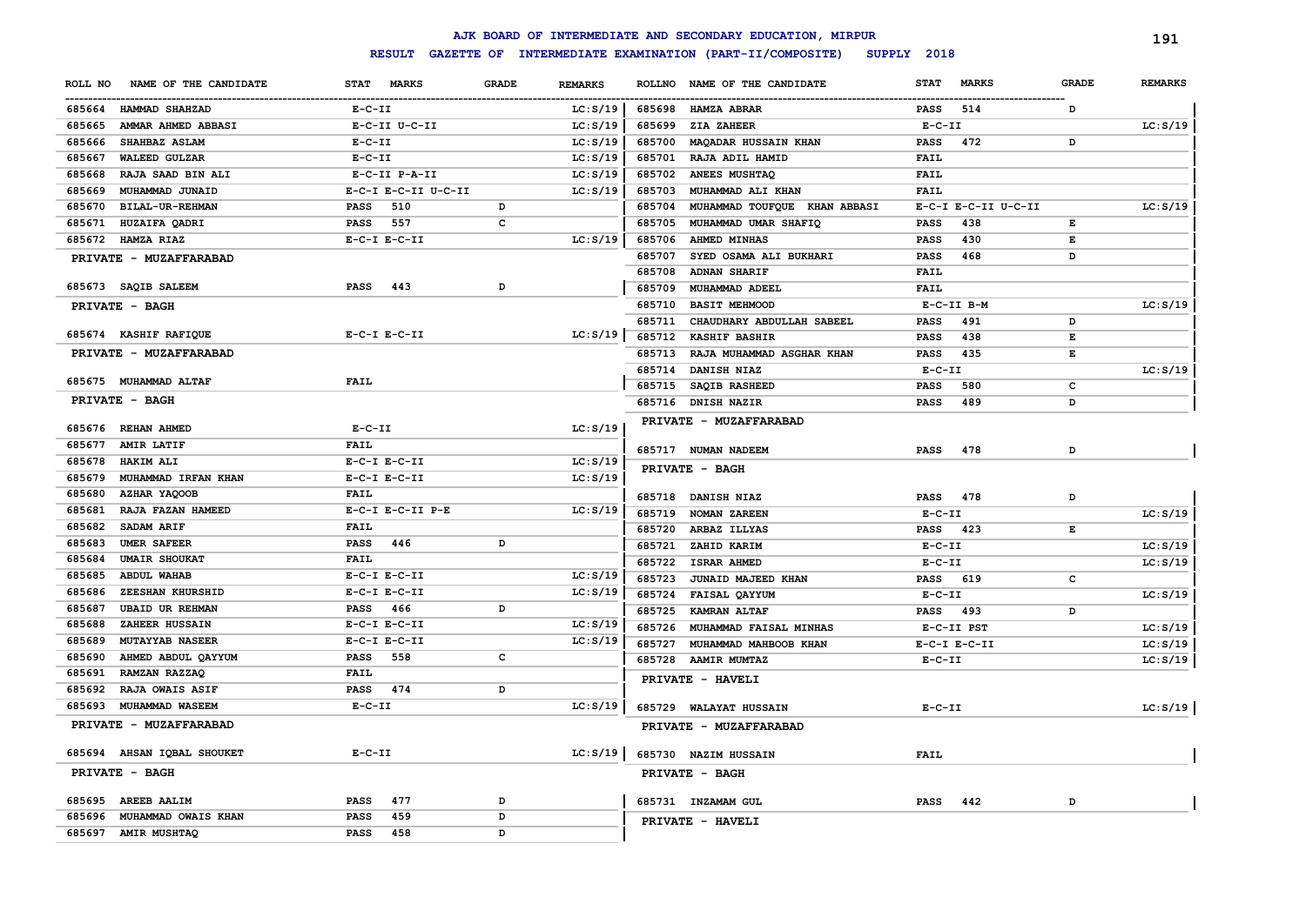# AJK BOARD OF INTERMEDIATE AND SECONDARY EDUCATION, MIRPUR

## RESULT GAZETTE OF INTERMEDIATE EXAMINATION (PART-II/COMPOSITE) SUPPLY 2018

| ROLL NO | NAME OF THE CANDIDATE | STAT | MARKS | GRADE | REMARKS |
|---|---|---|---|---|---|
| 685664 | HAMMAD SHAHZAD | E-C-II | | | LC:S/19 |
| 685665 | AMMAR AHMED ABBASI | E-C-II U-C-II | | | LC:S/19 |
| 685666 | SHAHBAZ ASLAM | E-C-II | | | LC:S/19 |
| 685667 | WALEED GULZAR | E-C-II | | | LC:S/19 |
| 685668 | RAJA SAAD BIN ALI | E-C-II P-A-II | | | LC:S/19 |
| 685669 | MUHAMMAD JUNAID | E-C-I E-C-II U-C-II | | | LC:S/19 |
| 685670 | BILAL-UR-REHMAN | PASS | 510 | D | |
| 685671 | HUZAIFA QADRI | PASS | 557 | C | |
| 685672 | HAMZA RIAZ | E-C-I E-C-II | | | LC:S/19 |

**PRIVATE - MUZAFFARABAD**

| ROLL NO | NAME OF THE CANDIDATE | STAT | MARKS | GRADE | REMARKS |
|---|---|---|---|---|---|
| 685673 | SAQIB SALEEM | PASS | 443 | D | |

**PRIVATE - BAGH**

| ROLL NO | NAME OF THE CANDIDATE | STAT | MARKS | GRADE | REMARKS |
|---|---|---|---|---|---|
| 685674 | KASHIF RAFIQUE | E-C-I E-C-II | | | LC:S/19 |

**PRIVATE - MUZAFFARABAD**

| ROLL NO | NAME OF THE CANDIDATE | STAT | MARKS | GRADE | REMARKS |
|---|---|---|---|---|---|
| 685675 | MUHAMMAD ALTAF | FAIL | | | |

**PRIVATE - BAGH**

| ROLL NO | NAME OF THE CANDIDATE | STAT | MARKS | GRADE | REMARKS |
|---|---|---|---|---|---|
| 685676 | REHAN AHMED | E-C-II | | | LC:S/19 |
| 685677 | AMIR LATIF | FAIL | | | |
| 685678 | HAKIM ALI | E-C-I E-C-II | | | LC:S/19 |
| 685679 | MUHAMMAD IRFAN KHAN | E-C-I E-C-II | | | LC:S/19 |
| 685680 | AZHAR YAQOOB | FAIL | | | |
| 685681 | RAJA FAZAN HAMEED | E-C-I E-C-II P-E | | | LC:S/19 |
| 685682 | SADAM ARIF | FAIL | | | |
| 685683 | UMER SAFEER | PASS | 446 | D | |
| 685684 | UMAIR SHOUKAT | FAIL | | | |
| 685685 | ABDUL WAHAB | E-C-I E-C-II | | | LC:S/19 |
| 685686 | ZEESHAN KHURSHID | E-C-I E-C-II | | | LC:S/19 |
| 685687 | UBAID UR REHMAN | PASS | 466 | D | |
| 685688 | ZAHEER HUSSAIN | E-C-I E-C-II | | | LC:S/19 |
| 685689 | MUTAYYAB NASEER | E-C-I E-C-II | | | LC:S/19 |
| 685690 | AHMED ABDUL QAYYUM | PASS | 558 | C | |
| 685691 | RAMZAN RAZZAQ | FAIL | | | |
| 685692 | RAJA OWAIS ASIF | PASS | 474 | D | |
| 685693 | MUHAMMAD WASEEM | E-C-II | | | LC:S/19 |

**PRIVATE - MUZAFFARABAD**

| ROLL NO | NAME OF THE CANDIDATE | STAT | MARKS | GRADE | REMARKS |
|---|---|---|---|---|---|
| 685694 | AHSAN IQBAL SHOUKET | E-C-II | | | LC:S/19 |

**PRIVATE - BAGH**

| ROLL NO | NAME OF THE CANDIDATE | STAT | MARKS | GRADE | REMARKS |
|---|---|---|---|---|---|
| 685695 | AREEB AALIM | PASS | 477 | D | |
| 685696 | MUHAMMAD OWAIS KHAN | PASS | 459 | D | |
| 685697 | AMIR MUSHTAQ | PASS | 458 | D | |
| 685698 | HAMZA ABRAR | PASS | 514 | D | |
| 685699 | ZIA ZAHEER | E-C-II | | | LC:S/19 |
| 685700 | MAQADAR HUSSAIN KHAN | PASS | 472 | D | |
| 685701 | RAJA ADIL HAMID | FAIL | | | |
| 685702 | ANEES MUSHTAQ | FAIL | | | |
| 685703 | MUHAMMAD ALI KHAN | FAIL | | | |
| 685704 | MUHAMMAD TOUFQUE KHAN ABBASI | E-C-I E-C-II U-C-II | | | LC:S/19 |
| 685705 | MUHAMMAD UMAR SHAFIQ | PASS | 438 | E | |
| 685706 | AHMED MINHAS | PASS | 430 | E | |
| 685707 | SYED OSAMA ALI BUKHARI | PASS | 468 | D | |
| 685708 | ADNAN SHARIF | FAIL | | | |
| 685709 | MUHAMMAD ADEEL | FAIL | | | |
| 685710 | BASIT MEHMOOD | E-C-II B-M | | | LC:S/19 |
| 685711 | CHAUDHARY ABDULLAH SABEEL | PASS | 491 | D | |
| 685712 | KASHIF BASHIR | PASS | 438 | E | |
| 685713 | RAJA MUHAMMAD ASGHAR KHAN | PASS | 435 | E | |
| 685714 | DANISH NIAZ | E-C-II | | | LC:S/19 |
| 685715 | SAQIB RASHEED | PASS | 580 | C | |
| 685716 | DNISH NAZIR | PASS | 489 | D | |

**PRIVATE - MUZAFFARABAD**

| ROLL NO | NAME OF THE CANDIDATE | STAT | MARKS | GRADE | REMARKS |
|---|---|---|---|---|---|
| 685717 | NUMAN NADEEM | PASS | 478 | D | |

**PRIVATE - BAGH**

| ROLL NO | NAME OF THE CANDIDATE | STAT | MARKS | GRADE | REMARKS |
|---|---|---|---|---|---|
| 685718 | DANISH NIAZ | PASS | 478 | D | |
| 685719 | NOMAN ZAREEN | E-C-II | | | LC:S/19 |
| 685720 | ARBAZ ILLYAS | PASS | 423 | E | |
| 685721 | ZAHID KARIM | E-C-II | | | LC:S/19 |
| 685722 | ISRAR AHMED | E-C-II | | | LC:S/19 |
| 685723 | JUNAID MAJEED KHAN | PASS | 619 | C | |
| 685724 | FAISAL QAYYUM | E-C-II | | | LC:S/19 |
| 685725 | KAMRAN ALTAF | PASS | 493 | D | |
| 685726 | MUHAMMAD FAISAL MINHAS | E-C-II PST | | | LC:S/19 |
| 685727 | MUHAMMAD MAHBOOB KHAN | E-C-I E-C-II | | | LC:S/19 |
| 685728 | AAMIR MUMTAZ | E-C-II | | | LC:S/19 |

**PRIVATE - HAVELI**

| ROLL NO | NAME OF THE CANDIDATE | STAT | MARKS | GRADE | REMARKS |
|---|---|---|---|---|---|
| 685729 | WALAYAT HUSSAIN | E-C-II | | | LC:S/19 |

**PRIVATE - MUZAFFARABAD**

| ROLL NO | NAME OF THE CANDIDATE | STAT | MARKS | GRADE | REMARKS |
|---|---|---|---|---|---|
| 685730 | NAZIM HUSSAIN | FAIL | | | |

**PRIVATE - BAGH**

| ROLL NO | NAME OF THE CANDIDATE | STAT | MARKS | GRADE | REMARKS |
|---|---|---|---|---|---|
| 685731 | INZAMAM GUL | PASS | 442 | D | |

**PRIVATE - HAVELI**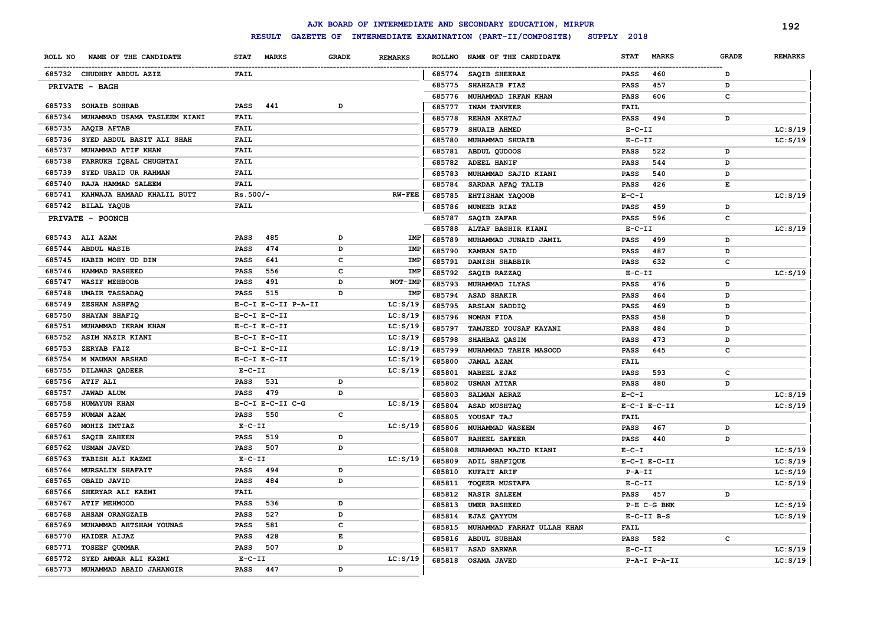# AJK BOARD OF INTERMEDIATE AND SECONDARY EDUCATION, MIRPUR

## RESULT GAZETTE OF INTERMEDIATE EXAMINATION (PART-II/COMPOSITE) SUPPLY 2018

| ROLL NO | NAME OF THE CANDIDATE | STAT | MARKS | GRADE | REMARKS |
|---|---|---|---|---|---|
| 685732 | CHUDHRY ABDUL AZIZ | FAIL | | | |
| **PRIVATE - BAGH** | | | | | |
| 685733 | SOHAIB SOHRAB | PASS | 441 | D | |
| 685734 | MUHAMMAD USAMA TASLEEM KIANI | FAIL | | | |
| 685735 | AAQIB AFTAB | FAIL | | | |
| 685736 | SYED ABDUL BASIT ALI SHAH | FAIL | | | |
| 685737 | MUHAMMAD ATIF KHAN | FAIL | | | |
| 685738 | FARRUKH IQBAL CHUGHTAI | FAIL | | | |
| 685739 | SYED UBAID UR RAHMAN | FAIL | | | |
| 685740 | RAJA HAMMAD SALEEM | FAIL | | | |
| 685741 | KAHWAJA HAMAAD KHALIL BUTT | Rs.500/- | | | RW-FEE |
| 685742 | BILAL YAQUB | FAIL | | | |
| **PRIVATE - POONCH** | | | | | |
| 685743 | ALI AZAM | PASS | 485 | D | IMP |
| 685744 | ABDUL WASIB | PASS | 474 | D | IMP |
| 685745 | HABIB MOHY UD DIN | PASS | 641 | C | IMP |
| 685746 | HAMMAD RASHEED | PASS | 556 | C | IMP |
| 685747 | WASIF MEHBOOB | PASS | 491 | D | NOT-IMP |
| 685748 | UMAIR TASSADAQ | PASS | 515 | D | IMP |
| 685749 | ZESHAN ASHFAQ | E-C-I E-C-II P-A-II | | | LC:S/19 |
| 685750 | SHAYAN SHAFIQ | E-C-I E-C-II | | | LC:S/19 |
| 685751 | MUHAMMAD IKRAM KHAN | E-C-I E-C-II | | | LC:S/19 |
| 685752 | ASIM NAZIR KIANI | E-C-I E-C-II | | | LC:S/19 |
| 685753 | ZERYAB FAIZ | E-C-I E-C-II | | | LC:S/19 |
| 685754 | M NAUMAN ARSHAD | E-C-I E-C-II | | | LC:S/19 |
| 685755 | DILAWAR QADEER | E-C-II | | | LC:S/19 |
| 685756 | ATIF ALI | PASS | 531 | D | |
| 685757 | JAWAD ALUM | PASS | 479 | D | |
| 685758 | HUMAYUN KHAN | E-C-I E-C-II C-G | | | LC:S/19 |
| 685759 | NUMAN AZAM | PASS | 550 | C | |
| 685760 | MOHIZ IMTIAZ | E-C-II | | | LC:S/19 |
| 685761 | SAQIB ZAHEEN | PASS | 519 | D | |
| 685762 | USMAN JAVED | PASS | 507 | D | |
| 685763 | TABISH ALI KAZMI | E-C-II | | | LC:S/19 |
| 685764 | MURSALIN SHAFAIT | PASS | 494 | D | |
| 685765 | OBAID JAVID | PASS | 484 | D | |
| 685766 | SHERYAR ALI KAZMI | FAIL | | | |
| 685767 | ATIF MEHMOOD | PASS | 536 | D | |
| 685768 | AHSAN ORANGZAIB | PASS | 527 | D | |
| 685769 | MUHAMMAD AHTSHAM YOUNAS | PASS | 581 | C | |
| 685770 | HAIDER AIJAZ | PASS | 428 | E | |
| 685771 | TOSEEF QUMMAR | PASS | 507 | D | |
| 685772 | SYED AMMAR ALI KAZMI | E-C-II | | | LC:S/19 |
| 685773 | MUHAMMAD ABAID JAHANGIR | PASS | 447 | D | |
| 685774 | SAQIB SHEERAZ | PASS | 460 | D | |
| 685775 | SHAHZAIB FIAZ | PASS | 457 | D | |
| 685776 | MUHAMMAD IRFAN KHAN | PASS | 606 | C | |
| 685777 | INAM TANVEER | FAIL | | | |
| 685778 | REHAN AKHTAJ | PASS | 494 | D | |
| 685779 | SHUAIB AHMED | E-C-II | | | LC:S/19 |
| 685780 | MUHAMMAD SHUAIB | E-C-II | | | LC:S/19 |
| 685781 | ABDUL QUDOOS | PASS | 522 | D | |
| 685782 | ADEEL HANIF | PASS | 544 | D | |
| 685783 | MUHAMMAD SAJID KIANI | PASS | 540 | D | |
| 685784 | SARDAR AFAQ TALIB | PASS | 426 | E | |
| 685785 | EHTISHAM YAQOOB | E-C-I | | | LC:S/19 |
| 685786 | MUNEEB RIAZ | PASS | 459 | D | |
| 685787 | SAQIB ZAFAR | PASS | 596 | C | |
| 685788 | ALTAF BASHIR KIANI | E-C-II | | | LC:S/19 |
| 685789 | MUHAMMAD JUNAID JAMIL | PASS | 499 | D | |
| 685790 | KAMRAN SAID | PASS | 487 | D | |
| 685791 | DANISH SHABBIR | PASS | 632 | C | |
| 685792 | SAQIB RAZZAQ | E-C-II | | | LC:S/19 |
| 685793 | MUHAMMAD ILYAS | PASS | 476 | D | |
| 685794 | ASAD SHAKIR | PASS | 464 | D | |
| 685795 | ARSLAN SADDIQ | PASS | 469 | D | |
| 685796 | NOMAN FIDA | PASS | 458 | D | |
| 685797 | TAMJEED YOUSAF KAYANI | PASS | 484 | D | |
| 685798 | SHAHBAZ QASIM | PASS | 473 | D | |
| 685799 | MUHAMMAD TAHIR MASOOD | PASS | 645 | C | |
| 685800 | JAMAL AZAM | FAIL | | | |
| 685801 | NABEEL EJAZ | PASS | 593 | C | |
| 685802 | USMAN ATTAR | PASS | 480 | D | |
| 685803 | SALMAN AERAZ | E-C-I | | | LC:S/19 |
| 685804 | ASAD MUSHTAQ | E-C-I E-C-II | | | LC:S/19 |
| 685805 | YOUSAF TAJ | FAIL | | | |
| 685806 | MUHAMMAD WASEEM | PASS | 467 | D | |
| 685807 | RAHEEL SAFEER | PASS | 440 | D | |
| 685808 | MUHAMMAD MAJID KIANI | E-C-I | | | LC:S/19 |
| 685809 | ADIL SHAFIQUE | E-C-I E-C-II | | | LC:S/19 |
| 685810 | KUFAIT ARIF | P-A-II | | | LC:S/19 |
| 685811 | TOQEER MUSTAFA | E-C-II | | | LC:S/19 |
| 685812 | NASIR SALEEM | PASS | 457 | D | |
| 685813 | UMER RASHEED | P-E C-G BNK | | | LC:S/19 |
| 685814 | EJAZ QAYYUM | E-C-II B-S | | | LC:S/19 |
| 685815 | MUHAMMAD FARHAT ULLAH KHAN | FAIL | | | |
| 685816 | ABDUL SUBHAN | PASS | 582 | C | |
| 685817 | ASAD SARWAR | E-C-II | | | LC:S/19 |
| 685818 | OSAMA JAVED | P-A-I P-A-II | | | LC:S/19 |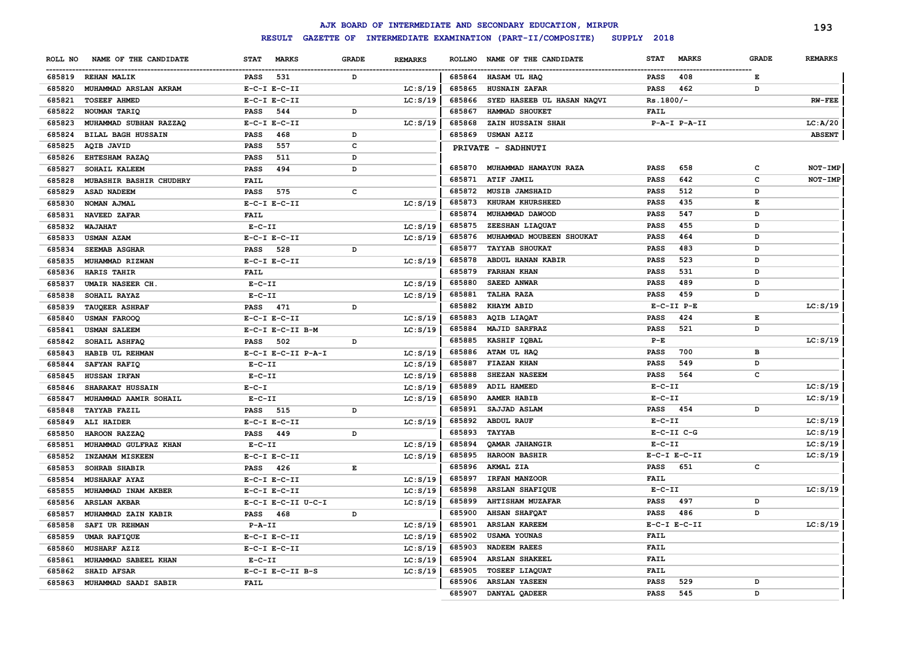# AJK BOARD OF INTERMEDIATE AND SECONDARY EDUCATION, MIRPUR

## RESULT GAZETTE OF INTERMEDIATE EXAMINATION (PART-II/COMPOSITE) SUPPLY 2018

| ROLL NO | NAME OF THE CANDIDATE | STAT | MARKS | GRADE | REMARKS |
|---|---|---|---|---|---|
| 685819 | REHAN MALIK | PASS | 531 | D | |
| 685820 | MUHAMMAD ARSLAN AKRAM | E-C-I E-C-II | | | LC:S/19 |
| 685821 | TOSEEF AHMED | E-C-I E-C-II | | | LC:S/19 |
| 685822 | NOUMAN TARIQ | PASS | 544 | D | |
| 685823 | MUHAMMAD SUBHAN RAZZAQ | E-C-I E-C-II | | | LC:S/19 |
| 685824 | BILAL BAGH HUSSAIN | PASS | 468 | D | |
| 685825 | AQIB JAVID | PASS | 557 | C | |
| 685826 | EHTESHAM RAZAQ | PASS | 511 | D | |
| 685827 | SOHAIL KALEEM | PASS | 494 | D | |
| 685828 | MUBASHIR BASHIR CHUDHRY | FAIL | | | |
| 685829 | ASAD NADEEM | PASS | 575 | C | |
| 685830 | NOMAN AJMAL | E-C-I E-C-II | | | LC:S/19 |
| 685831 | NAVEED ZAFAR | FAIL | | | |
| 685832 | WAJAHAT | E-C-II | | | LC:S/19 |
| 685833 | USMAN AZAM | E-C-I E-C-II | | | LC:S/19 |
| 685834 | SEEMAB ASGHAR | PASS | 528 | D | |
| 685835 | MUHAMMAD RIZWAN | E-C-I E-C-II | | | LC:S/19 |
| 685836 | HARIS TAHIR | FAIL | | | |
| 685837 | UMAIR NASEER CH. | E-C-II | | | LC:S/19 |
| 685838 | SOHAIL RAYAZ | E-C-II | | | LC:S/19 |
| 685839 | TAUQEER ASHRAF | PASS | 471 | D | |
| 685840 | USMAN FAROOQ | E-C-I E-C-II | | | LC:S/19 |
| 685841 | USMAN SALEEM | E-C-I E-C-II B-M | | | LC:S/19 |
| 685842 | SOHAIL ASHFAQ | PASS | 502 | D | |
| 685843 | HABIB UL REHMAN | E-C-I E-C-II P-A-I | | | LC:S/19 |
| 685844 | SAFYAN RAFIQ | E-C-II | | | LC:S/19 |
| 685845 | HUSSAN IRFAN | E-C-II | | | LC:S/19 |
| 685846 | SHARAKAT HUSSAIN | E-C-I | | | LC:S/19 |
| 685847 | MUHAMMAD AAMIR SOHAIL | E-C-II | | | LC:S/19 |
| 685848 | TAYYAB FAZIL | PASS | 515 | D | |
| 685849 | ALI HAIDER | E-C-I E-C-II | | | LC:S/19 |
| 685850 | HAROON RAZZAQ | PASS | 449 | D | |
| 685851 | MUHAMMAD GULFRAZ KHAN | E-C-II | | | LC:S/19 |
| 685852 | INZAMAM MISKEEN | E-C-I E-C-II | | | LC:S/19 |
| 685853 | SOHRAB SHABIR | PASS | 426 | E | |
| 685854 | MUSHARAF AYAZ | E-C-I E-C-II | | | LC:S/19 |
| 685855 | MUHAMMAD INAM AKBER | E-C-I E-C-II | | | LC:S/19 |
| 685856 | ARSLAN AKBAR | E-C-I E-C-II U-C-I | | | LC:S/19 |
| 685857 | MUHAMMAD ZAIN KABIR | PASS | 468 | D | |
| 685858 | SAFI UR REHMAN | P-A-II | | | LC:S/19 |
| 685859 | UMAR RAFIQUE | E-C-I E-C-II | | | LC:S/19 |
| 685860 | MUSHARF AZIZ | E-C-I E-C-II | | | LC:S/19 |
| 685861 | MUHAMMAD SABEEL KHAN | E-C-II | | | LC:S/19 |
| 685862 | SHAID AFSAR | E-C-I E-C-II B-S | | | LC:S/19 |
| 685863 | MUHAMMAD SAADI SABIR | FAIL | | | |
| 685864 | HASAM UL HAQ | PASS | 408 | E | |
| 685865 | HUSNAIN ZAFAR | PASS | 462 | D | |
| 685866 | SYED HASEEB UL HASAN NAQVI | Rs.1800/- | | | RW-FEE |
| 685867 | HAMMAD SHOUKET | FAIL | | | |
| 685868 | ZAIN HUSSAIN SHAH | P-A-I P-A-II | | | LC:A/20 |
| 685869 | USMAN AZIZ | | | | ABSENT |

### PRIVATE - SADHNUTI

| ROLL NO | NAME OF THE CANDIDATE | STAT | MARKS | GRADE | REMARKS |
|---|---|---|---|---|---|
| 685870 | MUHAMMAD HAMAYUN RAZA | PASS | 658 | C | NOT-IMP |
| 685871 | ATIF JAMIL | PASS | 642 | C | NOT-IMP |
| 685872 | MUSIB JAMSHAID | PASS | 512 | D | |
| 685873 | KHURAM KHURSHEED | PASS | 435 | E | |
| 685874 | MUHAMMAD DAWOOD | PASS | 547 | D | |
| 685875 | ZEESHAN LIAQUAT | PASS | 455 | D | |
| 685876 | MUHAMMAD MOUBEEN SHOUKAT | PASS | 464 | D | |
| 685877 | TAYYAB SHOUKAT | PASS | 483 | D | |
| 685878 | ABDUL HANAN KABIR | PASS | 523 | D | |
| 685879 | FARHAN KHAN | PASS | 531 | D | |
| 685880 | SAEED ANWAR | PASS | 489 | D | |
| 685881 | TALHA RAZA | PASS | 459 | D | |
| 685882 | KHAYM ABID | E-C-II P-E | | | LC:S/19 |
| 685883 | AQIB LIAQAT | PASS | 424 | E | |
| 685884 | MAJID SARFRAZ | PASS | 521 | D | |
| 685885 | KASHIF IQBAL | P-E | | | LC:S/19 |
| 685886 | ATAM UL HAQ | PASS | 700 | B | |
| 685887 | FIAZAN KHAN | PASS | 549 | D | |
| 685888 | SHEZAN NASEEM | PASS | 564 | C | |
| 685889 | ADIL HAMEED | E-C-II | | | LC:S/19 |
| 685890 | AAMER HABIB | E-C-II | | | LC:S/19 |
| 685891 | SAJJAD ASLAM | PASS | 454 | D | |
| 685892 | ABDUL RAUF | E-C-II | | | LC:S/19 |
| 685893 | TAYYAB | E-C-II C-G | | | LC:S/19 |
| 685894 | QAMAR JAHANGIR | E-C-II | | | LC:S/19 |
| 685895 | HAROON BASHIR | E-C-I E-C-II | | | LC:S/19 |
| 685896 | AKMAL ZIA | PASS | 651 | C | |
| 685897 | IRFAN MANZOOR | FAIL | | | |
| 685898 | ARSLAN SHAFIQUE | E-C-II | | | LC:S/19 |
| 685899 | AHTISHAM MUZAFAR | PASS | 497 | D | |
| 685900 | AHSAN SHAFQAT | PASS | 486 | D | |
| 685901 | ARSLAN KAREEM | E-C-I E-C-II | | | LC:S/19 |
| 685902 | USAMA YOUNAS | FAIL | | | |
| 685903 | NADEEM RAEES | FAIL | | | |
| 685904 | ARSLAN SHAKEEL | FAIL | | | |
| 685905 | TOSEEF LIAQUAT | FAIL | | | |
| 685906 | ARSLAN YASEEN | PASS | 529 | D | |
| 685907 | DANYAL QADEER | PASS | 545 | D | |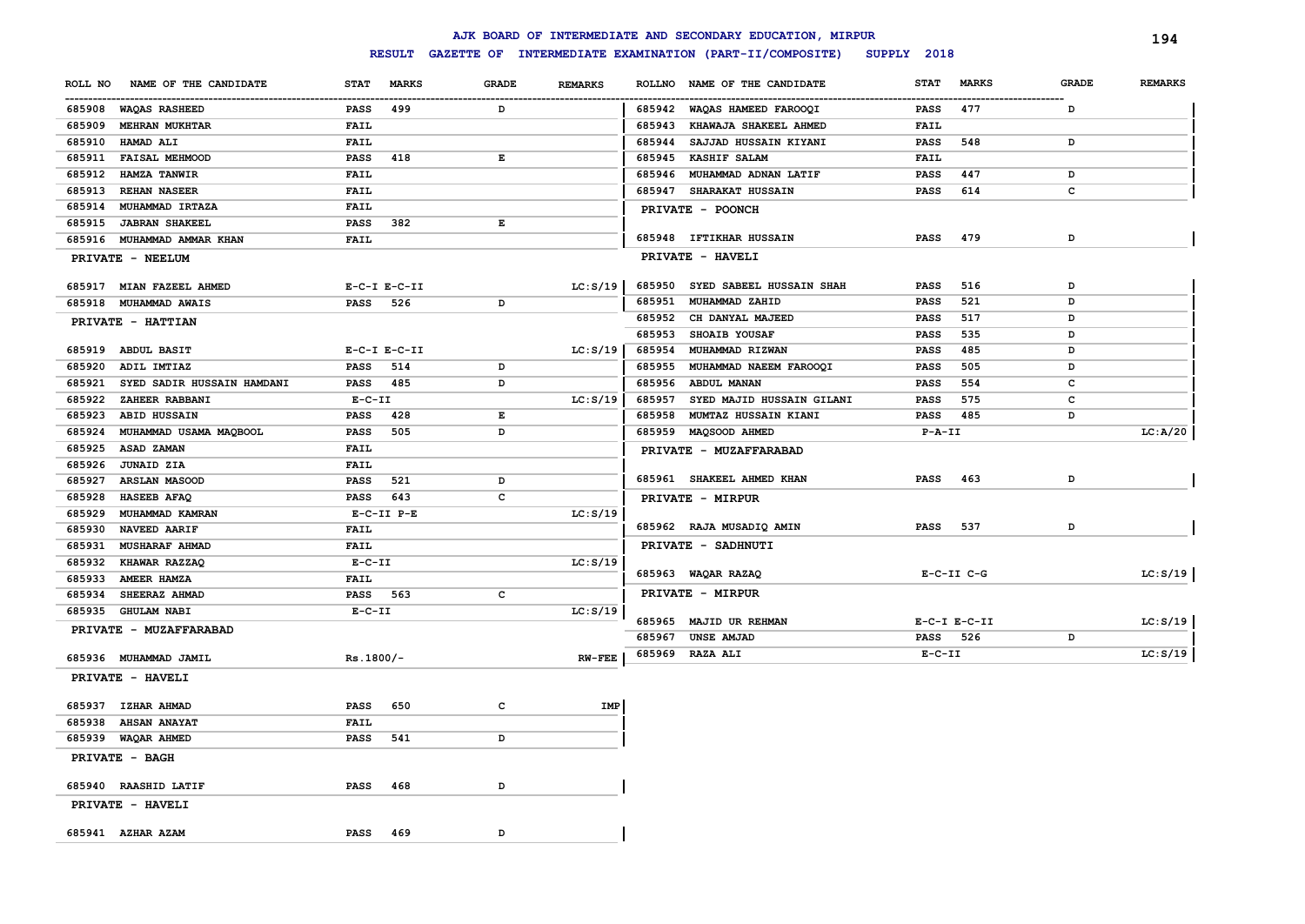# AJK BOARD OF INTERMEDIATE AND SECONDARY EDUCATION, MIRPUR

## RESULT GAZETTE OF INTERMEDIATE EXAMINATION (PART-II/COMPOSITE) SUPPLY 2018

| ROLL NO | NAME OF THE CANDIDATE | STAT | MARKS | GRADE | REMARKS |
|---|---|---|---|---|---|
| 685908 | WAQAS RASHEED | PASS | 499 | D | |
| 685909 | MEHRAN MUKHTAR | FAIL | | | |
| 685910 | HAMAD ALI | FAIL | | | |
| 685911 | FAISAL MEHMOOD | PASS | 418 | E | |
| 685912 | HAMZA TANWIR | FAIL | | | |
| 685913 | REHAN NASEER | FAIL | | | |
| 685914 | MUHAMMAD IRTAZA | FAIL | | | |
| 685915 | JABRAN SHAKEEL | PASS | 382 | E | |
| 685916 | MUHAMMAD AMMAR KHAN | FAIL | | | |
| | **PRIVATE - NEELUM** | | | | |
| 685917 | MIAN FAZEEL AHMED | E-C-I E-C-II | | | LC:S/19 |
| 685918 | MUHAMMAD AWAIS | PASS | 526 | D | |
| | **PRIVATE - HATTIAN** | | | | |
| 685919 | ABDUL BASIT | E-C-I E-C-II | | | LC:S/19 |
| 685920 | ADIL IMTIAZ | PASS | 514 | D | |
| 685921 | SYED SADIR HUSSAIN HAMDANI | PASS | 485 | D | |
| 685922 | ZAHEER RABBANI | E-C-II | | | LC:S/19 |
| 685923 | ABID HUSSAIN | PASS | 428 | E | |
| 685924 | MUHAMMAD USAMA MAQBOOL | PASS | 505 | D | |
| 685925 | ASAD ZAMAN | FAIL | | | |
| 685926 | JUNAID ZIA | FAIL | | | |
| 685927 | ARSLAN MASOOD | PASS | 521 | D | |
| 685928 | HASEEB AFAQ | PASS | 643 | C | |
| 685929 | MUHAMMAD KAMRAN | E-C-II P-E | | | LC:S/19 |
| 685930 | NAVEED AARIF | FAIL | | | |
| 685931 | MUSHARAF AHMAD | FAIL | | | |
| 685932 | KHAWAR RAZZAQ | E-C-II | | | LC:S/19 |
| 685933 | AMEER HAMZA | FAIL | | | |
| 685934 | SHEERAZ AHMAD | PASS | 563 | C | |
| 685935 | GHULAM NABI | E-C-II | | | LC:S/19 |
| | **PRIVATE - MUZAFFARABAD** | | | | |
| 685936 | MUHAMMAD JAMIL | Rs.1800/- | | | RW-FEE |
| | **PRIVATE - HAVELI** | | | | |
| 685937 | IZHAR AHMAD | PASS | 650 | C | IMP |
| 685938 | AHSAN ANAYAT | FAIL | | | |
| 685939 | WAQAR AHMED | PASS | 541 | D | |
| | **PRIVATE - BAGH** | | | | |
| 685940 | RAASHID LATIF | PASS | 468 | D | |
| | **PRIVATE - HAVELI** | | | | |
| 685941 | AZHAR AZAM | PASS | 469 | D | |
| 685942 | WAQAS HAMEED FAROOQI | PASS | 477 | D | |
| 685943 | KHAWAJA SHAKEEL AHMED | FAIL | | | |
| 685944 | SAJJAD HUSSAIN KIYANI | PASS | 548 | D | |
| 685945 | KASHIF SALAM | FAIL | | | |
| 685946 | MUHAMMAD ADNAN LATIF | PASS | 447 | D | |
| 685947 | SHARAKAT HUSSAIN | PASS | 614 | C | |
| | **PRIVATE - POONCH** | | | | |
| 685948 | IFTIKHAR HUSSAIN | PASS | 479 | D | |
| | **PRIVATE - HAVELI** | | | | |
| 685950 | SYED SABEEL HUSSAIN SHAH | PASS | 516 | D | |
| 685951 | MUHAMMAD ZAHID | PASS | 521 | D | |
| 685952 | CH DANYAL MAJEED | PASS | 517 | D | |
| 685953 | SHOAIB YOUSAF | PASS | 535 | D | |
| 685954 | MUHAMMAD RIZWAN | PASS | 485 | D | |
| 685955 | MUHAMMAD NAEEM FAROOQI | PASS | 505 | D | |
| 685956 | ABDUL MANAN | PASS | 554 | C | |
| 685957 | SYED MAJID HUSSAIN GILANI | PASS | 575 | C | |
| 685958 | MUMTAZ HUSSAIN KIANI | PASS | 485 | D | |
| 685959 | MAQSOOD AHMED | P-A-II | | | LC:A/20 |
| | **PRIVATE - MUZAFFARABAD** | | | | |
| 685961 | SHAKEEL AHMED KHAN | PASS | 463 | D | |
| | **PRIVATE - MIRPUR** | | | | |
| 685962 | RAJA MUSADIQ AMIN | PASS | 537 | D | |
| | **PRIVATE - SADHNUTI** | | | | |
| 685963 | WAQAR RAZAQ | E-C-II C-G | | | LC:S/19 |
| | **PRIVATE - MIRPUR** | | | | |
| 685965 | MAJID UR REHMAN | E-C-I E-C-II | | | LC:S/19 |
| 685967 | UNSE AMJAD | PASS | 526 | D | |
| 685969 | RAZA ALI | E-C-II | | | LC:S/19 |